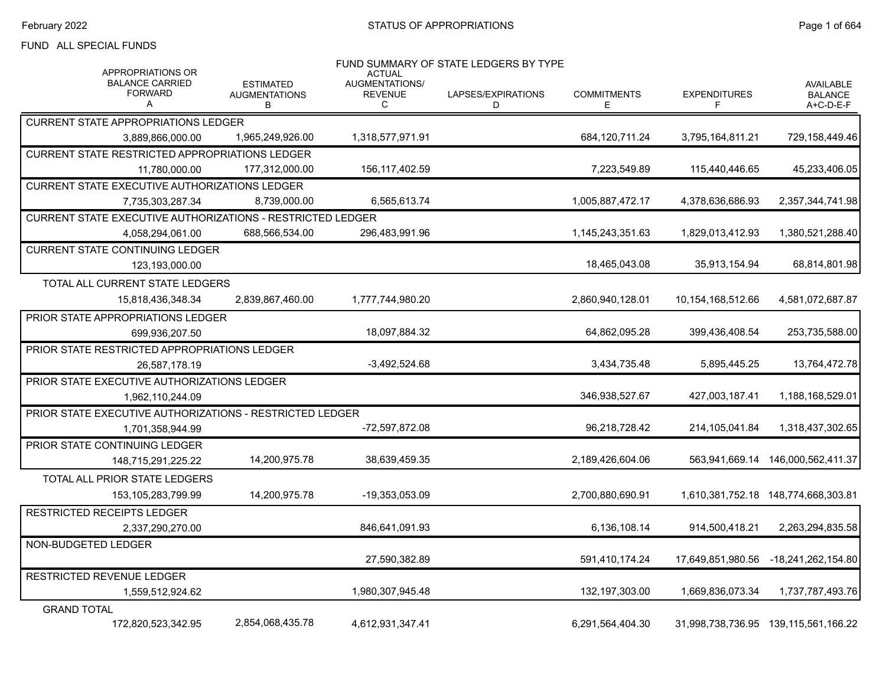FUND ALL SPECIAL FUNDS

## FUND SUMMARY OF STATE LEDGERS BY TYPE

| APPROPRIATIONS OR BALANCE CARRIED FORWARD A | ESTIMATED AUGMENTATIONS B | ACTUAL AUGMENTATIONS/ REVENUE C | LAPSES/EXPIRATIONS D | COMMITMENTS E | EXPENDITURES F | AVAILABLE BALANCE A+C-D-E-F |
|---|---|---|---|---|---|---|
| CURRENT STATE APPROPRIATIONS LEDGER | | | | | | |
| 3,889,866,000.00 | 1,965,249,926.00 | 1,318,577,971.91 | | 684,120,711.24 | 3,795,164,811.21 | 729,158,449.46 |
| CURRENT STATE RESTRICTED APPROPRIATIONS LEDGER | | | | | | |
| 11,780,000.00 | 177,312,000.00 | 156,117,402.59 | | 7,223,549.89 | 115,440,446.65 | 45,233,406.05 |
| CURRENT STATE EXECUTIVE AUTHORIZATIONS LEDGER | | | | | | |
| 7,735,303,287.34 | 8,739,000.00 | 6,565,613.74 | | 1,005,887,472.17 | 4,378,636,686.93 | 2,357,344,741.98 |
| CURRENT STATE EXECUTIVE AUTHORIZATIONS - RESTRICTED LEDGER | | | | | | |
| 4,058,294,061.00 | 688,566,534.00 | 296,483,991.96 | | 1,145,243,351.63 | 1,829,013,412.93 | 1,380,521,288.40 |
| CURRENT STATE CONTINUING LEDGER | | | | | | |
| 123,193,000.00 | | | | 18,465,043.08 | 35,913,154.94 | 68,814,801.98 |
| TOTAL ALL CURRENT STATE LEDGERS | | | | | | |
| 15,818,436,348.34 | 2,839,867,460.00 | 1,777,744,980.20 | | 2,860,940,128.01 | 10,154,168,512.66 | 4,581,072,687.87 |
| PRIOR STATE APPROPRIATIONS LEDGER | | | | | | |
| 699,936,207.50 | | 18,097,884.32 | | 64,862,095.28 | 399,436,408.54 | 253,735,588.00 |
| PRIOR STATE RESTRICTED APPROPRIATIONS LEDGER | | | | | | |
| 26,587,178.19 | | -3,492,524.68 | | 3,434,735.48 | 5,895,445.25 | 13,764,472.78 |
| PRIOR STATE EXECUTIVE AUTHORIZATIONS LEDGER | | | | | | |
| 1,962,110,244.09 | | | | 346,938,527.67 | 427,003,187.41 | 1,188,168,529.01 |
| PRIOR STATE EXECUTIVE AUTHORIZATIONS - RESTRICTED LEDGER | | | | | | |
| 1,701,358,944.99 | | -72,597,872.08 | | 96,218,728.42 | 214,105,041.84 | 1,318,437,302.65 |
| PRIOR STATE CONTINUING LEDGER | | | | | | |
| 148,715,291,225.22 | 14,200,975.78 | 38,639,459.35 | | 2,189,426,604.06 | 563,941,669.14 | 146,000,562,411.37 |
| TOTAL ALL PRIOR STATE LEDGERS | | | | | | |
| 153,105,283,799.99 | 14,200,975.78 | -19,353,053.09 | | 2,700,880,690.91 | 1,610,381,752.18 | 148,774,668,303.81 |
| RESTRICTED RECEIPTS LEDGER | | | | | | |
| 2,337,290,270.00 | | 846,641,091.93 | | 6,136,108.14 | 914,500,418.21 | 2,263,294,835.58 |
| NON-BUDGETED LEDGER | | | | | | |
| | | 27,590,382.89 | | 591,410,174.24 | 17,649,851,980.56 | -18,241,262,154.80 |
| RESTRICTED REVENUE LEDGER | | | | | | |
| 1,559,512,924.62 | | 1,980,307,945.48 | | 132,197,303.00 | 1,669,836,073.34 | 1,737,787,493.76 |
| GRAND TOTAL | | | | | | |
| 172,820,523,342.95 | 2,854,068,435.78 | 4,612,931,347.41 | | 6,291,564,404.30 | 31,998,738,736.95 | 139,115,561,166.22 |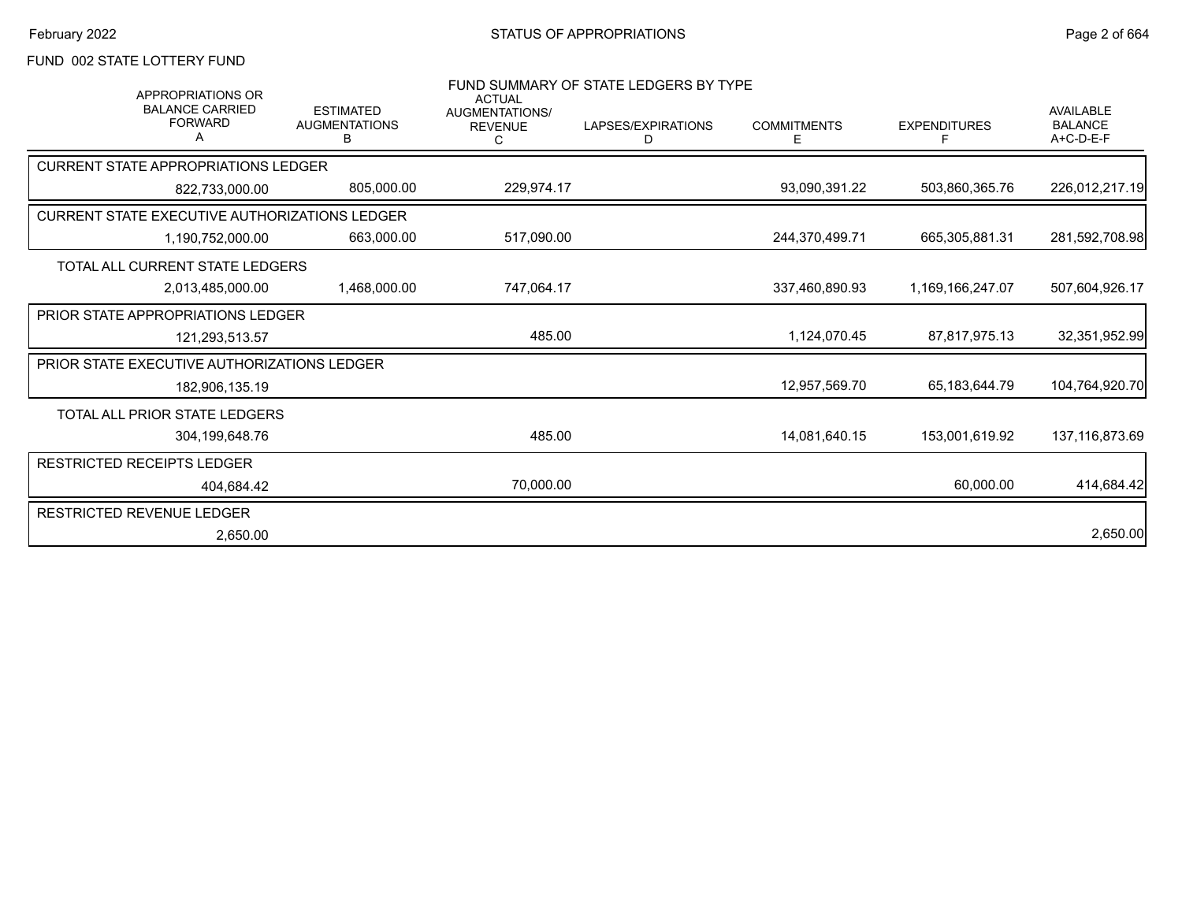FUND 002 STATE LOTTERY FUND

FUND SUMMARY OF STATE LEDGERS BY TYPE

| APPROPRIATIONS OR BALANCE CARRIED FORWARD A | ESTIMATED AUGMENTATIONS B | ACTUAL AUGMENTATIONS/ REVENUE C | LAPSES/EXPIRATIONS D | COMMITMENTS E | EXPENDITURES F | AVAILABLE BALANCE A+C-D-E-F |
|---|---|---|---|---|---|---|
| CURRENT STATE APPROPRIATIONS LEDGER | | | | | | |
| 822,733,000.00 | 805,000.00 | 229,974.17 | | 93,090,391.22 | 503,860,365.76 | 226,012,217.19 |
| CURRENT STATE EXECUTIVE AUTHORIZATIONS LEDGER | | | | | | |
| 1,190,752,000.00 | 663,000.00 | 517,090.00 | | 244,370,499.71 | 665,305,881.31 | 281,592,708.98 |
| TOTAL ALL CURRENT STATE LEDGERS | | | | | | |
| 2,013,485,000.00 | 1,468,000.00 | 747,064.17 | | 337,460,890.93 | 1,169,166,247.07 | 507,604,926.17 |
| PRIOR STATE APPROPRIATIONS LEDGER | | | | | | |
| 121,293,513.57 | | 485.00 | | 1,124,070.45 | 87,817,975.13 | 32,351,952.99 |
| PRIOR STATE EXECUTIVE AUTHORIZATIONS LEDGER | | | | | | |
| 182,906,135.19 | | | | 12,957,569.70 | 65,183,644.79 | 104,764,920.70 |
| TOTAL ALL PRIOR STATE LEDGERS | | | | | | |
| 304,199,648.76 | | 485.00 | | 14,081,640.15 | 153,001,619.92 | 137,116,873.69 |
| RESTRICTED RECEIPTS LEDGER | | | | | | |
| 404,684.42 | | 70,000.00 | | | 60,000.00 | 414,684.42 |
| RESTRICTED REVENUE LEDGER | | | | | | |
| 2,650.00 | | | | | | 2,650.00 |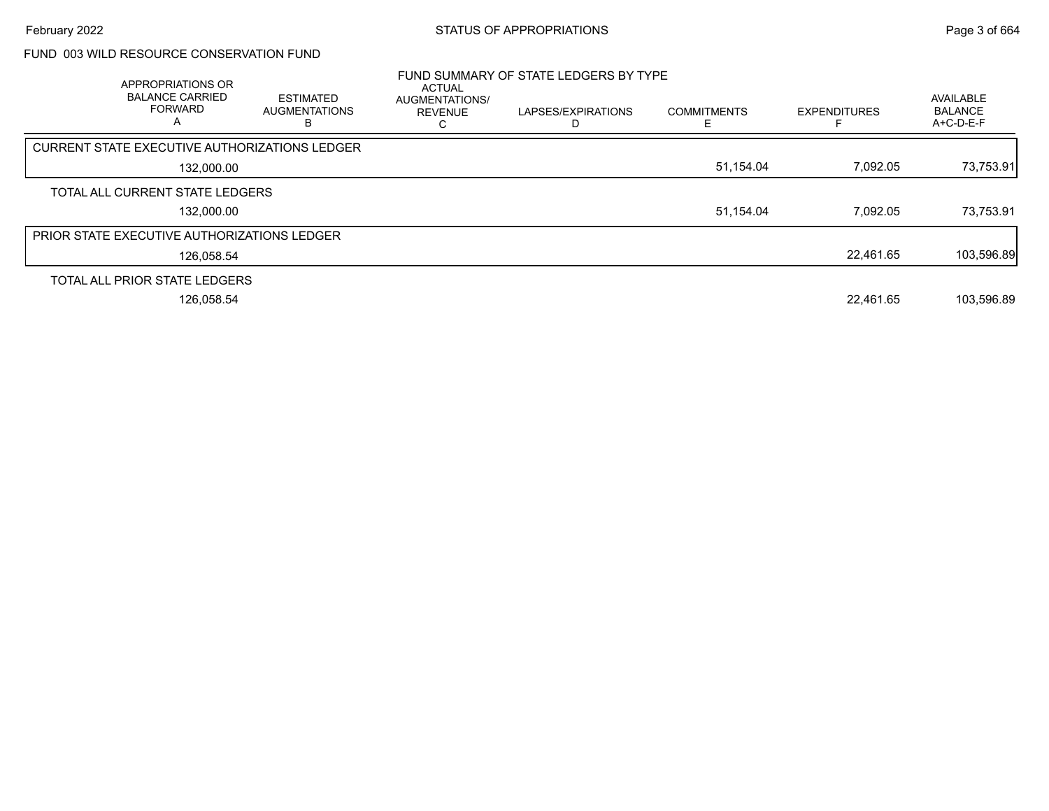FUND 003 WILD RESOURCE CONSERVATION FUND

## FUND SUMMARY OF STATE LEDGERS BY TYPE

| APPROPRIATIONS OR BALANCE CARRIED FORWARD A | ESTIMATED AUGMENTATIONS B | ACTUAL AUGMENTATIONS/ REVENUE C | LAPSES/EXPIRATIONS D | COMMITMENTS E | EXPENDITURES F | AVAILABLE BALANCE A+C-D-E-F |
|---|---|---|---|---|---|---|
| **CURRENT STATE EXECUTIVE AUTHORIZATIONS LEDGER** | | | | | | |
| 132,000.00 | | | | 51,154.04 | 7,092.05 | 73,753.91 |
| **TOTAL ALL CURRENT STATE LEDGERS** | | | | | | |
| 132,000.00 | | | | 51,154.04 | 7,092.05 | 73,753.91 |
| **PRIOR STATE EXECUTIVE AUTHORIZATIONS LEDGER** | | | | | | |
| 126,058.54 | | | | | 22,461.65 | 103,596.89 |
| **TOTAL ALL PRIOR STATE LEDGERS** | | | | | | |
| 126,058.54 | | | | | 22,461.65 | 103,596.89 |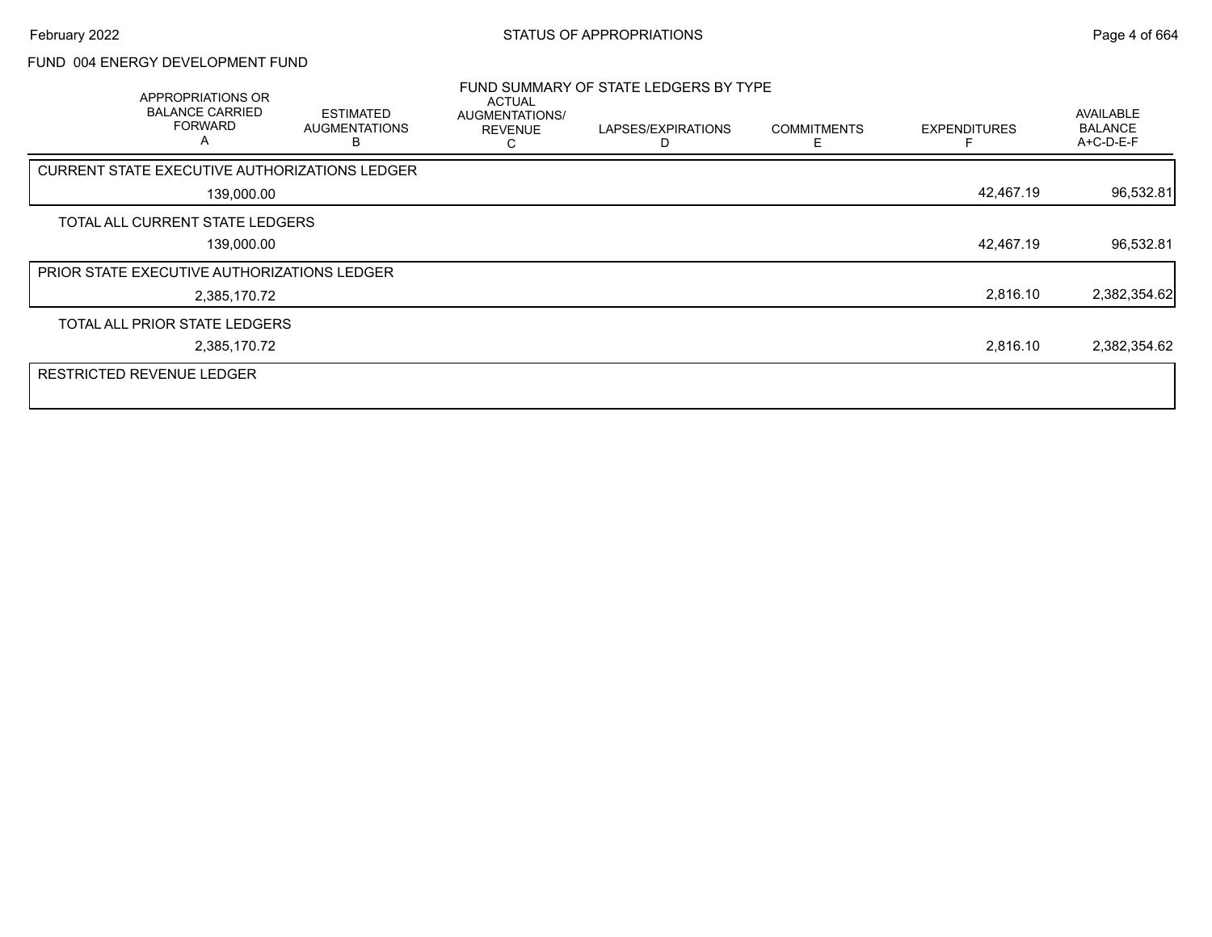FUND 004 ENERGY DEVELOPMENT FUND

## FUND SUMMARY OF STATE LEDGERS BY TYPE

| APPROPRIATIONS OR BALANCE CARRIED FORWARD A | ESTIMATED AUGMENTATIONS B | ACTUAL AUGMENTATIONS/ REVENUE C | LAPSES/EXPIRATIONS D | COMMITMENTS E | EXPENDITURES F | AVAILABLE BALANCE A+C-D-E-F |
|---|---|---|---|---|---|---|
| **CURRENT STATE EXECUTIVE AUTHORIZATIONS LEDGER** | | | | | | |
| 139,000.00 | | | | | 42,467.19 | 96,532.81 |
| **TOTAL ALL CURRENT STATE LEDGERS** | | | | | | |
| 139,000.00 | | | | | 42,467.19 | 96,532.81 |
| **PRIOR STATE EXECUTIVE AUTHORIZATIONS LEDGER** | | | | | | |
| 2,385,170.72 | | | | | 2,816.10 | 2,382,354.62 |
| **TOTAL ALL PRIOR STATE LEDGERS** | | | | | | |
| 2,385,170.72 | | | | | 2,816.10 | 2,382,354.62 |
| **RESTRICTED REVENUE LEDGER** | | | | | | |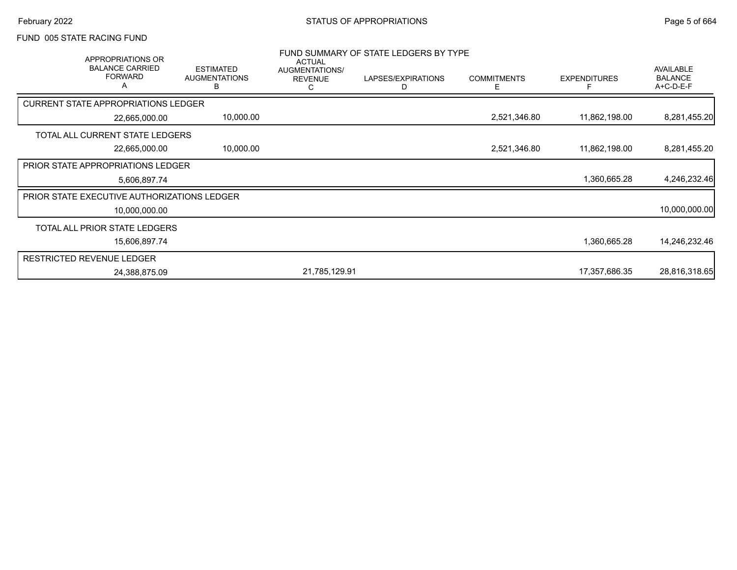## FUND 005 STATE RACING FUND

### FUND SUMMARY OF STATE LEDGERS BY TYPE

| APPROPRIATIONS OR BALANCE CARRIED FORWARD A | ESTIMATED AUGMENTATIONS B | ACTUAL AUGMENTATIONS/ REVENUE C | LAPSES/EXPIRATIONS D | COMMITMENTS E | EXPENDITURES F | AVAILABLE BALANCE A+C-D-E-F |
|---|---|---|---|---|---|---|
| **CURRENT STATE APPROPRIATIONS LEDGER** | | | | | | |
| 22,665,000.00 | 10,000.00 | | | 2,521,346.80 | 11,862,198.00 | 8,281,455.20 |
| **TOTAL ALL CURRENT STATE LEDGERS** | | | | | | |
| 22,665,000.00 | 10,000.00 | | | 2,521,346.80 | 11,862,198.00 | 8,281,455.20 |
| **PRIOR STATE APPROPRIATIONS LEDGER** | | | | | | |
| 5,606,897.74 | | | | | 1,360,665.28 | 4,246,232.46 |
| **PRIOR STATE EXECUTIVE AUTHORIZATIONS LEDGER** | | | | | | |
| 10,000,000.00 | | | | | | 10,000,000.00 |
| **TOTAL ALL PRIOR STATE LEDGERS** | | | | | | |
| 15,606,897.74 | | | | | 1,360,665.28 | 14,246,232.46 |
| **RESTRICTED REVENUE LEDGER** | | | | | | |
| 24,388,875.09 | | 21,785,129.91 | | | 17,357,686.35 | 28,816,318.65 |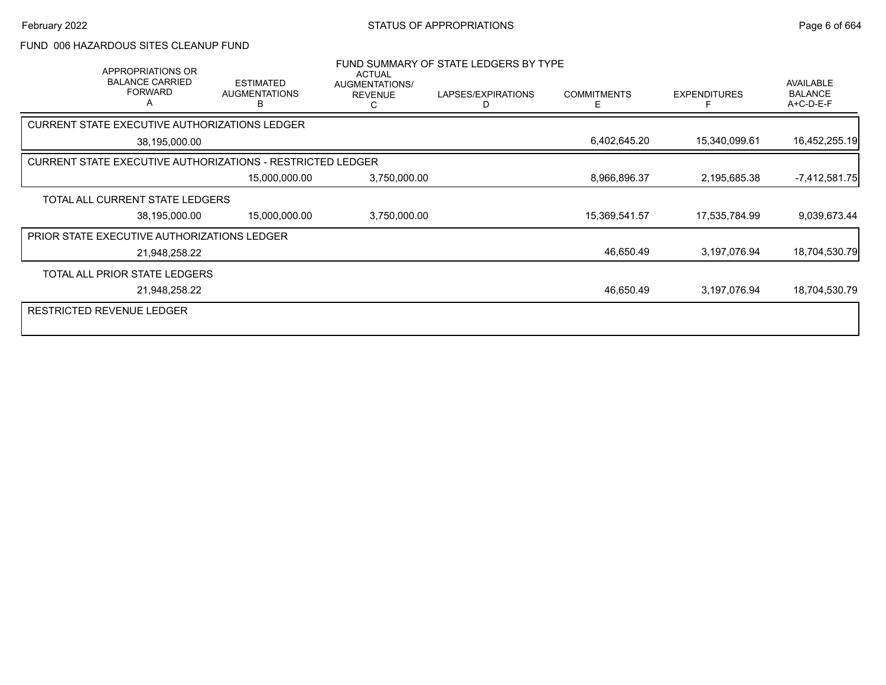# STATUS OF APPROPRIATIONS

## FUND 006 HAZARDOUS SITES CLEANUP FUND

### FUND SUMMARY OF STATE LEDGERS BY TYPE

| APPROPRIATIONS OR BALANCE CARRIED FORWARD A | ESTIMATED AUGMENTATIONS B | ACTUAL AUGMENTATIONS/ REVENUE C | LAPSES/EXPIRATIONS D | COMMITMENTS E | EXPENDITURES F | AVAILABLE BALANCE A+C-D-E-F |
|---|---|---|---|---|---|---|
| **CURRENT STATE EXECUTIVE AUTHORIZATIONS LEDGER** | | | | | | |
| 38,195,000.00 | | | | 6,402,645.20 | 15,340,099.61 | 16,452,255.19 |
| **CURRENT STATE EXECUTIVE AUTHORIZATIONS - RESTRICTED LEDGER** | | | | | | |
| | 15,000,000.00 | 3,750,000.00 | | 8,966,896.37 | 2,195,685.38 | -7,412,581.75 |
| **TOTAL ALL CURRENT STATE LEDGERS** | | | | | | |
| 38,195,000.00 | 15,000,000.00 | 3,750,000.00 | | 15,369,541.57 | 17,535,784.99 | 9,039,673.44 |
| **PRIOR STATE EXECUTIVE AUTHORIZATIONS LEDGER** | | | | | | |
| 21,948,258.22 | | | | 46,650.49 | 3,197,076.94 | 18,704,530.79 |
| **TOTAL ALL PRIOR STATE LEDGERS** | | | | | | |
| 21,948,258.22 | | | | 46,650.49 | 3,197,076.94 | 18,704,530.79 |
| **RESTRICTED REVENUE LEDGER** | | | | | | |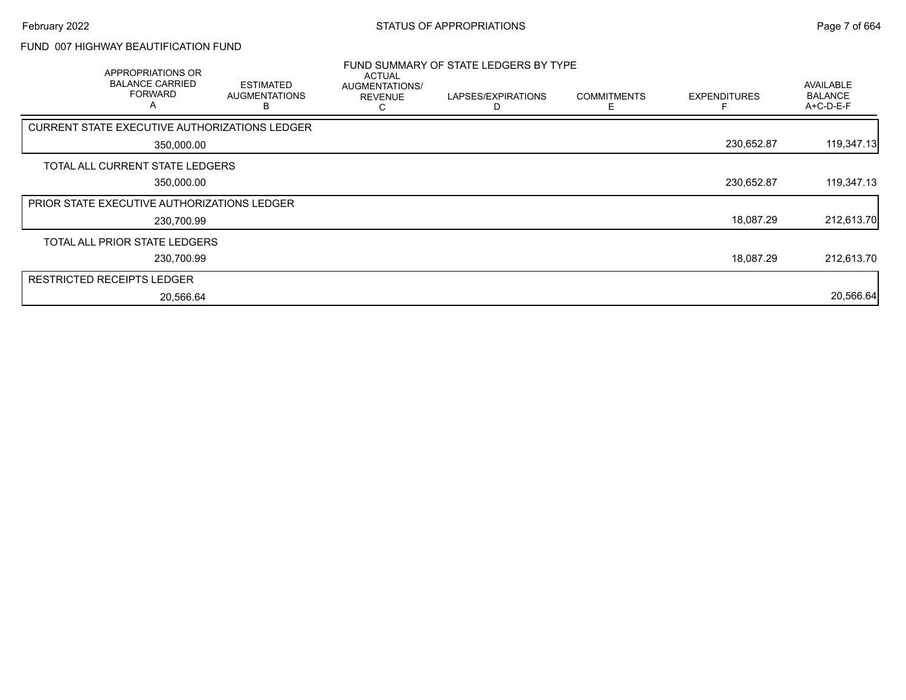FUND 007 HIGHWAY BEAUTIFICATION FUND

## FUND SUMMARY OF STATE LEDGERS BY TYPE

| APPROPRIATIONS OR BALANCE CARRIED FORWARD A | ESTIMATED AUGMENTATIONS B | ACTUAL AUGMENTATIONS/ REVENUE C | LAPSES/EXPIRATIONS D | COMMITMENTS E | EXPENDITURES F | AVAILABLE BALANCE A+C-D-E-F |
|---|---|---|---|---|---|---|
| CURRENT STATE EXECUTIVE AUTHORIZATIONS LEDGER | | | | | | |
| 350,000.00 | | | | | 230,652.87 | 119,347.13 |
| TOTAL ALL CURRENT STATE LEDGERS | | | | | | |
| 350,000.00 | | | | | 230,652.87 | 119,347.13 |
| PRIOR STATE EXECUTIVE AUTHORIZATIONS LEDGER | | | | | | |
| 230,700.99 | | | | | 18,087.29 | 212,613.70 |
| TOTAL ALL PRIOR STATE LEDGERS | | | | | | |
| 230,700.99 | | | | | 18,087.29 | 212,613.70 |
| RESTRICTED RECEIPTS LEDGER | | | | | | |
| 20,566.64 | | | | | | 20,566.64 |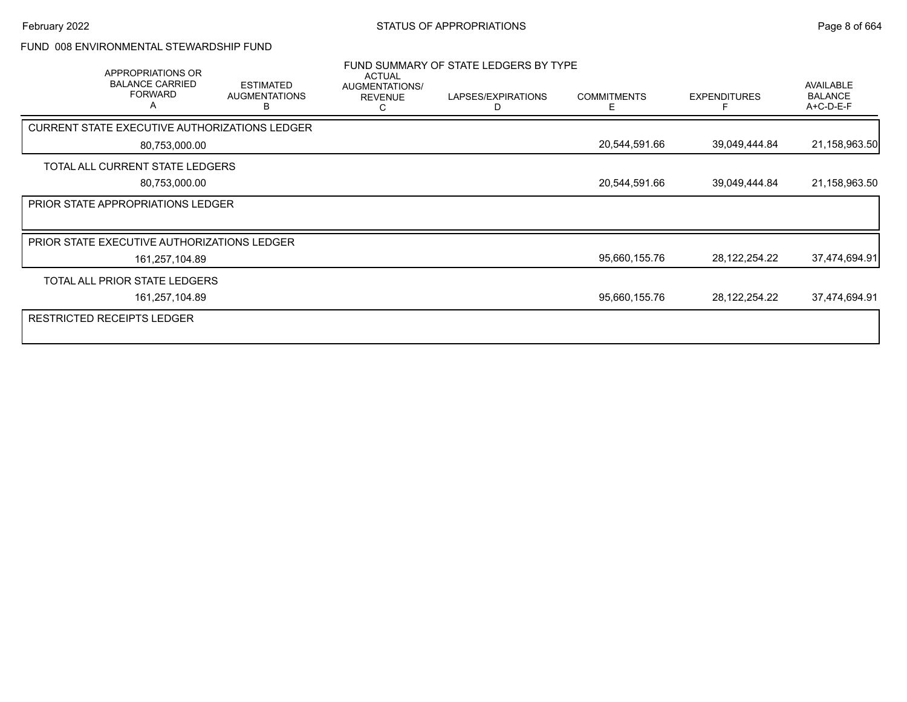STATUS OF APPROPRIATIONS

FUND 008 ENVIRONMENTAL STEWARDSHIP FUND

FUND SUMMARY OF STATE LEDGERS BY TYPE

| APPROPRIATIONS OR BALANCE CARRIED FORWARD A | ESTIMATED AUGMENTATIONS B | ACTUAL AUGMENTATIONS/ REVENUE C | LAPSES/EXPIRATIONS D | COMMITMENTS E | EXPENDITURES F | AVAILABLE BALANCE A+C-D-E-F |
|---|---|---|---|---|---|---|
| **CURRENT STATE EXECUTIVE AUTHORIZATIONS LEDGER** | | | | | | |
| 80,753,000.00 | | | | 20,544,591.66 | 39,049,444.84 | 21,158,963.50 |
| **TOTAL ALL CURRENT STATE LEDGERS** | | | | | | |
| 80,753,000.00 | | | | 20,544,591.66 | 39,049,444.84 | 21,158,963.50 |
| **PRIOR STATE APPROPRIATIONS LEDGER** | | | | | | |
| **PRIOR STATE EXECUTIVE AUTHORIZATIONS LEDGER** | | | | | | |
| 161,257,104.89 | | | | 95,660,155.76 | 28,122,254.22 | 37,474,694.91 |
| **TOTAL ALL PRIOR STATE LEDGERS** | | | | | | |
| 161,257,104.89 | | | | 95,660,155.76 | 28,122,254.22 | 37,474,694.91 |
| **RESTRICTED RECEIPTS LEDGER** | | | | | | |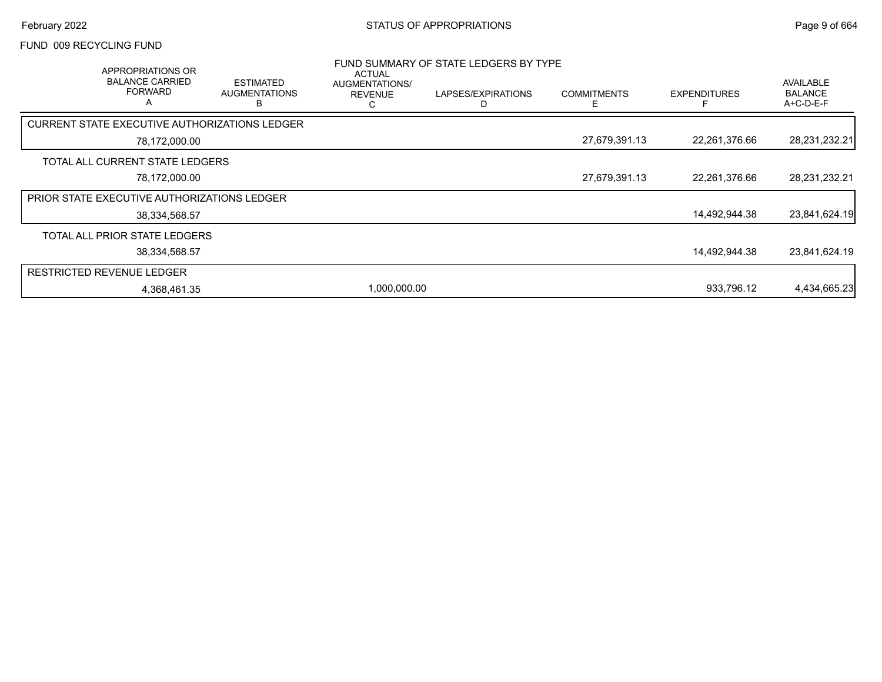# STATUS OF APPROPRIATIONS

## FUND 009 RECYCLING FUND

### FUND SUMMARY OF STATE LEDGERS BY TYPE

| | APPROPRIATIONS OR BALANCE CARRIED FORWARD A | ESTIMATED AUGMENTATIONS B | ACTUAL AUGMENTATIONS/ REVENUE C | LAPSES/EXPIRATIONS D | COMMITMENTS E | EXPENDITURES F | AVAILABLE BALANCE A+C-D-E-F |
|---|---|---|---|---|---|---|---|
| CURRENT STATE EXECUTIVE AUTHORIZATIONS LEDGER | 78,172,000.00 | | | | 27,679,391.13 | 22,261,376.66 | 28,231,232.21 |
| TOTAL ALL CURRENT STATE LEDGERS | 78,172,000.00 | | | | 27,679,391.13 | 22,261,376.66 | 28,231,232.21 |
| PRIOR STATE EXECUTIVE AUTHORIZATIONS LEDGER | 38,334,568.57 | | | | | 14,492,944.38 | 23,841,624.19 |
| TOTAL ALL PRIOR STATE LEDGERS | 38,334,568.57 | | | | | 14,492,944.38 | 23,841,624.19 |
| RESTRICTED REVENUE LEDGER | 4,368,461.35 | | 1,000,000.00 | | | 933,796.12 | 4,434,665.23 |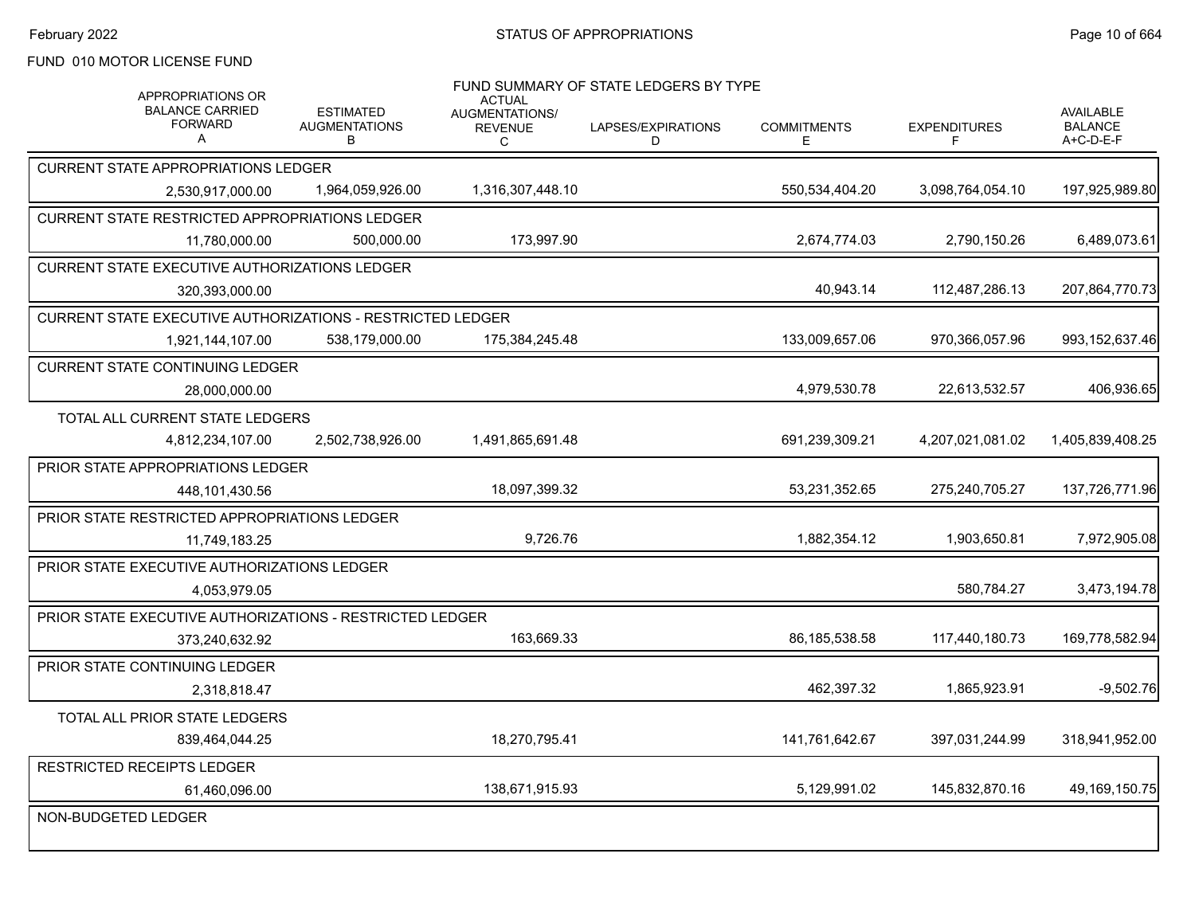FUND 010 MOTOR LICENSE FUND

## FUND SUMMARY OF STATE LEDGERS BY TYPE

| APPROPRIATIONS OR BALANCE CARRIED FORWARD A | ESTIMATED AUGMENTATIONS B | ACTUAL AUGMENTATIONS/ REVENUE C | LAPSES/EXPIRATIONS D | COMMITMENTS E | EXPENDITURES F | AVAILABLE BALANCE A+C-D-E-F |
|---|---|---|---|---|---|---|
| **CURRENT STATE APPROPRIATIONS LEDGER** | | | | | | |
| 2,530,917,000.00 | 1,964,059,926.00 | 1,316,307,448.10 | | 550,534,404.20 | 3,098,764,054.10 | 197,925,989.80 |
| **CURRENT STATE RESTRICTED APPROPRIATIONS LEDGER** | | | | | | |
| 11,780,000.00 | 500,000.00 | 173,997.90 | | 2,674,774.03 | 2,790,150.26 | 6,489,073.61 |
| **CURRENT STATE EXECUTIVE AUTHORIZATIONS LEDGER** | | | | | | |
| 320,393,000.00 | | | | 40,943.14 | 112,487,286.13 | 207,864,770.73 |
| **CURRENT STATE EXECUTIVE AUTHORIZATIONS - RESTRICTED LEDGER** | | | | | | |
| 1,921,144,107.00 | 538,179,000.00 | 175,384,245.48 | | 133,009,657.06 | 970,366,057.96 | 993,152,637.46 |
| **CURRENT STATE CONTINUING LEDGER** | | | | | | |
| 28,000,000.00 | | | | 4,979,530.78 | 22,613,532.57 | 406,936.65 |
| **TOTAL ALL CURRENT STATE LEDGERS** | | | | | | |
| 4,812,234,107.00 | 2,502,738,926.00 | 1,491,865,691.48 | | 691,239,309.21 | 4,207,021,081.02 | 1,405,839,408.25 |
| **PRIOR STATE APPROPRIATIONS LEDGER** | | | | | | |
| 448,101,430.56 | | 18,097,399.32 | | 53,231,352.65 | 275,240,705.27 | 137,726,771.96 |
| **PRIOR STATE RESTRICTED APPROPRIATIONS LEDGER** | | | | | | |
| 11,749,183.25 | | 9,726.76 | | 1,882,354.12 | 1,903,650.81 | 7,972,905.08 |
| **PRIOR STATE EXECUTIVE AUTHORIZATIONS LEDGER** | | | | | | |
| 4,053,979.05 | | | | | 580,784.27 | 3,473,194.78 |
| **PRIOR STATE EXECUTIVE AUTHORIZATIONS - RESTRICTED LEDGER** | | | | | | |
| 373,240,632.92 | | 163,669.33 | | 86,185,538.58 | 117,440,180.73 | 169,778,582.94 |
| **PRIOR STATE CONTINUING LEDGER** | | | | | | |
| 2,318,818.47 | | | | 462,397.32 | 1,865,923.91 | -9,502.76 |
| **TOTAL ALL PRIOR STATE LEDGERS** | | | | | | |
| 839,464,044.25 | | 18,270,795.41 | | 141,761,642.67 | 397,031,244.99 | 318,941,952.00 |
| **RESTRICTED RECEIPTS LEDGER** | | | | | | |
| 61,460,096.00 | | 138,671,915.93 | | 5,129,991.02 | 145,832,870.16 | 49,169,150.75 |
| **NON-BUDGETED LEDGER** | | | | | | |
| | | | | | | |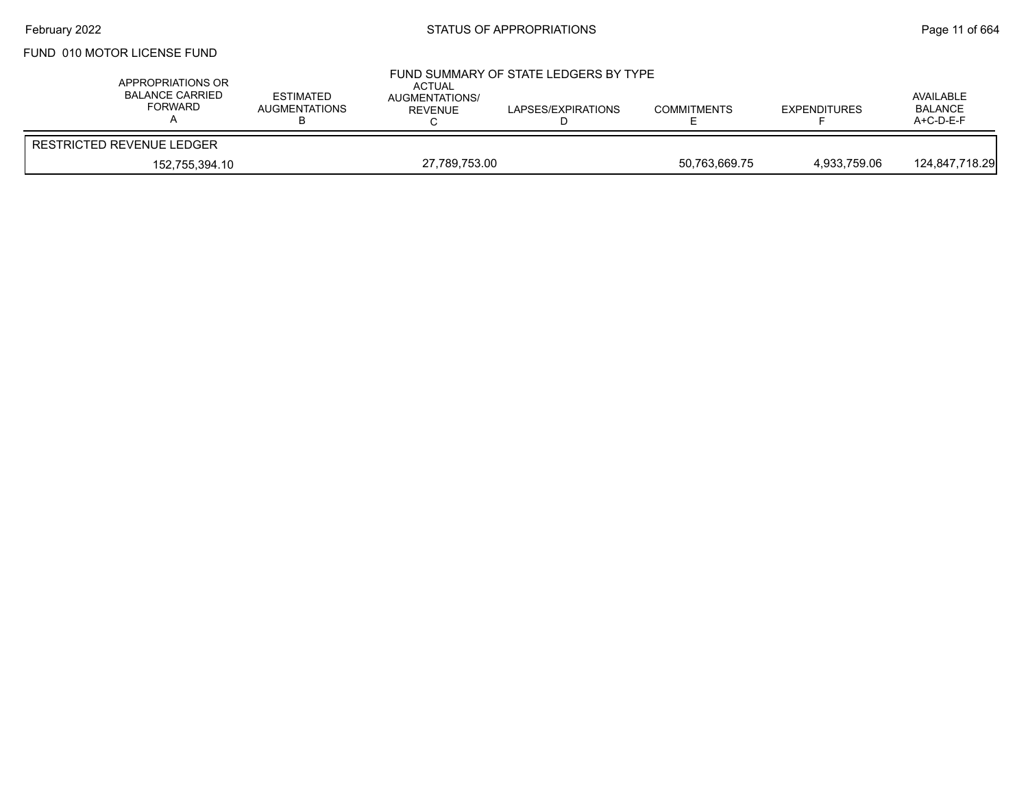FUND 010 MOTOR LICENSE FUND

## FUND SUMMARY OF STATE LEDGERS BY TYPE

| APPROPRIATIONS OR BALANCE CARRIED FORWARD A | ESTIMATED AUGMENTATIONS B | ACTUAL AUGMENTATIONS/ REVENUE C | LAPSES/EXPIRATIONS D | COMMITMENTS E | EXPENDITURES F | AVAILABLE BALANCE A+C-D-E-F |
|---|---|---|---|---|---|---|
| RESTRICTED REVENUE LEDGER | | | | | | |
| 152,755,394.10 | | 27,789,753.00 | | 50,763,669.75 | 4,933,759.06 | 124,847,718.29 |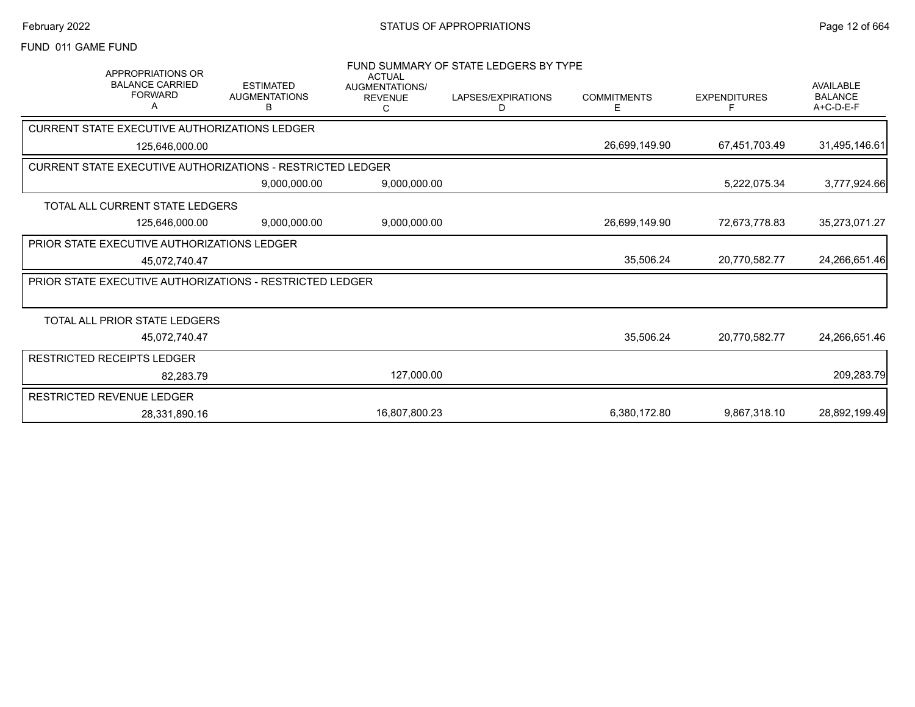FUND 011 GAME FUND

## FUND SUMMARY OF STATE LEDGERS BY TYPE

| APPROPRIATIONS OR BALANCE CARRIED FORWARD A | ESTIMATED AUGMENTATIONS B | ACTUAL AUGMENTATIONS/ REVENUE C | LAPSES/EXPIRATIONS D | COMMITMENTS E | EXPENDITURES F | AVAILABLE BALANCE A+C-D-E-F |
|---|---|---|---|---|---|---|
| **CURRENT STATE EXECUTIVE AUTHORIZATIONS LEDGER** | | | | | | |
| 125,646,000.00 | | | | 26,699,149.90 | 67,451,703.49 | 31,495,146.61 |
| **CURRENT STATE EXECUTIVE AUTHORIZATIONS - RESTRICTED LEDGER** | | | | | | |
| | 9,000,000.00 | 9,000,000.00 | | | 5,222,075.34 | 3,777,924.66 |
| **TOTAL ALL CURRENT STATE LEDGERS** | | | | | | |
| 125,646,000.00 | 9,000,000.00 | 9,000,000.00 | | 26,699,149.90 | 72,673,778.83 | 35,273,071.27 |
| **PRIOR STATE EXECUTIVE AUTHORIZATIONS LEDGER** | | | | | | |
| 45,072,740.47 | | | | 35,506.24 | 20,770,582.77 | 24,266,651.46 |
| **PRIOR STATE EXECUTIVE AUTHORIZATIONS - RESTRICTED LEDGER** | | | | | | |
| | | | | | | |
| **TOTAL ALL PRIOR STATE LEDGERS** | | | | | | |
| 45,072,740.47 | | | | 35,506.24 | 20,770,582.77 | 24,266,651.46 |
| **RESTRICTED RECEIPTS LEDGER** | | | | | | |
| 82,283.79 | | 127,000.00 | | | | 209,283.79 |
| **RESTRICTED REVENUE LEDGER** | | | | | | |
| 28,331,890.16 | | 16,807,800.23 | | 6,380,172.80 | 9,867,318.10 | 28,892,199.49 |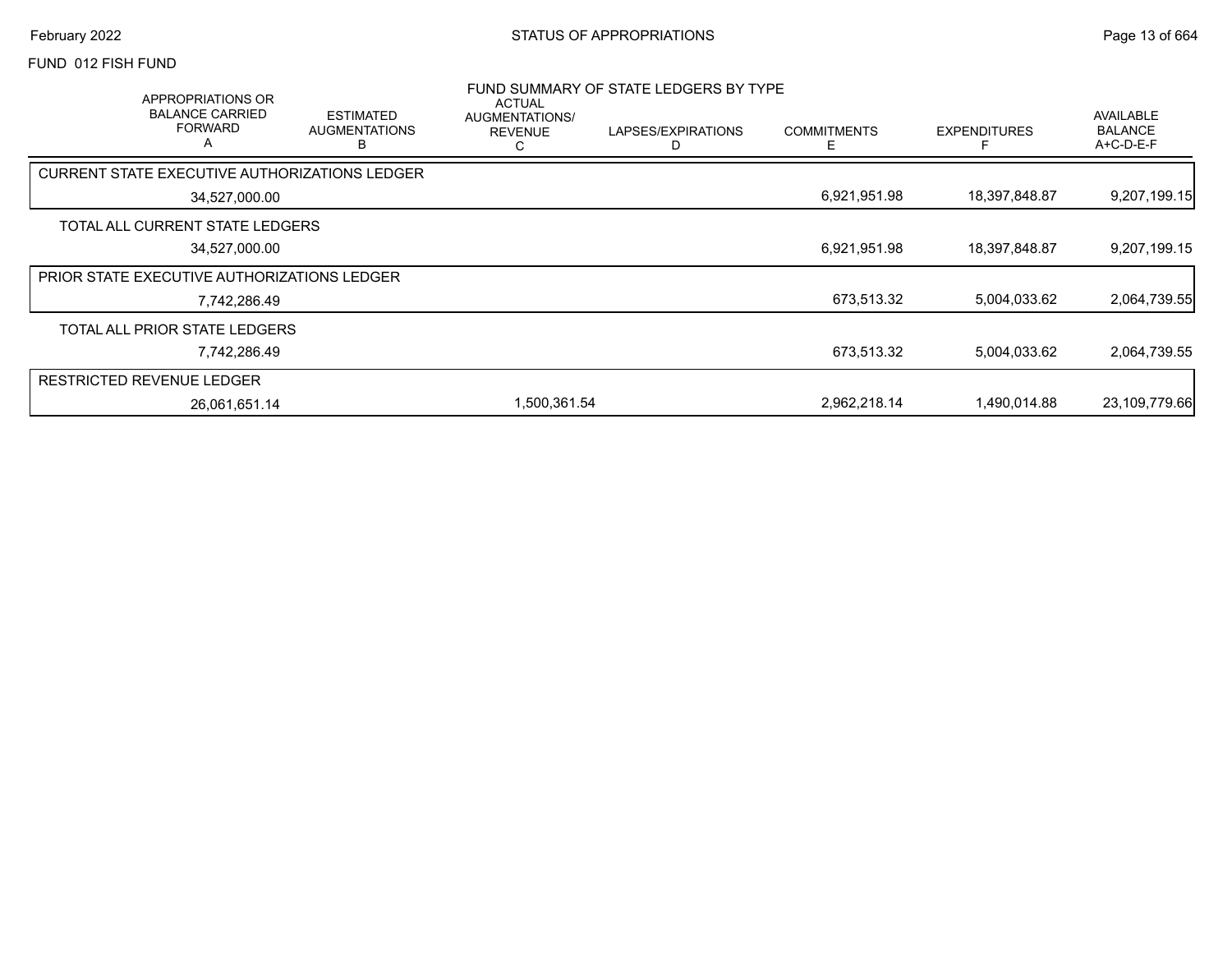FUND 012 FISH FUND

FUND SUMMARY OF STATE LEDGERS BY TYPE

| APPROPRIATIONS OR BALANCE CARRIED FORWARD A | ESTIMATED AUGMENTATIONS B | ACTUAL AUGMENTATIONS/ REVENUE C | LAPSES/EXPIRATIONS D | COMMITMENTS E | EXPENDITURES F | AVAILABLE BALANCE A+C-D-E-F |
|---|---|---|---|---|---|---|
| CURRENT STATE EXECUTIVE AUTHORIZATIONS LEDGER | | | | | | |
| 34,527,000.00 | | | | 6,921,951.98 | 18,397,848.87 | 9,207,199.15 |
| TOTAL ALL CURRENT STATE LEDGERS | | | | | | |
| 34,527,000.00 | | | | 6,921,951.98 | 18,397,848.87 | 9,207,199.15 |
| PRIOR STATE EXECUTIVE AUTHORIZATIONS LEDGER | | | | | | |
| 7,742,286.49 | | | | 673,513.32 | 5,004,033.62 | 2,064,739.55 |
| TOTAL ALL PRIOR STATE LEDGERS | | | | | | |
| 7,742,286.49 | | | | 673,513.32 | 5,004,033.62 | 2,064,739.55 |
| RESTRICTED REVENUE LEDGER | | | | | | |
| 26,061,651.14 | | 1,500,361.54 | | 2,962,218.14 | 1,490,014.88 | 23,109,779.66 |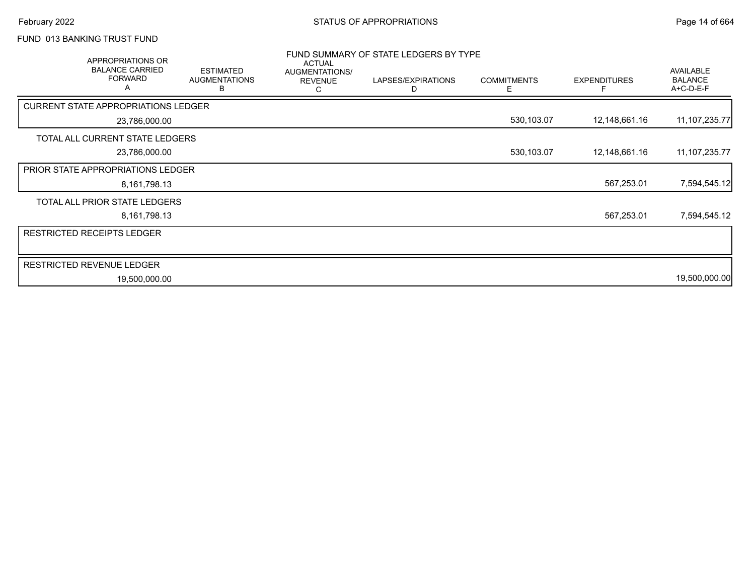FUND 013 BANKING TRUST FUND

## FUND SUMMARY OF STATE LEDGERS BY TYPE

| APPROPRIATIONS OR BALANCE CARRIED FORWARD A | ESTIMATED AUGMENTATIONS B | ACTUAL AUGMENTATIONS/ REVENUE C | LAPSES/EXPIRATIONS D | COMMITMENTS E | EXPENDITURES F | AVAILABLE BALANCE A+C-D-E-F |
|---|---|---|---|---|---|---|
| CURRENT STATE APPROPRIATIONS LEDGER | | | | | | |
| 23,786,000.00 | | | | 530,103.07 | 12,148,661.16 | 11,107,235.77 |
| TOTAL ALL CURRENT STATE LEDGERS | | | | | | |
| 23,786,000.00 | | | | 530,103.07 | 12,148,661.16 | 11,107,235.77 |
| PRIOR STATE APPROPRIATIONS LEDGER | | | | | | |
| 8,161,798.13 | | | | | 567,253.01 | 7,594,545.12 |
| TOTAL ALL PRIOR STATE LEDGERS | | | | | | |
| 8,161,798.13 | | | | | 567,253.01 | 7,594,545.12 |
| RESTRICTED RECEIPTS LEDGER | | | | | | |
| RESTRICTED REVENUE LEDGER | | | | | | |
| 19,500,000.00 | | | | | | 19,500,000.00 |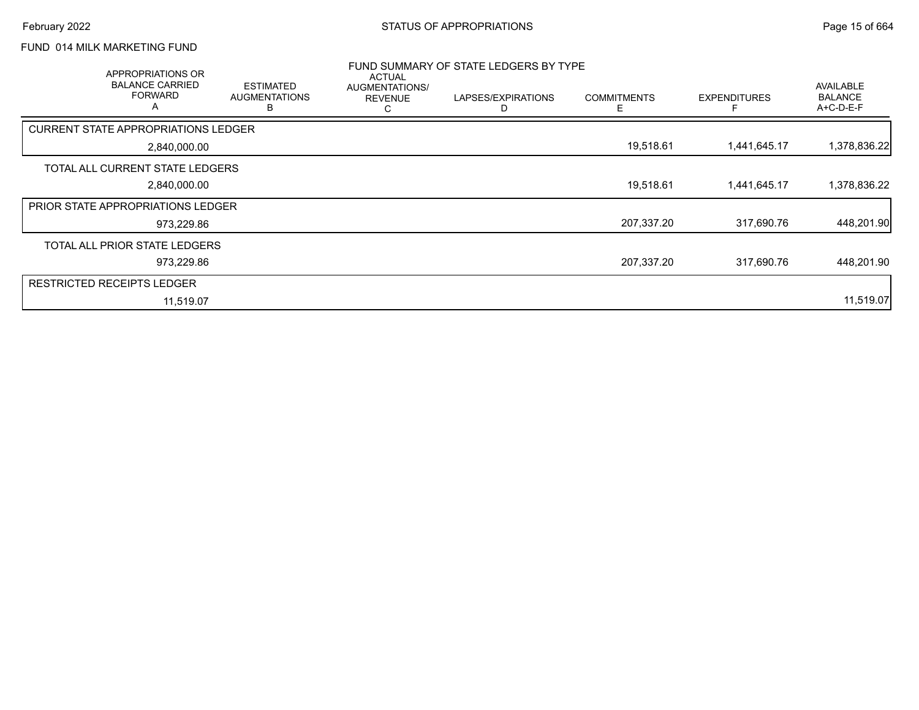FUND 014 MILK MARKETING FUND

## FUND SUMMARY OF STATE LEDGERS BY TYPE

| APPROPRIATIONS OR BALANCE CARRIED FORWARD A | ESTIMATED AUGMENTATIONS B | ACTUAL AUGMENTATIONS/ REVENUE C | LAPSES/EXPIRATIONS D | COMMITMENTS E | EXPENDITURES F | AVAILABLE BALANCE A+C-D-E-F |
|---|---|---|---|---|---|---|
| CURRENT STATE APPROPRIATIONS LEDGER | | | | | | |
| 2,840,000.00 | | | | 19,518.61 | 1,441,645.17 | 1,378,836.22 |
| TOTAL ALL CURRENT STATE LEDGERS | | | | | | |
| 2,840,000.00 | | | | 19,518.61 | 1,441,645.17 | 1,378,836.22 |
| PRIOR STATE APPROPRIATIONS LEDGER | | | | | | |
| 973,229.86 | | | | 207,337.20 | 317,690.76 | 448,201.90 |
| TOTAL ALL PRIOR STATE LEDGERS | | | | | | |
| 973,229.86 | | | | 207,337.20 | 317,690.76 | 448,201.90 |
| RESTRICTED RECEIPTS LEDGER | | | | | | |
| 11,519.07 | | | | | | 11,519.07 |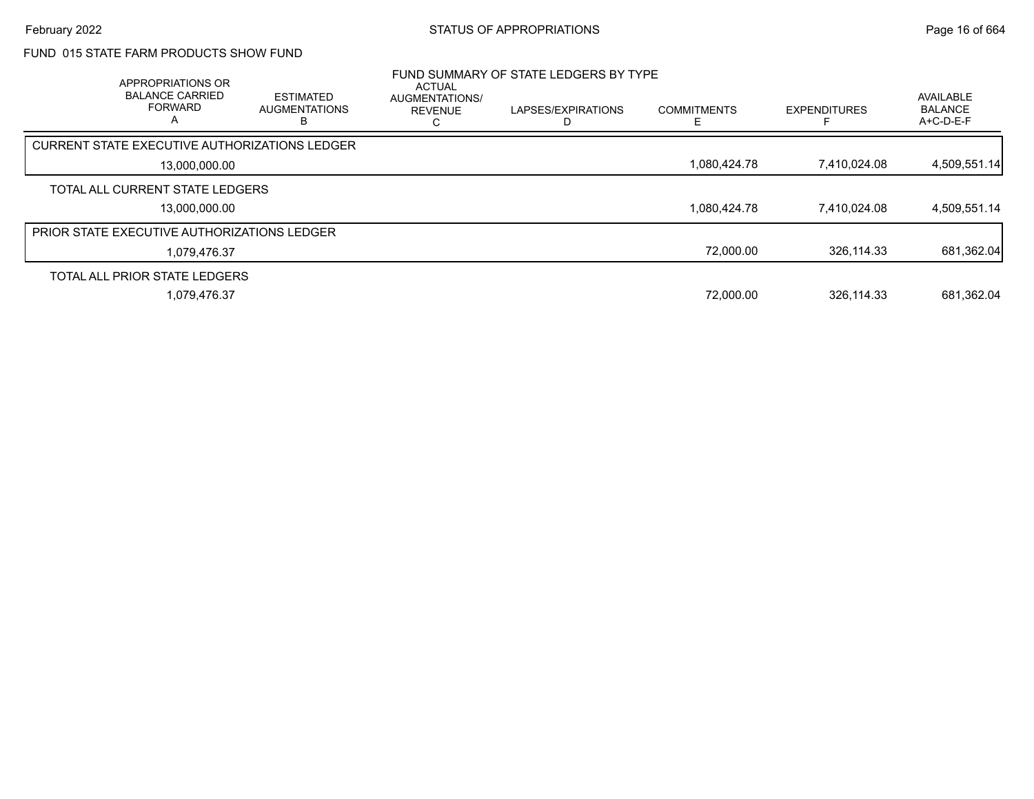# FUND 015 STATE FARM PRODUCTS SHOW FUND

## FUND SUMMARY OF STATE LEDGERS BY TYPE

| APPROPRIATIONS OR BALANCE CARRIED FORWARD A | ESTIMATED AUGMENTATIONS B | ACTUAL AUGMENTATIONS/ REVENUE C | LAPSES/EXPIRATIONS D | COMMITMENTS E | EXPENDITURES F | AVAILABLE BALANCE A+C-D-E-F |
|---|---|---|---|---|---|---|
| CURRENT STATE EXECUTIVE AUTHORIZATIONS LEDGER | | | | | | |
| 13,000,000.00 | | | | 1,080,424.78 | 7,410,024.08 | 4,509,551.14 |
| TOTAL ALL CURRENT STATE LEDGERS | | | | | | |
| 13,000,000.00 | | | | 1,080,424.78 | 7,410,024.08 | 4,509,551.14 |
| PRIOR STATE EXECUTIVE AUTHORIZATIONS LEDGER | | | | | | |
| 1,079,476.37 | | | | 72,000.00 | 326,114.33 | 681,362.04 |
| TOTAL ALL PRIOR STATE LEDGERS | | | | | | |
| 1,079,476.37 | | | | 72,000.00 | 326,114.33 | 681,362.04 |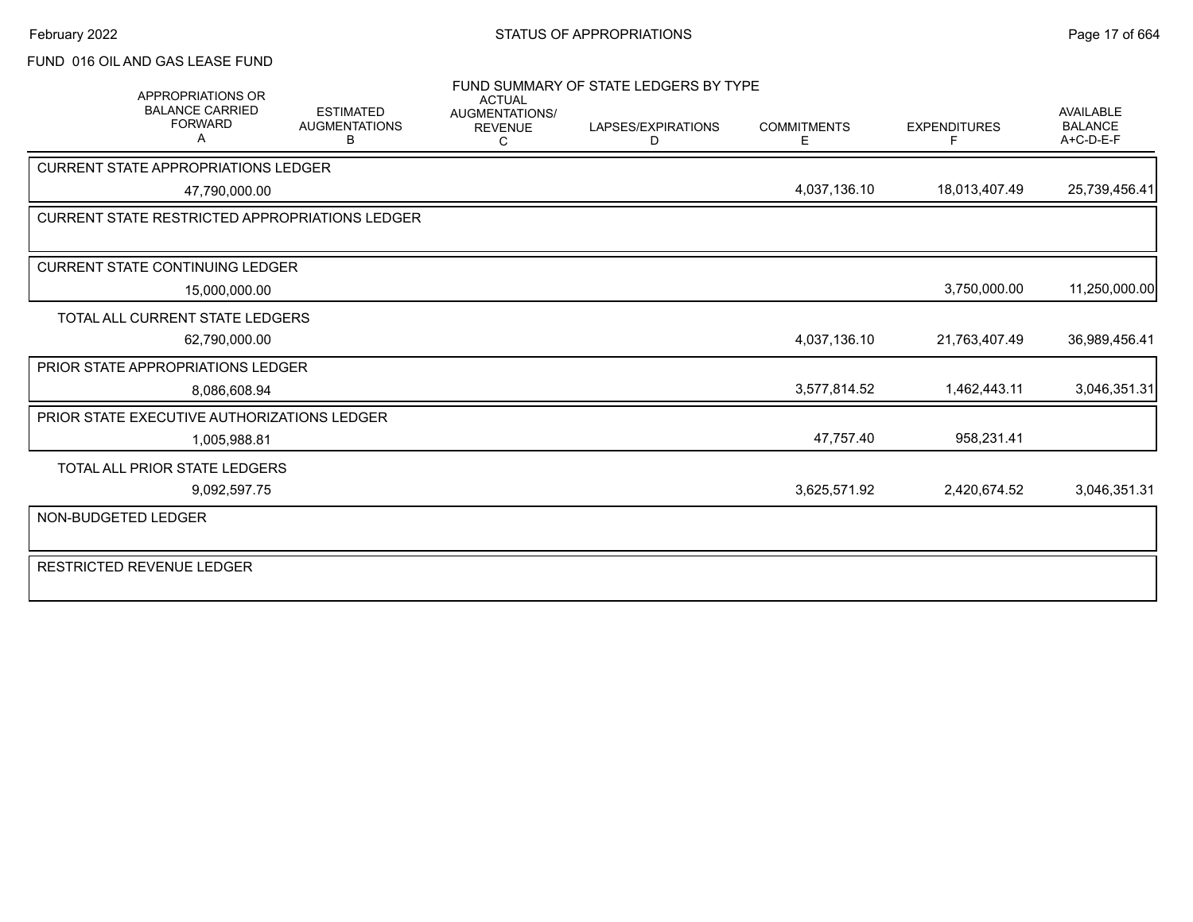FUND 016 OIL AND GAS LEASE FUND

FUND SUMMARY OF STATE LEDGERS BY TYPE

| APPROPRIATIONS OR BALANCE CARRIED FORWARD A | ESTIMATED AUGMENTATIONS B | ACTUAL AUGMENTATIONS/ REVENUE C | LAPSES/EXPIRATIONS D | COMMITMENTS E | EXPENDITURES F | AVAILABLE BALANCE A+C-D-E-F |
|---|---|---|---|---|---|---|
| **CURRENT STATE APPROPRIATIONS LEDGER** | | | | | | |
| 47,790,000.00 | | | | 4,037,136.10 | 18,013,407.49 | 25,739,456.41 |
| **CURRENT STATE RESTRICTED APPROPRIATIONS LEDGER** | | | | | | |
| **CURRENT STATE CONTINUING LEDGER** | | | | | | |
| 15,000,000.00 | | | | | 3,750,000.00 | 11,250,000.00 |
| **TOTAL ALL CURRENT STATE LEDGERS** | | | | | | |
| 62,790,000.00 | | | | 4,037,136.10 | 21,763,407.49 | 36,989,456.41 |
| **PRIOR STATE APPROPRIATIONS LEDGER** | | | | | | |
| 8,086,608.94 | | | | 3,577,814.52 | 1,462,443.11 | 3,046,351.31 |
| **PRIOR STATE EXECUTIVE AUTHORIZATIONS LEDGER** | | | | | | |
| 1,005,988.81 | | | | 47,757.40 | 958,231.41 | |
| **TOTAL ALL PRIOR STATE LEDGERS** | | | | | | |
| 9,092,597.75 | | | | 3,625,571.92 | 2,420,674.52 | 3,046,351.31 |
| **NON-BUDGETED LEDGER** | | | | | | |
| **RESTRICTED REVENUE LEDGER** | | | | | | |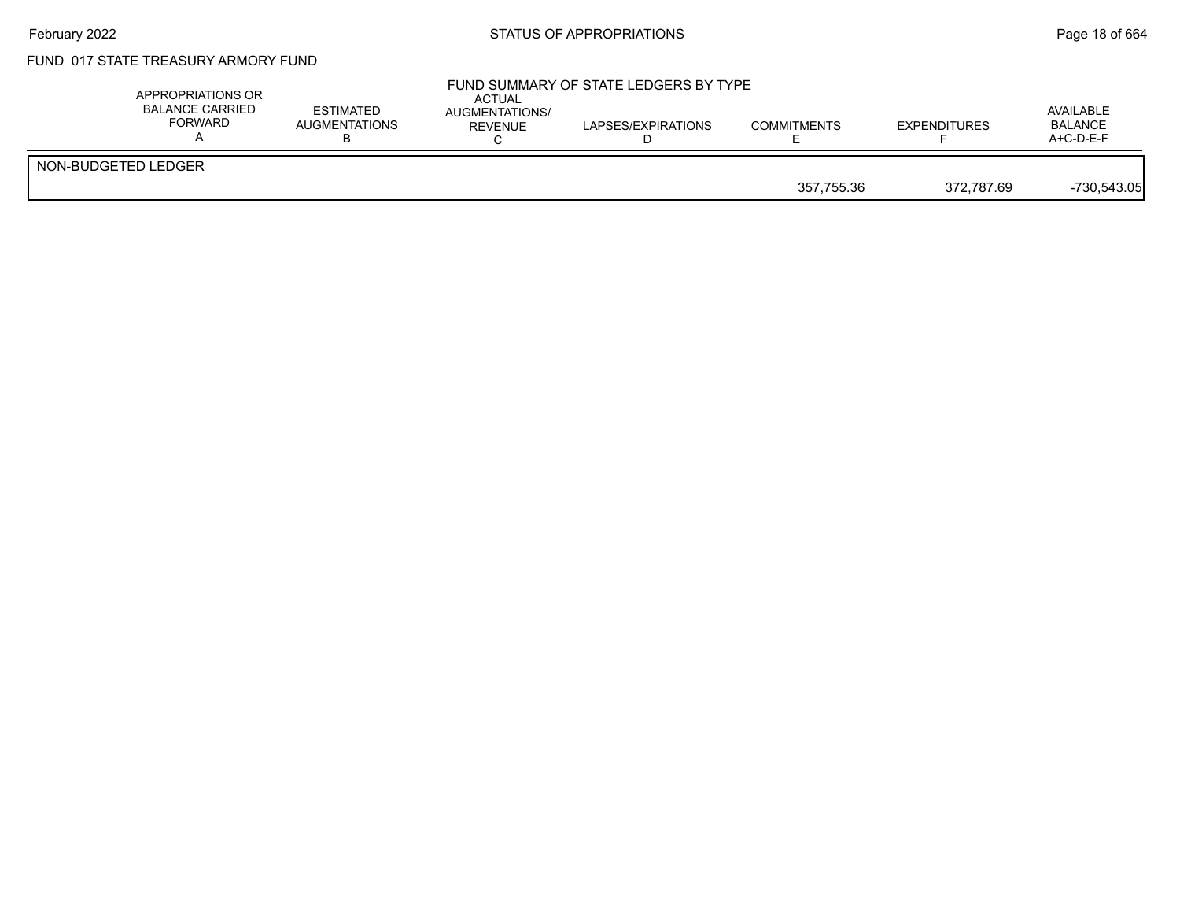FUND 017 STATE TREASURY ARMORY FUND

FUND SUMMARY OF STATE LEDGERS BY TYPE

| | APPROPRIATIONS OR BALANCE CARRIED FORWARD A | ESTIMATED AUGMENTATIONS B | ACTUAL AUGMENTATIONS/ REVENUE C | LAPSES/EXPIRATIONS D | COMMITMENTS E | EXPENDITURES F | AVAILABLE BALANCE A+C-D-E-F |
|---|---|---|---|---|---|---|---|
| NON-BUDGETED LEDGER | | | | | | | |
| | | | | | 357,755.36 | 372,787.69 | -730,543.05 |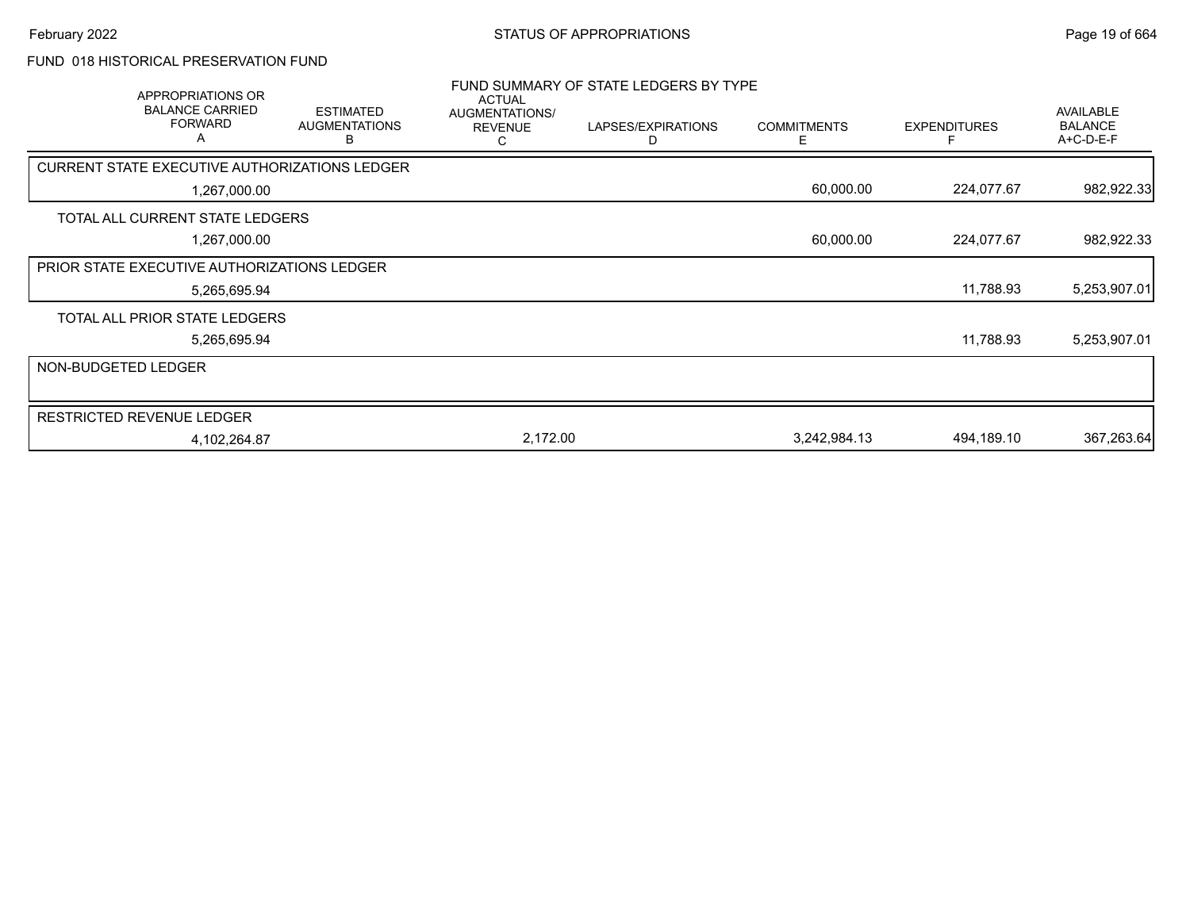# FUND 018 HISTORICAL PRESERVATION FUND

## FUND SUMMARY OF STATE LEDGERS BY TYPE

| APPROPRIATIONS OR BALANCE CARRIED FORWARD A | ESTIMATED AUGMENTATIONS B | ACTUAL AUGMENTATIONS/ REVENUE C | LAPSES/EXPIRATIONS D | COMMITMENTS E | EXPENDITURES F | AVAILABLE BALANCE A+C-D-E-F |
|---|---|---|---|---|---|---|
| **CURRENT STATE EXECUTIVE AUTHORIZATIONS LEDGER** | | | | | | |
| 1,267,000.00 | | | | 60,000.00 | 224,077.67 | 982,922.33 |
| **TOTAL ALL CURRENT STATE LEDGERS** | | | | | | |
| 1,267,000.00 | | | | 60,000.00 | 224,077.67 | 982,922.33 |
| **PRIOR STATE EXECUTIVE AUTHORIZATIONS LEDGER** | | | | | | |
| 5,265,695.94 | | | | | 11,788.93 | 5,253,907.01 |
| **TOTAL ALL PRIOR STATE LEDGERS** | | | | | | |
| 5,265,695.94 | | | | | 11,788.93 | 5,253,907.01 |
| **NON-BUDGETED LEDGER** | | | | | | |
| **RESTRICTED REVENUE LEDGER** | | | | | | |
| 4,102,264.87 | | 2,172.00 | | 3,242,984.13 | 494,189.10 | 367,263.64 |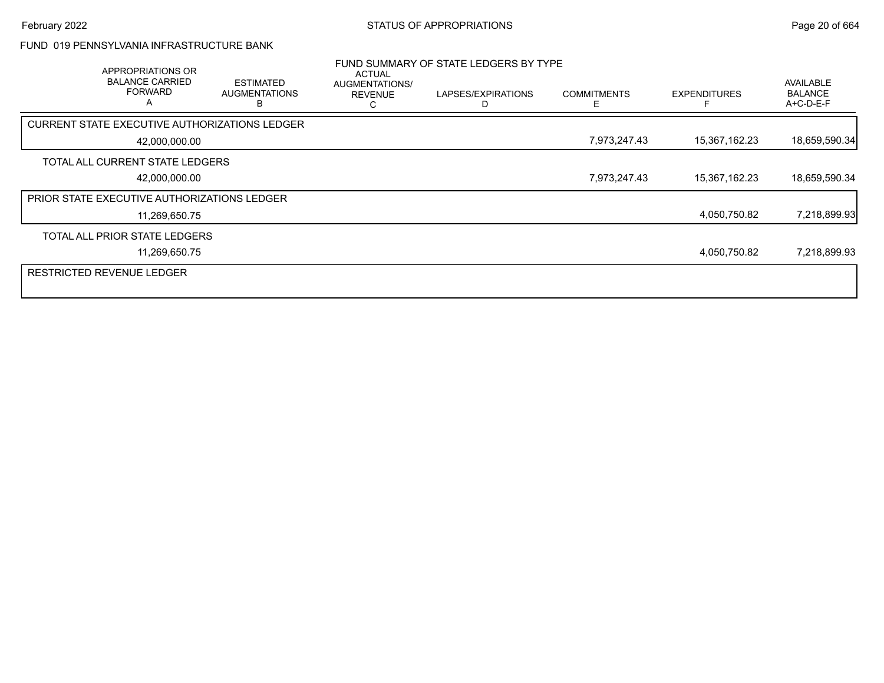STATUS OF APPROPRIATIONS

February 2022

FUND 019 PENNSYLVANIA INFRASTRUCTURE BANK

FUND SUMMARY OF STATE LEDGERS BY TYPE

| APPROPRIATIONS OR BALANCE CARRIED FORWARD A | ESTIMATED AUGMENTATIONS B | ACTUAL AUGMENTATIONS/ REVENUE C | LAPSES/EXPIRATIONS D | COMMITMENTS E | EXPENDITURES F | AVAILABLE BALANCE A+C-D-E-F |
|---|---|---|---|---|---|---|
| CURRENT STATE EXECUTIVE AUTHORIZATIONS LEDGER | | | | | | |
| 42,000,000.00 | | | | 7,973,247.43 | 15,367,162.23 | 18,659,590.34 |
| TOTAL ALL CURRENT STATE LEDGERS | | | | | | |
| 42,000,000.00 | | | | 7,973,247.43 | 15,367,162.23 | 18,659,590.34 |
| PRIOR STATE EXECUTIVE AUTHORIZATIONS LEDGER | | | | | | |
| 11,269,650.75 | | | | | 4,050,750.82 | 7,218,899.93 |
| TOTAL ALL PRIOR STATE LEDGERS | | | | | | |
| 11,269,650.75 | | | | | 4,050,750.82 | 7,218,899.93 |
| RESTRICTED REVENUE LEDGER | | | | | | |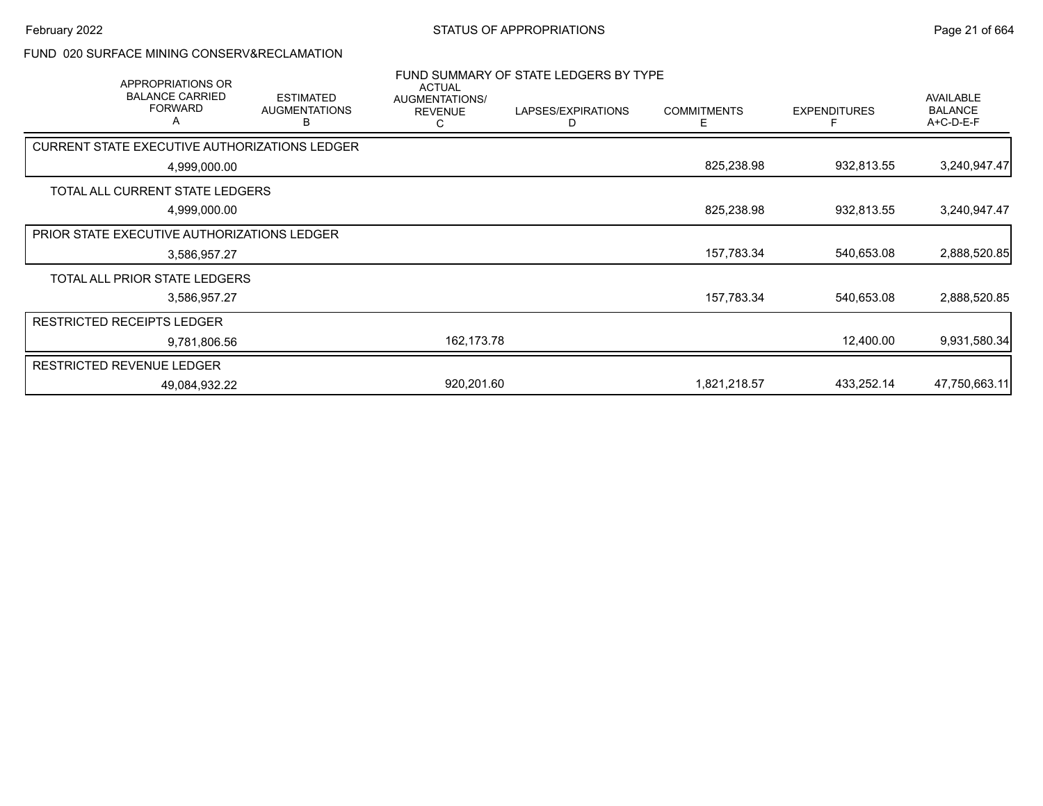FUND 020 SURFACE MINING CONSERV&RECLAMATION

FUND SUMMARY OF STATE LEDGERS BY TYPE

| APPROPRIATIONS OR BALANCE CARRIED FORWARD A | ESTIMATED AUGMENTATIONS B | ACTUAL AUGMENTATIONS/ REVENUE C | LAPSES/EXPIRATIONS D | COMMITMENTS E | EXPENDITURES F | AVAILABLE BALANCE A+C-D-E-F |
|---|---|---|---|---|---|---|
| CURRENT STATE EXECUTIVE AUTHORIZATIONS LEDGER | | | | | | |
| 4,999,000.00 | | | | 825,238.98 | 932,813.55 | 3,240,947.47 |
| TOTAL ALL CURRENT STATE LEDGERS | | | | | | |
| 4,999,000.00 | | | | 825,238.98 | 932,813.55 | 3,240,947.47 |
| PRIOR STATE EXECUTIVE AUTHORIZATIONS LEDGER | | | | | | |
| 3,586,957.27 | | | | 157,783.34 | 540,653.08 | 2,888,520.85 |
| TOTAL ALL PRIOR STATE LEDGERS | | | | | | |
| 3,586,957.27 | | | | 157,783.34 | 540,653.08 | 2,888,520.85 |
| RESTRICTED RECEIPTS LEDGER | | | | | | |
| 9,781,806.56 | | 162,173.78 | | | 12,400.00 | 9,931,580.34 |
| RESTRICTED REVENUE LEDGER | | | | | | |
| 49,084,932.22 | | 920,201.60 | | 1,821,218.57 | 433,252.14 | 47,750,663.11 |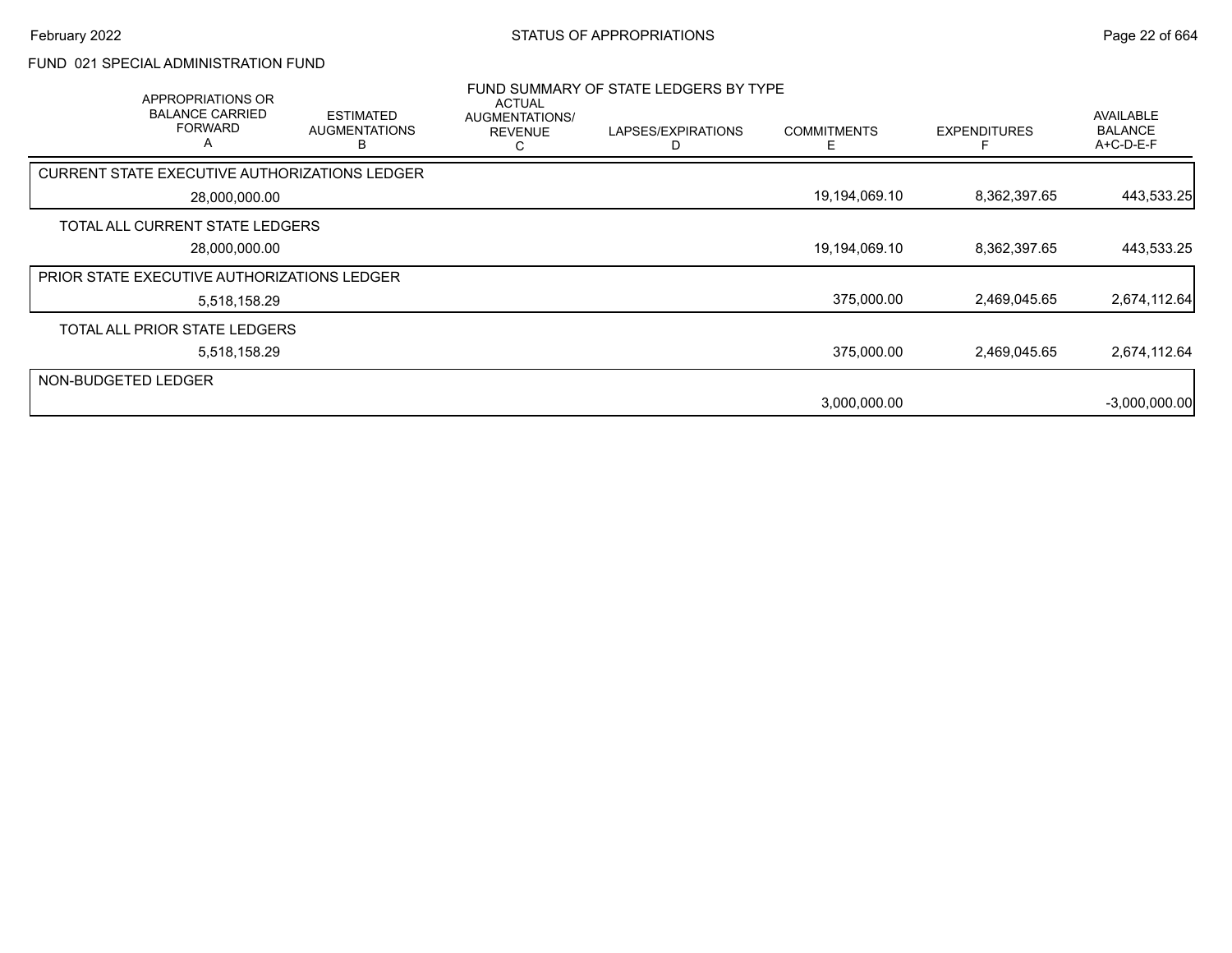# FUND 021 SPECIAL ADMINISTRATION FUND

## FUND SUMMARY OF STATE LEDGERS BY TYPE

| APPROPRIATIONS OR BALANCE CARRIED FORWARD A | ESTIMATED AUGMENTATIONS B | ACTUAL AUGMENTATIONS/ REVENUE C | LAPSES/EXPIRATIONS D | COMMITMENTS E | EXPENDITURES F | AVAILABLE BALANCE A+C-D-E-F |
|---|---|---|---|---|---|---|
| CURRENT STATE EXECUTIVE AUTHORIZATIONS LEDGER | | | | | | |
| 28,000,000.00 | | | | 19,194,069.10 | 8,362,397.65 | 443,533.25 |
| TOTAL ALL CURRENT STATE LEDGERS | | | | | | |
| 28,000,000.00 | | | | 19,194,069.10 | 8,362,397.65 | 443,533.25 |
| PRIOR STATE EXECUTIVE AUTHORIZATIONS LEDGER | | | | | | |
| 5,518,158.29 | | | | 375,000.00 | 2,469,045.65 | 2,674,112.64 |
| TOTAL ALL PRIOR STATE LEDGERS | | | | | | |
| 5,518,158.29 | | | | 375,000.00 | 2,469,045.65 | 2,674,112.64 |
| NON-BUDGETED LEDGER | | | | | | |
| | | | | 3,000,000.00 | | -3,000,000.00 |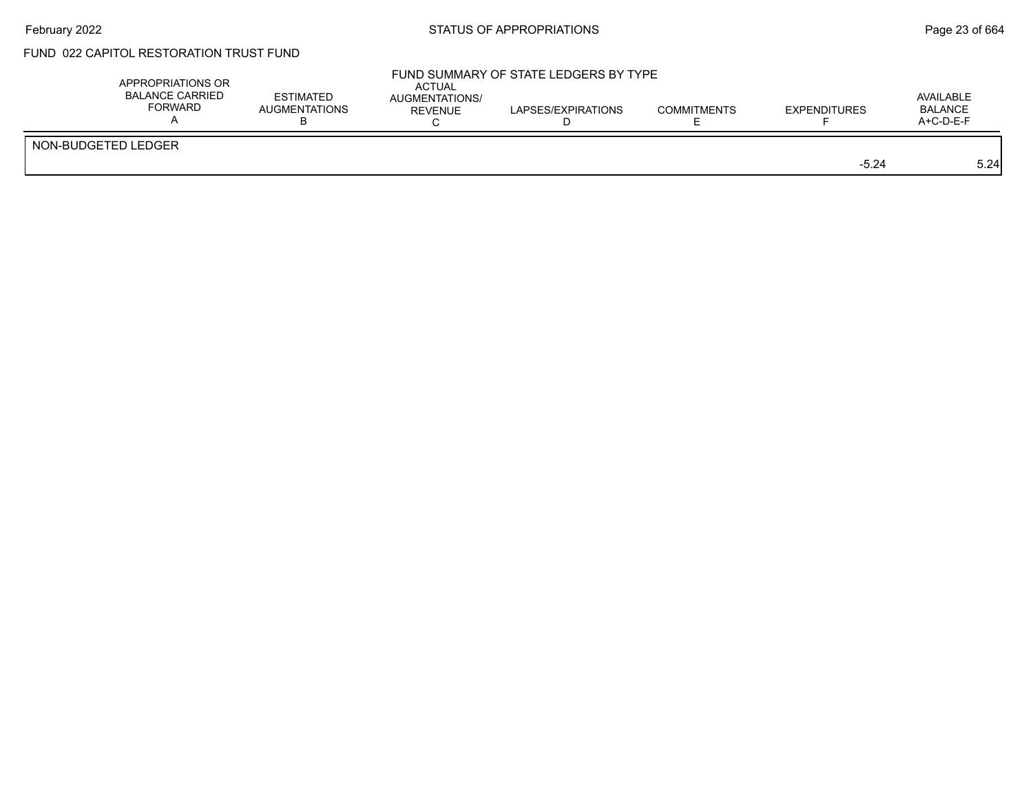FUND 022 CAPITOL RESTORATION TRUST FUND

FUND SUMMARY OF STATE LEDGERS BY TYPE

| | APPROPRIATIONS OR BALANCE CARRIED FORWARD A | ESTIMATED AUGMENTATIONS B | ACTUAL AUGMENTATIONS/ REVENUE C | LAPSES/EXPIRATIONS D | COMMITMENTS E | EXPENDITURES F | AVAILABLE BALANCE A+C-D-E-F |
|---|---|---|---|---|---|---|---|
| NON-BUDGETED LEDGER | | | | | | | |
| | | | | | | -5.24 | 5.24 |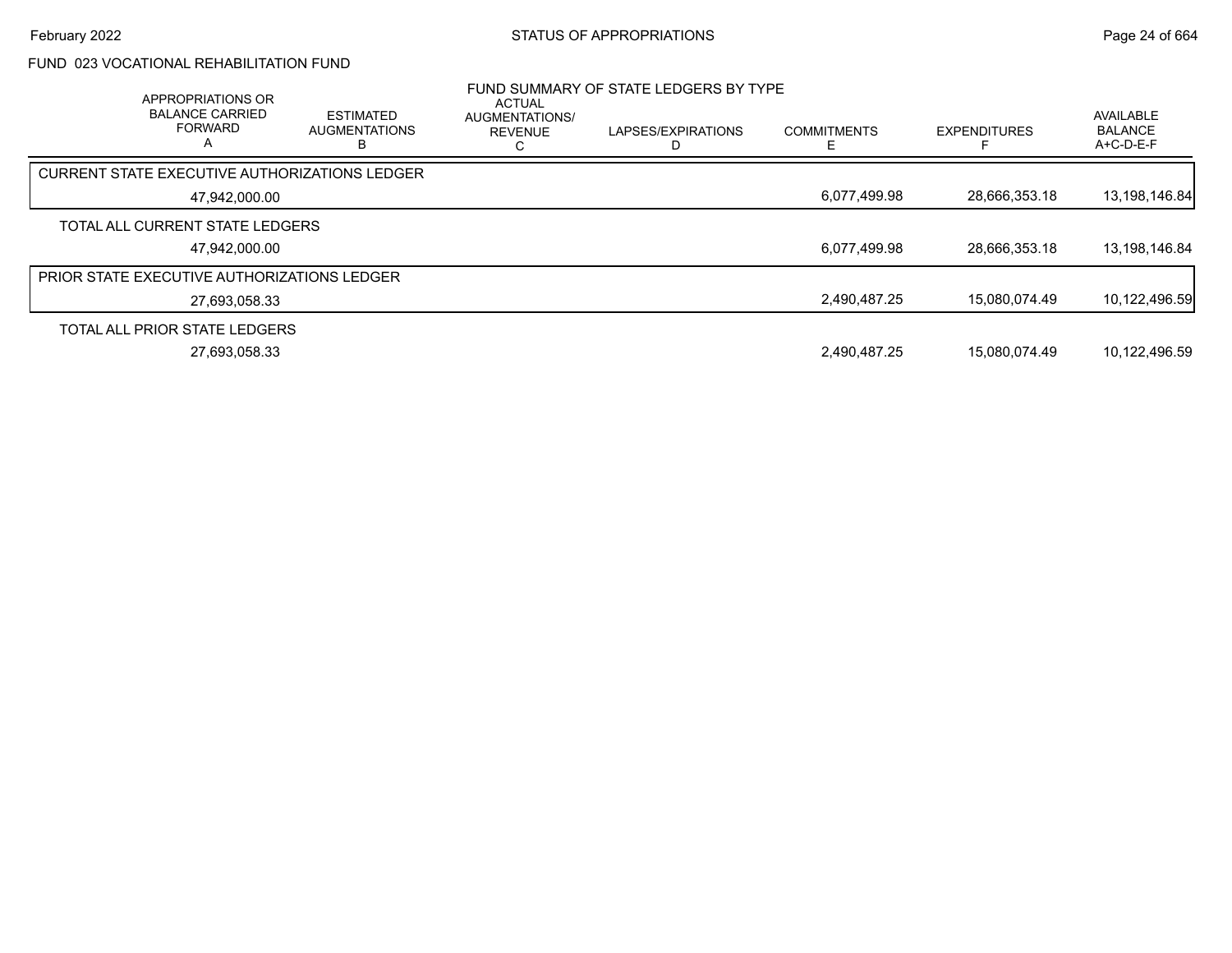# FUND 023 VOCATIONAL REHABILITATION FUND

## FUND SUMMARY OF STATE LEDGERS BY TYPE

| | APPROPRIATIONS OR BALANCE CARRIED FORWARD A | ESTIMATED AUGMENTATIONS B | ACTUAL AUGMENTATIONS/ REVENUE C | LAPSES/EXPIRATIONS D | COMMITMENTS E | EXPENDITURES F | AVAILABLE BALANCE A+C-D-E-F |
|---|---|---|---|---|---|---|---|
| CURRENT STATE EXECUTIVE AUTHORIZATIONS LEDGER | 47,942,000.00 | | | | 6,077,499.98 | 28,666,353.18 | 13,198,146.84 |
| TOTAL ALL CURRENT STATE LEDGERS | 47,942,000.00 | | | | 6,077,499.98 | 28,666,353.18 | 13,198,146.84 |
| PRIOR STATE EXECUTIVE AUTHORIZATIONS LEDGER | 27,693,058.33 | | | | 2,490,487.25 | 15,080,074.49 | 10,122,496.59 |
| TOTAL ALL PRIOR STATE LEDGERS | 27,693,058.33 | | | | 2,490,487.25 | 15,080,074.49 | 10,122,496.59 |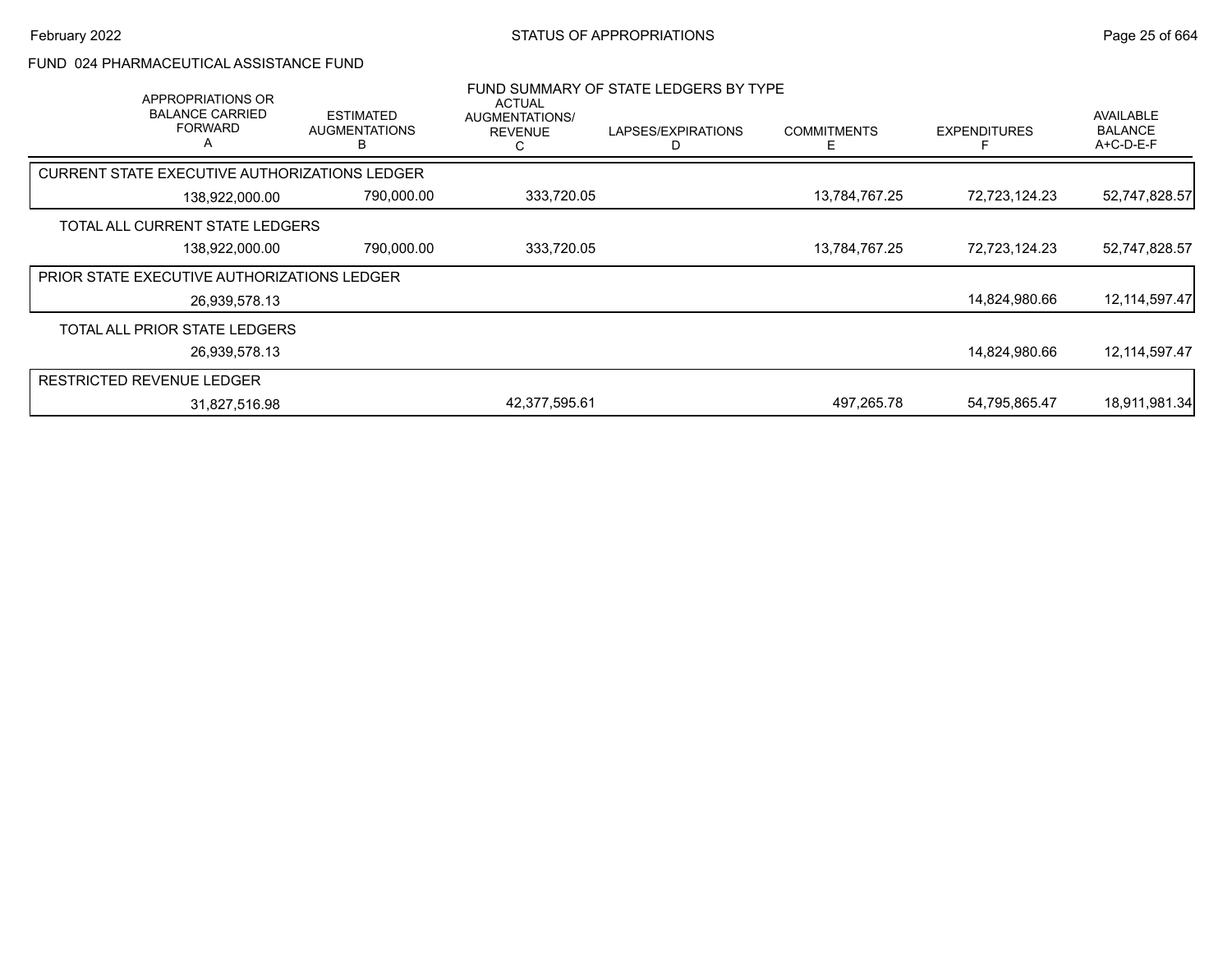FUND 024 PHARMACEUTICAL ASSISTANCE FUND

FUND SUMMARY OF STATE LEDGERS BY TYPE

| APPROPRIATIONS OR BALANCE CARRIED FORWARD A | ESTIMATED AUGMENTATIONS B | ACTUAL AUGMENTATIONS/ REVENUE C | LAPSES/EXPIRATIONS D | COMMITMENTS E | EXPENDITURES F | AVAILABLE BALANCE A+C-D-E-F |
|---|---|---|---|---|---|---|
| CURRENT STATE EXECUTIVE AUTHORIZATIONS LEDGER | | | | | | |
| 138,922,000.00 | 790,000.00 | 333,720.05 | | 13,784,767.25 | 72,723,124.23 | 52,747,828.57 |
| TOTAL ALL CURRENT STATE LEDGERS | | | | | | |
| 138,922,000.00 | 790,000.00 | 333,720.05 | | 13,784,767.25 | 72,723,124.23 | 52,747,828.57 |
| PRIOR STATE EXECUTIVE AUTHORIZATIONS LEDGER | | | | | | |
| 26,939,578.13 | | | | | 14,824,980.66 | 12,114,597.47 |
| TOTAL ALL PRIOR STATE LEDGERS | | | | | | |
| 26,939,578.13 | | | | | 14,824,980.66 | 12,114,597.47 |
| RESTRICTED REVENUE LEDGER | | | | | | |
| 31,827,516.98 | | 42,377,595.61 | | 497,265.78 | 54,795,865.47 | 18,911,981.34 |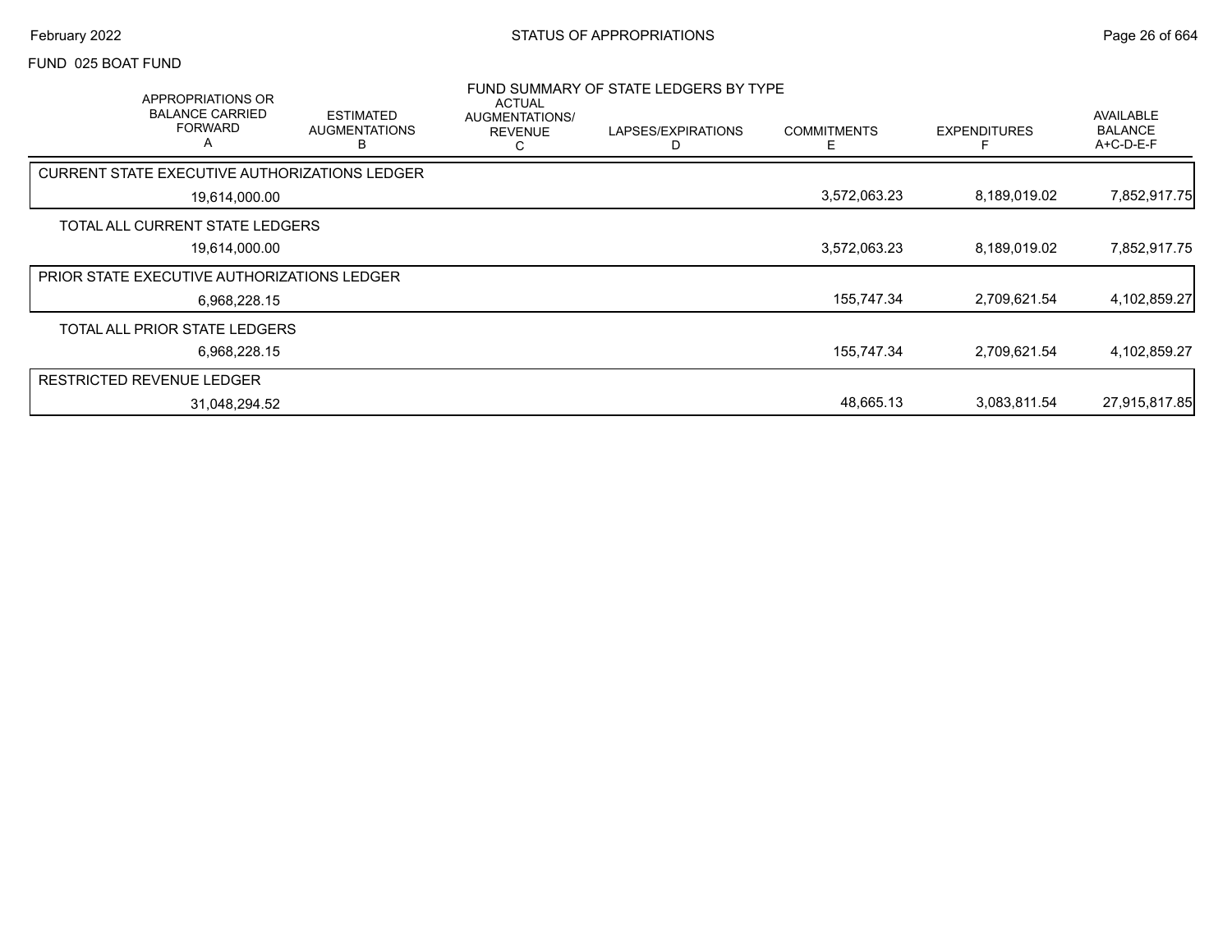FUND 025 BOAT FUND

FUND SUMMARY OF STATE LEDGERS BY TYPE

| APPROPRIATIONS OR BALANCE CARRIED FORWARD A | ESTIMATED AUGMENTATIONS B | ACTUAL AUGMENTATIONS/ REVENUE C | LAPSES/EXPIRATIONS D | COMMITMENTS E | EXPENDITURES F | AVAILABLE BALANCE A+C-D-E-F |
|---|---|---|---|---|---|---|
| CURRENT STATE EXECUTIVE AUTHORIZATIONS LEDGER | | | | | | |
| 19,614,000.00 | | | | 3,572,063.23 | 8,189,019.02 | 7,852,917.75 |
| TOTAL ALL CURRENT STATE LEDGERS | | | | | | |
| 19,614,000.00 | | | | 3,572,063.23 | 8,189,019.02 | 7,852,917.75 |
| PRIOR STATE EXECUTIVE AUTHORIZATIONS LEDGER | | | | | | |
| 6,968,228.15 | | | | 155,747.34 | 2,709,621.54 | 4,102,859.27 |
| TOTAL ALL PRIOR STATE LEDGERS | | | | | | |
| 6,968,228.15 | | | | 155,747.34 | 2,709,621.54 | 4,102,859.27 |
| RESTRICTED REVENUE LEDGER | | | | | | |
| 31,048,294.52 | | | | 48,665.13 | 3,083,811.54 | 27,915,817.85 |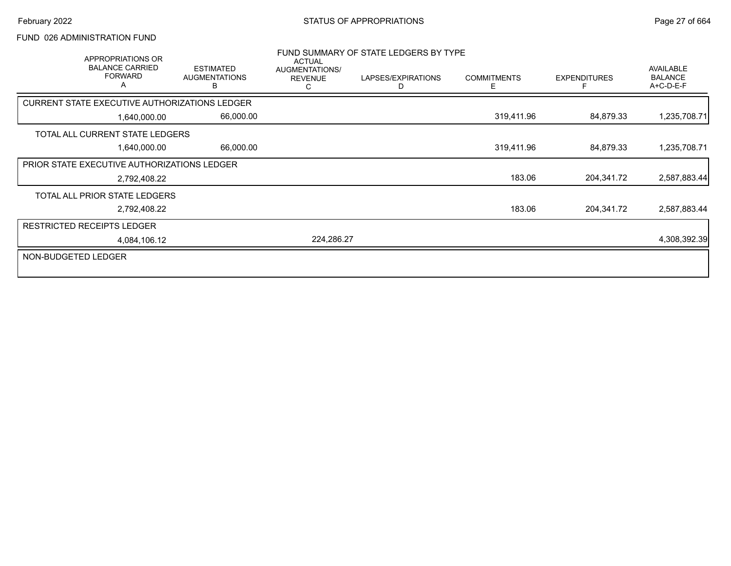FUND 026 ADMINISTRATION FUND

FUND SUMMARY OF STATE LEDGERS BY TYPE

| APPROPRIATIONS OR BALANCE CARRIED FORWARD A | ESTIMATED AUGMENTATIONS B | ACTUAL AUGMENTATIONS/ REVENUE C | LAPSES/EXPIRATIONS D | COMMITMENTS E | EXPENDITURES F | AVAILABLE BALANCE A+C-D-E-F |
|---|---|---|---|---|---|---|
| CURRENT STATE EXECUTIVE AUTHORIZATIONS LEDGER | | | | | | |
| 1,640,000.00 | 66,000.00 | | | 319,411.96 | 84,879.33 | 1,235,708.71 |
| TOTAL ALL CURRENT STATE LEDGERS | | | | | | |
| 1,640,000.00 | 66,000.00 | | | 319,411.96 | 84,879.33 | 1,235,708.71 |
| PRIOR STATE EXECUTIVE AUTHORIZATIONS LEDGER | | | | | | |
| 2,792,408.22 | | | | 183.06 | 204,341.72 | 2,587,883.44 |
| TOTAL ALL PRIOR STATE LEDGERS | | | | | | |
| 2,792,408.22 | | | | 183.06 | 204,341.72 | 2,587,883.44 |
| RESTRICTED RECEIPTS LEDGER | | | | | | |
| 4,084,106.12 | | 224,286.27 | | | | 4,308,392.39 |
| NON-BUDGETED LEDGER | | | | | | |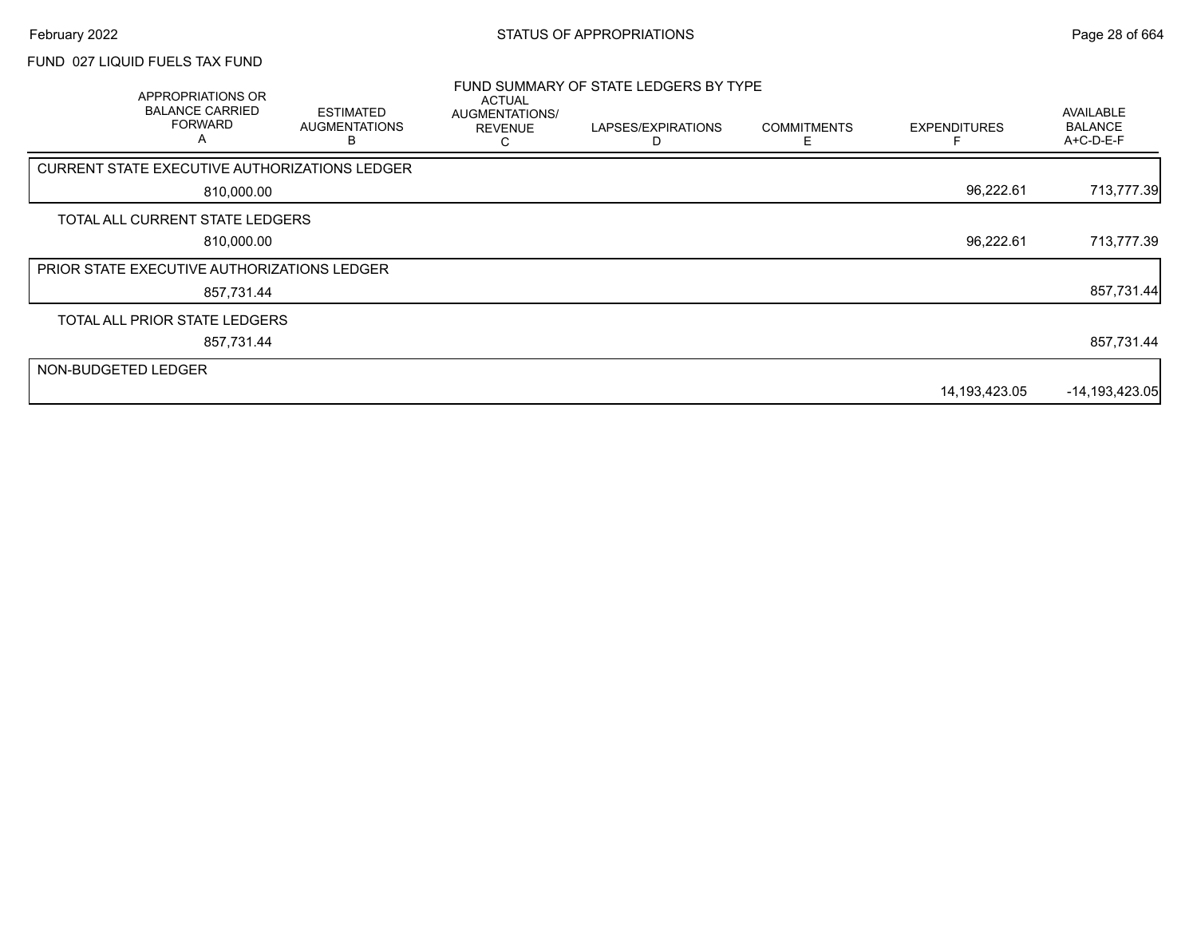FUND 027 LIQUID FUELS TAX FUND

FUND SUMMARY OF STATE LEDGERS BY TYPE

| APPROPRIATIONS OR BALANCE CARRIED FORWARD A | ESTIMATED AUGMENTATIONS B | ACTUAL AUGMENTATIONS/ REVENUE C | LAPSES/EXPIRATIONS D | COMMITMENTS E | EXPENDITURES F | AVAILABLE BALANCE A+C-D-E-F |
|---|---|---|---|---|---|---|
| CURRENT STATE EXECUTIVE AUTHORIZATIONS LEDGER | | | | | | |
| 810,000.00 | | | | | 96,222.61 | 713,777.39 |
| TOTAL ALL CURRENT STATE LEDGERS | | | | | | |
| 810,000.00 | | | | | 96,222.61 | 713,777.39 |
| PRIOR STATE EXECUTIVE AUTHORIZATIONS LEDGER | | | | | | |
| 857,731.44 | | | | | | 857,731.44 |
| TOTAL ALL PRIOR STATE LEDGERS | | | | | | |
| 857,731.44 | | | | | | 857,731.44 |
| NON-BUDGETED LEDGER | | | | | | |
| | | | | | 14,193,423.05 | -14,193,423.05 |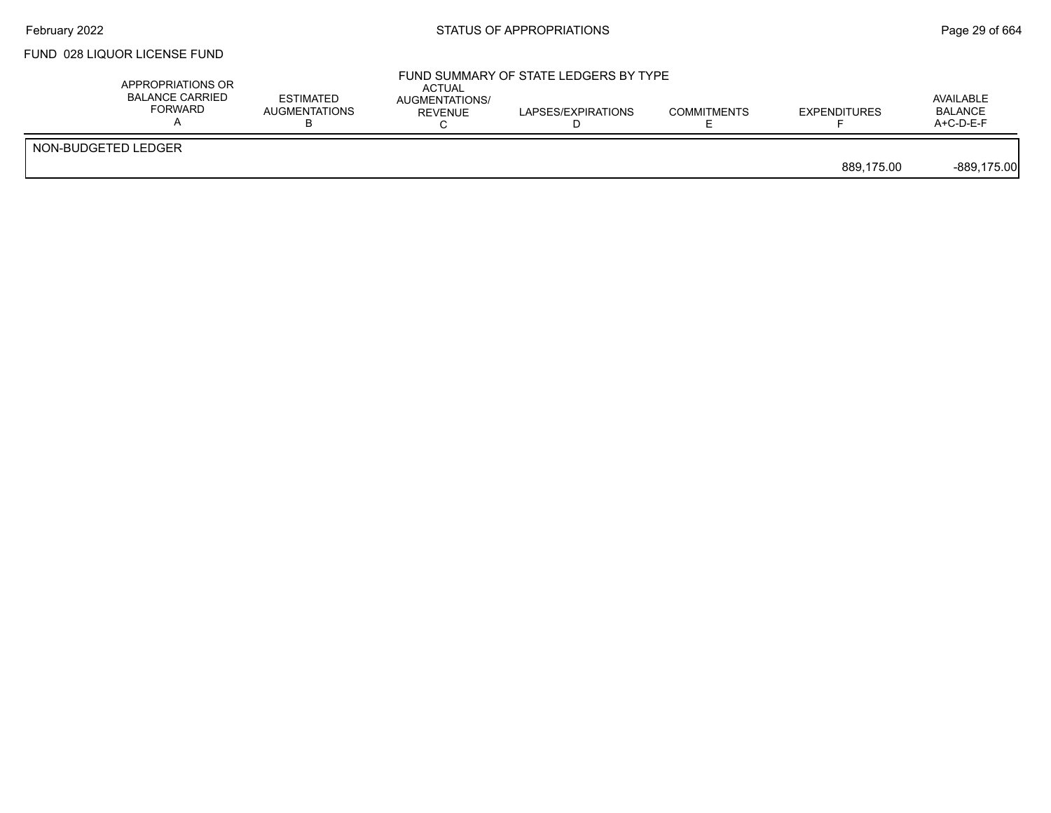FUND 028 LIQUOR LICENSE FUND

FUND SUMMARY OF STATE LEDGERS BY TYPE

| | APPROPRIATIONS OR BALANCE CARRIED FORWARD A | ESTIMATED AUGMENTATIONS B | ACTUAL AUGMENTATIONS/ REVENUE C | LAPSES/EXPIRATIONS D | COMMITMENTS E | EXPENDITURES F | AVAILABLE BALANCE A+C-D-E-F |
|---|---|---|---|---|---|---|---|
| NON-BUDGETED LEDGER | | | | | | | |
| | | | | | | 889,175.00 | -889,175.00 |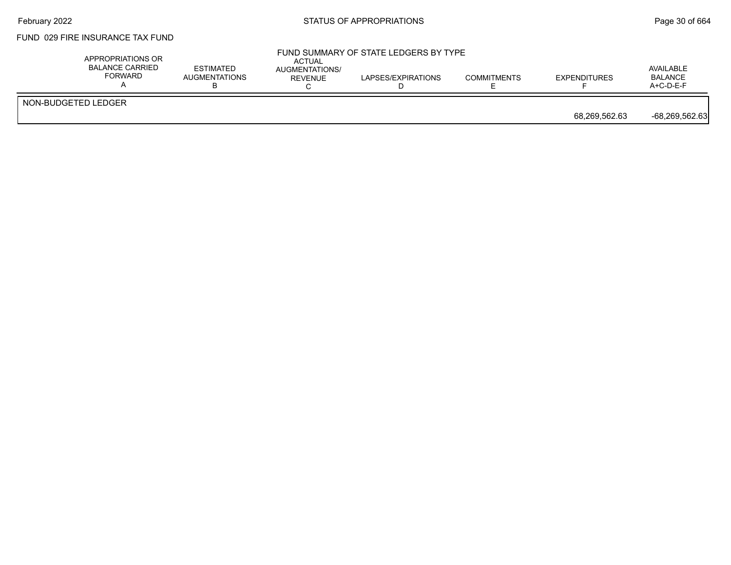FUND 029 FIRE INSURANCE TAX FUND

FUND SUMMARY OF STATE LEDGERS BY TYPE

| | APPROPRIATIONS OR BALANCE CARRIED FORWARD A | ESTIMATED AUGMENTATIONS B | ACTUAL AUGMENTATIONS/ REVENUE C | LAPSES/EXPIRATIONS D | COMMITMENTS E | EXPENDITURES F | AVAILABLE BALANCE A+C-D-E-F |
|---|---|---|---|---|---|---|---|
| NON-BUDGETED LEDGER | | | | | | | |
| | | | | | | 68,269,562.63 | -68,269,562.63 |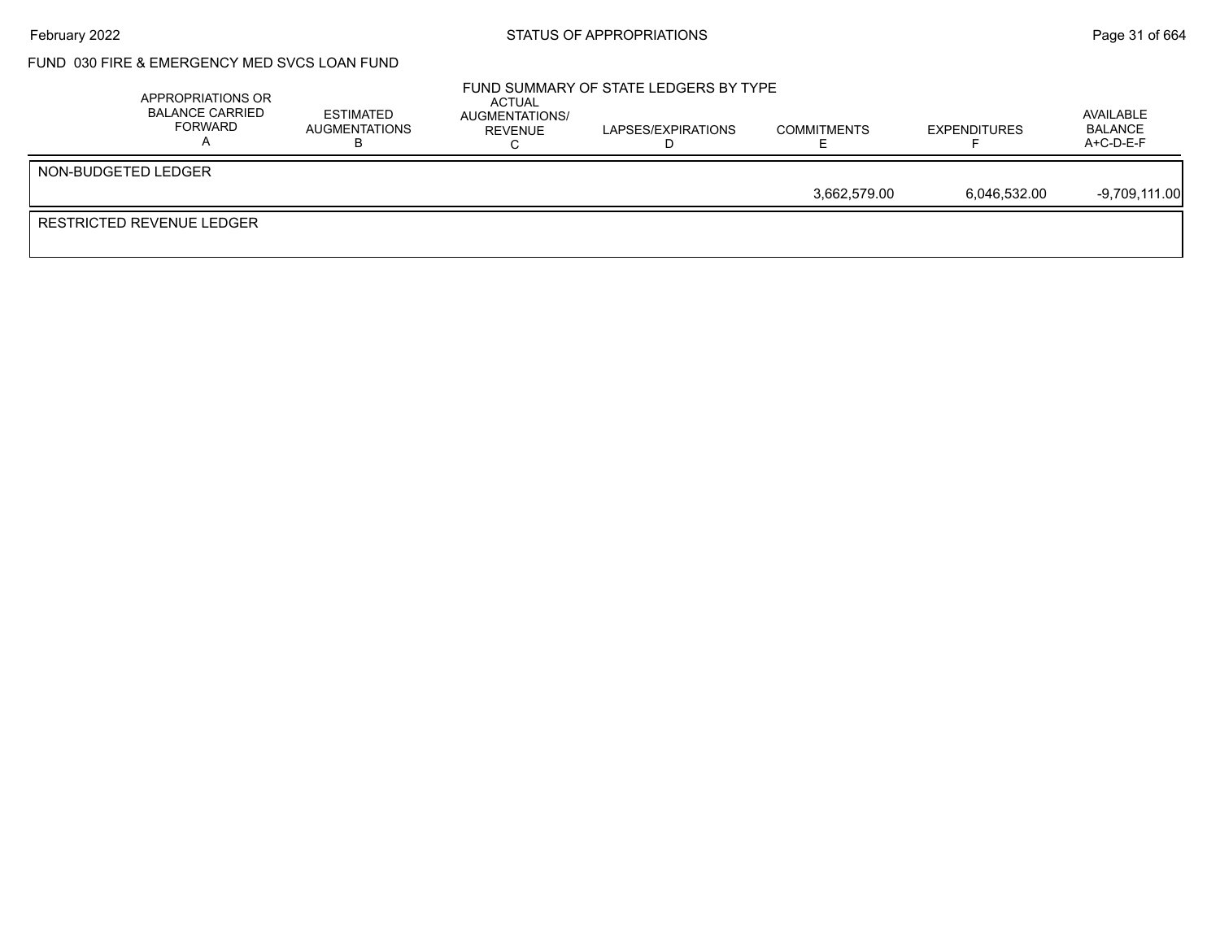FUND 030 FIRE & EMERGENCY MED SVCS LOAN FUND

FUND SUMMARY OF STATE LEDGERS BY TYPE

| | APPROPRIATIONS OR BALANCE CARRIED FORWARD A | ESTIMATED AUGMENTATIONS B | ACTUAL AUGMENTATIONS/ REVENUE C | LAPSES/EXPIRATIONS D | COMMITMENTS E | EXPENDITURES F | AVAILABLE BALANCE A+C-D-E-F |
|---|---|---|---|---|---|---|---|
| NON-BUDGETED LEDGER | | | | | | | |
| | | | | | 3,662,579.00 | 6,046,532.00 | -9,709,111.00 |
| RESTRICTED REVENUE LEDGER | | | | | | | |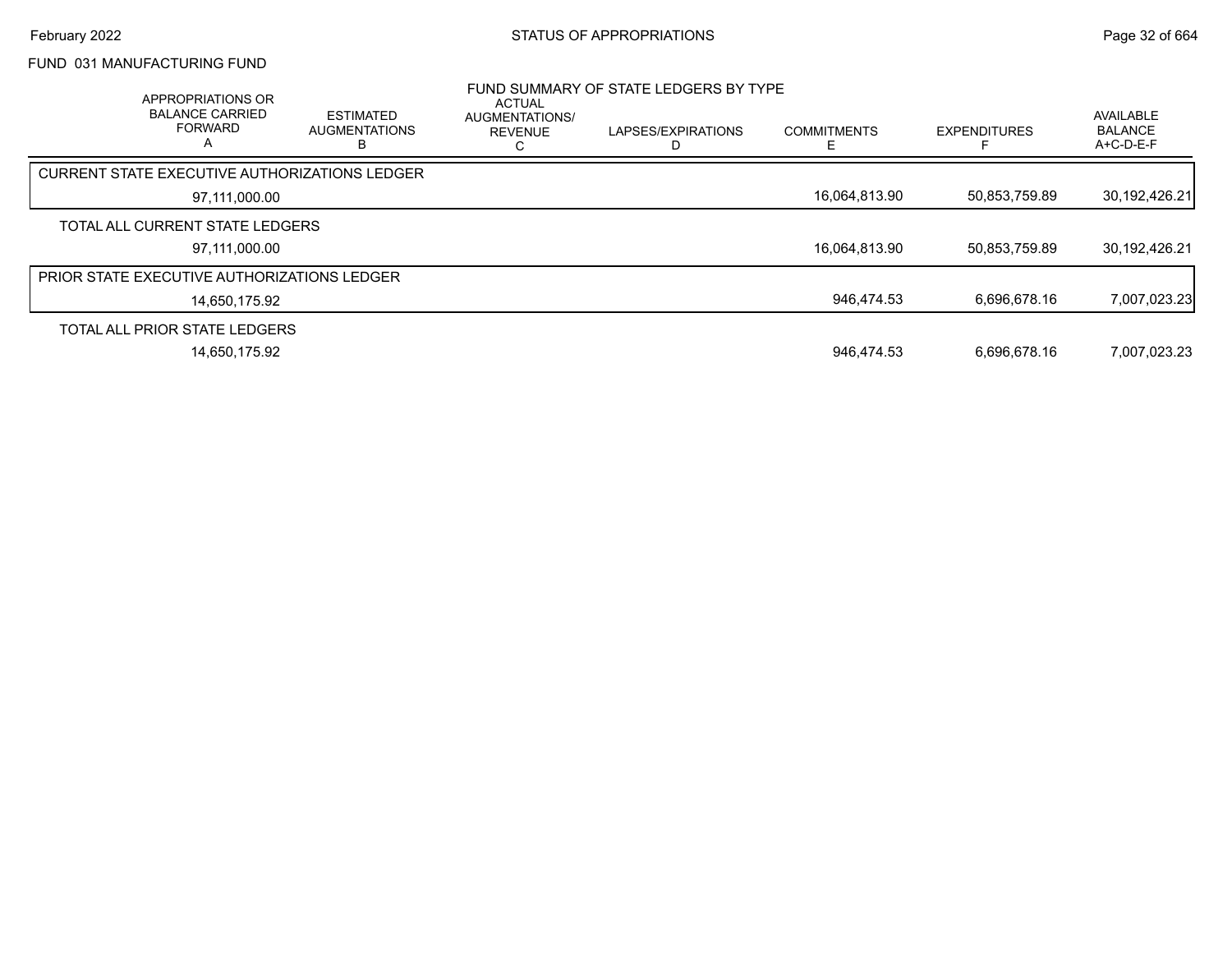# FUND 031 MANUFACTURING FUND

## FUND SUMMARY OF STATE LEDGERS BY TYPE

| APPROPRIATIONS OR BALANCE CARRIED FORWARD A | ESTIMATED AUGMENTATIONS B | ACTUAL AUGMENTATIONS/ REVENUE C | LAPSES/EXPIRATIONS D | COMMITMENTS E | EXPENDITURES F | AVAILABLE BALANCE A+C-D-E-F |
|---|---|---|---|---|---|---|
| CURRENT STATE EXECUTIVE AUTHORIZATIONS LEDGER | | | | | | |
| 97,111,000.00 | | | | 16,064,813.90 | 50,853,759.89 | 30,192,426.21 |
| TOTAL ALL CURRENT STATE LEDGERS | | | | | | |
| 97,111,000.00 | | | | 16,064,813.90 | 50,853,759.89 | 30,192,426.21 |
| PRIOR STATE EXECUTIVE AUTHORIZATIONS LEDGER | | | | | | |
| 14,650,175.92 | | | | 946,474.53 | 6,696,678.16 | 7,007,023.23 |
| TOTAL ALL PRIOR STATE LEDGERS | | | | | | |
| 14,650,175.92 | | | | 946,474.53 | 6,696,678.16 | 7,007,023.23 |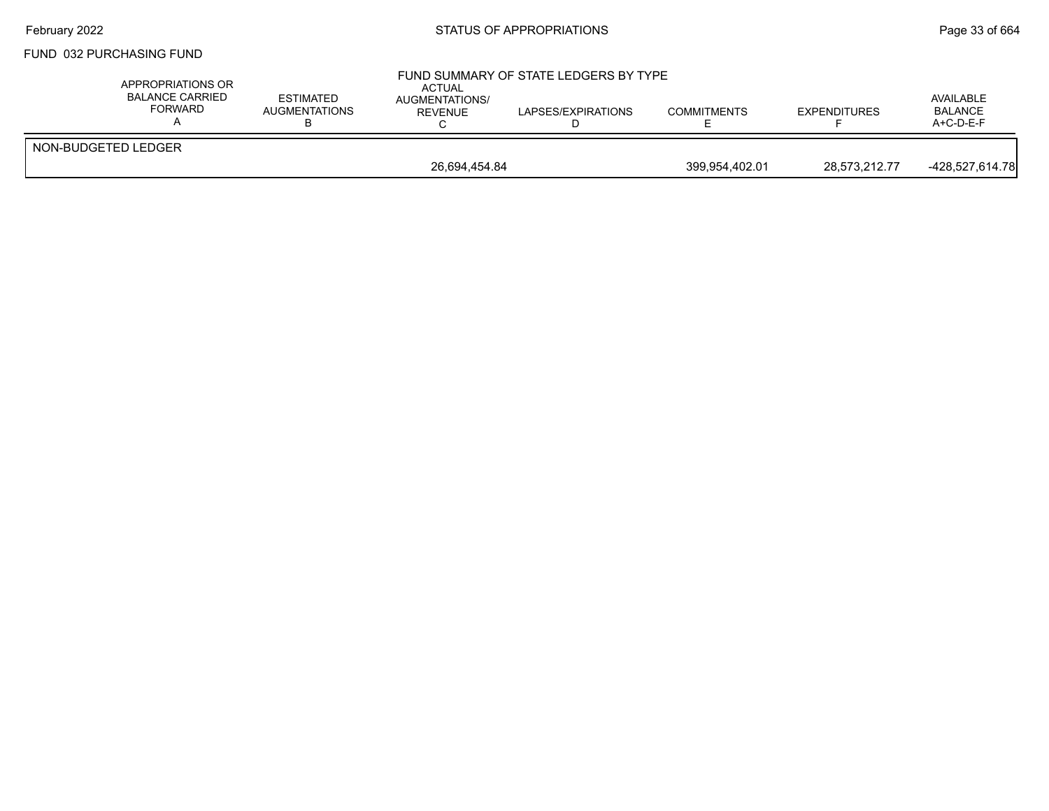FUND 032 PURCHASING FUND

## FUND SUMMARY OF STATE LEDGERS BY TYPE

| | APPROPRIATIONS OR BALANCE CARRIED FORWARD A | ESTIMATED AUGMENTATIONS B | ACTUAL AUGMENTATIONS/ REVENUE C | LAPSES/EXPIRATIONS D | COMMITMENTS E | EXPENDITURES F | AVAILABLE BALANCE A+C-D-E-F |
|---|---|---|---|---|---|---|---|
| NON-BUDGETED LEDGER | | | | | | | |
| | | | 26,694,454.84 | | 399,954,402.01 | 28,573,212.77 | -428,527,614.78 |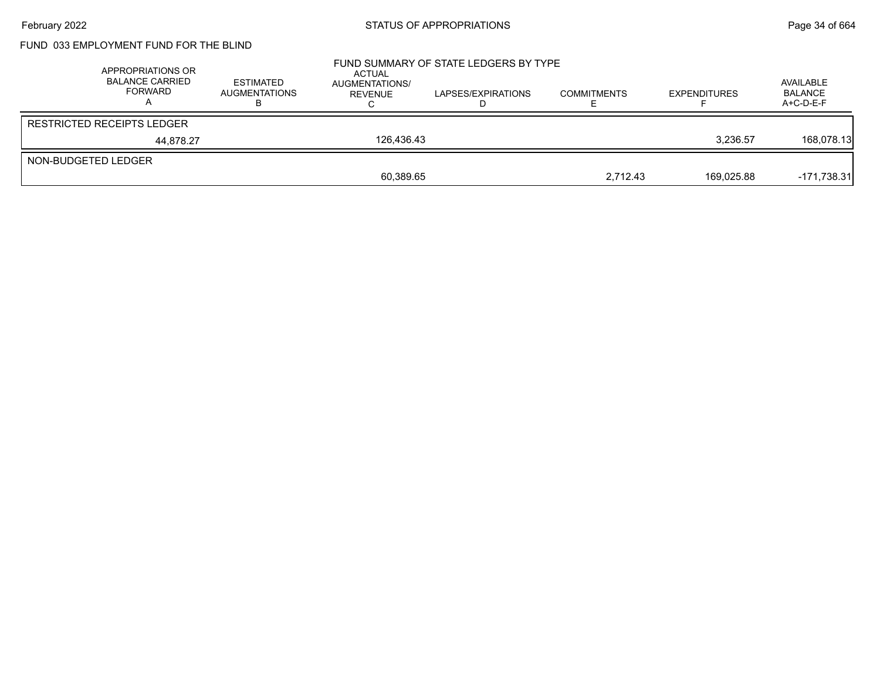# FUND 033 EMPLOYMENT FUND FOR THE BLIND

## FUND SUMMARY OF STATE LEDGERS BY TYPE

| | APPROPRIATIONS OR BALANCE CARRIED FORWARD A | ESTIMATED AUGMENTATIONS B | ACTUAL AUGMENTATIONS/ REVENUE C | LAPSES/EXPIRATIONS D | COMMITMENTS E | EXPENDITURES F | AVAILABLE BALANCE A+C-D-E-F |
|---|---|---|---|---|---|---|---|
| RESTRICTED RECEIPTS LEDGER | 44,878.27 | | 126,436.43 | | | 3,236.57 | 168,078.13 |
| NON-BUDGETED LEDGER | | | 60,389.65 | | 2,712.43 | 169,025.88 | -171,738.31 |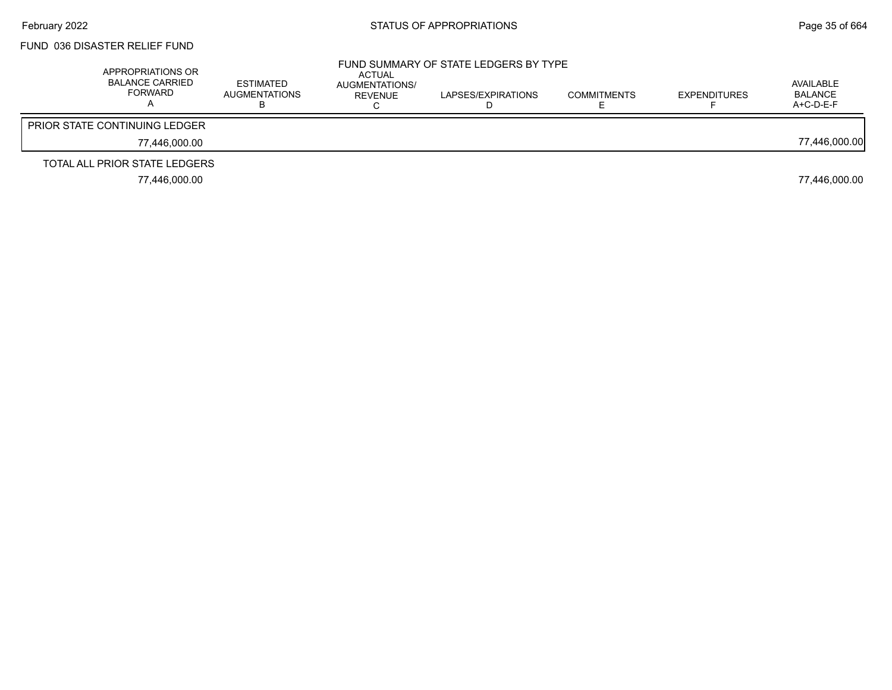FUND 036 DISASTER RELIEF FUND

FUND SUMMARY OF STATE LEDGERS BY TYPE

| APPROPRIATIONS OR BALANCE CARRIED FORWARD A | ESTIMATED AUGMENTATIONS B | ACTUAL AUGMENTATIONS/ REVENUE C | LAPSES/EXPIRATIONS D | COMMITMENTS E | EXPENDITURES F | AVAILABLE BALANCE A+C-D-E-F |
|---|---|---|---|---|---|---|
| PRIOR STATE CONTINUING LEDGER | | | | | | |
| 77,446,000.00 | | | | | | 77,446,000.00 |
| TOTAL ALL PRIOR STATE LEDGERS | | | | | | |
| 77,446,000.00 | | | | | | 77,446,000.00 |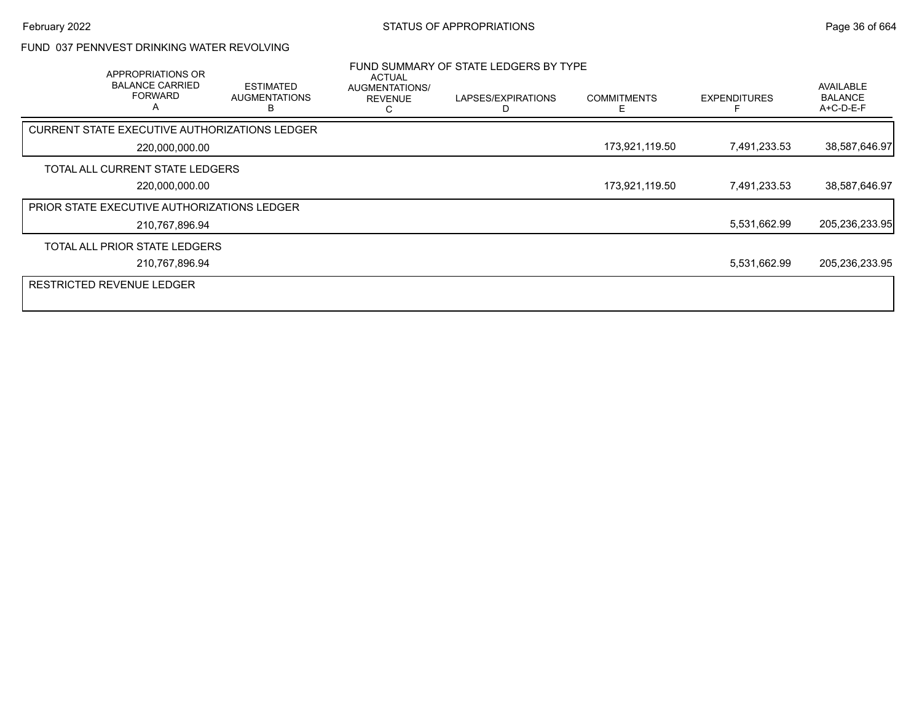FUND 037 PENNVEST DRINKING WATER REVOLVING

FUND SUMMARY OF STATE LEDGERS BY TYPE

| APPROPRIATIONS OR BALANCE CARRIED FORWARD A | ESTIMATED AUGMENTATIONS B | ACTUAL AUGMENTATIONS/ REVENUE C | LAPSES/EXPIRATIONS D | COMMITMENTS E | EXPENDITURES F | AVAILABLE BALANCE A+C-D-E-F |
|---|---|---|---|---|---|---|
| CURRENT STATE EXECUTIVE AUTHORIZATIONS LEDGER | | | | | | |
| 220,000,000.00 | | | | 173,921,119.50 | 7,491,233.53 | 38,587,646.97 |
| TOTAL ALL CURRENT STATE LEDGERS | | | | | | |
| 220,000,000.00 | | | | 173,921,119.50 | 7,491,233.53 | 38,587,646.97 |
| PRIOR STATE EXECUTIVE AUTHORIZATIONS LEDGER | | | | | | |
| 210,767,896.94 | | | | | 5,531,662.99 | 205,236,233.95 |
| TOTAL ALL PRIOR STATE LEDGERS | | | | | | |
| 210,767,896.94 | | | | | 5,531,662.99 | 205,236,233.95 |
| RESTRICTED REVENUE LEDGER | | | | | | |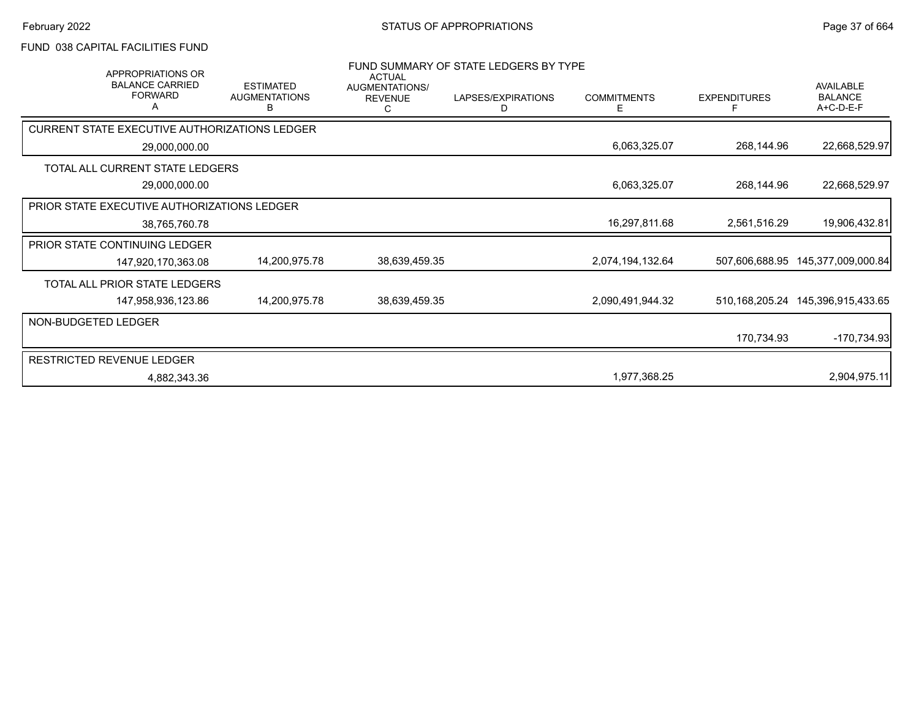FUND 038 CAPITAL FACILITIES FUND

FUND SUMMARY OF STATE LEDGERS BY TYPE

| APPROPRIATIONS OR BALANCE CARRIED FORWARD A | ESTIMATED AUGMENTATIONS B | ACTUAL AUGMENTATIONS/ REVENUE C | LAPSES/EXPIRATIONS D | COMMITMENTS E | EXPENDITURES F | AVAILABLE BALANCE A+C-D-E-F |
|---|---|---|---|---|---|---|
| CURRENT STATE EXECUTIVE AUTHORIZATIONS LEDGER | | | | | | |
| 29,000,000.00 | | | | 6,063,325.07 | 268,144.96 | 22,668,529.97 |
| TOTAL ALL CURRENT STATE LEDGERS | | | | | | |
| 29,000,000.00 | | | | 6,063,325.07 | 268,144.96 | 22,668,529.97 |
| PRIOR STATE EXECUTIVE AUTHORIZATIONS LEDGER | | | | | | |
| 38,765,760.78 | | | | 16,297,811.68 | 2,561,516.29 | 19,906,432.81 |
| PRIOR STATE CONTINUING LEDGER | | | | | | |
| 147,920,170,363.08 | 14,200,975.78 | 38,639,459.35 | | 2,074,194,132.64 | 507,606,688.95 | 145,377,009,000.84 |
| TOTAL ALL PRIOR STATE LEDGERS | | | | | | |
| 147,958,936,123.86 | 14,200,975.78 | 38,639,459.35 | | 2,090,491,944.32 | 510,168,205.24 | 145,396,915,433.65 |
| NON-BUDGETED LEDGER | | | | | | |
| | | | | | 170,734.93 | -170,734.93 |
| RESTRICTED REVENUE LEDGER | | | | | | |
| 4,882,343.36 | | | | 1,977,368.25 | | 2,904,975.11 |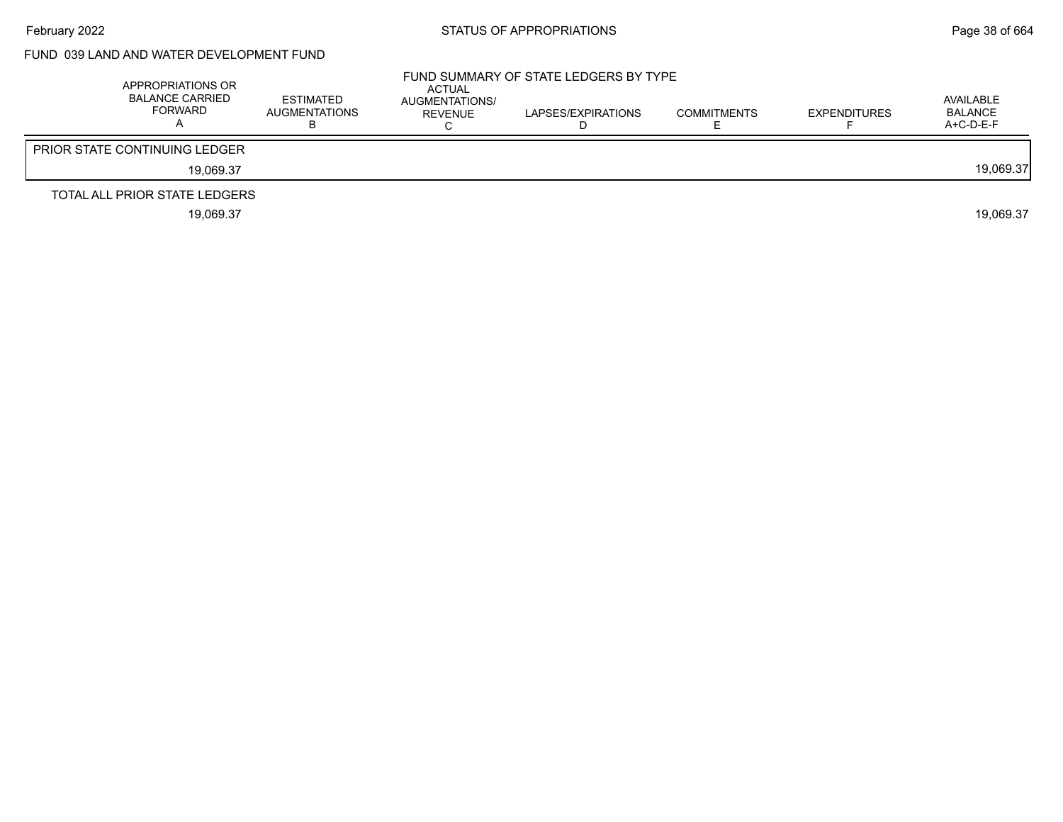## FUND 039 LAND AND WATER DEVELOPMENT FUND

### FUND SUMMARY OF STATE LEDGERS BY TYPE

| APPROPRIATIONS OR BALANCE CARRIED FORWARD A | ESTIMATED AUGMENTATIONS B | ACTUAL AUGMENTATIONS/ REVENUE C | LAPSES/EXPIRATIONS D | COMMITMENTS E | EXPENDITURES F | AVAILABLE BALANCE A+C-D-E-F |
|---|---|---|---|---|---|---|
| PRIOR STATE CONTINUING LEDGER | | | | | | |
| 19,069.37 | | | | | | 19,069.37 |
| TOTAL ALL PRIOR STATE LEDGERS | | | | | | |
| 19,069.37 | | | | | | 19,069.37 |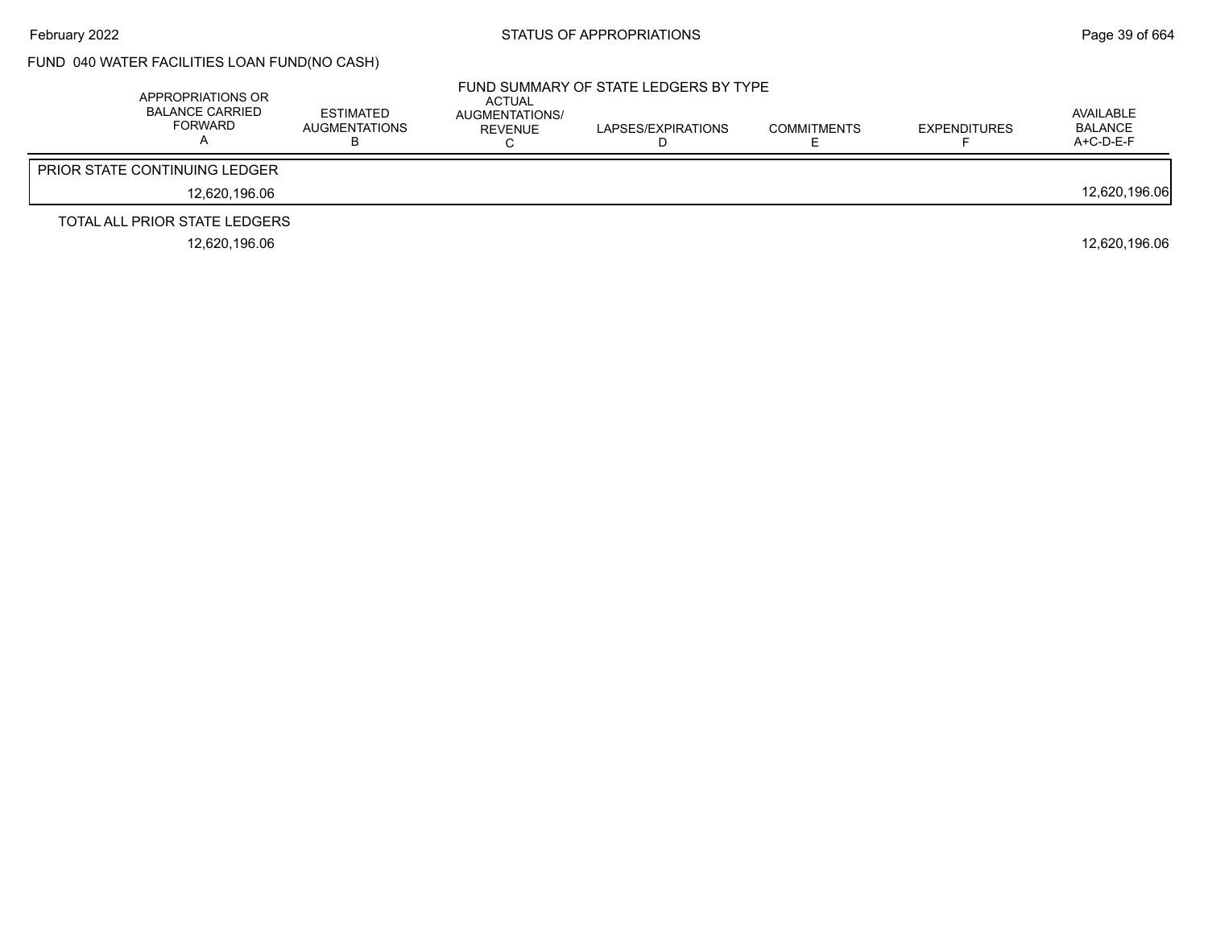FUND 040 WATER FACILITIES LOAN FUND(NO CASH)

FUND SUMMARY OF STATE LEDGERS BY TYPE

| APPROPRIATIONS OR BALANCE CARRIED FORWARD A | ESTIMATED AUGMENTATIONS B | ACTUAL AUGMENTATIONS/ REVENUE C | LAPSES/EXPIRATIONS D | COMMITMENTS E | EXPENDITURES F | AVAILABLE BALANCE A+C-D-E-F |
|---|---|---|---|---|---|---|
| PRIOR STATE CONTINUING LEDGER | | | | | | |
| 12,620,196.06 | | | | | | 12,620,196.06 |
| TOTAL ALL PRIOR STATE LEDGERS | | | | | | |
| 12,620,196.06 | | | | | | 12,620,196.06 |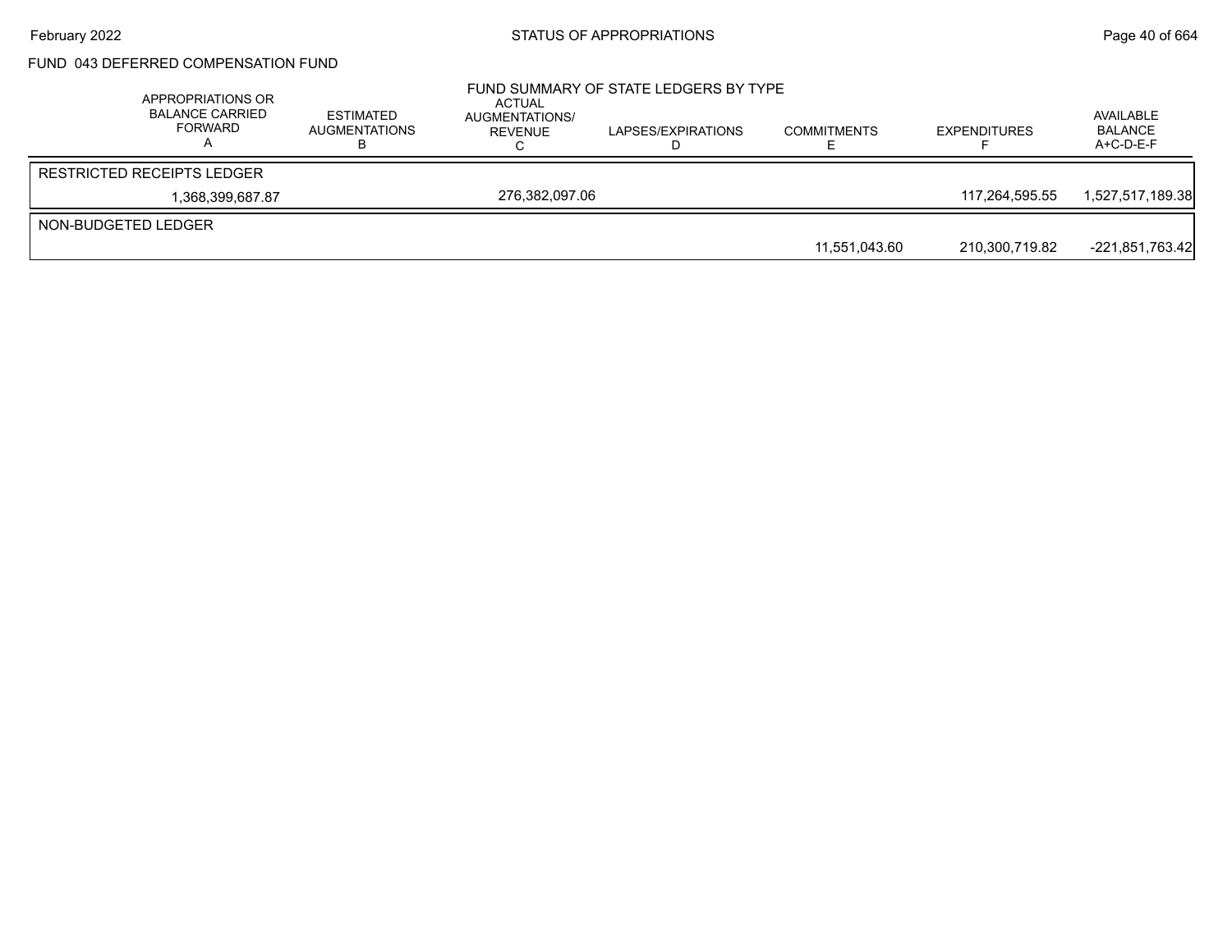## FUND 043 DEFERRED COMPENSATION FUND

### FUND SUMMARY OF STATE LEDGERS BY TYPE

| APPROPRIATIONS OR BALANCE CARRIED FORWARD A | ESTIMATED AUGMENTATIONS B | ACTUAL AUGMENTATIONS/ REVENUE C | LAPSES/EXPIRATIONS D | COMMITMENTS E | EXPENDITURES F | AVAILABLE BALANCE A+C-D-E-F |
|---|---|---|---|---|---|---|
| RESTRICTED RECEIPTS LEDGER | | | | | | |
| 1,368,399,687.87 | | 276,382,097.06 | | | 117,264,595.55 | 1,527,517,189.38 |
| NON-BUDGETED LEDGER | | | | | | |
| | | | | 11,551,043.60 | 210,300,719.82 | -221,851,763.42 |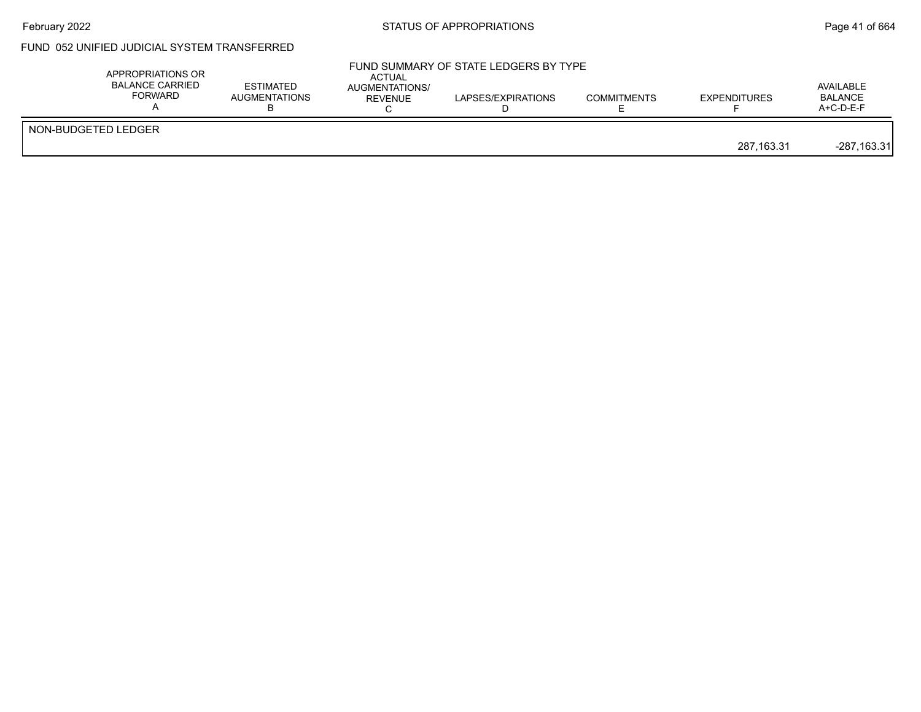FUND 052 UNIFIED JUDICIAL SYSTEM TRANSFERRED

FUND SUMMARY OF STATE LEDGERS BY TYPE

| | APPROPRIATIONS OR BALANCE CARRIED FORWARD A | ESTIMATED AUGMENTATIONS B | ACTUAL AUGMENTATIONS/ REVENUE C | LAPSES/EXPIRATIONS D | COMMITMENTS E | EXPENDITURES F | AVAILABLE BALANCE A+C-D-E-F |
|---|---|---|---|---|---|---|---|
| NON-BUDGETED LEDGER | | | | | | | |
| | | | | | | 287,163.31 | -287,163.31 |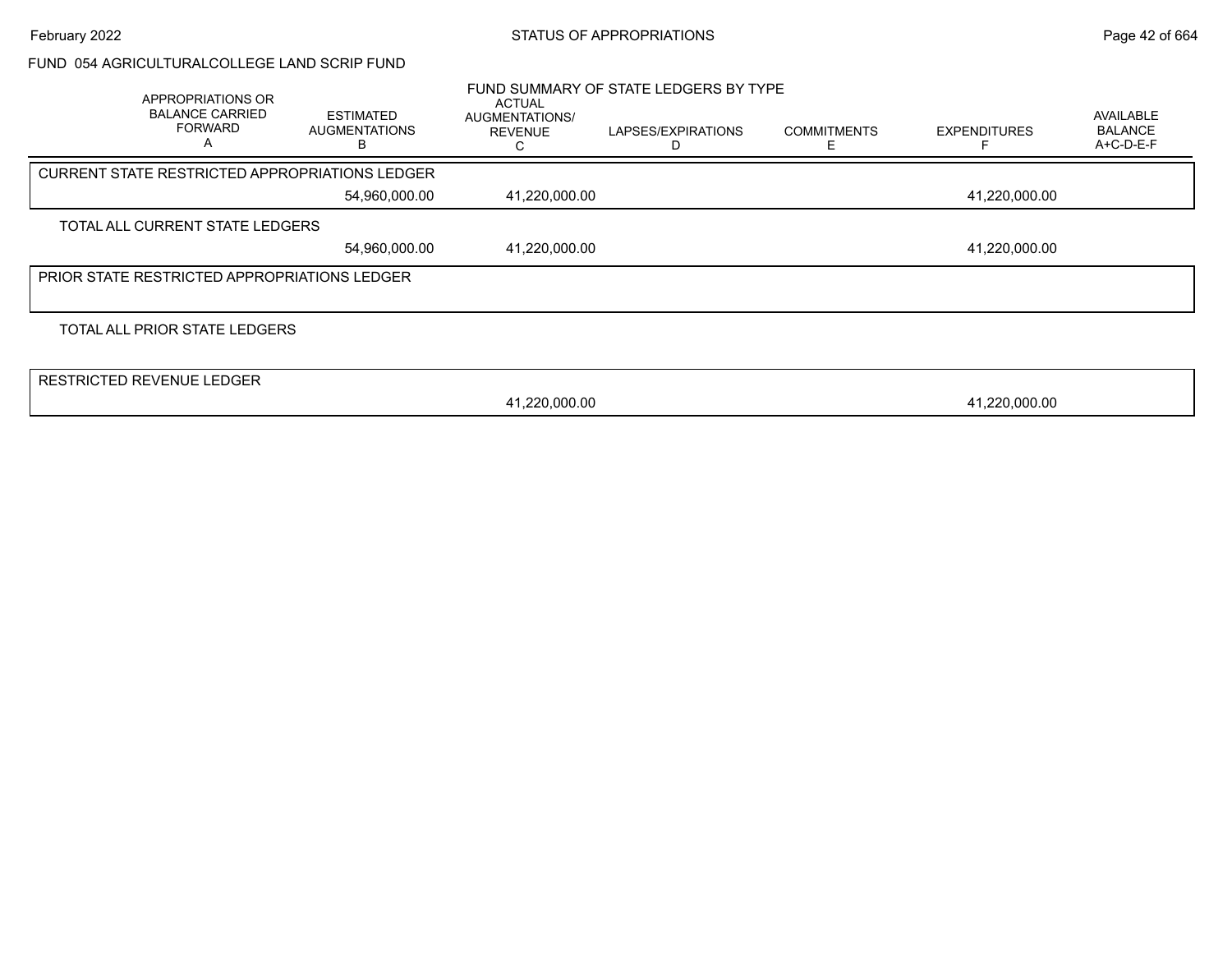FUND 054 AGRICULTURALCOLLEGE LAND SCRIP FUND

FUND SUMMARY OF STATE LEDGERS BY TYPE

| | APPROPRIATIONS OR BALANCE CARRIED FORWARD A | ESTIMATED AUGMENTATIONS B | ACTUAL AUGMENTATIONS/ REVENUE C | LAPSES/EXPIRATIONS D | COMMITMENTS E | EXPENDITURES F | AVAILABLE BALANCE A+C-D-E-F |
|---|---|---|---|---|---|---|---|
| CURRENT STATE RESTRICTED APPROPRIATIONS LEDGER | | 54,960,000.00 | 41,220,000.00 | | | 41,220,000.00 | |
| TOTAL ALL CURRENT STATE LEDGERS | | 54,960,000.00 | 41,220,000.00 | | | 41,220,000.00 | |
| PRIOR STATE RESTRICTED APPROPRIATIONS LEDGER | | | | | | | |
| TOTAL ALL PRIOR STATE LEDGERS | | | | | | | |
| RESTRICTED REVENUE LEDGER | | | 41,220,000.00 | | | 41,220,000.00 | |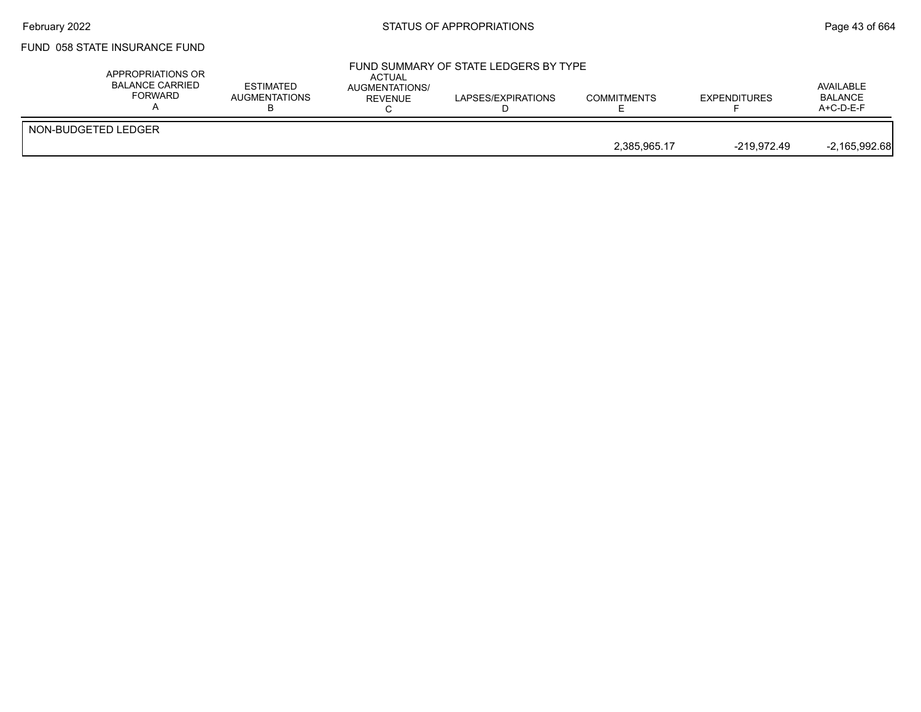FUND 058 STATE INSURANCE FUND

FUND SUMMARY OF STATE LEDGERS BY TYPE

| | APPROPRIATIONS OR BALANCE CARRIED FORWARD A | ESTIMATED AUGMENTATIONS B | ACTUAL AUGMENTATIONS/ REVENUE C | LAPSES/EXPIRATIONS D | COMMITMENTS E | EXPENDITURES F | AVAILABLE BALANCE A+C-D-E-F |
|---|---|---|---|---|---|---|---|
| NON-BUDGETED LEDGER | | | | | 2,385,965.17 | -219,972.49 | -2,165,992.68 |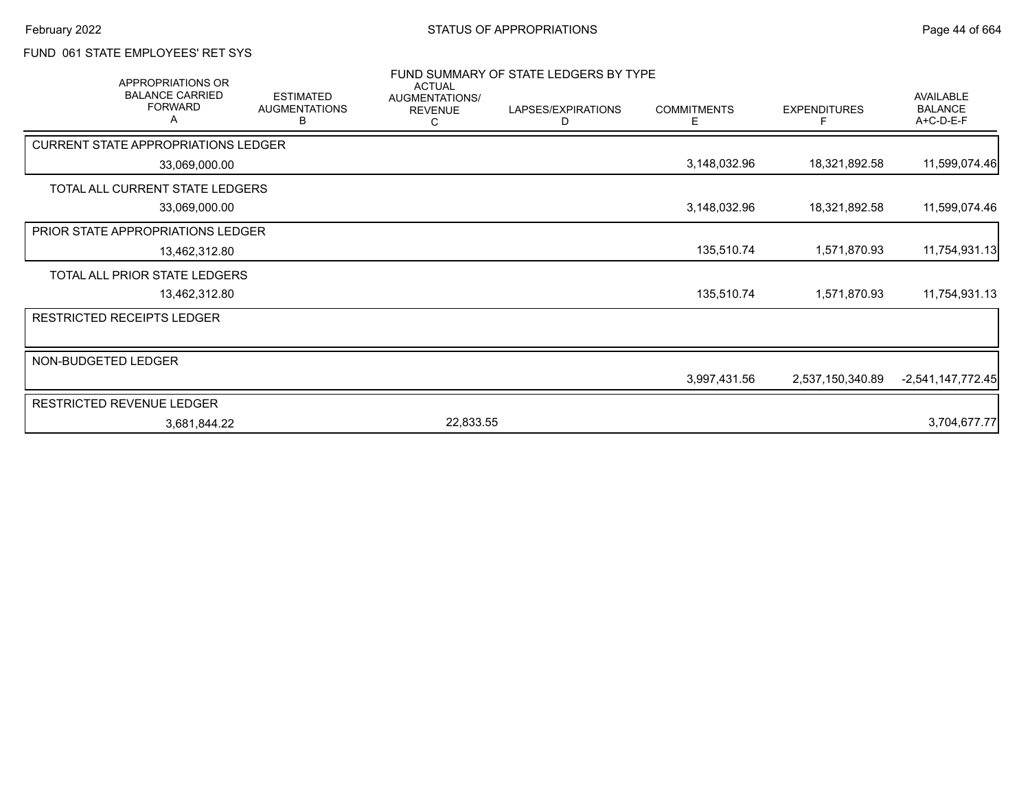FUND 061 STATE EMPLOYEES' RET SYS

FUND SUMMARY OF STATE LEDGERS BY TYPE

| APPROPRIATIONS OR BALANCE CARRIED FORWARD A | ESTIMATED AUGMENTATIONS B | ACTUAL AUGMENTATIONS/ REVENUE C | LAPSES/EXPIRATIONS D | COMMITMENTS E | EXPENDITURES F | AVAILABLE BALANCE A+C-D-E-F |
|---|---|---|---|---|---|---|
| CURRENT STATE APPROPRIATIONS LEDGER | | | | | | |
| 33,069,000.00 | | | | 3,148,032.96 | 18,321,892.58 | 11,599,074.46 |
| TOTAL ALL CURRENT STATE LEDGERS | | | | | | |
| 33,069,000.00 | | | | 3,148,032.96 | 18,321,892.58 | 11,599,074.46 |
| PRIOR STATE APPROPRIATIONS LEDGER | | | | | | |
| 13,462,312.80 | | | | 135,510.74 | 1,571,870.93 | 11,754,931.13 |
| TOTAL ALL PRIOR STATE LEDGERS | | | | | | |
| 13,462,312.80 | | | | 135,510.74 | 1,571,870.93 | 11,754,931.13 |
| RESTRICTED RECEIPTS LEDGER | | | | | | |
| NON-BUDGETED LEDGER | | | | | | |
| | | | | 3,997,431.56 | 2,537,150,340.89 | -2,541,147,772.45 |
| RESTRICTED REVENUE LEDGER | | | | | | |
| 3,681,844.22 | | 22,833.55 | | | | 3,704,677.77 |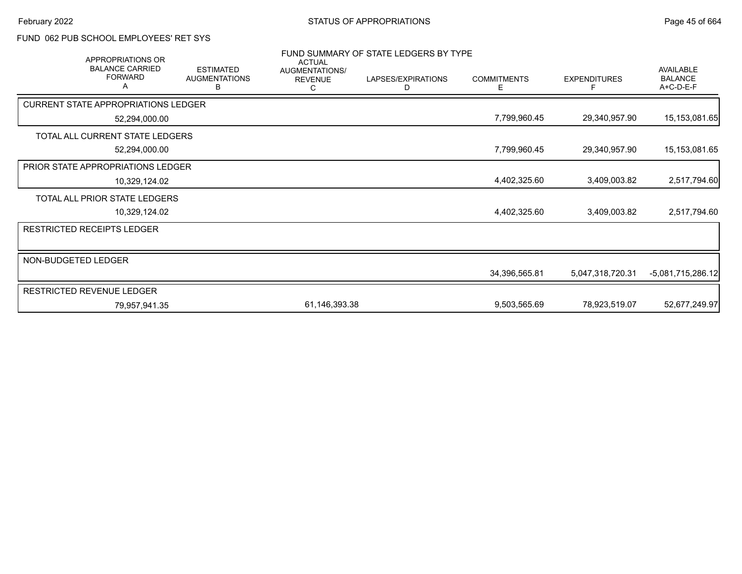FUND 062 PUB SCHOOL EMPLOYEES' RET SYS

FUND SUMMARY OF STATE LEDGERS BY TYPE

| APPROPRIATIONS OR BALANCE CARRIED FORWARD A | ESTIMATED AUGMENTATIONS B | ACTUAL AUGMENTATIONS/ REVENUE C | LAPSES/EXPIRATIONS D | COMMITMENTS E | EXPENDITURES F | AVAILABLE BALANCE A+C-D-E-F |
|---|---|---|---|---|---|---|
| CURRENT STATE APPROPRIATIONS LEDGER | | | | | | |
| 52,294,000.00 | | | | 7,799,960.45 | 29,340,957.90 | 15,153,081.65 |
| TOTAL ALL CURRENT STATE LEDGERS | | | | | | |
| 52,294,000.00 | | | | 7,799,960.45 | 29,340,957.90 | 15,153,081.65 |
| PRIOR STATE APPROPRIATIONS LEDGER | | | | | | |
| 10,329,124.02 | | | | 4,402,325.60 | 3,409,003.82 | 2,517,794.60 |
| TOTAL ALL PRIOR STATE LEDGERS | | | | | | |
| 10,329,124.02 | | | | 4,402,325.60 | 3,409,003.82 | 2,517,794.60 |
| RESTRICTED RECEIPTS LEDGER | | | | | | |
| NON-BUDGETED LEDGER | | | | | | |
| | | | | 34,396,565.81 | 5,047,318,720.31 | -5,081,715,286.12 |
| RESTRICTED REVENUE LEDGER | | | | | | |
| 79,957,941.35 | | 61,146,393.38 | | 9,503,565.69 | 78,923,519.07 | 52,677,249.97 |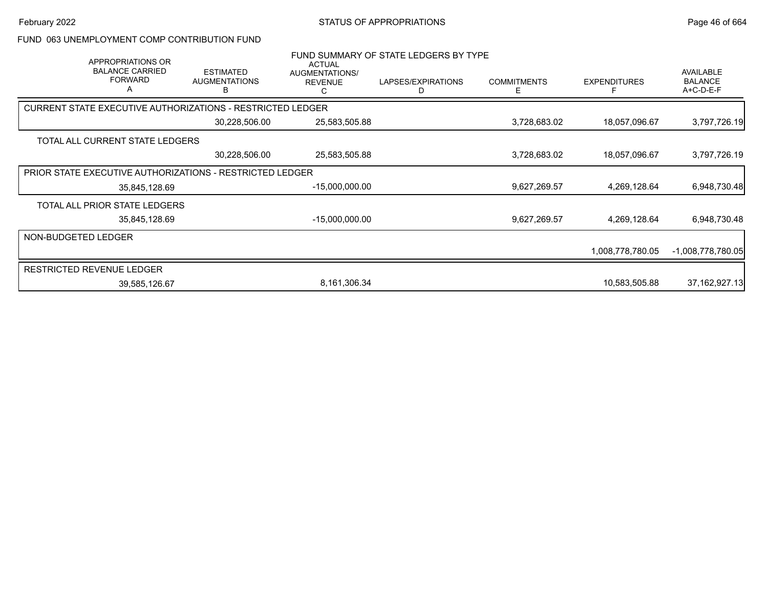STATUS OF APPROPRIATIONS

FUND 063 UNEMPLOYMENT COMP CONTRIBUTION FUND

FUND SUMMARY OF STATE LEDGERS BY TYPE

| APPROPRIATIONS OR BALANCE CARRIED FORWARD A | ESTIMATED AUGMENTATIONS B | ACTUAL AUGMENTATIONS/ REVENUE C | LAPSES/EXPIRATIONS D | COMMITMENTS E | EXPENDITURES F | AVAILABLE BALANCE A+C-D-E-F |
|---|---|---|---|---|---|---|
| **CURRENT STATE EXECUTIVE AUTHORIZATIONS - RESTRICTED LEDGER** | | | | | | |
| | 30,228,506.00 | 25,583,505.88 | | 3,728,683.02 | 18,057,096.67 | 3,797,726.19 |
| TOTAL ALL CURRENT STATE LEDGERS | | | | | | |
| | 30,228,506.00 | 25,583,505.88 | | 3,728,683.02 | 18,057,096.67 | 3,797,726.19 |
| **PRIOR STATE EXECUTIVE AUTHORIZATIONS - RESTRICTED LEDGER** | | | | | | |
| 35,845,128.69 | | -15,000,000.00 | | 9,627,269.57 | 4,269,128.64 | 6,948,730.48 |
| TOTAL ALL PRIOR STATE LEDGERS | | | | | | |
| 35,845,128.69 | | -15,000,000.00 | | 9,627,269.57 | 4,269,128.64 | 6,948,730.48 |
| **NON-BUDGETED LEDGER** | | | | | | |
| | | | | | 1,008,778,780.05 | -1,008,778,780.05 |
| **RESTRICTED REVENUE LEDGER** | | | | | | |
| 39,585,126.67 | | 8,161,306.34 | | | 10,583,505.88 | 37,162,927.13 |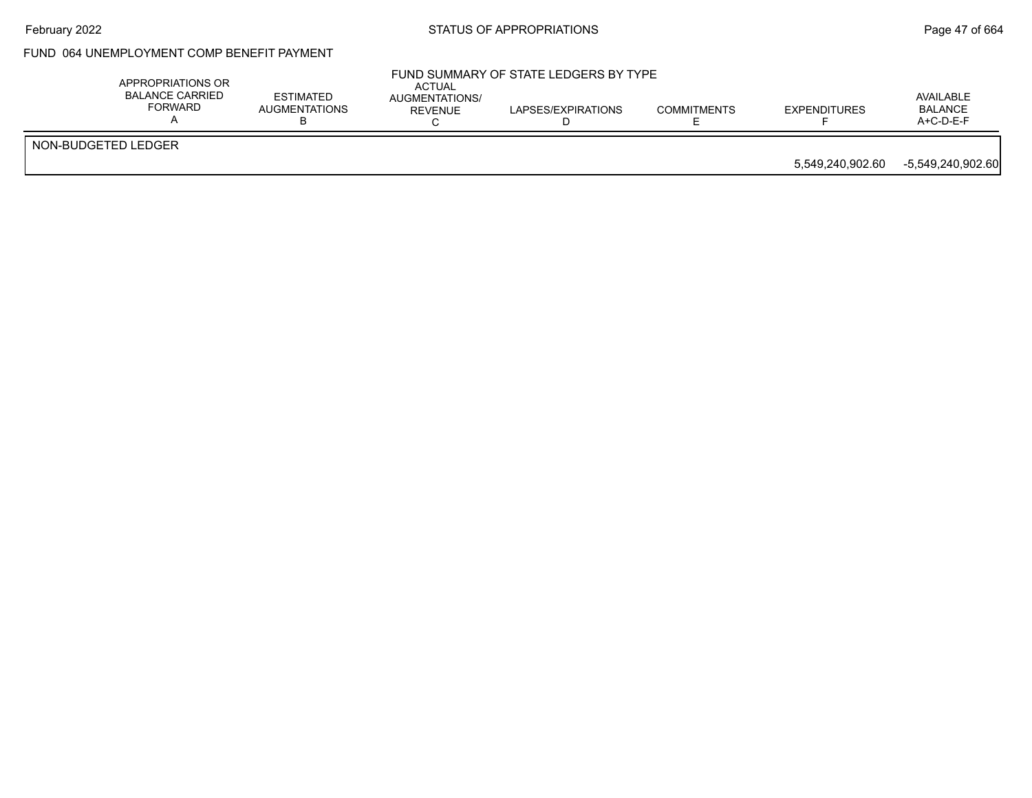FUND 064 UNEMPLOYMENT COMP BENEFIT PAYMENT

FUND SUMMARY OF STATE LEDGERS BY TYPE

| | APPROPRIATIONS OR BALANCE CARRIED FORWARD A | ESTIMATED AUGMENTATIONS B | ACTUAL AUGMENTATIONS/ REVENUE C | LAPSES/EXPIRATIONS D | COMMITMENTS E | EXPENDITURES F | AVAILABLE BALANCE A+C-D-E-F |
|---|---|---|---|---|---|---|---|
| NON-BUDGETED LEDGER | | | | | | | |
| | | | | | | 5,549,240,902.60 | -5,549,240,902.60 |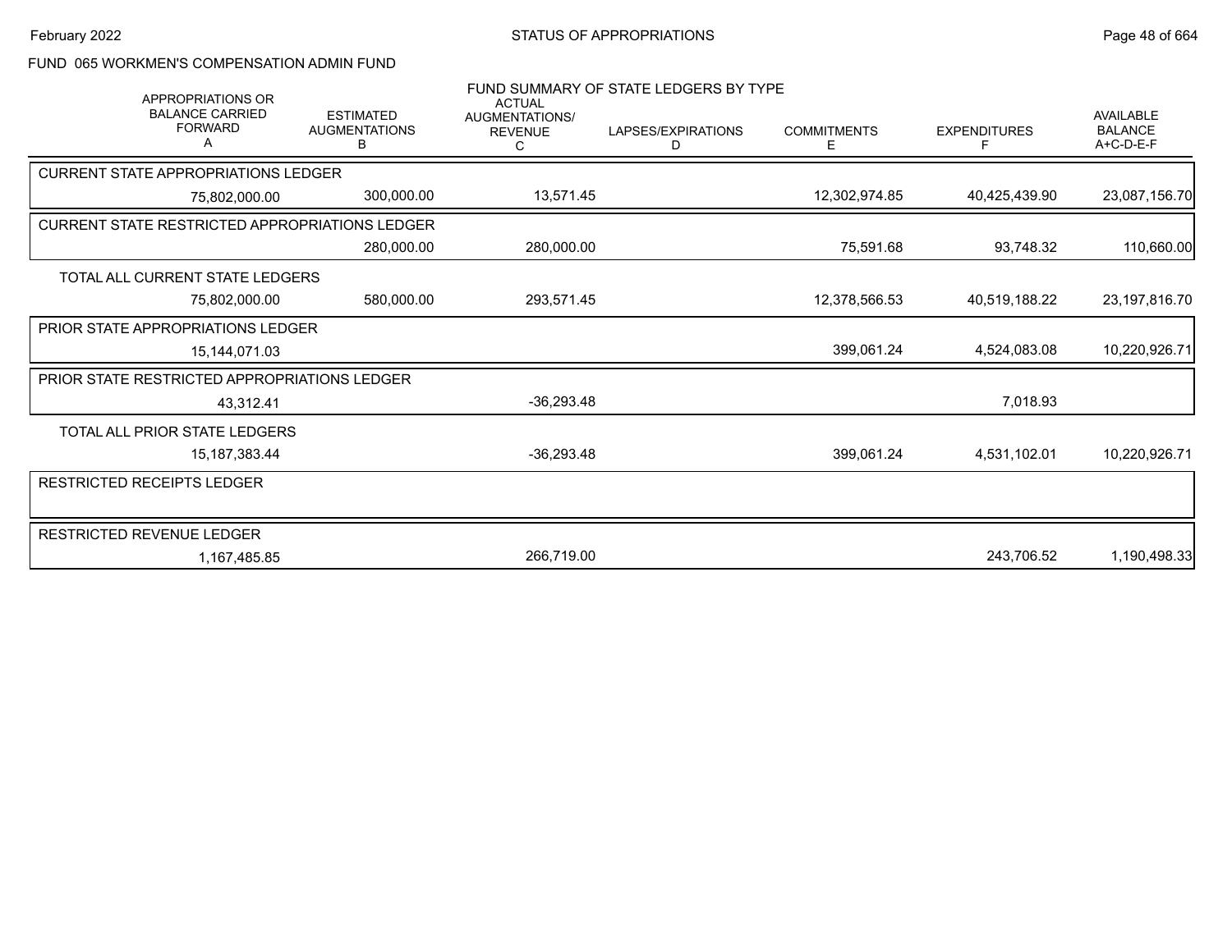FUND 065 WORKMEN'S COMPENSATION ADMIN FUND

## FUND SUMMARY OF STATE LEDGERS BY TYPE

| APPROPRIATIONS OR BALANCE CARRIED FORWARD A | ESTIMATED AUGMENTATIONS B | ACTUAL AUGMENTATIONS/ REVENUE C | LAPSES/EXPIRATIONS D | COMMITMENTS E | EXPENDITURES F | AVAILABLE BALANCE A+C-D-E-F |
|---|---|---|---|---|---|---|
| **CURRENT STATE APPROPRIATIONS LEDGER** | | | | | | |
| 75,802,000.00 | 300,000.00 | 13,571.45 | | 12,302,974.85 | 40,425,439.90 | 23,087,156.70 |
| **CURRENT STATE RESTRICTED APPROPRIATIONS LEDGER** | | | | | | |
| | 280,000.00 | 280,000.00 | | 75,591.68 | 93,748.32 | 110,660.00 |
| **TOTAL ALL CURRENT STATE LEDGERS** | | | | | | |
| 75,802,000.00 | 580,000.00 | 293,571.45 | | 12,378,566.53 | 40,519,188.22 | 23,197,816.70 |
| **PRIOR STATE APPROPRIATIONS LEDGER** | | | | | | |
| 15,144,071.03 | | | | 399,061.24 | 4,524,083.08 | 10,220,926.71 |
| **PRIOR STATE RESTRICTED APPROPRIATIONS LEDGER** | | | | | | |
| 43,312.41 | | -36,293.48 | | | 7,018.93 | |
| **TOTAL ALL PRIOR STATE LEDGERS** | | | | | | |
| 15,187,383.44 | | -36,293.48 | | 399,061.24 | 4,531,102.01 | 10,220,926.71 |
| **RESTRICTED RECEIPTS LEDGER** | | | | | | |
| | | | | | | |
| **RESTRICTED REVENUE LEDGER** | | | | | | |
| 1,167,485.85 | | 266,719.00 | | | 243,706.52 | 1,190,498.33 |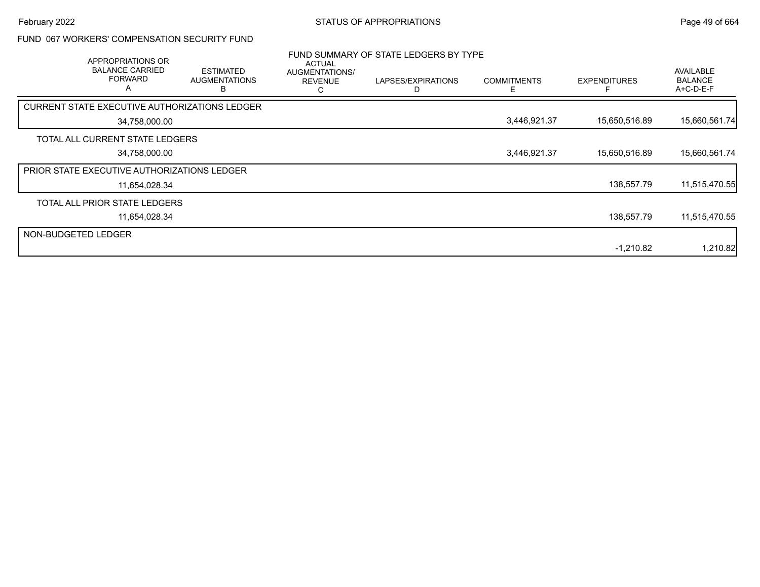FUND 067 WORKERS' COMPENSATION SECURITY FUND

FUND SUMMARY OF STATE LEDGERS BY TYPE

| APPROPRIATIONS OR BALANCE CARRIED FORWARD A | ESTIMATED AUGMENTATIONS B | ACTUAL AUGMENTATIONS/ REVENUE C | LAPSES/EXPIRATIONS D | COMMITMENTS E | EXPENDITURES F | AVAILABLE BALANCE A+C-D-E-F |
|---|---|---|---|---|---|---|
| CURRENT STATE EXECUTIVE AUTHORIZATIONS LEDGER | | | | | | |
| 34,758,000.00 | | | | 3,446,921.37 | 15,650,516.89 | 15,660,561.74 |
| TOTAL ALL CURRENT STATE LEDGERS | | | | | | |
| 34,758,000.00 | | | | 3,446,921.37 | 15,650,516.89 | 15,660,561.74 |
| PRIOR STATE EXECUTIVE AUTHORIZATIONS LEDGER | | | | | | |
| 11,654,028.34 | | | | | 138,557.79 | 11,515,470.55 |
| TOTAL ALL PRIOR STATE LEDGERS | | | | | | |
| 11,654,028.34 | | | | | 138,557.79 | 11,515,470.55 |
| NON-BUDGETED LEDGER | | | | | | |
| | | | | | -1,210.82 | 1,210.82 |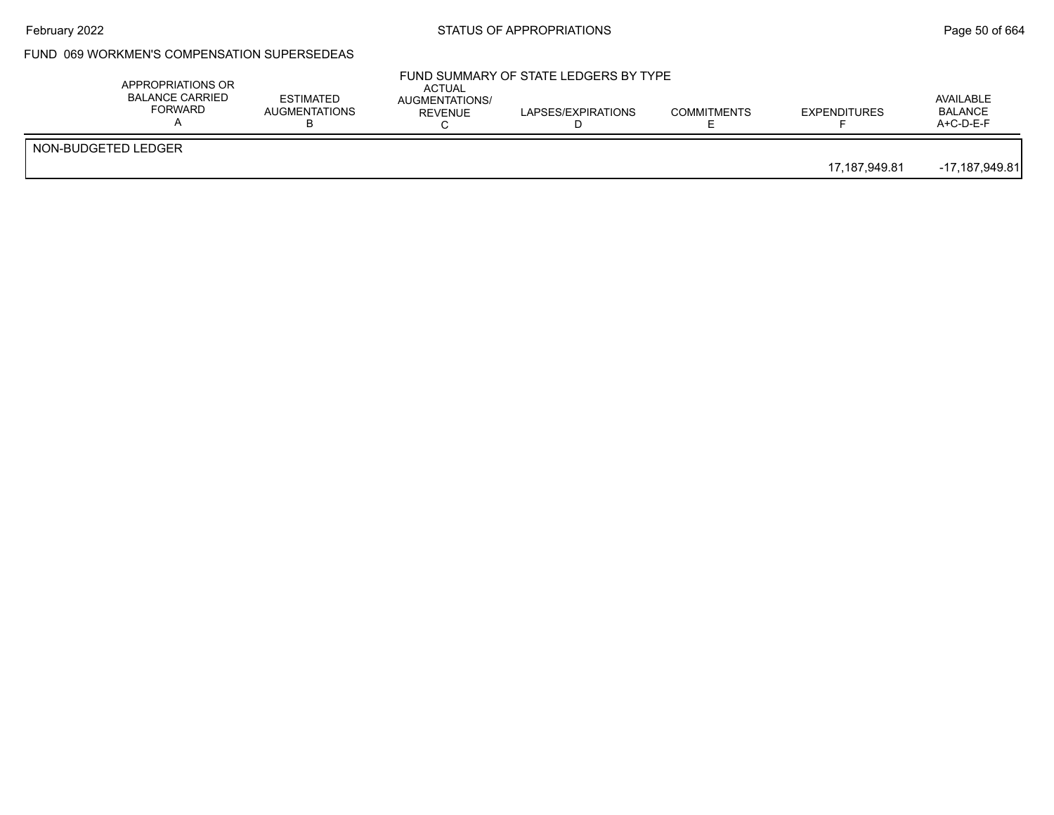FUND 069 WORKMEN'S COMPENSATION SUPERSEDEAS

FUND SUMMARY OF STATE LEDGERS BY TYPE

| | APPROPRIATIONS OR BALANCE CARRIED FORWARD A | ESTIMATED AUGMENTATIONS B | ACTUAL AUGMENTATIONS/ REVENUE C | LAPSES/EXPIRATIONS D | COMMITMENTS E | EXPENDITURES F | AVAILABLE BALANCE A+C-D-E-F |
|---|---|---|---|---|---|---|---|
| NON-BUDGETED LEDGER | | | | | | | |
| | | | | | | 17,187,949.81 | -17,187,949.81 |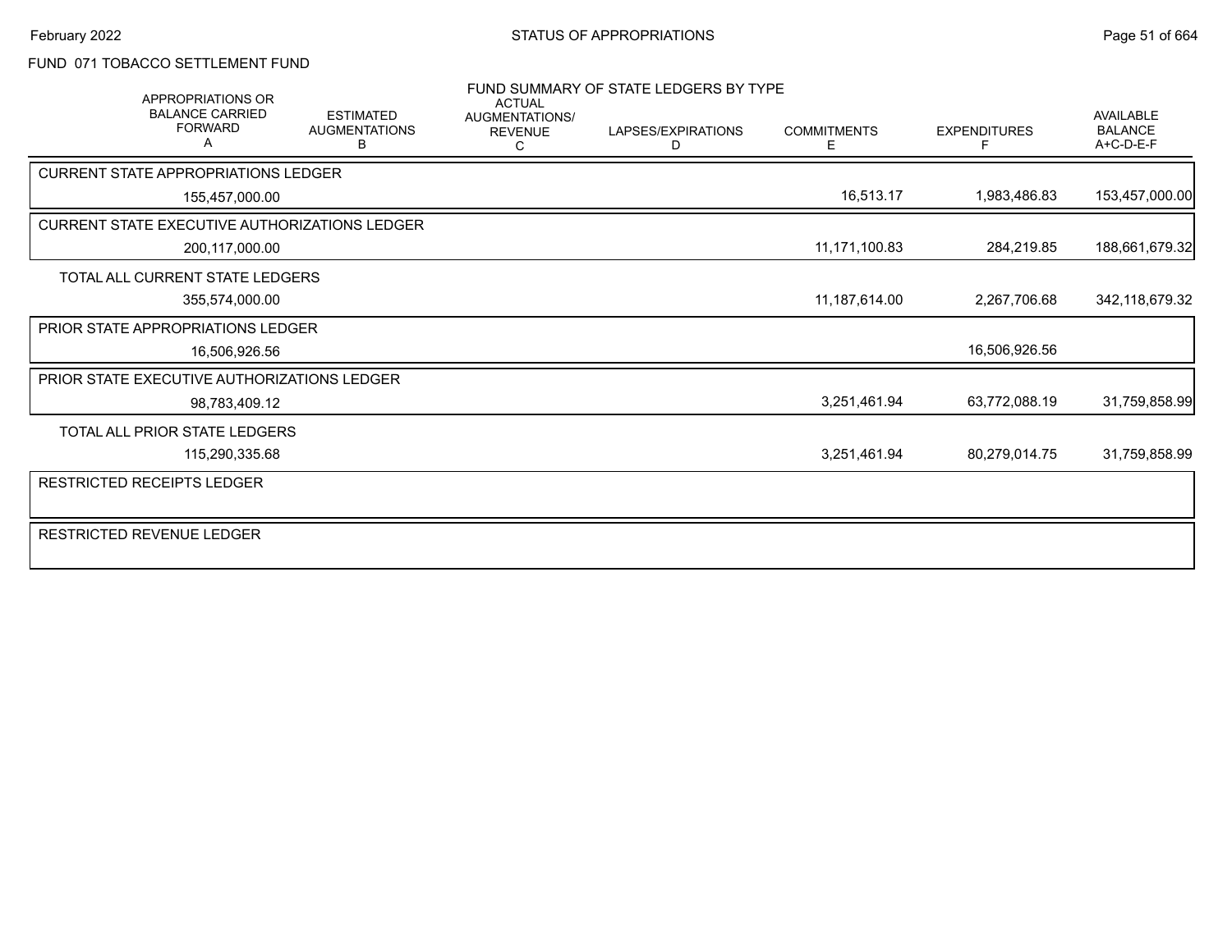February 2022 — STATUS OF APPROPRIATIONS

## FUND 071 TOBACCO SETTLEMENT FUND

### FUND SUMMARY OF STATE LEDGERS BY TYPE

| | APPROPRIATIONS OR BALANCE CARRIED FORWARD A | ESTIMATED AUGMENTATIONS B | ACTUAL AUGMENTATIONS/ REVENUE C | LAPSES/EXPIRATIONS D | COMMITMENTS E | EXPENDITURES F | AVAILABLE BALANCE A+C-D-E-F |
|---|---|---|---|---|---|---|---|
| CURRENT STATE APPROPRIATIONS LEDGER | 155,457,000.00 | | | | 16,513.17 | 1,983,486.83 | 153,457,000.00 |
| CURRENT STATE EXECUTIVE AUTHORIZATIONS LEDGER | 200,117,000.00 | | | | 11,171,100.83 | 284,219.85 | 188,661,679.32 |
| TOTAL ALL CURRENT STATE LEDGERS | 355,574,000.00 | | | | 11,187,614.00 | 2,267,706.68 | 342,118,679.32 |
| PRIOR STATE APPROPRIATIONS LEDGER | 16,506,926.56 | | | | | 16,506,926.56 | |
| PRIOR STATE EXECUTIVE AUTHORIZATIONS LEDGER | 98,783,409.12 | | | | 3,251,461.94 | 63,772,088.19 | 31,759,858.99 |
| TOTAL ALL PRIOR STATE LEDGERS | 115,290,335.68 | | | | 3,251,461.94 | 80,279,014.75 | 31,759,858.99 |
| RESTRICTED RECEIPTS LEDGER | | | | | | | |
| RESTRICTED REVENUE LEDGER | | | | | | | |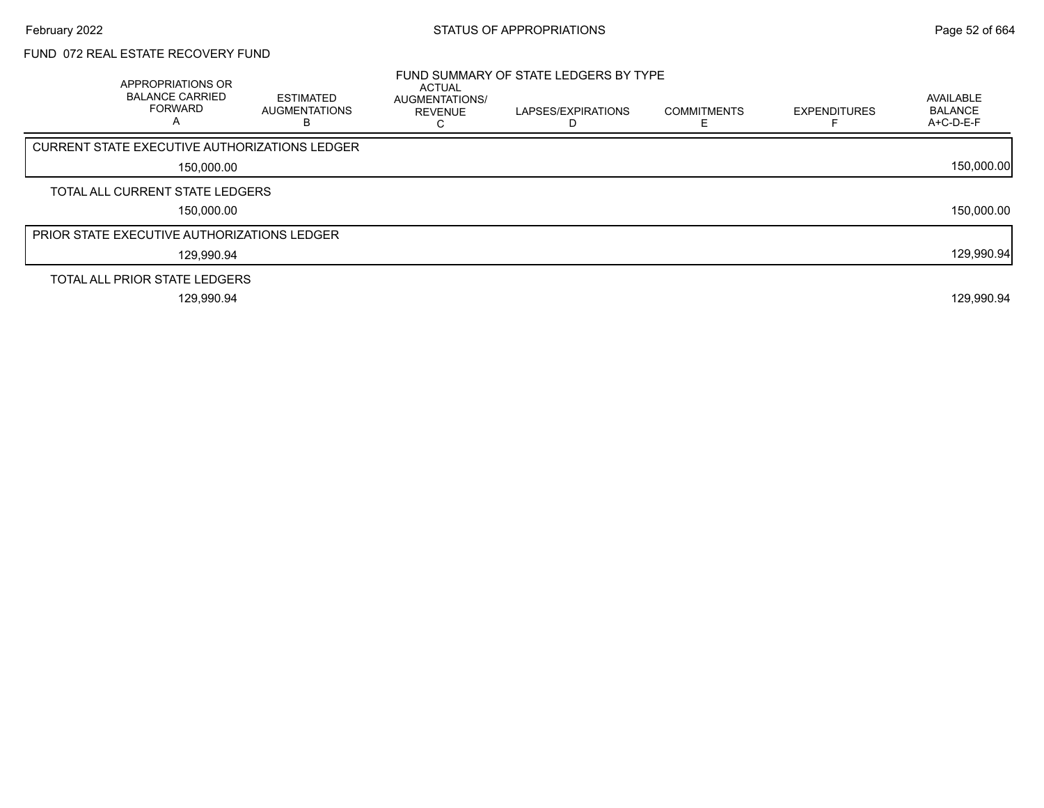FUND 072 REAL ESTATE RECOVERY FUND

FUND SUMMARY OF STATE LEDGERS BY TYPE

| APPROPRIATIONS OR BALANCE CARRIED FORWARD A | ESTIMATED AUGMENTATIONS B | ACTUAL AUGMENTATIONS/ REVENUE C | LAPSES/EXPIRATIONS D | COMMITMENTS E | EXPENDITURES F | AVAILABLE BALANCE A+C-D-E-F |
|---|---|---|---|---|---|---|
| **CURRENT STATE EXECUTIVE AUTHORIZATIONS LEDGER** | | | | | | |
| 150,000.00 | | | | | | 150,000.00 |
| **TOTAL ALL CURRENT STATE LEDGERS** | | | | | | |
| 150,000.00 | | | | | | 150,000.00 |
| **PRIOR STATE EXECUTIVE AUTHORIZATIONS LEDGER** | | | | | | |
| 129,990.94 | | | | | | 129,990.94 |
| **TOTAL ALL PRIOR STATE LEDGERS** | | | | | | |
| 129,990.94 | | | | | | 129,990.94 |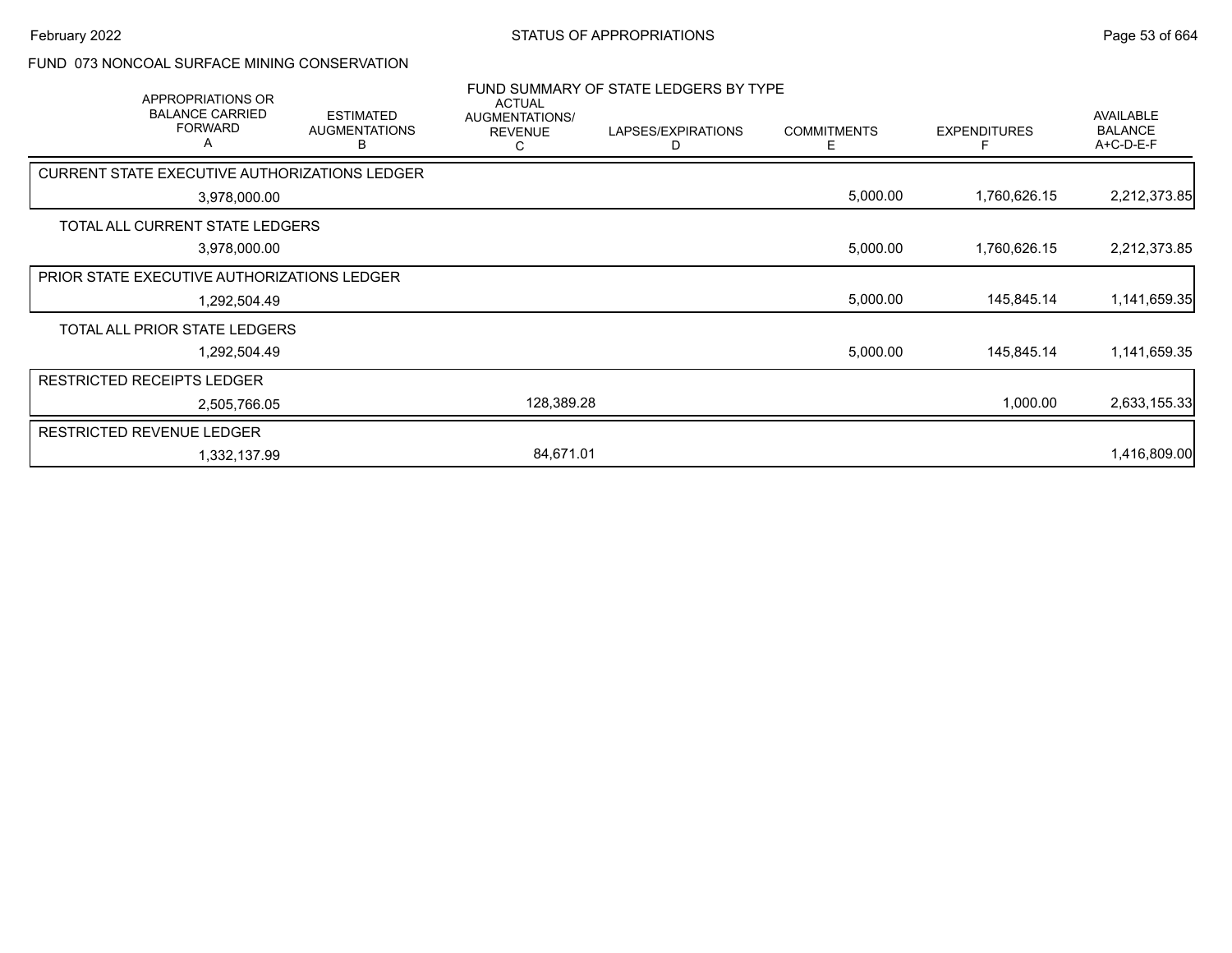FUND 073 NONCOAL SURFACE MINING CONSERVATION

FUND SUMMARY OF STATE LEDGERS BY TYPE

| APPROPRIATIONS OR BALANCE CARRIED FORWARD A | ESTIMATED AUGMENTATIONS B | ACTUAL AUGMENTATIONS/ REVENUE C | LAPSES/EXPIRATIONS D | COMMITMENTS E | EXPENDITURES F | AVAILABLE BALANCE A+C-D-E-F |
|---|---|---|---|---|---|---|
| CURRENT STATE EXECUTIVE AUTHORIZATIONS LEDGER | | | | | | |
| 3,978,000.00 | | | | 5,000.00 | 1,760,626.15 | 2,212,373.85 |
| TOTAL ALL CURRENT STATE LEDGERS | | | | | | |
| 3,978,000.00 | | | | 5,000.00 | 1,760,626.15 | 2,212,373.85 |
| PRIOR STATE EXECUTIVE AUTHORIZATIONS LEDGER | | | | | | |
| 1,292,504.49 | | | | 5,000.00 | 145,845.14 | 1,141,659.35 |
| TOTAL ALL PRIOR STATE LEDGERS | | | | | | |
| 1,292,504.49 | | | | 5,000.00 | 145,845.14 | 1,141,659.35 |
| RESTRICTED RECEIPTS LEDGER | | | | | | |
| 2,505,766.05 | | 128,389.28 | | | 1,000.00 | 2,633,155.33 |
| RESTRICTED REVENUE LEDGER | | | | | | |
| 1,332,137.99 | | 84,671.01 | | | | 1,416,809.00 |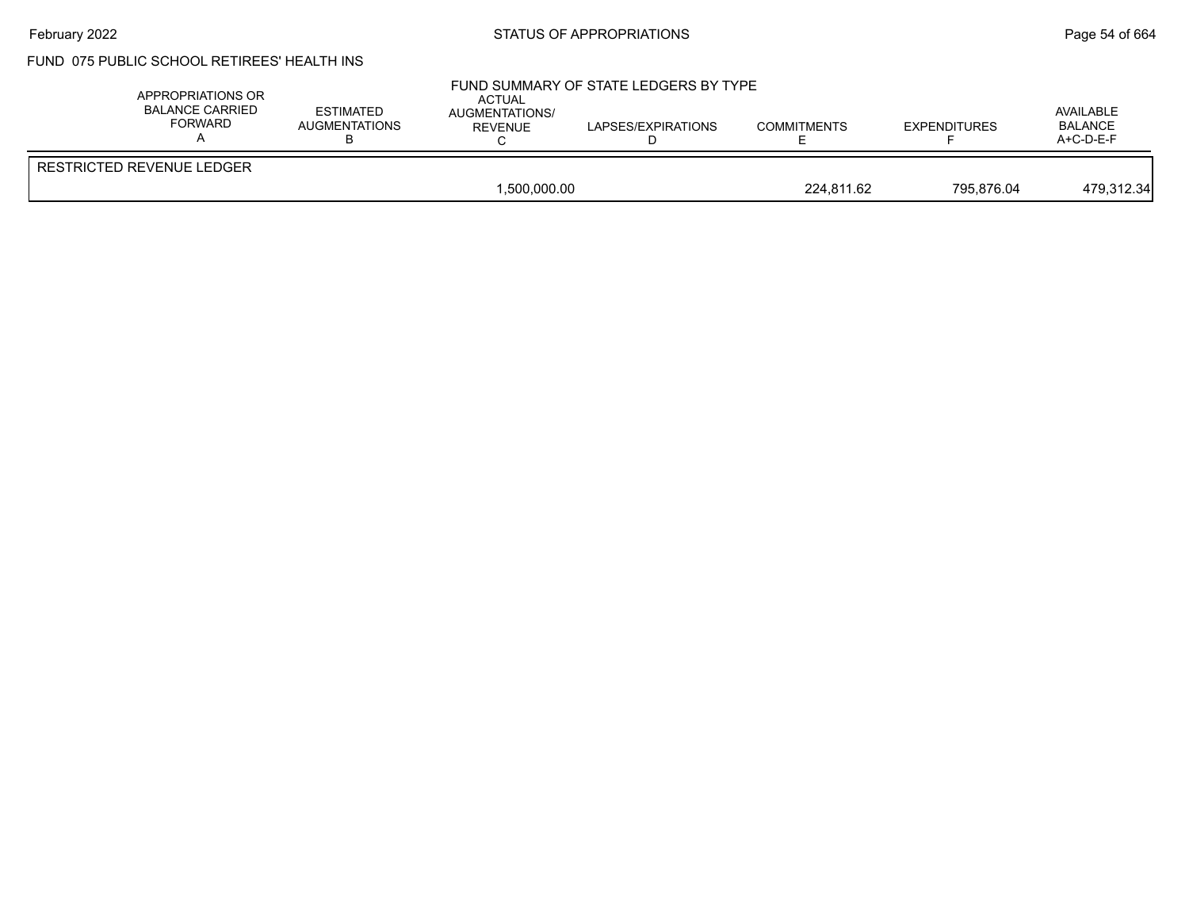FUND 075 PUBLIC SCHOOL RETIREES' HEALTH INS

FUND SUMMARY OF STATE LEDGERS BY TYPE

| | APPROPRIATIONS OR BALANCE CARRIED FORWARD A | ESTIMATED AUGMENTATIONS B | ACTUAL AUGMENTATIONS/ REVENUE C | LAPSES/EXPIRATIONS D | COMMITMENTS E | EXPENDITURES F | AVAILABLE BALANCE A+C-D-E-F |
|---|---|---|---|---|---|---|---|
| RESTRICTED REVENUE LEDGER | | | | | | | |
| | | | 1,500,000.00 | | 224,811.62 | 795,876.04 | 479,312.34 |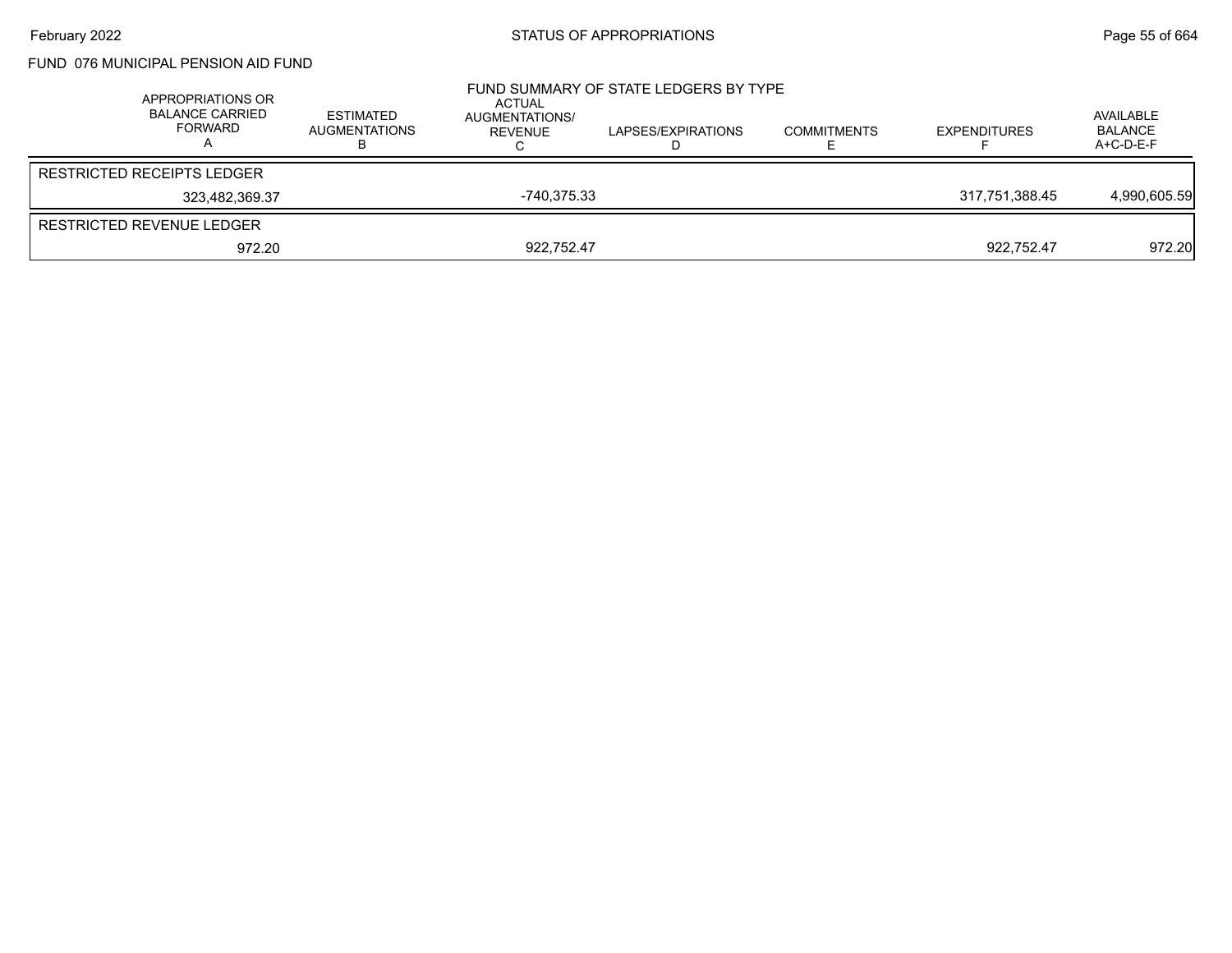FUND 076 MUNICIPAL PENSION AID FUND

FUND SUMMARY OF STATE LEDGERS BY TYPE

| APPROPRIATIONS OR BALANCE CARRIED FORWARD A | ESTIMATED AUGMENTATIONS B | ACTUAL AUGMENTATIONS/ REVENUE C | LAPSES/EXPIRATIONS D | COMMITMENTS E | EXPENDITURES F | AVAILABLE BALANCE A+C-D-E-F |
|---|---|---|---|---|---|---|
| RESTRICTED RECEIPTS LEDGER | | | | | | |
| 323,482,369.37 | | -740,375.33 | | | 317,751,388.45 | 4,990,605.59 |
| RESTRICTED REVENUE LEDGER | | | | | | |
| 972.20 | | 922,752.47 | | | 922,752.47 | 972.20 |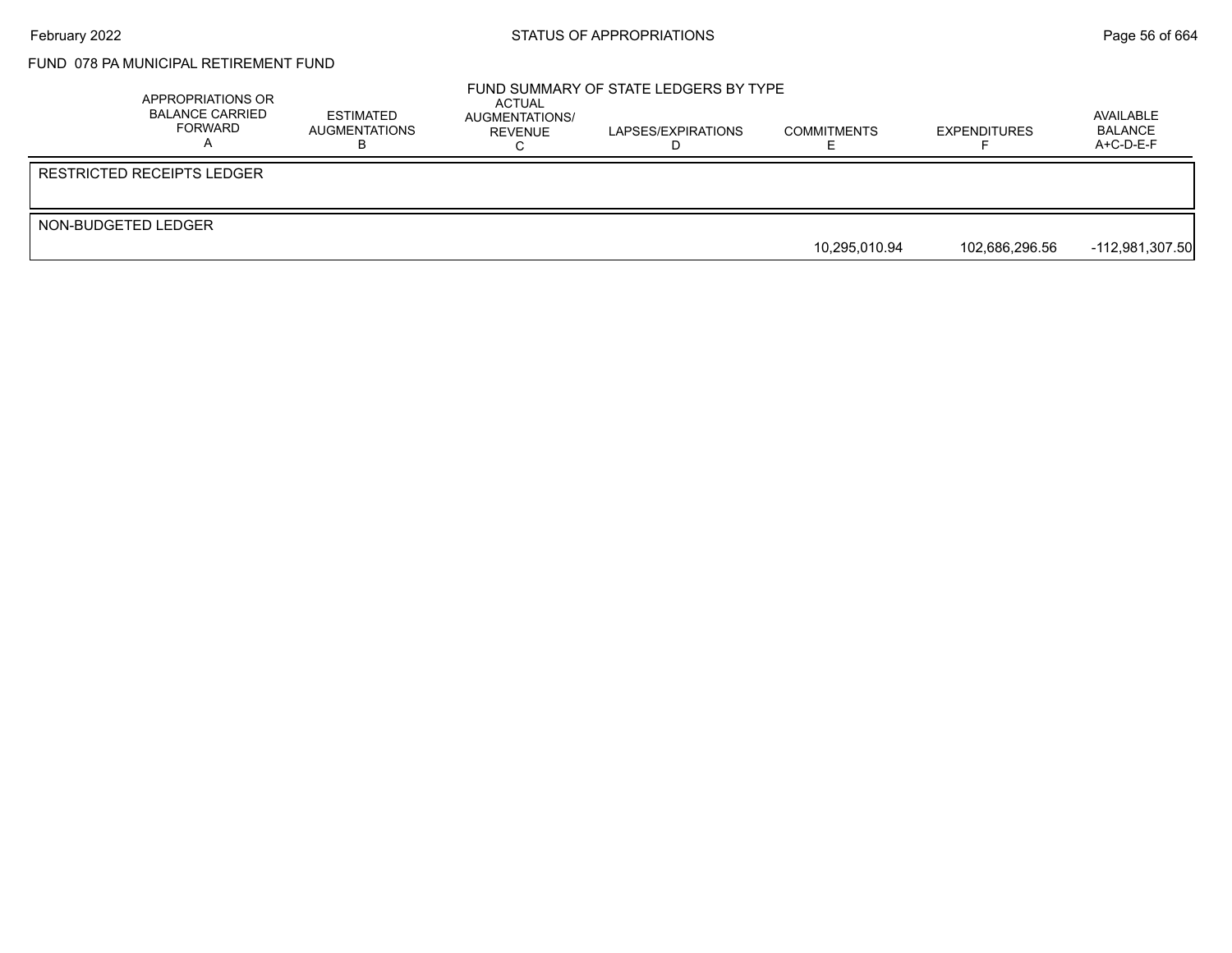# FUND 078 PA MUNICIPAL RETIREMENT FUND

## FUND SUMMARY OF STATE LEDGERS BY TYPE

| APPROPRIATIONS OR BALANCE CARRIED FORWARD A | ESTIMATED AUGMENTATIONS B | ACTUAL AUGMENTATIONS/ REVENUE C | LAPSES/EXPIRATIONS D | COMMITMENTS E | EXPENDITURES F | AVAILABLE BALANCE A+C-D-E-F |
|---|---|---|---|---|---|---|
| RESTRICTED RECEIPTS LEDGER | | | | | | |
| NON-BUDGETED LEDGER | | | | | | |
| | | | | 10,295,010.94 | 102,686,296.56 | -112,981,307.50 |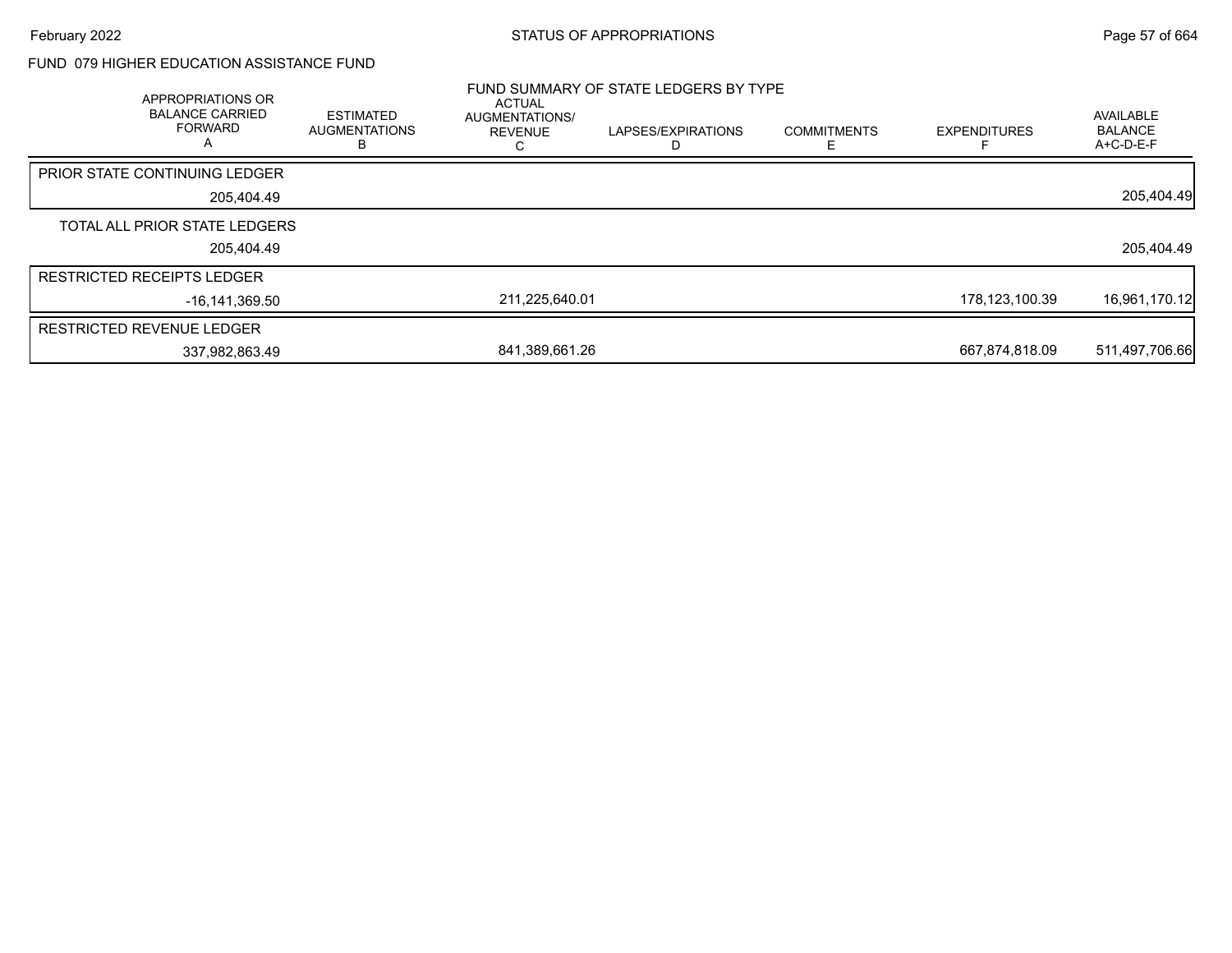FUND 079 HIGHER EDUCATION ASSISTANCE FUND

FUND SUMMARY OF STATE LEDGERS BY TYPE

| | APPROPRIATIONS OR BALANCE CARRIED FORWARD A | ESTIMATED AUGMENTATIONS B | ACTUAL AUGMENTATIONS/ REVENUE C | LAPSES/EXPIRATIONS D | COMMITMENTS E | EXPENDITURES F | AVAILABLE BALANCE A+C-D-E-F |
|---|---|---|---|---|---|---|---|
| PRIOR STATE CONTINUING LEDGER | 205,404.49 | | | | | | 205,404.49 |
| TOTAL ALL PRIOR STATE LEDGERS | 205,404.49 | | | | | | 205,404.49 |
| RESTRICTED RECEIPTS LEDGER | -16,141,369.50 | | 211,225,640.01 | | | 178,123,100.39 | 16,961,170.12 |
| RESTRICTED REVENUE LEDGER | 337,982,863.49 | | 841,389,661.26 | | | 667,874,818.09 | 511,497,706.66 |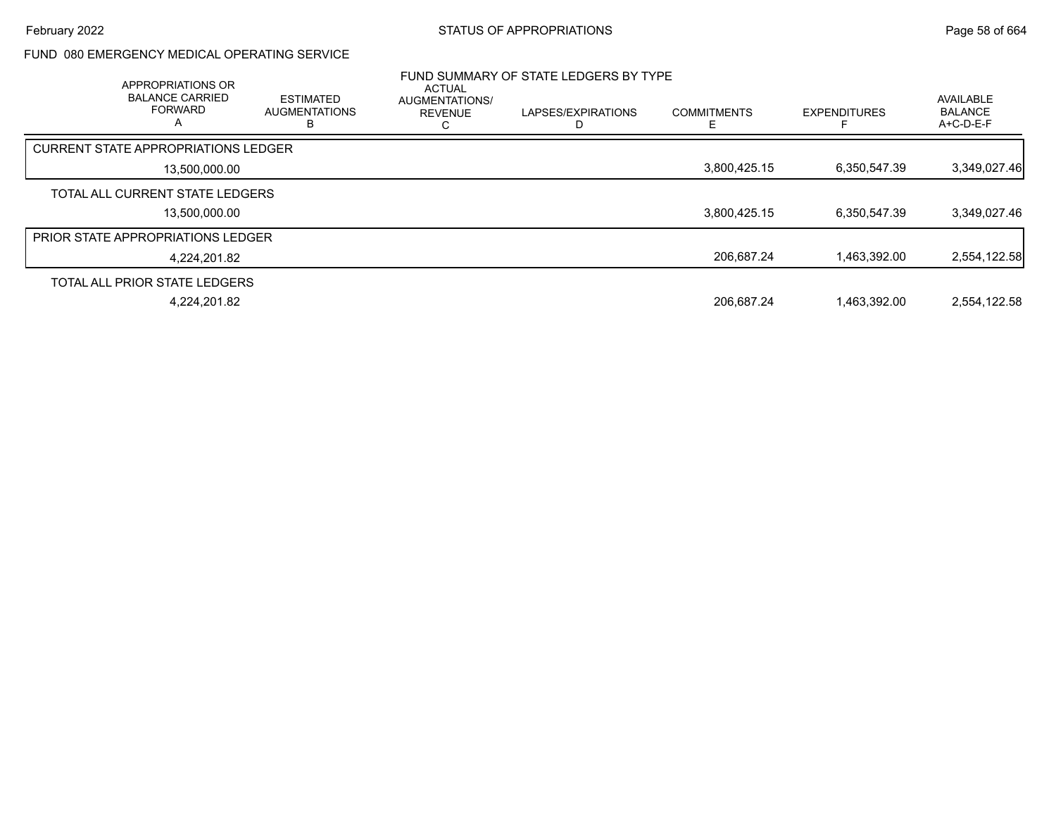FUND 080 EMERGENCY MEDICAL OPERATING SERVICE

FUND SUMMARY OF STATE LEDGERS BY TYPE

| | APPROPRIATIONS OR BALANCE CARRIED FORWARD A | ESTIMATED AUGMENTATIONS B | ACTUAL AUGMENTATIONS/ REVENUE C | LAPSES/EXPIRATIONS D | COMMITMENTS E | EXPENDITURES F | AVAILABLE BALANCE A+C-D-E-F |
|---|---|---|---|---|---|---|---|
| CURRENT STATE APPROPRIATIONS LEDGER | 13,500,000.00 | | | | 3,800,425.15 | 6,350,547.39 | 3,349,027.46 |
| TOTAL ALL CURRENT STATE LEDGERS | 13,500,000.00 | | | | 3,800,425.15 | 6,350,547.39 | 3,349,027.46 |
| PRIOR STATE APPROPRIATIONS LEDGER | 4,224,201.82 | | | | 206,687.24 | 1,463,392.00 | 2,554,122.58 |
| TOTAL ALL PRIOR STATE LEDGERS | 4,224,201.82 | | | | 206,687.24 | 1,463,392.00 | 2,554,122.58 |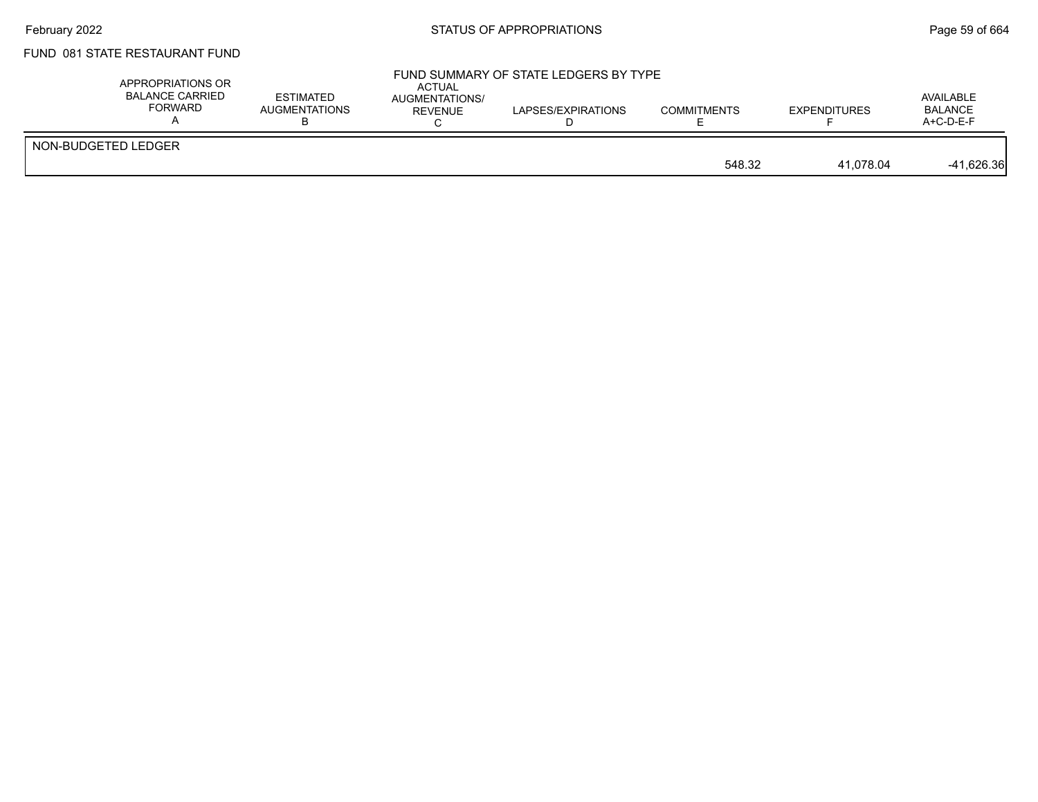FUND 081 STATE RESTAURANT FUND

FUND SUMMARY OF STATE LEDGERS BY TYPE

| | APPROPRIATIONS OR BALANCE CARRIED FORWARD A | ESTIMATED AUGMENTATIONS B | ACTUAL AUGMENTATIONS/ REVENUE C | LAPSES/EXPIRATIONS D | COMMITMENTS E | EXPENDITURES F | AVAILABLE BALANCE A+C-D-E-F |
|---|---|---|---|---|---|---|---|
| NON-BUDGETED LEDGER | | | | | 548.32 | 41,078.04 | -41,626.36 |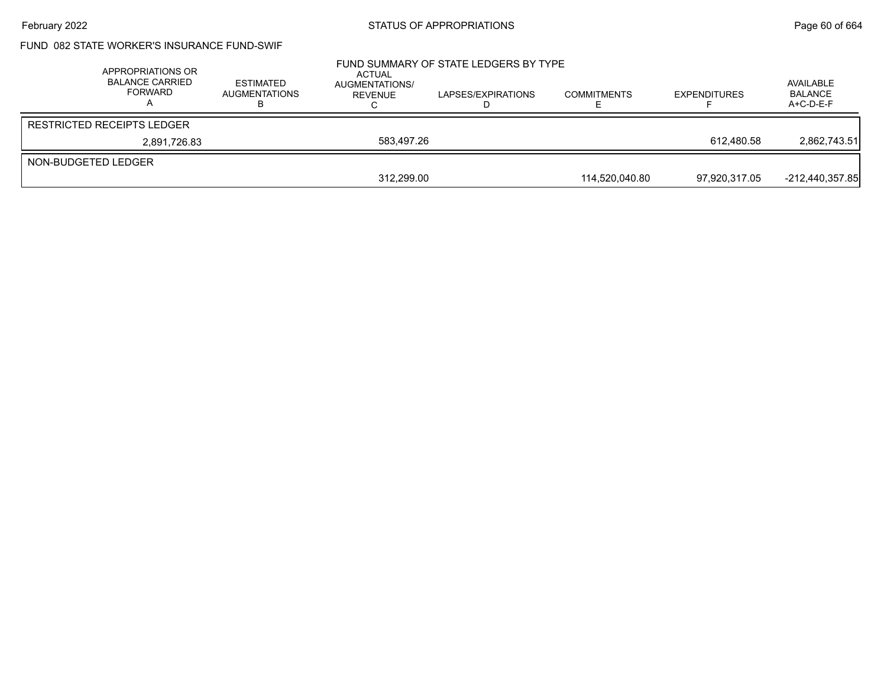FUND 082 STATE WORKER'S INSURANCE FUND-SWIF

FUND SUMMARY OF STATE LEDGERS BY TYPE

| APPROPRIATIONS OR BALANCE CARRIED FORWARD A | ESTIMATED AUGMENTATIONS B | ACTUAL AUGMENTATIONS/ REVENUE C | LAPSES/EXPIRATIONS D | COMMITMENTS E | EXPENDITURES F | AVAILABLE BALANCE A+C-D-E-F |
|---|---|---|---|---|---|---|
| RESTRICTED RECEIPTS LEDGER | | | | | | |
| 2,891,726.83 | | 583,497.26 | | | 612,480.58 | 2,862,743.51 |
| NON-BUDGETED LEDGER | | | | | | |
| | | 312,299.00 | | 114,520,040.80 | 97,920,317.05 | -212,440,357.85 |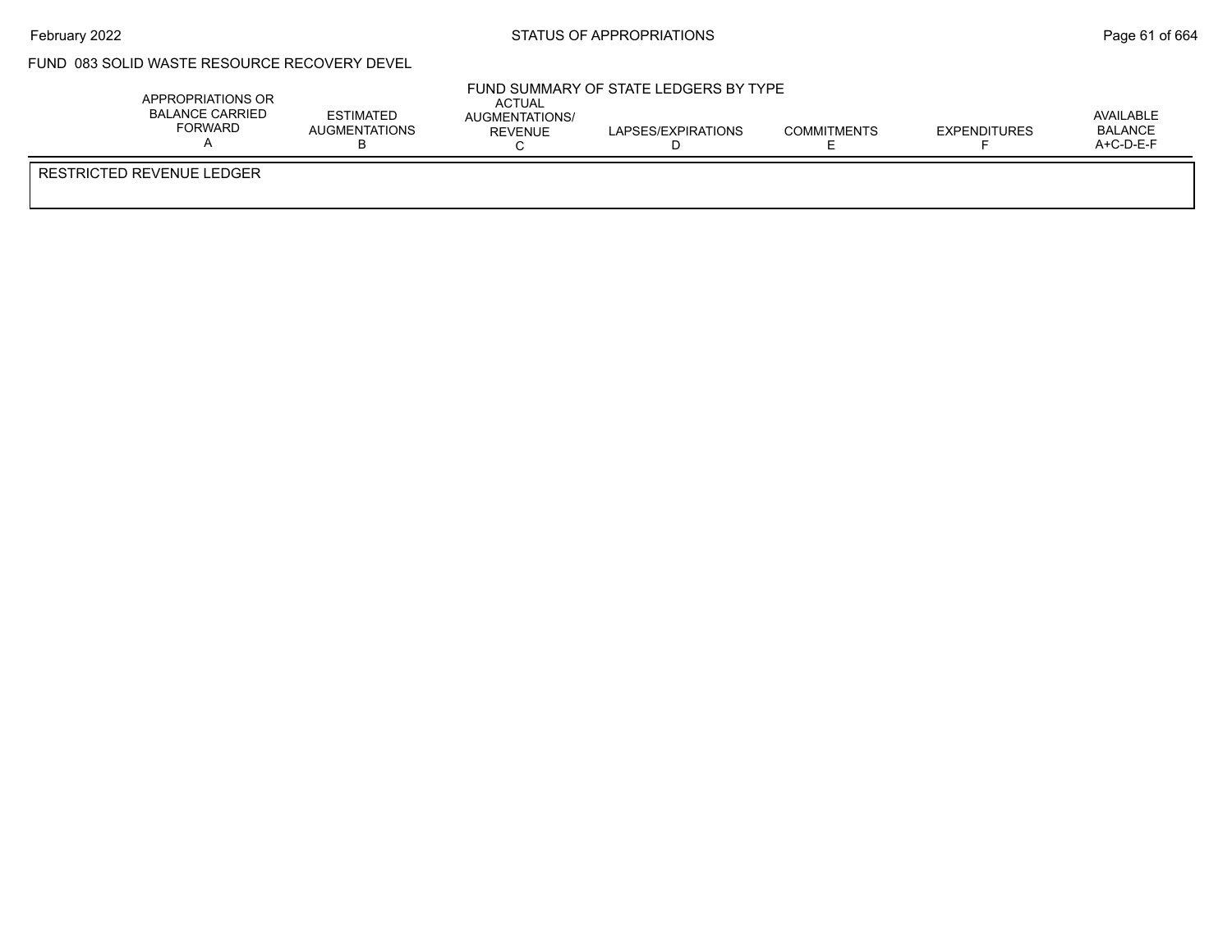FUND 083 SOLID WASTE RESOURCE RECOVERY DEVEL

FUND SUMMARY OF STATE LEDGERS BY TYPE

| APPROPRIATIONS OR BALANCE CARRIED FORWARD A | ESTIMATED AUGMENTATIONS B | ACTUAL AUGMENTATIONS/ REVENUE C | LAPSES/EXPIRATIONS D | COMMITMENTS E | EXPENDITURES F | AVAILABLE BALANCE A+C-D-E-F |
|---|---|---|---|---|---|---|
| RESTRICTED REVENUE LEDGER | | | | | | |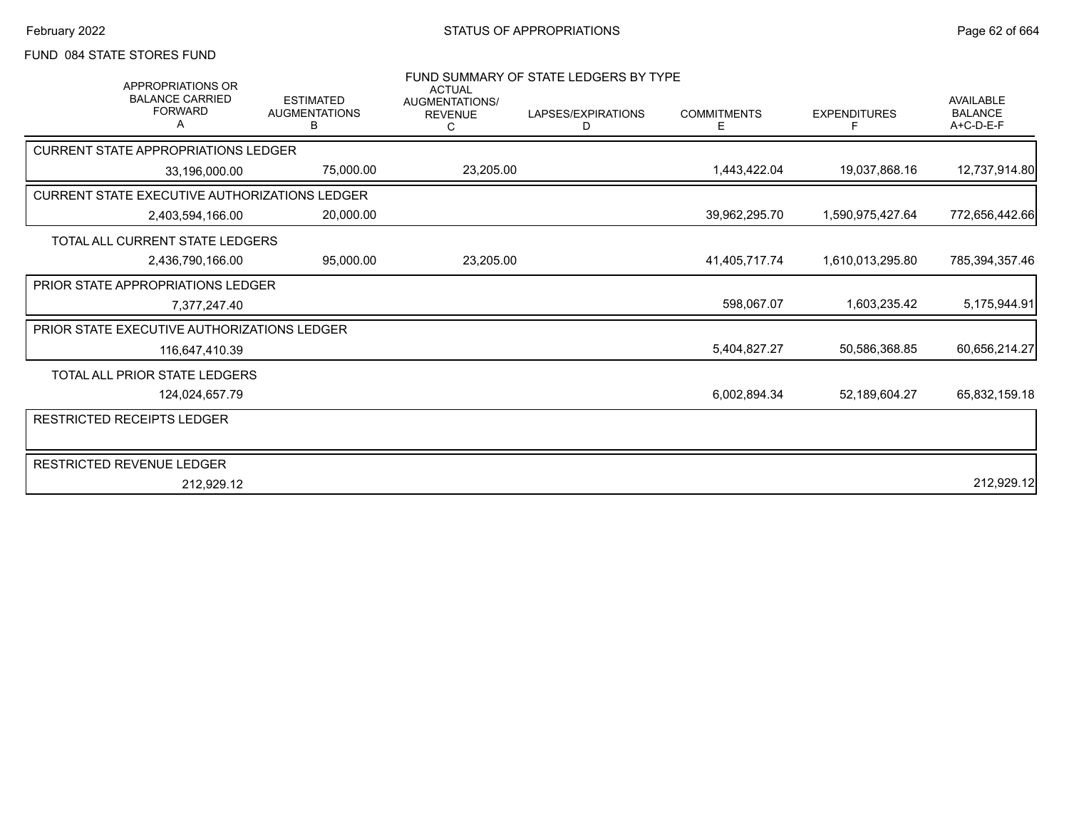FUND 084 STATE STORES FUND

FUND SUMMARY OF STATE LEDGERS BY TYPE

| APPROPRIATIONS OR BALANCE CARRIED FORWARD A | ESTIMATED AUGMENTATIONS B | ACTUAL AUGMENTATIONS/ REVENUE C | LAPSES/EXPIRATIONS D | COMMITMENTS E | EXPENDITURES F | AVAILABLE BALANCE A+C-D-E-F |
|---|---|---|---|---|---|---|
| **CURRENT STATE APPROPRIATIONS LEDGER** | | | | | | |
| 33,196,000.00 | 75,000.00 | 23,205.00 | | 1,443,422.04 | 19,037,868.16 | 12,737,914.80 |
| **CURRENT STATE EXECUTIVE AUTHORIZATIONS LEDGER** | | | | | | |
| 2,403,594,166.00 | 20,000.00 | | | 39,962,295.70 | 1,590,975,427.64 | 772,656,442.66 |
| **TOTAL ALL CURRENT STATE LEDGERS** | | | | | | |
| 2,436,790,166.00 | 95,000.00 | 23,205.00 | | 41,405,717.74 | 1,610,013,295.80 | 785,394,357.46 |
| **PRIOR STATE APPROPRIATIONS LEDGER** | | | | | | |
| 7,377,247.40 | | | | 598,067.07 | 1,603,235.42 | 5,175,944.91 |
| **PRIOR STATE EXECUTIVE AUTHORIZATIONS LEDGER** | | | | | | |
| 116,647,410.39 | | | | 5,404,827.27 | 50,586,368.85 | 60,656,214.27 |
| **TOTAL ALL PRIOR STATE LEDGERS** | | | | | | |
| 124,024,657.79 | | | | 6,002,894.34 | 52,189,604.27 | 65,832,159.18 |
| **RESTRICTED RECEIPTS LEDGER** | | | | | | |
| | | | | | | |
| **RESTRICTED REVENUE LEDGER** | | | | | | |
| 212,929.12 | | | | | | 212,929.12 |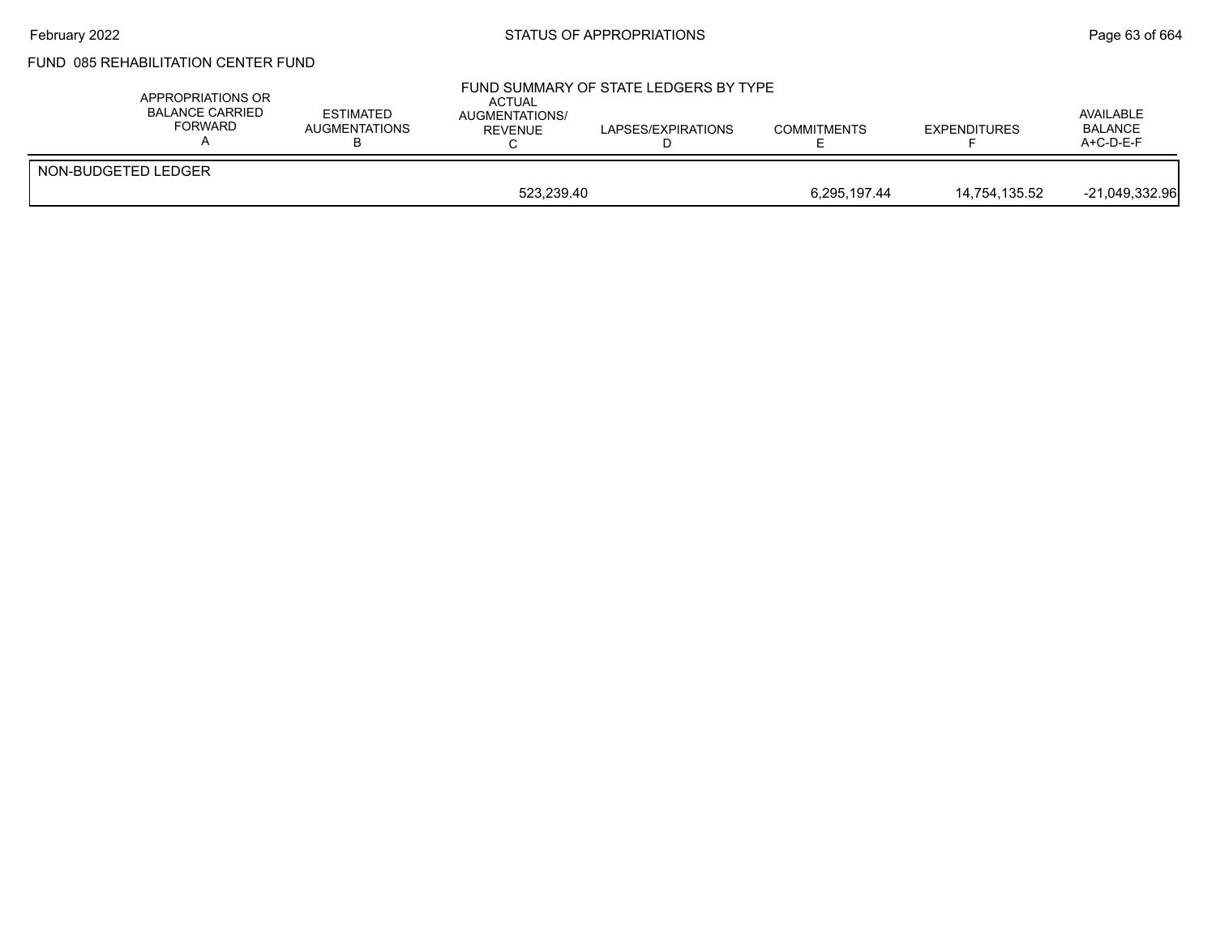FUND 085 REHABILITATION CENTER FUND

## FUND SUMMARY OF STATE LEDGERS BY TYPE

| | APPROPRIATIONS OR BALANCE CARRIED FORWARD A | ESTIMATED AUGMENTATIONS B | ACTUAL AUGMENTATIONS/ REVENUE C | LAPSES/EXPIRATIONS D | COMMITMENTS E | EXPENDITURES F | AVAILABLE BALANCE A+C-D-E-F |
|---|---|---|---|---|---|---|---|
| NON-BUDGETED LEDGER | | | | | | | |
| | | | 523,239.40 | | 6,295,197.44 | 14,754,135.52 | -21,049,332.96 |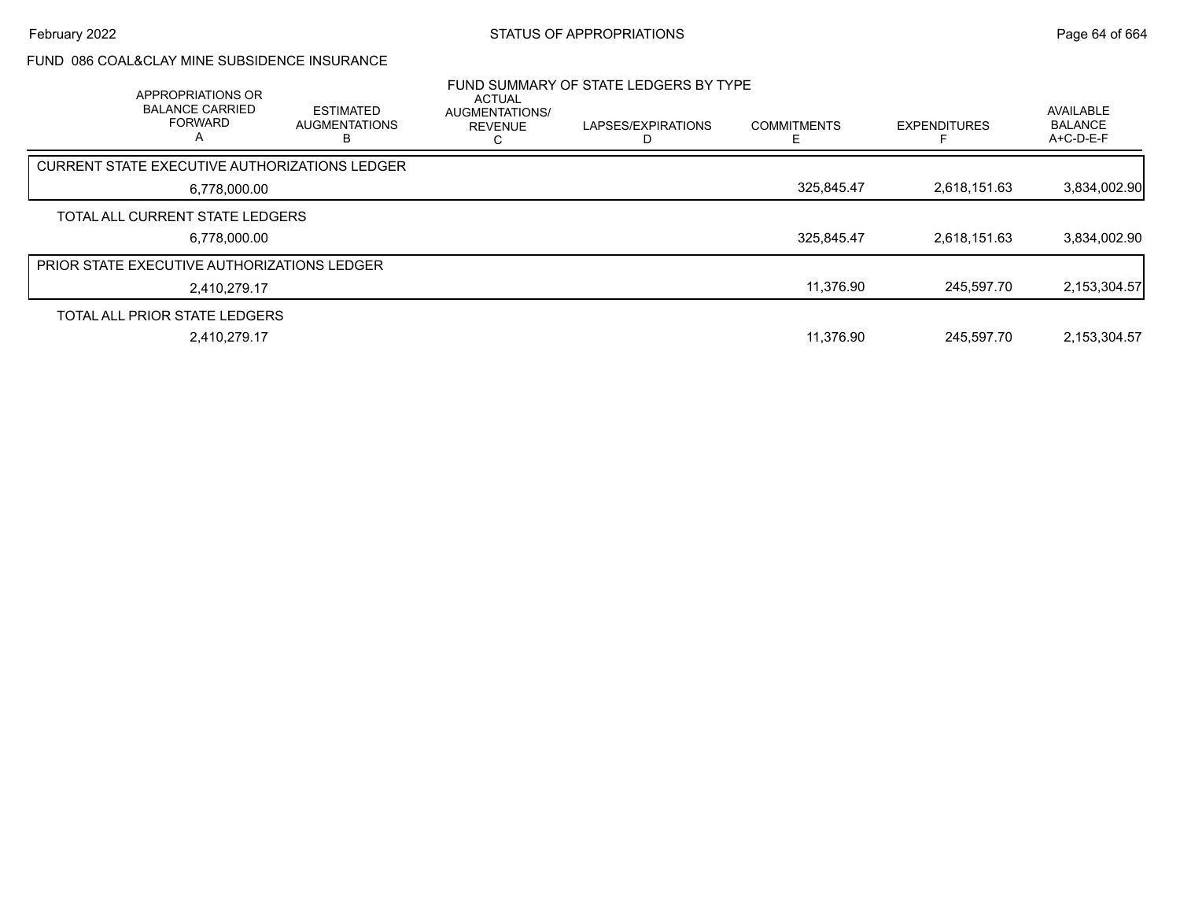## FUND 086 COAL&CLAY MINE SUBSIDENCE INSURANCE

### FUND SUMMARY OF STATE LEDGERS BY TYPE

| APPROPRIATIONS OR BALANCE CARRIED FORWARD A | ESTIMATED AUGMENTATIONS B | ACTUAL AUGMENTATIONS/ REVENUE C | LAPSES/EXPIRATIONS D | COMMITMENTS E | EXPENDITURES F | AVAILABLE BALANCE A+C-D-E-F |
|---|---|---|---|---|---|---|
| **CURRENT STATE EXECUTIVE AUTHORIZATIONS LEDGER** | | | | | | |
| 6,778,000.00 | | | | 325,845.47 | 2,618,151.63 | 3,834,002.90 |
| **TOTAL ALL CURRENT STATE LEDGERS** | | | | | | |
| 6,778,000.00 | | | | 325,845.47 | 2,618,151.63 | 3,834,002.90 |
| **PRIOR STATE EXECUTIVE AUTHORIZATIONS LEDGER** | | | | | | |
| 2,410,279.17 | | | | 11,376.90 | 245,597.70 | 2,153,304.57 |
| **TOTAL ALL PRIOR STATE LEDGERS** | | | | | | |
| 2,410,279.17 | | | | 11,376.90 | 245,597.70 | 2,153,304.57 |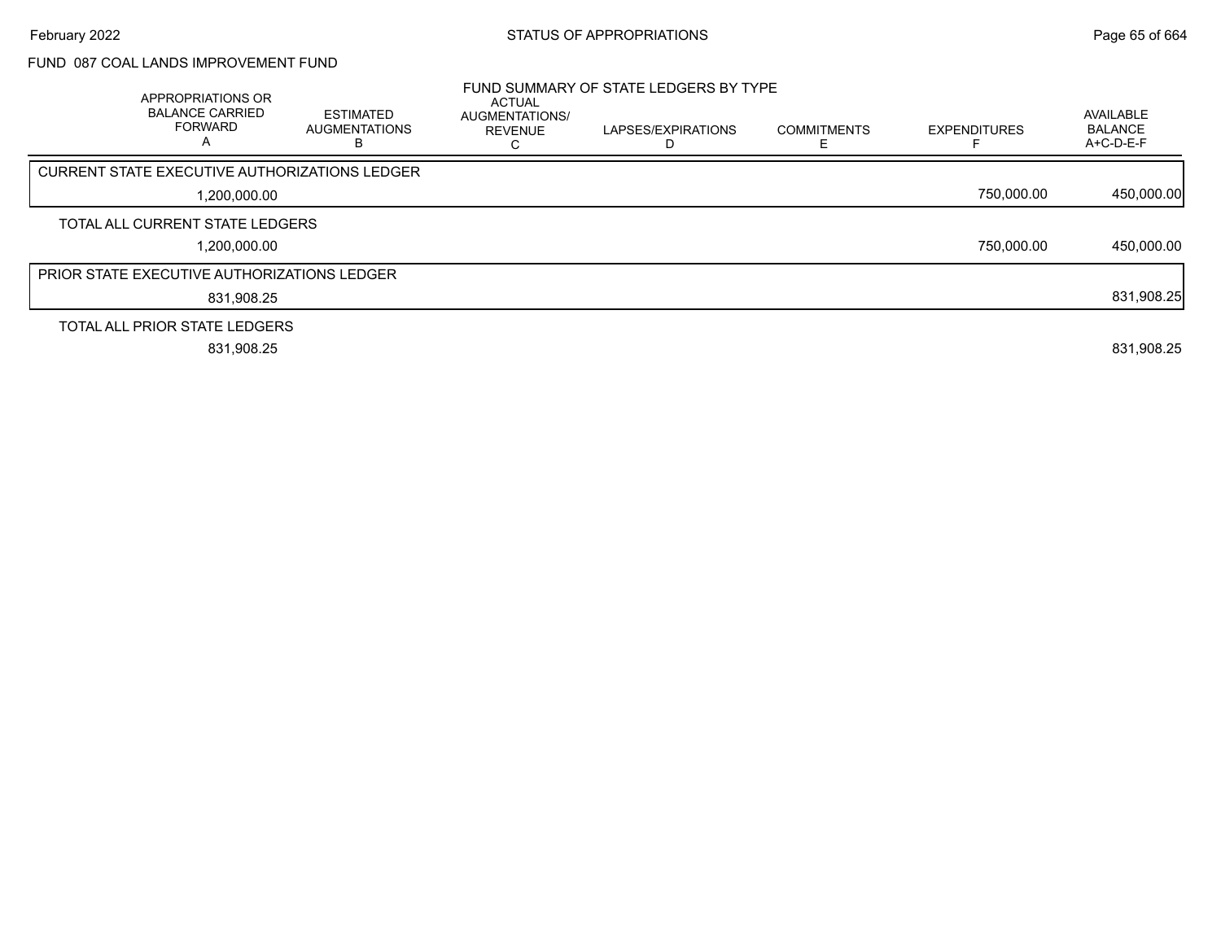FUND 087 COAL LANDS IMPROVEMENT FUND

FUND SUMMARY OF STATE LEDGERS BY TYPE

| APPROPRIATIONS OR BALANCE CARRIED FORWARD A | ESTIMATED AUGMENTATIONS B | ACTUAL AUGMENTATIONS/ REVENUE C | LAPSES/EXPIRATIONS D | COMMITMENTS E | EXPENDITURES F | AVAILABLE BALANCE A+C-D-E-F |
|---|---|---|---|---|---|---|
| CURRENT STATE EXECUTIVE AUTHORIZATIONS LEDGER | | | | | | |
| 1,200,000.00 | | | | | 750,000.00 | 450,000.00 |
| TOTAL ALL CURRENT STATE LEDGERS | | | | | | |
| 1,200,000.00 | | | | | 750,000.00 | 450,000.00 |
| PRIOR STATE EXECUTIVE AUTHORIZATIONS LEDGER | | | | | | |
| 831,908.25 | | | | | | 831,908.25 |
| TOTAL ALL PRIOR STATE LEDGERS | | | | | | |
| 831,908.25 | | | | | | 831,908.25 |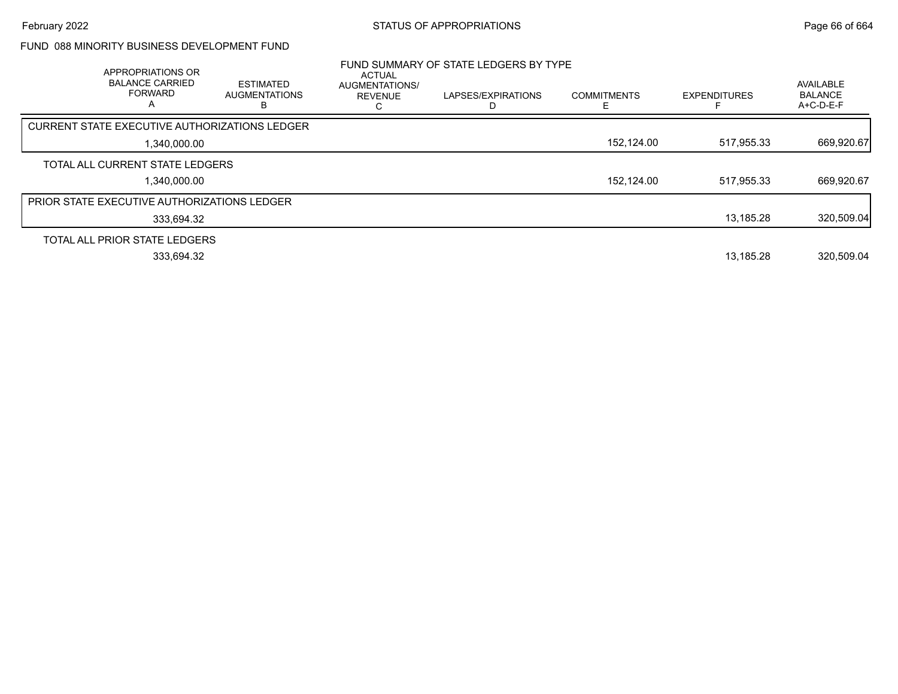FUND 088 MINORITY BUSINESS DEVELOPMENT FUND

FUND SUMMARY OF STATE LEDGERS BY TYPE

| APPROPRIATIONS OR BALANCE CARRIED FORWARD A | ESTIMATED AUGMENTATIONS B | ACTUAL AUGMENTATIONS/ REVENUE C | LAPSES/EXPIRATIONS D | COMMITMENTS E | EXPENDITURES F | AVAILABLE BALANCE A+C-D-E-F |
|---|---|---|---|---|---|---|
| CURRENT STATE EXECUTIVE AUTHORIZATIONS LEDGER | | | | | | |
| 1,340,000.00 | | | | 152,124.00 | 517,955.33 | 669,920.67 |
| TOTAL ALL CURRENT STATE LEDGERS | | | | | | |
| 1,340,000.00 | | | | 152,124.00 | 517,955.33 | 669,920.67 |
| PRIOR STATE EXECUTIVE AUTHORIZATIONS LEDGER | | | | | | |
| 333,694.32 | | | | | 13,185.28 | 320,509.04 |
| TOTAL ALL PRIOR STATE LEDGERS | | | | | | |
| 333,694.32 | | | | | 13,185.28 | 320,509.04 |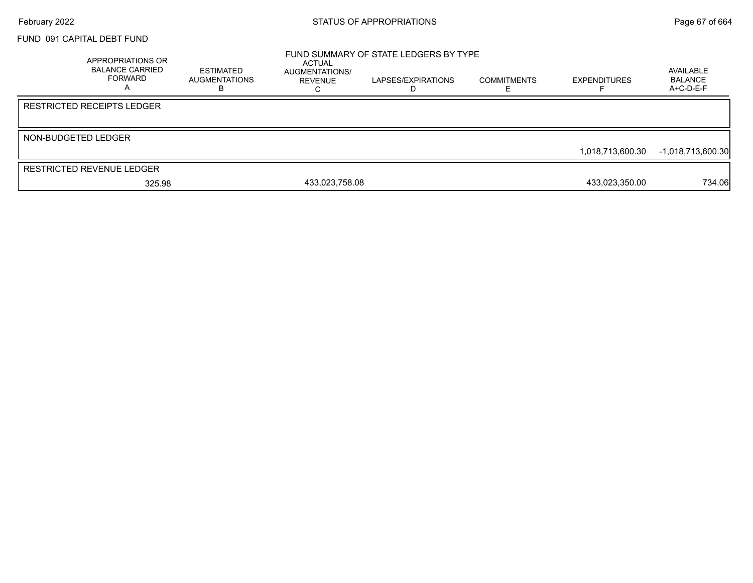FUND 091 CAPITAL DEBT FUND

FUND SUMMARY OF STATE LEDGERS BY TYPE

| APPROPRIATIONS OR BALANCE CARRIED FORWARD A | ESTIMATED AUGMENTATIONS B | ACTUAL AUGMENTATIONS/ REVENUE C | LAPSES/EXPIRATIONS D | COMMITMENTS E | EXPENDITURES F | AVAILABLE BALANCE A+C-D-E-F |
|---|---|---|---|---|---|---|
| RESTRICTED RECEIPTS LEDGER | | | | | | |
| | | | | | | |
| NON-BUDGETED LEDGER | | | | | | |
| | | | | | 1,018,713,600.30 | -1,018,713,600.30 |
| RESTRICTED REVENUE LEDGER | | | | | | |
| 325.98 | | 433,023,758.08 | | | 433,023,350.00 | 734.06 |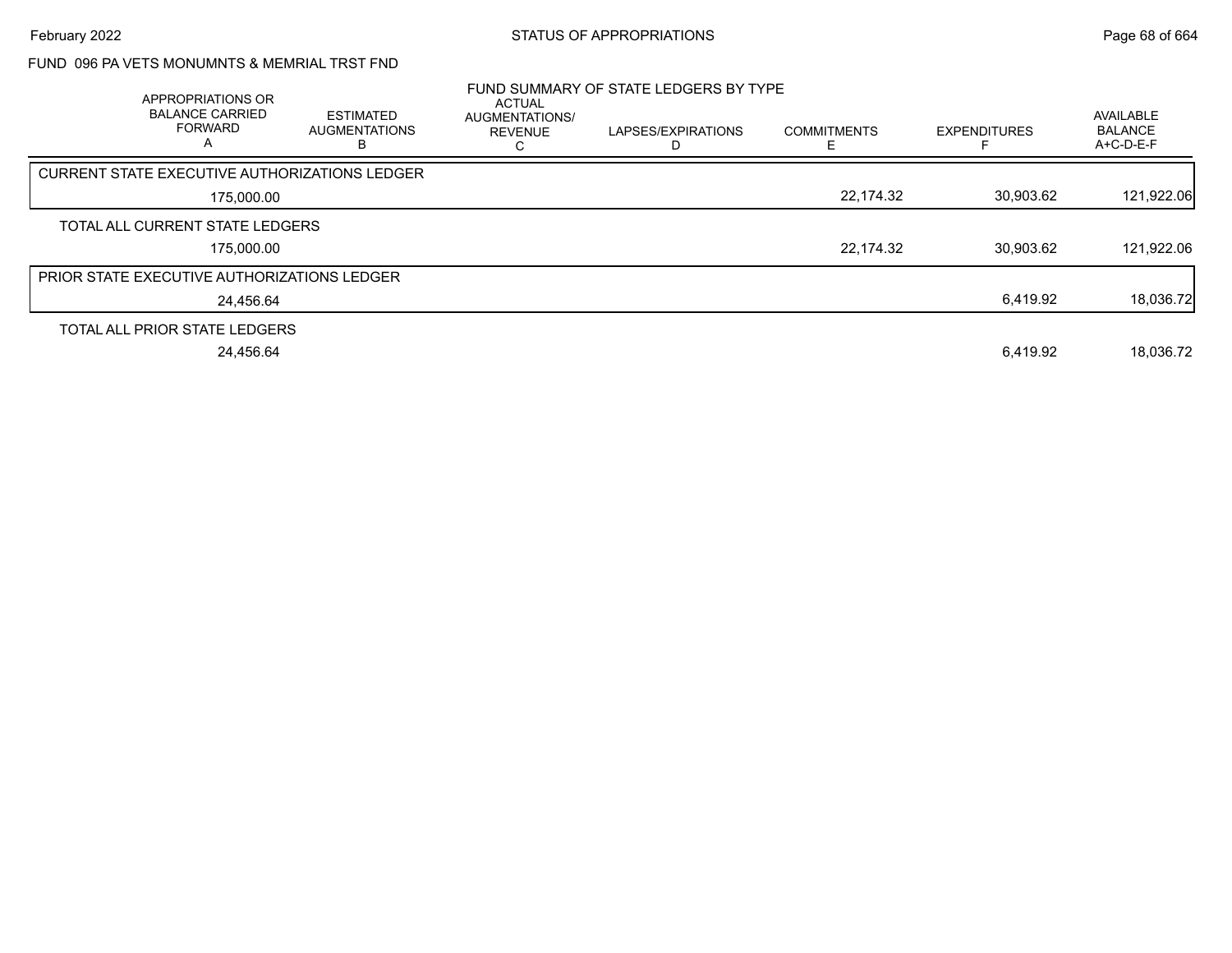FUND 096 PA VETS MONUMNTS & MEMRIAL TRST FND

FUND SUMMARY OF STATE LEDGERS BY TYPE

| APPROPRIATIONS OR BALANCE CARRIED FORWARD A | ESTIMATED AUGMENTATIONS B | ACTUAL AUGMENTATIONS/ REVENUE C | LAPSES/EXPIRATIONS D | COMMITMENTS E | EXPENDITURES F | AVAILABLE BALANCE A+C-D-E-F |
|---|---|---|---|---|---|---|
| CURRENT STATE EXECUTIVE AUTHORIZATIONS LEDGER | | | | | | |
| 175,000.00 | | | | 22,174.32 | 30,903.62 | 121,922.06 |
| TOTAL ALL CURRENT STATE LEDGERS | | | | | | |
| 175,000.00 | | | | 22,174.32 | 30,903.62 | 121,922.06 |
| PRIOR STATE EXECUTIVE AUTHORIZATIONS LEDGER | | | | | | |
| 24,456.64 | | | | | 6,419.92 | 18,036.72 |
| TOTAL ALL PRIOR STATE LEDGERS | | | | | | |
| 24,456.64 | | | | | 6,419.92 | 18,036.72 |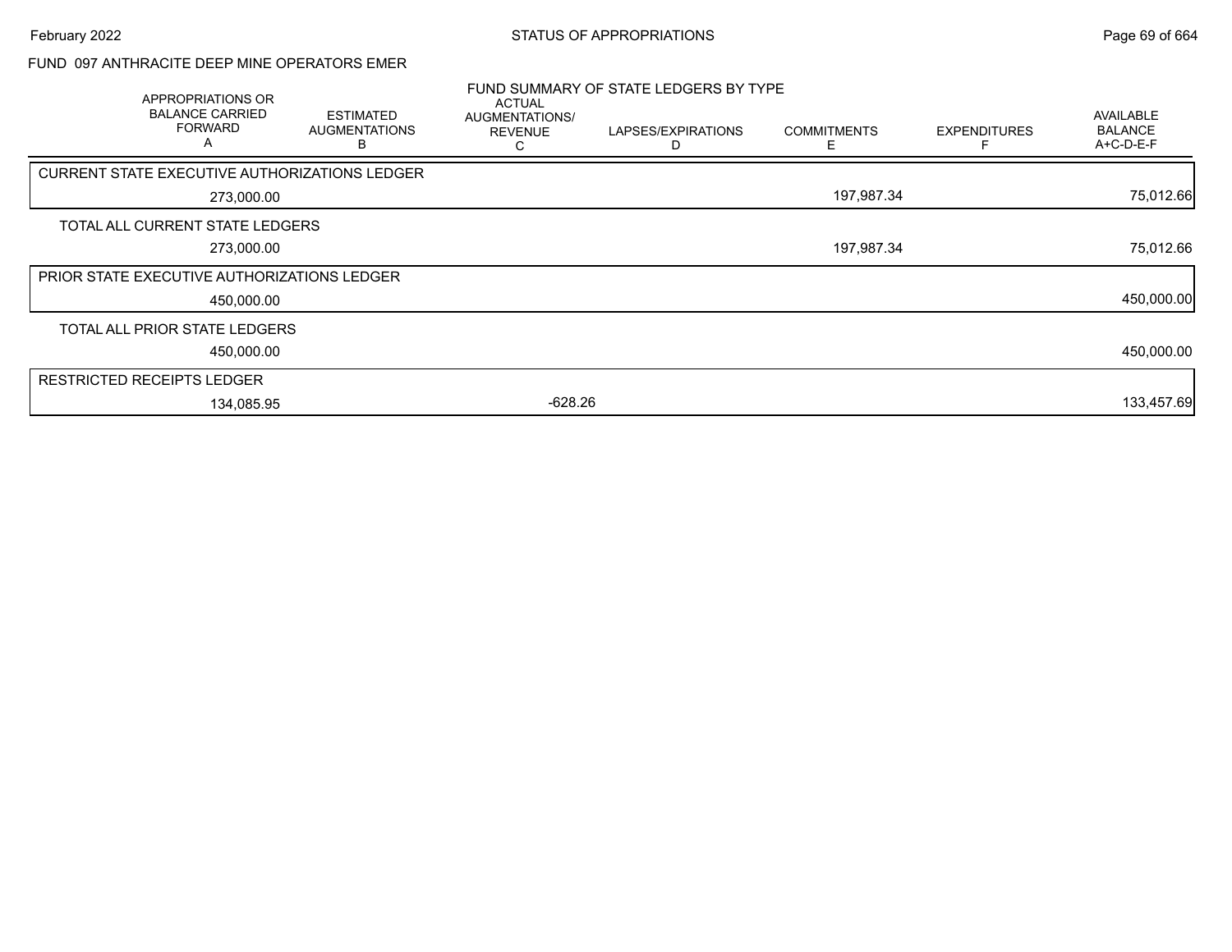FUND 097 ANTHRACITE DEEP MINE OPERATORS EMER

FUND SUMMARY OF STATE LEDGERS BY TYPE

| APPROPRIATIONS OR BALANCE CARRIED FORWARD A | ESTIMATED AUGMENTATIONS B | ACTUAL AUGMENTATIONS/ REVENUE C | LAPSES/EXPIRATIONS D | COMMITMENTS E | EXPENDITURES F | AVAILABLE BALANCE A+C-D-E-F |
|---|---|---|---|---|---|---|
| CURRENT STATE EXECUTIVE AUTHORIZATIONS LEDGER | | | | | | |
| 273,000.00 | | | | 197,987.34 | | 75,012.66 |
| TOTAL ALL CURRENT STATE LEDGERS | | | | | | |
| 273,000.00 | | | | 197,987.34 | | 75,012.66 |
| PRIOR STATE EXECUTIVE AUTHORIZATIONS LEDGER | | | | | | |
| 450,000.00 | | | | | | 450,000.00 |
| TOTAL ALL PRIOR STATE LEDGERS | | | | | | |
| 450,000.00 | | | | | | 450,000.00 |
| RESTRICTED RECEIPTS LEDGER | | | | | | |
| 134,085.95 | | -628.26 | | | | 133,457.69 |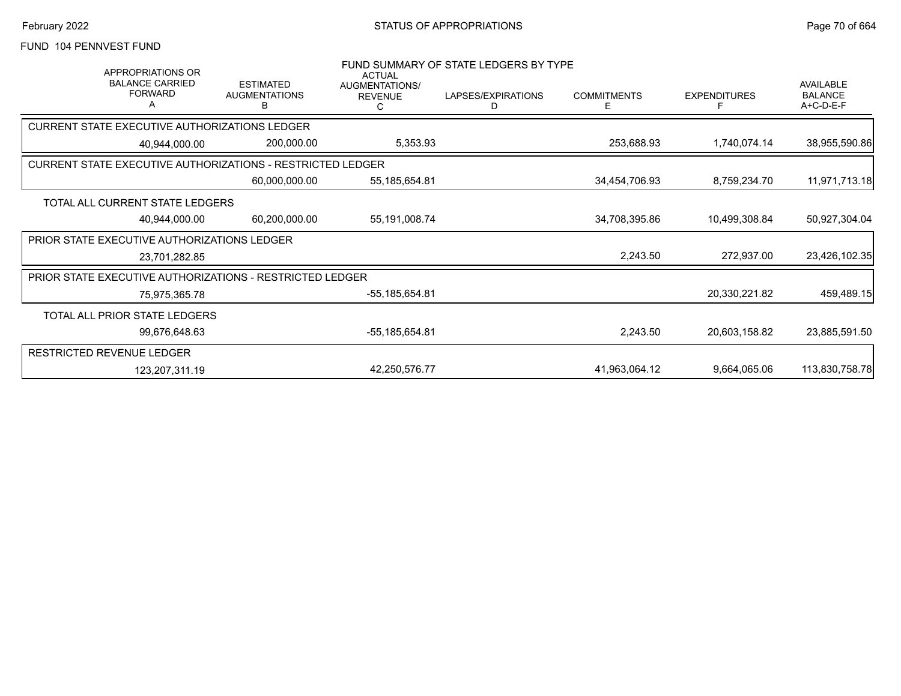FUND 104 PENNVEST FUND

FUND SUMMARY OF STATE LEDGERS BY TYPE

| APPROPRIATIONS OR BALANCE CARRIED FORWARD A | ESTIMATED AUGMENTATIONS B | ACTUAL AUGMENTATIONS/ REVENUE C | LAPSES/EXPIRATIONS D | COMMITMENTS E | EXPENDITURES F | AVAILABLE BALANCE A+C-D-E-F |
|---|---|---|---|---|---|---|
| **CURRENT STATE EXECUTIVE AUTHORIZATIONS LEDGER** | | | | | | |
| 40,944,000.00 | 200,000.00 | 5,353.93 | | 253,688.93 | 1,740,074.14 | 38,955,590.86 |
| **CURRENT STATE EXECUTIVE AUTHORIZATIONS - RESTRICTED LEDGER** | | | | | | |
| | 60,000,000.00 | 55,185,654.81 | | 34,454,706.93 | 8,759,234.70 | 11,971,713.18 |
| **TOTAL ALL CURRENT STATE LEDGERS** | | | | | | |
| 40,944,000.00 | 60,200,000.00 | 55,191,008.74 | | 34,708,395.86 | 10,499,308.84 | 50,927,304.04 |
| **PRIOR STATE EXECUTIVE AUTHORIZATIONS LEDGER** | | | | | | |
| 23,701,282.85 | | | | 2,243.50 | 272,937.00 | 23,426,102.35 |
| **PRIOR STATE EXECUTIVE AUTHORIZATIONS - RESTRICTED LEDGER** | | | | | | |
| 75,975,365.78 | | -55,185,654.81 | | | 20,330,221.82 | 459,489.15 |
| **TOTAL ALL PRIOR STATE LEDGERS** | | | | | | |
| 99,676,648.63 | | -55,185,654.81 | | 2,243.50 | 20,603,158.82 | 23,885,591.50 |
| **RESTRICTED REVENUE LEDGER** | | | | | | |
| 123,207,311.19 | | 42,250,576.77 | | 41,963,064.12 | 9,664,065.06 | 113,830,758.78 |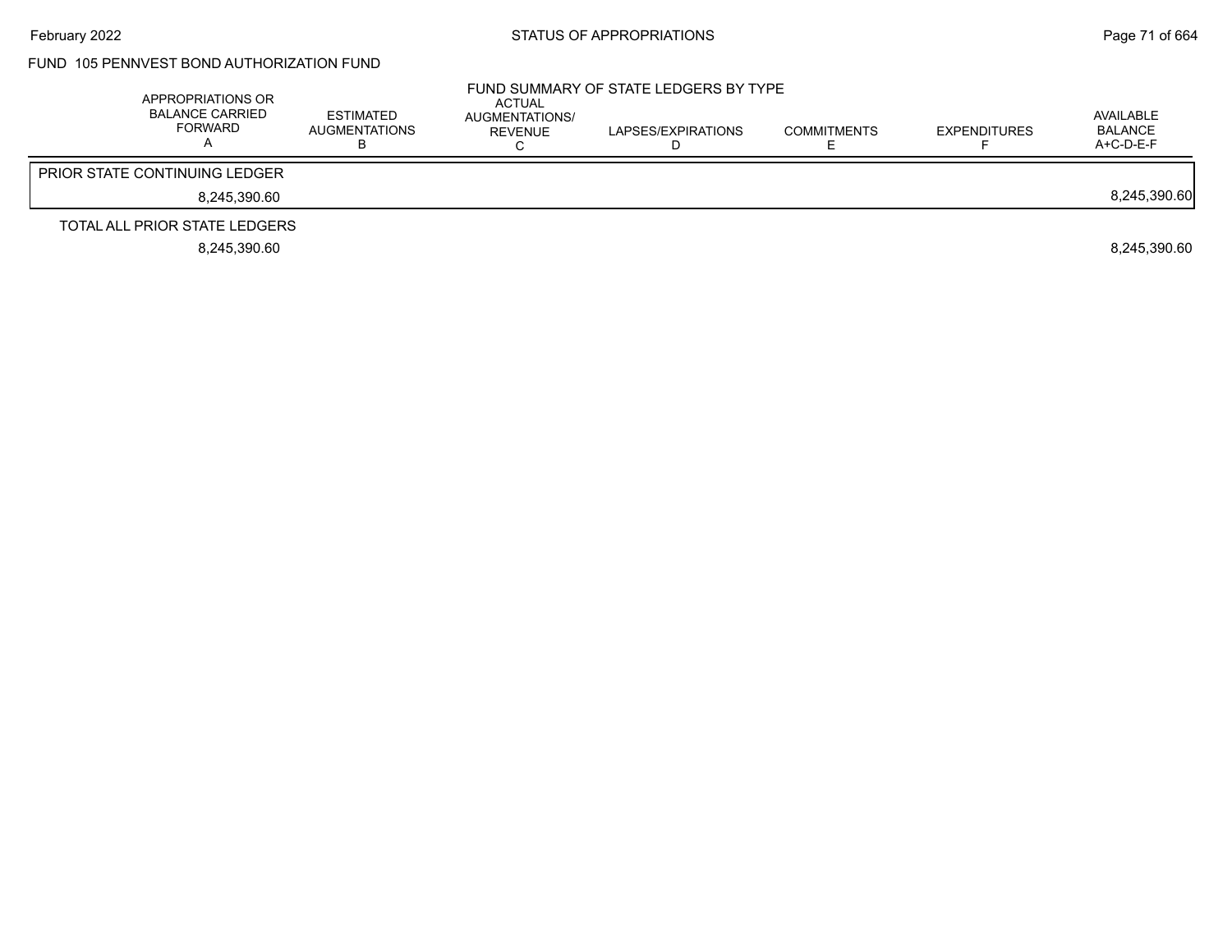FUND 105 PENNVEST BOND AUTHORIZATION FUND

FUND SUMMARY OF STATE LEDGERS BY TYPE

| APPROPRIATIONS OR BALANCE CARRIED FORWARD A | ESTIMATED AUGMENTATIONS B | ACTUAL AUGMENTATIONS/ REVENUE C | LAPSES/EXPIRATIONS D | COMMITMENTS E | EXPENDITURES F | AVAILABLE BALANCE A+C-D-E-F |
|---|---|---|---|---|---|---|
| **PRIOR STATE CONTINUING LEDGER** | | | | | | |
| 8,245,390.60 | | | | | | 8,245,390.60 |
| **TOTAL ALL PRIOR STATE LEDGERS** | | | | | | |
| 8,245,390.60 | | | | | | 8,245,390.60 |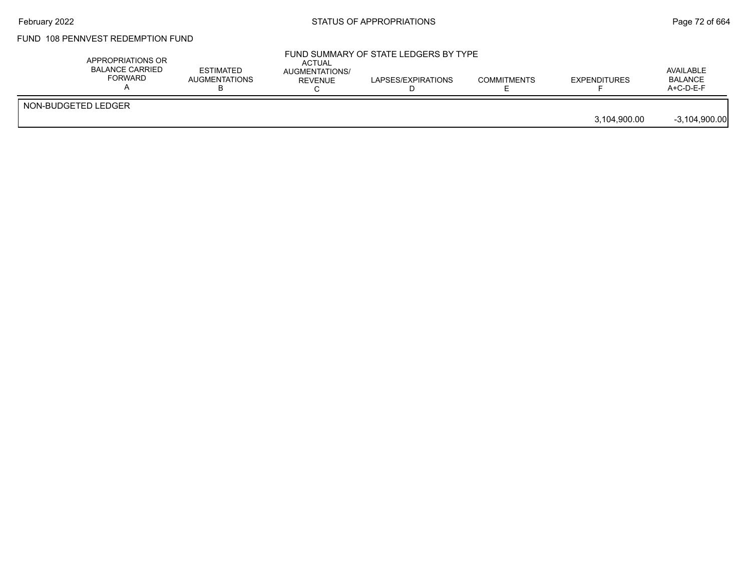FUND 108 PENNVEST REDEMPTION FUND

FUND SUMMARY OF STATE LEDGERS BY TYPE

| | APPROPRIATIONS OR BALANCE CARRIED FORWARD A | ESTIMATED AUGMENTATIONS B | ACTUAL AUGMENTATIONS/ REVENUE C | LAPSES/EXPIRATIONS D | COMMITMENTS E | EXPENDITURES F | AVAILABLE BALANCE A+C-D-E-F |
|---|---|---|---|---|---|---|---|
| NON-BUDGETED LEDGER | | | | | | 3,104,900.00 | -3,104,900.00 |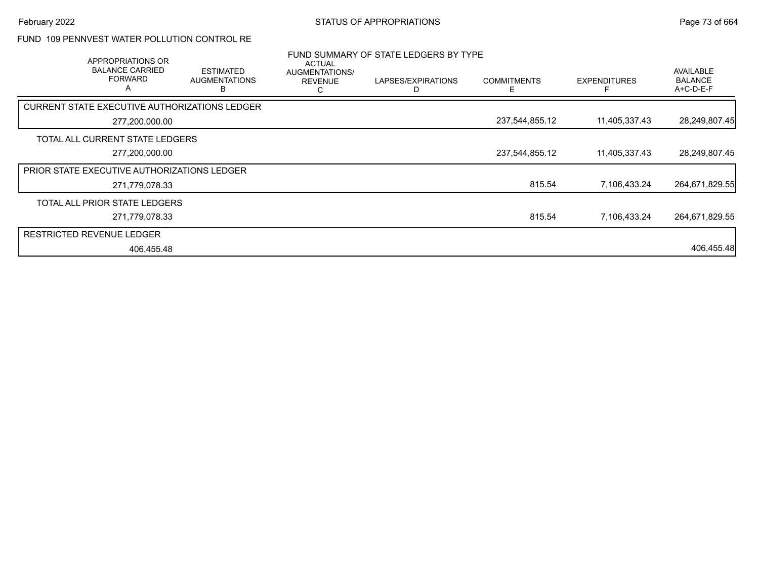FUND 109 PENNVEST WATER POLLUTION CONTROL RE

FUND SUMMARY OF STATE LEDGERS BY TYPE

| APPROPRIATIONS OR BALANCE CARRIED FORWARD A | ESTIMATED AUGMENTATIONS B | ACTUAL AUGMENTATIONS/ REVENUE C | LAPSES/EXPIRATIONS D | COMMITMENTS E | EXPENDITURES F | AVAILABLE BALANCE A+C-D-E-F |
|---|---|---|---|---|---|---|
| CURRENT STATE EXECUTIVE AUTHORIZATIONS LEDGER | | | | | | |
| 277,200,000.00 | | | | 237,544,855.12 | 11,405,337.43 | 28,249,807.45 |
| TOTAL ALL CURRENT STATE LEDGERS | | | | | | |
| 277,200,000.00 | | | | 237,544,855.12 | 11,405,337.43 | 28,249,807.45 |
| PRIOR STATE EXECUTIVE AUTHORIZATIONS LEDGER | | | | | | |
| 271,779,078.33 | | | | 815.54 | 7,106,433.24 | 264,671,829.55 |
| TOTAL ALL PRIOR STATE LEDGERS | | | | | | |
| 271,779,078.33 | | | | 815.54 | 7,106,433.24 | 264,671,829.55 |
| RESTRICTED REVENUE LEDGER | | | | | | |
| 406,455.48 | | | | | | 406,455.48 |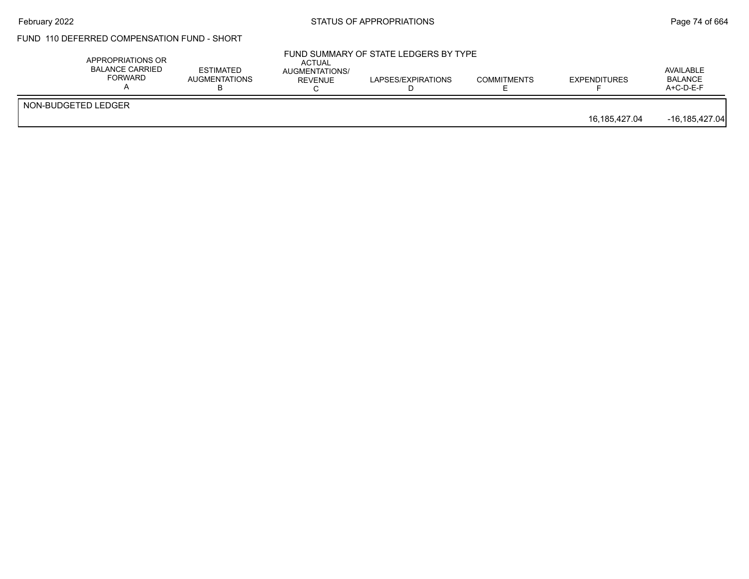## FUND 110 DEFERRED COMPENSATION FUND - SHORT

### FUND SUMMARY OF STATE LEDGERS BY TYPE

| | APPROPRIATIONS OR BALANCE CARRIED FORWARD A | ESTIMATED AUGMENTATIONS B | ACTUAL AUGMENTATIONS/ REVENUE C | LAPSES/EXPIRATIONS D | COMMITMENTS E | EXPENDITURES F | AVAILABLE BALANCE A+C-D-E-F |
|---|---|---|---|---|---|---|---|
| NON-BUDGETED LEDGER | | | | | | 16,185,427.04 | -16,185,427.04 |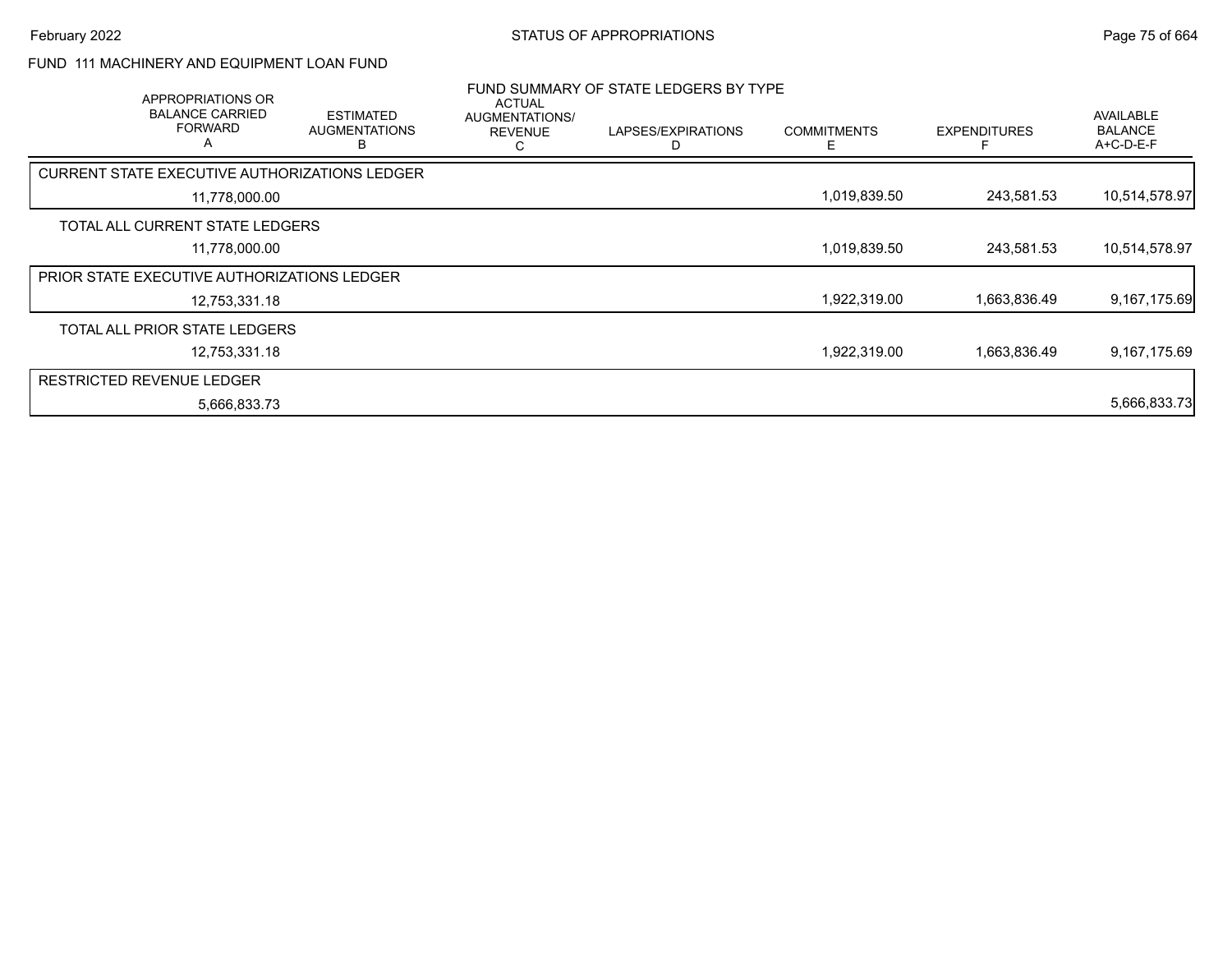FUND 111 MACHINERY AND EQUIPMENT LOAN FUND

FUND SUMMARY OF STATE LEDGERS BY TYPE

| APPROPRIATIONS OR BALANCE CARRIED FORWARD A | ESTIMATED AUGMENTATIONS B | ACTUAL AUGMENTATIONS/ REVENUE C | LAPSES/EXPIRATIONS D | COMMITMENTS E | EXPENDITURES F | AVAILABLE BALANCE A+C-D-E-F |
|---|---|---|---|---|---|---|
| CURRENT STATE EXECUTIVE AUTHORIZATIONS LEDGER | | | | | | |
| 11,778,000.00 | | | | 1,019,839.50 | 243,581.53 | 10,514,578.97 |
| TOTAL ALL CURRENT STATE LEDGERS | | | | | | |
| 11,778,000.00 | | | | 1,019,839.50 | 243,581.53 | 10,514,578.97 |
| PRIOR STATE EXECUTIVE AUTHORIZATIONS LEDGER | | | | | | |
| 12,753,331.18 | | | | 1,922,319.00 | 1,663,836.49 | 9,167,175.69 |
| TOTAL ALL PRIOR STATE LEDGERS | | | | | | |
| 12,753,331.18 | | | | 1,922,319.00 | 1,663,836.49 | 9,167,175.69 |
| RESTRICTED REVENUE LEDGER | | | | | | |
| 5,666,833.73 | | | | | | 5,666,833.73 |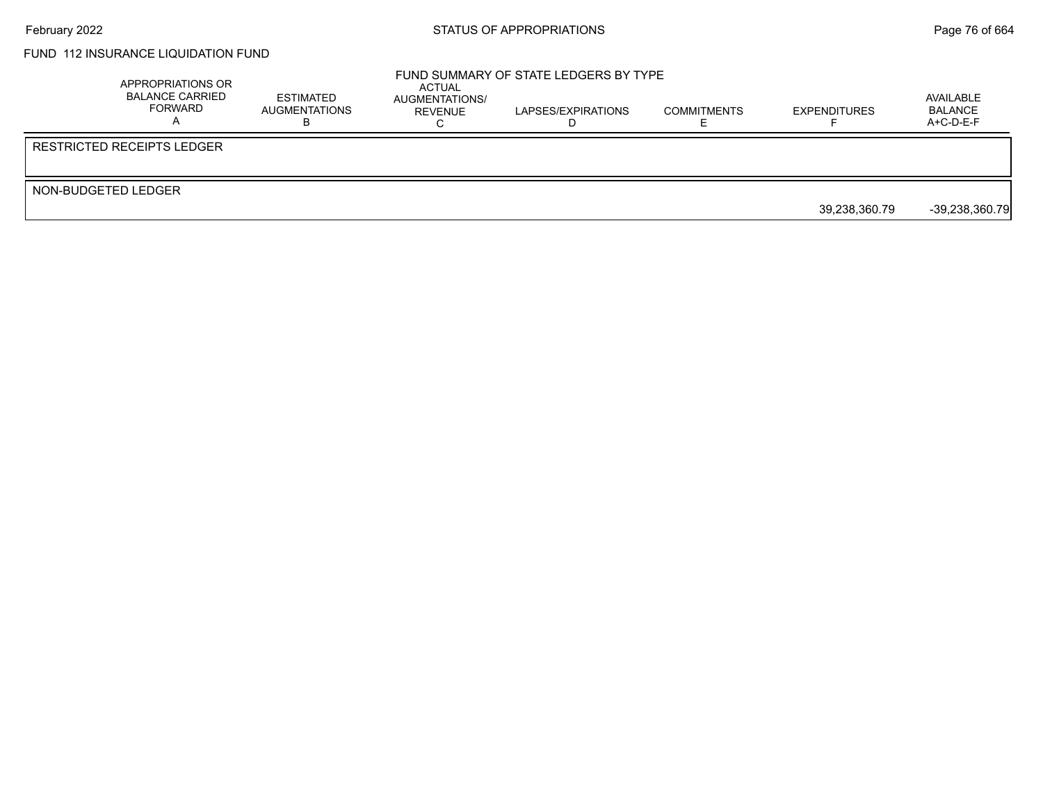# FUND 112 INSURANCE LIQUIDATION FUND

## FUND SUMMARY OF STATE LEDGERS BY TYPE

| | APPROPRIATIONS OR BALANCE CARRIED FORWARD A | ESTIMATED AUGMENTATIONS B | ACTUAL AUGMENTATIONS/ REVENUE C | LAPSES/EXPIRATIONS D | COMMITMENTS E | EXPENDITURES F | AVAILABLE BALANCE A+C-D-E-F |
|---|---|---|---|---|---|---|---|
| RESTRICTED RECEIPTS LEDGER | | | | | | | |
| NON-BUDGETED LEDGER | | | | | | 39,238,360.79 | -39,238,360.79 |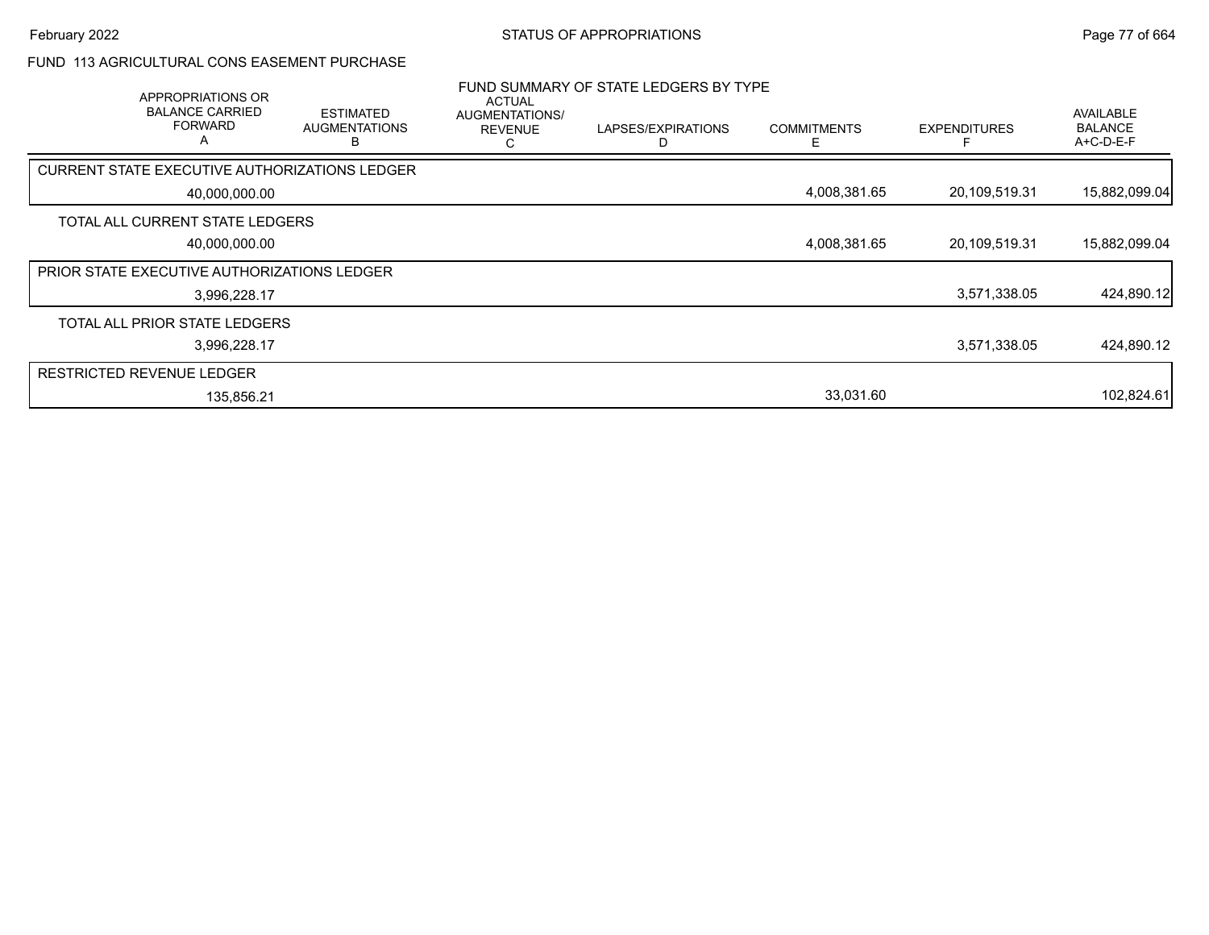## FUND 113 AGRICULTURAL CONS EASEMENT PURCHASE

### FUND SUMMARY OF STATE LEDGERS BY TYPE

| APPROPRIATIONS OR BALANCE CARRIED FORWARD A | ESTIMATED AUGMENTATIONS B | ACTUAL AUGMENTATIONS/ REVENUE C | LAPSES/EXPIRATIONS D | COMMITMENTS E | EXPENDITURES F | AVAILABLE BALANCE A+C-D-E-F |
|---|---|---|---|---|---|---|
| CURRENT STATE EXECUTIVE AUTHORIZATIONS LEDGER | | | | | | |
| 40,000,000.00 | | | | 4,008,381.65 | 20,109,519.31 | 15,882,099.04 |
| TOTAL ALL CURRENT STATE LEDGERS | | | | | | |
| 40,000,000.00 | | | | 4,008,381.65 | 20,109,519.31 | 15,882,099.04 |
| PRIOR STATE EXECUTIVE AUTHORIZATIONS LEDGER | | | | | | |
| 3,996,228.17 | | | | | 3,571,338.05 | 424,890.12 |
| TOTAL ALL PRIOR STATE LEDGERS | | | | | | |
| 3,996,228.17 | | | | | 3,571,338.05 | 424,890.12 |
| RESTRICTED REVENUE LEDGER | | | | | | |
| 135,856.21 | | | | 33,031.60 | | 102,824.61 |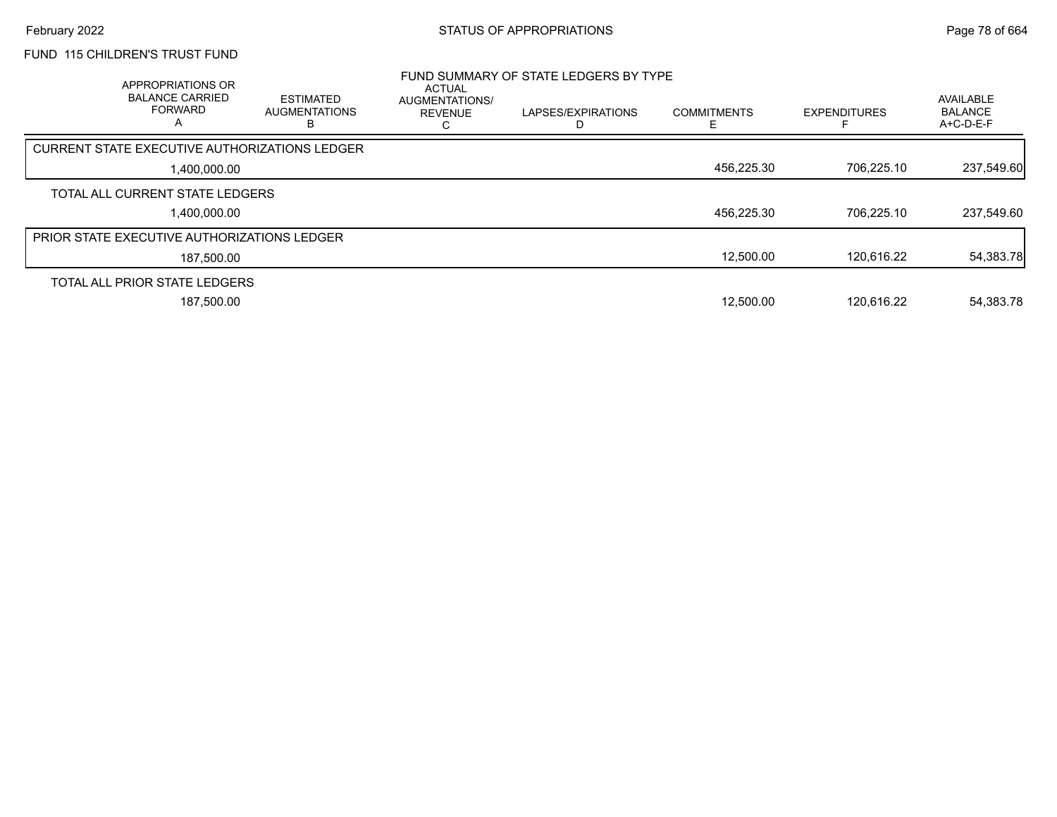FUND 115 CHILDREN'S TRUST FUND

## FUND SUMMARY OF STATE LEDGERS BY TYPE

| | APPROPRIATIONS OR BALANCE CARRIED FORWARD A | ESTIMATED AUGMENTATIONS B | ACTUAL AUGMENTATIONS/ REVENUE C | LAPSES/EXPIRATIONS D | COMMITMENTS E | EXPENDITURES F | AVAILABLE BALANCE A+C-D-E-F |
|---|---|---|---|---|---|---|---|
| CURRENT STATE EXECUTIVE AUTHORIZATIONS LEDGER | 1,400,000.00 | | | | 456,225.30 | 706,225.10 | 237,549.60 |
| TOTAL ALL CURRENT STATE LEDGERS | 1,400,000.00 | | | | 456,225.30 | 706,225.10 | 237,549.60 |
| PRIOR STATE EXECUTIVE AUTHORIZATIONS LEDGER | 187,500.00 | | | | 12,500.00 | 120,616.22 | 54,383.78 |
| TOTAL ALL PRIOR STATE LEDGERS | 187,500.00 | | | | 12,500.00 | 120,616.22 | 54,383.78 |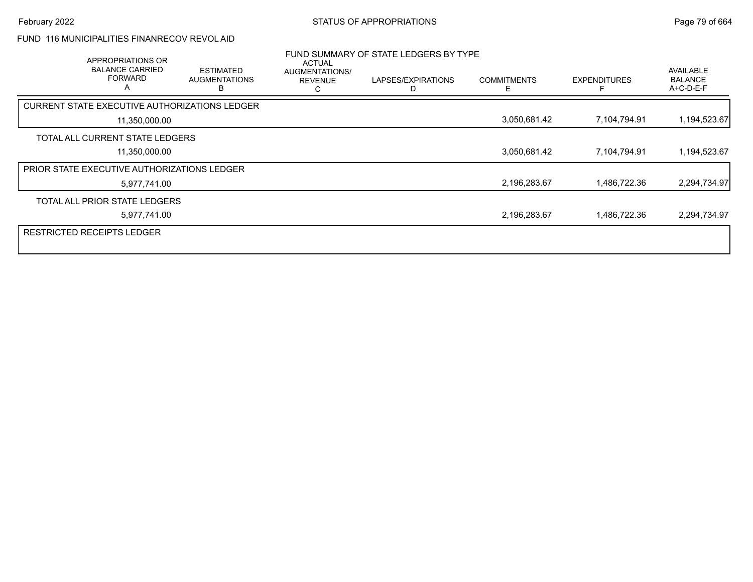FUND 116 MUNICIPALITIES FINANRECOV REVOL AID

FUND SUMMARY OF STATE LEDGERS BY TYPE

| APPROPRIATIONS OR BALANCE CARRIED FORWARD A | ESTIMATED AUGMENTATIONS B | ACTUAL AUGMENTATIONS/ REVENUE C | LAPSES/EXPIRATIONS D | COMMITMENTS E | EXPENDITURES F | AVAILABLE BALANCE A+C-D-E-F |
|---|---|---|---|---|---|---|
| CURRENT STATE EXECUTIVE AUTHORIZATIONS LEDGER | | | | | | |
| 11,350,000.00 | | | | 3,050,681.42 | 7,104,794.91 | 1,194,523.67 |
| TOTAL ALL CURRENT STATE LEDGERS | | | | | | |
| 11,350,000.00 | | | | 3,050,681.42 | 7,104,794.91 | 1,194,523.67 |
| PRIOR STATE EXECUTIVE AUTHORIZATIONS LEDGER | | | | | | |
| 5,977,741.00 | | | | 2,196,283.67 | 1,486,722.36 | 2,294,734.97 |
| TOTAL ALL PRIOR STATE LEDGERS | | | | | | |
| 5,977,741.00 | | | | 2,196,283.67 | 1,486,722.36 | 2,294,734.97 |
| RESTRICTED RECEIPTS LEDGER | | | | | | |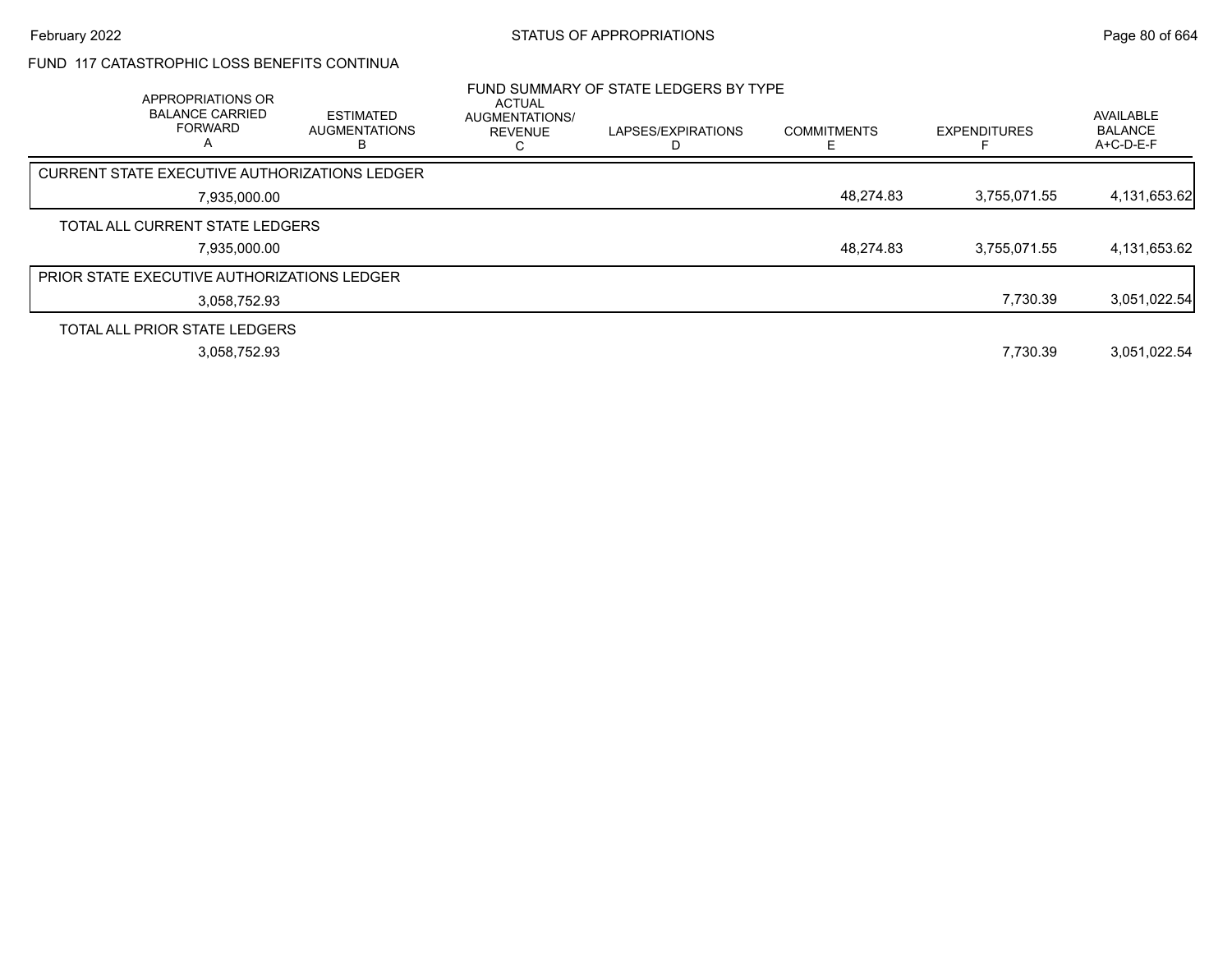FUND 117 CATASTROPHIC LOSS BENEFITS CONTINUA

FUND SUMMARY OF STATE LEDGERS BY TYPE

| APPROPRIATIONS OR BALANCE CARRIED FORWARD A | ESTIMATED AUGMENTATIONS B | ACTUAL AUGMENTATIONS/ REVENUE C | LAPSES/EXPIRATIONS D | COMMITMENTS E | EXPENDITURES F | AVAILABLE BALANCE A+C-D-E-F |
|---|---|---|---|---|---|---|
| CURRENT STATE EXECUTIVE AUTHORIZATIONS LEDGER | | | | | | |
| 7,935,000.00 | | | | 48,274.83 | 3,755,071.55 | 4,131,653.62 |
| TOTAL ALL CURRENT STATE LEDGERS | | | | | | |
| 7,935,000.00 | | | | 48,274.83 | 3,755,071.55 | 4,131,653.62 |
| PRIOR STATE EXECUTIVE AUTHORIZATIONS LEDGER | | | | | | |
| 3,058,752.93 | | | | | 7,730.39 | 3,051,022.54 |
| TOTAL ALL PRIOR STATE LEDGERS | | | | | | |
| 3,058,752.93 | | | | | 7,730.39 | 3,051,022.54 |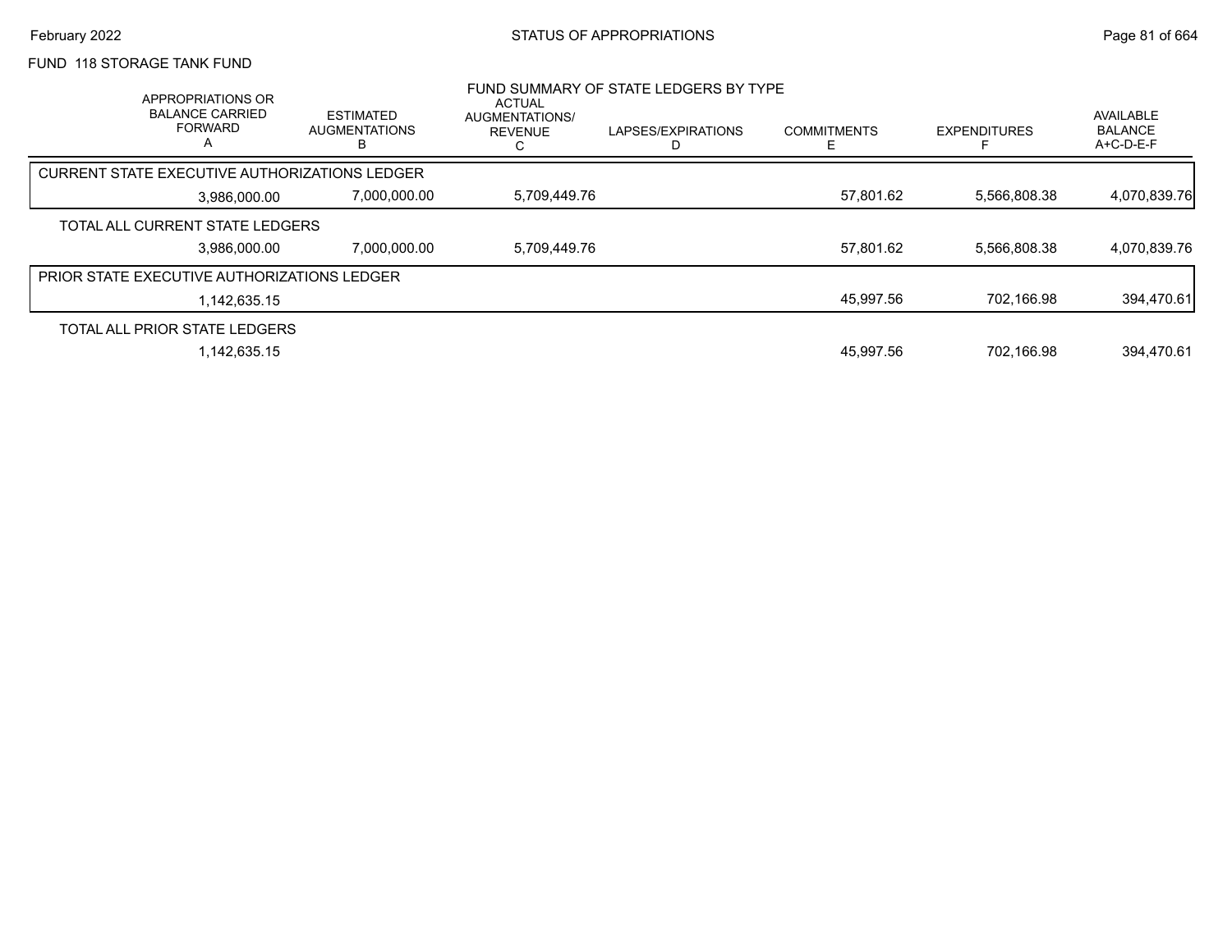FUND 118 STORAGE TANK FUND

FUND SUMMARY OF STATE LEDGERS BY TYPE

| APPROPRIATIONS OR BALANCE CARRIED FORWARD A | ESTIMATED AUGMENTATIONS B | ACTUAL AUGMENTATIONS/ REVENUE C | LAPSES/EXPIRATIONS D | COMMITMENTS E | EXPENDITURES F | AVAILABLE BALANCE A+C-D-E-F |
|---|---|---|---|---|---|---|
| CURRENT STATE EXECUTIVE AUTHORIZATIONS LEDGER | | | | | | |
| 3,986,000.00 | 7,000,000.00 | 5,709,449.76 | | 57,801.62 | 5,566,808.38 | 4,070,839.76 |
| TOTAL ALL CURRENT STATE LEDGERS | | | | | | |
| 3,986,000.00 | 7,000,000.00 | 5,709,449.76 | | 57,801.62 | 5,566,808.38 | 4,070,839.76 |
| PRIOR STATE EXECUTIVE AUTHORIZATIONS LEDGER | | | | | | |
| 1,142,635.15 | | | | 45,997.56 | 702,166.98 | 394,470.61 |
| TOTAL ALL PRIOR STATE LEDGERS | | | | | | |
| 1,142,635.15 | | | | 45,997.56 | 702,166.98 | 394,470.61 |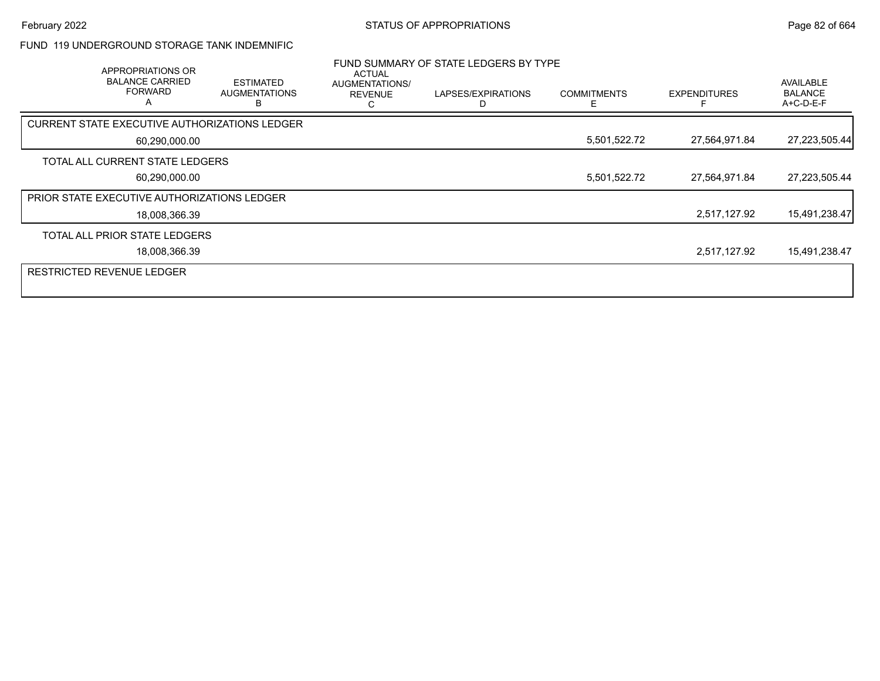FUND 119 UNDERGROUND STORAGE TANK INDEMNIFIC

## FUND SUMMARY OF STATE LEDGERS BY TYPE

| APPROPRIATIONS OR BALANCE CARRIED FORWARD A | ESTIMATED AUGMENTATIONS B | ACTUAL AUGMENTATIONS/ REVENUE C | LAPSES/EXPIRATIONS D | COMMITMENTS E | EXPENDITURES F | AVAILABLE BALANCE A+C-D-E-F |
|---|---|---|---|---|---|---|
| CURRENT STATE EXECUTIVE AUTHORIZATIONS LEDGER | | | | | | |
| 60,290,000.00 | | | | 5,501,522.72 | 27,564,971.84 | 27,223,505.44 |
| TOTAL ALL CURRENT STATE LEDGERS | | | | | | |
| 60,290,000.00 | | | | 5,501,522.72 | 27,564,971.84 | 27,223,505.44 |
| PRIOR STATE EXECUTIVE AUTHORIZATIONS LEDGER | | | | | | |
| 18,008,366.39 | | | | | 2,517,127.92 | 15,491,238.47 |
| TOTAL ALL PRIOR STATE LEDGERS | | | | | | |
| 18,008,366.39 | | | | | 2,517,127.92 | 15,491,238.47 |
| RESTRICTED REVENUE LEDGER | | | | | | |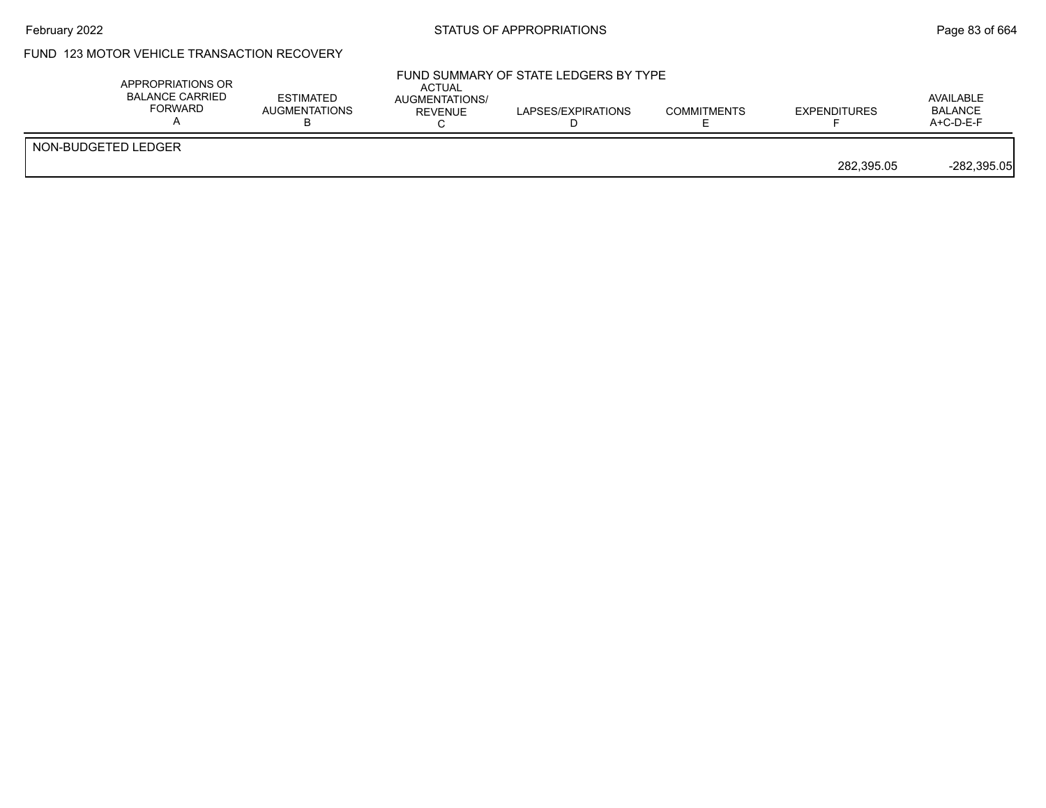FUND 123 MOTOR VEHICLE TRANSACTION RECOVERY

FUND SUMMARY OF STATE LEDGERS BY TYPE

| | APPROPRIATIONS OR BALANCE CARRIED FORWARD A | ESTIMATED AUGMENTATIONS B | ACTUAL AUGMENTATIONS/ REVENUE C | LAPSES/EXPIRATIONS D | COMMITMENTS E | EXPENDITURES F | AVAILABLE BALANCE A+C-D-E-F |
|---|---|---|---|---|---|---|---|
| NON-BUDGETED LEDGER | | | | | | | |
| | | | | | | 282,395.05 | -282,395.05 |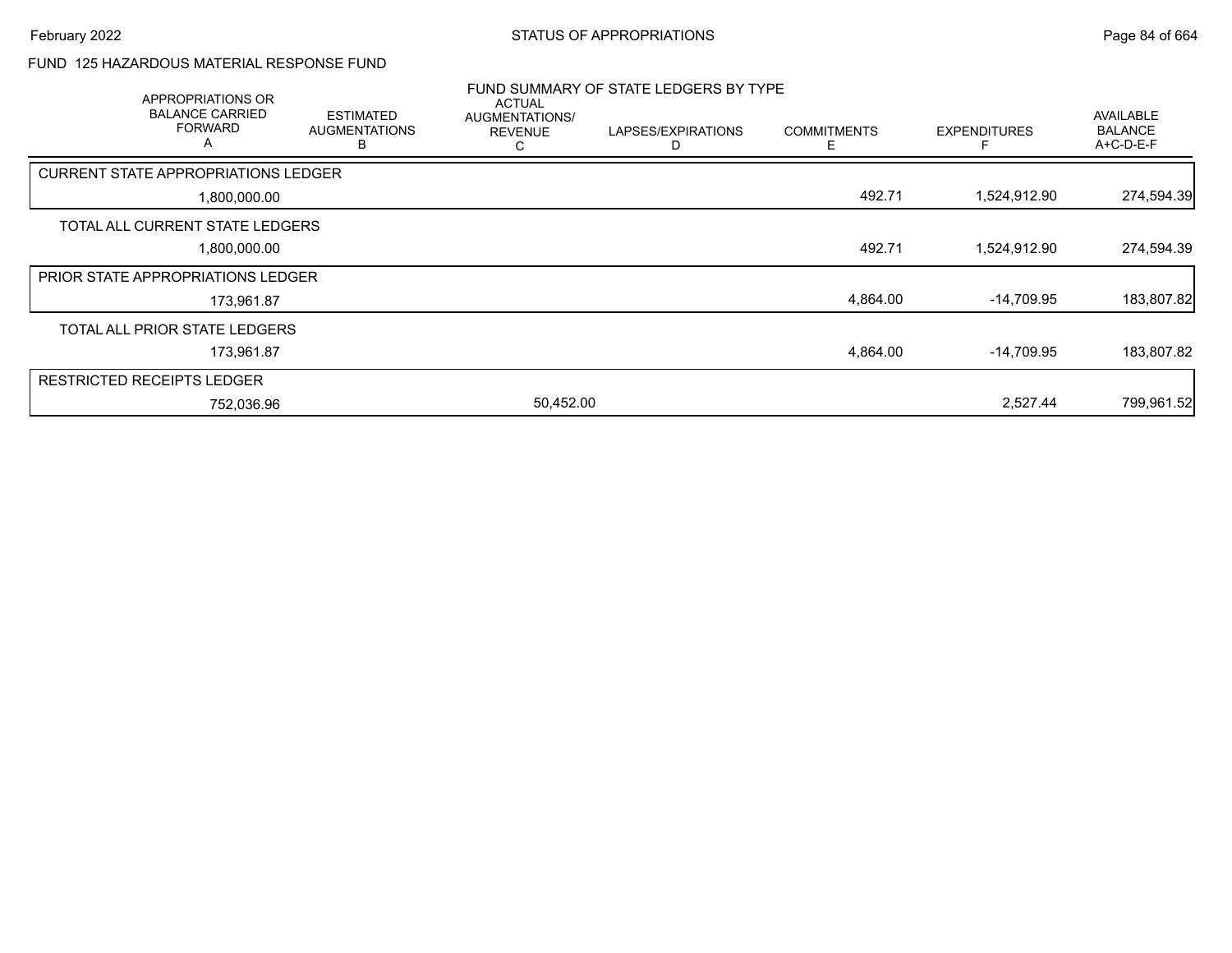## FUND 125 HAZARDOUS MATERIAL RESPONSE FUND

### FUND SUMMARY OF STATE LEDGERS BY TYPE

| APPROPRIATIONS OR BALANCE CARRIED FORWARD A | ESTIMATED AUGMENTATIONS B | ACTUAL AUGMENTATIONS/ REVENUE C | LAPSES/EXPIRATIONS D | COMMITMENTS E | EXPENDITURES F | AVAILABLE BALANCE A+C-D-E-F |
|---|---|---|---|---|---|---|
| CURRENT STATE APPROPRIATIONS LEDGER | | | | | | |
| 1,800,000.00 | | | | 492.71 | 1,524,912.90 | 274,594.39 |
| TOTAL ALL CURRENT STATE LEDGERS | | | | | | |
| 1,800,000.00 | | | | 492.71 | 1,524,912.90 | 274,594.39 |
| PRIOR STATE APPROPRIATIONS LEDGER | | | | | | |
| 173,961.87 | | | | 4,864.00 | -14,709.95 | 183,807.82 |
| TOTAL ALL PRIOR STATE LEDGERS | | | | | | |
| 173,961.87 | | | | 4,864.00 | -14,709.95 | 183,807.82 |
| RESTRICTED RECEIPTS LEDGER | | | | | | |
| 752,036.96 | | 50,452.00 | | | 2,527.44 | 799,961.52 |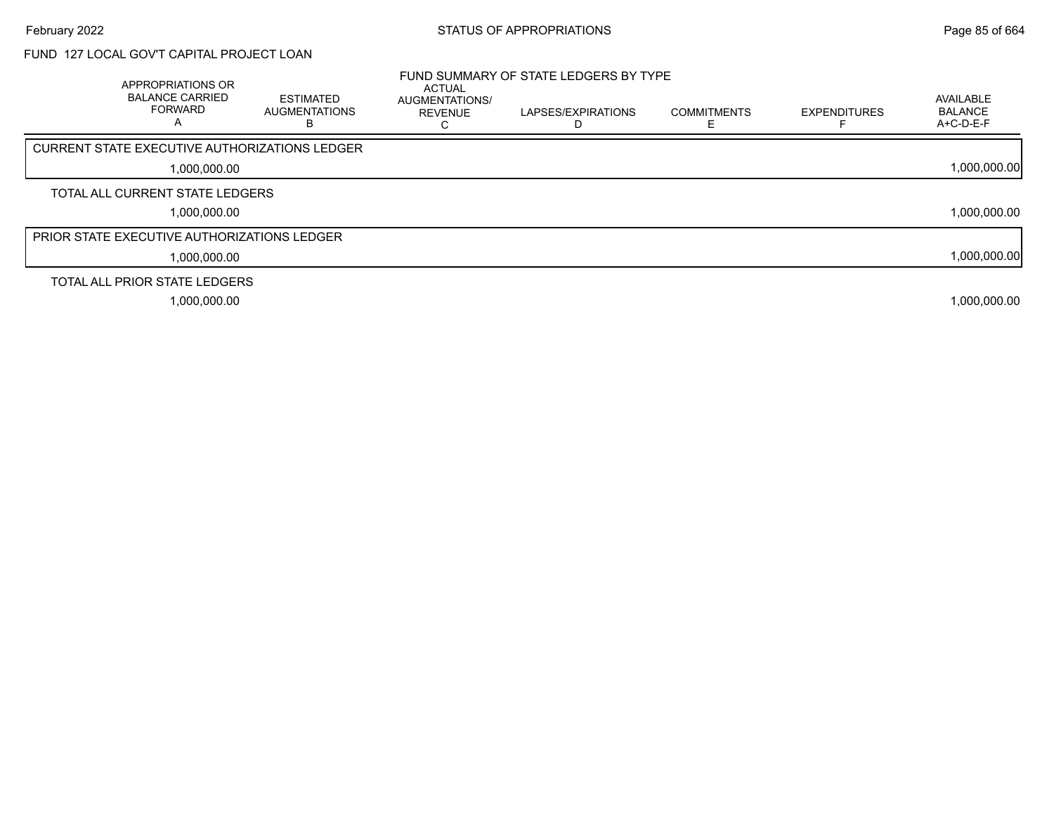FUND 127 LOCAL GOV'T CAPITAL PROJECT LOAN

FUND SUMMARY OF STATE LEDGERS BY TYPE

| | APPROPRIATIONS OR BALANCE CARRIED FORWARD A | ESTIMATED AUGMENTATIONS B | ACTUAL AUGMENTATIONS/ REVENUE C | LAPSES/EXPIRATIONS D | COMMITMENTS E | EXPENDITURES F | AVAILABLE BALANCE A+C-D-E-F |
|---|---|---|---|---|---|---|---|
| CURRENT STATE EXECUTIVE AUTHORIZATIONS LEDGER | | | | | | | |
| | 1,000,000.00 | | | | | | 1,000,000.00 |
| TOTAL ALL CURRENT STATE LEDGERS | | | | | | | |
| | 1,000,000.00 | | | | | | 1,000,000.00 |
| PRIOR STATE EXECUTIVE AUTHORIZATIONS LEDGER | | | | | | | |
| | 1,000,000.00 | | | | | | 1,000,000.00 |
| TOTAL ALL PRIOR STATE LEDGERS | | | | | | | |
| | 1,000,000.00 | | | | | | 1,000,000.00 |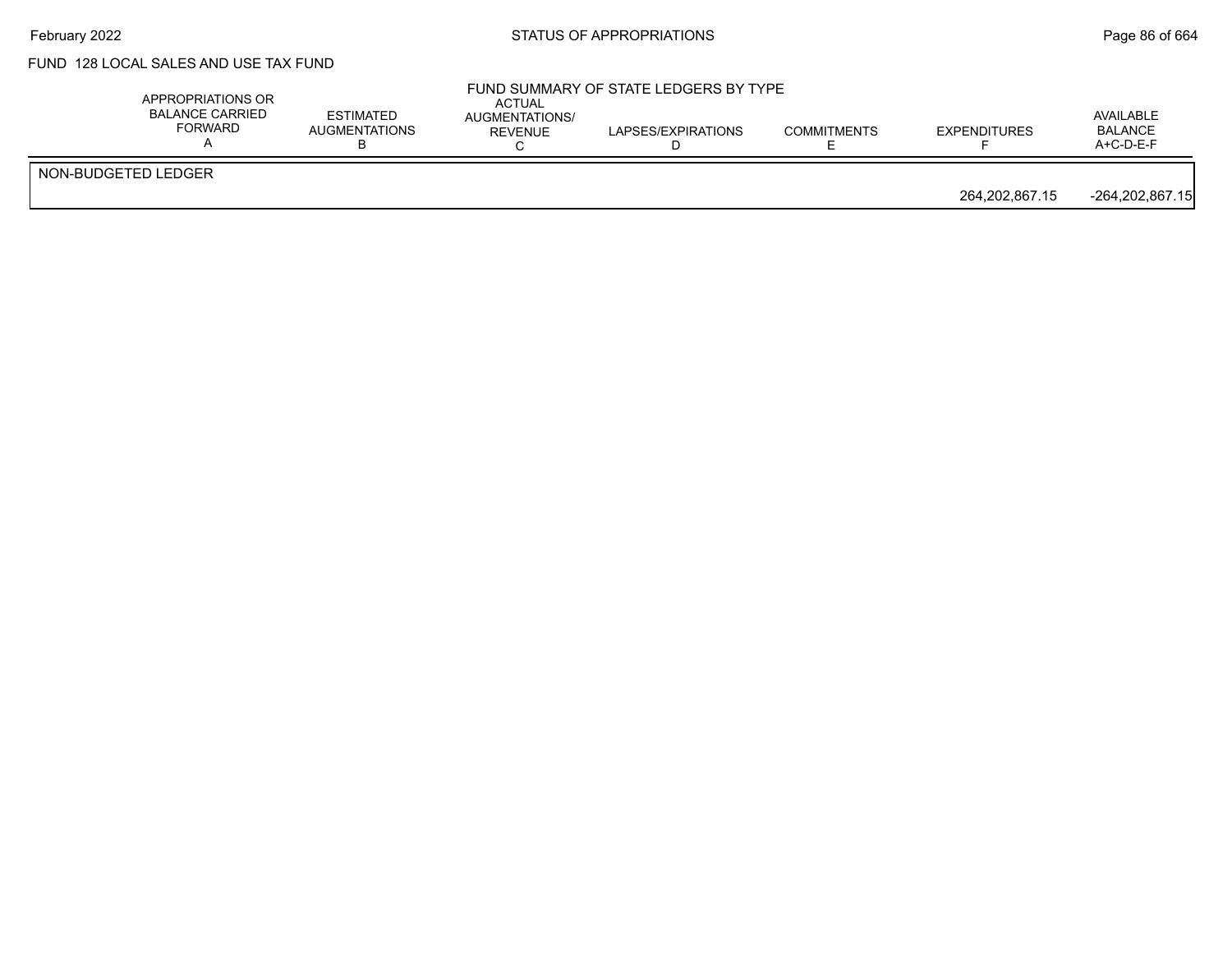FUND 128 LOCAL SALES AND USE TAX FUND

FUND SUMMARY OF STATE LEDGERS BY TYPE

| | APPROPRIATIONS OR BALANCE CARRIED FORWARD A | ESTIMATED AUGMENTATIONS B | ACTUAL AUGMENTATIONS/ REVENUE C | LAPSES/EXPIRATIONS D | COMMITMENTS E | EXPENDITURES F | AVAILABLE BALANCE A+C-D-E-F |
|---|---|---|---|---|---|---|---|
| NON-BUDGETED LEDGER | | | | | | | |
| | | | | | | 264,202,867.15 | -264,202,867.15 |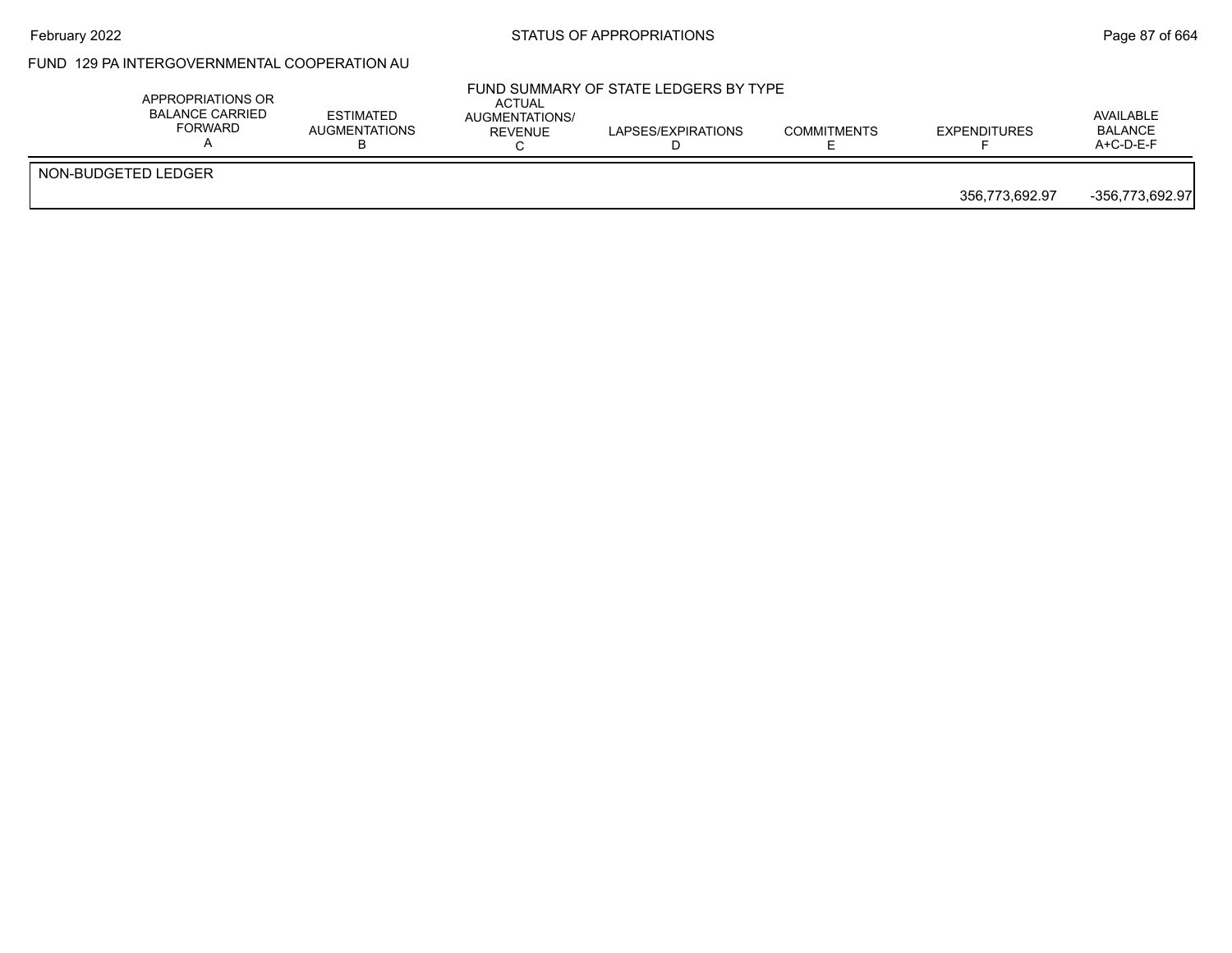FUND 129 PA INTERGOVERNMENTAL COOPERATION AU

FUND SUMMARY OF STATE LEDGERS BY TYPE

| | APPROPRIATIONS OR BALANCE CARRIED FORWARD A | ESTIMATED AUGMENTATIONS B | ACTUAL AUGMENTATIONS/ REVENUE C | LAPSES/EXPIRATIONS D | COMMITMENTS E | EXPENDITURES F | AVAILABLE BALANCE A+C-D-E-F |
|---|---|---|---|---|---|---|---|
| NON-BUDGETED LEDGER | | | | | | | |
| | | | | | | 356,773,692.97 | -356,773,692.97 |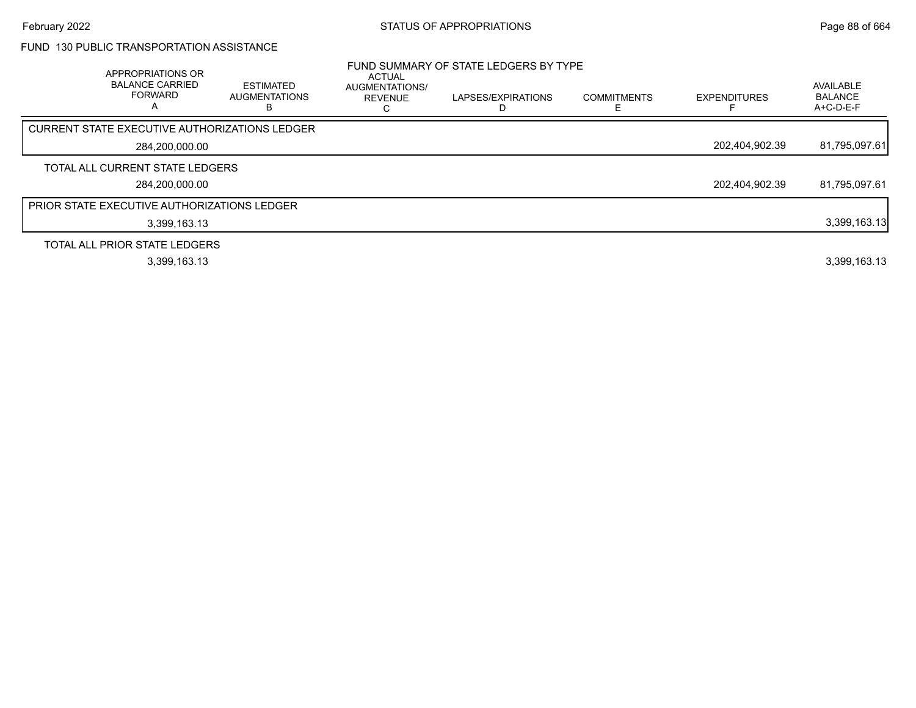FUND 130 PUBLIC TRANSPORTATION ASSISTANCE

FUND SUMMARY OF STATE LEDGERS BY TYPE

| APPROPRIATIONS OR BALANCE CARRIED FORWARD A | ESTIMATED AUGMENTATIONS B | ACTUAL AUGMENTATIONS/ REVENUE C | LAPSES/EXPIRATIONS D | COMMITMENTS E | EXPENDITURES F | AVAILABLE BALANCE A+C-D-E-F |
|---|---|---|---|---|---|---|
| **CURRENT STATE EXECUTIVE AUTHORIZATIONS LEDGER** | | | | | | |
| 284,200,000.00 | | | | | 202,404,902.39 | 81,795,097.61 |
| **TOTAL ALL CURRENT STATE LEDGERS** | | | | | | |
| 284,200,000.00 | | | | | 202,404,902.39 | 81,795,097.61 |
| **PRIOR STATE EXECUTIVE AUTHORIZATIONS LEDGER** | | | | | | |
| 3,399,163.13 | | | | | | 3,399,163.13 |
| **TOTAL ALL PRIOR STATE LEDGERS** | | | | | | |
| 3,399,163.13 | | | | | | 3,399,163.13 |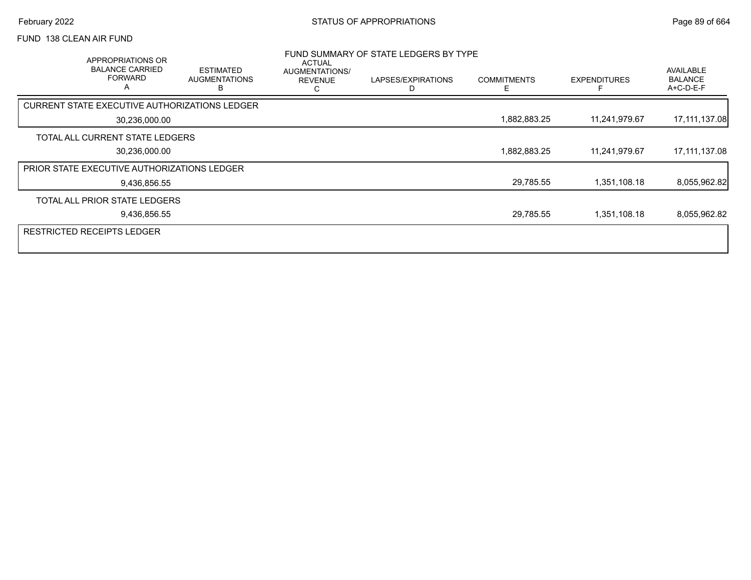STATUS OF APPROPRIATIONS

FUND 138 CLEAN AIR FUND

FUND SUMMARY OF STATE LEDGERS BY TYPE

| APPROPRIATIONS OR BALANCE CARRIED FORWARD A | ESTIMATED AUGMENTATIONS B | ACTUAL AUGMENTATIONS/ REVENUE C | LAPSES/EXPIRATIONS D | COMMITMENTS E | EXPENDITURES F | AVAILABLE BALANCE A+C-D-E-F |
|---|---|---|---|---|---|---|
| CURRENT STATE EXECUTIVE AUTHORIZATIONS LEDGER | | | | | | |
| 30,236,000.00 | | | | 1,882,883.25 | 11,241,979.67 | 17,111,137.08 |
| TOTAL ALL CURRENT STATE LEDGERS | | | | | | |
| 30,236,000.00 | | | | 1,882,883.25 | 11,241,979.67 | 17,111,137.08 |
| PRIOR STATE EXECUTIVE AUTHORIZATIONS LEDGER | | | | | | |
| 9,436,856.55 | | | | 29,785.55 | 1,351,108.18 | 8,055,962.82 |
| TOTAL ALL PRIOR STATE LEDGERS | | | | | | |
| 9,436,856.55 | | | | 29,785.55 | 1,351,108.18 | 8,055,962.82 |
| RESTRICTED RECEIPTS LEDGER | | | | | | |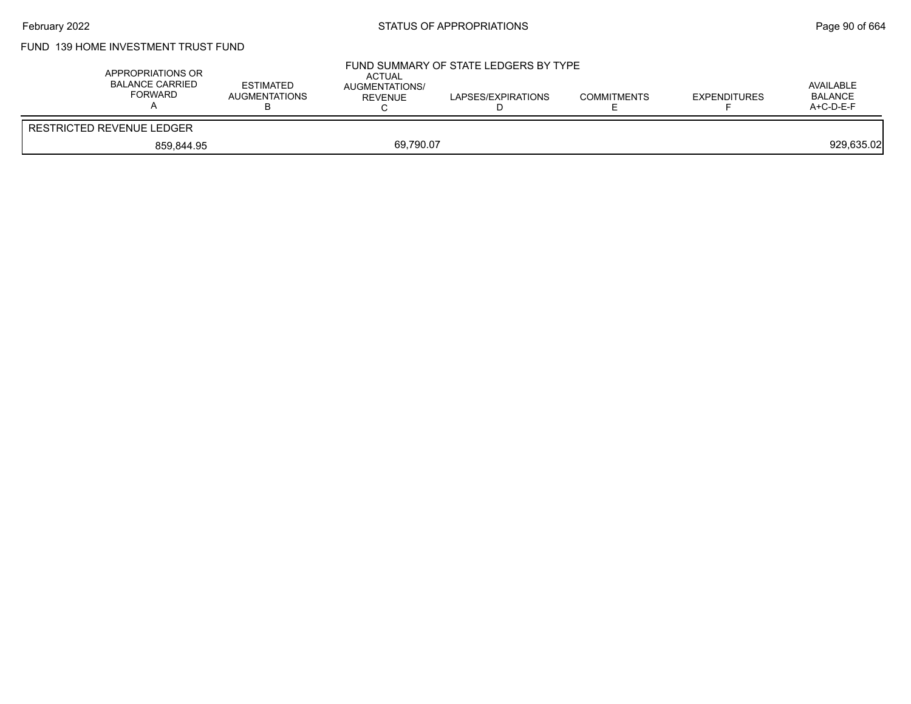FUND 139 HOME INVESTMENT TRUST FUND

FUND SUMMARY OF STATE LEDGERS BY TYPE

| APPROPRIATIONS OR BALANCE CARRIED FORWARD A | ESTIMATED AUGMENTATIONS B | ACTUAL AUGMENTATIONS/ REVENUE C | LAPSES/EXPIRATIONS D | COMMITMENTS E | EXPENDITURES F | AVAILABLE BALANCE A+C-D-E-F |
|---|---|---|---|---|---|---|
| RESTRICTED REVENUE LEDGER | | | | | | |
| 859,844.95 | | 69,790.07 | | | | 929,635.02 |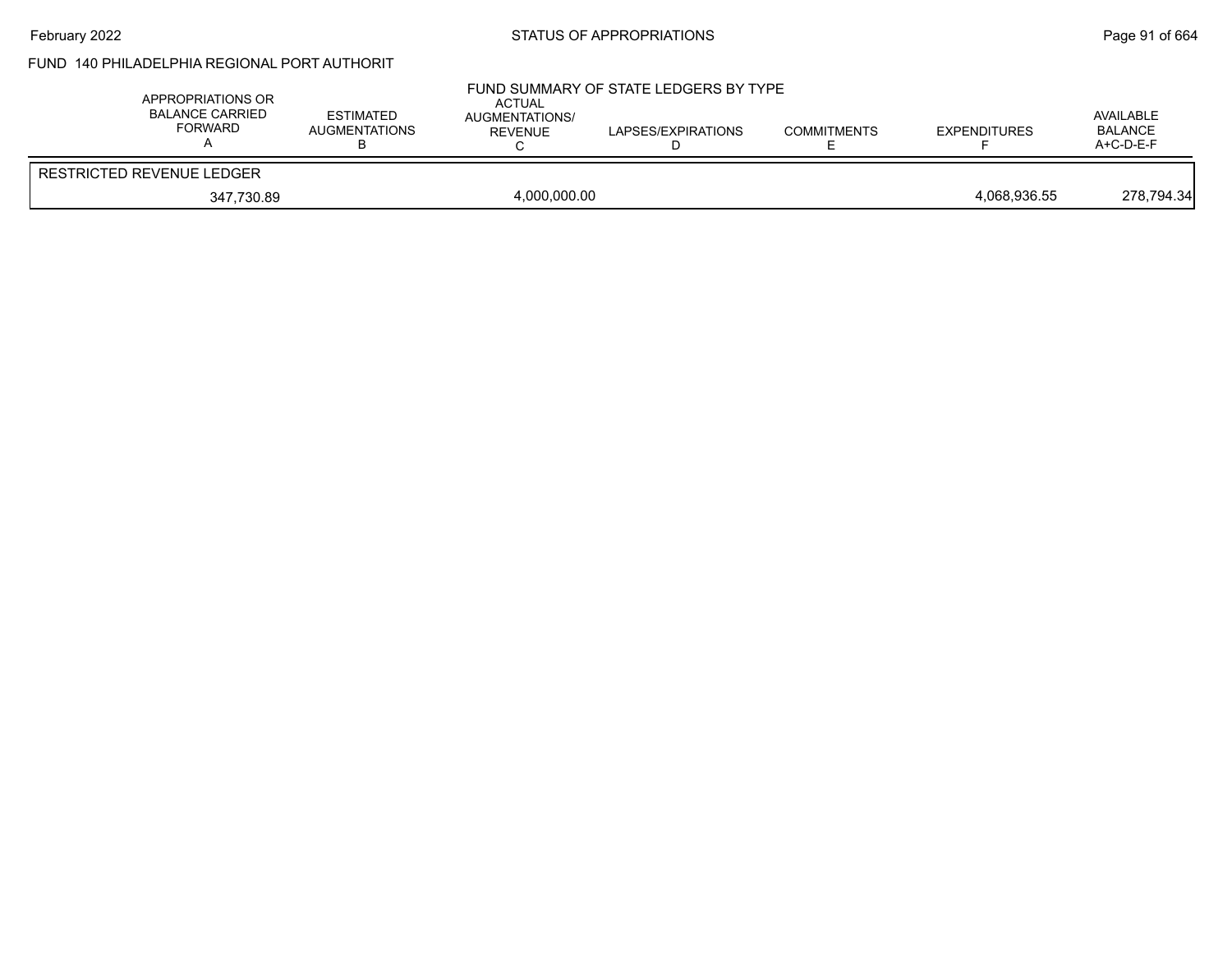FUND 140 PHILADELPHIA REGIONAL PORT AUTHORIT

FUND SUMMARY OF STATE LEDGERS BY TYPE

| APPROPRIATIONS OR BALANCE CARRIED FORWARD A | ESTIMATED AUGMENTATIONS B | ACTUAL AUGMENTATIONS/ REVENUE C | LAPSES/EXPIRATIONS D | COMMITMENTS E | EXPENDITURES F | AVAILABLE BALANCE A+C-D-E-F |
|---|---|---|---|---|---|---|
| RESTRICTED REVENUE LEDGER | | | | | | |
| 347,730.89 | | 4,000,000.00 | | | 4,068,936.55 | 278,794.34 |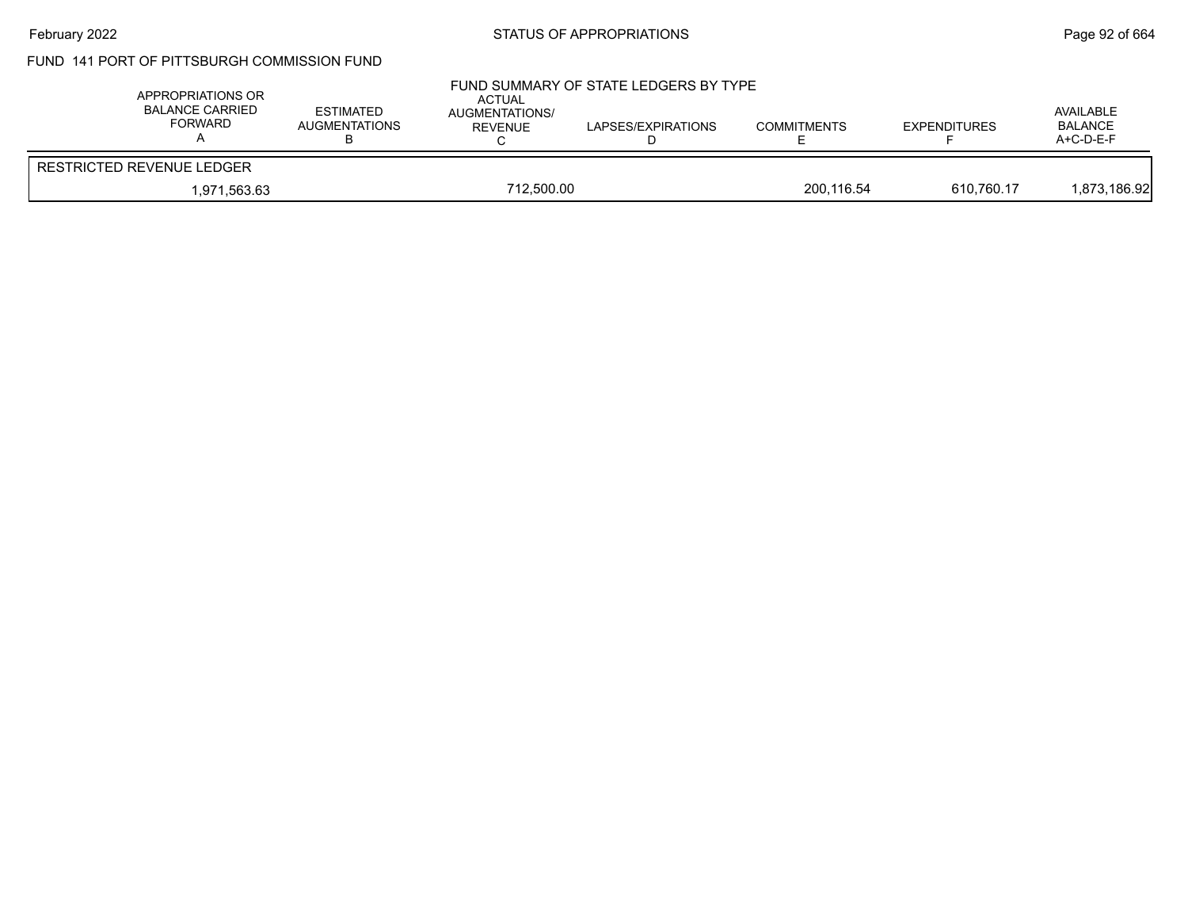FUND 141 PORT OF PITTSBURGH COMMISSION FUND

FUND SUMMARY OF STATE LEDGERS BY TYPE

| APPROPRIATIONS OR BALANCE CARRIED FORWARD A | ESTIMATED AUGMENTATIONS B | ACTUAL AUGMENTATIONS/ REVENUE C | LAPSES/EXPIRATIONS D | COMMITMENTS E | EXPENDITURES F | AVAILABLE BALANCE A+C-D-E-F |
|---|---|---|---|---|---|---|
| RESTRICTED REVENUE LEDGER | | | | | | |
| 1,971,563.63 | | 712,500.00 | | 200,116.54 | 610,760.17 | 1,873,186.92 |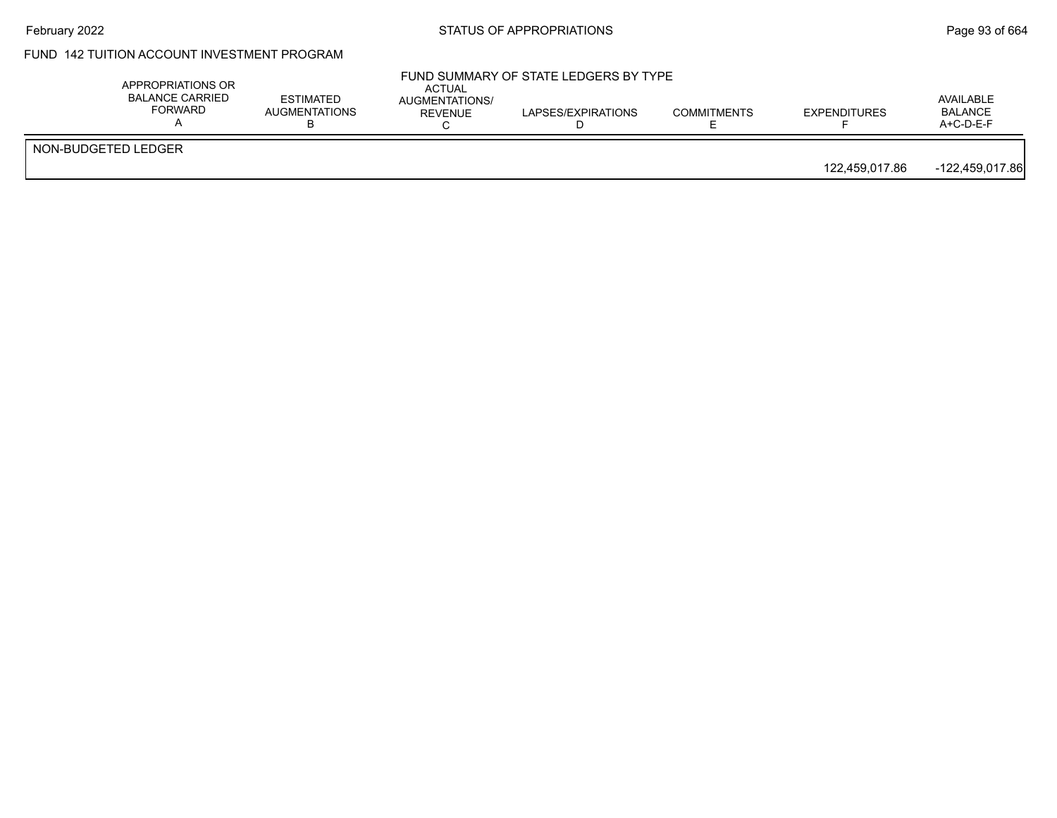## FUND 142 TUITION ACCOUNT INVESTMENT PROGRAM

### FUND SUMMARY OF STATE LEDGERS BY TYPE

| | APPROPRIATIONS OR BALANCE CARRIED FORWARD A | ESTIMATED AUGMENTATIONS B | ACTUAL AUGMENTATIONS/ REVENUE C | LAPSES/EXPIRATIONS D | COMMITMENTS E | EXPENDITURES F | AVAILABLE BALANCE A+C-D-E-F |
|---|---|---|---|---|---|---|---|
| NON-BUDGETED LEDGER | | | | | | | |
| | | | | | | 122,459,017.86 | -122,459,017.86 |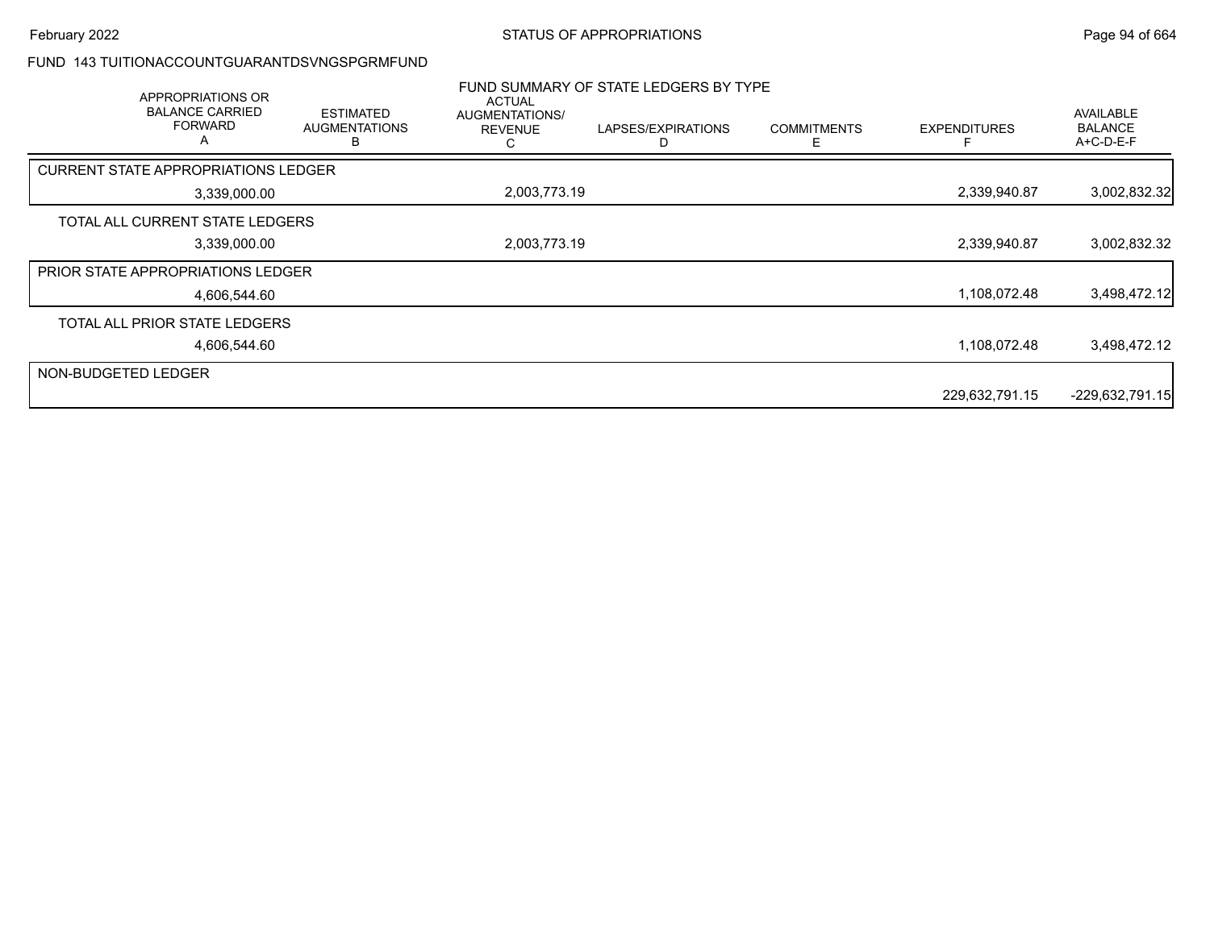FUND 143 TUITIONACCOUNTGUARANTDSVNGSPGRMFUND

FUND SUMMARY OF STATE LEDGERS BY TYPE

| APPROPRIATIONS OR BALANCE CARRIED FORWARD A | ESTIMATED AUGMENTATIONS B | ACTUAL AUGMENTATIONS/ REVENUE C | LAPSES/EXPIRATIONS D | COMMITMENTS E | EXPENDITURES F | AVAILABLE BALANCE A+C-D-E-F |
|---|---|---|---|---|---|---|
| CURRENT STATE APPROPRIATIONS LEDGER | | | | | | |
| 3,339,000.00 | | 2,003,773.19 | | | 2,339,940.87 | 3,002,832.32 |
| TOTAL ALL CURRENT STATE LEDGERS | | | | | | |
| 3,339,000.00 | | 2,003,773.19 | | | 2,339,940.87 | 3,002,832.32 |
| PRIOR STATE APPROPRIATIONS LEDGER | | | | | | |
| 4,606,544.60 | | | | | 1,108,072.48 | 3,498,472.12 |
| TOTAL ALL PRIOR STATE LEDGERS | | | | | | |
| 4,606,544.60 | | | | | 1,108,072.48 | 3,498,472.12 |
| NON-BUDGETED LEDGER | | | | | | |
| | | | | | 229,632,791.15 | -229,632,791.15 |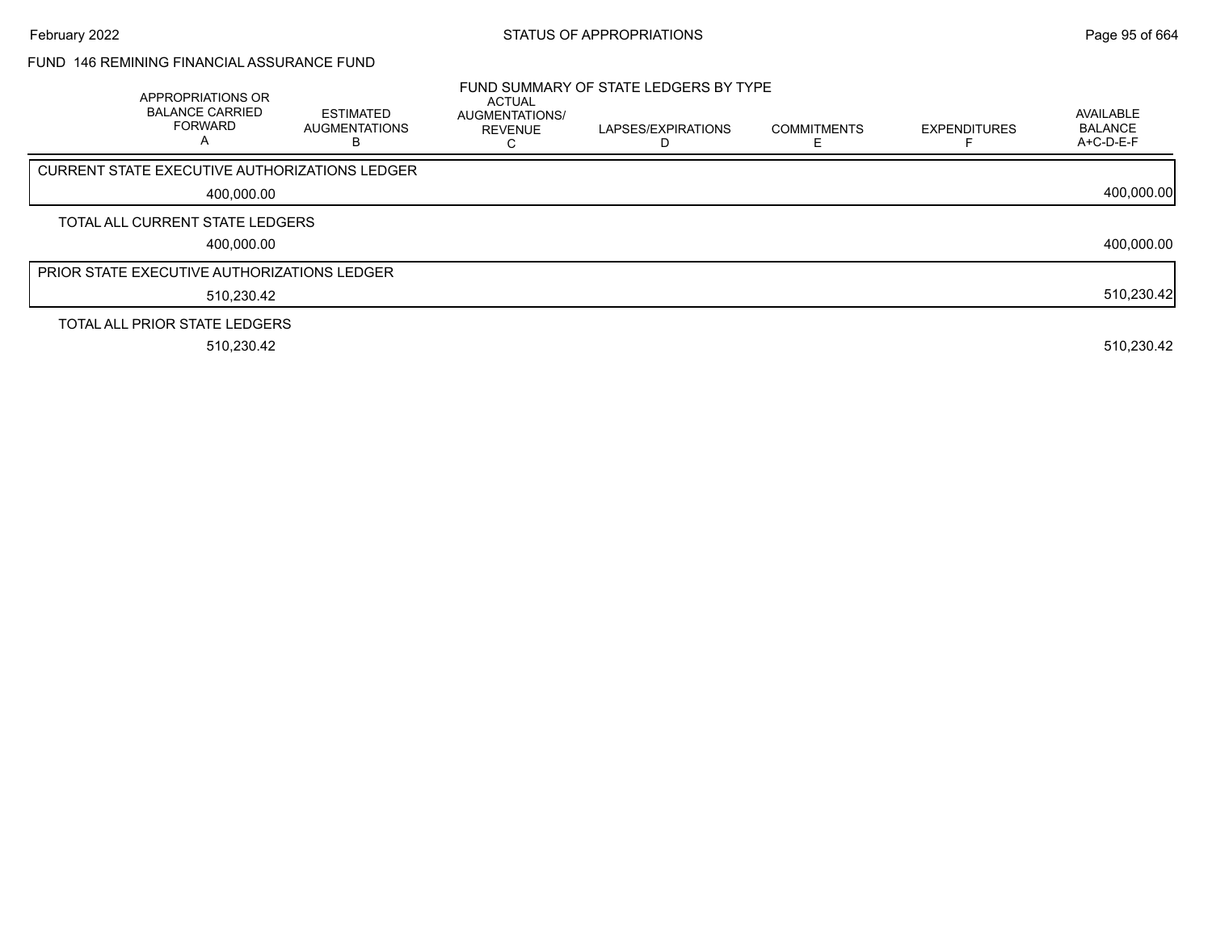## FUND 146 REMINING FINANCIAL ASSURANCE FUND

### FUND SUMMARY OF STATE LEDGERS BY TYPE

| | APPROPRIATIONS OR BALANCE CARRIED FORWARD A | ESTIMATED AUGMENTATIONS B | ACTUAL AUGMENTATIONS/ REVENUE C | LAPSES/EXPIRATIONS D | COMMITMENTS E | EXPENDITURES F | AVAILABLE BALANCE A+C-D-E-F |
|---|---|---|---|---|---|---|---|
| CURRENT STATE EXECUTIVE AUTHORIZATIONS LEDGER | 400,000.00 | | | | | | 400,000.00 |
| TOTAL ALL CURRENT STATE LEDGERS | 400,000.00 | | | | | | 400,000.00 |
| PRIOR STATE EXECUTIVE AUTHORIZATIONS LEDGER | 510,230.42 | | | | | | 510,230.42 |
| TOTAL ALL PRIOR STATE LEDGERS | 510,230.42 | | | | | | 510,230.42 |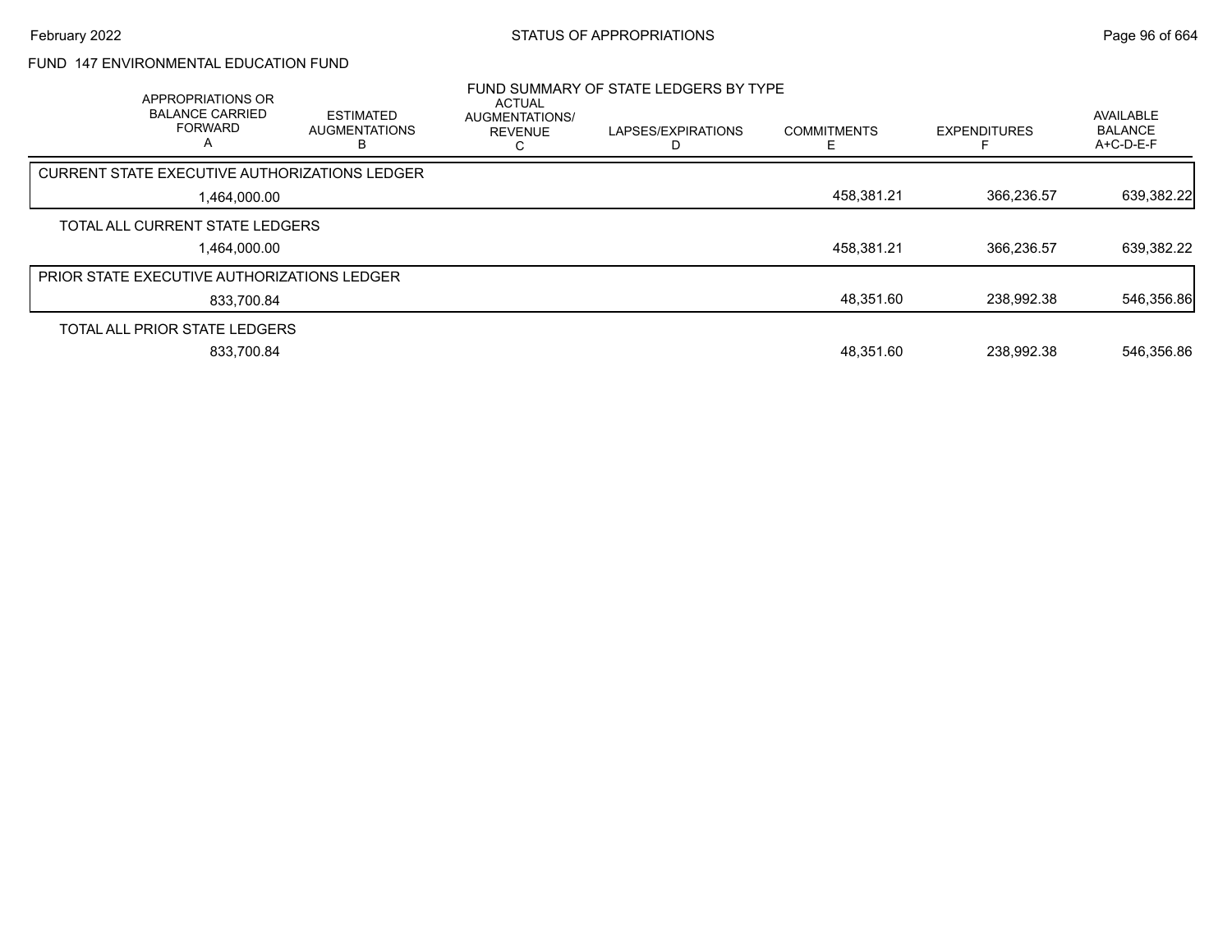# STATUS OF APPROPRIATIONS

## FUND 147 ENVIRONMENTAL EDUCATION FUND

### FUND SUMMARY OF STATE LEDGERS BY TYPE

| APPROPRIATIONS OR BALANCE CARRIED FORWARD A | ESTIMATED AUGMENTATIONS B | ACTUAL AUGMENTATIONS/ REVENUE C | LAPSES/EXPIRATIONS D | COMMITMENTS E | EXPENDITURES F | AVAILABLE BALANCE A+C-D-E-F |
|---|---|---|---|---|---|---|
| **CURRENT STATE EXECUTIVE AUTHORIZATIONS LEDGER** | | | | | | |
| 1,464,000.00 | | | | 458,381.21 | 366,236.57 | 639,382.22 |
| **TOTAL ALL CURRENT STATE LEDGERS** | | | | | | |
| 1,464,000.00 | | | | 458,381.21 | 366,236.57 | 639,382.22 |
| **PRIOR STATE EXECUTIVE AUTHORIZATIONS LEDGER** | | | | | | |
| 833,700.84 | | | | 48,351.60 | 238,992.38 | 546,356.86 |
| **TOTAL ALL PRIOR STATE LEDGERS** | | | | | | |
| 833,700.84 | | | | 48,351.60 | 238,992.38 | 546,356.86 |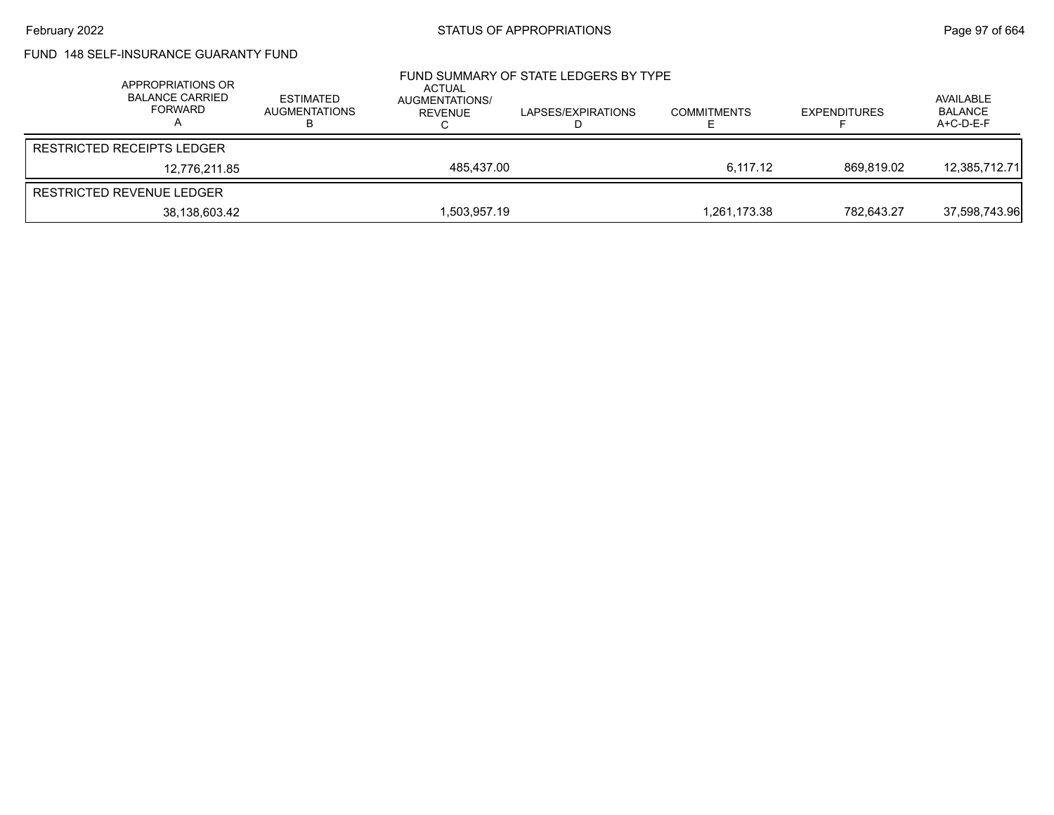## FUND 148 SELF-INSURANCE GUARANTY FUND

### FUND SUMMARY OF STATE LEDGERS BY TYPE

| APPROPRIATIONS OR BALANCE CARRIED FORWARD A | ESTIMATED AUGMENTATIONS B | ACTUAL AUGMENTATIONS/ REVENUE C | LAPSES/EXPIRATIONS D | COMMITMENTS E | EXPENDITURES F | AVAILABLE BALANCE A+C-D-E-F |
|---|---|---|---|---|---|---|
| RESTRICTED RECEIPTS LEDGER | | | | | | |
| 12,776,211.85 | | 485,437.00 | | 6,117.12 | 869,819.02 | 12,385,712.71 |
| RESTRICTED REVENUE LEDGER | | | | | | |
| 38,138,603.42 | | 1,503,957.19 | | 1,261,173.38 | 782,643.27 | 37,598,743.96 |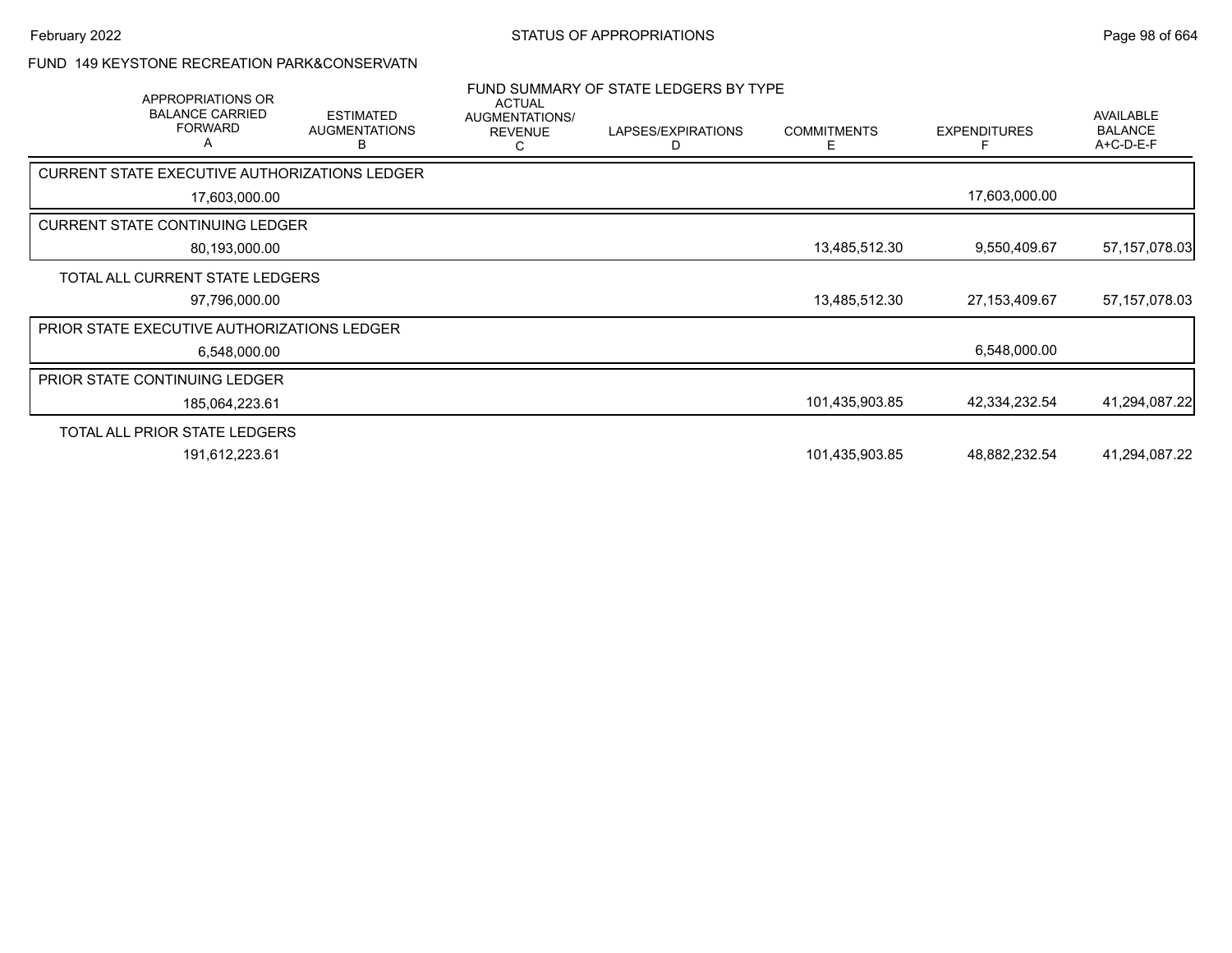FUND 149 KEYSTONE RECREATION PARK&CONSERVATN

FUND SUMMARY OF STATE LEDGERS BY TYPE

| | APPROPRIATIONS OR BALANCE CARRIED FORWARD A | ESTIMATED AUGMENTATIONS B | ACTUAL AUGMENTATIONS/ REVENUE C | LAPSES/EXPIRATIONS D | COMMITMENTS E | EXPENDITURES F | AVAILABLE BALANCE A+C-D-E-F |
|---|---|---|---|---|---|---|---|
| CURRENT STATE EXECUTIVE AUTHORIZATIONS LEDGER | | | | | | | |
| | 17,603,000.00 | | | | | 17,603,000.00 | |
| CURRENT STATE CONTINUING LEDGER | | | | | | | |
| | 80,193,000.00 | | | | 13,485,512.30 | 9,550,409.67 | 57,157,078.03 |
| TOTAL ALL CURRENT STATE LEDGERS | | | | | | | |
| | 97,796,000.00 | | | | 13,485,512.30 | 27,153,409.67 | 57,157,078.03 |
| PRIOR STATE EXECUTIVE AUTHORIZATIONS LEDGER | | | | | | | |
| | 6,548,000.00 | | | | | 6,548,000.00 | |
| PRIOR STATE CONTINUING LEDGER | | | | | | | |
| | 185,064,223.61 | | | | 101,435,903.85 | 42,334,232.54 | 41,294,087.22 |
| TOTAL ALL PRIOR STATE LEDGERS | | | | | | | |
| | 191,612,223.61 | | | | 101,435,903.85 | 48,882,232.54 | 41,294,087.22 |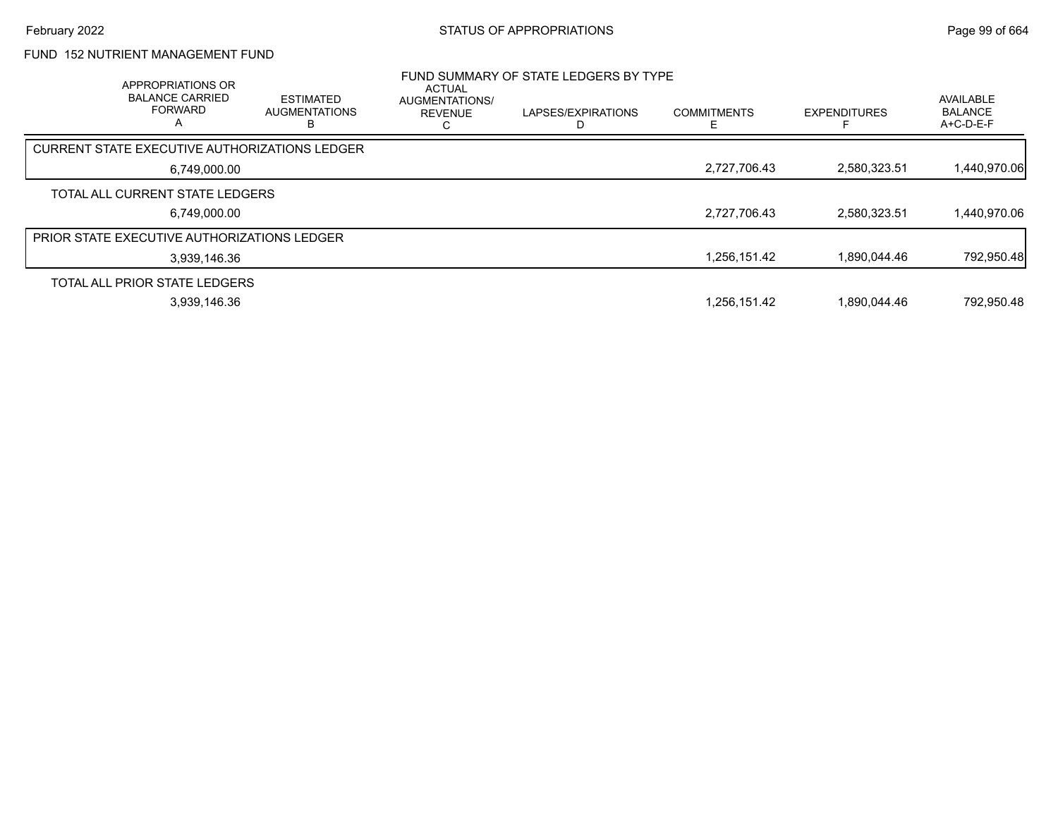STATUS OF APPROPRIATIONS

FUND 152 NUTRIENT MANAGEMENT FUND

FUND SUMMARY OF STATE LEDGERS BY TYPE

| APPROPRIATIONS OR BALANCE CARRIED FORWARD A | ESTIMATED AUGMENTATIONS B | ACTUAL AUGMENTATIONS/ REVENUE C | LAPSES/EXPIRATIONS D | COMMITMENTS E | EXPENDITURES F | AVAILABLE BALANCE A+C-D-E-F |
|---|---|---|---|---|---|---|
| CURRENT STATE EXECUTIVE AUTHORIZATIONS LEDGER | | | | | | |
| 6,749,000.00 | | | | 2,727,706.43 | 2,580,323.51 | 1,440,970.06 |
| TOTAL ALL CURRENT STATE LEDGERS | | | | | | |
| 6,749,000.00 | | | | 2,727,706.43 | 2,580,323.51 | 1,440,970.06 |
| PRIOR STATE EXECUTIVE AUTHORIZATIONS LEDGER | | | | | | |
| 3,939,146.36 | | | | 1,256,151.42 | 1,890,044.46 | 792,950.48 |
| TOTAL ALL PRIOR STATE LEDGERS | | | | | | |
| 3,939,146.36 | | | | 1,256,151.42 | 1,890,044.46 | 792,950.48 |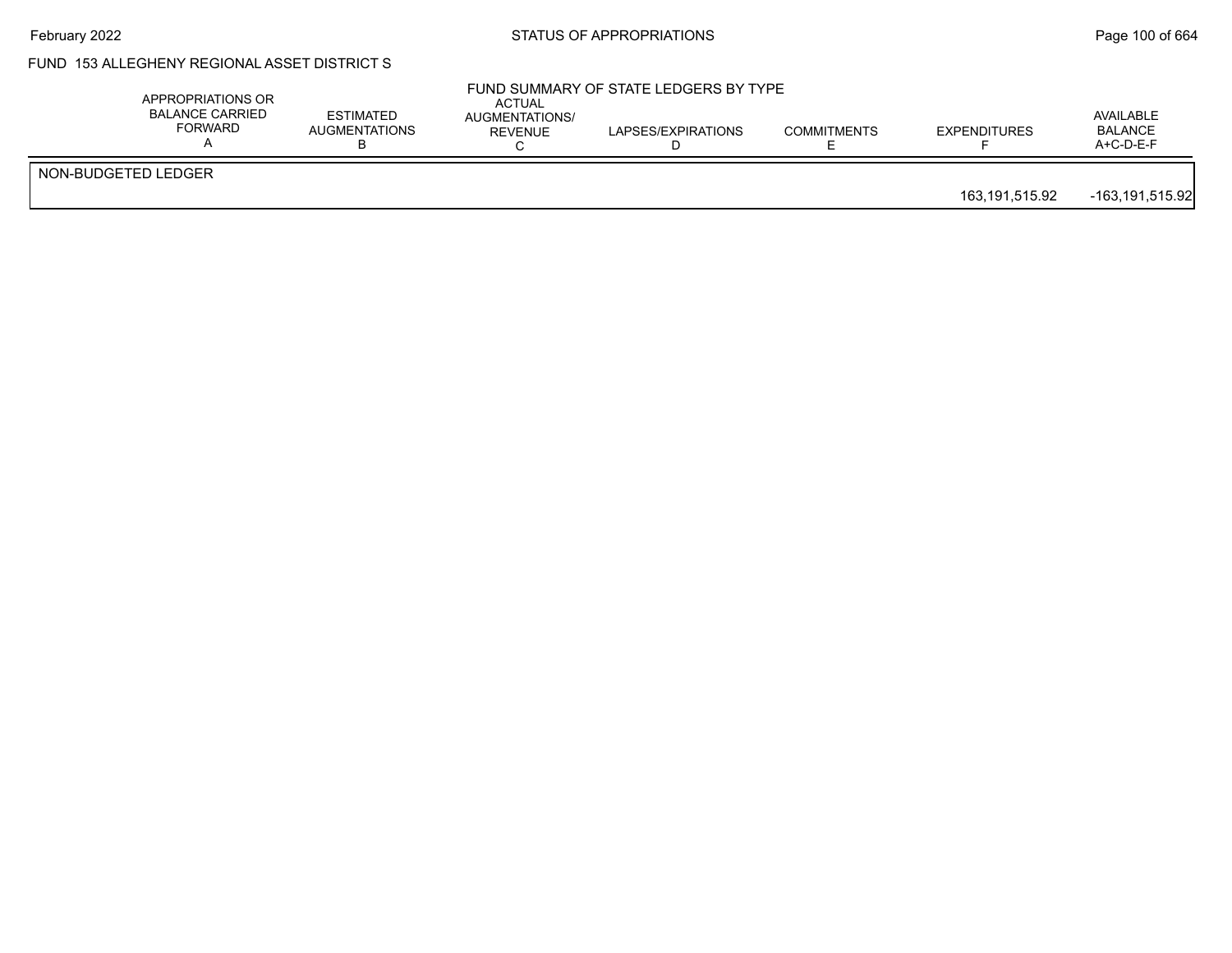FUND 153 ALLEGHENY REGIONAL ASSET DISTRICT S

FUND SUMMARY OF STATE LEDGERS BY TYPE

| | APPROPRIATIONS OR BALANCE CARRIED FORWARD A | ESTIMATED AUGMENTATIONS B | ACTUAL AUGMENTATIONS/ REVENUE C | LAPSES/EXPIRATIONS D | COMMITMENTS E | EXPENDITURES F | AVAILABLE BALANCE A+C-D-E-F |
|---|---|---|---|---|---|---|---|
| NON-BUDGETED LEDGER | | | | | | 163,191,515.92 | -163,191,515.92 |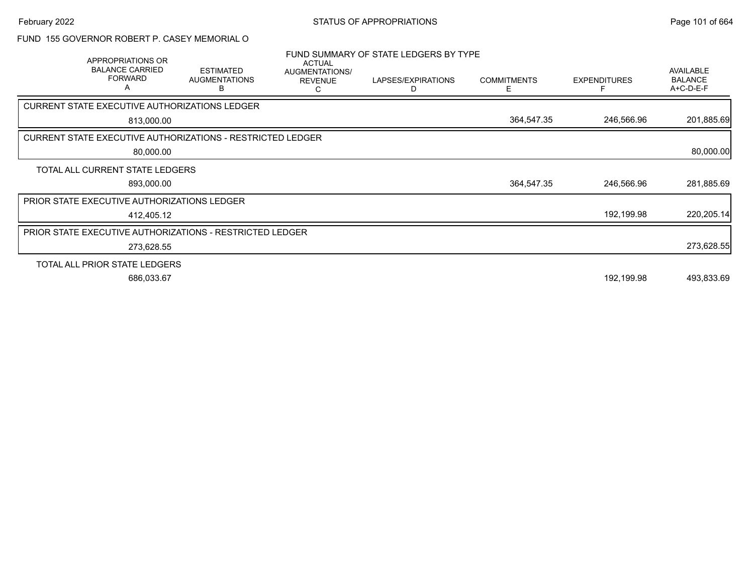FUND 155 GOVERNOR ROBERT P. CASEY MEMORIAL O

## FUND SUMMARY OF STATE LEDGERS BY TYPE

| APPROPRIATIONS OR BALANCE CARRIED FORWARD A | ESTIMATED AUGMENTATIONS B | ACTUAL AUGMENTATIONS/ REVENUE C | LAPSES/EXPIRATIONS D | COMMITMENTS E | EXPENDITURES F | AVAILABLE BALANCE A+C-D-E-F |
|---|---|---|---|---|---|---|
| **CURRENT STATE EXECUTIVE AUTHORIZATIONS LEDGER** | | | | | | |
| 813,000.00 | | | | 364,547.35 | 246,566.96 | 201,885.69 |
| **CURRENT STATE EXECUTIVE AUTHORIZATIONS - RESTRICTED LEDGER** | | | | | | |
| 80,000.00 | | | | | | 80,000.00 |
| **TOTAL ALL CURRENT STATE LEDGERS** | | | | | | |
| 893,000.00 | | | | 364,547.35 | 246,566.96 | 281,885.69 |
| **PRIOR STATE EXECUTIVE AUTHORIZATIONS LEDGER** | | | | | | |
| 412,405.12 | | | | | 192,199.98 | 220,205.14 |
| **PRIOR STATE EXECUTIVE AUTHORIZATIONS - RESTRICTED LEDGER** | | | | | | |
| 273,628.55 | | | | | | 273,628.55 |
| **TOTAL ALL PRIOR STATE LEDGERS** | | | | | | |
| 686,033.67 | | | | | 192,199.98 | 493,833.69 |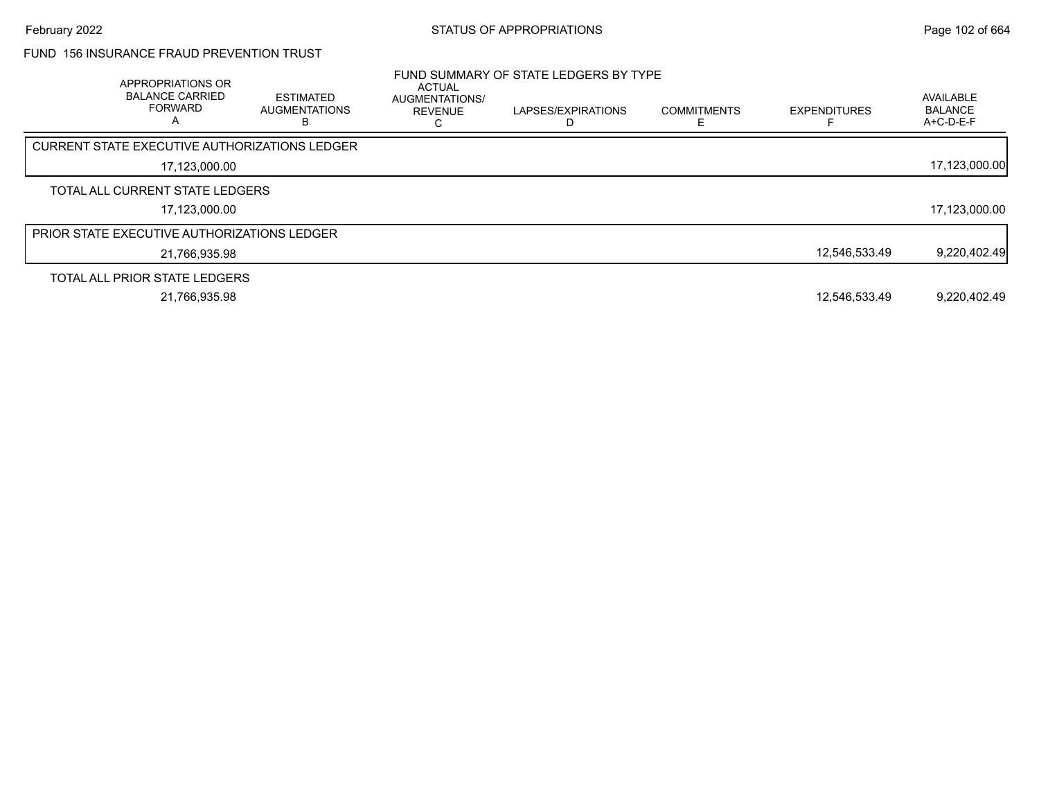FUND 156 INSURANCE FRAUD PREVENTION TRUST

FUND SUMMARY OF STATE LEDGERS BY TYPE

| APPROPRIATIONS OR BALANCE CARRIED FORWARD A | ESTIMATED AUGMENTATIONS B | ACTUAL AUGMENTATIONS/ REVENUE C | LAPSES/EXPIRATIONS D | COMMITMENTS E | EXPENDITURES F | AVAILABLE BALANCE A+C-D-E-F |
|---|---|---|---|---|---|---|
| **CURRENT STATE EXECUTIVE AUTHORIZATIONS LEDGER** | | | | | | |
| 17,123,000.00 | | | | | | 17,123,000.00 |
| **TOTAL ALL CURRENT STATE LEDGERS** | | | | | | |
| 17,123,000.00 | | | | | | 17,123,000.00 |
| **PRIOR STATE EXECUTIVE AUTHORIZATIONS LEDGER** | | | | | | |
| 21,766,935.98 | | | | | 12,546,533.49 | 9,220,402.49 |
| **TOTAL ALL PRIOR STATE LEDGERS** | | | | | | |
| 21,766,935.98 | | | | | 12,546,533.49 | 9,220,402.49 |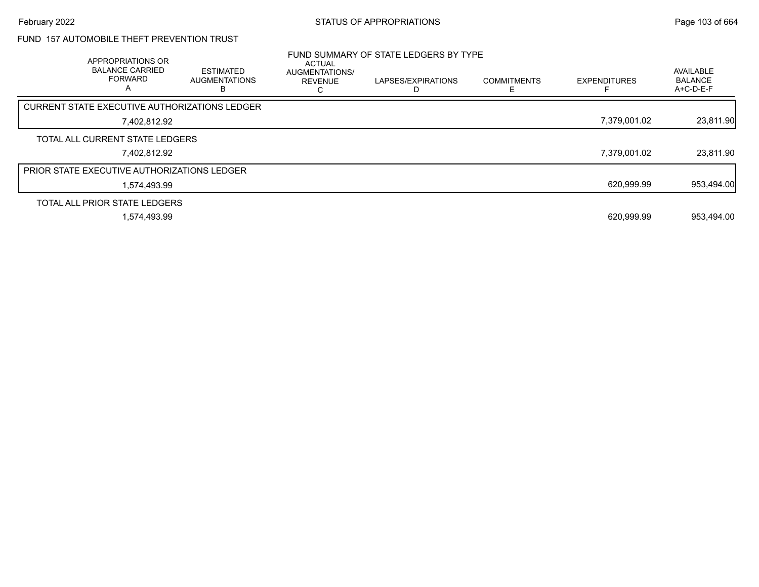## FUND 157 AUTOMOBILE THEFT PREVENTION TRUST

FUND SUMMARY OF STATE LEDGERS BY TYPE

| APPROPRIATIONS OR BALANCE CARRIED FORWARD A | ESTIMATED AUGMENTATIONS B | ACTUAL AUGMENTATIONS/ REVENUE C | LAPSES/EXPIRATIONS D | COMMITMENTS E | EXPENDITURES F | AVAILABLE BALANCE A+C-D-E-F |
|---|---|---|---|---|---|---|
| CURRENT STATE EXECUTIVE AUTHORIZATIONS LEDGER | | | | | | |
| 7,402,812.92 | | | | | 7,379,001.02 | 23,811.90 |
| TOTAL ALL CURRENT STATE LEDGERS | | | | | | |
| 7,402,812.92 | | | | | 7,379,001.02 | 23,811.90 |
| PRIOR STATE EXECUTIVE AUTHORIZATIONS LEDGER | | | | | | |
| 1,574,493.99 | | | | | 620,999.99 | 953,494.00 |
| TOTAL ALL PRIOR STATE LEDGERS | | | | | | |
| 1,574,493.99 | | | | | 620,999.99 | 953,494.00 |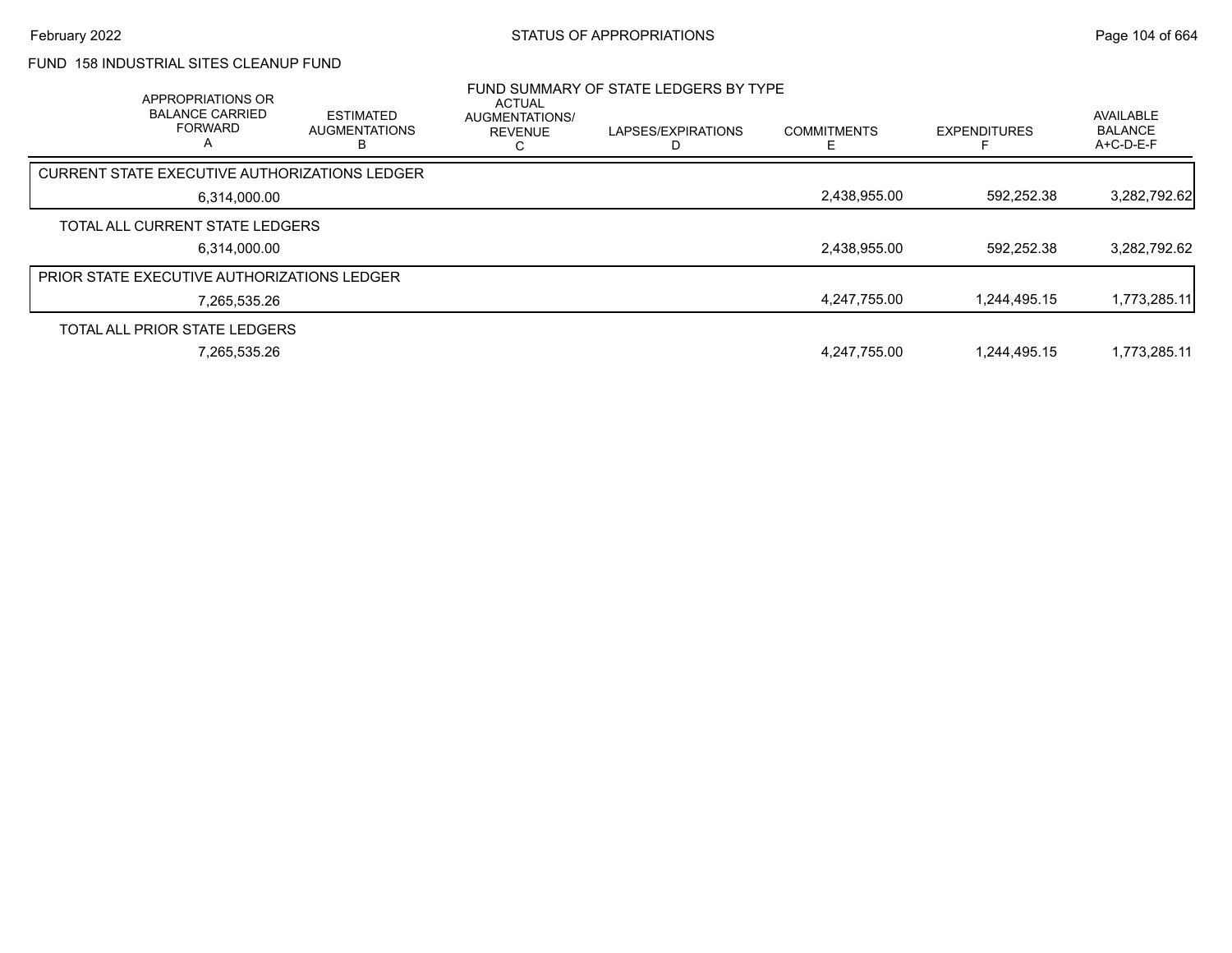FUND 158 INDUSTRIAL SITES CLEANUP FUND

## FUND SUMMARY OF STATE LEDGERS BY TYPE

| APPROPRIATIONS OR BALANCE CARRIED FORWARD A | ESTIMATED AUGMENTATIONS B | ACTUAL AUGMENTATIONS/ REVENUE C | LAPSES/EXPIRATIONS D | COMMITMENTS E | EXPENDITURES F | AVAILABLE BALANCE A+C-D-E-F |
|---|---|---|---|---|---|---|
| CURRENT STATE EXECUTIVE AUTHORIZATIONS LEDGER | | | | | | |
| 6,314,000.00 | | | | 2,438,955.00 | 592,252.38 | 3,282,792.62 |
| TOTAL ALL CURRENT STATE LEDGERS | | | | | | |
| 6,314,000.00 | | | | 2,438,955.00 | 592,252.38 | 3,282,792.62 |
| PRIOR STATE EXECUTIVE AUTHORIZATIONS LEDGER | | | | | | |
| 7,265,535.26 | | | | 4,247,755.00 | 1,244,495.15 | 1,773,285.11 |
| TOTAL ALL PRIOR STATE LEDGERS | | | | | | |
| 7,265,535.26 | | | | 4,247,755.00 | 1,244,495.15 | 1,773,285.11 |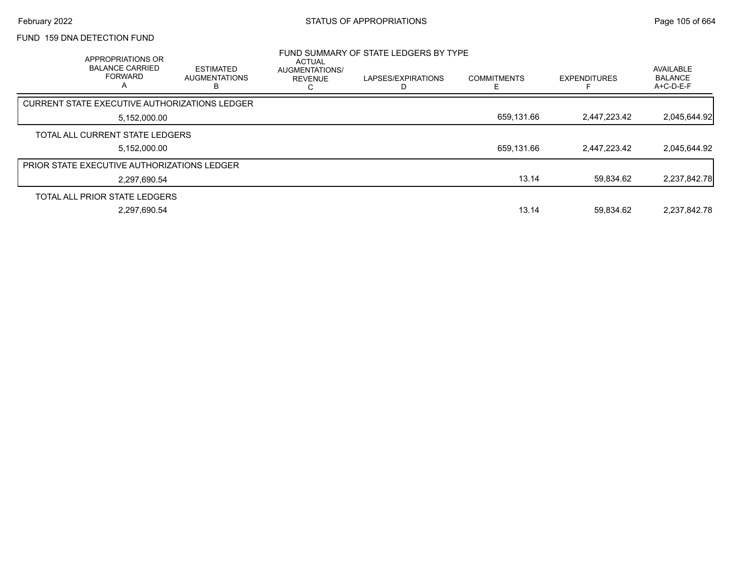FUND 159 DNA DETECTION FUND

FUND SUMMARY OF STATE LEDGERS BY TYPE

| APPROPRIATIONS OR BALANCE CARRIED FORWARD A | ESTIMATED AUGMENTATIONS B | ACTUAL AUGMENTATIONS/ REVENUE C | LAPSES/EXPIRATIONS D | COMMITMENTS E | EXPENDITURES F | AVAILABLE BALANCE A+C-D-E-F |
|---|---|---|---|---|---|---|
| CURRENT STATE EXECUTIVE AUTHORIZATIONS LEDGER | | | | | | |
| 5,152,000.00 | | | | 659,131.66 | 2,447,223.42 | 2,045,644.92 |
| TOTAL ALL CURRENT STATE LEDGERS | | | | | | |
| 5,152,000.00 | | | | 659,131.66 | 2,447,223.42 | 2,045,644.92 |
| PRIOR STATE EXECUTIVE AUTHORIZATIONS LEDGER | | | | | | |
| 2,297,690.54 | | | | 13.14 | 59,834.62 | 2,237,842.78 |
| TOTAL ALL PRIOR STATE LEDGERS | | | | | | |
| 2,297,690.54 | | | | 13.14 | 59,834.62 | 2,237,842.78 |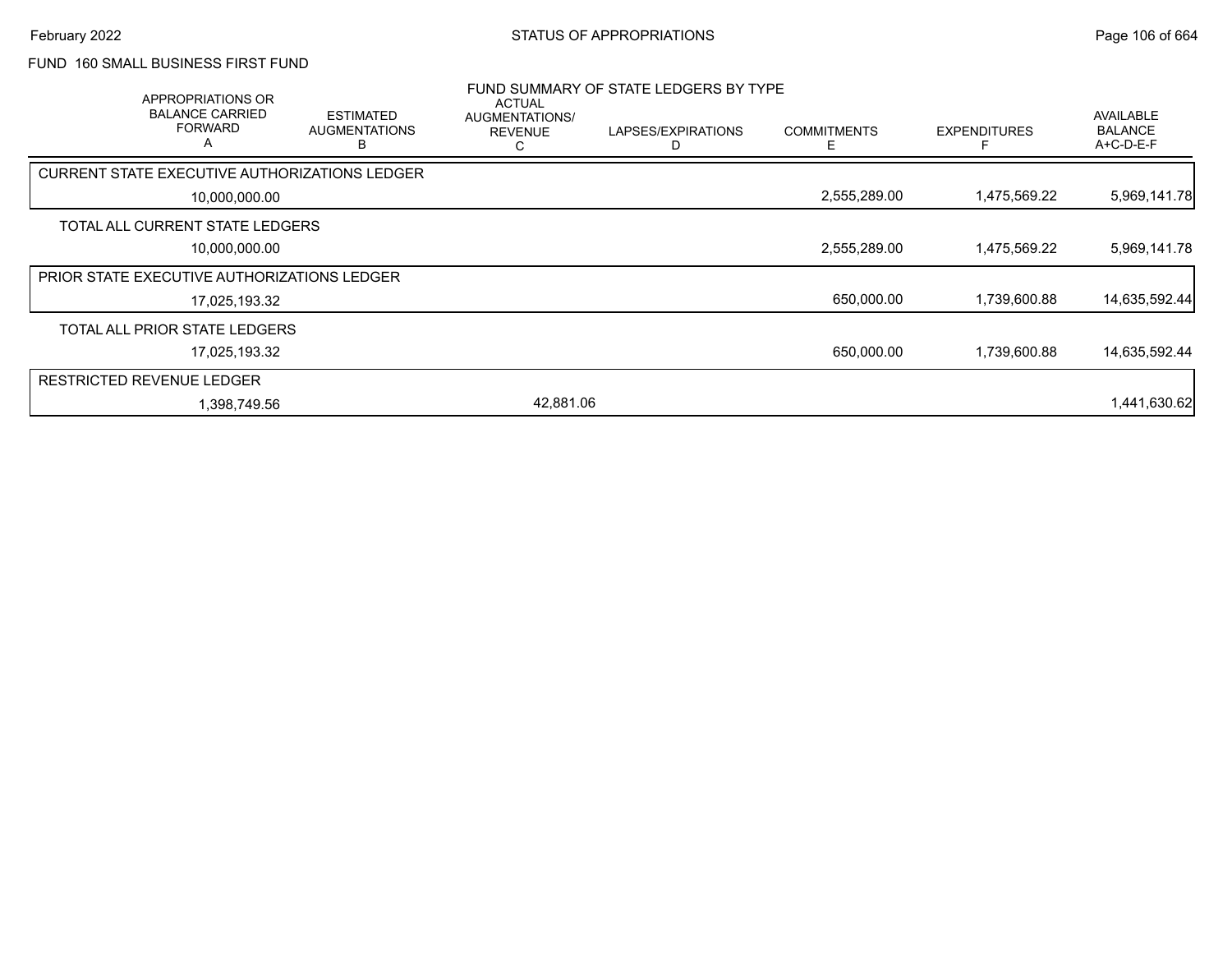FUND 160 SMALL BUSINESS FIRST FUND

FUND SUMMARY OF STATE LEDGERS BY TYPE

| APPROPRIATIONS OR BALANCE CARRIED FORWARD A | ESTIMATED AUGMENTATIONS B | ACTUAL AUGMENTATIONS/ REVENUE C | LAPSES/EXPIRATIONS D | COMMITMENTS E | EXPENDITURES F | AVAILABLE BALANCE A+C-D-E-F |
|---|---|---|---|---|---|---|
| CURRENT STATE EXECUTIVE AUTHORIZATIONS LEDGER | | | | | | |
| 10,000,000.00 | | | | 2,555,289.00 | 1,475,569.22 | 5,969,141.78 |
| TOTAL ALL CURRENT STATE LEDGERS | | | | | | |
| 10,000,000.00 | | | | 2,555,289.00 | 1,475,569.22 | 5,969,141.78 |
| PRIOR STATE EXECUTIVE AUTHORIZATIONS LEDGER | | | | | | |
| 17,025,193.32 | | | | 650,000.00 | 1,739,600.88 | 14,635,592.44 |
| TOTAL ALL PRIOR STATE LEDGERS | | | | | | |
| 17,025,193.32 | | | | 650,000.00 | 1,739,600.88 | 14,635,592.44 |
| RESTRICTED REVENUE LEDGER | | | | | | |
| 1,398,749.56 | | 42,881.06 | | | | 1,441,630.62 |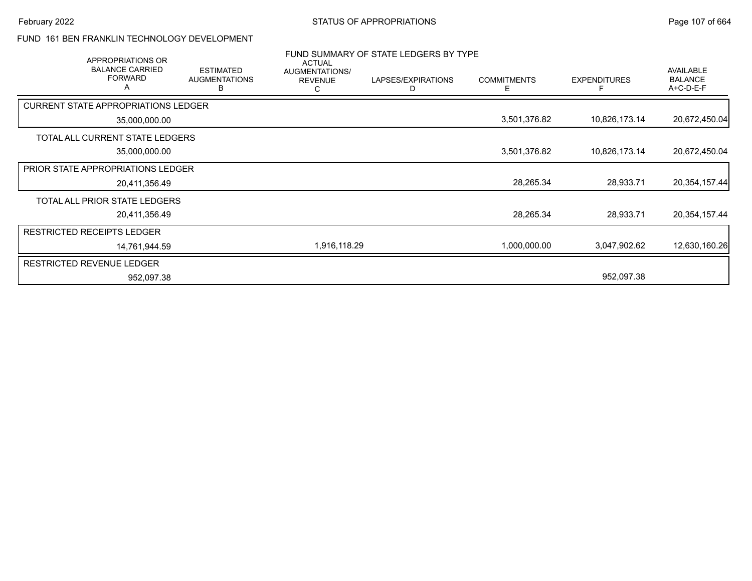## FUND 161 BEN FRANKLIN TECHNOLOGY DEVELOPMENT

### FUND SUMMARY OF STATE LEDGERS BY TYPE

| APPROPRIATIONS OR BALANCE CARRIED FORWARD A | ESTIMATED AUGMENTATIONS B | ACTUAL AUGMENTATIONS/ REVENUE C | LAPSES/EXPIRATIONS D | COMMITMENTS E | EXPENDITURES F | AVAILABLE BALANCE A+C-D-E-F |
|---|---|---|---|---|---|---|
| **CURRENT STATE APPROPRIATIONS LEDGER** | | | | | | |
| 35,000,000.00 | | | | 3,501,376.82 | 10,826,173.14 | 20,672,450.04 |
| **TOTAL ALL CURRENT STATE LEDGERS** | | | | | | |
| 35,000,000.00 | | | | 3,501,376.82 | 10,826,173.14 | 20,672,450.04 |
| **PRIOR STATE APPROPRIATIONS LEDGER** | | | | | | |
| 20,411,356.49 | | | | 28,265.34 | 28,933.71 | 20,354,157.44 |
| **TOTAL ALL PRIOR STATE LEDGERS** | | | | | | |
| 20,411,356.49 | | | | 28,265.34 | 28,933.71 | 20,354,157.44 |
| **RESTRICTED RECEIPTS LEDGER** | | | | | | |
| 14,761,944.59 | | 1,916,118.29 | | 1,000,000.00 | 3,047,902.62 | 12,630,160.26 |
| **RESTRICTED REVENUE LEDGER** | | | | | | |
| 952,097.38 | | | | | 952,097.38 | |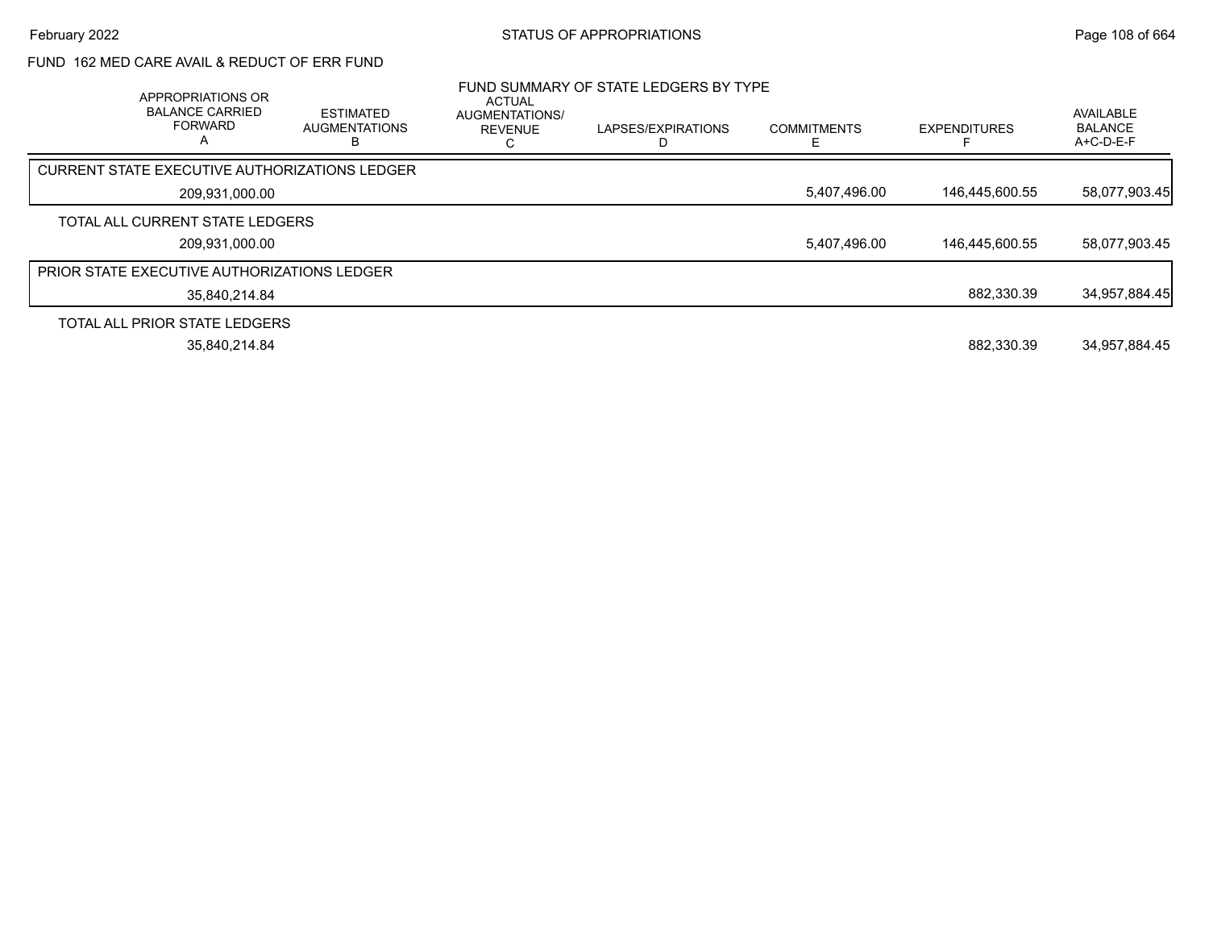STATUS OF APPROPRIATIONS

FUND 162 MED CARE AVAIL & REDUCT OF ERR FUND

FUND SUMMARY OF STATE LEDGERS BY TYPE

| APPROPRIATIONS OR BALANCE CARRIED FORWARD A | ESTIMATED AUGMENTATIONS B | ACTUAL AUGMENTATIONS/ REVENUE C | LAPSES/EXPIRATIONS D | COMMITMENTS E | EXPENDITURES F | AVAILABLE BALANCE A+C-D-E-F |
|---|---|---|---|---|---|---|
| CURRENT STATE EXECUTIVE AUTHORIZATIONS LEDGER | | | | | | |
| 209,931,000.00 | | | | 5,407,496.00 | 146,445,600.55 | 58,077,903.45 |
| TOTAL ALL CURRENT STATE LEDGERS | | | | | | |
| 209,931,000.00 | | | | 5,407,496.00 | 146,445,600.55 | 58,077,903.45 |
| PRIOR STATE EXECUTIVE AUTHORIZATIONS LEDGER | | | | | | |
| 35,840,214.84 | | | | | 882,330.39 | 34,957,884.45 |
| TOTAL ALL PRIOR STATE LEDGERS | | | | | | |
| 35,840,214.84 | | | | | 882,330.39 | 34,957,884.45 |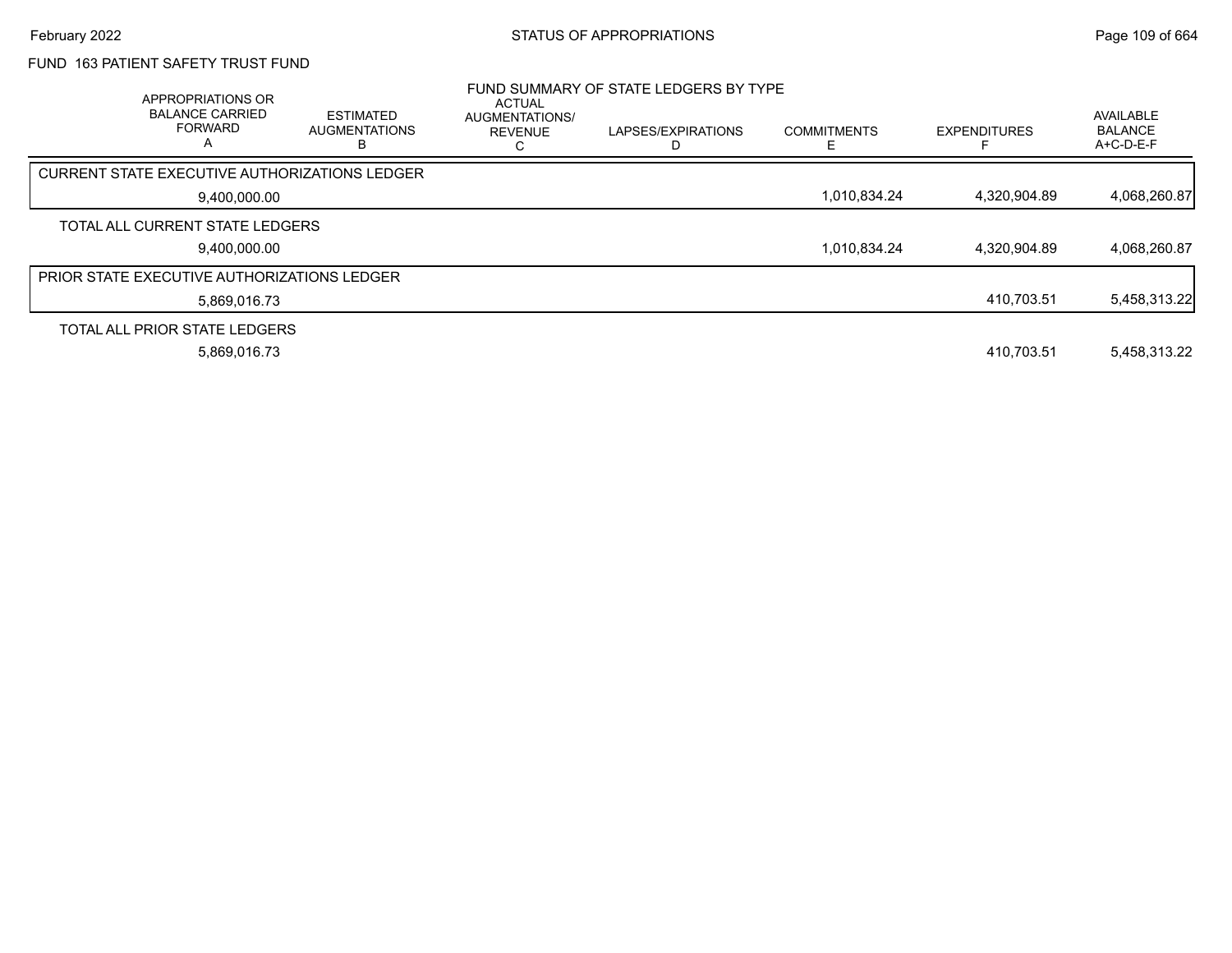## FUND 163 PATIENT SAFETY TRUST FUND

### FUND SUMMARY OF STATE LEDGERS BY TYPE

| APPROPRIATIONS OR BALANCE CARRIED FORWARD A | ESTIMATED AUGMENTATIONS B | ACTUAL AUGMENTATIONS/ REVENUE C | LAPSES/EXPIRATIONS D | COMMITMENTS E | EXPENDITURES F | AVAILABLE BALANCE A+C-D-E-F |
|---|---|---|---|---|---|---|
| **CURRENT STATE EXECUTIVE AUTHORIZATIONS LEDGER** | | | | | | |
| 9,400,000.00 | | | | 1,010,834.24 | 4,320,904.89 | 4,068,260.87 |
| **TOTAL ALL CURRENT STATE LEDGERS** | | | | | | |
| 9,400,000.00 | | | | 1,010,834.24 | 4,320,904.89 | 4,068,260.87 |
| **PRIOR STATE EXECUTIVE AUTHORIZATIONS LEDGER** | | | | | | |
| 5,869,016.73 | | | | | 410,703.51 | 5,458,313.22 |
| **TOTAL ALL PRIOR STATE LEDGERS** | | | | | | |
| 5,869,016.73 | | | | | 410,703.51 | 5,458,313.22 |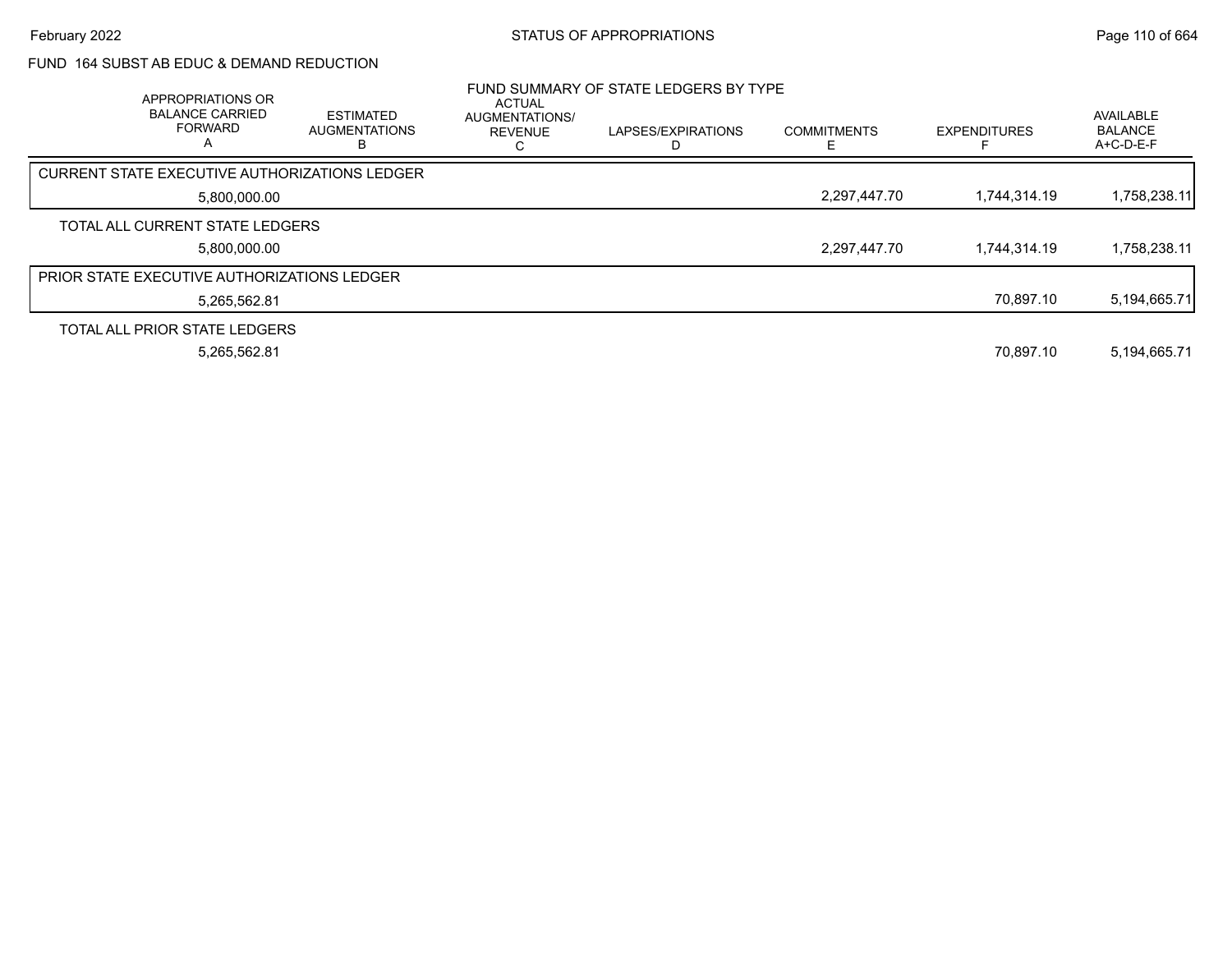FUND 164 SUBST AB EDUC & DEMAND REDUCTION

FUND SUMMARY OF STATE LEDGERS BY TYPE

| APPROPRIATIONS OR BALANCE CARRIED FORWARD A | ESTIMATED AUGMENTATIONS B | ACTUAL AUGMENTATIONS/ REVENUE C | LAPSES/EXPIRATIONS D | COMMITMENTS E | EXPENDITURES F | AVAILABLE BALANCE A+C-D-E-F |
|---|---|---|---|---|---|---|
| CURRENT STATE EXECUTIVE AUTHORIZATIONS LEDGER | | | | | | |
| 5,800,000.00 | | | | 2,297,447.70 | 1,744,314.19 | 1,758,238.11 |
| TOTAL ALL CURRENT STATE LEDGERS | | | | | | |
| 5,800,000.00 | | | | 2,297,447.70 | 1,744,314.19 | 1,758,238.11 |
| PRIOR STATE EXECUTIVE AUTHORIZATIONS LEDGER | | | | | | |
| 5,265,562.81 | | | | | 70,897.10 | 5,194,665.71 |
| TOTAL ALL PRIOR STATE LEDGERS | | | | | | |
| 5,265,562.81 | | | | | 70,897.10 | 5,194,665.71 |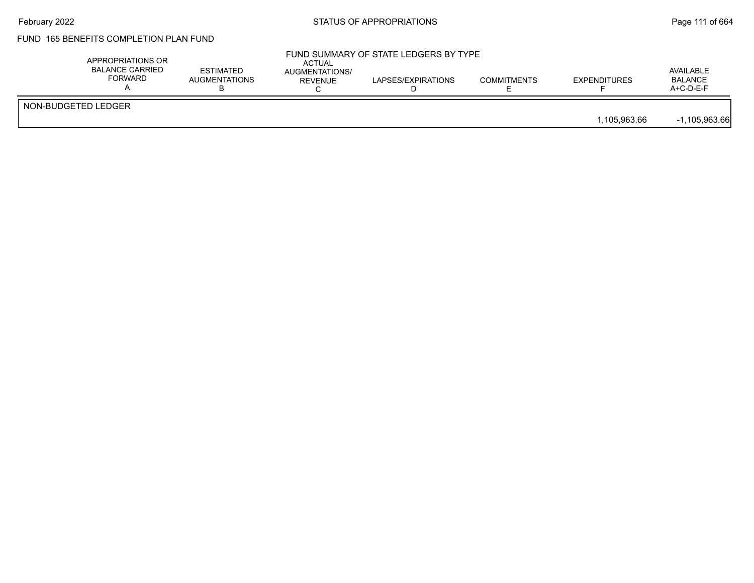FUND 165 BENEFITS COMPLETION PLAN FUND

FUND SUMMARY OF STATE LEDGERS BY TYPE

| | APPROPRIATIONS OR BALANCE CARRIED FORWARD A | ESTIMATED AUGMENTATIONS B | ACTUAL AUGMENTATIONS/ REVENUE C | LAPSES/EXPIRATIONS D | COMMITMENTS E | EXPENDITURES F | AVAILABLE BALANCE A+C-D-E-F |
|---|---|---|---|---|---|---|---|
| NON-BUDGETED LEDGER | | | | | | | |
| | | | | | | 1,105,963.66 | -1,105,963.66 |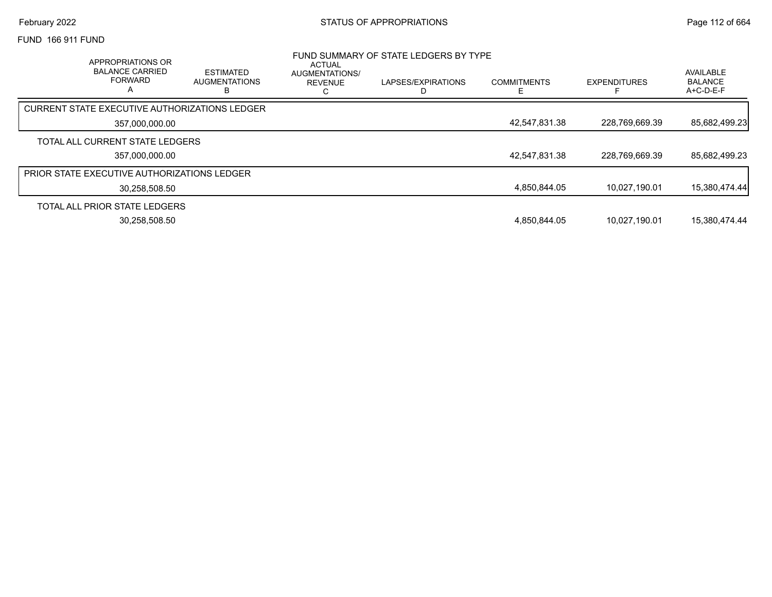FUND 166 911 FUND

## FUND SUMMARY OF STATE LEDGERS BY TYPE

| | APPROPRIATIONS OR BALANCE CARRIED FORWARD A | ESTIMATED AUGMENTATIONS B | ACTUAL AUGMENTATIONS/ REVENUE C | LAPSES/EXPIRATIONS D | COMMITMENTS E | EXPENDITURES F | AVAILABLE BALANCE A+C-D-E-F |
|---|---|---|---|---|---|---|---|
| CURRENT STATE EXECUTIVE AUTHORIZATIONS LEDGER | 357,000,000.00 | | | | 42,547,831.38 | 228,769,669.39 | 85,682,499.23 |
| TOTAL ALL CURRENT STATE LEDGERS | 357,000,000.00 | | | | 42,547,831.38 | 228,769,669.39 | 85,682,499.23 |
| PRIOR STATE EXECUTIVE AUTHORIZATIONS LEDGER | 30,258,508.50 | | | | 4,850,844.05 | 10,027,190.01 | 15,380,474.44 |
| TOTAL ALL PRIOR STATE LEDGERS | 30,258,508.50 | | | | 4,850,844.05 | 10,027,190.01 | 15,380,474.44 |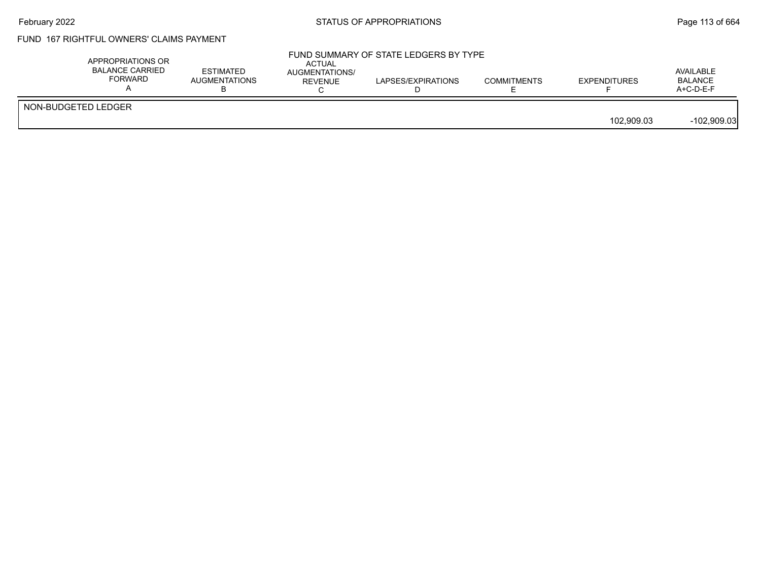FUND 167 RIGHTFUL OWNERS' CLAIMS PAYMENT

FUND SUMMARY OF STATE LEDGERS BY TYPE

| | APPROPRIATIONS OR BALANCE CARRIED FORWARD A | ESTIMATED AUGMENTATIONS B | ACTUAL AUGMENTATIONS/ REVENUE C | LAPSES/EXPIRATIONS D | COMMITMENTS E | EXPENDITURES F | AVAILABLE BALANCE A+C-D-E-F |
|---|---|---|---|---|---|---|---|
| NON-BUDGETED LEDGER | | | | | | | |
| | | | | | | 102,909.03 | -102,909.03 |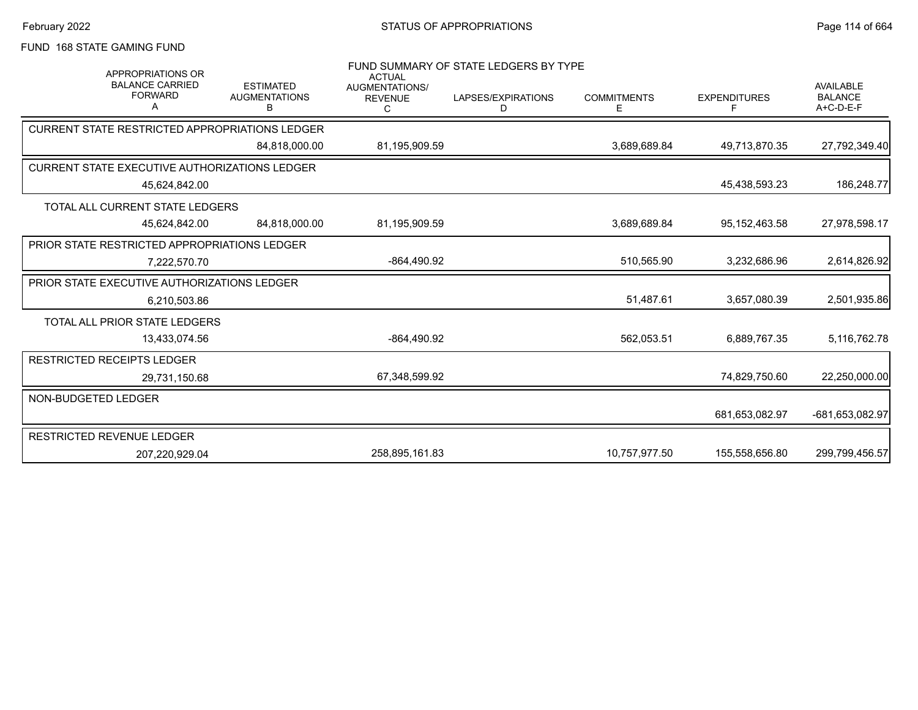FUND 168 STATE GAMING FUND

FUND SUMMARY OF STATE LEDGERS BY TYPE

| APPROPRIATIONS OR BALANCE CARRIED FORWARD A | ESTIMATED AUGMENTATIONS B | ACTUAL AUGMENTATIONS/ REVENUE C | LAPSES/EXPIRATIONS D | COMMITMENTS E | EXPENDITURES F | AVAILABLE BALANCE A+C-D-E-F |
|---|---|---|---|---|---|---|
| **CURRENT STATE RESTRICTED APPROPRIATIONS LEDGER** | | | | | | |
| | 84,818,000.00 | 81,195,909.59 | | 3,689,689.84 | 49,713,870.35 | 27,792,349.40 |
| **CURRENT STATE EXECUTIVE AUTHORIZATIONS LEDGER** | | | | | | |
| 45,624,842.00 | | | | | 45,438,593.23 | 186,248.77 |
| **TOTAL ALL CURRENT STATE LEDGERS** | | | | | | |
| 45,624,842.00 | 84,818,000.00 | 81,195,909.59 | | 3,689,689.84 | 95,152,463.58 | 27,978,598.17 |
| **PRIOR STATE RESTRICTED APPROPRIATIONS LEDGER** | | | | | | |
| 7,222,570.70 | | -864,490.92 | | 510,565.90 | 3,232,686.96 | 2,614,826.92 |
| **PRIOR STATE EXECUTIVE AUTHORIZATIONS LEDGER** | | | | | | |
| 6,210,503.86 | | | | 51,487.61 | 3,657,080.39 | 2,501,935.86 |
| **TOTAL ALL PRIOR STATE LEDGERS** | | | | | | |
| 13,433,074.56 | | -864,490.92 | | 562,053.51 | 6,889,767.35 | 5,116,762.78 |
| **RESTRICTED RECEIPTS LEDGER** | | | | | | |
| 29,731,150.68 | | 67,348,599.92 | | | 74,829,750.60 | 22,250,000.00 |
| **NON-BUDGETED LEDGER** | | | | | | |
| | | | | | 681,653,082.97 | -681,653,082.97 |
| **RESTRICTED REVENUE LEDGER** | | | | | | |
| 207,220,929.04 | | 258,895,161.83 | | 10,757,977.50 | 155,558,656.80 | 299,799,456.57 |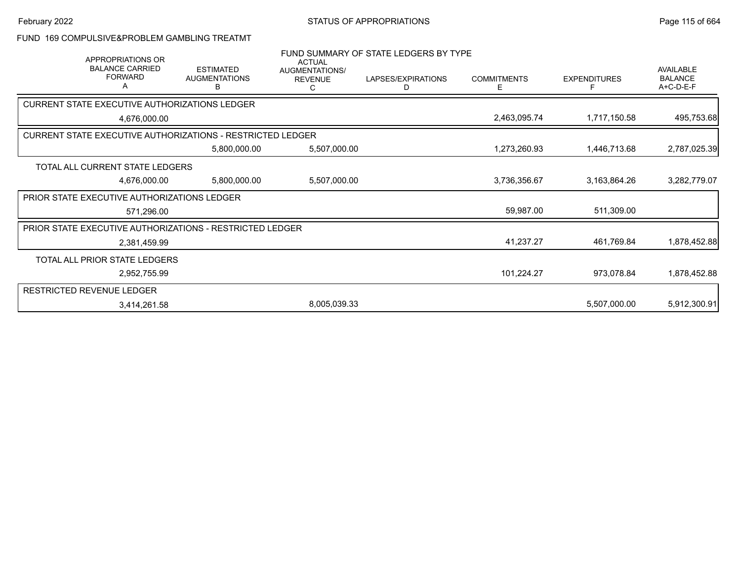## FUND 169 COMPULSIVE&PROBLEM GAMBLING TREATMT

### FUND SUMMARY OF STATE LEDGERS BY TYPE

| APPROPRIATIONS OR BALANCE CARRIED FORWARD A | ESTIMATED AUGMENTATIONS B | ACTUAL AUGMENTATIONS/ REVENUE C | LAPSES/EXPIRATIONS D | COMMITMENTS E | EXPENDITURES F | AVAILABLE BALANCE A+C-D-E-F |
|---|---|---|---|---|---|---|
| **CURRENT STATE EXECUTIVE AUTHORIZATIONS LEDGER** | | | | | | |
| 4,676,000.00 | | | | 2,463,095.74 | 1,717,150.58 | 495,753.68 |
| **CURRENT STATE EXECUTIVE AUTHORIZATIONS - RESTRICTED LEDGER** | | | | | | |
| | 5,800,000.00 | 5,507,000.00 | | 1,273,260.93 | 1,446,713.68 | 2,787,025.39 |
| **TOTAL ALL CURRENT STATE LEDGERS** | | | | | | |
| 4,676,000.00 | 5,800,000.00 | 5,507,000.00 | | 3,736,356.67 | 3,163,864.26 | 3,282,779.07 |
| **PRIOR STATE EXECUTIVE AUTHORIZATIONS LEDGER** | | | | | | |
| 571,296.00 | | | | 59,987.00 | 511,309.00 | |
| **PRIOR STATE EXECUTIVE AUTHORIZATIONS - RESTRICTED LEDGER** | | | | | | |
| 2,381,459.99 | | | | 41,237.27 | 461,769.84 | 1,878,452.88 |
| **TOTAL ALL PRIOR STATE LEDGERS** | | | | | | |
| 2,952,755.99 | | | | 101,224.27 | 973,078.84 | 1,878,452.88 |
| **RESTRICTED REVENUE LEDGER** | | | | | | |
| 3,414,261.58 | | 8,005,039.33 | | | 5,507,000.00 | 5,912,300.91 |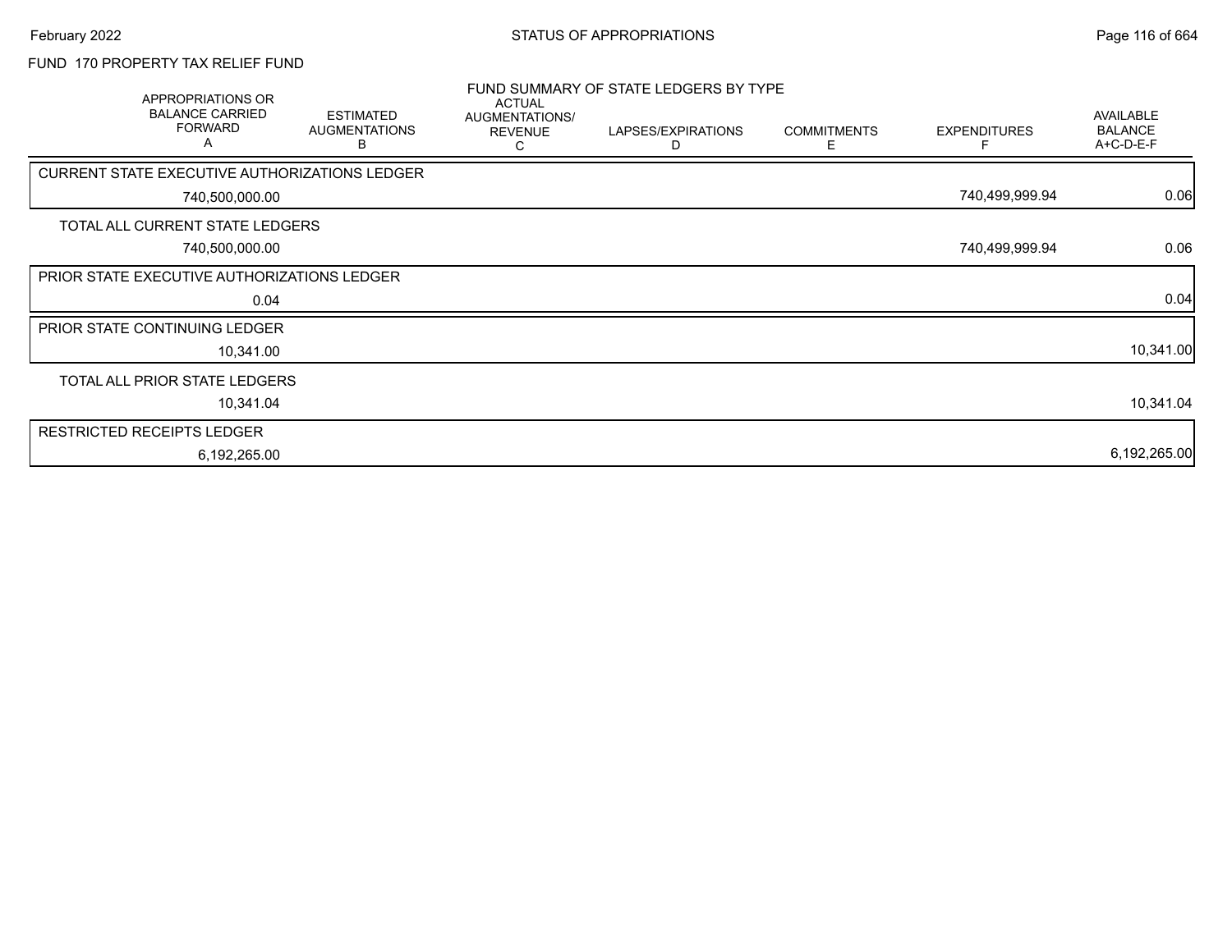FUND 170 PROPERTY TAX RELIEF FUND

FUND SUMMARY OF STATE LEDGERS BY TYPE

| APPROPRIATIONS OR BALANCE CARRIED FORWARD A | ESTIMATED AUGMENTATIONS B | ACTUAL AUGMENTATIONS/ REVENUE C | LAPSES/EXPIRATIONS D | COMMITMENTS E | EXPENDITURES F | AVAILABLE BALANCE A+C-D-E-F |
|---|---|---|---|---|---|---|
| CURRENT STATE EXECUTIVE AUTHORIZATIONS LEDGER | | | | | | |
| 740,500,000.00 | | | | | 740,499,999.94 | 0.06 |
| TOTAL ALL CURRENT STATE LEDGERS | | | | | | |
| 740,500,000.00 | | | | | 740,499,999.94 | 0.06 |
| PRIOR STATE EXECUTIVE AUTHORIZATIONS LEDGER | | | | | | |
| 0.04 | | | | | | 0.04 |
| PRIOR STATE CONTINUING LEDGER | | | | | | |
| 10,341.00 | | | | | | 10,341.00 |
| TOTAL ALL PRIOR STATE LEDGERS | | | | | | |
| 10,341.04 | | | | | | 10,341.04 |
| RESTRICTED RECEIPTS LEDGER | | | | | | |
| 6,192,265.00 | | | | | | 6,192,265.00 |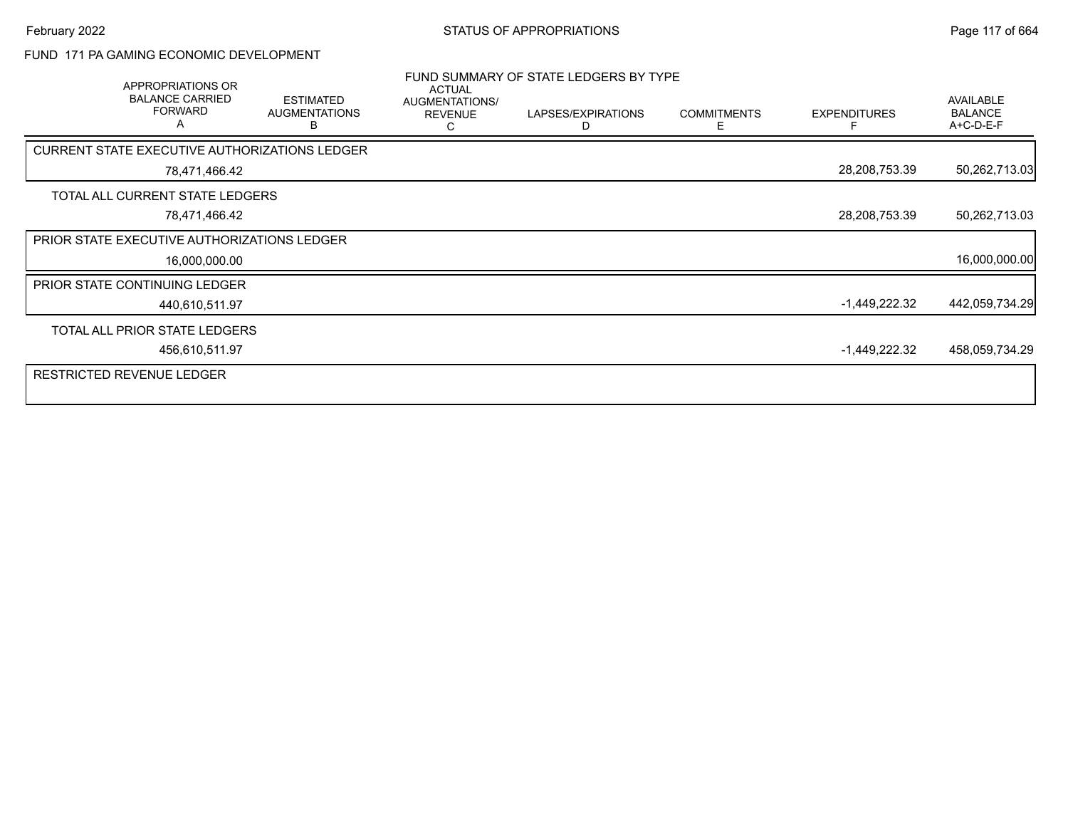FUND 171 PA GAMING ECONOMIC DEVELOPMENT

FUND SUMMARY OF STATE LEDGERS BY TYPE

| APPROPRIATIONS OR BALANCE CARRIED FORWARD A | ESTIMATED AUGMENTATIONS B | ACTUAL AUGMENTATIONS/ REVENUE C | LAPSES/EXPIRATIONS D | COMMITMENTS E | EXPENDITURES F | AVAILABLE BALANCE A+C-D-E-F |
|---|---|---|---|---|---|---|
| **CURRENT STATE EXECUTIVE AUTHORIZATIONS LEDGER** | | | | | | |
| 78,471,466.42 | | | | | 28,208,753.39 | 50,262,713.03 |
| **TOTAL ALL CURRENT STATE LEDGERS** | | | | | | |
| 78,471,466.42 | | | | | 28,208,753.39 | 50,262,713.03 |
| **PRIOR STATE EXECUTIVE AUTHORIZATIONS LEDGER** | | | | | | |
| 16,000,000.00 | | | | | | 16,000,000.00 |
| **PRIOR STATE CONTINUING LEDGER** | | | | | | |
| 440,610,511.97 | | | | | -1,449,222.32 | 442,059,734.29 |
| **TOTAL ALL PRIOR STATE LEDGERS** | | | | | | |
| 456,610,511.97 | | | | | -1,449,222.32 | 458,059,734.29 |
| **RESTRICTED REVENUE LEDGER** | | | | | | |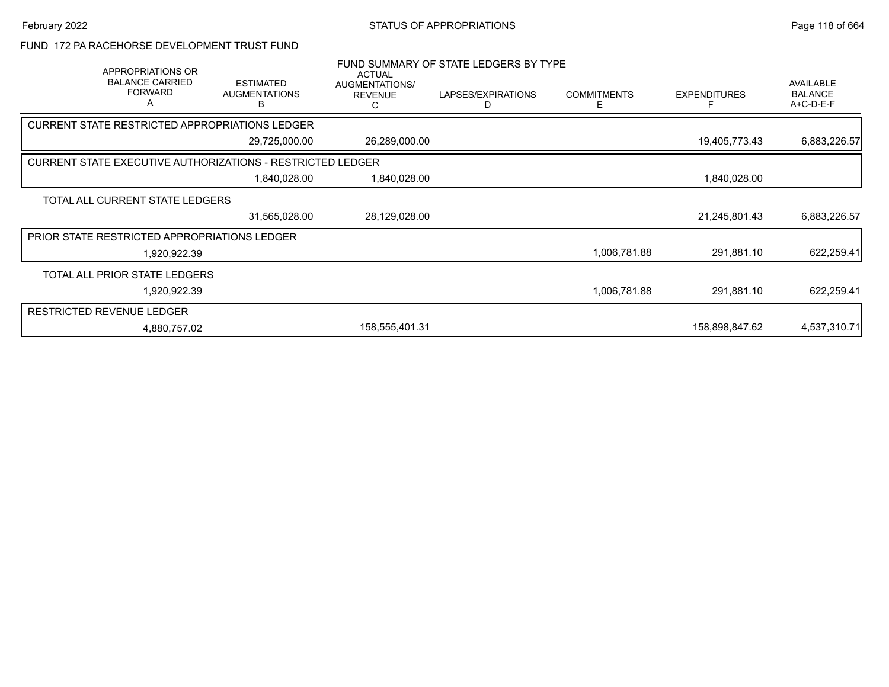STATUS OF APPROPRIATIONS

FUND 172 PA RACEHORSE DEVELOPMENT TRUST FUND

FUND SUMMARY OF STATE LEDGERS BY TYPE

| APPROPRIATIONS OR BALANCE CARRIED FORWARD A | ESTIMATED AUGMENTATIONS B | ACTUAL AUGMENTATIONS/ REVENUE C | LAPSES/EXPIRATIONS D | COMMITMENTS E | EXPENDITURES F | AVAILABLE BALANCE A+C-D-E-F |
|---|---|---|---|---|---|---|
| **CURRENT STATE RESTRICTED APPROPRIATIONS LEDGER** | | | | | | |
| | 29,725,000.00 | 26,289,000.00 | | | 19,405,773.43 | 6,883,226.57 |
| **CURRENT STATE EXECUTIVE AUTHORIZATIONS - RESTRICTED LEDGER** | | | | | | |
| | 1,840,028.00 | 1,840,028.00 | | | 1,840,028.00 | |
| **TOTAL ALL CURRENT STATE LEDGERS** | | | | | | |
| | 31,565,028.00 | 28,129,028.00 | | | 21,245,801.43 | 6,883,226.57 |
| **PRIOR STATE RESTRICTED APPROPRIATIONS LEDGER** | | | | | | |
| 1,920,922.39 | | | | 1,006,781.88 | 291,881.10 | 622,259.41 |
| **TOTAL ALL PRIOR STATE LEDGERS** | | | | | | |
| 1,920,922.39 | | | | 1,006,781.88 | 291,881.10 | 622,259.41 |
| **RESTRICTED REVENUE LEDGER** | | | | | | |
| 4,880,757.02 | | 158,555,401.31 | | | 158,898,847.62 | 4,537,310.71 |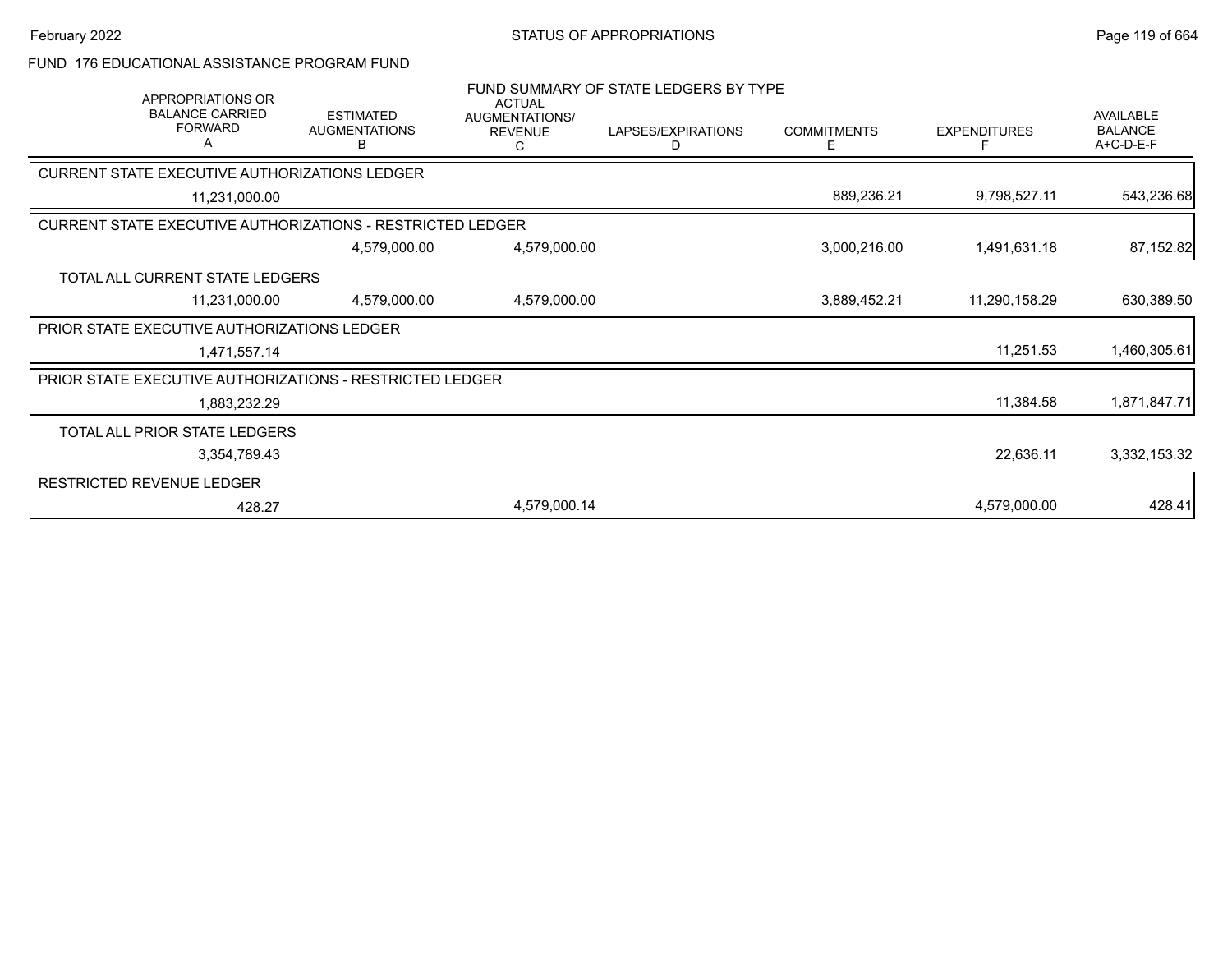FUND 176 EDUCATIONAL ASSISTANCE PROGRAM FUND

FUND SUMMARY OF STATE LEDGERS BY TYPE

| APPROPRIATIONS OR BALANCE CARRIED FORWARD A | ESTIMATED AUGMENTATIONS B | ACTUAL AUGMENTATIONS/ REVENUE C | LAPSES/EXPIRATIONS D | COMMITMENTS E | EXPENDITURES F | AVAILABLE BALANCE A+C-D-E-F |
|---|---|---|---|---|---|---|
| CURRENT STATE EXECUTIVE AUTHORIZATIONS LEDGER | | | | | | |
| 11,231,000.00 | | | | 889,236.21 | 9,798,527.11 | 543,236.68 |
| CURRENT STATE EXECUTIVE AUTHORIZATIONS - RESTRICTED LEDGER | | | | | | |
| | 4,579,000.00 | 4,579,000.00 | | 3,000,216.00 | 1,491,631.18 | 87,152.82 |
| TOTAL ALL CURRENT STATE LEDGERS | | | | | | |
| 11,231,000.00 | 4,579,000.00 | 4,579,000.00 | | 3,889,452.21 | 11,290,158.29 | 630,389.50 |
| PRIOR STATE EXECUTIVE AUTHORIZATIONS LEDGER | | | | | | |
| 1,471,557.14 | | | | | 11,251.53 | 1,460,305.61 |
| PRIOR STATE EXECUTIVE AUTHORIZATIONS - RESTRICTED LEDGER | | | | | | |
| 1,883,232.29 | | | | | 11,384.58 | 1,871,847.71 |
| TOTAL ALL PRIOR STATE LEDGERS | | | | | | |
| 3,354,789.43 | | | | | 22,636.11 | 3,332,153.32 |
| RESTRICTED REVENUE LEDGER | | | | | | |
| 428.27 | | 4,579,000.14 | | | 4,579,000.00 | 428.41 |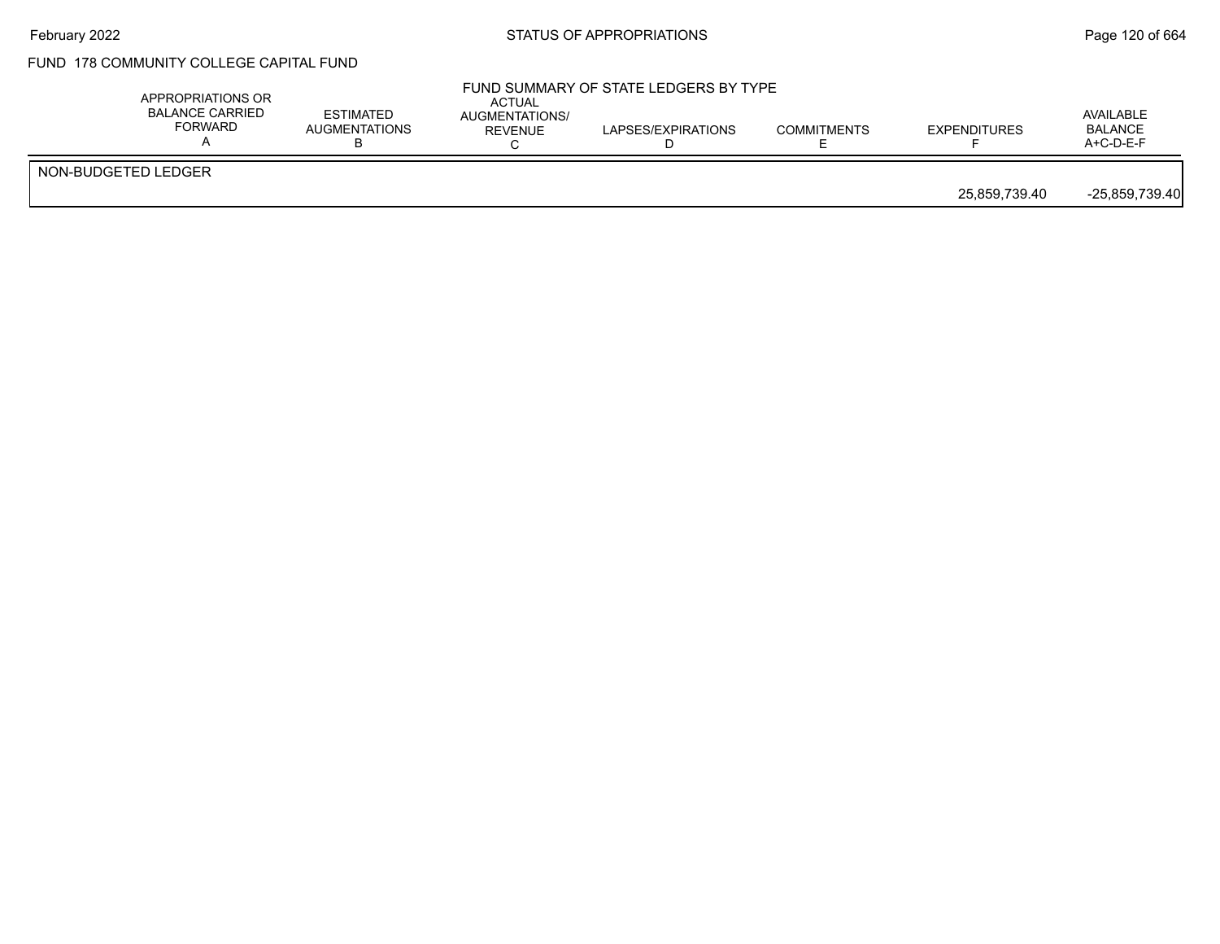## FUND 178 COMMUNITY COLLEGE CAPITAL FUND

### FUND SUMMARY OF STATE LEDGERS BY TYPE

| | APPROPRIATIONS OR BALANCE CARRIED FORWARD A | ESTIMATED AUGMENTATIONS B | ACTUAL AUGMENTATIONS/ REVENUE C | LAPSES/EXPIRATIONS D | COMMITMENTS E | EXPENDITURES F | AVAILABLE BALANCE A+C-D-E-F |
|---|---|---|---|---|---|---|---|
| NON-BUDGETED LEDGER | | | | | | | |
| | | | | | | 25,859,739.40 | -25,859,739.40 |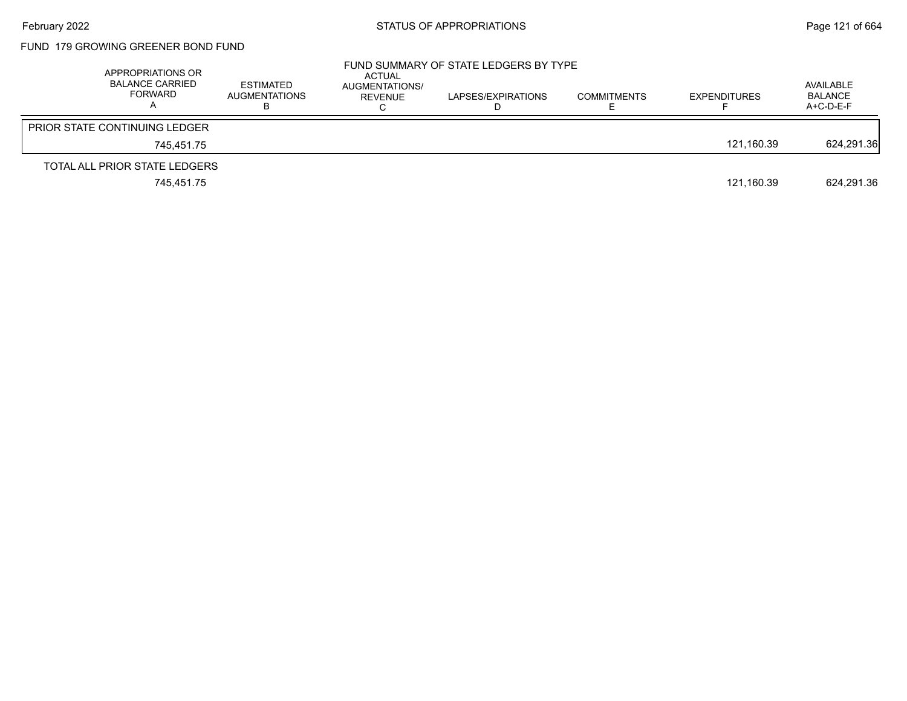FUND 179 GROWING GREENER BOND FUND

FUND SUMMARY OF STATE LEDGERS BY TYPE

| APPROPRIATIONS OR BALANCE CARRIED FORWARD A | ESTIMATED AUGMENTATIONS B | ACTUAL AUGMENTATIONS/ REVENUE C | LAPSES/EXPIRATIONS D | COMMITMENTS E | EXPENDITURES F | AVAILABLE BALANCE A+C-D-E-F |
|---|---|---|---|---|---|---|
| PRIOR STATE CONTINUING LEDGER | | | | | | |
| 745,451.75 | | | | | 121,160.39 | 624,291.36 |
| TOTAL ALL PRIOR STATE LEDGERS | | | | | | |
| 745,451.75 | | | | | 121,160.39 | 624,291.36 |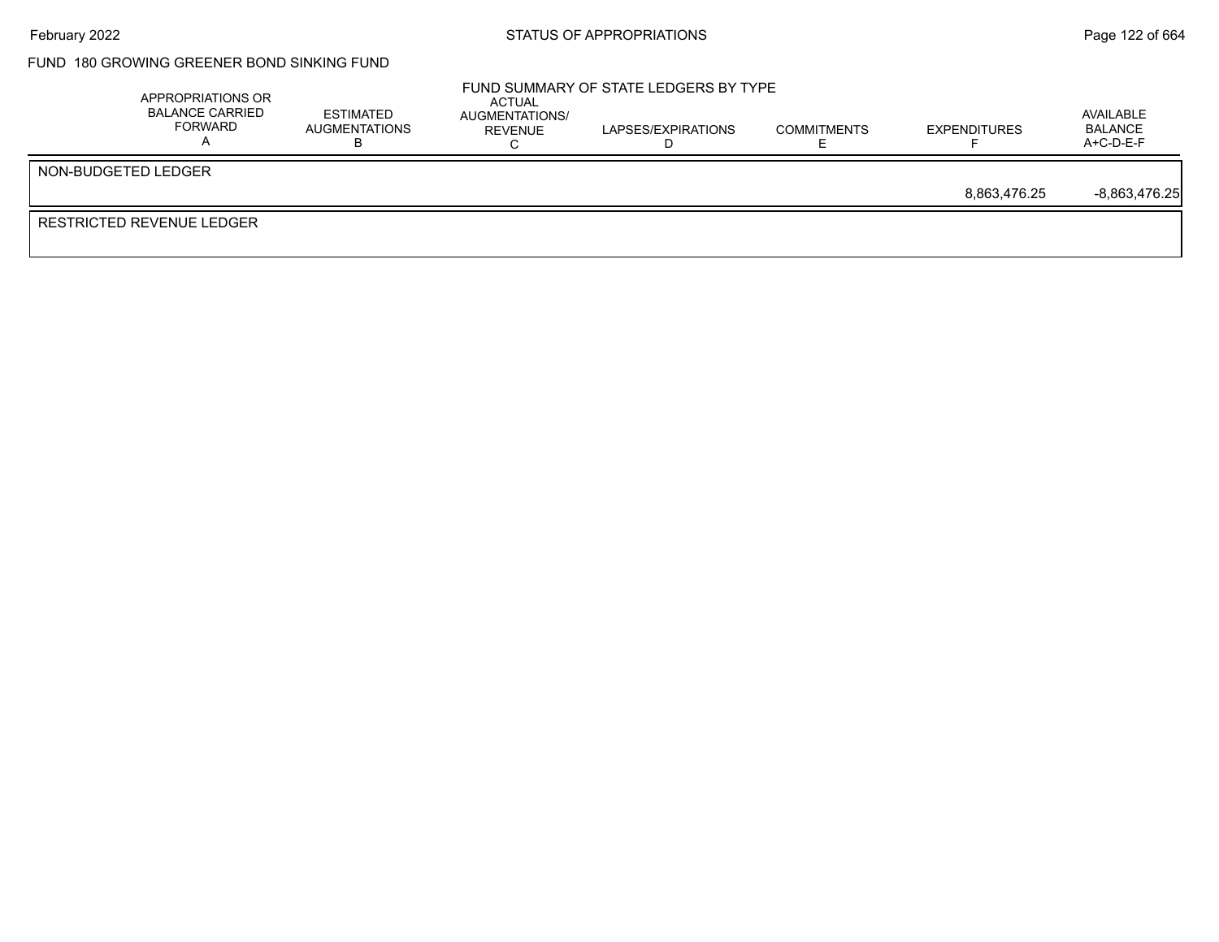FUND 180 GROWING GREENER BOND SINKING FUND

FUND SUMMARY OF STATE LEDGERS BY TYPE

| | APPROPRIATIONS OR BALANCE CARRIED FORWARD A | ESTIMATED AUGMENTATIONS B | ACTUAL AUGMENTATIONS/ REVENUE C | LAPSES/EXPIRATIONS D | COMMITMENTS E | EXPENDITURES F | AVAILABLE BALANCE A+C-D-E-F |
|---|---|---|---|---|---|---|---|
| NON-BUDGETED LEDGER | | | | | | 8,863,476.25 | -8,863,476.25 |
| RESTRICTED REVENUE LEDGER | | | | | | | |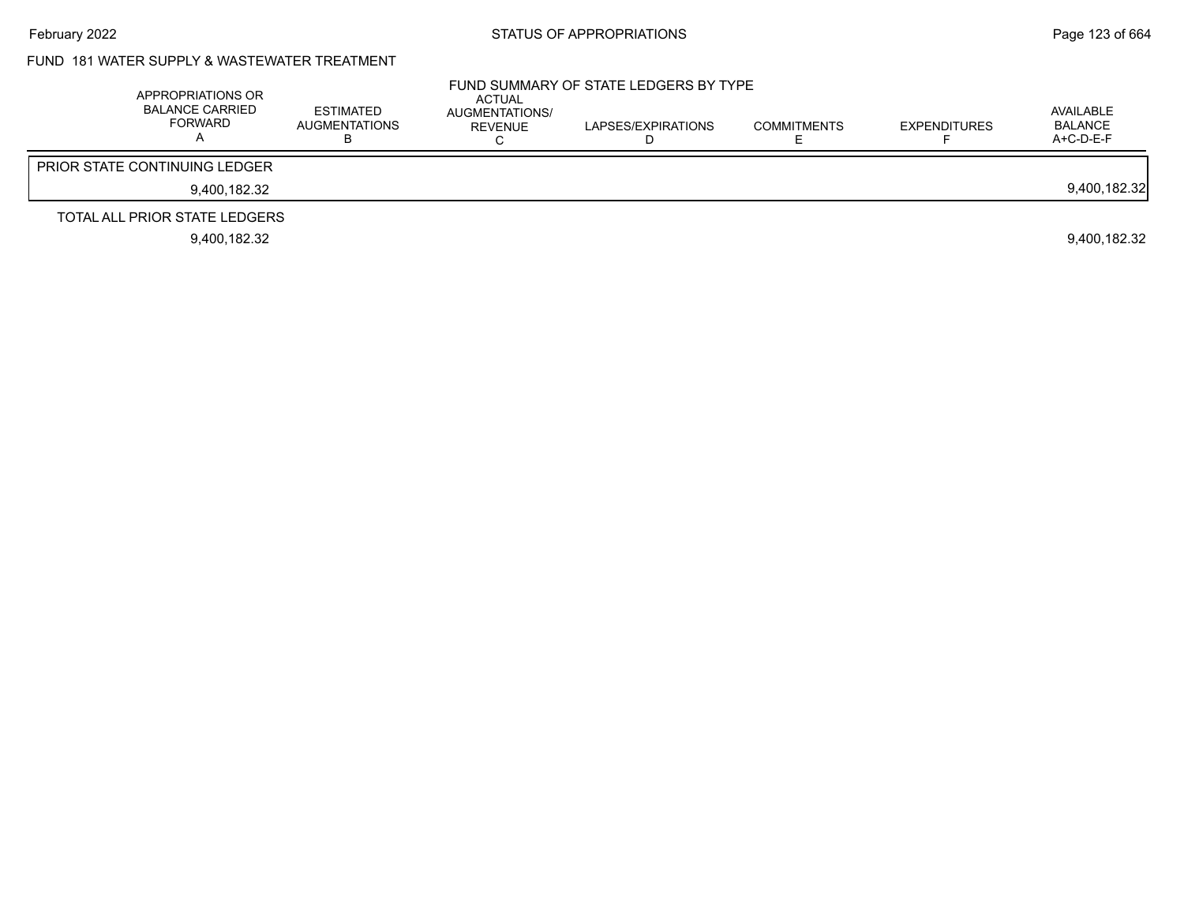FUND 181 WATER SUPPLY & WASTEWATER TREATMENT

FUND SUMMARY OF STATE LEDGERS BY TYPE

| APPROPRIATIONS OR BALANCE CARRIED FORWARD A | ESTIMATED AUGMENTATIONS B | ACTUAL AUGMENTATIONS/ REVENUE C | LAPSES/EXPIRATIONS D | COMMITMENTS E | EXPENDITURES F | AVAILABLE BALANCE A+C-D-E-F |
|---|---|---|---|---|---|---|
| PRIOR STATE CONTINUING LEDGER | | | | | | |
| 9,400,182.32 | | | | | | 9,400,182.32 |
| TOTAL ALL PRIOR STATE LEDGERS | | | | | | |
| 9,400,182.32 | | | | | | 9,400,182.32 |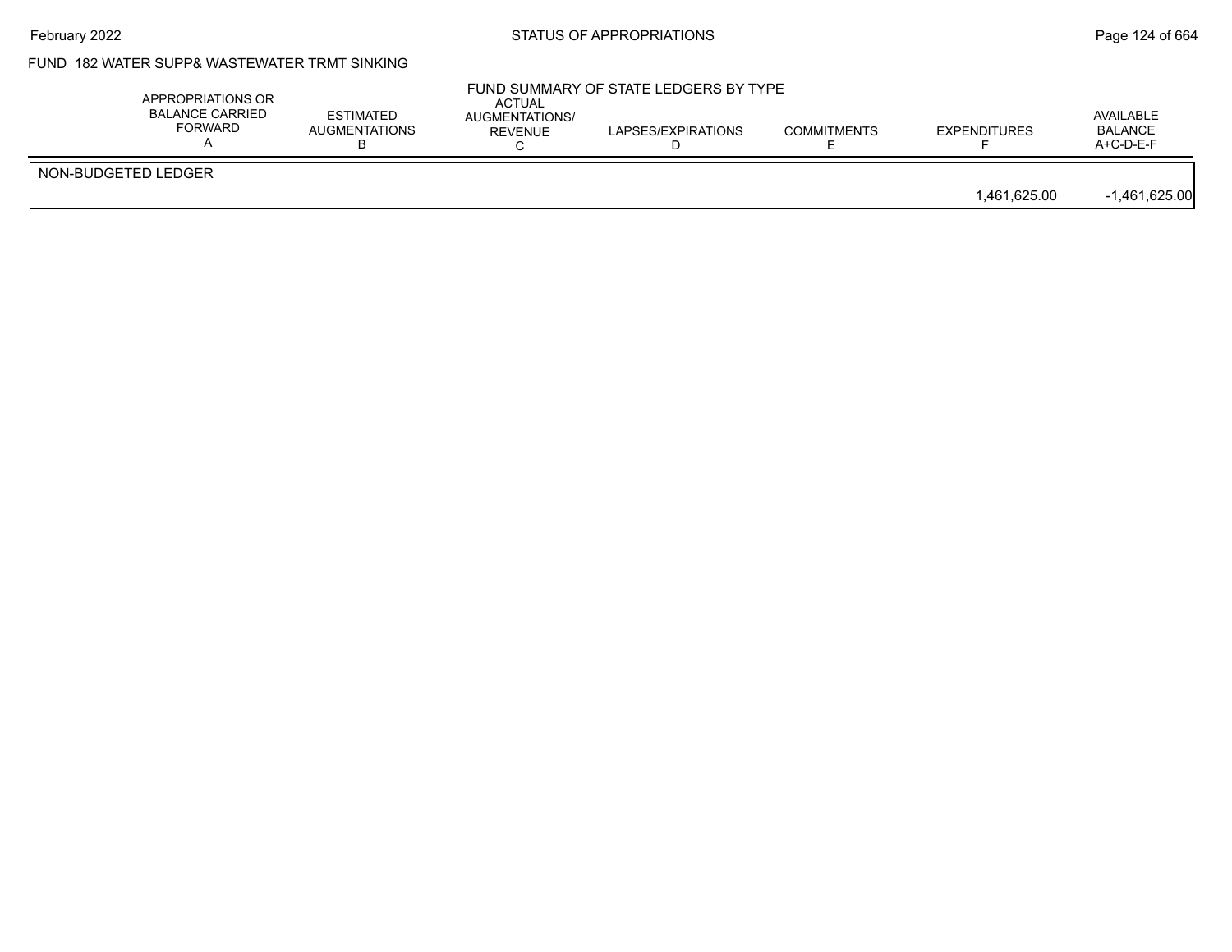## FUND 182 WATER SUPP& WASTEWATER TRMT SINKING

### FUND SUMMARY OF STATE LEDGERS BY TYPE

| | APPROPRIATIONS OR BALANCE CARRIED FORWARD A | ESTIMATED AUGMENTATIONS B | ACTUAL AUGMENTATIONS/ REVENUE C | LAPSES/EXPIRATIONS D | COMMITMENTS E | EXPENDITURES F | AVAILABLE BALANCE A+C-D-E-F |
|---|---|---|---|---|---|---|---|
| NON-BUDGETED LEDGER | | | | | | 1,461,625.00 | -1,461,625.00 |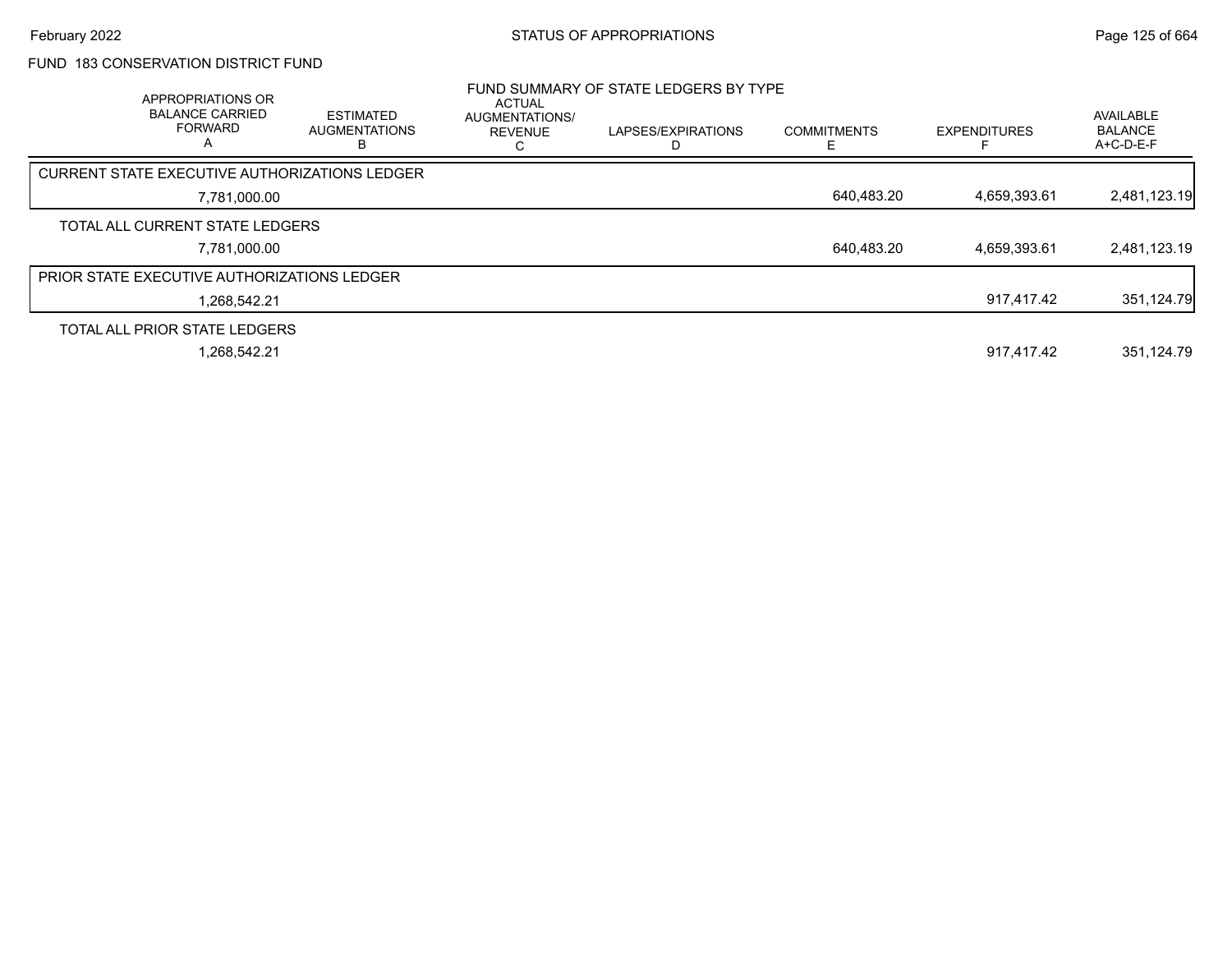## FUND 183 CONSERVATION DISTRICT FUND

### FUND SUMMARY OF STATE LEDGERS BY TYPE

| APPROPRIATIONS OR BALANCE CARRIED FORWARD A | ESTIMATED AUGMENTATIONS B | ACTUAL AUGMENTATIONS/ REVENUE C | LAPSES/EXPIRATIONS D | COMMITMENTS E | EXPENDITURES F | AVAILABLE BALANCE A+C-D-E-F |
|---|---|---|---|---|---|---|
| **CURRENT STATE EXECUTIVE AUTHORIZATIONS LEDGER** | | | | | | |
| 7,781,000.00 | | | | 640,483.20 | 4,659,393.61 | 2,481,123.19 |
| **TOTAL ALL CURRENT STATE LEDGERS** | | | | | | |
| 7,781,000.00 | | | | 640,483.20 | 4,659,393.61 | 2,481,123.19 |
| **PRIOR STATE EXECUTIVE AUTHORIZATIONS LEDGER** | | | | | | |
| 1,268,542.21 | | | | | 917,417.42 | 351,124.79 |
| **TOTAL ALL PRIOR STATE LEDGERS** | | | | | | |
| 1,268,542.21 | | | | | 917,417.42 | 351,124.79 |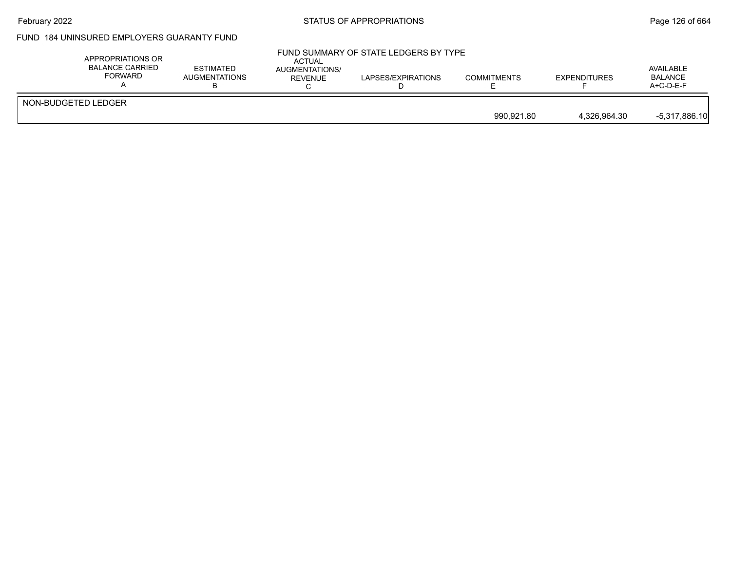## FUND 184 UNINSURED EMPLOYERS GUARANTY FUND

### FUND SUMMARY OF STATE LEDGERS BY TYPE

| | APPROPRIATIONS OR BALANCE CARRIED FORWARD A | ESTIMATED AUGMENTATIONS B | ACTUAL AUGMENTATIONS/ REVENUE C | LAPSES/EXPIRATIONS D | COMMITMENTS E | EXPENDITURES F | AVAILABLE BALANCE A+C-D-E-F |
|---|---|---|---|---|---|---|---|
| NON-BUDGETED LEDGER | | | | | 990,921.80 | 4,326,964.30 | -5,317,886.10 |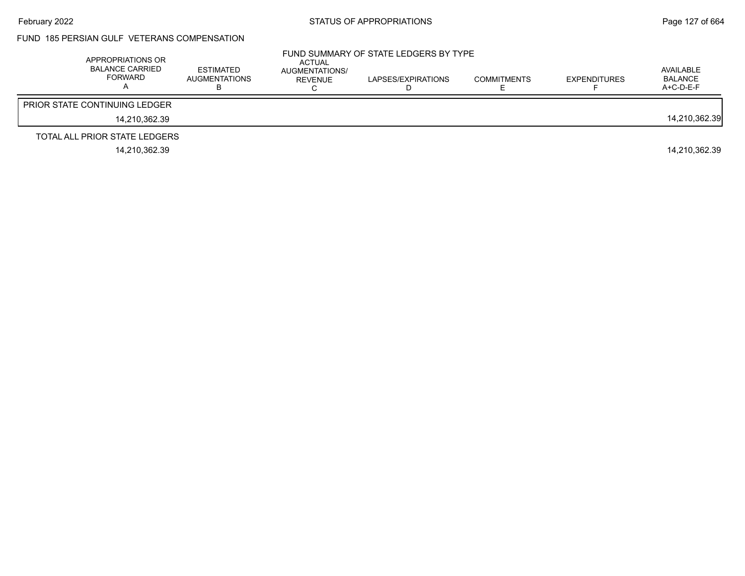## FUND 185 PERSIAN GULF VETERANS COMPENSATION

### FUND SUMMARY OF STATE LEDGERS BY TYPE

| | APPROPRIATIONS OR BALANCE CARRIED FORWARD A | ESTIMATED AUGMENTATIONS B | ACTUAL AUGMENTATIONS/ REVENUE C | LAPSES/EXPIRATIONS D | COMMITMENTS E | EXPENDITURES F | AVAILABLE BALANCE A+C-D-E-F |
|---|---|---|---|---|---|---|---|
| PRIOR STATE CONTINUING LEDGER | 14,210,362.39 | | | | | | 14,210,362.39 |
| TOTAL ALL PRIOR STATE LEDGERS | 14,210,362.39 | | | | | | 14,210,362.39 |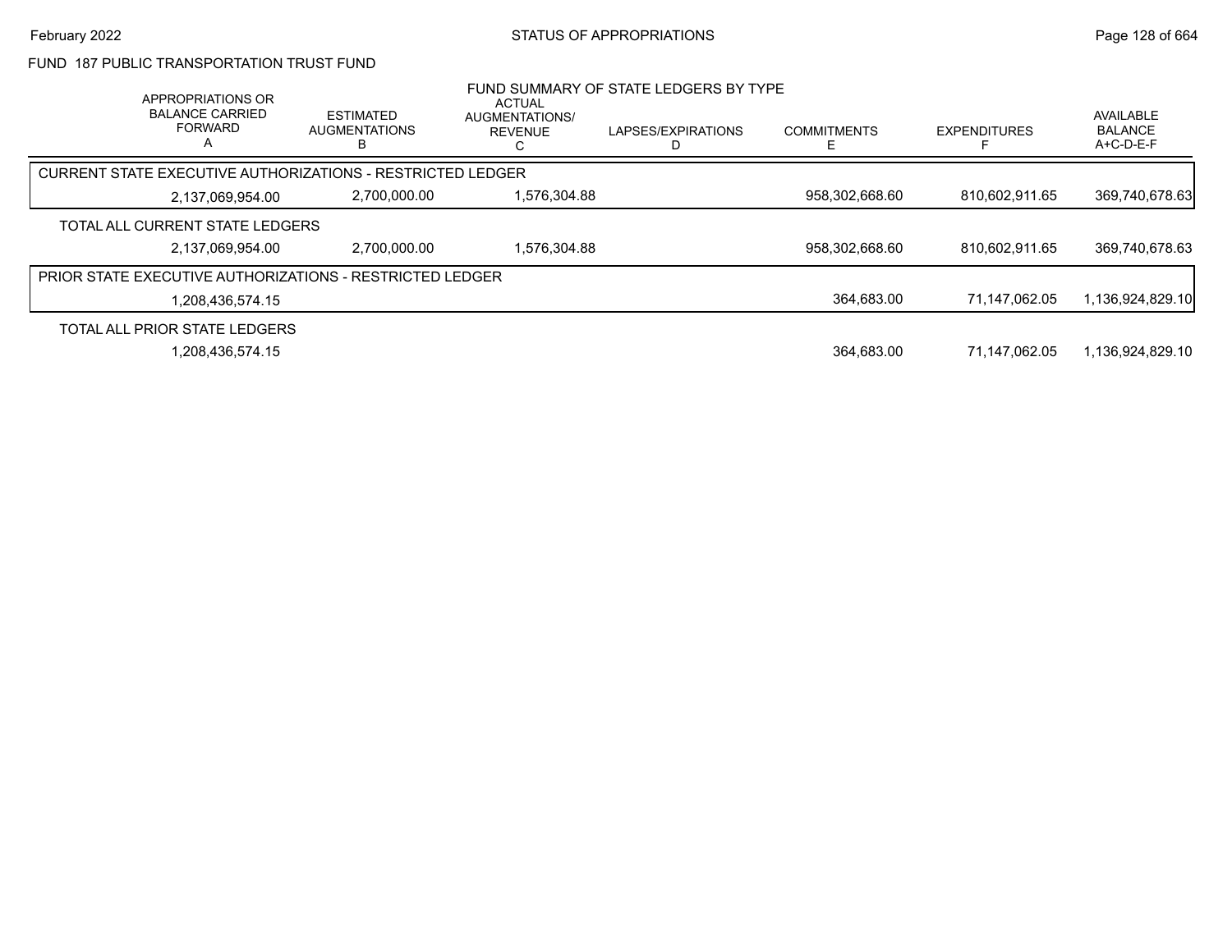## FUND 187 PUBLIC TRANSPORTATION TRUST FUND

### FUND SUMMARY OF STATE LEDGERS BY TYPE

| APPROPRIATIONS OR BALANCE CARRIED FORWARD A | ESTIMATED AUGMENTATIONS B | ACTUAL AUGMENTATIONS/ REVENUE C | LAPSES/EXPIRATIONS D | COMMITMENTS E | EXPENDITURES F | AVAILABLE BALANCE A+C-D-E-F |
|---|---|---|---|---|---|---|
| **CURRENT STATE EXECUTIVE AUTHORIZATIONS - RESTRICTED LEDGER** | | | | | | |
| 2,137,069,954.00 | 2,700,000.00 | 1,576,304.88 | | 958,302,668.60 | 810,602,911.65 | 369,740,678.63 |
| **TOTAL ALL CURRENT STATE LEDGERS** | | | | | | |
| 2,137,069,954.00 | 2,700,000.00 | 1,576,304.88 | | 958,302,668.60 | 810,602,911.65 | 369,740,678.63 |
| **PRIOR STATE EXECUTIVE AUTHORIZATIONS - RESTRICTED LEDGER** | | | | | | |
| 1,208,436,574.15 | | | | 364,683.00 | 71,147,062.05 | 1,136,924,829.10 |
| **TOTAL ALL PRIOR STATE LEDGERS** | | | | | | |
| 1,208,436,574.15 | | | | 364,683.00 | 71,147,062.05 | 1,136,924,829.10 |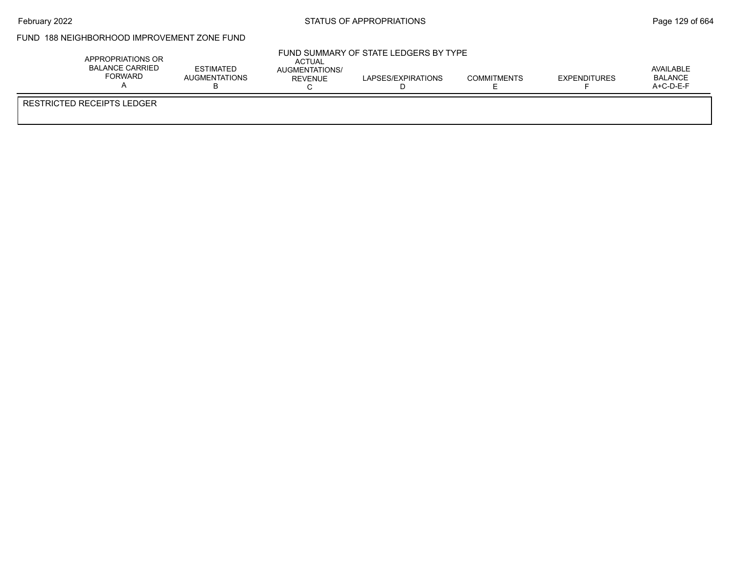## FUND 188 NEIGHBORHOOD IMPROVEMENT ZONE FUND

### FUND SUMMARY OF STATE LEDGERS BY TYPE

| APPROPRIATIONS OR BALANCE CARRIED FORWARD A | ESTIMATED AUGMENTATIONS B | ACTUAL AUGMENTATIONS/ REVENUE C | LAPSES/EXPIRATIONS D | COMMITMENTS E | EXPENDITURES F | AVAILABLE BALANCE A+C-D-E-F |
|---|---|---|---|---|---|---|
| RESTRICTED RECEIPTS LEDGER | | | | | | |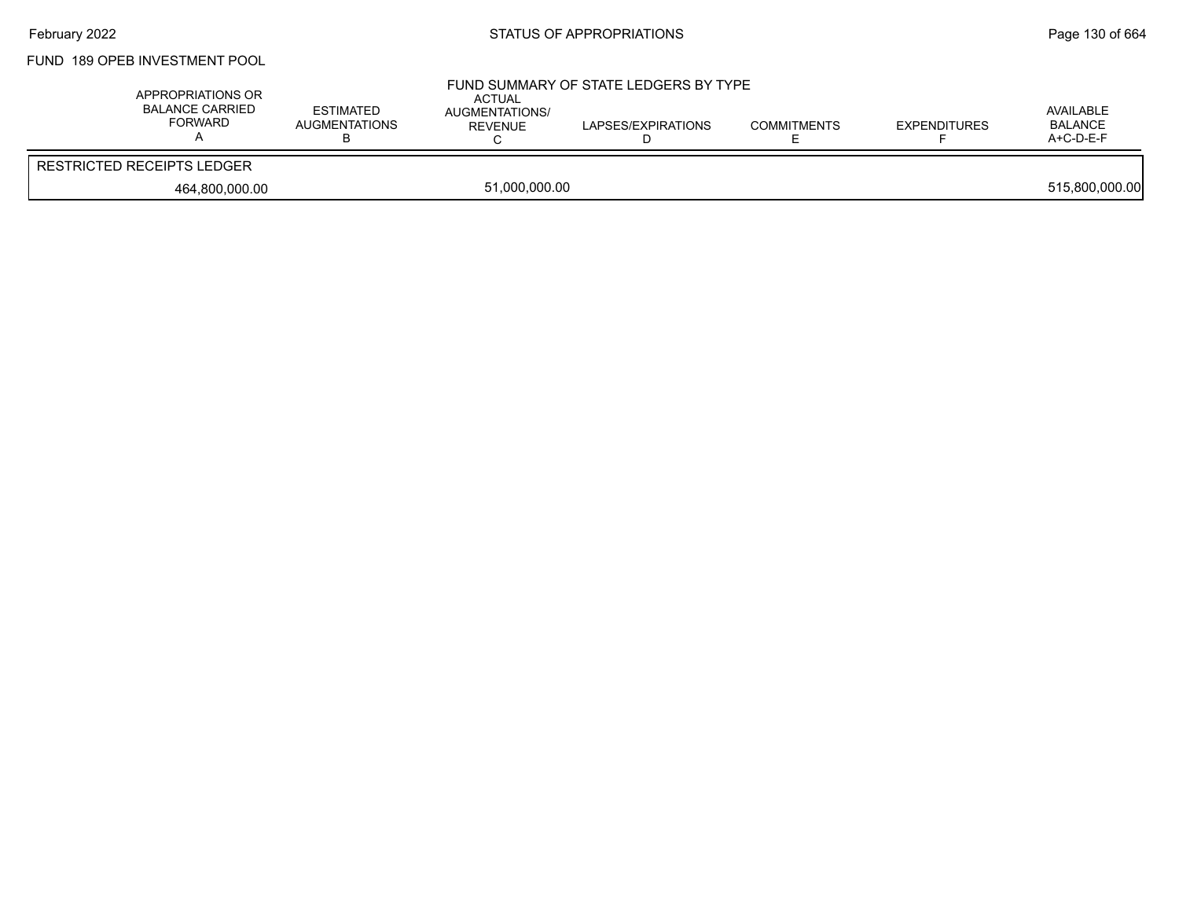FUND 189 OPEB INVESTMENT POOL

FUND SUMMARY OF STATE LEDGERS BY TYPE

| APPROPRIATIONS OR BALANCE CARRIED FORWARD A | ESTIMATED AUGMENTATIONS B | ACTUAL AUGMENTATIONS/ REVENUE C | LAPSES/EXPIRATIONS D | COMMITMENTS E | EXPENDITURES F | AVAILABLE BALANCE A+C-D-E-F |
|---|---|---|---|---|---|---|
| RESTRICTED RECEIPTS LEDGER | | | | | | |
| 464,800,000.00 | | 51,000,000.00 | | | | 515,800,000.00 |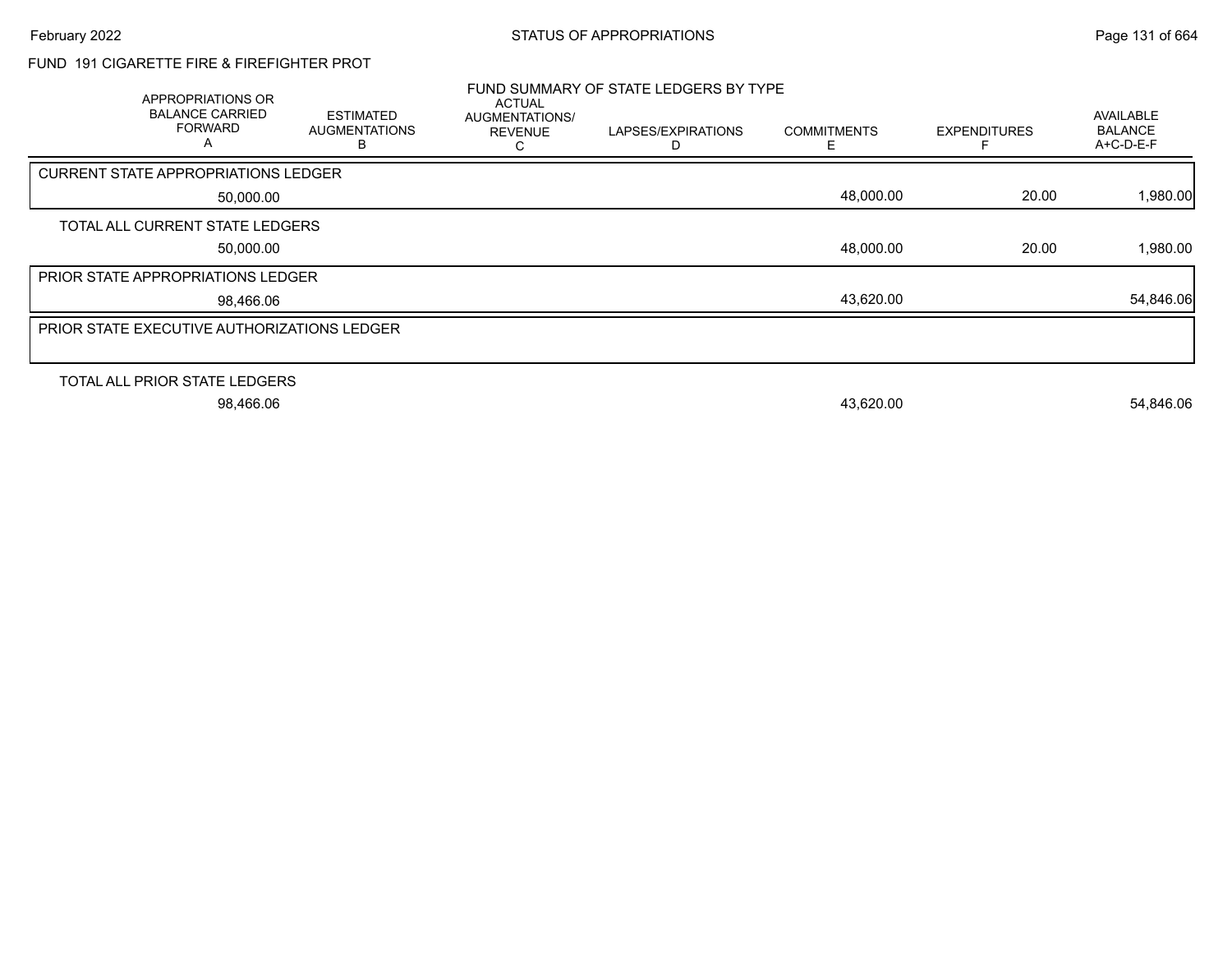FUND 191 CIGARETTE FIRE & FIREFIGHTER PROT

FUND SUMMARY OF STATE LEDGERS BY TYPE

| APPROPRIATIONS OR BALANCE CARRIED FORWARD A | ESTIMATED AUGMENTATIONS B | ACTUAL AUGMENTATIONS/ REVENUE C | LAPSES/EXPIRATIONS D | COMMITMENTS E | EXPENDITURES F | AVAILABLE BALANCE A+C-D-E-F |
|---|---|---|---|---|---|---|
| CURRENT STATE APPROPRIATIONS LEDGER | | | | | | |
| 50,000.00 | | | | 48,000.00 | 20.00 | 1,980.00 |
| TOTAL ALL CURRENT STATE LEDGERS | | | | | | |
| 50,000.00 | | | | 48,000.00 | 20.00 | 1,980.00 |
| PRIOR STATE APPROPRIATIONS LEDGER | | | | | | |
| 98,466.06 | | | | 43,620.00 | | 54,846.06 |
| PRIOR STATE EXECUTIVE AUTHORIZATIONS LEDGER | | | | | | |
| TOTAL ALL PRIOR STATE LEDGERS | | | | | | |
| 98,466.06 | | | | 43,620.00 | | 54,846.06 |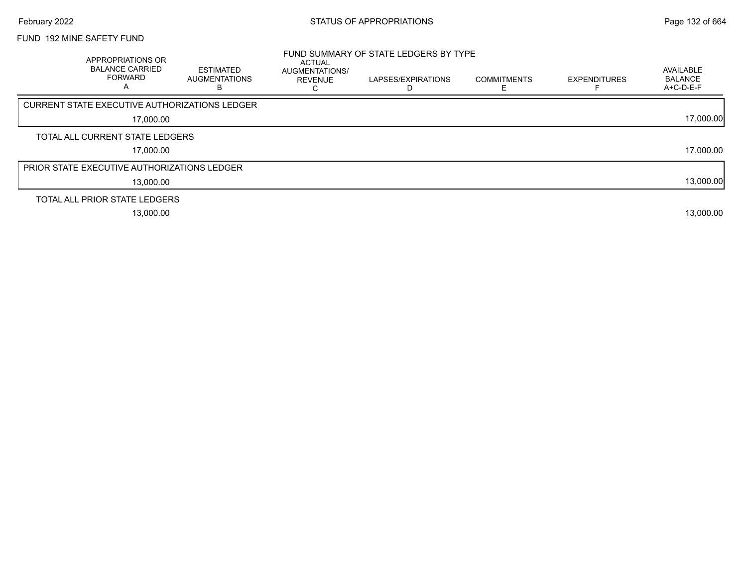FUND 192 MINE SAFETY FUND

FUND SUMMARY OF STATE LEDGERS BY TYPE

| APPROPRIATIONS OR BALANCE CARRIED FORWARD A | ESTIMATED AUGMENTATIONS B | ACTUAL AUGMENTATIONS/ REVENUE C | LAPSES/EXPIRATIONS D | COMMITMENTS E | EXPENDITURES F | AVAILABLE BALANCE A+C-D-E-F |
|---|---|---|---|---|---|---|
| CURRENT STATE EXECUTIVE AUTHORIZATIONS LEDGER | | | | | | |
| 17,000.00 | | | | | | 17,000.00 |
| TOTAL ALL CURRENT STATE LEDGERS | | | | | | |
| 17,000.00 | | | | | | 17,000.00 |
| PRIOR STATE EXECUTIVE AUTHORIZATIONS LEDGER | | | | | | |
| 13,000.00 | | | | | | 13,000.00 |
| TOTAL ALL PRIOR STATE LEDGERS | | | | | | |
| 13,000.00 | | | | | | 13,000.00 |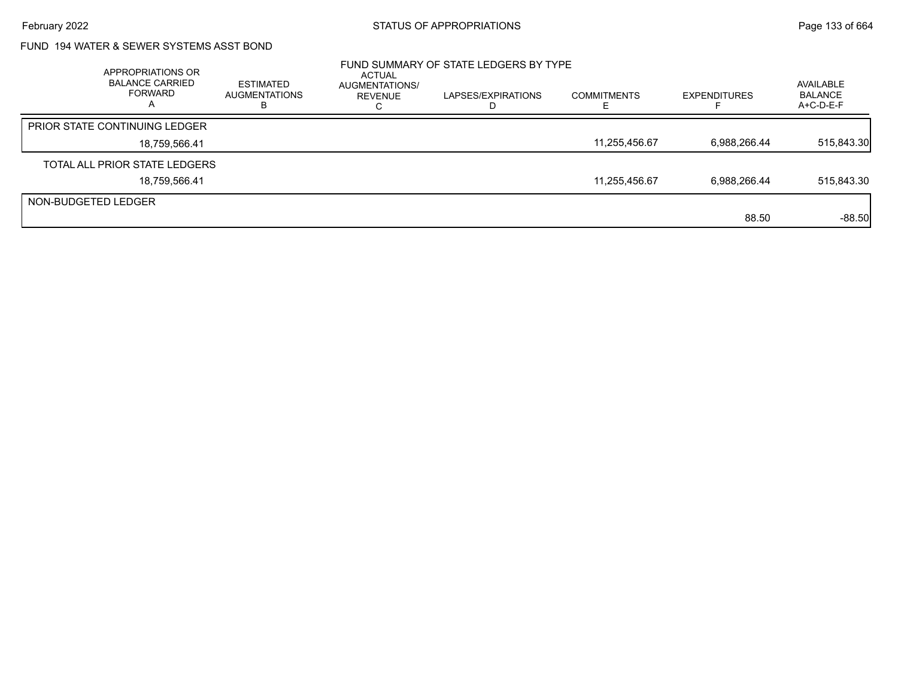FUND 194 WATER & SEWER SYSTEMS ASST BOND

FUND SUMMARY OF STATE LEDGERS BY TYPE

| APPROPRIATIONS OR BALANCE CARRIED FORWARD A | ESTIMATED AUGMENTATIONS B | ACTUAL AUGMENTATIONS/ REVENUE C | LAPSES/EXPIRATIONS D | COMMITMENTS E | EXPENDITURES F | AVAILABLE BALANCE A+C-D-E-F |
|---|---|---|---|---|---|---|
| PRIOR STATE CONTINUING LEDGER | | | | | | |
| 18,759,566.41 | | | | 11,255,456.67 | 6,988,266.44 | 515,843.30 |
| TOTAL ALL PRIOR STATE LEDGERS | | | | | | |
| 18,759,566.41 | | | | 11,255,456.67 | 6,988,266.44 | 515,843.30 |
| NON-BUDGETED LEDGER | | | | | | |
| | | | | | 88.50 | -88.50 |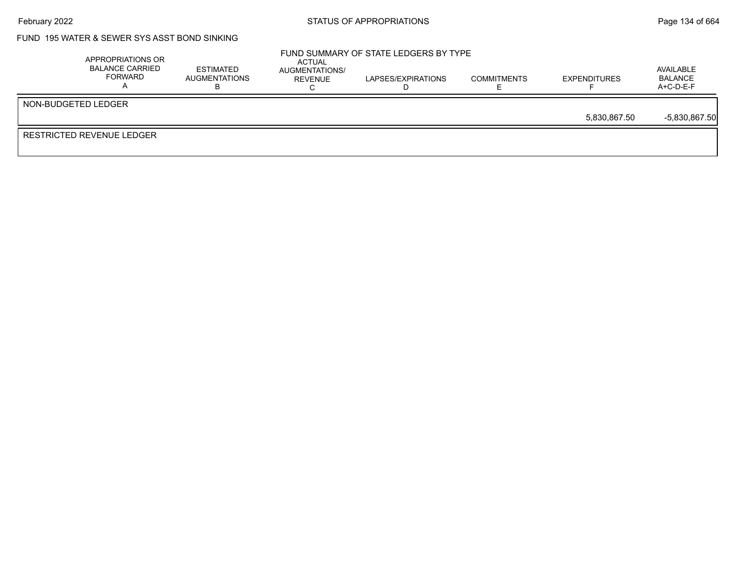FUND 195 WATER & SEWER SYS ASST BOND SINKING

FUND SUMMARY OF STATE LEDGERS BY TYPE

| | APPROPRIATIONS OR BALANCE CARRIED FORWARD A | ESTIMATED AUGMENTATIONS B | ACTUAL AUGMENTATIONS/ REVENUE C | LAPSES/EXPIRATIONS D | COMMITMENTS E | EXPENDITURES F | AVAILABLE BALANCE A+C-D-E-F |
|---|---|---|---|---|---|---|---|
| NON-BUDGETED LEDGER | | | | | | 5,830,867.50 | -5,830,867.50 |
| RESTRICTED REVENUE LEDGER | | | | | | | |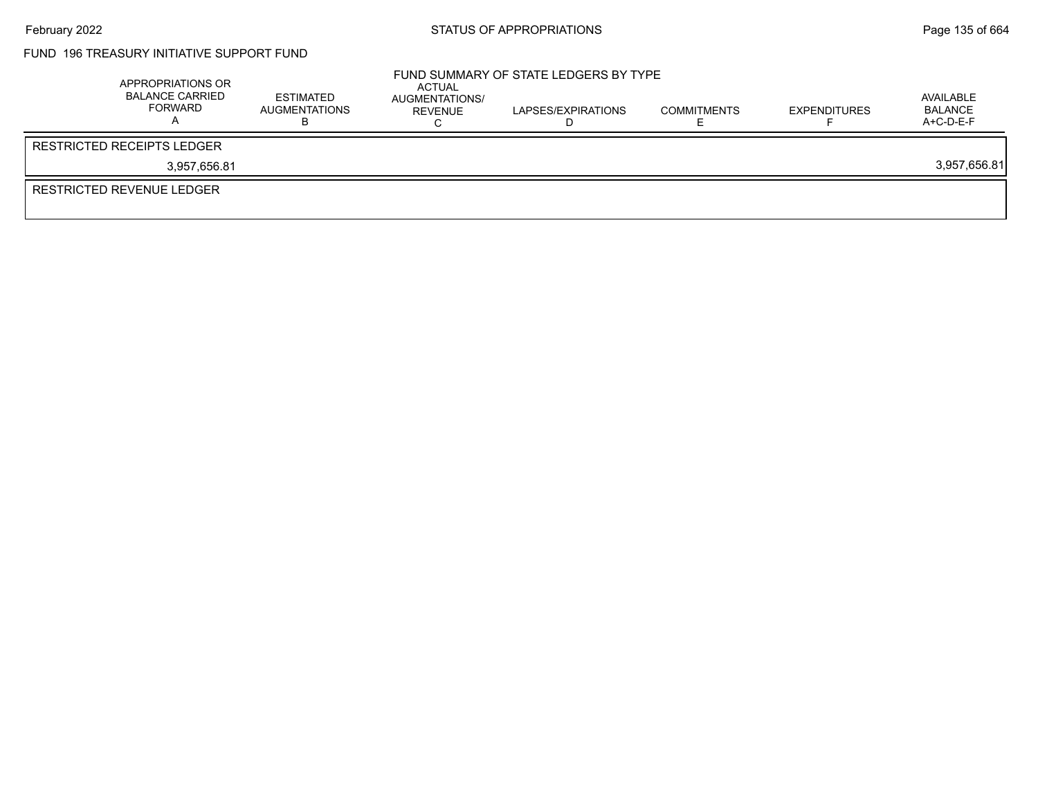## FUND 196 TREASURY INITIATIVE SUPPORT FUND

### FUND SUMMARY OF STATE LEDGERS BY TYPE

| APPROPRIATIONS OR BALANCE CARRIED FORWARD A | ESTIMATED AUGMENTATIONS B | ACTUAL AUGMENTATIONS/ REVENUE C | LAPSES/EXPIRATIONS D | COMMITMENTS E | EXPENDITURES F | AVAILABLE BALANCE A+C-D-E-F |
|---|---|---|---|---|---|---|
| **RESTRICTED RECEIPTS LEDGER** | | | | | | |
| 3,957,656.81 | | | | | | 3,957,656.81 |
| **RESTRICTED REVENUE LEDGER** | | | | | | |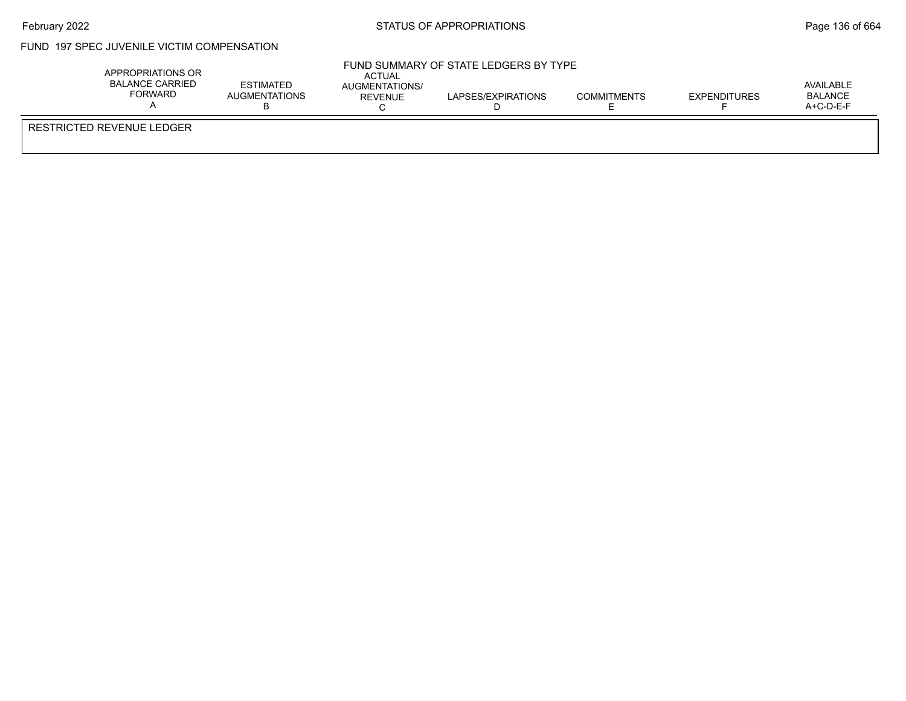FUND 197 SPEC JUVENILE VICTIM COMPENSATION

FUND SUMMARY OF STATE LEDGERS BY TYPE

| APPROPRIATIONS OR BALANCE CARRIED FORWARD A | ESTIMATED AUGMENTATIONS B | ACTUAL AUGMENTATIONS/ REVENUE C | LAPSES/EXPIRATIONS D | COMMITMENTS E | EXPENDITURES F | AVAILABLE BALANCE A+C-D-E-F |
|---|---|---|---|---|---|---|
| RESTRICTED REVENUE LEDGER | | | | | | |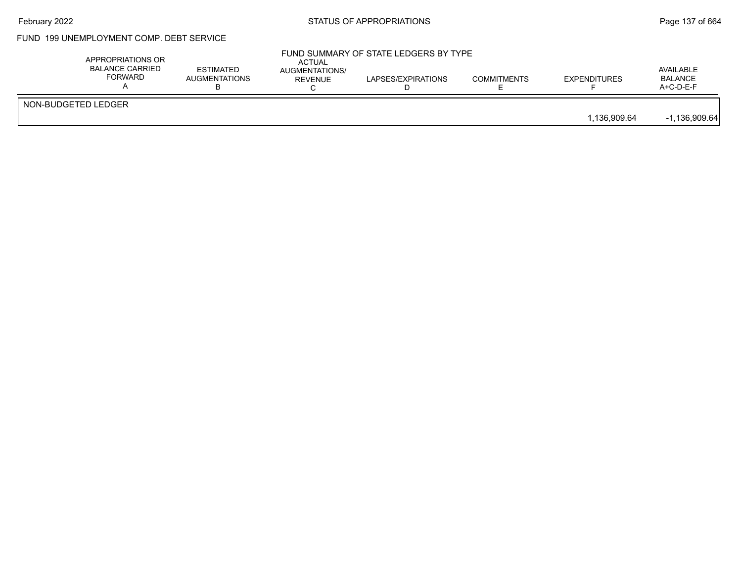FUND 199 UNEMPLOYMENT COMP. DEBT SERVICE

FUND SUMMARY OF STATE LEDGERS BY TYPE

| | APPROPRIATIONS OR BALANCE CARRIED FORWARD A | ESTIMATED AUGMENTATIONS B | ACTUAL AUGMENTATIONS/ REVENUE C | LAPSES/EXPIRATIONS D | COMMITMENTS E | EXPENDITURES F | AVAILABLE BALANCE A+C-D-E-F |
|---|---|---|---|---|---|---|---|
| NON-BUDGETED LEDGER | | | | | | | |
| | | | | | | 1,136,909.64 | -1,136,909.64 |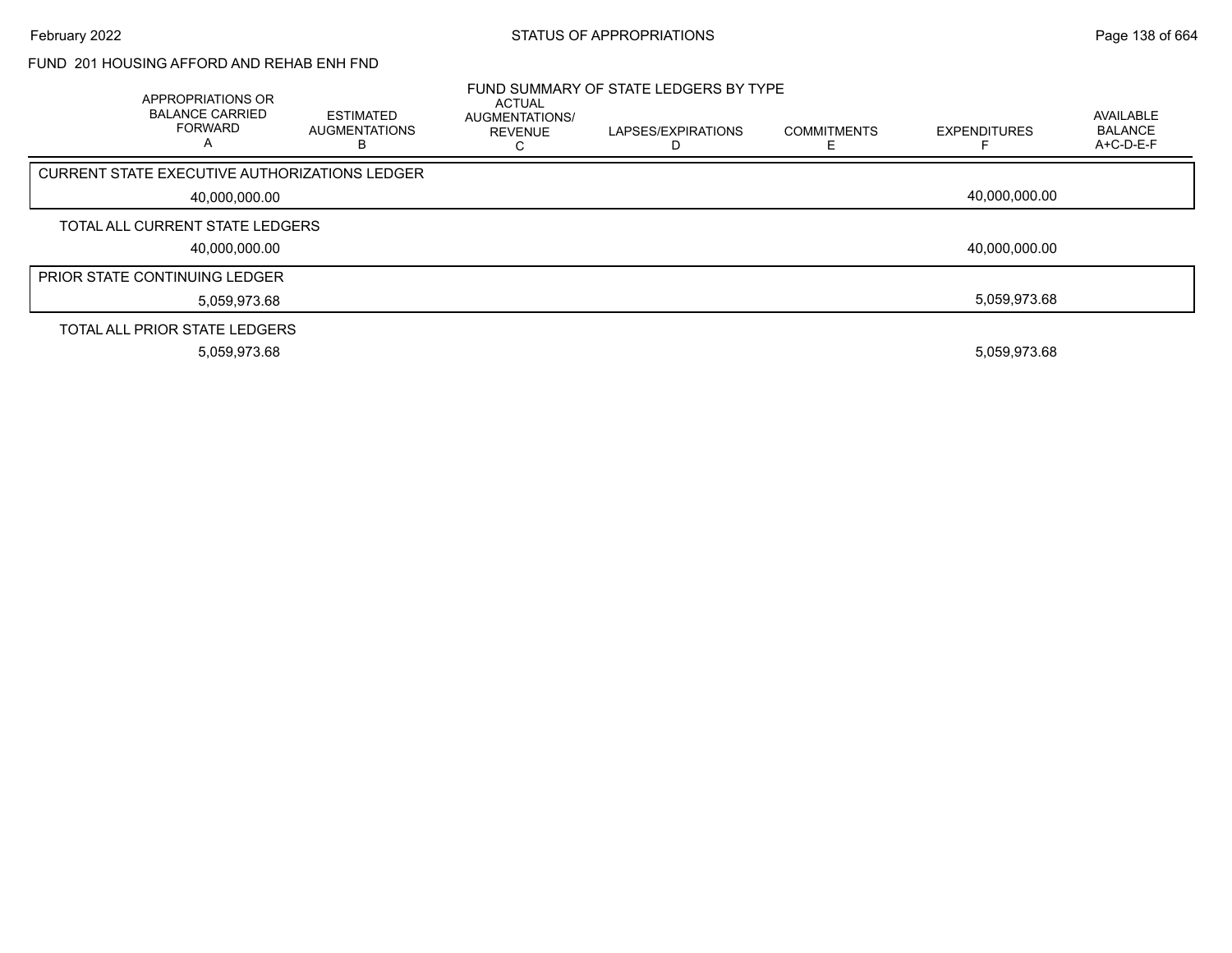FUND 201 HOUSING AFFORD AND REHAB ENH FND

FUND SUMMARY OF STATE LEDGERS BY TYPE

| APPROPRIATIONS OR BALANCE CARRIED FORWARD A | ESTIMATED AUGMENTATIONS B | ACTUAL AUGMENTATIONS/ REVENUE C | LAPSES/EXPIRATIONS D | COMMITMENTS E | EXPENDITURES F | AVAILABLE BALANCE A+C-D-E-F |
|---|---|---|---|---|---|---|
| CURRENT STATE EXECUTIVE AUTHORIZATIONS LEDGER | | | | | | |
| 40,000,000.00 | | | | | 40,000,000.00 | |
| TOTAL ALL CURRENT STATE LEDGERS | | | | | | |
| 40,000,000.00 | | | | | 40,000,000.00 | |
| PRIOR STATE CONTINUING LEDGER | | | | | | |
| 5,059,973.68 | | | | | 5,059,973.68 | |
| TOTAL ALL PRIOR STATE LEDGERS | | | | | | |
| 5,059,973.68 | | | | | 5,059,973.68 | |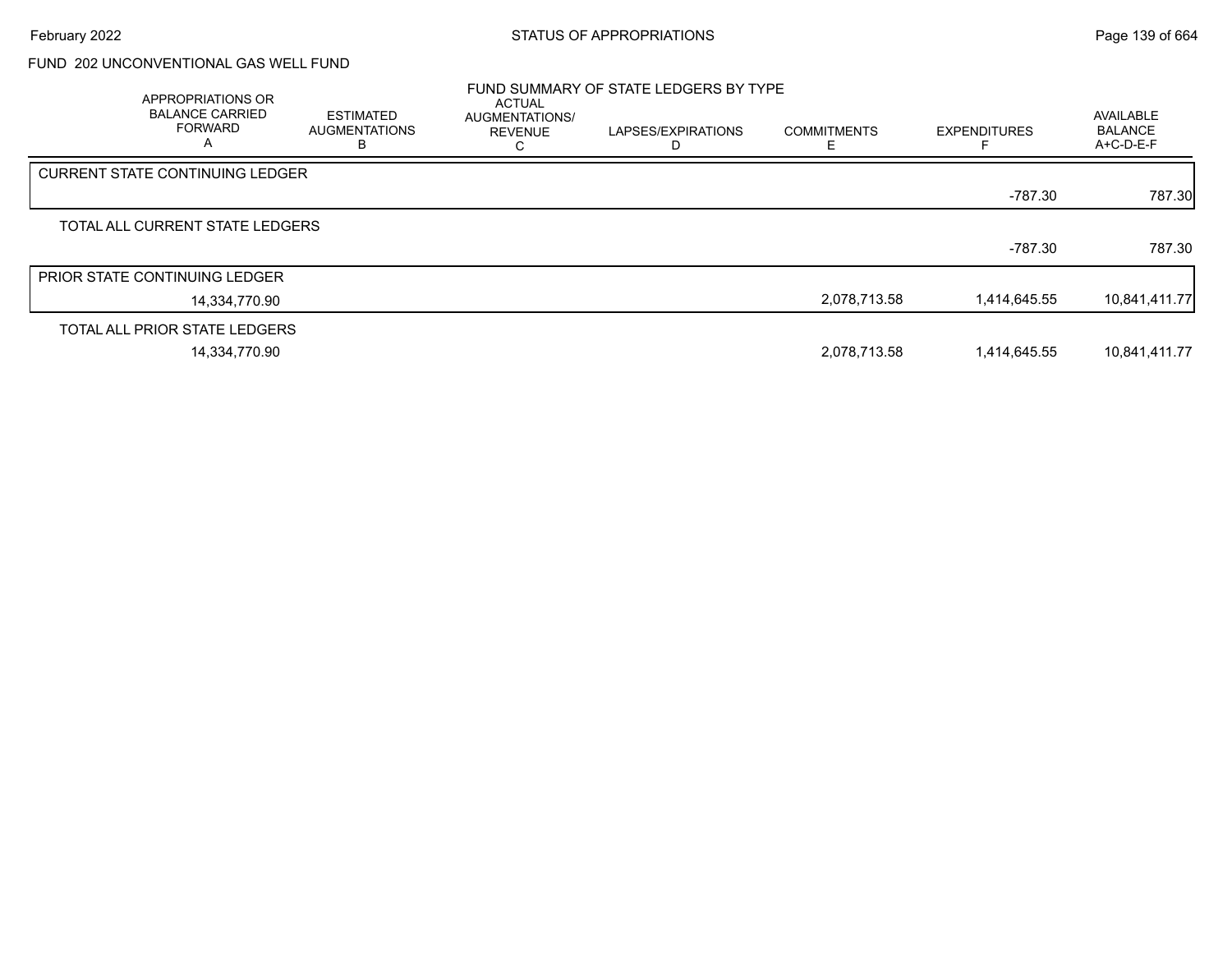## FUND 202 UNCONVENTIONAL GAS WELL FUND

### FUND SUMMARY OF STATE LEDGERS BY TYPE

| | APPROPRIATIONS OR BALANCE CARRIED FORWARD A | ESTIMATED AUGMENTATIONS B | ACTUAL AUGMENTATIONS/ REVENUE C | LAPSES/EXPIRATIONS D | COMMITMENTS E | EXPENDITURES F | AVAILABLE BALANCE A+C-D-E-F |
|---|---|---|---|---|---|---|---|
| CURRENT STATE CONTINUING LEDGER | | | | | | -787.30 | 787.30 |
| TOTAL ALL CURRENT STATE LEDGERS | | | | | | -787.30 | 787.30 |
| PRIOR STATE CONTINUING LEDGER | 14,334,770.90 | | | | 2,078,713.58 | 1,414,645.55 | 10,841,411.77 |
| TOTAL ALL PRIOR STATE LEDGERS | 14,334,770.90 | | | | 2,078,713.58 | 1,414,645.55 | 10,841,411.77 |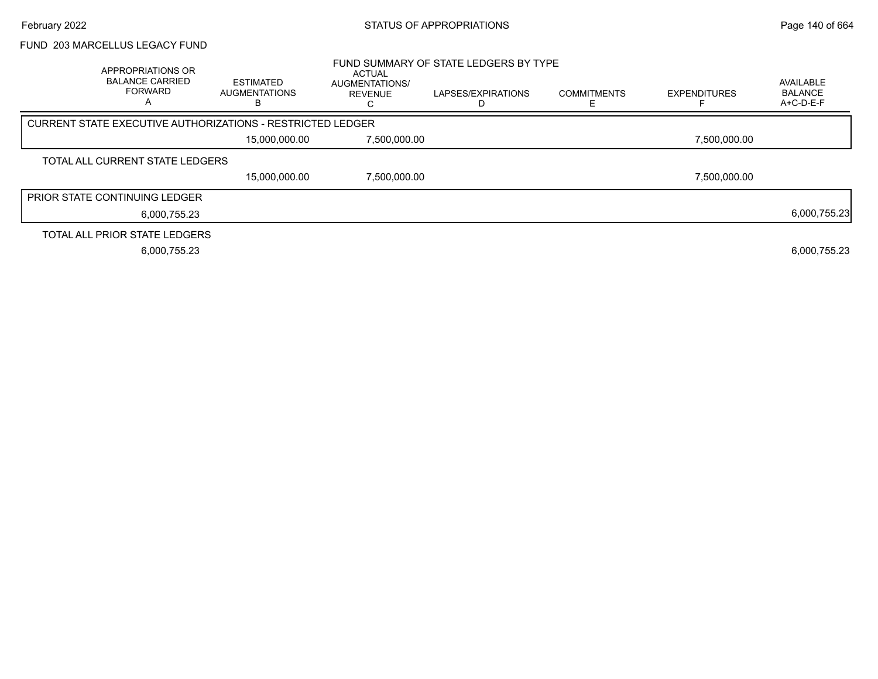FUND 203 MARCELLUS LEGACY FUND

FUND SUMMARY OF STATE LEDGERS BY TYPE

| APPROPRIATIONS OR BALANCE CARRIED FORWARD A | ESTIMATED AUGMENTATIONS B | ACTUAL AUGMENTATIONS/ REVENUE C | LAPSES/EXPIRATIONS D | COMMITMENTS E | EXPENDITURES F | AVAILABLE BALANCE A+C-D-E-F |
|---|---|---|---|---|---|---|
| **CURRENT STATE EXECUTIVE AUTHORIZATIONS - RESTRICTED LEDGER** | | | | | | |
| | 15,000,000.00 | 7,500,000.00 | | | 7,500,000.00 | |
| **TOTAL ALL CURRENT STATE LEDGERS** | | | | | | |
| | 15,000,000.00 | 7,500,000.00 | | | 7,500,000.00 | |
| **PRIOR STATE CONTINUING LEDGER** | | | | | | |
| 6,000,755.23 | | | | | | 6,000,755.23 |
| **TOTAL ALL PRIOR STATE LEDGERS** | | | | | | |
| 6,000,755.23 | | | | | | 6,000,755.23 |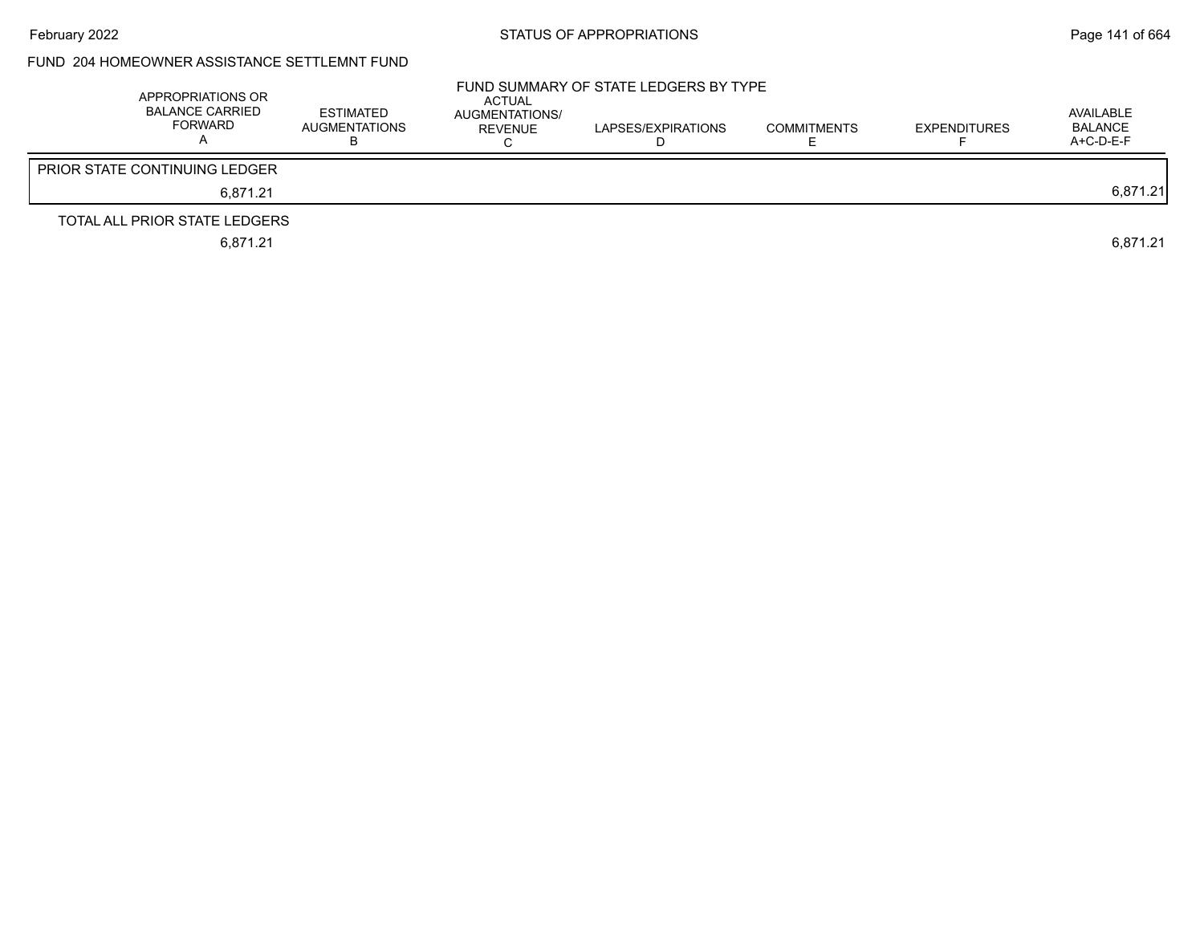# FUND 204 HOMEOWNER ASSISTANCE SETTLEMNT FUND

## FUND SUMMARY OF STATE LEDGERS BY TYPE

| APPROPRIATIONS OR BALANCE CARRIED FORWARD A | ESTIMATED AUGMENTATIONS B | ACTUAL AUGMENTATIONS/ REVENUE C | LAPSES/EXPIRATIONS D | COMMITMENTS E | EXPENDITURES F | AVAILABLE BALANCE A+C-D-E-F |
|---|---|---|---|---|---|---|
| PRIOR STATE CONTINUING LEDGER | | | | | | |
| 6,871.21 | | | | | | 6,871.21 |
| TOTAL ALL PRIOR STATE LEDGERS | | | | | | |
| 6,871.21 | | | | | | 6,871.21 |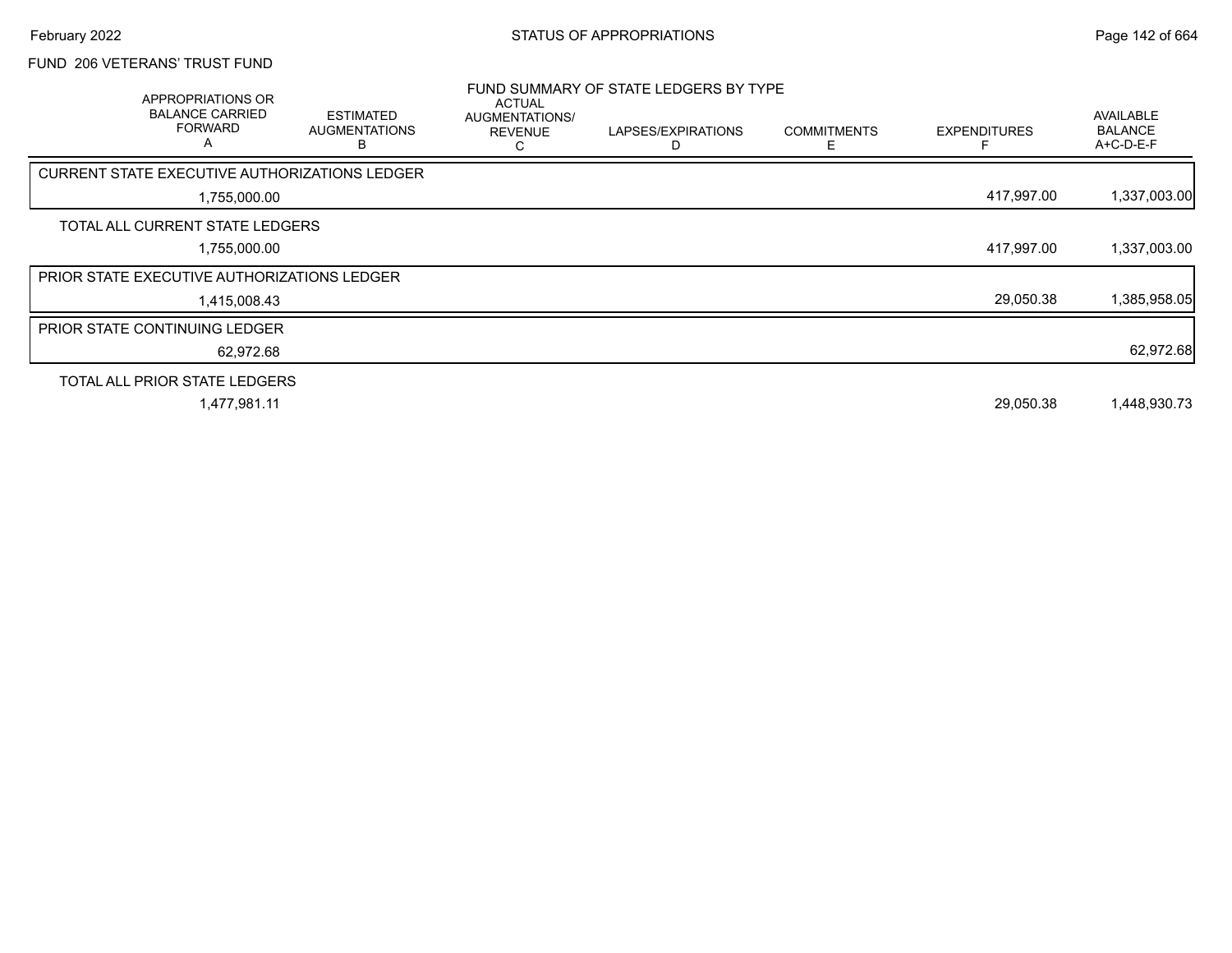FUND 206 VETERANS' TRUST FUND

FUND SUMMARY OF STATE LEDGERS BY TYPE

| APPROPRIATIONS OR BALANCE CARRIED FORWARD A | ESTIMATED AUGMENTATIONS B | ACTUAL AUGMENTATIONS/ REVENUE C | LAPSES/EXPIRATIONS D | COMMITMENTS E | EXPENDITURES F | AVAILABLE BALANCE A+C-D-E-F |
|---|---|---|---|---|---|---|
| **CURRENT STATE EXECUTIVE AUTHORIZATIONS LEDGER** | | | | | | |
| 1,755,000.00 | | | | | 417,997.00 | 1,337,003.00 |
| **TOTAL ALL CURRENT STATE LEDGERS** | | | | | | |
| 1,755,000.00 | | | | | 417,997.00 | 1,337,003.00 |
| **PRIOR STATE EXECUTIVE AUTHORIZATIONS LEDGER** | | | | | | |
| 1,415,008.43 | | | | | 29,050.38 | 1,385,958.05 |
| **PRIOR STATE CONTINUING LEDGER** | | | | | | |
| 62,972.68 | | | | | | 62,972.68 |
| **TOTAL ALL PRIOR STATE LEDGERS** | | | | | | |
| 1,477,981.11 | | | | | 29,050.38 | 1,448,930.73 |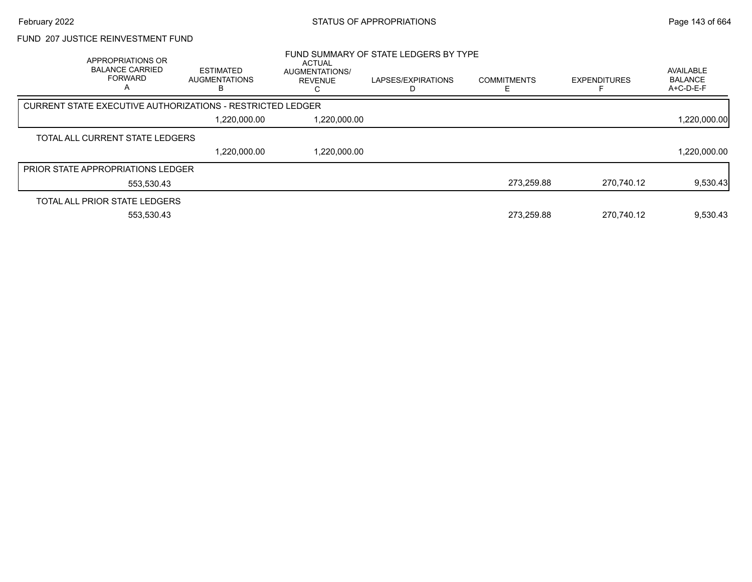# FUND 207 JUSTICE REINVESTMENT FUND

## FUND SUMMARY OF STATE LEDGERS BY TYPE

| APPROPRIATIONS OR BALANCE CARRIED FORWARD A | ESTIMATED AUGMENTATIONS B | ACTUAL AUGMENTATIONS/ REVENUE C | LAPSES/EXPIRATIONS D | COMMITMENTS E | EXPENDITURES F | AVAILABLE BALANCE A+C-D-E-F |
|---|---|---|---|---|---|---|
| **CURRENT STATE EXECUTIVE AUTHORIZATIONS - RESTRICTED LEDGER** | | | | | | |
| | 1,220,000.00 | 1,220,000.00 | | | | 1,220,000.00 |
| **TOTAL ALL CURRENT STATE LEDGERS** | | | | | | |
| | 1,220,000.00 | 1,220,000.00 | | | | 1,220,000.00 |
| **PRIOR STATE APPROPRIATIONS LEDGER** | | | | | | |
| 553,530.43 | | | | 273,259.88 | 270,740.12 | 9,530.43 |
| **TOTAL ALL PRIOR STATE LEDGERS** | | | | | | |
| 553,530.43 | | | | 273,259.88 | 270,740.12 | 9,530.43 |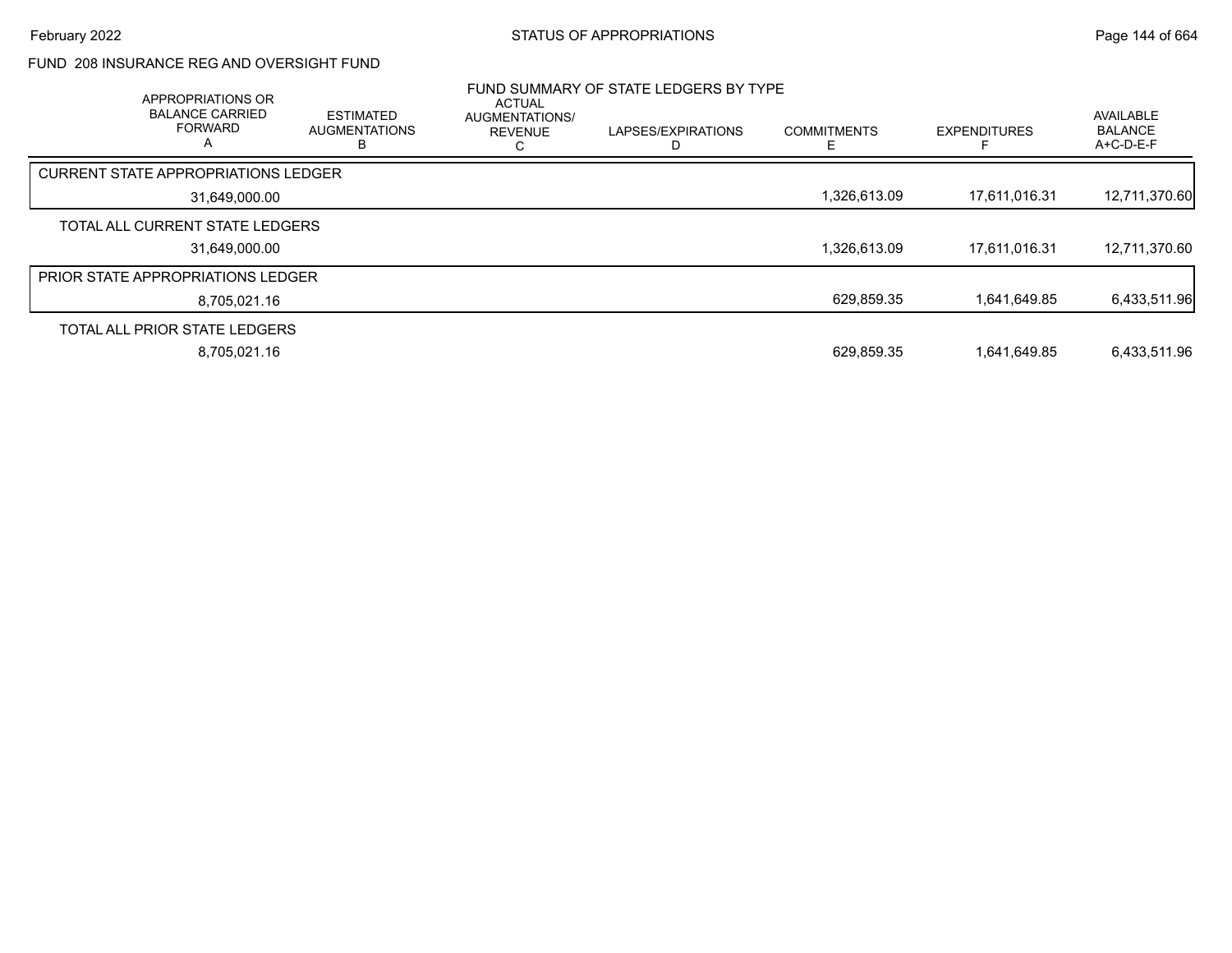FUND 208 INSURANCE REG AND OVERSIGHT FUND

## FUND SUMMARY OF STATE LEDGERS BY TYPE

| APPROPRIATIONS OR BALANCE CARRIED FORWARD A | ESTIMATED AUGMENTATIONS B | ACTUAL AUGMENTATIONS/ REVENUE C | LAPSES/EXPIRATIONS D | COMMITMENTS E | EXPENDITURES F | AVAILABLE BALANCE A+C-D-E-F |
|---|---|---|---|---|---|---|
| CURRENT STATE APPROPRIATIONS LEDGER | | | | | | |
| 31,649,000.00 | | | | 1,326,613.09 | 17,611,016.31 | 12,711,370.60 |
| TOTAL ALL CURRENT STATE LEDGERS | | | | | | |
| 31,649,000.00 | | | | 1,326,613.09 | 17,611,016.31 | 12,711,370.60 |
| PRIOR STATE APPROPRIATIONS LEDGER | | | | | | |
| 8,705,021.16 | | | | 629,859.35 | 1,641,649.85 | 6,433,511.96 |
| TOTAL ALL PRIOR STATE LEDGERS | | | | | | |
| 8,705,021.16 | | | | 629,859.35 | 1,641,649.85 | 6,433,511.96 |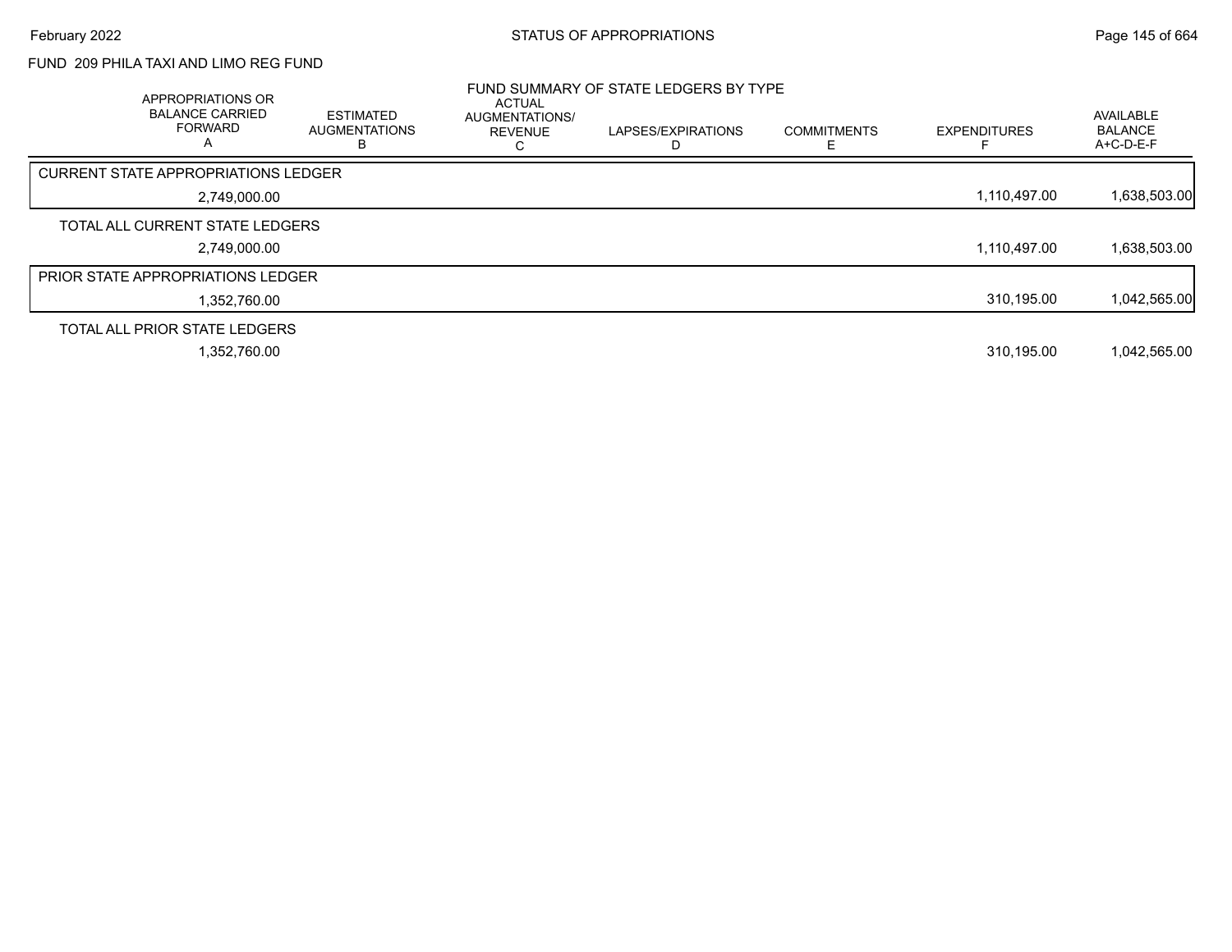FUND 209 PHILA TAXI AND LIMO REG FUND

FUND SUMMARY OF STATE LEDGERS BY TYPE

| APPROPRIATIONS OR BALANCE CARRIED FORWARD A | ESTIMATED AUGMENTATIONS B | ACTUAL AUGMENTATIONS/ REVENUE C | LAPSES/EXPIRATIONS D | COMMITMENTS E | EXPENDITURES F | AVAILABLE BALANCE A+C-D-E-F |
|---|---|---|---|---|---|---|
| CURRENT STATE APPROPRIATIONS LEDGER | | | | | | |
| 2,749,000.00 | | | | | 1,110,497.00 | 1,638,503.00 |
| TOTAL ALL CURRENT STATE LEDGERS | | | | | | |
| 2,749,000.00 | | | | | 1,110,497.00 | 1,638,503.00 |
| PRIOR STATE APPROPRIATIONS LEDGER | | | | | | |
| 1,352,760.00 | | | | | 310,195.00 | 1,042,565.00 |
| TOTAL ALL PRIOR STATE LEDGERS | | | | | | |
| 1,352,760.00 | | | | | 310,195.00 | 1,042,565.00 |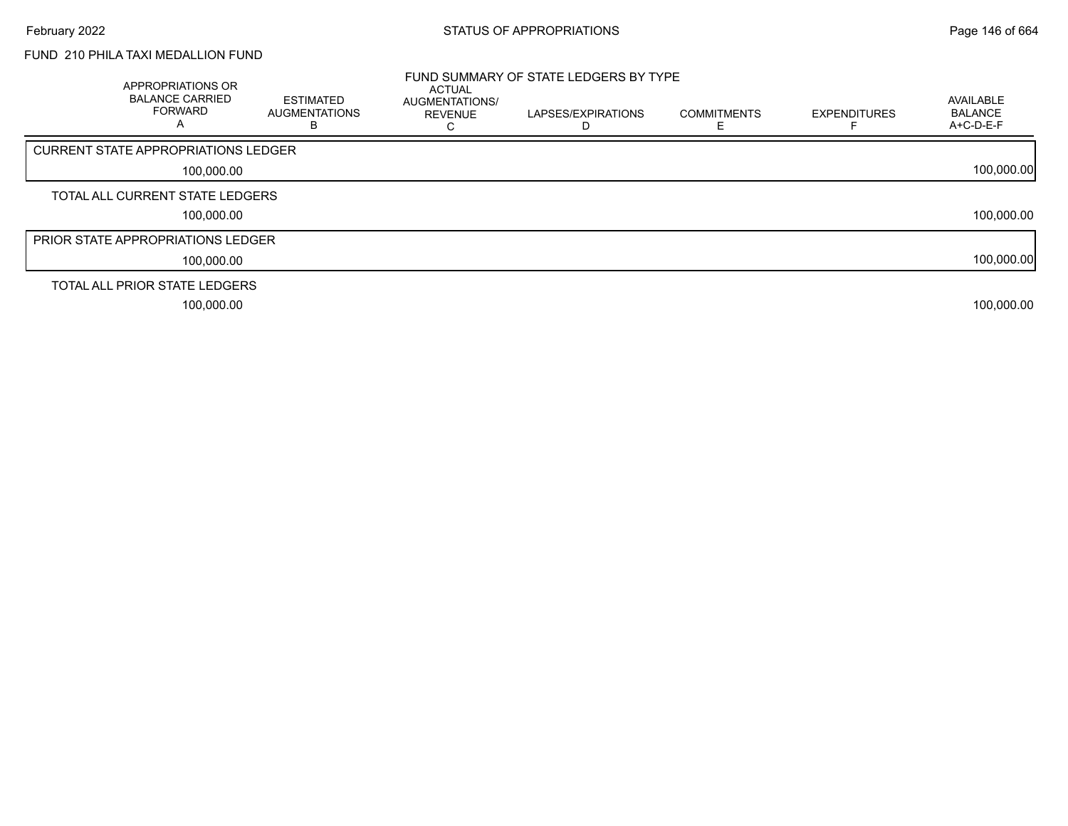FUND 210 PHILA TAXI MEDALLION FUND

FUND SUMMARY OF STATE LEDGERS BY TYPE

| APPROPRIATIONS OR BALANCE CARRIED FORWARD A | ESTIMATED AUGMENTATIONS B | ACTUAL AUGMENTATIONS/ REVENUE C | LAPSES/EXPIRATIONS D | COMMITMENTS E | EXPENDITURES F | AVAILABLE BALANCE A+C-D-E-F |
|---|---|---|---|---|---|---|
| CURRENT STATE APPROPRIATIONS LEDGER | | | | | | |
| 100,000.00 | | | | | | 100,000.00 |
| TOTAL ALL CURRENT STATE LEDGERS | | | | | | |
| 100,000.00 | | | | | | 100,000.00 |
| PRIOR STATE APPROPRIATIONS LEDGER | | | | | | |
| 100,000.00 | | | | | | 100,000.00 |
| TOTAL ALL PRIOR STATE LEDGERS | | | | | | |
| 100,000.00 | | | | | | 100,000.00 |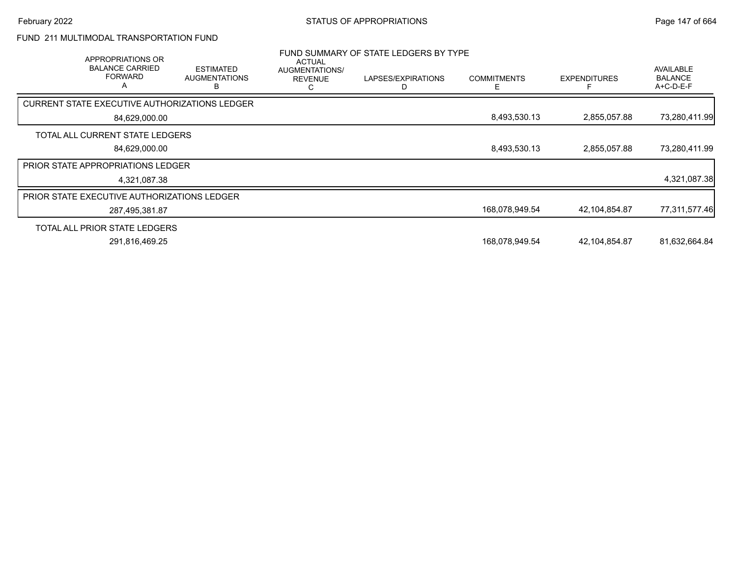## FUND 211 MULTIMODAL TRANSPORTATION FUND

### FUND SUMMARY OF STATE LEDGERS BY TYPE

| APPROPRIATIONS OR BALANCE CARRIED FORWARD A | ESTIMATED AUGMENTATIONS B | ACTUAL AUGMENTATIONS/ REVENUE C | LAPSES/EXPIRATIONS D | COMMITMENTS E | EXPENDITURES F | AVAILABLE BALANCE A+C-D-E-F |
|---|---|---|---|---|---|---|
| **CURRENT STATE EXECUTIVE AUTHORIZATIONS LEDGER** | | | | | | |
| 84,629,000.00 | | | | 8,493,530.13 | 2,855,057.88 | 73,280,411.99 |
| **TOTAL ALL CURRENT STATE LEDGERS** | | | | | | |
| 84,629,000.00 | | | | 8,493,530.13 | 2,855,057.88 | 73,280,411.99 |
| **PRIOR STATE APPROPRIATIONS LEDGER** | | | | | | |
| 4,321,087.38 | | | | | | 4,321,087.38 |
| **PRIOR STATE EXECUTIVE AUTHORIZATIONS LEDGER** | | | | | | |
| 287,495,381.87 | | | | 168,078,949.54 | 42,104,854.87 | 77,311,577.46 |
| **TOTAL ALL PRIOR STATE LEDGERS** | | | | | | |
| 291,816,469.25 | | | | 168,078,949.54 | 42,104,854.87 | 81,632,664.84 |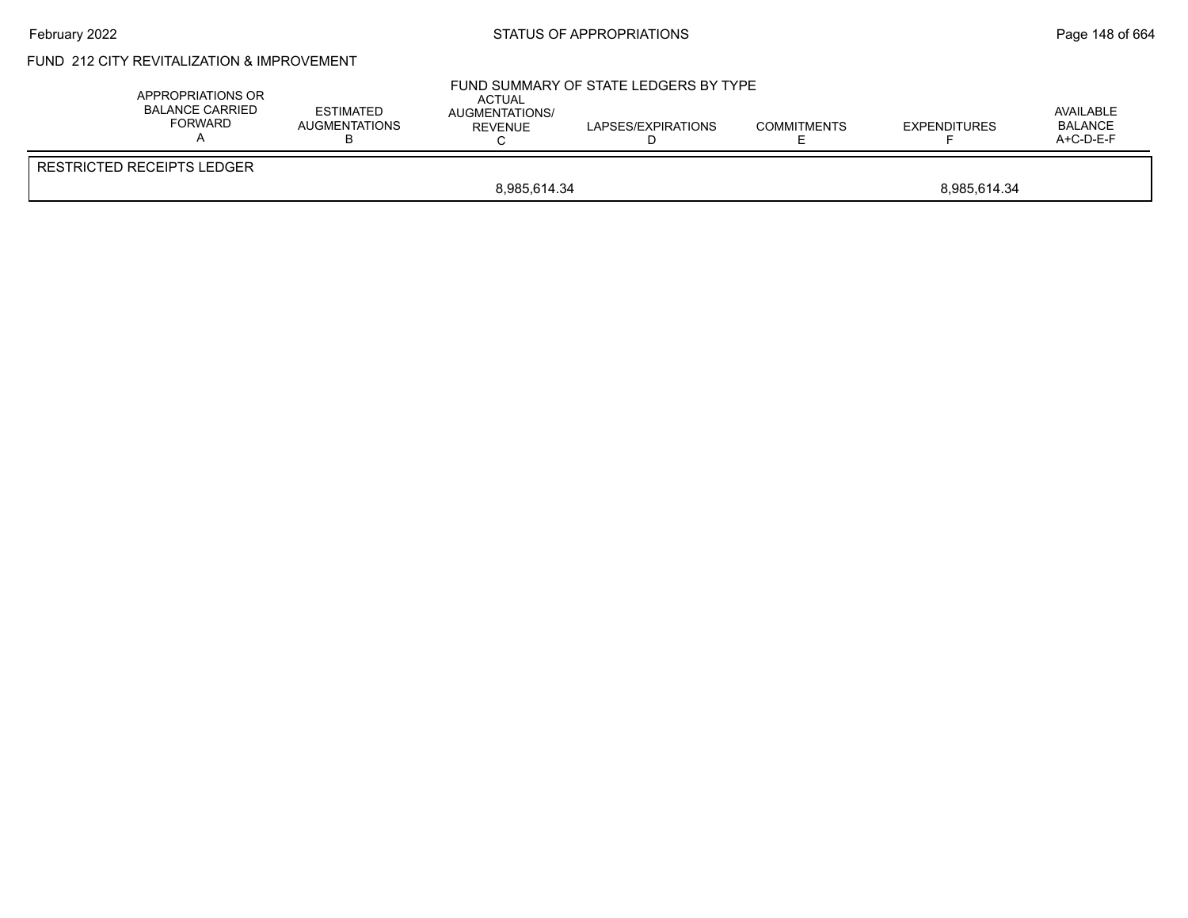FUND 212 CITY REVITALIZATION & IMPROVEMENT

## FUND SUMMARY OF STATE LEDGERS BY TYPE

| | APPROPRIATIONS OR BALANCE CARRIED FORWARD A | ESTIMATED AUGMENTATIONS B | ACTUAL AUGMENTATIONS/ REVENUE C | LAPSES/EXPIRATIONS D | COMMITMENTS E | EXPENDITURES F | AVAILABLE BALANCE A+C-D-E-F |
|---|---|---|---|---|---|---|---|
| RESTRICTED RECEIPTS LEDGER | | | | | | | |
| | | | 8,985,614.34 | | | 8,985,614.34 | |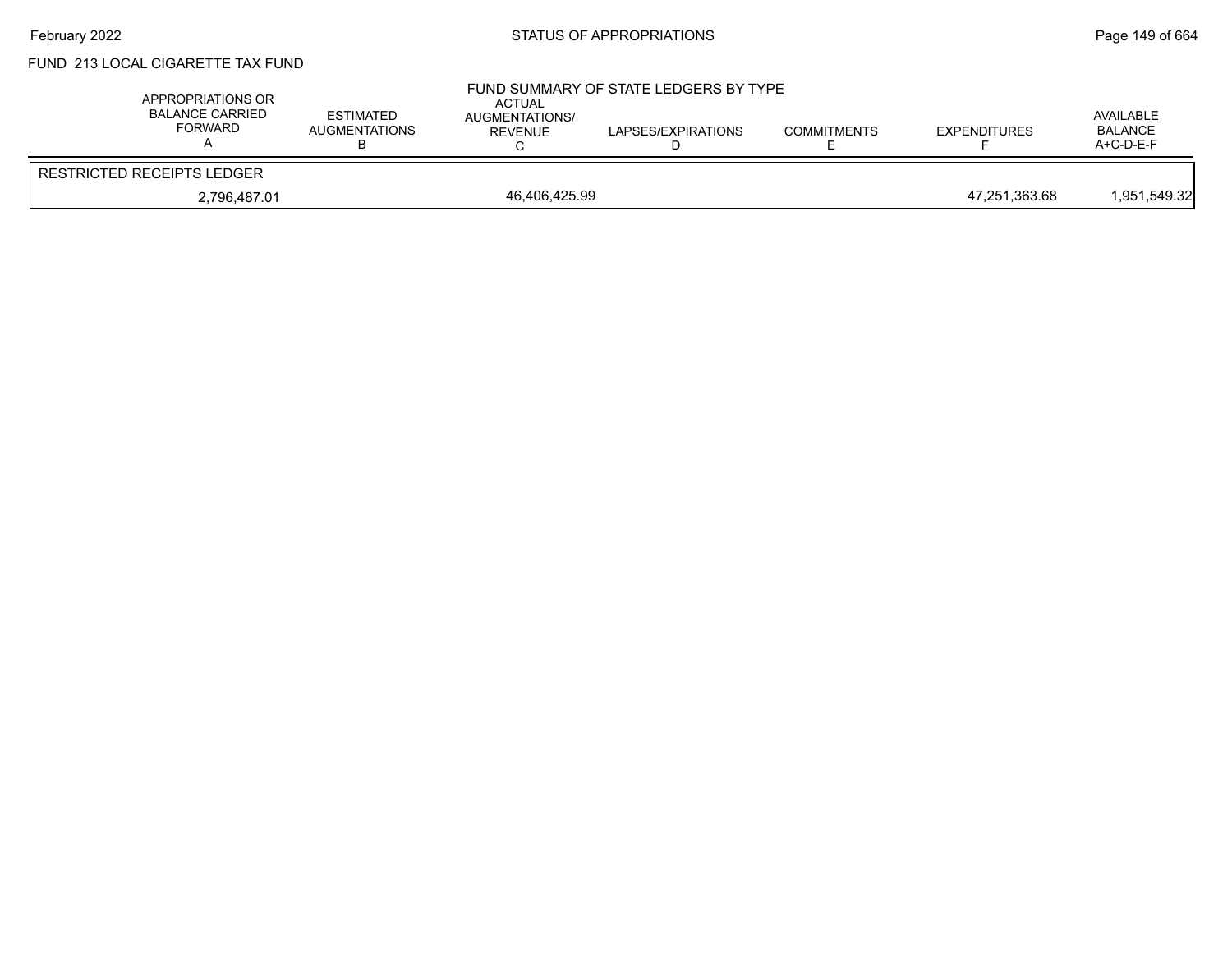FUND 213 LOCAL CIGARETTE TAX FUND

FUND SUMMARY OF STATE LEDGERS BY TYPE

| APPROPRIATIONS OR BALANCE CARRIED FORWARD A | ESTIMATED AUGMENTATIONS B | ACTUAL AUGMENTATIONS/ REVENUE C | LAPSES/EXPIRATIONS D | COMMITMENTS E | EXPENDITURES F | AVAILABLE BALANCE A+C-D-E-F |
|---|---|---|---|---|---|---|
| RESTRICTED RECEIPTS LEDGER | | | | | | |
| 2,796,487.01 | | 46,406,425.99 | | | 47,251,363.68 | 1,951,549.32 |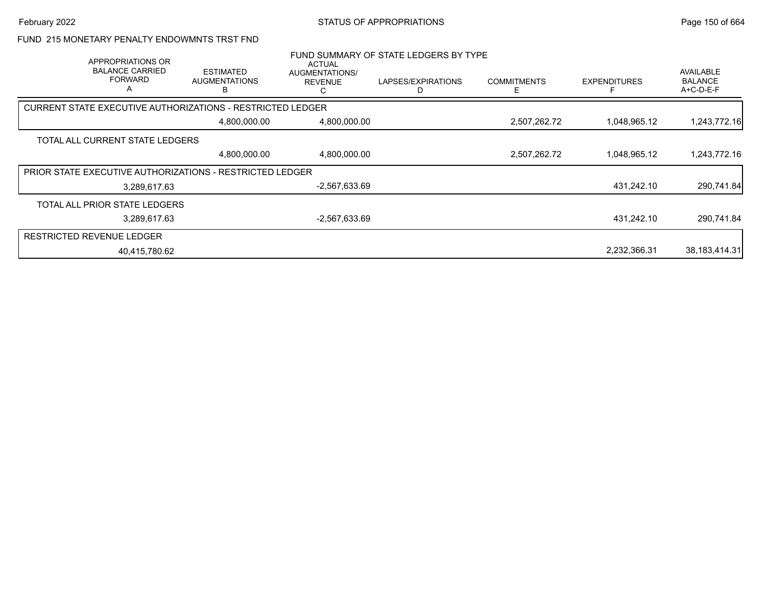## FUND 215 MONETARY PENALTY ENDOWMNTS TRST FND

### FUND SUMMARY OF STATE LEDGERS BY TYPE

| APPROPRIATIONS OR BALANCE CARRIED FORWARD A | ESTIMATED AUGMENTATIONS B | ACTUAL AUGMENTATIONS/ REVENUE C | LAPSES/EXPIRATIONS D | COMMITMENTS E | EXPENDITURES F | AVAILABLE BALANCE A+C-D-E-F |
|---|---|---|---|---|---|---|
| **CURRENT STATE EXECUTIVE AUTHORIZATIONS - RESTRICTED LEDGER** | | | | | | |
| | 4,800,000.00 | 4,800,000.00 | | 2,507,262.72 | 1,048,965.12 | 1,243,772.16 |
| **TOTAL ALL CURRENT STATE LEDGERS** | | | | | | |
| | 4,800,000.00 | 4,800,000.00 | | 2,507,262.72 | 1,048,965.12 | 1,243,772.16 |
| **PRIOR STATE EXECUTIVE AUTHORIZATIONS - RESTRICTED LEDGER** | | | | | | |
| 3,289,617.63 | | -2,567,633.69 | | | 431,242.10 | 290,741.84 |
| **TOTAL ALL PRIOR STATE LEDGERS** | | | | | | |
| 3,289,617.63 | | -2,567,633.69 | | | 431,242.10 | 290,741.84 |
| **RESTRICTED REVENUE LEDGER** | | | | | | |
| 40,415,780.62 | | | | | 2,232,366.31 | 38,183,414.31 |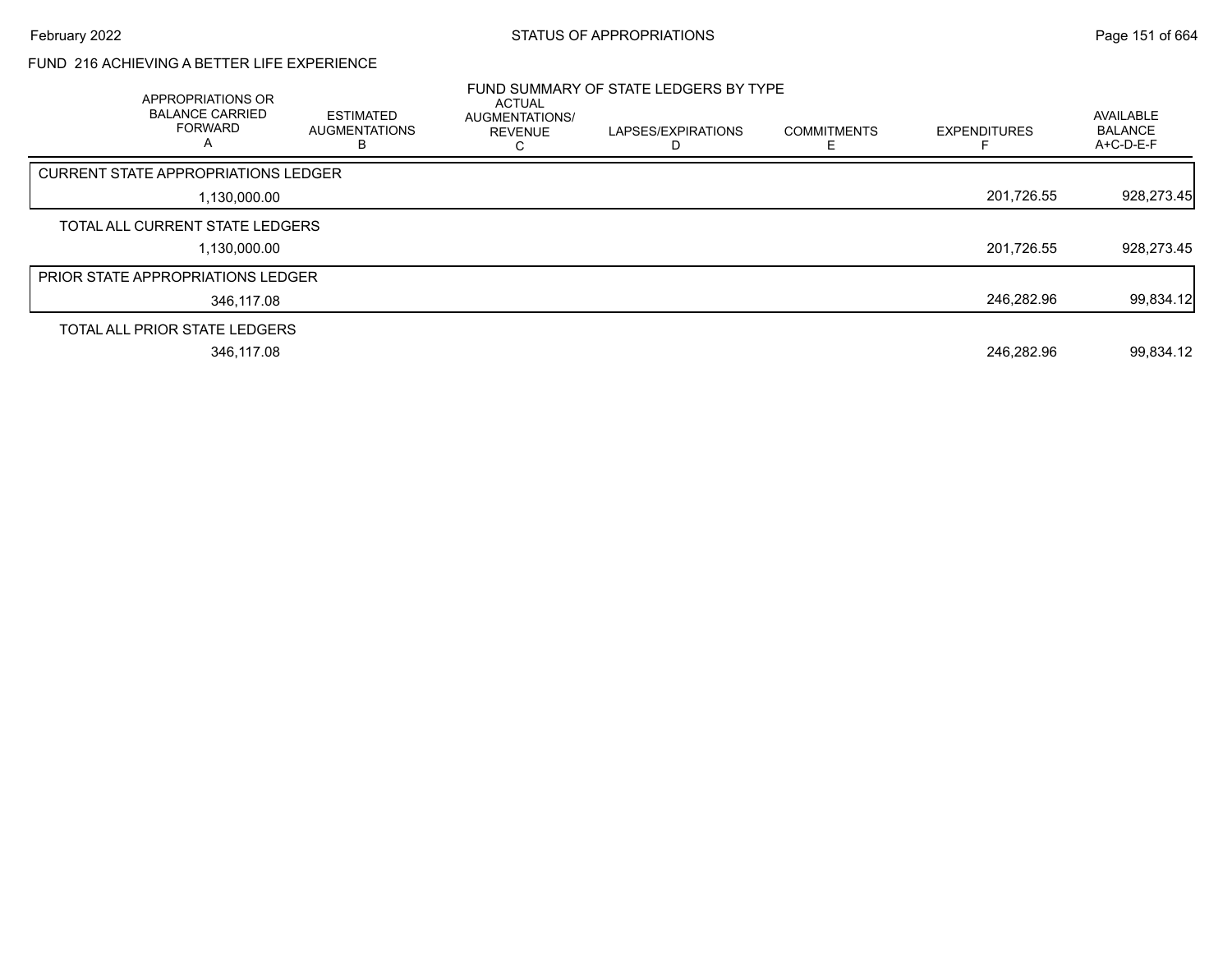FUND 216 ACHIEVING A BETTER LIFE EXPERIENCE

FUND SUMMARY OF STATE LEDGERS BY TYPE

| APPROPRIATIONS OR BALANCE CARRIED FORWARD A | ESTIMATED AUGMENTATIONS B | ACTUAL AUGMENTATIONS/ REVENUE C | LAPSES/EXPIRATIONS D | COMMITMENTS E | EXPENDITURES F | AVAILABLE BALANCE A+C-D-E-F |
|---|---|---|---|---|---|---|
| CURRENT STATE APPROPRIATIONS LEDGER | | | | | | |
| 1,130,000.00 | | | | | 201,726.55 | 928,273.45 |
| TOTAL ALL CURRENT STATE LEDGERS | | | | | | |
| 1,130,000.00 | | | | | 201,726.55 | 928,273.45 |
| PRIOR STATE APPROPRIATIONS LEDGER | | | | | | |
| 346,117.08 | | | | | 246,282.96 | 99,834.12 |
| TOTAL ALL PRIOR STATE LEDGERS | | | | | | |
| 346,117.08 | | | | | 246,282.96 | 99,834.12 |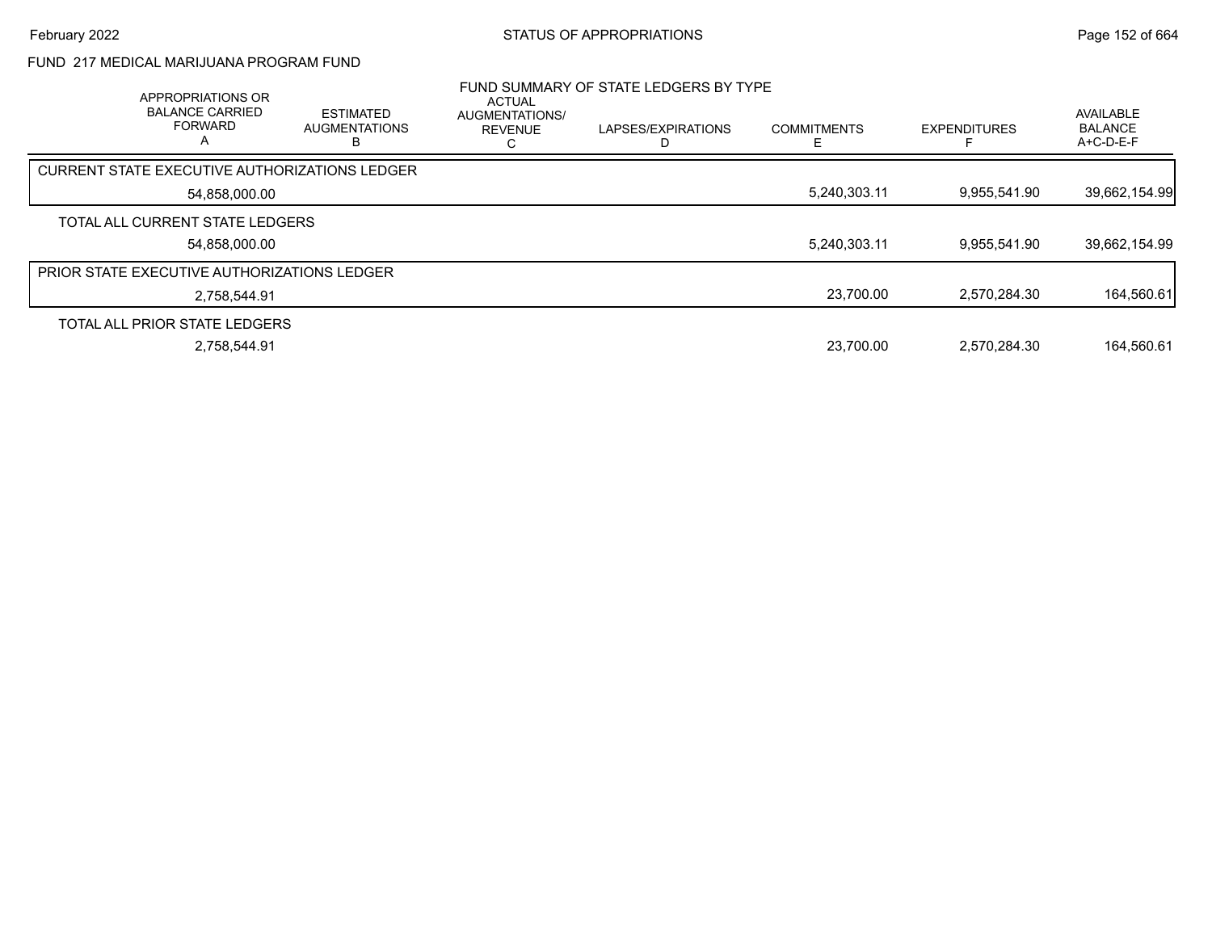FUND 217 MEDICAL MARIJUANA PROGRAM FUND

## FUND SUMMARY OF STATE LEDGERS BY TYPE

| | APPROPRIATIONS OR BALANCE CARRIED FORWARD A | ESTIMATED AUGMENTATIONS B | ACTUAL AUGMENTATIONS/ REVENUE C | LAPSES/EXPIRATIONS D | COMMITMENTS E | EXPENDITURES F | AVAILABLE BALANCE A+C-D-E-F |
|---|---|---|---|---|---|---|---|
| CURRENT STATE EXECUTIVE AUTHORIZATIONS LEDGER | 54,858,000.00 | | | | 5,240,303.11 | 9,955,541.90 | 39,662,154.99 |
| TOTAL ALL CURRENT STATE LEDGERS | 54,858,000.00 | | | | 5,240,303.11 | 9,955,541.90 | 39,662,154.99 |
| PRIOR STATE EXECUTIVE AUTHORIZATIONS LEDGER | 2,758,544.91 | | | | 23,700.00 | 2,570,284.30 | 164,560.61 |
| TOTAL ALL PRIOR STATE LEDGERS | 2,758,544.91 | | | | 23,700.00 | 2,570,284.30 | 164,560.61 |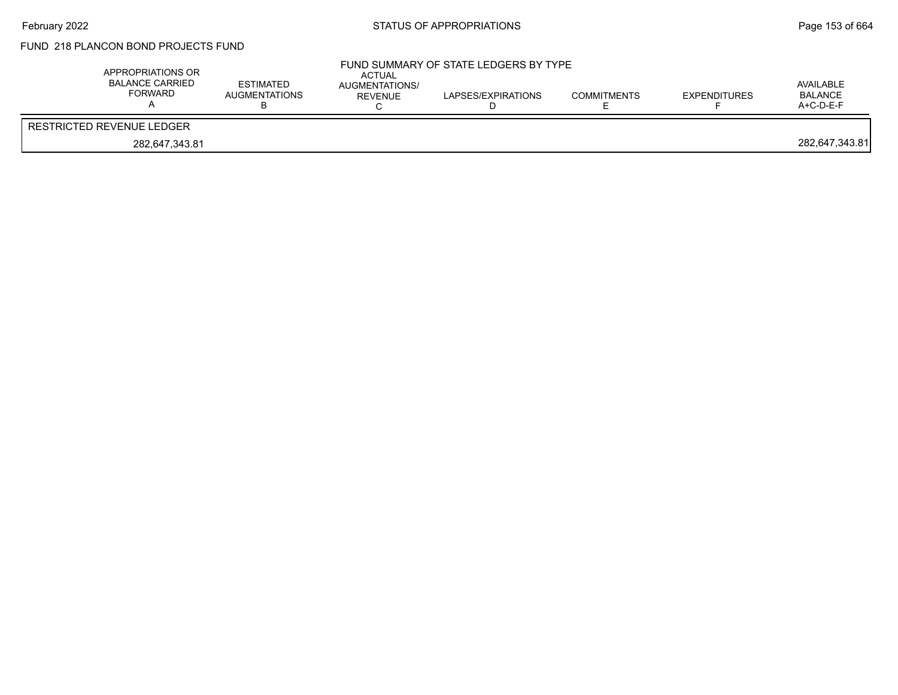FUND 218 PLANCON BOND PROJECTS FUND

FUND SUMMARY OF STATE LEDGERS BY TYPE

| APPROPRIATIONS OR BALANCE CARRIED FORWARD A | ESTIMATED AUGMENTATIONS B | ACTUAL AUGMENTATIONS/ REVENUE C | LAPSES/EXPIRATIONS D | COMMITMENTS E | EXPENDITURES F | AVAILABLE BALANCE A+C-D-E-F |
|---|---|---|---|---|---|---|
| RESTRICTED REVENUE LEDGER | | | | | | |
| 282,647,343.81 | | | | | | 282,647,343.81 |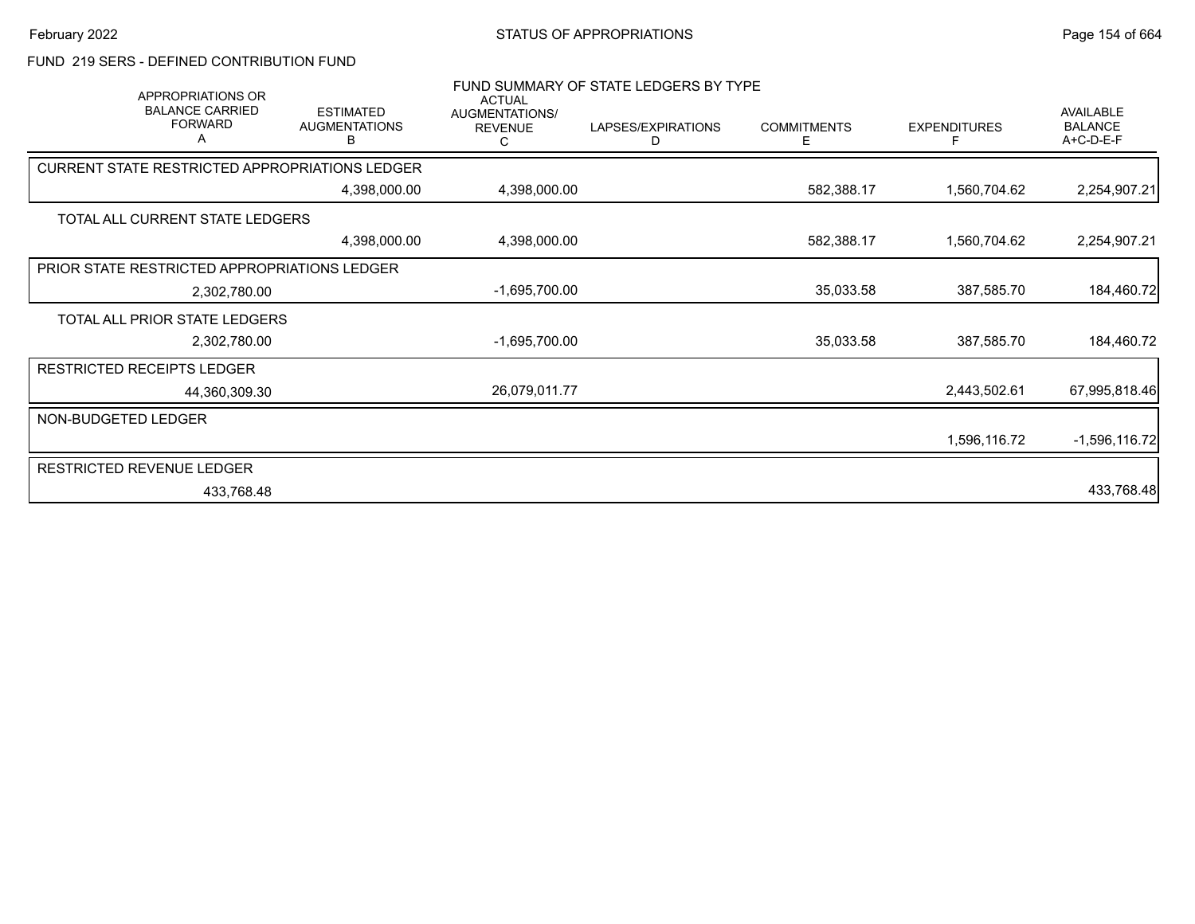## FUND 219 SERS - DEFINED CONTRIBUTION FUND

### FUND SUMMARY OF STATE LEDGERS BY TYPE

| APPROPRIATIONS OR BALANCE CARRIED FORWARD A | ESTIMATED AUGMENTATIONS B | ACTUAL AUGMENTATIONS/ REVENUE C | LAPSES/EXPIRATIONS D | COMMITMENTS E | EXPENDITURES F | AVAILABLE BALANCE A+C-D-E-F |
|---|---|---|---|---|---|---|
| **CURRENT STATE RESTRICTED APPROPRIATIONS LEDGER** | | | | | | |
| | 4,398,000.00 | 4,398,000.00 | | 582,388.17 | 1,560,704.62 | 2,254,907.21 |
| **TOTAL ALL CURRENT STATE LEDGERS** | | | | | | |
| | 4,398,000.00 | 4,398,000.00 | | 582,388.17 | 1,560,704.62 | 2,254,907.21 |
| **PRIOR STATE RESTRICTED APPROPRIATIONS LEDGER** | | | | | | |
| 2,302,780.00 | | -1,695,700.00 | | 35,033.58 | 387,585.70 | 184,460.72 |
| **TOTAL ALL PRIOR STATE LEDGERS** | | | | | | |
| 2,302,780.00 | | -1,695,700.00 | | 35,033.58 | 387,585.70 | 184,460.72 |
| **RESTRICTED RECEIPTS LEDGER** | | | | | | |
| 44,360,309.30 | | 26,079,011.77 | | | 2,443,502.61 | 67,995,818.46 |
| **NON-BUDGETED LEDGER** | | | | | | |
| | | | | | 1,596,116.72 | -1,596,116.72 |
| **RESTRICTED REVENUE LEDGER** | | | | | | |
| 433,768.48 | | | | | | 433,768.48 |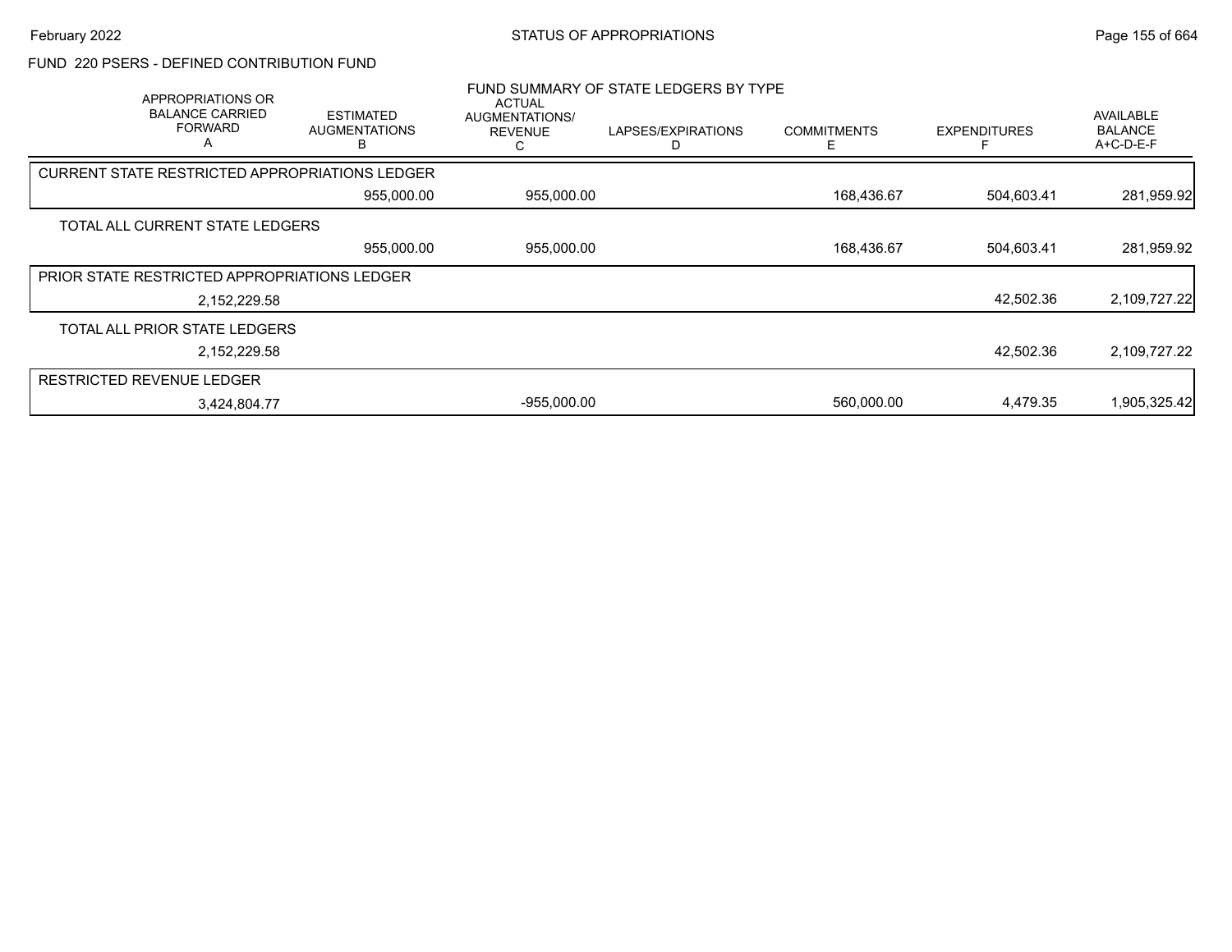## FUND 220 PSERS - DEFINED CONTRIBUTION FUND

### FUND SUMMARY OF STATE LEDGERS BY TYPE

| APPROPRIATIONS OR BALANCE CARRIED FORWARD A | ESTIMATED AUGMENTATIONS B | ACTUAL AUGMENTATIONS/ REVENUE C | LAPSES/EXPIRATIONS D | COMMITMENTS E | EXPENDITURES F | AVAILABLE BALANCE A+C-D-E-F |
|---|---|---|---|---|---|---|
| **CURRENT STATE RESTRICTED APPROPRIATIONS LEDGER** | | | | | | |
| | 955,000.00 | 955,000.00 | | 168,436.67 | 504,603.41 | 281,959.92 |
| **TOTAL ALL CURRENT STATE LEDGERS** | | | | | | |
| | 955,000.00 | 955,000.00 | | 168,436.67 | 504,603.41 | 281,959.92 |
| **PRIOR STATE RESTRICTED APPROPRIATIONS LEDGER** | | | | | | |
| 2,152,229.58 | | | | | 42,502.36 | 2,109,727.22 |
| **TOTAL ALL PRIOR STATE LEDGERS** | | | | | | |
| 2,152,229.58 | | | | | 42,502.36 | 2,109,727.22 |
| **RESTRICTED REVENUE LEDGER** | | | | | | |
| 3,424,804.77 | | -955,000.00 | | 560,000.00 | 4,479.35 | 1,905,325.42 |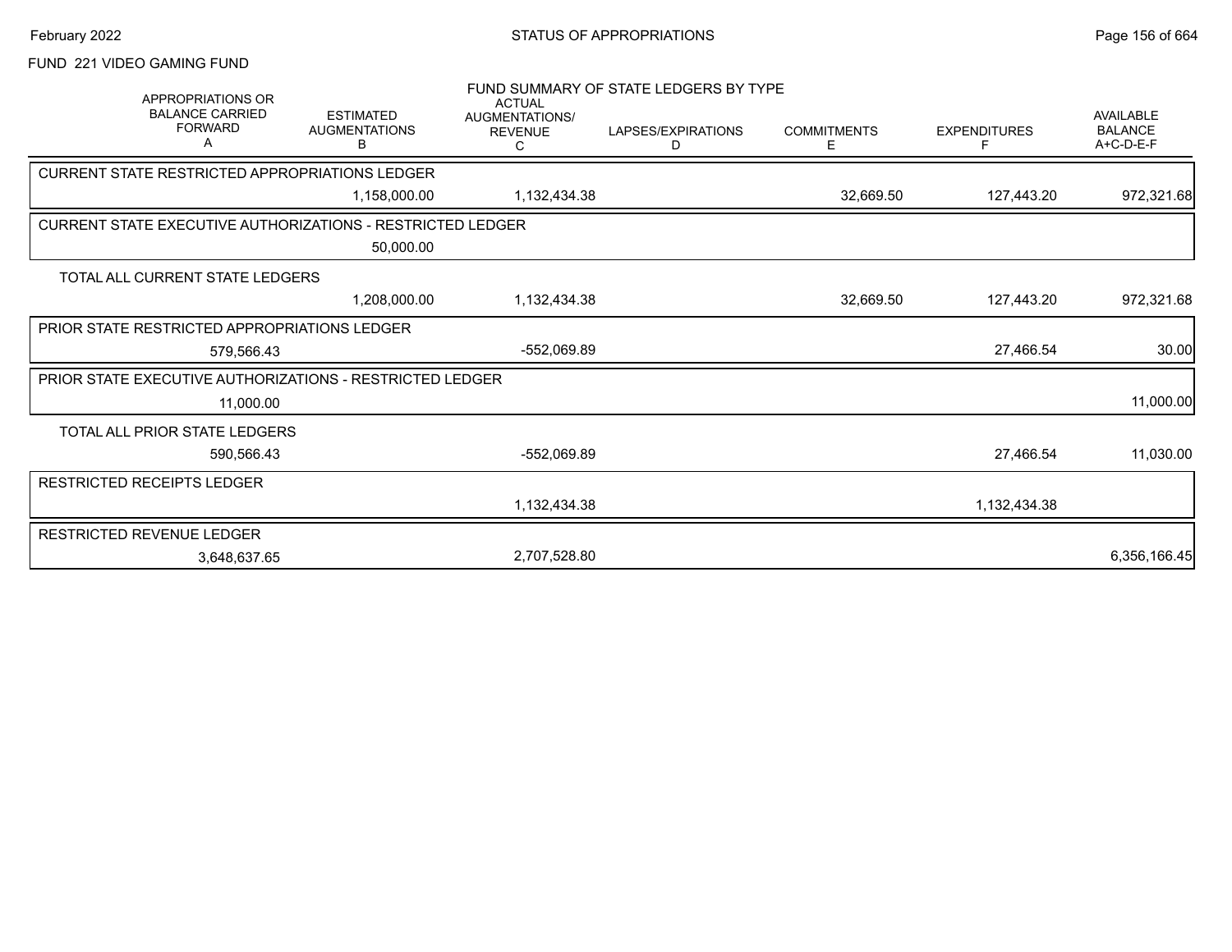FUND 221 VIDEO GAMING FUND

FUND SUMMARY OF STATE LEDGERS BY TYPE

| APPROPRIATIONS OR BALANCE CARRIED FORWARD A | ESTIMATED AUGMENTATIONS B | ACTUAL AUGMENTATIONS/ REVENUE C | LAPSES/EXPIRATIONS D | COMMITMENTS E | EXPENDITURES F | AVAILABLE BALANCE A+C-D-E-F |
|---|---|---|---|---|---|---|
| **CURRENT STATE RESTRICTED APPROPRIATIONS LEDGER** | | | | | | |
| | 1,158,000.00 | 1,132,434.38 | | 32,669.50 | 127,443.20 | 972,321.68 |
| **CURRENT STATE EXECUTIVE AUTHORIZATIONS - RESTRICTED LEDGER** | | | | | | |
| | 50,000.00 | | | | | |
| **TOTAL ALL CURRENT STATE LEDGERS** | | | | | | |
| | 1,208,000.00 | 1,132,434.38 | | 32,669.50 | 127,443.20 | 972,321.68 |
| **PRIOR STATE RESTRICTED APPROPRIATIONS LEDGER** | | | | | | |
| 579,566.43 | | -552,069.89 | | | 27,466.54 | 30.00 |
| **PRIOR STATE EXECUTIVE AUTHORIZATIONS - RESTRICTED LEDGER** | | | | | | |
| 11,000.00 | | | | | | 11,000.00 |
| **TOTAL ALL PRIOR STATE LEDGERS** | | | | | | |
| 590,566.43 | | -552,069.89 | | | 27,466.54 | 11,030.00 |
| **RESTRICTED RECEIPTS LEDGER** | | | | | | |
| | | 1,132,434.38 | | | 1,132,434.38 | |
| **RESTRICTED REVENUE LEDGER** | | | | | | |
| 3,648,637.65 | | 2,707,528.80 | | | | 6,356,166.45 |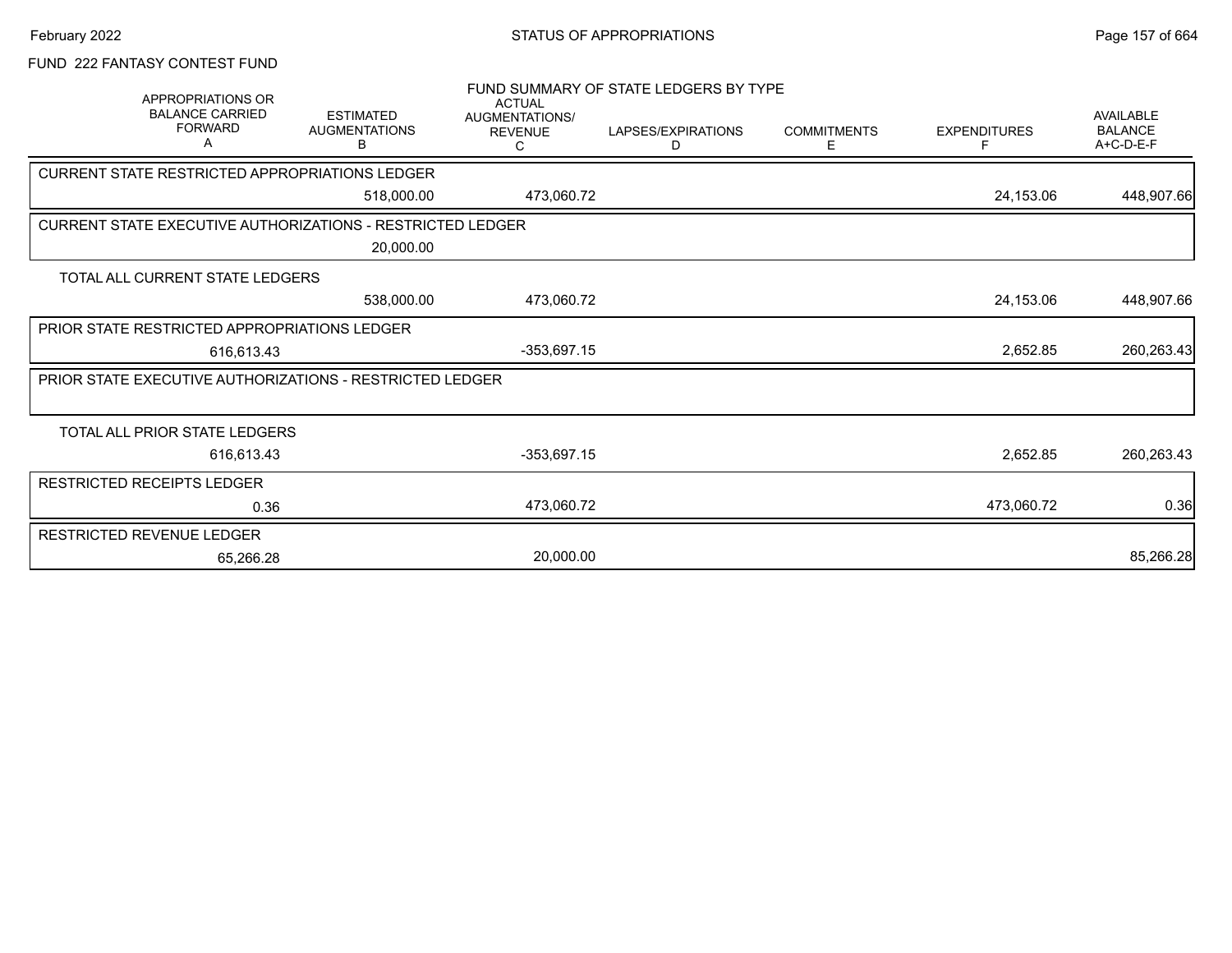# FUND 222 FANTASY CONTEST FUND

## FUND SUMMARY OF STATE LEDGERS BY TYPE

| APPROPRIATIONS OR BALANCE CARRIED FORWARD A | ESTIMATED AUGMENTATIONS B | ACTUAL AUGMENTATIONS/ REVENUE C | LAPSES/EXPIRATIONS D | COMMITMENTS E | EXPENDITURES F | AVAILABLE BALANCE A+C-D-E-F |
|---|---|---|---|---|---|---|
| **CURRENT STATE RESTRICTED APPROPRIATIONS LEDGER** | | | | | | |
| | 518,000.00 | 473,060.72 | | | 24,153.06 | 448,907.66 |
| **CURRENT STATE EXECUTIVE AUTHORIZATIONS - RESTRICTED LEDGER** | | | | | | |
| | 20,000.00 | | | | | |
| **TOTAL ALL CURRENT STATE LEDGERS** | | | | | | |
| | 538,000.00 | 473,060.72 | | | 24,153.06 | 448,907.66 |
| **PRIOR STATE RESTRICTED APPROPRIATIONS LEDGER** | | | | | | |
| 616,613.43 | | -353,697.15 | | | 2,652.85 | 260,263.43 |
| **PRIOR STATE EXECUTIVE AUTHORIZATIONS - RESTRICTED LEDGER** | | | | | | |
| **TOTAL ALL PRIOR STATE LEDGERS** | | | | | | |
| 616,613.43 | | -353,697.15 | | | 2,652.85 | 260,263.43 |
| **RESTRICTED RECEIPTS LEDGER** | | | | | | |
| 0.36 | | 473,060.72 | | | 473,060.72 | 0.36 |
| **RESTRICTED REVENUE LEDGER** | | | | | | |
| 65,266.28 | | 20,000.00 | | | | 85,266.28 |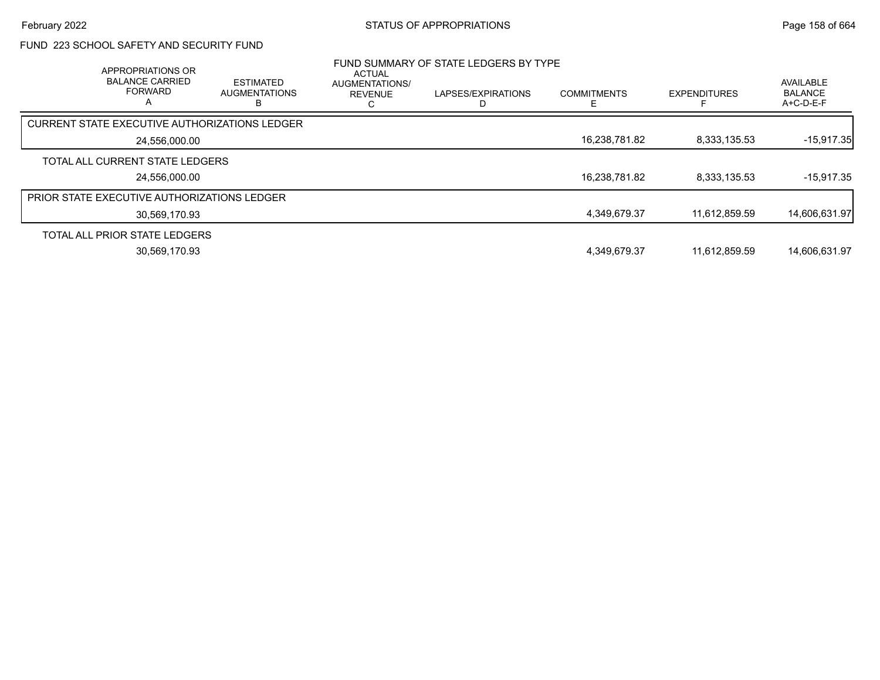## FUND 223 SCHOOL SAFETY AND SECURITY FUND

### FUND SUMMARY OF STATE LEDGERS BY TYPE

| | APPROPRIATIONS OR BALANCE CARRIED FORWARD A | ESTIMATED AUGMENTATIONS B | ACTUAL AUGMENTATIONS/ REVENUE C | LAPSES/EXPIRATIONS D | COMMITMENTS E | EXPENDITURES F | AVAILABLE BALANCE A+C-D-E-F |
|---|---|---|---|---|---|---|---|
| CURRENT STATE EXECUTIVE AUTHORIZATIONS LEDGER | 24,556,000.00 | | | | 16,238,781.82 | 8,333,135.53 | -15,917.35 |
| TOTAL ALL CURRENT STATE LEDGERS | 24,556,000.00 | | | | 16,238,781.82 | 8,333,135.53 | -15,917.35 |
| PRIOR STATE EXECUTIVE AUTHORIZATIONS LEDGER | 30,569,170.93 | | | | 4,349,679.37 | 11,612,859.59 | 14,606,631.97 |
| TOTAL ALL PRIOR STATE LEDGERS | 30,569,170.93 | | | | 4,349,679.37 | 11,612,859.59 | 14,606,631.97 |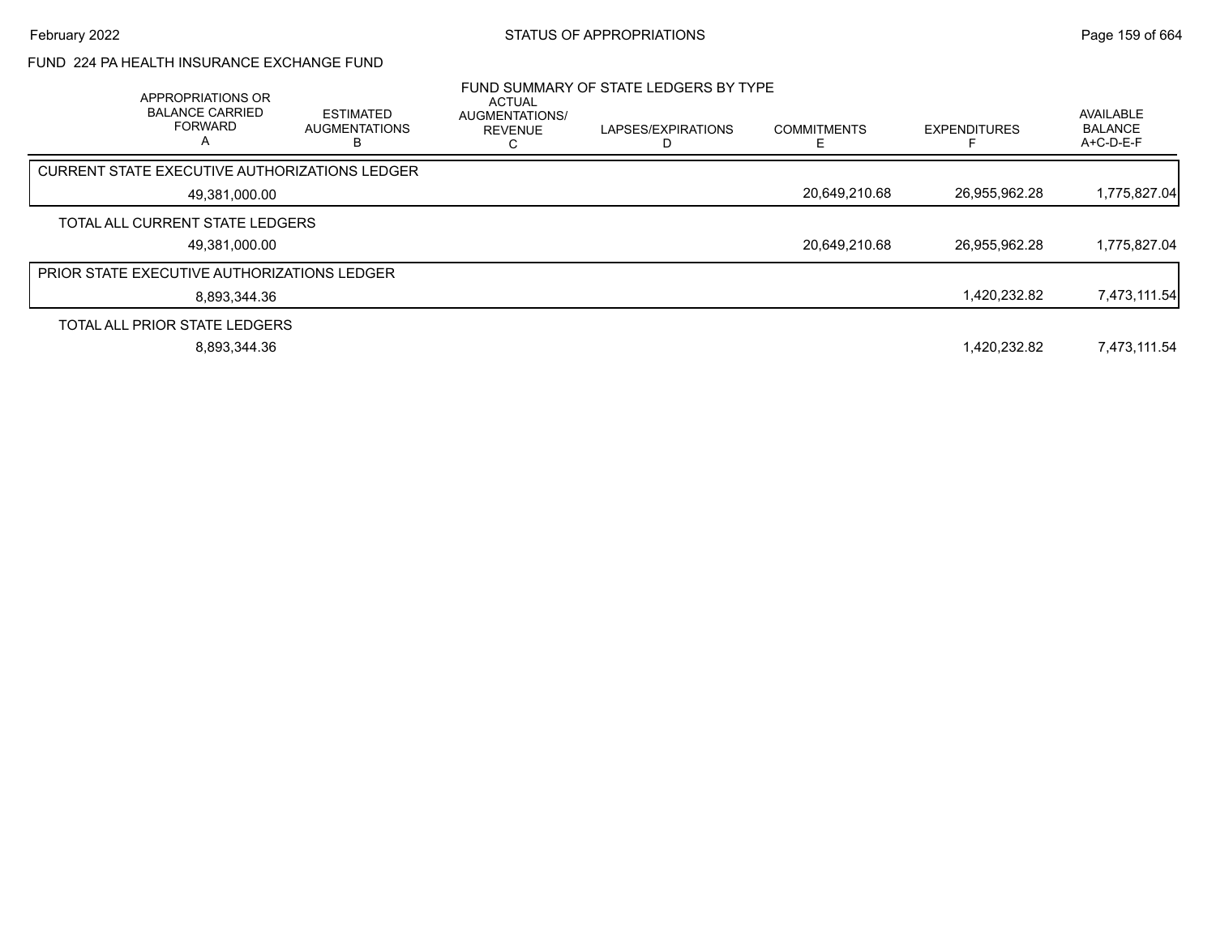FUND 224 PA HEALTH INSURANCE EXCHANGE FUND

FUND SUMMARY OF STATE LEDGERS BY TYPE

| | APPROPRIATIONS OR BALANCE CARRIED FORWARD A | ESTIMATED AUGMENTATIONS B | ACTUAL AUGMENTATIONS/ REVENUE C | LAPSES/EXPIRATIONS D | COMMITMENTS E | EXPENDITURES F | AVAILABLE BALANCE A+C-D-E-F |
|---|---|---|---|---|---|---|---|
| CURRENT STATE EXECUTIVE AUTHORIZATIONS LEDGER | 49,381,000.00 | | | | 20,649,210.68 | 26,955,962.28 | 1,775,827.04 |
| TOTAL ALL CURRENT STATE LEDGERS | 49,381,000.00 | | | | 20,649,210.68 | 26,955,962.28 | 1,775,827.04 |
| PRIOR STATE EXECUTIVE AUTHORIZATIONS LEDGER | 8,893,344.36 | | | | | 1,420,232.82 | 7,473,111.54 |
| TOTAL ALL PRIOR STATE LEDGERS | 8,893,344.36 | | | | | 1,420,232.82 | 7,473,111.54 |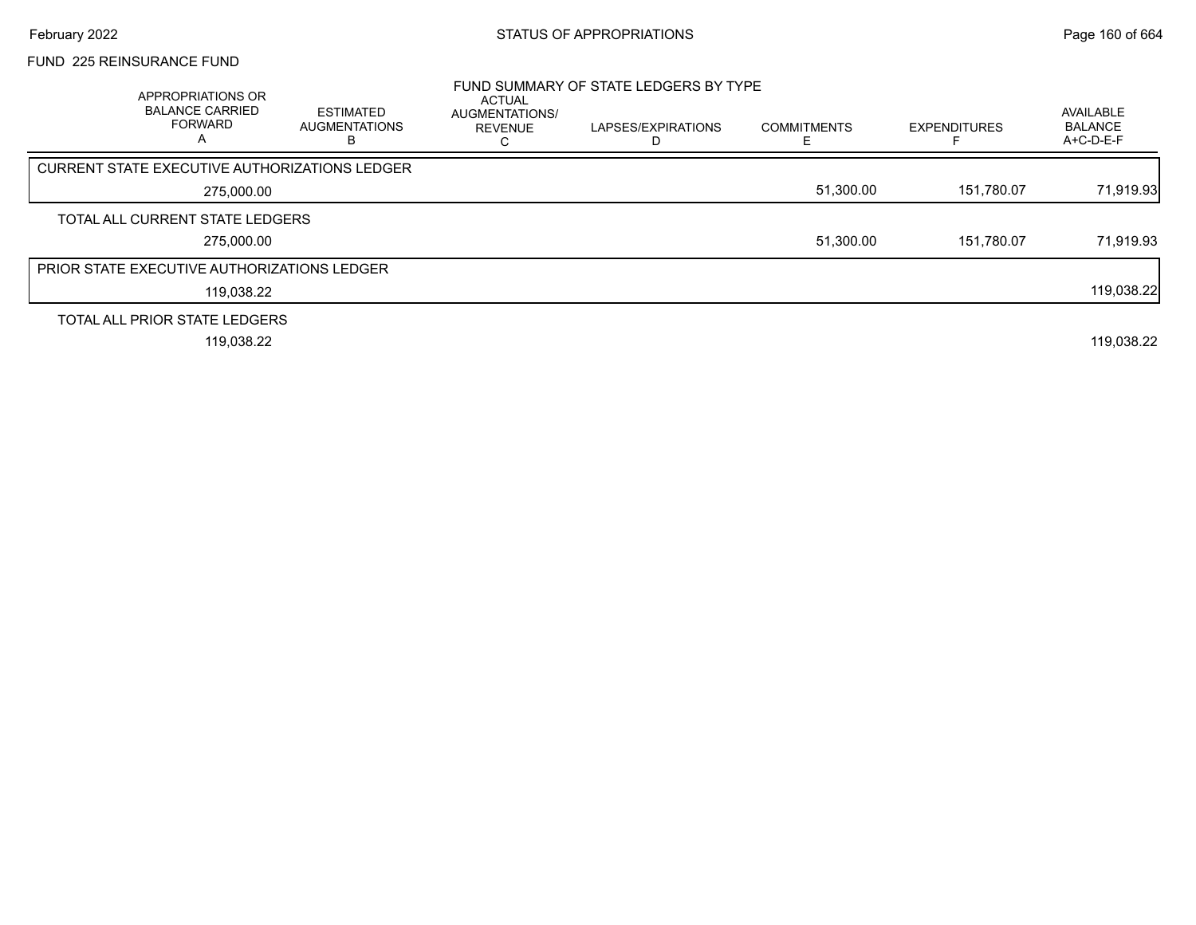FUND 225 REINSURANCE FUND

FUND SUMMARY OF STATE LEDGERS BY TYPE

| APPROPRIATIONS OR BALANCE CARRIED FORWARD A | ESTIMATED AUGMENTATIONS B | ACTUAL AUGMENTATIONS/ REVENUE C | LAPSES/EXPIRATIONS D | COMMITMENTS E | EXPENDITURES F | AVAILABLE BALANCE A+C-D-E-F |
|---|---|---|---|---|---|---|
| **CURRENT STATE EXECUTIVE AUTHORIZATIONS LEDGER** | | | | | | |
| 275,000.00 | | | | 51,300.00 | 151,780.07 | 71,919.93 |
| **TOTAL ALL CURRENT STATE LEDGERS** | | | | | | |
| 275,000.00 | | | | 51,300.00 | 151,780.07 | 71,919.93 |
| **PRIOR STATE EXECUTIVE AUTHORIZATIONS LEDGER** | | | | | | |
| 119,038.22 | | | | | | 119,038.22 |
| **TOTAL ALL PRIOR STATE LEDGERS** | | | | | | |
| 119,038.22 | | | | | | 119,038.22 |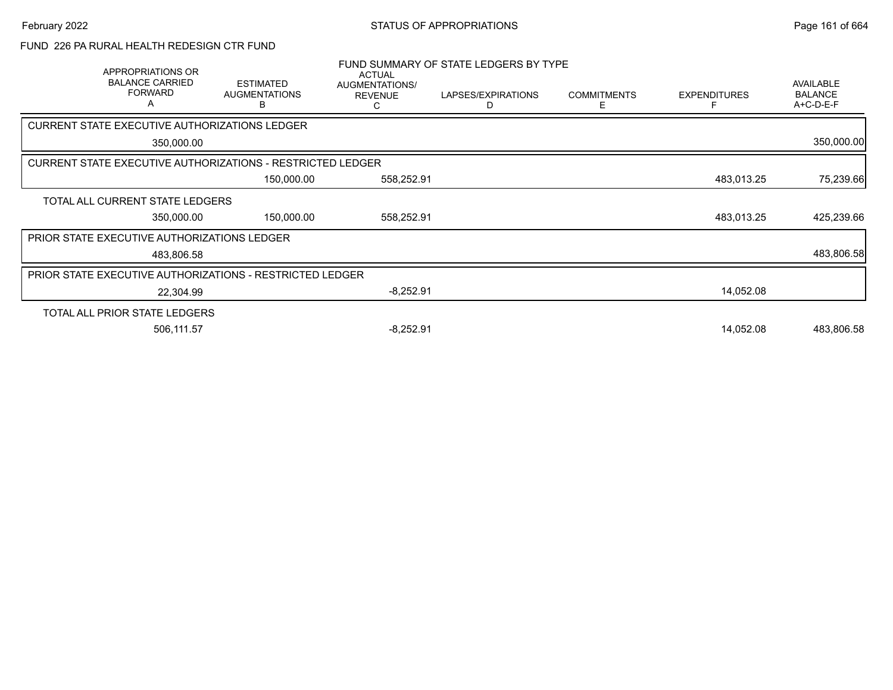FUND 226 PA RURAL HEALTH REDESIGN CTR FUND

FUND SUMMARY OF STATE LEDGERS BY TYPE

| APPROPRIATIONS OR BALANCE CARRIED FORWARD A | ESTIMATED AUGMENTATIONS B | ACTUAL AUGMENTATIONS/ REVENUE C | LAPSES/EXPIRATIONS D | COMMITMENTS E | EXPENDITURES F | AVAILABLE BALANCE A+C-D-E-F |
|---|---|---|---|---|---|---|
| **CURRENT STATE EXECUTIVE AUTHORIZATIONS LEDGER** | | | | | | |
| 350,000.00 | | | | | | 350,000.00 |
| **CURRENT STATE EXECUTIVE AUTHORIZATIONS - RESTRICTED LEDGER** | | | | | | |
| | 150,000.00 | 558,252.91 | | | 483,013.25 | 75,239.66 |
| **TOTAL ALL CURRENT STATE LEDGERS** | | | | | | |
| 350,000.00 | 150,000.00 | 558,252.91 | | | 483,013.25 | 425,239.66 |
| **PRIOR STATE EXECUTIVE AUTHORIZATIONS LEDGER** | | | | | | |
| 483,806.58 | | | | | | 483,806.58 |
| **PRIOR STATE EXECUTIVE AUTHORIZATIONS - RESTRICTED LEDGER** | | | | | | |
| 22,304.99 | | -8,252.91 | | | 14,052.08 | |
| **TOTAL ALL PRIOR STATE LEDGERS** | | | | | | |
| 506,111.57 | | -8,252.91 | | | 14,052.08 | 483,806.58 |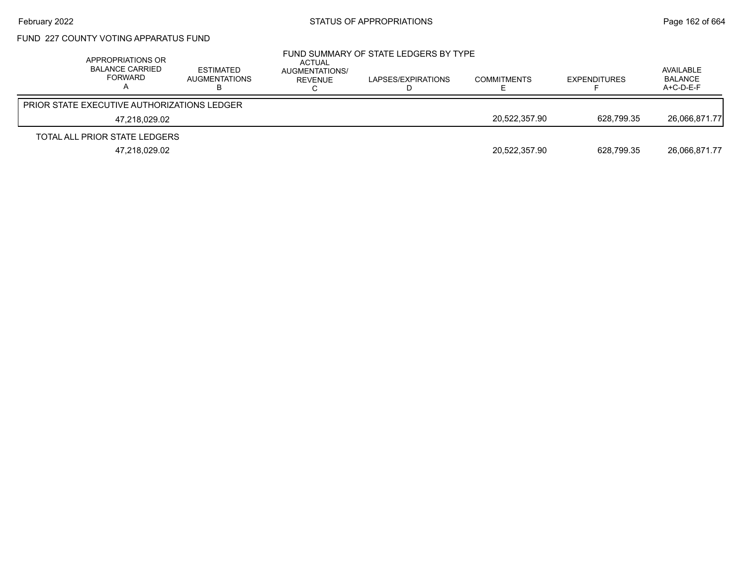## FUND 227 COUNTY VOTING APPARATUS FUND

### FUND SUMMARY OF STATE LEDGERS BY TYPE

| APPROPRIATIONS OR BALANCE CARRIED FORWARD A | ESTIMATED AUGMENTATIONS B | ACTUAL AUGMENTATIONS/ REVENUE C | LAPSES/EXPIRATIONS D | COMMITMENTS E | EXPENDITURES F | AVAILABLE BALANCE A+C-D-E-F |
|---|---|---|---|---|---|---|
| PRIOR STATE EXECUTIVE AUTHORIZATIONS LEDGER | | | | | | |
| 47,218,029.02 | | | | 20,522,357.90 | 628,799.35 | 26,066,871.77 |
| TOTAL ALL PRIOR STATE LEDGERS | | | | | | |
| 47,218,029.02 | | | | 20,522,357.90 | 628,799.35 | 26,066,871.77 |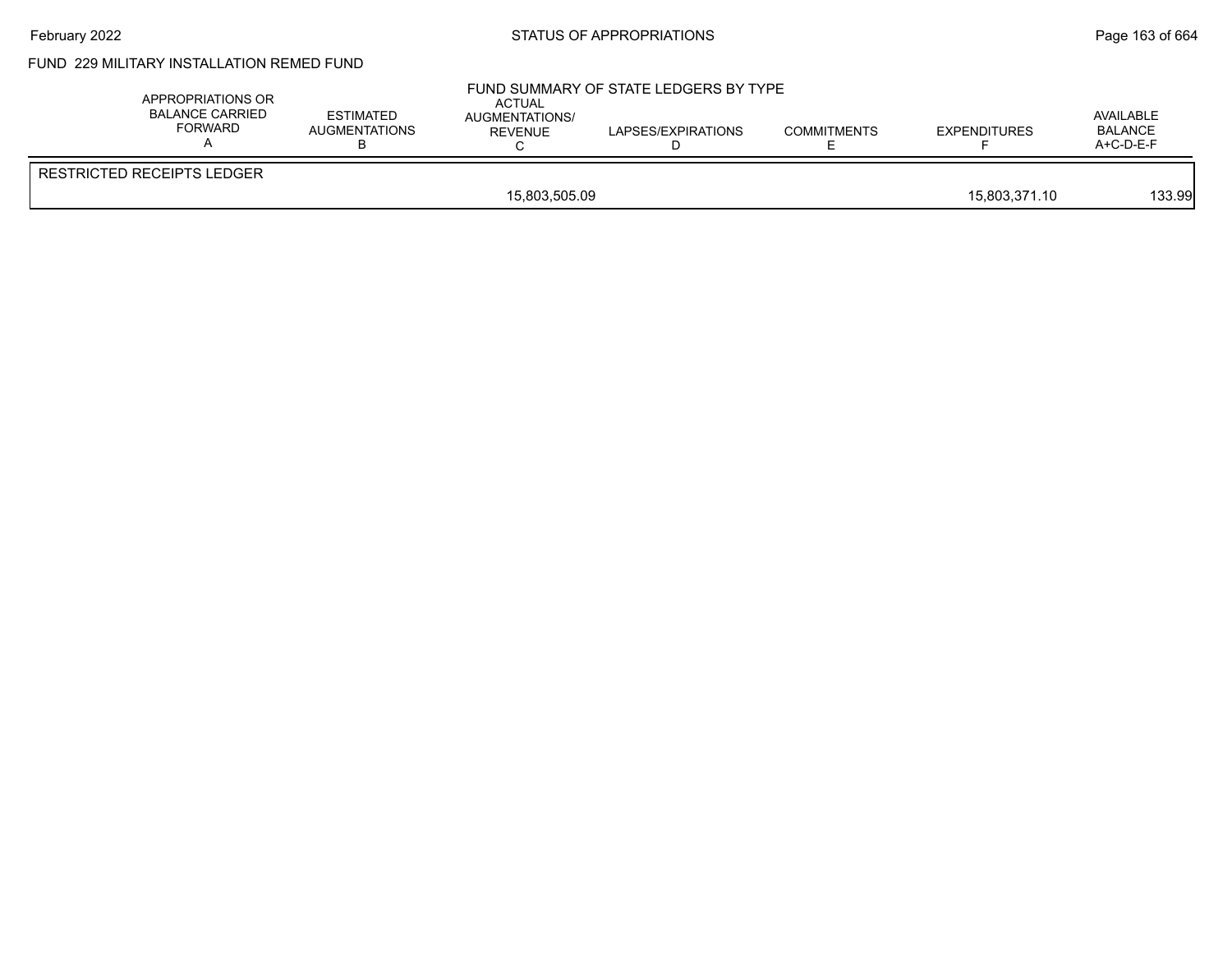FUND 229 MILITARY INSTALLATION REMED FUND

FUND SUMMARY OF STATE LEDGERS BY TYPE

| | APPROPRIATIONS OR BALANCE CARRIED FORWARD A | ESTIMATED AUGMENTATIONS B | ACTUAL AUGMENTATIONS/ REVENUE C | LAPSES/EXPIRATIONS D | COMMITMENTS E | EXPENDITURES F | AVAILABLE BALANCE A+C-D-E-F |
|---|---|---|---|---|---|---|---|
| RESTRICTED RECEIPTS LEDGER | | | | | | | |
| | | | 15,803,505.09 | | | 15,803,371.10 | 133.99 |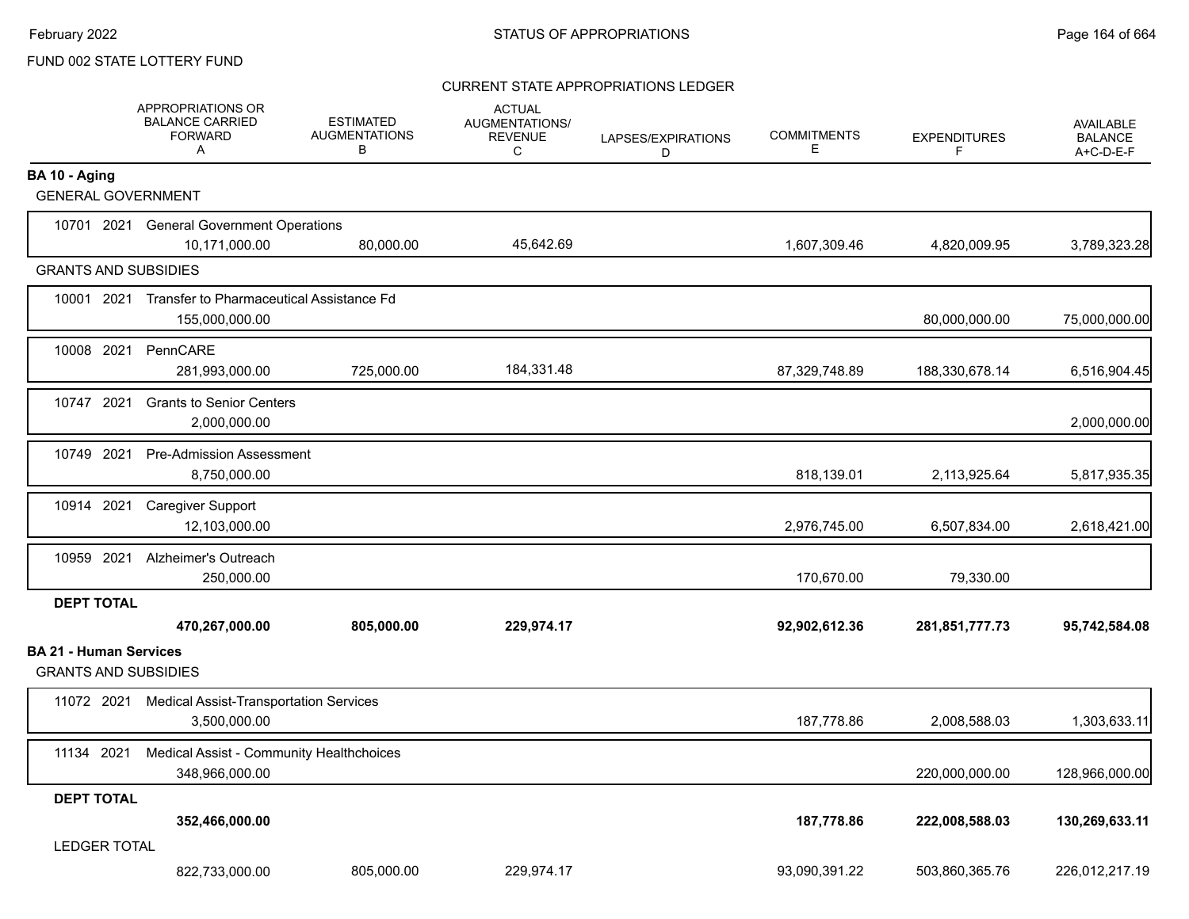FUND 002 STATE LOTTERY FUND

CURRENT STATE APPROPRIATIONS LEDGER

| | APPROPRIATIONS OR BALANCE CARRIED FORWARD A | ESTIMATED AUGMENTATIONS B | ACTUAL AUGMENTATIONS/ REVENUE C | LAPSES/EXPIRATIONS D | COMMITMENTS E | EXPENDITURES F | AVAILABLE BALANCE A+C-D-E-F |
|---|---|---|---|---|---|---|---|
| **BA 10 - Aging** | | | | | | | |
| GENERAL GOVERNMENT | | | | | | | |
| 10701 2021 General Government Operations | 10,171,000.00 | 80,000.00 | 45,642.69 | | 1,607,309.46 | 4,820,009.95 | 3,789,323.28 |
| GRANTS AND SUBSIDIES | | | | | | | |
| 10001 2021 Transfer to Pharmaceutical Assistance Fd | 155,000,000.00 | | | | | 80,000,000.00 | 75,000,000.00 |
| 10008 2021 PennCARE | 281,993,000.00 | 725,000.00 | 184,331.48 | | 87,329,748.89 | 188,330,678.14 | 6,516,904.45 |
| 10747 2021 Grants to Senior Centers | 2,000,000.00 | | | | | | 2,000,000.00 |
| 10749 2021 Pre-Admission Assessment | 8,750,000.00 | | | | 818,139.01 | 2,113,925.64 | 5,817,935.35 |
| 10914 2021 Caregiver Support | 12,103,000.00 | | | | 2,976,745.00 | 6,507,834.00 | 2,618,421.00 |
| 10959 2021 Alzheimer's Outreach | 250,000.00 | | | | 170,670.00 | 79,330.00 | |
| **DEPT TOTAL** | **470,267,000.00** | **805,000.00** | **229,974.17** | | **92,902,612.36** | **281,851,777.73** | **95,742,584.08** |
| **BA 21 - Human Services** | | | | | | | |
| GRANTS AND SUBSIDIES | | | | | | | |
| 11072 2021 Medical Assist-Transportation Services | 3,500,000.00 | | | | 187,778.86 | 2,008,588.03 | 1,303,633.11 |
| 11134 2021 Medical Assist - Community Healthchoices | 348,966,000.00 | | | | | 220,000,000.00 | 128,966,000.00 |
| **DEPT TOTAL** | **352,466,000.00** | | | | **187,778.86** | **222,008,588.03** | **130,269,633.11** |
| LEDGER TOTAL | 822,733,000.00 | 805,000.00 | 229,974.17 | | 93,090,391.22 | 503,860,365.76 | 226,012,217.19 |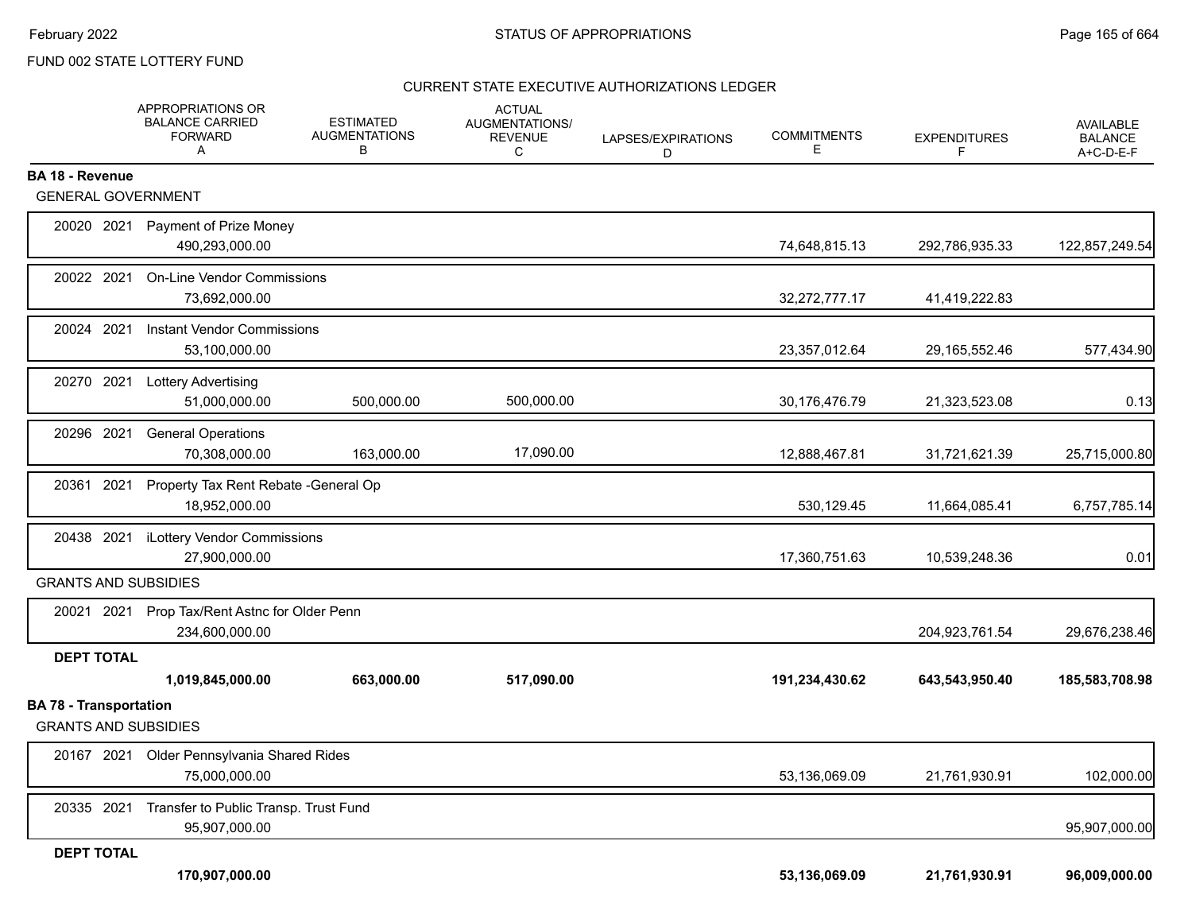FUND 002 STATE LOTTERY FUND

CURRENT STATE EXECUTIVE AUTHORIZATIONS LEDGER

| | APPROPRIATIONS OR BALANCE CARRIED FORWARD A | ESTIMATED AUGMENTATIONS B | ACTUAL AUGMENTATIONS/ REVENUE C | LAPSES/EXPIRATIONS D | COMMITMENTS E | EXPENDITURES F | AVAILABLE BALANCE A+C-D-E-F |
|---|---|---|---|---|---|---|---|
| **BA 18 - Revenue** | | | | | | | |
| GENERAL GOVERNMENT | | | | | | | |
| 20020 2021 Payment of Prize Money | 490,293,000.00 | | | | 74,648,815.13 | 292,786,935.33 | 122,857,249.54 |
| 20022 2021 On-Line Vendor Commissions | 73,692,000.00 | | | | 32,272,777.17 | 41,419,222.83 | |
| 20024 2021 Instant Vendor Commissions | 53,100,000.00 | | | | 23,357,012.64 | 29,165,552.46 | 577,434.90 |
| 20270 2021 Lottery Advertising | 51,000,000.00 | 500,000.00 | 500,000.00 | | 30,176,476.79 | 21,323,523.08 | 0.13 |
| 20296 2021 General Operations | 70,308,000.00 | 163,000.00 | 17,090.00 | | 12,888,467.81 | 31,721,621.39 | 25,715,000.80 |
| 20361 2021 Property Tax Rent Rebate -General Op | 18,952,000.00 | | | | 530,129.45 | 11,664,085.41 | 6,757,785.14 |
| 20438 2021 iLottery Vendor Commissions | 27,900,000.00 | | | | 17,360,751.63 | 10,539,248.36 | 0.01 |
| GRANTS AND SUBSIDIES | | | | | | | |
| 20021 2021 Prop Tax/Rent Astnc for Older Penn | 234,600,000.00 | | | | | 204,923,761.54 | 29,676,238.46 |
| **DEPT TOTAL** | **1,019,845,000.00** | **663,000.00** | **517,090.00** | | **191,234,430.62** | **643,543,950.40** | **185,583,708.98** |
| **BA 78 - Transportation** | | | | | | | |
| GRANTS AND SUBSIDIES | | | | | | | |
| 20167 2021 Older Pennsylvania Shared Rides | 75,000,000.00 | | | | 53,136,069.09 | 21,761,930.91 | 102,000.00 |
| 20335 2021 Transfer to Public Transp. Trust Fund | 95,907,000.00 | | | | | | 95,907,000.00 |
| **DEPT TOTAL** | **170,907,000.00** | | | | **53,136,069.09** | **21,761,930.91** | **96,009,000.00** |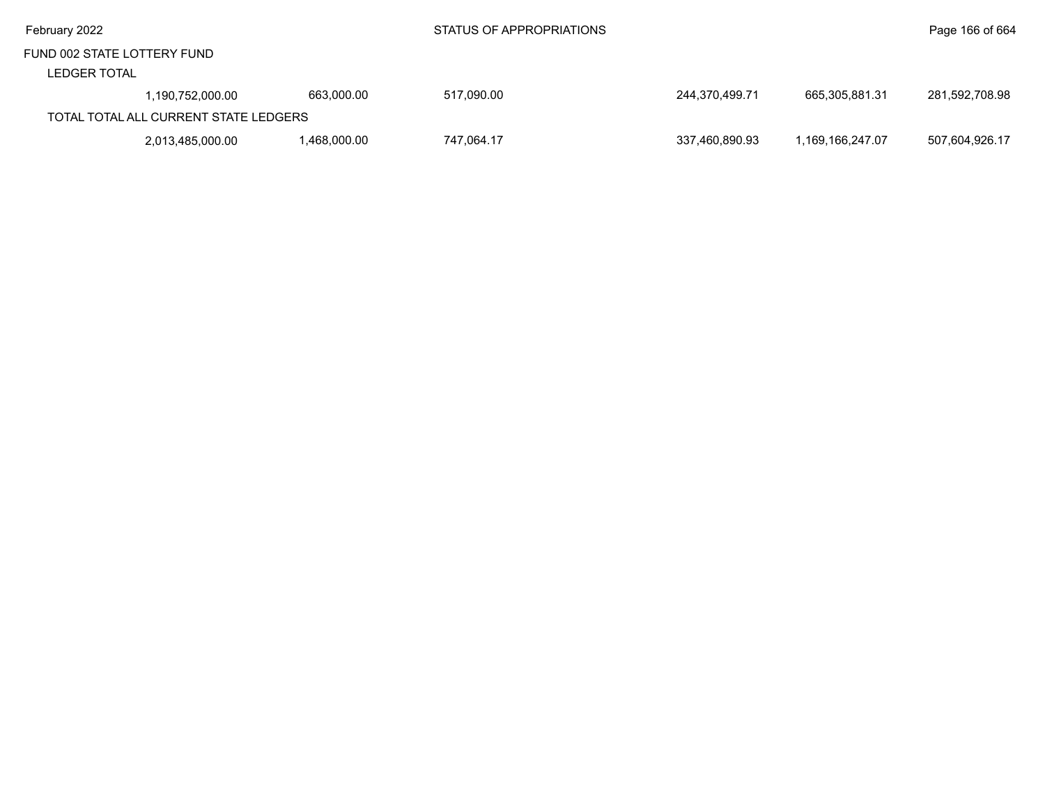FUND 002 STATE LOTTERY FUND

LEDGER TOTAL

| | | | | | | |
|---|---|---|---|---|---|---|
| 1,190,752,000.00 | 663,000.00 | 517,090.00 | | 244,370,499.71 | 665,305,881.31 | 281,592,708.98 |

TOTAL TOTAL ALL CURRENT STATE LEDGERS

| | | | | | | |
|---|---|---|---|---|---|---|
| 2,013,485,000.00 | 1,468,000.00 | 747,064.17 | | 337,460,890.93 | 1,169,166,247.07 | 507,604,926.17 |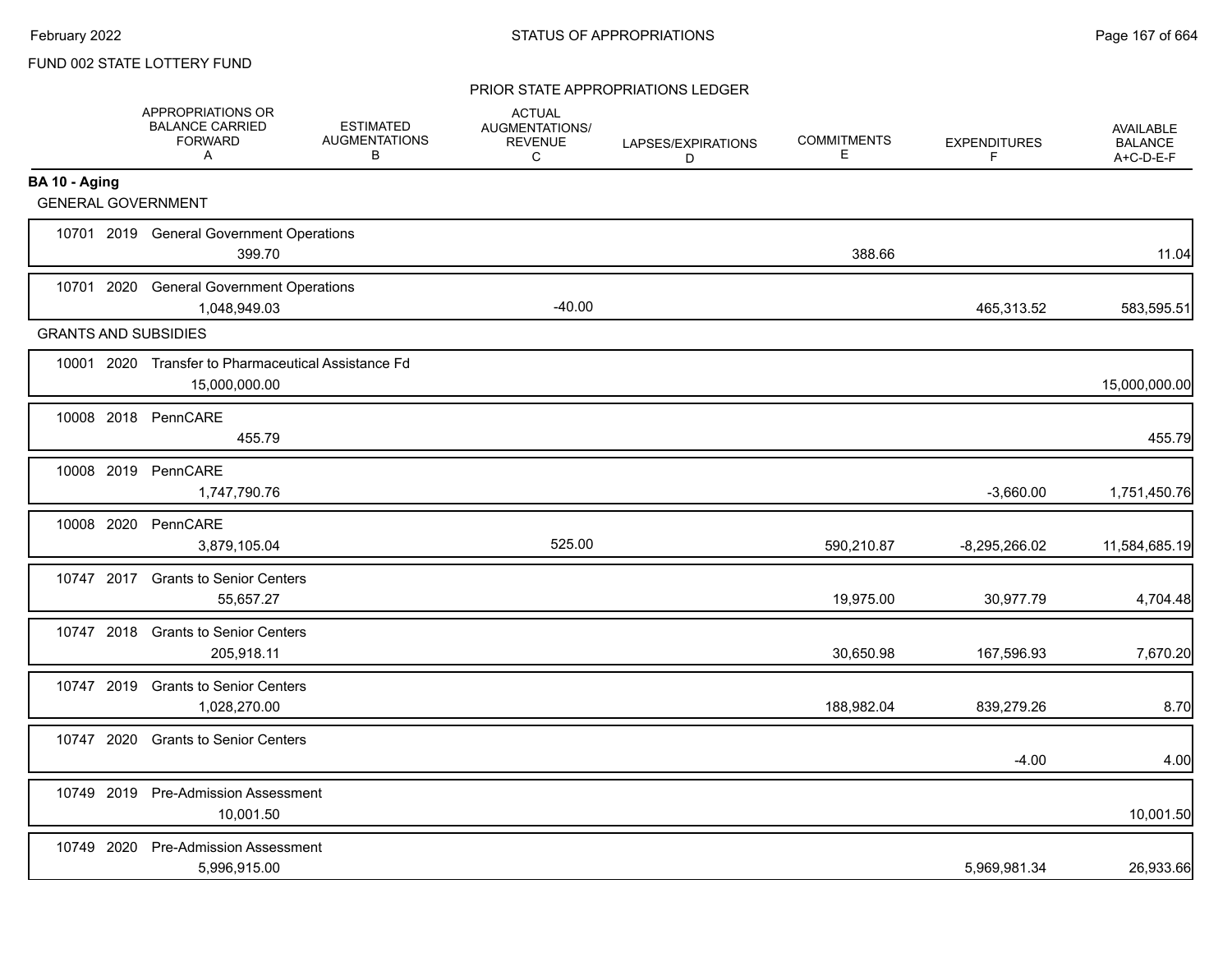FUND 002 STATE LOTTERY FUND

PRIOR STATE APPROPRIATIONS LEDGER

| | APPROPRIATIONS OR BALANCE CARRIED FORWARD A | ESTIMATED AUGMENTATIONS B | ACTUAL AUGMENTATIONS/ REVENUE C | LAPSES/EXPIRATIONS D | COMMITMENTS E | EXPENDITURES F | AVAILABLE BALANCE A+C-D-E-F |
|---|---|---|---|---|---|---|---|
| **BA 10 - Aging** | | | | | | | |
| GENERAL GOVERNMENT | | | | | | | |
| 10701 2019 General Government Operations | 399.70 | | | | 388.66 | | 11.04 |
| 10701 2020 General Government Operations | 1,048,949.03 | | -40.00 | | | 465,313.52 | 583,595.51 |
| GRANTS AND SUBSIDIES | | | | | | | |
| 10001 2020 Transfer to Pharmaceutical Assistance Fd | 15,000,000.00 | | | | | | 15,000,000.00 |
| 10008 2018 PennCARE | 455.79 | | | | | | 455.79 |
| 10008 2019 PennCARE | 1,747,790.76 | | | | | -3,660.00 | 1,751,450.76 |
| 10008 2020 PennCARE | 3,879,105.04 | | 525.00 | | 590,210.87 | -8,295,266.02 | 11,584,685.19 |
| 10747 2017 Grants to Senior Centers | 55,657.27 | | | | 19,975.00 | 30,977.79 | 4,704.48 |
| 10747 2018 Grants to Senior Centers | 205,918.11 | | | | 30,650.98 | 167,596.93 | 7,670.20 |
| 10747 2019 Grants to Senior Centers | 1,028,270.00 | | | | 188,982.04 | 839,279.26 | 8.70 |
| 10747 2020 Grants to Senior Centers | | | | | | -4.00 | 4.00 |
| 10749 2019 Pre-Admission Assessment | 10,001.50 | | | | | | 10,001.50 |
| 10749 2020 Pre-Admission Assessment | 5,996,915.00 | | | | | 5,969,981.34 | 26,933.66 |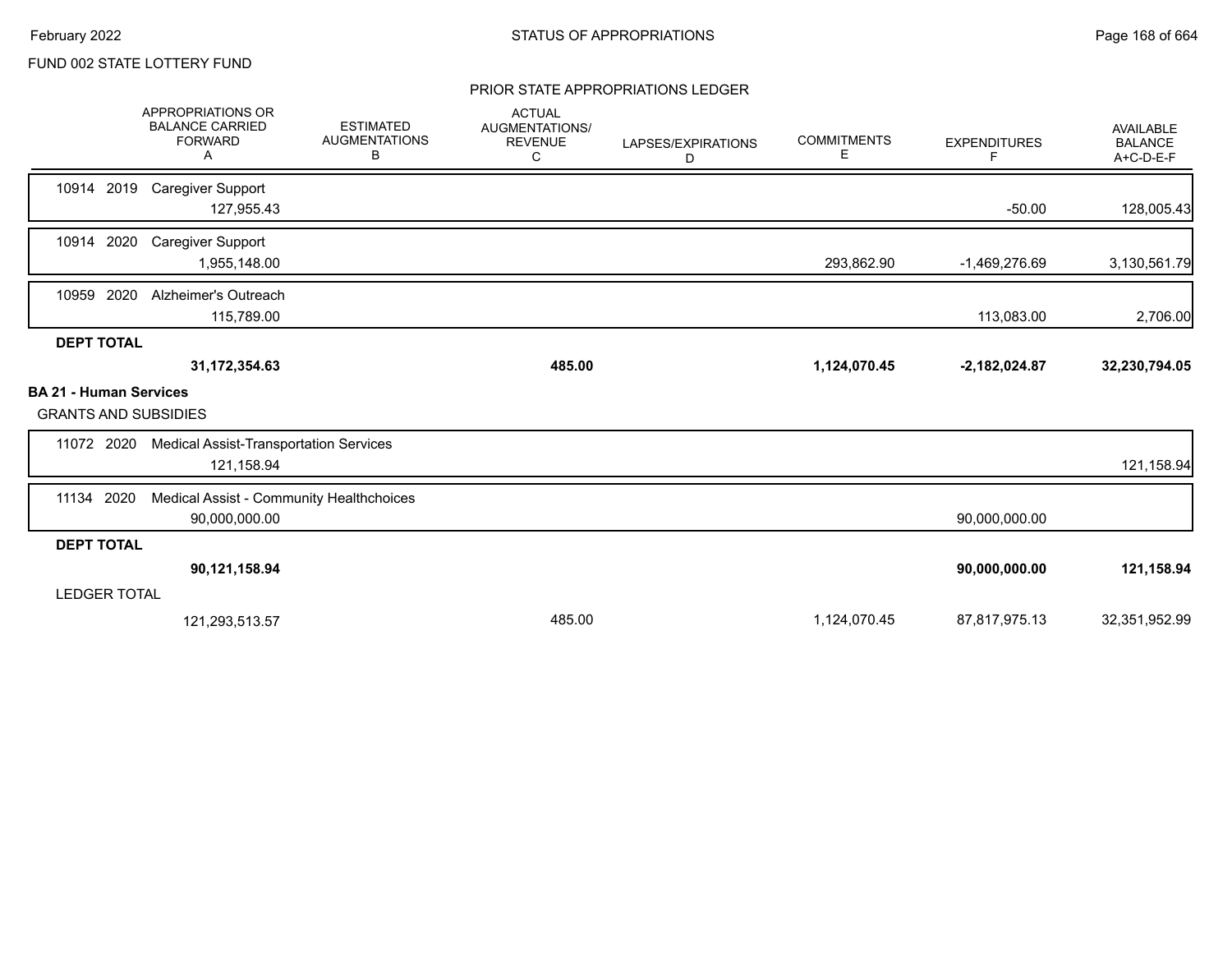FUND 002 STATE LOTTERY FUND

PRIOR STATE APPROPRIATIONS LEDGER

| | APPROPRIATIONS OR BALANCE CARRIED FORWARD A | ESTIMATED AUGMENTATIONS B | ACTUAL AUGMENTATIONS/ REVENUE C | LAPSES/EXPIRATIONS D | COMMITMENTS E | EXPENDITURES F | AVAILABLE BALANCE A+C-D-E-F |
|---|---|---|---|---|---|---|---|
| 10914 2019 Caregiver Support | 127,955.43 | | | | | -50.00 | 128,005.43 |
| 10914 2020 Caregiver Support | 1,955,148.00 | | | | 293,862.90 | -1,469,276.69 | 3,130,561.79 |
| 10959 2020 Alzheimer's Outreach | 115,789.00 | | | | | 113,083.00 | 2,706.00 |
| **DEPT TOTAL** | **31,172,354.63** | | **485.00** | | **1,124,070.45** | **-2,182,024.87** | **32,230,794.05** |
| **BA 21 - Human Services** | | | | | | | |
| GRANTS AND SUBSIDIES | | | | | | | |
| 11072 2020 Medical Assist-Transportation Services | 121,158.94 | | | | | | 121,158.94 |
| 11134 2020 Medical Assist - Community Healthchoices | 90,000,000.00 | | | | | 90,000,000.00 | |
| **DEPT TOTAL** | **90,121,158.94** | | | | | **90,000,000.00** | **121,158.94** |
| LEDGER TOTAL | 121,293,513.57 | | 485.00 | | 1,124,070.45 | 87,817,975.13 | 32,351,952.99 |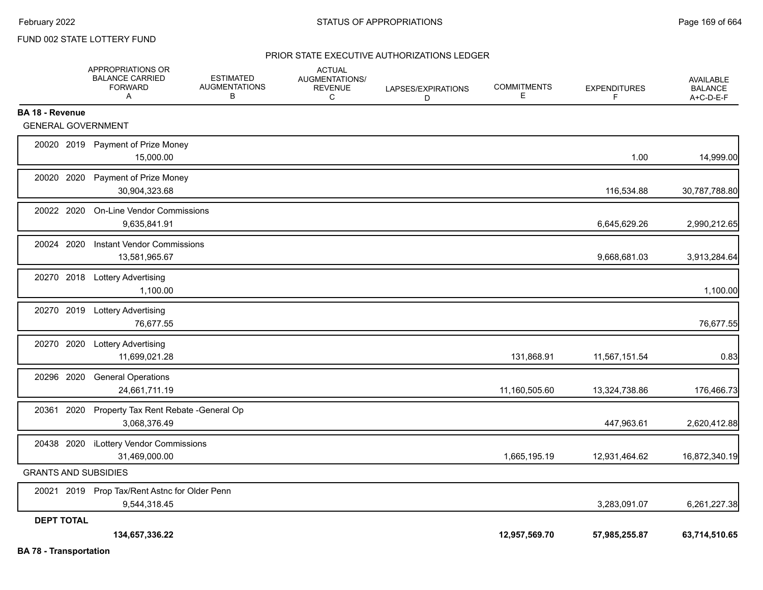FUND 002 STATE LOTTERY FUND

PRIOR STATE EXECUTIVE AUTHORIZATIONS LEDGER

| | APPROPRIATIONS OR BALANCE CARRIED FORWARD A | ESTIMATED AUGMENTATIONS B | ACTUAL AUGMENTATIONS/ REVENUE C | LAPSES/EXPIRATIONS D | COMMITMENTS E | EXPENDITURES F | AVAILABLE BALANCE A+C-D-E-F |
|---|---|---|---|---|---|---|---|
| **BA 18 - Revenue** | | | | | | | |
| GENERAL GOVERNMENT | | | | | | | |
| 20020 2019 Payment of Prize Money | 15,000.00 | | | | | 1.00 | 14,999.00 |
| 20020 2020 Payment of Prize Money | 30,904,323.68 | | | | | 116,534.88 | 30,787,788.80 |
| 20022 2020 On-Line Vendor Commissions | 9,635,841.91 | | | | | 6,645,629.26 | 2,990,212.65 |
| 20024 2020 Instant Vendor Commissions | 13,581,965.67 | | | | | 9,668,681.03 | 3,913,284.64 |
| 20270 2018 Lottery Advertising | 1,100.00 | | | | | | 1,100.00 |
| 20270 2019 Lottery Advertising | 76,677.55 | | | | | | 76,677.55 |
| 20270 2020 Lottery Advertising | 11,699,021.28 | | | | 131,868.91 | 11,567,151.54 | 0.83 |
| 20296 2020 General Operations | 24,661,711.19 | | | | 11,160,505.60 | 13,324,738.86 | 176,466.73 |
| 20361 2020 Property Tax Rent Rebate -General Op | 3,068,376.49 | | | | | 447,963.61 | 2,620,412.88 |
| 20438 2020 iLottery Vendor Commissions | 31,469,000.00 | | | | 1,665,195.19 | 12,931,464.62 | 16,872,340.19 |
| GRANTS AND SUBSIDIES | | | | | | | |
| 20021 2019 Prop Tax/Rent Astnc for Older Penn | 9,544,318.45 | | | | | 3,283,091.07 | 6,261,227.38 |
| **DEPT TOTAL** | **134,657,336.22** | | | | **12,957,569.70** | **57,985,255.87** | **63,714,510.65** |

**BA 78 - Transportation**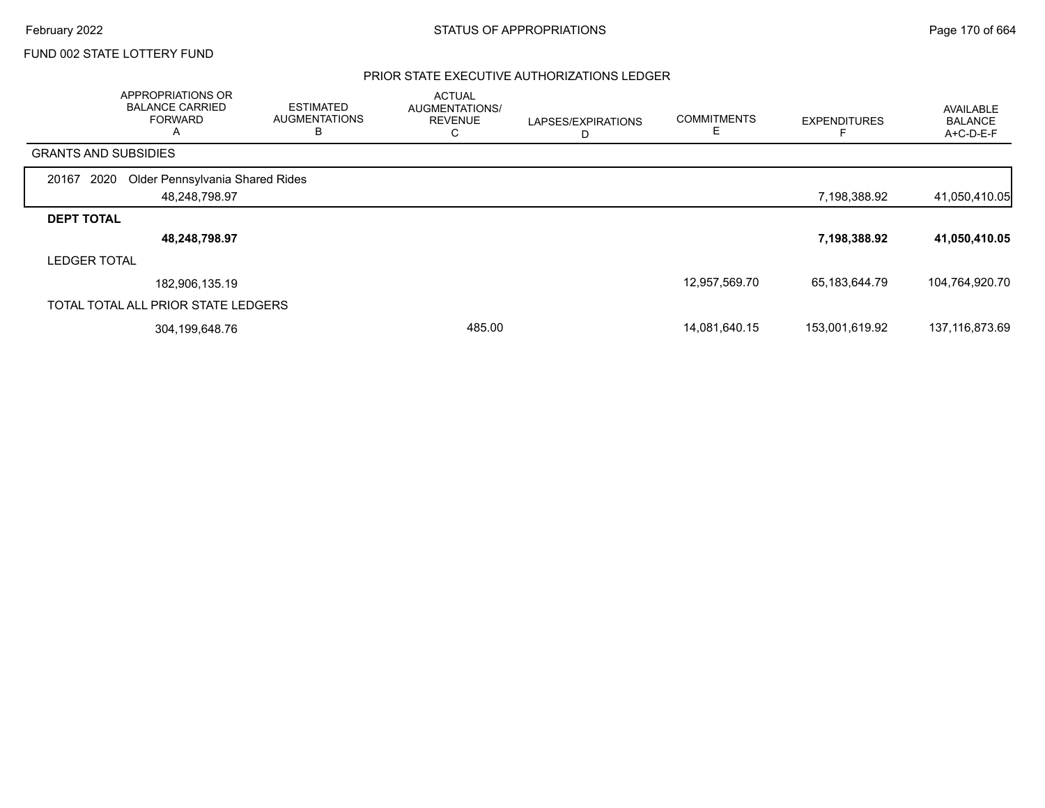FUND 002 STATE LOTTERY FUND

## PRIOR STATE EXECUTIVE AUTHORIZATIONS LEDGER

| | APPROPRIATIONS OR BALANCE CARRIED FORWARD A | ESTIMATED AUGMENTATIONS B | ACTUAL AUGMENTATIONS/ REVENUE C | LAPSES/EXPIRATIONS D | COMMITMENTS E | EXPENDITURES F | AVAILABLE BALANCE A+C-D-E-F |
|---|---|---|---|---|---|---|---|
| **GRANTS AND SUBSIDIES** | | | | | | | |
| 20167 2020 Older Pennsylvania Shared Rides | 48,248,798.97 | | | | | 7,198,388.92 | 41,050,410.05 |
| **DEPT TOTAL** | **48,248,798.97** | | | | | **7,198,388.92** | **41,050,410.05** |
| LEDGER TOTAL | 182,906,135.19 | | | | 12,957,569.70 | 65,183,644.79 | 104,764,920.70 |
| TOTAL TOTAL ALL PRIOR STATE LEDGERS | 304,199,648.76 | | 485.00 | | 14,081,640.15 | 153,001,619.92 | 137,116,873.69 |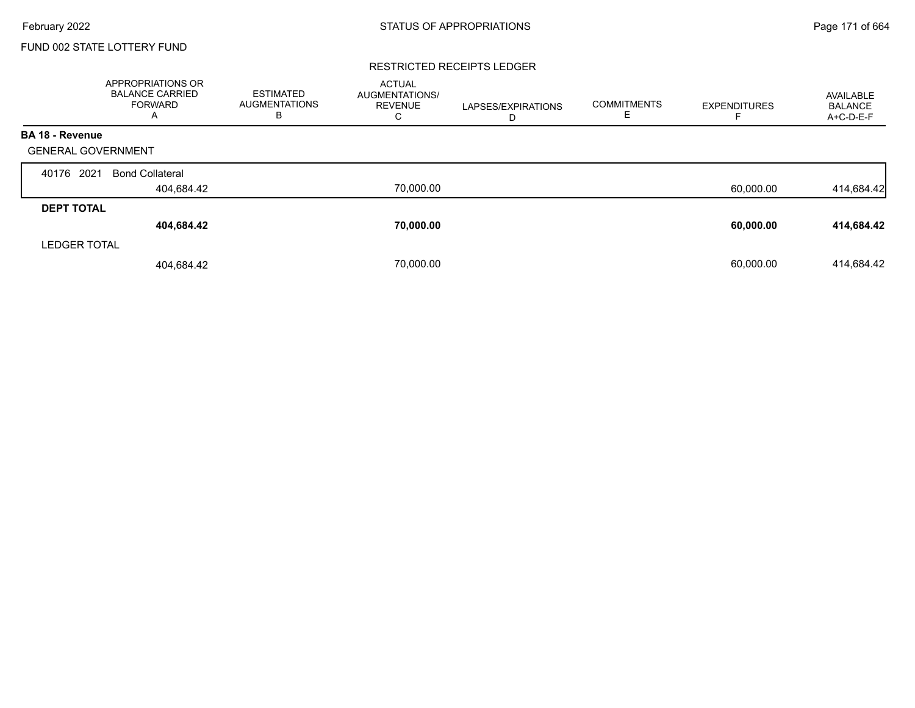FUND 002 STATE LOTTERY FUND

RESTRICTED RECEIPTS LEDGER

| | APPROPRIATIONS OR BALANCE CARRIED FORWARD A | ESTIMATED AUGMENTATIONS B | ACTUAL AUGMENTATIONS/ REVENUE C | LAPSES/EXPIRATIONS D | COMMITMENTS E | EXPENDITURES F | AVAILABLE BALANCE A+C-D-E-F |
|---|---|---|---|---|---|---|---|
| **BA 18 - Revenue** | | | | | | | |
| GENERAL GOVERNMENT | | | | | | | |
| 40176 2021 Bond Collateral | 404,684.42 | | 70,000.00 | | | 60,000.00 | 414,684.42 |
| **DEPT TOTAL** | **404,684.42** | | **70,000.00** | | | **60,000.00** | **414,684.42** |
| LEDGER TOTAL | 404,684.42 | | 70,000.00 | | | 60,000.00 | 414,684.42 |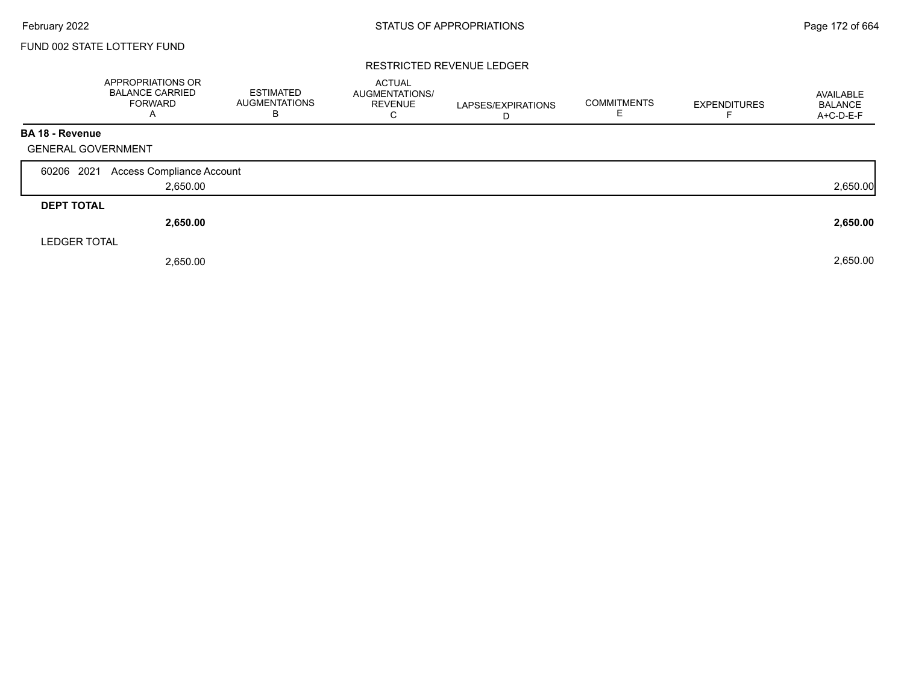FUND 002 STATE LOTTERY FUND

RESTRICTED REVENUE LEDGER

| | APPROPRIATIONS OR BALANCE CARRIED FORWARD A | ESTIMATED AUGMENTATIONS B | ACTUAL AUGMENTATIONS/ REVENUE C | LAPSES/EXPIRATIONS D | COMMITMENTS E | EXPENDITURES F | AVAILABLE BALANCE A+C-D-E-F |
|---|---|---|---|---|---|---|---|
| **BA 18 - Revenue** | | | | | | | |
| GENERAL GOVERNMENT | | | | | | | |
| 60206 2021 Access Compliance Account | | | | | | | |
| | 2,650.00 | | | | | | 2,650.00 |
| **DEPT TOTAL** | | | | | | | |
| | **2,650.00** | | | | | | **2,650.00** |
| LEDGER TOTAL | | | | | | | |
| | 2,650.00 | | | | | | 2,650.00 |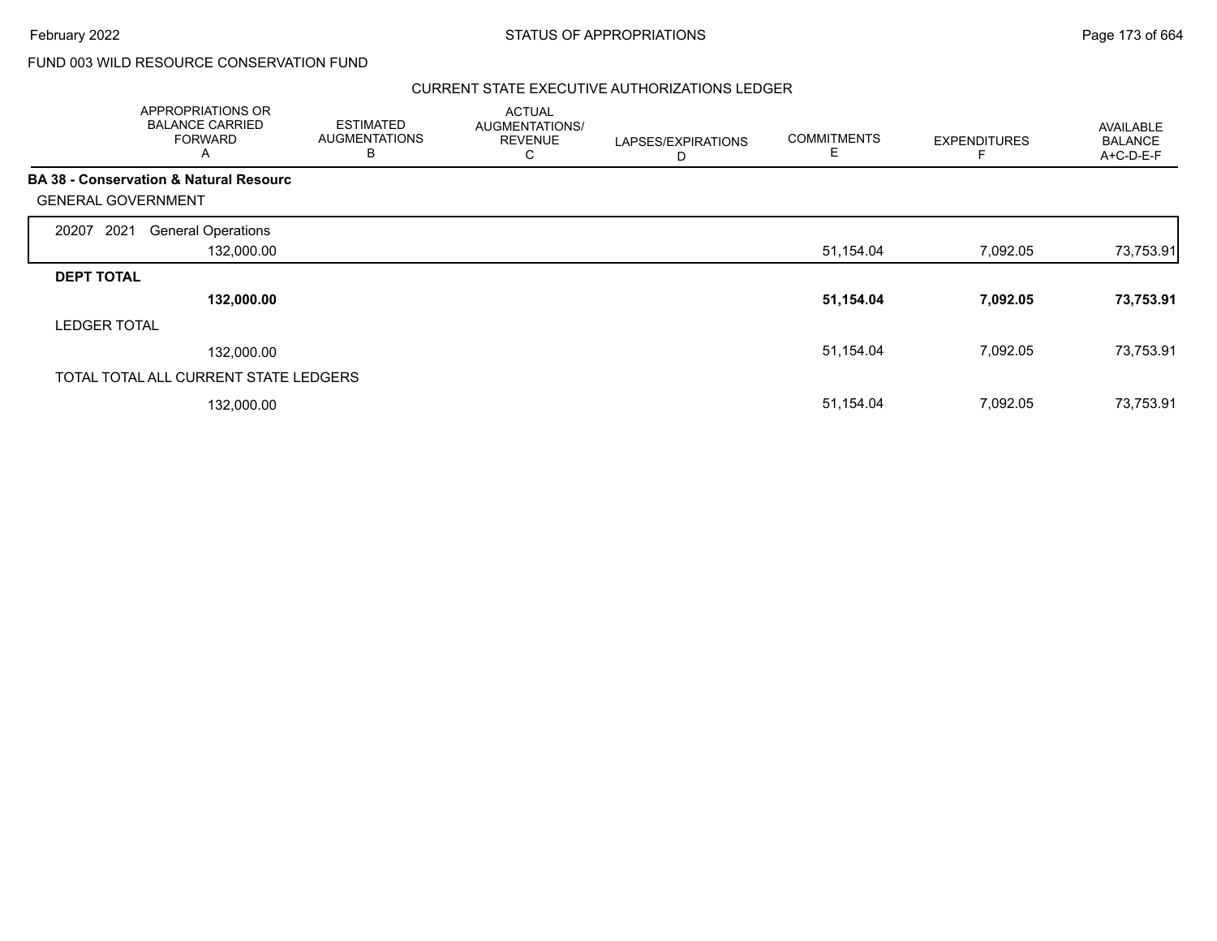FUND 003 WILD RESOURCE CONSERVATION FUND

CURRENT STATE EXECUTIVE AUTHORIZATIONS LEDGER

| | APPROPRIATIONS OR BALANCE CARRIED FORWARD A | ESTIMATED AUGMENTATIONS B | ACTUAL AUGMENTATIONS/ REVENUE C | LAPSES/EXPIRATIONS D | COMMITMENTS E | EXPENDITURES F | AVAILABLE BALANCE A+C-D-E-F |
|---|---|---|---|---|---|---|---|
| **BA 38 - Conservation & Natural Resourc** | | | | | | | |
| GENERAL GOVERNMENT | | | | | | | |
| 20207 2021 General Operations | 132,000.00 | | | | 51,154.04 | 7,092.05 | 73,753.91 |
| **DEPT TOTAL** | **132,000.00** | | | | **51,154.04** | **7,092.05** | **73,753.91** |
| LEDGER TOTAL | 132,000.00 | | | | 51,154.04 | 7,092.05 | 73,753.91 |
| TOTAL TOTAL ALL CURRENT STATE LEDGERS | 132,000.00 | | | | 51,154.04 | 7,092.05 | 73,753.91 |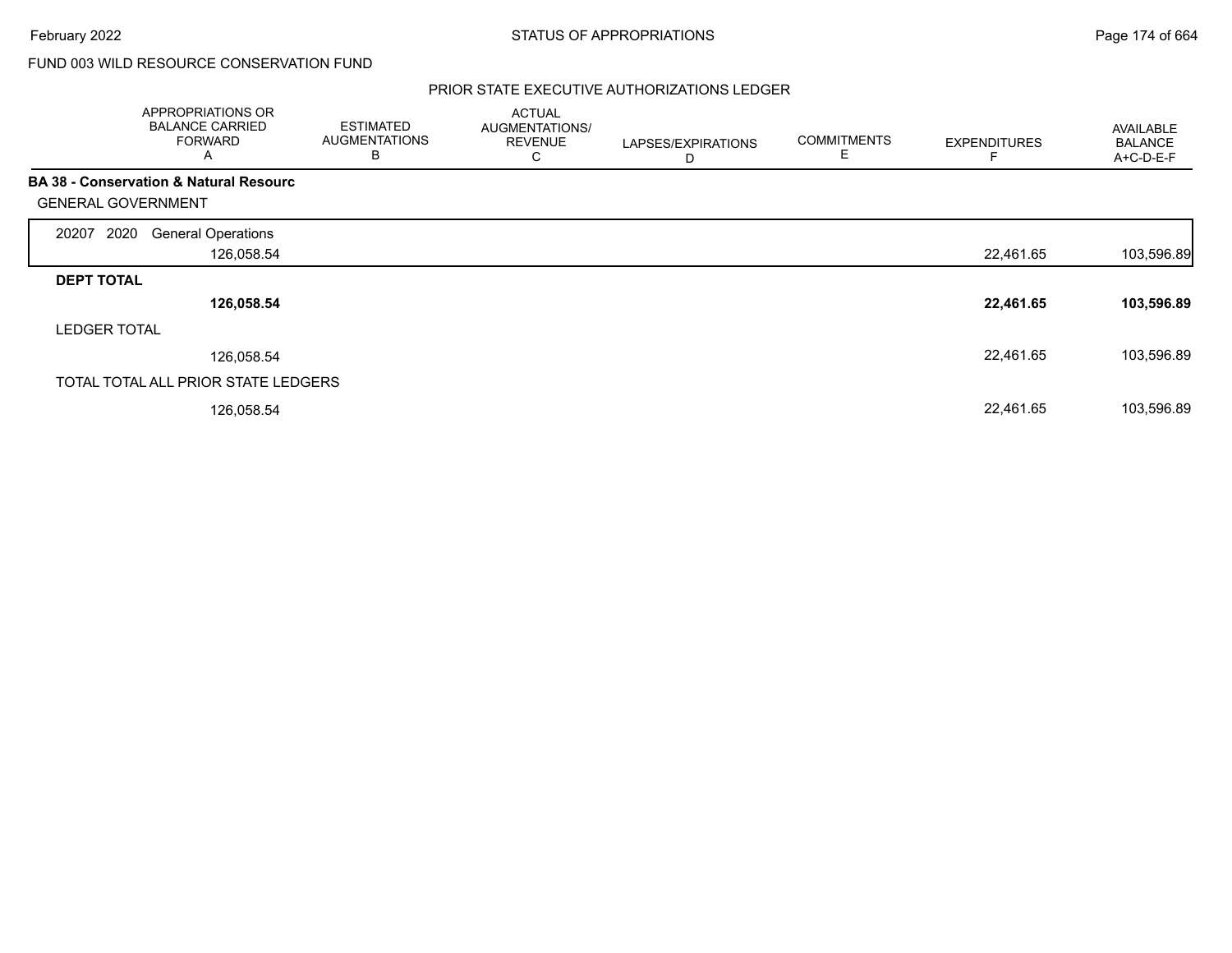FUND 003 WILD RESOURCE CONSERVATION FUND

PRIOR STATE EXECUTIVE AUTHORIZATIONS LEDGER

| | APPROPRIATIONS OR BALANCE CARRIED FORWARD A | ESTIMATED AUGMENTATIONS B | ACTUAL AUGMENTATIONS/ REVENUE C | LAPSES/EXPIRATIONS D | COMMITMENTS E | EXPENDITURES F | AVAILABLE BALANCE A+C-D-E-F |
|---|---|---|---|---|---|---|---|
| **BA 38 - Conservation & Natural Resourc** | | | | | | | |
| GENERAL GOVERNMENT | | | | | | | |
| 20207 2020 General Operations | 126,058.54 | | | | | 22,461.65 | 103,596.89 |
| **DEPT TOTAL** | **126,058.54** | | | | | **22,461.65** | **103,596.89** |
| LEDGER TOTAL | 126,058.54 | | | | | 22,461.65 | 103,596.89 |
| TOTAL TOTAL ALL PRIOR STATE LEDGERS | 126,058.54 | | | | | 22,461.65 | 103,596.89 |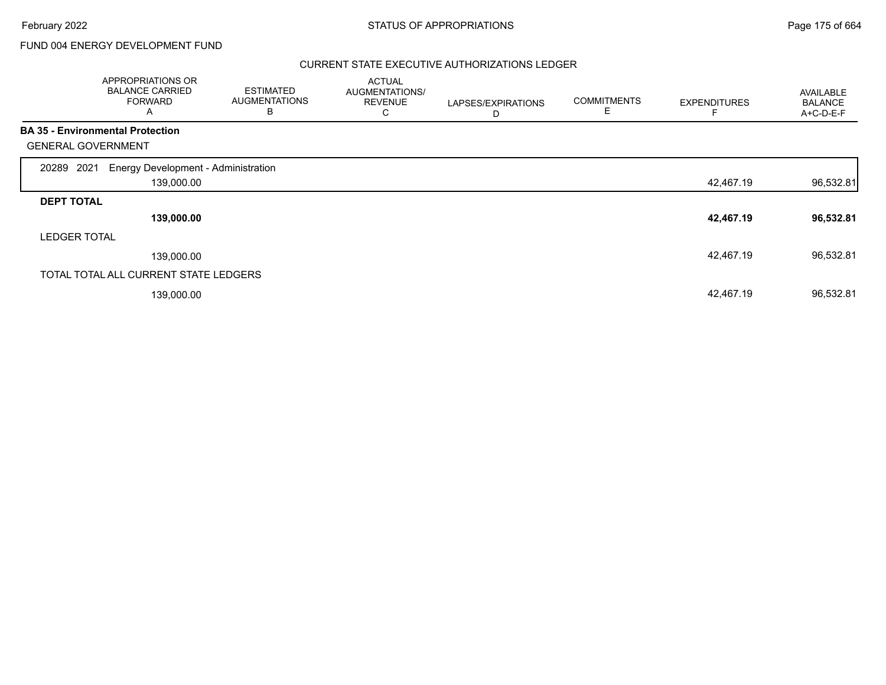FUND 004 ENERGY DEVELOPMENT FUND

## CURRENT STATE EXECUTIVE AUTHORIZATIONS LEDGER

| | APPROPRIATIONS OR BALANCE CARRIED FORWARD A | ESTIMATED AUGMENTATIONS B | ACTUAL AUGMENTATIONS/ REVENUE C | LAPSES/EXPIRATIONS D | COMMITMENTS E | EXPENDITURES F | AVAILABLE BALANCE A+C-D-E-F |
|---|---|---|---|---|---|---|---|
| **BA 35 - Environmental Protection** | | | | | | | |
| GENERAL GOVERNMENT | | | | | | | |
| 20289 2021 Energy Development - Administration | 139,000.00 | | | | | 42,467.19 | 96,532.81 |
| **DEPT TOTAL** | **139,000.00** | | | | | **42,467.19** | **96,532.81** |
| LEDGER TOTAL | 139,000.00 | | | | | 42,467.19 | 96,532.81 |
| TOTAL TOTAL ALL CURRENT STATE LEDGERS | 139,000.00 | | | | | 42,467.19 | 96,532.81 |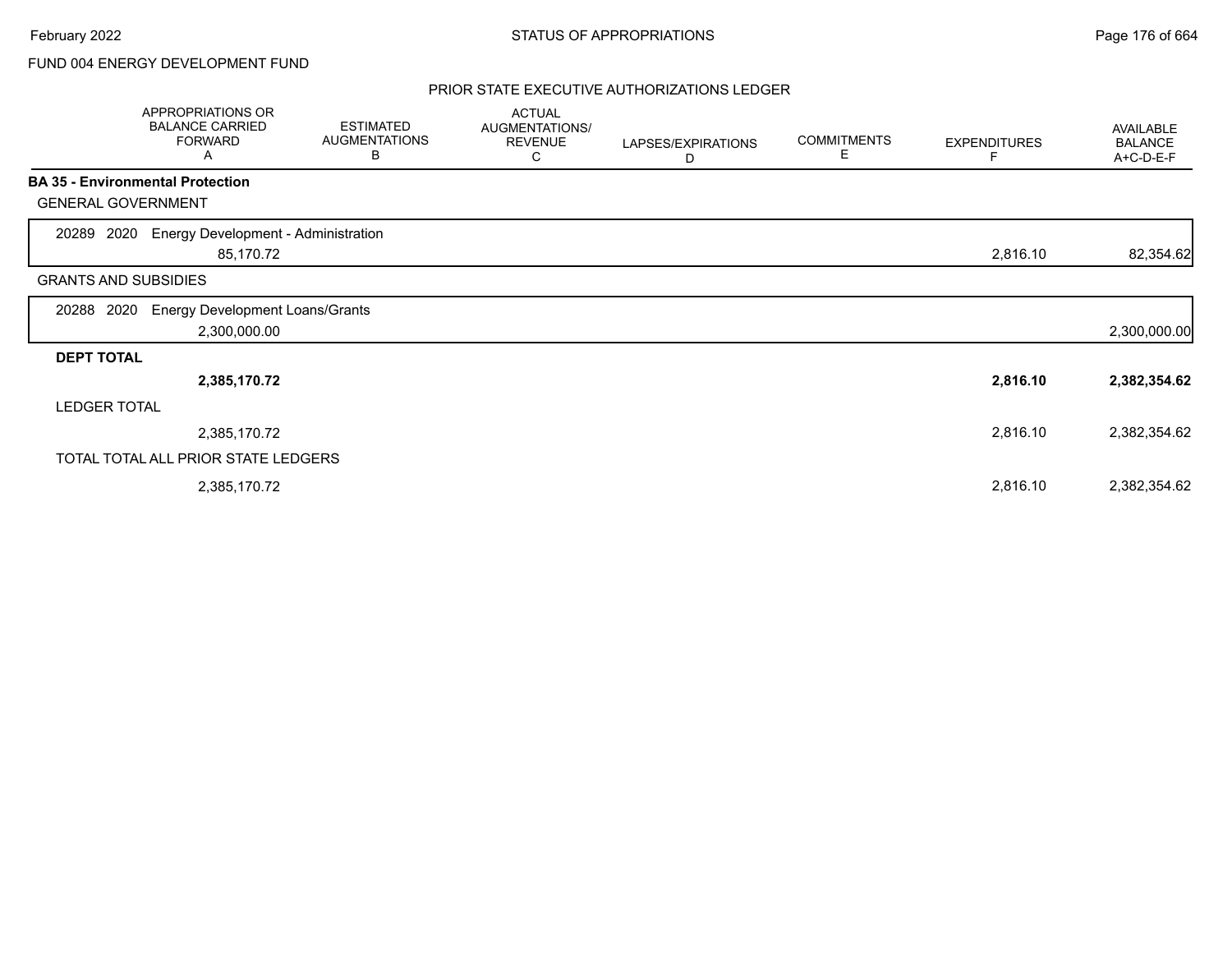FUND 004 ENERGY DEVELOPMENT FUND

## PRIOR STATE EXECUTIVE AUTHORIZATIONS LEDGER

| APPROPRIATIONS OR BALANCE CARRIED FORWARD A | ESTIMATED AUGMENTATIONS B | ACTUAL AUGMENTATIONS/ REVENUE C | LAPSES/EXPIRATIONS D | COMMITMENTS E | EXPENDITURES F | AVAILABLE BALANCE A+C-D-E-F |
|---|---|---|---|---|---|---|
| **BA 35 - Environmental Protection** | | | | | | |
| GENERAL GOVERNMENT | | | | | | |
| 20289 2020 Energy Development - Administration | | | | | | |
| 85,170.72 | | | | | 2,816.10 | 82,354.62 |
| GRANTS AND SUBSIDIES | | | | | | |
| 20288 2020 Energy Development Loans/Grants | | | | | | |
| 2,300,000.00 | | | | | | 2,300,000.00 |
| **DEPT TOTAL** | | | | | | |
| **2,385,170.72** | | | | | **2,816.10** | **2,382,354.62** |
| LEDGER TOTAL | | | | | | |
| 2,385,170.72 | | | | | 2,816.10 | 2,382,354.62 |
| TOTAL TOTAL ALL PRIOR STATE LEDGERS | | | | | | |
| 2,385,170.72 | | | | | 2,816.10 | 2,382,354.62 |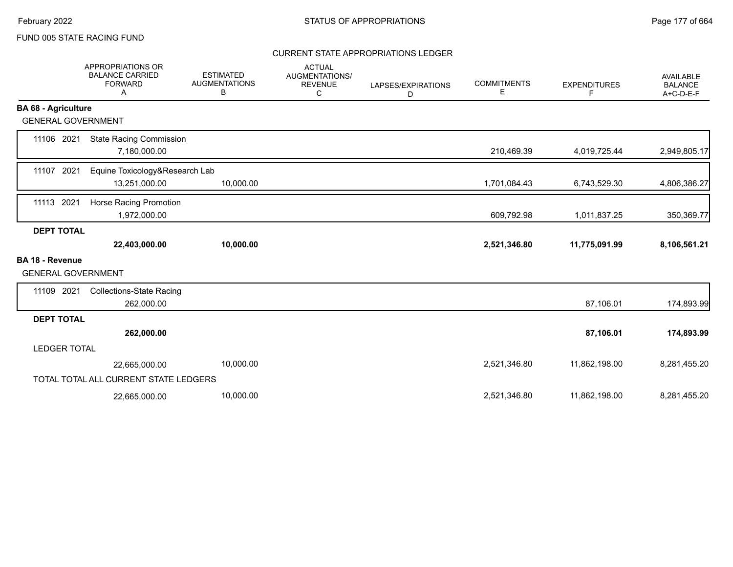FUND 005 STATE RACING FUND

CURRENT STATE APPROPRIATIONS LEDGER

| | APPROPRIATIONS OR BALANCE CARRIED FORWARD A | ESTIMATED AUGMENTATIONS B | ACTUAL AUGMENTATIONS/ REVENUE C | LAPSES/EXPIRATIONS D | COMMITMENTS E | EXPENDITURES F | AVAILABLE BALANCE A+C-D-E-F |
|---|---|---|---|---|---|---|---|
| **BA 68 - Agriculture** | | | | | | | |
| GENERAL GOVERNMENT | | | | | | | |
| 11106 2021 State Racing Commission | 7,180,000.00 | | | | 210,469.39 | 4,019,725.44 | 2,949,805.17 |
| 11107 2021 Equine Toxicology&Research Lab | 13,251,000.00 | 10,000.00 | | | 1,701,084.43 | 6,743,529.30 | 4,806,386.27 |
| 11113 2021 Horse Racing Promotion | 1,972,000.00 | | | | 609,792.98 | 1,011,837.25 | 350,369.77 |
| **DEPT TOTAL** | **22,403,000.00** | **10,000.00** | | | **2,521,346.80** | **11,775,091.99** | **8,106,561.21** |
| **BA 18 - Revenue** | | | | | | | |
| GENERAL GOVERNMENT | | | | | | | |
| 11109 2021 Collections-State Racing | 262,000.00 | | | | | 87,106.01 | 174,893.99 |
| **DEPT TOTAL** | **262,000.00** | | | | | **87,106.01** | **174,893.99** |
| LEDGER TOTAL | 22,665,000.00 | 10,000.00 | | | 2,521,346.80 | 11,862,198.00 | 8,281,455.20 |
| TOTAL TOTAL ALL CURRENT STATE LEDGERS | 22,665,000.00 | 10,000.00 | | | 2,521,346.80 | 11,862,198.00 | 8,281,455.20 |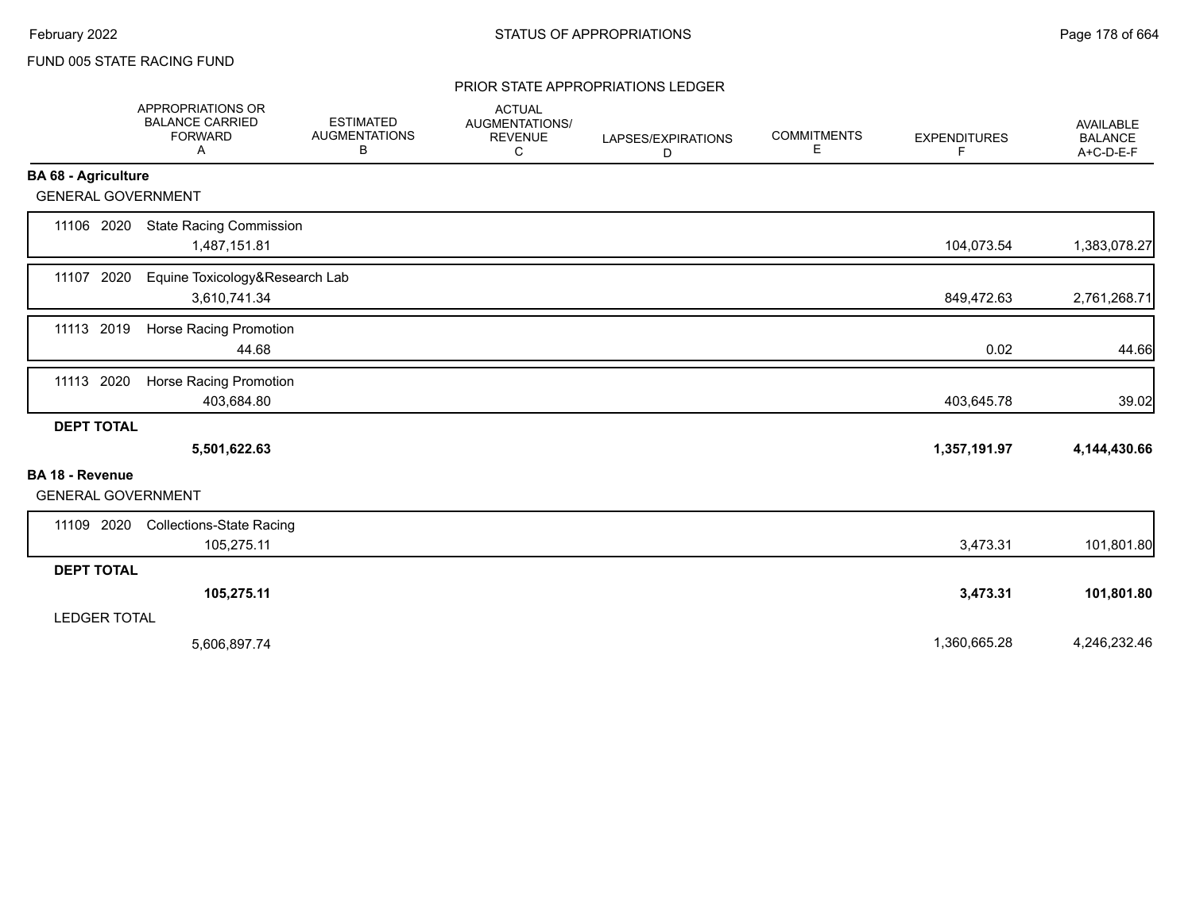FUND 005 STATE RACING FUND

PRIOR STATE APPROPRIATIONS LEDGER

| | APPROPRIATIONS OR BALANCE CARRIED FORWARD A | ESTIMATED AUGMENTATIONS B | ACTUAL AUGMENTATIONS/ REVENUE C | LAPSES/EXPIRATIONS D | COMMITMENTS E | EXPENDITURES F | AVAILABLE BALANCE A+C-D-E-F |
|---|---|---|---|---|---|---|---|
| **BA 68 - Agriculture** | | | | | | | |
| GENERAL GOVERNMENT | | | | | | | |
| 11106 2020 State Racing Commission | 1,487,151.81 | | | | | 104,073.54 | 1,383,078.27 |
| 11107 2020 Equine Toxicology&Research Lab | 3,610,741.34 | | | | | 849,472.63 | 2,761,268.71 |
| 11113 2019 Horse Racing Promotion | 44.68 | | | | | 0.02 | 44.66 |
| 11113 2020 Horse Racing Promotion | 403,684.80 | | | | | 403,645.78 | 39.02 |
| **DEPT TOTAL** | **5,501,622.63** | | | | | **1,357,191.97** | **4,144,430.66** |
| **BA 18 - Revenue** | | | | | | | |
| GENERAL GOVERNMENT | | | | | | | |
| 11109 2020 Collections-State Racing | 105,275.11 | | | | | 3,473.31 | 101,801.80 |
| **DEPT TOTAL** | **105,275.11** | | | | | **3,473.31** | **101,801.80** |
| LEDGER TOTAL | 5,606,897.74 | | | | | 1,360,665.28 | 4,246,232.46 |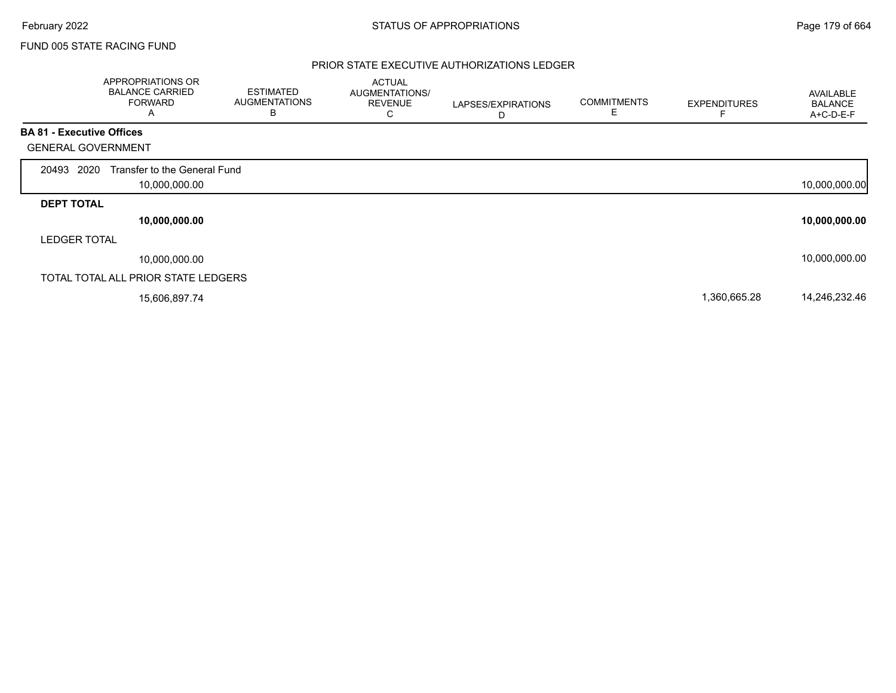FUND 005 STATE RACING FUND

## PRIOR STATE EXECUTIVE AUTHORIZATIONS LEDGER

| APPROPRIATIONS OR BALANCE CARRIED FORWARD A | ESTIMATED AUGMENTATIONS B | ACTUAL AUGMENTATIONS/ REVENUE C | LAPSES/EXPIRATIONS D | COMMITMENTS E | EXPENDITURES F | AVAILABLE BALANCE A+C-D-E-F |
|---|---|---|---|---|---|---|
| **BA 81 - Executive Offices** | | | | | | |
| GENERAL GOVERNMENT | | | | | | |
| 20493 2020 Transfer to the General Fund | | | | | | |
| 10,000,000.00 | | | | | | 10,000,000.00 |
| **DEPT TOTAL** | | | | | | |
| **10,000,000.00** | | | | | | **10,000,000.00** |
| LEDGER TOTAL | | | | | | |
| 10,000,000.00 | | | | | | 10,000,000.00 |
| TOTAL TOTAL ALL PRIOR STATE LEDGERS | | | | | | |
| 15,606,897.74 | | | | | 1,360,665.28 | 14,246,232.46 |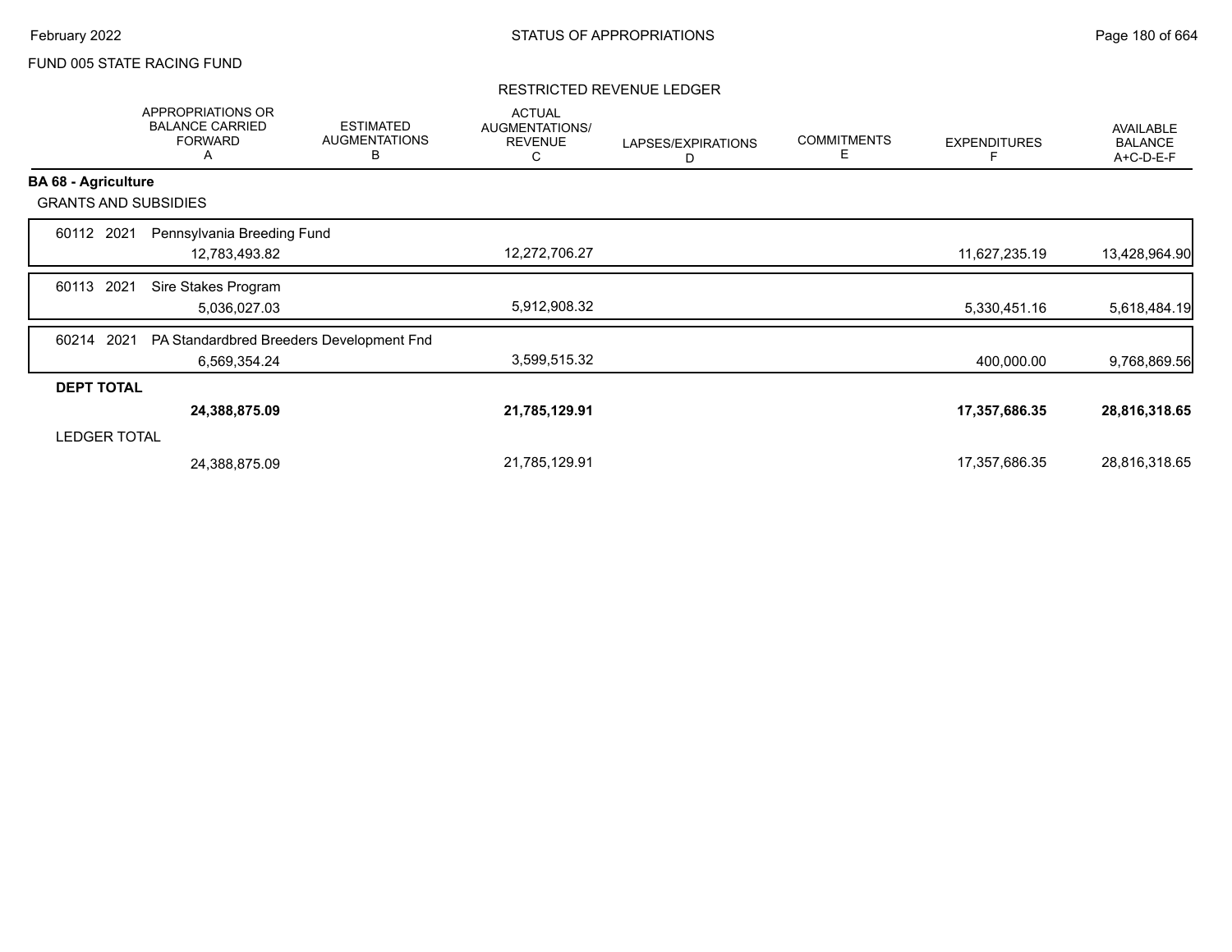FUND 005 STATE RACING FUND

RESTRICTED REVENUE LEDGER

| | APPROPRIATIONS OR BALANCE CARRIED FORWARD A | ESTIMATED AUGMENTATIONS B | ACTUAL AUGMENTATIONS/ REVENUE C | LAPSES/EXPIRATIONS D | COMMITMENTS E | EXPENDITURES F | AVAILABLE BALANCE A+C-D-E-F |
|---|---|---|---|---|---|---|---|
| **BA 68 - Agriculture** | | | | | | | |
| GRANTS AND SUBSIDIES | | | | | | | |
| 60112 2021 Pennsylvania Breeding Fund | 12,783,493.82 | | 12,272,706.27 | | | 11,627,235.19 | 13,428,964.90 |
| 60113 2021 Sire Stakes Program | 5,036,027.03 | | 5,912,908.32 | | | 5,330,451.16 | 5,618,484.19 |
| 60214 2021 PA Standardbred Breeders Development Fnd | 6,569,354.24 | | 3,599,515.32 | | | 400,000.00 | 9,768,869.56 |
| **DEPT TOTAL** | **24,388,875.09** | | **21,785,129.91** | | | **17,357,686.35** | **28,816,318.65** |
| LEDGER TOTAL | 24,388,875.09 | | 21,785,129.91 | | | 17,357,686.35 | 28,816,318.65 |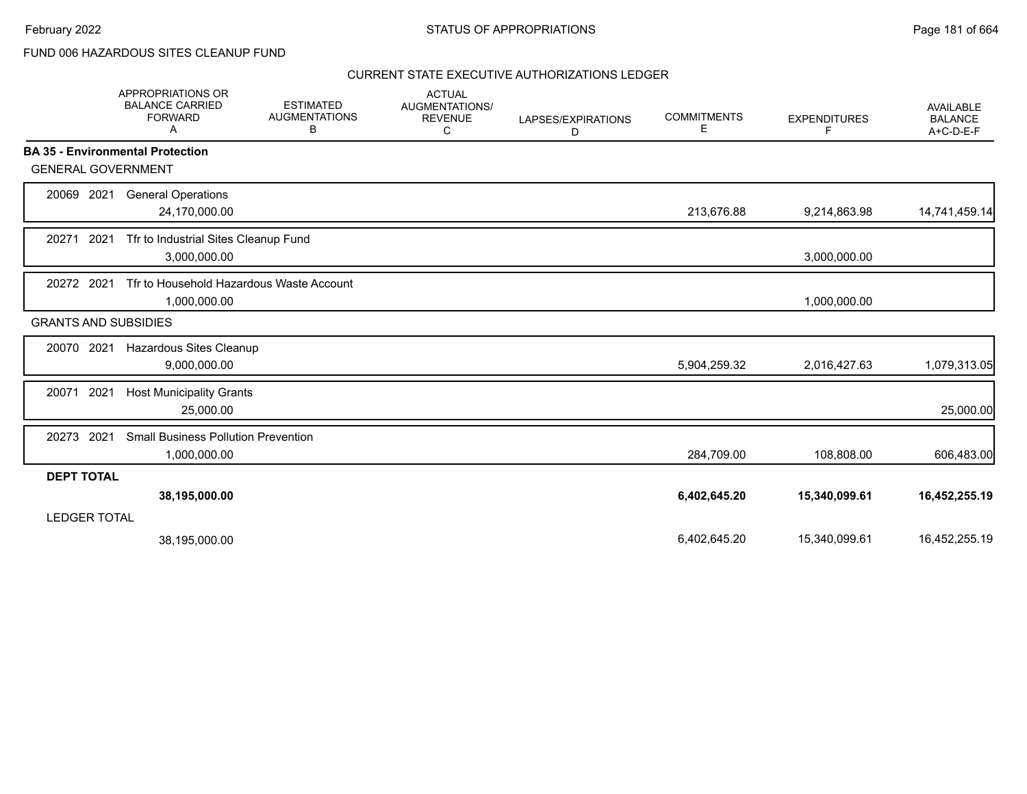FUND 006 HAZARDOUS SITES CLEANUP FUND

CURRENT STATE EXECUTIVE AUTHORIZATIONS LEDGER

| | APPROPRIATIONS OR BALANCE CARRIED FORWARD A | ESTIMATED AUGMENTATIONS B | ACTUAL AUGMENTATIONS/ REVENUE C | LAPSES/EXPIRATIONS D | COMMITMENTS E | EXPENDITURES F | AVAILABLE BALANCE A+C-D-E-F |
|---|---|---|---|---|---|---|---|
| **BA 35 - Environmental Protection** | | | | | | | |
| GENERAL GOVERNMENT | | | | | | | |
| 20069 2021 General Operations | 24,170,000.00 | | | | 213,676.88 | 9,214,863.98 | 14,741,459.14 |
| 20271 2021 Tfr to Industrial Sites Cleanup Fund | 3,000,000.00 | | | | | 3,000,000.00 | |
| 20272 2021 Tfr to Household Hazardous Waste Account | 1,000,000.00 | | | | | 1,000,000.00 | |
| GRANTS AND SUBSIDIES | | | | | | | |
| 20070 2021 Hazardous Sites Cleanup | 9,000,000.00 | | | | 5,904,259.32 | 2,016,427.63 | 1,079,313.05 |
| 20071 2021 Host Municipality Grants | 25,000.00 | | | | | | 25,000.00 |
| 20273 2021 Small Business Pollution Prevention | 1,000,000.00 | | | | 284,709.00 | 108,808.00 | 606,483.00 |
| **DEPT TOTAL** | **38,195,000.00** | | | | **6,402,645.20** | **15,340,099.61** | **16,452,255.19** |
| LEDGER TOTAL | 38,195,000.00 | | | | 6,402,645.20 | 15,340,099.61 | 16,452,255.19 |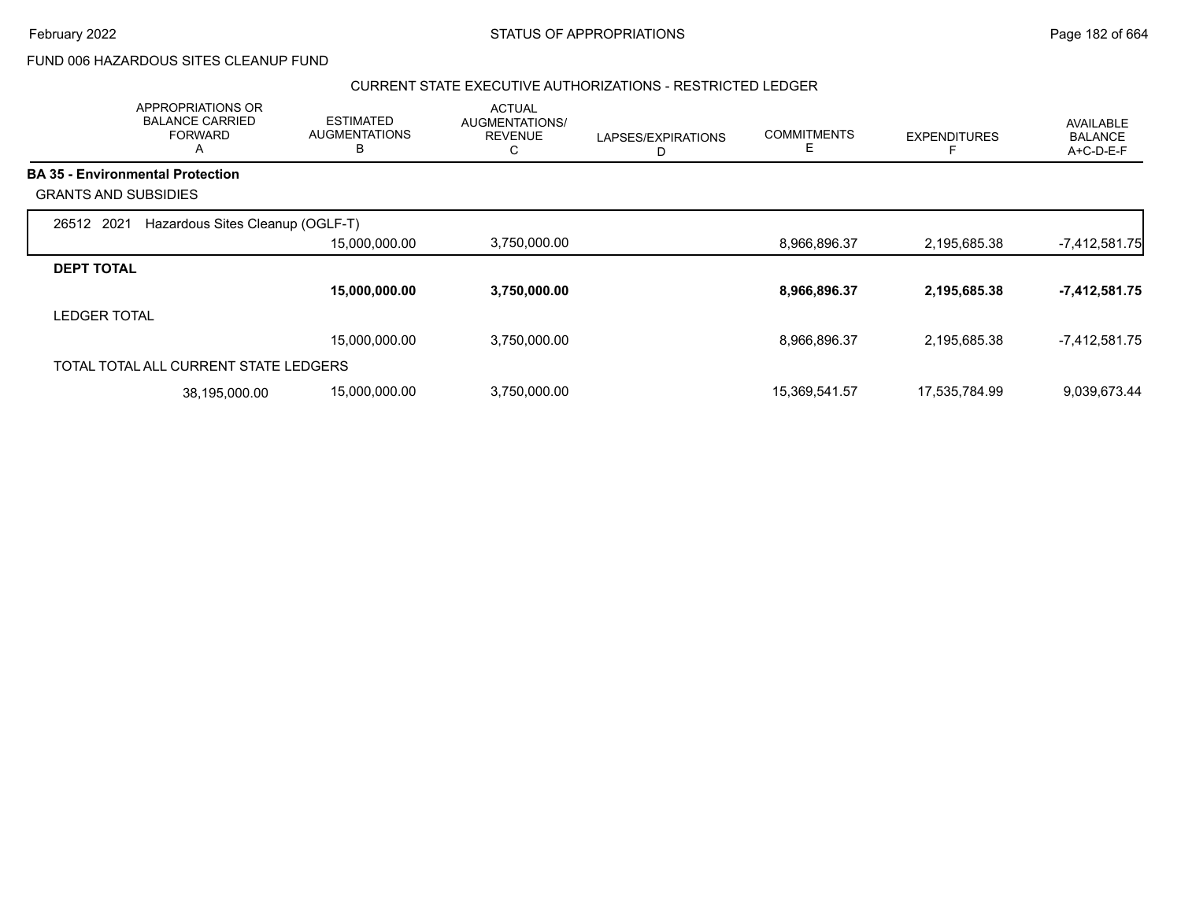FUND 006 HAZARDOUS SITES CLEANUP FUND

CURRENT STATE EXECUTIVE AUTHORIZATIONS - RESTRICTED LEDGER

| | APPROPRIATIONS OR BALANCE CARRIED FORWARD A | ESTIMATED AUGMENTATIONS B | ACTUAL AUGMENTATIONS/ REVENUE C | LAPSES/EXPIRATIONS D | COMMITMENTS E | EXPENDITURES F | AVAILABLE BALANCE A+C-D-E-F |
|---|---|---|---|---|---|---|---|
| **BA 35 - Environmental Protection** | | | | | | | |
| GRANTS AND SUBSIDIES | | | | | | | |
| 26512 2021 Hazardous Sites Cleanup (OGLF-T) | | 15,000,000.00 | 3,750,000.00 | | 8,966,896.37 | 2,195,685.38 | -7,412,581.75 |
| **DEPT TOTAL** | | **15,000,000.00** | **3,750,000.00** | | **8,966,896.37** | **2,195,685.38** | **-7,412,581.75** |
| LEDGER TOTAL | | 15,000,000.00 | 3,750,000.00 | | 8,966,896.37 | 2,195,685.38 | -7,412,581.75 |
| TOTAL TOTAL ALL CURRENT STATE LEDGERS | 38,195,000.00 | 15,000,000.00 | 3,750,000.00 | | 15,369,541.57 | 17,535,784.99 | 9,039,673.44 |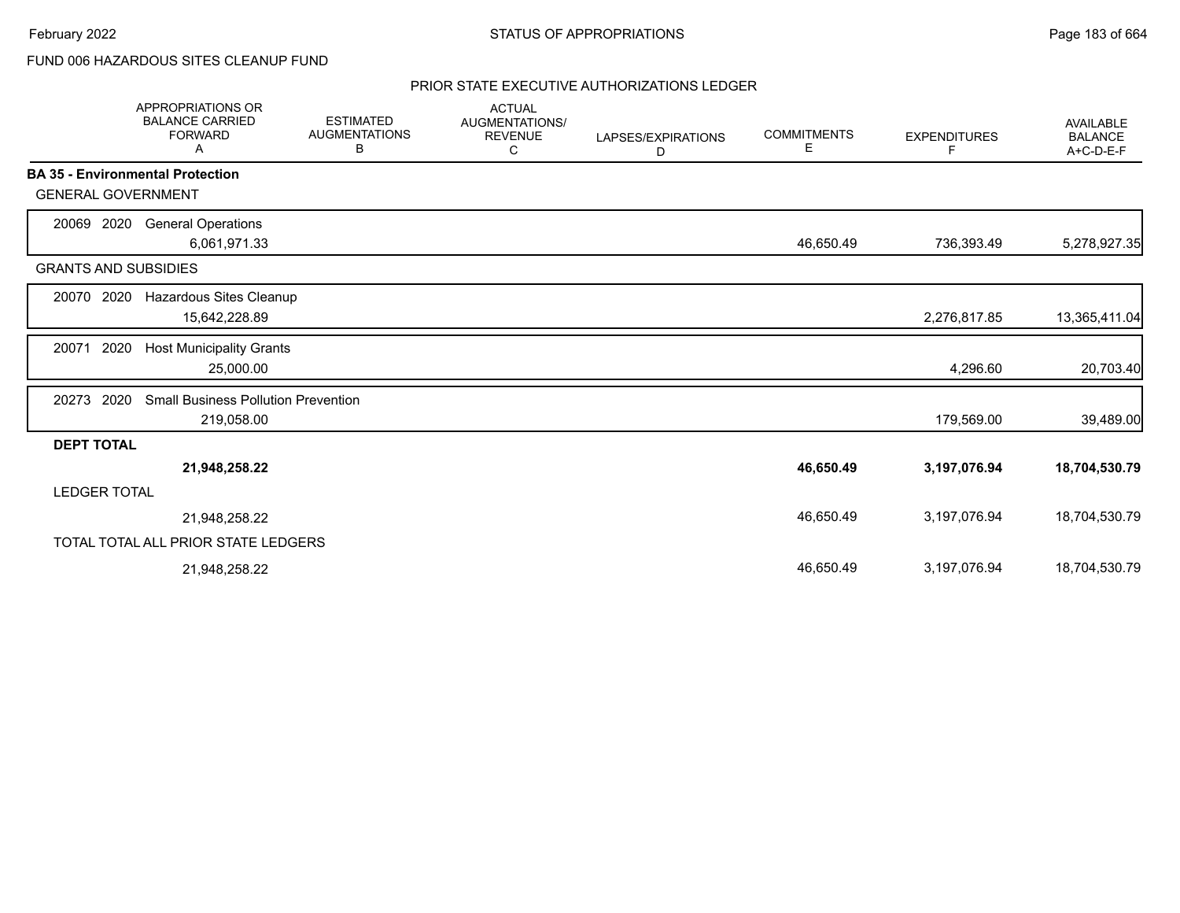FUND 006 HAZARDOUS SITES CLEANUP FUND

PRIOR STATE EXECUTIVE AUTHORIZATIONS LEDGER

| APPROPRIATIONS OR BALANCE CARRIED FORWARD A | ESTIMATED AUGMENTATIONS B | ACTUAL AUGMENTATIONS/ REVENUE C | LAPSES/EXPIRATIONS D | COMMITMENTS E | EXPENDITURES F | AVAILABLE BALANCE A+C-D-E-F |
|---|---|---|---|---|---|---|
| **BA 35 - Environmental Protection** | | | | | | |
| GENERAL GOVERNMENT | | | | | | |
| 20069 2020 General Operations | | | | | | |
| 6,061,971.33 | | | | 46,650.49 | 736,393.49 | 5,278,927.35 |
| GRANTS AND SUBSIDIES | | | | | | |
| 20070 2020 Hazardous Sites Cleanup | | | | | | |
| 15,642,228.89 | | | | | 2,276,817.85 | 13,365,411.04 |
| 20071 2020 Host Municipality Grants | | | | | | |
| 25,000.00 | | | | | 4,296.60 | 20,703.40 |
| 20273 2020 Small Business Pollution Prevention | | | | | | |
| 219,058.00 | | | | | 179,569.00 | 39,489.00 |
| **DEPT TOTAL** | | | | | | |
| **21,948,258.22** | | | | **46,650.49** | **3,197,076.94** | **18,704,530.79** |
| LEDGER TOTAL | | | | | | |
| 21,948,258.22 | | | | 46,650.49 | 3,197,076.94 | 18,704,530.79 |
| TOTAL TOTAL ALL PRIOR STATE LEDGERS | | | | | | |
| 21,948,258.22 | | | | 46,650.49 | 3,197,076.94 | 18,704,530.79 |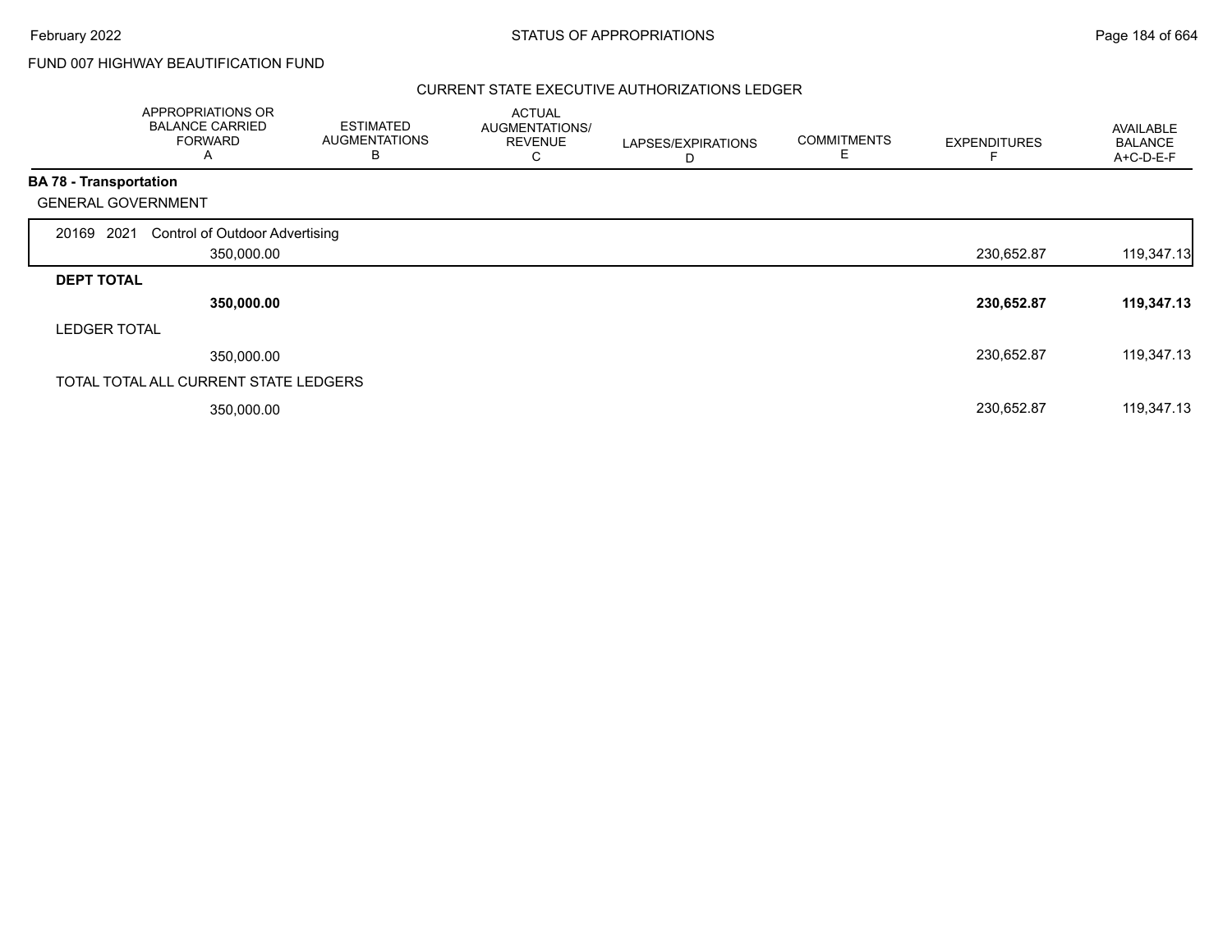FUND 007 HIGHWAY BEAUTIFICATION FUND

## CURRENT STATE EXECUTIVE AUTHORIZATIONS LEDGER

| | APPROPRIATIONS OR BALANCE CARRIED FORWARD A | ESTIMATED AUGMENTATIONS B | ACTUAL AUGMENTATIONS/ REVENUE C | LAPSES/EXPIRATIONS D | COMMITMENTS E | EXPENDITURES F | AVAILABLE BALANCE A+C-D-E-F |
|---|---|---|---|---|---|---|---|
| **BA 78 - Transportation** | | | | | | | |
| GENERAL GOVERNMENT | | | | | | | |
| 20169 2021 Control of Outdoor Advertising | 350,000.00 | | | | | 230,652.87 | 119,347.13 |
| **DEPT TOTAL** | **350,000.00** | | | | | **230,652.87** | **119,347.13** |
| LEDGER TOTAL | 350,000.00 | | | | | 230,652.87 | 119,347.13 |
| TOTAL TOTAL ALL CURRENT STATE LEDGERS | 350,000.00 | | | | | 230,652.87 | 119,347.13 |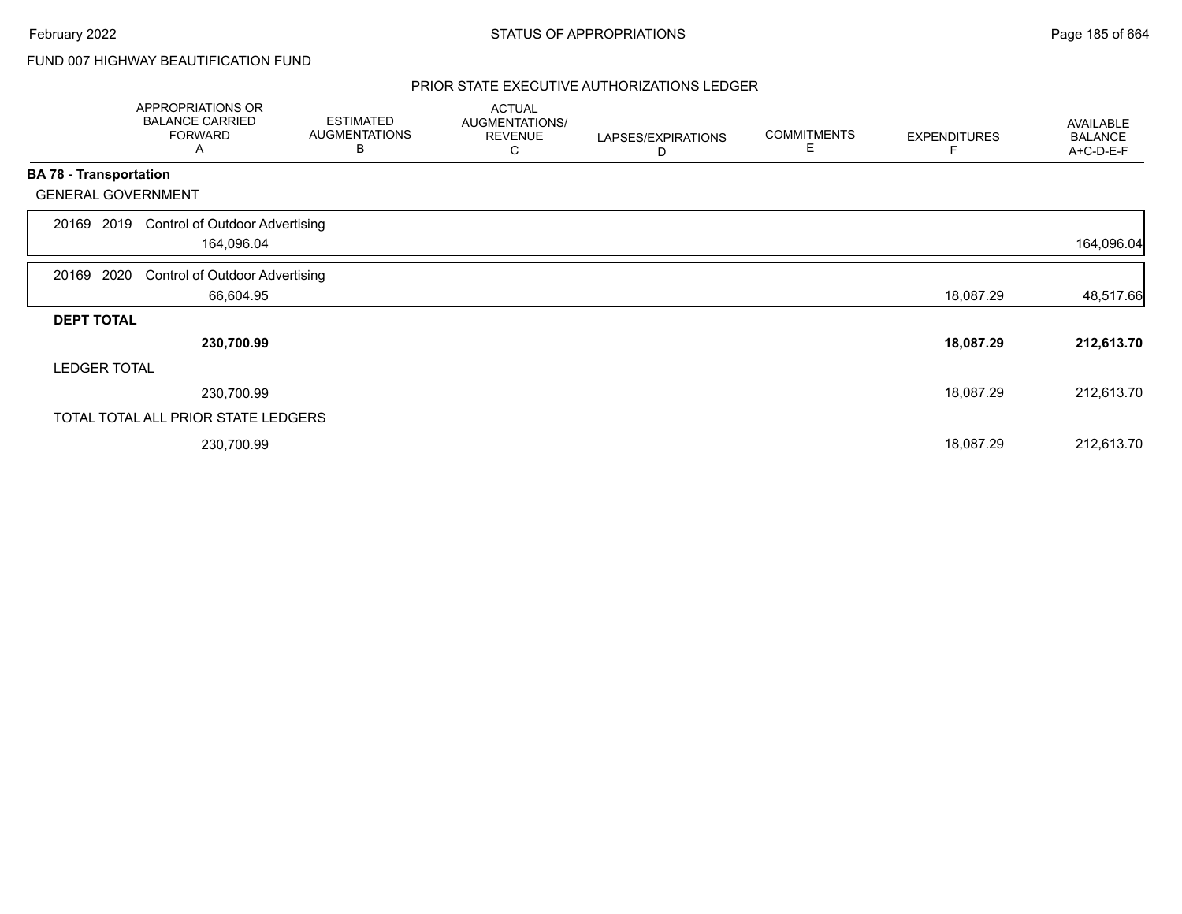FUND 007 HIGHWAY BEAUTIFICATION FUND

PRIOR STATE EXECUTIVE AUTHORIZATIONS LEDGER

| | APPROPRIATIONS OR BALANCE CARRIED FORWARD A | ESTIMATED AUGMENTATIONS B | ACTUAL AUGMENTATIONS/ REVENUE C | LAPSES/EXPIRATIONS D | COMMITMENTS E | EXPENDITURES F | AVAILABLE BALANCE A+C-D-E-F |
|---|---|---|---|---|---|---|---|
| **BA 78 - Transportation** | | | | | | | |
| GENERAL GOVERNMENT | | | | | | | |
| 20169 2019 Control of Outdoor Advertising | 164,096.04 | | | | | | 164,096.04 |
| 20169 2020 Control of Outdoor Advertising | 66,604.95 | | | | | 18,087.29 | 48,517.66 |
| **DEPT TOTAL** | **230,700.99** | | | | | **18,087.29** | **212,613.70** |
| LEDGER TOTAL | 230,700.99 | | | | | 18,087.29 | 212,613.70 |
| TOTAL TOTAL ALL PRIOR STATE LEDGERS | 230,700.99 | | | | | 18,087.29 | 212,613.70 |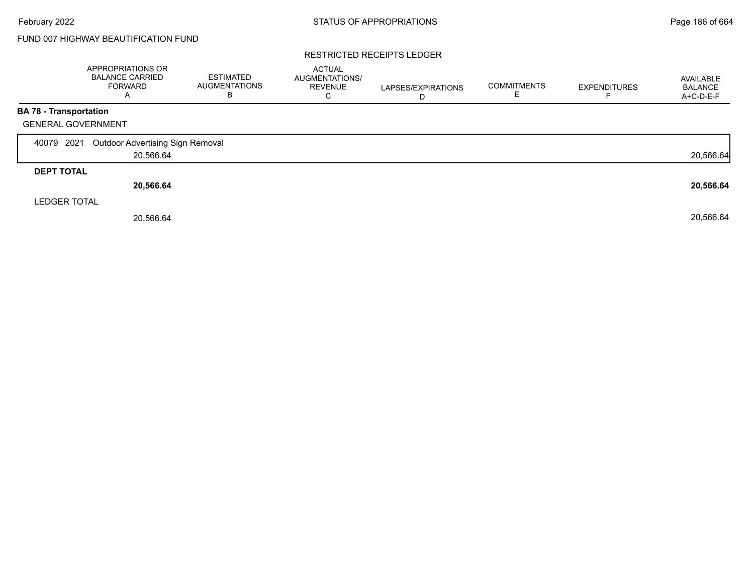FUND 007 HIGHWAY BEAUTIFICATION FUND

RESTRICTED RECEIPTS LEDGER

| | APPROPRIATIONS OR BALANCE CARRIED FORWARD A | ESTIMATED AUGMENTATIONS B | ACTUAL AUGMENTATIONS/ REVENUE C | LAPSES/EXPIRATIONS D | COMMITMENTS E | EXPENDITURES F | AVAILABLE BALANCE A+C-D-E-F |
|---|---|---|---|---|---|---|---|
| **BA 78 - Transportation** | | | | | | | |
| GENERAL GOVERNMENT | | | | | | | |
| 40079 2021 Outdoor Advertising Sign Removal | 20,566.64 | | | | | | 20,566.64 |
| **DEPT TOTAL** | **20,566.64** | | | | | | **20,566.64** |
| LEDGER TOTAL | 20,566.64 | | | | | | 20,566.64 |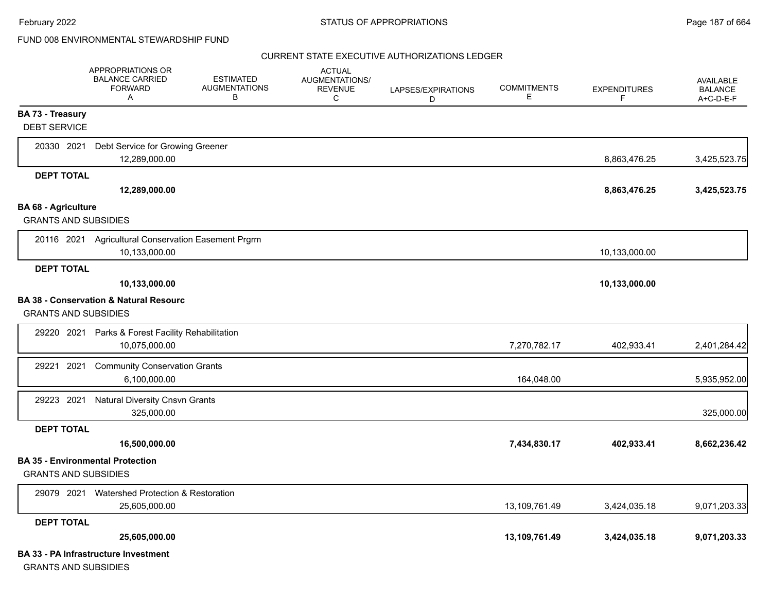FUND 008 ENVIRONMENTAL STEWARDSHIP FUND

CURRENT STATE EXECUTIVE AUTHORIZATIONS LEDGER

| | APPROPRIATIONS OR BALANCE CARRIED FORWARD A | ESTIMATED AUGMENTATIONS B | ACTUAL AUGMENTATIONS/ REVENUE C | LAPSES/EXPIRATIONS D | COMMITMENTS E | EXPENDITURES F | AVAILABLE BALANCE A+C-D-E-F |
|---|---|---|---|---|---|---|---|
| **BA 73 - Treasury** | | | | | | | |
| DEBT SERVICE | | | | | | | |
| 20330 2021 Debt Service for Growing Greener | 12,289,000.00 | | | | | 8,863,476.25 | 3,425,523.75 |
| **DEPT TOTAL** | **12,289,000.00** | | | | | **8,863,476.25** | **3,425,523.75** |
| **BA 68 - Agriculture** | | | | | | | |
| GRANTS AND SUBSIDIES | | | | | | | |
| 20116 2021 Agricultural Conservation Easement Prgrm | 10,133,000.00 | | | | | 10,133,000.00 | |
| **DEPT TOTAL** | **10,133,000.00** | | | | | **10,133,000.00** | |
| **BA 38 - Conservation & Natural Resourc** | | | | | | | |
| GRANTS AND SUBSIDIES | | | | | | | |
| 29220 2021 Parks & Forest Facility Rehabilitation | 10,075,000.00 | | | | 7,270,782.17 | 402,933.41 | 2,401,284.42 |
| 29221 2021 Community Conservation Grants | 6,100,000.00 | | | | 164,048.00 | | 5,935,952.00 |
| 29223 2021 Natural Diversity Cnsvn Grants | 325,000.00 | | | | | | 325,000.00 |
| **DEPT TOTAL** | **16,500,000.00** | | | | **7,434,830.17** | **402,933.41** | **8,662,236.42** |
| **BA 35 - Environmental Protection** | | | | | | | |
| GRANTS AND SUBSIDIES | | | | | | | |
| 29079 2021 Watershed Protection & Restoration | 25,605,000.00 | | | | 13,109,761.49 | 3,424,035.18 | 9,071,203.33 |
| **DEPT TOTAL** | **25,605,000.00** | | | | **13,109,761.49** | **3,424,035.18** | **9,071,203.33** |
| **BA 33 - PA Infrastructure Investment** | | | | | | | |
| GRANTS AND SUBSIDIES | | | | | | | |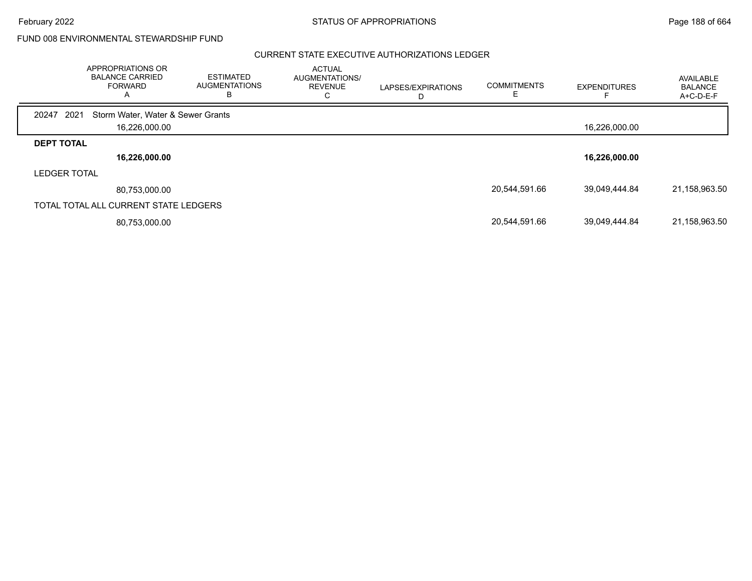FUND 008 ENVIRONMENTAL STEWARDSHIP FUND

## CURRENT STATE EXECUTIVE AUTHORIZATIONS LEDGER

| | APPROPRIATIONS OR BALANCE CARRIED FORWARD A | ESTIMATED AUGMENTATIONS B | ACTUAL AUGMENTATIONS/ REVENUE C | LAPSES/EXPIRATIONS D | COMMITMENTS E | EXPENDITURES F | AVAILABLE BALANCE A+C-D-E-F |
|---|---|---|---|---|---|---|---|
| 20247 2021 Storm Water, Water & Sewer Grants | 16,226,000.00 | | | | | 16,226,000.00 | |
| **DEPT TOTAL** | **16,226,000.00** | | | | | **16,226,000.00** | |
| LEDGER TOTAL | 80,753,000.00 | | | | 20,544,591.66 | 39,049,444.84 | 21,158,963.50 |
| TOTAL TOTAL ALL CURRENT STATE LEDGERS | 80,753,000.00 | | | | 20,544,591.66 | 39,049,444.84 | 21,158,963.50 |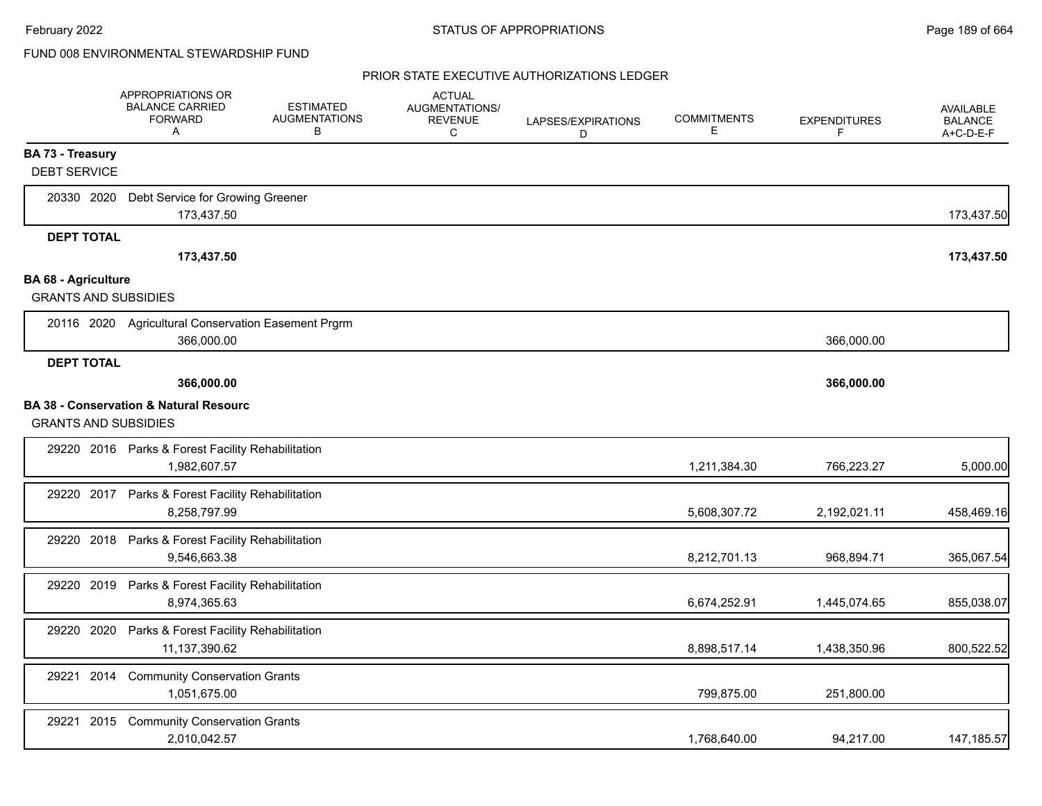FUND 008 ENVIRONMENTAL STEWARDSHIP FUND

PRIOR STATE EXECUTIVE AUTHORIZATIONS LEDGER

| | APPROPRIATIONS OR BALANCE CARRIED FORWARD A | ESTIMATED AUGMENTATIONS B | ACTUAL AUGMENTATIONS/ REVENUE C | LAPSES/EXPIRATIONS D | COMMITMENTS E | EXPENDITURES F | AVAILABLE BALANCE A+C-D-E-F |
|---|---|---|---|---|---|---|---|
| **BA 73 - Treasury** | | | | | | | |
| DEBT SERVICE | | | | | | | |
| 20330 2020 Debt Service for Growing Greener | 173,437.50 | | | | | | 173,437.50 |
| **DEPT TOTAL** | **173,437.50** | | | | | | **173,437.50** |
| **BA 68 - Agriculture** | | | | | | | |
| GRANTS AND SUBSIDIES | | | | | | | |
| 20116 2020 Agricultural Conservation Easement Prgrm | 366,000.00 | | | | | 366,000.00 | |
| **DEPT TOTAL** | **366,000.00** | | | | | **366,000.00** | |
| **BA 38 - Conservation & Natural Resourc** | | | | | | | |
| GRANTS AND SUBSIDIES | | | | | | | |
| 29220 2016 Parks & Forest Facility Rehabilitation | 1,982,607.57 | | | | 1,211,384.30 | 766,223.27 | 5,000.00 |
| 29220 2017 Parks & Forest Facility Rehabilitation | 8,258,797.99 | | | | 5,608,307.72 | 2,192,021.11 | 458,469.16 |
| 29220 2018 Parks & Forest Facility Rehabilitation | 9,546,663.38 | | | | 8,212,701.13 | 968,894.71 | 365,067.54 |
| 29220 2019 Parks & Forest Facility Rehabilitation | 8,974,365.63 | | | | 6,674,252.91 | 1,445,074.65 | 855,038.07 |
| 29220 2020 Parks & Forest Facility Rehabilitation | 11,137,390.62 | | | | 8,898,517.14 | 1,438,350.96 | 800,522.52 |
| 29221 2014 Community Conservation Grants | 1,051,675.00 | | | | 799,875.00 | 251,800.00 | |
| 29221 2015 Community Conservation Grants | 2,010,042.57 | | | | 1,768,640.00 | 94,217.00 | 147,185.57 |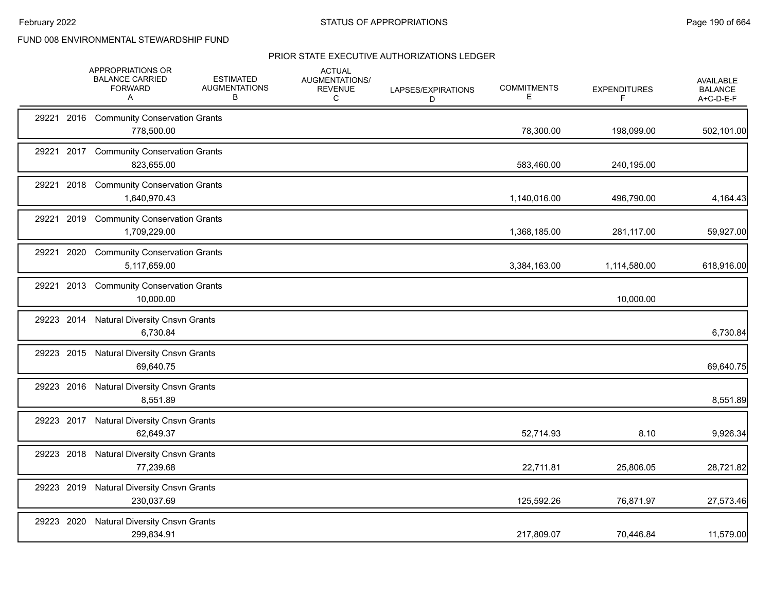FUND 008 ENVIRONMENTAL STEWARDSHIP FUND

## PRIOR STATE EXECUTIVE AUTHORIZATIONS LEDGER

| | APPROPRIATIONS OR BALANCE CARRIED FORWARD A | ESTIMATED AUGMENTATIONS B | ACTUAL AUGMENTATIONS/ REVENUE C | LAPSES/EXPIRATIONS D | COMMITMENTS E | EXPENDITURES F | AVAILABLE BALANCE A+C-D-E-F |
|---|---|---|---|---|---|---|---|
| 29221 2016 Community Conservation Grants | 778,500.00 | | | | 78,300.00 | 198,099.00 | 502,101.00 |
| 29221 2017 Community Conservation Grants | 823,655.00 | | | | 583,460.00 | 240,195.00 | |
| 29221 2018 Community Conservation Grants | 1,640,970.43 | | | | 1,140,016.00 | 496,790.00 | 4,164.43 |
| 29221 2019 Community Conservation Grants | 1,709,229.00 | | | | 1,368,185.00 | 281,117.00 | 59,927.00 |
| 29221 2020 Community Conservation Grants | 5,117,659.00 | | | | 3,384,163.00 | 1,114,580.00 | 618,916.00 |
| 29221 2013 Community Conservation Grants | 10,000.00 | | | | | 10,000.00 | |
| 29223 2014 Natural Diversity Cnsvn Grants | 6,730.84 | | | | | | 6,730.84 |
| 29223 2015 Natural Diversity Cnsvn Grants | 69,640.75 | | | | | | 69,640.75 |
| 29223 2016 Natural Diversity Cnsvn Grants | 8,551.89 | | | | | | 8,551.89 |
| 29223 2017 Natural Diversity Cnsvn Grants | 62,649.37 | | | | 52,714.93 | 8.10 | 9,926.34 |
| 29223 2018 Natural Diversity Cnsvn Grants | 77,239.68 | | | | 22,711.81 | 25,806.05 | 28,721.82 |
| 29223 2019 Natural Diversity Cnsvn Grants | 230,037.69 | | | | 125,592.26 | 76,871.97 | 27,573.46 |
| 29223 2020 Natural Diversity Cnsvn Grants | 299,834.91 | | | | 217,809.07 | 70,446.84 | 11,579.00 |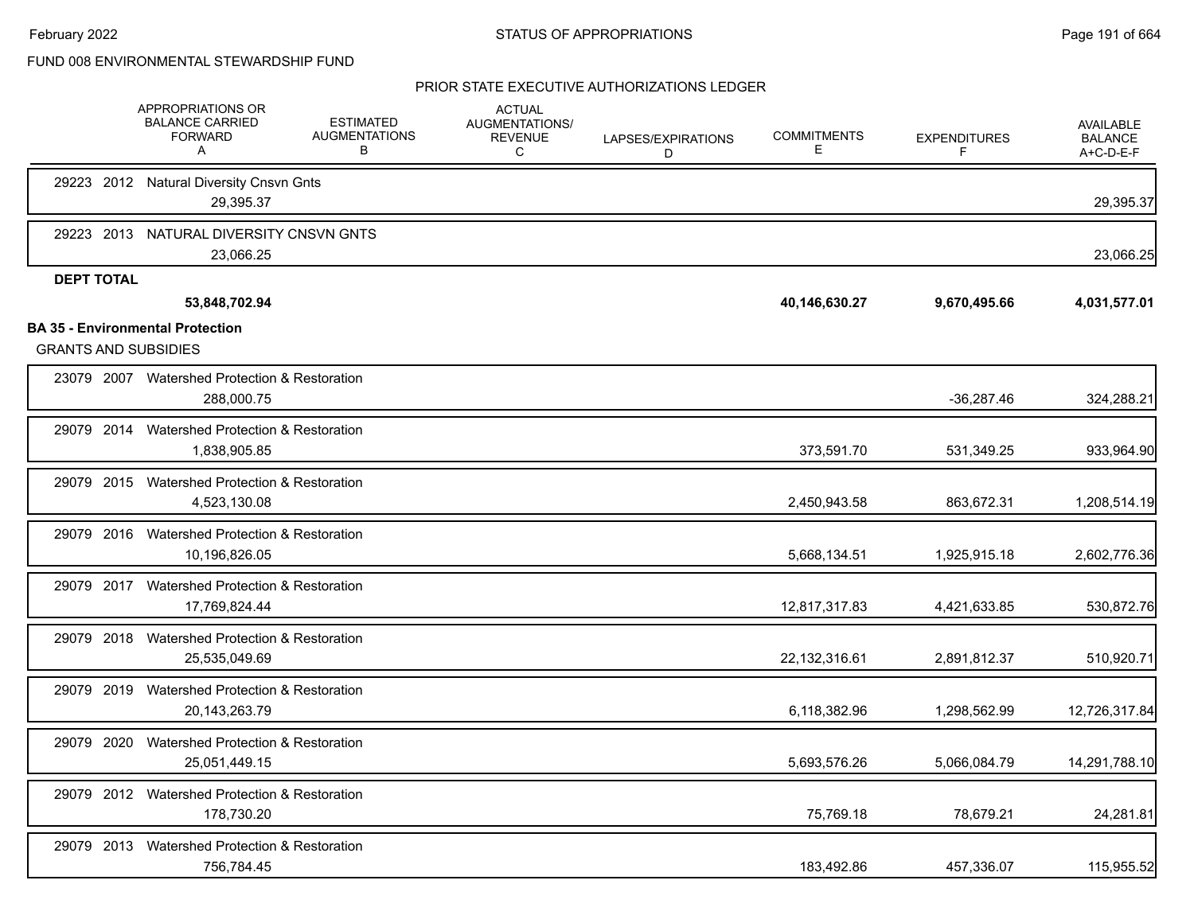FUND 008 ENVIRONMENTAL STEWARDSHIP FUND

PRIOR STATE EXECUTIVE AUTHORIZATIONS LEDGER

| | APPROPRIATIONS OR BALANCE CARRIED FORWARD A | ESTIMATED AUGMENTATIONS B | ACTUAL AUGMENTATIONS/ REVENUE C | LAPSES/EXPIRATIONS D | COMMITMENTS E | EXPENDITURES F | AVAILABLE BALANCE A+C-D-E-F |
|---|---|---|---|---|---|---|---|
| 29223 2012 Natural Diversity Cnsvn Gnts | 29,395.37 | | | | | | 29,395.37 |
| 29223 2013 NATURAL DIVERSITY CNSVN GNTS | 23,066.25 | | | | | | 23,066.25 |
| **DEPT TOTAL** | **53,848,702.94** | | | | **40,146,630.27** | **9,670,495.66** | **4,031,577.01** |

**BA 35 - Environmental Protection**

GRANTS AND SUBSIDIES

| | APPROPRIATIONS OR BALANCE CARRIED FORWARD A | ESTIMATED AUGMENTATIONS B | ACTUAL AUGMENTATIONS/ REVENUE C | LAPSES/EXPIRATIONS D | COMMITMENTS E | EXPENDITURES F | AVAILABLE BALANCE A+C-D-E-F |
|---|---|---|---|---|---|---|---|
| 23079 2007 Watershed Protection & Restoration | 288,000.75 | | | | | -36,287.46 | 324,288.21 |
| 29079 2014 Watershed Protection & Restoration | 1,838,905.85 | | | | 373,591.70 | 531,349.25 | 933,964.90 |
| 29079 2015 Watershed Protection & Restoration | 4,523,130.08 | | | | 2,450,943.58 | 863,672.31 | 1,208,514.19 |
| 29079 2016 Watershed Protection & Restoration | 10,196,826.05 | | | | 5,668,134.51 | 1,925,915.18 | 2,602,776.36 |
| 29079 2017 Watershed Protection & Restoration | 17,769,824.44 | | | | 12,817,317.83 | 4,421,633.85 | 530,872.76 |
| 29079 2018 Watershed Protection & Restoration | 25,535,049.69 | | | | 22,132,316.61 | 2,891,812.37 | 510,920.71 |
| 29079 2019 Watershed Protection & Restoration | 20,143,263.79 | | | | 6,118,382.96 | 1,298,562.99 | 12,726,317.84 |
| 29079 2020 Watershed Protection & Restoration | 25,051,449.15 | | | | 5,693,576.26 | 5,066,084.79 | 14,291,788.10 |
| 29079 2012 Watershed Protection & Restoration | 178,730.20 | | | | 75,769.18 | 78,679.21 | 24,281.81 |
| 29079 2013 Watershed Protection & Restoration | 756,784.45 | | | | 183,492.86 | 457,336.07 | 115,955.52 |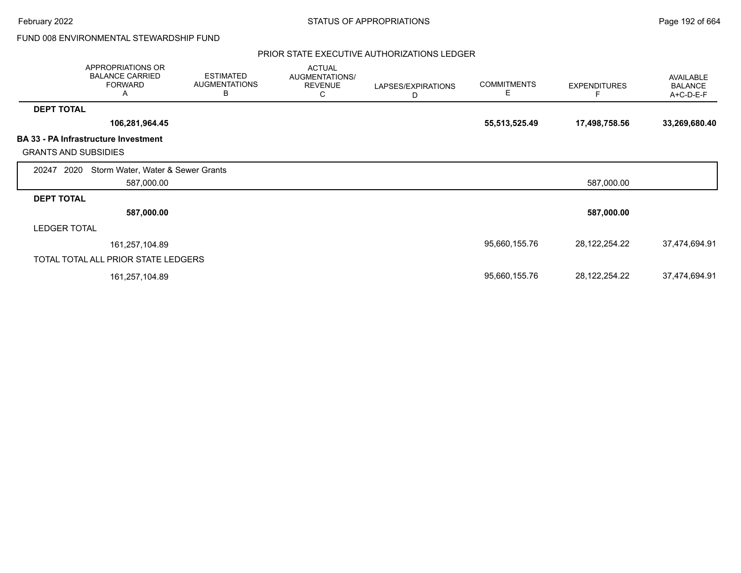FUND 008 ENVIRONMENTAL STEWARDSHIP FUND

PRIOR STATE EXECUTIVE AUTHORIZATIONS LEDGER

| | APPROPRIATIONS OR BALANCE CARRIED FORWARD A | ESTIMATED AUGMENTATIONS B | ACTUAL AUGMENTATIONS/ REVENUE C | LAPSES/EXPIRATIONS D | COMMITMENTS E | EXPENDITURES F | AVAILABLE BALANCE A+C-D-E-F |
|---|---|---|---|---|---|---|---|
| **DEPT TOTAL** | | | | | | | |
| | **106,281,964.45** | | | | **55,513,525.49** | **17,498,758.56** | **33,269,680.40** |
| **BA 33 - PA Infrastructure Investment** | | | | | | | |
| GRANTS AND SUBSIDIES | | | | | | | |
| 20247 2020 Storm Water, Water & Sewer Grants | | | | | | | |
| | 587,000.00 | | | | | 587,000.00 | |
| **DEPT TOTAL** | | | | | | | |
| | **587,000.00** | | | | | **587,000.00** | |
| LEDGER TOTAL | | | | | | | |
| | 161,257,104.89 | | | | 95,660,155.76 | 28,122,254.22 | 37,474,694.91 |
| TOTAL TOTAL ALL PRIOR STATE LEDGERS | | | | | | | |
| | 161,257,104.89 | | | | 95,660,155.76 | 28,122,254.22 | 37,474,694.91 |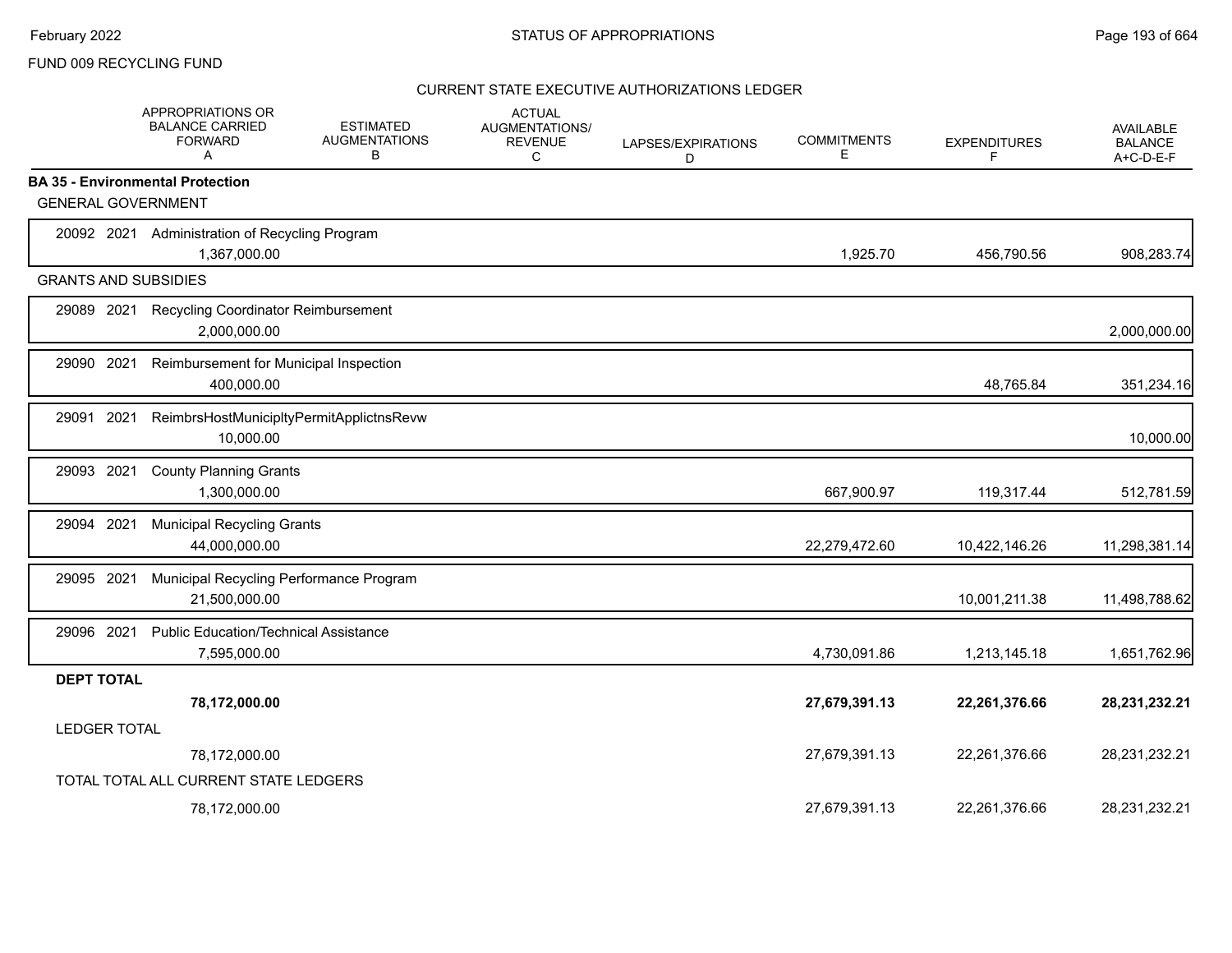FUND 009 RECYCLING FUND

CURRENT STATE EXECUTIVE AUTHORIZATIONS LEDGER

| | APPROPRIATIONS OR BALANCE CARRIED FORWARD A | ESTIMATED AUGMENTATIONS B | ACTUAL AUGMENTATIONS/ REVENUE C | LAPSES/EXPIRATIONS D | COMMITMENTS E | EXPENDITURES F | AVAILABLE BALANCE A+C-D-E-F |
|---|---|---|---|---|---|---|---|
| **BA 35 - Environmental Protection** | | | | | | | |
| GENERAL GOVERNMENT | | | | | | | |
| 20092 2021 Administration of Recycling Program | 1,367,000.00 | | | | 1,925.70 | 456,790.56 | 908,283.74 |
| GRANTS AND SUBSIDIES | | | | | | | |
| 29089 2021 Recycling Coordinator Reimbursement | 2,000,000.00 | | | | | | 2,000,000.00 |
| 29090 2021 Reimbursement for Municipal Inspection | 400,000.00 | | | | | 48,765.84 | 351,234.16 |
| 29091 2021 ReimbrsHostMunicipltyPermitApplictnsRevw | 10,000.00 | | | | | | 10,000.00 |
| 29093 2021 County Planning Grants | 1,300,000.00 | | | | 667,900.97 | 119,317.44 | 512,781.59 |
| 29094 2021 Municipal Recycling Grants | 44,000,000.00 | | | | 22,279,472.60 | 10,422,146.26 | 11,298,381.14 |
| 29095 2021 Municipal Recycling Performance Program | 21,500,000.00 | | | | | 10,001,211.38 | 11,498,788.62 |
| 29096 2021 Public Education/Technical Assistance | 7,595,000.00 | | | | 4,730,091.86 | 1,213,145.18 | 1,651,762.96 |
| **DEPT TOTAL** | **78,172,000.00** | | | | **27,679,391.13** | **22,261,376.66** | **28,231,232.21** |
| LEDGER TOTAL | 78,172,000.00 | | | | 27,679,391.13 | 22,261,376.66 | 28,231,232.21 |
| TOTAL TOTAL ALL CURRENT STATE LEDGERS | 78,172,000.00 | | | | 27,679,391.13 | 22,261,376.66 | 28,231,232.21 |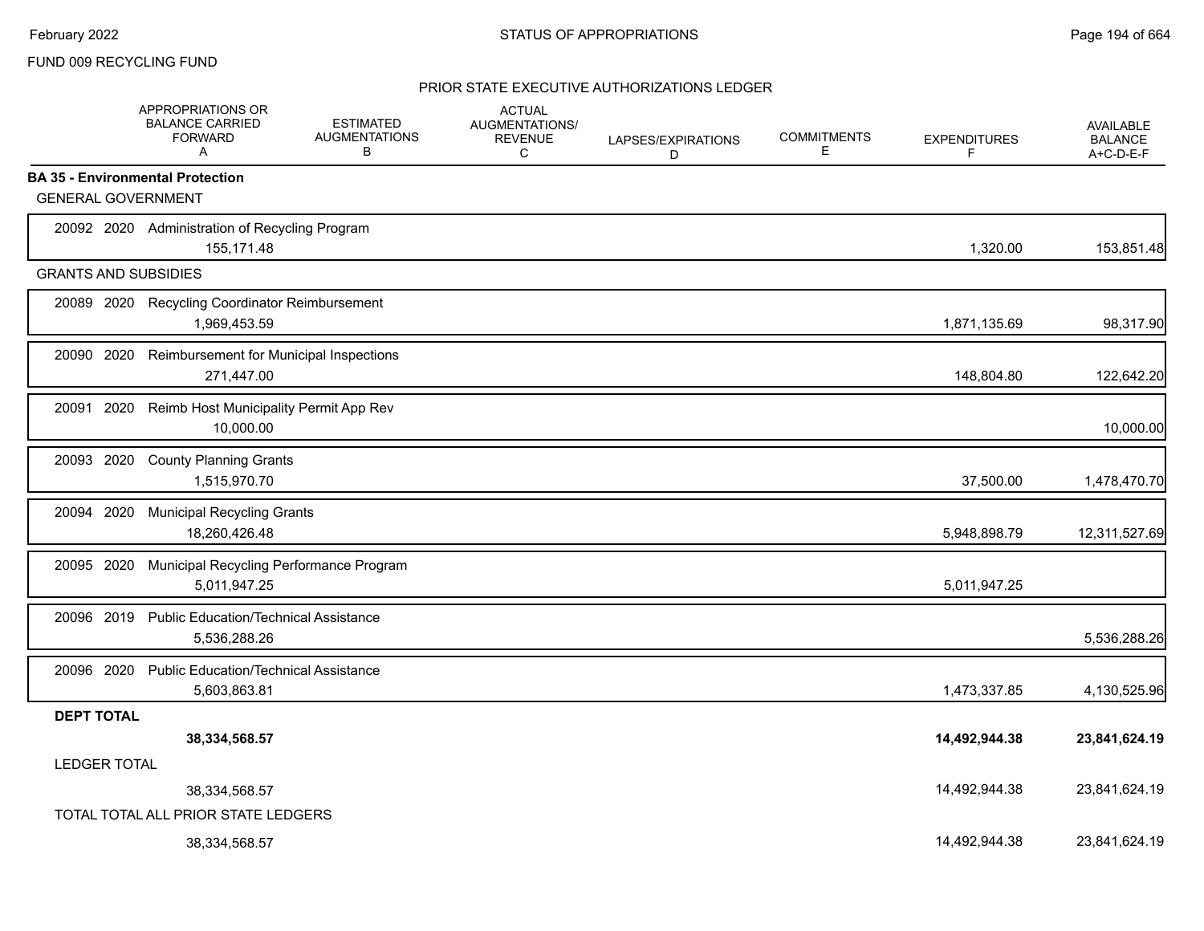FUND 009 RECYCLING FUND

## PRIOR STATE EXECUTIVE AUTHORIZATIONS LEDGER

| | APPROPRIATIONS OR BALANCE CARRIED FORWARD A | ESTIMATED AUGMENTATIONS B | ACTUAL AUGMENTATIONS/ REVENUE C | LAPSES/EXPIRATIONS D | COMMITMENTS E | EXPENDITURES F | AVAILABLE BALANCE A+C-D-E-F |
|---|---|---|---|---|---|---|---|
| **BA 35 - Environmental Protection** | | | | | | | |
| GENERAL GOVERNMENT | | | | | | | |
| 20092 2020 Administration of Recycling Program | 155,171.48 | | | | | 1,320.00 | 153,851.48 |
| GRANTS AND SUBSIDIES | | | | | | | |
| 20089 2020 Recycling Coordinator Reimbursement | 1,969,453.59 | | | | | 1,871,135.69 | 98,317.90 |
| 20090 2020 Reimbursement for Municipal Inspections | 271,447.00 | | | | | 148,804.80 | 122,642.20 |
| 20091 2020 Reimb Host Municipality Permit App Rev | 10,000.00 | | | | | | 10,000.00 |
| 20093 2020 County Planning Grants | 1,515,970.70 | | | | | 37,500.00 | 1,478,470.70 |
| 20094 2020 Municipal Recycling Grants | 18,260,426.48 | | | | | 5,948,898.79 | 12,311,527.69 |
| 20095 2020 Municipal Recycling Performance Program | 5,011,947.25 | | | | | 5,011,947.25 | |
| 20096 2019 Public Education/Technical Assistance | 5,536,288.26 | | | | | | 5,536,288.26 |
| 20096 2020 Public Education/Technical Assistance | 5,603,863.81 | | | | | 1,473,337.85 | 4,130,525.96 |
| **DEPT TOTAL** | **38,334,568.57** | | | | | **14,492,944.38** | **23,841,624.19** |
| LEDGER TOTAL | 38,334,568.57 | | | | | 14,492,944.38 | 23,841,624.19 |
| TOTAL TOTAL ALL PRIOR STATE LEDGERS | 38,334,568.57 | | | | | 14,492,944.38 | 23,841,624.19 |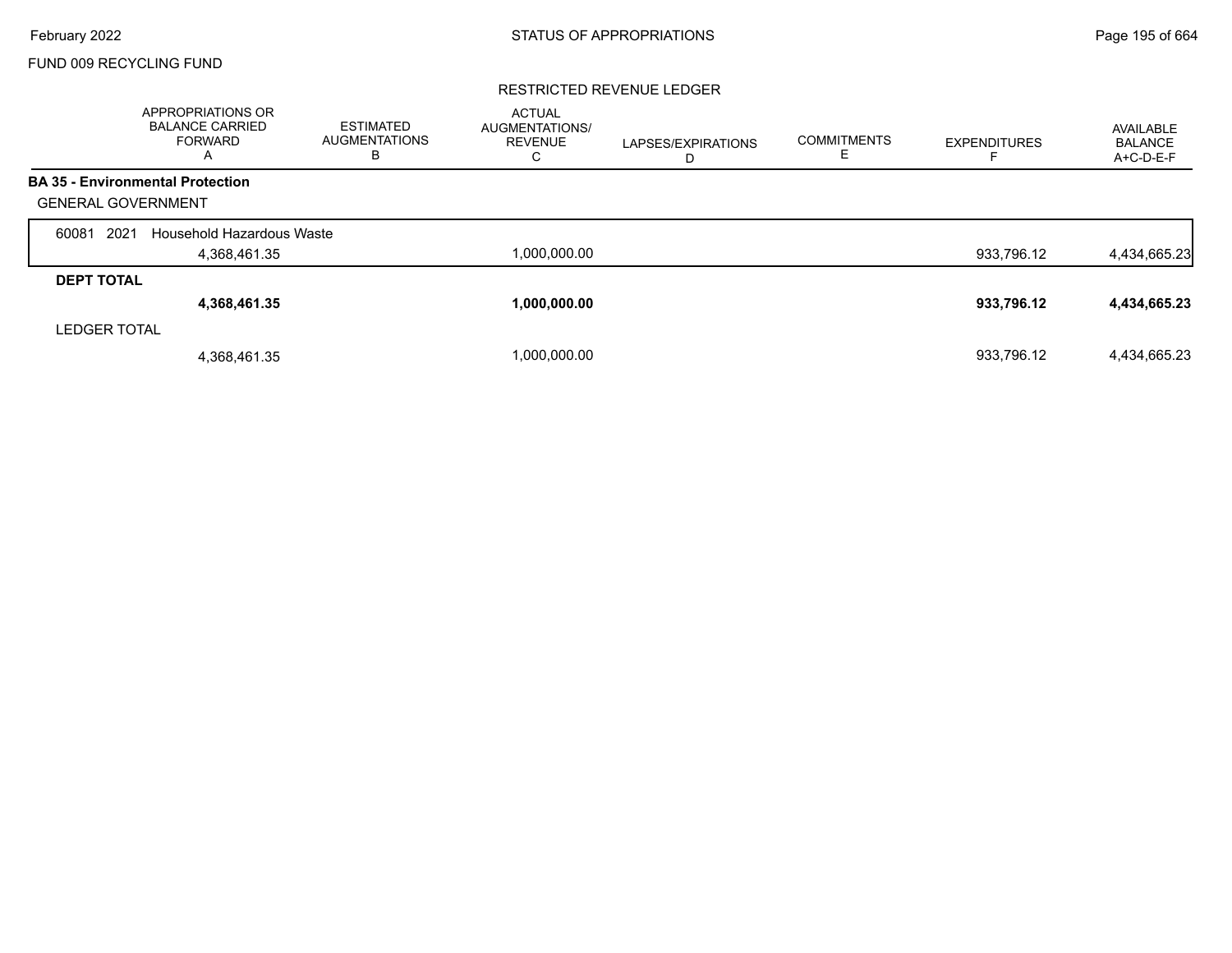FUND 009 RECYCLING FUND

RESTRICTED REVENUE LEDGER

| | APPROPRIATIONS OR BALANCE CARRIED FORWARD A | ESTIMATED AUGMENTATIONS B | ACTUAL AUGMENTATIONS/ REVENUE C | LAPSES/EXPIRATIONS D | COMMITMENTS E | EXPENDITURES F | AVAILABLE BALANCE A+C-D-E-F |
|---|---|---|---|---|---|---|---|
| **BA 35 - Environmental Protection** | | | | | | | |
| GENERAL GOVERNMENT | | | | | | | |
| 60081 2021 Household Hazardous Waste | 4,368,461.35 | | 1,000,000.00 | | | 933,796.12 | 4,434,665.23 |
| **DEPT TOTAL** | **4,368,461.35** | | **1,000,000.00** | | | **933,796.12** | **4,434,665.23** |
| LEDGER TOTAL | 4,368,461.35 | | 1,000,000.00 | | | 933,796.12 | 4,434,665.23 |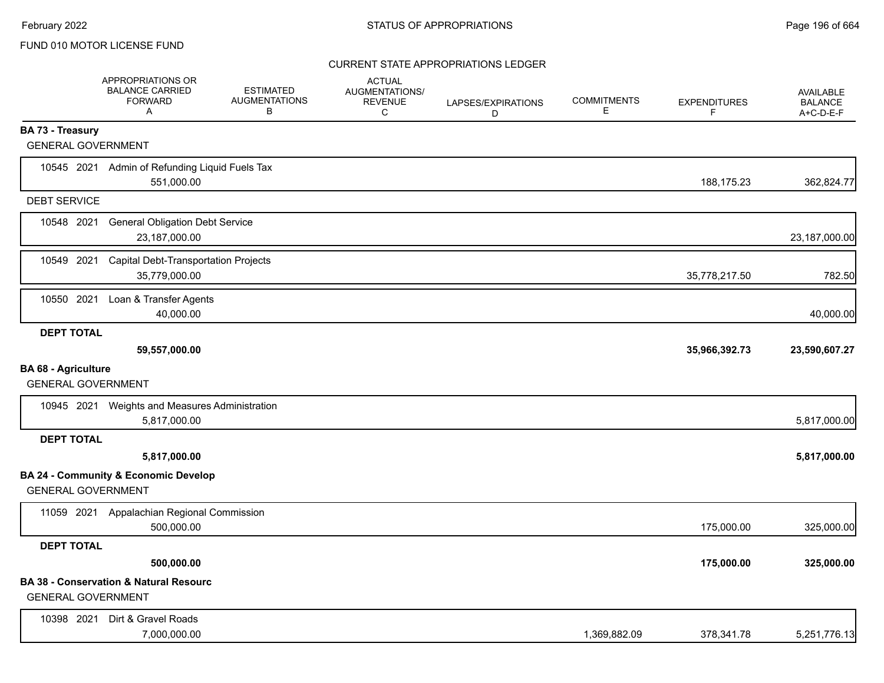# STATUS OF APPROPRIATIONS

FUND 010 MOTOR LICENSE FUND

## CURRENT STATE APPROPRIATIONS LEDGER

| | APPROPRIATIONS OR BALANCE CARRIED FORWARD A | ESTIMATED AUGMENTATIONS B | ACTUAL AUGMENTATIONS/ REVENUE C | LAPSES/EXPIRATIONS D | COMMITMENTS E | EXPENDITURES F | AVAILABLE BALANCE A+C-D-E-F |
|---|---|---|---|---|---|---|---|
| **BA 73 - Treasury** | | | | | | | |
| GENERAL GOVERNMENT | | | | | | | |
| 10545 2021 Admin of Refunding Liquid Fuels Tax | 551,000.00 | | | | | 188,175.23 | 362,824.77 |
| DEBT SERVICE | | | | | | | |
| 10548 2021 General Obligation Debt Service | 23,187,000.00 | | | | | | 23,187,000.00 |
| 10549 2021 Capital Debt-Transportation Projects | 35,779,000.00 | | | | | 35,778,217.50 | 782.50 |
| 10550 2021 Loan & Transfer Agents | 40,000.00 | | | | | | 40,000.00 |
| **DEPT TOTAL** | **59,557,000.00** | | | | | **35,966,392.73** | **23,590,607.27** |
| **BA 68 - Agriculture** | | | | | | | |
| GENERAL GOVERNMENT | | | | | | | |
| 10945 2021 Weights and Measures Administration | 5,817,000.00 | | | | | | 5,817,000.00 |
| **DEPT TOTAL** | **5,817,000.00** | | | | | | **5,817,000.00** |
| **BA 24 - Community & Economic Develop** | | | | | | | |
| GENERAL GOVERNMENT | | | | | | | |
| 11059 2021 Appalachian Regional Commission | 500,000.00 | | | | | 175,000.00 | 325,000.00 |
| **DEPT TOTAL** | **500,000.00** | | | | | **175,000.00** | **325,000.00** |
| **BA 38 - Conservation & Natural Resourc** | | | | | | | |
| GENERAL GOVERNMENT | | | | | | | |
| 10398 2021 Dirt & Gravel Roads | 7,000,000.00 | | | | 1,369,882.09 | 378,341.78 | 5,251,776.13 |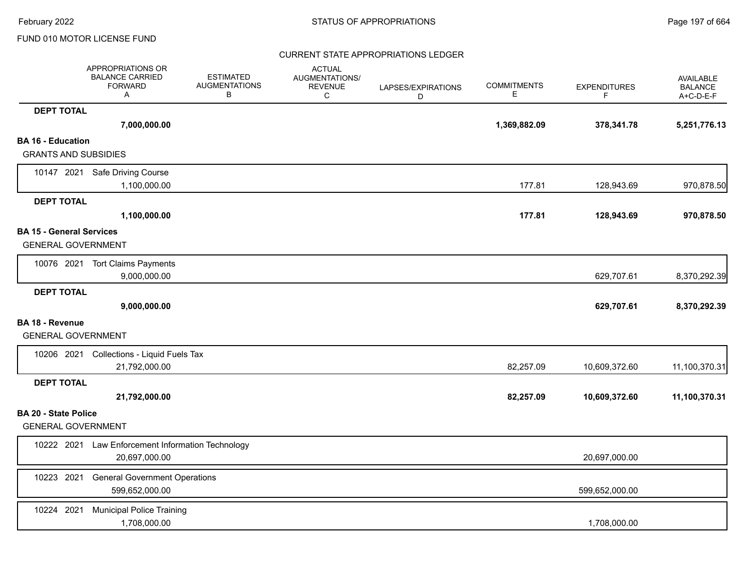FUND 010 MOTOR LICENSE FUND

CURRENT STATE APPROPRIATIONS LEDGER

| | APPROPRIATIONS OR BALANCE CARRIED FORWARD A | ESTIMATED AUGMENTATIONS B | ACTUAL AUGMENTATIONS/ REVENUE C | LAPSES/EXPIRATIONS D | COMMITMENTS E | EXPENDITURES F | AVAILABLE BALANCE A+C-D-E-F |
|---|---|---|---|---|---|---|---|
| **DEPT TOTAL** | **7,000,000.00** | | | | **1,369,882.09** | **378,341.78** | **5,251,776.13** |
| **BA 16 - Education** | | | | | | | |
| GRANTS AND SUBSIDIES | | | | | | | |
| 10147 2021 Safe Driving Course | 1,100,000.00 | | | | 177.81 | 128,943.69 | 970,878.50 |
| **DEPT TOTAL** | **1,100,000.00** | | | | **177.81** | **128,943.69** | **970,878.50** |
| **BA 15 - General Services** | | | | | | | |
| GENERAL GOVERNMENT | | | | | | | |
| 10076 2021 Tort Claims Payments | 9,000,000.00 | | | | | 629,707.61 | 8,370,292.39 |
| **DEPT TOTAL** | **9,000,000.00** | | | | | **629,707.61** | **8,370,292.39** |
| **BA 18 - Revenue** | | | | | | | |
| GENERAL GOVERNMENT | | | | | | | |
| 10206 2021 Collections - Liquid Fuels Tax | 21,792,000.00 | | | | 82,257.09 | 10,609,372.60 | 11,100,370.31 |
| **DEPT TOTAL** | **21,792,000.00** | | | | **82,257.09** | **10,609,372.60** | **11,100,370.31** |
| **BA 20 - State Police** | | | | | | | |
| GENERAL GOVERNMENT | | | | | | | |
| 10222 2021 Law Enforcement Information Technology | 20,697,000.00 | | | | | 20,697,000.00 | |
| 10223 2021 General Government Operations | 599,652,000.00 | | | | | 599,652,000.00 | |
| 10224 2021 Municipal Police Training | 1,708,000.00 | | | | | 1,708,000.00 | |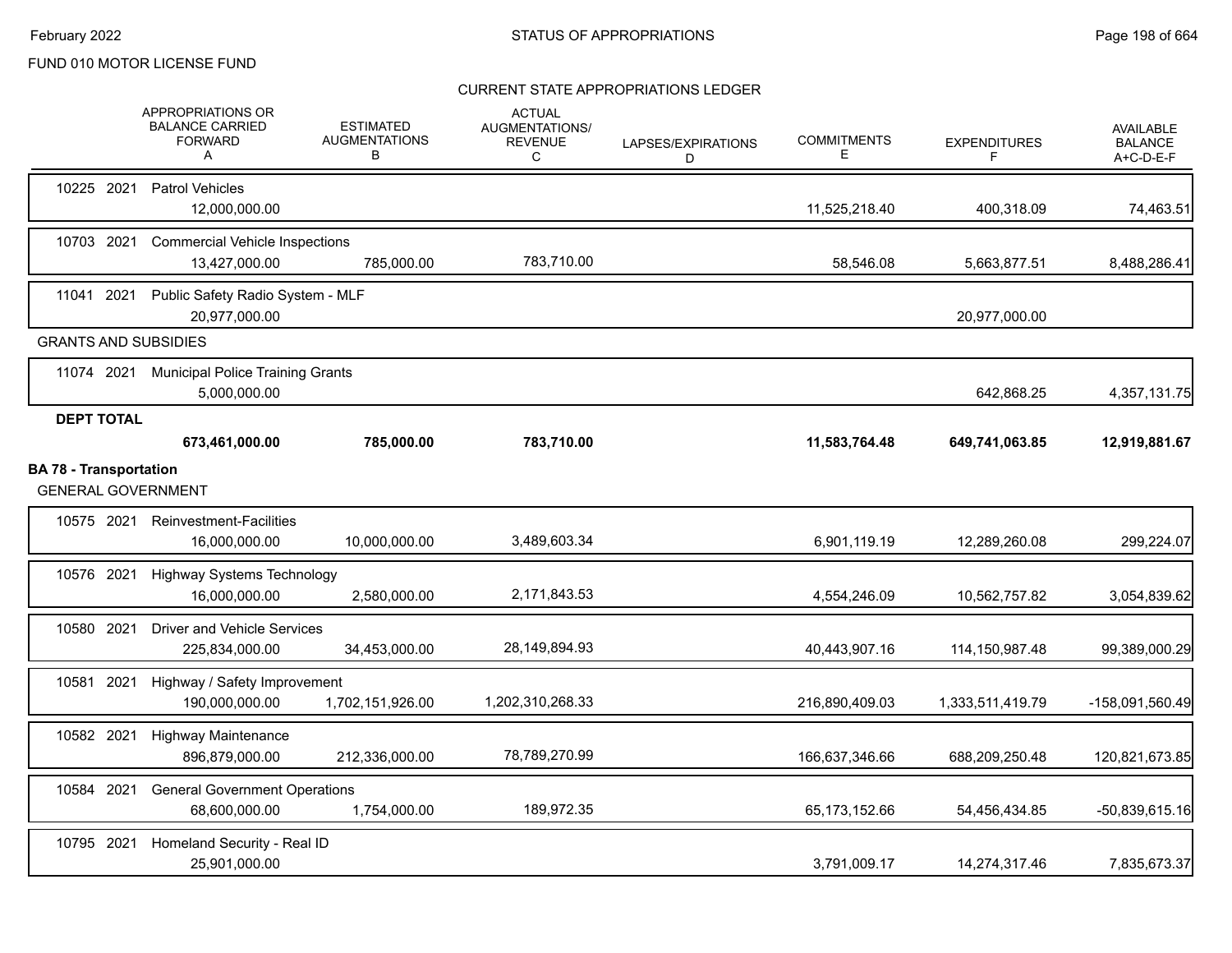FUND 010 MOTOR LICENSE FUND

CURRENT STATE APPROPRIATIONS LEDGER

| | APPROPRIATIONS OR BALANCE CARRIED FORWARD A | ESTIMATED AUGMENTATIONS B | ACTUAL AUGMENTATIONS/ REVENUE C | LAPSES/EXPIRATIONS D | COMMITMENTS E | EXPENDITURES F | AVAILABLE BALANCE A+C-D-E-F |
|---|---|---|---|---|---|---|---|
| 10225 2021 Patrol Vehicles | 12,000,000.00 | | | | 11,525,218.40 | 400,318.09 | 74,463.51 |
| 10703 2021 Commercial Vehicle Inspections | 13,427,000.00 | 785,000.00 | 783,710.00 | | 58,546.08 | 5,663,877.51 | 8,488,286.41 |
| 11041 2021 Public Safety Radio System - MLF | 20,977,000.00 | | | | | 20,977,000.00 | |
| GRANTS AND SUBSIDIES | | | | | | | |
| 11074 2021 Municipal Police Training Grants | 5,000,000.00 | | | | | 642,868.25 | 4,357,131.75 |
| **DEPT TOTAL** | **673,461,000.00** | **785,000.00** | **783,710.00** | | **11,583,764.48** | **649,741,063.85** | **12,919,881.67** |
| **BA 78 - Transportation** | | | | | | | |
| GENERAL GOVERNMENT | | | | | | | |
| 10575 2021 Reinvestment-Facilities | 16,000,000.00 | 10,000,000.00 | 3,489,603.34 | | 6,901,119.19 | 12,289,260.08 | 299,224.07 |
| 10576 2021 Highway Systems Technology | 16,000,000.00 | 2,580,000.00 | 2,171,843.53 | | 4,554,246.09 | 10,562,757.82 | 3,054,839.62 |
| 10580 2021 Driver and Vehicle Services | 225,834,000.00 | 34,453,000.00 | 28,149,894.93 | | 40,443,907.16 | 114,150,987.48 | 99,389,000.29 |
| 10581 2021 Highway / Safety Improvement | 190,000,000.00 | 1,702,151,926.00 | 1,202,310,268.33 | | 216,890,409.03 | 1,333,511,419.79 | -158,091,560.49 |
| 10582 2021 Highway Maintenance | 896,879,000.00 | 212,336,000.00 | 78,789,270.99 | | 166,637,346.66 | 688,209,250.48 | 120,821,673.85 |
| 10584 2021 General Government Operations | 68,600,000.00 | 1,754,000.00 | 189,972.35 | | 65,173,152.66 | 54,456,434.85 | -50,839,615.16 |
| 10795 2021 Homeland Security - Real ID | 25,901,000.00 | | | | 3,791,009.17 | 14,274,317.46 | 7,835,673.37 |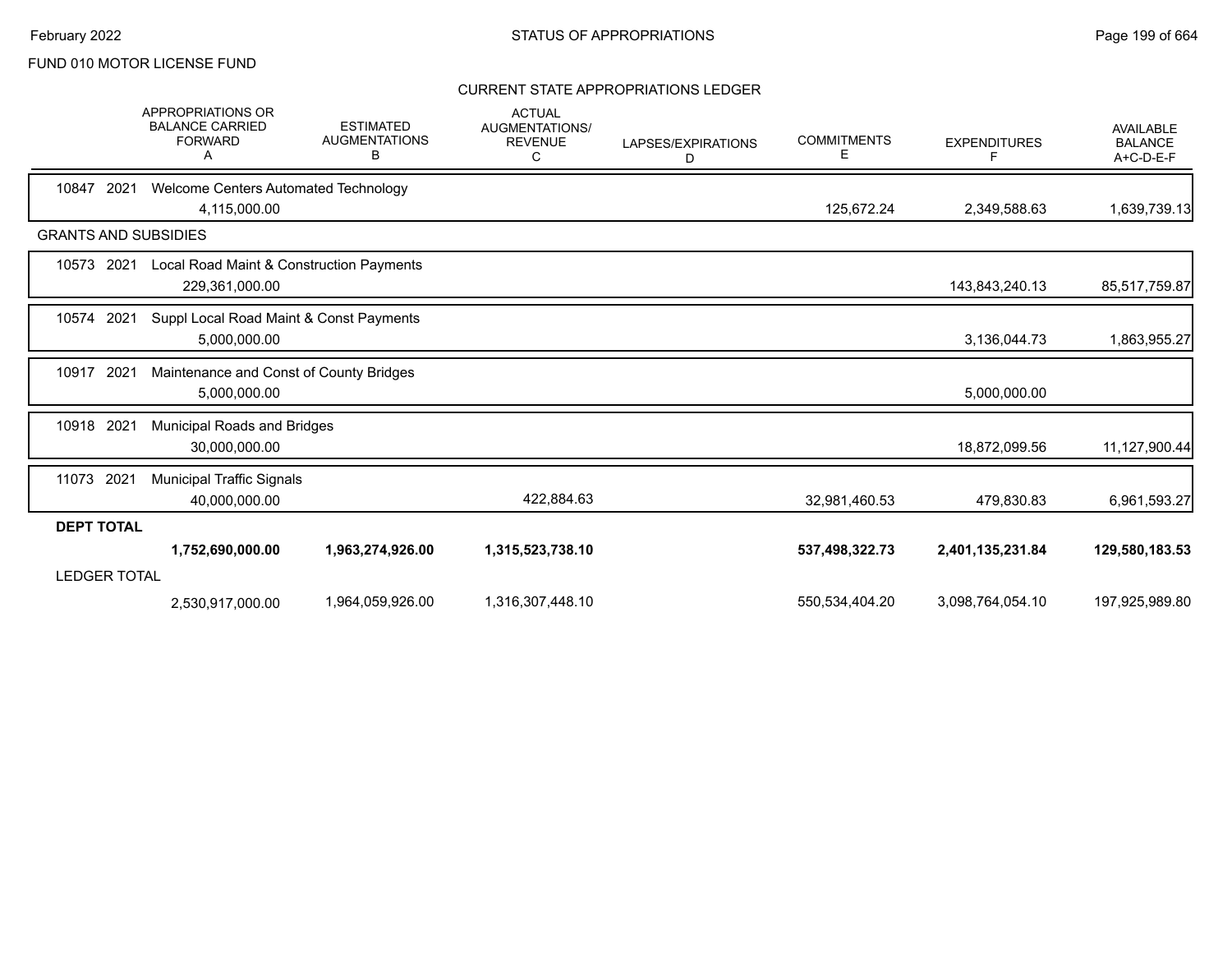FUND 010 MOTOR LICENSE FUND

## CURRENT STATE APPROPRIATIONS LEDGER

| | APPROPRIATIONS OR BALANCE CARRIED FORWARD A | ESTIMATED AUGMENTATIONS B | ACTUAL AUGMENTATIONS/ REVENUE C | LAPSES/EXPIRATIONS D | COMMITMENTS E | EXPENDITURES F | AVAILABLE BALANCE A+C-D-E-F |
|---|---|---|---|---|---|---|---|
| 10847 2021 Welcome Centers Automated Technology | 4,115,000.00 | | | | 125,672.24 | 2,349,588.63 | 1,639,739.13 |
| **GRANTS AND SUBSIDIES** | | | | | | | |
| 10573 2021 Local Road Maint & Construction Payments | 229,361,000.00 | | | | | 143,843,240.13 | 85,517,759.87 |
| 10574 2021 Suppl Local Road Maint & Const Payments | 5,000,000.00 | | | | | 3,136,044.73 | 1,863,955.27 |
| 10917 2021 Maintenance and Const of County Bridges | 5,000,000.00 | | | | | 5,000,000.00 | |
| 10918 2021 Municipal Roads and Bridges | 30,000,000.00 | | | | | 18,872,099.56 | 11,127,900.44 |
| 11073 2021 Municipal Traffic Signals | 40,000,000.00 | | 422,884.63 | | 32,981,460.53 | 479,830.83 | 6,961,593.27 |
| **DEPT TOTAL** | **1,752,690,000.00** | **1,963,274,926.00** | **1,315,523,738.10** | | **537,498,322.73** | **2,401,135,231.84** | **129,580,183.53** |
| LEDGER TOTAL | 2,530,917,000.00 | 1,964,059,926.00 | 1,316,307,448.10 | | 550,534,404.20 | 3,098,764,054.10 | 197,925,989.80 |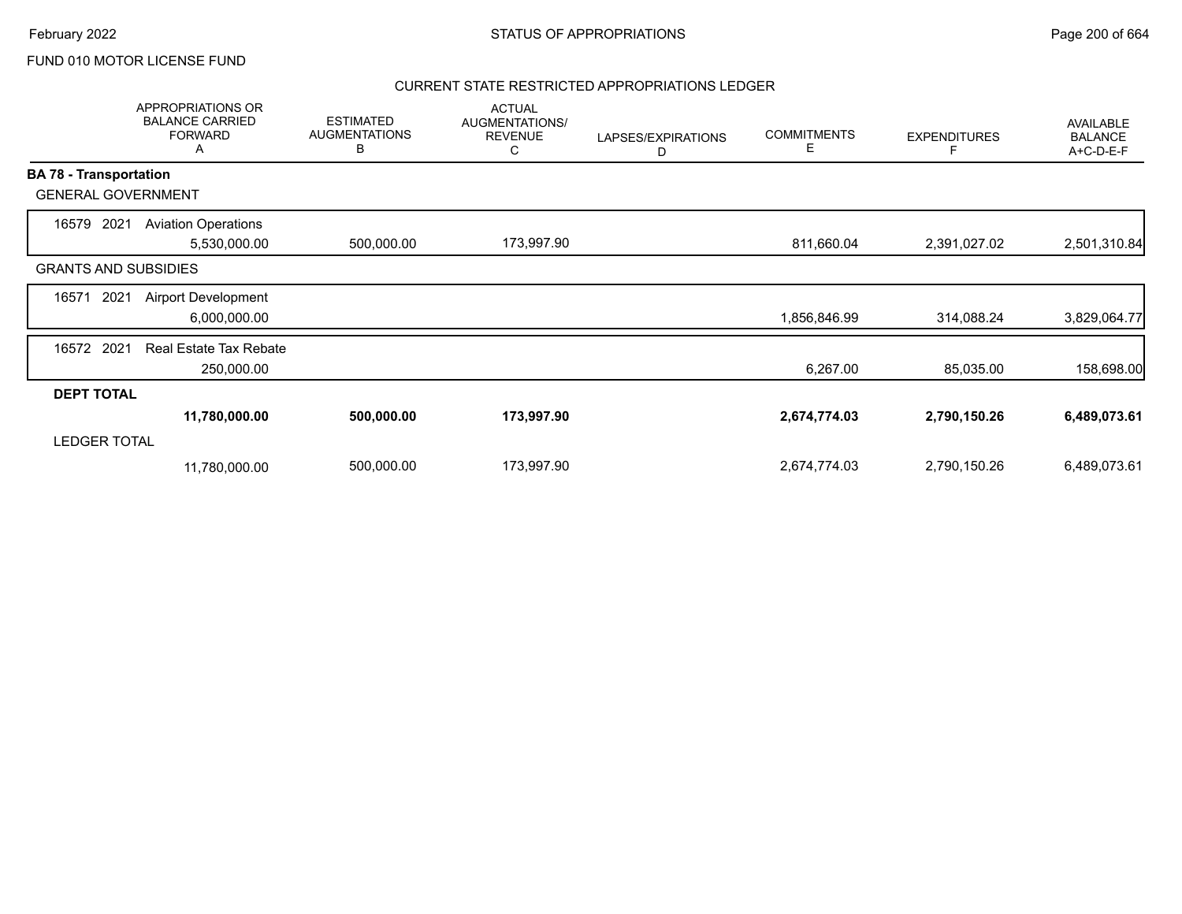FUND 010 MOTOR LICENSE FUND

## CURRENT STATE RESTRICTED APPROPRIATIONS LEDGER

| | APPROPRIATIONS OR BALANCE CARRIED FORWARD A | ESTIMATED AUGMENTATIONS B | ACTUAL AUGMENTATIONS/ REVENUE C | LAPSES/EXPIRATIONS D | COMMITMENTS E | EXPENDITURES F | AVAILABLE BALANCE A+C-D-E-F |
|---|---|---|---|---|---|---|---|
| **BA 78 - Transportation** | | | | | | | |
| GENERAL GOVERNMENT | | | | | | | |
| 16579 2021 Aviation Operations | 5,530,000.00 | 500,000.00 | 173,997.90 | | 811,660.04 | 2,391,027.02 | 2,501,310.84 |
| GRANTS AND SUBSIDIES | | | | | | | |
| 16571 2021 Airport Development | 6,000,000.00 | | | | 1,856,846.99 | 314,088.24 | 3,829,064.77 |
| 16572 2021 Real Estate Tax Rebate | 250,000.00 | | | | 6,267.00 | 85,035.00 | 158,698.00 |
| **DEPT TOTAL** | **11,780,000.00** | **500,000.00** | **173,997.90** | | **2,674,774.03** | **2,790,150.26** | **6,489,073.61** |
| LEDGER TOTAL | 11,780,000.00 | 500,000.00 | 173,997.90 | | 2,674,774.03 | 2,790,150.26 | 6,489,073.61 |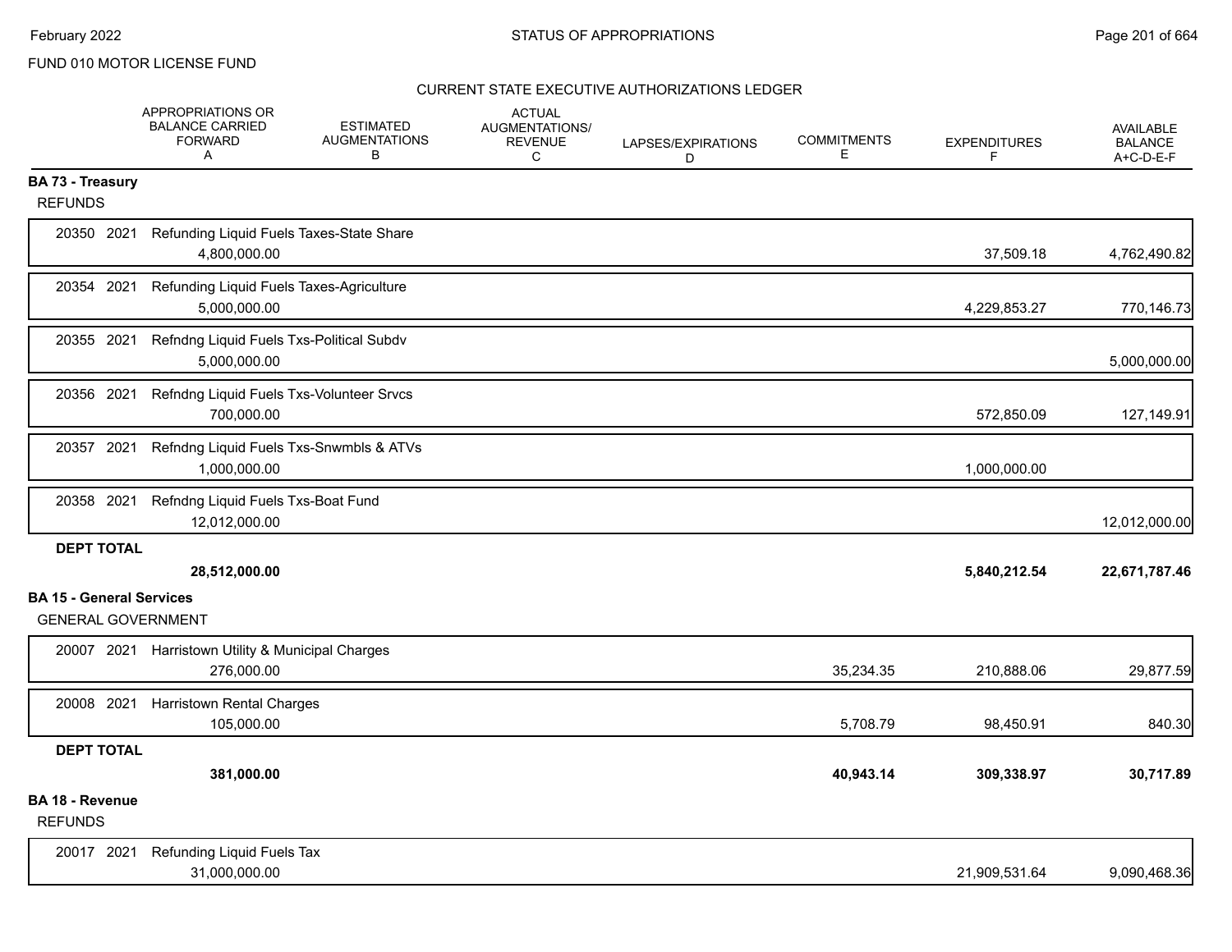FUND 010 MOTOR LICENSE FUND

CURRENT STATE EXECUTIVE AUTHORIZATIONS LEDGER

| | APPROPRIATIONS OR BALANCE CARRIED FORWARD A | ESTIMATED AUGMENTATIONS B | ACTUAL AUGMENTATIONS/ REVENUE C | LAPSES/EXPIRATIONS D | COMMITMENTS E | EXPENDITURES F | AVAILABLE BALANCE A+C-D-E-F |
|---|---|---|---|---|---|---|---|
| **BA 73 - Treasury** | | | | | | | |
| REFUNDS | | | | | | | |
| 20350 2021 Refunding Liquid Fuels Taxes-State Share | 4,800,000.00 | | | | | 37,509.18 | 4,762,490.82 |
| 20354 2021 Refunding Liquid Fuels Taxes-Agriculture | 5,000,000.00 | | | | | 4,229,853.27 | 770,146.73 |
| 20355 2021 Refndng Liquid Fuels Txs-Political Subdv | 5,000,000.00 | | | | | | 5,000,000.00 |
| 20356 2021 Refndng Liquid Fuels Txs-Volunteer Srvcs | 700,000.00 | | | | | 572,850.09 | 127,149.91 |
| 20357 2021 Refndng Liquid Fuels Txs-Snwmbls & ATVs | 1,000,000.00 | | | | | 1,000,000.00 | |
| 20358 2021 Refndng Liquid Fuels Txs-Boat Fund | 12,012,000.00 | | | | | | 12,012,000.00 |
| **DEPT TOTAL** | **28,512,000.00** | | | | | **5,840,212.54** | **22,671,787.46** |
| **BA 15 - General Services** | | | | | | | |
| GENERAL GOVERNMENT | | | | | | | |
| 20007 2021 Harristown Utility & Municipal Charges | 276,000.00 | | | | 35,234.35 | 210,888.06 | 29,877.59 |
| 20008 2021 Harristown Rental Charges | 105,000.00 | | | | 5,708.79 | 98,450.91 | 840.30 |
| **DEPT TOTAL** | **381,000.00** | | | | **40,943.14** | **309,338.97** | **30,717.89** |
| **BA 18 - Revenue** | | | | | | | |
| REFUNDS | | | | | | | |
| 20017 2021 Refunding Liquid Fuels Tax | 31,000,000.00 | | | | | 21,909,531.64 | 9,090,468.36 |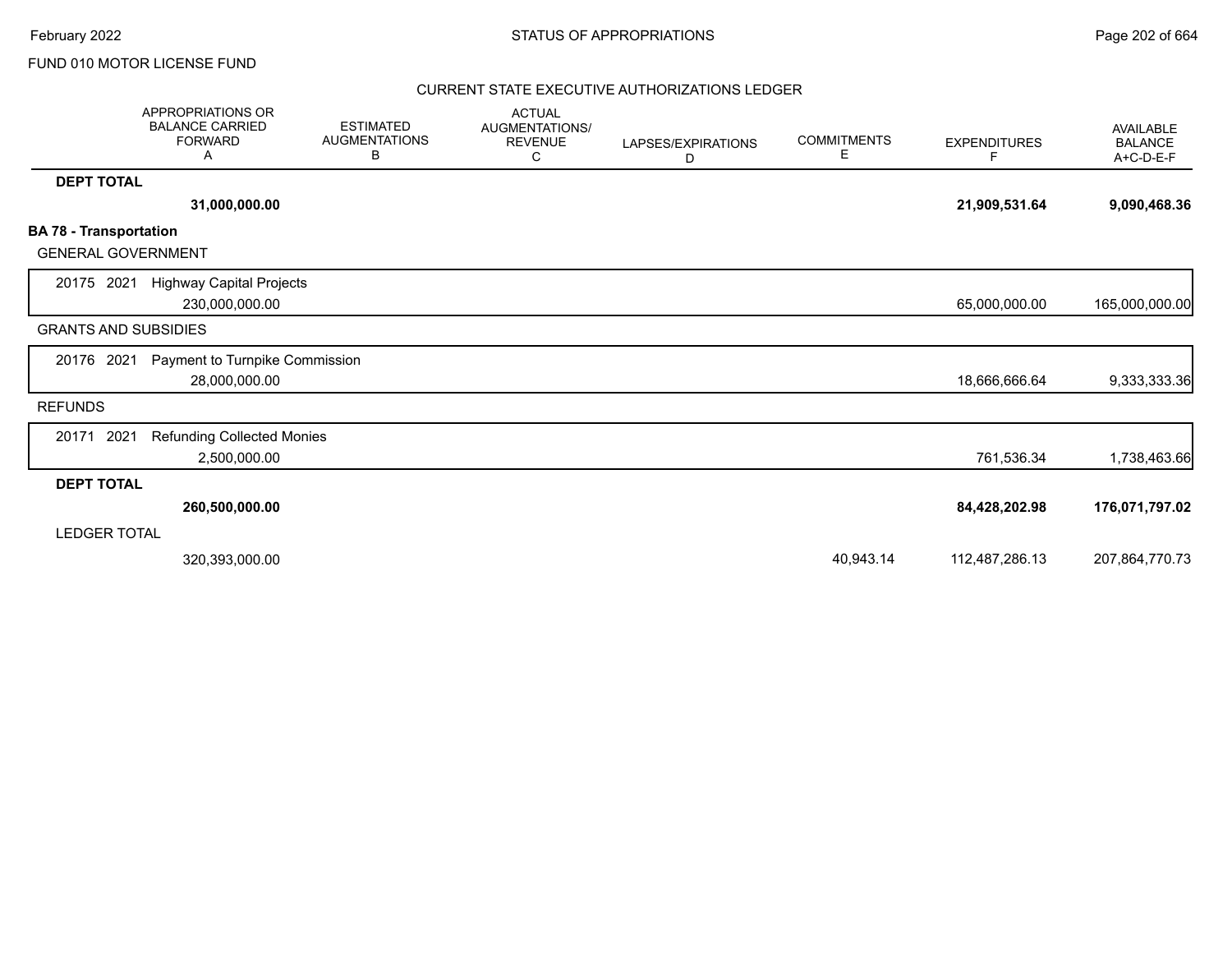FUND 010 MOTOR LICENSE FUND

CURRENT STATE EXECUTIVE AUTHORIZATIONS LEDGER

| | APPROPRIATIONS OR BALANCE CARRIED FORWARD A | ESTIMATED AUGMENTATIONS B | ACTUAL AUGMENTATIONS/ REVENUE C | LAPSES/EXPIRATIONS D | COMMITMENTS E | EXPENDITURES F | AVAILABLE BALANCE A+C-D-E-F |
|---|---|---|---|---|---|---|---|
| **DEPT TOTAL** | **31,000,000.00** | | | | | **21,909,531.64** | **9,090,468.36** |
| **BA 78 - Transportation** | | | | | | | |
| GENERAL GOVERNMENT | | | | | | | |
| 20175 2021 Highway Capital Projects | 230,000,000.00 | | | | | 65,000,000.00 | 165,000,000.00 |
| GRANTS AND SUBSIDIES | | | | | | | |
| 20176 2021 Payment to Turnpike Commission | 28,000,000.00 | | | | | 18,666,666.64 | 9,333,333.36 |
| REFUNDS | | | | | | | |
| 20171 2021 Refunding Collected Monies | 2,500,000.00 | | | | | 761,536.34 | 1,738,463.66 |
| **DEPT TOTAL** | **260,500,000.00** | | | | | **84,428,202.98** | **176,071,797.02** |
| LEDGER TOTAL | 320,393,000.00 | | | | 40,943.14 | 112,487,286.13 | 207,864,770.73 |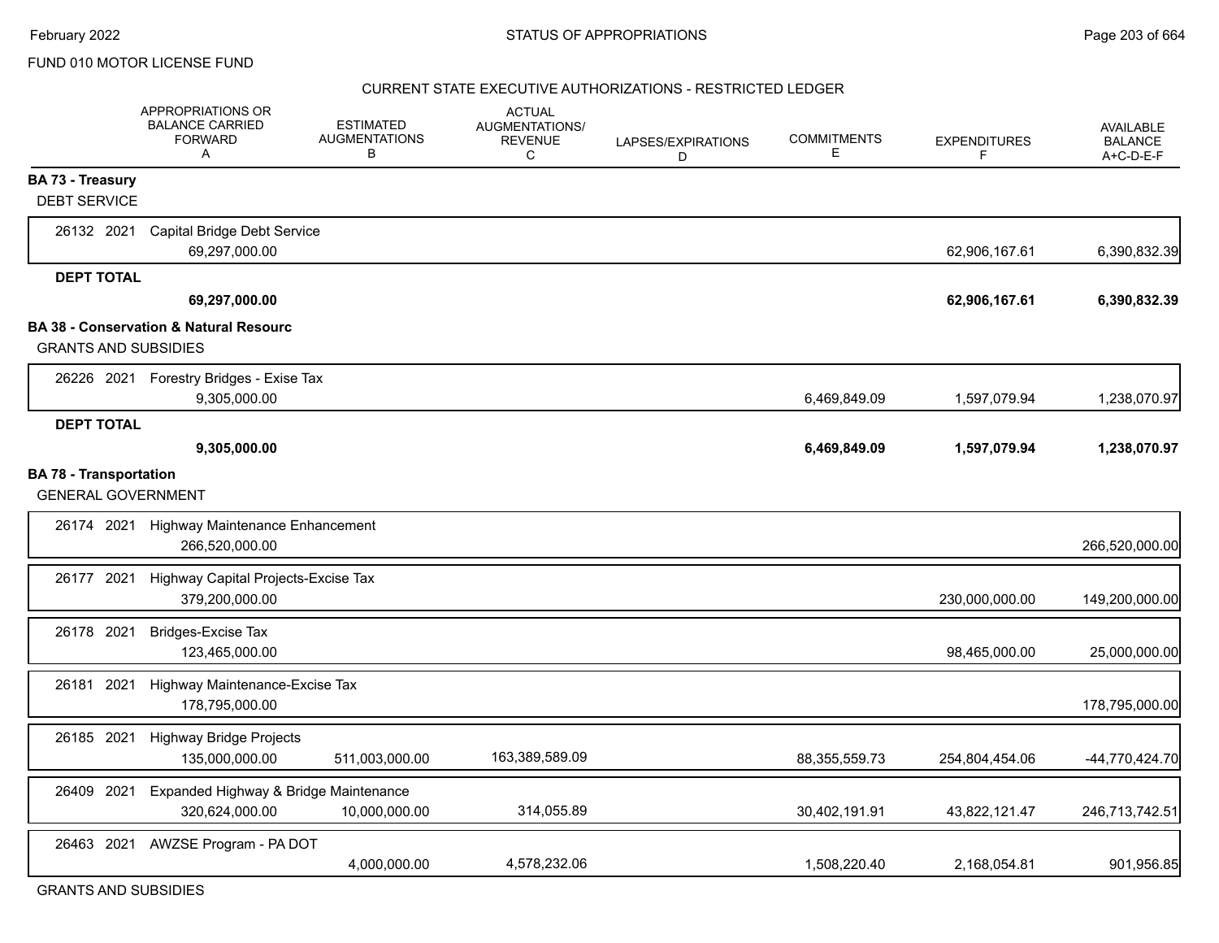FUND 010 MOTOR LICENSE FUND

CURRENT STATE EXECUTIVE AUTHORIZATIONS - RESTRICTED LEDGER

| | APPROPRIATIONS OR BALANCE CARRIED FORWARD A | ESTIMATED AUGMENTATIONS B | ACTUAL AUGMENTATIONS/ REVENUE C | LAPSES/EXPIRATIONS D | COMMITMENTS E | EXPENDITURES F | AVAILABLE BALANCE A+C-D-E-F |
|---|---|---|---|---|---|---|---|
| **BA 73 - Treasury** | | | | | | | |
| DEBT SERVICE | | | | | | | |
| 26132 2021 Capital Bridge Debt Service | 69,297,000.00 | | | | | 62,906,167.61 | 6,390,832.39 |
| **DEPT TOTAL** | **69,297,000.00** | | | | | **62,906,167.61** | **6,390,832.39** |
| **BA 38 - Conservation & Natural Resourc** | | | | | | | |
| GRANTS AND SUBSIDIES | | | | | | | |
| 26226 2021 Forestry Bridges - Exise Tax | 9,305,000.00 | | | | 6,469,849.09 | 1,597,079.94 | 1,238,070.97 |
| **DEPT TOTAL** | **9,305,000.00** | | | | **6,469,849.09** | **1,597,079.94** | **1,238,070.97** |
| **BA 78 - Transportation** | | | | | | | |
| GENERAL GOVERNMENT | | | | | | | |
| 26174 2021 Highway Maintenance Enhancement | 266,520,000.00 | | | | | | 266,520,000.00 |
| 26177 2021 Highway Capital Projects-Excise Tax | 379,200,000.00 | | | | | 230,000,000.00 | 149,200,000.00 |
| 26178 2021 Bridges-Excise Tax | 123,465,000.00 | | | | | 98,465,000.00 | 25,000,000.00 |
| 26181 2021 Highway Maintenance-Excise Tax | 178,795,000.00 | | | | | | 178,795,000.00 |
| 26185 2021 Highway Bridge Projects | 135,000,000.00 | 511,003,000.00 | 163,389,589.09 | | 88,355,559.73 | 254,804,454.06 | -44,770,424.70 |
| 26409 2021 Expanded Highway & Bridge Maintenance | 320,624,000.00 | 10,000,000.00 | 314,055.89 | | 30,402,191.91 | 43,822,121.47 | 246,713,742.51 |
| 26463 2021 AWZSE Program - PA DOT | | 4,000,000.00 | 4,578,232.06 | | 1,508,220.40 | 2,168,054.81 | 901,956.85 |
| GRANTS AND SUBSIDIES | | | | | | | |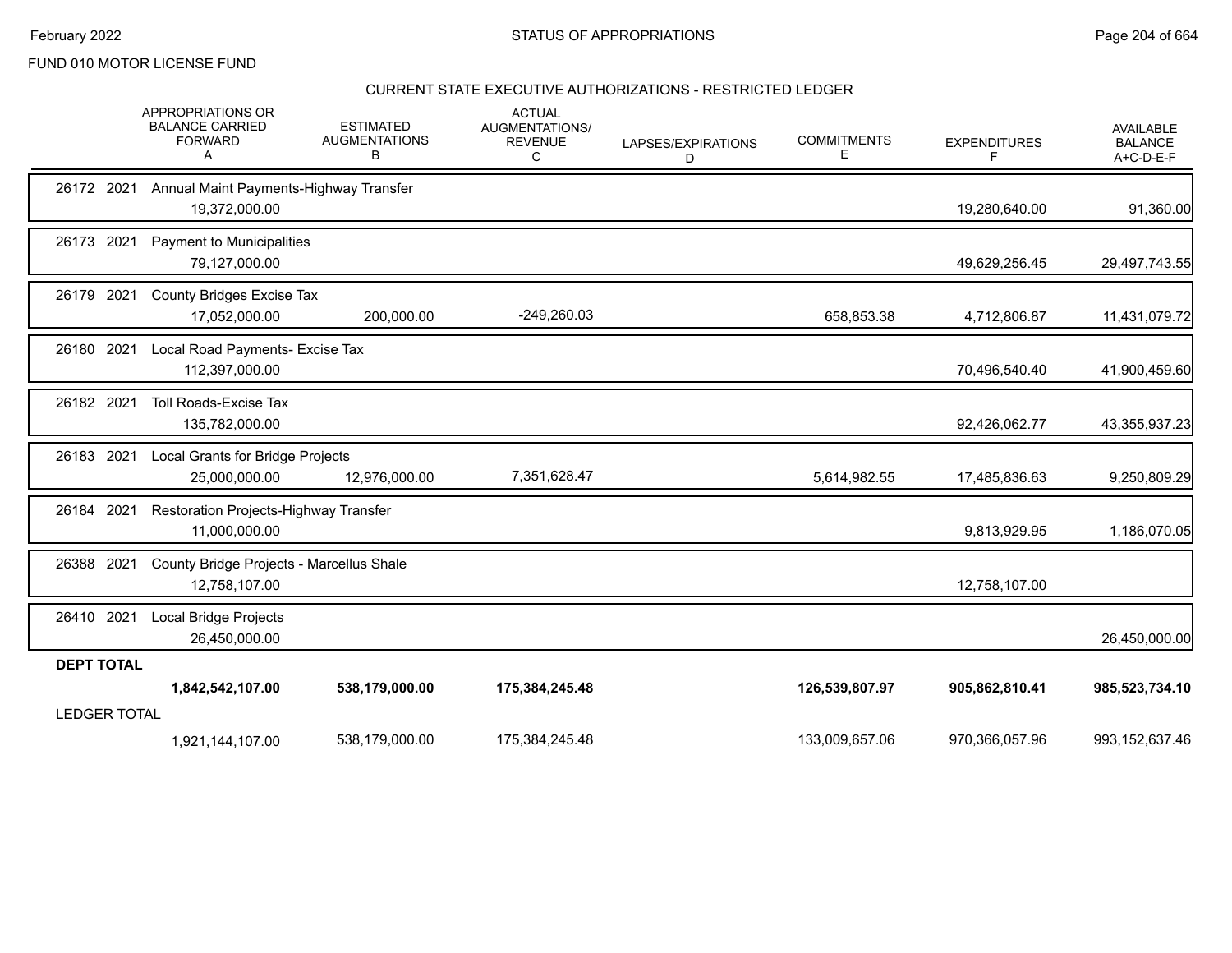FUND 010 MOTOR LICENSE FUND

## CURRENT STATE EXECUTIVE AUTHORIZATIONS - RESTRICTED LEDGER

| | APPROPRIATIONS OR BALANCE CARRIED FORWARD A | ESTIMATED AUGMENTATIONS B | ACTUAL AUGMENTATIONS/ REVENUE C | LAPSES/EXPIRATIONS D | COMMITMENTS E | EXPENDITURES F | AVAILABLE BALANCE A+C-D-E-F |
|---|---|---|---|---|---|---|---|
| 26172 2021 Annual Maint Payments-Highway Transfer | 19,372,000.00 | | | | | 19,280,640.00 | 91,360.00 |
| 26173 2021 Payment to Municipalities | 79,127,000.00 | | | | | 49,629,256.45 | 29,497,743.55 |
| 26179 2021 County Bridges Excise Tax | 17,052,000.00 | 200,000.00 | -249,260.03 | | 658,853.38 | 4,712,806.87 | 11,431,079.72 |
| 26180 2021 Local Road Payments- Excise Tax | 112,397,000.00 | | | | | 70,496,540.40 | 41,900,459.60 |
| 26182 2021 Toll Roads-Excise Tax | 135,782,000.00 | | | | | 92,426,062.77 | 43,355,937.23 |
| 26183 2021 Local Grants for Bridge Projects | 25,000,000.00 | 12,976,000.00 | 7,351,628.47 | | 5,614,982.55 | 17,485,836.63 | 9,250,809.29 |
| 26184 2021 Restoration Projects-Highway Transfer | 11,000,000.00 | | | | | 9,813,929.95 | 1,186,070.05 |
| 26388 2021 County Bridge Projects - Marcellus Shale | 12,758,107.00 | | | | | 12,758,107.00 | |
| 26410 2021 Local Bridge Projects | 26,450,000.00 | | | | | | 26,450,000.00 |
| **DEPT TOTAL** | **1,842,542,107.00** | **538,179,000.00** | **175,384,245.48** | | **126,539,807.97** | **905,862,810.41** | **985,523,734.10** |
| LEDGER TOTAL | 1,921,144,107.00 | 538,179,000.00 | 175,384,245.48 | | 133,009,657.06 | 970,366,057.96 | 993,152,637.46 |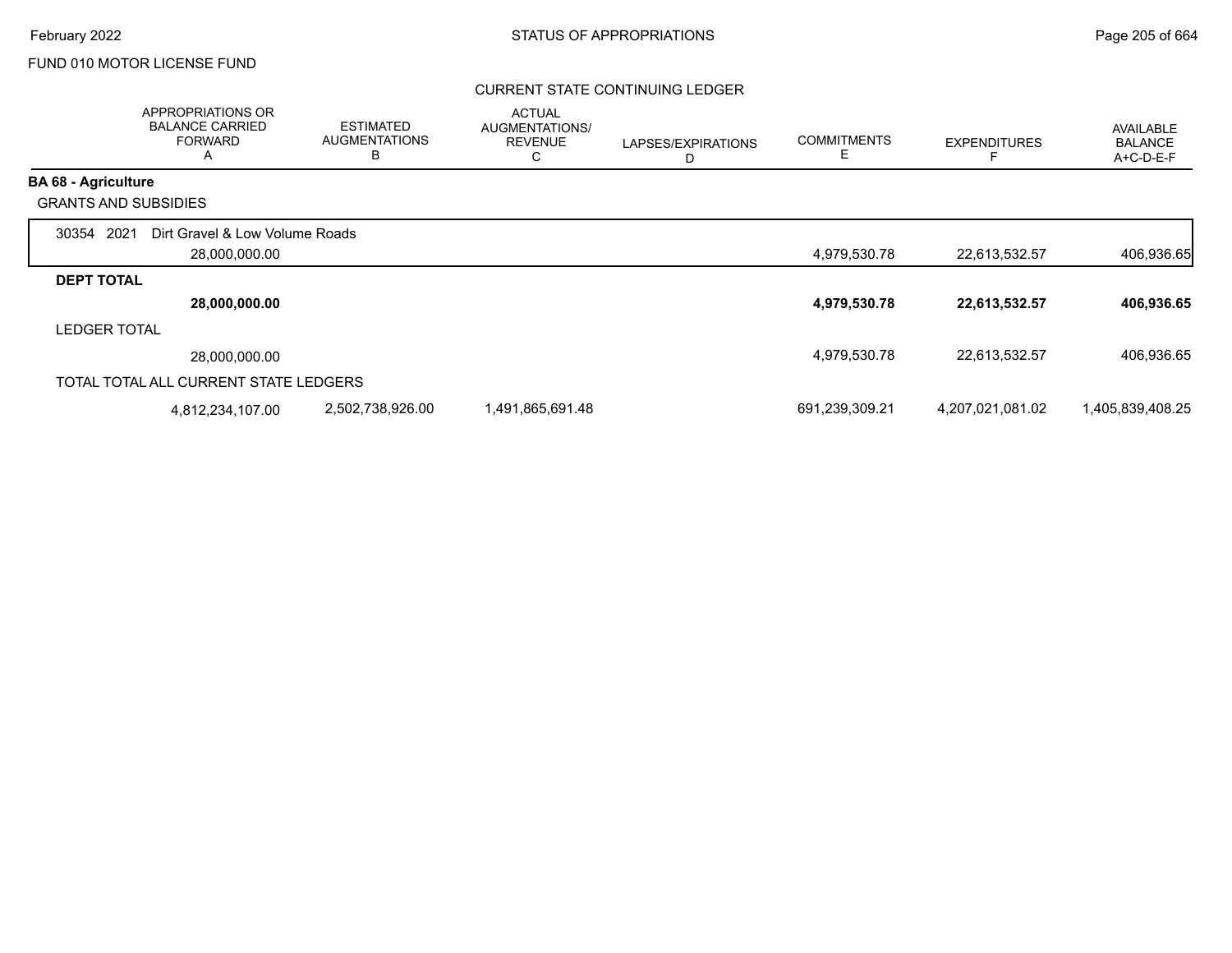FUND 010 MOTOR LICENSE FUND

## CURRENT STATE CONTINUING LEDGER

| | APPROPRIATIONS OR BALANCE CARRIED FORWARD A | ESTIMATED AUGMENTATIONS B | ACTUAL AUGMENTATIONS/ REVENUE C | LAPSES/EXPIRATIONS D | COMMITMENTS E | EXPENDITURES F | AVAILABLE BALANCE A+C-D-E-F |
|---|---|---|---|---|---|---|---|
| **BA 68 - Agriculture** | | | | | | | |
| GRANTS AND SUBSIDIES | | | | | | | |
| 30354 2021 Dirt Gravel & Low Volume Roads | 28,000,000.00 | | | | 4,979,530.78 | 22,613,532.57 | 406,936.65 |
| **DEPT TOTAL** | **28,000,000.00** | | | | **4,979,530.78** | **22,613,532.57** | **406,936.65** |
| LEDGER TOTAL | 28,000,000.00 | | | | 4,979,530.78 | 22,613,532.57 | 406,936.65 |
| TOTAL TOTAL ALL CURRENT STATE LEDGERS | 4,812,234,107.00 | 2,502,738,926.00 | 1,491,865,691.48 | | 691,239,309.21 | 4,207,021,081.02 | 1,405,839,408.25 |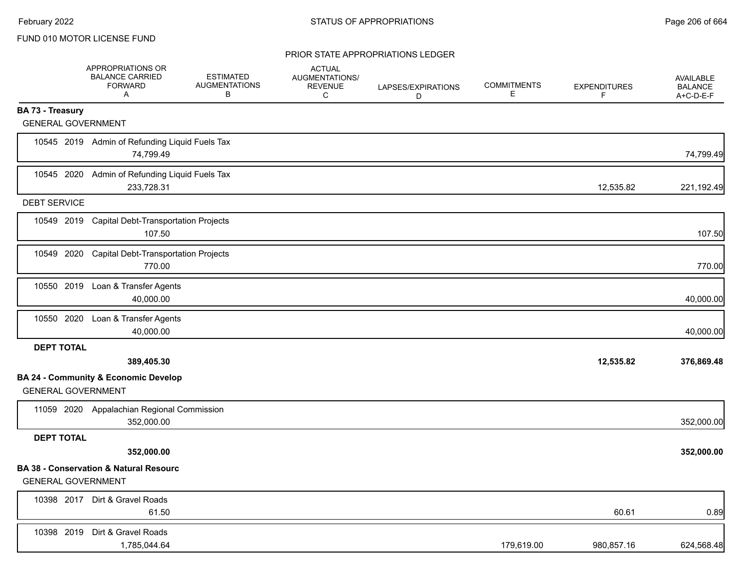FUND 010 MOTOR LICENSE FUND

PRIOR STATE APPROPRIATIONS LEDGER

| | APPROPRIATIONS OR BALANCE CARRIED FORWARD A | ESTIMATED AUGMENTATIONS B | ACTUAL AUGMENTATIONS/ REVENUE C | LAPSES/EXPIRATIONS D | COMMITMENTS E | EXPENDITURES F | AVAILABLE BALANCE A+C-D-E-F |
|---|---|---|---|---|---|---|---|
| **BA 73 - Treasury** | | | | | | | |
| GENERAL GOVERNMENT | | | | | | | |
| 10545 2019 Admin of Refunding Liquid Fuels Tax | 74,799.49 | | | | | | 74,799.49 |
| 10545 2020 Admin of Refunding Liquid Fuels Tax | 233,728.31 | | | | | 12,535.82 | 221,192.49 |
| DEBT SERVICE | | | | | | | |
| 10549 2019 Capital Debt-Transportation Projects | 107.50 | | | | | | 107.50 |
| 10549 2020 Capital Debt-Transportation Projects | 770.00 | | | | | | 770.00 |
| 10550 2019 Loan & Transfer Agents | 40,000.00 | | | | | | 40,000.00 |
| 10550 2020 Loan & Transfer Agents | 40,000.00 | | | | | | 40,000.00 |
| **DEPT TOTAL** | **389,405.30** | | | | | **12,535.82** | **376,869.48** |
| **BA 24 - Community & Economic Develop** | | | | | | | |
| GENERAL GOVERNMENT | | | | | | | |
| 11059 2020 Appalachian Regional Commission | 352,000.00 | | | | | | 352,000.00 |
| **DEPT TOTAL** | **352,000.00** | | | | | | **352,000.00** |
| **BA 38 - Conservation & Natural Resourc** | | | | | | | |
| GENERAL GOVERNMENT | | | | | | | |
| 10398 2017 Dirt & Gravel Roads | 61.50 | | | | | 60.61 | 0.89 |
| 10398 2019 Dirt & Gravel Roads | 1,785,044.64 | | | | 179,619.00 | 980,857.16 | 624,568.48 |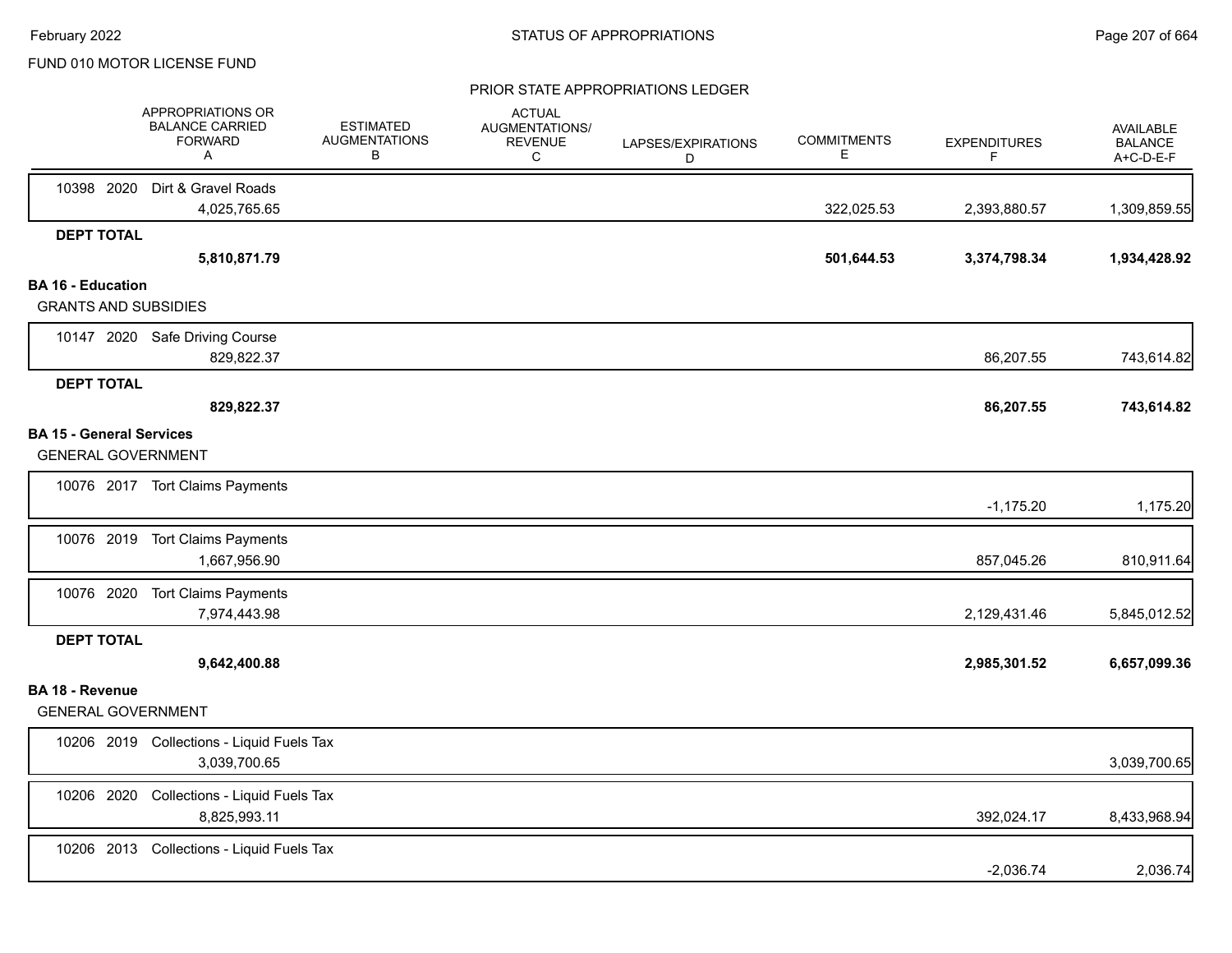FUND 010 MOTOR LICENSE FUND

PRIOR STATE APPROPRIATIONS LEDGER

| | APPROPRIATIONS OR BALANCE CARRIED FORWARD A | ESTIMATED AUGMENTATIONS B | ACTUAL AUGMENTATIONS/ REVENUE C | LAPSES/EXPIRATIONS D | COMMITMENTS E | EXPENDITURES F | AVAILABLE BALANCE A+C-D-E-F |
|---|---|---|---|---|---|---|---|
| 10398 2020 Dirt & Gravel Roads | 4,025,765.65 | | | | 322,025.53 | 2,393,880.57 | 1,309,859.55 |
| **DEPT TOTAL** | **5,810,871.79** | | | | **501,644.53** | **3,374,798.34** | **1,934,428.92** |
| **BA 16 - Education** | | | | | | | |
| GRANTS AND SUBSIDIES | | | | | | | |
| 10147 2020 Safe Driving Course | 829,822.37 | | | | | 86,207.55 | 743,614.82 |
| **DEPT TOTAL** | **829,822.37** | | | | | **86,207.55** | **743,614.82** |
| **BA 15 - General Services** | | | | | | | |
| GENERAL GOVERNMENT | | | | | | | |
| 10076 2017 Tort Claims Payments | | | | | | -1,175.20 | 1,175.20 |
| 10076 2019 Tort Claims Payments | 1,667,956.90 | | | | | 857,045.26 | 810,911.64 |
| 10076 2020 Tort Claims Payments | 7,974,443.98 | | | | | 2,129,431.46 | 5,845,012.52 |
| **DEPT TOTAL** | **9,642,400.88** | | | | | **2,985,301.52** | **6,657,099.36** |
| **BA 18 - Revenue** | | | | | | | |
| GENERAL GOVERNMENT | | | | | | | |
| 10206 2019 Collections - Liquid Fuels Tax | 3,039,700.65 | | | | | | 3,039,700.65 |
| 10206 2020 Collections - Liquid Fuels Tax | 8,825,993.11 | | | | | 392,024.17 | 8,433,968.94 |
| 10206 2013 Collections - Liquid Fuels Tax | | | | | | -2,036.74 | 2,036.74 |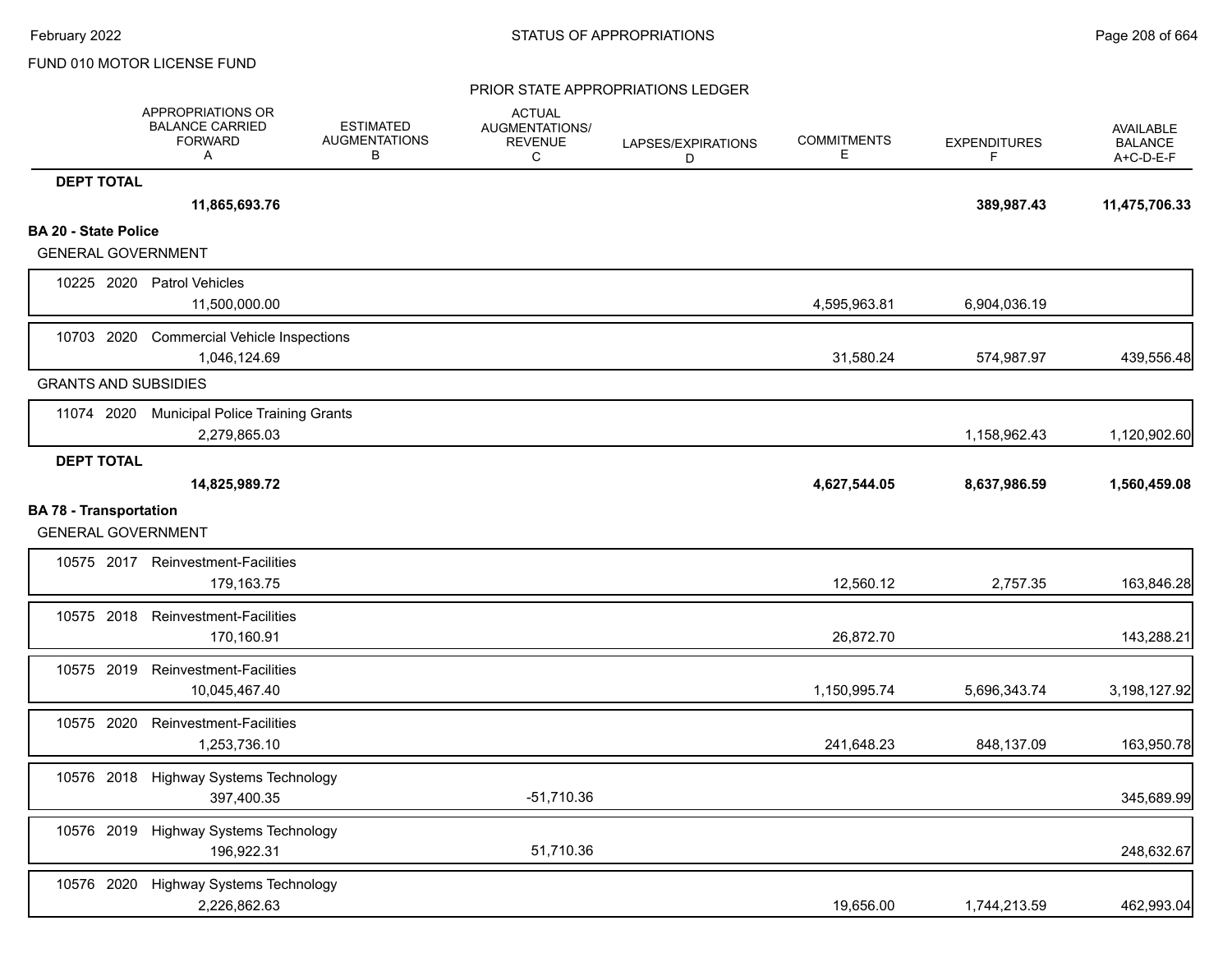FUND 010 MOTOR LICENSE FUND

PRIOR STATE APPROPRIATIONS LEDGER

| | APPROPRIATIONS OR BALANCE CARRIED FORWARD A | ESTIMATED AUGMENTATIONS B | ACTUAL AUGMENTATIONS/ REVENUE C | LAPSES/EXPIRATIONS D | COMMITMENTS E | EXPENDITURES F | AVAILABLE BALANCE A+C-D-E-F |
|---|---|---|---|---|---|---|---|
| **DEPT TOTAL** | **11,865,693.76** | | | | | **389,987.43** | **11,475,706.33** |
| **BA 20 - State Police** | | | | | | | |
| GENERAL GOVERNMENT | | | | | | | |
| 10225 2020 Patrol Vehicles | 11,500,000.00 | | | | 4,595,963.81 | 6,904,036.19 | |
| 10703 2020 Commercial Vehicle Inspections | 1,046,124.69 | | | | 31,580.24 | 574,987.97 | 439,556.48 |
| GRANTS AND SUBSIDIES | | | | | | | |
| 11074 2020 Municipal Police Training Grants | 2,279,865.03 | | | | | 1,158,962.43 | 1,120,902.60 |
| **DEPT TOTAL** | **14,825,989.72** | | | | **4,627,544.05** | **8,637,986.59** | **1,560,459.08** |
| **BA 78 - Transportation** | | | | | | | |
| GENERAL GOVERNMENT | | | | | | | |
| 10575 2017 Reinvestment-Facilities | 179,163.75 | | | | 12,560.12 | 2,757.35 | 163,846.28 |
| 10575 2018 Reinvestment-Facilities | 170,160.91 | | | | 26,872.70 | | 143,288.21 |
| 10575 2019 Reinvestment-Facilities | 10,045,467.40 | | | | 1,150,995.74 | 5,696,343.74 | 3,198,127.92 |
| 10575 2020 Reinvestment-Facilities | 1,253,736.10 | | | | 241,648.23 | 848,137.09 | 163,950.78 |
| 10576 2018 Highway Systems Technology | 397,400.35 | | -51,710.36 | | | | 345,689.99 |
| 10576 2019 Highway Systems Technology | 196,922.31 | | 51,710.36 | | | | 248,632.67 |
| 10576 2020 Highway Systems Technology | 2,226,862.63 | | | | 19,656.00 | 1,744,213.59 | 462,993.04 |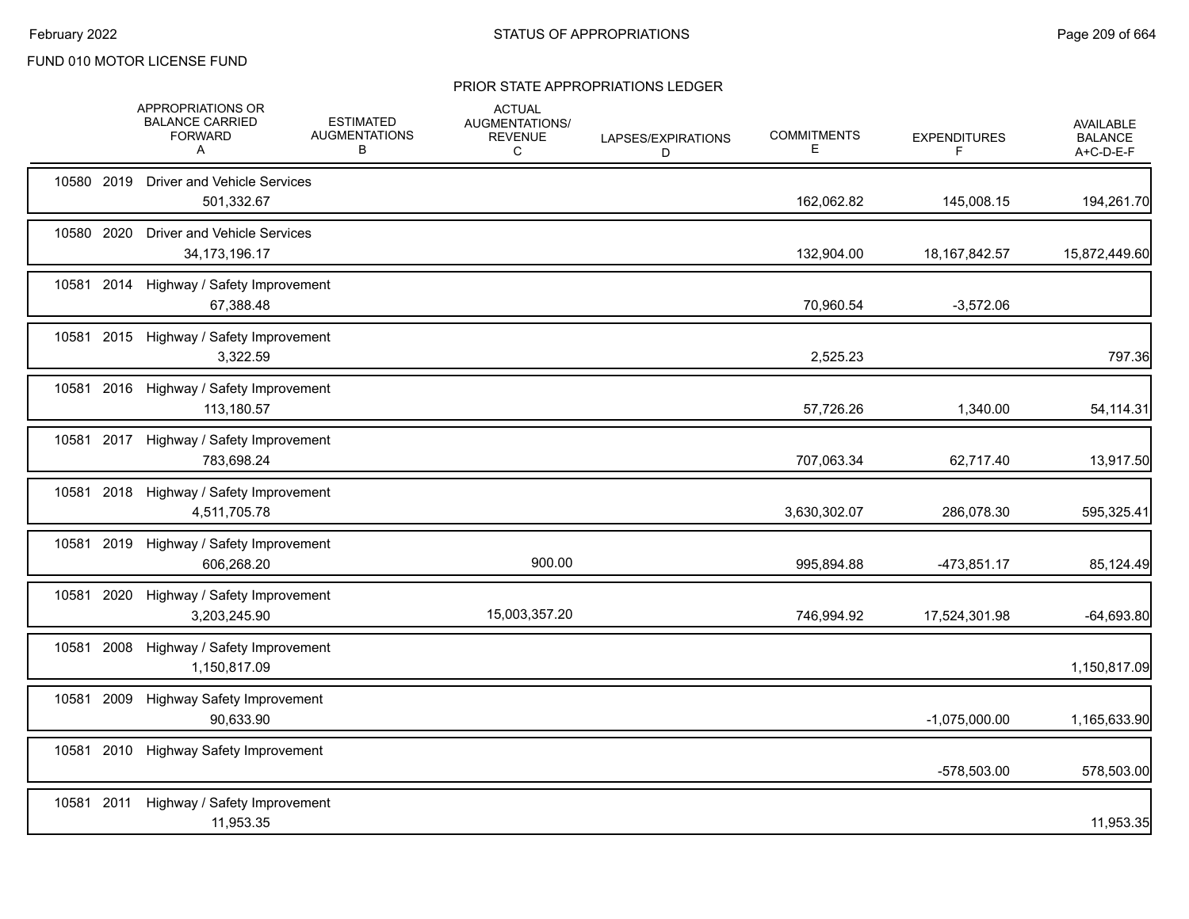FUND 010 MOTOR LICENSE FUND

## PRIOR STATE APPROPRIATIONS LEDGER

| | APPROPRIATIONS OR BALANCE CARRIED FORWARD A | ESTIMATED AUGMENTATIONS B | ACTUAL AUGMENTATIONS/ REVENUE C | LAPSES/EXPIRATIONS D | COMMITMENTS E | EXPENDITURES F | AVAILABLE BALANCE A+C-D-E-F |
|---|---|---|---|---|---|---|---|
| 10580 2019 Driver and Vehicle Services | 501,332.67 | | | | 162,062.82 | 145,008.15 | 194,261.70 |
| 10580 2020 Driver and Vehicle Services | 34,173,196.17 | | | | 132,904.00 | 18,167,842.57 | 15,872,449.60 |
| 10581 2014 Highway / Safety Improvement | 67,388.48 | | | | 70,960.54 | -3,572.06 | |
| 10581 2015 Highway / Safety Improvement | 3,322.59 | | | | 2,525.23 | | 797.36 |
| 10581 2016 Highway / Safety Improvement | 113,180.57 | | | | 57,726.26 | 1,340.00 | 54,114.31 |
| 10581 2017 Highway / Safety Improvement | 783,698.24 | | | | 707,063.34 | 62,717.40 | 13,917.50 |
| 10581 2018 Highway / Safety Improvement | 4,511,705.78 | | | | 3,630,302.07 | 286,078.30 | 595,325.41 |
| 10581 2019 Highway / Safety Improvement | 606,268.20 | | 900.00 | | 995,894.88 | -473,851.17 | 85,124.49 |
| 10581 2020 Highway / Safety Improvement | 3,203,245.90 | | 15,003,357.20 | | 746,994.92 | 17,524,301.98 | -64,693.80 |
| 10581 2008 Highway / Safety Improvement | 1,150,817.09 | | | | | | 1,150,817.09 |
| 10581 2009 Highway Safety Improvement | 90,633.90 | | | | | -1,075,000.00 | 1,165,633.90 |
| 10581 2010 Highway Safety Improvement | | | | | | -578,503.00 | 578,503.00 |
| 10581 2011 Highway / Safety Improvement | 11,953.35 | | | | | | 11,953.35 |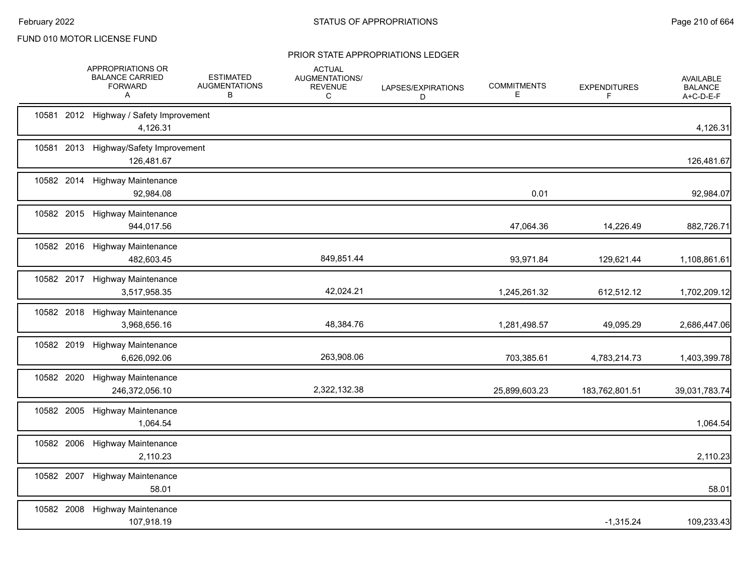FUND 010 MOTOR LICENSE FUND

PRIOR STATE APPROPRIATIONS LEDGER

| | APPROPRIATIONS OR BALANCE CARRIED FORWARD A | ESTIMATED AUGMENTATIONS B | ACTUAL AUGMENTATIONS/ REVENUE C | LAPSES/EXPIRATIONS D | COMMITMENTS E | EXPENDITURES F | AVAILABLE BALANCE A+C-D-E-F |
|---|---|---|---|---|---|---|---|
| 10581 2012 Highway / Safety Improvement | 4,126.31 | | | | | | 4,126.31 |
| 10581 2013 Highway/Safety Improvement | 126,481.67 | | | | | | 126,481.67 |
| 10582 2014 Highway Maintenance | 92,984.08 | | | | 0.01 | | 92,984.07 |
| 10582 2015 Highway Maintenance | 944,017.56 | | | | 47,064.36 | 14,226.49 | 882,726.71 |
| 10582 2016 Highway Maintenance | 482,603.45 | | 849,851.44 | | 93,971.84 | 129,621.44 | 1,108,861.61 |
| 10582 2017 Highway Maintenance | 3,517,958.35 | | 42,024.21 | | 1,245,261.32 | 612,512.12 | 1,702,209.12 |
| 10582 2018 Highway Maintenance | 3,968,656.16 | | 48,384.76 | | 1,281,498.57 | 49,095.29 | 2,686,447.06 |
| 10582 2019 Highway Maintenance | 6,626,092.06 | | 263,908.06 | | 703,385.61 | 4,783,214.73 | 1,403,399.78 |
| 10582 2020 Highway Maintenance | 246,372,056.10 | | 2,322,132.38 | | 25,899,603.23 | 183,762,801.51 | 39,031,783.74 |
| 10582 2005 Highway Maintenance | 1,064.54 | | | | | | 1,064.54 |
| 10582 2006 Highway Maintenance | 2,110.23 | | | | | | 2,110.23 |
| 10582 2007 Highway Maintenance | 58.01 | | | | | | 58.01 |
| 10582 2008 Highway Maintenance | 107,918.19 | | | | | -1,315.24 | 109,233.43 |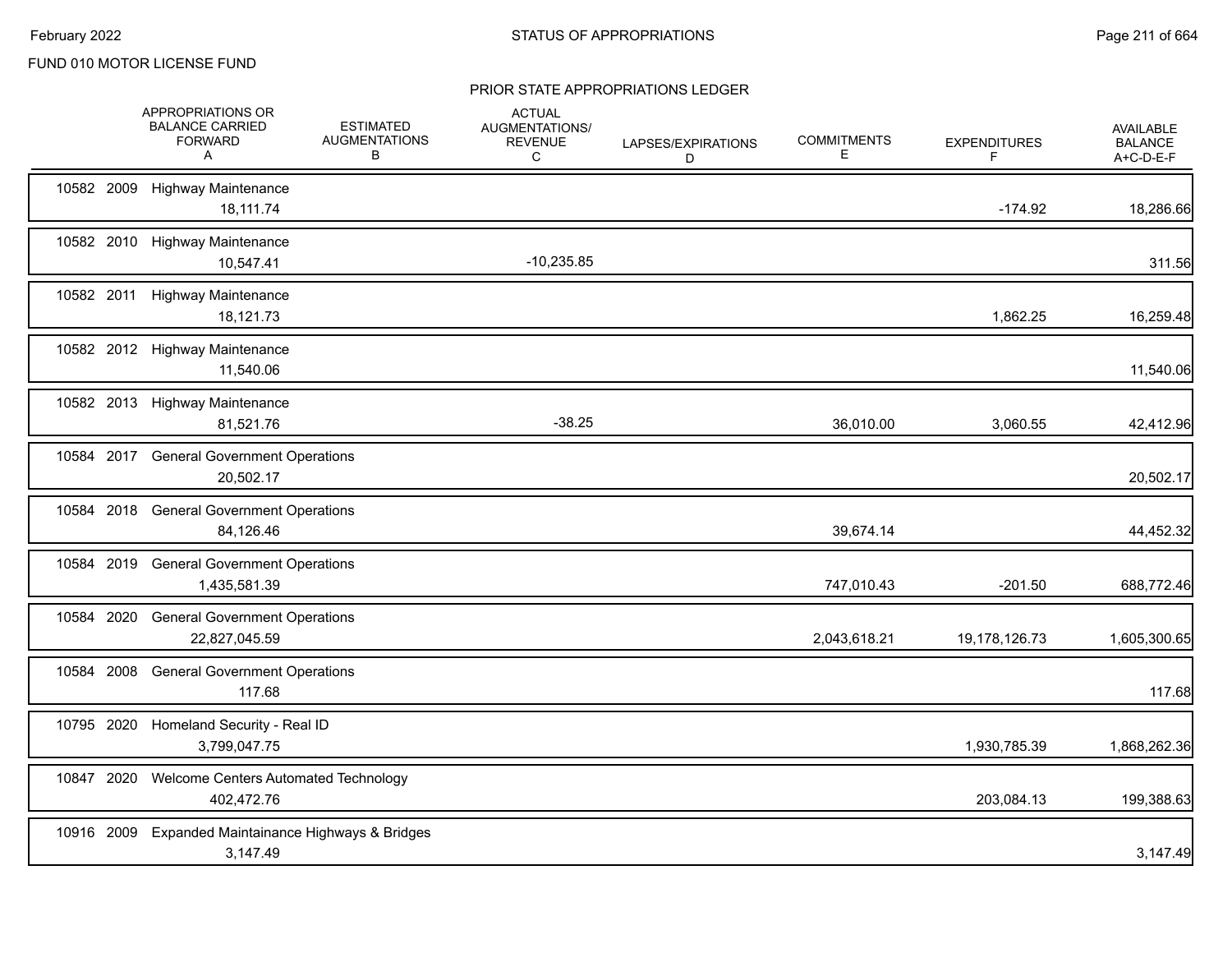FUND 010 MOTOR LICENSE FUND

## PRIOR STATE APPROPRIATIONS LEDGER

| | APPROPRIATIONS OR BALANCE CARRIED FORWARD A | ESTIMATED AUGMENTATIONS B | ACTUAL AUGMENTATIONS/ REVENUE C | LAPSES/EXPIRATIONS D | COMMITMENTS E | EXPENDITURES F | AVAILABLE BALANCE A+C-D-E-F |
|---|---|---|---|---|---|---|---|
| 10582 2009 Highway Maintenance | 18,111.74 | | | | | -174.92 | 18,286.66 |
| 10582 2010 Highway Maintenance | 10,547.41 | | -10,235.85 | | | | 311.56 |
| 10582 2011 Highway Maintenance | 18,121.73 | | | | | 1,862.25 | 16,259.48 |
| 10582 2012 Highway Maintenance | 11,540.06 | | | | | | 11,540.06 |
| 10582 2013 Highway Maintenance | 81,521.76 | | -38.25 | | 36,010.00 | 3,060.55 | 42,412.96 |
| 10584 2017 General Government Operations | 20,502.17 | | | | | | 20,502.17 |
| 10584 2018 General Government Operations | 84,126.46 | | | | 39,674.14 | | 44,452.32 |
| 10584 2019 General Government Operations | 1,435,581.39 | | | | 747,010.43 | -201.50 | 688,772.46 |
| 10584 2020 General Government Operations | 22,827,045.59 | | | | 2,043,618.21 | 19,178,126.73 | 1,605,300.65 |
| 10584 2008 General Government Operations | 117.68 | | | | | | 117.68 |
| 10795 2020 Homeland Security - Real ID | 3,799,047.75 | | | | | 1,930,785.39 | 1,868,262.36 |
| 10847 2020 Welcome Centers Automated Technology | 402,472.76 | | | | | 203,084.13 | 199,388.63 |
| 10916 2009 Expanded Maintainance Highways & Bridges | 3,147.49 | | | | | | 3,147.49 |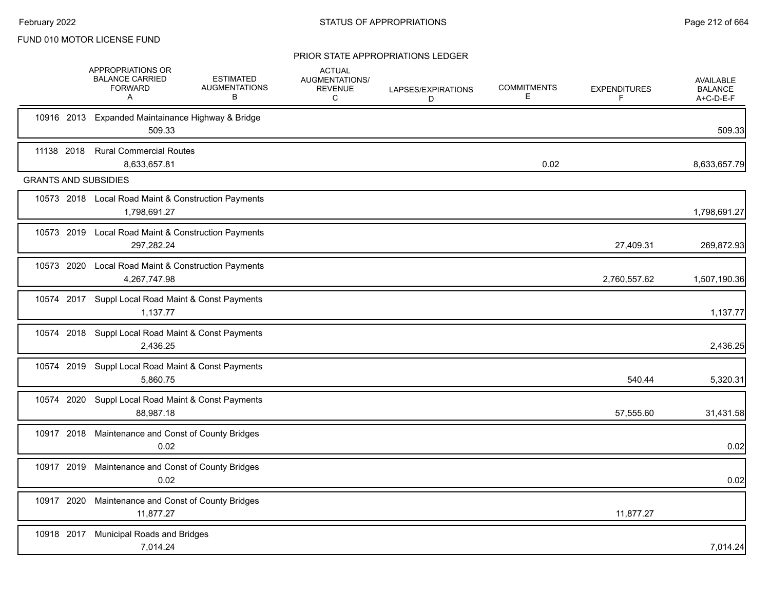FUND 010 MOTOR LICENSE FUND

PRIOR STATE APPROPRIATIONS LEDGER

| | APPROPRIATIONS OR BALANCE CARRIED FORWARD A | ESTIMATED AUGMENTATIONS B | ACTUAL AUGMENTATIONS/ REVENUE C | LAPSES/EXPIRATIONS D | COMMITMENTS E | EXPENDITURES F | AVAILABLE BALANCE A+C-D-E-F |
|---|---|---|---|---|---|---|---|
| 10916 2013 Expanded Maintainance Highway & Bridge | 509.33 | | | | | | 509.33 |
| 11138 2018 Rural Commercial Routes | 8,633,657.81 | | | | 0.02 | | 8,633,657.79 |
| **GRANTS AND SUBSIDIES** | | | | | | | |
| 10573 2018 Local Road Maint & Construction Payments | 1,798,691.27 | | | | | | 1,798,691.27 |
| 10573 2019 Local Road Maint & Construction Payments | 297,282.24 | | | | | 27,409.31 | 269,872.93 |
| 10573 2020 Local Road Maint & Construction Payments | 4,267,747.98 | | | | | 2,760,557.62 | 1,507,190.36 |
| 10574 2017 Suppl Local Road Maint & Const Payments | 1,137.77 | | | | | | 1,137.77 |
| 10574 2018 Suppl Local Road Maint & Const Payments | 2,436.25 | | | | | | 2,436.25 |
| 10574 2019 Suppl Local Road Maint & Const Payments | 5,860.75 | | | | | 540.44 | 5,320.31 |
| 10574 2020 Suppl Local Road Maint & Const Payments | 88,987.18 | | | | | 57,555.60 | 31,431.58 |
| 10917 2018 Maintenance and Const of County Bridges | 0.02 | | | | | | 0.02 |
| 10917 2019 Maintenance and Const of County Bridges | 0.02 | | | | | | 0.02 |
| 10917 2020 Maintenance and Const of County Bridges | 11,877.27 | | | | | 11,877.27 | |
| 10918 2017 Municipal Roads and Bridges | 7,014.24 | | | | | | 7,014.24 |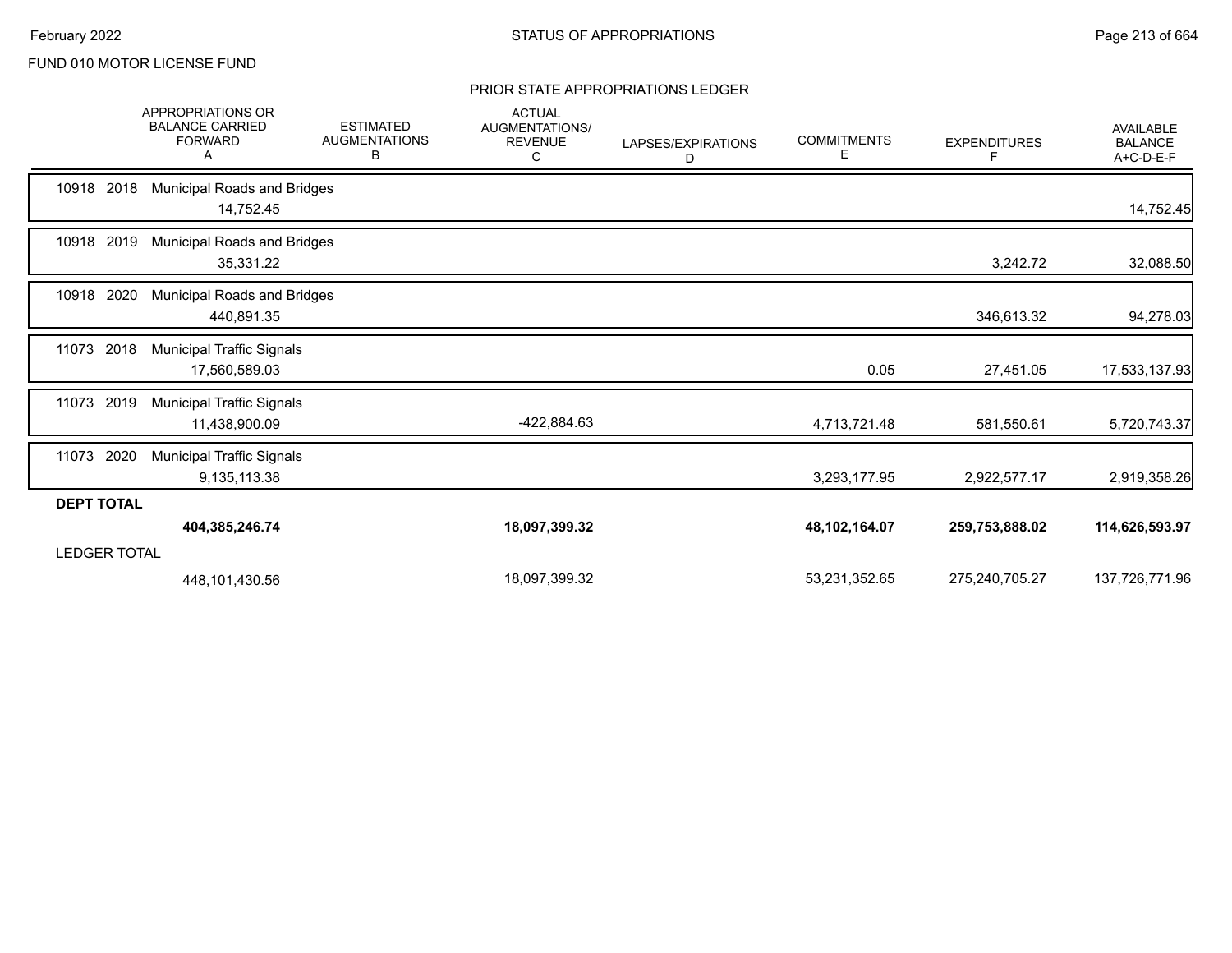FUND 010 MOTOR LICENSE FUND

## PRIOR STATE APPROPRIATIONS LEDGER

| | APPROPRIATIONS OR BALANCE CARRIED FORWARD A | ESTIMATED AUGMENTATIONS B | ACTUAL AUGMENTATIONS/ REVENUE C | LAPSES/EXPIRATIONS D | COMMITMENTS E | EXPENDITURES F | AVAILABLE BALANCE A+C-D-E-F |
|---|---|---|---|---|---|---|---|
| 10918 2018 Municipal Roads and Bridges | 14,752.45 | | | | | | 14,752.45 |
| 10918 2019 Municipal Roads and Bridges | 35,331.22 | | | | | 3,242.72 | 32,088.50 |
| 10918 2020 Municipal Roads and Bridges | 440,891.35 | | | | | 346,613.32 | 94,278.03 |
| 11073 2018 Municipal Traffic Signals | 17,560,589.03 | | | | 0.05 | 27,451.05 | 17,533,137.93 |
| 11073 2019 Municipal Traffic Signals | 11,438,900.09 | | -422,884.63 | | 4,713,721.48 | 581,550.61 | 5,720,743.37 |
| 11073 2020 Municipal Traffic Signals | 9,135,113.38 | | | | 3,293,177.95 | 2,922,577.17 | 2,919,358.26 |
| **DEPT TOTAL** | **404,385,246.74** | | **18,097,399.32** | | **48,102,164.07** | **259,753,888.02** | **114,626,593.97** |
| LEDGER TOTAL | 448,101,430.56 | | 18,097,399.32 | | 53,231,352.65 | 275,240,705.27 | 137,726,771.96 |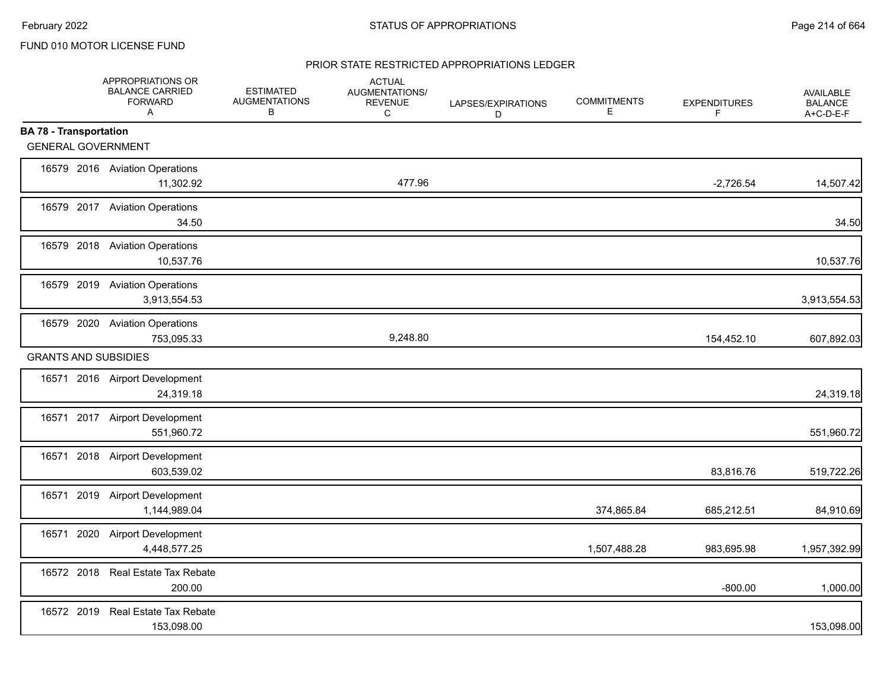FUND 010 MOTOR LICENSE FUND

## STATUS OF APPROPRIATIONS

### PRIOR STATE RESTRICTED APPROPRIATIONS LEDGER

| | APPROPRIATIONS OR BALANCE CARRIED FORWARD A | ESTIMATED AUGMENTATIONS B | ACTUAL AUGMENTATIONS/ REVENUE C | LAPSES/EXPIRATIONS D | COMMITMENTS E | EXPENDITURES F | AVAILABLE BALANCE A+C-D-E-F |
|---|---|---|---|---|---|---|---|
| **BA 78 - Transportation** | | | | | | | |
| GENERAL GOVERNMENT | | | | | | | |
| 16579 2016 Aviation Operations | 11,302.92 | | 477.96 | | | -2,726.54 | 14,507.42 |
| 16579 2017 Aviation Operations | 34.50 | | | | | | 34.50 |
| 16579 2018 Aviation Operations | 10,537.76 | | | | | | 10,537.76 |
| 16579 2019 Aviation Operations | 3,913,554.53 | | | | | | 3,913,554.53 |
| 16579 2020 Aviation Operations | 753,095.33 | | 9,248.80 | | | 154,452.10 | 607,892.03 |
| GRANTS AND SUBSIDIES | | | | | | | |
| 16571 2016 Airport Development | 24,319.18 | | | | | | 24,319.18 |
| 16571 2017 Airport Development | 551,960.72 | | | | | | 551,960.72 |
| 16571 2018 Airport Development | 603,539.02 | | | | | 83,816.76 | 519,722.26 |
| 16571 2019 Airport Development | 1,144,989.04 | | | | 374,865.84 | 685,212.51 | 84,910.69 |
| 16571 2020 Airport Development | 4,448,577.25 | | | | 1,507,488.28 | 983,695.98 | 1,957,392.99 |
| 16572 2018 Real Estate Tax Rebate | 200.00 | | | | | -800.00 | 1,000.00 |
| 16572 2019 Real Estate Tax Rebate | 153,098.00 | | | | | | 153,098.00 |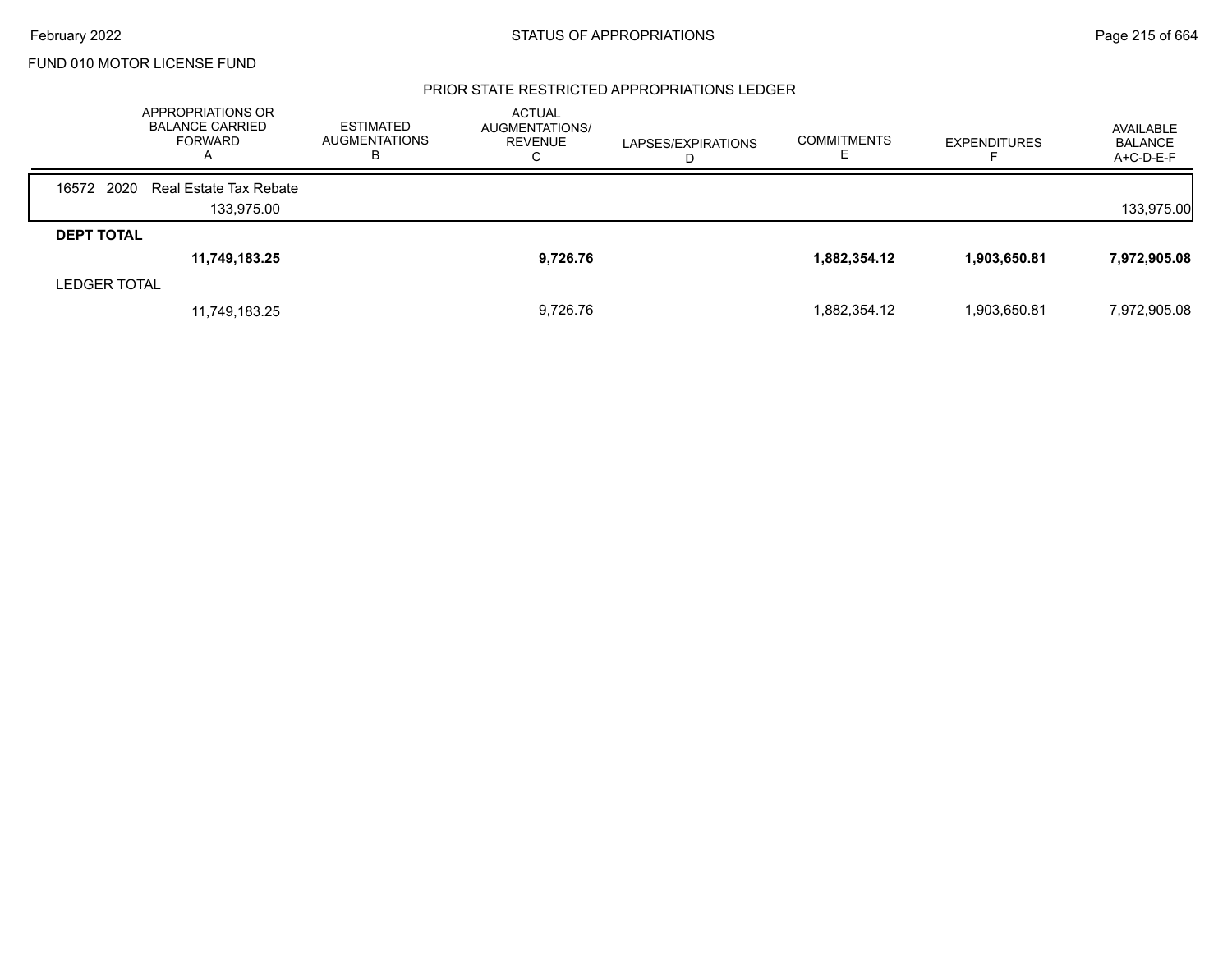FUND 010 MOTOR LICENSE FUND

## PRIOR STATE RESTRICTED APPROPRIATIONS LEDGER

| | APPROPRIATIONS OR BALANCE CARRIED FORWARD A | ESTIMATED AUGMENTATIONS B | ACTUAL AUGMENTATIONS/ REVENUE C | LAPSES/EXPIRATIONS D | COMMITMENTS E | EXPENDITURES F | AVAILABLE BALANCE A+C-D-E-F |
|---|---|---|---|---|---|---|---|
| 16572 2020 Real Estate Tax Rebate | | | | | | | |
| | 133,975.00 | | | | | | 133,975.00 |
| **DEPT TOTAL** | | | | | | | |
| | **11,749,183.25** | | **9,726.76** | | **1,882,354.12** | **1,903,650.81** | **7,972,905.08** |
| LEDGER TOTAL | | | | | | | |
| | 11,749,183.25 | | 9,726.76 | | 1,882,354.12 | 1,903,650.81 | 7,972,905.08 |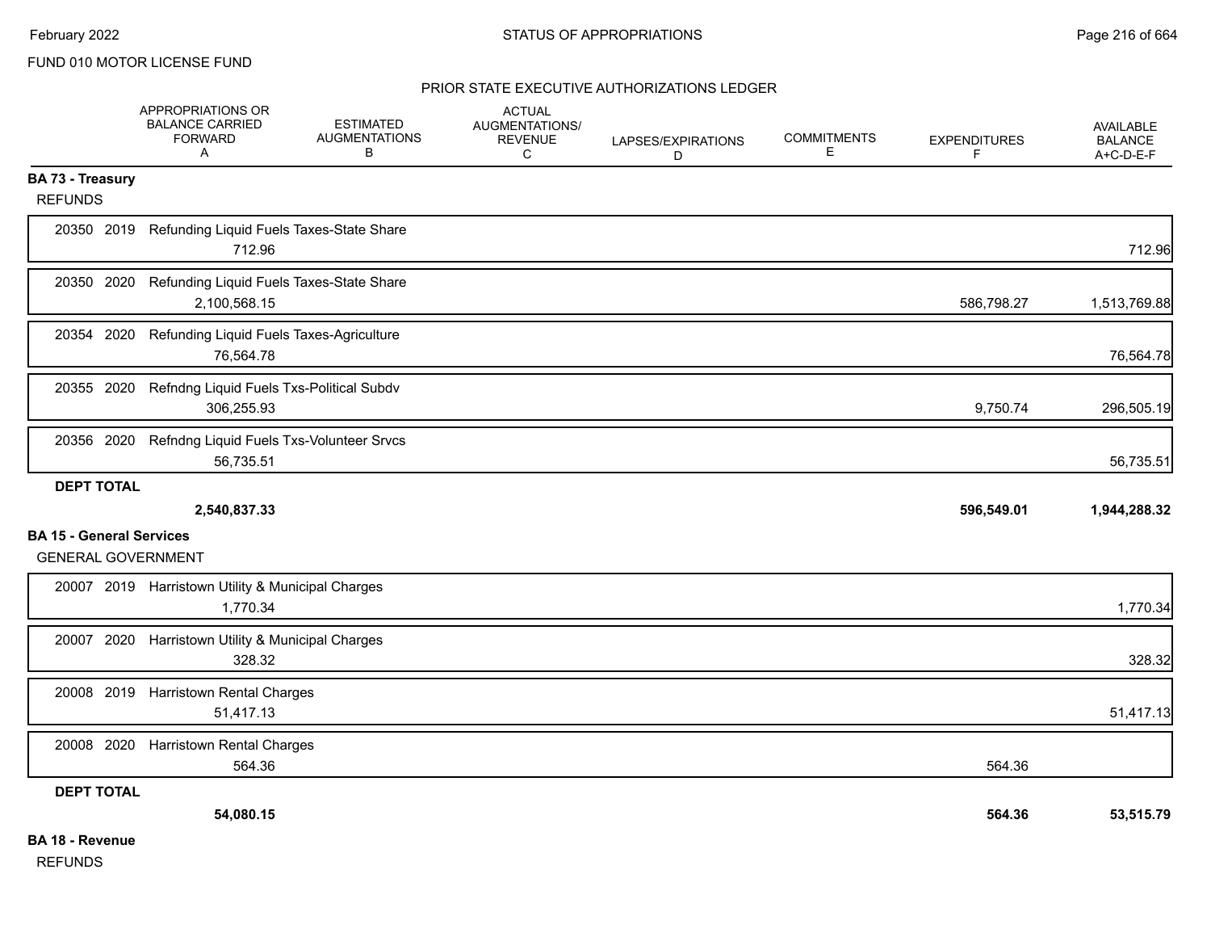FUND 010 MOTOR LICENSE FUND

PRIOR STATE EXECUTIVE AUTHORIZATIONS LEDGER

| | APPROPRIATIONS OR BALANCE CARRIED FORWARD A | ESTIMATED AUGMENTATIONS B | ACTUAL AUGMENTATIONS/ REVENUE C | LAPSES/EXPIRATIONS D | COMMITMENTS E | EXPENDITURES F | AVAILABLE BALANCE A+C-D-E-F |
|---|---|---|---|---|---|---|---|
| **BA 73 - Treasury** | | | | | | | |
| REFUNDS | | | | | | | |
| 20350 2019 Refunding Liquid Fuels Taxes-State Share | 712.96 | | | | | | 712.96 |
| 20350 2020 Refunding Liquid Fuels Taxes-State Share | 2,100,568.15 | | | | | 586,798.27 | 1,513,769.88 |
| 20354 2020 Refunding Liquid Fuels Taxes-Agriculture | 76,564.78 | | | | | | 76,564.78 |
| 20355 2020 Refndng Liquid Fuels Txs-Political Subdv | 306,255.93 | | | | | 9,750.74 | 296,505.19 |
| 20356 2020 Refndng Liquid Fuels Txs-Volunteer Srvcs | 56,735.51 | | | | | | 56,735.51 |
| **DEPT TOTAL** | **2,540,837.33** | | | | | **596,549.01** | **1,944,288.32** |
| **BA 15 - General Services** | | | | | | | |
| GENERAL GOVERNMENT | | | | | | | |
| 20007 2019 Harristown Utility & Municipal Charges | 1,770.34 | | | | | | 1,770.34 |
| 20007 2020 Harristown Utility & Municipal Charges | 328.32 | | | | | | 328.32 |
| 20008 2019 Harristown Rental Charges | 51,417.13 | | | | | | 51,417.13 |
| 20008 2020 Harristown Rental Charges | 564.36 | | | | | 564.36 | |
| **DEPT TOTAL** | **54,080.15** | | | | | **564.36** | **53,515.79** |
| **BA 18 - Revenue** | | | | | | | |
| REFUNDS | | | | | | | |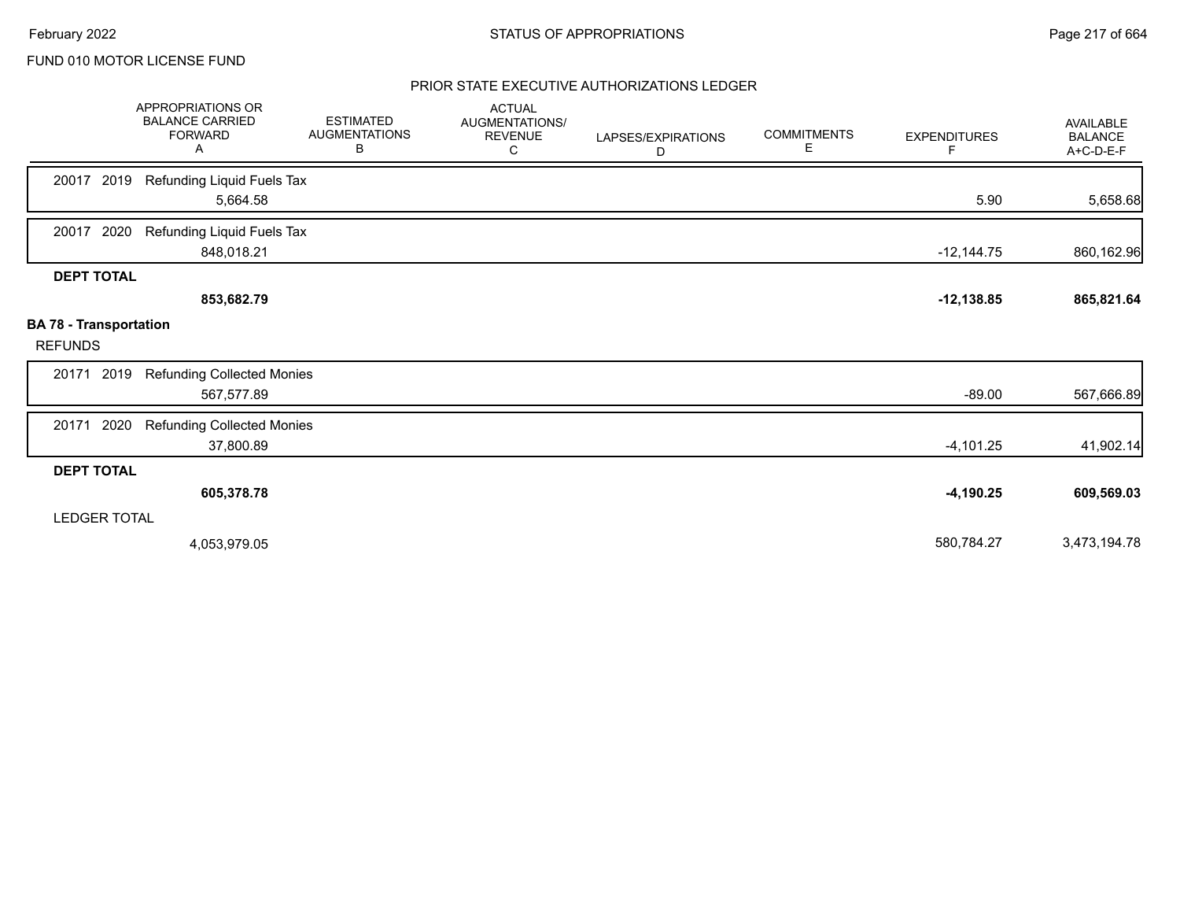FUND 010 MOTOR LICENSE FUND

PRIOR STATE EXECUTIVE AUTHORIZATIONS LEDGER

| | APPROPRIATIONS OR BALANCE CARRIED FORWARD A | ESTIMATED AUGMENTATIONS B | ACTUAL AUGMENTATIONS/ REVENUE C | LAPSES/EXPIRATIONS D | COMMITMENTS E | EXPENDITURES F | AVAILABLE BALANCE A+C-D-E-F |
|---|---|---|---|---|---|---|---|
| 20017 2019 Refunding Liquid Fuels Tax | 5,664.58 | | | | | 5.90 | 5,658.68 |
| 20017 2020 Refunding Liquid Fuels Tax | 848,018.21 | | | | | -12,144.75 | 860,162.96 |
| **DEPT TOTAL** | **853,682.79** | | | | | **-12,138.85** | **865,821.64** |
| **BA 78 - Transportation** | | | | | | | |
| REFUNDS | | | | | | | |
| 20171 2019 Refunding Collected Monies | 567,577.89 | | | | | -89.00 | 567,666.89 |
| 20171 2020 Refunding Collected Monies | 37,800.89 | | | | | -4,101.25 | 41,902.14 |
| **DEPT TOTAL** | **605,378.78** | | | | | **-4,190.25** | **609,569.03** |
| LEDGER TOTAL | 4,053,979.05 | | | | | 580,784.27 | 3,473,194.78 |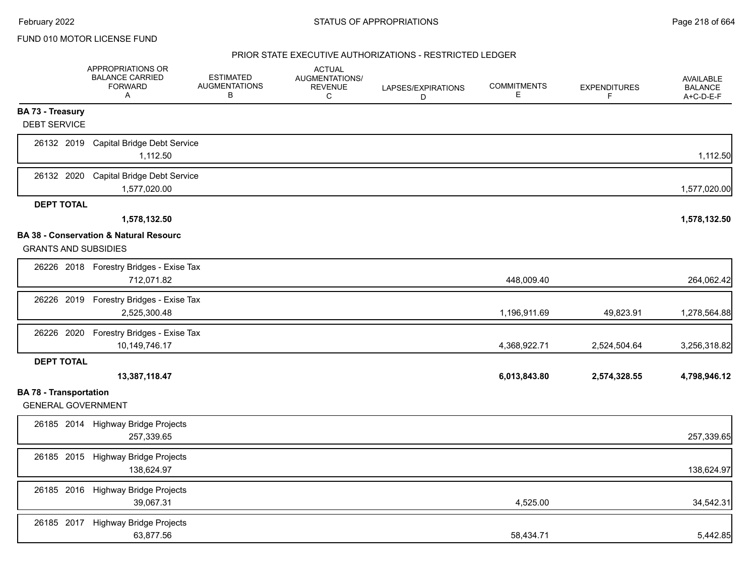FUND 010 MOTOR LICENSE FUND

PRIOR STATE EXECUTIVE AUTHORIZATIONS - RESTRICTED LEDGER

| | APPROPRIATIONS OR BALANCE CARRIED FORWARD A | ESTIMATED AUGMENTATIONS B | ACTUAL AUGMENTATIONS/ REVENUE C | LAPSES/EXPIRATIONS D | COMMITMENTS E | EXPENDITURES F | AVAILABLE BALANCE A+C-D-E-F |
|---|---|---|---|---|---|---|---|
| **BA 73 - Treasury** | | | | | | | |
| DEBT SERVICE | | | | | | | |
| 26132 2019 Capital Bridge Debt Service | 1,112.50 | | | | | | 1,112.50 |
| 26132 2020 Capital Bridge Debt Service | 1,577,020.00 | | | | | | 1,577,020.00 |
| **DEPT TOTAL** | **1,578,132.50** | | | | | | **1,578,132.50** |
| **BA 38 - Conservation & Natural Resourc** | | | | | | | |
| GRANTS AND SUBSIDIES | | | | | | | |
| 26226 2018 Forestry Bridges - Exise Tax | 712,071.82 | | | | 448,009.40 | | 264,062.42 |
| 26226 2019 Forestry Bridges - Exise Tax | 2,525,300.48 | | | | 1,196,911.69 | 49,823.91 | 1,278,564.88 |
| 26226 2020 Forestry Bridges - Exise Tax | 10,149,746.17 | | | | 4,368,922.71 | 2,524,504.64 | 3,256,318.82 |
| **DEPT TOTAL** | **13,387,118.47** | | | | **6,013,843.80** | **2,574,328.55** | **4,798,946.12** |
| **BA 78 - Transportation** | | | | | | | |
| GENERAL GOVERNMENT | | | | | | | |
| 26185 2014 Highway Bridge Projects | 257,339.65 | | | | | | 257,339.65 |
| 26185 2015 Highway Bridge Projects | 138,624.97 | | | | | | 138,624.97 |
| 26185 2016 Highway Bridge Projects | 39,067.31 | | | | 4,525.00 | | 34,542.31 |
| 26185 2017 Highway Bridge Projects | 63,877.56 | | | | 58,434.71 | | 5,442.85 |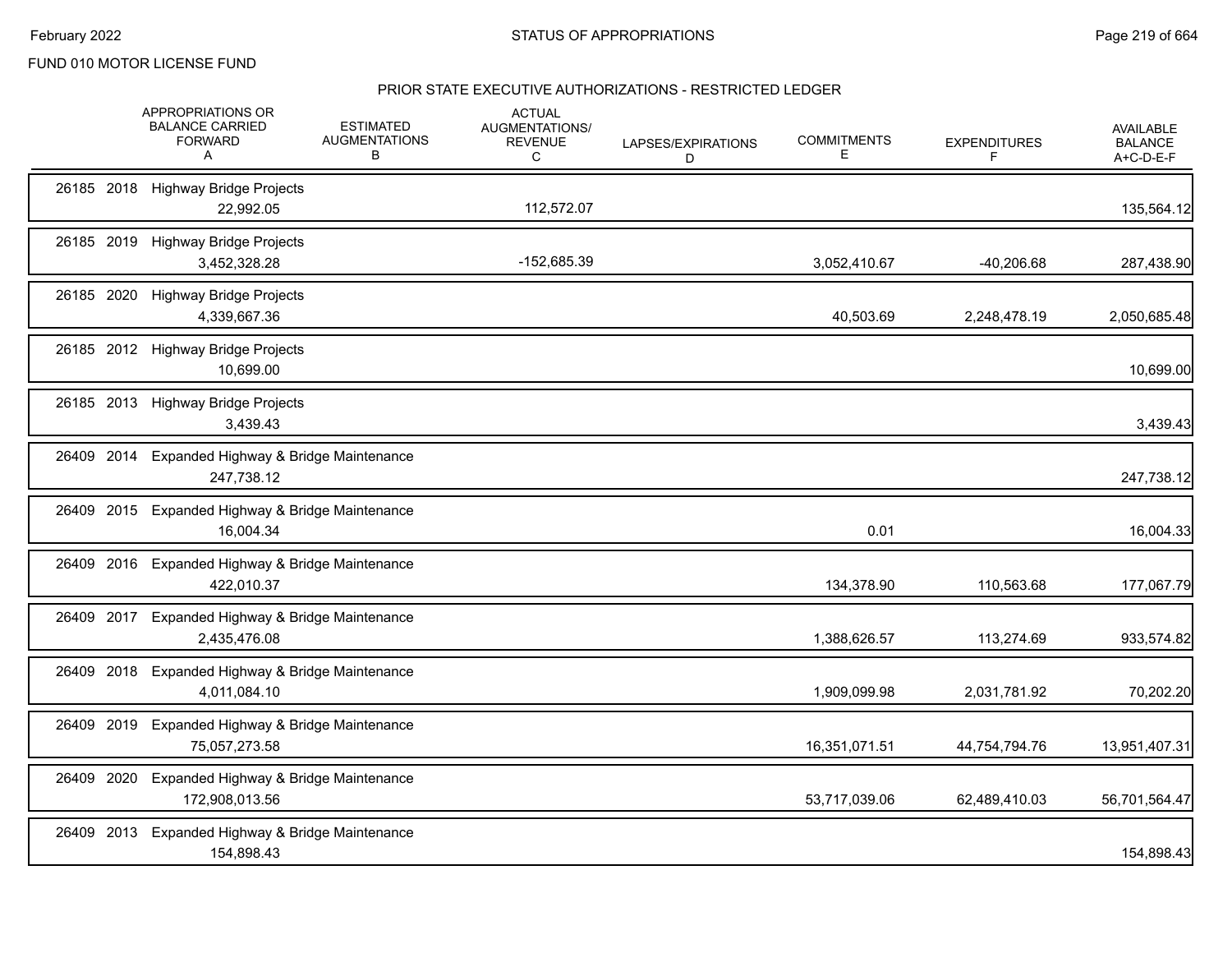FUND 010 MOTOR LICENSE FUND

## PRIOR STATE EXECUTIVE AUTHORIZATIONS - RESTRICTED LEDGER

| | APPROPRIATIONS OR BALANCE CARRIED FORWARD A | ESTIMATED AUGMENTATIONS B | ACTUAL AUGMENTATIONS/ REVENUE C | LAPSES/EXPIRATIONS D | COMMITMENTS E | EXPENDITURES F | AVAILABLE BALANCE A+C-D-E-F |
|---|---|---|---|---|---|---|---|
| 26185 2018 Highway Bridge Projects | 22,992.05 | | 112,572.07 | | | | 135,564.12 |
| 26185 2019 Highway Bridge Projects | 3,452,328.28 | | -152,685.39 | | 3,052,410.67 | -40,206.68 | 287,438.90 |
| 26185 2020 Highway Bridge Projects | 4,339,667.36 | | | | 40,503.69 | 2,248,478.19 | 2,050,685.48 |
| 26185 2012 Highway Bridge Projects | 10,699.00 | | | | | | 10,699.00 |
| 26185 2013 Highway Bridge Projects | 3,439.43 | | | | | | 3,439.43 |
| 26409 2014 Expanded Highway & Bridge Maintenance | 247,738.12 | | | | | | 247,738.12 |
| 26409 2015 Expanded Highway & Bridge Maintenance | 16,004.34 | | | | 0.01 | | 16,004.33 |
| 26409 2016 Expanded Highway & Bridge Maintenance | 422,010.37 | | | | 134,378.90 | 110,563.68 | 177,067.79 |
| 26409 2017 Expanded Highway & Bridge Maintenance | 2,435,476.08 | | | | 1,388,626.57 | 113,274.69 | 933,574.82 |
| 26409 2018 Expanded Highway & Bridge Maintenance | 4,011,084.10 | | | | 1,909,099.98 | 2,031,781.92 | 70,202.20 |
| 26409 2019 Expanded Highway & Bridge Maintenance | 75,057,273.58 | | | | 16,351,071.51 | 44,754,794.76 | 13,951,407.31 |
| 26409 2020 Expanded Highway & Bridge Maintenance | 172,908,013.56 | | | | 53,717,039.06 | 62,489,410.03 | 56,701,564.47 |
| 26409 2013 Expanded Highway & Bridge Maintenance | 154,898.43 | | | | | | 154,898.43 |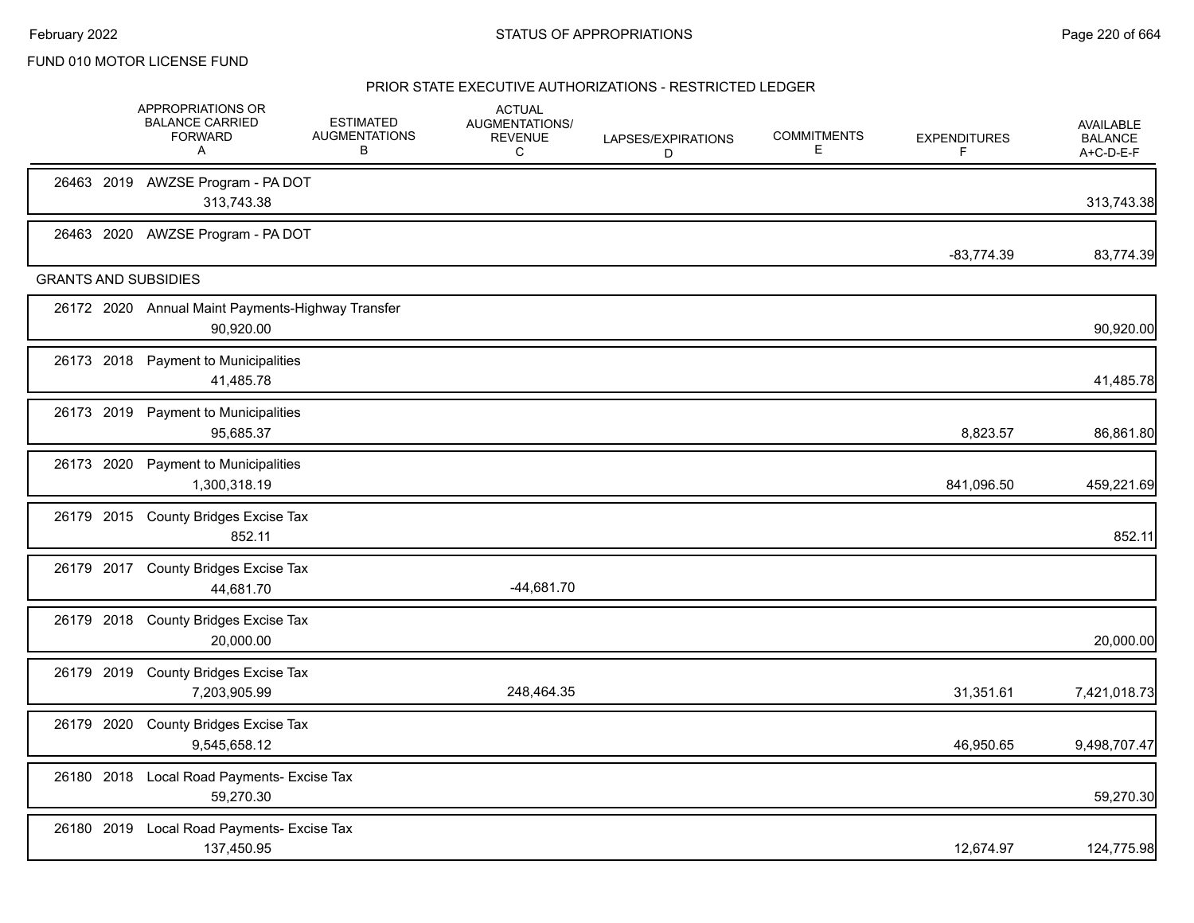FUND 010 MOTOR LICENSE FUND

## PRIOR STATE EXECUTIVE AUTHORIZATIONS - RESTRICTED LEDGER

| | APPROPRIATIONS OR BALANCE CARRIED FORWARD A | ESTIMATED AUGMENTATIONS B | ACTUAL AUGMENTATIONS/ REVENUE C | LAPSES/EXPIRATIONS D | COMMITMENTS E | EXPENDITURES F | AVAILABLE BALANCE A+C-D-E-F |
|---|---|---|---|---|---|---|---|
| 26463 2019 AWZSE Program - PA DOT | 313,743.38 | | | | | | 313,743.38 |
| 26463 2020 AWZSE Program - PA DOT | | | | | | -83,774.39 | 83,774.39 |
| **GRANTS AND SUBSIDIES** | | | | | | | |
| 26172 2020 Annual Maint Payments-Highway Transfer | 90,920.00 | | | | | | 90,920.00 |
| 26173 2018 Payment to Municipalities | 41,485.78 | | | | | | 41,485.78 |
| 26173 2019 Payment to Municipalities | 95,685.37 | | | | | 8,823.57 | 86,861.80 |
| 26173 2020 Payment to Municipalities | 1,300,318.19 | | | | | 841,096.50 | 459,221.69 |
| 26179 2015 County Bridges Excise Tax | 852.11 | | | | | | 852.11 |
| 26179 2017 County Bridges Excise Tax | 44,681.70 | | -44,681.70 | | | | |
| 26179 2018 County Bridges Excise Tax | 20,000.00 | | | | | | 20,000.00 |
| 26179 2019 County Bridges Excise Tax | 7,203,905.99 | | 248,464.35 | | | 31,351.61 | 7,421,018.73 |
| 26179 2020 County Bridges Excise Tax | 9,545,658.12 | | | | | 46,950.65 | 9,498,707.47 |
| 26180 2018 Local Road Payments- Excise Tax | 59,270.30 | | | | | | 59,270.30 |
| 26180 2019 Local Road Payments- Excise Tax | 137,450.95 | | | | | 12,674.97 | 124,775.98 |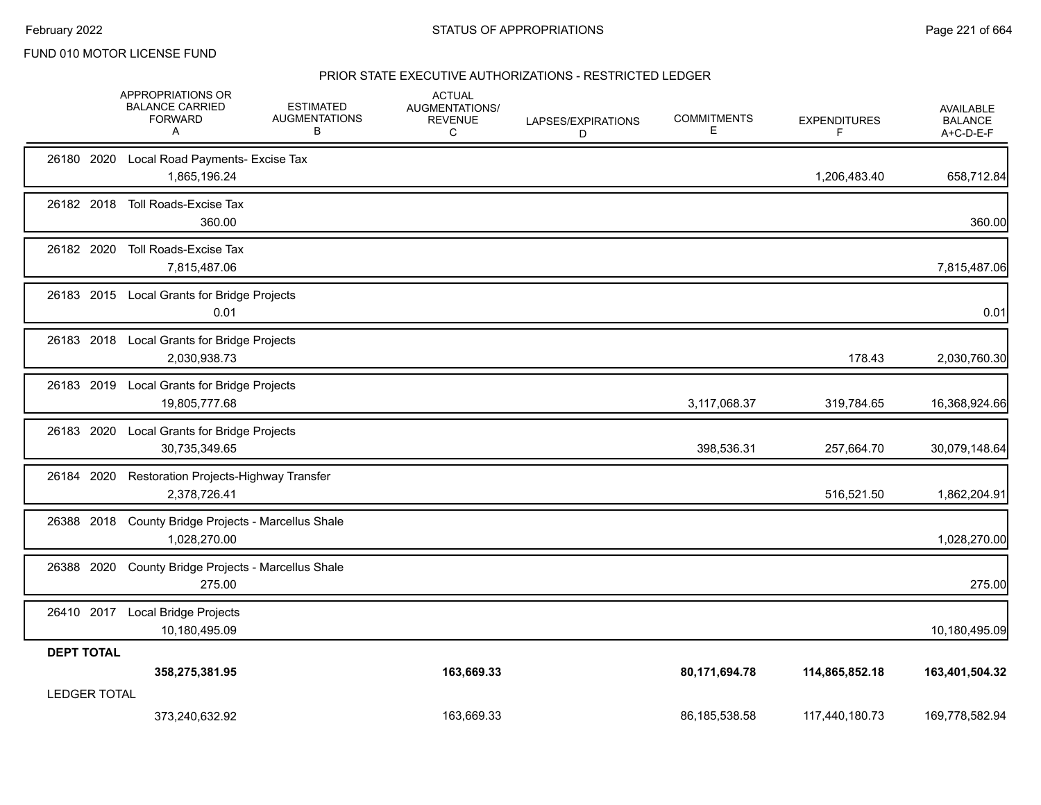FUND 010 MOTOR LICENSE FUND

## PRIOR STATE EXECUTIVE AUTHORIZATIONS - RESTRICTED LEDGER

| | APPROPRIATIONS OR BALANCE CARRIED FORWARD A | ESTIMATED AUGMENTATIONS B | ACTUAL AUGMENTATIONS/ REVENUE C | LAPSES/EXPIRATIONS D | COMMITMENTS E | EXPENDITURES F | AVAILABLE BALANCE A+C-D-E-F |
|---|---|---|---|---|---|---|---|
| 26180 2020 Local Road Payments- Excise Tax | 1,865,196.24 | | | | | 1,206,483.40 | 658,712.84 |
| 26182 2018 Toll Roads-Excise Tax | 360.00 | | | | | | 360.00 |
| 26182 2020 Toll Roads-Excise Tax | 7,815,487.06 | | | | | | 7,815,487.06 |
| 26183 2015 Local Grants for Bridge Projects | 0.01 | | | | | | 0.01 |
| 26183 2018 Local Grants for Bridge Projects | 2,030,938.73 | | | | | 178.43 | 2,030,760.30 |
| 26183 2019 Local Grants for Bridge Projects | 19,805,777.68 | | | | 3,117,068.37 | 319,784.65 | 16,368,924.66 |
| 26183 2020 Local Grants for Bridge Projects | 30,735,349.65 | | | | 398,536.31 | 257,664.70 | 30,079,148.64 |
| 26184 2020 Restoration Projects-Highway Transfer | 2,378,726.41 | | | | | 516,521.50 | 1,862,204.91 |
| 26388 2018 County Bridge Projects - Marcellus Shale | 1,028,270.00 | | | | | | 1,028,270.00 |
| 26388 2020 County Bridge Projects - Marcellus Shale | 275.00 | | | | | | 275.00 |
| 26410 2017 Local Bridge Projects | 10,180,495.09 | | | | | | 10,180,495.09 |
| **DEPT TOTAL** | **358,275,381.95** | | **163,669.33** | | **80,171,694.78** | **114,865,852.18** | **163,401,504.32** |
| LEDGER TOTAL | 373,240,632.92 | | 163,669.33 | | 86,185,538.58 | 117,440,180.73 | 169,778,582.94 |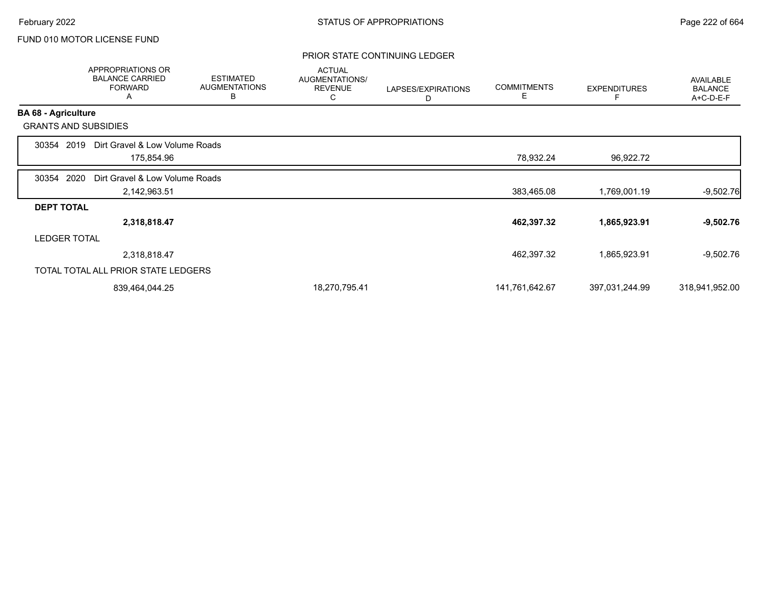FUND 010 MOTOR LICENSE FUND

PRIOR STATE CONTINUING LEDGER

| | APPROPRIATIONS OR BALANCE CARRIED FORWARD A | ESTIMATED AUGMENTATIONS B | ACTUAL AUGMENTATIONS/ REVENUE C | LAPSES/EXPIRATIONS D | COMMITMENTS E | EXPENDITURES F | AVAILABLE BALANCE A+C-D-E-F |
|---|---|---|---|---|---|---|---|
| **BA 68 - Agriculture** | | | | | | | |
| GRANTS AND SUBSIDIES | | | | | | | |
| 30354 2019 Dirt Gravel & Low Volume Roads | 175,854.96 | | | | 78,932.24 | 96,922.72 | |
| 30354 2020 Dirt Gravel & Low Volume Roads | 2,142,963.51 | | | | 383,465.08 | 1,769,001.19 | -9,502.76 |
| **DEPT TOTAL** | **2,318,818.47** | | | | **462,397.32** | **1,865,923.91** | **-9,502.76** |
| LEDGER TOTAL | 2,318,818.47 | | | | 462,397.32 | 1,865,923.91 | -9,502.76 |
| TOTAL TOTAL ALL PRIOR STATE LEDGERS | 839,464,044.25 | | 18,270,795.41 | | 141,761,642.67 | 397,031,244.99 | 318,941,952.00 |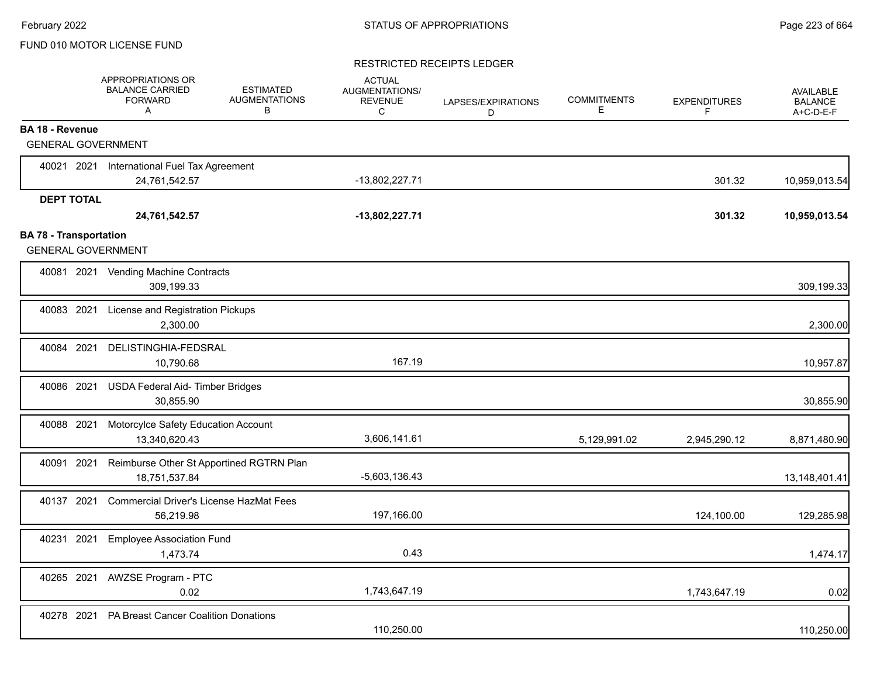FUND 010 MOTOR LICENSE FUND

RESTRICTED RECEIPTS LEDGER

| | APPROPRIATIONS OR BALANCE CARRIED FORWARD A | ESTIMATED AUGMENTATIONS B | ACTUAL AUGMENTATIONS/ REVENUE C | LAPSES/EXPIRATIONS D | COMMITMENTS E | EXPENDITURES F | AVAILABLE BALANCE A+C-D-E-F |
|---|---|---|---|---|---|---|---|
| **BA 18 - Revenue** | | | | | | | |
| GENERAL GOVERNMENT | | | | | | | |
| 40021 2021 International Fuel Tax Agreement | 24,761,542.57 | | -13,802,227.71 | | | 301.32 | 10,959,013.54 |
| **DEPT TOTAL** | **24,761,542.57** | | **-13,802,227.71** | | | **301.32** | **10,959,013.54** |
| **BA 78 - Transportation** | | | | | | | |
| GENERAL GOVERNMENT | | | | | | | |
| 40081 2021 Vending Machine Contracts | 309,199.33 | | | | | | 309,199.33 |
| 40083 2021 License and Registration Pickups | 2,300.00 | | | | | | 2,300.00 |
| 40084 2021 DELISTINGHIA-FEDSRAL | 10,790.68 | | 167.19 | | | | 10,957.87 |
| 40086 2021 USDA Federal Aid- Timber Bridges | 30,855.90 | | | | | | 30,855.90 |
| 40088 2021 Motorcylce Safety Education Account | 13,340,620.43 | | 3,606,141.61 | | 5,129,991.02 | 2,945,290.12 | 8,871,480.90 |
| 40091 2021 Reimburse Other St Apportined RGTRN Plan | 18,751,537.84 | | -5,603,136.43 | | | | 13,148,401.41 |
| 40137 2021 Commercial Driver's License HazMat Fees | 56,219.98 | | 197,166.00 | | | 124,100.00 | 129,285.98 |
| 40231 2021 Employee Association Fund | 1,473.74 | | 0.43 | | | | 1,474.17 |
| 40265 2021 AWZSE Program - PTC | 0.02 | | 1,743,647.19 | | | 1,743,647.19 | 0.02 |
| 40278 2021 PA Breast Cancer Coalition Donations | | | 110,250.00 | | | | 110,250.00 |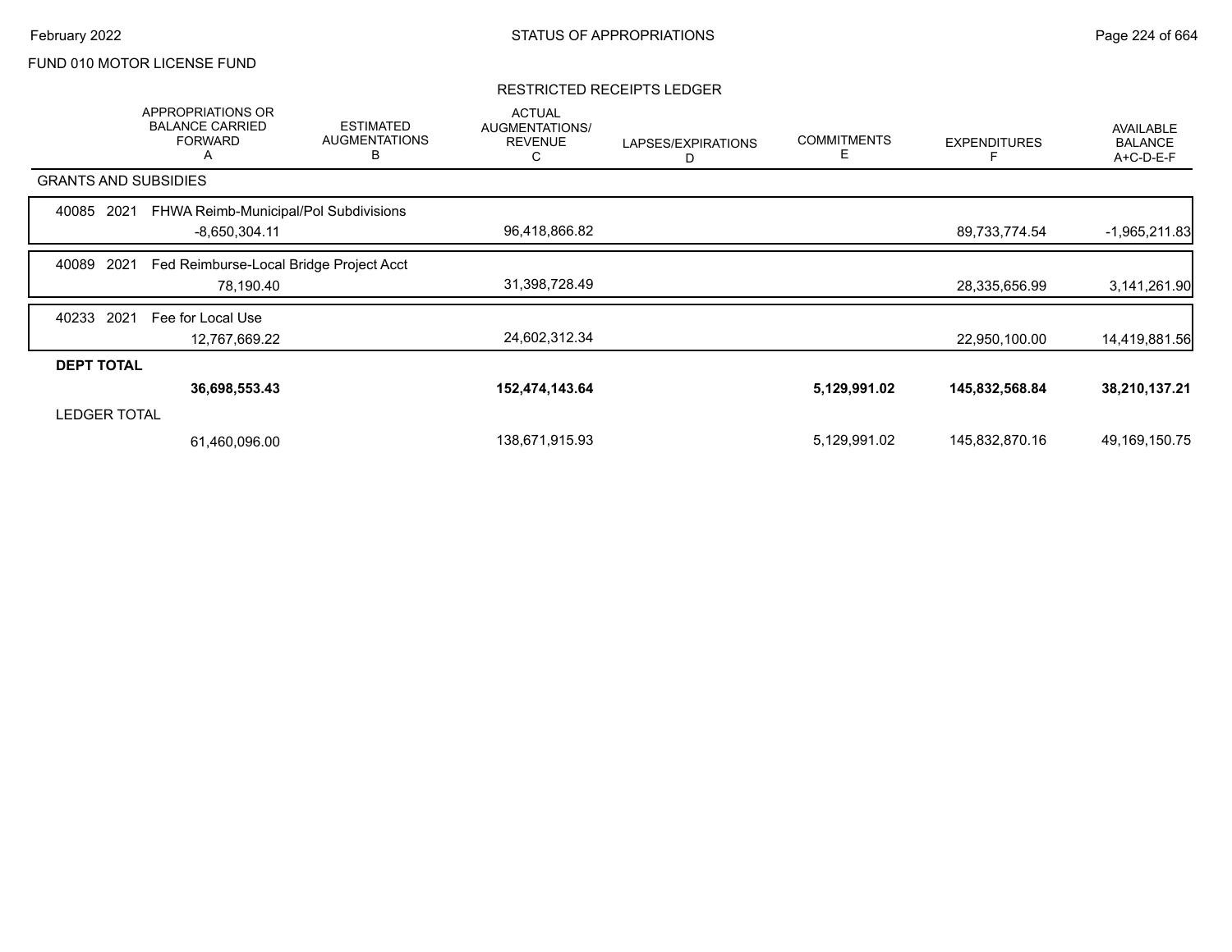FUND 010 MOTOR LICENSE FUND

RESTRICTED RECEIPTS LEDGER

| | APPROPRIATIONS OR BALANCE CARRIED FORWARD A | ESTIMATED AUGMENTATIONS B | ACTUAL AUGMENTATIONS/ REVENUE C | LAPSES/EXPIRATIONS D | COMMITMENTS E | EXPENDITURES F | AVAILABLE BALANCE A+C-D-E-F |
|---|---|---|---|---|---|---|---|
| GRANTS AND SUBSIDIES | | | | | | | |
| 40085 2021 FHWA Reimb-Municipal/Pol Subdivisions | -8,650,304.11 | | 96,418,866.82 | | | 89,733,774.54 | -1,965,211.83 |
| 40089 2021 Fed Reimburse-Local Bridge Project Acct | 78,190.40 | | 31,398,728.49 | | | 28,335,656.99 | 3,141,261.90 |
| 40233 2021 Fee for Local Use | 12,767,669.22 | | 24,602,312.34 | | | 22,950,100.00 | 14,419,881.56 |
| **DEPT TOTAL** | **36,698,553.43** | | **152,474,143.64** | | **5,129,991.02** | **145,832,568.84** | **38,210,137.21** |
| LEDGER TOTAL | 61,460,096.00 | | 138,671,915.93 | | 5,129,991.02 | 145,832,870.16 | 49,169,150.75 |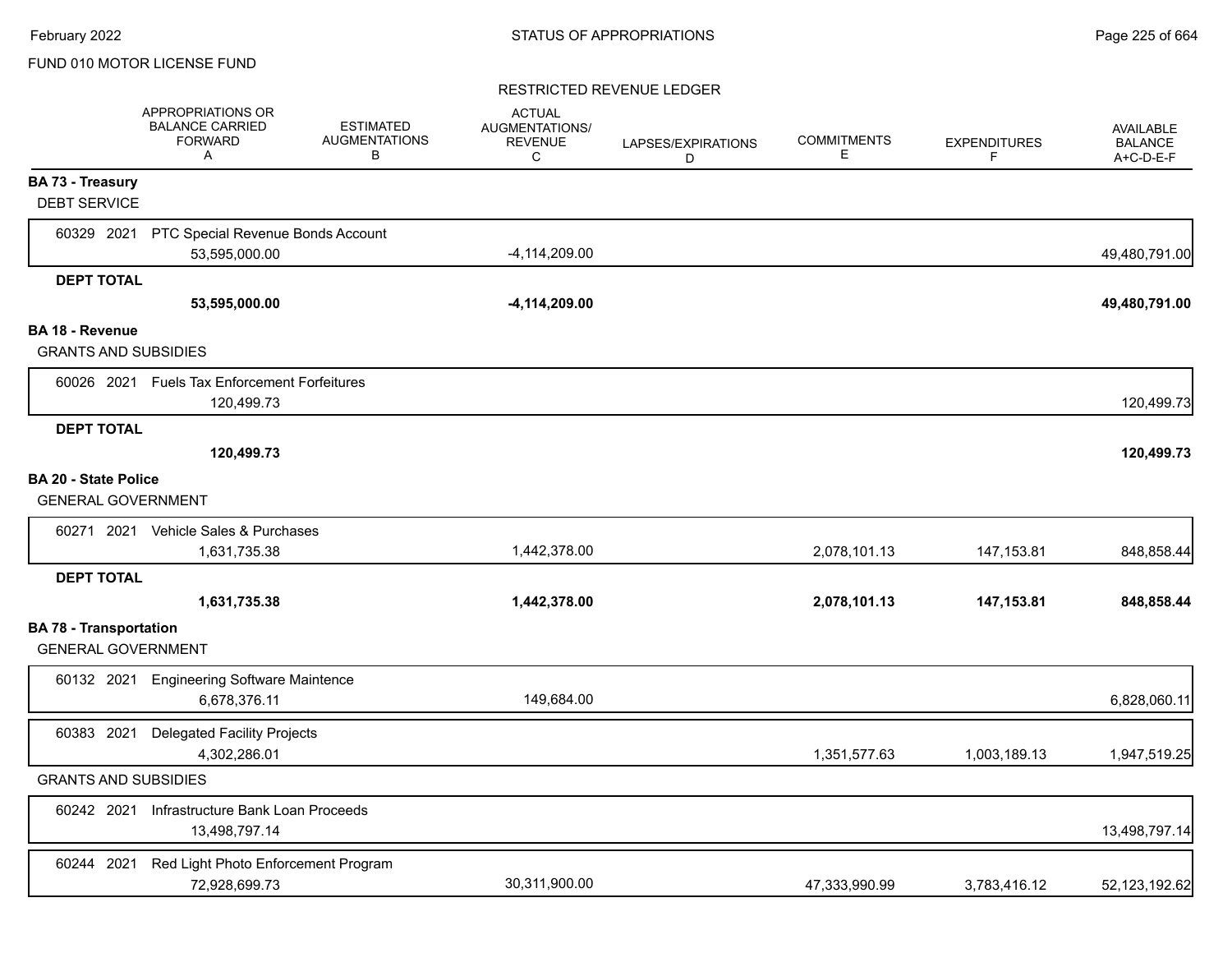FUND 010 MOTOR LICENSE FUND

RESTRICTED REVENUE LEDGER

| | APPROPRIATIONS OR BALANCE CARRIED FORWARD A | ESTIMATED AUGMENTATIONS B | ACTUAL AUGMENTATIONS/ REVENUE C | LAPSES/EXPIRATIONS D | COMMITMENTS E | EXPENDITURES F | AVAILABLE BALANCE A+C-D-E-F |
|---|---|---|---|---|---|---|---|
| **BA 73 - Treasury** | | | | | | | |
| DEBT SERVICE | | | | | | | |
| 60329 2021 PTC Special Revenue Bonds Account | 53,595,000.00 | | -4,114,209.00 | | | | 49,480,791.00 |
| **DEPT TOTAL** | **53,595,000.00** | | **-4,114,209.00** | | | | **49,480,791.00** |
| **BA 18 - Revenue** | | | | | | | |
| GRANTS AND SUBSIDIES | | | | | | | |
| 60026 2021 Fuels Tax Enforcement Forfeitures | 120,499.73 | | | | | | 120,499.73 |
| **DEPT TOTAL** | **120,499.73** | | | | | | **120,499.73** |
| **BA 20 - State Police** | | | | | | | |
| GENERAL GOVERNMENT | | | | | | | |
| 60271 2021 Vehicle Sales & Purchases | 1,631,735.38 | | 1,442,378.00 | | 2,078,101.13 | 147,153.81 | 848,858.44 |
| **DEPT TOTAL** | **1,631,735.38** | | **1,442,378.00** | | **2,078,101.13** | **147,153.81** | **848,858.44** |
| **BA 78 - Transportation** | | | | | | | |
| GENERAL GOVERNMENT | | | | | | | |
| 60132 2021 Engineering Software Maintence | 6,678,376.11 | | 149,684.00 | | | | 6,828,060.11 |
| 60383 2021 Delegated Facility Projects | 4,302,286.01 | | | | 1,351,577.63 | 1,003,189.13 | 1,947,519.25 |
| GRANTS AND SUBSIDIES | | | | | | | |
| 60242 2021 Infrastructure Bank Loan Proceeds | 13,498,797.14 | | | | | | 13,498,797.14 |
| 60244 2021 Red Light Photo Enforcement Program | 72,928,699.73 | | 30,311,900.00 | | 47,333,990.99 | 3,783,416.12 | 52,123,192.62 |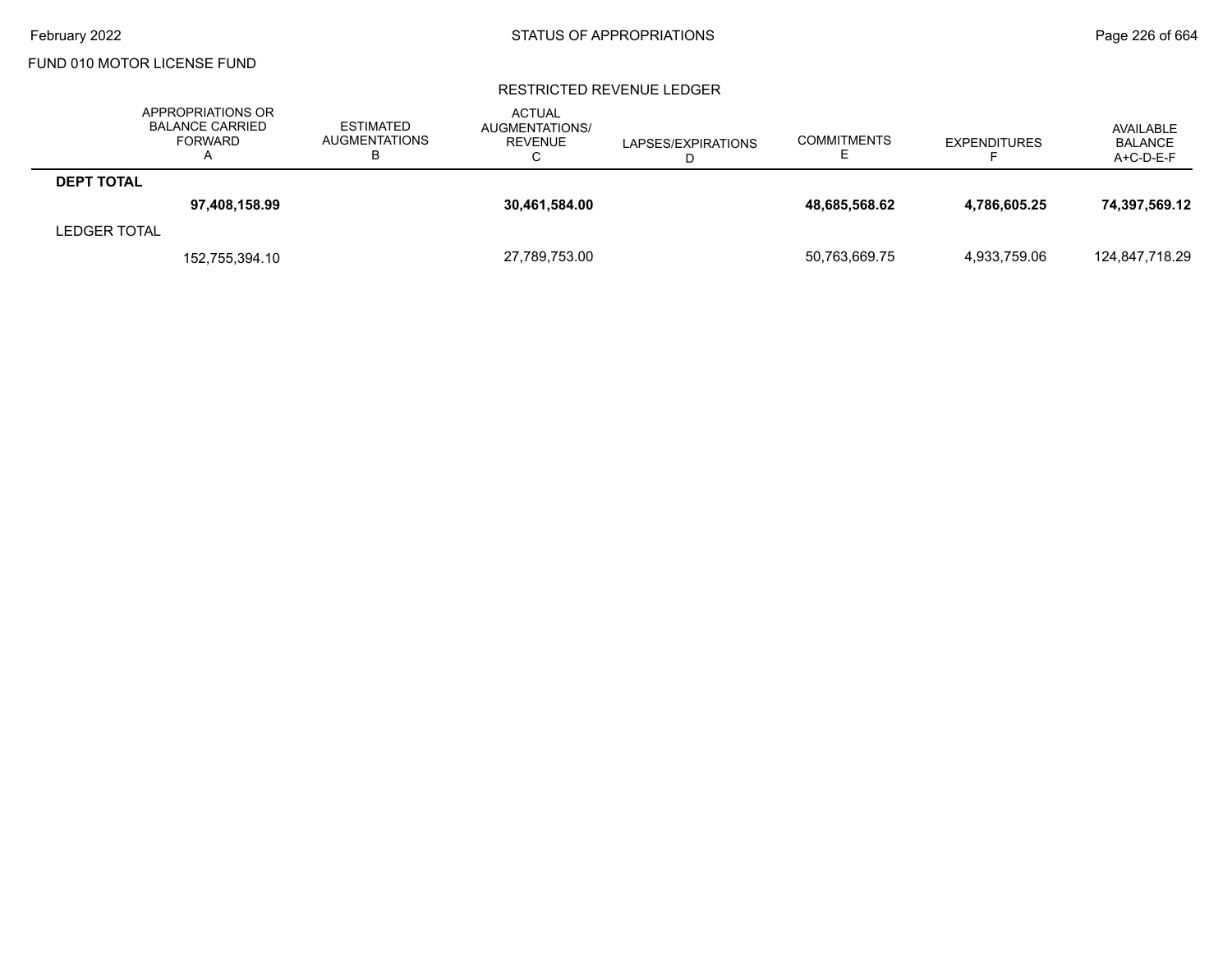FUND 010 MOTOR LICENSE FUND

RESTRICTED REVENUE LEDGER

| | APPROPRIATIONS OR BALANCE CARRIED FORWARD A | ESTIMATED AUGMENTATIONS B | ACTUAL AUGMENTATIONS/ REVENUE C | LAPSES/EXPIRATIONS D | COMMITMENTS E | EXPENDITURES F | AVAILABLE BALANCE A+C-D-E-F |
|---|---|---|---|---|---|---|---|
| **DEPT TOTAL** | | | | | | | |
| | **97,408,158.99** | | **30,461,584.00** | | **48,685,568.62** | **4,786,605.25** | **74,397,569.12** |
| LEDGER TOTAL | | | | | | | |
| | 152,755,394.10 | | 27,789,753.00 | | 50,763,669.75 | 4,933,759.06 | 124,847,718.29 |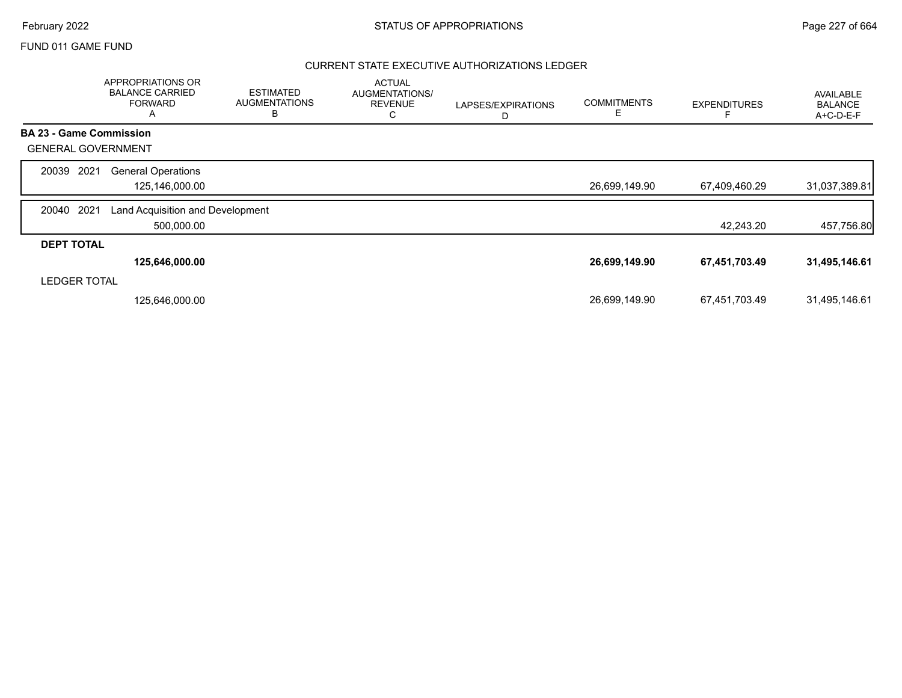FUND 011 GAME FUND

CURRENT STATE EXECUTIVE AUTHORIZATIONS LEDGER

| | APPROPRIATIONS OR BALANCE CARRIED FORWARD A | ESTIMATED AUGMENTATIONS B | ACTUAL AUGMENTATIONS/ REVENUE C | LAPSES/EXPIRATIONS D | COMMITMENTS E | EXPENDITURES F | AVAILABLE BALANCE A+C-D-E-F |
|---|---|---|---|---|---|---|---|
| **BA 23 - Game Commission** | | | | | | | |
| GENERAL GOVERNMENT | | | | | | | |
| 20039 2021 General Operations | 125,146,000.00 | | | | 26,699,149.90 | 67,409,460.29 | 31,037,389.81 |
| 20040 2021 Land Acquisition and Development | 500,000.00 | | | | | 42,243.20 | 457,756.80 |
| **DEPT TOTAL** | **125,646,000.00** | | | | **26,699,149.90** | **67,451,703.49** | **31,495,146.61** |
| LEDGER TOTAL | 125,646,000.00 | | | | 26,699,149.90 | 67,451,703.49 | 31,495,146.61 |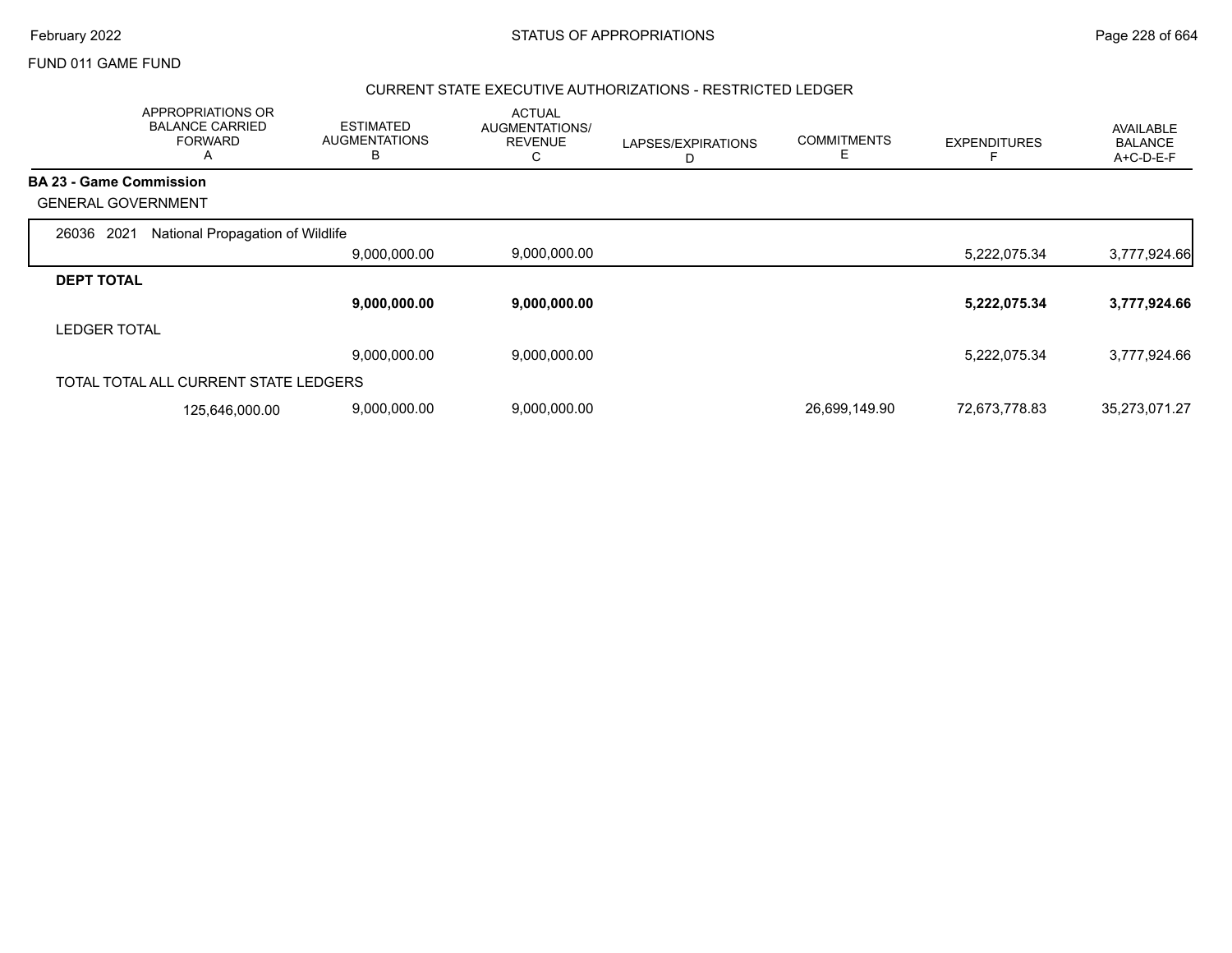FUND 011 GAME FUND

CURRENT STATE EXECUTIVE AUTHORIZATIONS - RESTRICTED LEDGER

| APPROPRIATIONS OR BALANCE CARRIED FORWARD A | ESTIMATED AUGMENTATIONS B | ACTUAL AUGMENTATIONS/ REVENUE C | LAPSES/EXPIRATIONS D | COMMITMENTS E | EXPENDITURES F | AVAILABLE BALANCE A+C-D-E-F |
|---|---|---|---|---|---|---|
| **BA 23 - Game Commission** | | | | | | |
| GENERAL GOVERNMENT | | | | | | |
| 26036 2021 National Propagation of Wildlife | | | | | | |
| | 9,000,000.00 | 9,000,000.00 | | | 5,222,075.34 | 3,777,924.66 |
| **DEPT TOTAL** | | | | | | |
| | **9,000,000.00** | **9,000,000.00** | | | **5,222,075.34** | **3,777,924.66** |
| LEDGER TOTAL | | | | | | |
| | 9,000,000.00 | 9,000,000.00 | | | 5,222,075.34 | 3,777,924.66 |
| TOTAL TOTAL ALL CURRENT STATE LEDGERS | | | | | | |
| 125,646,000.00 | 9,000,000.00 | 9,000,000.00 | | 26,699,149.90 | 72,673,778.83 | 35,273,071.27 |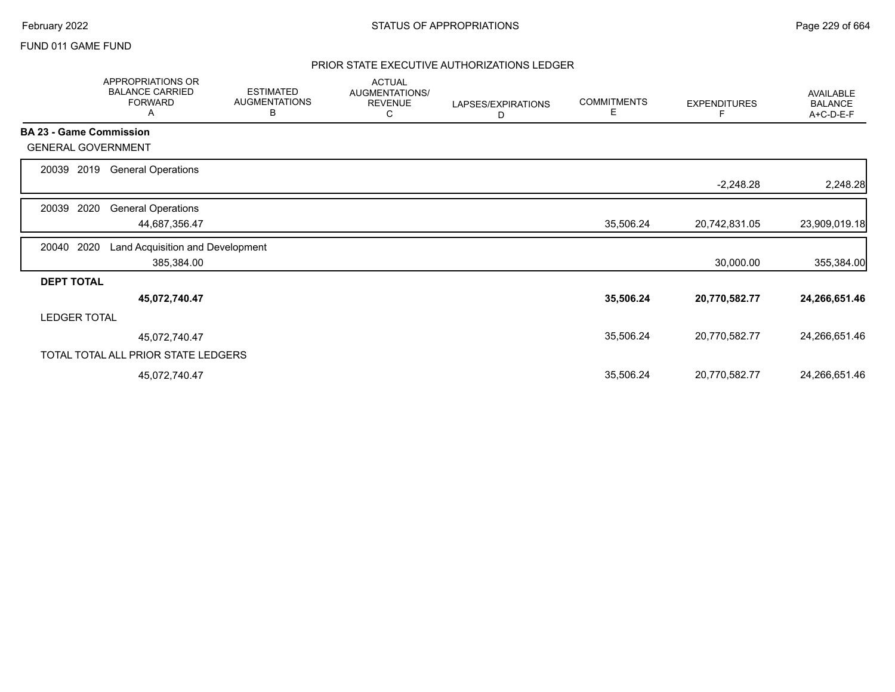FUND 011 GAME FUND

## PRIOR STATE EXECUTIVE AUTHORIZATIONS LEDGER

| | APPROPRIATIONS OR BALANCE CARRIED FORWARD A | ESTIMATED AUGMENTATIONS B | ACTUAL AUGMENTATIONS/ REVENUE C | LAPSES/EXPIRATIONS D | COMMITMENTS E | EXPENDITURES F | AVAILABLE BALANCE A+C-D-E-F |
|---|---|---|---|---|---|---|---|
| **BA 23 - Game Commission** | | | | | | | |
| GENERAL GOVERNMENT | | | | | | | |
| 20039 2019 General Operations | | | | | | -2,248.28 | 2,248.28 |
| 20039 2020 General Operations | 44,687,356.47 | | | | 35,506.24 | 20,742,831.05 | 23,909,019.18 |
| 20040 2020 Land Acquisition and Development | 385,384.00 | | | | | 30,000.00 | 355,384.00 |
| **DEPT TOTAL** | **45,072,740.47** | | | | **35,506.24** | **20,770,582.77** | **24,266,651.46** |
| LEDGER TOTAL | 45,072,740.47 | | | | 35,506.24 | 20,770,582.77 | 24,266,651.46 |
| TOTAL TOTAL ALL PRIOR STATE LEDGERS | 45,072,740.47 | | | | 35,506.24 | 20,770,582.77 | 24,266,651.46 |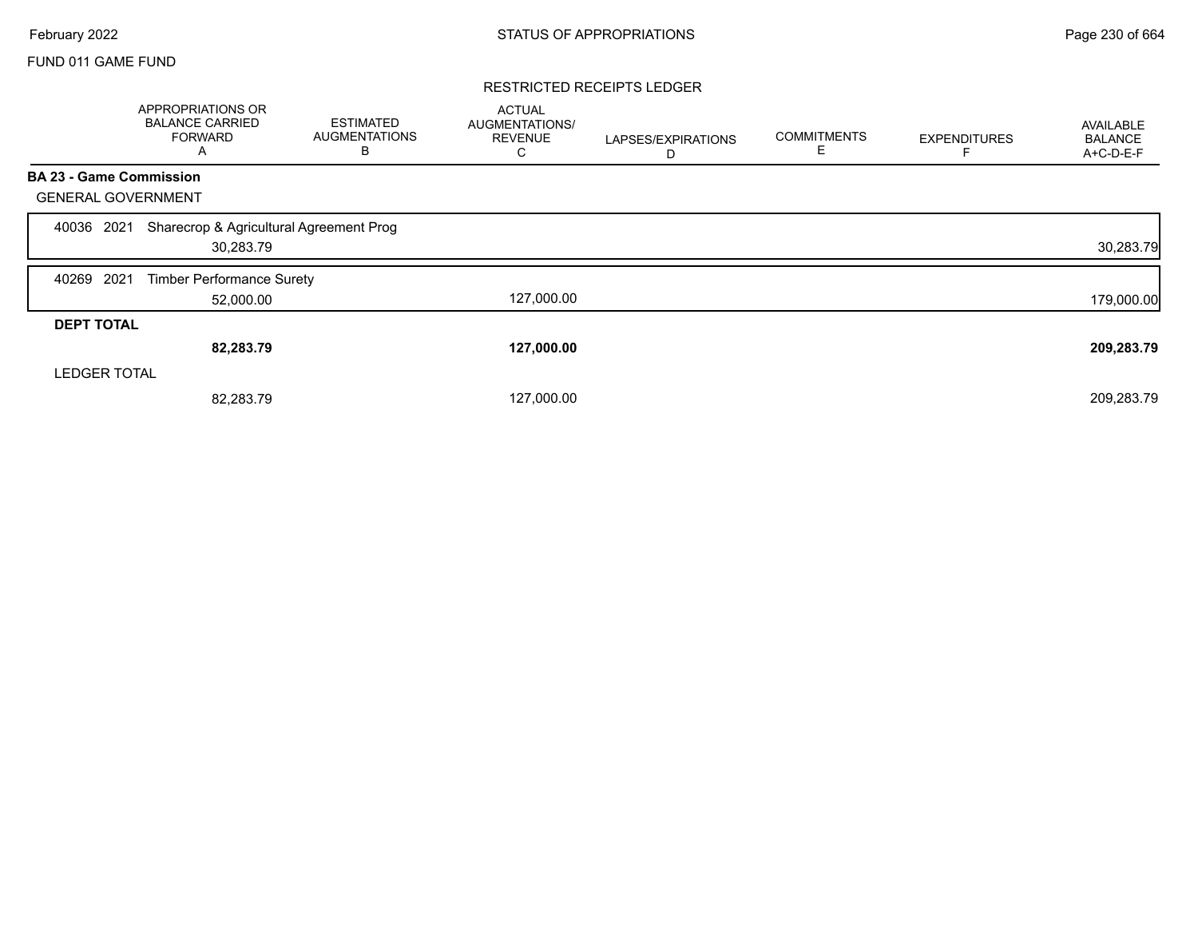FUND 011 GAME FUND

RESTRICTED RECEIPTS LEDGER

| | APPROPRIATIONS OR BALANCE CARRIED FORWARD A | ESTIMATED AUGMENTATIONS B | ACTUAL AUGMENTATIONS/ REVENUE C | LAPSES/EXPIRATIONS D | COMMITMENTS E | EXPENDITURES F | AVAILABLE BALANCE A+C-D-E-F |
|---|---|---|---|---|---|---|---|
| **BA 23 - Game Commission** | | | | | | | |
| GENERAL GOVERNMENT | | | | | | | |
| 40036 2021 Sharecrop & Agricultural Agreement Prog | 30,283.79 | | | | | | 30,283.79 |
| 40269 2021 Timber Performance Surety | 52,000.00 | | 127,000.00 | | | | 179,000.00 |
| **DEPT TOTAL** | **82,283.79** | | **127,000.00** | | | | **209,283.79** |
| LEDGER TOTAL | 82,283.79 | | 127,000.00 | | | | 209,283.79 |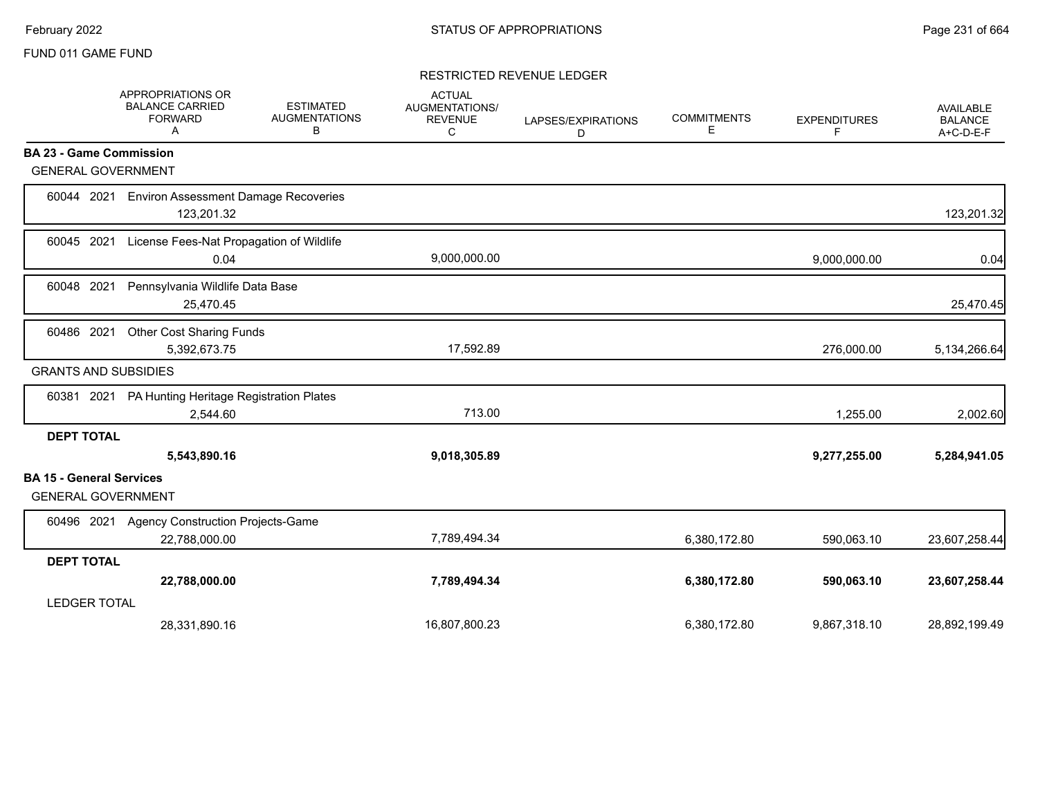FUND 011 GAME FUND

RESTRICTED REVENUE LEDGER

| | APPROPRIATIONS OR BALANCE CARRIED FORWARD A | ESTIMATED AUGMENTATIONS B | ACTUAL AUGMENTATIONS/ REVENUE C | LAPSES/EXPIRATIONS D | COMMITMENTS E | EXPENDITURES F | AVAILABLE BALANCE A+C-D-E-F |
|---|---|---|---|---|---|---|---|
| **BA 23 - Game Commission** | | | | | | | |
| GENERAL GOVERNMENT | | | | | | | |
| 60044 2021 Environ Assessment Damage Recoveries | 123,201.32 | | | | | | 123,201.32 |
| 60045 2021 License Fees-Nat Propagation of Wildlife | 0.04 | | 9,000,000.00 | | | 9,000,000.00 | 0.04 |
| 60048 2021 Pennsylvania Wildlife Data Base | 25,470.45 | | | | | | 25,470.45 |
| 60486 2021 Other Cost Sharing Funds | 5,392,673.75 | | 17,592.89 | | | 276,000.00 | 5,134,266.64 |
| GRANTS AND SUBSIDIES | | | | | | | |
| 60381 2021 PA Hunting Heritage Registration Plates | 2,544.60 | | 713.00 | | | 1,255.00 | 2,002.60 |
| **DEPT TOTAL** | **5,543,890.16** | | **9,018,305.89** | | | **9,277,255.00** | **5,284,941.05** |
| **BA 15 - General Services** | | | | | | | |
| GENERAL GOVERNMENT | | | | | | | |
| 60496 2021 Agency Construction Projects-Game | 22,788,000.00 | | 7,789,494.34 | | 6,380,172.80 | 590,063.10 | 23,607,258.44 |
| **DEPT TOTAL** | **22,788,000.00** | | **7,789,494.34** | | **6,380,172.80** | **590,063.10** | **23,607,258.44** |
| LEDGER TOTAL | 28,331,890.16 | | 16,807,800.23 | | 6,380,172.80 | 9,867,318.10 | 28,892,199.49 |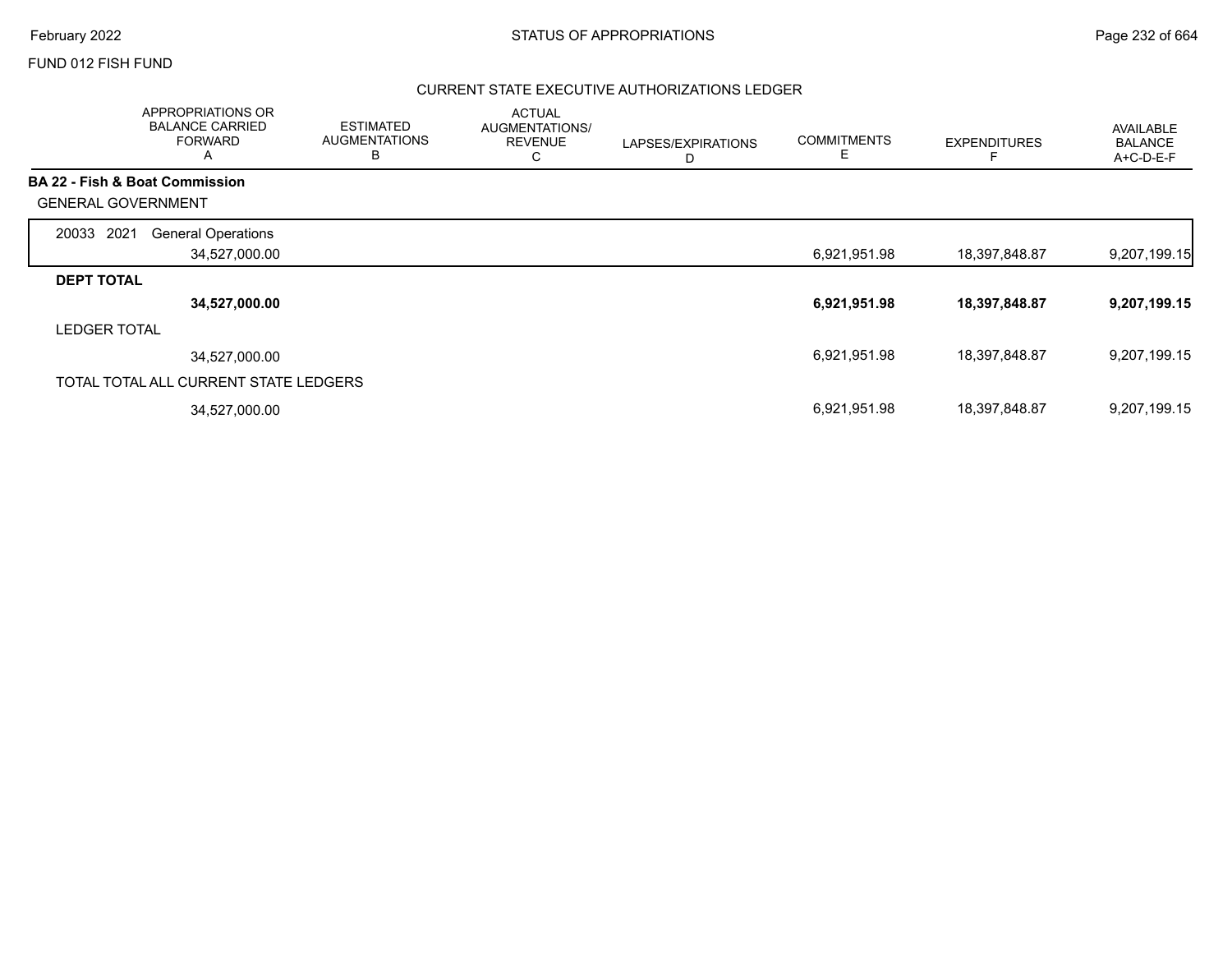FUND 012 FISH FUND

## CURRENT STATE EXECUTIVE AUTHORIZATIONS LEDGER

| | APPROPRIATIONS OR BALANCE CARRIED FORWARD A | ESTIMATED AUGMENTATIONS B | ACTUAL AUGMENTATIONS/ REVENUE C | LAPSES/EXPIRATIONS D | COMMITMENTS E | EXPENDITURES F | AVAILABLE BALANCE A+C-D-E-F |
|---|---|---|---|---|---|---|---|
| **BA 22 - Fish & Boat Commission** | | | | | | | |
| GENERAL GOVERNMENT | | | | | | | |
| 20033 2021 General Operations | 34,527,000.00 | | | | 6,921,951.98 | 18,397,848.87 | 9,207,199.15 |
| **DEPT TOTAL** | **34,527,000.00** | | | | **6,921,951.98** | **18,397,848.87** | **9,207,199.15** |
| LEDGER TOTAL | 34,527,000.00 | | | | 6,921,951.98 | 18,397,848.87 | 9,207,199.15 |
| TOTAL TOTAL ALL CURRENT STATE LEDGERS | 34,527,000.00 | | | | 6,921,951.98 | 18,397,848.87 | 9,207,199.15 |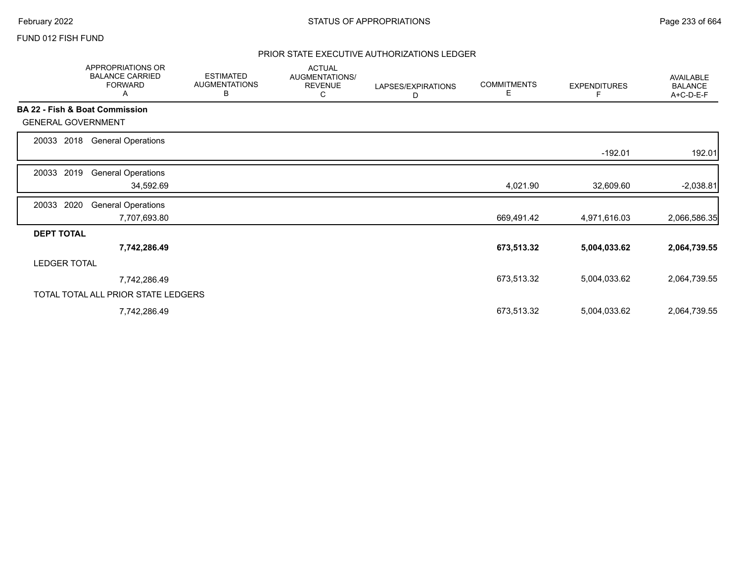FUND 012 FISH FUND

## STATUS OF APPROPRIATIONS

### PRIOR STATE EXECUTIVE AUTHORIZATIONS LEDGER

| | APPROPRIATIONS OR BALANCE CARRIED FORWARD A | ESTIMATED AUGMENTATIONS B | ACTUAL AUGMENTATIONS/ REVENUE C | LAPSES/EXPIRATIONS D | COMMITMENTS E | EXPENDITURES F | AVAILABLE BALANCE A+C-D-E-F |
|---|---|---|---|---|---|---|---|
| **BA 22 - Fish & Boat Commission** | | | | | | | |
| GENERAL GOVERNMENT | | | | | | | |
| 20033 2018 General Operations | | | | | | -192.01 | 192.01 |
| 20033 2019 General Operations | 34,592.69 | | | | 4,021.90 | 32,609.60 | -2,038.81 |
| 20033 2020 General Operations | 7,707,693.80 | | | | 669,491.42 | 4,971,616.03 | 2,066,586.35 |
| **DEPT TOTAL** | **7,742,286.49** | | | | **673,513.32** | **5,004,033.62** | **2,064,739.55** |
| LEDGER TOTAL | 7,742,286.49 | | | | 673,513.32 | 5,004,033.62 | 2,064,739.55 |
| TOTAL TOTAL ALL PRIOR STATE LEDGERS | 7,742,286.49 | | | | 673,513.32 | 5,004,033.62 | 2,064,739.55 |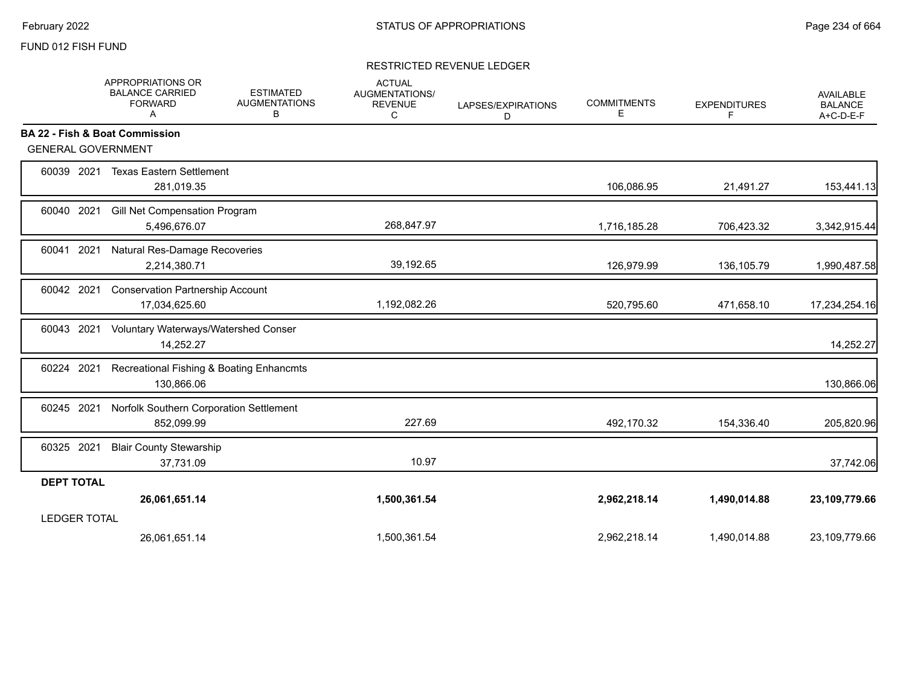FUND 012 FISH FUND

RESTRICTED REVENUE LEDGER

| | APPROPRIATIONS OR BALANCE CARRIED FORWARD A | ESTIMATED AUGMENTATIONS B | ACTUAL AUGMENTATIONS/ REVENUE C | LAPSES/EXPIRATIONS D | COMMITMENTS E | EXPENDITURES F | AVAILABLE BALANCE A+C-D-E-F |
|---|---|---|---|---|---|---|---|
| **BA 22 - Fish & Boat Commission** | | | | | | | |
| GENERAL GOVERNMENT | | | | | | | |
| 60039 2021 Texas Eastern Settlement | 281,019.35 | | | | 106,086.95 | 21,491.27 | 153,441.13 |
| 60040 2021 Gill Net Compensation Program | 5,496,676.07 | | 268,847.97 | | 1,716,185.28 | 706,423.32 | 3,342,915.44 |
| 60041 2021 Natural Res-Damage Recoveries | 2,214,380.71 | | 39,192.65 | | 126,979.99 | 136,105.79 | 1,990,487.58 |
| 60042 2021 Conservation Partnership Account | 17,034,625.60 | | 1,192,082.26 | | 520,795.60 | 471,658.10 | 17,234,254.16 |
| 60043 2021 Voluntary Waterways/Watershed Conser | 14,252.27 | | | | | | 14,252.27 |
| 60224 2021 Recreational Fishing & Boating Enhancmts | 130,866.06 | | | | | | 130,866.06 |
| 60245 2021 Norfolk Southern Corporation Settlement | 852,099.99 | | 227.69 | | 492,170.32 | 154,336.40 | 205,820.96 |
| 60325 2021 Blair County Stewarship | 37,731.09 | | 10.97 | | | | 37,742.06 |
| **DEPT TOTAL** | **26,061,651.14** | | **1,500,361.54** | | **2,962,218.14** | **1,490,014.88** | **23,109,779.66** |
| LEDGER TOTAL | 26,061,651.14 | | 1,500,361.54 | | 2,962,218.14 | 1,490,014.88 | 23,109,779.66 |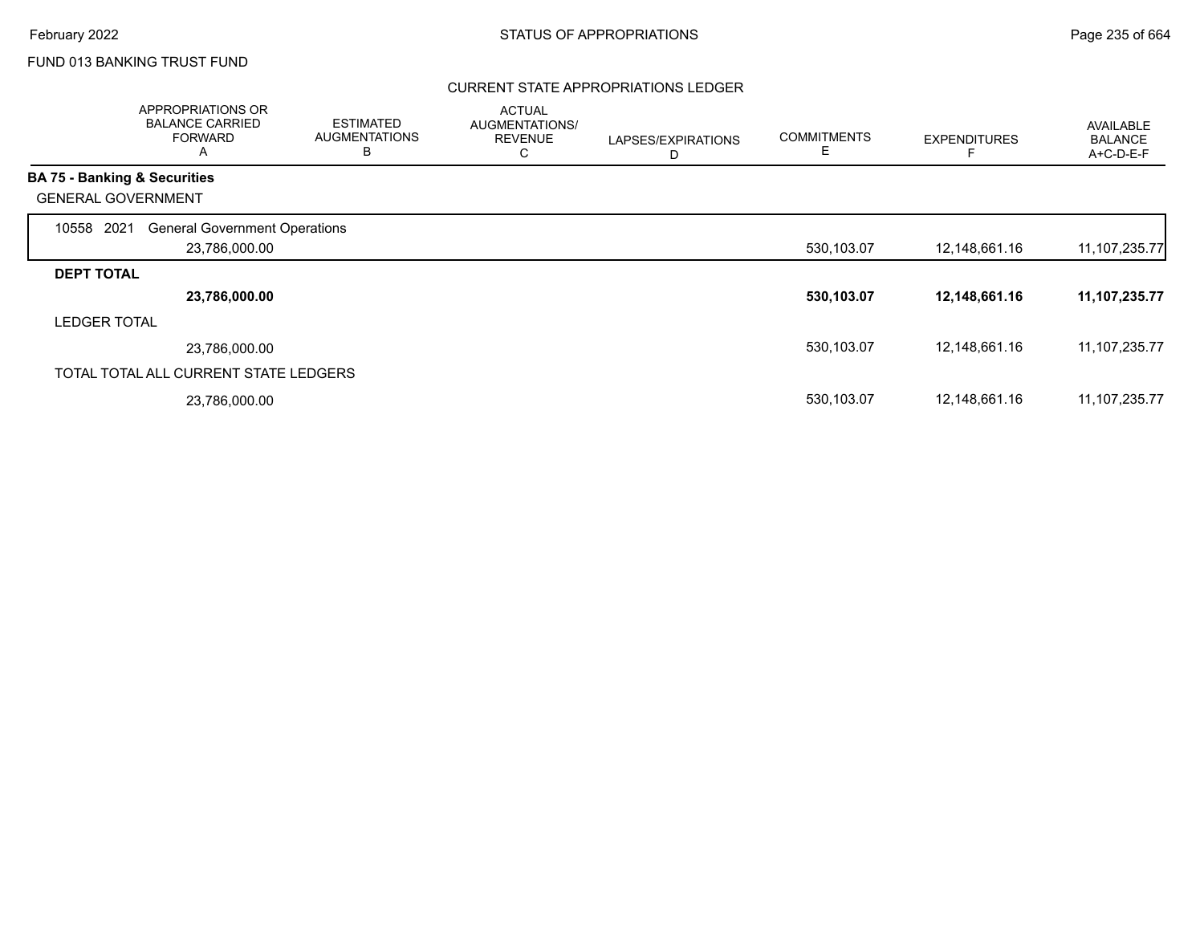FUND 013 BANKING TRUST FUND

## CURRENT STATE APPROPRIATIONS LEDGER

| | APPROPRIATIONS OR BALANCE CARRIED FORWARD A | ESTIMATED AUGMENTATIONS B | ACTUAL AUGMENTATIONS/ REVENUE C | LAPSES/EXPIRATIONS D | COMMITMENTS E | EXPENDITURES F | AVAILABLE BALANCE A+C-D-E-F |
|---|---|---|---|---|---|---|---|
| **BA 75 - Banking & Securities** | | | | | | | |
| GENERAL GOVERNMENT | | | | | | | |
| 10558 2021 General Government Operations | | | | | | | |
| | 23,786,000.00 | | | | 530,103.07 | 12,148,661.16 | 11,107,235.77 |
| **DEPT TOTAL** | | | | | | | |
| | **23,786,000.00** | | | | **530,103.07** | **12,148,661.16** | **11,107,235.77** |
| LEDGER TOTAL | | | | | | | |
| | 23,786,000.00 | | | | 530,103.07 | 12,148,661.16 | 11,107,235.77 |
| TOTAL TOTAL ALL CURRENT STATE LEDGERS | | | | | | | |
| | 23,786,000.00 | | | | 530,103.07 | 12,148,661.16 | 11,107,235.77 |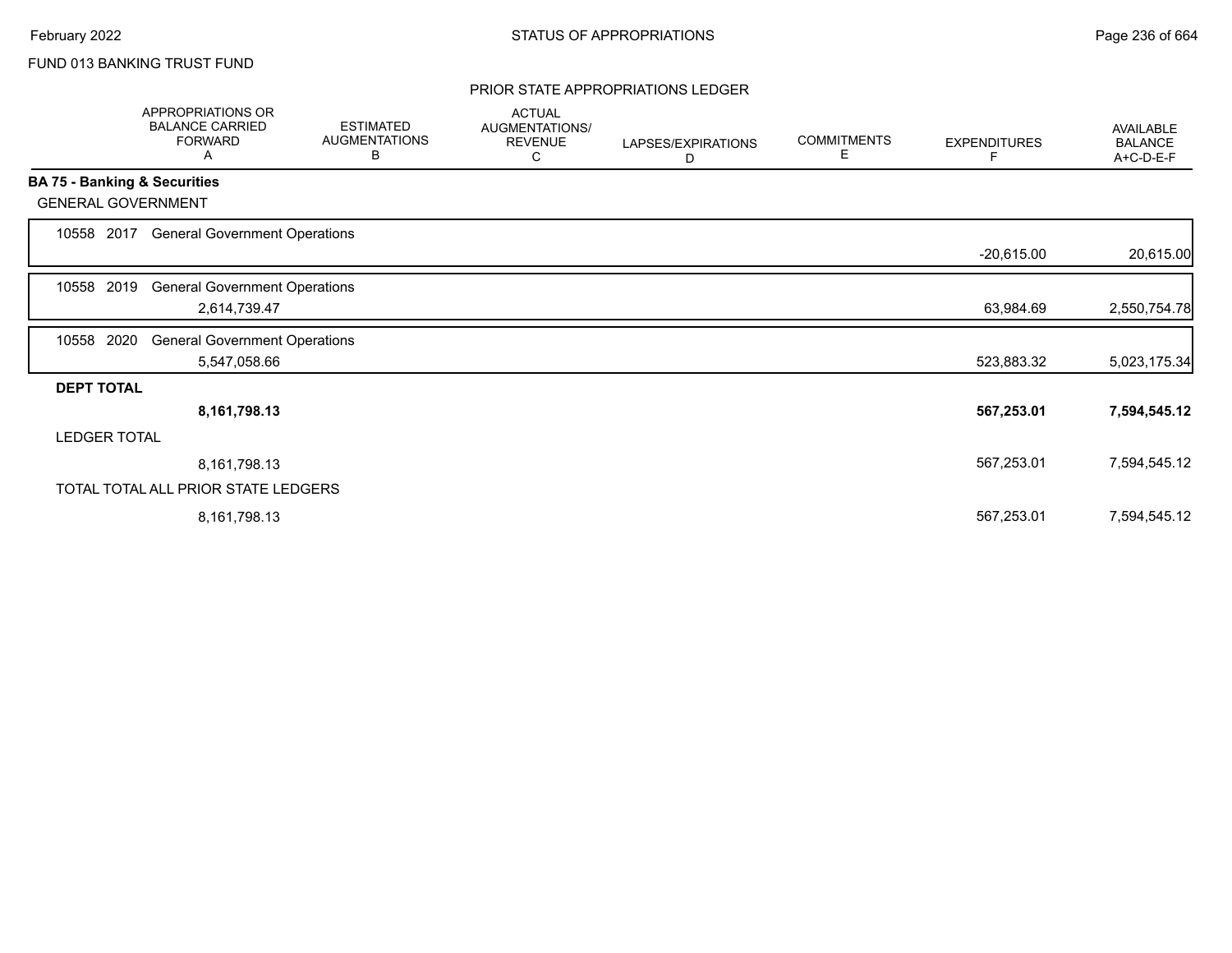FUND 013 BANKING TRUST FUND

PRIOR STATE APPROPRIATIONS LEDGER

| | APPROPRIATIONS OR BALANCE CARRIED FORWARD A | ESTIMATED AUGMENTATIONS B | ACTUAL AUGMENTATIONS/ REVENUE C | LAPSES/EXPIRATIONS D | COMMITMENTS E | EXPENDITURES F | AVAILABLE BALANCE A+C-D-E-F |
|---|---|---|---|---|---|---|---|
| **BA 75 - Banking & Securities** | | | | | | | |
| GENERAL GOVERNMENT | | | | | | | |
| 10558 2017 General Government Operations | | | | | | -20,615.00 | 20,615.00 |
| 10558 2019 General Government Operations | 2,614,739.47 | | | | | 63,984.69 | 2,550,754.78 |
| 10558 2020 General Government Operations | 5,547,058.66 | | | | | 523,883.32 | 5,023,175.34 |
| **DEPT TOTAL** | **8,161,798.13** | | | | | **567,253.01** | **7,594,545.12** |
| LEDGER TOTAL | 8,161,798.13 | | | | | 567,253.01 | 7,594,545.12 |
| TOTAL TOTAL ALL PRIOR STATE LEDGERS | 8,161,798.13 | | | | | 567,253.01 | 7,594,545.12 |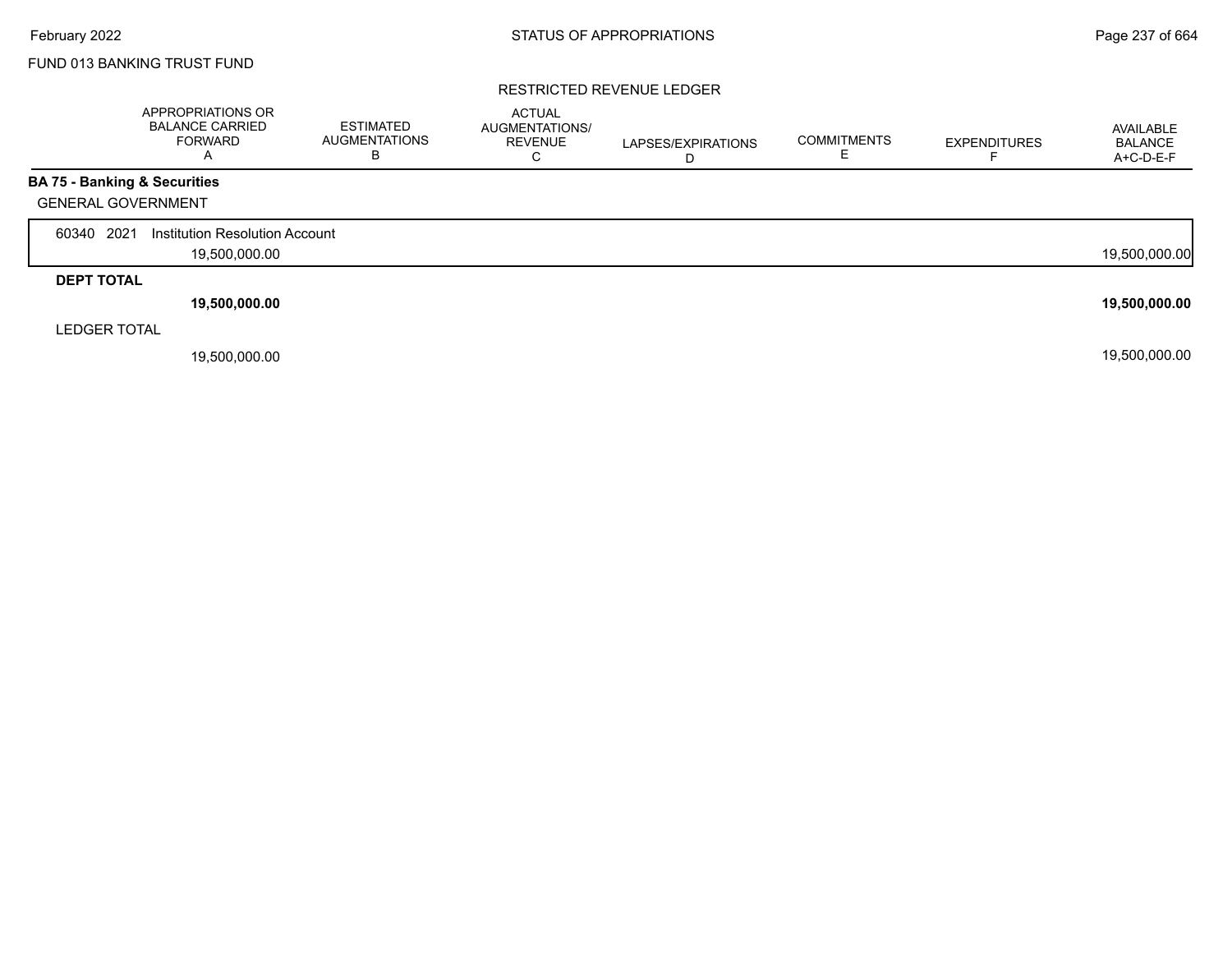FUND 013 BANKING TRUST FUND

RESTRICTED REVENUE LEDGER

| | APPROPRIATIONS OR BALANCE CARRIED FORWARD A | ESTIMATED AUGMENTATIONS B | ACTUAL AUGMENTATIONS/ REVENUE C | LAPSES/EXPIRATIONS D | COMMITMENTS E | EXPENDITURES F | AVAILABLE BALANCE A+C-D-E-F |
|---|---|---|---|---|---|---|---|
| **BA 75 - Banking & Securities** | | | | | | | |
| GENERAL GOVERNMENT | | | | | | | |
| 60340 2021 Institution Resolution Account | 19,500,000.00 | | | | | | 19,500,000.00 |
| **DEPT TOTAL** | **19,500,000.00** | | | | | | **19,500,000.00** |
| LEDGER TOTAL | 19,500,000.00 | | | | | | 19,500,000.00 |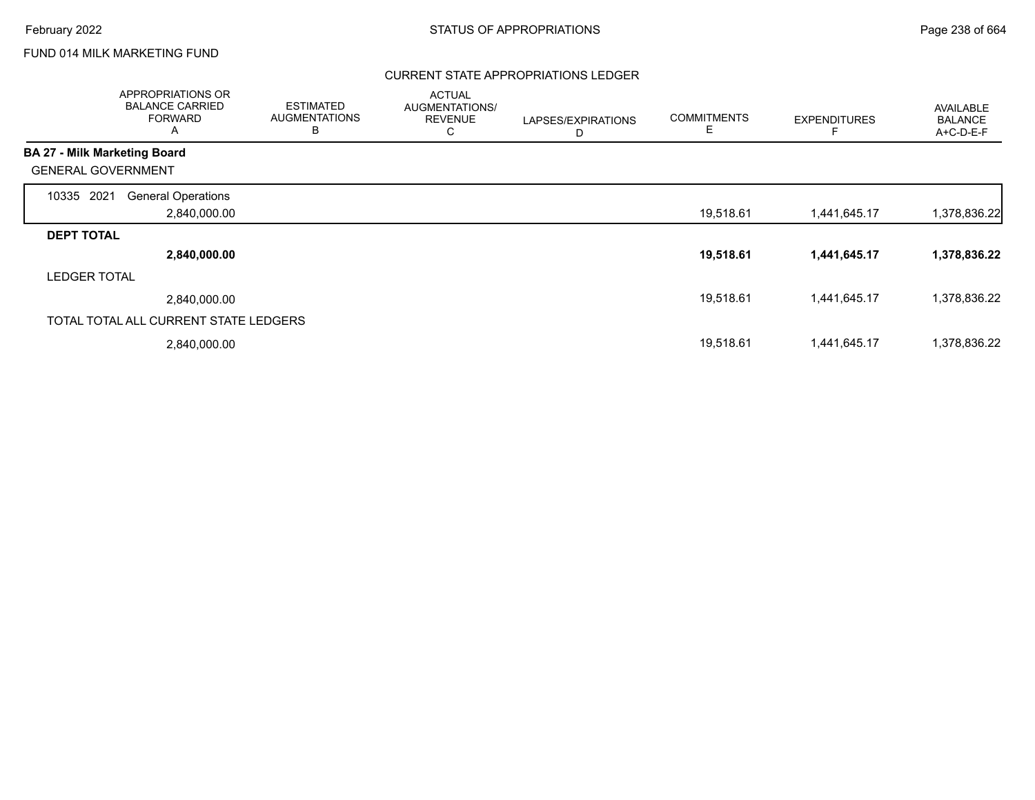FUND 014 MILK MARKETING FUND

## CURRENT STATE APPROPRIATIONS LEDGER

| | APPROPRIATIONS OR BALANCE CARRIED FORWARD A | ESTIMATED AUGMENTATIONS B | ACTUAL AUGMENTATIONS/ REVENUE C | LAPSES/EXPIRATIONS D | COMMITMENTS E | EXPENDITURES F | AVAILABLE BALANCE A+C-D-E-F |
|---|---|---|---|---|---|---|---|
| **BA 27 - Milk Marketing Board** | | | | | | | |
| GENERAL GOVERNMENT | | | | | | | |
| 10335 2021 General Operations | 2,840,000.00 | | | | 19,518.61 | 1,441,645.17 | 1,378,836.22 |
| **DEPT TOTAL** | **2,840,000.00** | | | | **19,518.61** | **1,441,645.17** | **1,378,836.22** |
| LEDGER TOTAL | 2,840,000.00 | | | | 19,518.61 | 1,441,645.17 | 1,378,836.22 |
| TOTAL TOTAL ALL CURRENT STATE LEDGERS | 2,840,000.00 | | | | 19,518.61 | 1,441,645.17 | 1,378,836.22 |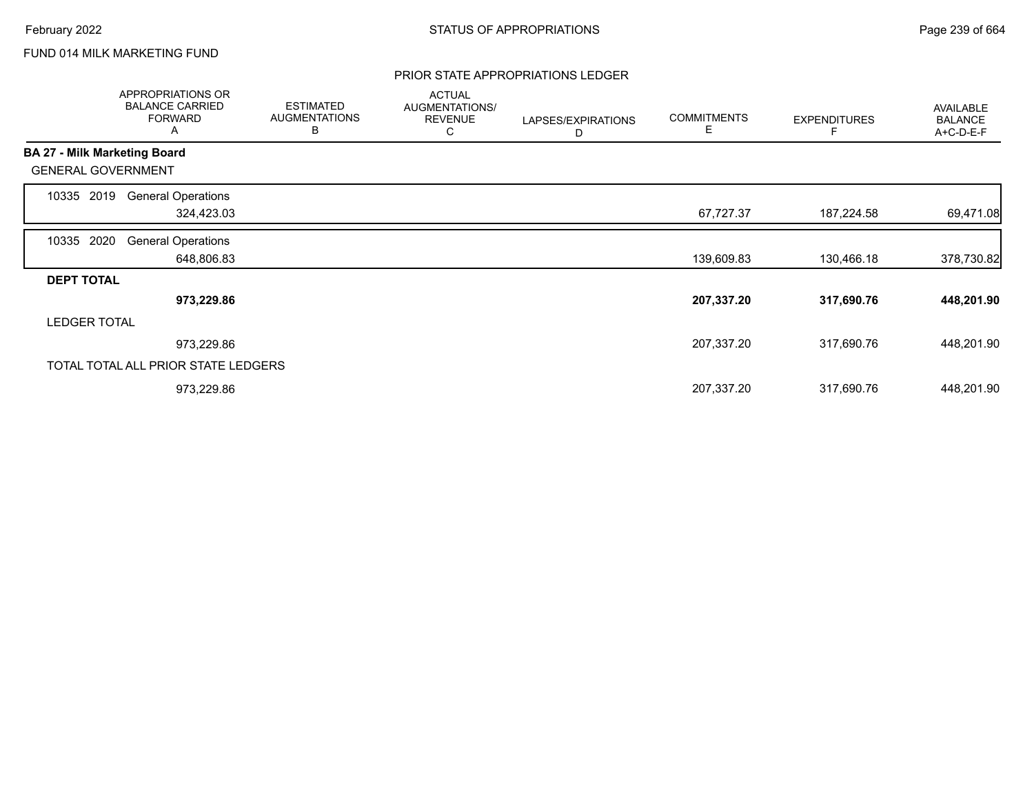FUND 014 MILK MARKETING FUND

PRIOR STATE APPROPRIATIONS LEDGER

| | APPROPRIATIONS OR BALANCE CARRIED FORWARD A | ESTIMATED AUGMENTATIONS B | ACTUAL AUGMENTATIONS/ REVENUE C | LAPSES/EXPIRATIONS D | COMMITMENTS E | EXPENDITURES F | AVAILABLE BALANCE A+C-D-E-F |
|---|---|---|---|---|---|---|---|
| **BA 27 - Milk Marketing Board** | | | | | | | |
| GENERAL GOVERNMENT | | | | | | | |
| 10335 2019 General Operations | | | | | | | |
| | 324,423.03 | | | | 67,727.37 | 187,224.58 | 69,471.08 |
| 10335 2020 General Operations | | | | | | | |
| | 648,806.83 | | | | 139,609.83 | 130,466.18 | 378,730.82 |
| **DEPT TOTAL** | | | | | | | |
| | **973,229.86** | | | | **207,337.20** | **317,690.76** | **448,201.90** |
| LEDGER TOTAL | | | | | | | |
| | 973,229.86 | | | | 207,337.20 | 317,690.76 | 448,201.90 |
| TOTAL TOTAL ALL PRIOR STATE LEDGERS | | | | | | | |
| | 973,229.86 | | | | 207,337.20 | 317,690.76 | 448,201.90 |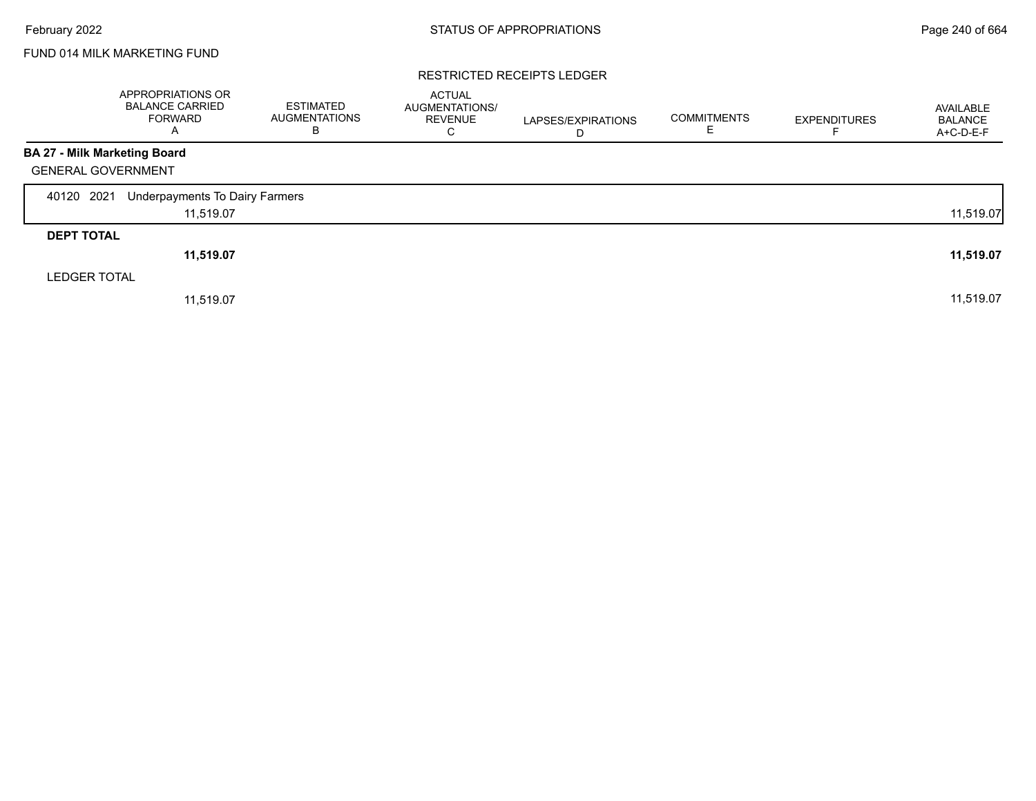# FUND 014 MILK MARKETING FUND

## RESTRICTED RECEIPTS LEDGER

| | APPROPRIATIONS OR BALANCE CARRIED FORWARD A | ESTIMATED AUGMENTATIONS B | ACTUAL AUGMENTATIONS/ REVENUE C | LAPSES/EXPIRATIONS D | COMMITMENTS E | EXPENDITURES F | AVAILABLE BALANCE A+C-D-E-F |
|---|---|---|---|---|---|---|---|
| **BA 27 - Milk Marketing Board** | | | | | | | |
| GENERAL GOVERNMENT | | | | | | | |
| 40120 2021 Underpayments To Dairy Farmers | | | | | | | |
| | 11,519.07 | | | | | | 11,519.07 |
| **DEPT TOTAL** | | | | | | | |
| | **11,519.07** | | | | | | **11,519.07** |
| LEDGER TOTAL | | | | | | | |
| | 11,519.07 | | | | | | 11,519.07 |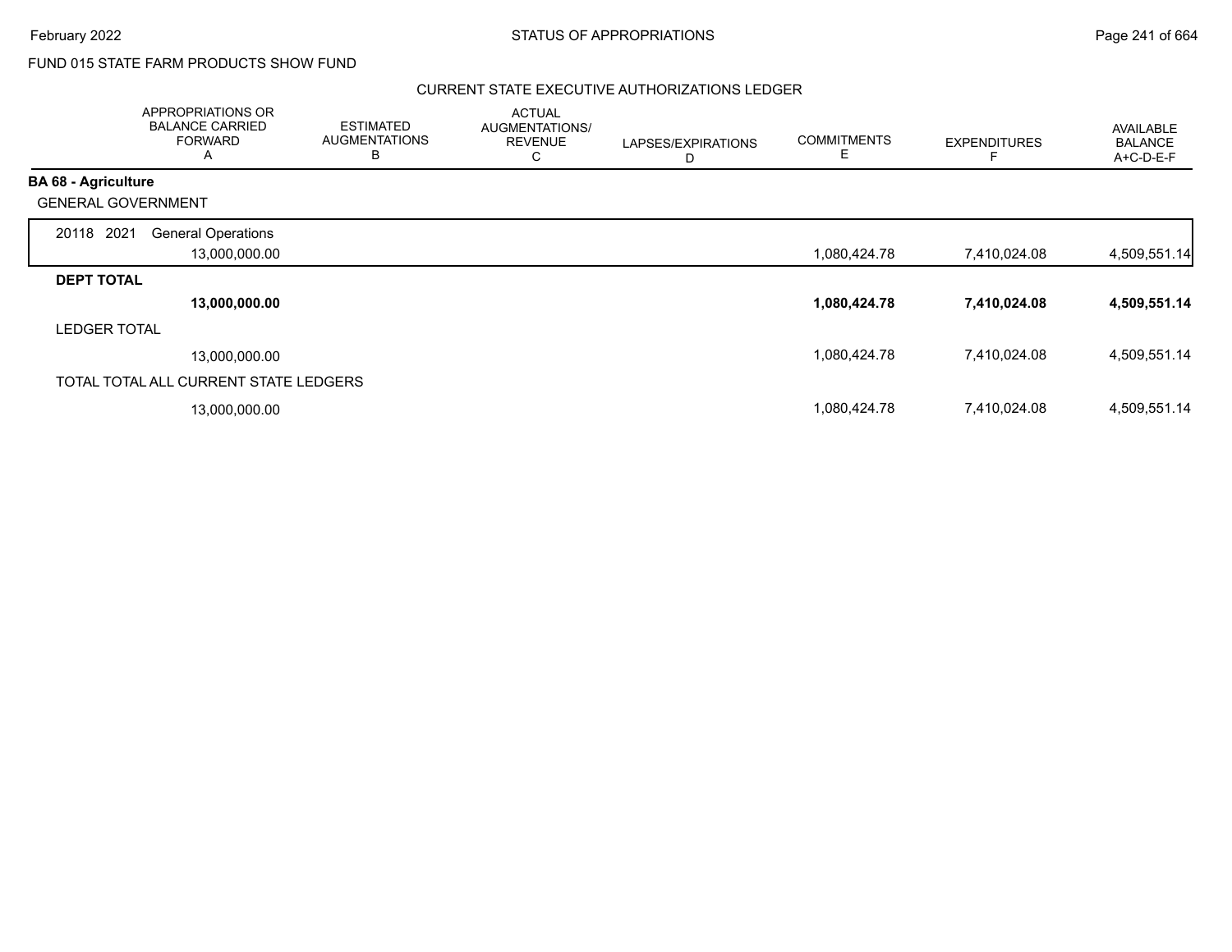FUND 015 STATE FARM PRODUCTS SHOW FUND

CURRENT STATE EXECUTIVE AUTHORIZATIONS LEDGER

| | APPROPRIATIONS OR BALANCE CARRIED FORWARD A | ESTIMATED AUGMENTATIONS B | ACTUAL AUGMENTATIONS/ REVENUE C | LAPSES/EXPIRATIONS D | COMMITMENTS E | EXPENDITURES F | AVAILABLE BALANCE A+C-D-E-F |
|---|---|---|---|---|---|---|---|
| **BA 68 - Agriculture** | | | | | | | |
| GENERAL GOVERNMENT | | | | | | | |
| 20118 2021 General Operations | 13,000,000.00 | | | | 1,080,424.78 | 7,410,024.08 | 4,509,551.14 |
| **DEPT TOTAL** | **13,000,000.00** | | | | **1,080,424.78** | **7,410,024.08** | **4,509,551.14** |
| LEDGER TOTAL | 13,000,000.00 | | | | 1,080,424.78 | 7,410,024.08 | 4,509,551.14 |
| TOTAL TOTAL ALL CURRENT STATE LEDGERS | 13,000,000.00 | | | | 1,080,424.78 | 7,410,024.08 | 4,509,551.14 |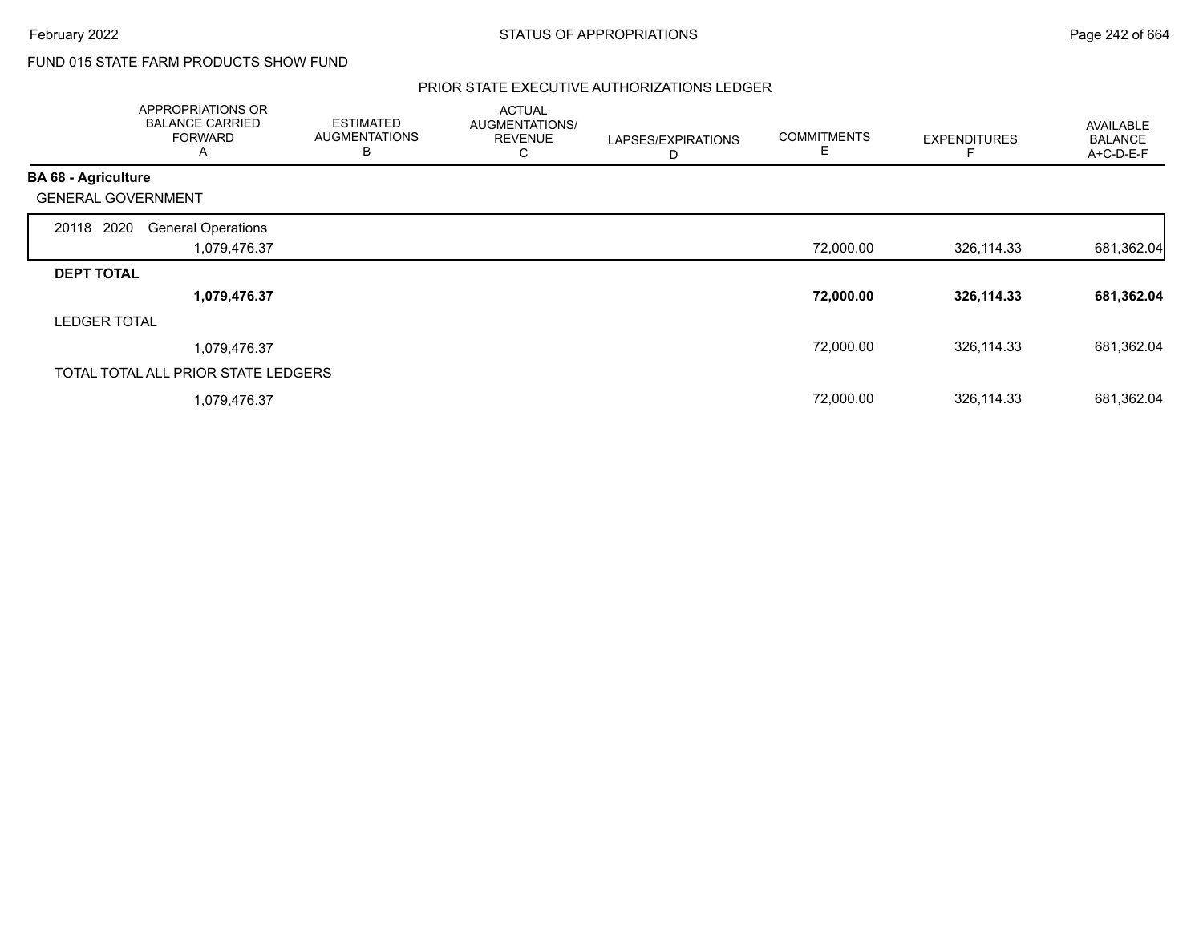FUND 015 STATE FARM PRODUCTS SHOW FUND

## PRIOR STATE EXECUTIVE AUTHORIZATIONS LEDGER

| | APPROPRIATIONS OR BALANCE CARRIED FORWARD A | ESTIMATED AUGMENTATIONS B | ACTUAL AUGMENTATIONS/ REVENUE C | LAPSES/EXPIRATIONS D | COMMITMENTS E | EXPENDITURES F | AVAILABLE BALANCE A+C-D-E-F |
|---|---|---|---|---|---|---|---|
| **BA 68 - Agriculture** | | | | | | | |
| GENERAL GOVERNMENT | | | | | | | |
| 20118 2020 General Operations | 1,079,476.37 | | | | 72,000.00 | 326,114.33 | 681,362.04 |
| **DEPT TOTAL** | **1,079,476.37** | | | | **72,000.00** | **326,114.33** | **681,362.04** |
| LEDGER TOTAL | 1,079,476.37 | | | | 72,000.00 | 326,114.33 | 681,362.04 |
| TOTAL TOTAL ALL PRIOR STATE LEDGERS | 1,079,476.37 | | | | 72,000.00 | 326,114.33 | 681,362.04 |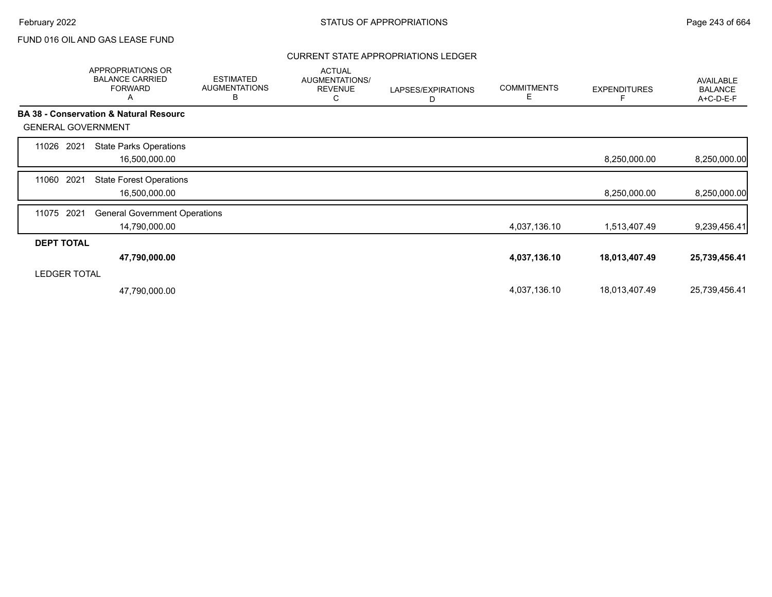FUND 016 OIL AND GAS LEASE FUND

## CURRENT STATE APPROPRIATIONS LEDGER

| | APPROPRIATIONS OR BALANCE CARRIED FORWARD A | ESTIMATED AUGMENTATIONS B | ACTUAL AUGMENTATIONS/ REVENUE C | LAPSES/EXPIRATIONS D | COMMITMENTS E | EXPENDITURES F | AVAILABLE BALANCE A+C-D-E-F |
|---|---|---|---|---|---|---|---|
| **BA 38 - Conservation & Natural Resourc** | | | | | | | |
| GENERAL GOVERNMENT | | | | | | | |
| 11026 2021 State Parks Operations | 16,500,000.00 | | | | | 8,250,000.00 | 8,250,000.00 |
| 11060 2021 State Forest Operations | 16,500,000.00 | | | | | 8,250,000.00 | 8,250,000.00 |
| 11075 2021 General Government Operations | 14,790,000.00 | | | | 4,037,136.10 | 1,513,407.49 | 9,239,456.41 |
| **DEPT TOTAL** | **47,790,000.00** | | | | **4,037,136.10** | **18,013,407.49** | **25,739,456.41** |
| LEDGER TOTAL | 47,790,000.00 | | | | 4,037,136.10 | 18,013,407.49 | 25,739,456.41 |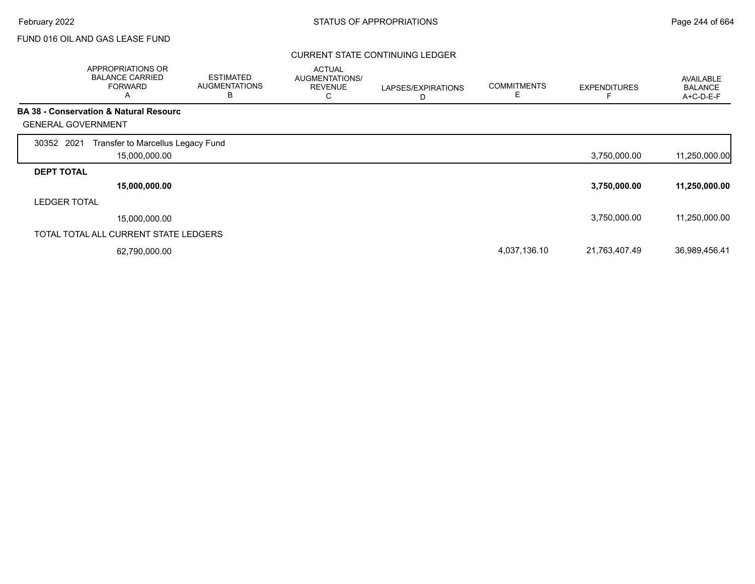FUND 016 OIL AND GAS LEASE FUND

CURRENT STATE CONTINUING LEDGER

| | APPROPRIATIONS OR BALANCE CARRIED FORWARD A | ESTIMATED AUGMENTATIONS B | ACTUAL AUGMENTATIONS/ REVENUE C | LAPSES/EXPIRATIONS D | COMMITMENTS E | EXPENDITURES F | AVAILABLE BALANCE A+C-D-E-F |
|---|---|---|---|---|---|---|---|
| **BA 38 - Conservation & Natural Resourc** | | | | | | | |
| GENERAL GOVERNMENT | | | | | | | |
| 30352 2021 Transfer to Marcellus Legacy Fund | 15,000,000.00 | | | | | 3,750,000.00 | 11,250,000.00 |
| **DEPT TOTAL** | **15,000,000.00** | | | | | **3,750,000.00** | **11,250,000.00** |
| LEDGER TOTAL | 15,000,000.00 | | | | | 3,750,000.00 | 11,250,000.00 |
| TOTAL TOTAL ALL CURRENT STATE LEDGERS | 62,790,000.00 | | | | 4,037,136.10 | 21,763,407.49 | 36,989,456.41 |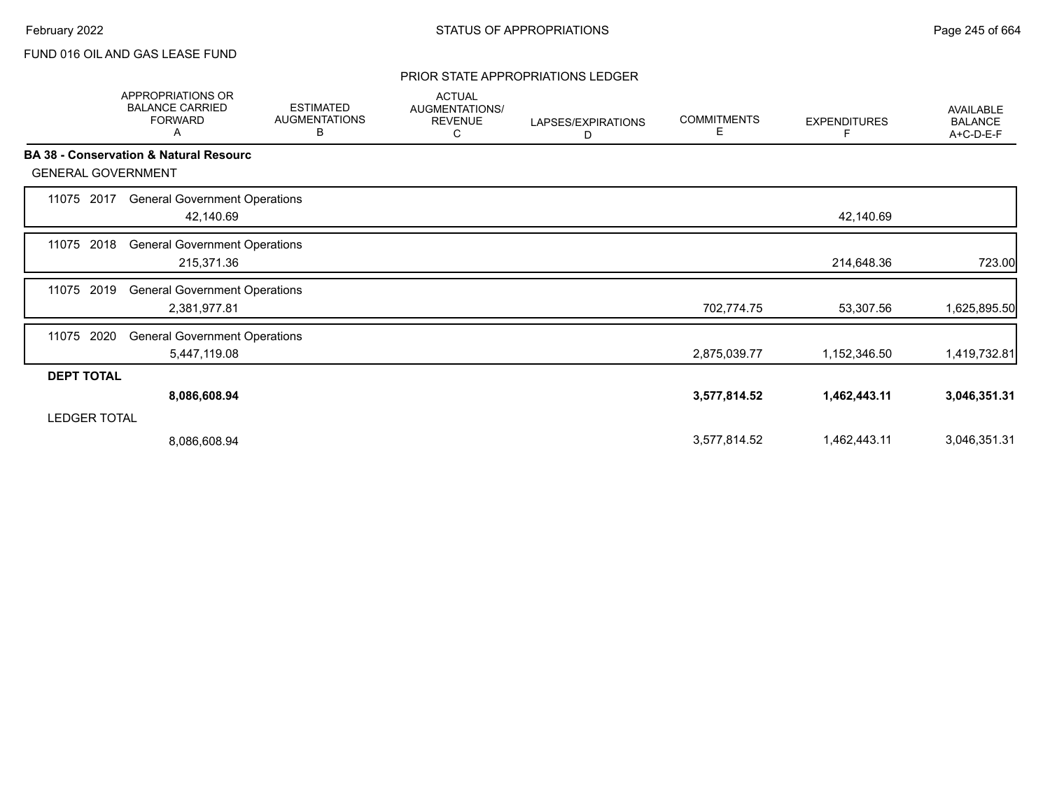FUND 016 OIL AND GAS LEASE FUND

## PRIOR STATE APPROPRIATIONS LEDGER

| | APPROPRIATIONS OR BALANCE CARRIED FORWARD A | ESTIMATED AUGMENTATIONS B | ACTUAL AUGMENTATIONS/ REVENUE C | LAPSES/EXPIRATIONS D | COMMITMENTS E | EXPENDITURES F | AVAILABLE BALANCE A+C-D-E-F |
|---|---|---|---|---|---|---|---|
| **BA 38 - Conservation & Natural Resourc** | | | | | | | |
| GENERAL GOVERNMENT | | | | | | | |
| 11075 2017 General Government Operations | 42,140.69 | | | | | 42,140.69 | |
| 11075 2018 General Government Operations | 215,371.36 | | | | | 214,648.36 | 723.00 |
| 11075 2019 General Government Operations | 2,381,977.81 | | | | 702,774.75 | 53,307.56 | 1,625,895.50 |
| 11075 2020 General Government Operations | 5,447,119.08 | | | | 2,875,039.77 | 1,152,346.50 | 1,419,732.81 |
| **DEPT TOTAL** | **8,086,608.94** | | | | **3,577,814.52** | **1,462,443.11** | **3,046,351.31** |
| LEDGER TOTAL | 8,086,608.94 | | | | 3,577,814.52 | 1,462,443.11 | 3,046,351.31 |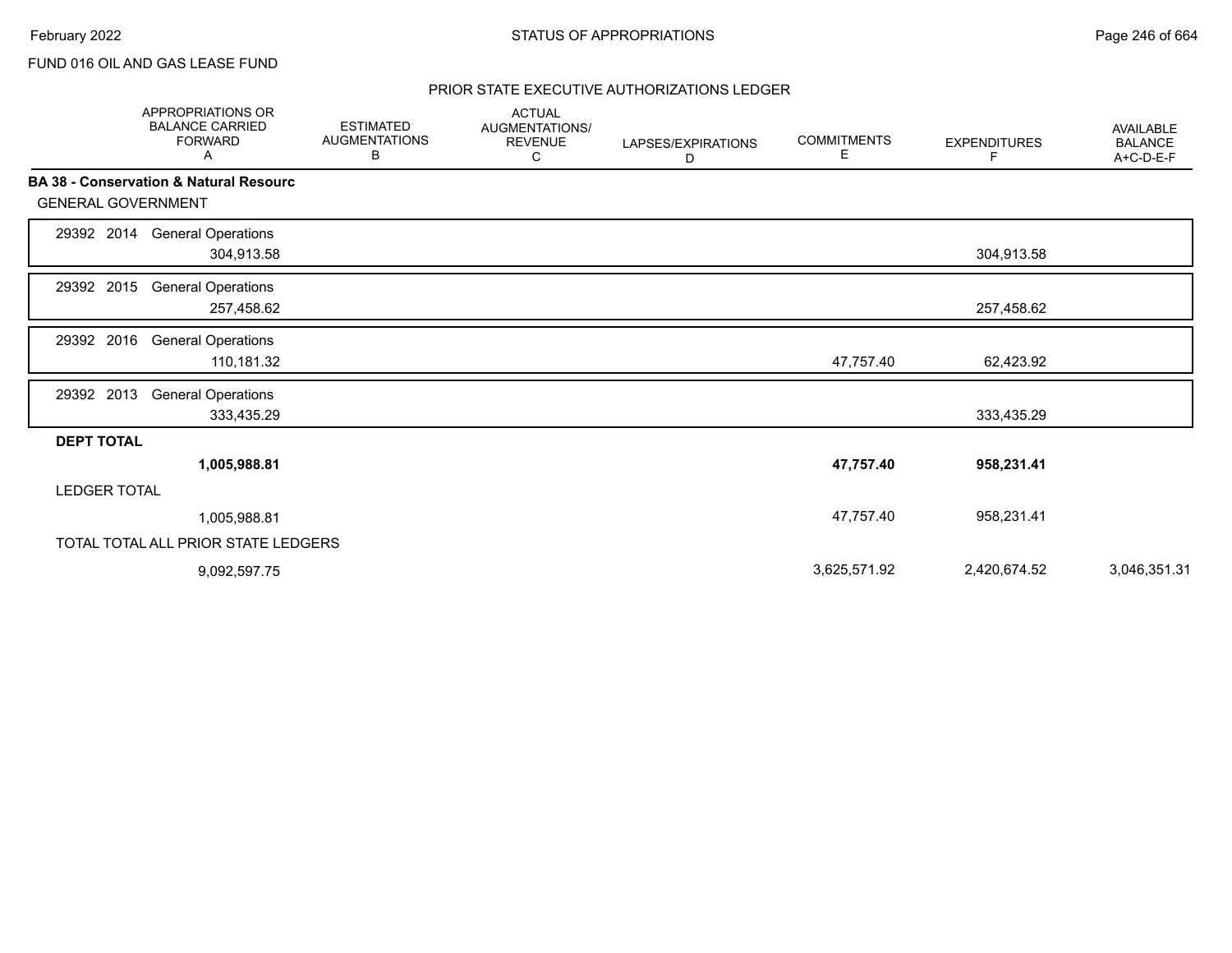FUND 016 OIL AND GAS LEASE FUND

## PRIOR STATE EXECUTIVE AUTHORIZATIONS LEDGER

| | APPROPRIATIONS OR BALANCE CARRIED FORWARD A | ESTIMATED AUGMENTATIONS B | ACTUAL AUGMENTATIONS/ REVENUE C | LAPSES/EXPIRATIONS D | COMMITMENTS E | EXPENDITURES F | AVAILABLE BALANCE A+C-D-E-F |
|---|---|---|---|---|---|---|---|
| **BA 38 - Conservation & Natural Resourc** | | | | | | | |
| GENERAL GOVERNMENT | | | | | | | |
| 29392 2014 General Operations | 304,913.58 | | | | | 304,913.58 | |
| 29392 2015 General Operations | 257,458.62 | | | | | 257,458.62 | |
| 29392 2016 General Operations | 110,181.32 | | | | 47,757.40 | 62,423.92 | |
| 29392 2013 General Operations | 333,435.29 | | | | | 333,435.29 | |
| **DEPT TOTAL** | **1,005,988.81** | | | | **47,757.40** | **958,231.41** | |
| LEDGER TOTAL | 1,005,988.81 | | | | 47,757.40 | 958,231.41 | |
| TOTAL TOTAL ALL PRIOR STATE LEDGERS | 9,092,597.75 | | | | 3,625,571.92 | 2,420,674.52 | 3,046,351.31 |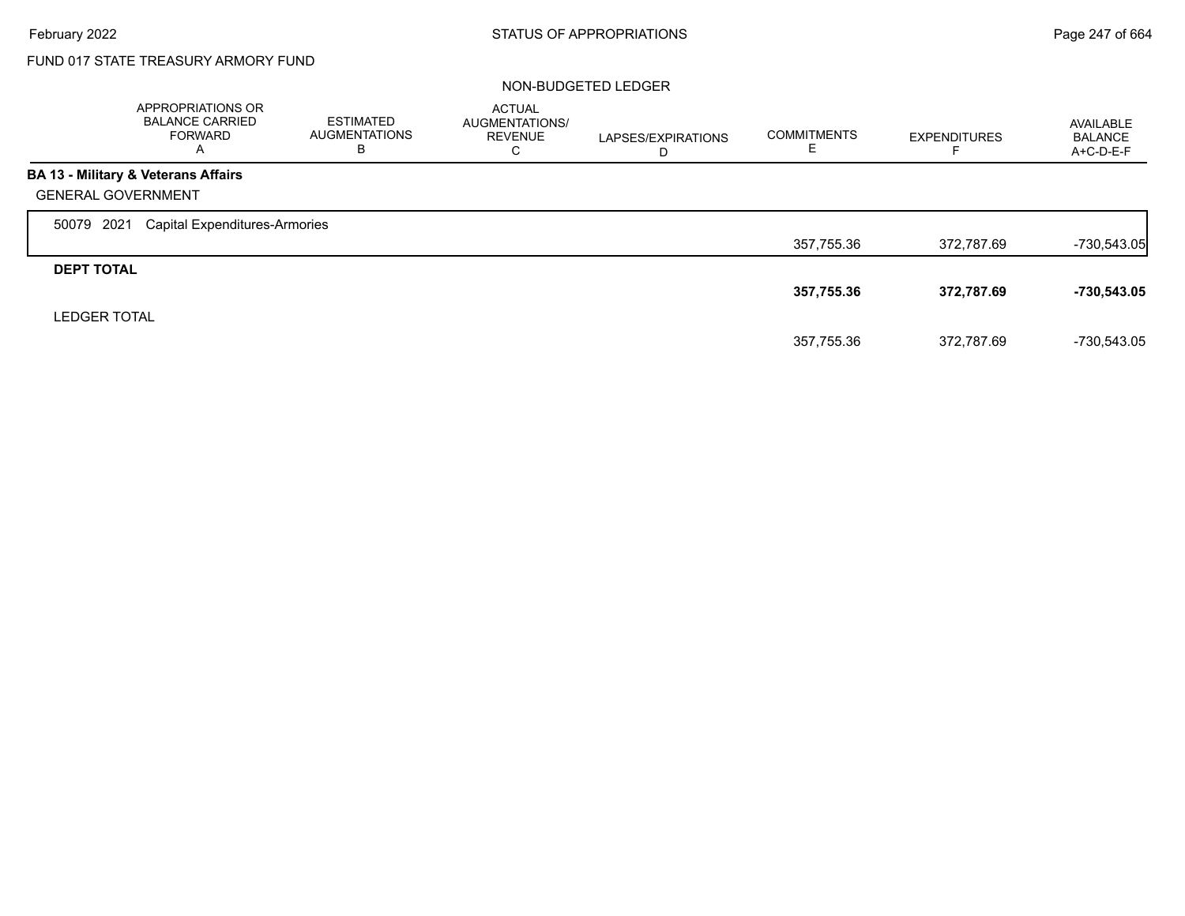FUND 017 STATE TREASURY ARMORY FUND

NON-BUDGETED LEDGER

| | APPROPRIATIONS OR BALANCE CARRIED FORWARD A | ESTIMATED AUGMENTATIONS B | ACTUAL AUGMENTATIONS/ REVENUE C | LAPSES/EXPIRATIONS D | COMMITMENTS E | EXPENDITURES F | AVAILABLE BALANCE A+C-D-E-F |
|---|---|---|---|---|---|---|---|
| **BA 13 - Military & Veterans Affairs** | | | | | | | |
| GENERAL GOVERNMENT | | | | | | | |
| 50079 2021 Capital Expenditures-Armories | | | | | 357,755.36 | 372,787.69 | -730,543.05 |
| **DEPT TOTAL** | | | | | **357,755.36** | **372,787.69** | **-730,543.05** |
| LEDGER TOTAL | | | | | 357,755.36 | 372,787.69 | -730,543.05 |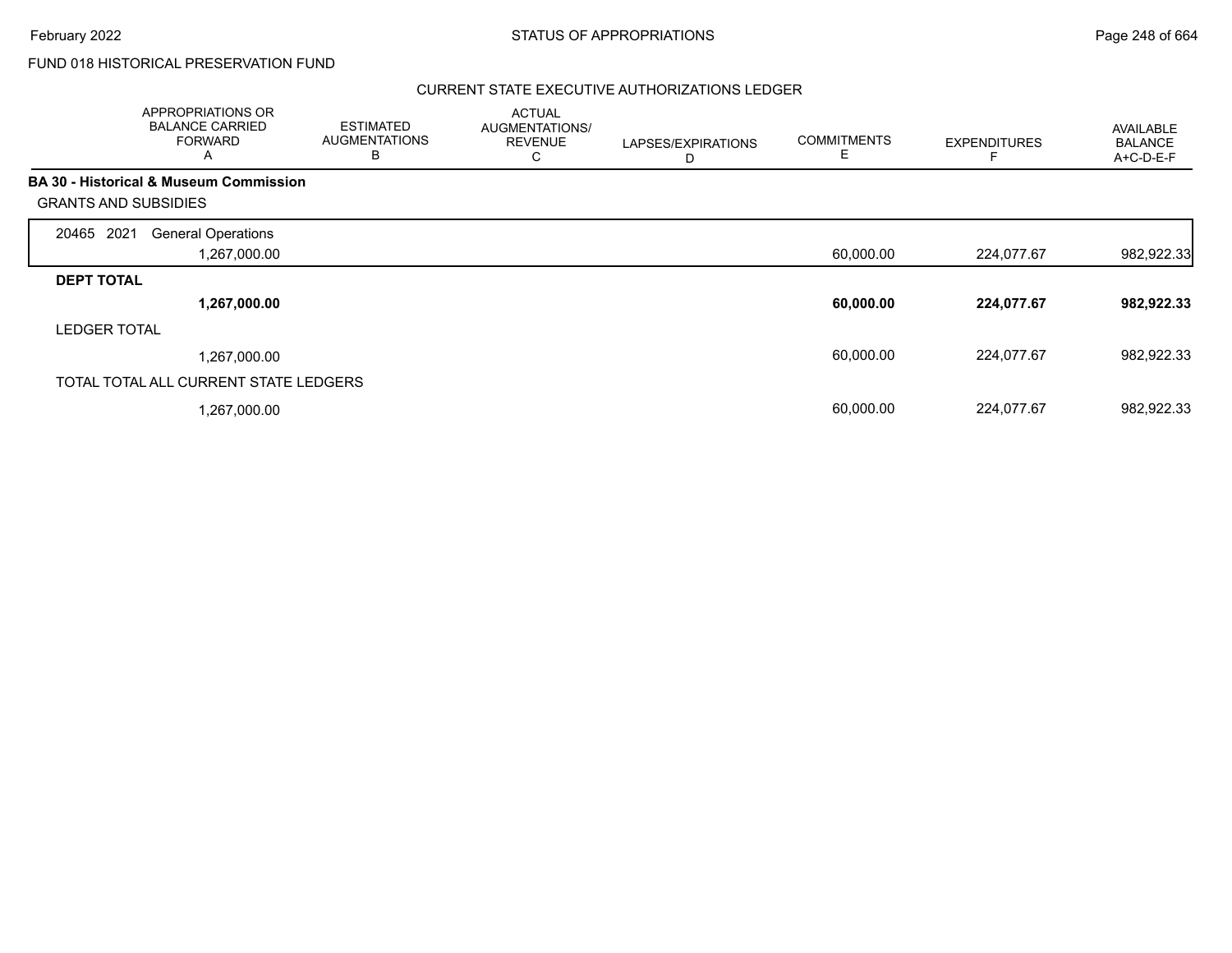FUND 018 HISTORICAL PRESERVATION FUND

CURRENT STATE EXECUTIVE AUTHORIZATIONS LEDGER

| APPROPRIATIONS OR BALANCE CARRIED FORWARD A | ESTIMATED AUGMENTATIONS B | ACTUAL AUGMENTATIONS/ REVENUE C | LAPSES/EXPIRATIONS D | COMMITMENTS E | EXPENDITURES F | AVAILABLE BALANCE A+C-D-E-F |
|---|---|---|---|---|---|---|
| **BA 30 - Historical & Museum Commission** | | | | | | |
| GRANTS AND SUBSIDIES | | | | | | |
| 20465 2021 General Operations | | | | | | |
| 1,267,000.00 | | | | 60,000.00 | 224,077.67 | 982,922.33 |
| **DEPT TOTAL** | | | | | | |
| **1,267,000.00** | | | | **60,000.00** | **224,077.67** | **982,922.33** |
| LEDGER TOTAL | | | | | | |
| 1,267,000.00 | | | | 60,000.00 | 224,077.67 | 982,922.33 |
| TOTAL TOTAL ALL CURRENT STATE LEDGERS | | | | | | |
| 1,267,000.00 | | | | 60,000.00 | 224,077.67 | 982,922.33 |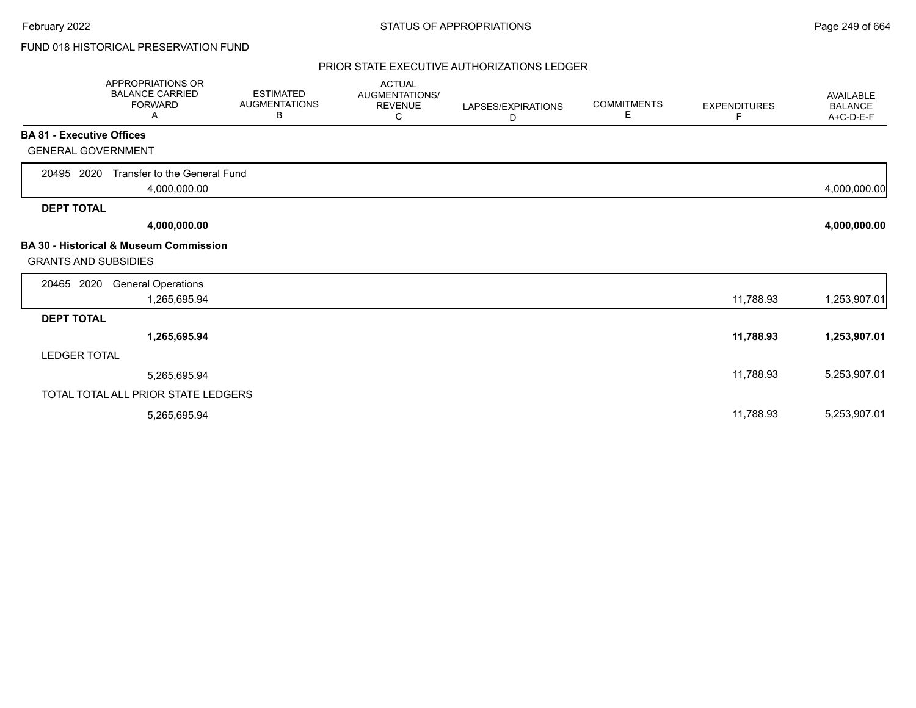FUND 018 HISTORICAL PRESERVATION FUND

## PRIOR STATE EXECUTIVE AUTHORIZATIONS LEDGER

| | APPROPRIATIONS OR BALANCE CARRIED FORWARD A | ESTIMATED AUGMENTATIONS B | ACTUAL AUGMENTATIONS/ REVENUE C | LAPSES/EXPIRATIONS D | COMMITMENTS E | EXPENDITURES F | AVAILABLE BALANCE A+C-D-E-F |
|---|---|---|---|---|---|---|---|
| **BA 81 - Executive Offices** | | | | | | | |
| GENERAL GOVERNMENT | | | | | | | |
| 20495 2020 Transfer to the General Fund | 4,000,000.00 | | | | | | 4,000,000.00 |
| **DEPT TOTAL** | **4,000,000.00** | | | | | | **4,000,000.00** |
| **BA 30 - Historical & Museum Commission** | | | | | | | |
| GRANTS AND SUBSIDIES | | | | | | | |
| 20465 2020 General Operations | 1,265,695.94 | | | | | 11,788.93 | 1,253,907.01 |
| **DEPT TOTAL** | **1,265,695.94** | | | | | **11,788.93** | **1,253,907.01** |
| LEDGER TOTAL | 5,265,695.94 | | | | | 11,788.93 | 5,253,907.01 |
| TOTAL TOTAL ALL PRIOR STATE LEDGERS | 5,265,695.94 | | | | | 11,788.93 | 5,253,907.01 |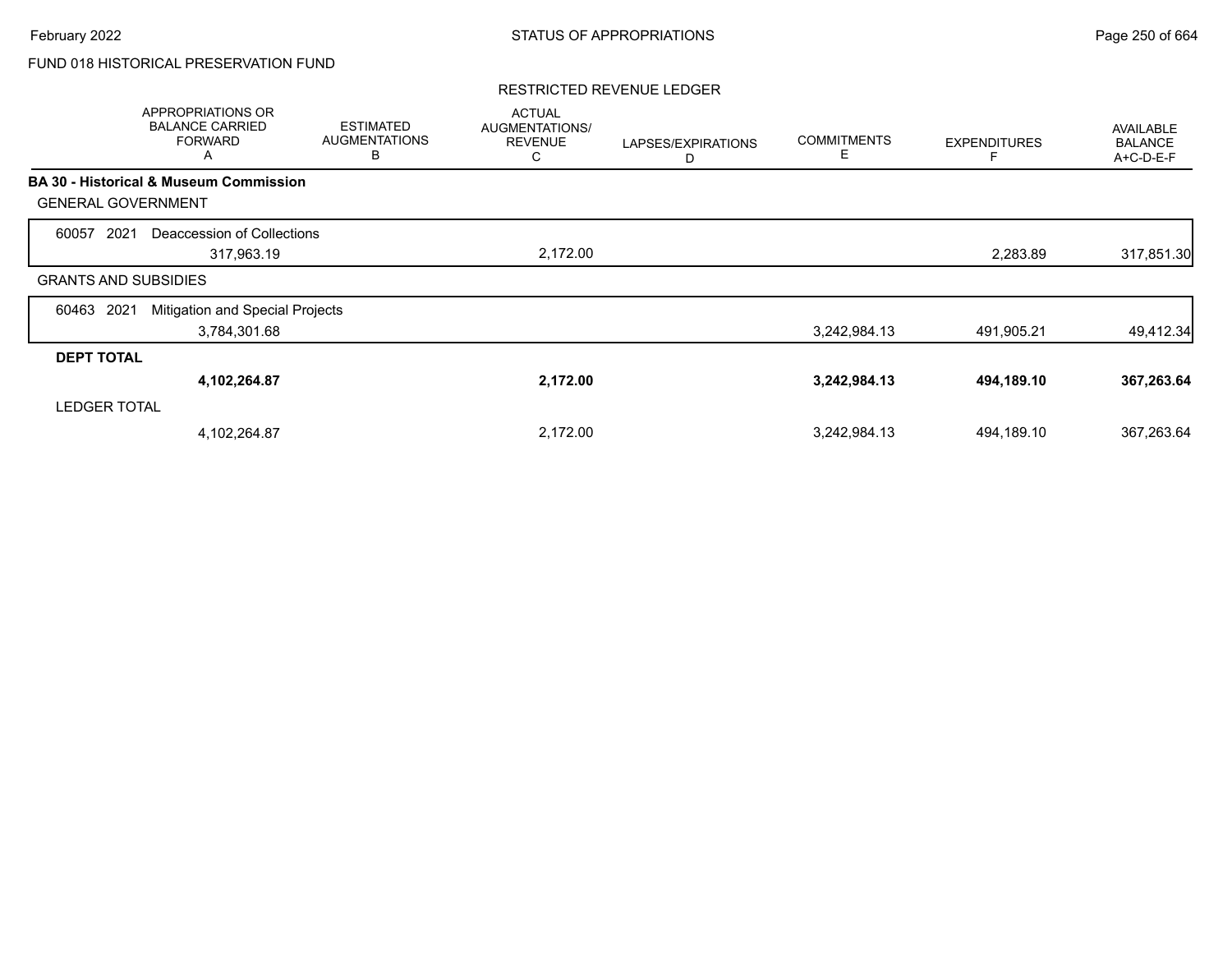FUND 018 HISTORICAL PRESERVATION FUND

RESTRICTED REVENUE LEDGER

| | APPROPRIATIONS OR BALANCE CARRIED FORWARD A | ESTIMATED AUGMENTATIONS B | ACTUAL AUGMENTATIONS/ REVENUE C | LAPSES/EXPIRATIONS D | COMMITMENTS E | EXPENDITURES F | AVAILABLE BALANCE A+C-D-E-F |
|---|---|---|---|---|---|---|---|
| **BA 30 - Historical & Museum Commission** | | | | | | | |
| GENERAL GOVERNMENT | | | | | | | |
| 60057 2021 Deaccession of Collections | 317,963.19 | | 2,172.00 | | | 2,283.89 | 317,851.30 |
| GRANTS AND SUBSIDIES | | | | | | | |
| 60463 2021 Mitigation and Special Projects | 3,784,301.68 | | | | 3,242,984.13 | 491,905.21 | 49,412.34 |
| **DEPT TOTAL** | **4,102,264.87** | | **2,172.00** | | **3,242,984.13** | **494,189.10** | **367,263.64** |
| LEDGER TOTAL | 4,102,264.87 | | 2,172.00 | | 3,242,984.13 | 494,189.10 | 367,263.64 |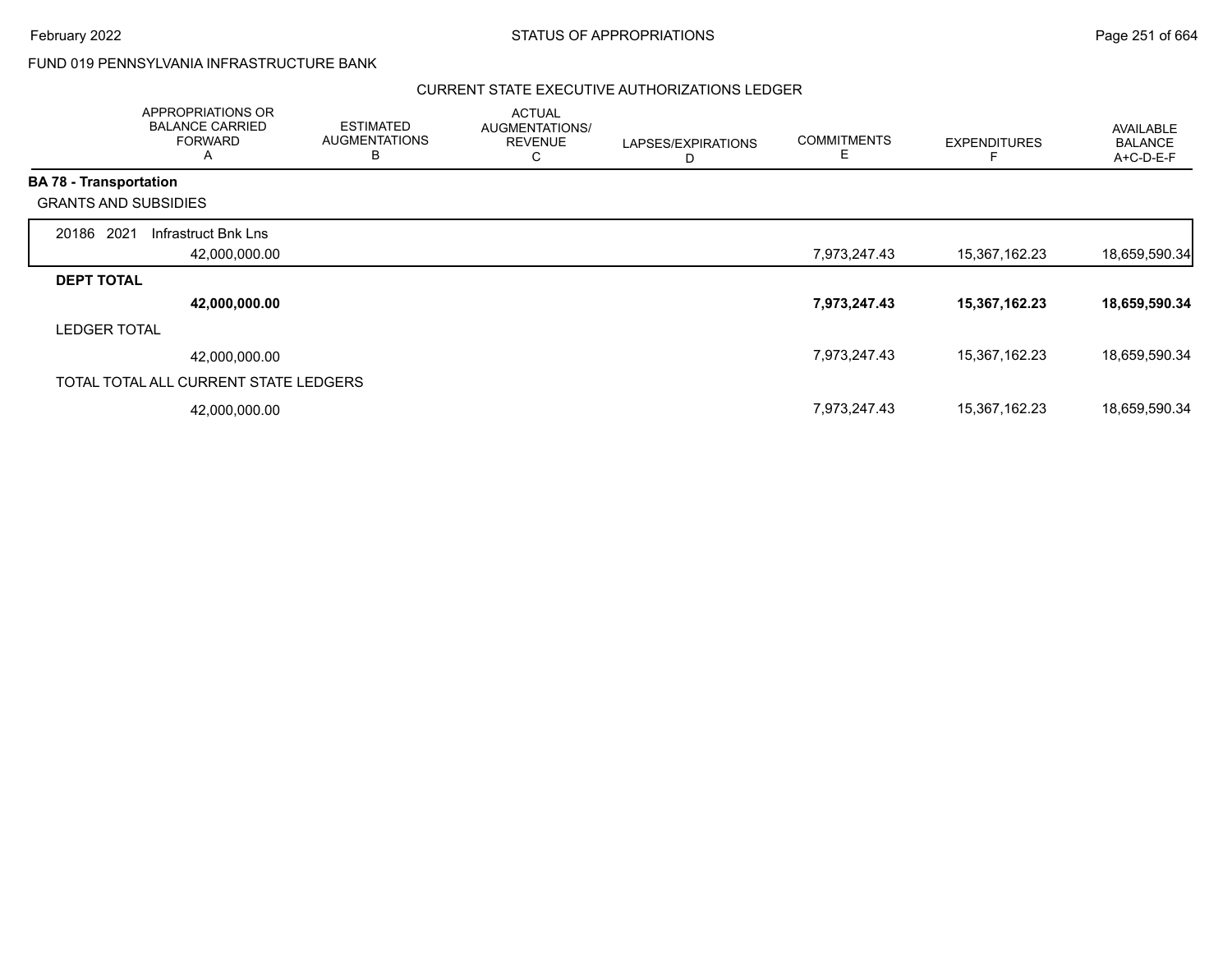FUND 019 PENNSYLVANIA INFRASTRUCTURE BANK

CURRENT STATE EXECUTIVE AUTHORIZATIONS LEDGER

| | APPROPRIATIONS OR BALANCE CARRIED FORWARD A | ESTIMATED AUGMENTATIONS B | ACTUAL AUGMENTATIONS/ REVENUE C | LAPSES/EXPIRATIONS D | COMMITMENTS E | EXPENDITURES F | AVAILABLE BALANCE A+C-D-E-F |
|---|---|---|---|---|---|---|---|
| **BA 78 - Transportation** | | | | | | | |
| GRANTS AND SUBSIDIES | | | | | | | |
| 20186 2021 Infrastruct Bnk Lns | 42,000,000.00 | | | | 7,973,247.43 | 15,367,162.23 | 18,659,590.34 |
| **DEPT TOTAL** | **42,000,000.00** | | | | **7,973,247.43** | **15,367,162.23** | **18,659,590.34** |
| LEDGER TOTAL | 42,000,000.00 | | | | 7,973,247.43 | 15,367,162.23 | 18,659,590.34 |
| TOTAL TOTAL ALL CURRENT STATE LEDGERS | 42,000,000.00 | | | | 7,973,247.43 | 15,367,162.23 | 18,659,590.34 |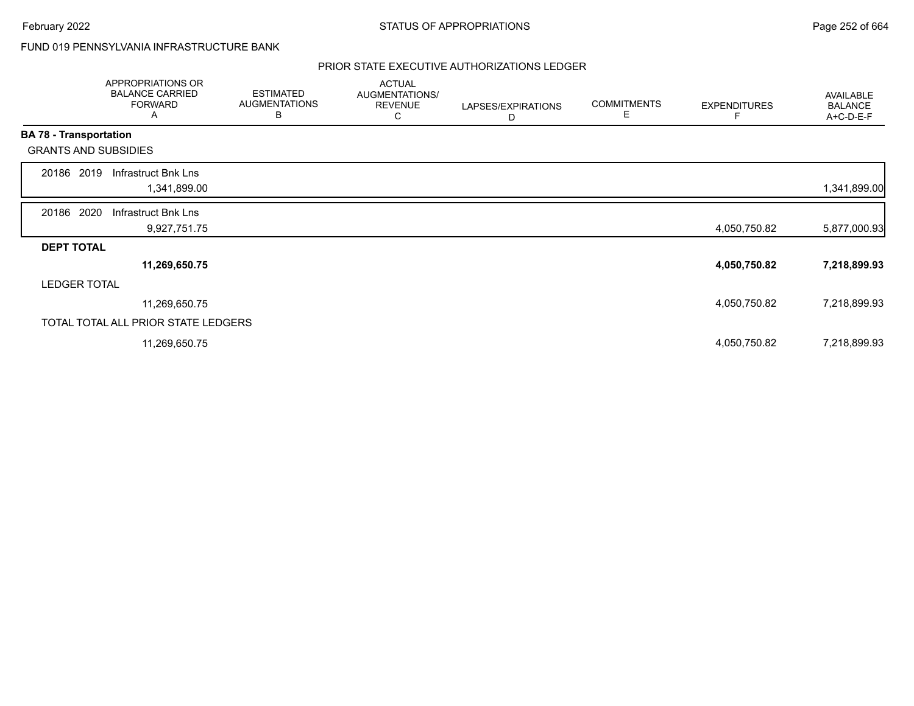FUND 019 PENNSYLVANIA INFRASTRUCTURE BANK

PRIOR STATE EXECUTIVE AUTHORIZATIONS LEDGER

| | APPROPRIATIONS OR BALANCE CARRIED FORWARD A | ESTIMATED AUGMENTATIONS B | ACTUAL AUGMENTATIONS/ REVENUE C | LAPSES/EXPIRATIONS D | COMMITMENTS E | EXPENDITURES F | AVAILABLE BALANCE A+C-D-E-F |
|---|---|---|---|---|---|---|---|
| **BA 78 - Transportation** | | | | | | | |
| GRANTS AND SUBSIDIES | | | | | | | |
| 20186 2019 Infrastruct Bnk Lns | 1,341,899.00 | | | | | | 1,341,899.00 |
| 20186 2020 Infrastruct Bnk Lns | 9,927,751.75 | | | | | 4,050,750.82 | 5,877,000.93 |
| **DEPT TOTAL** | **11,269,650.75** | | | | | **4,050,750.82** | **7,218,899.93** |
| LEDGER TOTAL | 11,269,650.75 | | | | | 4,050,750.82 | 7,218,899.93 |
| TOTAL TOTAL ALL PRIOR STATE LEDGERS | 11,269,650.75 | | | | | 4,050,750.82 | 7,218,899.93 |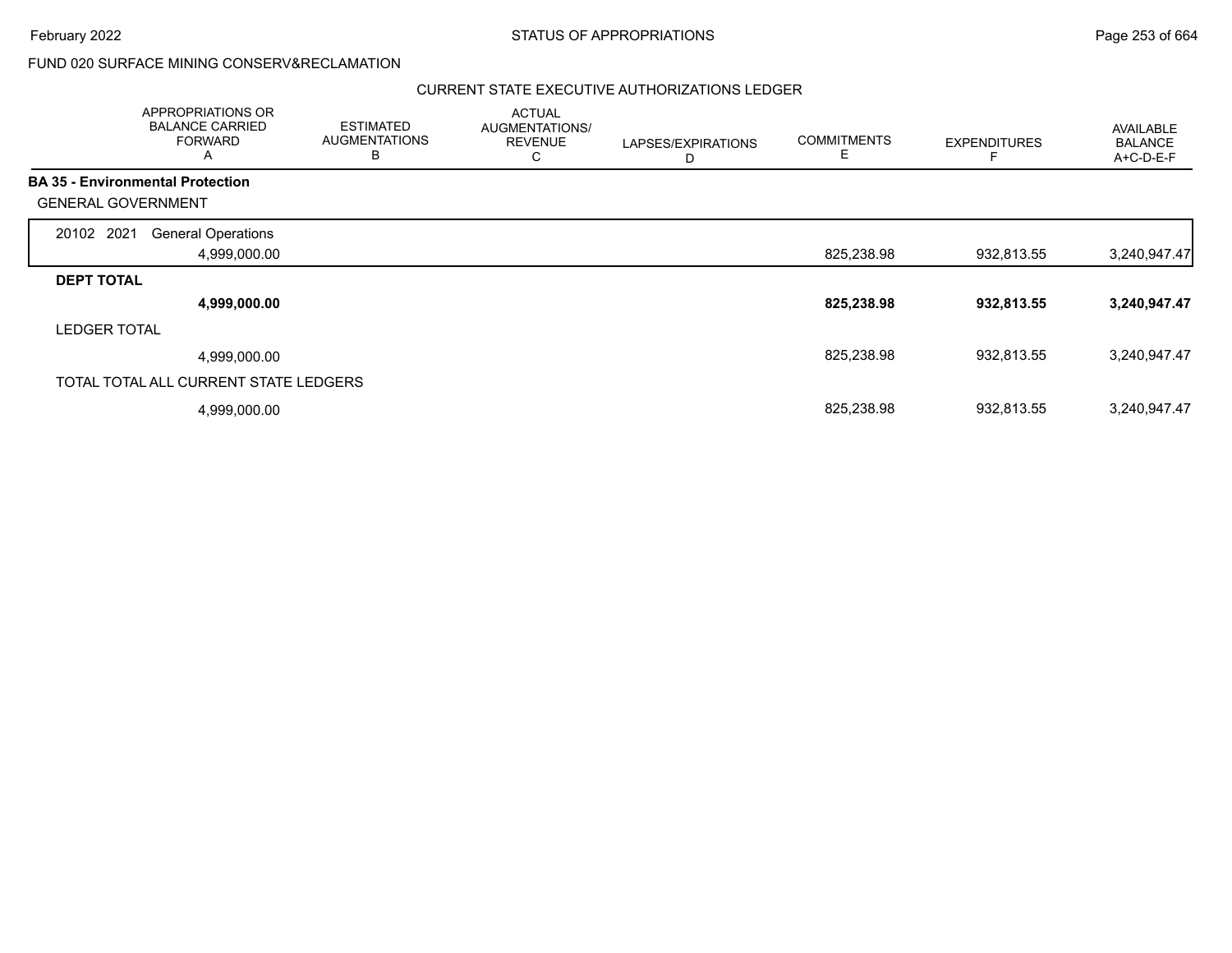FUND 020 SURFACE MINING CONSERV&RECLAMATION

CURRENT STATE EXECUTIVE AUTHORIZATIONS LEDGER

| | APPROPRIATIONS OR BALANCE CARRIED FORWARD A | ESTIMATED AUGMENTATIONS B | ACTUAL AUGMENTATIONS/ REVENUE C | LAPSES/EXPIRATIONS D | COMMITMENTS E | EXPENDITURES F | AVAILABLE BALANCE A+C-D-E-F |
|---|---|---|---|---|---|---|---|
| **BA 35 - Environmental Protection** | | | | | | | |
| GENERAL GOVERNMENT | | | | | | | |
| 20102 2021 General Operations | 4,999,000.00 | | | | 825,238.98 | 932,813.55 | 3,240,947.47 |
| **DEPT TOTAL** | **4,999,000.00** | | | | **825,238.98** | **932,813.55** | **3,240,947.47** |
| LEDGER TOTAL | 4,999,000.00 | | | | 825,238.98 | 932,813.55 | 3,240,947.47 |
| TOTAL TOTAL ALL CURRENT STATE LEDGERS | 4,999,000.00 | | | | 825,238.98 | 932,813.55 | 3,240,947.47 |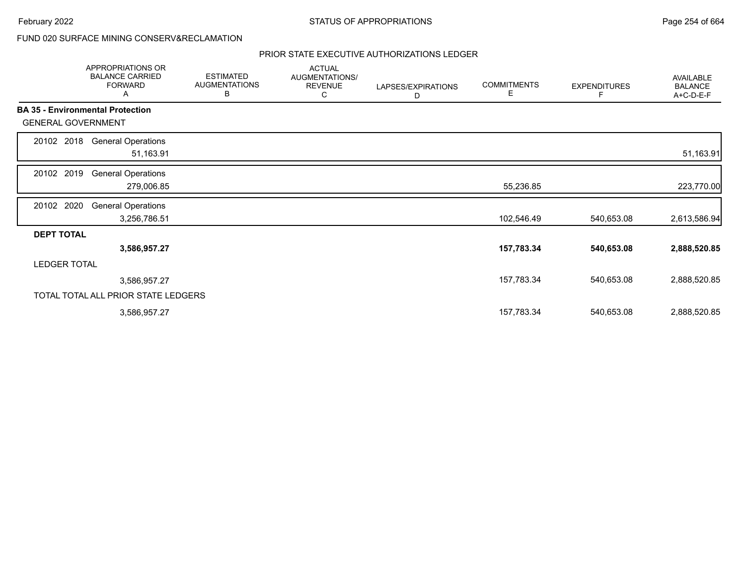FUND 020 SURFACE MINING CONSERV&RECLAMATION

PRIOR STATE EXECUTIVE AUTHORIZATIONS LEDGER

| | APPROPRIATIONS OR BALANCE CARRIED FORWARD A | ESTIMATED AUGMENTATIONS B | ACTUAL AUGMENTATIONS/ REVENUE C | LAPSES/EXPIRATIONS D | COMMITMENTS E | EXPENDITURES F | AVAILABLE BALANCE A+C-D-E-F |
|---|---|---|---|---|---|---|---|
| **BA 35 - Environmental Protection** | | | | | | | |
| GENERAL GOVERNMENT | | | | | | | |
| 20102 2018 General Operations | 51,163.91 | | | | | | 51,163.91 |
| 20102 2019 General Operations | 279,006.85 | | | | 55,236.85 | | 223,770.00 |
| 20102 2020 General Operations | 3,256,786.51 | | | | 102,546.49 | 540,653.08 | 2,613,586.94 |
| **DEPT TOTAL** | **3,586,957.27** | | | | **157,783.34** | **540,653.08** | **2,888,520.85** |
| LEDGER TOTAL | 3,586,957.27 | | | | 157,783.34 | 540,653.08 | 2,888,520.85 |
| TOTAL TOTAL ALL PRIOR STATE LEDGERS | 3,586,957.27 | | | | 157,783.34 | 540,653.08 | 2,888,520.85 |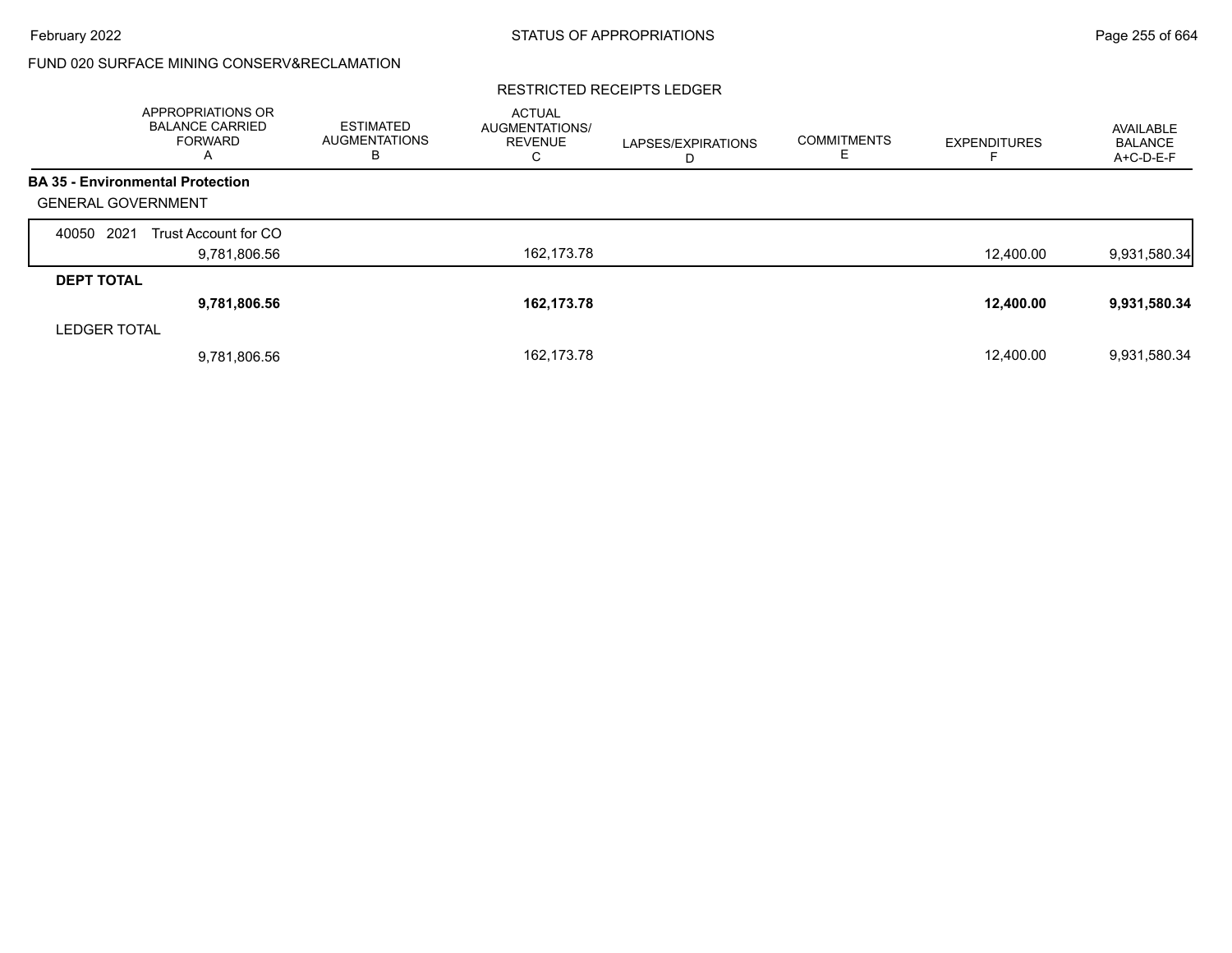FUND 020 SURFACE MINING CONSERV&RECLAMATION

RESTRICTED RECEIPTS LEDGER

| | APPROPRIATIONS OR BALANCE CARRIED FORWARD A | ESTIMATED AUGMENTATIONS B | ACTUAL AUGMENTATIONS/ REVENUE C | LAPSES/EXPIRATIONS D | COMMITMENTS E | EXPENDITURES F | AVAILABLE BALANCE A+C-D-E-F |
|---|---|---|---|---|---|---|---|
| **BA 35 - Environmental Protection** | | | | | | | |
| GENERAL GOVERNMENT | | | | | | | |
| 40050 2021 Trust Account for CO | 9,781,806.56 | | 162,173.78 | | | 12,400.00 | 9,931,580.34 |
| **DEPT TOTAL** | **9,781,806.56** | | **162,173.78** | | | **12,400.00** | **9,931,580.34** |
| LEDGER TOTAL | 9,781,806.56 | | 162,173.78 | | | 12,400.00 | 9,931,580.34 |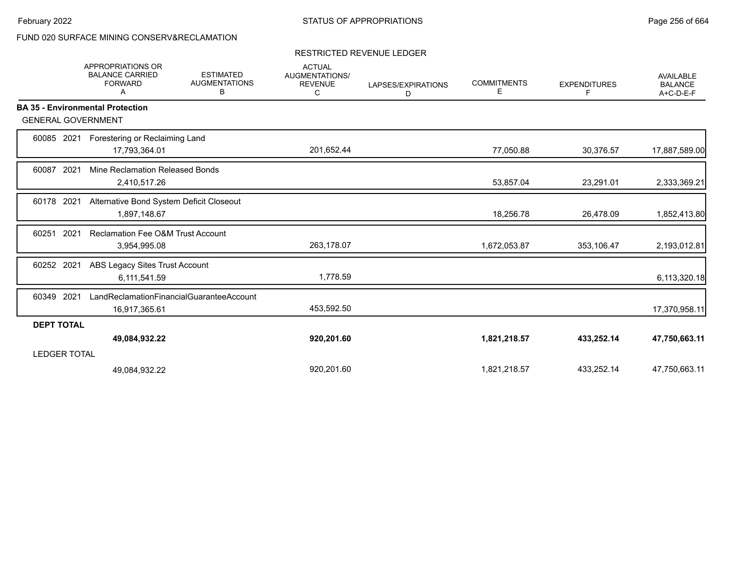FUND 020 SURFACE MINING CONSERV&RECLAMATION

RESTRICTED REVENUE LEDGER

| | APPROPRIATIONS OR BALANCE CARRIED FORWARD A | ESTIMATED AUGMENTATIONS B | ACTUAL AUGMENTATIONS/ REVENUE C | LAPSES/EXPIRATIONS D | COMMITMENTS E | EXPENDITURES F | AVAILABLE BALANCE A+C-D-E-F |
|---|---|---|---|---|---|---|---|
| **BA 35 - Environmental Protection** | | | | | | | |
| GENERAL GOVERNMENT | | | | | | | |
| 60085 2021 Forestering or Reclaiming Land | 17,793,364.01 | | 201,652.44 | | 77,050.88 | 30,376.57 | 17,887,589.00 |
| 60087 2021 Mine Reclamation Released Bonds | 2,410,517.26 | | | | 53,857.04 | 23,291.01 | 2,333,369.21 |
| 60178 2021 Alternative Bond System Deficit Closeout | 1,897,148.67 | | | | 18,256.78 | 26,478.09 | 1,852,413.80 |
| 60251 2021 Reclamation Fee O&M Trust Account | 3,954,995.08 | | 263,178.07 | | 1,672,053.87 | 353,106.47 | 2,193,012.81 |
| 60252 2021 ABS Legacy Sites Trust Account | 6,111,541.59 | | 1,778.59 | | | | 6,113,320.18 |
| 60349 2021 LandReclamationFinancialGuaranteeAccount | 16,917,365.61 | | 453,592.50 | | | | 17,370,958.11 |
| **DEPT TOTAL** | **49,084,932.22** | | **920,201.60** | | **1,821,218.57** | **433,252.14** | **47,750,663.11** |
| LEDGER TOTAL | 49,084,932.22 | | 920,201.60 | | 1,821,218.57 | 433,252.14 | 47,750,663.11 |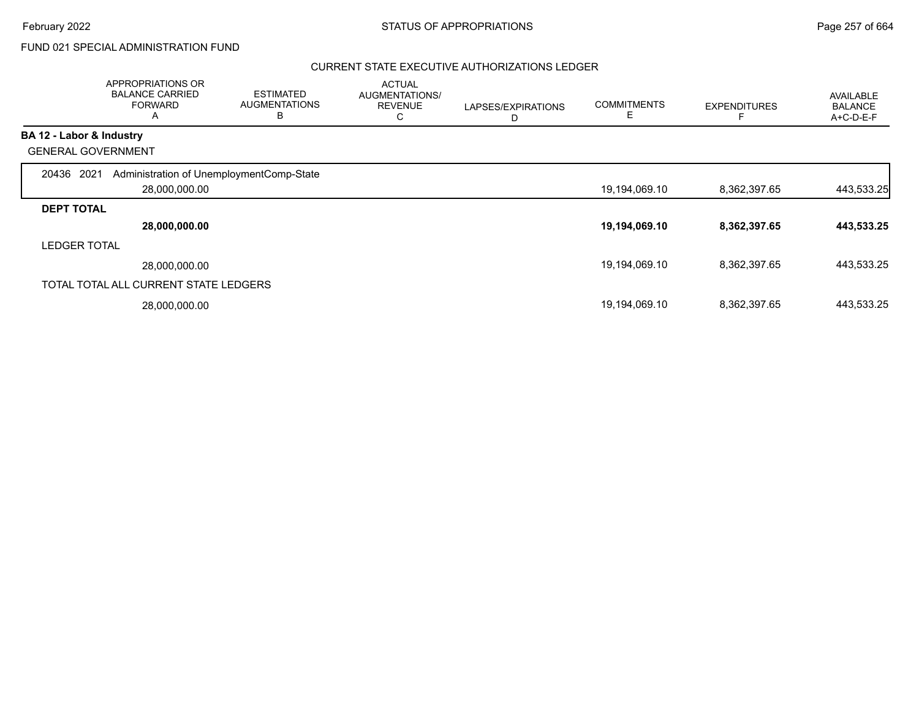## FUND 021 SPECIAL ADMINISTRATION FUND

### CURRENT STATE EXECUTIVE AUTHORIZATIONS LEDGER

| | APPROPRIATIONS OR BALANCE CARRIED FORWARD A | ESTIMATED AUGMENTATIONS B | ACTUAL AUGMENTATIONS/ REVENUE C | LAPSES/EXPIRATIONS D | COMMITMENTS E | EXPENDITURES F | AVAILABLE BALANCE A+C-D-E-F |
|---|---|---|---|---|---|---|---|
| **BA 12 - Labor & Industry** | | | | | | | |
| GENERAL GOVERNMENT | | | | | | | |
| 20436 2021 Administration of UnemploymentComp-State | 28,000,000.00 | | | | 19,194,069.10 | 8,362,397.65 | 443,533.25 |
| **DEPT TOTAL** | **28,000,000.00** | | | | **19,194,069.10** | **8,362,397.65** | **443,533.25** |
| LEDGER TOTAL | 28,000,000.00 | | | | 19,194,069.10 | 8,362,397.65 | 443,533.25 |
| TOTAL TOTAL ALL CURRENT STATE LEDGERS | 28,000,000.00 | | | | 19,194,069.10 | 8,362,397.65 | 443,533.25 |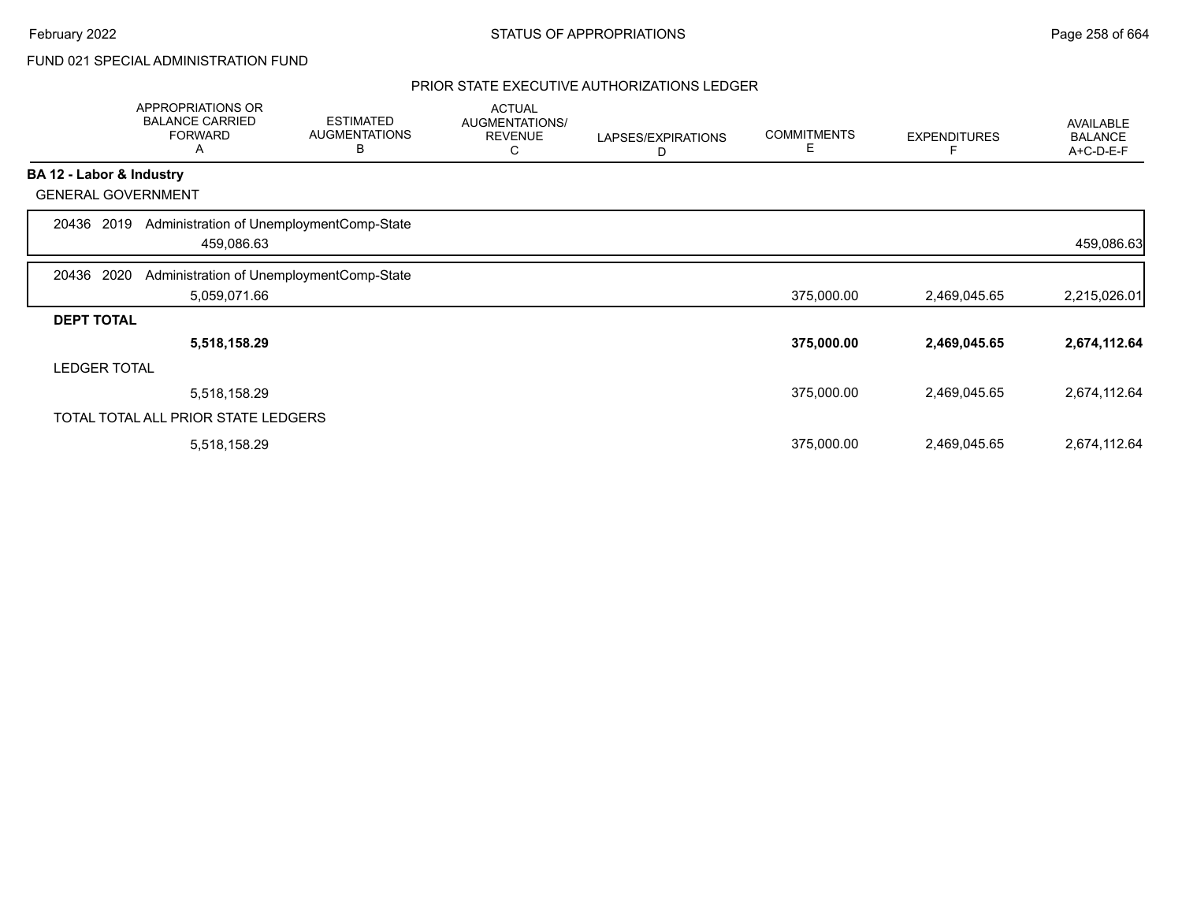FUND 021 SPECIAL ADMINISTRATION FUND

PRIOR STATE EXECUTIVE AUTHORIZATIONS LEDGER

| | APPROPRIATIONS OR BALANCE CARRIED FORWARD A | ESTIMATED AUGMENTATIONS B | ACTUAL AUGMENTATIONS/ REVENUE C | LAPSES/EXPIRATIONS D | COMMITMENTS E | EXPENDITURES F | AVAILABLE BALANCE A+C-D-E-F |
|---|---|---|---|---|---|---|---|
| **BA 12 - Labor & Industry** | | | | | | | |
| GENERAL GOVERNMENT | | | | | | | |
| 20436 2019 Administration of UnemploymentComp-State | 459,086.63 | | | | | | 459,086.63 |
| 20436 2020 Administration of UnemploymentComp-State | 5,059,071.66 | | | | 375,000.00 | 2,469,045.65 | 2,215,026.01 |
| **DEPT TOTAL** | **5,518,158.29** | | | | **375,000.00** | **2,469,045.65** | **2,674,112.64** |
| LEDGER TOTAL | 5,518,158.29 | | | | 375,000.00 | 2,469,045.65 | 2,674,112.64 |
| TOTAL TOTAL ALL PRIOR STATE LEDGERS | 5,518,158.29 | | | | 375,000.00 | 2,469,045.65 | 2,674,112.64 |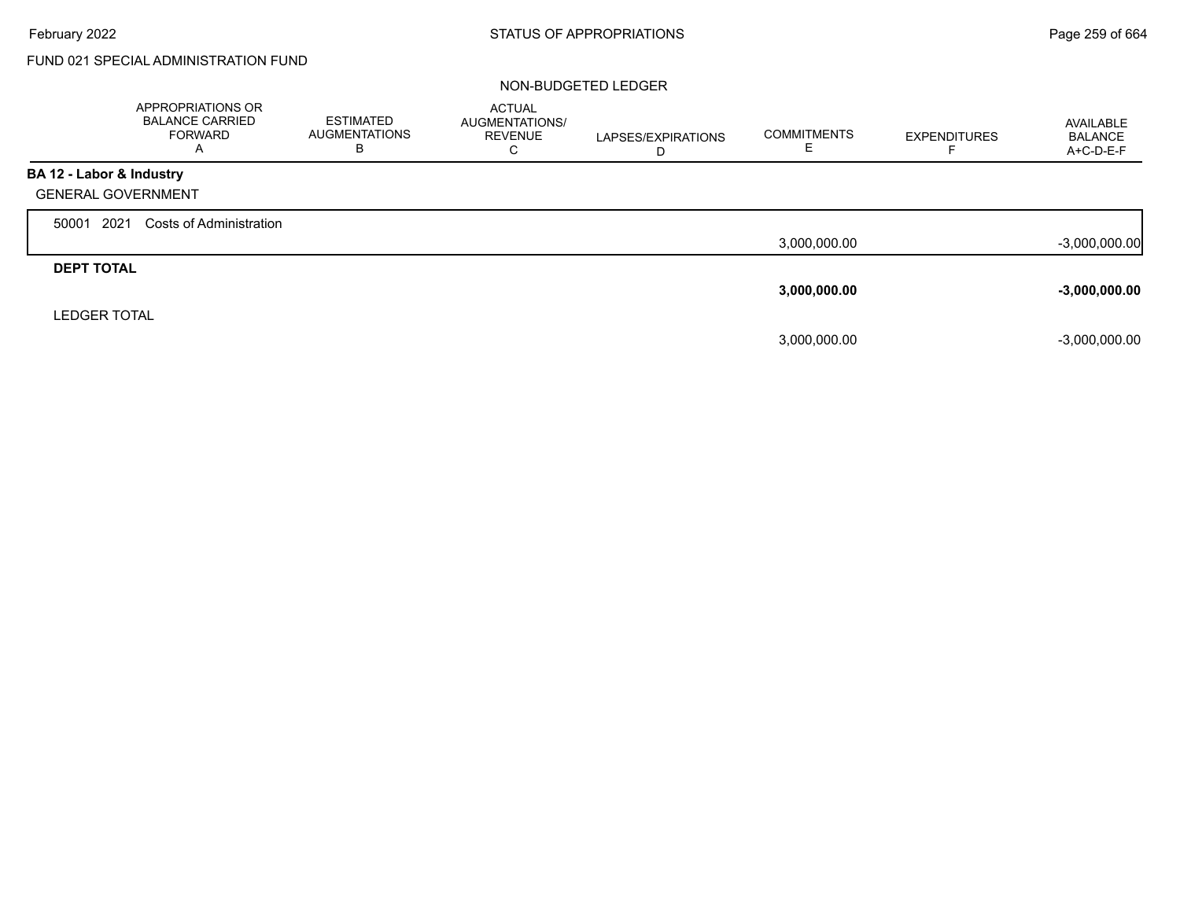FUND 021 SPECIAL ADMINISTRATION FUND

NON-BUDGETED LEDGER

| | APPROPRIATIONS OR BALANCE CARRIED FORWARD A | ESTIMATED AUGMENTATIONS B | ACTUAL AUGMENTATIONS/ REVENUE C | LAPSES/EXPIRATIONS D | COMMITMENTS E | EXPENDITURES F | AVAILABLE BALANCE A+C-D-E-F |
|---|---|---|---|---|---|---|---|
| **BA 12 - Labor & Industry** | | | | | | | |
| GENERAL GOVERNMENT | | | | | | | |
| 50001 2021 Costs of Administration | | | | | 3,000,000.00 | | -3,000,000.00 |
| **DEPT TOTAL** | | | | | **3,000,000.00** | | **-3,000,000.00** |
| LEDGER TOTAL | | | | | 3,000,000.00 | | -3,000,000.00 |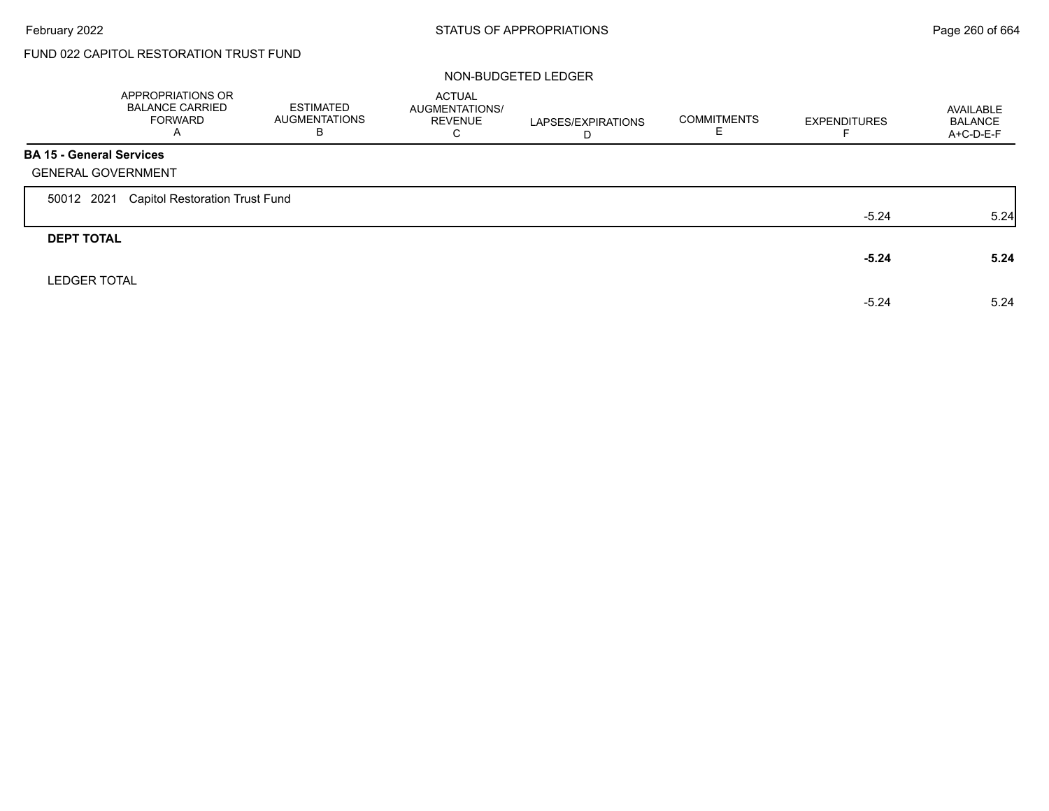FUND 022 CAPITOL RESTORATION TRUST FUND

NON-BUDGETED LEDGER

| | APPROPRIATIONS OR BALANCE CARRIED FORWARD A | ESTIMATED AUGMENTATIONS B | ACTUAL AUGMENTATIONS/ REVENUE C | LAPSES/EXPIRATIONS D | COMMITMENTS E | EXPENDITURES F | AVAILABLE BALANCE A+C-D-E-F |
|---|---|---|---|---|---|---|---|
| **BA 15 - General Services** | | | | | | | |
| GENERAL GOVERNMENT | | | | | | | |
| 50012 2021 Capitol Restoration Trust Fund | | | | | | -5.24 | 5.24 |
| **DEPT TOTAL** | | | | | | **-5.24** | **5.24** |
| LEDGER TOTAL | | | | | | -5.24 | 5.24 |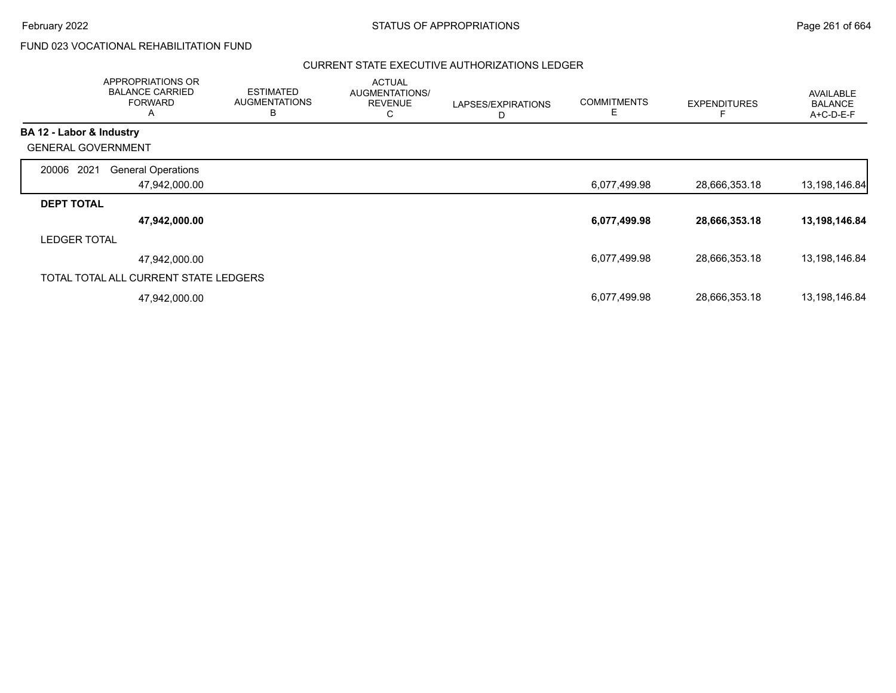FUND 023 VOCATIONAL REHABILITATION FUND

CURRENT STATE EXECUTIVE AUTHORIZATIONS LEDGER

| | APPROPRIATIONS OR BALANCE CARRIED FORWARD A | ESTIMATED AUGMENTATIONS B | ACTUAL AUGMENTATIONS/ REVENUE C | LAPSES/EXPIRATIONS D | COMMITMENTS E | EXPENDITURES F | AVAILABLE BALANCE A+C-D-E-F |
|---|---|---|---|---|---|---|---|
| **BA 12 - Labor & Industry** | | | | | | | |
| GENERAL GOVERNMENT | | | | | | | |
| 20006 2021 General Operations | 47,942,000.00 | | | | 6,077,499.98 | 28,666,353.18 | 13,198,146.84 |
| **DEPT TOTAL** | **47,942,000.00** | | | | **6,077,499.98** | **28,666,353.18** | **13,198,146.84** |
| LEDGER TOTAL | 47,942,000.00 | | | | 6,077,499.98 | 28,666,353.18 | 13,198,146.84 |
| TOTAL TOTAL ALL CURRENT STATE LEDGERS | 47,942,000.00 | | | | 6,077,499.98 | 28,666,353.18 | 13,198,146.84 |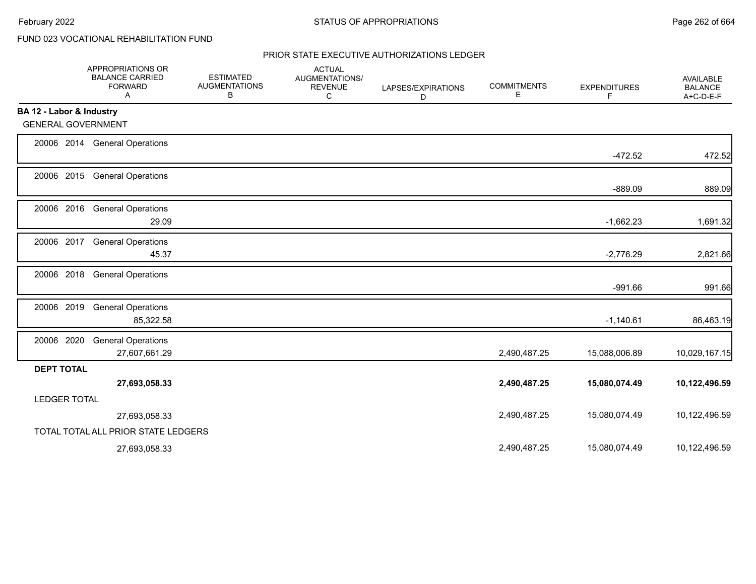FUND 023 VOCATIONAL REHABILITATION FUND

PRIOR STATE EXECUTIVE AUTHORIZATIONS LEDGER

| | APPROPRIATIONS OR BALANCE CARRIED FORWARD A | ESTIMATED AUGMENTATIONS B | ACTUAL AUGMENTATIONS/ REVENUE C | LAPSES/EXPIRATIONS D | COMMITMENTS E | EXPENDITURES F | AVAILABLE BALANCE A+C-D-E-F |
|---|---|---|---|---|---|---|---|
| **BA 12 - Labor & Industry** | | | | | | | |
| GENERAL GOVERNMENT | | | | | | | |
| 20006 2014 General Operations | | | | | | -472.52 | 472.52 |
| 20006 2015 General Operations | | | | | | -889.09 | 889.09 |
| 20006 2016 General Operations | 29.09 | | | | | -1,662.23 | 1,691.32 |
| 20006 2017 General Operations | 45.37 | | | | | -2,776.29 | 2,821.66 |
| 20006 2018 General Operations | | | | | | -991.66 | 991.66 |
| 20006 2019 General Operations | 85,322.58 | | | | | -1,140.61 | 86,463.19 |
| 20006 2020 General Operations | 27,607,661.29 | | | | 2,490,487.25 | 15,088,006.89 | 10,029,167.15 |
| **DEPT TOTAL** | **27,693,058.33** | | | | **2,490,487.25** | **15,080,074.49** | **10,122,496.59** |
| LEDGER TOTAL | 27,693,058.33 | | | | 2,490,487.25 | 15,080,074.49 | 10,122,496.59 |
| TOTAL TOTAL ALL PRIOR STATE LEDGERS | 27,693,058.33 | | | | 2,490,487.25 | 15,080,074.49 | 10,122,496.59 |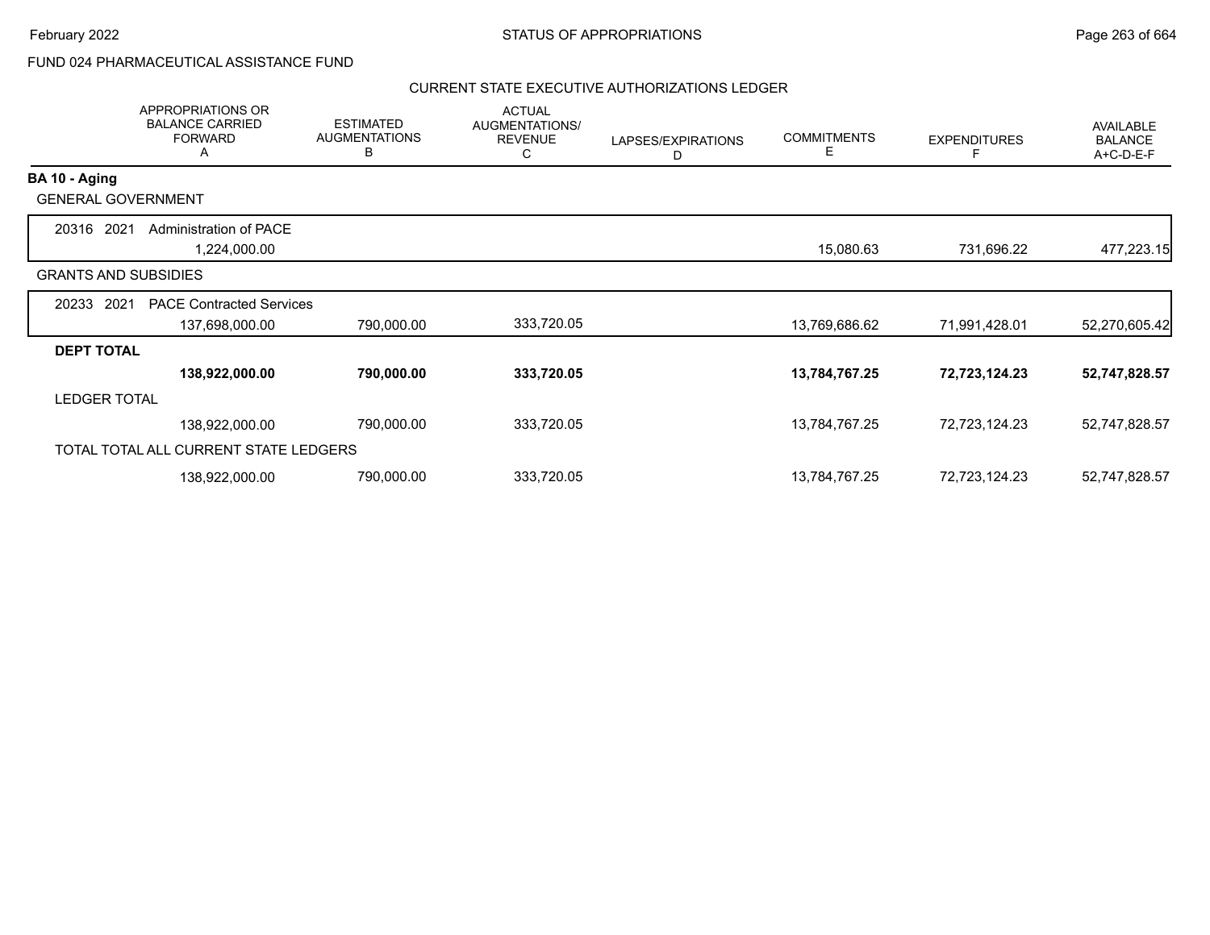FUND 024 PHARMACEUTICAL ASSISTANCE FUND

CURRENT STATE EXECUTIVE AUTHORIZATIONS LEDGER

| | APPROPRIATIONS OR BALANCE CARRIED FORWARD A | ESTIMATED AUGMENTATIONS B | ACTUAL AUGMENTATIONS/ REVENUE C | LAPSES/EXPIRATIONS D | COMMITMENTS E | EXPENDITURES F | AVAILABLE BALANCE A+C-D-E-F |
|---|---|---|---|---|---|---|---|
| **BA 10 - Aging** | | | | | | | |
| GENERAL GOVERNMENT | | | | | | | |
| 20316 2021 Administration of PACE | 1,224,000.00 | | | | 15,080.63 | 731,696.22 | 477,223.15 |
| GRANTS AND SUBSIDIES | | | | | | | |
| 20233 2021 PACE Contracted Services | 137,698,000.00 | 790,000.00 | 333,720.05 | | 13,769,686.62 | 71,991,428.01 | 52,270,605.42 |
| **DEPT TOTAL** | **138,922,000.00** | **790,000.00** | **333,720.05** | | **13,784,767.25** | **72,723,124.23** | **52,747,828.57** |
| LEDGER TOTAL | 138,922,000.00 | 790,000.00 | 333,720.05 | | 13,784,767.25 | 72,723,124.23 | 52,747,828.57 |
| TOTAL TOTAL ALL CURRENT STATE LEDGERS | 138,922,000.00 | 790,000.00 | 333,720.05 | | 13,784,767.25 | 72,723,124.23 | 52,747,828.57 |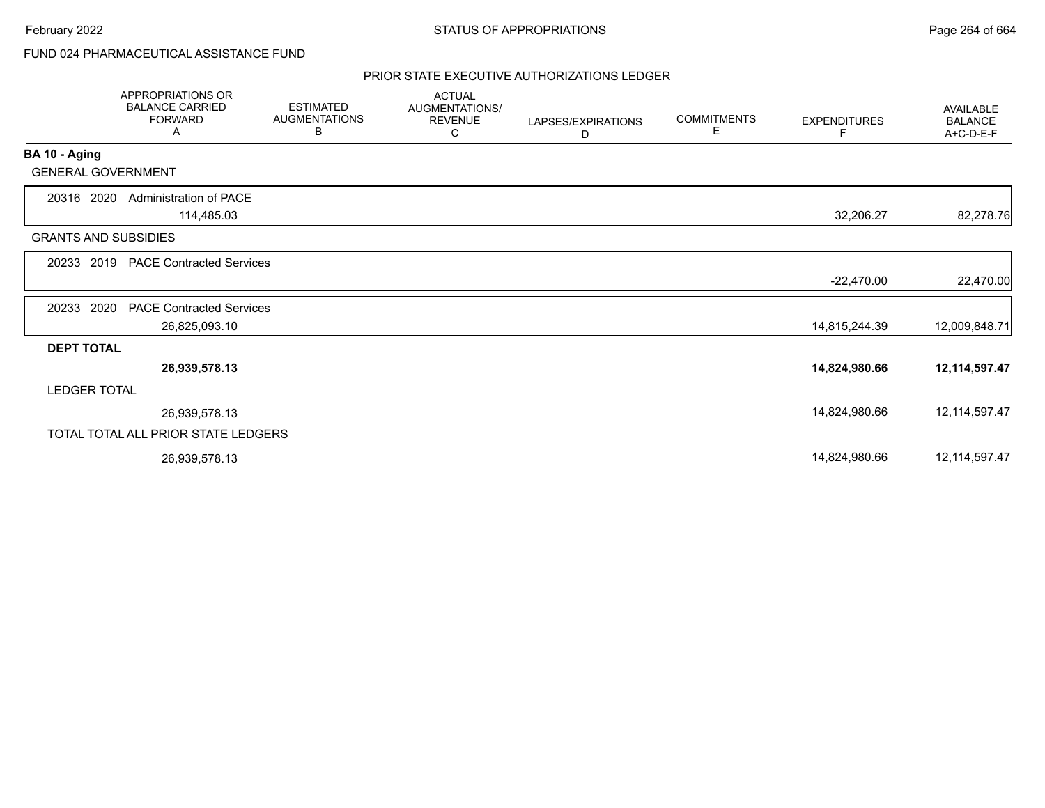FUND 024 PHARMACEUTICAL ASSISTANCE FUND

## PRIOR STATE EXECUTIVE AUTHORIZATIONS LEDGER

| | APPROPRIATIONS OR BALANCE CARRIED FORWARD A | ESTIMATED AUGMENTATIONS B | ACTUAL AUGMENTATIONS/ REVENUE C | LAPSES/EXPIRATIONS D | COMMITMENTS E | EXPENDITURES F | AVAILABLE BALANCE A+C-D-E-F |
|---|---|---|---|---|---|---|---|
| **BA 10 - Aging** | | | | | | | |
| GENERAL GOVERNMENT | | | | | | | |
| 20316 2020 Administration of PACE | 114,485.03 | | | | | 32,206.27 | 82,278.76 |
| GRANTS AND SUBSIDIES | | | | | | | |
| 20233 2019 PACE Contracted Services | | | | | | -22,470.00 | 22,470.00 |
| 20233 2020 PACE Contracted Services | 26,825,093.10 | | | | | 14,815,244.39 | 12,009,848.71 |
| **DEPT TOTAL** | **26,939,578.13** | | | | | **14,824,980.66** | **12,114,597.47** |
| LEDGER TOTAL | 26,939,578.13 | | | | | 14,824,980.66 | 12,114,597.47 |
| TOTAL TOTAL ALL PRIOR STATE LEDGERS | 26,939,578.13 | | | | | 14,824,980.66 | 12,114,597.47 |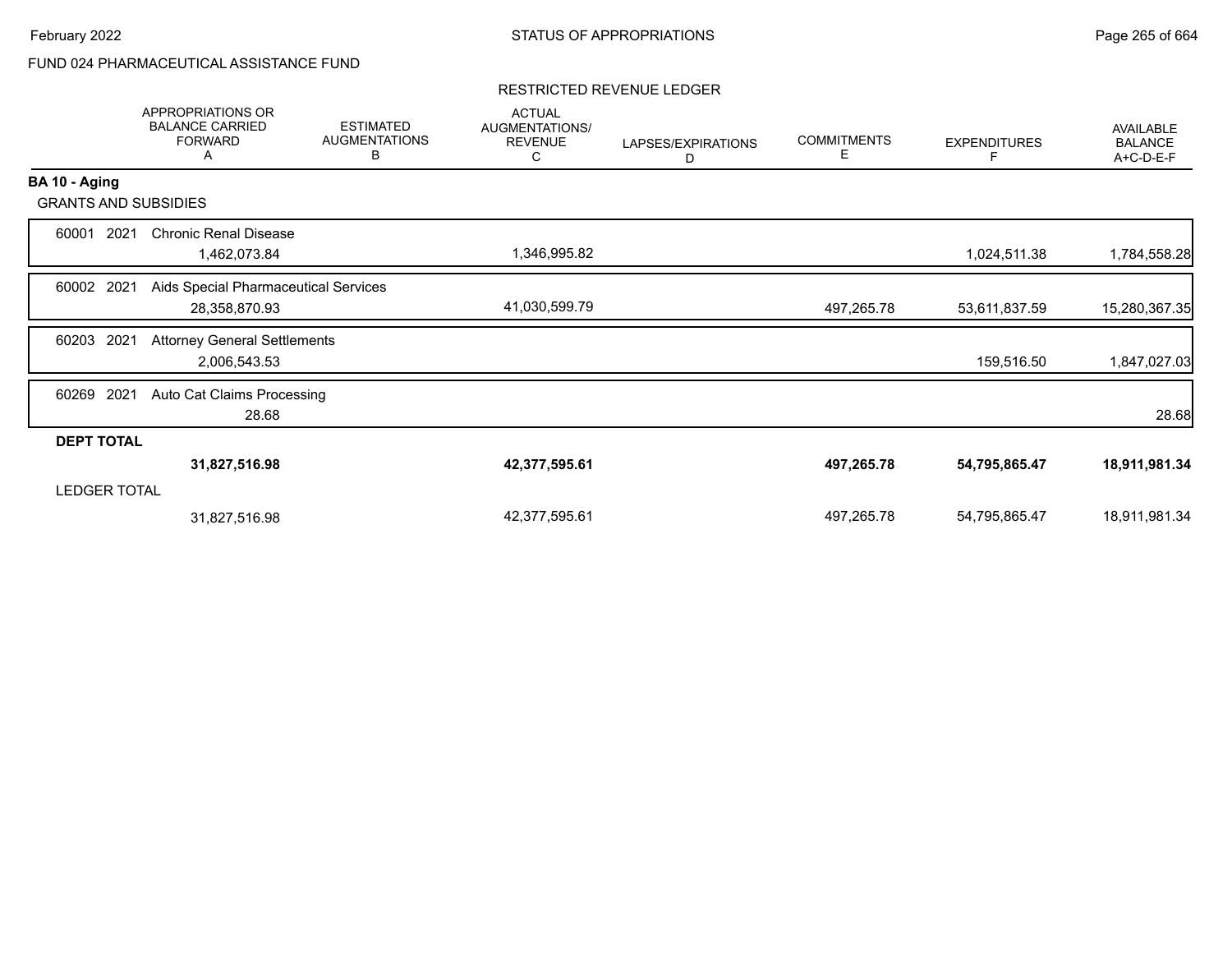FUND 024 PHARMACEUTICAL ASSISTANCE FUND

RESTRICTED REVENUE LEDGER

| | APPROPRIATIONS OR BALANCE CARRIED FORWARD A | ESTIMATED AUGMENTATIONS B | ACTUAL AUGMENTATIONS/ REVENUE C | LAPSES/EXPIRATIONS D | COMMITMENTS E | EXPENDITURES F | AVAILABLE BALANCE A+C-D-E-F |
|---|---|---|---|---|---|---|---|
| **BA 10 - Aging** | | | | | | | |
| GRANTS AND SUBSIDIES | | | | | | | |
| 60001 2021 Chronic Renal Disease | 1,462,073.84 | | 1,346,995.82 | | | 1,024,511.38 | 1,784,558.28 |
| 60002 2021 Aids Special Pharmaceutical Services | 28,358,870.93 | | 41,030,599.79 | | 497,265.78 | 53,611,837.59 | 15,280,367.35 |
| 60203 2021 Attorney General Settlements | 2,006,543.53 | | | | | 159,516.50 | 1,847,027.03 |
| 60269 2021 Auto Cat Claims Processing | 28.68 | | | | | | 28.68 |
| **DEPT TOTAL** | **31,827,516.98** | | **42,377,595.61** | | **497,265.78** | **54,795,865.47** | **18,911,981.34** |
| LEDGER TOTAL | 31,827,516.98 | | 42,377,595.61 | | 497,265.78 | 54,795,865.47 | 18,911,981.34 |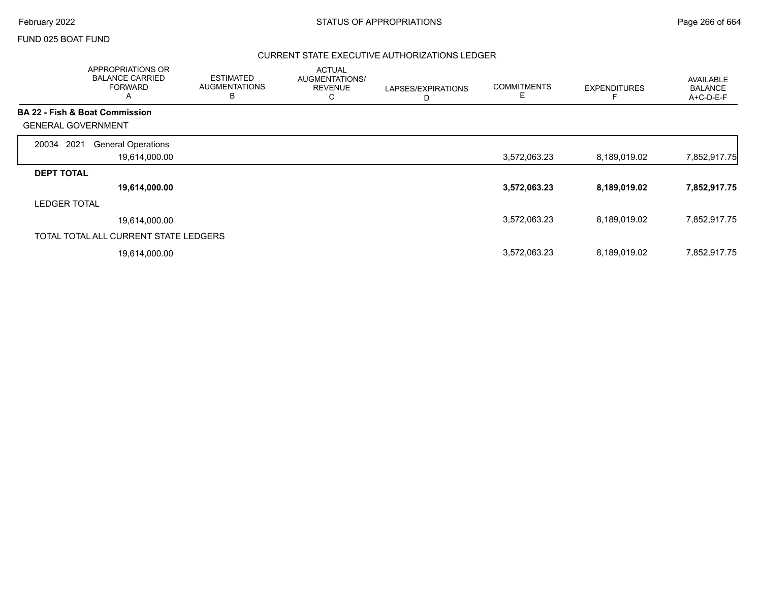FUND 025 BOAT FUND

## CURRENT STATE EXECUTIVE AUTHORIZATIONS LEDGER

| | APPROPRIATIONS OR BALANCE CARRIED FORWARD A | ESTIMATED AUGMENTATIONS B | ACTUAL AUGMENTATIONS/ REVENUE C | LAPSES/EXPIRATIONS D | COMMITMENTS E | EXPENDITURES F | AVAILABLE BALANCE A+C-D-E-F |
|---|---|---|---|---|---|---|---|
| **BA 22 - Fish & Boat Commission** | | | | | | | |
| GENERAL GOVERNMENT | | | | | | | |
| 20034 2021 General Operations | 19,614,000.00 | | | | 3,572,063.23 | 8,189,019.02 | 7,852,917.75 |
| **DEPT TOTAL** | **19,614,000.00** | | | | **3,572,063.23** | **8,189,019.02** | **7,852,917.75** |
| LEDGER TOTAL | 19,614,000.00 | | | | 3,572,063.23 | 8,189,019.02 | 7,852,917.75 |
| TOTAL TOTAL ALL CURRENT STATE LEDGERS | 19,614,000.00 | | | | 3,572,063.23 | 8,189,019.02 | 7,852,917.75 |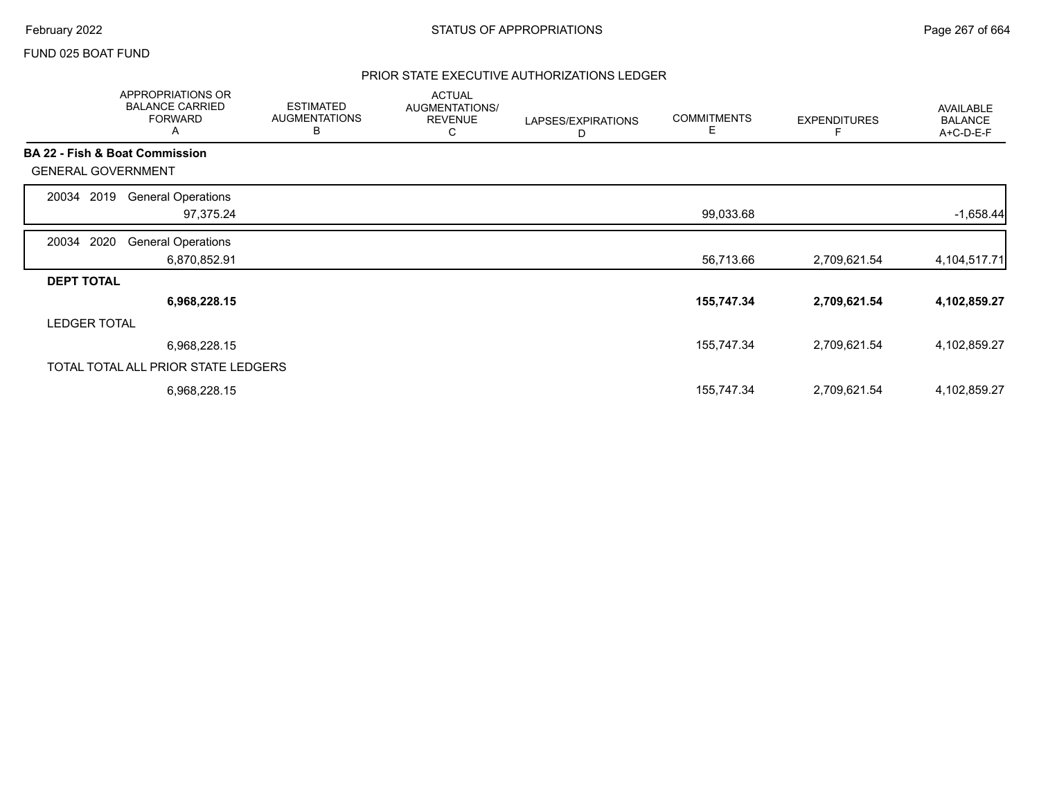FUND 025 BOAT FUND

## PRIOR STATE EXECUTIVE AUTHORIZATIONS LEDGER

| | APPROPRIATIONS OR BALANCE CARRIED FORWARD A | ESTIMATED AUGMENTATIONS B | ACTUAL AUGMENTATIONS/ REVENUE C | LAPSES/EXPIRATIONS D | COMMITMENTS E | EXPENDITURES F | AVAILABLE BALANCE A+C-D-E-F |
|---|---|---|---|---|---|---|---|
| **BA 22 - Fish & Boat Commission** | | | | | | | |
| GENERAL GOVERNMENT | | | | | | | |
| 20034 2019 General Operations | 97,375.24 | | | | 99,033.68 | | -1,658.44 |
| 20034 2020 General Operations | 6,870,852.91 | | | | 56,713.66 | 2,709,621.54 | 4,104,517.71 |
| **DEPT TOTAL** | **6,968,228.15** | | | | **155,747.34** | **2,709,621.54** | **4,102,859.27** |
| LEDGER TOTAL | 6,968,228.15 | | | | 155,747.34 | 2,709,621.54 | 4,102,859.27 |
| TOTAL TOTAL ALL PRIOR STATE LEDGERS | 6,968,228.15 | | | | 155,747.34 | 2,709,621.54 | 4,102,859.27 |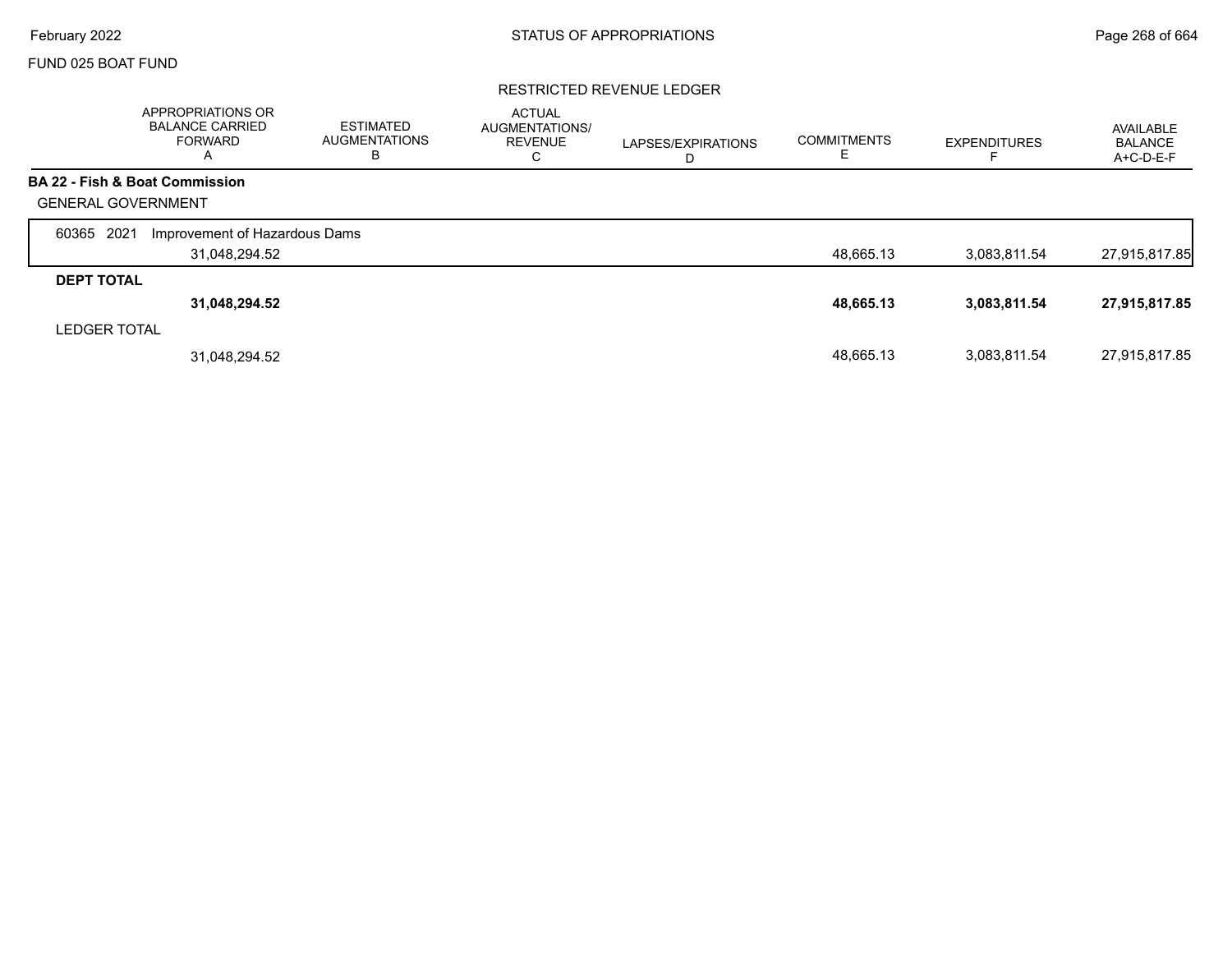FUND 025 BOAT FUND

## STATUS OF APPROPRIATIONS

### RESTRICTED REVENUE LEDGER

| | APPROPRIATIONS OR BALANCE CARRIED FORWARD A | ESTIMATED AUGMENTATIONS B | ACTUAL AUGMENTATIONS/ REVENUE C | LAPSES/EXPIRATIONS D | COMMITMENTS E | EXPENDITURES F | AVAILABLE BALANCE A+C-D-E-F |
|---|---|---|---|---|---|---|---|
| **BA 22 - Fish & Boat Commission** | | | | | | | |
| GENERAL GOVERNMENT | | | | | | | |
| 60365 2021 Improvement of Hazardous Dams | | | | | | | |
| | 31,048,294.52 | | | | 48,665.13 | 3,083,811.54 | 27,915,817.85 |
| **DEPT TOTAL** | | | | | | | |
| | **31,048,294.52** | | | | **48,665.13** | **3,083,811.54** | **27,915,817.85** |
| LEDGER TOTAL | | | | | | | |
| | 31,048,294.52 | | | | 48,665.13 | 3,083,811.54 | 27,915,817.85 |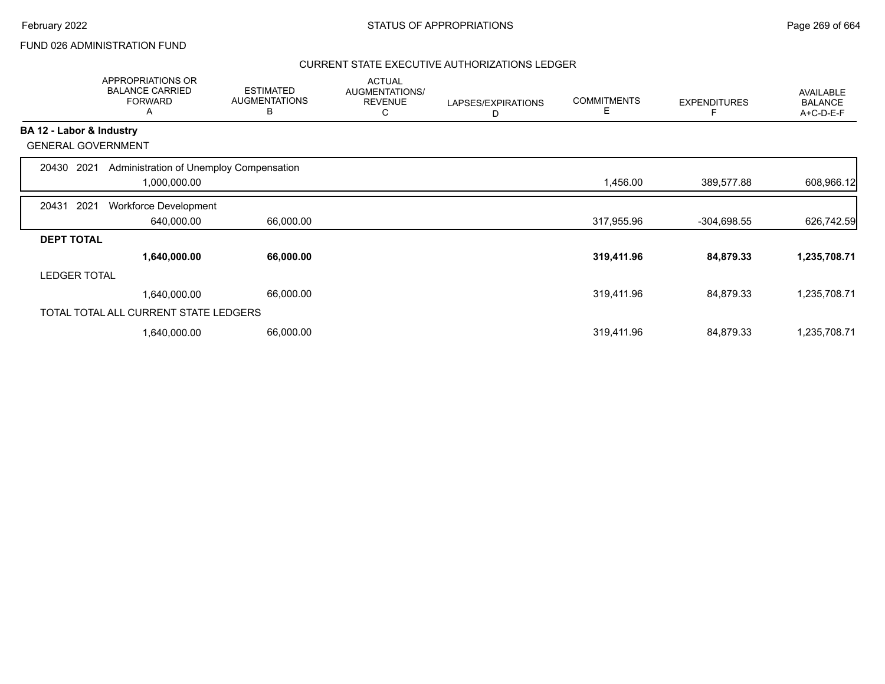FUND 026 ADMINISTRATION FUND

## CURRENT STATE EXECUTIVE AUTHORIZATIONS LEDGER

| | APPROPRIATIONS OR BALANCE CARRIED FORWARD A | ESTIMATED AUGMENTATIONS B | ACTUAL AUGMENTATIONS/ REVENUE C | LAPSES/EXPIRATIONS D | COMMITMENTS E | EXPENDITURES F | AVAILABLE BALANCE A+C-D-E-F |
|---|---|---|---|---|---|---|---|
| **BA 12 - Labor & Industry** | | | | | | | |
| GENERAL GOVERNMENT | | | | | | | |
| 20430 2021 Administration of Unemploy Compensation | 1,000,000.00 | | | | 1,456.00 | 389,577.88 | 608,966.12 |
| 20431 2021 Workforce Development | 640,000.00 | 66,000.00 | | | 317,955.96 | -304,698.55 | 626,742.59 |
| **DEPT TOTAL** | **1,640,000.00** | **66,000.00** | | | **319,411.96** | **84,879.33** | **1,235,708.71** |
| LEDGER TOTAL | 1,640,000.00 | 66,000.00 | | | 319,411.96 | 84,879.33 | 1,235,708.71 |
| TOTAL TOTAL ALL CURRENT STATE LEDGERS | 1,640,000.00 | 66,000.00 | | | 319,411.96 | 84,879.33 | 1,235,708.71 |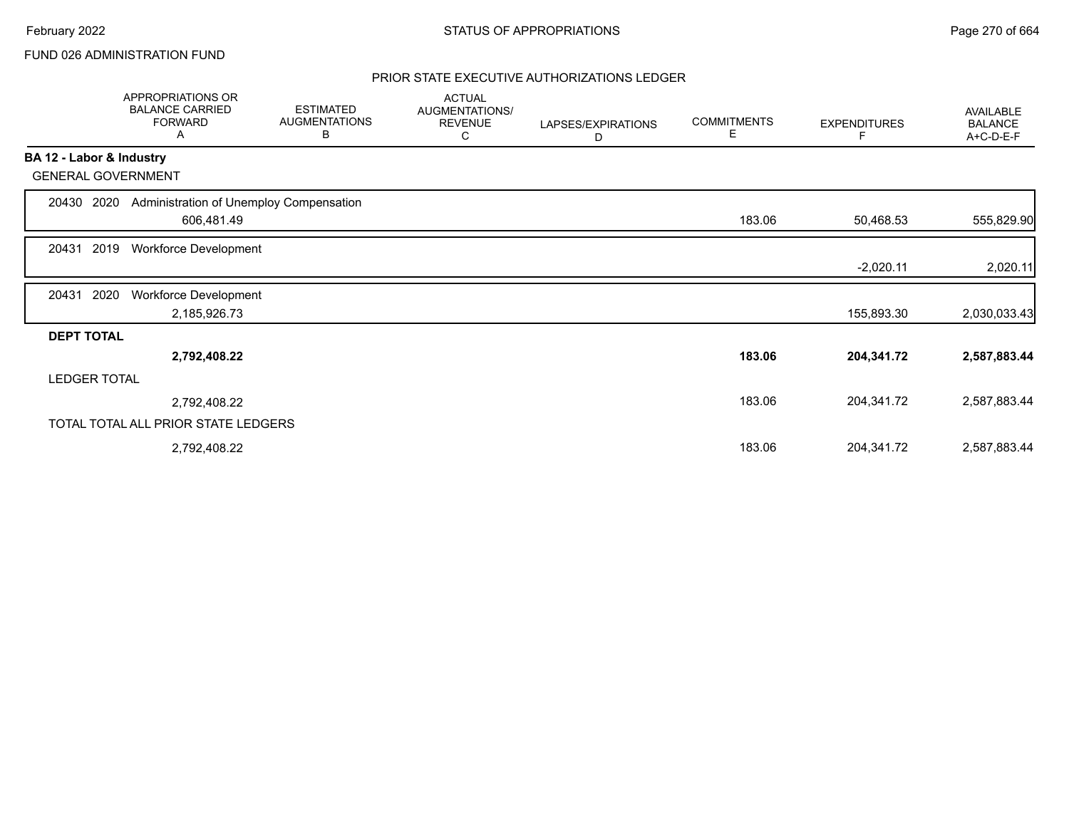FUND 026 ADMINISTRATION FUND

## PRIOR STATE EXECUTIVE AUTHORIZATIONS LEDGER

| | APPROPRIATIONS OR BALANCE CARRIED FORWARD A | ESTIMATED AUGMENTATIONS B | ACTUAL AUGMENTATIONS/ REVENUE C | LAPSES/EXPIRATIONS D | COMMITMENTS E | EXPENDITURES F | AVAILABLE BALANCE A+C-D-E-F |
|---|---|---|---|---|---|---|---|
| **BA 12 - Labor & Industry** | | | | | | | |
| GENERAL GOVERNMENT | | | | | | | |
| 20430 2020 Administration of Unemploy Compensation | 606,481.49 | | | | 183.06 | 50,468.53 | 555,829.90 |
| 20431 2019 Workforce Development | | | | | | -2,020.11 | 2,020.11 |
| 20431 2020 Workforce Development | 2,185,926.73 | | | | | 155,893.30 | 2,030,033.43 |
| **DEPT TOTAL** | **2,792,408.22** | | | | **183.06** | **204,341.72** | **2,587,883.44** |
| LEDGER TOTAL | 2,792,408.22 | | | | 183.06 | 204,341.72 | 2,587,883.44 |
| TOTAL TOTAL ALL PRIOR STATE LEDGERS | 2,792,408.22 | | | | 183.06 | 204,341.72 | 2,587,883.44 |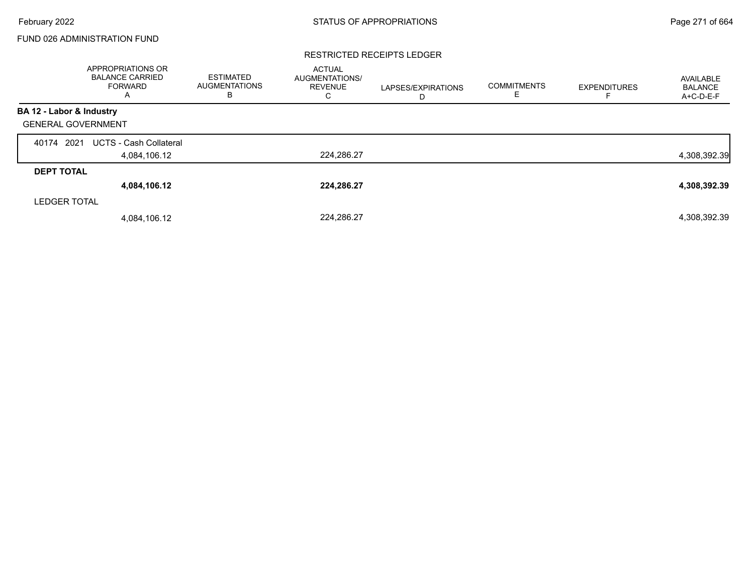FUND 026 ADMINISTRATION FUND

RESTRICTED RECEIPTS LEDGER

| | APPROPRIATIONS OR BALANCE CARRIED FORWARD A | ESTIMATED AUGMENTATIONS B | ACTUAL AUGMENTATIONS/ REVENUE C | LAPSES/EXPIRATIONS D | COMMITMENTS E | EXPENDITURES F | AVAILABLE BALANCE A+C-D-E-F |
|---|---|---|---|---|---|---|---|
| **BA 12 - Labor & Industry** | | | | | | | |
| GENERAL GOVERNMENT | | | | | | | |
| 40174 2021 UCTS - Cash Collateral | | | | | | | |
| | 4,084,106.12 | | 224,286.27 | | | | 4,308,392.39 |
| **DEPT TOTAL** | | | | | | | |
| | **4,084,106.12** | | **224,286.27** | | | | **4,308,392.39** |
| LEDGER TOTAL | | | | | | | |
| | 4,084,106.12 | | 224,286.27 | | | | 4,308,392.39 |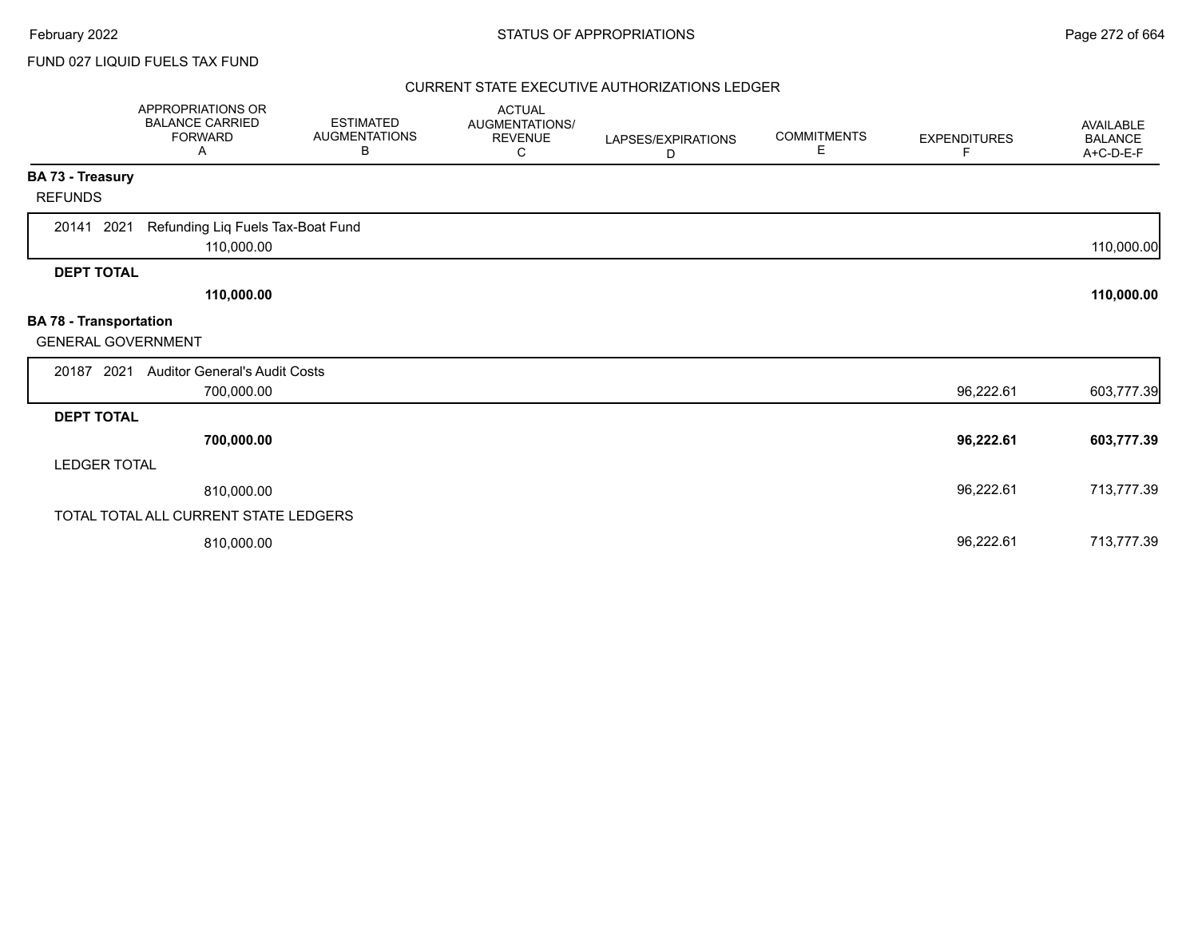FUND 027 LIQUID FUELS TAX FUND

## CURRENT STATE EXECUTIVE AUTHORIZATIONS LEDGER

| | APPROPRIATIONS OR BALANCE CARRIED FORWARD A | ESTIMATED AUGMENTATIONS B | ACTUAL AUGMENTATIONS/ REVENUE C | LAPSES/EXPIRATIONS D | COMMITMENTS E | EXPENDITURES F | AVAILABLE BALANCE A+C-D-E-F |
|---|---|---|---|---|---|---|---|
| **BA 73 - Treasury** | | | | | | | |
| REFUNDS | | | | | | | |
| 20141 2021 Refunding Liq Fuels Tax-Boat Fund | 110,000.00 | | | | | | 110,000.00 |
| **DEPT TOTAL** | **110,000.00** | | | | | | **110,000.00** |
| **BA 78 - Transportation** | | | | | | | |
| GENERAL GOVERNMENT | | | | | | | |
| 20187 2021 Auditor General's Audit Costs | 700,000.00 | | | | | 96,222.61 | 603,777.39 |
| **DEPT TOTAL** | **700,000.00** | | | | | **96,222.61** | **603,777.39** |
| LEDGER TOTAL | 810,000.00 | | | | | 96,222.61 | 713,777.39 |
| TOTAL TOTAL ALL CURRENT STATE LEDGERS | 810,000.00 | | | | | 96,222.61 | 713,777.39 |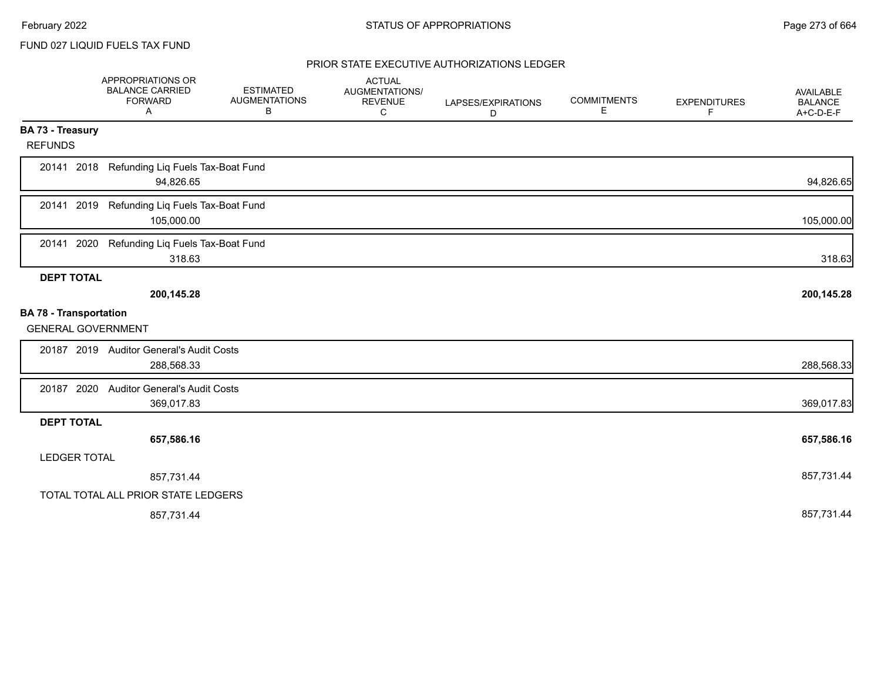FUND 027 LIQUID FUELS TAX FUND

## PRIOR STATE EXECUTIVE AUTHORIZATIONS LEDGER

| | APPROPRIATIONS OR BALANCE CARRIED FORWARD A | ESTIMATED AUGMENTATIONS B | ACTUAL AUGMENTATIONS/ REVENUE C | LAPSES/EXPIRATIONS D | COMMITMENTS E | EXPENDITURES F | AVAILABLE BALANCE A+C-D-E-F |
|---|---|---|---|---|---|---|---|
| **BA 73 - Treasury** | | | | | | | |
| REFUNDS | | | | | | | |
| 20141 2018 Refunding Liq Fuels Tax-Boat Fund | 94,826.65 | | | | | | 94,826.65 |
| 20141 2019 Refunding Liq Fuels Tax-Boat Fund | 105,000.00 | | | | | | 105,000.00 |
| 20141 2020 Refunding Liq Fuels Tax-Boat Fund | 318.63 | | | | | | 318.63 |
| **DEPT TOTAL** | **200,145.28** | | | | | | **200,145.28** |
| **BA 78 - Transportation** | | | | | | | |
| GENERAL GOVERNMENT | | | | | | | |
| 20187 2019 Auditor General's Audit Costs | 288,568.33 | | | | | | 288,568.33 |
| 20187 2020 Auditor General's Audit Costs | 369,017.83 | | | | | | 369,017.83 |
| **DEPT TOTAL** | **657,586.16** | | | | | | **657,586.16** |
| LEDGER TOTAL | 857,731.44 | | | | | | 857,731.44 |
| TOTAL TOTAL ALL PRIOR STATE LEDGERS | 857,731.44 | | | | | | 857,731.44 |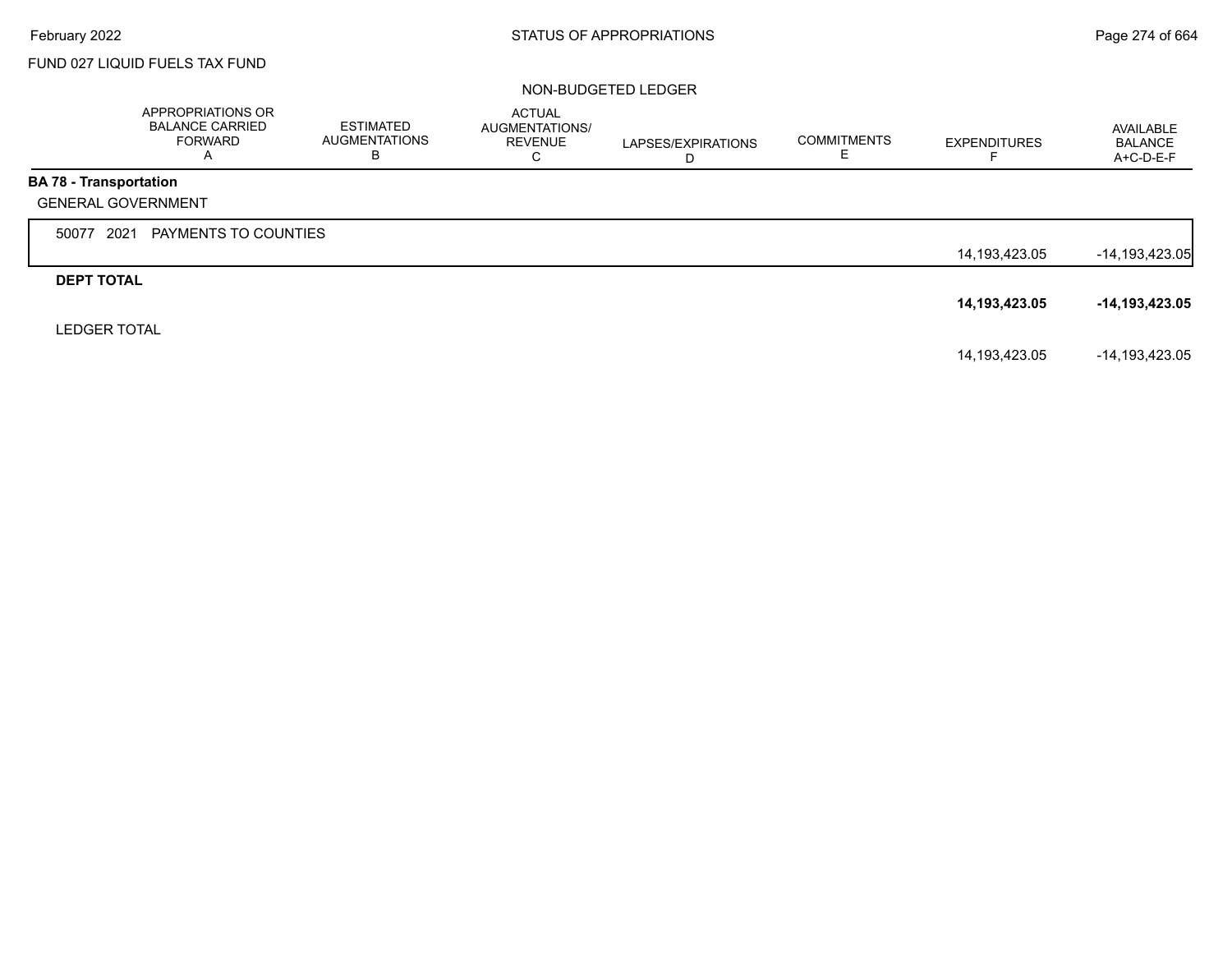FUND 027 LIQUID FUELS TAX FUND

NON-BUDGETED LEDGER

| | APPROPRIATIONS OR BALANCE CARRIED FORWARD A | ESTIMATED AUGMENTATIONS B | ACTUAL AUGMENTATIONS/ REVENUE C | LAPSES/EXPIRATIONS D | COMMITMENTS E | EXPENDITURES F | AVAILABLE BALANCE A+C-D-E-F |
|---|---|---|---|---|---|---|---|
| **BA 78 - Transportation** | | | | | | | |
| GENERAL GOVERNMENT | | | | | | | |
| 50077 2021 PAYMENTS TO COUNTIES | | | | | | 14,193,423.05 | -14,193,423.05 |
| **DEPT TOTAL** | | | | | | **14,193,423.05** | **-14,193,423.05** |
| LEDGER TOTAL | | | | | | 14,193,423.05 | -14,193,423.05 |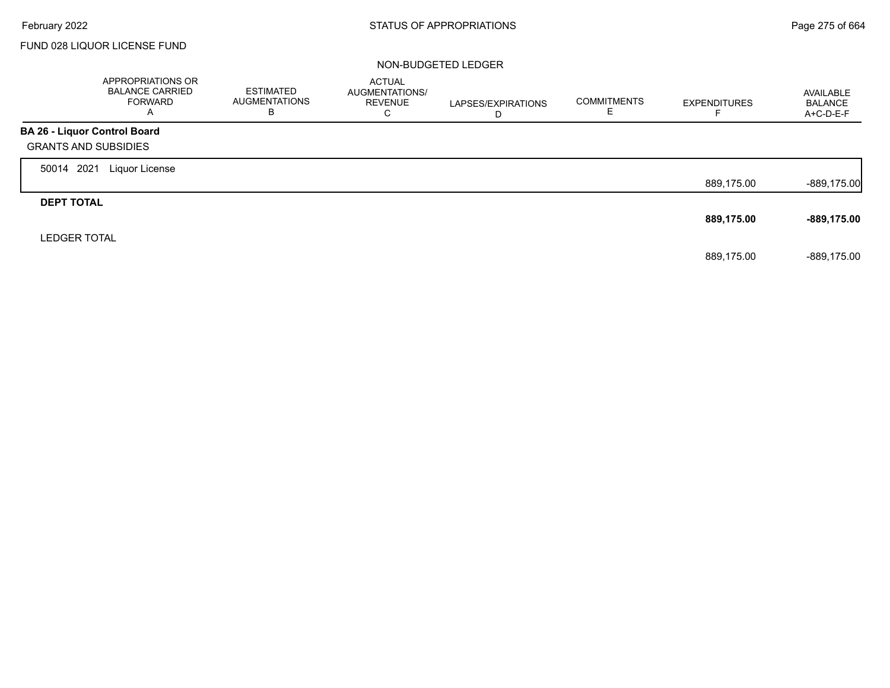FUND 028 LIQUOR LICENSE FUND

NON-BUDGETED LEDGER

| | APPROPRIATIONS OR BALANCE CARRIED FORWARD A | ESTIMATED AUGMENTATIONS B | ACTUAL AUGMENTATIONS/ REVENUE C | LAPSES/EXPIRATIONS D | COMMITMENTS E | EXPENDITURES F | AVAILABLE BALANCE A+C-D-E-F |
|---|---|---|---|---|---|---|---|
| **BA 26 - Liquor Control Board** | | | | | | | |
| GRANTS AND SUBSIDIES | | | | | | | |
| 50014 2021 Liquor License | | | | | | 889,175.00 | -889,175.00 |
| **DEPT TOTAL** | | | | | | **889,175.00** | **-889,175.00** |
| LEDGER TOTAL | | | | | | 889,175.00 | -889,175.00 |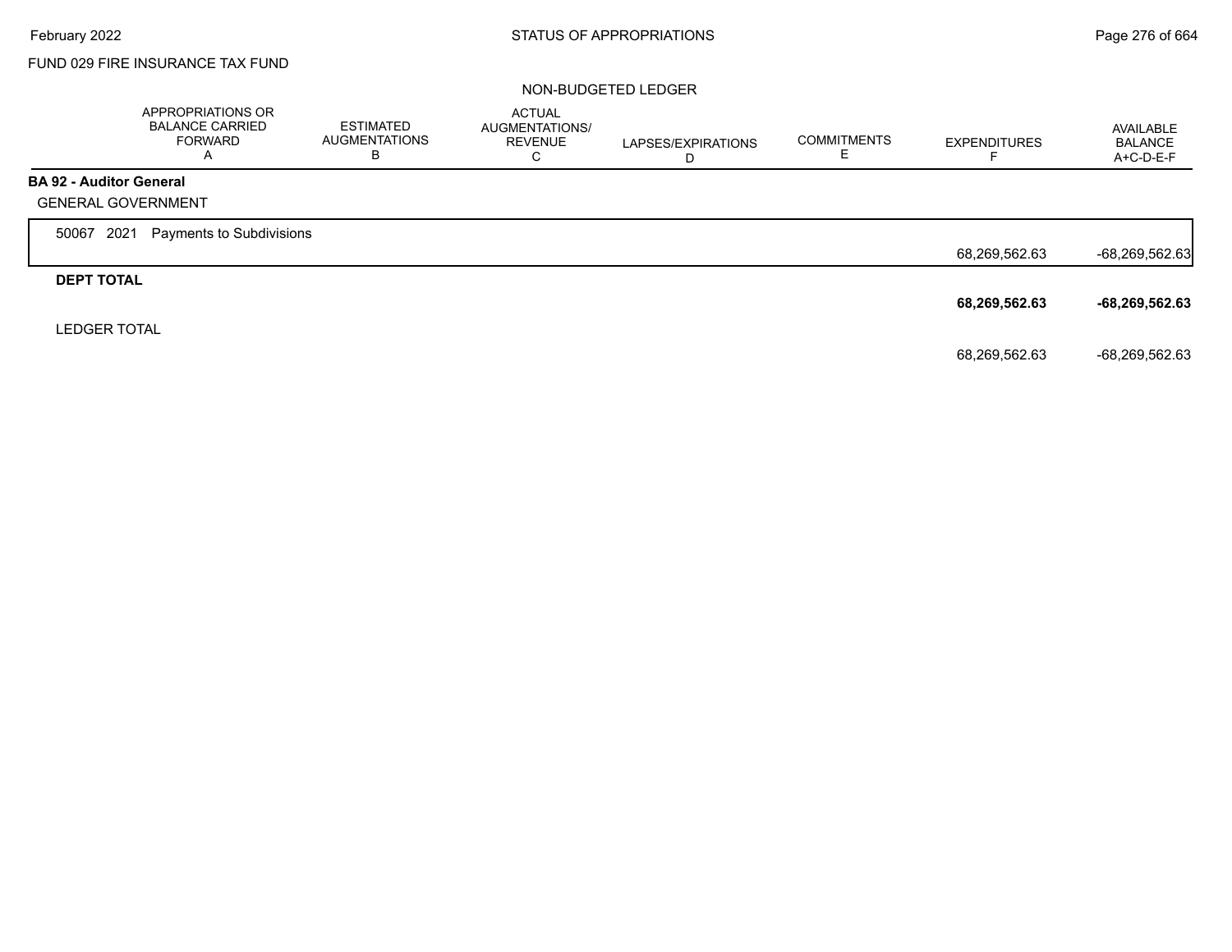FUND 029 FIRE INSURANCE TAX FUND

NON-BUDGETED LEDGER

| | APPROPRIATIONS OR BALANCE CARRIED FORWARD A | ESTIMATED AUGMENTATIONS B | ACTUAL AUGMENTATIONS/ REVENUE C | LAPSES/EXPIRATIONS D | COMMITMENTS E | EXPENDITURES F | AVAILABLE BALANCE A+C-D-E-F |
|---|---|---|---|---|---|---|---|
| **BA 92 - Auditor General** | | | | | | | |
| GENERAL GOVERNMENT | | | | | | | |
| 50067 2021 Payments to Subdivisions | | | | | | 68,269,562.63 | -68,269,562.63 |
| **DEPT TOTAL** | | | | | | **68,269,562.63** | **-68,269,562.63** |
| LEDGER TOTAL | | | | | | 68,269,562.63 | -68,269,562.63 |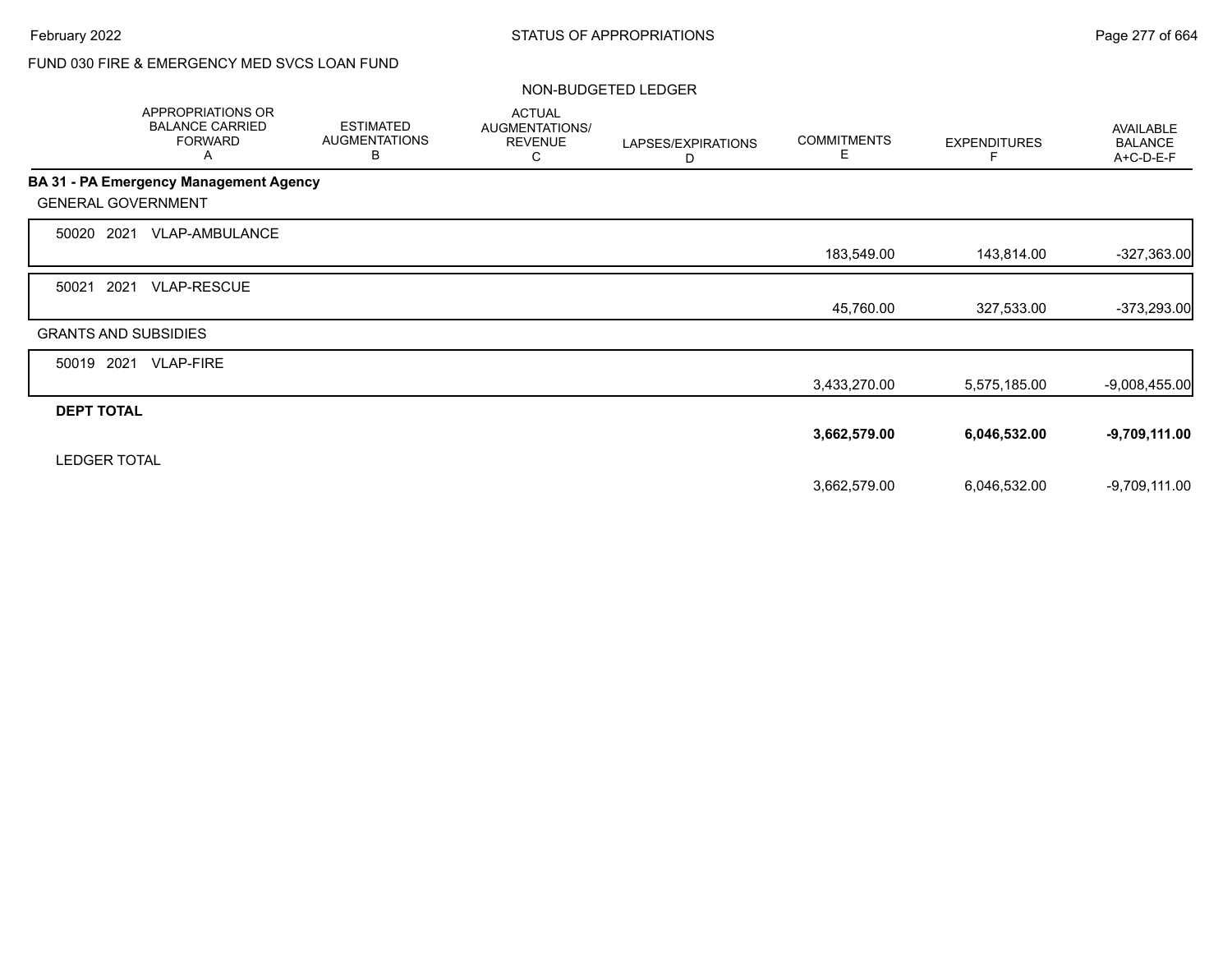FUND 030 FIRE & EMERGENCY MED SVCS LOAN FUND

NON-BUDGETED LEDGER

| | APPROPRIATIONS OR BALANCE CARRIED FORWARD A | ESTIMATED AUGMENTATIONS B | ACTUAL AUGMENTATIONS/ REVENUE C | LAPSES/EXPIRATIONS D | COMMITMENTS E | EXPENDITURES F | AVAILABLE BALANCE A+C-D-E-F |
|---|---|---|---|---|---|---|---|
| **BA 31 - PA Emergency Management Agency** | | | | | | | |
| GENERAL GOVERNMENT | | | | | | | |
| 50020 2021 VLAP-AMBULANCE | | | | | 183,549.00 | 143,814.00 | -327,363.00 |
| 50021 2021 VLAP-RESCUE | | | | | 45,760.00 | 327,533.00 | -373,293.00 |
| GRANTS AND SUBSIDIES | | | | | | | |
| 50019 2021 VLAP-FIRE | | | | | 3,433,270.00 | 5,575,185.00 | -9,008,455.00 |
| **DEPT TOTAL** | | | | | **3,662,579.00** | **6,046,532.00** | **-9,709,111.00** |
| LEDGER TOTAL | | | | | 3,662,579.00 | 6,046,532.00 | -9,709,111.00 |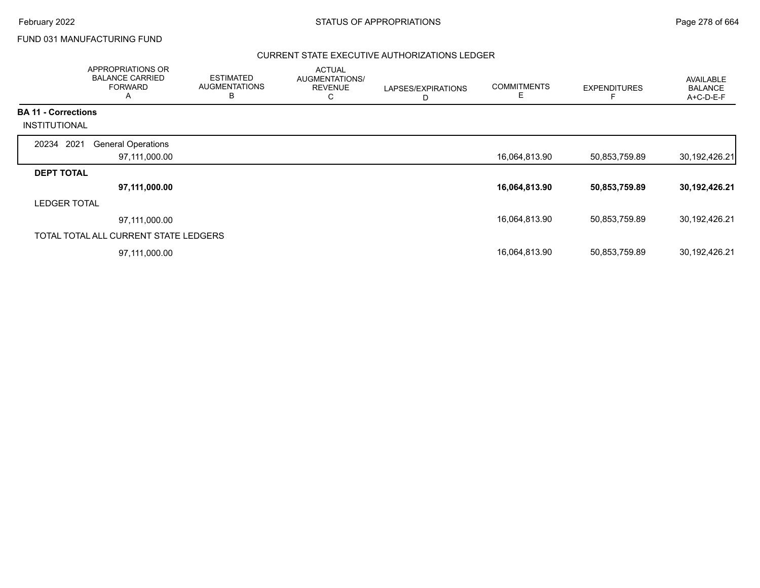FUND 031 MANUFACTURING FUND

## CURRENT STATE EXECUTIVE AUTHORIZATIONS LEDGER

| | APPROPRIATIONS OR BALANCE CARRIED FORWARD A | ESTIMATED AUGMENTATIONS B | ACTUAL AUGMENTATIONS/ REVENUE C | LAPSES/EXPIRATIONS D | COMMITMENTS E | EXPENDITURES F | AVAILABLE BALANCE A+C-D-E-F |
|---|---|---|---|---|---|---|---|
| **BA 11 - Corrections** | | | | | | | |
| INSTITUTIONAL | | | | | | | |
| 20234 2021 General Operations | 97,111,000.00 | | | | 16,064,813.90 | 50,853,759.89 | 30,192,426.21 |
| **DEPT TOTAL** | **97,111,000.00** | | | | **16,064,813.90** | **50,853,759.89** | **30,192,426.21** |
| LEDGER TOTAL | 97,111,000.00 | | | | 16,064,813.90 | 50,853,759.89 | 30,192,426.21 |
| TOTAL TOTAL ALL CURRENT STATE LEDGERS | 97,111,000.00 | | | | 16,064,813.90 | 50,853,759.89 | 30,192,426.21 |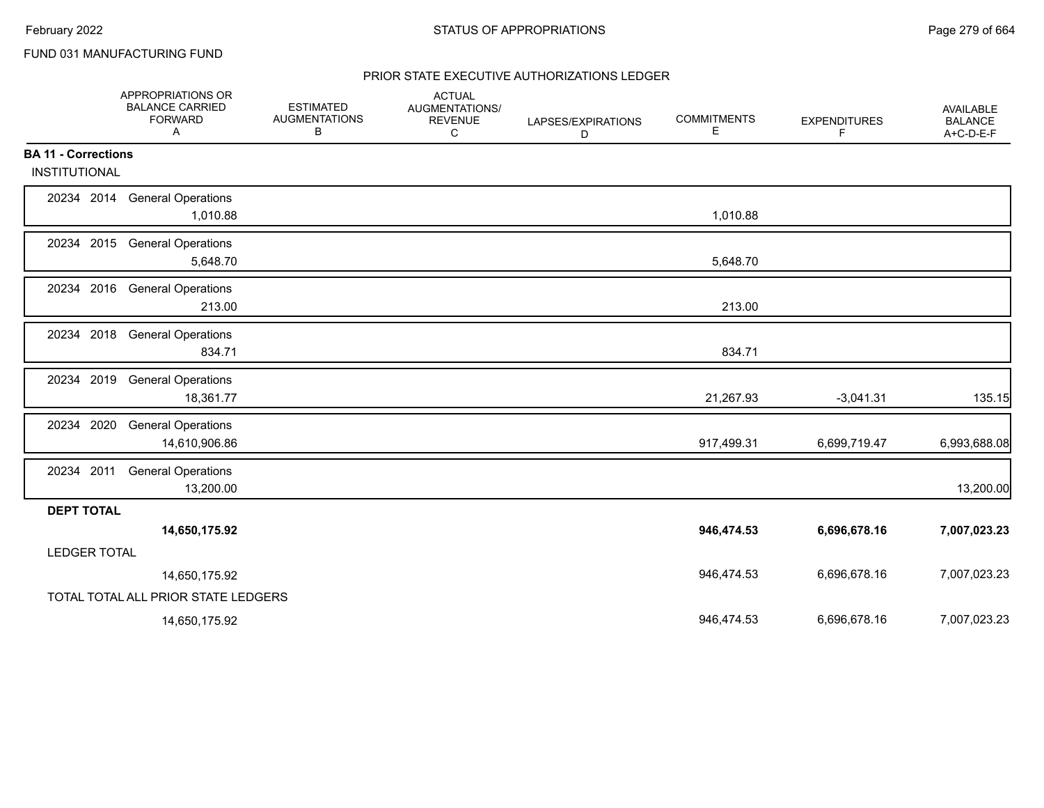FUND 031 MANUFACTURING FUND

## PRIOR STATE EXECUTIVE AUTHORIZATIONS LEDGER

| | APPROPRIATIONS OR BALANCE CARRIED FORWARD A | ESTIMATED AUGMENTATIONS B | ACTUAL AUGMENTATIONS/ REVENUE C | LAPSES/EXPIRATIONS D | COMMITMENTS E | EXPENDITURES F | AVAILABLE BALANCE A+C-D-E-F |
|---|---|---|---|---|---|---|---|
| **BA 11 - Corrections** | | | | | | | |
| INSTITUTIONAL | | | | | | | |
| 20234 2014 General Operations | 1,010.88 | | | | 1,010.88 | | |
| 20234 2015 General Operations | 5,648.70 | | | | 5,648.70 | | |
| 20234 2016 General Operations | 213.00 | | | | 213.00 | | |
| 20234 2018 General Operations | 834.71 | | | | 834.71 | | |
| 20234 2019 General Operations | 18,361.77 | | | | 21,267.93 | -3,041.31 | 135.15 |
| 20234 2020 General Operations | 14,610,906.86 | | | | 917,499.31 | 6,699,719.47 | 6,993,688.08 |
| 20234 2011 General Operations | 13,200.00 | | | | | | 13,200.00 |
| **DEPT TOTAL** | **14,650,175.92** | | | | **946,474.53** | **6,696,678.16** | **7,007,023.23** |
| LEDGER TOTAL | 14,650,175.92 | | | | 946,474.53 | 6,696,678.16 | 7,007,023.23 |
| TOTAL TOTAL ALL PRIOR STATE LEDGERS | 14,650,175.92 | | | | 946,474.53 | 6,696,678.16 | 7,007,023.23 |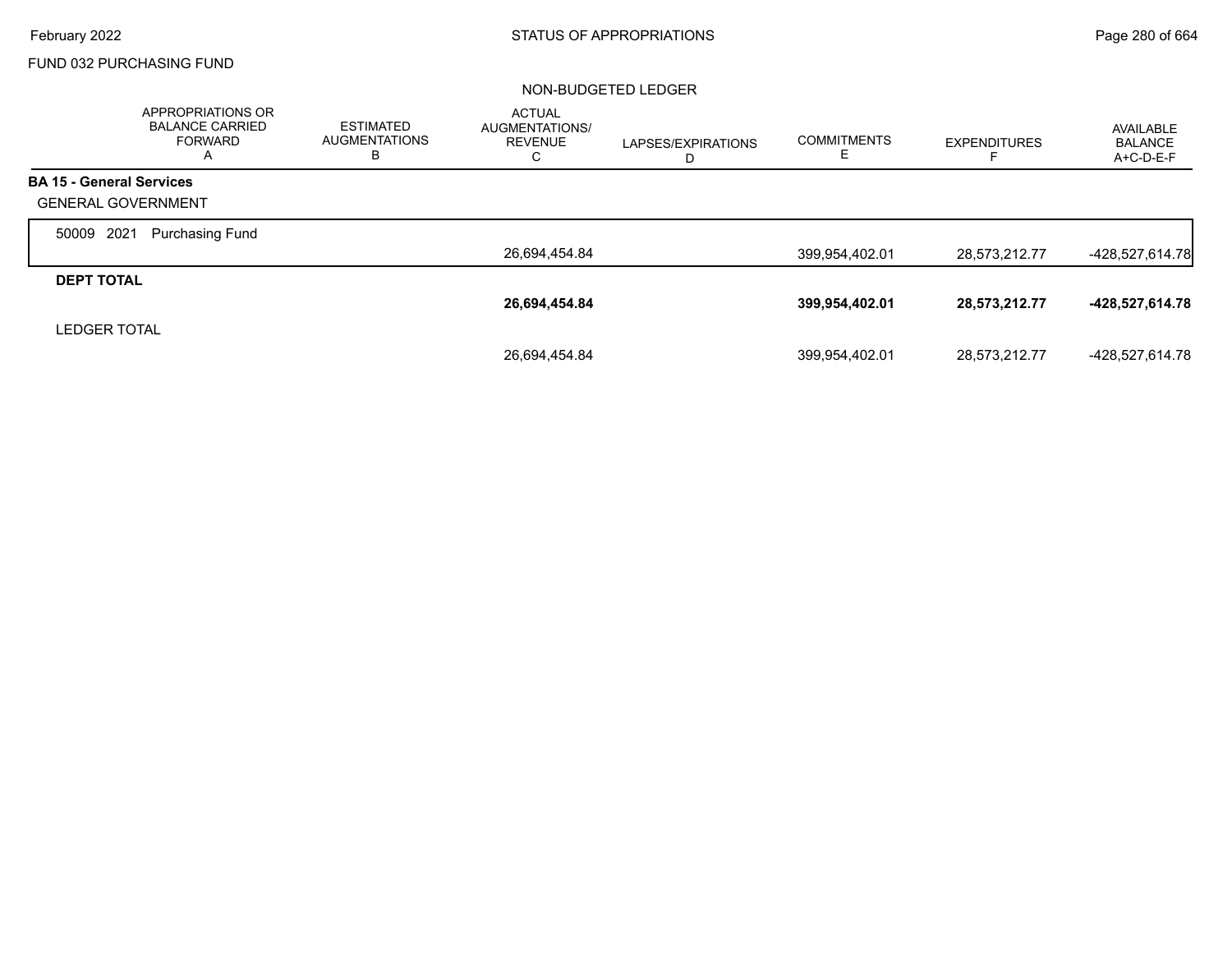FUND 032 PURCHASING FUND

NON-BUDGETED LEDGER

| | APPROPRIATIONS OR BALANCE CARRIED FORWARD A | ESTIMATED AUGMENTATIONS B | ACTUAL AUGMENTATIONS/ REVENUE C | LAPSES/EXPIRATIONS D | COMMITMENTS E | EXPENDITURES F | AVAILABLE BALANCE A+C-D-E-F |
|---|---|---|---|---|---|---|---|
| **BA 15 - General Services** | | | | | | | |
| GENERAL GOVERNMENT | | | | | | | |
| 50009 2021 Purchasing Fund | | | 26,694,454.84 | | 399,954,402.01 | 28,573,212.77 | -428,527,614.78 |
| **DEPT TOTAL** | | | **26,694,454.84** | | **399,954,402.01** | **28,573,212.77** | **-428,527,614.78** |
| LEDGER TOTAL | | | 26,694,454.84 | | 399,954,402.01 | 28,573,212.77 | -428,527,614.78 |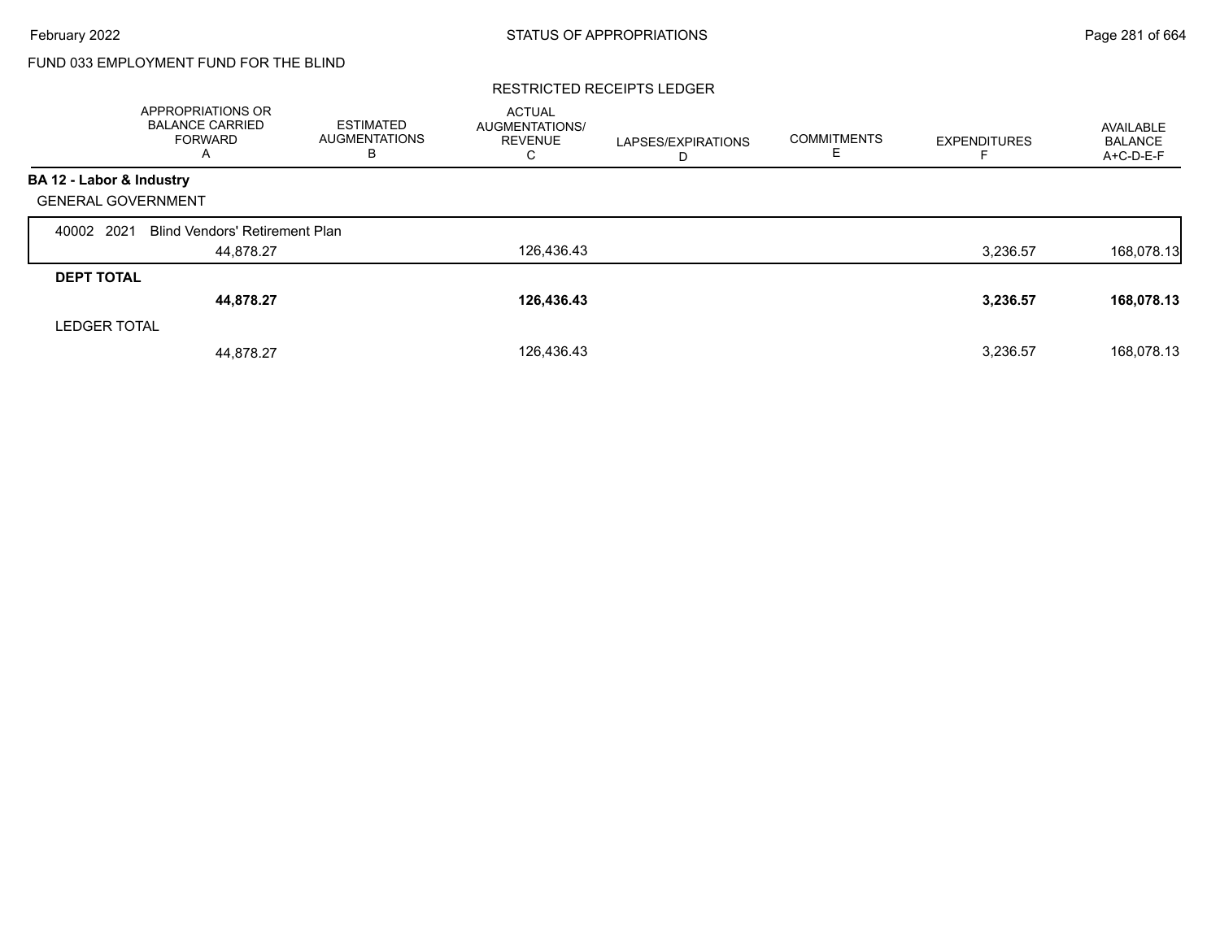STATUS OF APPROPRIATIONS

FUND 033 EMPLOYMENT FUND FOR THE BLIND

RESTRICTED RECEIPTS LEDGER

| | APPROPRIATIONS OR BALANCE CARRIED FORWARD A | ESTIMATED AUGMENTATIONS B | ACTUAL AUGMENTATIONS/ REVENUE C | LAPSES/EXPIRATIONS D | COMMITMENTS E | EXPENDITURES F | AVAILABLE BALANCE A+C-D-E-F |
|---|---|---|---|---|---|---|---|
| **BA 12 - Labor & Industry** | | | | | | | |
| GENERAL GOVERNMENT | | | | | | | |
| 40002 2021 Blind Vendors' Retirement Plan | 44,878.27 | | 126,436.43 | | | 3,236.57 | 168,078.13 |
| **DEPT TOTAL** | **44,878.27** | | **126,436.43** | | | **3,236.57** | **168,078.13** |
| LEDGER TOTAL | 44,878.27 | | 126,436.43 | | | 3,236.57 | 168,078.13 |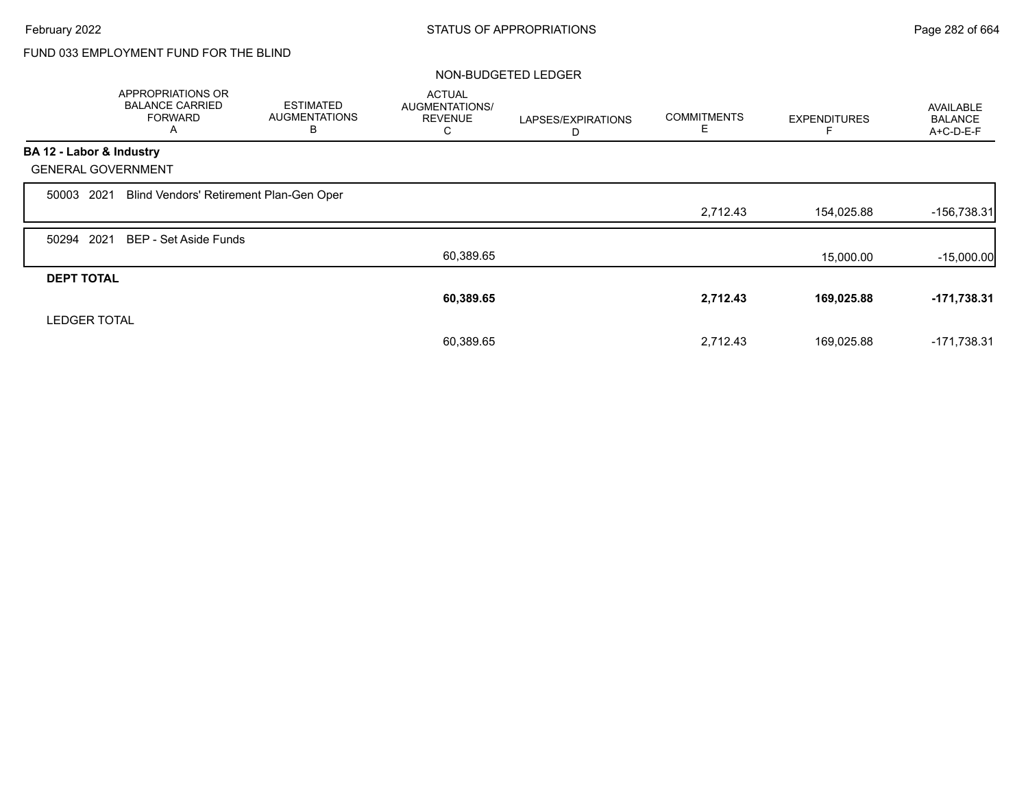FUND 033 EMPLOYMENT FUND FOR THE BLIND

NON-BUDGETED LEDGER

| | APPROPRIATIONS OR BALANCE CARRIED FORWARD A | ESTIMATED AUGMENTATIONS B | ACTUAL AUGMENTATIONS/ REVENUE C | LAPSES/EXPIRATIONS D | COMMITMENTS E | EXPENDITURES F | AVAILABLE BALANCE A+C-D-E-F |
|---|---|---|---|---|---|---|---|
| **BA 12 - Labor & Industry** | | | | | | | |
| GENERAL GOVERNMENT | | | | | | | |
| 50003 2021 Blind Vendors' Retirement Plan-Gen Oper | | | | | 2,712.43 | 154,025.88 | -156,738.31 |
| 50294 2021 BEP - Set Aside Funds | | | 60,389.65 | | | 15,000.00 | -15,000.00 |
| **DEPT TOTAL** | | | **60,389.65** | | **2,712.43** | **169,025.88** | **-171,738.31** |
| LEDGER TOTAL | | | 60,389.65 | | 2,712.43 | 169,025.88 | -171,738.31 |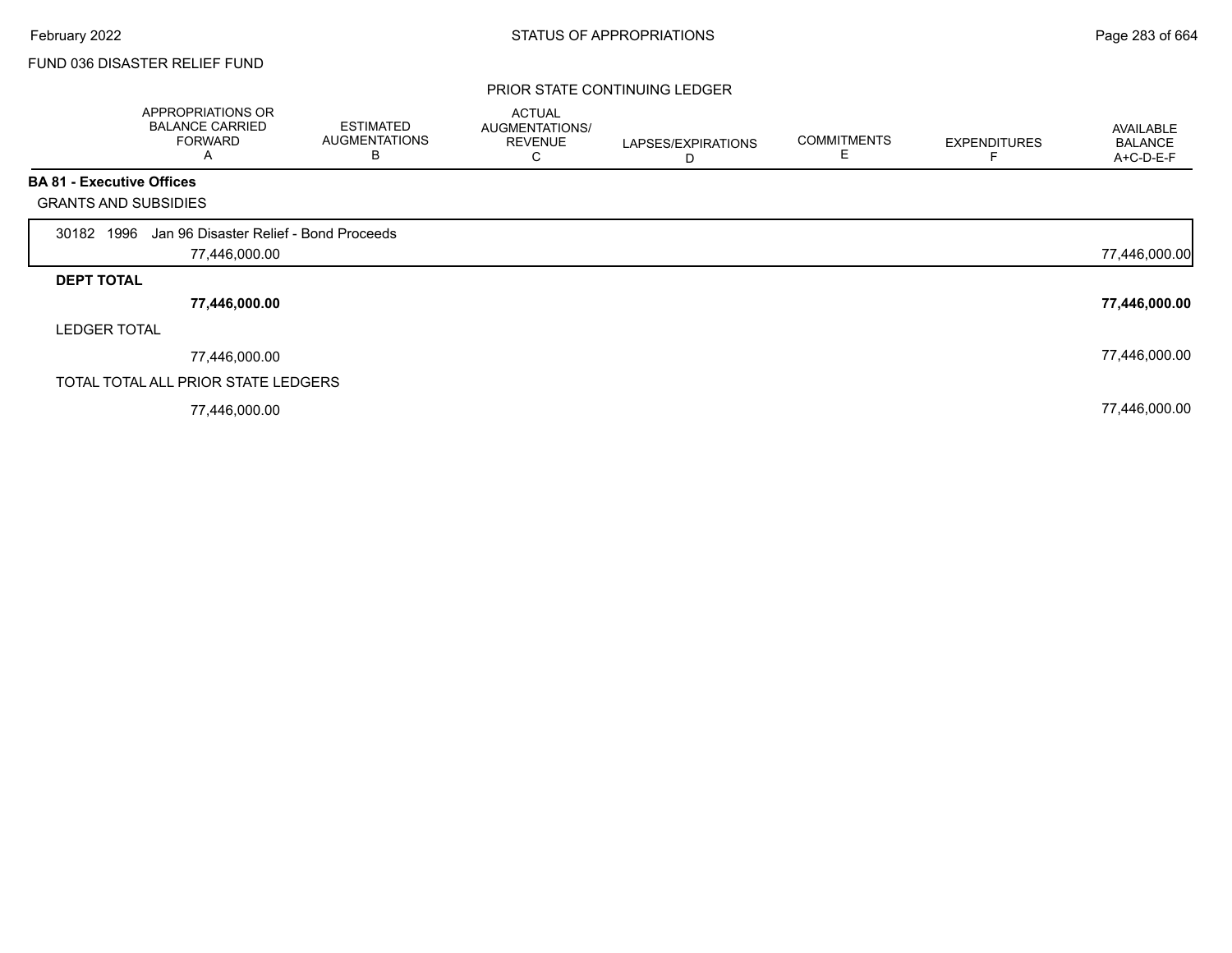FUND 036 DISASTER RELIEF FUND

PRIOR STATE CONTINUING LEDGER

| | APPROPRIATIONS OR BALANCE CARRIED FORWARD A | ESTIMATED AUGMENTATIONS B | ACTUAL AUGMENTATIONS/ REVENUE C | LAPSES/EXPIRATIONS D | COMMITMENTS E | EXPENDITURES F | AVAILABLE BALANCE A+C-D-E-F |
|---|---|---|---|---|---|---|---|
| **BA 81 - Executive Offices** | | | | | | | |
| GRANTS AND SUBSIDIES | | | | | | | |
| 30182 1996 Jan 96 Disaster Relief - Bond Proceeds | | | | | | | |
| | 77,446,000.00 | | | | | | 77,446,000.00 |
| **DEPT TOTAL** | | | | | | | |
| | **77,446,000.00** | | | | | | **77,446,000.00** |
| LEDGER TOTAL | | | | | | | |
| | 77,446,000.00 | | | | | | 77,446,000.00 |
| TOTAL TOTAL ALL PRIOR STATE LEDGERS | | | | | | | |
| | 77,446,000.00 | | | | | | 77,446,000.00 |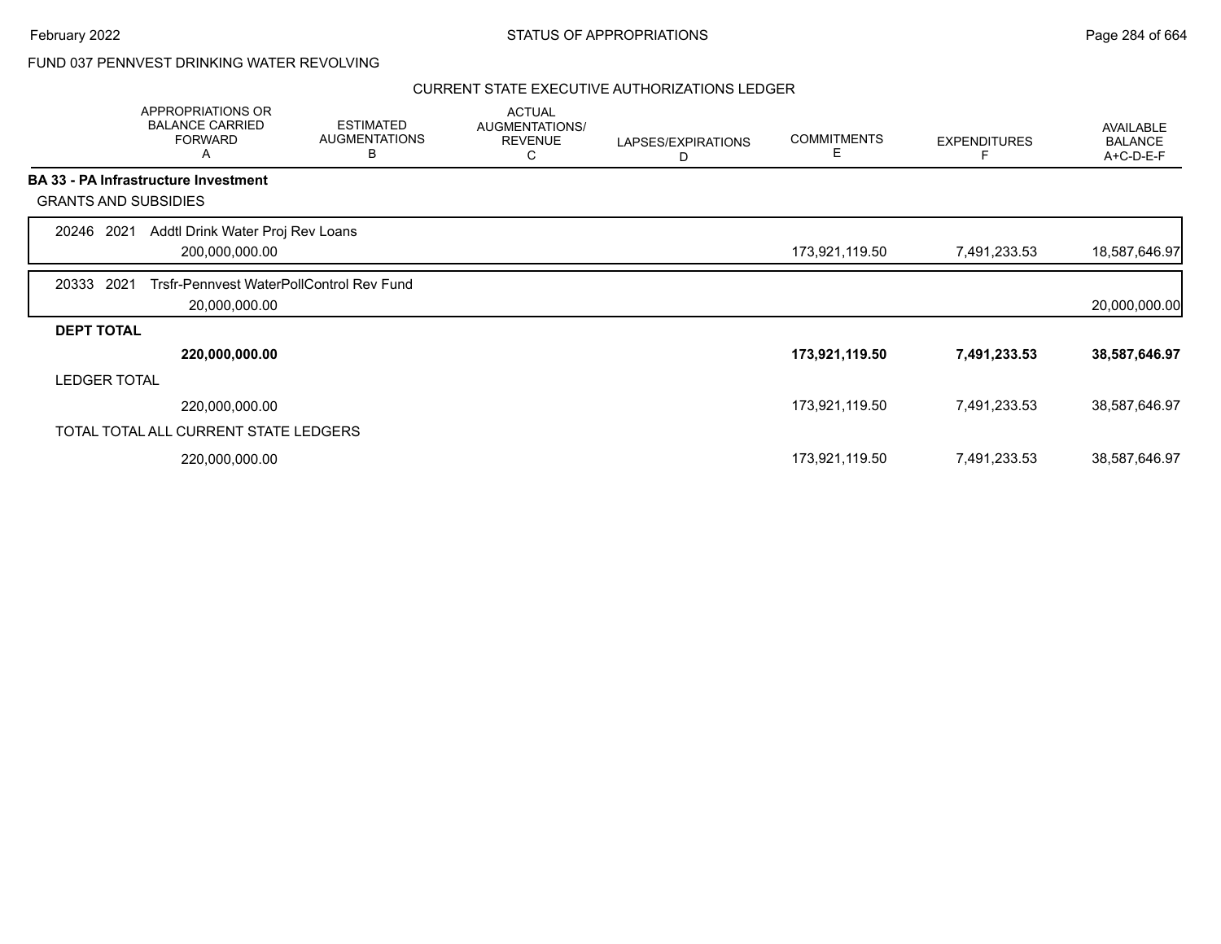FUND 037 PENNVEST DRINKING WATER REVOLVING

CURRENT STATE EXECUTIVE AUTHORIZATIONS LEDGER

| | APPROPRIATIONS OR BALANCE CARRIED FORWARD A | ESTIMATED AUGMENTATIONS B | ACTUAL AUGMENTATIONS/ REVENUE C | LAPSES/EXPIRATIONS D | COMMITMENTS E | EXPENDITURES F | AVAILABLE BALANCE A+C-D-E-F |
|---|---|---|---|---|---|---|---|
| **BA 33 - PA Infrastructure Investment** | | | | | | | |
| GRANTS AND SUBSIDIES | | | | | | | |
| 20246 2021 Addtl Drink Water Proj Rev Loans | 200,000,000.00 | | | | 173,921,119.50 | 7,491,233.53 | 18,587,646.97 |
| 20333 2021 Trsfr-Pennvest WaterPollControl Rev Fund | 20,000,000.00 | | | | | | 20,000,000.00 |
| **DEPT TOTAL** | **220,000,000.00** | | | | **173,921,119.50** | **7,491,233.53** | **38,587,646.97** |
| LEDGER TOTAL | 220,000,000.00 | | | | 173,921,119.50 | 7,491,233.53 | 38,587,646.97 |
| TOTAL TOTAL ALL CURRENT STATE LEDGERS | 220,000,000.00 | | | | 173,921,119.50 | 7,491,233.53 | 38,587,646.97 |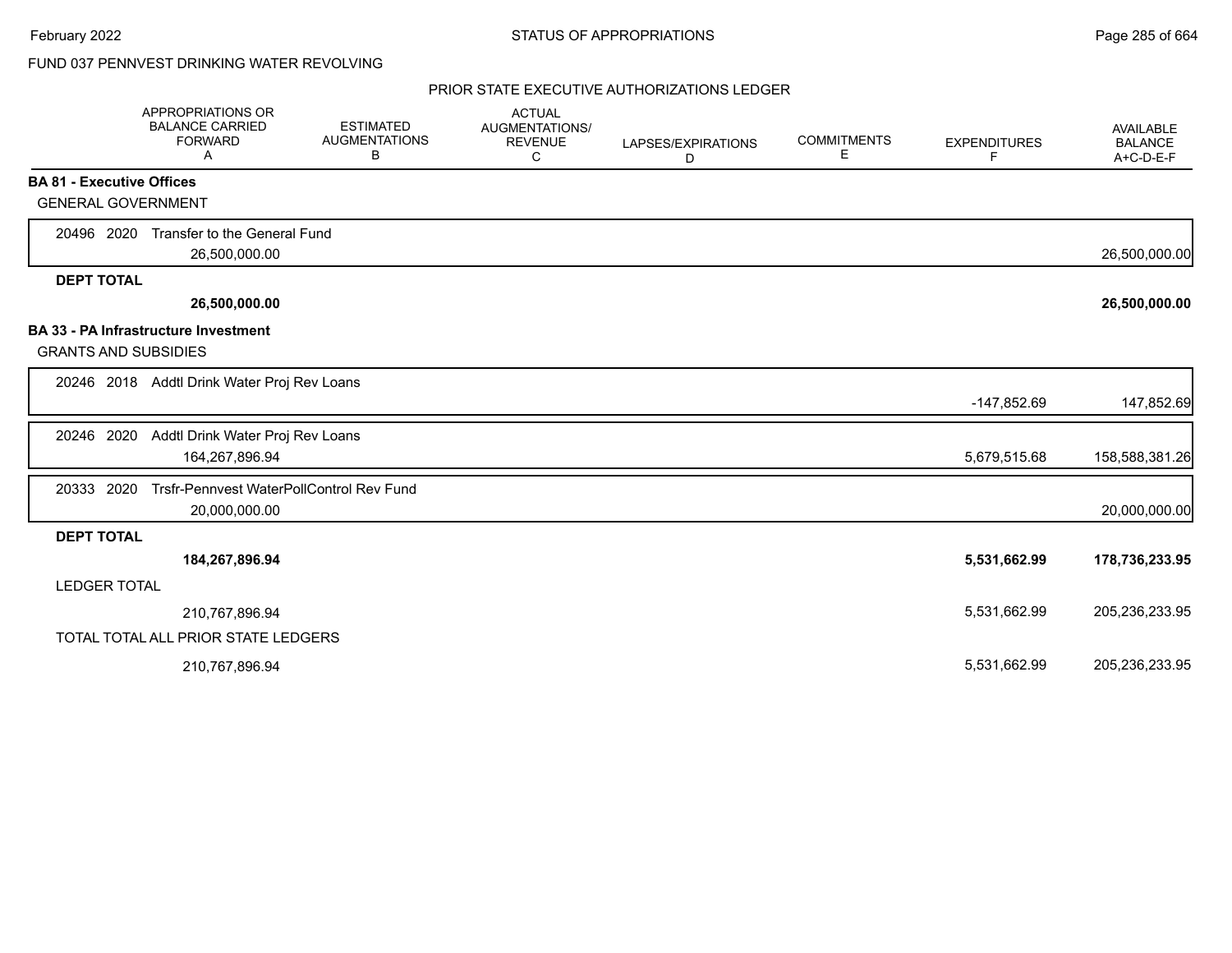FUND 037 PENNVEST DRINKING WATER REVOLVING

PRIOR STATE EXECUTIVE AUTHORIZATIONS LEDGER

| APPROPRIATIONS OR BALANCE CARRIED FORWARD A | ESTIMATED AUGMENTATIONS B | ACTUAL AUGMENTATIONS/ REVENUE C | LAPSES/EXPIRATIONS D | COMMITMENTS E | EXPENDITURES F | AVAILABLE BALANCE A+C-D-E-F |
|---|---|---|---|---|---|---|
| **BA 81 - Executive Offices** | | | | | | |
| GENERAL GOVERNMENT | | | | | | |
| 20496 2020 Transfer to the General Fund | | | | | | |
| 26,500,000.00 | | | | | | 26,500,000.00 |
| **DEPT TOTAL** | | | | | | |
| **26,500,000.00** | | | | | | **26,500,000.00** |
| **BA 33 - PA Infrastructure Investment** | | | | | | |
| GRANTS AND SUBSIDIES | | | | | | |
| 20246 2018 Addtl Drink Water Proj Rev Loans | | | | | | |
| | | | | | -147,852.69 | 147,852.69 |
| 20246 2020 Addtl Drink Water Proj Rev Loans | | | | | | |
| 164,267,896.94 | | | | | 5,679,515.68 | 158,588,381.26 |
| 20333 2020 Trsfr-Pennvest WaterPollControl Rev Fund | | | | | | |
| 20,000,000.00 | | | | | | 20,000,000.00 |
| **DEPT TOTAL** | | | | | | |
| **184,267,896.94** | | | | | **5,531,662.99** | **178,736,233.95** |
| LEDGER TOTAL | | | | | | |
| 210,767,896.94 | | | | | 5,531,662.99 | 205,236,233.95 |
| TOTAL TOTAL ALL PRIOR STATE LEDGERS | | | | | | |
| 210,767,896.94 | | | | | 5,531,662.99 | 205,236,233.95 |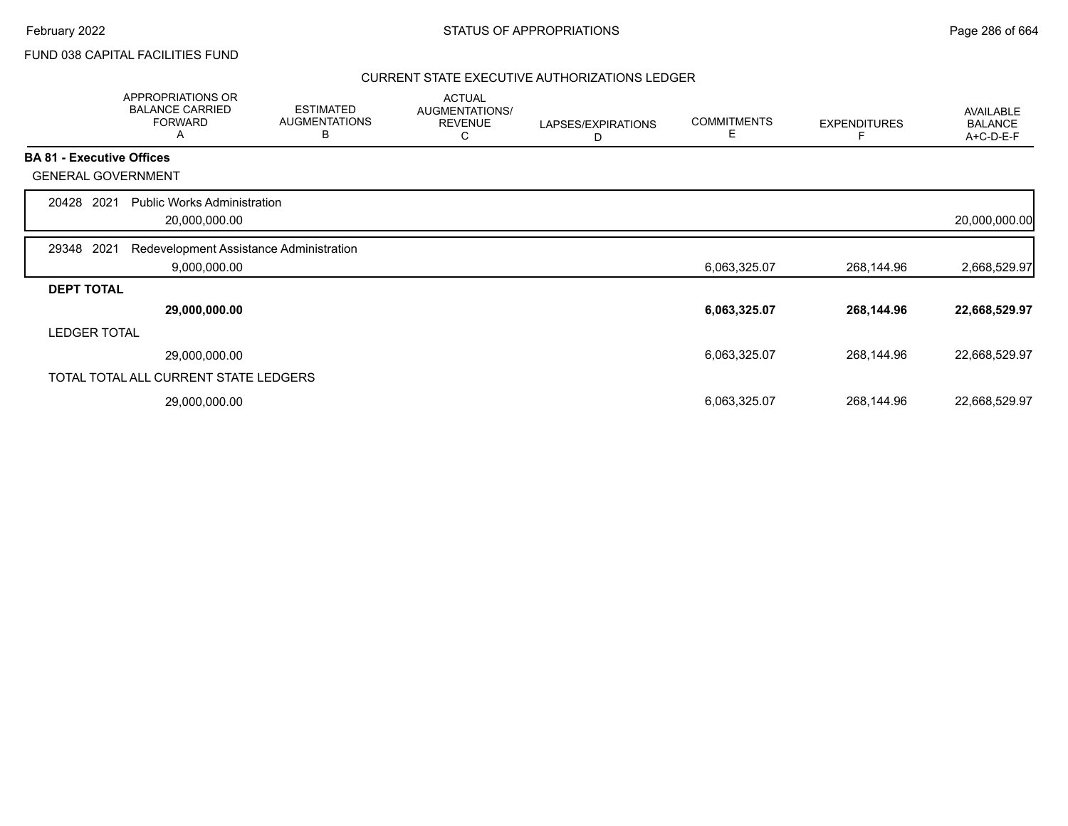FUND 038 CAPITAL FACILITIES FUND

## CURRENT STATE EXECUTIVE AUTHORIZATIONS LEDGER

| | APPROPRIATIONS OR BALANCE CARRIED FORWARD A | ESTIMATED AUGMENTATIONS B | ACTUAL AUGMENTATIONS/ REVENUE C | LAPSES/EXPIRATIONS D | COMMITMENTS E | EXPENDITURES F | AVAILABLE BALANCE A+C-D-E-F |
|---|---|---|---|---|---|---|---|
| **BA 81 - Executive Offices** | | | | | | | |
| GENERAL GOVERNMENT | | | | | | | |
| 20428 2021 Public Works Administration | 20,000,000.00 | | | | | | 20,000,000.00 |
| 29348 2021 Redevelopment Assistance Administration | 9,000,000.00 | | | | 6,063,325.07 | 268,144.96 | 2,668,529.97 |
| **DEPT TOTAL** | **29,000,000.00** | | | | **6,063,325.07** | **268,144.96** | **22,668,529.97** |
| LEDGER TOTAL | 29,000,000.00 | | | | 6,063,325.07 | 268,144.96 | 22,668,529.97 |
| TOTAL TOTAL ALL CURRENT STATE LEDGERS | 29,000,000.00 | | | | 6,063,325.07 | 268,144.96 | 22,668,529.97 |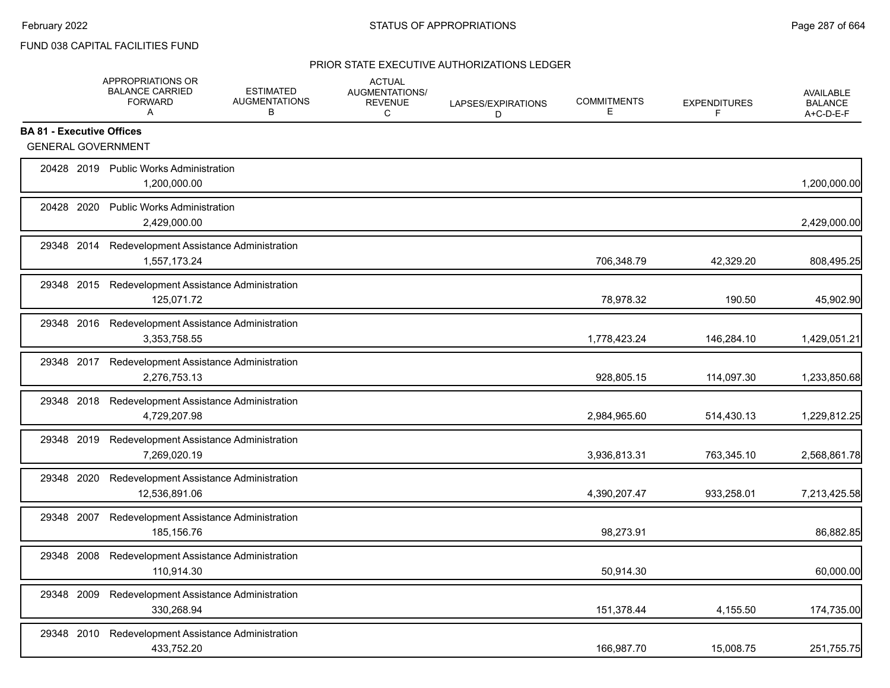FUND 038 CAPITAL FACILITIES FUND

PRIOR STATE EXECUTIVE AUTHORIZATIONS LEDGER

| | APPROPRIATIONS OR BALANCE CARRIED FORWARD A | ESTIMATED AUGMENTATIONS B | ACTUAL AUGMENTATIONS/ REVENUE C | LAPSES/EXPIRATIONS D | COMMITMENTS E | EXPENDITURES F | AVAILABLE BALANCE A+C-D-E-F |
|---|---|---|---|---|---|---|---|
| **BA 81 - Executive Offices** | | | | | | | |
| GENERAL GOVERNMENT | | | | | | | |
| 20428 2019 Public Works Administration | 1,200,000.00 | | | | | | 1,200,000.00 |
| 20428 2020 Public Works Administration | 2,429,000.00 | | | | | | 2,429,000.00 |
| 29348 2014 Redevelopment Assistance Administration | 1,557,173.24 | | | | 706,348.79 | 42,329.20 | 808,495.25 |
| 29348 2015 Redevelopment Assistance Administration | 125,071.72 | | | | 78,978.32 | 190.50 | 45,902.90 |
| 29348 2016 Redevelopment Assistance Administration | 3,353,758.55 | | | | 1,778,423.24 | 146,284.10 | 1,429,051.21 |
| 29348 2017 Redevelopment Assistance Administration | 2,276,753.13 | | | | 928,805.15 | 114,097.30 | 1,233,850.68 |
| 29348 2018 Redevelopment Assistance Administration | 4,729,207.98 | | | | 2,984,965.60 | 514,430.13 | 1,229,812.25 |
| 29348 2019 Redevelopment Assistance Administration | 7,269,020.19 | | | | 3,936,813.31 | 763,345.10 | 2,568,861.78 |
| 29348 2020 Redevelopment Assistance Administration | 12,536,891.06 | | | | 4,390,207.47 | 933,258.01 | 7,213,425.58 |
| 29348 2007 Redevelopment Assistance Administration | 185,156.76 | | | | 98,273.91 | | 86,882.85 |
| 29348 2008 Redevelopment Assistance Administration | 110,914.30 | | | | 50,914.30 | | 60,000.00 |
| 29348 2009 Redevelopment Assistance Administration | 330,268.94 | | | | 151,378.44 | 4,155.50 | 174,735.00 |
| 29348 2010 Redevelopment Assistance Administration | 433,752.20 | | | | 166,987.70 | 15,008.75 | 251,755.75 |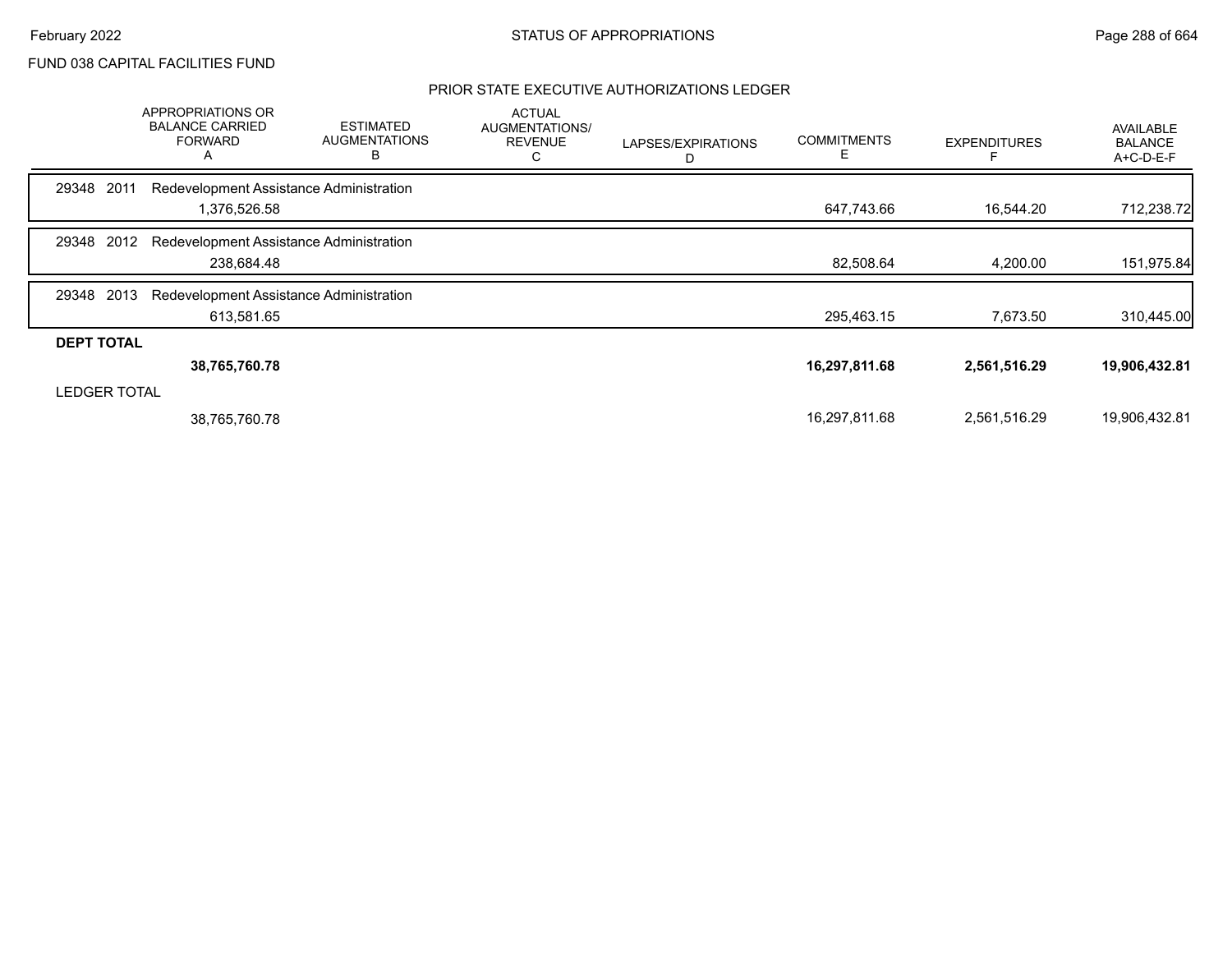FUND 038 CAPITAL FACILITIES FUND

## PRIOR STATE EXECUTIVE AUTHORIZATIONS LEDGER

| | APPROPRIATIONS OR BALANCE CARRIED FORWARD A | ESTIMATED AUGMENTATIONS B | ACTUAL AUGMENTATIONS/ REVENUE C | LAPSES/EXPIRATIONS D | COMMITMENTS E | EXPENDITURES F | AVAILABLE BALANCE A+C-D-E-F |
|---|---|---|---|---|---|---|---|
| 29348 2011 Redevelopment Assistance Administration | | | | | | | |
| | 1,376,526.58 | | | | 647,743.66 | 16,544.20 | 712,238.72 |
| 29348 2012 Redevelopment Assistance Administration | | | | | | | |
| | 238,684.48 | | | | 82,508.64 | 4,200.00 | 151,975.84 |
| 29348 2013 Redevelopment Assistance Administration | | | | | | | |
| | 613,581.65 | | | | 295,463.15 | 7,673.50 | 310,445.00 |
| **DEPT TOTAL** | | | | | | | |
| | **38,765,760.78** | | | | **16,297,811.68** | **2,561,516.29** | **19,906,432.81** |
| LEDGER TOTAL | | | | | | | |
| | 38,765,760.78 | | | | 16,297,811.68 | 2,561,516.29 | 19,906,432.81 |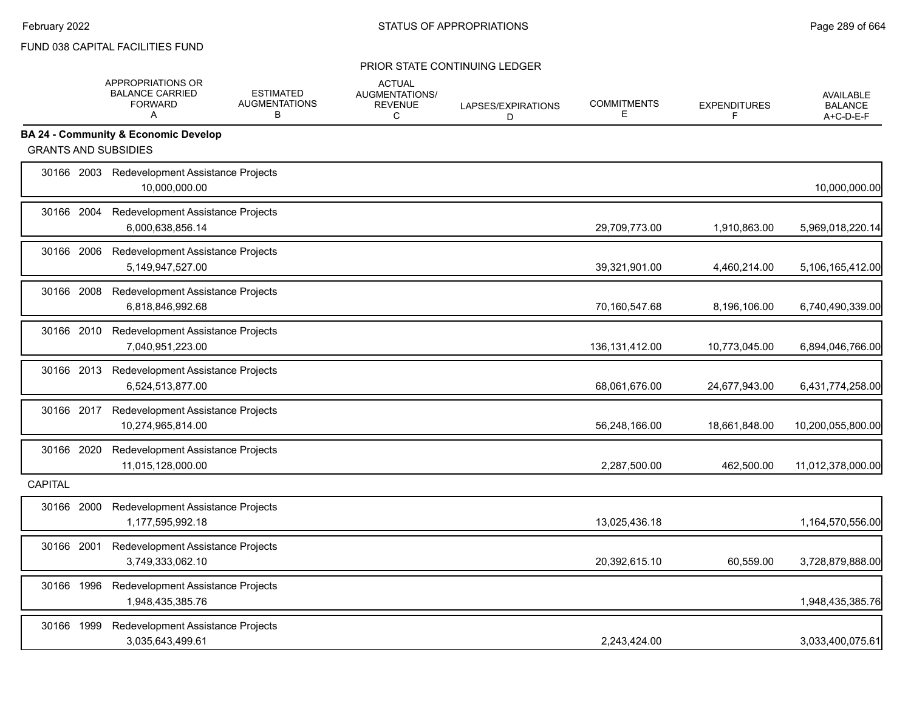FUND 038 CAPITAL FACILITIES FUND

PRIOR STATE CONTINUING LEDGER

| | APPROPRIATIONS OR BALANCE CARRIED FORWARD A | ESTIMATED AUGMENTATIONS B | ACTUAL AUGMENTATIONS/ REVENUE C | LAPSES/EXPIRATIONS D | COMMITMENTS E | EXPENDITURES F | AVAILABLE BALANCE A+C-D-E-F |
|---|---|---|---|---|---|---|---|
| **BA 24 - Community & Economic Develop** | | | | | | | |
| GRANTS AND SUBSIDIES | | | | | | | |
| 30166 2003 Redevelopment Assistance Projects | 10,000,000.00 | | | | | | 10,000,000.00 |
| 30166 2004 Redevelopment Assistance Projects | 6,000,638,856.14 | | | | 29,709,773.00 | 1,910,863.00 | 5,969,018,220.14 |
| 30166 2006 Redevelopment Assistance Projects | 5,149,947,527.00 | | | | 39,321,901.00 | 4,460,214.00 | 5,106,165,412.00 |
| 30166 2008 Redevelopment Assistance Projects | 6,818,846,992.68 | | | | 70,160,547.68 | 8,196,106.00 | 6,740,490,339.00 |
| 30166 2010 Redevelopment Assistance Projects | 7,040,951,223.00 | | | | 136,131,412.00 | 10,773,045.00 | 6,894,046,766.00 |
| 30166 2013 Redevelopment Assistance Projects | 6,524,513,877.00 | | | | 68,061,676.00 | 24,677,943.00 | 6,431,774,258.00 |
| 30166 2017 Redevelopment Assistance Projects | 10,274,965,814.00 | | | | 56,248,166.00 | 18,661,848.00 | 10,200,055,800.00 |
| 30166 2020 Redevelopment Assistance Projects | 11,015,128,000.00 | | | | 2,287,500.00 | 462,500.00 | 11,012,378,000.00 |
| CAPITAL | | | | | | | |
| 30166 2000 Redevelopment Assistance Projects | 1,177,595,992.18 | | | | 13,025,436.18 | | 1,164,570,556.00 |
| 30166 2001 Redevelopment Assistance Projects | 3,749,333,062.10 | | | | 20,392,615.10 | 60,559.00 | 3,728,879,888.00 |
| 30166 1996 Redevelopment Assistance Projects | 1,948,435,385.76 | | | | | | 1,948,435,385.76 |
| 30166 1999 Redevelopment Assistance Projects | 3,035,643,499.61 | | | | 2,243,424.00 | | 3,033,400,075.61 |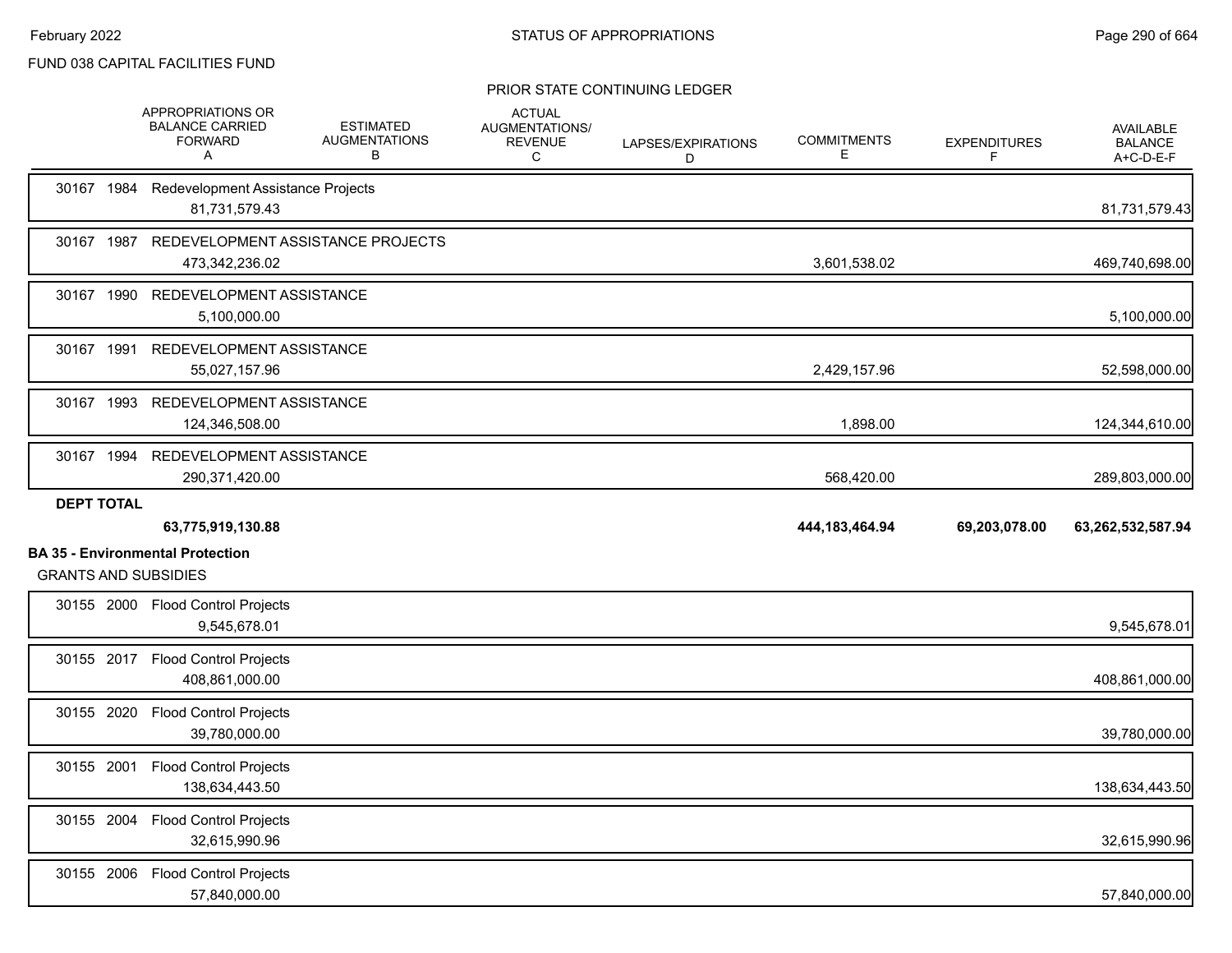FUND 038 CAPITAL FACILITIES FUND

PRIOR STATE CONTINUING LEDGER

| | APPROPRIATIONS OR BALANCE CARRIED FORWARD A | ESTIMATED AUGMENTATIONS B | ACTUAL AUGMENTATIONS/ REVENUE C | LAPSES/EXPIRATIONS D | COMMITMENTS E | EXPENDITURES F | AVAILABLE BALANCE A+C-D-E-F |
|---|---|---|---|---|---|---|---|
| 30167 1984 Redevelopment Assistance Projects | 81,731,579.43 | | | | | | 81,731,579.43 |
| 30167 1987 REDEVELOPMENT ASSISTANCE PROJECTS | 473,342,236.02 | | | | 3,601,538.02 | | 469,740,698.00 |
| 30167 1990 REDEVELOPMENT ASSISTANCE | 5,100,000.00 | | | | | | 5,100,000.00 |
| 30167 1991 REDEVELOPMENT ASSISTANCE | 55,027,157.96 | | | | 2,429,157.96 | | 52,598,000.00 |
| 30167 1993 REDEVELOPMENT ASSISTANCE | 124,346,508.00 | | | | 1,898.00 | | 124,344,610.00 |
| 30167 1994 REDEVELOPMENT ASSISTANCE | 290,371,420.00 | | | | 568,420.00 | | 289,803,000.00 |
| **DEPT TOTAL** | **63,775,919,130.88** | | | | **444,183,464.94** | **69,203,078.00** | **63,262,532,587.94** |

**BA 35 - Environmental Protection**

GRANTS AND SUBSIDIES

| | APPROPRIATIONS OR BALANCE CARRIED FORWARD A | ESTIMATED AUGMENTATIONS B | ACTUAL AUGMENTATIONS/ REVENUE C | LAPSES/EXPIRATIONS D | COMMITMENTS E | EXPENDITURES F | AVAILABLE BALANCE A+C-D-E-F |
|---|---|---|---|---|---|---|---|
| 30155 2000 Flood Control Projects | 9,545,678.01 | | | | | | 9,545,678.01 |
| 30155 2017 Flood Control Projects | 408,861,000.00 | | | | | | 408,861,000.00 |
| 30155 2020 Flood Control Projects | 39,780,000.00 | | | | | | 39,780,000.00 |
| 30155 2001 Flood Control Projects | 138,634,443.50 | | | | | | 138,634,443.50 |
| 30155 2004 Flood Control Projects | 32,615,990.96 | | | | | | 32,615,990.96 |
| 30155 2006 Flood Control Projects | 57,840,000.00 | | | | | | 57,840,000.00 |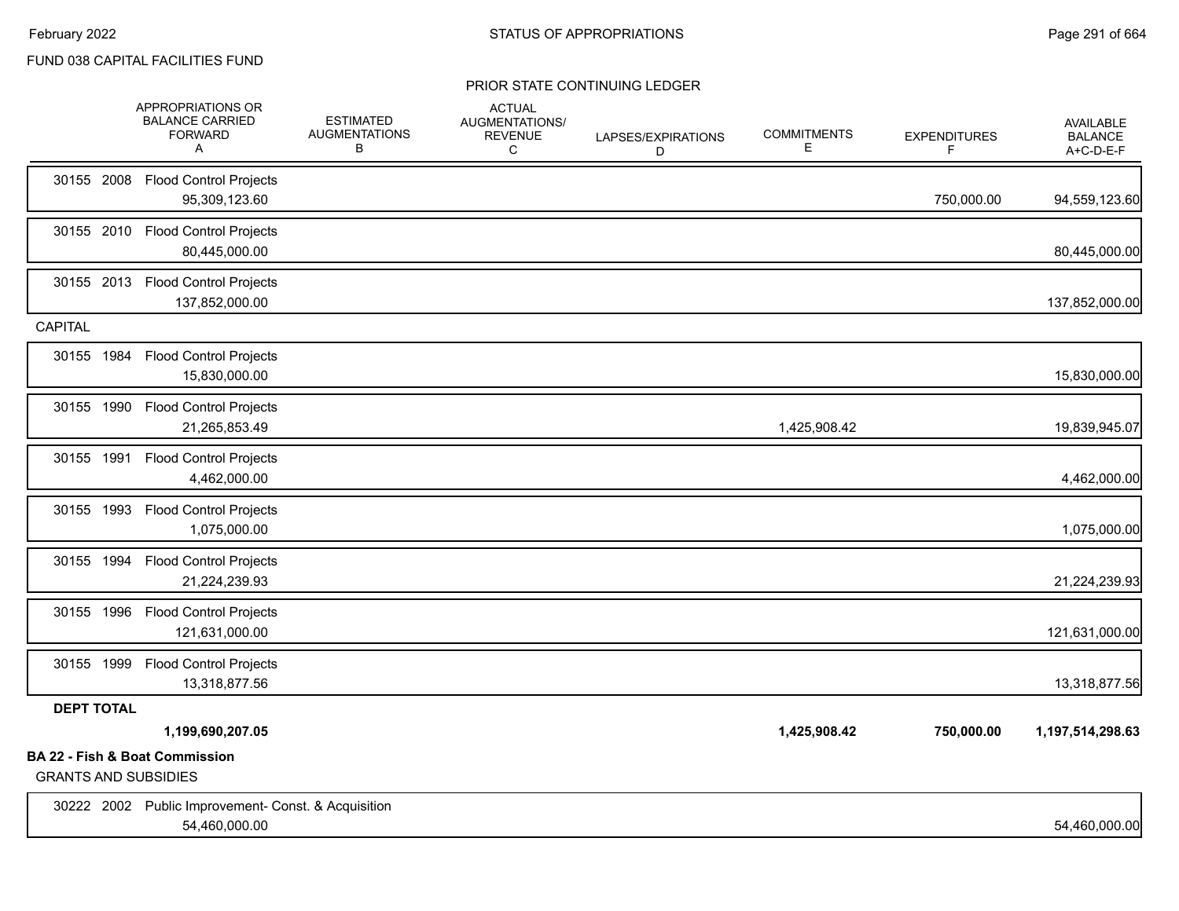FUND 038 CAPITAL FACILITIES FUND

PRIOR STATE CONTINUING LEDGER

| | APPROPRIATIONS OR BALANCE CARRIED FORWARD A | ESTIMATED AUGMENTATIONS B | ACTUAL AUGMENTATIONS/ REVENUE C | LAPSES/EXPIRATIONS D | COMMITMENTS E | EXPENDITURES F | AVAILABLE BALANCE A+C-D-E-F |
|---|---|---|---|---|---|---|---|
| 30155 2008 Flood Control Projects | 95,309,123.60 | | | | | 750,000.00 | 94,559,123.60 |
| 30155 2010 Flood Control Projects | 80,445,000.00 | | | | | | 80,445,000.00 |
| 30155 2013 Flood Control Projects | 137,852,000.00 | | | | | | 137,852,000.00 |
| **CAPITAL** | | | | | | | |
| 30155 1984 Flood Control Projects | 15,830,000.00 | | | | | | 15,830,000.00 |
| 30155 1990 Flood Control Projects | 21,265,853.49 | | | | 1,425,908.42 | | 19,839,945.07 |
| 30155 1991 Flood Control Projects | 4,462,000.00 | | | | | | 4,462,000.00 |
| 30155 1993 Flood Control Projects | 1,075,000.00 | | | | | | 1,075,000.00 |
| 30155 1994 Flood Control Projects | 21,224,239.93 | | | | | | 21,224,239.93 |
| 30155 1996 Flood Control Projects | 121,631,000.00 | | | | | | 121,631,000.00 |
| 30155 1999 Flood Control Projects | 13,318,877.56 | | | | | | 13,318,877.56 |
| **DEPT TOTAL** | **1,199,690,207.05** | | | | **1,425,908.42** | **750,000.00** | **1,197,514,298.63** |

**BA 22 - Fish & Boat Commission**

GRANTS AND SUBSIDIES

| | APPROPRIATIONS OR BALANCE CARRIED FORWARD A | ESTIMATED AUGMENTATIONS B | ACTUAL AUGMENTATIONS/ REVENUE C | LAPSES/EXPIRATIONS D | COMMITMENTS E | EXPENDITURES F | AVAILABLE BALANCE A+C-D-E-F |
|---|---|---|---|---|---|---|---|
| 30222 2002 Public Improvement- Const. & Acquisition | 54,460,000.00 | | | | | | 54,460,000.00 |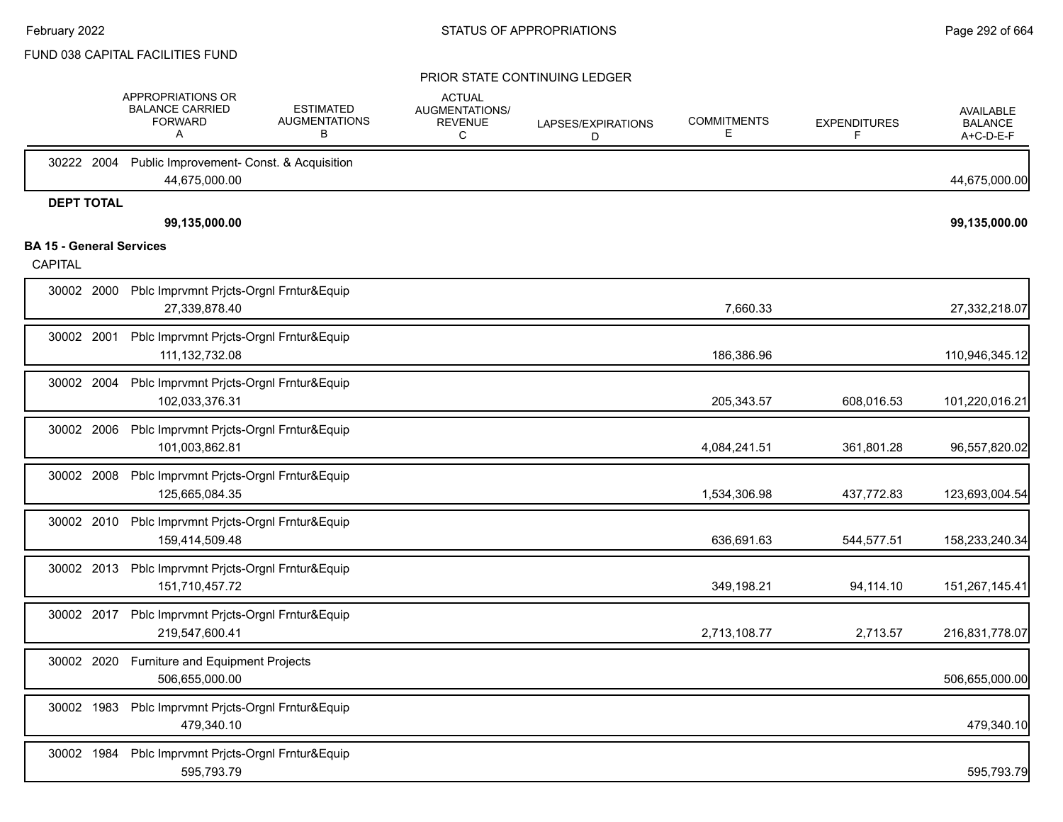FUND 038 CAPITAL FACILITIES FUND

PRIOR STATE CONTINUING LEDGER

| | APPROPRIATIONS OR BALANCE CARRIED FORWARD A | ESTIMATED AUGMENTATIONS B | ACTUAL AUGMENTATIONS/ REVENUE C | LAPSES/EXPIRATIONS D | COMMITMENTS E | EXPENDITURES F | AVAILABLE BALANCE A+C-D-E-F |
|---|---|---|---|---|---|---|---|
| 30222 2004 Public Improvement- Const. & Acquisition | 44,675,000.00 | | | | | | 44,675,000.00 |
| **DEPT TOTAL** | **99,135,000.00** | | | | | | **99,135,000.00** |

**BA 15 - General Services**

CAPITAL

| | APPROPRIATIONS OR BALANCE CARRIED FORWARD A | ESTIMATED AUGMENTATIONS B | ACTUAL AUGMENTATIONS/ REVENUE C | LAPSES/EXPIRATIONS D | COMMITMENTS E | EXPENDITURES F | AVAILABLE BALANCE A+C-D-E-F |
|---|---|---|---|---|---|---|---|
| 30002 2000 Pblc Imprvmnt Prjcts-Orgnl Frntur&Equip | 27,339,878.40 | | | | 7,660.33 | | 27,332,218.07 |
| 30002 2001 Pblc Imprvmnt Prjcts-Orgnl Frntur&Equip | 111,132,732.08 | | | | 186,386.96 | | 110,946,345.12 |
| 30002 2004 Pblc Imprvmnt Prjcts-Orgnl Frntur&Equip | 102,033,376.31 | | | | 205,343.57 | 608,016.53 | 101,220,016.21 |
| 30002 2006 Pblc Imprvmnt Prjcts-Orgnl Frntur&Equip | 101,003,862.81 | | | | 4,084,241.51 | 361,801.28 | 96,557,820.02 |
| 30002 2008 Pblc Imprvmnt Prjcts-Orgnl Frntur&Equip | 125,665,084.35 | | | | 1,534,306.98 | 437,772.83 | 123,693,004.54 |
| 30002 2010 Pblc Imprvmnt Prjcts-Orgnl Frntur&Equip | 159,414,509.48 | | | | 636,691.63 | 544,577.51 | 158,233,240.34 |
| 30002 2013 Pblc Imprvmnt Prjcts-Orgnl Frntur&Equip | 151,710,457.72 | | | | 349,198.21 | 94,114.10 | 151,267,145.41 |
| 30002 2017 Pblc Imprvmnt Prjcts-Orgnl Frntur&Equip | 219,547,600.41 | | | | 2,713,108.77 | 2,713.57 | 216,831,778.07 |
| 30002 2020 Furniture and Equipment Projects | 506,655,000.00 | | | | | | 506,655,000.00 |
| 30002 1983 Pblc Imprvmnt Prjcts-Orgnl Frntur&Equip | 479,340.10 | | | | | | 479,340.10 |
| 30002 1984 Pblc Imprvmnt Prjcts-Orgnl Frntur&Equip | 595,793.79 | | | | | | 595,793.79 |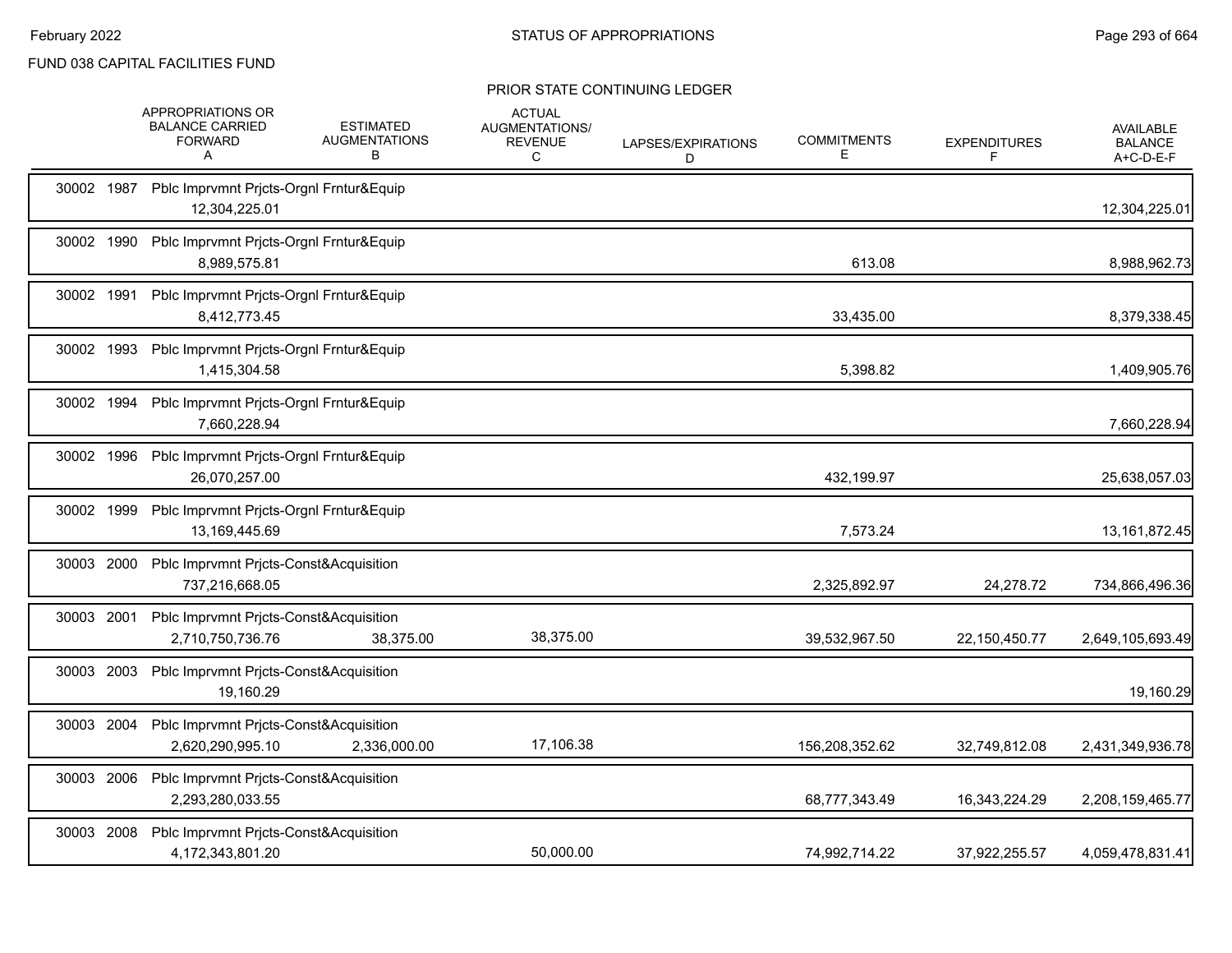FUND 038 CAPITAL FACILITIES FUND

## PRIOR STATE CONTINUING LEDGER

| | APPROPRIATIONS OR BALANCE CARRIED FORWARD A | ESTIMATED AUGMENTATIONS B | ACTUAL AUGMENTATIONS/ REVENUE C | LAPSES/EXPIRATIONS D | COMMITMENTS E | EXPENDITURES F | AVAILABLE BALANCE A+C-D-E-F |
|---|---|---|---|---|---|---|---|
| 30002 1987 Pblc Imprvmnt Prjcts-Orgnl Frntur&Equip | 12,304,225.01 | | | | | | 12,304,225.01 |
| 30002 1990 Pblc Imprvmnt Prjcts-Orgnl Frntur&Equip | 8,989,575.81 | | | | 613.08 | | 8,988,962.73 |
| 30002 1991 Pblc Imprvmnt Prjcts-Orgnl Frntur&Equip | 8,412,773.45 | | | | 33,435.00 | | 8,379,338.45 |
| 30002 1993 Pblc Imprvmnt Prjcts-Orgnl Frntur&Equip | 1,415,304.58 | | | | 5,398.82 | | 1,409,905.76 |
| 30002 1994 Pblc Imprvmnt Prjcts-Orgnl Frntur&Equip | 7,660,228.94 | | | | | | 7,660,228.94 |
| 30002 1996 Pblc Imprvmnt Prjcts-Orgnl Frntur&Equip | 26,070,257.00 | | | | 432,199.97 | | 25,638,057.03 |
| 30002 1999 Pblc Imprvmnt Prjcts-Orgnl Frntur&Equip | 13,169,445.69 | | | | 7,573.24 | | 13,161,872.45 |
| 30003 2000 Pblc Imprvmnt Prjcts-Const&Acquisition | 737,216,668.05 | | | | 2,325,892.97 | 24,278.72 | 734,866,496.36 |
| 30003 2001 Pblc Imprvmnt Prjcts-Const&Acquisition | 2,710,750,736.76 | 38,375.00 | 38,375.00 | | 39,532,967.50 | 22,150,450.77 | 2,649,105,693.49 |
| 30003 2003 Pblc Imprvmnt Prjcts-Const&Acquisition | 19,160.29 | | | | | | 19,160.29 |
| 30003 2004 Pblc Imprvmnt Prjcts-Const&Acquisition | 2,620,290,995.10 | 2,336,000.00 | 17,106.38 | | 156,208,352.62 | 32,749,812.08 | 2,431,349,936.78 |
| 30003 2006 Pblc Imprvmnt Prjcts-Const&Acquisition | 2,293,280,033.55 | | | | 68,777,343.49 | 16,343,224.29 | 2,208,159,465.77 |
| 30003 2008 Pblc Imprvmnt Prjcts-Const&Acquisition | 4,172,343,801.20 | | 50,000.00 | | 74,992,714.22 | 37,922,255.57 | 4,059,478,831.41 |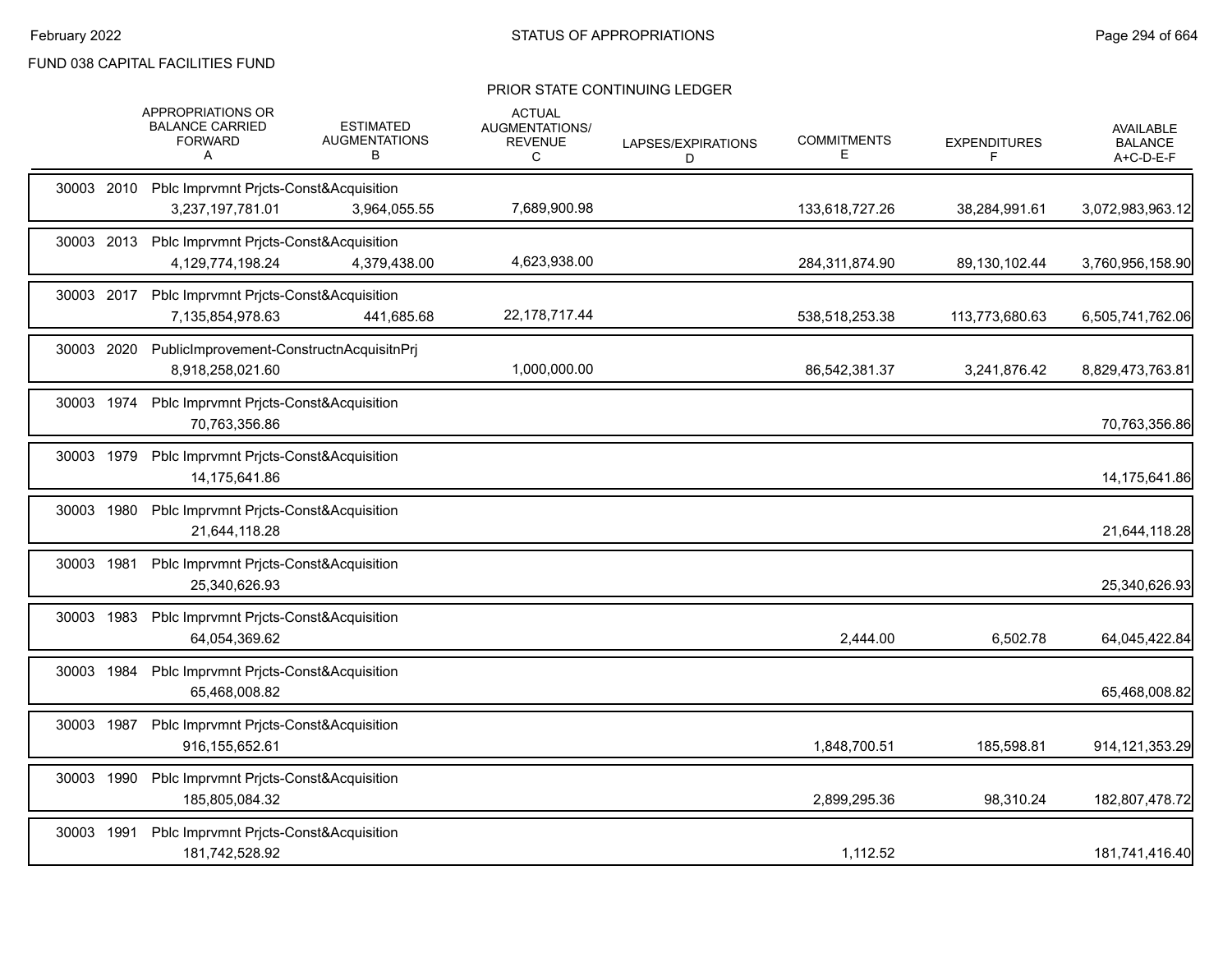FUND 038 CAPITAL FACILITIES FUND

PRIOR STATE CONTINUING LEDGER

| | | | APPROPRIATIONS OR BALANCE CARRIED FORWARD A | ESTIMATED AUGMENTATIONS B | ACTUAL AUGMENTATIONS/ REVENUE C | LAPSES/EXPIRATIONS D | COMMITMENTS E | EXPENDITURES F | AVAILABLE BALANCE A+C-D-E-F |
|---|---|---|---|---|---|---|---|---|---|
| 30003 | 2010 | Pblc Imprvmnt Prjcts-Const&Acquisition | 3,237,197,781.01 | 3,964,055.55 | 7,689,900.98 | | 133,618,727.26 | 38,284,991.61 | 3,072,983,963.12 |
| 30003 | 2013 | Pblc Imprvmnt Prjcts-Const&Acquisition | 4,129,774,198.24 | 4,379,438.00 | 4,623,938.00 | | 284,311,874.90 | 89,130,102.44 | 3,760,956,158.90 |
| 30003 | 2017 | Pblc Imprvmnt Prjcts-Const&Acquisition | 7,135,854,978.63 | 441,685.68 | 22,178,717.44 | | 538,518,253.38 | 113,773,680.63 | 6,505,741,762.06 |
| 30003 | 2020 | PublicImprovement-ConstructnAcquisitnPrj | 8,918,258,021.60 | | 1,000,000.00 | | 86,542,381.37 | 3,241,876.42 | 8,829,473,763.81 |
| 30003 | 1974 | Pblc Imprvmnt Prjcts-Const&Acquisition | 70,763,356.86 | | | | | | 70,763,356.86 |
| 30003 | 1979 | Pblc Imprvmnt Prjcts-Const&Acquisition | 14,175,641.86 | | | | | | 14,175,641.86 |
| 30003 | 1980 | Pblc Imprvmnt Prjcts-Const&Acquisition | 21,644,118.28 | | | | | | 21,644,118.28 |
| 30003 | 1981 | Pblc Imprvmnt Prjcts-Const&Acquisition | 25,340,626.93 | | | | | | 25,340,626.93 |
| 30003 | 1983 | Pblc Imprvmnt Prjcts-Const&Acquisition | 64,054,369.62 | | | | 2,444.00 | 6,502.78 | 64,045,422.84 |
| 30003 | 1984 | Pblc Imprvmnt Prjcts-Const&Acquisition | 65,468,008.82 | | | | | | 65,468,008.82 |
| 30003 | 1987 | Pblc Imprvmnt Prjcts-Const&Acquisition | 916,155,652.61 | | | | 1,848,700.51 | 185,598.81 | 914,121,353.29 |
| 30003 | 1990 | Pblc Imprvmnt Prjcts-Const&Acquisition | 185,805,084.32 | | | | 2,899,295.36 | 98,310.24 | 182,807,478.72 |
| 30003 | 1991 | Pblc Imprvmnt Prjcts-Const&Acquisition | 181,742,528.92 | | | | 1,112.52 | | 181,741,416.40 |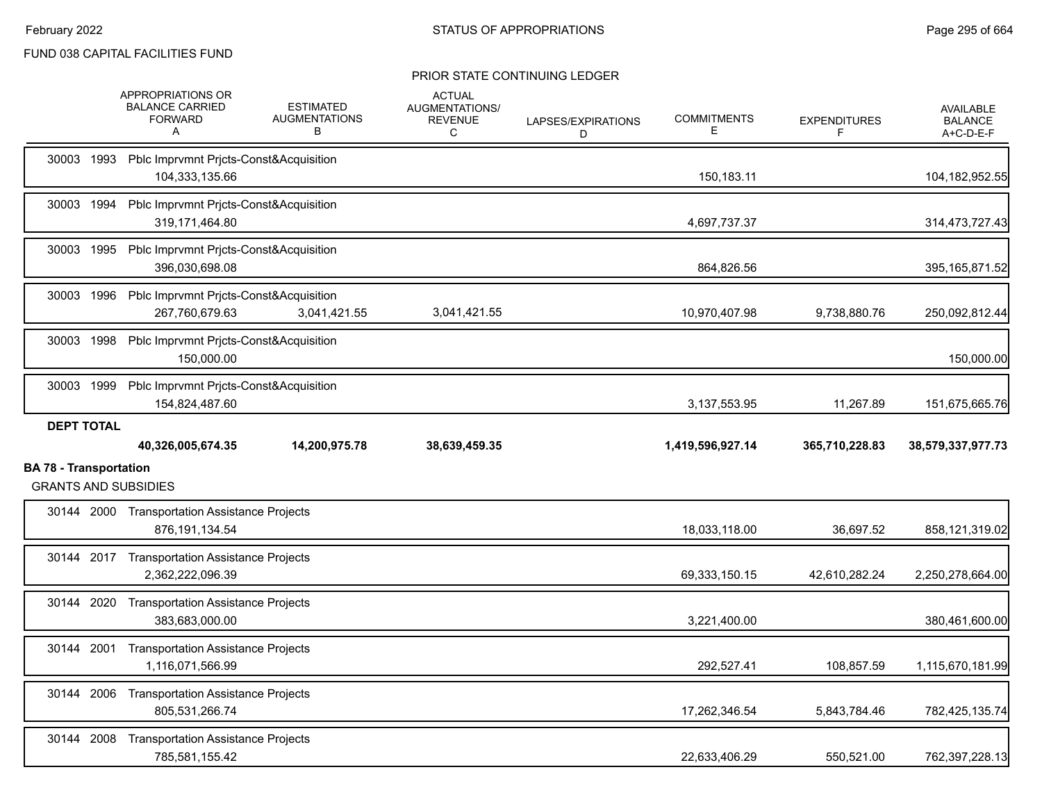FUND 038 CAPITAL FACILITIES FUND

PRIOR STATE CONTINUING LEDGER

| | APPROPRIATIONS OR BALANCE CARRIED FORWARD A | ESTIMATED AUGMENTATIONS B | ACTUAL AUGMENTATIONS/ REVENUE C | LAPSES/EXPIRATIONS D | COMMITMENTS E | EXPENDITURES F | AVAILABLE BALANCE A+C-D-E-F |
|---|---|---|---|---|---|---|---|
| 30003 1993 Pblc Imprvmnt Prjcts-Const&Acquisition | 104,333,135.66 | | | | 150,183.11 | | 104,182,952.55 |
| 30003 1994 Pblc Imprvmnt Prjcts-Const&Acquisition | 319,171,464.80 | | | | 4,697,737.37 | | 314,473,727.43 |
| 30003 1995 Pblc Imprvmnt Prjcts-Const&Acquisition | 396,030,698.08 | | | | 864,826.56 | | 395,165,871.52 |
| 30003 1996 Pblc Imprvmnt Prjcts-Const&Acquisition | 267,760,679.63 | 3,041,421.55 | 3,041,421.55 | | 10,970,407.98 | 9,738,880.76 | 250,092,812.44 |
| 30003 1998 Pblc Imprvmnt Prjcts-Const&Acquisition | 150,000.00 | | | | | | 150,000.00 |
| 30003 1999 Pblc Imprvmnt Prjcts-Const&Acquisition | 154,824,487.60 | | | | 3,137,553.95 | 11,267.89 | 151,675,665.76 |
| **DEPT TOTAL** | **40,326,005,674.35** | **14,200,975.78** | **38,639,459.35** | | **1,419,596,927.14** | **365,710,228.83** | **38,579,337,977.73** |

**BA 78 - Transportation**

GRANTS AND SUBSIDIES

| | APPROPRIATIONS OR BALANCE CARRIED FORWARD A | ESTIMATED AUGMENTATIONS B | ACTUAL AUGMENTATIONS/ REVENUE C | LAPSES/EXPIRATIONS D | COMMITMENTS E | EXPENDITURES F | AVAILABLE BALANCE A+C-D-E-F |
|---|---|---|---|---|---|---|---|
| 30144 2000 Transportation Assistance Projects | 876,191,134.54 | | | | 18,033,118.00 | 36,697.52 | 858,121,319.02 |
| 30144 2017 Transportation Assistance Projects | 2,362,222,096.39 | | | | 69,333,150.15 | 42,610,282.24 | 2,250,278,664.00 |
| 30144 2020 Transportation Assistance Projects | 383,683,000.00 | | | | 3,221,400.00 | | 380,461,600.00 |
| 30144 2001 Transportation Assistance Projects | 1,116,071,566.99 | | | | 292,527.41 | 108,857.59 | 1,115,670,181.99 |
| 30144 2006 Transportation Assistance Projects | 805,531,266.74 | | | | 17,262,346.54 | 5,843,784.46 | 782,425,135.74 |
| 30144 2008 Transportation Assistance Projects | 785,581,155.42 | | | | 22,633,406.29 | 550,521.00 | 762,397,228.13 |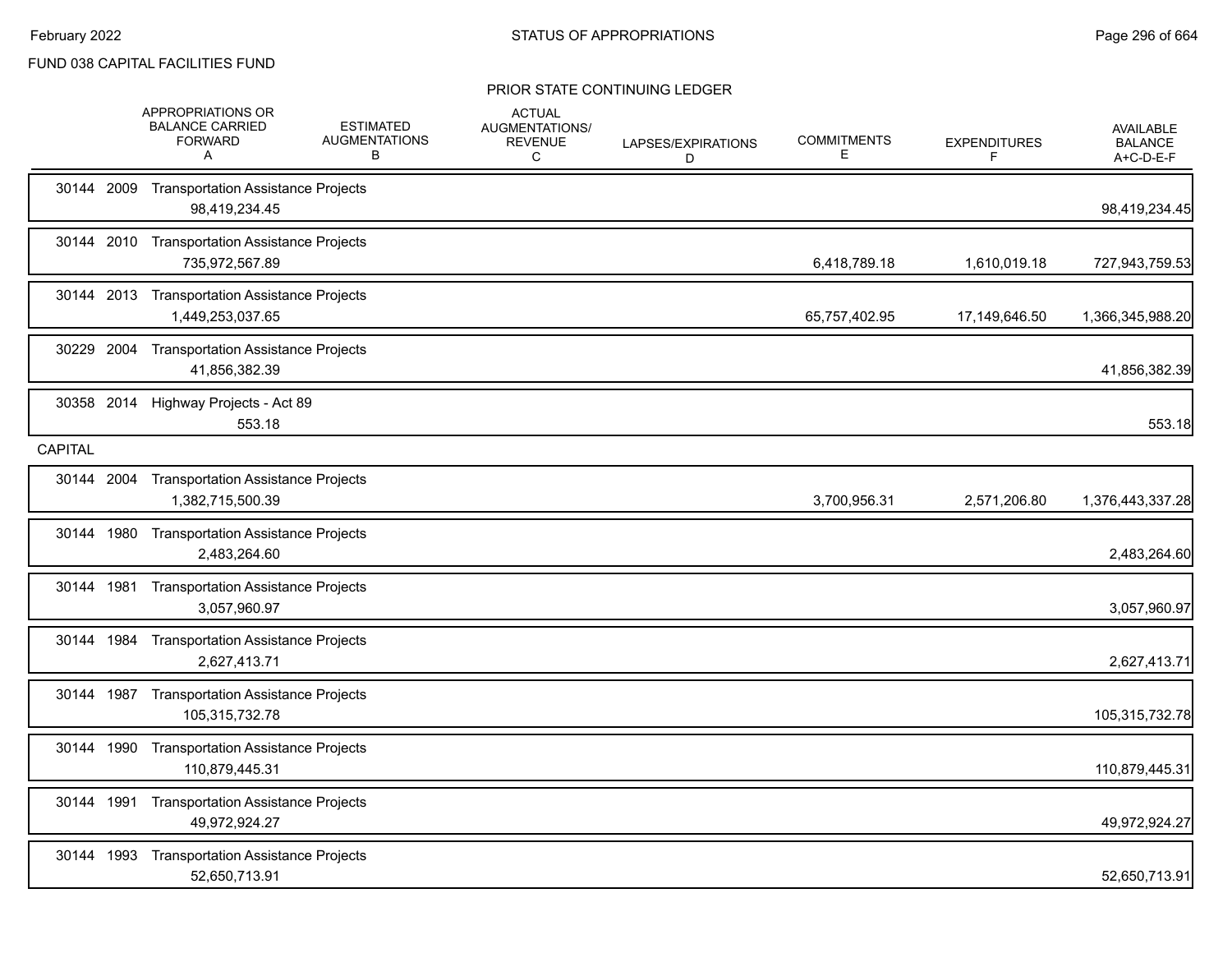FUND 038 CAPITAL FACILITIES FUND

PRIOR STATE CONTINUING LEDGER

| | APPROPRIATIONS OR BALANCE CARRIED FORWARD A | ESTIMATED AUGMENTATIONS B | ACTUAL AUGMENTATIONS/ REVENUE C | LAPSES/EXPIRATIONS D | COMMITMENTS E | EXPENDITURES F | AVAILABLE BALANCE A+C-D-E-F |
|---|---|---|---|---|---|---|---|
| 30144 2009 Transportation Assistance Projects | 98,419,234.45 | | | | | | 98,419,234.45 |
| 30144 2010 Transportation Assistance Projects | 735,972,567.89 | | | | 6,418,789.18 | 1,610,019.18 | 727,943,759.53 |
| 30144 2013 Transportation Assistance Projects | 1,449,253,037.65 | | | | 65,757,402.95 | 17,149,646.50 | 1,366,345,988.20 |
| 30229 2004 Transportation Assistance Projects | 41,856,382.39 | | | | | | 41,856,382.39 |
| 30358 2014 Highway Projects - Act 89 | 553.18 | | | | | | 553.18 |
| **CAPITAL** | | | | | | | |
| 30144 2004 Transportation Assistance Projects | 1,382,715,500.39 | | | | 3,700,956.31 | 2,571,206.80 | 1,376,443,337.28 |
| 30144 1980 Transportation Assistance Projects | 2,483,264.60 | | | | | | 2,483,264.60 |
| 30144 1981 Transportation Assistance Projects | 3,057,960.97 | | | | | | 3,057,960.97 |
| 30144 1984 Transportation Assistance Projects | 2,627,413.71 | | | | | | 2,627,413.71 |
| 30144 1987 Transportation Assistance Projects | 105,315,732.78 | | | | | | 105,315,732.78 |
| 30144 1990 Transportation Assistance Projects | 110,879,445.31 | | | | | | 110,879,445.31 |
| 30144 1991 Transportation Assistance Projects | 49,972,924.27 | | | | | | 49,972,924.27 |
| 30144 1993 Transportation Assistance Projects | 52,650,713.91 | | | | | | 52,650,713.91 |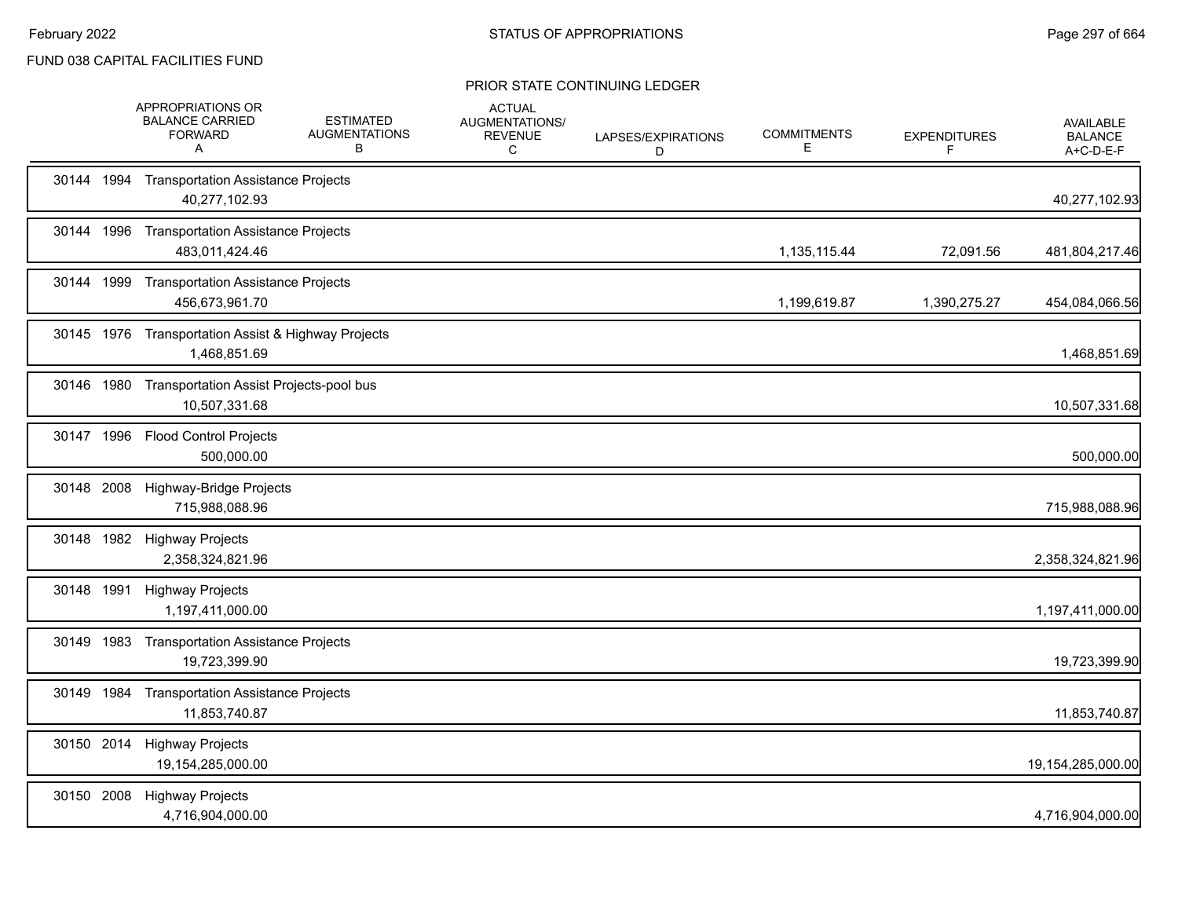FUND 038 CAPITAL FACILITIES FUND

PRIOR STATE CONTINUING LEDGER

| | APPROPRIATIONS OR BALANCE CARRIED FORWARD A | ESTIMATED AUGMENTATIONS B | ACTUAL AUGMENTATIONS/ REVENUE C | LAPSES/EXPIRATIONS D | COMMITMENTS E | EXPENDITURES F | AVAILABLE BALANCE A+C-D-E-F |
|---|---|---|---|---|---|---|---|
| 30144 1994 Transportation Assistance Projects | 40,277,102.93 | | | | | | 40,277,102.93 |
| 30144 1996 Transportation Assistance Projects | 483,011,424.46 | | | | 1,135,115.44 | 72,091.56 | 481,804,217.46 |
| 30144 1999 Transportation Assistance Projects | 456,673,961.70 | | | | 1,199,619.87 | 1,390,275.27 | 454,084,066.56 |
| 30145 1976 Transportation Assist & Highway Projects | 1,468,851.69 | | | | | | 1,468,851.69 |
| 30146 1980 Transportation Assist Projects-pool bus | 10,507,331.68 | | | | | | 10,507,331.68 |
| 30147 1996 Flood Control Projects | 500,000.00 | | | | | | 500,000.00 |
| 30148 2008 Highway-Bridge Projects | 715,988,088.96 | | | | | | 715,988,088.96 |
| 30148 1982 Highway Projects | 2,358,324,821.96 | | | | | | 2,358,324,821.96 |
| 30148 1991 Highway Projects | 1,197,411,000.00 | | | | | | 1,197,411,000.00 |
| 30149 1983 Transportation Assistance Projects | 19,723,399.90 | | | | | | 19,723,399.90 |
| 30149 1984 Transportation Assistance Projects | 11,853,740.87 | | | | | | 11,853,740.87 |
| 30150 2014 Highway Projects | 19,154,285,000.00 | | | | | | 19,154,285,000.00 |
| 30150 2008 Highway Projects | 4,716,904,000.00 | | | | | | 4,716,904,000.00 |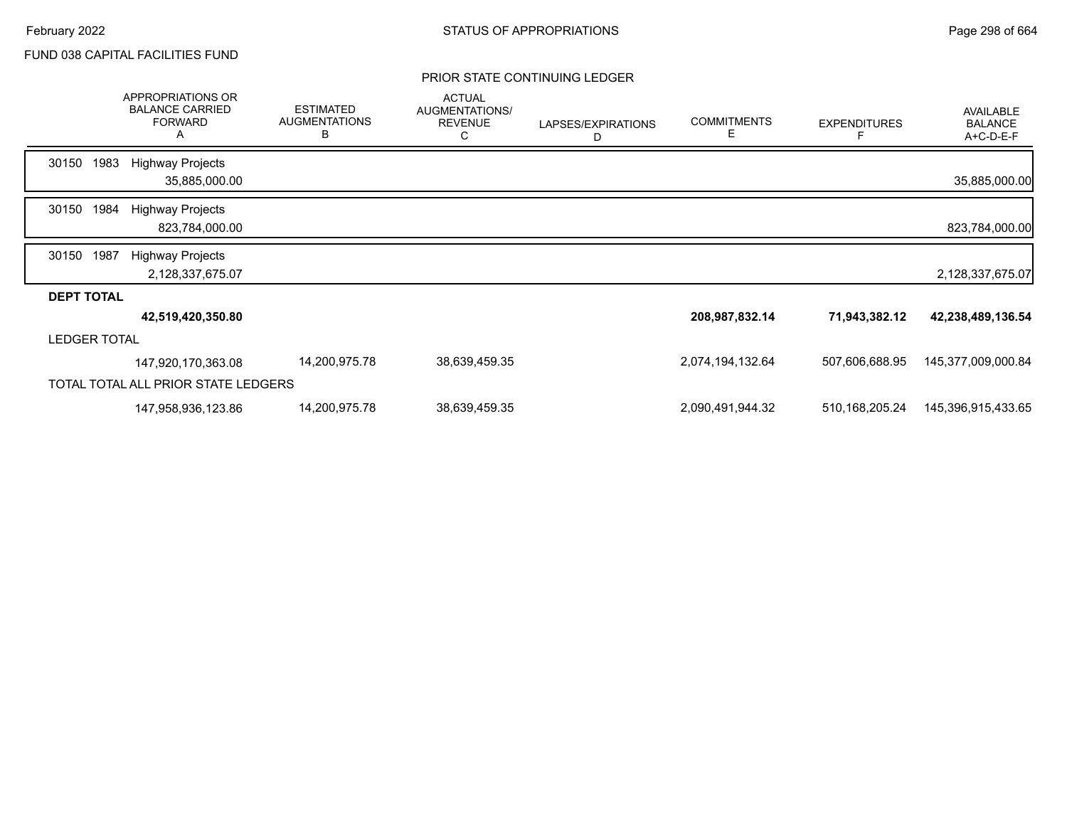FUND 038 CAPITAL FACILITIES FUND

## PRIOR STATE CONTINUING LEDGER

| | APPROPRIATIONS OR BALANCE CARRIED FORWARD A | ESTIMATED AUGMENTATIONS B | ACTUAL AUGMENTATIONS/ REVENUE C | LAPSES/EXPIRATIONS D | COMMITMENTS E | EXPENDITURES F | AVAILABLE BALANCE A+C-D-E-F |
|---|---|---|---|---|---|---|---|
| 30150 1983 Highway Projects | 35,885,000.00 | | | | | | 35,885,000.00 |
| 30150 1984 Highway Projects | 823,784,000.00 | | | | | | 823,784,000.00 |
| 30150 1987 Highway Projects | 2,128,337,675.07 | | | | | | 2,128,337,675.07 |
| **DEPT TOTAL** | **42,519,420,350.80** | | | | **208,987,832.14** | **71,943,382.12** | **42,238,489,136.54** |
| LEDGER TOTAL | 147,920,170,363.08 | 14,200,975.78 | 38,639,459.35 | | 2,074,194,132.64 | 507,606,688.95 | 145,377,009,000.84 |
| TOTAL TOTAL ALL PRIOR STATE LEDGERS | 147,958,936,123.86 | 14,200,975.78 | 38,639,459.35 | | 2,090,491,944.32 | 510,168,205.24 | 145,396,915,433.65 |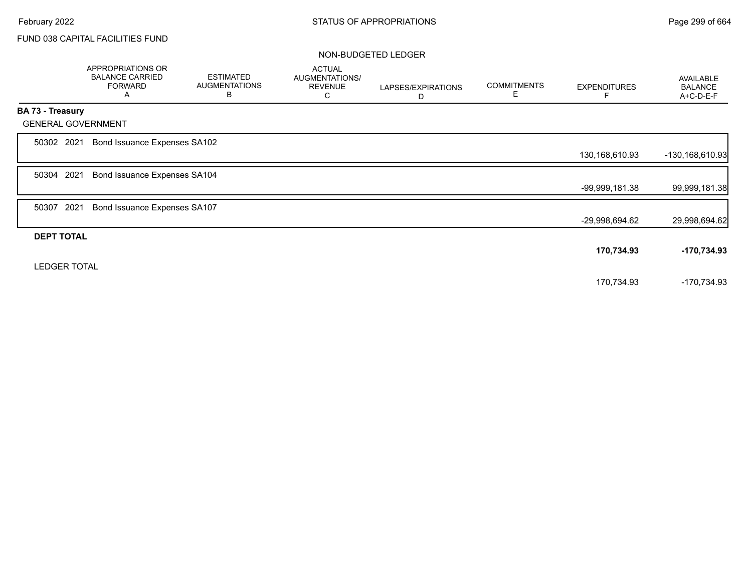FUND 038 CAPITAL FACILITIES FUND

NON-BUDGETED LEDGER

| | APPROPRIATIONS OR BALANCE CARRIED FORWARD A | ESTIMATED AUGMENTATIONS B | ACTUAL AUGMENTATIONS/ REVENUE C | LAPSES/EXPIRATIONS D | COMMITMENTS E | EXPENDITURES F | AVAILABLE BALANCE A+C-D-E-F |
|---|---|---|---|---|---|---|---|
| **BA 73 - Treasury** | | | | | | | |
| GENERAL GOVERNMENT | | | | | | | |
| 50302 2021 Bond Issuance Expenses SA102 | | | | | | 130,168,610.93 | -130,168,610.93 |
| 50304 2021 Bond Issuance Expenses SA104 | | | | | | -99,999,181.38 | 99,999,181.38 |
| 50307 2021 Bond Issuance Expenses SA107 | | | | | | -29,998,694.62 | 29,998,694.62 |
| **DEPT TOTAL** | | | | | | **170,734.93** | **-170,734.93** |
| LEDGER TOTAL | | | | | | 170,734.93 | -170,734.93 |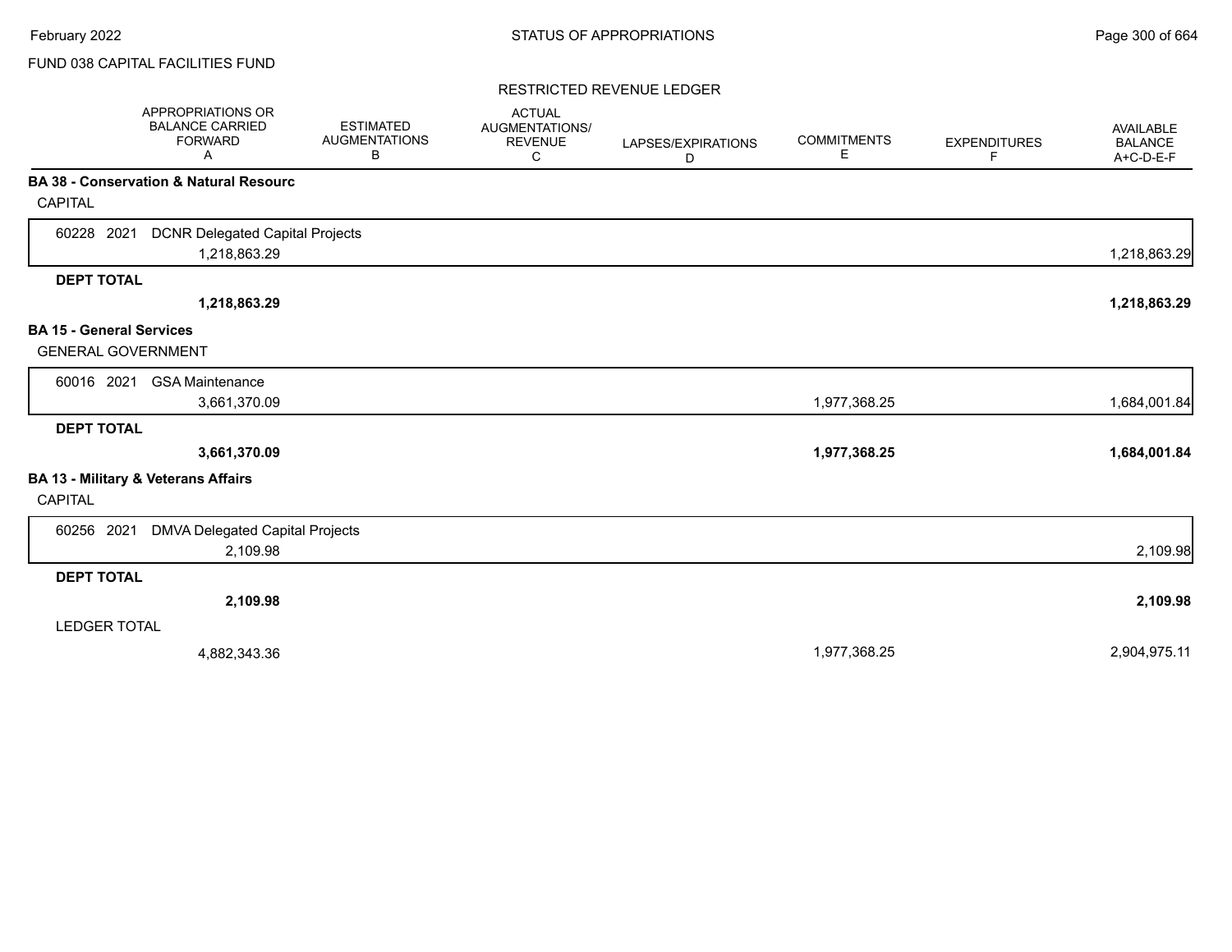FUND 038 CAPITAL FACILITIES FUND

## RESTRICTED REVENUE LEDGER

| | APPROPRIATIONS OR BALANCE CARRIED FORWARD A | ESTIMATED AUGMENTATIONS B | ACTUAL AUGMENTATIONS/ REVENUE C | LAPSES/EXPIRATIONS D | COMMITMENTS E | EXPENDITURES F | AVAILABLE BALANCE A+C-D-E-F |
|---|---|---|---|---|---|---|---|
| **BA 38 - Conservation & Natural Resourc** | | | | | | | |
| CAPITAL | | | | | | | |
| 60228 2021 DCNR Delegated Capital Projects | 1,218,863.29 | | | | | | 1,218,863.29 |
| **DEPT TOTAL** | **1,218,863.29** | | | | | | **1,218,863.29** |
| **BA 15 - General Services** | | | | | | | |
| GENERAL GOVERNMENT | | | | | | | |
| 60016 2021 GSA Maintenance | 3,661,370.09 | | | | 1,977,368.25 | | 1,684,001.84 |
| **DEPT TOTAL** | **3,661,370.09** | | | | **1,977,368.25** | | **1,684,001.84** |
| **BA 13 - Military & Veterans Affairs** | | | | | | | |
| CAPITAL | | | | | | | |
| 60256 2021 DMVA Delegated Capital Projects | 2,109.98 | | | | | | 2,109.98 |
| **DEPT TOTAL** | **2,109.98** | | | | | | **2,109.98** |
| LEDGER TOTAL | 4,882,343.36 | | | | 1,977,368.25 | | 2,904,975.11 |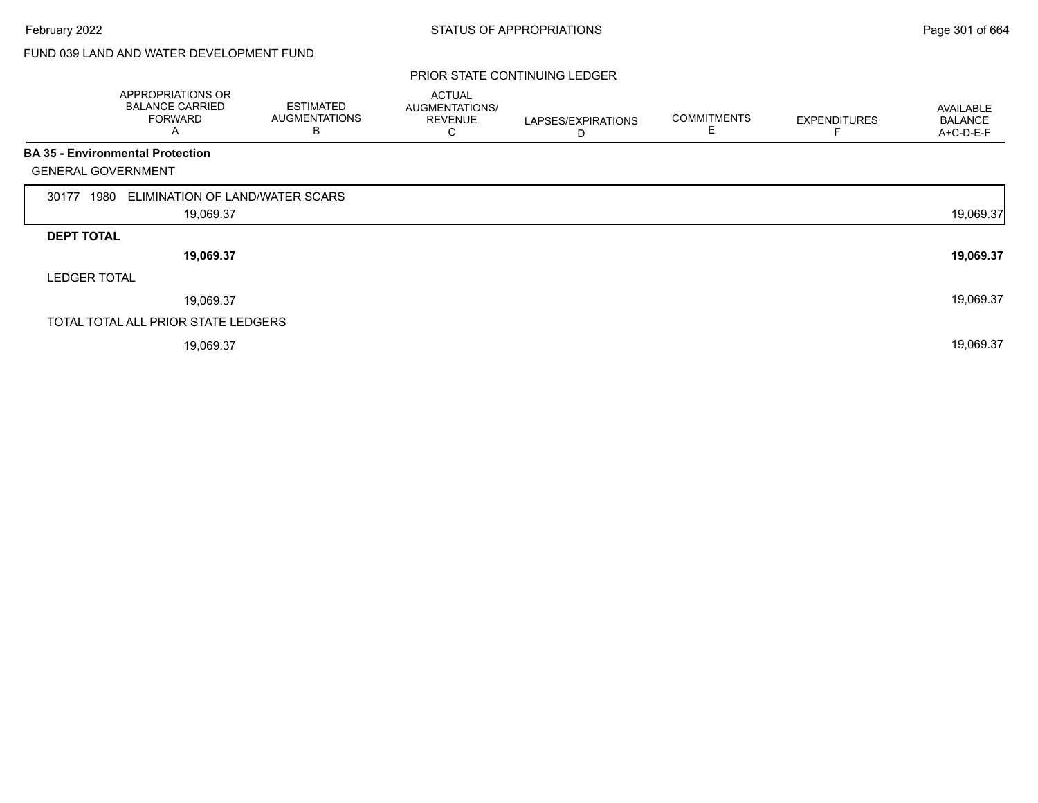FUND 039 LAND AND WATER DEVELOPMENT FUND

PRIOR STATE CONTINUING LEDGER

| | APPROPRIATIONS OR BALANCE CARRIED FORWARD A | ESTIMATED AUGMENTATIONS B | ACTUAL AUGMENTATIONS/ REVENUE C | LAPSES/EXPIRATIONS D | COMMITMENTS E | EXPENDITURES F | AVAILABLE BALANCE A+C-D-E-F |
|---|---|---|---|---|---|---|---|
| **BA 35 - Environmental Protection** | | | | | | | |
| GENERAL GOVERNMENT | | | | | | | |
| 30177 1980 ELIMINATION OF LAND/WATER SCARS | | | | | | | |
| | 19,069.37 | | | | | | 19,069.37 |
| **DEPT TOTAL** | | | | | | | |
| | **19,069.37** | | | | | | **19,069.37** |
| LEDGER TOTAL | | | | | | | |
| | 19,069.37 | | | | | | 19,069.37 |
| TOTAL TOTAL ALL PRIOR STATE LEDGERS | | | | | | | |
| | 19,069.37 | | | | | | 19,069.37 |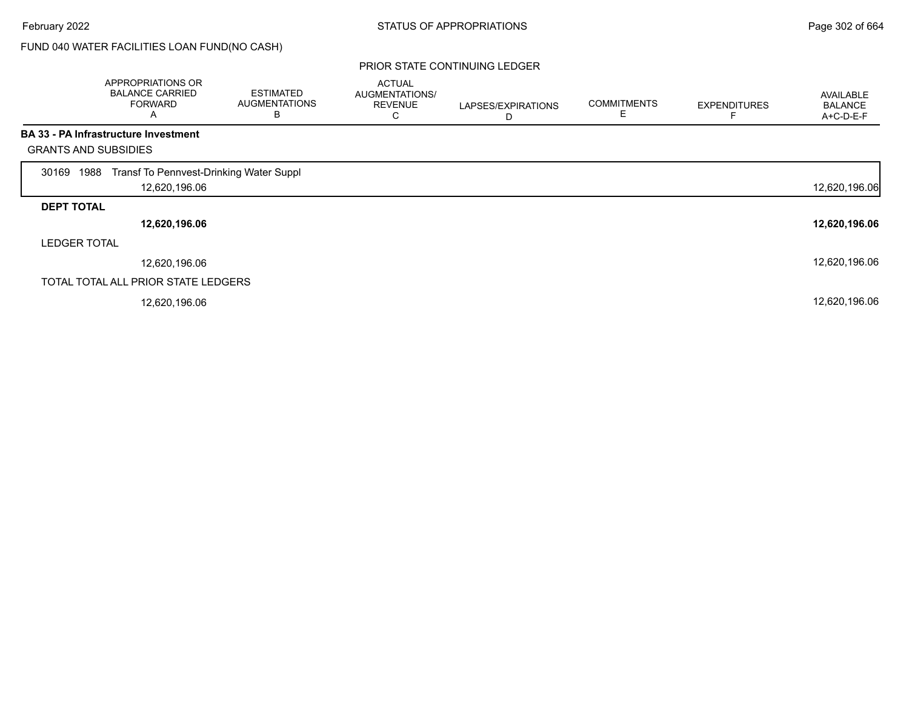FUND 040 WATER FACILITIES LOAN FUND(NO CASH)

PRIOR STATE CONTINUING LEDGER

| | APPROPRIATIONS OR BALANCE CARRIED FORWARD A | ESTIMATED AUGMENTATIONS B | ACTUAL AUGMENTATIONS/ REVENUE C | LAPSES/EXPIRATIONS D | COMMITMENTS E | EXPENDITURES F | AVAILABLE BALANCE A+C-D-E-F |
|---|---|---|---|---|---|---|---|
| **BA 33 - PA Infrastructure Investment** | | | | | | | |
| GRANTS AND SUBSIDIES | | | | | | | |
| 30169 1988 Transf To Pennvest-Drinking Water Suppl | 12,620,196.06 | | | | | | 12,620,196.06 |
| **DEPT TOTAL** | **12,620,196.06** | | | | | | **12,620,196.06** |
| LEDGER TOTAL | 12,620,196.06 | | | | | | 12,620,196.06 |
| TOTAL TOTAL ALL PRIOR STATE LEDGERS | 12,620,196.06 | | | | | | 12,620,196.06 |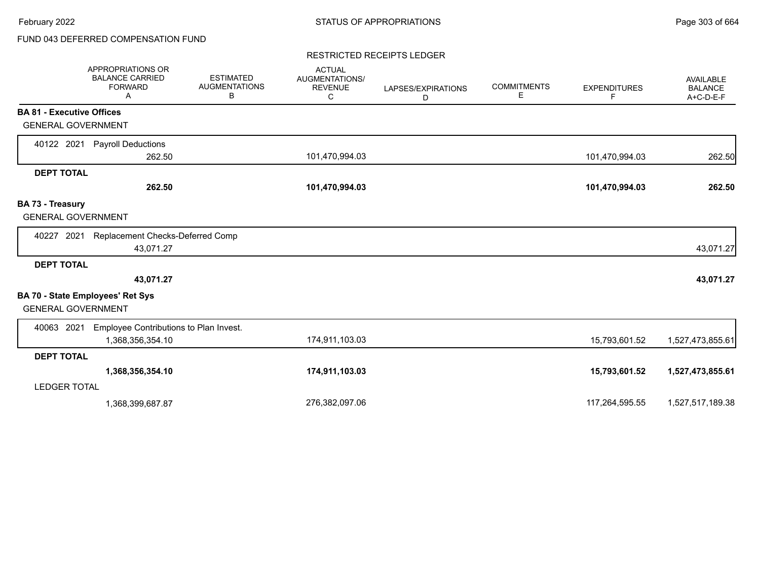FUND 043 DEFERRED COMPENSATION FUND

RESTRICTED RECEIPTS LEDGER

| | APPROPRIATIONS OR BALANCE CARRIED FORWARD A | ESTIMATED AUGMENTATIONS B | ACTUAL AUGMENTATIONS/ REVENUE C | LAPSES/EXPIRATIONS D | COMMITMENTS E | EXPENDITURES F | AVAILABLE BALANCE A+C-D-E-F |
|---|---|---|---|---|---|---|---|
| **BA 81 - Executive Offices** | | | | | | | |
| GENERAL GOVERNMENT | | | | | | | |
| 40122 2021 Payroll Deductions | 262.50 | | 101,470,994.03 | | | 101,470,994.03 | 262.50 |
| **DEPT TOTAL** | **262.50** | | **101,470,994.03** | | | **101,470,994.03** | **262.50** |
| **BA 73 - Treasury** | | | | | | | |
| GENERAL GOVERNMENT | | | | | | | |
| 40227 2021 Replacement Checks-Deferred Comp | 43,071.27 | | | | | | 43,071.27 |
| **DEPT TOTAL** | **43,071.27** | | | | | | **43,071.27** |
| **BA 70 - State Employees' Ret Sys** | | | | | | | |
| GENERAL GOVERNMENT | | | | | | | |
| 40063 2021 Employee Contributions to Plan Invest. | 1,368,356,354.10 | | 174,911,103.03 | | | 15,793,601.52 | 1,527,473,855.61 |
| **DEPT TOTAL** | **1,368,356,354.10** | | **174,911,103.03** | | | **15,793,601.52** | **1,527,473,855.61** |
| LEDGER TOTAL | 1,368,399,687.87 | | 276,382,097.06 | | | 117,264,595.55 | 1,527,517,189.38 |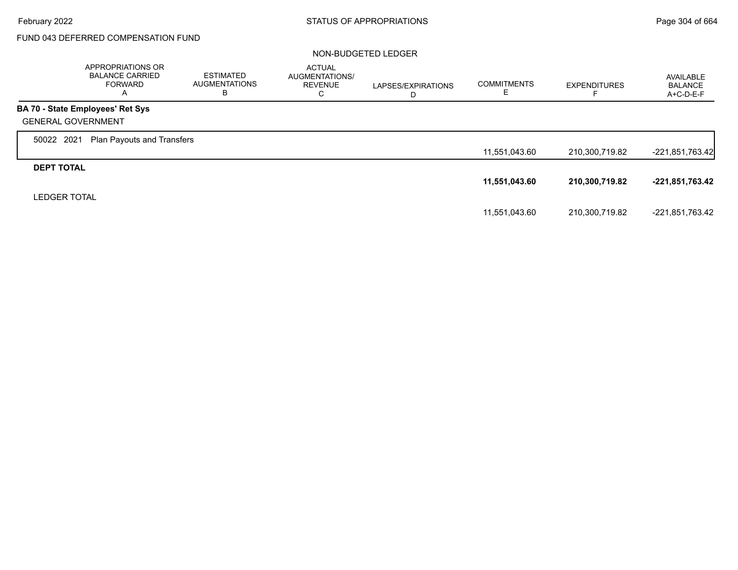FUND 043 DEFERRED COMPENSATION FUND

NON-BUDGETED LEDGER

| | APPROPRIATIONS OR BALANCE CARRIED FORWARD A | ESTIMATED AUGMENTATIONS B | ACTUAL AUGMENTATIONS/ REVENUE C | LAPSES/EXPIRATIONS D | COMMITMENTS E | EXPENDITURES F | AVAILABLE BALANCE A+C-D-E-F |
|---|---|---|---|---|---|---|---|
| **BA 70 - State Employees' Ret Sys** | | | | | | | |
| GENERAL GOVERNMENT | | | | | | | |
| 50022 2021 Plan Payouts and Transfers | | | | | 11,551,043.60 | 210,300,719.82 | -221,851,763.42 |
| **DEPT TOTAL** | | | | | **11,551,043.60** | **210,300,719.82** | **-221,851,763.42** |
| LEDGER TOTAL | | | | | 11,551,043.60 | 210,300,719.82 | -221,851,763.42 |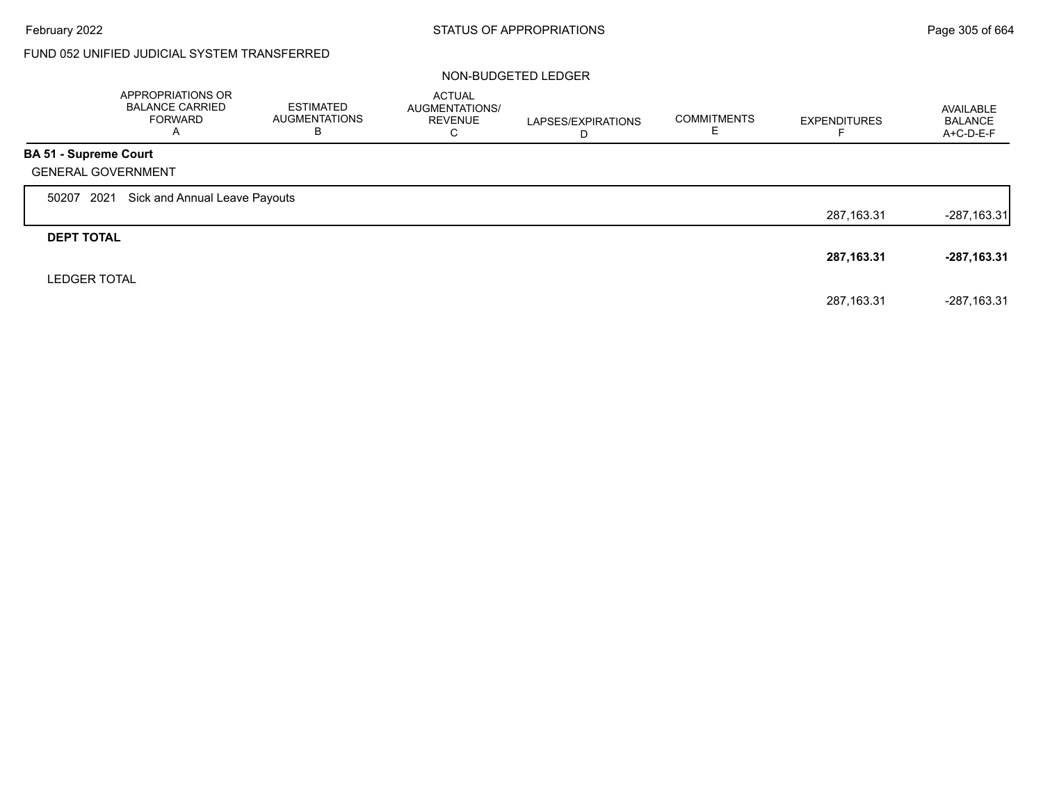FUND 052 UNIFIED JUDICIAL SYSTEM TRANSFERRED

NON-BUDGETED LEDGER

| | APPROPRIATIONS OR BALANCE CARRIED FORWARD A | ESTIMATED AUGMENTATIONS B | ACTUAL AUGMENTATIONS/ REVENUE C | LAPSES/EXPIRATIONS D | COMMITMENTS E | EXPENDITURES F | AVAILABLE BALANCE A+C-D-E-F |
|---|---|---|---|---|---|---|---|
| **BA 51 - Supreme Court** | | | | | | | |
| GENERAL GOVERNMENT | | | | | | | |
| 50207 2021 Sick and Annual Leave Payouts | | | | | | 287,163.31 | -287,163.31 |
| **DEPT TOTAL** | | | | | | **287,163.31** | **-287,163.31** |
| LEDGER TOTAL | | | | | | 287,163.31 | -287,163.31 |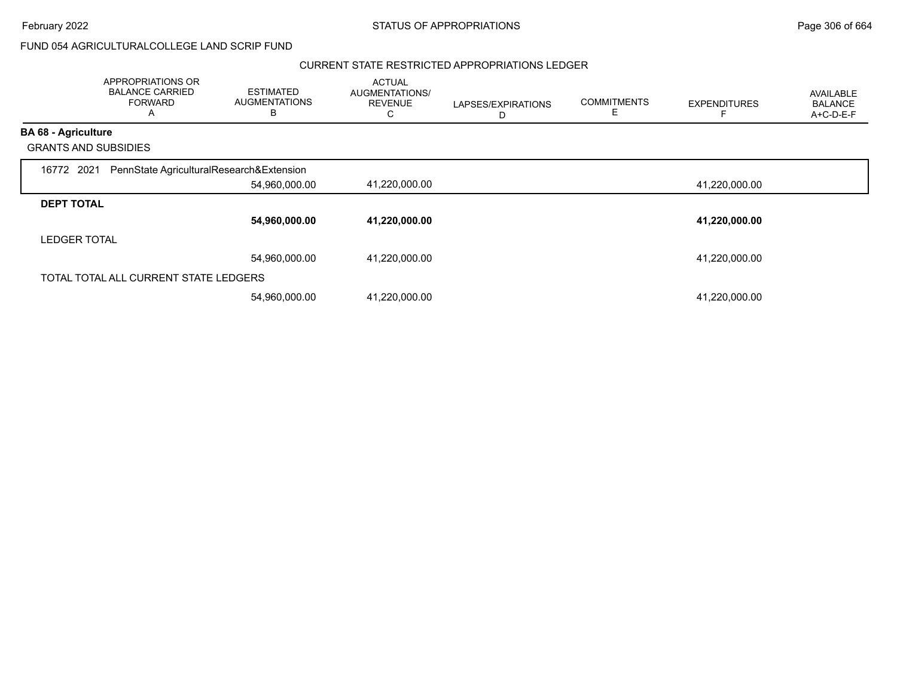FUND 054 AGRICULTURALCOLLEGE LAND SCRIP FUND

CURRENT STATE RESTRICTED APPROPRIATIONS LEDGER

| | APPROPRIATIONS OR BALANCE CARRIED FORWARD A | ESTIMATED AUGMENTATIONS B | ACTUAL AUGMENTATIONS/ REVENUE C | LAPSES/EXPIRATIONS D | COMMITMENTS E | EXPENDITURES F | AVAILABLE BALANCE A+C-D-E-F |
|---|---|---|---|---|---|---|---|
| **BA 68 - Agriculture** | | | | | | | |
| GRANTS AND SUBSIDIES | | | | | | | |
| 16772 2021 PennState AgriculturalResearch&Extension | | | | | | | |
| | | 54,960,000.00 | 41,220,000.00 | | | 41,220,000.00 | |
| **DEPT TOTAL** | | | | | | | |
| | | **54,960,000.00** | **41,220,000.00** | | | **41,220,000.00** | |
| LEDGER TOTAL | | | | | | | |
| | | 54,960,000.00 | 41,220,000.00 | | | 41,220,000.00 | |
| TOTAL TOTAL ALL CURRENT STATE LEDGERS | | | | | | | |
| | | 54,960,000.00 | 41,220,000.00 | | | 41,220,000.00 | |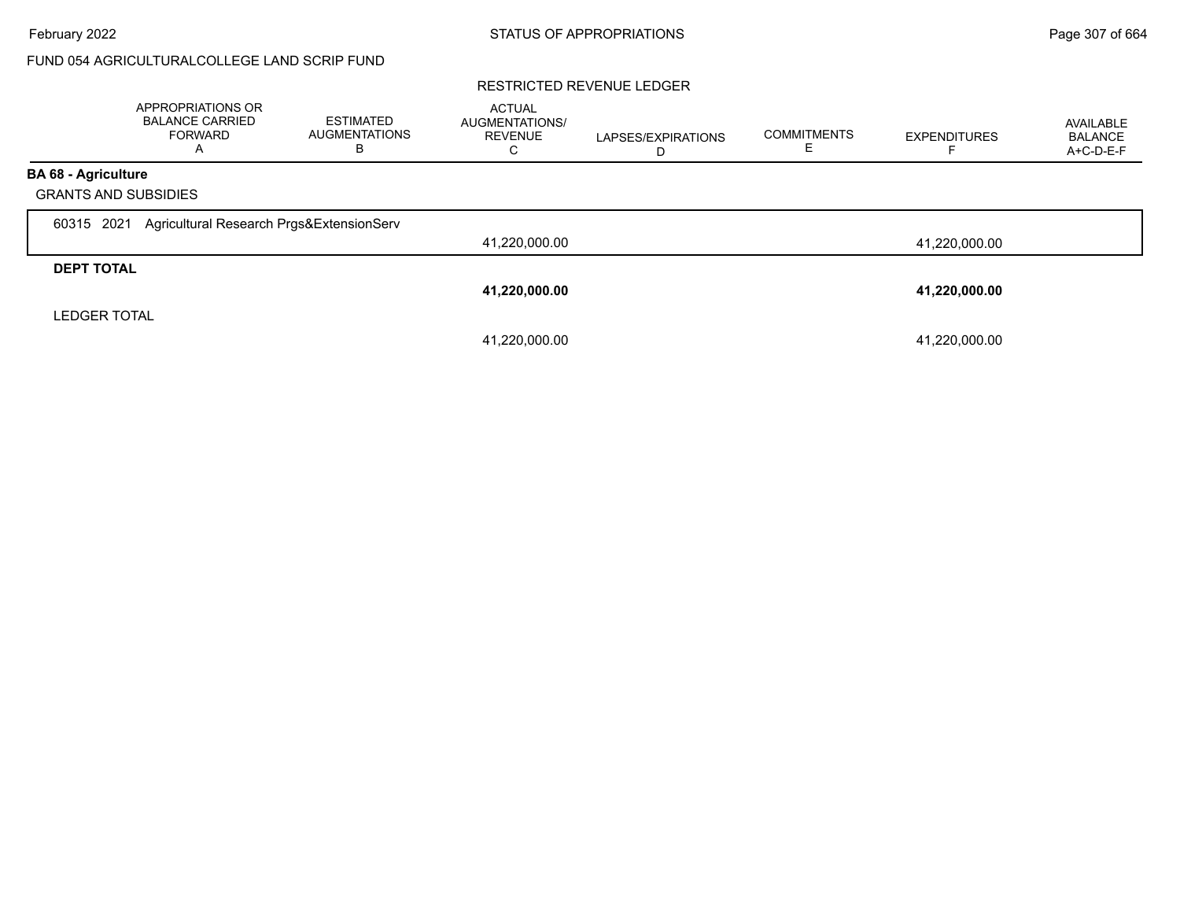FUND 054 AGRICULTURALCOLLEGE LAND SCRIP FUND

RESTRICTED REVENUE LEDGER

| | APPROPRIATIONS OR BALANCE CARRIED FORWARD A | ESTIMATED AUGMENTATIONS B | ACTUAL AUGMENTATIONS/ REVENUE C | LAPSES/EXPIRATIONS D | COMMITMENTS E | EXPENDITURES F | AVAILABLE BALANCE A+C-D-E-F |
|---|---|---|---|---|---|---|---|
| **BA 68 - Agriculture** | | | | | | | |
| GRANTS AND SUBSIDIES | | | | | | | |
| 60315 2021 Agricultural Research Prgs&ExtensionServ | | | 41,220,000.00 | | | 41,220,000.00 | |
| **DEPT TOTAL** | | | **41,220,000.00** | | | **41,220,000.00** | |
| LEDGER TOTAL | | | 41,220,000.00 | | | 41,220,000.00 | |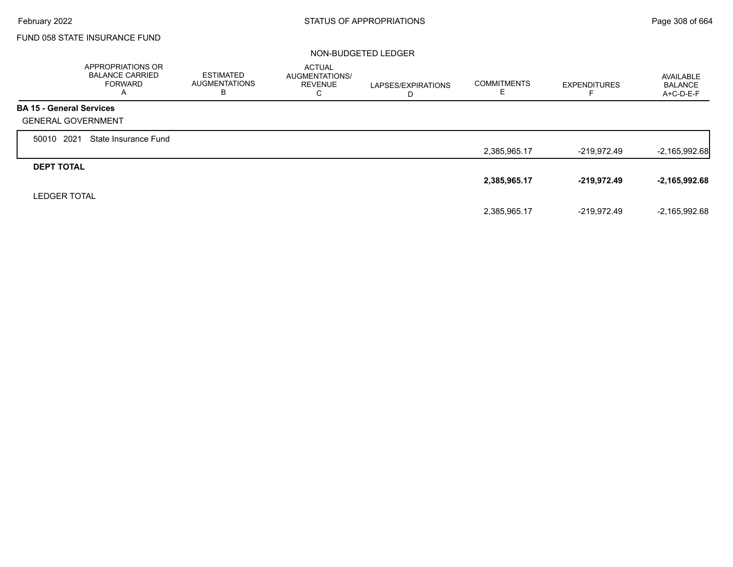FUND 058 STATE INSURANCE FUND

NON-BUDGETED LEDGER

| | APPROPRIATIONS OR BALANCE CARRIED FORWARD A | ESTIMATED AUGMENTATIONS B | ACTUAL AUGMENTATIONS/ REVENUE C | LAPSES/EXPIRATIONS D | COMMITMENTS E | EXPENDITURES F | AVAILABLE BALANCE A+C-D-E-F |
|---|---|---|---|---|---|---|---|
| **BA 15 - General Services** | | | | | | | |
| GENERAL GOVERNMENT | | | | | | | |
| 50010 2021 State Insurance Fund | | | | | 2,385,965.17 | -219,972.49 | -2,165,992.68 |
| **DEPT TOTAL** | | | | | **2,385,965.17** | **-219,972.49** | **-2,165,992.68** |
| LEDGER TOTAL | | | | | 2,385,965.17 | -219,972.49 | -2,165,992.68 |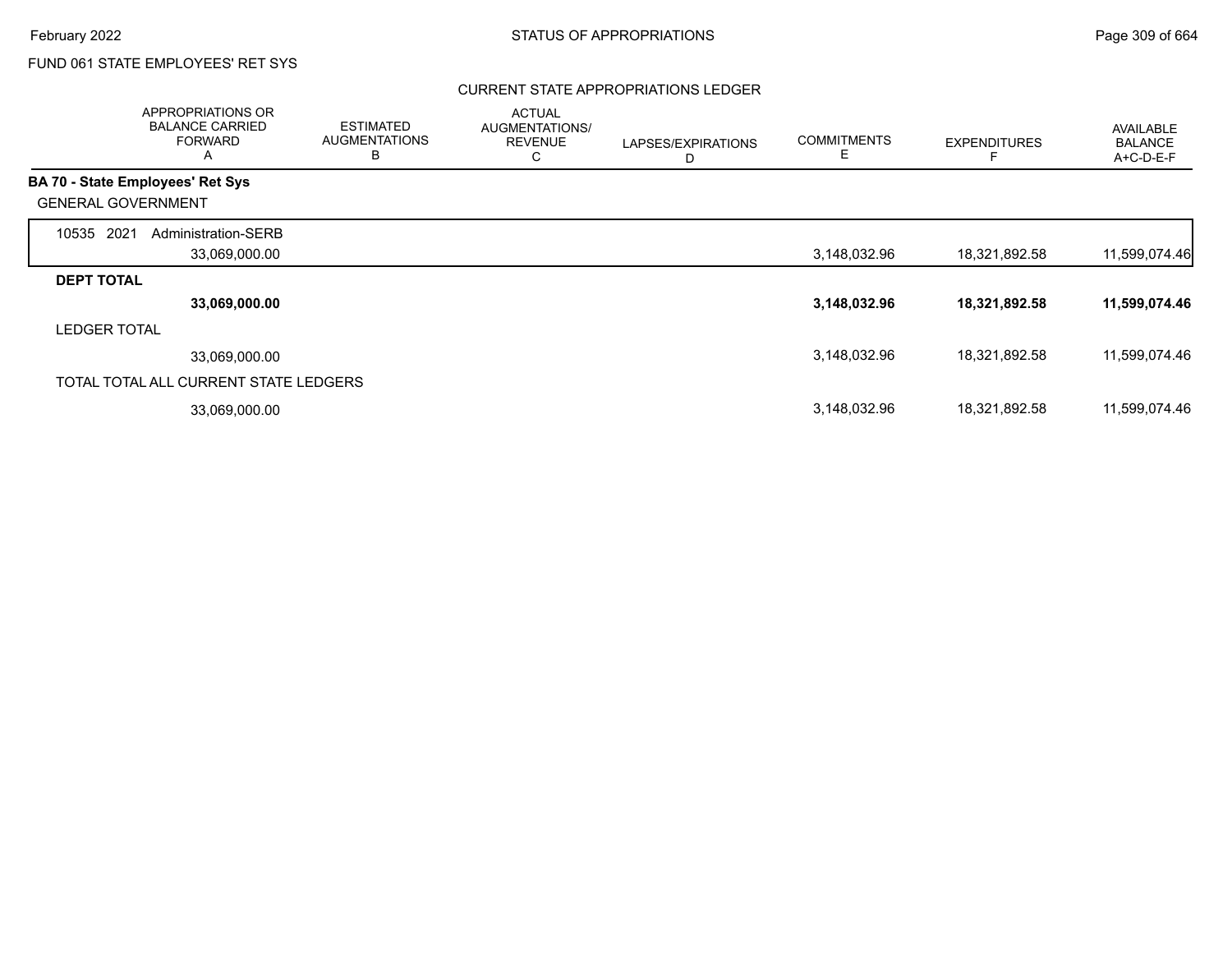FUND 061 STATE EMPLOYEES' RET SYS

## CURRENT STATE APPROPRIATIONS LEDGER

| APPROPRIATIONS OR BALANCE CARRIED FORWARD A | ESTIMATED AUGMENTATIONS B | ACTUAL AUGMENTATIONS/ REVENUE C | LAPSES/EXPIRATIONS D | COMMITMENTS E | EXPENDITURES F | AVAILABLE BALANCE A+C-D-E-F |
|---|---|---|---|---|---|---|
| **BA 70 - State Employees' Ret Sys** | | | | | | |
| GENERAL GOVERNMENT | | | | | | |
| 10535 2021 Administration-SERB | | | | | | |
| 33,069,000.00 | | | | 3,148,032.96 | 18,321,892.58 | 11,599,074.46 |
| **DEPT TOTAL** | | | | | | |
| **33,069,000.00** | | | | **3,148,032.96** | **18,321,892.58** | **11,599,074.46** |
| LEDGER TOTAL | | | | | | |
| 33,069,000.00 | | | | 3,148,032.96 | 18,321,892.58 | 11,599,074.46 |
| TOTAL TOTAL ALL CURRENT STATE LEDGERS | | | | | | |
| 33,069,000.00 | | | | 3,148,032.96 | 18,321,892.58 | 11,599,074.46 |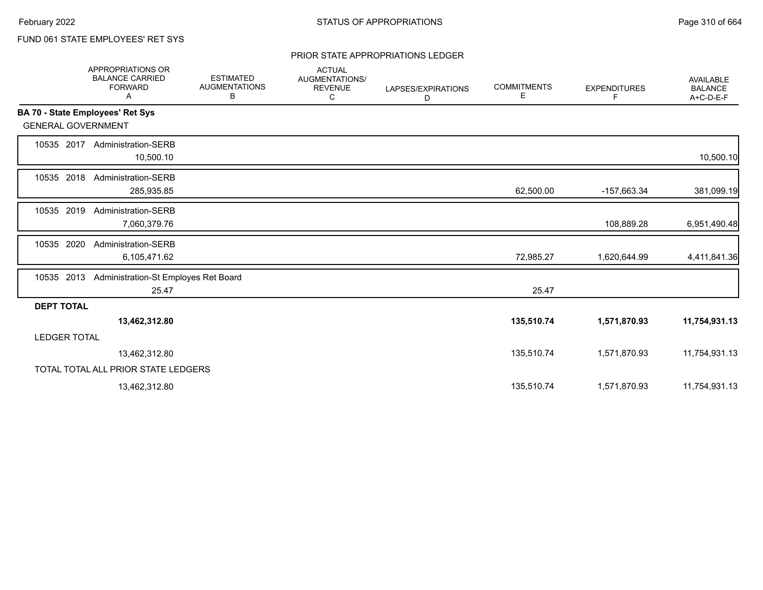FUND 061 STATE EMPLOYEES' RET SYS

PRIOR STATE APPROPRIATIONS LEDGER

| | APPROPRIATIONS OR BALANCE CARRIED FORWARD A | ESTIMATED AUGMENTATIONS B | ACTUAL AUGMENTATIONS/ REVENUE C | LAPSES/EXPIRATIONS D | COMMITMENTS E | EXPENDITURES F | AVAILABLE BALANCE A+C-D-E-F |
|---|---|---|---|---|---|---|---|
| **BA 70 - State Employees' Ret Sys** | | | | | | | |
| GENERAL GOVERNMENT | | | | | | | |
| 10535 2017 Administration-SERB | 10,500.10 | | | | | | 10,500.10 |
| 10535 2018 Administration-SERB | 285,935.85 | | | | 62,500.00 | -157,663.34 | 381,099.19 |
| 10535 2019 Administration-SERB | 7,060,379.76 | | | | | 108,889.28 | 6,951,490.48 |
| 10535 2020 Administration-SERB | 6,105,471.62 | | | | 72,985.27 | 1,620,644.99 | 4,411,841.36 |
| 10535 2013 Administration-St Employes Ret Board | 25.47 | | | | 25.47 | | |
| **DEPT TOTAL** | **13,462,312.80** | | | | **135,510.74** | **1,571,870.93** | **11,754,931.13** |
| LEDGER TOTAL | 13,462,312.80 | | | | 135,510.74 | 1,571,870.93 | 11,754,931.13 |
| TOTAL TOTAL ALL PRIOR STATE LEDGERS | 13,462,312.80 | | | | 135,510.74 | 1,571,870.93 | 11,754,931.13 |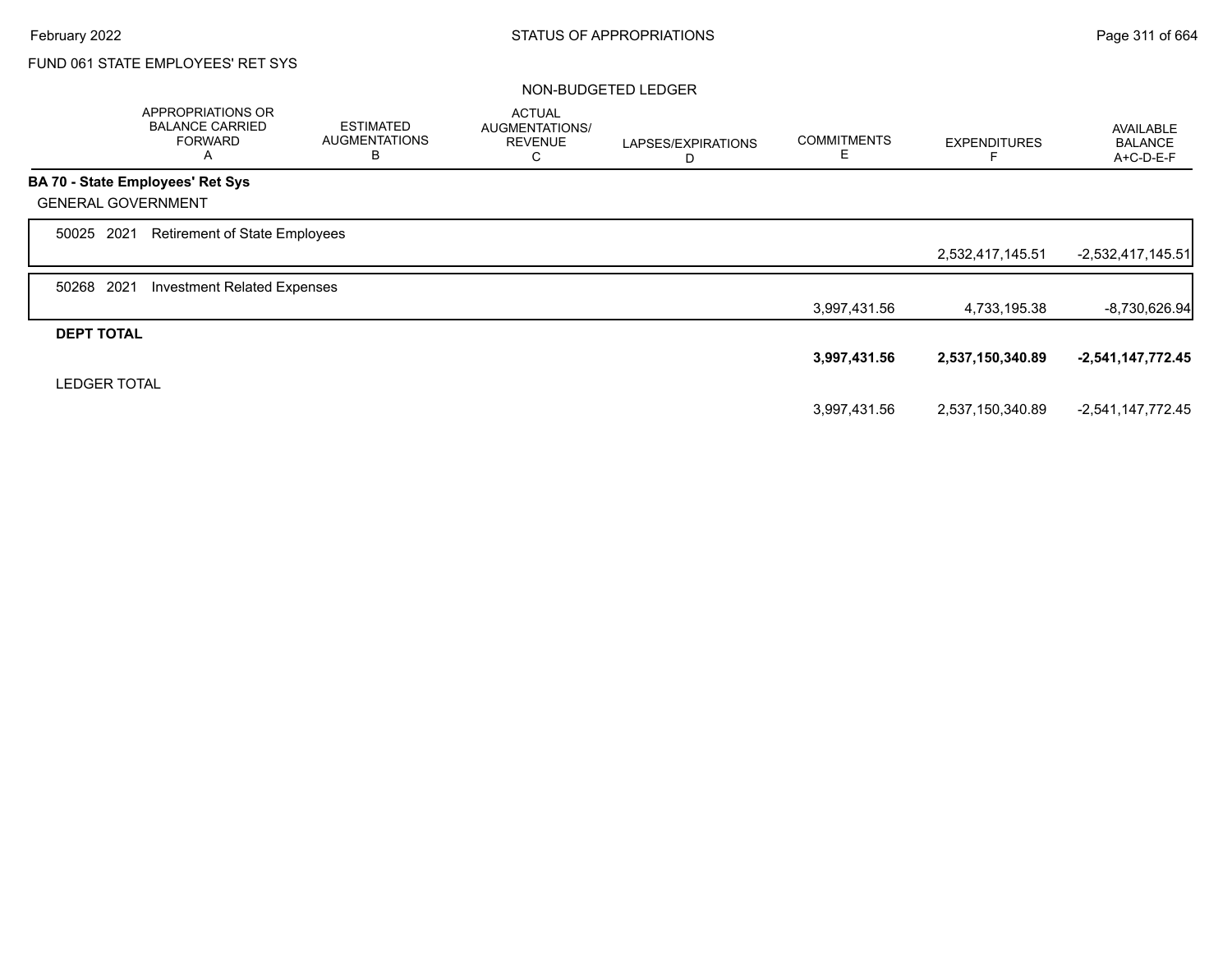FUND 061 STATE EMPLOYEES' RET SYS

NON-BUDGETED LEDGER

| | APPROPRIATIONS OR BALANCE CARRIED FORWARD A | ESTIMATED AUGMENTATIONS B | ACTUAL AUGMENTATIONS/ REVENUE C | LAPSES/EXPIRATIONS D | COMMITMENTS E | EXPENDITURES F | AVAILABLE BALANCE A+C-D-E-F |
|---|---|---|---|---|---|---|---|
| **BA 70 - State Employees' Ret Sys** | | | | | | | |
| GENERAL GOVERNMENT | | | | | | | |
| 50025 2021 Retirement of State Employees | | | | | | 2,532,417,145.51 | -2,532,417,145.51 |
| 50268 2021 Investment Related Expenses | | | | | 3,997,431.56 | 4,733,195.38 | -8,730,626.94 |
| **DEPT TOTAL** | | | | | **3,997,431.56** | **2,537,150,340.89** | **-2,541,147,772.45** |
| LEDGER TOTAL | | | | | 3,997,431.56 | 2,537,150,340.89 | -2,541,147,772.45 |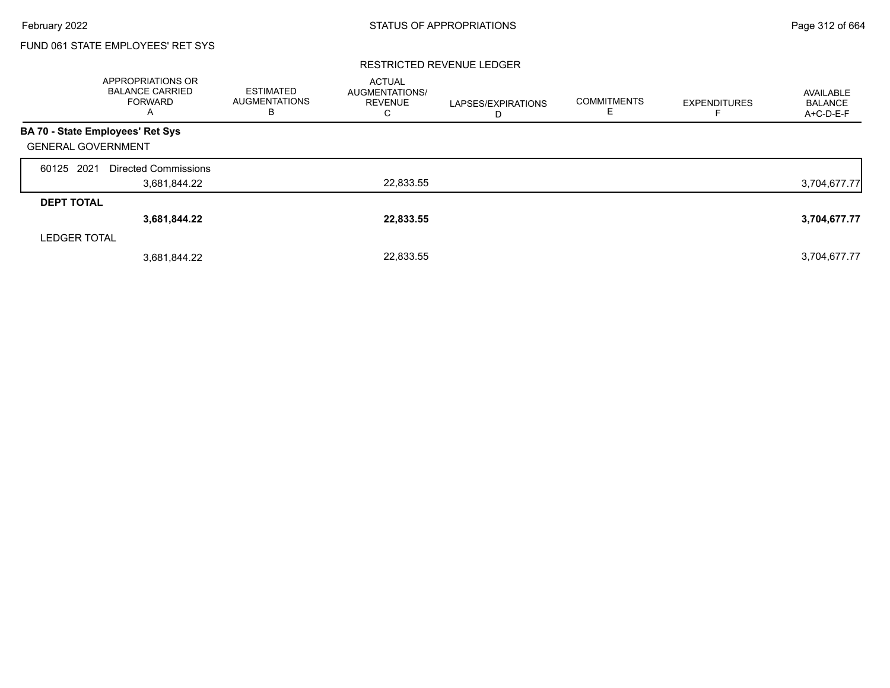FUND 061 STATE EMPLOYEES' RET SYS

## RESTRICTED REVENUE LEDGER

| | APPROPRIATIONS OR BALANCE CARRIED FORWARD A | ESTIMATED AUGMENTATIONS B | ACTUAL AUGMENTATIONS/ REVENUE C | LAPSES/EXPIRATIONS D | COMMITMENTS E | EXPENDITURES F | AVAILABLE BALANCE A+C-D-E-F |
|---|---|---|---|---|---|---|---|
| **BA 70 - State Employees' Ret Sys** | | | | | | | |
| GENERAL GOVERNMENT | | | | | | | |
| 60125 2021 Directed Commissions | 3,681,844.22 | | 22,833.55 | | | | 3,704,677.77 |
| **DEPT TOTAL** | **3,681,844.22** | | **22,833.55** | | | | **3,704,677.77** |
| LEDGER TOTAL | 3,681,844.22 | | 22,833.55 | | | | 3,704,677.77 |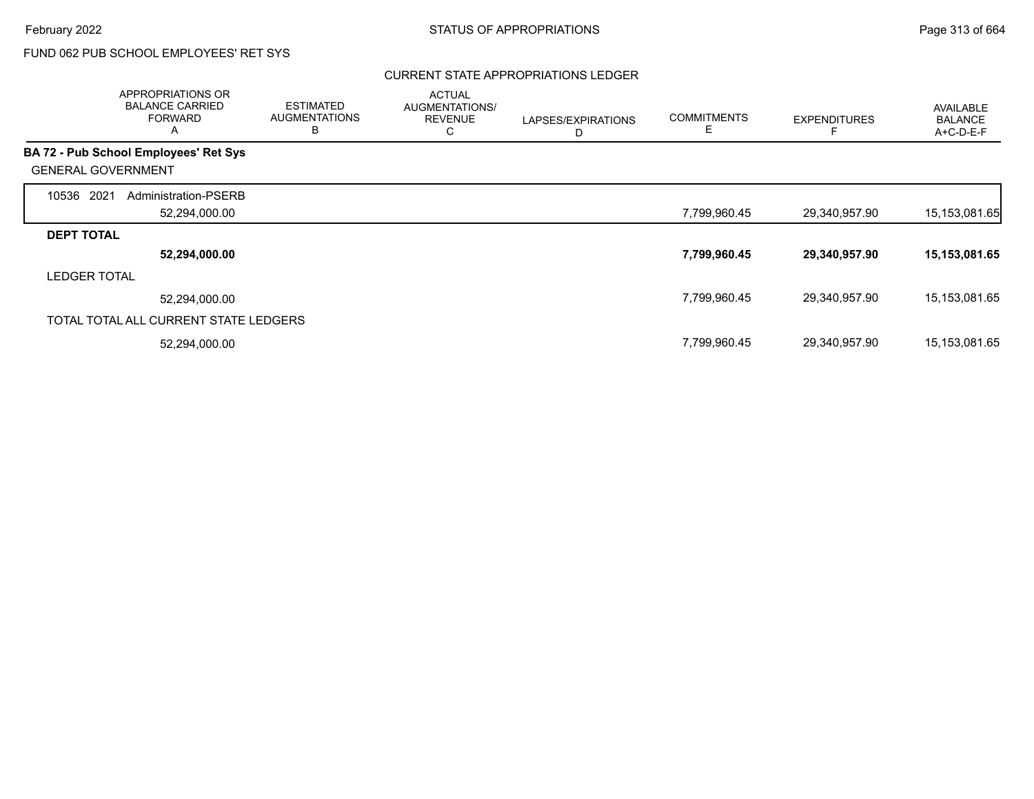FUND 062 PUB SCHOOL EMPLOYEES' RET SYS

CURRENT STATE APPROPRIATIONS LEDGER

| | APPROPRIATIONS OR BALANCE CARRIED FORWARD A | ESTIMATED AUGMENTATIONS B | ACTUAL AUGMENTATIONS/ REVENUE C | LAPSES/EXPIRATIONS D | COMMITMENTS E | EXPENDITURES F | AVAILABLE BALANCE A+C-D-E-F |
|---|---|---|---|---|---|---|---|
| **BA 72 - Pub School Employees' Ret Sys** | | | | | | | |
| GENERAL GOVERNMENT | | | | | | | |
| 10536 2021 Administration-PSERB | 52,294,000.00 | | | | 7,799,960.45 | 29,340,957.90 | 15,153,081.65 |
| **DEPT TOTAL** | **52,294,000.00** | | | | **7,799,960.45** | **29,340,957.90** | **15,153,081.65** |
| LEDGER TOTAL | 52,294,000.00 | | | | 7,799,960.45 | 29,340,957.90 | 15,153,081.65 |
| TOTAL TOTAL ALL CURRENT STATE LEDGERS | 52,294,000.00 | | | | 7,799,960.45 | 29,340,957.90 | 15,153,081.65 |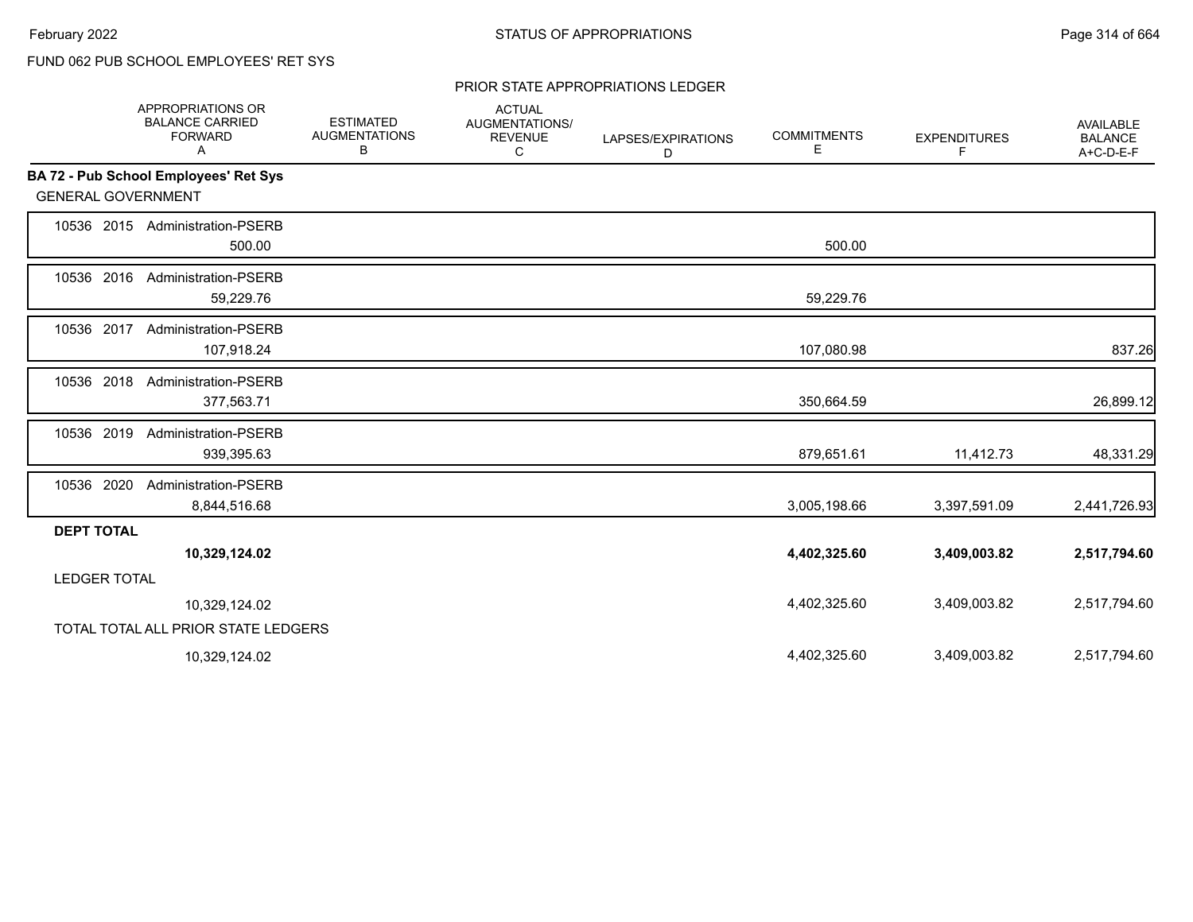FUND 062 PUB SCHOOL EMPLOYEES' RET SYS

PRIOR STATE APPROPRIATIONS LEDGER

| | APPROPRIATIONS OR BALANCE CARRIED FORWARD A | ESTIMATED AUGMENTATIONS B | ACTUAL AUGMENTATIONS/ REVENUE C | LAPSES/EXPIRATIONS D | COMMITMENTS E | EXPENDITURES F | AVAILABLE BALANCE A+C-D-E-F |
|---|---|---|---|---|---|---|---|
| **BA 72 - Pub School Employees' Ret Sys** | | | | | | | |
| GENERAL GOVERNMENT | | | | | | | |
| 10536 2015 Administration-PSERB | 500.00 | | | | 500.00 | | |
| 10536 2016 Administration-PSERB | 59,229.76 | | | | 59,229.76 | | |
| 10536 2017 Administration-PSERB | 107,918.24 | | | | 107,080.98 | | 837.26 |
| 10536 2018 Administration-PSERB | 377,563.71 | | | | 350,664.59 | | 26,899.12 |
| 10536 2019 Administration-PSERB | 939,395.63 | | | | 879,651.61 | 11,412.73 | 48,331.29 |
| 10536 2020 Administration-PSERB | 8,844,516.68 | | | | 3,005,198.66 | 3,397,591.09 | 2,441,726.93 |
| **DEPT TOTAL** | **10,329,124.02** | | | | **4,402,325.60** | **3,409,003.82** | **2,517,794.60** |
| LEDGER TOTAL | 10,329,124.02 | | | | 4,402,325.60 | 3,409,003.82 | 2,517,794.60 |
| TOTAL TOTAL ALL PRIOR STATE LEDGERS | 10,329,124.02 | | | | 4,402,325.60 | 3,409,003.82 | 2,517,794.60 |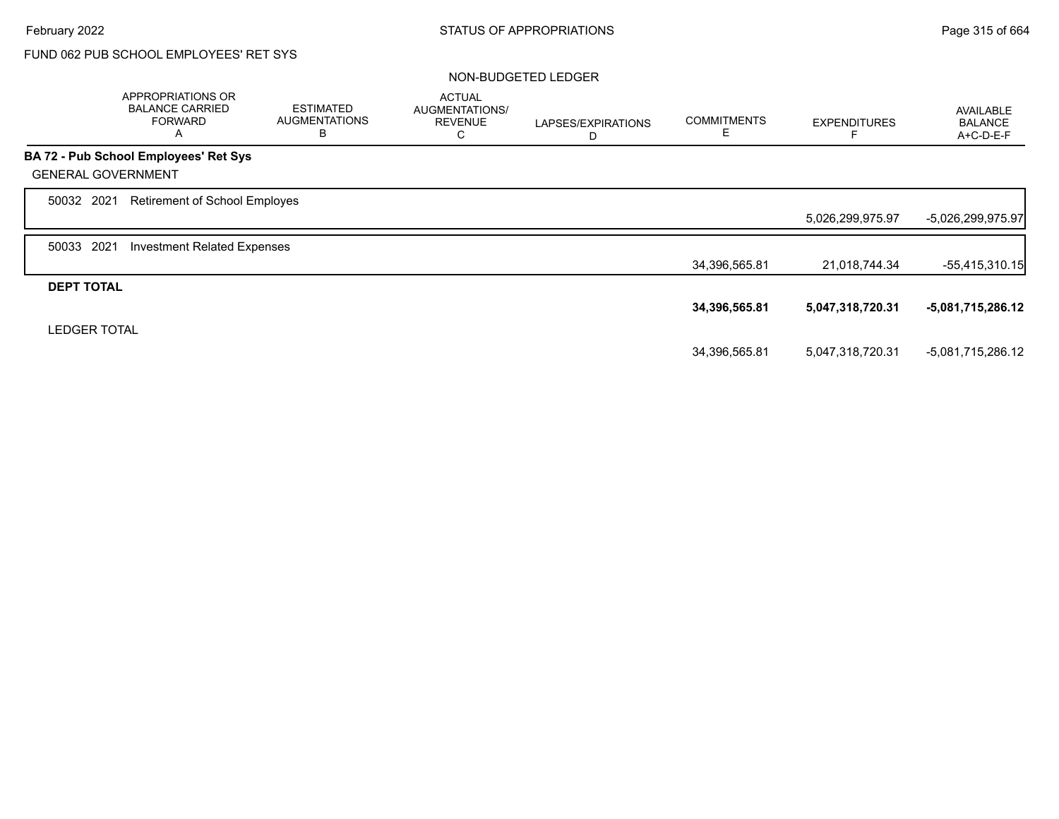FUND 062 PUB SCHOOL EMPLOYEES' RET SYS

NON-BUDGETED LEDGER

| | APPROPRIATIONS OR BALANCE CARRIED FORWARD A | ESTIMATED AUGMENTATIONS B | ACTUAL AUGMENTATIONS/ REVENUE C | LAPSES/EXPIRATIONS D | COMMITMENTS E | EXPENDITURES F | AVAILABLE BALANCE A+C-D-E-F |
|---|---|---|---|---|---|---|---|
| **BA 72 - Pub School Employees' Ret Sys** | | | | | | | |
| GENERAL GOVERNMENT | | | | | | | |
| 50032 2021 Retirement of School Employes | | | | | | 5,026,299,975.97 | -5,026,299,975.97 |
| 50033 2021 Investment Related Expenses | | | | | 34,396,565.81 | 21,018,744.34 | -55,415,310.15 |
| **DEPT TOTAL** | | | | | **34,396,565.81** | **5,047,318,720.31** | **-5,081,715,286.12** |
| LEDGER TOTAL | | | | | 34,396,565.81 | 5,047,318,720.31 | -5,081,715,286.12 |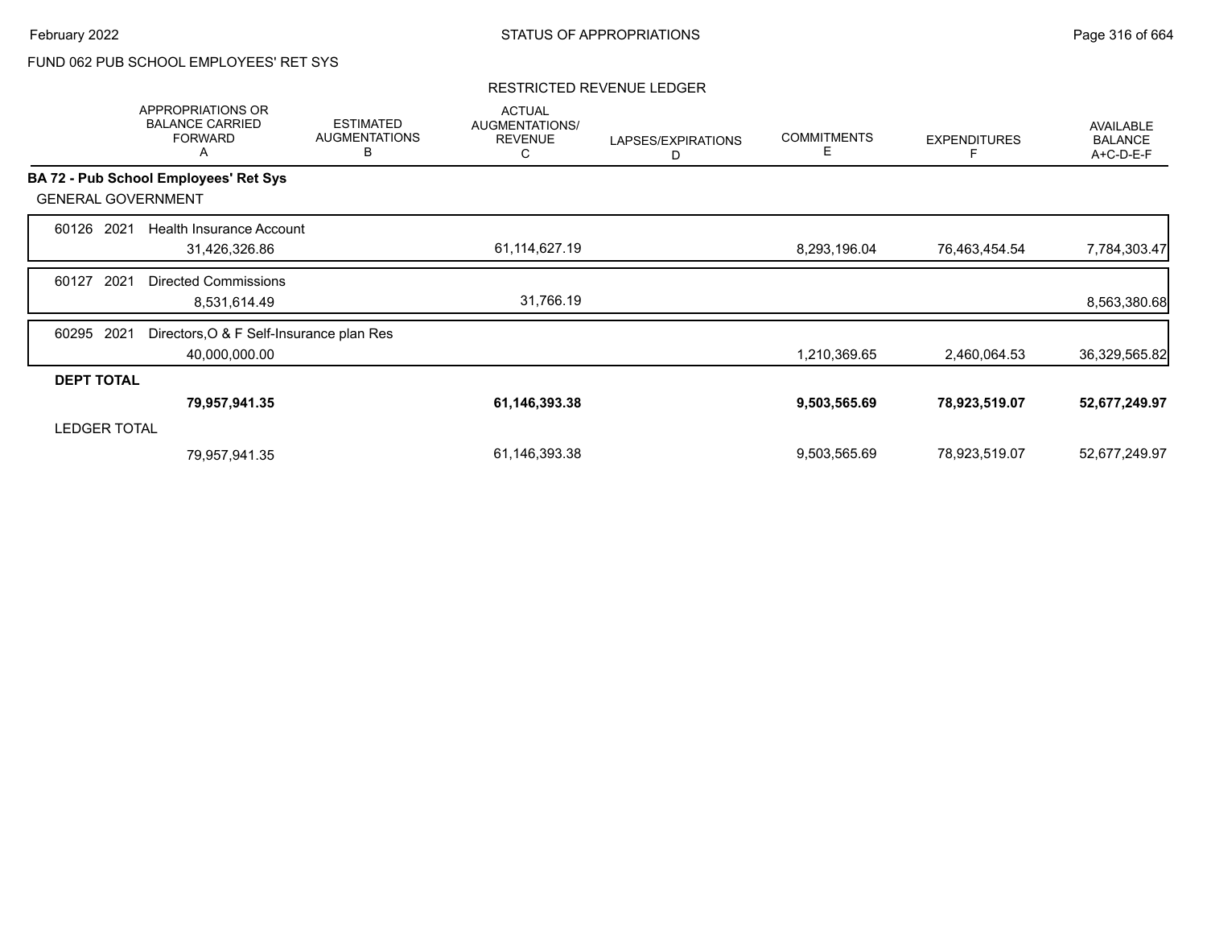FUND 062 PUB SCHOOL EMPLOYEES' RET SYS

RESTRICTED REVENUE LEDGER

| | APPROPRIATIONS OR BALANCE CARRIED FORWARD A | ESTIMATED AUGMENTATIONS B | ACTUAL AUGMENTATIONS/ REVENUE C | LAPSES/EXPIRATIONS D | COMMITMENTS E | EXPENDITURES F | AVAILABLE BALANCE A+C-D-E-F |
|---|---|---|---|---|---|---|---|
| **BA 72 - Pub School Employees' Ret Sys** | | | | | | | |
| GENERAL GOVERNMENT | | | | | | | |
| 60126 2021 Health Insurance Account | | | | | | | |
| | 31,426,326.86 | | 61,114,627.19 | | 8,293,196.04 | 76,463,454.54 | 7,784,303.47 |
| 60127 2021 Directed Commissions | | | | | | | |
| | 8,531,614.49 | | 31,766.19 | | | | 8,563,380.68 |
| 60295 2021 Directors,O & F Self-Insurance plan Res | | | | | | | |
| | 40,000,000.00 | | | | 1,210,369.65 | 2,460,064.53 | 36,329,565.82 |
| **DEPT TOTAL** | | | | | | | |
| | **79,957,941.35** | | **61,146,393.38** | | **9,503,565.69** | **78,923,519.07** | **52,677,249.97** |
| LEDGER TOTAL | | | | | | | |
| | 79,957,941.35 | | 61,146,393.38 | | 9,503,565.69 | 78,923,519.07 | 52,677,249.97 |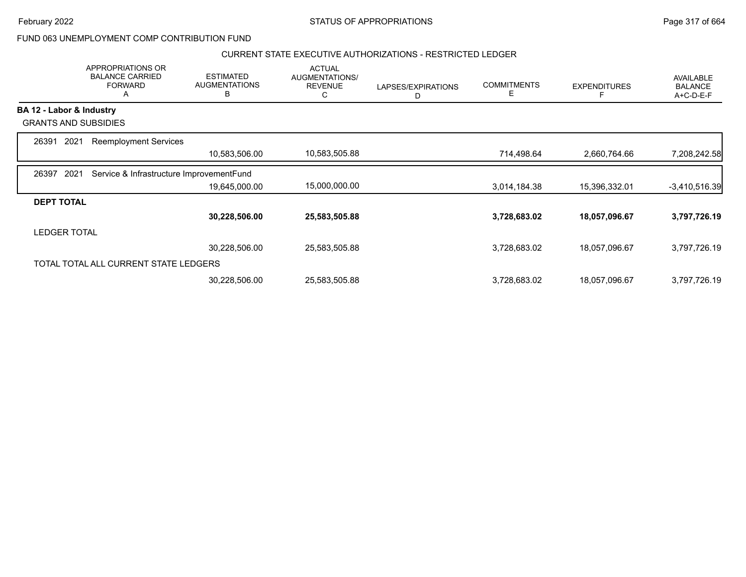STATUS OF APPROPRIATIONS

FUND 063 UNEMPLOYMENT COMP CONTRIBUTION FUND

CURRENT STATE EXECUTIVE AUTHORIZATIONS - RESTRICTED LEDGER

| | APPROPRIATIONS OR BALANCE CARRIED FORWARD A | ESTIMATED AUGMENTATIONS B | ACTUAL AUGMENTATIONS/ REVENUE C | LAPSES/EXPIRATIONS D | COMMITMENTS E | EXPENDITURES F | AVAILABLE BALANCE A+C-D-E-F |
|---|---|---|---|---|---|---|---|
| **BA 12 - Labor & Industry** | | | | | | | |
| GRANTS AND SUBSIDIES | | | | | | | |
| 26391 2021 Reemployment Services | | 10,583,506.00 | 10,583,505.88 | | 714,498.64 | 2,660,764.66 | 7,208,242.58 |
| 26397 2021 Service & Infrastructure ImprovementFund | | 19,645,000.00 | 15,000,000.00 | | 3,014,184.38 | 15,396,332.01 | -3,410,516.39 |
| **DEPT TOTAL** | | **30,228,506.00** | **25,583,505.88** | | **3,728,683.02** | **18,057,096.67** | **3,797,726.19** |
| LEDGER TOTAL | | 30,228,506.00 | 25,583,505.88 | | 3,728,683.02 | 18,057,096.67 | 3,797,726.19 |
| TOTAL TOTAL ALL CURRENT STATE LEDGERS | | 30,228,506.00 | 25,583,505.88 | | 3,728,683.02 | 18,057,096.67 | 3,797,726.19 |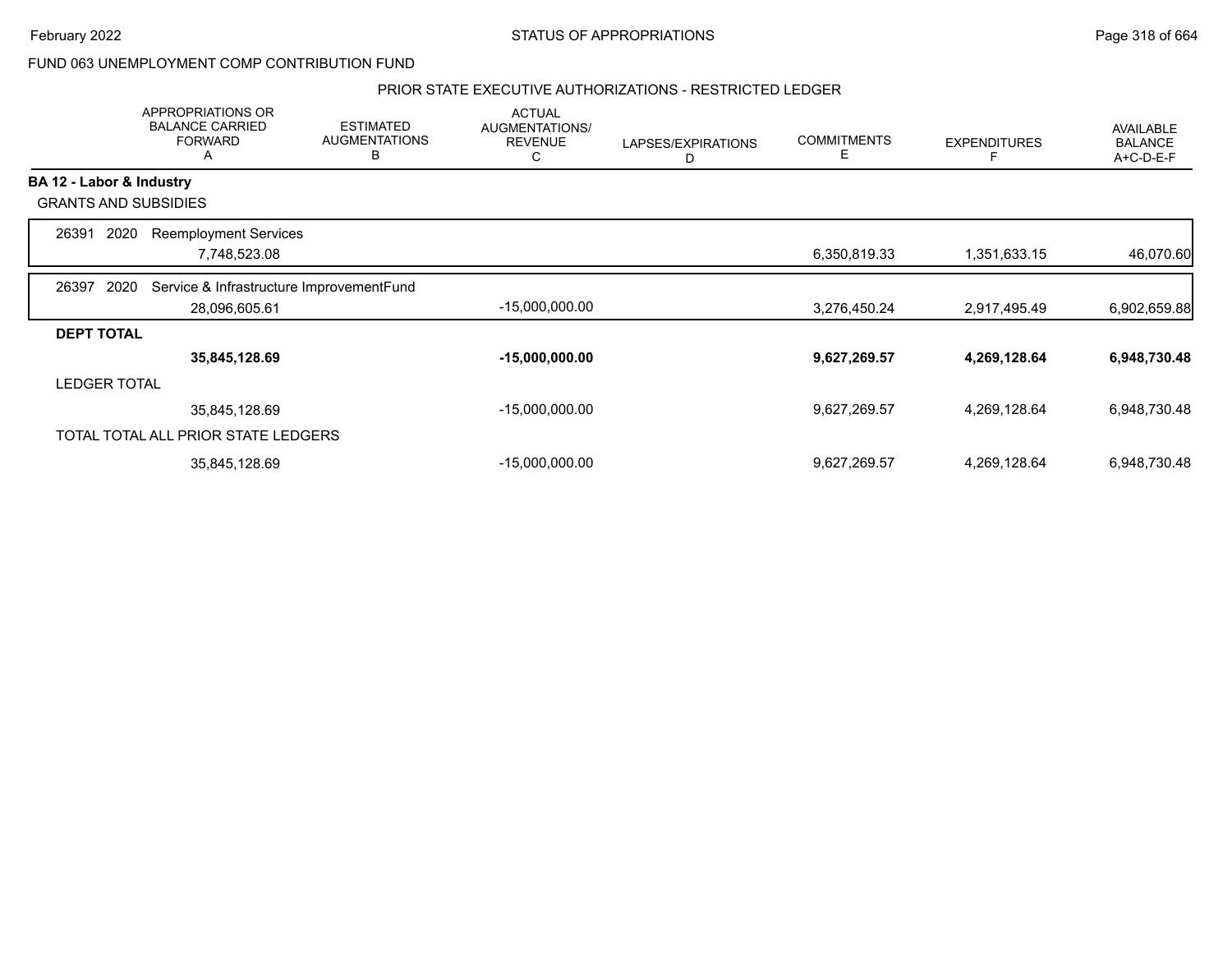STATUS OF APPROPRIATIONS

FUND 063 UNEMPLOYMENT COMP CONTRIBUTION FUND

PRIOR STATE EXECUTIVE AUTHORIZATIONS - RESTRICTED LEDGER

| | APPROPRIATIONS OR BALANCE CARRIED FORWARD A | ESTIMATED AUGMENTATIONS B | ACTUAL AUGMENTATIONS/ REVENUE C | LAPSES/EXPIRATIONS D | COMMITMENTS E | EXPENDITURES F | AVAILABLE BALANCE A+C-D-E-F |
|---|---|---|---|---|---|---|---|
| **BA 12 - Labor & Industry** | | | | | | | |
| GRANTS AND SUBSIDIES | | | | | | | |
| 26391 2020 Reemployment Services | 7,748,523.08 | | | | 6,350,819.33 | 1,351,633.15 | 46,070.60 |
| 26397 2020 Service & Infrastructure ImprovementFund | 28,096,605.61 | | -15,000,000.00 | | 3,276,450.24 | 2,917,495.49 | 6,902,659.88 |
| **DEPT TOTAL** | **35,845,128.69** | | **-15,000,000.00** | | **9,627,269.57** | **4,269,128.64** | **6,948,730.48** |
| LEDGER TOTAL | 35,845,128.69 | | -15,000,000.00 | | 9,627,269.57 | 4,269,128.64 | 6,948,730.48 |
| TOTAL TOTAL ALL PRIOR STATE LEDGERS | 35,845,128.69 | | -15,000,000.00 | | 9,627,269.57 | 4,269,128.64 | 6,948,730.48 |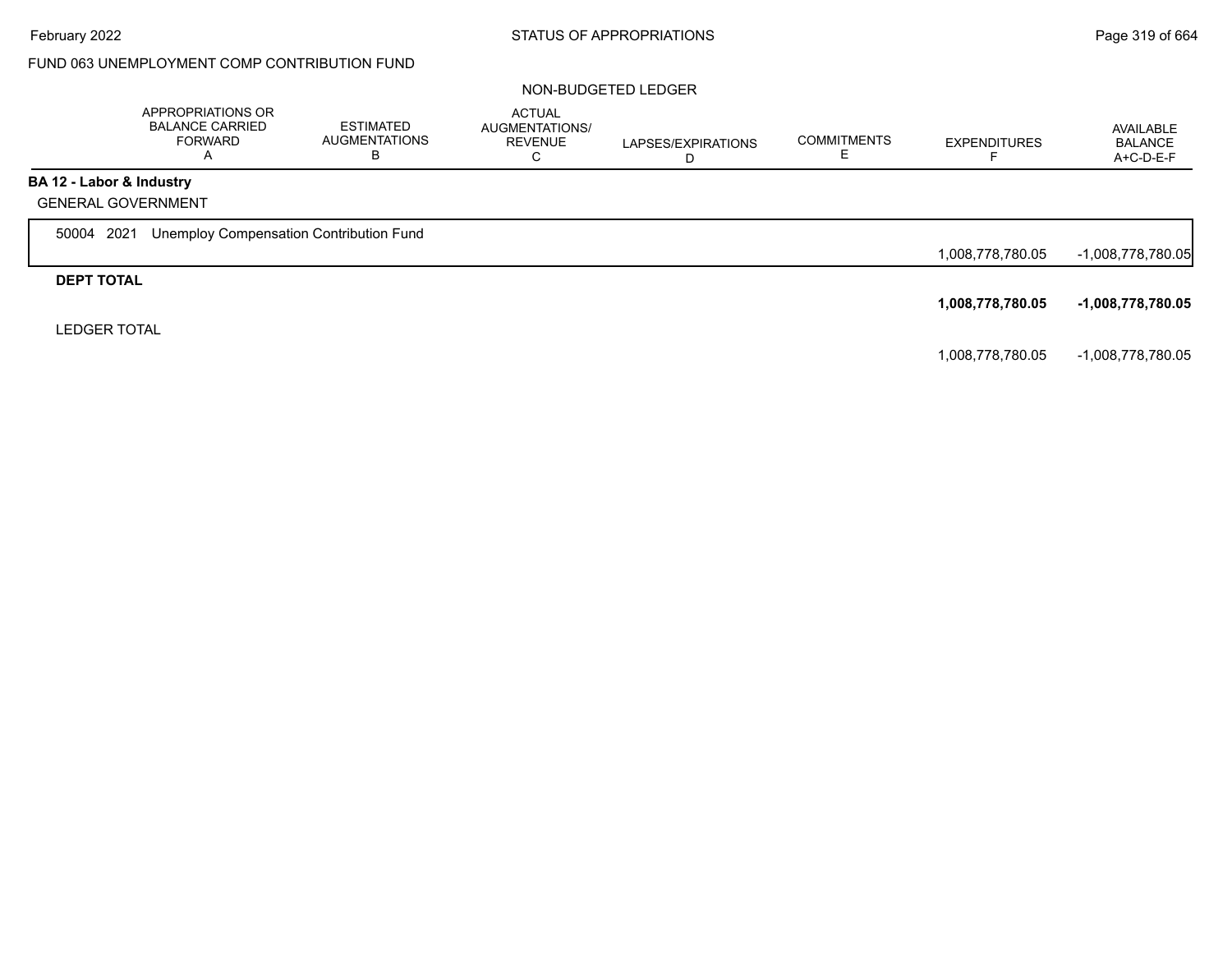# FUND 063 UNEMPLOYMENT COMP CONTRIBUTION FUND

## NON-BUDGETED LEDGER

| | APPROPRIATIONS OR BALANCE CARRIED FORWARD A | ESTIMATED AUGMENTATIONS B | ACTUAL AUGMENTATIONS/ REVENUE C | LAPSES/EXPIRATIONS D | COMMITMENTS E | EXPENDITURES F | AVAILABLE BALANCE A+C-D-E-F |
|---|---|---|---|---|---|---|---|
| **BA 12 - Labor & Industry** | | | | | | | |
| GENERAL GOVERNMENT | | | | | | | |
| 50004 2021 Unemploy Compensation Contribution Fund | | | | | | 1,008,778,780.05 | -1,008,778,780.05 |
| **DEPT TOTAL** | | | | | | **1,008,778,780.05** | **-1,008,778,780.05** |
| LEDGER TOTAL | | | | | | 1,008,778,780.05 | -1,008,778,780.05 |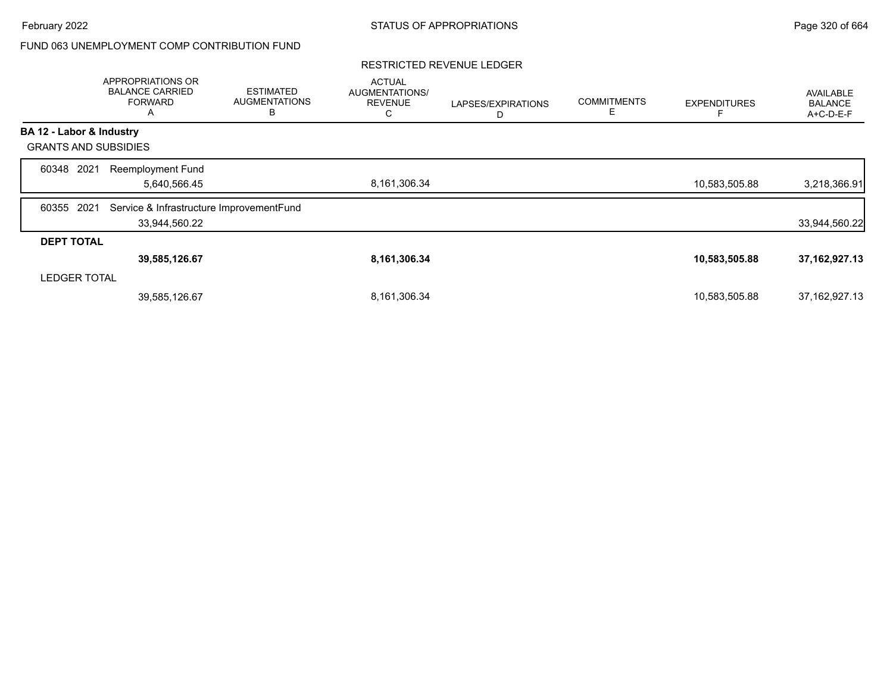# FUND 063 UNEMPLOYMENT COMP CONTRIBUTION FUND

## RESTRICTED REVENUE LEDGER

| | APPROPRIATIONS OR BALANCE CARRIED FORWARD A | ESTIMATED AUGMENTATIONS B | ACTUAL AUGMENTATIONS/ REVENUE C | LAPSES/EXPIRATIONS D | COMMITMENTS E | EXPENDITURES F | AVAILABLE BALANCE A+C-D-E-F |
|---|---|---|---|---|---|---|---|
| **BA 12 - Labor & Industry** | | | | | | | |
| GRANTS AND SUBSIDIES | | | | | | | |
| 60348 2021 Reemployment Fund | 5,640,566.45 | | 8,161,306.34 | | | 10,583,505.88 | 3,218,366.91 |
| 60355 2021 Service & Infrastructure ImprovementFund | 33,944,560.22 | | | | | | 33,944,560.22 |
| **DEPT TOTAL** | **39,585,126.67** | | **8,161,306.34** | | | **10,583,505.88** | **37,162,927.13** |
| LEDGER TOTAL | 39,585,126.67 | | 8,161,306.34 | | | 10,583,505.88 | 37,162,927.13 |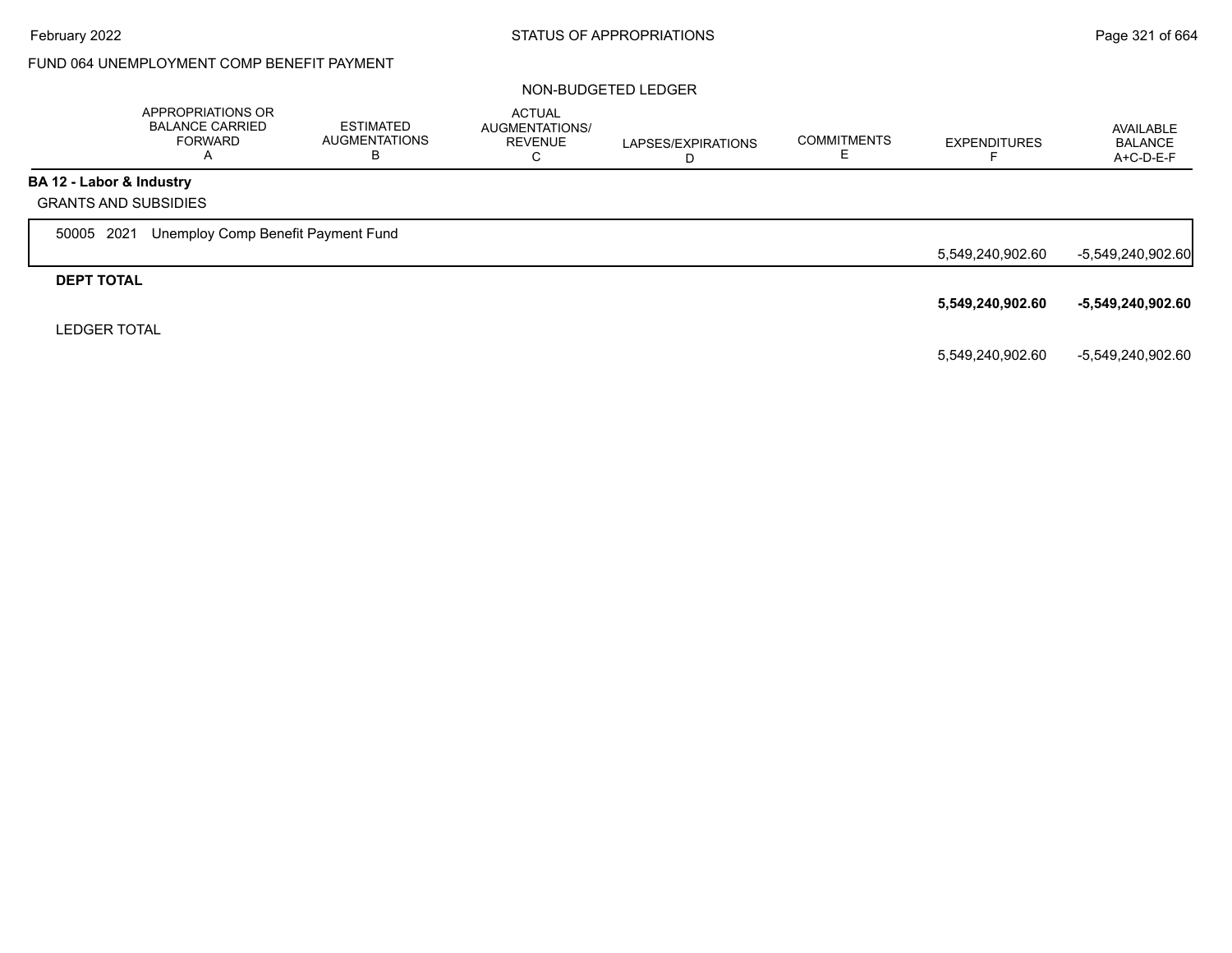FUND 064 UNEMPLOYMENT COMP BENEFIT PAYMENT

NON-BUDGETED LEDGER

| | APPROPRIATIONS OR BALANCE CARRIED FORWARD A | ESTIMATED AUGMENTATIONS B | ACTUAL AUGMENTATIONS/ REVENUE C | LAPSES/EXPIRATIONS D | COMMITMENTS E | EXPENDITURES F | AVAILABLE BALANCE A+C-D-E-F |
|---|---|---|---|---|---|---|---|
| **BA 12 - Labor & Industry** | | | | | | | |
| GRANTS AND SUBSIDIES | | | | | | | |
| 50005 2021 Unemploy Comp Benefit Payment Fund | | | | | | 5,549,240,902.60 | -5,549,240,902.60 |
| **DEPT TOTAL** | | | | | | **5,549,240,902.60** | **-5,549,240,902.60** |
| LEDGER TOTAL | | | | | | 5,549,240,902.60 | -5,549,240,902.60 |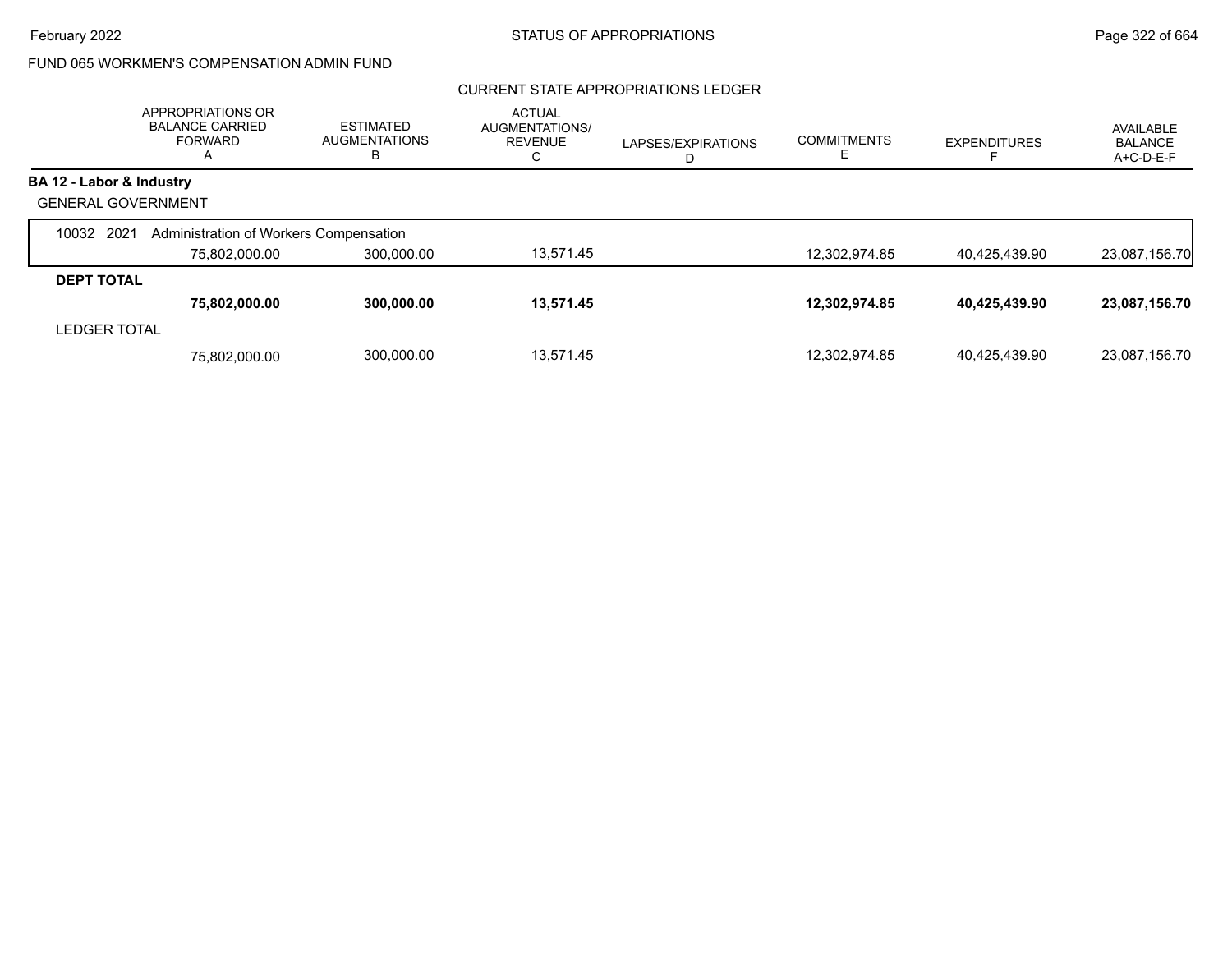FUND 065 WORKMEN'S COMPENSATION ADMIN FUND

CURRENT STATE APPROPRIATIONS LEDGER

| | APPROPRIATIONS OR BALANCE CARRIED FORWARD A | ESTIMATED AUGMENTATIONS B | ACTUAL AUGMENTATIONS/ REVENUE C | LAPSES/EXPIRATIONS D | COMMITMENTS E | EXPENDITURES F | AVAILABLE BALANCE A+C-D-E-F |
|---|---|---|---|---|---|---|---|
| **BA 12 - Labor & Industry** | | | | | | | |
| GENERAL GOVERNMENT | | | | | | | |
| 10032 2021 Administration of Workers Compensation | | | | | | | |
| | 75,802,000.00 | 300,000.00 | 13,571.45 | | 12,302,974.85 | 40,425,439.90 | 23,087,156.70 |
| **DEPT TOTAL** | | | | | | | |
| | **75,802,000.00** | **300,000.00** | **13,571.45** | | **12,302,974.85** | **40,425,439.90** | **23,087,156.70** |
| LEDGER TOTAL | | | | | | | |
| | 75,802,000.00 | 300,000.00 | 13,571.45 | | 12,302,974.85 | 40,425,439.90 | 23,087,156.70 |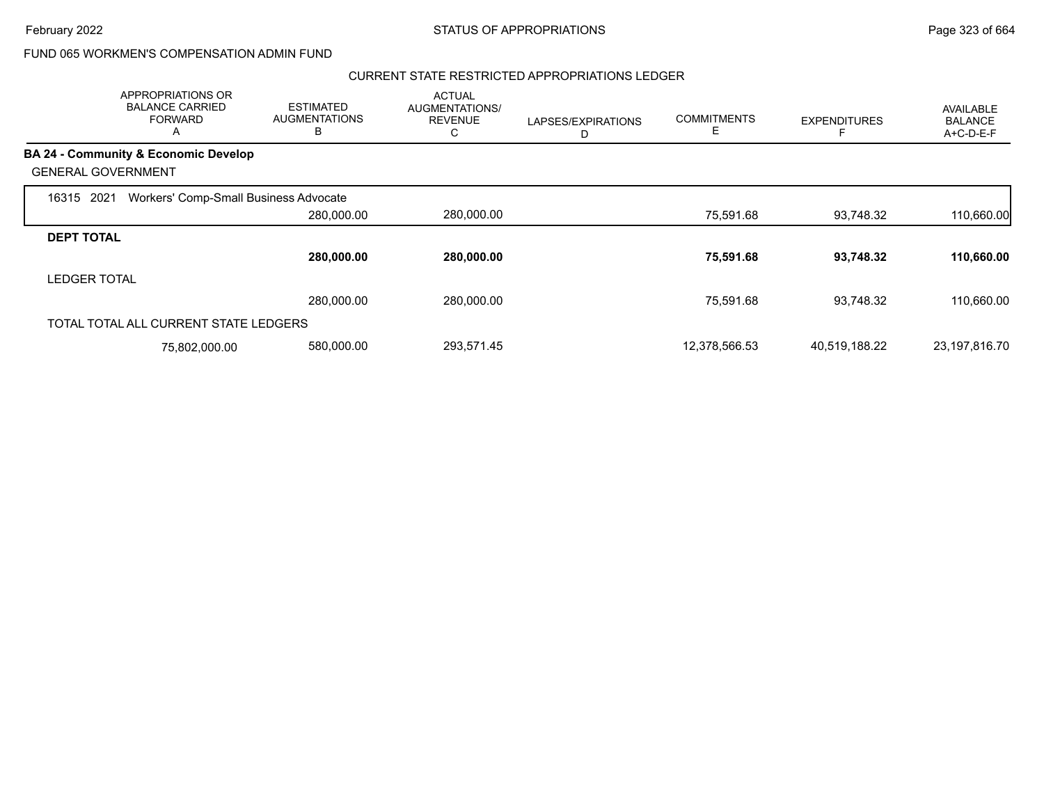FUND 065 WORKMEN'S COMPENSATION ADMIN FUND

CURRENT STATE RESTRICTED APPROPRIATIONS LEDGER

| | APPROPRIATIONS OR BALANCE CARRIED FORWARD A | ESTIMATED AUGMENTATIONS B | ACTUAL AUGMENTATIONS/ REVENUE C | LAPSES/EXPIRATIONS D | COMMITMENTS E | EXPENDITURES F | AVAILABLE BALANCE A+C-D-E-F |
|---|---|---|---|---|---|---|---|
| **BA 24 - Community & Economic Develop** | | | | | | | |
| GENERAL GOVERNMENT | | | | | | | |
| 16315 2021 Workers' Comp-Small Business Advocate | | | | | | | |
| | | 280,000.00 | 280,000.00 | | 75,591.68 | 93,748.32 | 110,660.00 |
| **DEPT TOTAL** | | | | | | | |
| | | **280,000.00** | **280,000.00** | | **75,591.68** | **93,748.32** | **110,660.00** |
| LEDGER TOTAL | | | | | | | |
| | | 280,000.00 | 280,000.00 | | 75,591.68 | 93,748.32 | 110,660.00 |
| TOTAL TOTAL ALL CURRENT STATE LEDGERS | | | | | | | |
| | 75,802,000.00 | 580,000.00 | 293,571.45 | | 12,378,566.53 | 40,519,188.22 | 23,197,816.70 |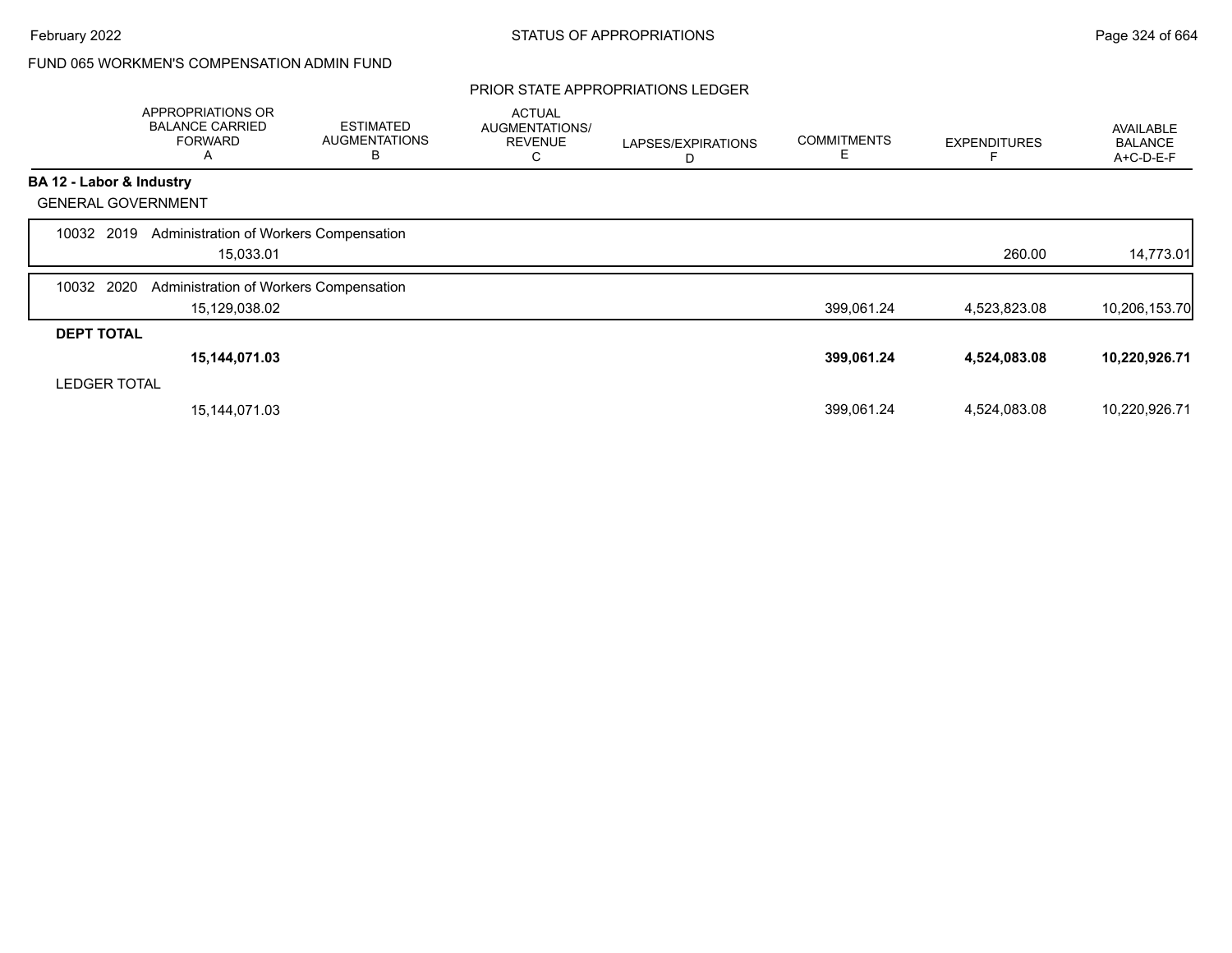FUND 065 WORKMEN'S COMPENSATION ADMIN FUND

PRIOR STATE APPROPRIATIONS LEDGER

| | APPROPRIATIONS OR BALANCE CARRIED FORWARD A | ESTIMATED AUGMENTATIONS B | ACTUAL AUGMENTATIONS/ REVENUE C | LAPSES/EXPIRATIONS D | COMMITMENTS E | EXPENDITURES F | AVAILABLE BALANCE A+C-D-E-F |
|---|---|---|---|---|---|---|---|
| **BA 12 - Labor & Industry** | | | | | | | |
| GENERAL GOVERNMENT | | | | | | | |
| 10032 2019 Administration of Workers Compensation | 15,033.01 | | | | | 260.00 | 14,773.01 |
| 10032 2020 Administration of Workers Compensation | 15,129,038.02 | | | | 399,061.24 | 4,523,823.08 | 10,206,153.70 |
| **DEPT TOTAL** | **15,144,071.03** | | | | **399,061.24** | **4,524,083.08** | **10,220,926.71** |
| LEDGER TOTAL | 15,144,071.03 | | | | 399,061.24 | 4,524,083.08 | 10,220,926.71 |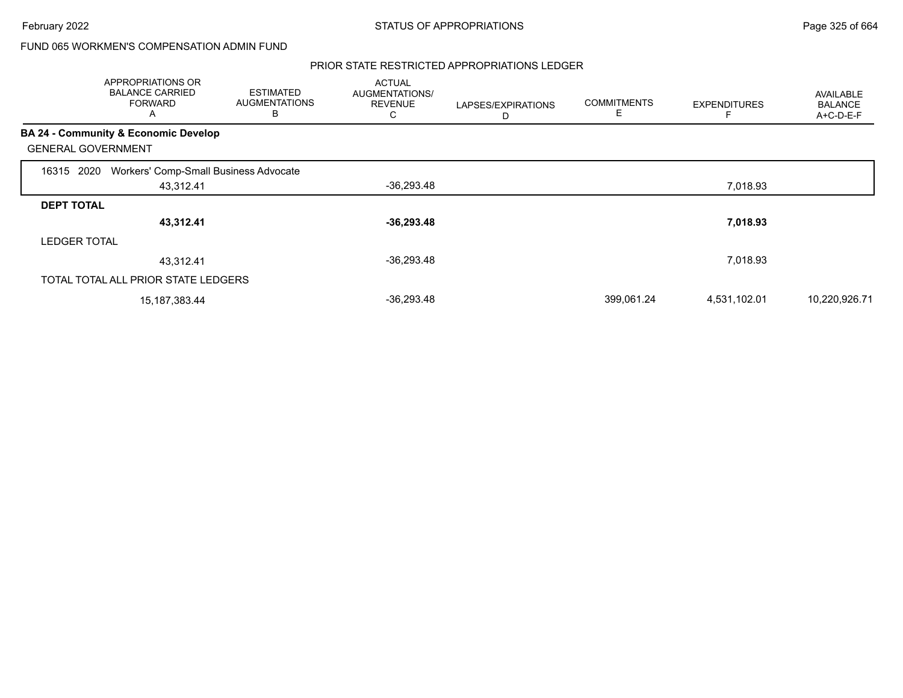FUND 065 WORKMEN'S COMPENSATION ADMIN FUND

PRIOR STATE RESTRICTED APPROPRIATIONS LEDGER

| | APPROPRIATIONS OR BALANCE CARRIED FORWARD A | ESTIMATED AUGMENTATIONS B | ACTUAL AUGMENTATIONS/ REVENUE C | LAPSES/EXPIRATIONS D | COMMITMENTS E | EXPENDITURES F | AVAILABLE BALANCE A+C-D-E-F |
|---|---|---|---|---|---|---|---|
| **BA 24 - Community & Economic Develop** | | | | | | | |
| GENERAL GOVERNMENT | | | | | | | |
| 16315 2020 Workers' Comp-Small Business Advocate | 43,312.41 | | -36,293.48 | | | 7,018.93 | |
| **DEPT TOTAL** | **43,312.41** | | **-36,293.48** | | | **7,018.93** | |
| LEDGER TOTAL | 43,312.41 | | -36,293.48 | | | 7,018.93 | |
| TOTAL TOTAL ALL PRIOR STATE LEDGERS | 15,187,383.44 | | -36,293.48 | | 399,061.24 | 4,531,102.01 | 10,220,926.71 |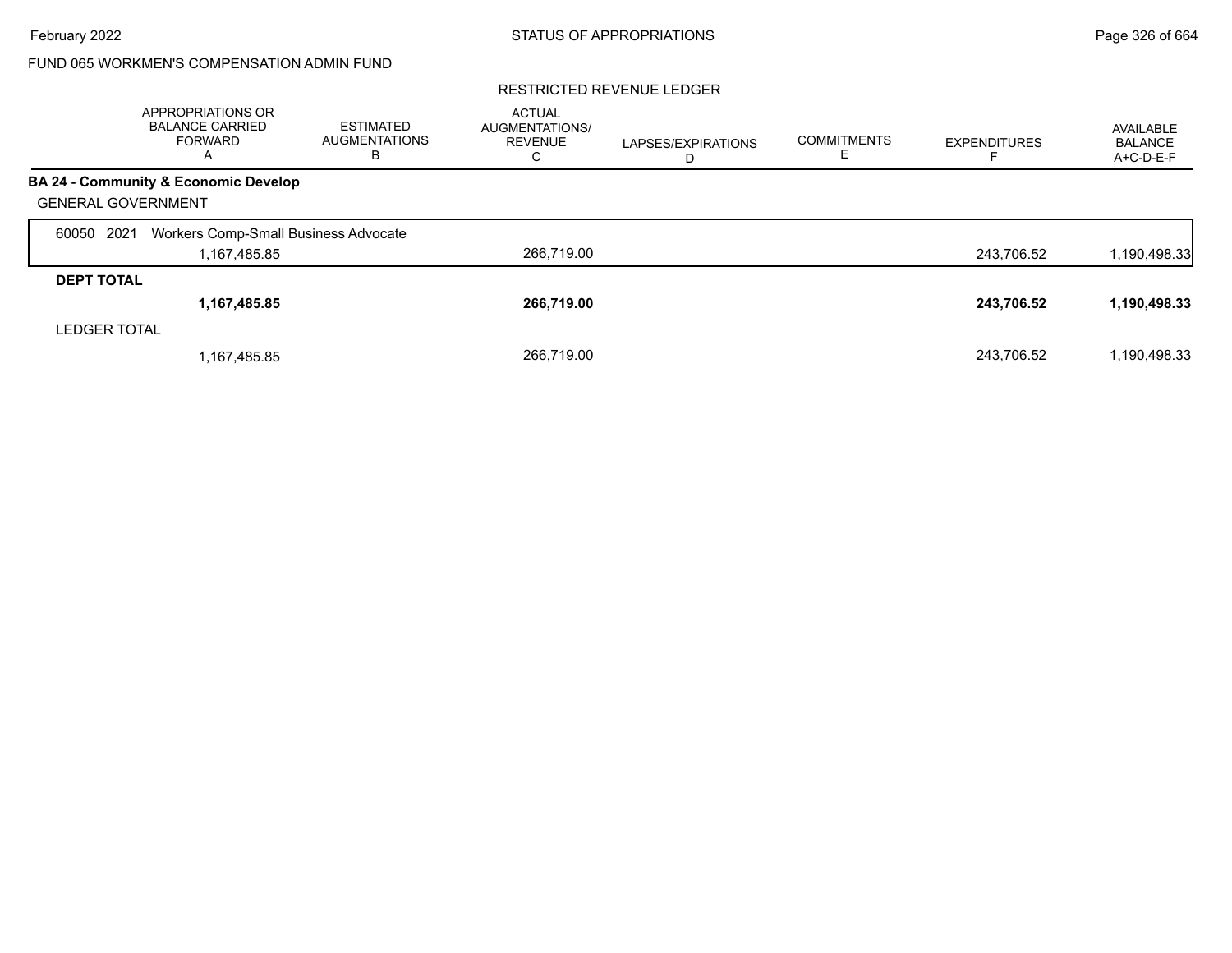FUND 065 WORKMEN'S COMPENSATION ADMIN FUND

RESTRICTED REVENUE LEDGER

| | APPROPRIATIONS OR BALANCE CARRIED FORWARD A | ESTIMATED AUGMENTATIONS B | ACTUAL AUGMENTATIONS/ REVENUE C | LAPSES/EXPIRATIONS D | COMMITMENTS E | EXPENDITURES F | AVAILABLE BALANCE A+C-D-E-F |
|---|---|---|---|---|---|---|---|
| **BA 24 - Community & Economic Develop** | | | | | | | |
| GENERAL GOVERNMENT | | | | | | | |
| 60050 2021 Workers Comp-Small Business Advocate | | | | | | | |
| | 1,167,485.85 | | 266,719.00 | | | 243,706.52 | 1,190,498.33 |
| **DEPT TOTAL** | | | | | | | |
| | **1,167,485.85** | | **266,719.00** | | | **243,706.52** | **1,190,498.33** |
| LEDGER TOTAL | | | | | | | |
| | 1,167,485.85 | | 266,719.00 | | | 243,706.52 | 1,190,498.33 |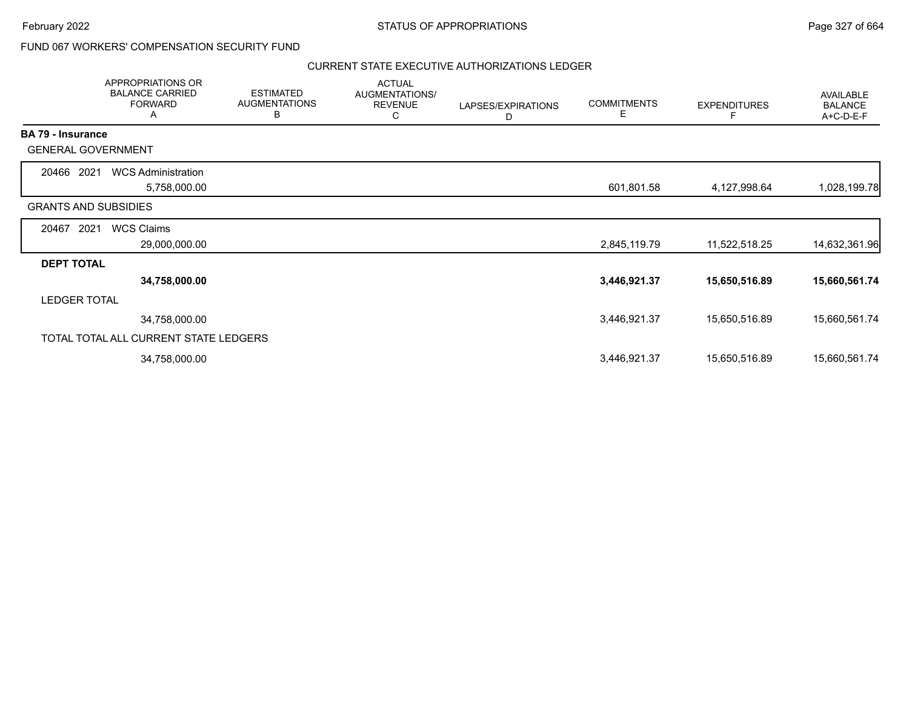# FUND 067 WORKERS' COMPENSATION SECURITY FUND

## CURRENT STATE EXECUTIVE AUTHORIZATIONS LEDGER

| | APPROPRIATIONS OR BALANCE CARRIED FORWARD A | ESTIMATED AUGMENTATIONS B | ACTUAL AUGMENTATIONS/ REVENUE C | LAPSES/EXPIRATIONS D | COMMITMENTS E | EXPENDITURES F | AVAILABLE BALANCE A+C-D-E-F |
|---|---|---|---|---|---|---|---|
| **BA 79 - Insurance** | | | | | | | |
| GENERAL GOVERNMENT | | | | | | | |
| 20466 2021 WCS Administration | 5,758,000.00 | | | | 601,801.58 | 4,127,998.64 | 1,028,199.78 |
| GRANTS AND SUBSIDIES | | | | | | | |
| 20467 2021 WCS Claims | 29,000,000.00 | | | | 2,845,119.79 | 11,522,518.25 | 14,632,361.96 |
| **DEPT TOTAL** | **34,758,000.00** | | | | **3,446,921.37** | **15,650,516.89** | **15,660,561.74** |
| LEDGER TOTAL | 34,758,000.00 | | | | 3,446,921.37 | 15,650,516.89 | 15,660,561.74 |
| TOTAL TOTAL ALL CURRENT STATE LEDGERS | 34,758,000.00 | | | | 3,446,921.37 | 15,650,516.89 | 15,660,561.74 |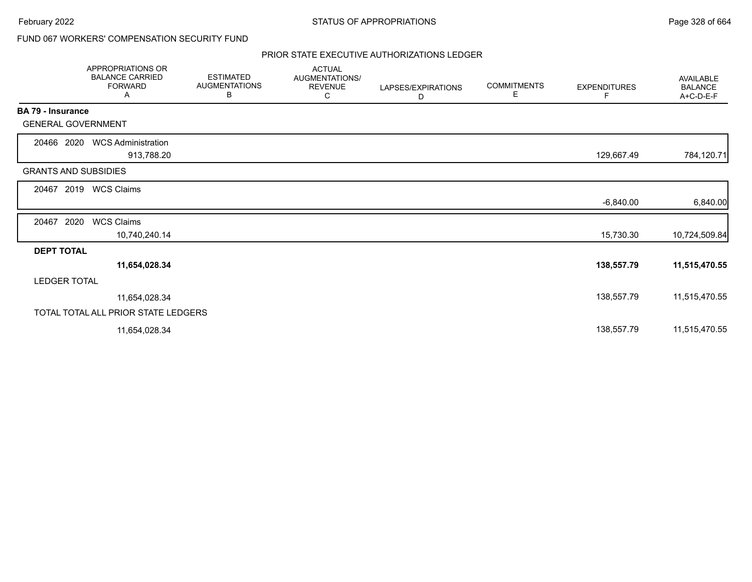FUND 067 WORKERS' COMPENSATION SECURITY FUND

## PRIOR STATE EXECUTIVE AUTHORIZATIONS LEDGER

| | APPROPRIATIONS OR BALANCE CARRIED FORWARD A | ESTIMATED AUGMENTATIONS B | ACTUAL AUGMENTATIONS/ REVENUE C | LAPSES/EXPIRATIONS D | COMMITMENTS E | EXPENDITURES F | AVAILABLE BALANCE A+C-D-E-F |
|---|---|---|---|---|---|---|---|
| **BA 79 - Insurance** | | | | | | | |
| GENERAL GOVERNMENT | | | | | | | |
| 20466 2020 WCS Administration | 913,788.20 | | | | | 129,667.49 | 784,120.71 |
| GRANTS AND SUBSIDIES | | | | | | | |
| 20467 2019 WCS Claims | | | | | | -6,840.00 | 6,840.00 |
| 20467 2020 WCS Claims | 10,740,240.14 | | | | | 15,730.30 | 10,724,509.84 |
| **DEPT TOTAL** | **11,654,028.34** | | | | | **138,557.79** | **11,515,470.55** |
| LEDGER TOTAL | 11,654,028.34 | | | | | 138,557.79 | 11,515,470.55 |
| TOTAL TOTAL ALL PRIOR STATE LEDGERS | 11,654,028.34 | | | | | 138,557.79 | 11,515,470.55 |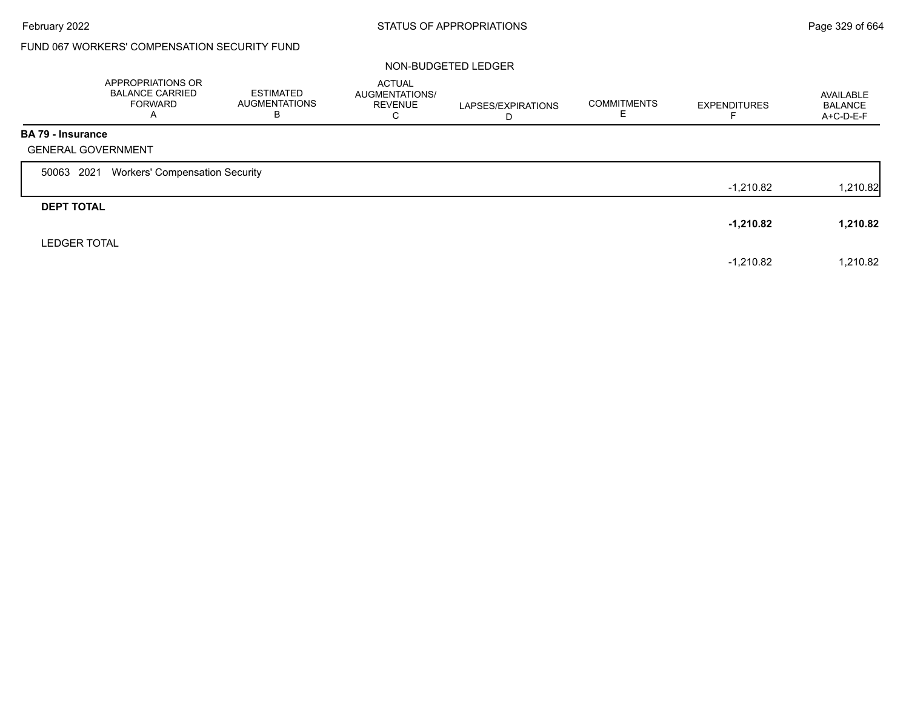FUND 067 WORKERS' COMPENSATION SECURITY FUND

NON-BUDGETED LEDGER

| | APPROPRIATIONS OR BALANCE CARRIED FORWARD A | ESTIMATED AUGMENTATIONS B | ACTUAL AUGMENTATIONS/ REVENUE C | LAPSES/EXPIRATIONS D | COMMITMENTS E | EXPENDITURES F | AVAILABLE BALANCE A+C-D-E-F |
|---|---|---|---|---|---|---|---|
| **BA 79 - Insurance** | | | | | | | |
| GENERAL GOVERNMENT | | | | | | | |
| 50063 2021 Workers' Compensation Security | | | | | | -1,210.82 | 1,210.82 |
| **DEPT TOTAL** | | | | | | **-1,210.82** | **1,210.82** |
| LEDGER TOTAL | | | | | | -1,210.82 | 1,210.82 |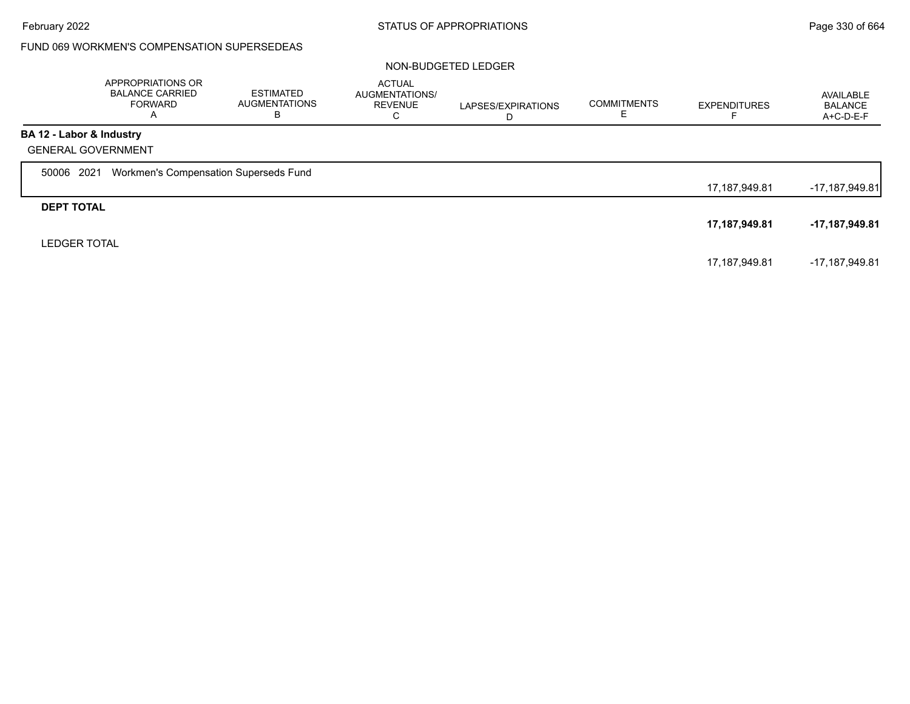FUND 069 WORKMEN'S COMPENSATION SUPERSEDEAS

NON-BUDGETED LEDGER

| | APPROPRIATIONS OR BALANCE CARRIED FORWARD A | ESTIMATED AUGMENTATIONS B | ACTUAL AUGMENTATIONS/ REVENUE C | LAPSES/EXPIRATIONS D | COMMITMENTS E | EXPENDITURES F | AVAILABLE BALANCE A+C-D-E-F |
|---|---|---|---|---|---|---|---|
| **BA 12 - Labor & Industry** | | | | | | | |
| GENERAL GOVERNMENT | | | | | | | |
| 50006 2021 Workmen's Compensation Superseds Fund | | | | | | 17,187,949.81 | -17,187,949.81 |
| **DEPT TOTAL** | | | | | | **17,187,949.81** | **-17,187,949.81** |
| LEDGER TOTAL | | | | | | 17,187,949.81 | -17,187,949.81 |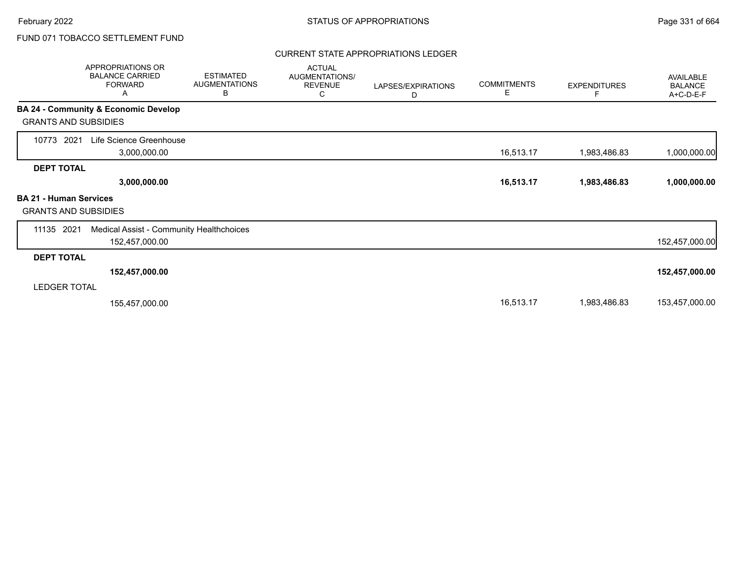FUND 071 TOBACCO SETTLEMENT FUND

STATUS OF APPROPRIATIONS

February 2022

CURRENT STATE APPROPRIATIONS LEDGER

| | APPROPRIATIONS OR BALANCE CARRIED FORWARD A | ESTIMATED AUGMENTATIONS B | ACTUAL AUGMENTATIONS/ REVENUE C | LAPSES/EXPIRATIONS D | COMMITMENTS E | EXPENDITURES F | AVAILABLE BALANCE A+C-D-E-F |
|---|---|---|---|---|---|---|---|
| **BA 24 - Community & Economic Develop** | | | | | | | |
| GRANTS AND SUBSIDIES | | | | | | | |
| 10773 2021 Life Science Greenhouse | 3,000,000.00 | | | | 16,513.17 | 1,983,486.83 | 1,000,000.00 |
| **DEPT TOTAL** | **3,000,000.00** | | | | **16,513.17** | **1,983,486.83** | **1,000,000.00** |
| **BA 21 - Human Services** | | | | | | | |
| GRANTS AND SUBSIDIES | | | | | | | |
| 11135 2021 Medical Assist - Community Healthchoices | 152,457,000.00 | | | | | | 152,457,000.00 |
| **DEPT TOTAL** | **152,457,000.00** | | | | | | **152,457,000.00** |
| LEDGER TOTAL | 155,457,000.00 | | | | 16,513.17 | 1,983,486.83 | 153,457,000.00 |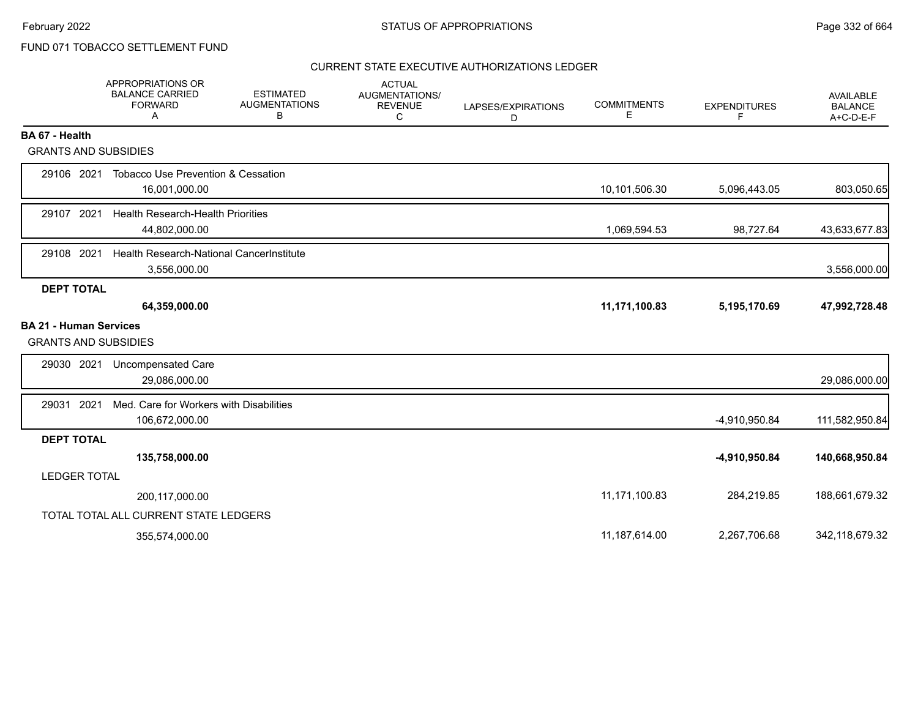FUND 071 TOBACCO SETTLEMENT FUND

CURRENT STATE EXECUTIVE AUTHORIZATIONS LEDGER

| | APPROPRIATIONS OR BALANCE CARRIED FORWARD A | ESTIMATED AUGMENTATIONS B | ACTUAL AUGMENTATIONS/ REVENUE C | LAPSES/EXPIRATIONS D | COMMITMENTS E | EXPENDITURES F | AVAILABLE BALANCE A+C-D-E-F |
|---|---|---|---|---|---|---|---|
| **BA 67 - Health** | | | | | | | |
| GRANTS AND SUBSIDIES | | | | | | | |
| 29106 2021 Tobacco Use Prevention & Cessation | 16,001,000.00 | | | | 10,101,506.30 | 5,096,443.05 | 803,050.65 |
| 29107 2021 Health Research-Health Priorities | 44,802,000.00 | | | | 1,069,594.53 | 98,727.64 | 43,633,677.83 |
| 29108 2021 Health Research-National CancerInstitute | 3,556,000.00 | | | | | | 3,556,000.00 |
| **DEPT TOTAL** | **64,359,000.00** | | | | **11,171,100.83** | **5,195,170.69** | **47,992,728.48** |
| **BA 21 - Human Services** | | | | | | | |
| GRANTS AND SUBSIDIES | | | | | | | |
| 29030 2021 Uncompensated Care | 29,086,000.00 | | | | | | 29,086,000.00 |
| 29031 2021 Med. Care for Workers with Disabilities | 106,672,000.00 | | | | | -4,910,950.84 | 111,582,950.84 |
| **DEPT TOTAL** | **135,758,000.00** | | | | | **-4,910,950.84** | **140,668,950.84** |
| LEDGER TOTAL | 200,117,000.00 | | | | 11,171,100.83 | 284,219.85 | 188,661,679.32 |
| TOTAL TOTAL ALL CURRENT STATE LEDGERS | 355,574,000.00 | | | | 11,187,614.00 | 2,267,706.68 | 342,118,679.32 |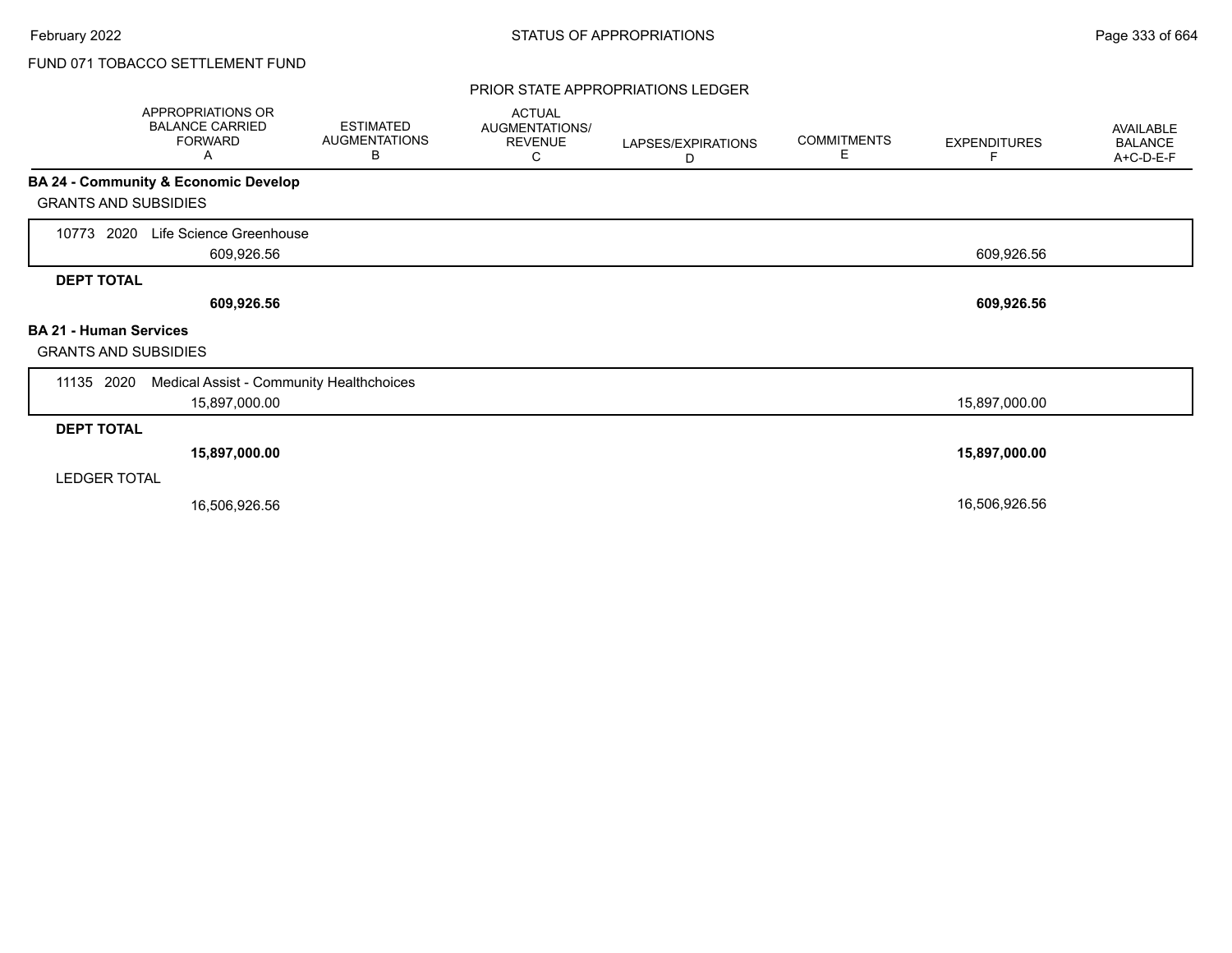FUND 071 TOBACCO SETTLEMENT FUND

## PRIOR STATE APPROPRIATIONS LEDGER

| | APPROPRIATIONS OR BALANCE CARRIED FORWARD A | ESTIMATED AUGMENTATIONS B | ACTUAL AUGMENTATIONS/ REVENUE C | LAPSES/EXPIRATIONS D | COMMITMENTS E | EXPENDITURES F | AVAILABLE BALANCE A+C-D-E-F |
|---|---|---|---|---|---|---|---|
| **BA 24 - Community & Economic Develop** | | | | | | | |
| GRANTS AND SUBSIDIES | | | | | | | |
| 10773 2020 Life Science Greenhouse | 609,926.56 | | | | | 609,926.56 | |
| **DEPT TOTAL** | **609,926.56** | | | | | **609,926.56** | |
| **BA 21 - Human Services** | | | | | | | |
| GRANTS AND SUBSIDIES | | | | | | | |
| 11135 2020 Medical Assist - Community Healthchoices | 15,897,000.00 | | | | | 15,897,000.00 | |
| **DEPT TOTAL** | **15,897,000.00** | | | | | **15,897,000.00** | |
| LEDGER TOTAL | 16,506,926.56 | | | | | 16,506,926.56 | |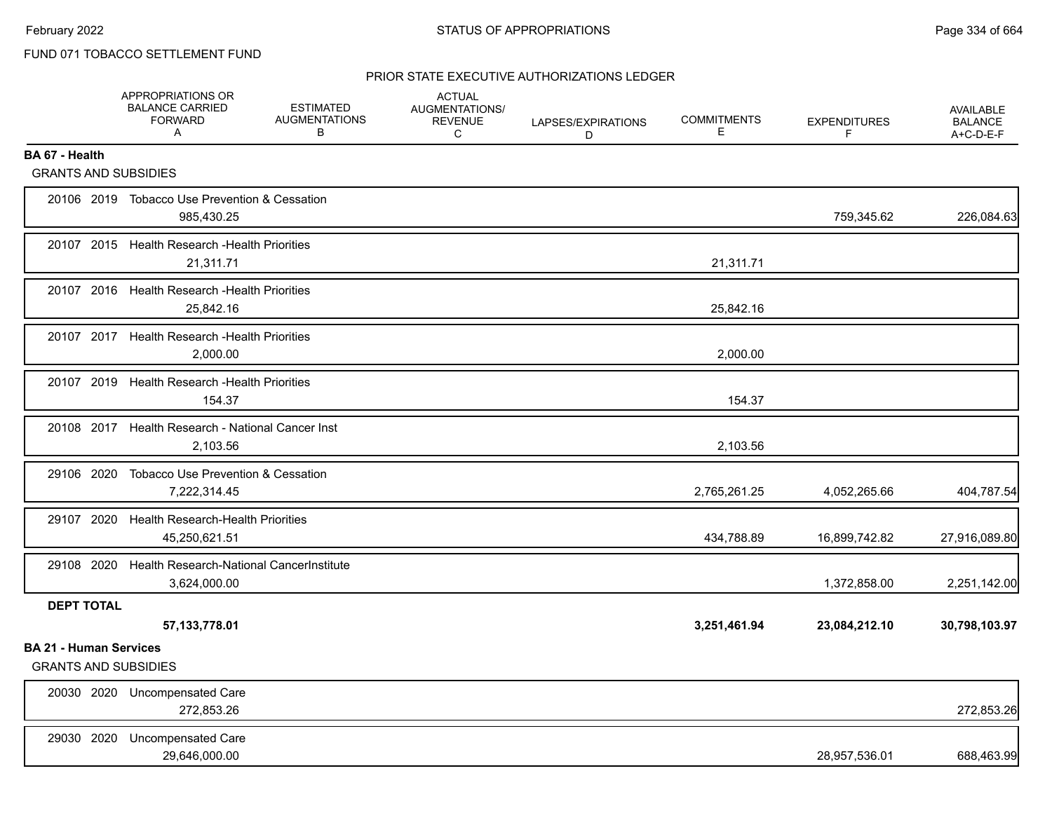FUND 071 TOBACCO SETTLEMENT FUND

PRIOR STATE EXECUTIVE AUTHORIZATIONS LEDGER

| | APPROPRIATIONS OR BALANCE CARRIED FORWARD A | ESTIMATED AUGMENTATIONS B | ACTUAL AUGMENTATIONS/ REVENUE C | LAPSES/EXPIRATIONS D | COMMITMENTS E | EXPENDITURES F | AVAILABLE BALANCE A+C-D-E-F |
|---|---|---|---|---|---|---|---|
| **BA 67 - Health** | | | | | | | |
| GRANTS AND SUBSIDIES | | | | | | | |
| 20106 2019 Tobacco Use Prevention & Cessation | 985,430.25 | | | | | 759,345.62 | 226,084.63 |
| 20107 2015 Health Research -Health Priorities | 21,311.71 | | | | 21,311.71 | | |
| 20107 2016 Health Research -Health Priorities | 25,842.16 | | | | 25,842.16 | | |
| 20107 2017 Health Research -Health Priorities | 2,000.00 | | | | 2,000.00 | | |
| 20107 2019 Health Research -Health Priorities | 154.37 | | | | 154.37 | | |
| 20108 2017 Health Research - National Cancer Inst | 2,103.56 | | | | 2,103.56 | | |
| 29106 2020 Tobacco Use Prevention & Cessation | 7,222,314.45 | | | | 2,765,261.25 | 4,052,265.66 | 404,787.54 |
| 29107 2020 Health Research-Health Priorities | 45,250,621.51 | | | | 434,788.89 | 16,899,742.82 | 27,916,089.80 |
| 29108 2020 Health Research-National CancerInstitute | 3,624,000.00 | | | | | 1,372,858.00 | 2,251,142.00 |
| **DEPT TOTAL** | **57,133,778.01** | | | | **3,251,461.94** | **23,084,212.10** | **30,798,103.97** |
| **BA 21 - Human Services** | | | | | | | |
| GRANTS AND SUBSIDIES | | | | | | | |
| 20030 2020 Uncompensated Care | 272,853.26 | | | | | | 272,853.26 |
| 29030 2020 Uncompensated Care | 29,646,000.00 | | | | | 28,957,536.01 | 688,463.99 |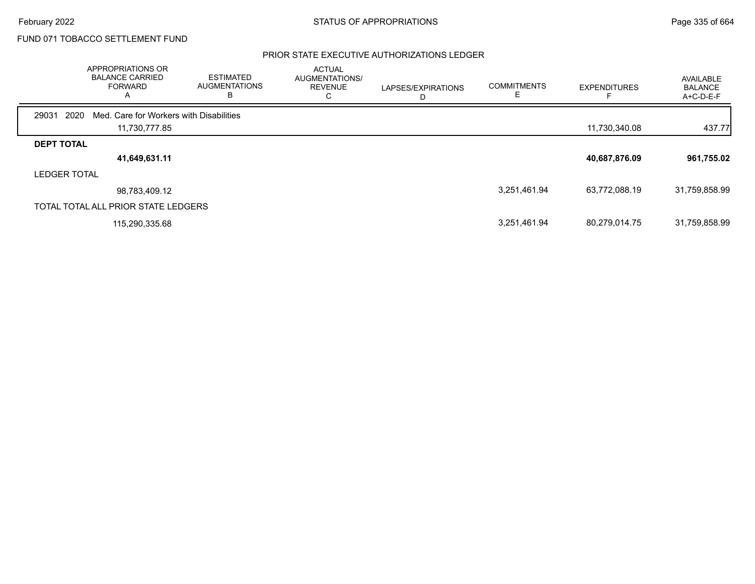FUND 071 TOBACCO SETTLEMENT FUND

## PRIOR STATE EXECUTIVE AUTHORIZATIONS LEDGER

| | APPROPRIATIONS OR BALANCE CARRIED FORWARD A | ESTIMATED AUGMENTATIONS B | ACTUAL AUGMENTATIONS/ REVENUE C | LAPSES/EXPIRATIONS D | COMMITMENTS E | EXPENDITURES F | AVAILABLE BALANCE A+C-D-E-F |
|---|---|---|---|---|---|---|---|
| 29031 2020 Med. Care for Workers with Disabilities | | | | | | | |
| | 11,730,777.85 | | | | | 11,730,340.08 | 437.77 |
| **DEPT TOTAL** | | | | | | | |
| | **41,649,631.11** | | | | | **40,687,876.09** | **961,755.02** |
| LEDGER TOTAL | | | | | | | |
| | 98,783,409.12 | | | | 3,251,461.94 | 63,772,088.19 | 31,759,858.99 |
| TOTAL TOTAL ALL PRIOR STATE LEDGERS | | | | | | | |
| | 115,290,335.68 | | | | 3,251,461.94 | 80,279,014.75 | 31,759,858.99 |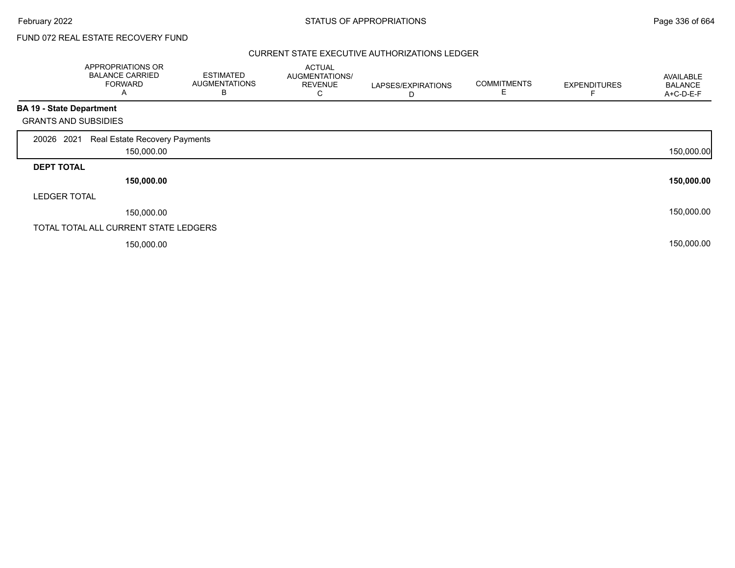FUND 072 REAL ESTATE RECOVERY FUND

## CURRENT STATE EXECUTIVE AUTHORIZATIONS LEDGER

| | APPROPRIATIONS OR BALANCE CARRIED FORWARD A | ESTIMATED AUGMENTATIONS B | ACTUAL AUGMENTATIONS/ REVENUE C | LAPSES/EXPIRATIONS D | COMMITMENTS E | EXPENDITURES F | AVAILABLE BALANCE A+C-D-E-F |
|---|---|---|---|---|---|---|---|
| **BA 19 - State Department** | | | | | | | |
| GRANTS AND SUBSIDIES | | | | | | | |
| 20026 2021 Real Estate Recovery Payments | 150,000.00 | | | | | | 150,000.00 |
| **DEPT TOTAL** | **150,000.00** | | | | | | **150,000.00** |
| LEDGER TOTAL | 150,000.00 | | | | | | 150,000.00 |
| TOTAL TOTAL ALL CURRENT STATE LEDGERS | 150,000.00 | | | | | | 150,000.00 |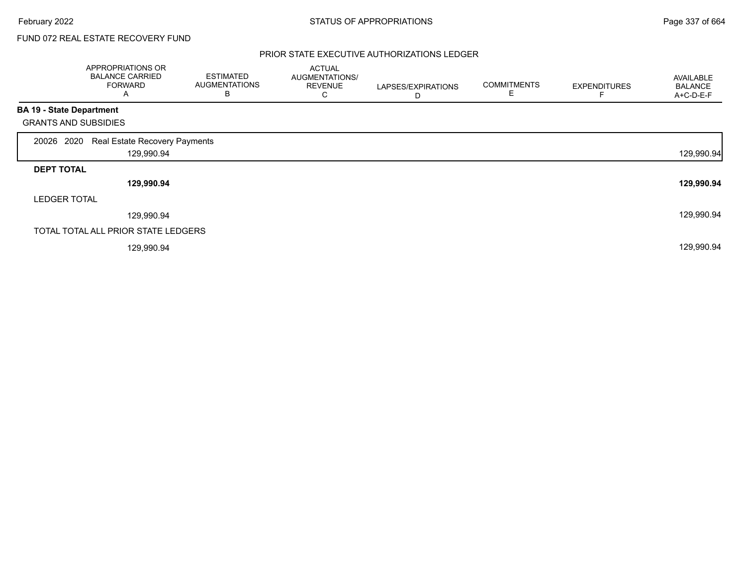FUND 072 REAL ESTATE RECOVERY FUND

## PRIOR STATE EXECUTIVE AUTHORIZATIONS LEDGER

| | APPROPRIATIONS OR BALANCE CARRIED FORWARD A | ESTIMATED AUGMENTATIONS B | ACTUAL AUGMENTATIONS/ REVENUE C | LAPSES/EXPIRATIONS D | COMMITMENTS E | EXPENDITURES F | AVAILABLE BALANCE A+C-D-E-F |
|---|---|---|---|---|---|---|---|
| **BA 19 - State Department** | | | | | | | |
| GRANTS AND SUBSIDIES | | | | | | | |
| 20026 2020 Real Estate Recovery Payments | 129,990.94 | | | | | | 129,990.94 |
| **DEPT TOTAL** | **129,990.94** | | | | | | **129,990.94** |
| LEDGER TOTAL | 129,990.94 | | | | | | 129,990.94 |
| TOTAL TOTAL ALL PRIOR STATE LEDGERS | 129,990.94 | | | | | | 129,990.94 |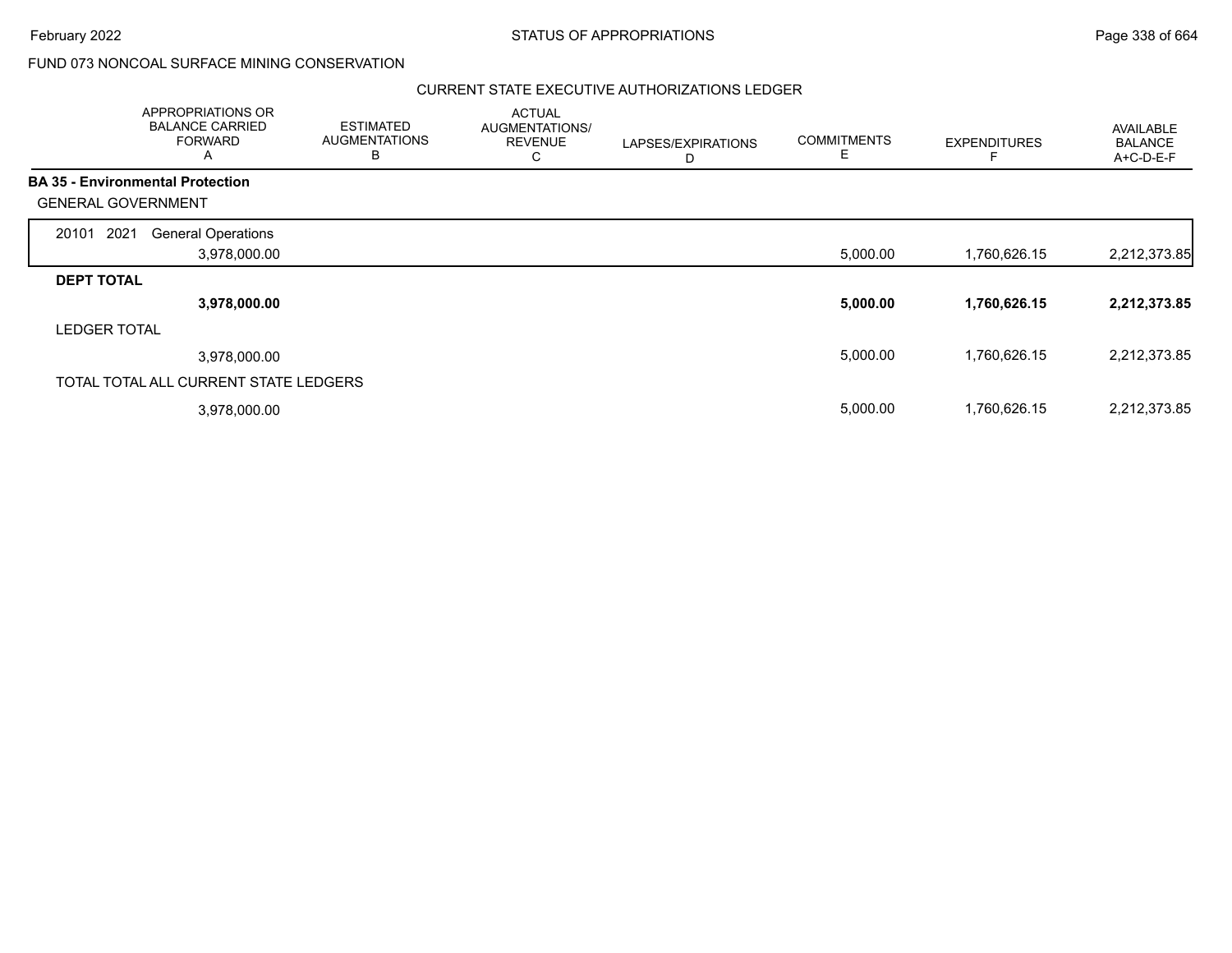FUND 073 NONCOAL SURFACE MINING CONSERVATION

CURRENT STATE EXECUTIVE AUTHORIZATIONS LEDGER

| APPROPRIATIONS OR BALANCE CARRIED FORWARD A | ESTIMATED AUGMENTATIONS B | ACTUAL AUGMENTATIONS/ REVENUE C | LAPSES/EXPIRATIONS D | COMMITMENTS E | EXPENDITURES F | AVAILABLE BALANCE A+C-D-E-F |
|---|---|---|---|---|---|---|
| **BA 35 - Environmental Protection** | | | | | | |
| GENERAL GOVERNMENT | | | | | | |
| 20101 2021 General Operations | | | | | | |
| 3,978,000.00 | | | | 5,000.00 | 1,760,626.15 | 2,212,373.85 |
| **DEPT TOTAL** | | | | | | |
| **3,978,000.00** | | | | **5,000.00** | **1,760,626.15** | **2,212,373.85** |
| LEDGER TOTAL | | | | | | |
| 3,978,000.00 | | | | 5,000.00 | 1,760,626.15 | 2,212,373.85 |
| TOTAL TOTAL ALL CURRENT STATE LEDGERS | | | | | | |
| 3,978,000.00 | | | | 5,000.00 | 1,760,626.15 | 2,212,373.85 |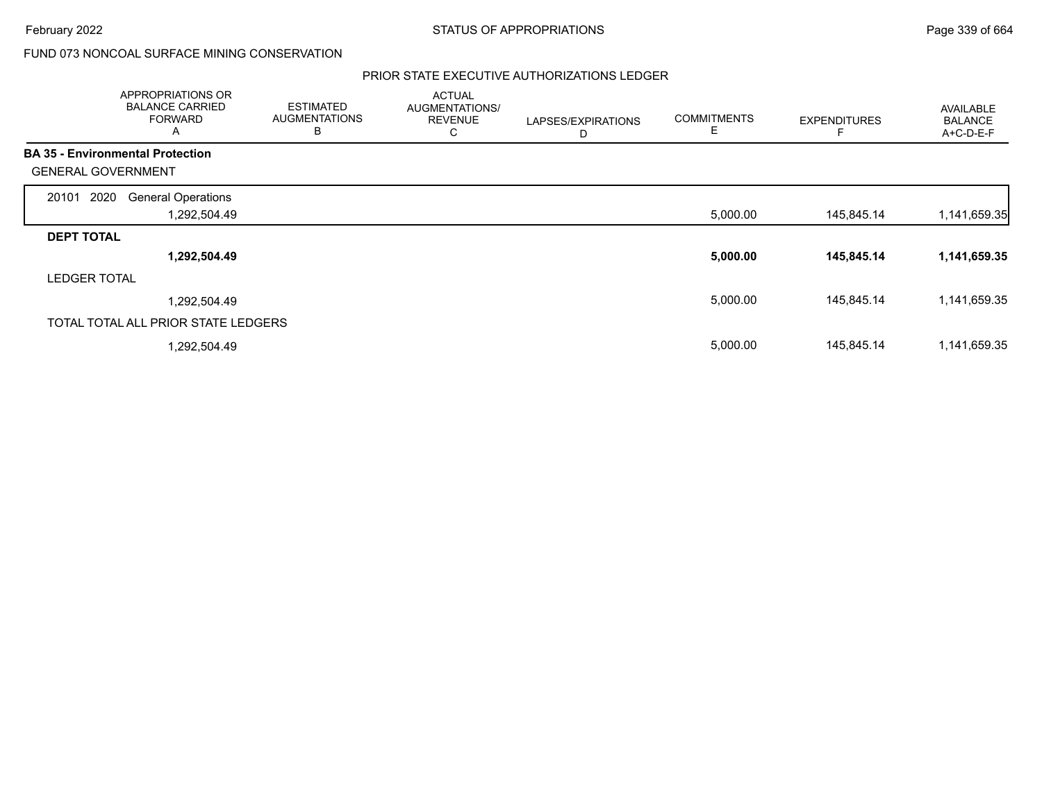FUND 073 NONCOAL SURFACE MINING CONSERVATION

PRIOR STATE EXECUTIVE AUTHORIZATIONS LEDGER

| | APPROPRIATIONS OR BALANCE CARRIED FORWARD A | ESTIMATED AUGMENTATIONS B | ACTUAL AUGMENTATIONS/ REVENUE C | LAPSES/EXPIRATIONS D | COMMITMENTS E | EXPENDITURES F | AVAILABLE BALANCE A+C-D-E-F |
|---|---|---|---|---|---|---|---|
| **BA 35 - Environmental Protection** | | | | | | | |
| GENERAL GOVERNMENT | | | | | | | |
| 20101 2020 General Operations | 1,292,504.49 | | | | 5,000.00 | 145,845.14 | 1,141,659.35 |
| **DEPT TOTAL** | **1,292,504.49** | | | | **5,000.00** | **145,845.14** | **1,141,659.35** |
| LEDGER TOTAL | 1,292,504.49 | | | | 5,000.00 | 145,845.14 | 1,141,659.35 |
| TOTAL TOTAL ALL PRIOR STATE LEDGERS | 1,292,504.49 | | | | 5,000.00 | 145,845.14 | 1,141,659.35 |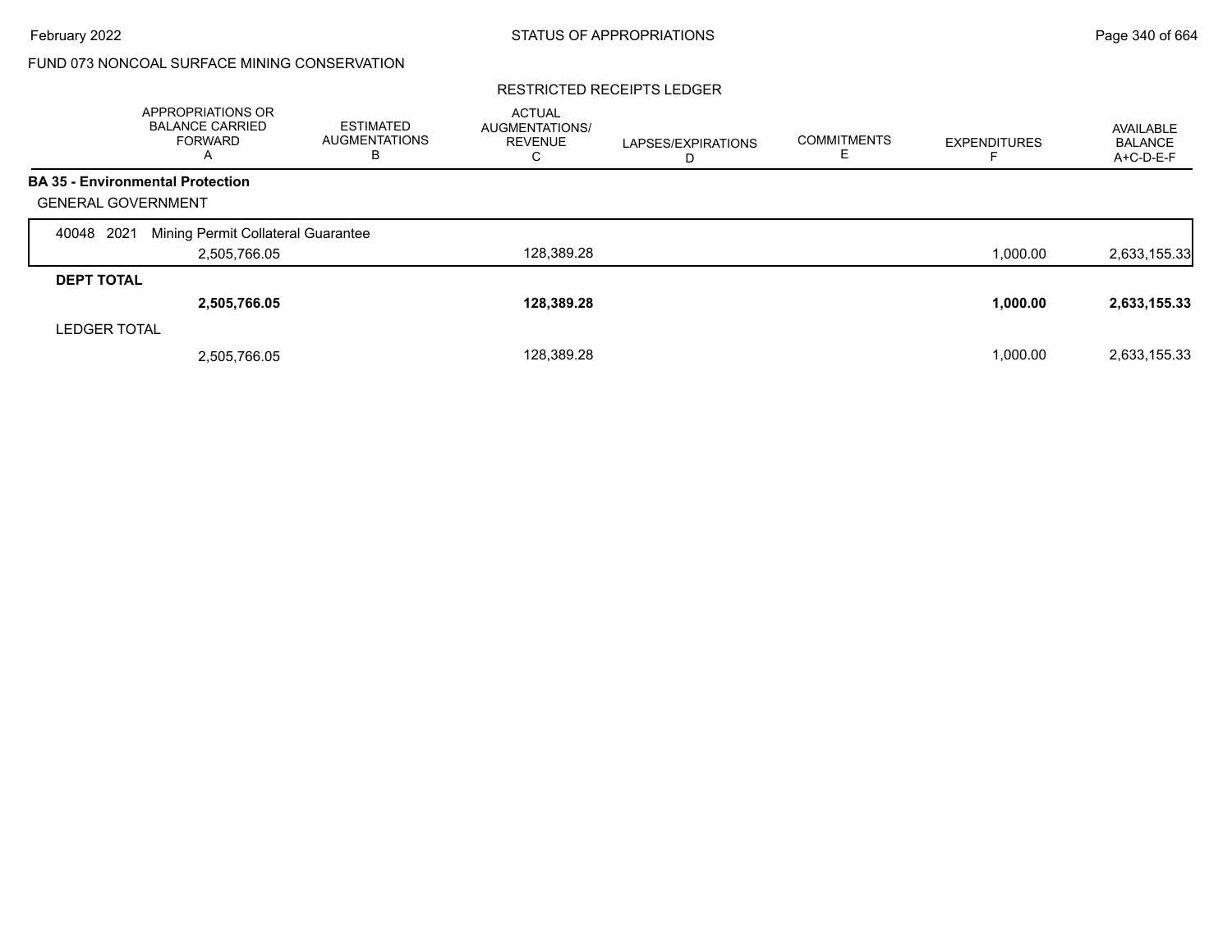FUND 073 NONCOAL SURFACE MINING CONSERVATION

RESTRICTED RECEIPTS LEDGER

| | APPROPRIATIONS OR BALANCE CARRIED FORWARD A | ESTIMATED AUGMENTATIONS B | ACTUAL AUGMENTATIONS/ REVENUE C | LAPSES/EXPIRATIONS D | COMMITMENTS E | EXPENDITURES F | AVAILABLE BALANCE A+C-D-E-F |
|---|---|---|---|---|---|---|---|
| **BA 35 - Environmental Protection** | | | | | | | |
| GENERAL GOVERNMENT | | | | | | | |
| 40048 2021 Mining Permit Collateral Guarantee | 2,505,766.05 | | 128,389.28 | | | 1,000.00 | 2,633,155.33 |
| **DEPT TOTAL** | **2,505,766.05** | | **128,389.28** | | | **1,000.00** | **2,633,155.33** |
| LEDGER TOTAL | 2,505,766.05 | | 128,389.28 | | | 1,000.00 | 2,633,155.33 |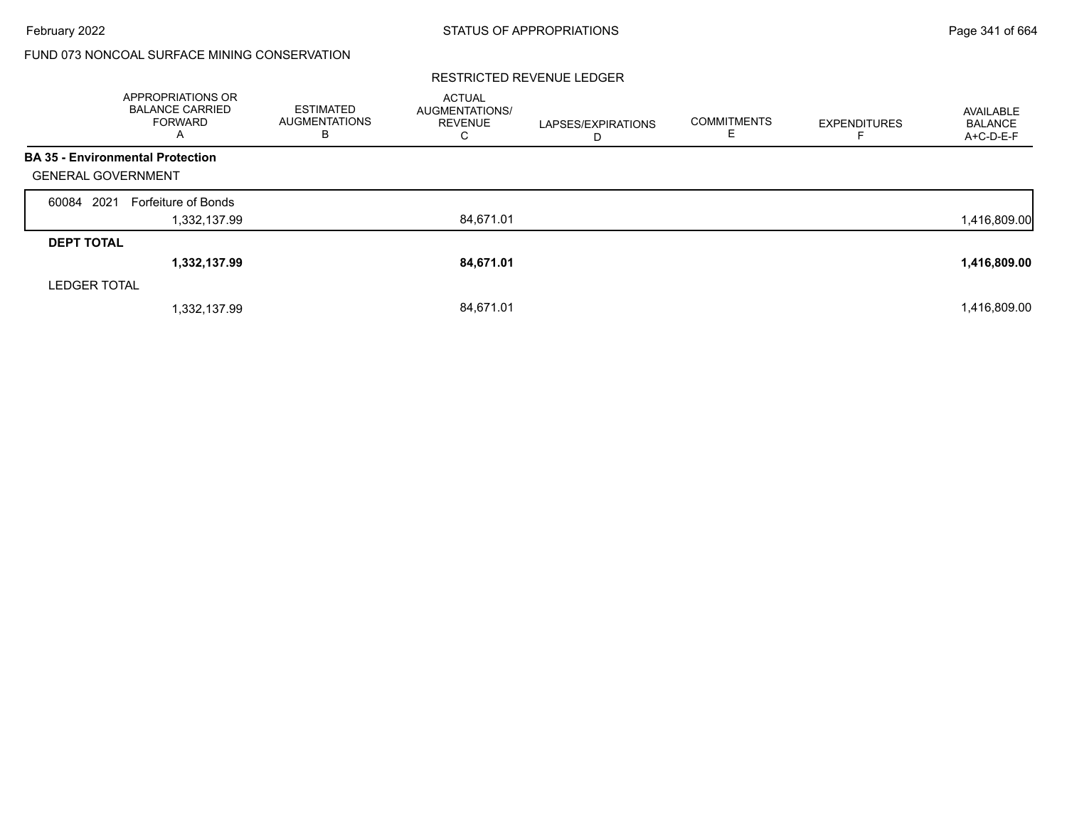FUND 073 NONCOAL SURFACE MINING CONSERVATION

RESTRICTED REVENUE LEDGER

| | APPROPRIATIONS OR BALANCE CARRIED FORWARD A | ESTIMATED AUGMENTATIONS B | ACTUAL AUGMENTATIONS/ REVENUE C | LAPSES/EXPIRATIONS D | COMMITMENTS E | EXPENDITURES F | AVAILABLE BALANCE A+C-D-E-F |
|---|---|---|---|---|---|---|---|
| **BA 35 - Environmental Protection** | | | | | | | |
| GENERAL GOVERNMENT | | | | | | | |
| 60084 2021 Forfeiture of Bonds | 1,332,137.99 | | 84,671.01 | | | | 1,416,809.00 |
| **DEPT TOTAL** | **1,332,137.99** | | **84,671.01** | | | | **1,416,809.00** |
| LEDGER TOTAL | 1,332,137.99 | | 84,671.01 | | | | 1,416,809.00 |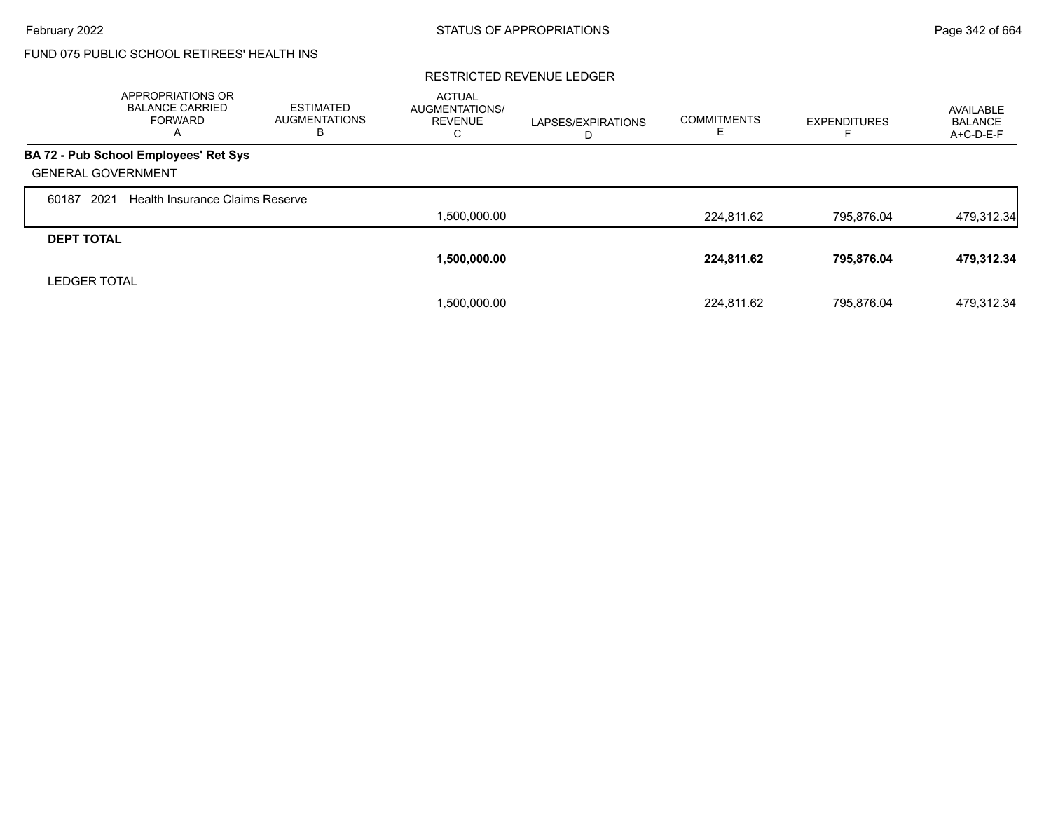FUND 075 PUBLIC SCHOOL RETIREES' HEALTH INS

RESTRICTED REVENUE LEDGER

| | APPROPRIATIONS OR BALANCE CARRIED FORWARD A | ESTIMATED AUGMENTATIONS B | ACTUAL AUGMENTATIONS/ REVENUE C | LAPSES/EXPIRATIONS D | COMMITMENTS E | EXPENDITURES F | AVAILABLE BALANCE A+C-D-E-F |
|---|---|---|---|---|---|---|---|
| **BA 72 - Pub School Employees' Ret Sys** | | | | | | | |
| GENERAL GOVERNMENT | | | | | | | |
| 60187 2021 Health Insurance Claims Reserve | | | 1,500,000.00 | | 224,811.62 | 795,876.04 | 479,312.34 |
| **DEPT TOTAL** | | | **1,500,000.00** | | **224,811.62** | **795,876.04** | **479,312.34** |
| LEDGER TOTAL | | | 1,500,000.00 | | 224,811.62 | 795,876.04 | 479,312.34 |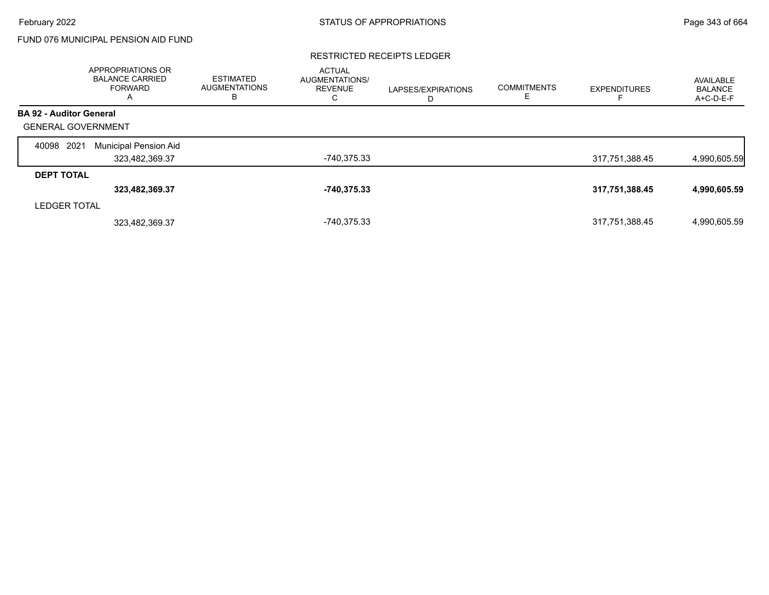FUND 076 MUNICIPAL PENSION AID FUND

RESTRICTED RECEIPTS LEDGER

| | APPROPRIATIONS OR BALANCE CARRIED FORWARD A | ESTIMATED AUGMENTATIONS B | ACTUAL AUGMENTATIONS/ REVENUE C | LAPSES/EXPIRATIONS D | COMMITMENTS E | EXPENDITURES F | AVAILABLE BALANCE A+C-D-E-F |
|---|---|---|---|---|---|---|---|
| **BA 92 - Auditor General** | | | | | | | |
| GENERAL GOVERNMENT | | | | | | | |
| 40098 2021 Municipal Pension Aid | 323,482,369.37 | | -740,375.33 | | | 317,751,388.45 | 4,990,605.59 |
| **DEPT TOTAL** | **323,482,369.37** | | **-740,375.33** | | | **317,751,388.45** | **4,990,605.59** |
| LEDGER TOTAL | 323,482,369.37 | | -740,375.33 | | | 317,751,388.45 | 4,990,605.59 |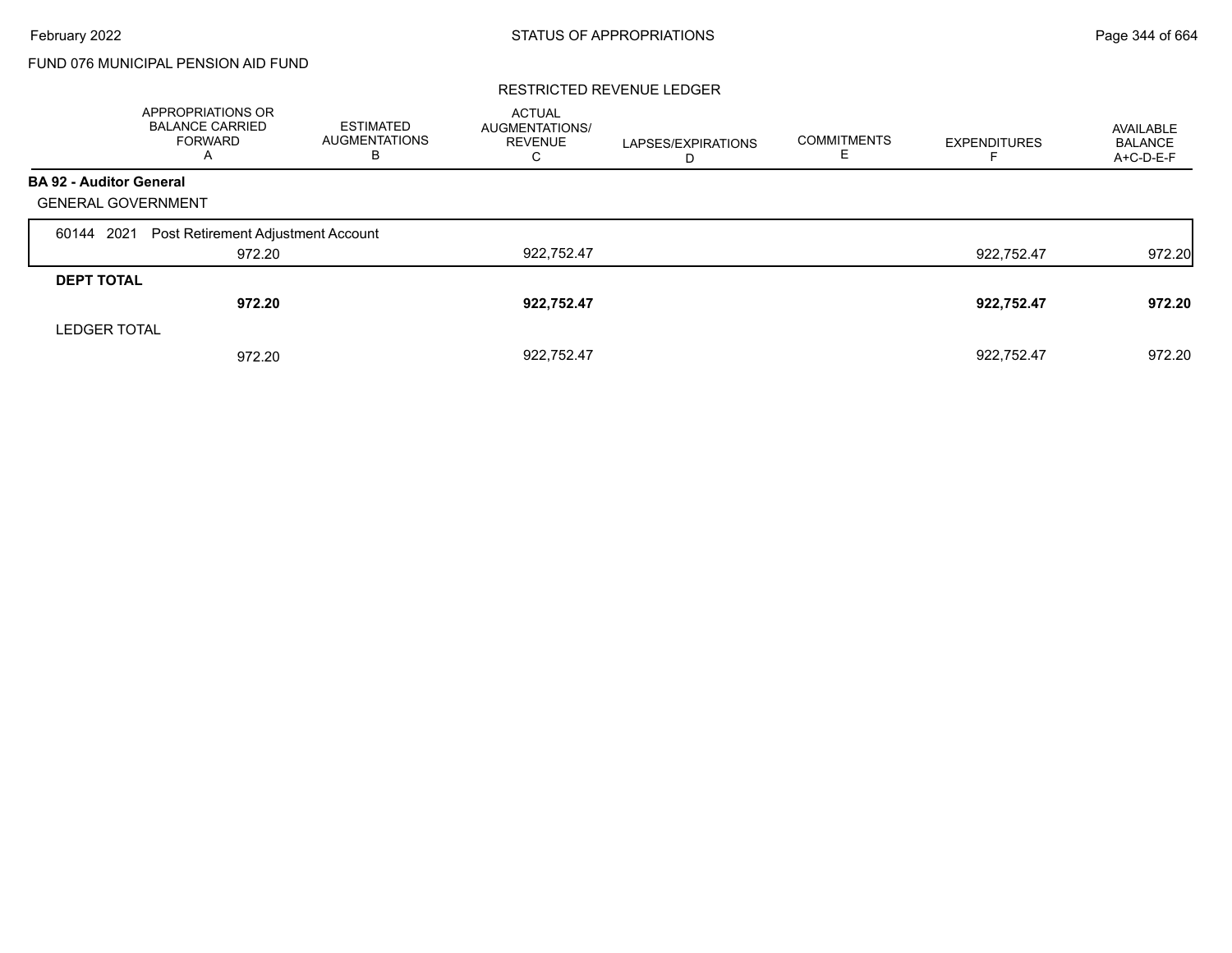FUND 076 MUNICIPAL PENSION AID FUND

## RESTRICTED REVENUE LEDGER

| | APPROPRIATIONS OR BALANCE CARRIED FORWARD A | ESTIMATED AUGMENTATIONS B | ACTUAL AUGMENTATIONS/ REVENUE C | LAPSES/EXPIRATIONS D | COMMITMENTS E | EXPENDITURES F | AVAILABLE BALANCE A+C-D-E-F |
|---|---|---|---|---|---|---|---|
| **BA 92 - Auditor General** | | | | | | | |
| GENERAL GOVERNMENT | | | | | | | |
| 60144 2021 Post Retirement Adjustment Account | 972.20 | | 922,752.47 | | | 922,752.47 | 972.20 |
| **DEPT TOTAL** | **972.20** | | **922,752.47** | | | **922,752.47** | **972.20** |
| LEDGER TOTAL | 972.20 | | 922,752.47 | | | 922,752.47 | 972.20 |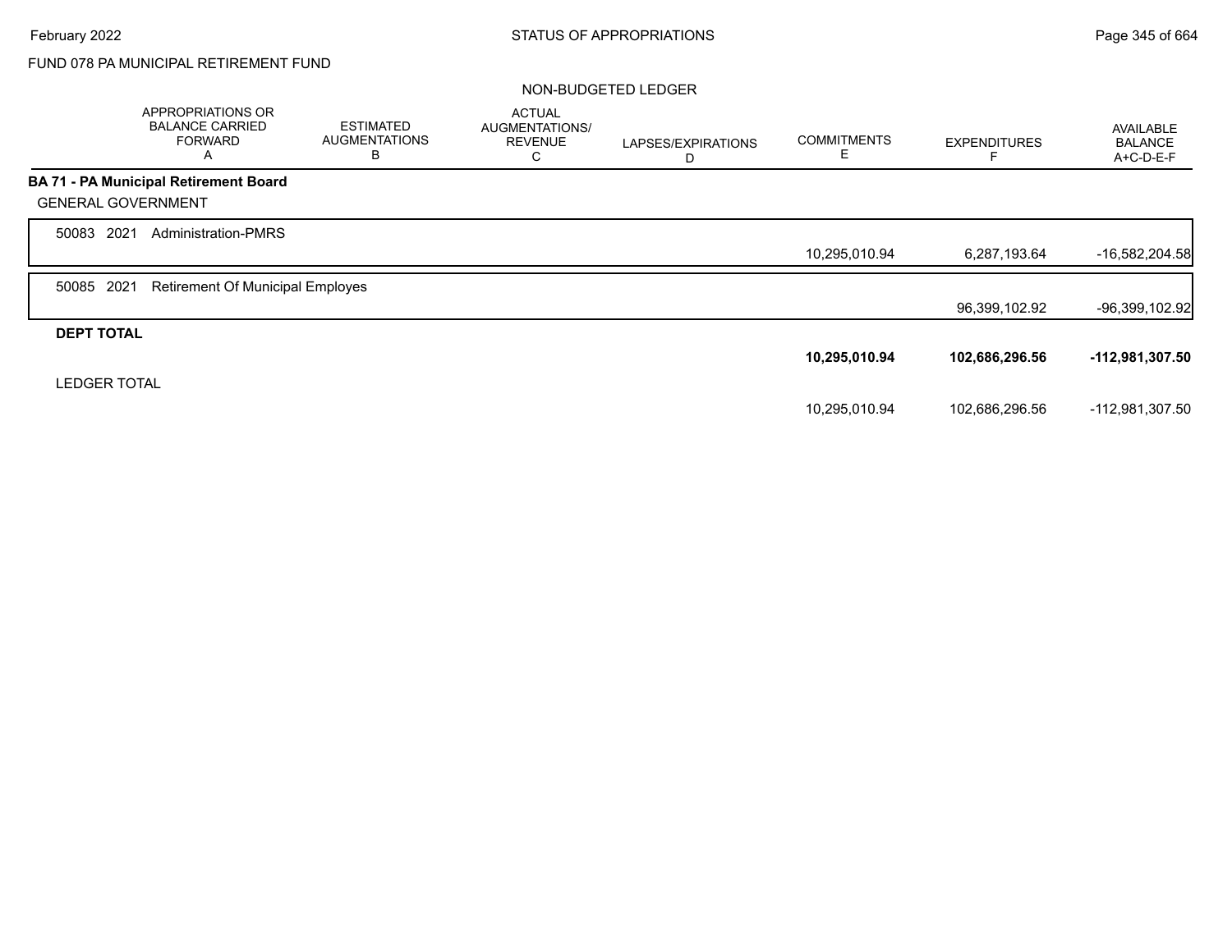FUND 078 PA MUNICIPAL RETIREMENT FUND

NON-BUDGETED LEDGER

| | APPROPRIATIONS OR BALANCE CARRIED FORWARD A | ESTIMATED AUGMENTATIONS B | ACTUAL AUGMENTATIONS/ REVENUE C | LAPSES/EXPIRATIONS D | COMMITMENTS E | EXPENDITURES F | AVAILABLE BALANCE A+C-D-E-F |
|---|---|---|---|---|---|---|---|
| **BA 71 - PA Municipal Retirement Board** | | | | | | | |
| GENERAL GOVERNMENT | | | | | | | |
| 50083 2021 Administration-PMRS | | | | | 10,295,010.94 | 6,287,193.64 | -16,582,204.58 |
| 50085 2021 Retirement Of Municipal Employes | | | | | | 96,399,102.92 | -96,399,102.92 |
| **DEPT TOTAL** | | | | | **10,295,010.94** | **102,686,296.56** | **-112,981,307.50** |
| LEDGER TOTAL | | | | | 10,295,010.94 | 102,686,296.56 | -112,981,307.50 |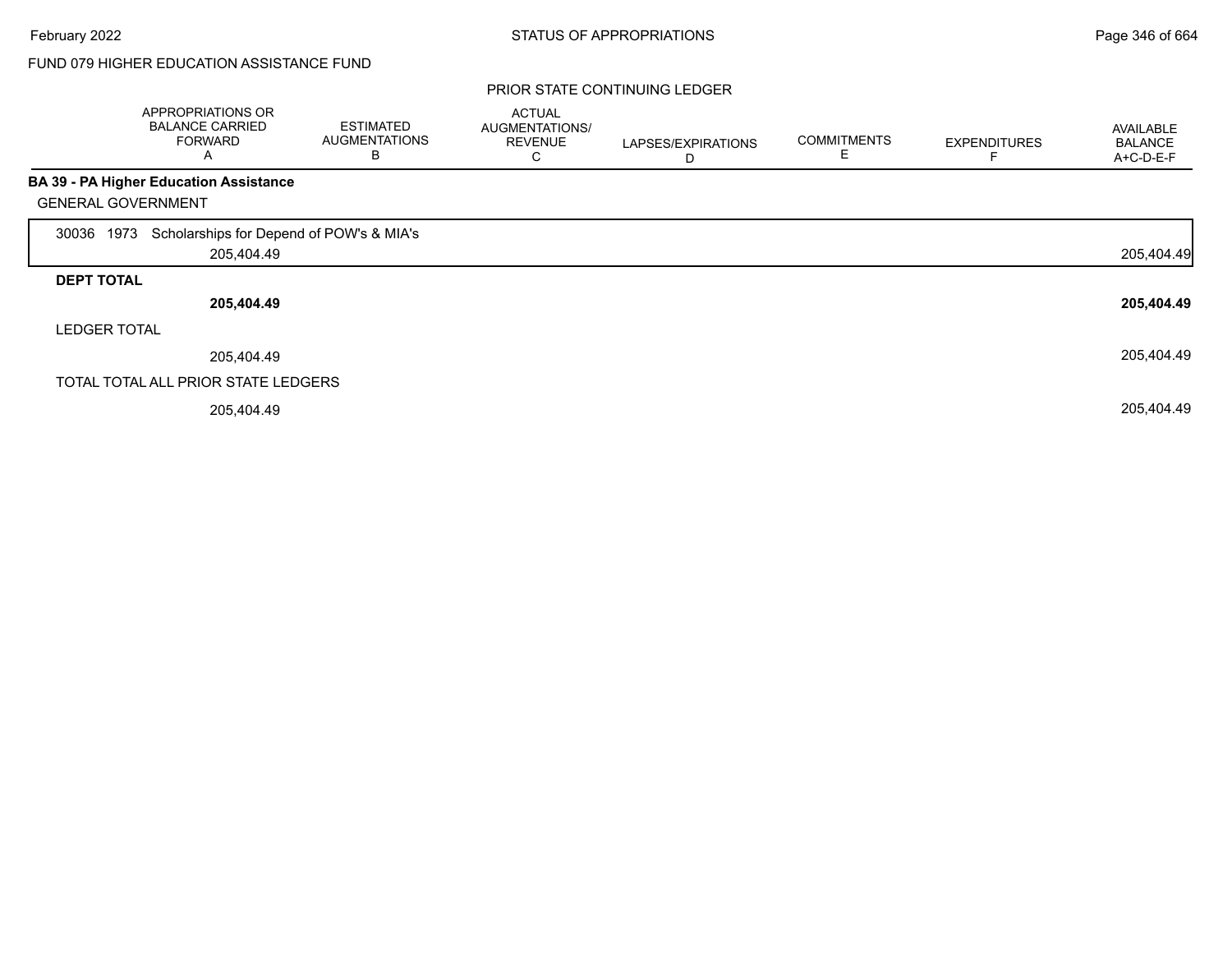FUND 079 HIGHER EDUCATION ASSISTANCE FUND

PRIOR STATE CONTINUING LEDGER

| | APPROPRIATIONS OR BALANCE CARRIED FORWARD A | ESTIMATED AUGMENTATIONS B | ACTUAL AUGMENTATIONS/ REVENUE C | LAPSES/EXPIRATIONS D | COMMITMENTS E | EXPENDITURES F | AVAILABLE BALANCE A+C-D-E-F |
|---|---|---|---|---|---|---|---|
| **BA 39 - PA Higher Education Assistance** | | | | | | | |
| GENERAL GOVERNMENT | | | | | | | |
| 30036 1973 Scholarships for Depend of POW's & MIA's | 205,404.49 | | | | | | 205,404.49 |
| **DEPT TOTAL** | **205,404.49** | | | | | | **205,404.49** |
| LEDGER TOTAL | 205,404.49 | | | | | | 205,404.49 |
| TOTAL TOTAL ALL PRIOR STATE LEDGERS | 205,404.49 | | | | | | 205,404.49 |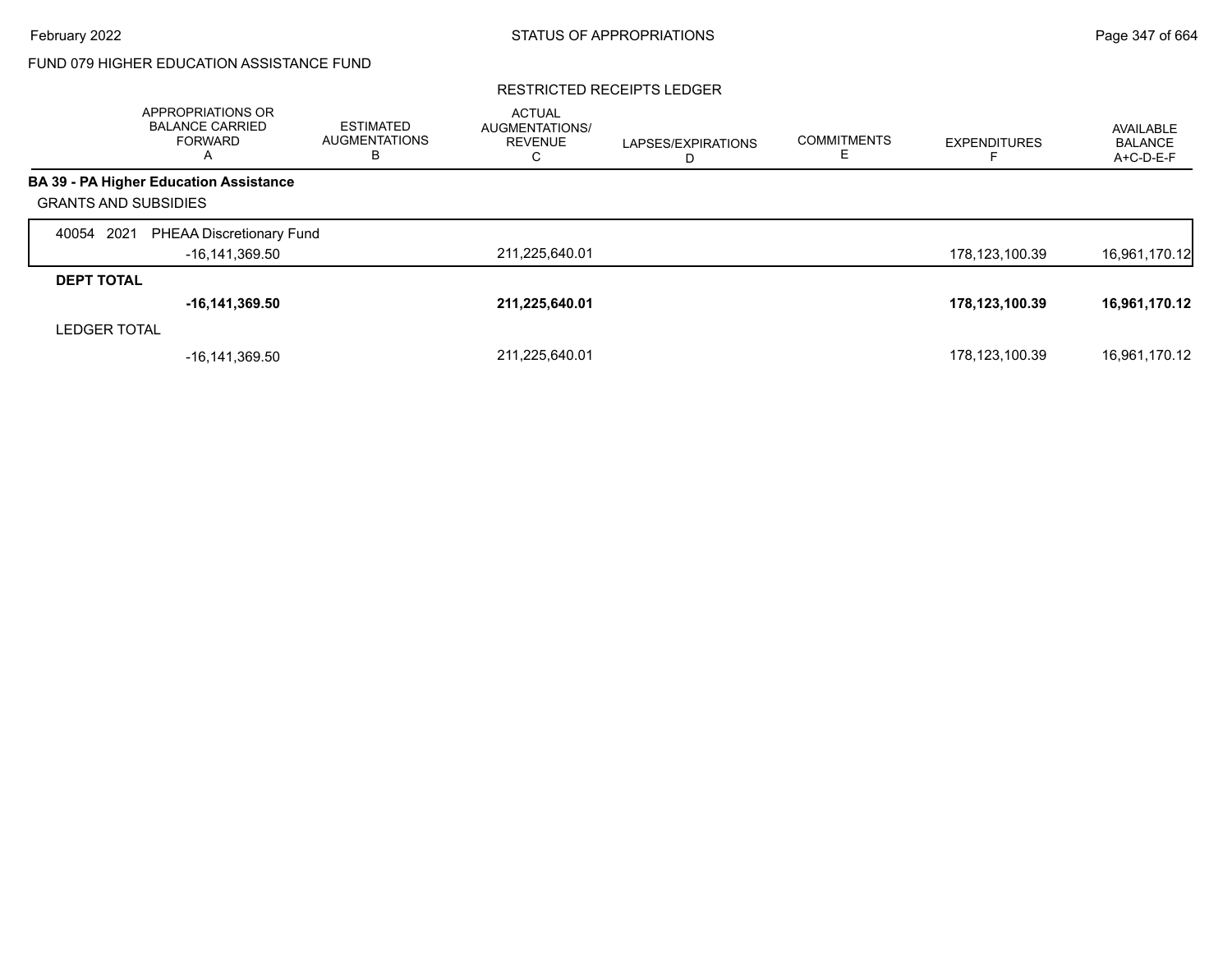FUND 079 HIGHER EDUCATION ASSISTANCE FUND

RESTRICTED RECEIPTS LEDGER

| | APPROPRIATIONS OR BALANCE CARRIED FORWARD A | ESTIMATED AUGMENTATIONS B | ACTUAL AUGMENTATIONS/ REVENUE C | LAPSES/EXPIRATIONS D | COMMITMENTS E | EXPENDITURES F | AVAILABLE BALANCE A+C-D-E-F |
|---|---|---|---|---|---|---|---|
| **BA 39 - PA Higher Education Assistance** | | | | | | | |
| GRANTS AND SUBSIDIES | | | | | | | |
| 40054 2021 PHEAA Discretionary Fund | | | | | | | |
| | -16,141,369.50 | | 211,225,640.01 | | | 178,123,100.39 | 16,961,170.12 |
| **DEPT TOTAL** | | | | | | | |
| | **-16,141,369.50** | | **211,225,640.01** | | | **178,123,100.39** | **16,961,170.12** |
| LEDGER TOTAL | | | | | | | |
| | -16,141,369.50 | | 211,225,640.01 | | | 178,123,100.39 | 16,961,170.12 |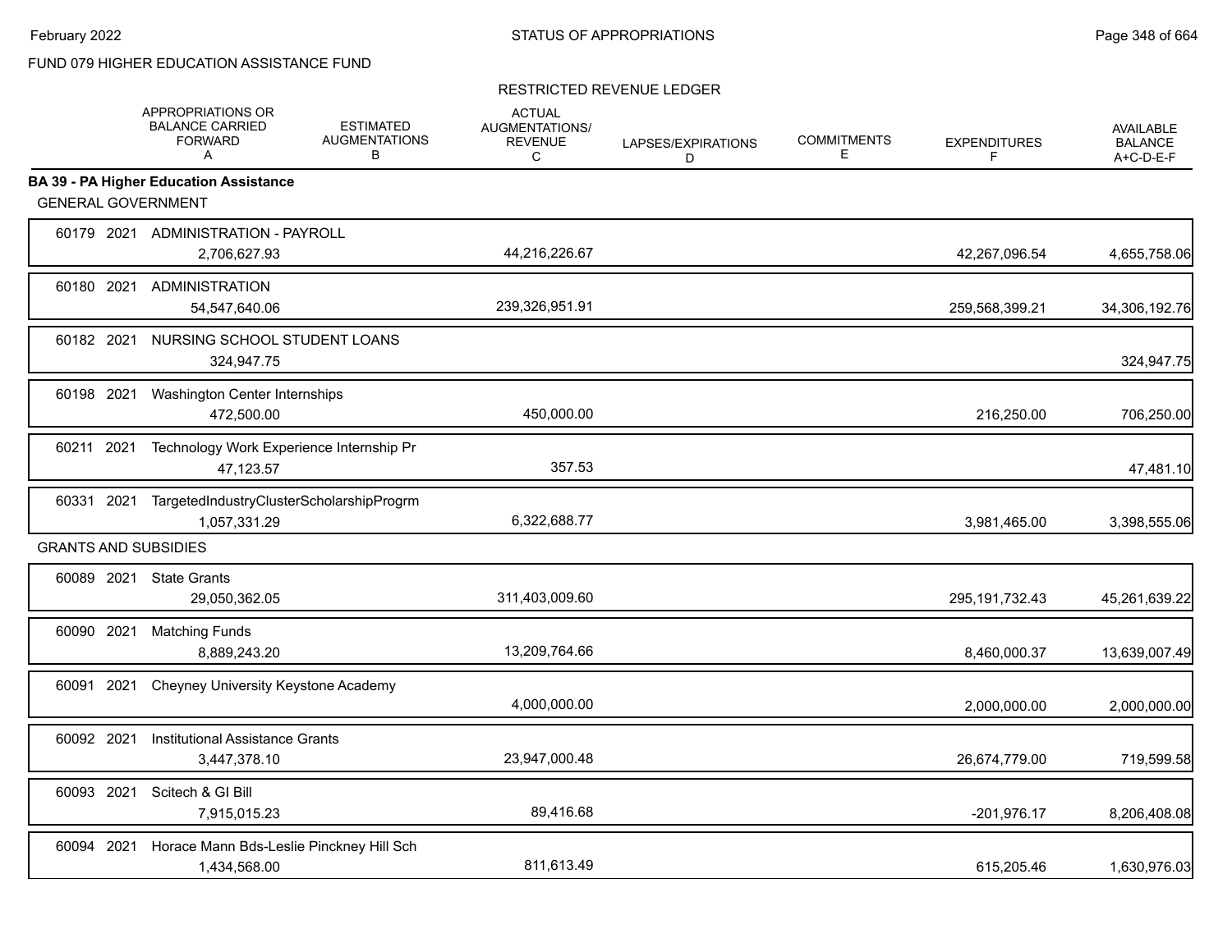FUND 079 HIGHER EDUCATION ASSISTANCE FUND

RESTRICTED REVENUE LEDGER

| | APPROPRIATIONS OR BALANCE CARRIED FORWARD A | ESTIMATED AUGMENTATIONS B | ACTUAL AUGMENTATIONS/ REVENUE C | LAPSES/EXPIRATIONS D | COMMITMENTS E | EXPENDITURES F | AVAILABLE BALANCE A+C-D-E-F |
|---|---|---|---|---|---|---|---|
| **BA 39 - PA Higher Education Assistance** | | | | | | | |
| GENERAL GOVERNMENT | | | | | | | |
| 60179 2021 ADMINISTRATION - PAYROLL | 2,706,627.93 | | 44,216,226.67 | | | 42,267,096.54 | 4,655,758.06 |
| 60180 2021 ADMINISTRATION | 54,547,640.06 | | 239,326,951.91 | | | 259,568,399.21 | 34,306,192.76 |
| 60182 2021 NURSING SCHOOL STUDENT LOANS | 324,947.75 | | | | | | 324,947.75 |
| 60198 2021 Washington Center Internships | 472,500.00 | | 450,000.00 | | | 216,250.00 | 706,250.00 |
| 60211 2021 Technology Work Experience Internship Pr | 47,123.57 | | 357.53 | | | | 47,481.10 |
| 60331 2021 TargetedIndustryClusterScholarshipProgrm | 1,057,331.29 | | 6,322,688.77 | | | 3,981,465.00 | 3,398,555.06 |
| GRANTS AND SUBSIDIES | | | | | | | |
| 60089 2021 State Grants | 29,050,362.05 | | 311,403,009.60 | | | 295,191,732.43 | 45,261,639.22 |
| 60090 2021 Matching Funds | 8,889,243.20 | | 13,209,764.66 | | | 8,460,000.37 | 13,639,007.49 |
| 60091 2021 Cheyney University Keystone Academy | | | 4,000,000.00 | | | 2,000,000.00 | 2,000,000.00 |
| 60092 2021 Institutional Assistance Grants | 3,447,378.10 | | 23,947,000.48 | | | 26,674,779.00 | 719,599.58 |
| 60093 2021 Scitech & GI Bill | 7,915,015.23 | | 89,416.68 | | | -201,976.17 | 8,206,408.08 |
| 60094 2021 Horace Mann Bds-Leslie Pinckney Hill Sch | 1,434,568.00 | | 811,613.49 | | | 615,205.46 | 1,630,976.03 |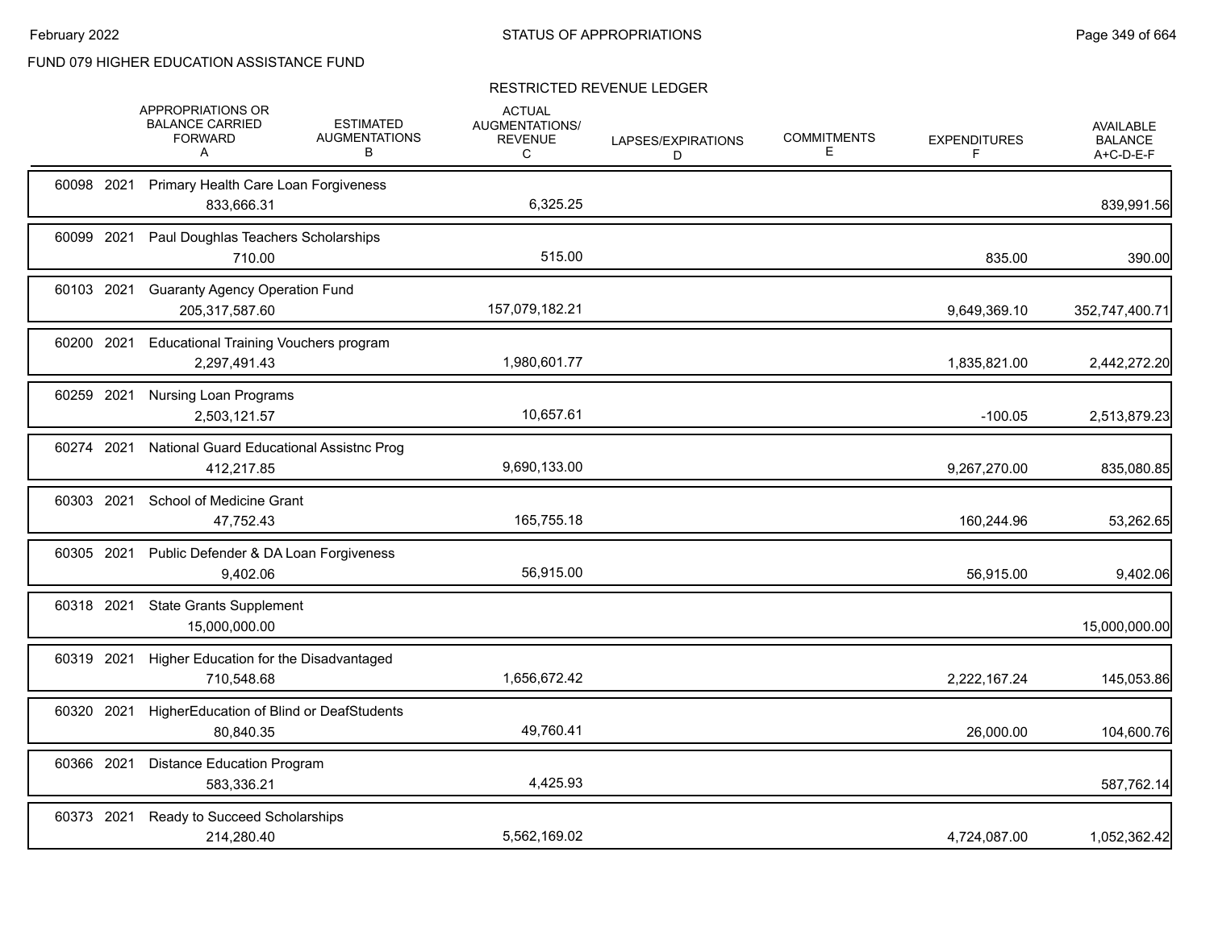FUND 079 HIGHER EDUCATION ASSISTANCE FUND

RESTRICTED REVENUE LEDGER

| | APPROPRIATIONS OR BALANCE CARRIED FORWARD A | ESTIMATED AUGMENTATIONS B | ACTUAL AUGMENTATIONS/ REVENUE C | LAPSES/EXPIRATIONS D | COMMITMENTS E | EXPENDITURES F | AVAILABLE BALANCE A+C-D-E-F |
|---|---|---|---|---|---|---|---|
| 60098 2021 Primary Health Care Loan Forgiveness | 833,666.31 | | 6,325.25 | | | | 839,991.56 |
| 60099 2021 Paul Doughlas Teachers Scholarships | 710.00 | | 515.00 | | | 835.00 | 390.00 |
| 60103 2021 Guaranty Agency Operation Fund | 205,317,587.60 | | 157,079,182.21 | | | 9,649,369.10 | 352,747,400.71 |
| 60200 2021 Educational Training Vouchers program | 2,297,491.43 | | 1,980,601.77 | | | 1,835,821.00 | 2,442,272.20 |
| 60259 2021 Nursing Loan Programs | 2,503,121.57 | | 10,657.61 | | | -100.05 | 2,513,879.23 |
| 60274 2021 National Guard Educational Assistnc Prog | 412,217.85 | | 9,690,133.00 | | | 9,267,270.00 | 835,080.85 |
| 60303 2021 School of Medicine Grant | 47,752.43 | | 165,755.18 | | | 160,244.96 | 53,262.65 |
| 60305 2021 Public Defender & DA Loan Forgiveness | 9,402.06 | | 56,915.00 | | | 56,915.00 | 9,402.06 |
| 60318 2021 State Grants Supplement | 15,000,000.00 | | | | | | 15,000,000.00 |
| 60319 2021 Higher Education for the Disadvantaged | 710,548.68 | | 1,656,672.42 | | | 2,222,167.24 | 145,053.86 |
| 60320 2021 HigherEducation of Blind or DeafStudents | 80,840.35 | | 49,760.41 | | | 26,000.00 | 104,600.76 |
| 60366 2021 Distance Education Program | 583,336.21 | | 4,425.93 | | | | 587,762.14 |
| 60373 2021 Ready to Succeed Scholarships | 214,280.40 | | 5,562,169.02 | | | 4,724,087.00 | 1,052,362.42 |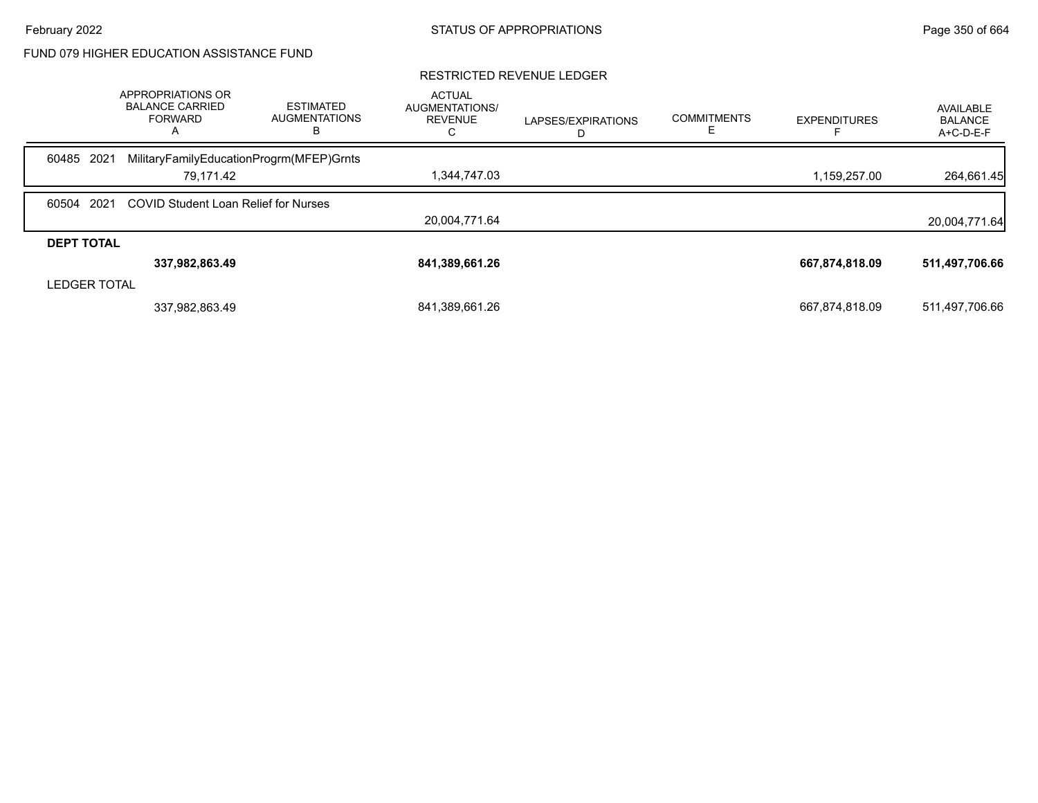FUND 079 HIGHER EDUCATION ASSISTANCE FUND

RESTRICTED REVENUE LEDGER

| | APPROPRIATIONS OR BALANCE CARRIED FORWARD A | ESTIMATED AUGMENTATIONS B | ACTUAL AUGMENTATIONS/ REVENUE C | LAPSES/EXPIRATIONS D | COMMITMENTS E | EXPENDITURES F | AVAILABLE BALANCE A+C-D-E-F |
|---|---|---|---|---|---|---|---|
| 60485 2021 MilitaryFamilyEducationProgrm(MFEP)Grnts | | | | | | | |
| | 79,171.42 | | 1,344,747.03 | | | 1,159,257.00 | 264,661.45 |
| 60504 2021 COVID Student Loan Relief for Nurses | | | | | | | |
| | | | 20,004,771.64 | | | | 20,004,771.64 |
| **DEPT TOTAL** | | | | | | | |
| | **337,982,863.49** | | **841,389,661.26** | | | **667,874,818.09** | **511,497,706.66** |
| LEDGER TOTAL | | | | | | | |
| | 337,982,863.49 | | 841,389,661.26 | | | 667,874,818.09 | 511,497,706.66 |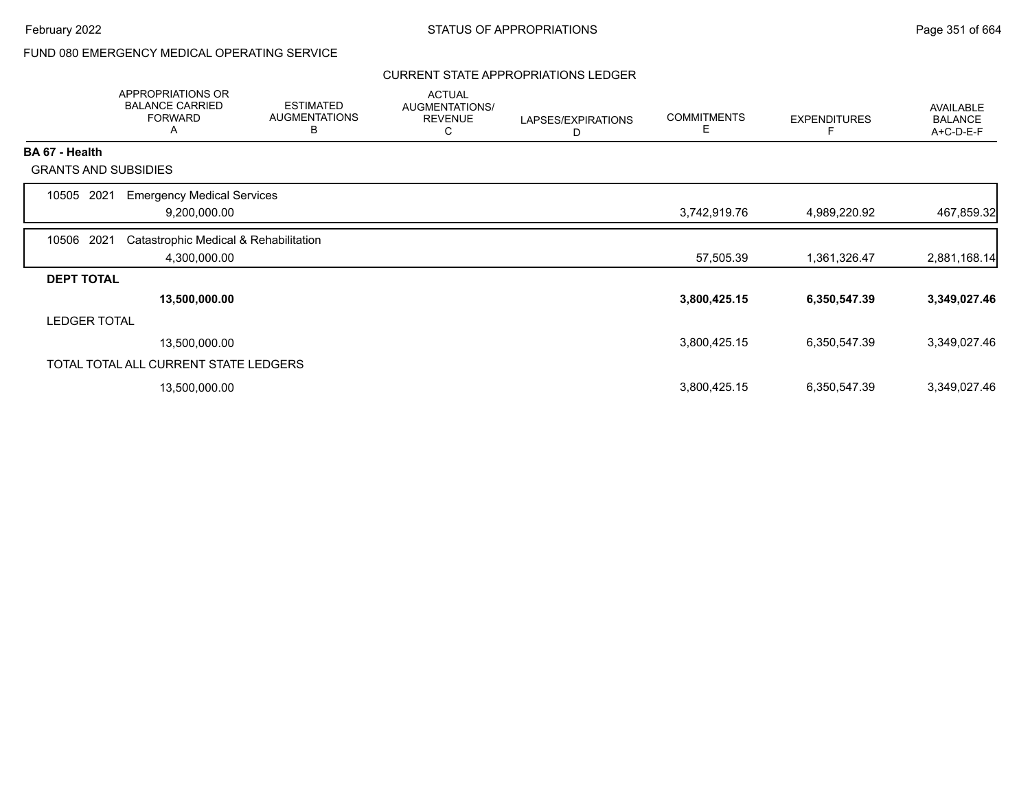FUND 080 EMERGENCY MEDICAL OPERATING SERVICE

CURRENT STATE APPROPRIATIONS LEDGER

| | APPROPRIATIONS OR BALANCE CARRIED FORWARD A | ESTIMATED AUGMENTATIONS B | ACTUAL AUGMENTATIONS/ REVENUE C | LAPSES/EXPIRATIONS D | COMMITMENTS E | EXPENDITURES F | AVAILABLE BALANCE A+C-D-E-F |
|---|---|---|---|---|---|---|---|
| **BA 67 - Health** | | | | | | | |
| GRANTS AND SUBSIDIES | | | | | | | |
| 10505 2021 Emergency Medical Services | 9,200,000.00 | | | | 3,742,919.76 | 4,989,220.92 | 467,859.32 |
| 10506 2021 Catastrophic Medical & Rehabilitation | 4,300,000.00 | | | | 57,505.39 | 1,361,326.47 | 2,881,168.14 |
| **DEPT TOTAL** | **13,500,000.00** | | | | **3,800,425.15** | **6,350,547.39** | **3,349,027.46** |
| LEDGER TOTAL | 13,500,000.00 | | | | 3,800,425.15 | 6,350,547.39 | 3,349,027.46 |
| TOTAL TOTAL ALL CURRENT STATE LEDGERS | 13,500,000.00 | | | | 3,800,425.15 | 6,350,547.39 | 3,349,027.46 |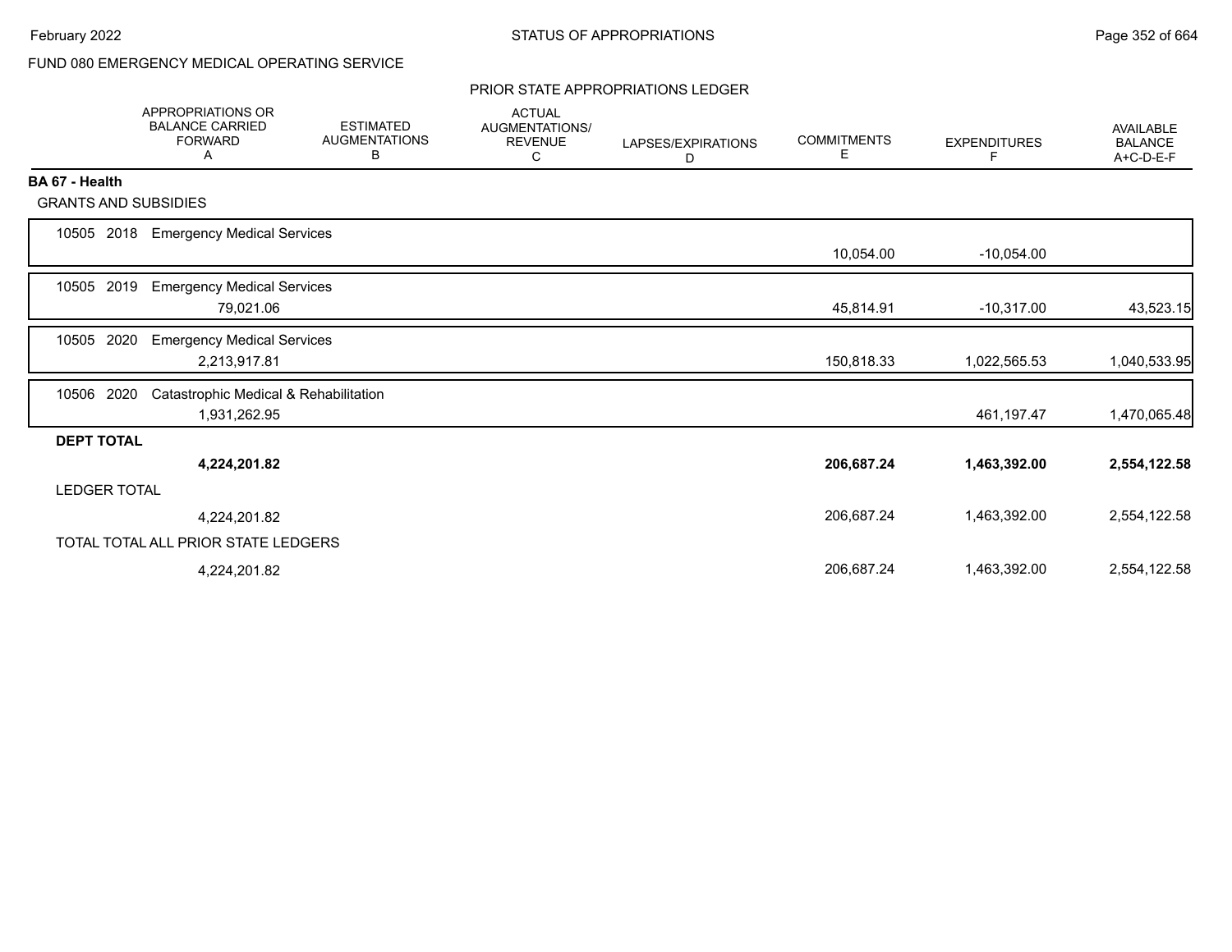FUND 080 EMERGENCY MEDICAL OPERATING SERVICE

## PRIOR STATE APPROPRIATIONS LEDGER

| | APPROPRIATIONS OR BALANCE CARRIED FORWARD A | ESTIMATED AUGMENTATIONS B | ACTUAL AUGMENTATIONS/ REVENUE C | LAPSES/EXPIRATIONS D | COMMITMENTS E | EXPENDITURES F | AVAILABLE BALANCE A+C-D-E-F |
|---|---|---|---|---|---|---|---|
| **BA 67 - Health** | | | | | | | |
| GRANTS AND SUBSIDIES | | | | | | | |
| 10505 2018 Emergency Medical Services | | | | | 10,054.00 | -10,054.00 | |
| 10505 2019 Emergency Medical Services | 79,021.06 | | | | 45,814.91 | -10,317.00 | 43,523.15 |
| 10505 2020 Emergency Medical Services | 2,213,917.81 | | | | 150,818.33 | 1,022,565.53 | 1,040,533.95 |
| 10506 2020 Catastrophic Medical & Rehabilitation | 1,931,262.95 | | | | | 461,197.47 | 1,470,065.48 |
| **DEPT TOTAL** | **4,224,201.82** | | | | **206,687.24** | **1,463,392.00** | **2,554,122.58** |
| LEDGER TOTAL | 4,224,201.82 | | | | 206,687.24 | 1,463,392.00 | 2,554,122.58 |
| TOTAL TOTAL ALL PRIOR STATE LEDGERS | 4,224,201.82 | | | | 206,687.24 | 1,463,392.00 | 2,554,122.58 |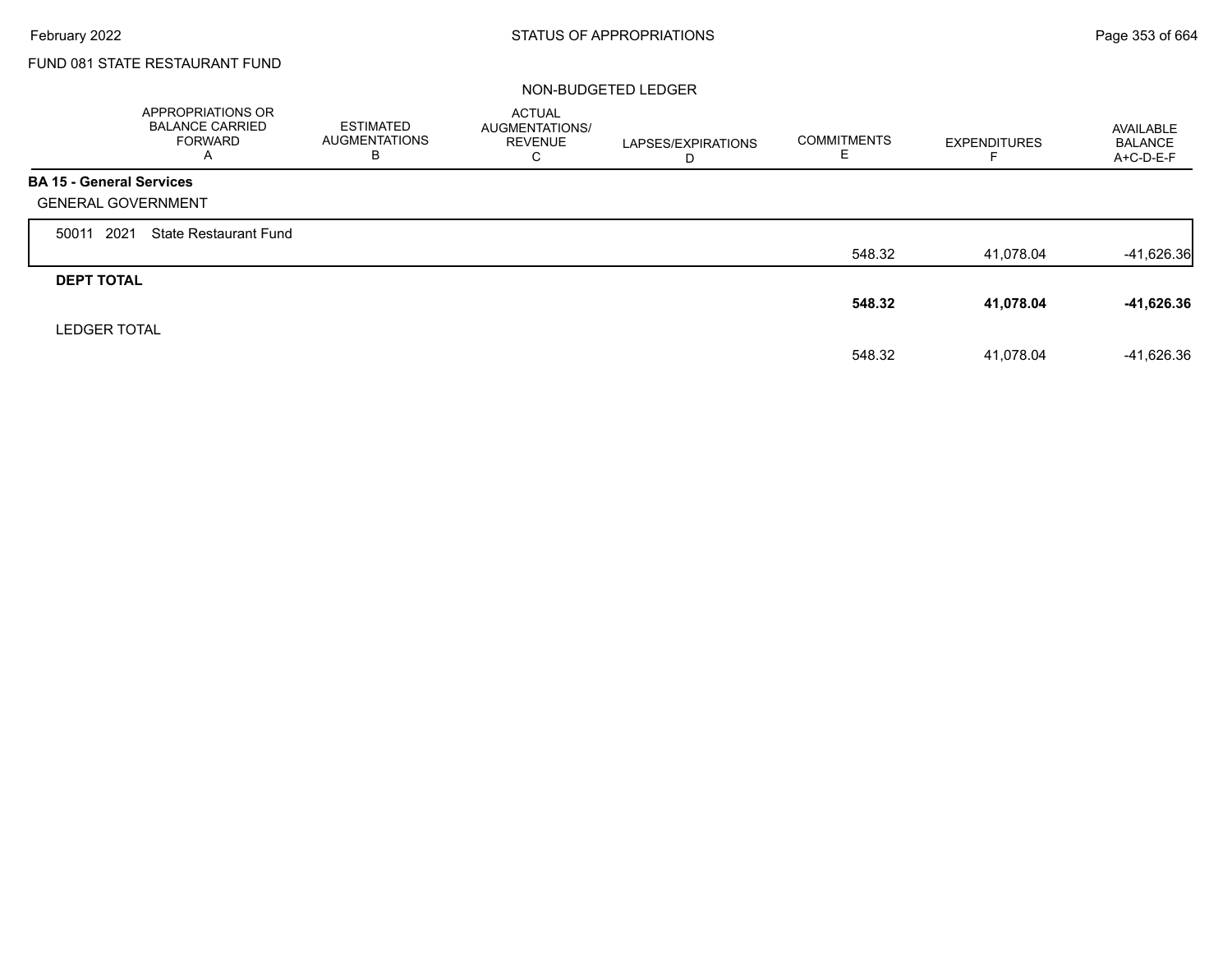FUND 081 STATE RESTAURANT FUND

NON-BUDGETED LEDGER

| | APPROPRIATIONS OR BALANCE CARRIED FORWARD A | ESTIMATED AUGMENTATIONS B | ACTUAL AUGMENTATIONS/ REVENUE C | LAPSES/EXPIRATIONS D | COMMITMENTS E | EXPENDITURES F | AVAILABLE BALANCE A+C-D-E-F |
|---|---|---|---|---|---|---|---|
| **BA 15 - General Services** | | | | | | | |
| GENERAL GOVERNMENT | | | | | | | |
| 50011 2021 State Restaurant Fund | | | | | 548.32 | 41,078.04 | -41,626.36 |
| **DEPT TOTAL** | | | | | **548.32** | **41,078.04** | **-41,626.36** |
| LEDGER TOTAL | | | | | 548.32 | 41,078.04 | -41,626.36 |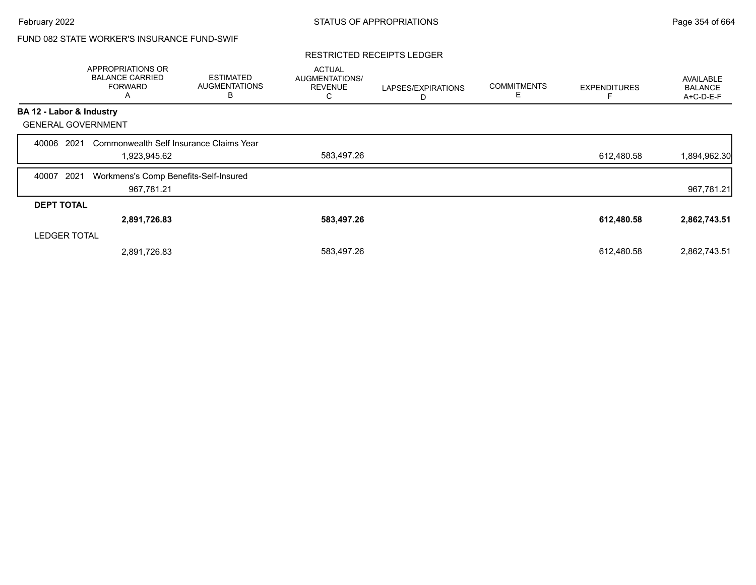STATUS OF APPROPRIATIONS

FUND 082 STATE WORKER'S INSURANCE FUND-SWIF

RESTRICTED RECEIPTS LEDGER

| | APPROPRIATIONS OR BALANCE CARRIED FORWARD A | ESTIMATED AUGMENTATIONS B | ACTUAL AUGMENTATIONS/ REVENUE C | LAPSES/EXPIRATIONS D | COMMITMENTS E | EXPENDITURES F | AVAILABLE BALANCE A+C-D-E-F |
|---|---|---|---|---|---|---|---|
| **BA 12 - Labor & Industry** | | | | | | | |
| GENERAL GOVERNMENT | | | | | | | |
| 40006 2021 Commonwealth Self Insurance Claims Year | 1,923,945.62 | | 583,497.26 | | | 612,480.58 | 1,894,962.30 |
| 40007 2021 Workmens's Comp Benefits-Self-Insured | 967,781.21 | | | | | | 967,781.21 |
| **DEPT TOTAL** | **2,891,726.83** | | **583,497.26** | | | **612,480.58** | **2,862,743.51** |
| LEDGER TOTAL | 2,891,726.83 | | 583,497.26 | | | 612,480.58 | 2,862,743.51 |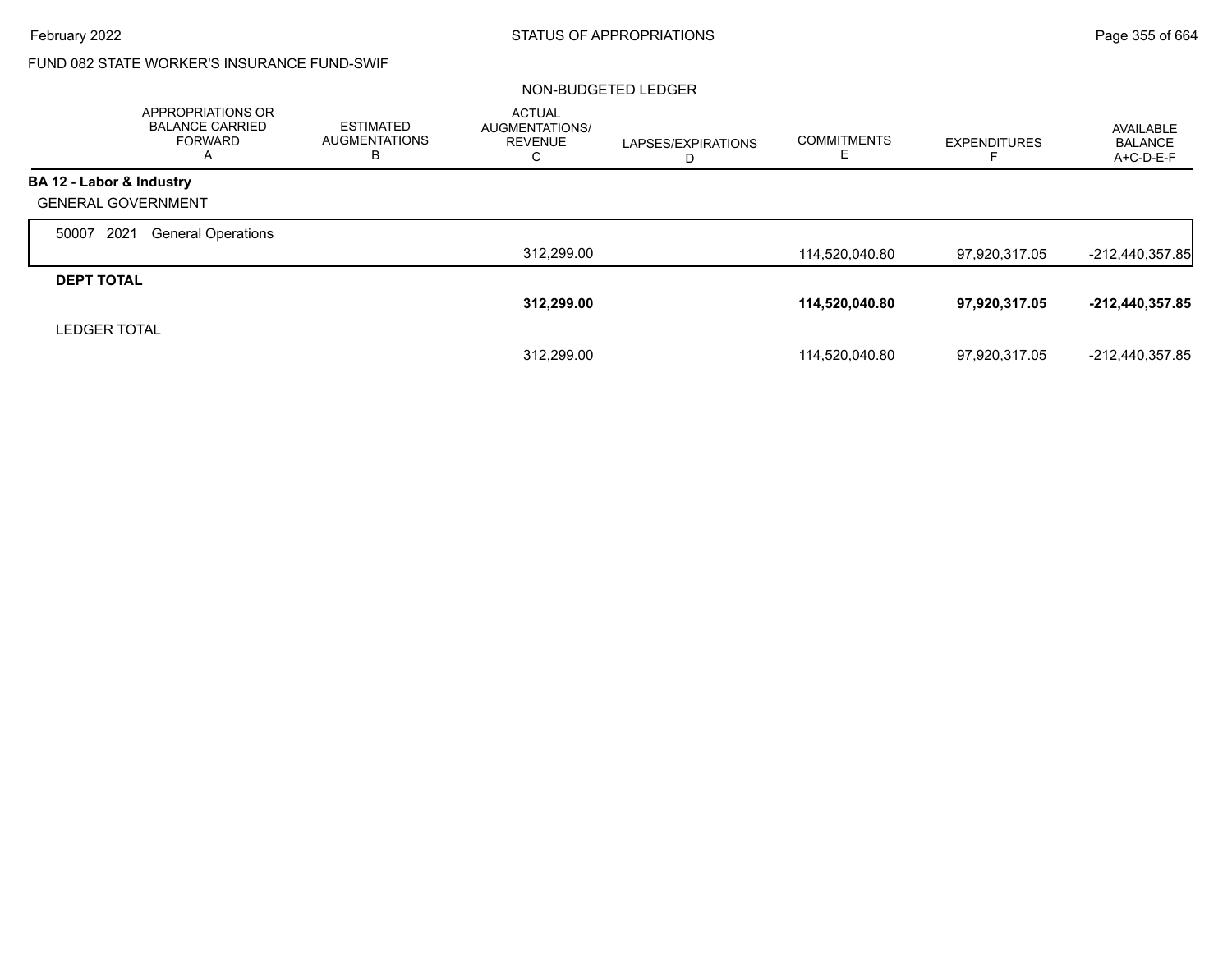FUND 082 STATE WORKER'S INSURANCE FUND-SWIF

NON-BUDGETED LEDGER

| | APPROPRIATIONS OR BALANCE CARRIED FORWARD A | ESTIMATED AUGMENTATIONS B | ACTUAL AUGMENTATIONS/ REVENUE C | LAPSES/EXPIRATIONS D | COMMITMENTS E | EXPENDITURES F | AVAILABLE BALANCE A+C-D-E-F |
|---|---|---|---|---|---|---|---|
| **BA 12 - Labor & Industry** | | | | | | | |
| GENERAL GOVERNMENT | | | | | | | |
| 50007 2021 General Operations | | | 312,299.00 | | 114,520,040.80 | 97,920,317.05 | -212,440,357.85 |
| **DEPT TOTAL** | | | **312,299.00** | | **114,520,040.80** | **97,920,317.05** | **-212,440,357.85** |
| LEDGER TOTAL | | | 312,299.00 | | 114,520,040.80 | 97,920,317.05 | -212,440,357.85 |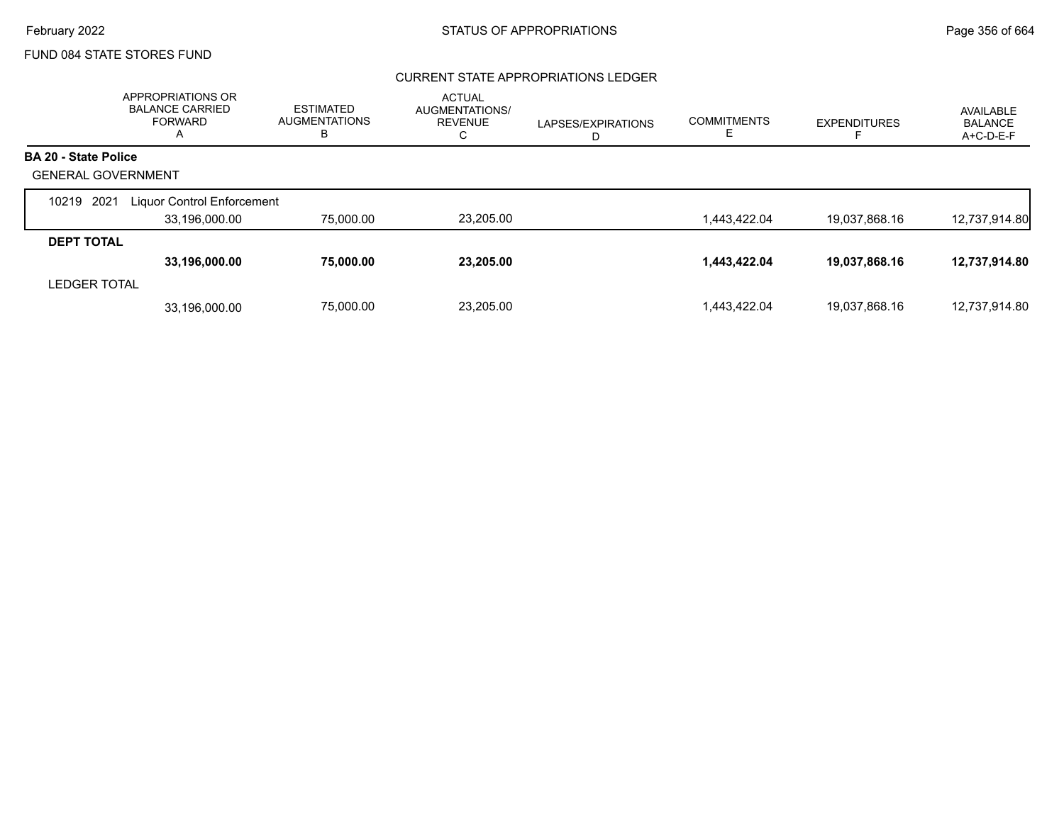FUND 084 STATE STORES FUND

CURRENT STATE APPROPRIATIONS LEDGER

| | APPROPRIATIONS OR BALANCE CARRIED FORWARD A | ESTIMATED AUGMENTATIONS B | ACTUAL AUGMENTATIONS/ REVENUE C | LAPSES/EXPIRATIONS D | COMMITMENTS E | EXPENDITURES F | AVAILABLE BALANCE A+C-D-E-F |
|---|---|---|---|---|---|---|---|
| **BA 20 - State Police** | | | | | | | |
| GENERAL GOVERNMENT | | | | | | | |
| 10219 2021 Liquor Control Enforcement | 33,196,000.00 | 75,000.00 | 23,205.00 | | 1,443,422.04 | 19,037,868.16 | 12,737,914.80 |
| **DEPT TOTAL** | **33,196,000.00** | **75,000.00** | **23,205.00** | | **1,443,422.04** | **19,037,868.16** | **12,737,914.80** |
| LEDGER TOTAL | 33,196,000.00 | 75,000.00 | 23,205.00 | | 1,443,422.04 | 19,037,868.16 | 12,737,914.80 |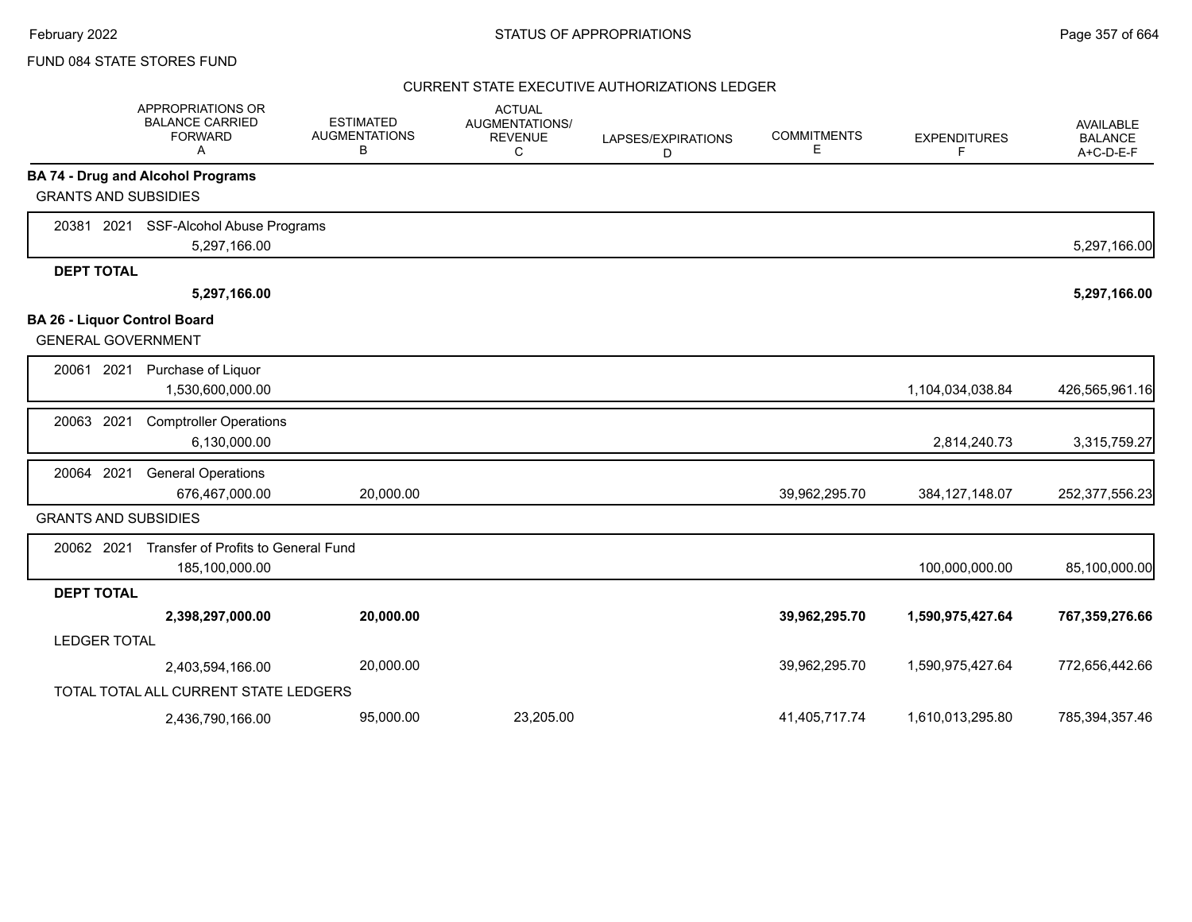FUND 084 STATE STORES FUND

CURRENT STATE EXECUTIVE AUTHORIZATIONS LEDGER

| | APPROPRIATIONS OR BALANCE CARRIED FORWARD A | ESTIMATED AUGMENTATIONS B | ACTUAL AUGMENTATIONS/ REVENUE C | LAPSES/EXPIRATIONS D | COMMITMENTS E | EXPENDITURES F | AVAILABLE BALANCE A+C-D-E-F |
|---|---|---|---|---|---|---|---|
| **BA 74 - Drug and Alcohol Programs** | | | | | | | |
| GRANTS AND SUBSIDIES | | | | | | | |
| 20381 2021 SSF-Alcohol Abuse Programs | 5,297,166.00 | | | | | | 5,297,166.00 |
| **DEPT TOTAL** | **5,297,166.00** | | | | | | **5,297,166.00** |
| **BA 26 - Liquor Control Board** | | | | | | | |
| GENERAL GOVERNMENT | | | | | | | |
| 20061 2021 Purchase of Liquor | 1,530,600,000.00 | | | | | 1,104,034,038.84 | 426,565,961.16 |
| 20063 2021 Comptroller Operations | 6,130,000.00 | | | | | 2,814,240.73 | 3,315,759.27 |
| 20064 2021 General Operations | 676,467,000.00 | 20,000.00 | | | 39,962,295.70 | 384,127,148.07 | 252,377,556.23 |
| GRANTS AND SUBSIDIES | | | | | | | |
| 20062 2021 Transfer of Profits to General Fund | 185,100,000.00 | | | | | 100,000,000.00 | 85,100,000.00 |
| **DEPT TOTAL** | **2,398,297,000.00** | **20,000.00** | | | **39,962,295.70** | **1,590,975,427.64** | **767,359,276.66** |
| LEDGER TOTAL | 2,403,594,166.00 | 20,000.00 | | | 39,962,295.70 | 1,590,975,427.64 | 772,656,442.66 |
| TOTAL TOTAL ALL CURRENT STATE LEDGERS | 2,436,790,166.00 | 95,000.00 | 23,205.00 | | 41,405,717.74 | 1,610,013,295.80 | 785,394,357.46 |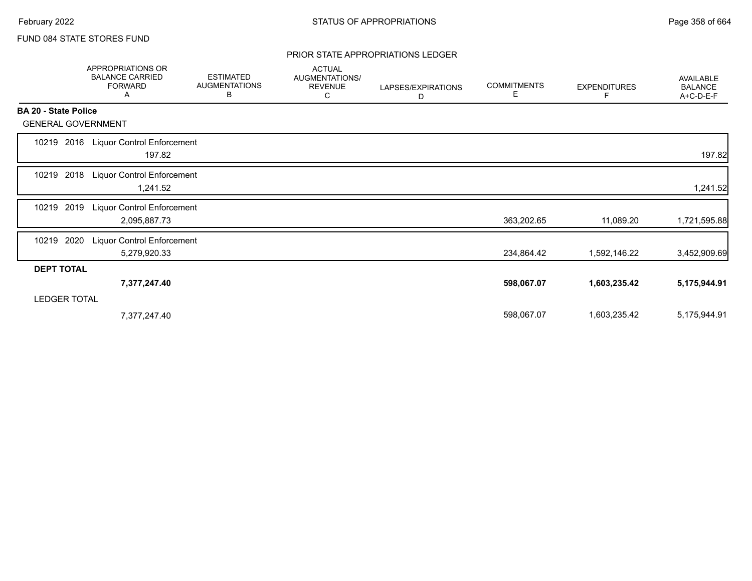FUND 084 STATE STORES FUND

## PRIOR STATE APPROPRIATIONS LEDGER

| | APPROPRIATIONS OR BALANCE CARRIED FORWARD A | ESTIMATED AUGMENTATIONS B | ACTUAL AUGMENTATIONS/ REVENUE C | LAPSES/EXPIRATIONS D | COMMITMENTS E | EXPENDITURES F | AVAILABLE BALANCE A+C-D-E-F |
|---|---|---|---|---|---|---|---|
| **BA 20 - State Police** | | | | | | | |
| GENERAL GOVERNMENT | | | | | | | |
| 10219 2016 Liquor Control Enforcement | 197.82 | | | | | | 197.82 |
| 10219 2018 Liquor Control Enforcement | 1,241.52 | | | | | | 1,241.52 |
| 10219 2019 Liquor Control Enforcement | 2,095,887.73 | | | | 363,202.65 | 11,089.20 | 1,721,595.88 |
| 10219 2020 Liquor Control Enforcement | 5,279,920.33 | | | | 234,864.42 | 1,592,146.22 | 3,452,909.69 |
| **DEPT TOTAL** | **7,377,247.40** | | | | **598,067.07** | **1,603,235.42** | **5,175,944.91** |
| LEDGER TOTAL | 7,377,247.40 | | | | 598,067.07 | 1,603,235.42 | 5,175,944.91 |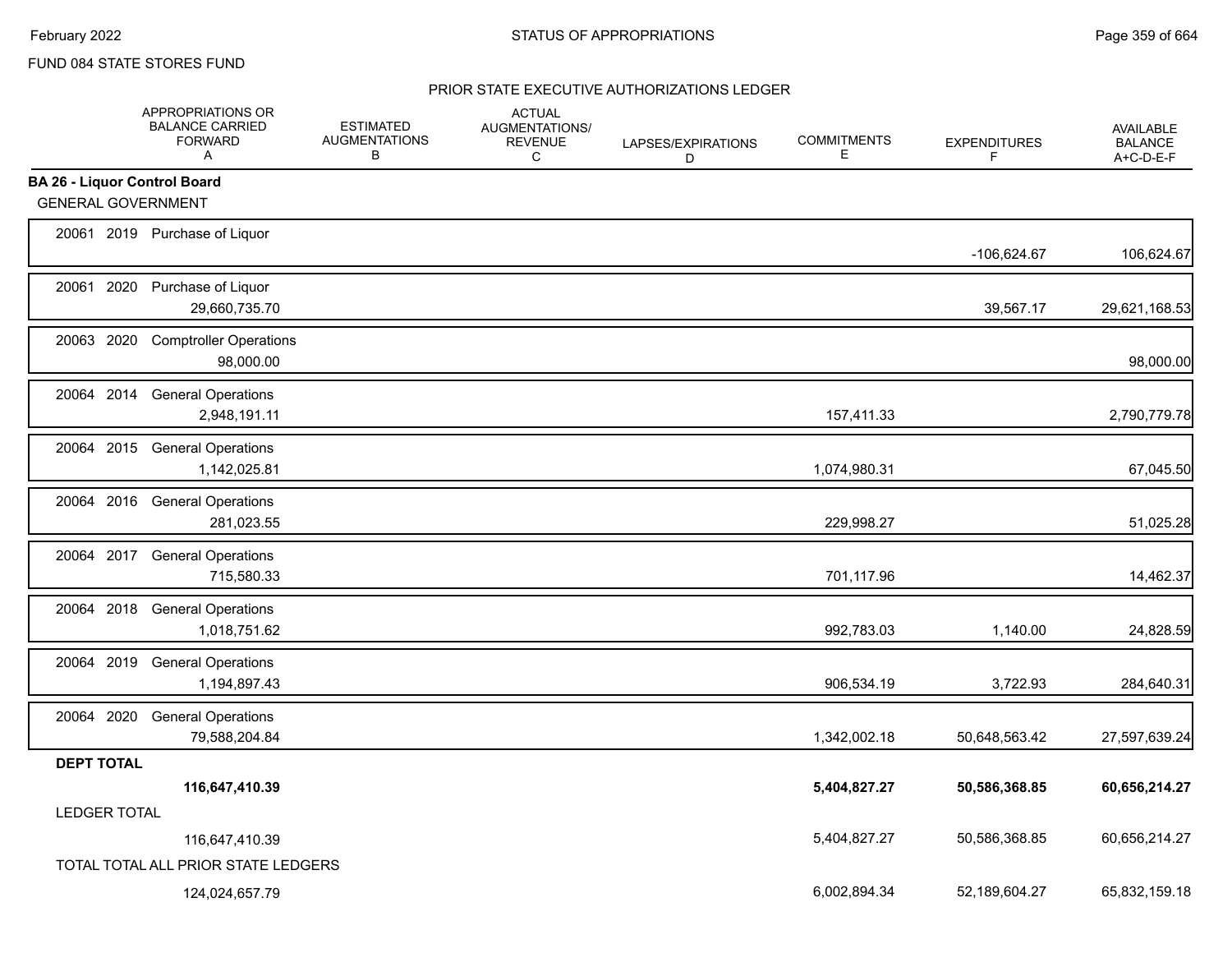FUND 084 STATE STORES FUND

## PRIOR STATE EXECUTIVE AUTHORIZATIONS LEDGER

| | APPROPRIATIONS OR BALANCE CARRIED FORWARD A | ESTIMATED AUGMENTATIONS B | ACTUAL AUGMENTATIONS/ REVENUE C | LAPSES/EXPIRATIONS D | COMMITMENTS E | EXPENDITURES F | AVAILABLE BALANCE A+C-D-E-F |
|---|---|---|---|---|---|---|---|
| **BA 26 - Liquor Control Board** | | | | | | | |
| GENERAL GOVERNMENT | | | | | | | |
| 20061 2019 Purchase of Liquor | | | | | | -106,624.67 | 106,624.67 |
| 20061 2020 Purchase of Liquor | 29,660,735.70 | | | | | 39,567.17 | 29,621,168.53 |
| 20063 2020 Comptroller Operations | 98,000.00 | | | | | | 98,000.00 |
| 20064 2014 General Operations | 2,948,191.11 | | | | 157,411.33 | | 2,790,779.78 |
| 20064 2015 General Operations | 1,142,025.81 | | | | 1,074,980.31 | | 67,045.50 |
| 20064 2016 General Operations | 281,023.55 | | | | 229,998.27 | | 51,025.28 |
| 20064 2017 General Operations | 715,580.33 | | | | 701,117.96 | | 14,462.37 |
| 20064 2018 General Operations | 1,018,751.62 | | | | 992,783.03 | 1,140.00 | 24,828.59 |
| 20064 2019 General Operations | 1,194,897.43 | | | | 906,534.19 | 3,722.93 | 284,640.31 |
| 20064 2020 General Operations | 79,588,204.84 | | | | 1,342,002.18 | 50,648,563.42 | 27,597,639.24 |
| **DEPT TOTAL** | **116,647,410.39** | | | | **5,404,827.27** | **50,586,368.85** | **60,656,214.27** |
| LEDGER TOTAL | 116,647,410.39 | | | | 5,404,827.27 | 50,586,368.85 | 60,656,214.27 |
| TOTAL TOTAL ALL PRIOR STATE LEDGERS | 124,024,657.79 | | | | 6,002,894.34 | 52,189,604.27 | 65,832,159.18 |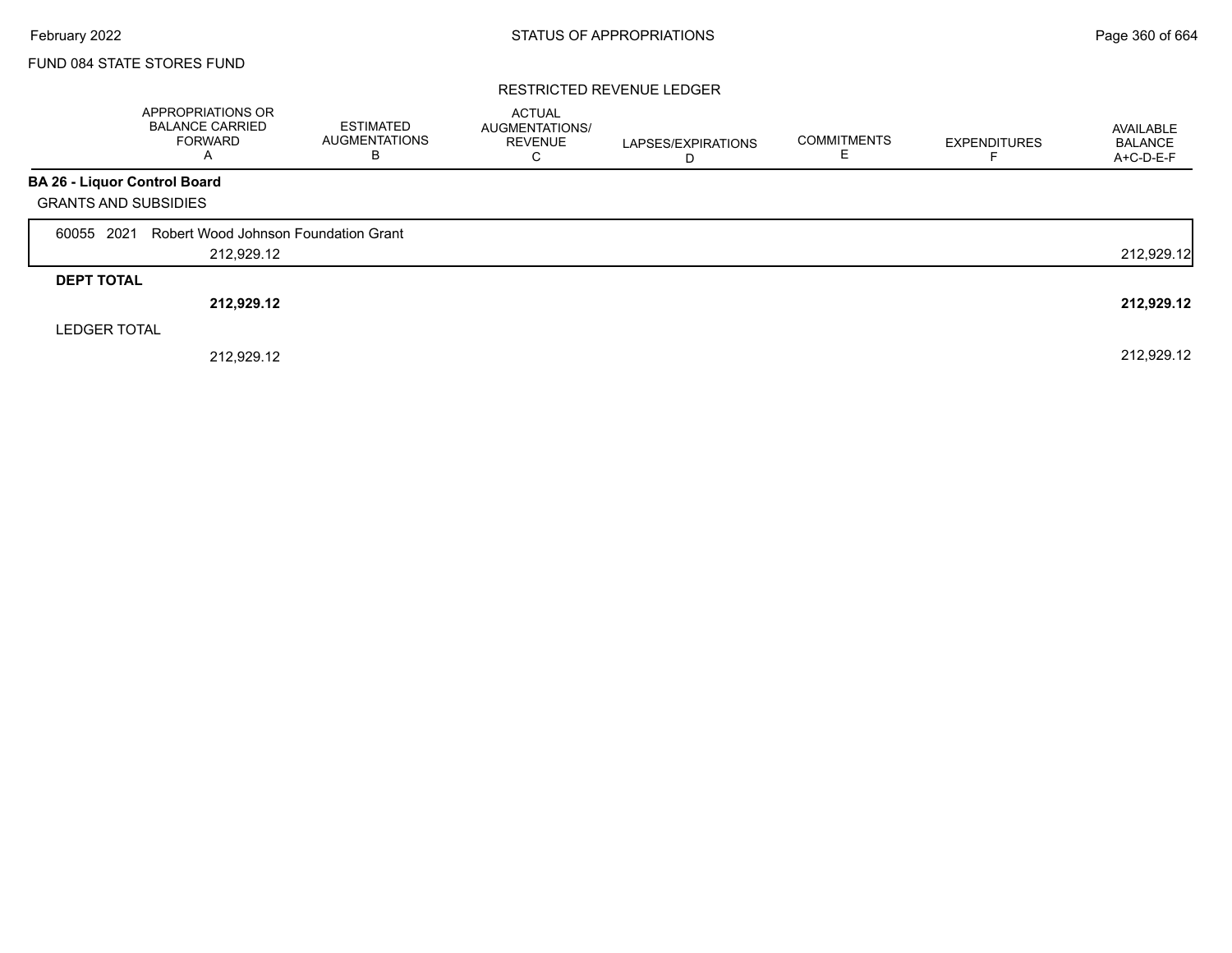FUND 084 STATE STORES FUND

## RESTRICTED REVENUE LEDGER

| | APPROPRIATIONS OR BALANCE CARRIED FORWARD A | ESTIMATED AUGMENTATIONS B | ACTUAL AUGMENTATIONS/ REVENUE C | LAPSES/EXPIRATIONS D | COMMITMENTS E | EXPENDITURES F | AVAILABLE BALANCE A+C-D-E-F |
|---|---|---|---|---|---|---|---|
| **BA 26 - Liquor Control Board** | | | | | | | |
| GRANTS AND SUBSIDIES | | | | | | | |
| 60055 2021 Robert Wood Johnson Foundation Grant | 212,929.12 | | | | | | 212,929.12 |
| **DEPT TOTAL** | **212,929.12** | | | | | | **212,929.12** |
| LEDGER TOTAL | 212,929.12 | | | | | | 212,929.12 |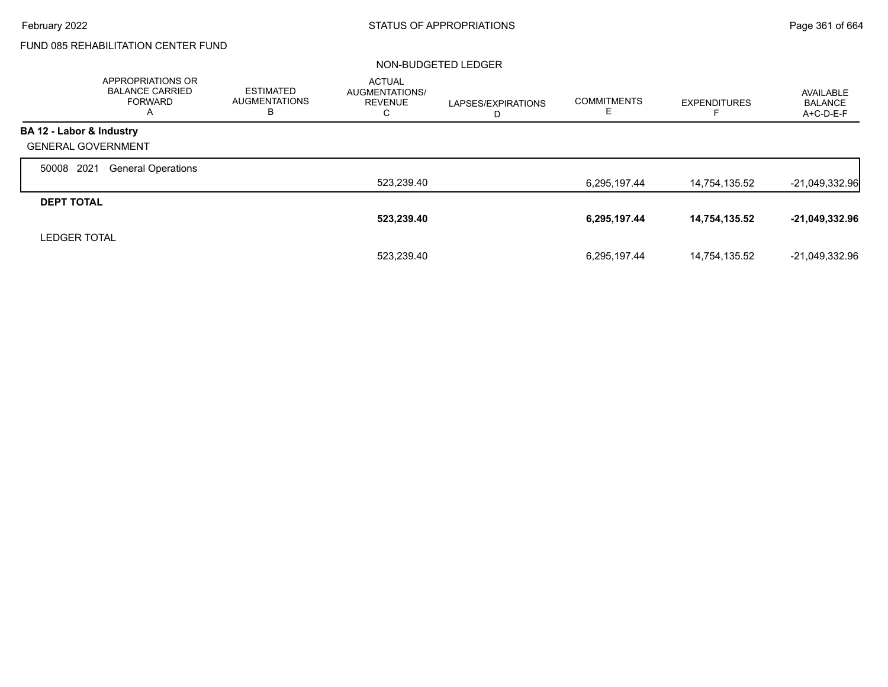FUND 085 REHABILITATION CENTER FUND

NON-BUDGETED LEDGER

| | APPROPRIATIONS OR BALANCE CARRIED FORWARD A | ESTIMATED AUGMENTATIONS B | ACTUAL AUGMENTATIONS/ REVENUE C | LAPSES/EXPIRATIONS D | COMMITMENTS E | EXPENDITURES F | AVAILABLE BALANCE A+C-D-E-F |
|---|---|---|---|---|---|---|---|
| **BA 12 - Labor & Industry** | | | | | | | |
| GENERAL GOVERNMENT | | | | | | | |
| 50008 2021 General Operations | | | 523,239.40 | | 6,295,197.44 | 14,754,135.52 | -21,049,332.96 |
| **DEPT TOTAL** | | | **523,239.40** | | **6,295,197.44** | **14,754,135.52** | **-21,049,332.96** |
| LEDGER TOTAL | | | 523,239.40 | | 6,295,197.44 | 14,754,135.52 | -21,049,332.96 |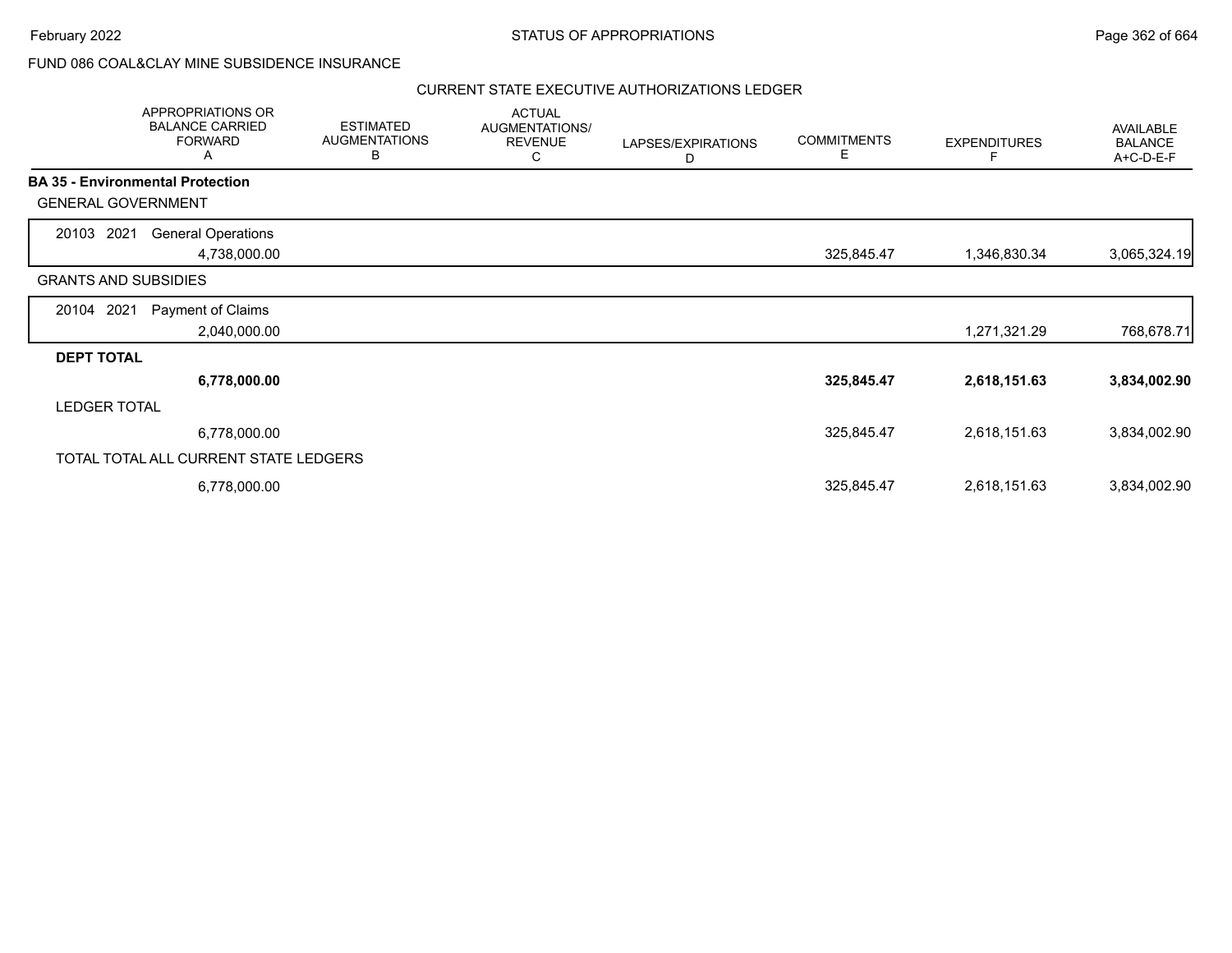FUND 086 COAL&CLAY MINE SUBSIDENCE INSURANCE

## CURRENT STATE EXECUTIVE AUTHORIZATIONS LEDGER

| APPROPRIATIONS OR BALANCE CARRIED FORWARD A | ESTIMATED AUGMENTATIONS B | ACTUAL AUGMENTATIONS/ REVENUE C | LAPSES/EXPIRATIONS D | COMMITMENTS E | EXPENDITURES F | AVAILABLE BALANCE A+C-D-E-F |
|---|---|---|---|---|---|---|
| **BA 35 - Environmental Protection** | | | | | | |
| GENERAL GOVERNMENT | | | | | | |
| 20103 2021 General Operations | | | | | | |
| 4,738,000.00 | | | | 325,845.47 | 1,346,830.34 | 3,065,324.19 |
| GRANTS AND SUBSIDIES | | | | | | |
| 20104 2021 Payment of Claims | | | | | | |
| 2,040,000.00 | | | | | 1,271,321.29 | 768,678.71 |
| **DEPT TOTAL** | | | | | | |
| **6,778,000.00** | | | | **325,845.47** | **2,618,151.63** | **3,834,002.90** |
| LEDGER TOTAL | | | | | | |
| 6,778,000.00 | | | | 325,845.47 | 2,618,151.63 | 3,834,002.90 |
| TOTAL TOTAL ALL CURRENT STATE LEDGERS | | | | | | |
| 6,778,000.00 | | | | 325,845.47 | 2,618,151.63 | 3,834,002.90 |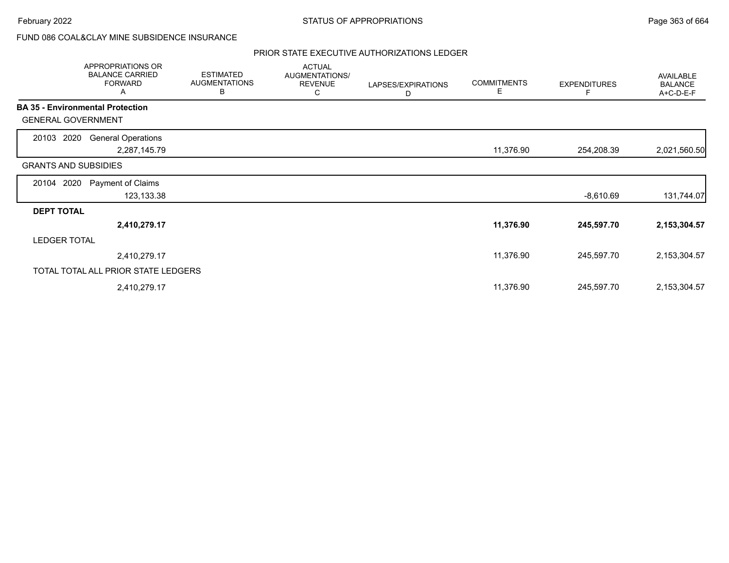FUND 086 COAL&CLAY MINE SUBSIDENCE INSURANCE

PRIOR STATE EXECUTIVE AUTHORIZATIONS LEDGER

| APPROPRIATIONS OR BALANCE CARRIED FORWARD A | ESTIMATED AUGMENTATIONS B | ACTUAL AUGMENTATIONS/ REVENUE C | LAPSES/EXPIRATIONS D | COMMITMENTS E | EXPENDITURES F | AVAILABLE BALANCE A+C-D-E-F |
|---|---|---|---|---|---|---|
| **BA 35 - Environmental Protection** | | | | | | |
| GENERAL GOVERNMENT | | | | | | |
| 20103 2020 General Operations | | | | | | |
| 2,287,145.79 | | | | 11,376.90 | 254,208.39 | 2,021,560.50 |
| GRANTS AND SUBSIDIES | | | | | | |
| 20104 2020 Payment of Claims | | | | | | |
| 123,133.38 | | | | | -8,610.69 | 131,744.07 |
| **DEPT TOTAL** | | | | | | |
| **2,410,279.17** | | | | **11,376.90** | **245,597.70** | **2,153,304.57** |
| LEDGER TOTAL | | | | | | |
| 2,410,279.17 | | | | 11,376.90 | 245,597.70 | 2,153,304.57 |
| TOTAL TOTAL ALL PRIOR STATE LEDGERS | | | | | | |
| 2,410,279.17 | | | | 11,376.90 | 245,597.70 | 2,153,304.57 |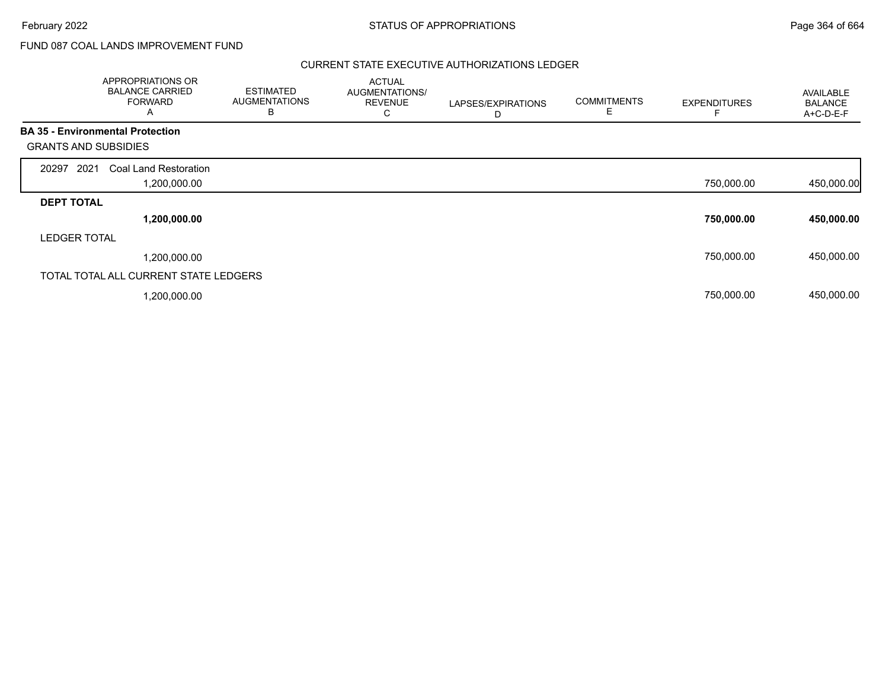FUND 087 COAL LANDS IMPROVEMENT FUND

## CURRENT STATE EXECUTIVE AUTHORIZATIONS LEDGER

| | APPROPRIATIONS OR BALANCE CARRIED FORWARD A | ESTIMATED AUGMENTATIONS B | ACTUAL AUGMENTATIONS/ REVENUE C | LAPSES/EXPIRATIONS D | COMMITMENTS E | EXPENDITURES F | AVAILABLE BALANCE A+C-D-E-F |
|---|---|---|---|---|---|---|---|
| **BA 35 - Environmental Protection** | | | | | | | |
| GRANTS AND SUBSIDIES | | | | | | | |
| 20297 2021 Coal Land Restoration | 1,200,000.00 | | | | | 750,000.00 | 450,000.00 |
| **DEPT TOTAL** | **1,200,000.00** | | | | | **750,000.00** | **450,000.00** |
| LEDGER TOTAL | 1,200,000.00 | | | | | 750,000.00 | 450,000.00 |
| TOTAL TOTAL ALL CURRENT STATE LEDGERS | 1,200,000.00 | | | | | 750,000.00 | 450,000.00 |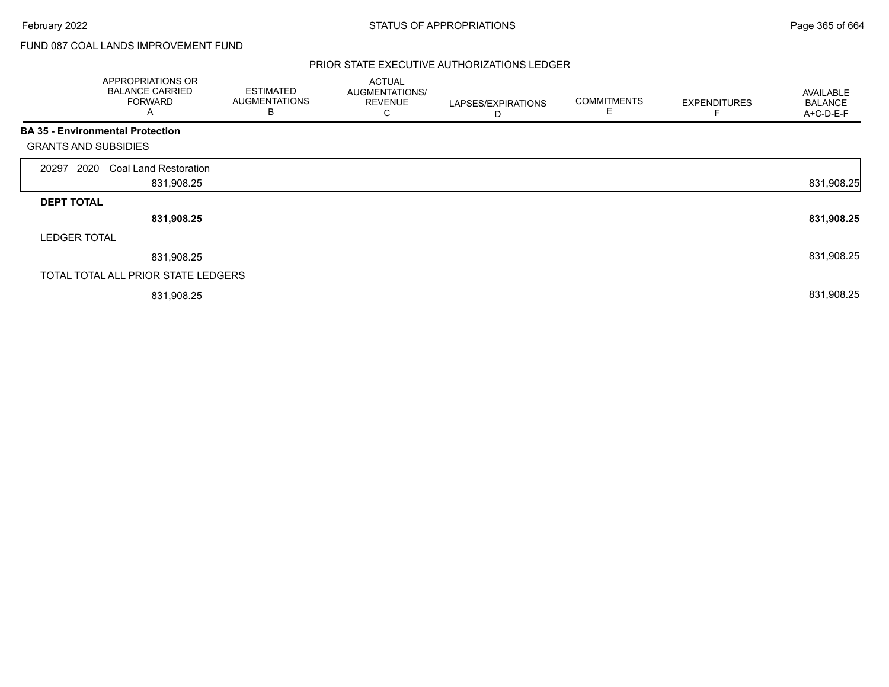FUND 087 COAL LANDS IMPROVEMENT FUND

PRIOR STATE EXECUTIVE AUTHORIZATIONS LEDGER

| | APPROPRIATIONS OR BALANCE CARRIED FORWARD A | ESTIMATED AUGMENTATIONS B | ACTUAL AUGMENTATIONS/ REVENUE C | LAPSES/EXPIRATIONS D | COMMITMENTS E | EXPENDITURES F | AVAILABLE BALANCE A+C-D-E-F |
|---|---|---|---|---|---|---|---|
| **BA 35 - Environmental Protection** | | | | | | | |
| GRANTS AND SUBSIDIES | | | | | | | |
| 20297 2020 Coal Land Restoration | 831,908.25 | | | | | | 831,908.25 |
| **DEPT TOTAL** | **831,908.25** | | | | | | **831,908.25** |
| LEDGER TOTAL | 831,908.25 | | | | | | 831,908.25 |
| TOTAL TOTAL ALL PRIOR STATE LEDGERS | 831,908.25 | | | | | | 831,908.25 |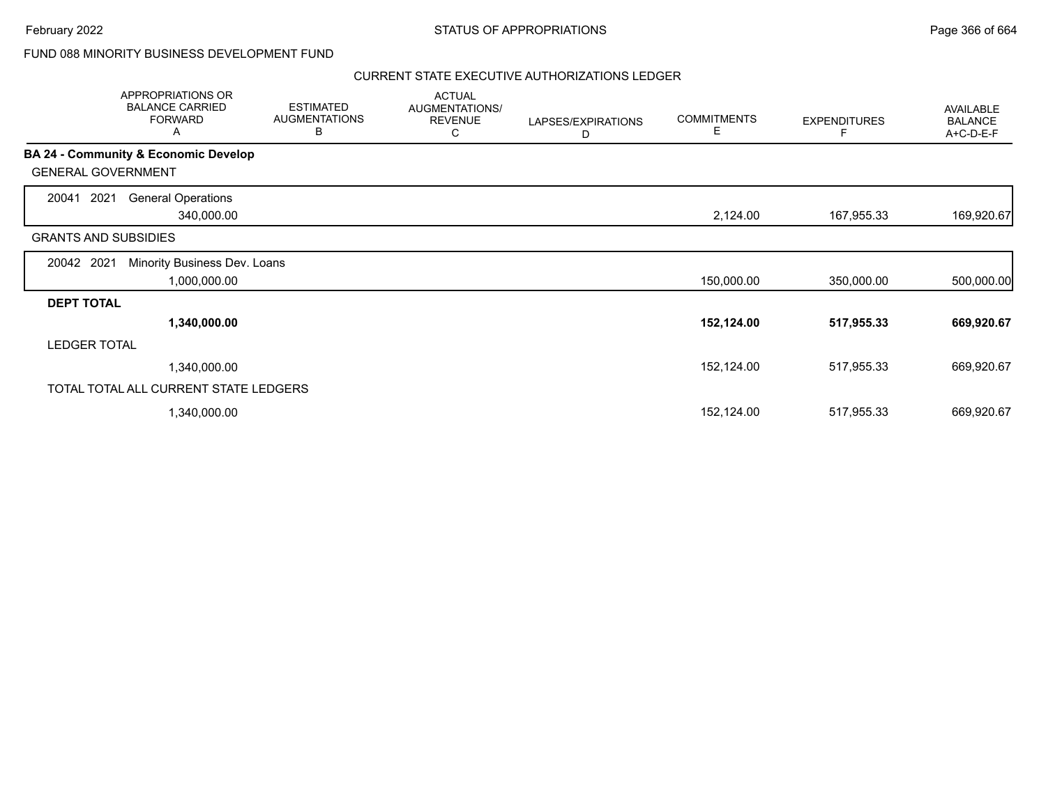FUND 088 MINORITY BUSINESS DEVELOPMENT FUND

CURRENT STATE EXECUTIVE AUTHORIZATIONS LEDGER

| | APPROPRIATIONS OR BALANCE CARRIED FORWARD A | ESTIMATED AUGMENTATIONS B | ACTUAL AUGMENTATIONS/ REVENUE C | LAPSES/EXPIRATIONS D | COMMITMENTS E | EXPENDITURES F | AVAILABLE BALANCE A+C-D-E-F |
|---|---|---|---|---|---|---|---|
| **BA 24 - Community & Economic Develop** | | | | | | | |
| GENERAL GOVERNMENT | | | | | | | |
| 20041 2021 General Operations | 340,000.00 | | | | 2,124.00 | 167,955.33 | 169,920.67 |
| GRANTS AND SUBSIDIES | | | | | | | |
| 20042 2021 Minority Business Dev. Loans | 1,000,000.00 | | | | 150,000.00 | 350,000.00 | 500,000.00 |
| **DEPT TOTAL** | **1,340,000.00** | | | | **152,124.00** | **517,955.33** | **669,920.67** |
| LEDGER TOTAL | 1,340,000.00 | | | | 152,124.00 | 517,955.33 | 669,920.67 |
| TOTAL TOTAL ALL CURRENT STATE LEDGERS | 1,340,000.00 | | | | 152,124.00 | 517,955.33 | 669,920.67 |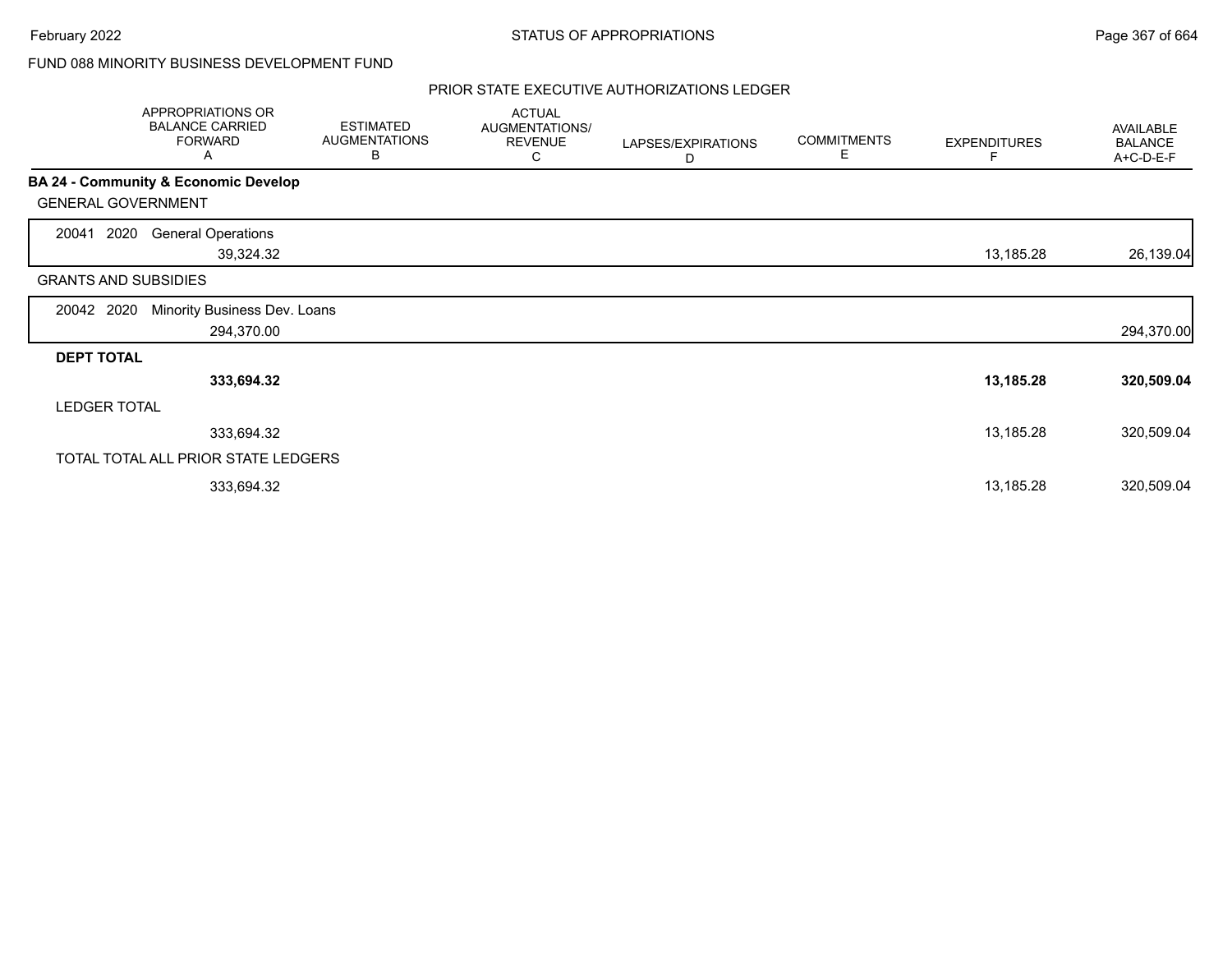FUND 088 MINORITY BUSINESS DEVELOPMENT FUND

PRIOR STATE EXECUTIVE AUTHORIZATIONS LEDGER

| APPROPRIATIONS OR BALANCE CARRIED FORWARD A | ESTIMATED AUGMENTATIONS B | ACTUAL AUGMENTATIONS/ REVENUE C | LAPSES/EXPIRATIONS D | COMMITMENTS E | EXPENDITURES F | AVAILABLE BALANCE A+C-D-E-F |
|---|---|---|---|---|---|---|
| **BA 24 - Community & Economic Develop** | | | | | | |
| GENERAL GOVERNMENT | | | | | | |
| 20041 2020 General Operations | | | | | | |
| 39,324.32 | | | | | 13,185.28 | 26,139.04 |
| GRANTS AND SUBSIDIES | | | | | | |
| 20042 2020 Minority Business Dev. Loans | | | | | | |
| 294,370.00 | | | | | | 294,370.00 |
| **DEPT TOTAL** | | | | | | |
| **333,694.32** | | | | | **13,185.28** | **320,509.04** |
| LEDGER TOTAL | | | | | | |
| 333,694.32 | | | | | 13,185.28 | 320,509.04 |
| TOTAL TOTAL ALL PRIOR STATE LEDGERS | | | | | | |
| 333,694.32 | | | | | 13,185.28 | 320,509.04 |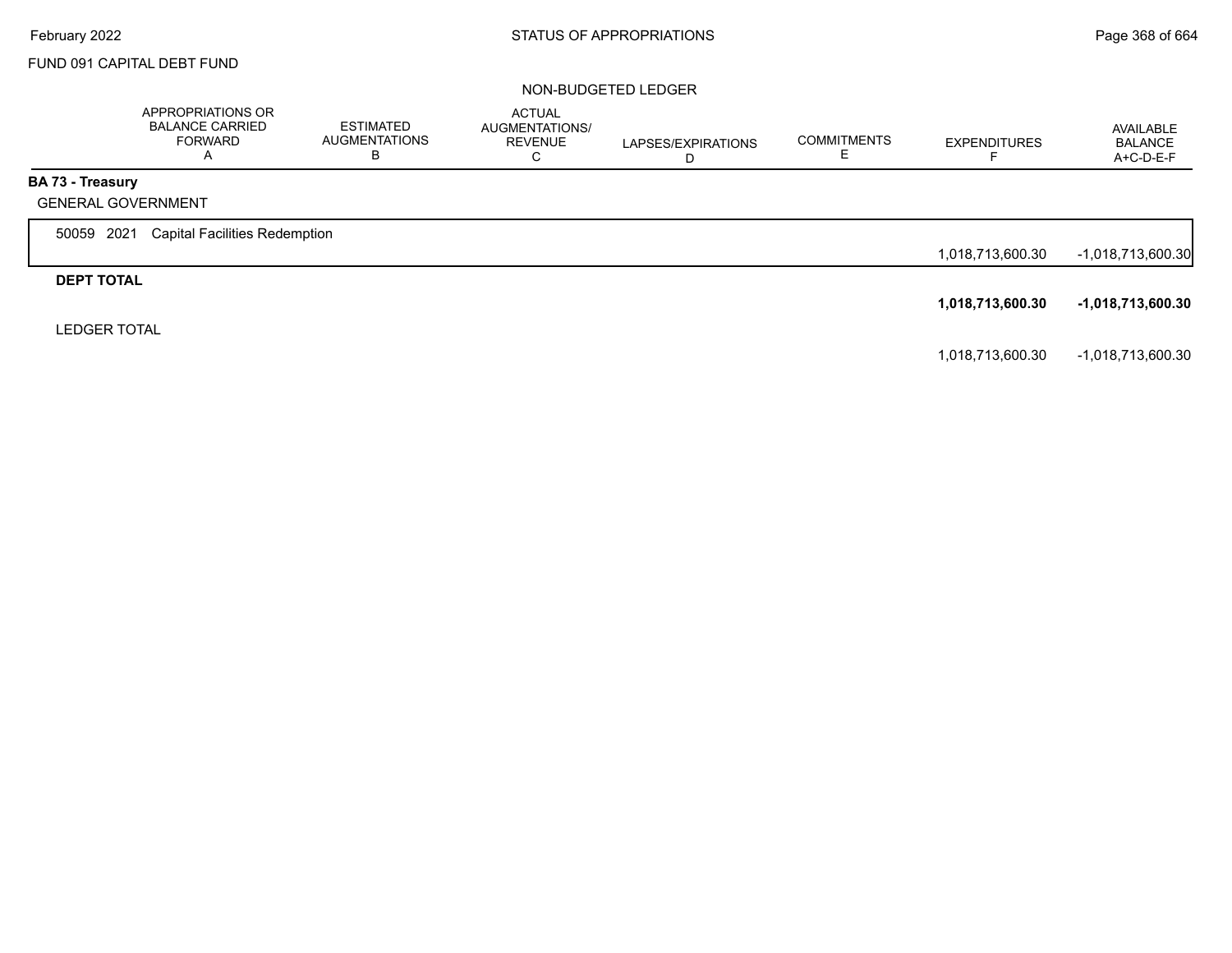FUND 091 CAPITAL DEBT FUND

STATUS OF APPROPRIATIONS

NON-BUDGETED LEDGER

| | APPROPRIATIONS OR BALANCE CARRIED FORWARD A | ESTIMATED AUGMENTATIONS B | ACTUAL AUGMENTATIONS/ REVENUE C | LAPSES/EXPIRATIONS D | COMMITMENTS E | EXPENDITURES F | AVAILABLE BALANCE A+C-D-E-F |
|---|---|---|---|---|---|---|---|
| **BA 73 - Treasury** | | | | | | | |
| GENERAL GOVERNMENT | | | | | | | |
| 50059 2021 Capital Facilities Redemption | | | | | | 1,018,713,600.30 | -1,018,713,600.30 |
| **DEPT TOTAL** | | | | | | **1,018,713,600.30** | **-1,018,713,600.30** |
| LEDGER TOTAL | | | | | | 1,018,713,600.30 | -1,018,713,600.30 |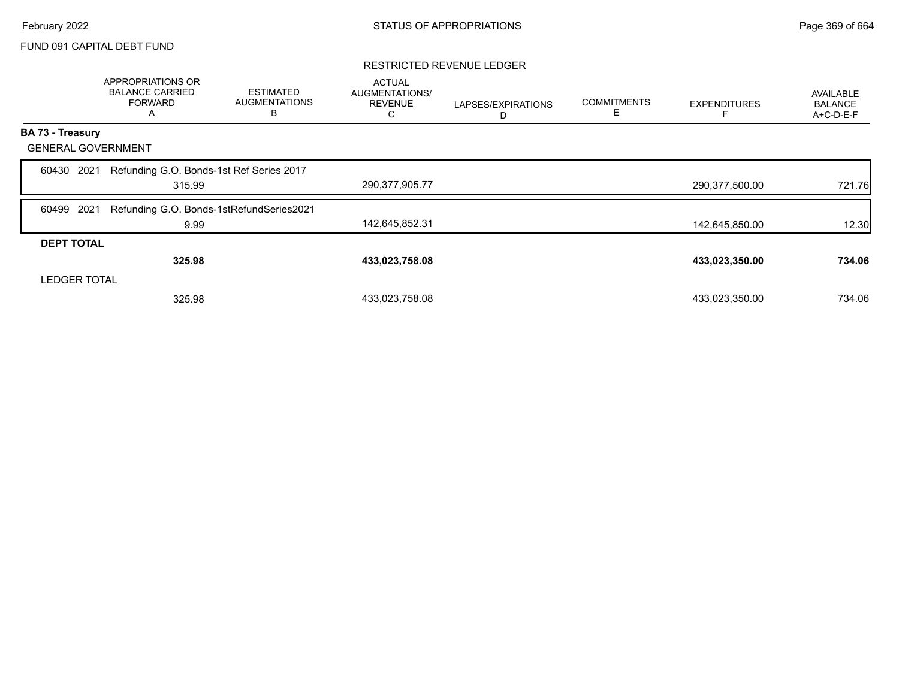FUND 091 CAPITAL DEBT FUND

STATUS OF APPROPRIATIONS

RESTRICTED REVENUE LEDGER

| | APPROPRIATIONS OR BALANCE CARRIED FORWARD A | ESTIMATED AUGMENTATIONS B | ACTUAL AUGMENTATIONS/ REVENUE C | LAPSES/EXPIRATIONS D | COMMITMENTS E | EXPENDITURES F | AVAILABLE BALANCE A+C-D-E-F |
|---|---|---|---|---|---|---|---|
| **BA 73 - Treasury** | | | | | | | |
| GENERAL GOVERNMENT | | | | | | | |
| 60430 2021 Refunding G.O. Bonds-1st Ref Series 2017 | 315.99 | | 290,377,905.77 | | | 290,377,500.00 | 721.76 |
| 60499 2021 Refunding G.O. Bonds-1stRefundSeries2021 | 9.99 | | 142,645,852.31 | | | 142,645,850.00 | 12.30 |
| **DEPT TOTAL** | **325.98** | | **433,023,758.08** | | | **433,023,350.00** | **734.06** |
| LEDGER TOTAL | 325.98 | | 433,023,758.08 | | | 433,023,350.00 | 734.06 |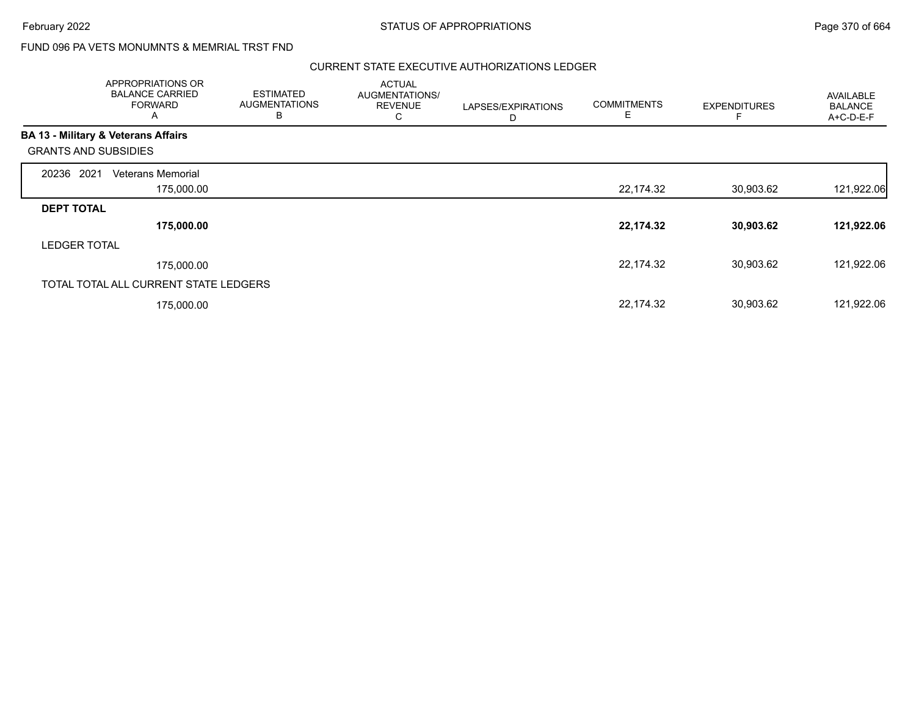FUND 096 PA VETS MONUMNTS & MEMRIAL TRST FND

CURRENT STATE EXECUTIVE AUTHORIZATIONS LEDGER

| | APPROPRIATIONS OR BALANCE CARRIED FORWARD A | ESTIMATED AUGMENTATIONS B | ACTUAL AUGMENTATIONS/ REVENUE C | LAPSES/EXPIRATIONS D | COMMITMENTS E | EXPENDITURES F | AVAILABLE BALANCE A+C-D-E-F |
|---|---|---|---|---|---|---|---|
| **BA 13 - Military & Veterans Affairs** | | | | | | | |
| GRANTS AND SUBSIDIES | | | | | | | |
| 20236 2021 Veterans Memorial | 175,000.00 | | | | 22,174.32 | 30,903.62 | 121,922.06 |
| **DEPT TOTAL** | **175,000.00** | | | | **22,174.32** | **30,903.62** | **121,922.06** |
| LEDGER TOTAL | 175,000.00 | | | | 22,174.32 | 30,903.62 | 121,922.06 |
| TOTAL TOTAL ALL CURRENT STATE LEDGERS | 175,000.00 | | | | 22,174.32 | 30,903.62 | 121,922.06 |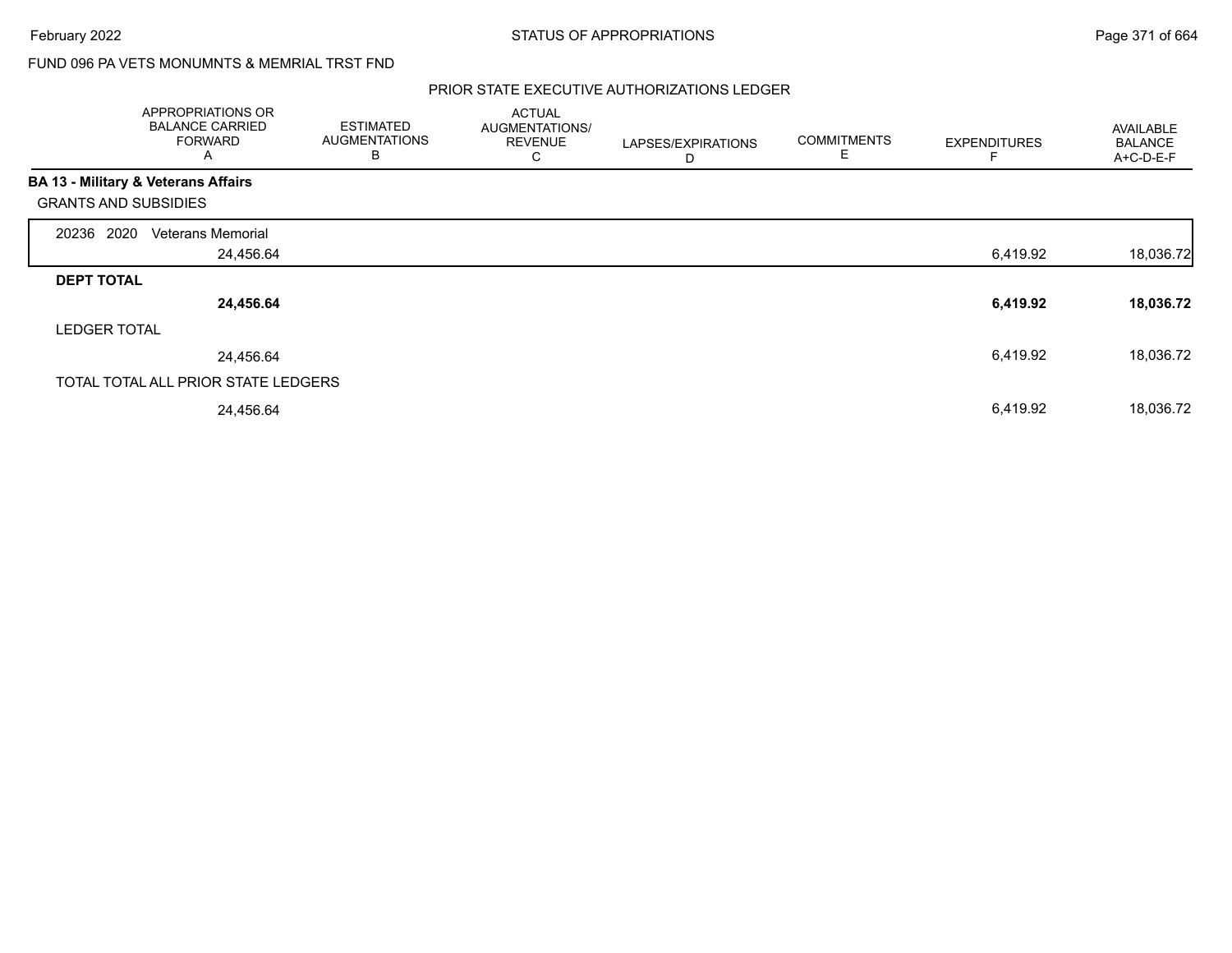FUND 096 PA VETS MONUMNTS & MEMRIAL TRST FND

PRIOR STATE EXECUTIVE AUTHORIZATIONS LEDGER

| | APPROPRIATIONS OR BALANCE CARRIED FORWARD A | ESTIMATED AUGMENTATIONS B | ACTUAL AUGMENTATIONS/ REVENUE C | LAPSES/EXPIRATIONS D | COMMITMENTS E | EXPENDITURES F | AVAILABLE BALANCE A+C-D-E-F |
|---|---|---|---|---|---|---|---|
| **BA 13 - Military & Veterans Affairs** | | | | | | | |
| GRANTS AND SUBSIDIES | | | | | | | |
| 20236 2020 Veterans Memorial | 24,456.64 | | | | | 6,419.92 | 18,036.72 |
| **DEPT TOTAL** | **24,456.64** | | | | | **6,419.92** | **18,036.72** |
| LEDGER TOTAL | 24,456.64 | | | | | 6,419.92 | 18,036.72 |
| TOTAL TOTAL ALL PRIOR STATE LEDGERS | 24,456.64 | | | | | 6,419.92 | 18,036.72 |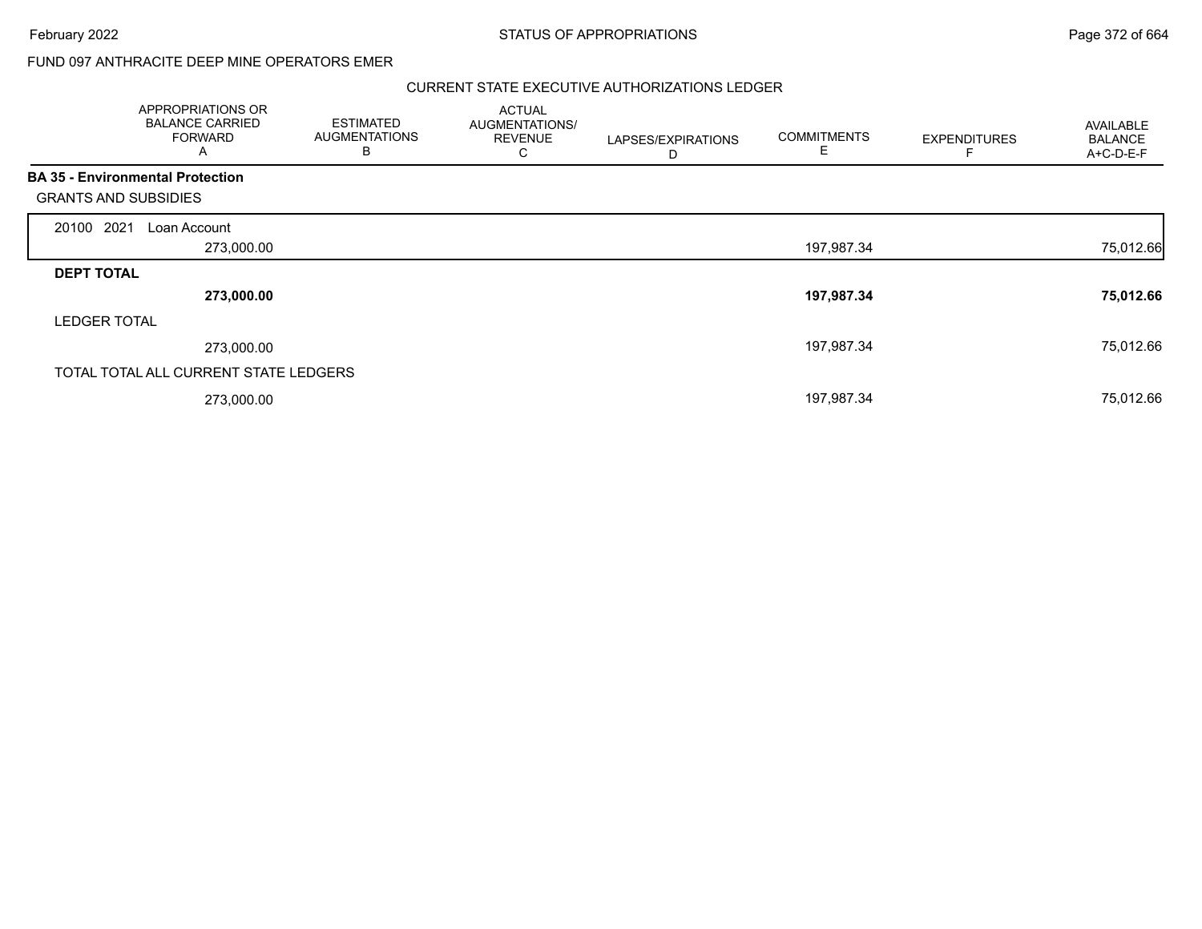FUND 097 ANTHRACITE DEEP MINE OPERATORS EMER

CURRENT STATE EXECUTIVE AUTHORIZATIONS LEDGER

| | APPROPRIATIONS OR BALANCE CARRIED FORWARD A | ESTIMATED AUGMENTATIONS B | ACTUAL AUGMENTATIONS/ REVENUE C | LAPSES/EXPIRATIONS D | COMMITMENTS E | EXPENDITURES F | AVAILABLE BALANCE A+C-D-E-F |
|---|---|---|---|---|---|---|---|
| **BA 35 - Environmental Protection** | | | | | | | |
| GRANTS AND SUBSIDIES | | | | | | | |
| 20100 2021 Loan Account | 273,000.00 | | | | 197,987.34 | | 75,012.66 |
| **DEPT TOTAL** | **273,000.00** | | | | **197,987.34** | | **75,012.66** |
| LEDGER TOTAL | 273,000.00 | | | | 197,987.34 | | 75,012.66 |
| TOTAL TOTAL ALL CURRENT STATE LEDGERS | 273,000.00 | | | | 197,987.34 | | 75,012.66 |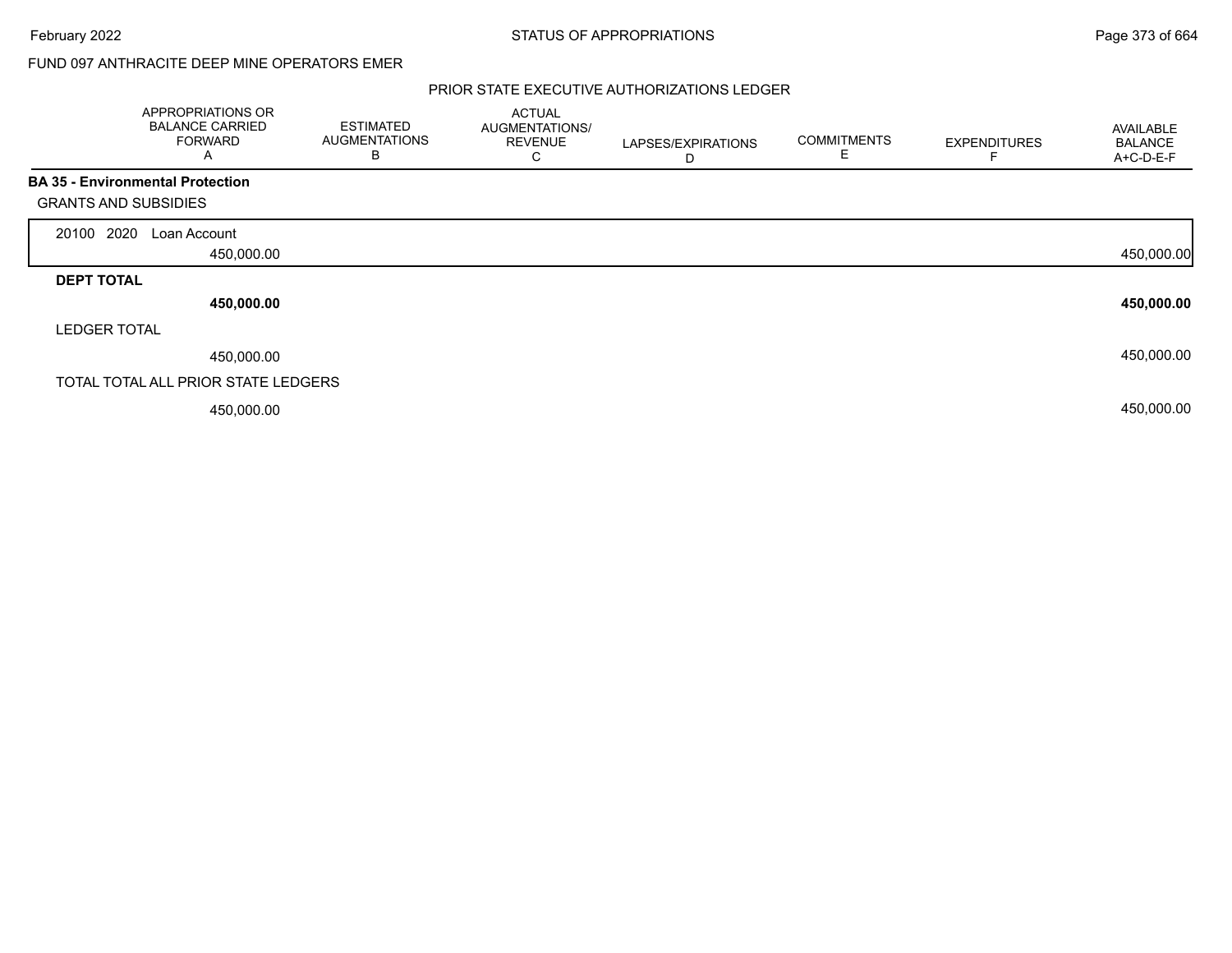FUND 097 ANTHRACITE DEEP MINE OPERATORS EMER

PRIOR STATE EXECUTIVE AUTHORIZATIONS LEDGER

| | APPROPRIATIONS OR BALANCE CARRIED FORWARD A | ESTIMATED AUGMENTATIONS B | ACTUAL AUGMENTATIONS/ REVENUE C | LAPSES/EXPIRATIONS D | COMMITMENTS E | EXPENDITURES F | AVAILABLE BALANCE A+C-D-E-F |
|---|---|---|---|---|---|---|---|
| **BA 35 - Environmental Protection** | | | | | | | |
| GRANTS AND SUBSIDIES | | | | | | | |
| 20100 2020 Loan Account | 450,000.00 | | | | | | 450,000.00 |
| **DEPT TOTAL** | **450,000.00** | | | | | | **450,000.00** |
| LEDGER TOTAL | 450,000.00 | | | | | | 450,000.00 |
| TOTAL TOTAL ALL PRIOR STATE LEDGERS | 450,000.00 | | | | | | 450,000.00 |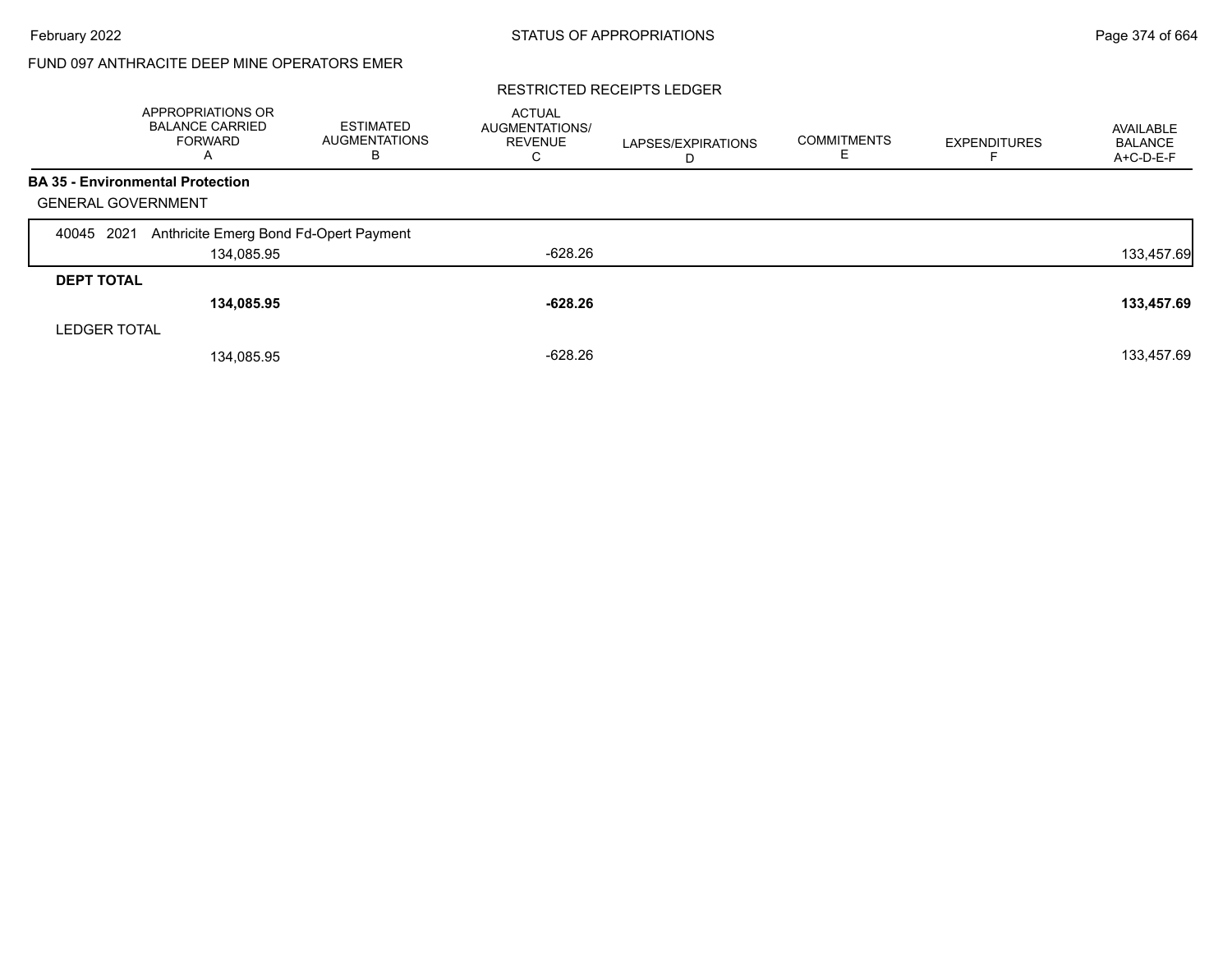FUND 097 ANTHRACITE DEEP MINE OPERATORS EMER

RESTRICTED RECEIPTS LEDGER

| | APPROPRIATIONS OR BALANCE CARRIED FORWARD A | ESTIMATED AUGMENTATIONS B | ACTUAL AUGMENTATIONS/ REVENUE C | LAPSES/EXPIRATIONS D | COMMITMENTS E | EXPENDITURES F | AVAILABLE BALANCE A+C-D-E-F |
|---|---|---|---|---|---|---|---|
| **BA 35 - Environmental Protection** | | | | | | | |
| GENERAL GOVERNMENT | | | | | | | |
| 40045 2021 Anthricite Emerg Bond Fd-Opert Payment | 134,085.95 | | -628.26 | | | | 133,457.69 |
| **DEPT TOTAL** | **134,085.95** | | **-628.26** | | | | **133,457.69** |
| LEDGER TOTAL | 134,085.95 | | -628.26 | | | | 133,457.69 |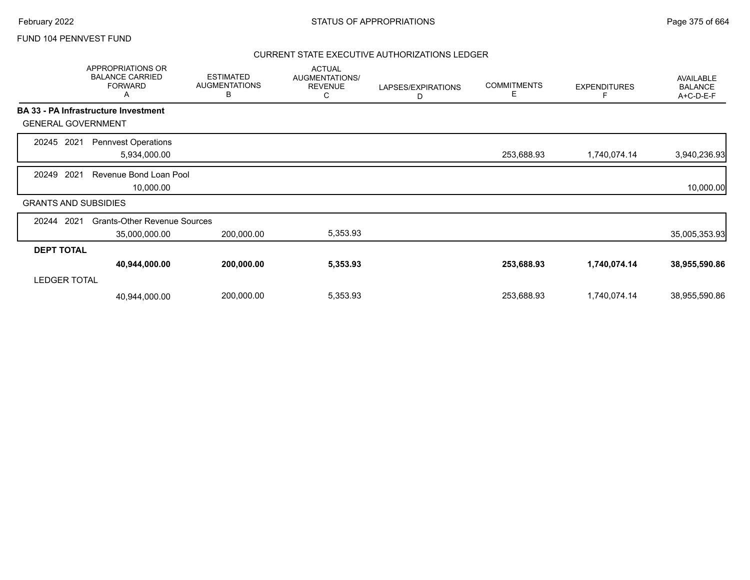FUND 104 PENNVEST FUND

## CURRENT STATE EXECUTIVE AUTHORIZATIONS LEDGER

| | APPROPRIATIONS OR BALANCE CARRIED FORWARD A | ESTIMATED AUGMENTATIONS B | ACTUAL AUGMENTATIONS/ REVENUE C | LAPSES/EXPIRATIONS D | COMMITMENTS E | EXPENDITURES F | AVAILABLE BALANCE A+C-D-E-F |
|---|---|---|---|---|---|---|---|
| **BA 33 - PA Infrastructure Investment** | | | | | | | |
| GENERAL GOVERNMENT | | | | | | | |
| 20245 2021 Pennvest Operations | 5,934,000.00 | | | | 253,688.93 | 1,740,074.14 | 3,940,236.93 |
| 20249 2021 Revenue Bond Loan Pool | 10,000.00 | | | | | | 10,000.00 |
| GRANTS AND SUBSIDIES | | | | | | | |
| 20244 2021 Grants-Other Revenue Sources | 35,000,000.00 | 200,000.00 | 5,353.93 | | | | 35,005,353.93 |
| **DEPT TOTAL** | **40,944,000.00** | **200,000.00** | **5,353.93** | | **253,688.93** | **1,740,074.14** | **38,955,590.86** |
| LEDGER TOTAL | 40,944,000.00 | 200,000.00 | 5,353.93 | | 253,688.93 | 1,740,074.14 | 38,955,590.86 |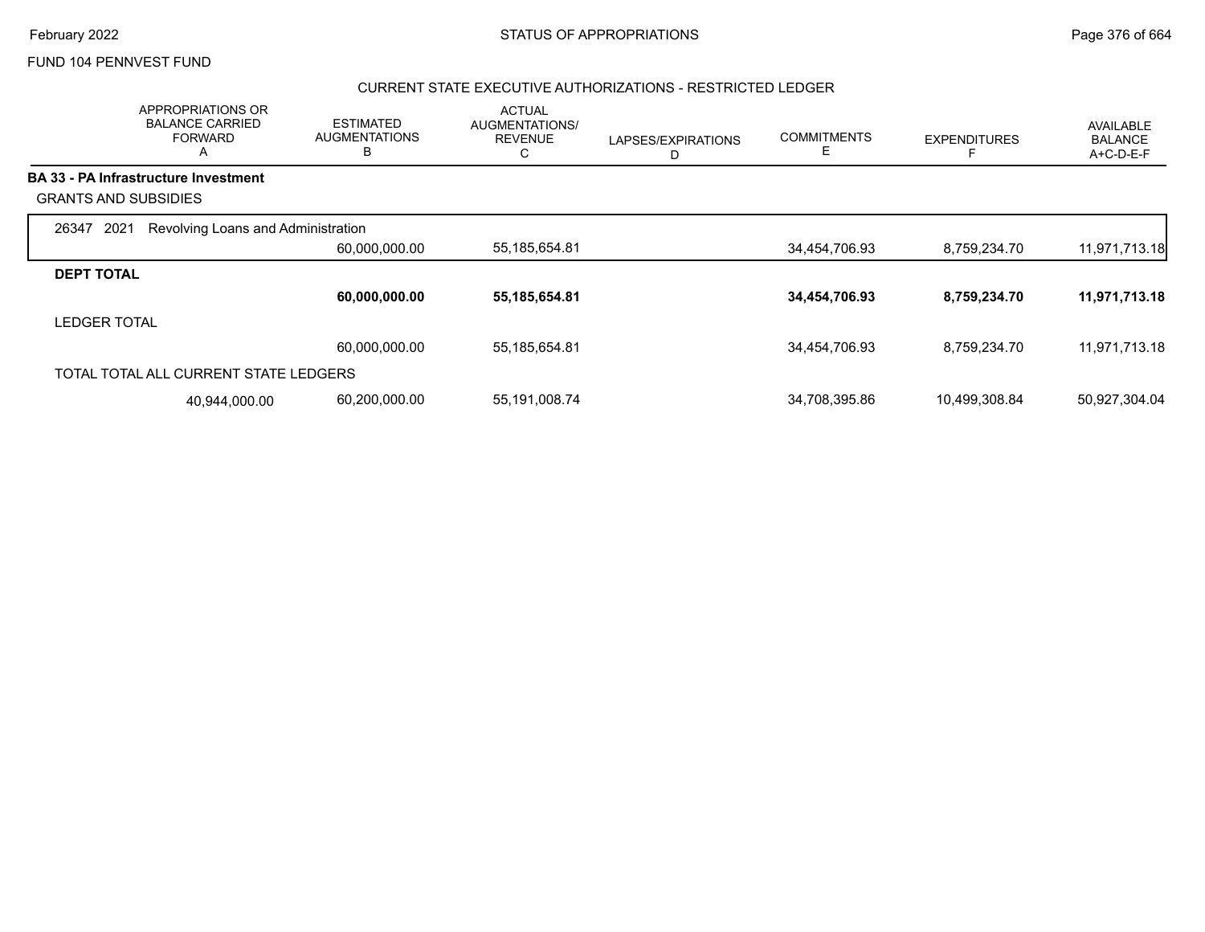FUND 104 PENNVEST FUND

## CURRENT STATE EXECUTIVE AUTHORIZATIONS - RESTRICTED LEDGER

| APPROPRIATIONS OR BALANCE CARRIED FORWARD A | ESTIMATED AUGMENTATIONS B | ACTUAL AUGMENTATIONS/ REVENUE C | LAPSES/EXPIRATIONS D | COMMITMENTS E | EXPENDITURES F | AVAILABLE BALANCE A+C-D-E-F |
|---|---|---|---|---|---|---|
| **BA 33 - PA Infrastructure Investment** | | | | | | |
| GRANTS AND SUBSIDIES | | | | | | |
| 26347 2021 Revolving Loans and Administration | | | | | | |
| | 60,000,000.00 | 55,185,654.81 | | 34,454,706.93 | 8,759,234.70 | 11,971,713.18 |
| **DEPT TOTAL** | | | | | | |
| | **60,000,000.00** | **55,185,654.81** | | **34,454,706.93** | **8,759,234.70** | **11,971,713.18** |
| LEDGER TOTAL | | | | | | |
| | 60,000,000.00 | 55,185,654.81 | | 34,454,706.93 | 8,759,234.70 | 11,971,713.18 |
| TOTAL TOTAL ALL CURRENT STATE LEDGERS | | | | | | |
| 40,944,000.00 | 60,200,000.00 | 55,191,008.74 | | 34,708,395.86 | 10,499,308.84 | 50,927,304.04 |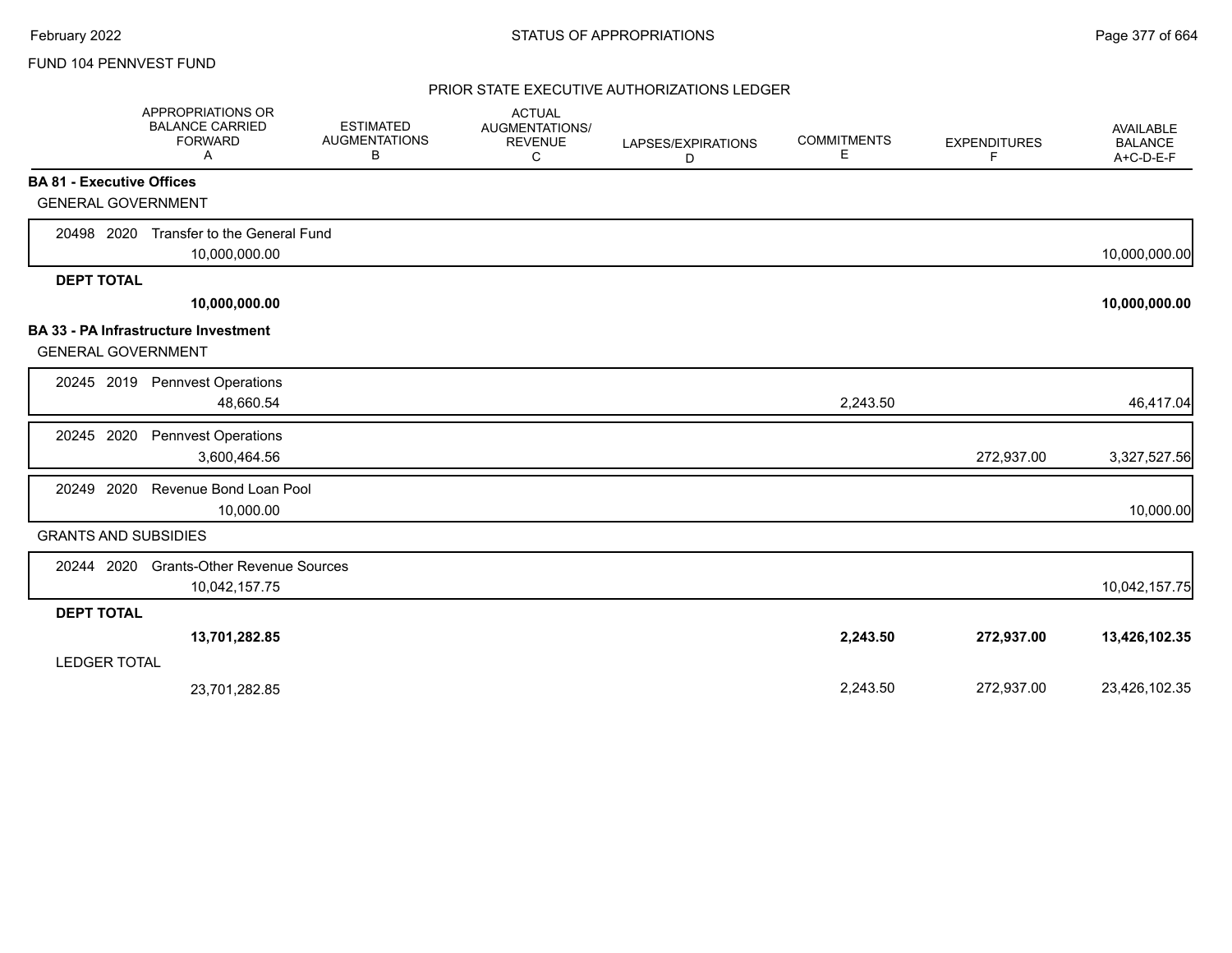FUND 104 PENNVEST FUND

## PRIOR STATE EXECUTIVE AUTHORIZATIONS LEDGER

| APPROPRIATIONS OR BALANCE CARRIED FORWARD A | ESTIMATED AUGMENTATIONS B | ACTUAL AUGMENTATIONS/ REVENUE C | LAPSES/EXPIRATIONS D | COMMITMENTS E | EXPENDITURES F | AVAILABLE BALANCE A+C-D-E-F |
|---|---|---|---|---|---|---|
| **BA 81 - Executive Offices** | | | | | | |
| GENERAL GOVERNMENT | | | | | | |
| 20498 2020 Transfer to the General Fund | | | | | | |
| 10,000,000.00 | | | | | | 10,000,000.00 |
| **DEPT TOTAL** | | | | | | |
| **10,000,000.00** | | | | | | **10,000,000.00** |
| **BA 33 - PA Infrastructure Investment** | | | | | | |
| GENERAL GOVERNMENT | | | | | | |
| 20245 2019 Pennvest Operations | | | | | | |
| 48,660.54 | | | | 2,243.50 | | 46,417.04 |
| 20245 2020 Pennvest Operations | | | | | | |
| 3,600,464.56 | | | | | 272,937.00 | 3,327,527.56 |
| 20249 2020 Revenue Bond Loan Pool | | | | | | |
| 10,000.00 | | | | | | 10,000.00 |
| GRANTS AND SUBSIDIES | | | | | | |
| 20244 2020 Grants-Other Revenue Sources | | | | | | |
| 10,042,157.75 | | | | | | 10,042,157.75 |
| **DEPT TOTAL** | | | | | | |
| **13,701,282.85** | | | | **2,243.50** | **272,937.00** | **13,426,102.35** |
| LEDGER TOTAL | | | | | | |
| 23,701,282.85 | | | | 2,243.50 | 272,937.00 | 23,426,102.35 |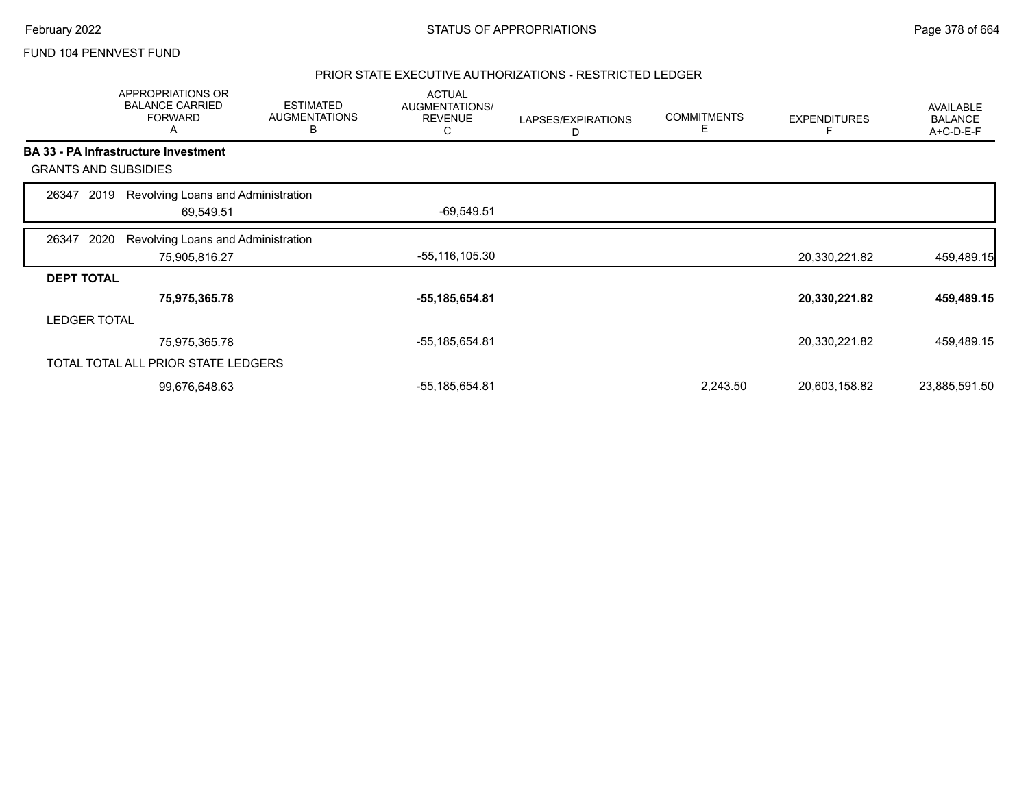FUND 104 PENNVEST FUND

## PRIOR STATE EXECUTIVE AUTHORIZATIONS - RESTRICTED LEDGER

| | APPROPRIATIONS OR BALANCE CARRIED FORWARD A | ESTIMATED AUGMENTATIONS B | ACTUAL AUGMENTATIONS/ REVENUE C | LAPSES/EXPIRATIONS D | COMMITMENTS E | EXPENDITURES F | AVAILABLE BALANCE A+C-D-E-F |
|---|---|---|---|---|---|---|---|
| **BA 33 - PA Infrastructure Investment** | | | | | | | |
| GRANTS AND SUBSIDIES | | | | | | | |
| 26347 2019 Revolving Loans and Administration | 69,549.51 | | -69,549.51 | | | | |
| 26347 2020 Revolving Loans and Administration | 75,905,816.27 | | -55,116,105.30 | | | 20,330,221.82 | 459,489.15 |
| **DEPT TOTAL** | **75,975,365.78** | | **-55,185,654.81** | | | **20,330,221.82** | **459,489.15** |
| LEDGER TOTAL | 75,975,365.78 | | -55,185,654.81 | | | 20,330,221.82 | 459,489.15 |
| TOTAL TOTAL ALL PRIOR STATE LEDGERS | 99,676,648.63 | | -55,185,654.81 | | 2,243.50 | 20,603,158.82 | 23,885,591.50 |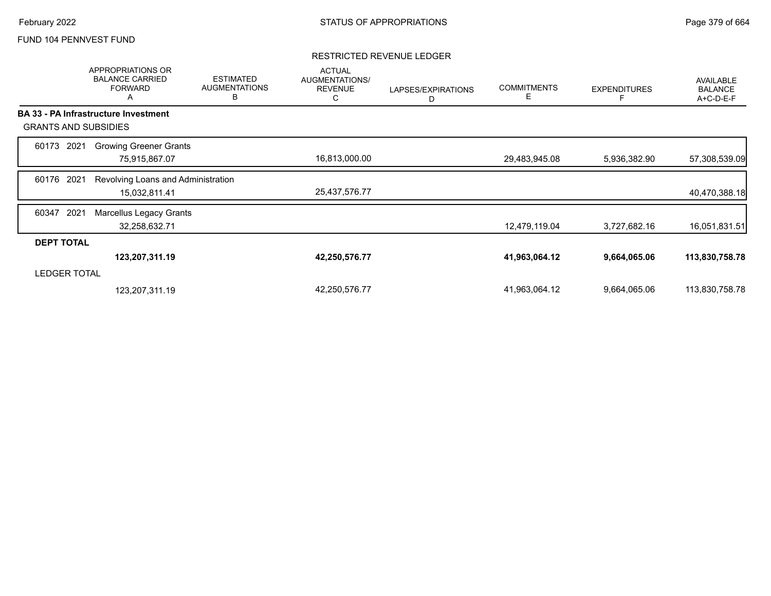FUND 104 PENNVEST FUND

RESTRICTED REVENUE LEDGER

| | APPROPRIATIONS OR BALANCE CARRIED FORWARD A | ESTIMATED AUGMENTATIONS B | ACTUAL AUGMENTATIONS/ REVENUE C | LAPSES/EXPIRATIONS D | COMMITMENTS E | EXPENDITURES F | AVAILABLE BALANCE A+C-D-E-F |
|---|---|---|---|---|---|---|---|
| **BA 33 - PA Infrastructure Investment** | | | | | | | |
| GRANTS AND SUBSIDIES | | | | | | | |
| 60173 2021 Growing Greener Grants | 75,915,867.07 | | 16,813,000.00 | | 29,483,945.08 | 5,936,382.90 | 57,308,539.09 |
| 60176 2021 Revolving Loans and Administration | 15,032,811.41 | | 25,437,576.77 | | | | 40,470,388.18 |
| 60347 2021 Marcellus Legacy Grants | 32,258,632.71 | | | | 12,479,119.04 | 3,727,682.16 | 16,051,831.51 |
| **DEPT TOTAL** | **123,207,311.19** | | **42,250,576.77** | | **41,963,064.12** | **9,664,065.06** | **113,830,758.78** |
| LEDGER TOTAL | 123,207,311.19 | | 42,250,576.77 | | 41,963,064.12 | 9,664,065.06 | 113,830,758.78 |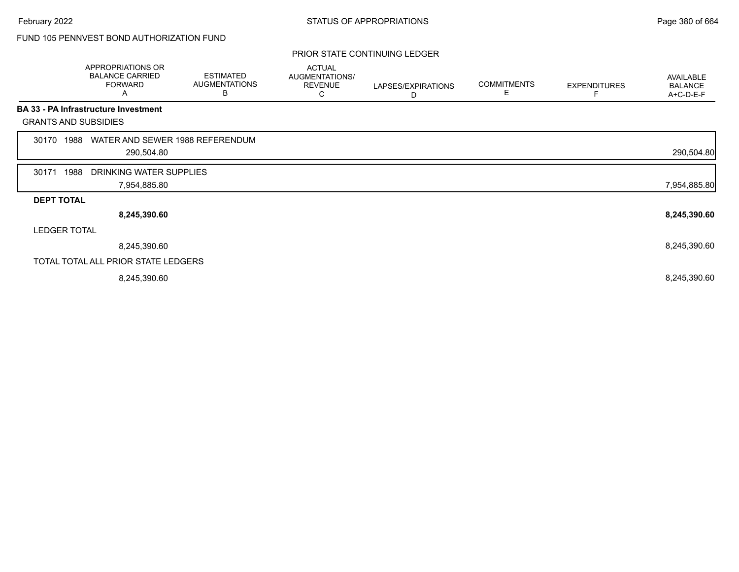FUND 105 PENNVEST BOND AUTHORIZATION FUND

PRIOR STATE CONTINUING LEDGER

| | APPROPRIATIONS OR BALANCE CARRIED FORWARD A | ESTIMATED AUGMENTATIONS B | ACTUAL AUGMENTATIONS/ REVENUE C | LAPSES/EXPIRATIONS D | COMMITMENTS E | EXPENDITURES F | AVAILABLE BALANCE A+C-D-E-F |
|---|---|---|---|---|---|---|---|
| **BA 33 - PA Infrastructure Investment** | | | | | | | |
| GRANTS AND SUBSIDIES | | | | | | | |
| 30170 1988 WATER AND SEWER 1988 REFERENDUM | 290,504.80 | | | | | | 290,504.80 |
| 30171 1988 DRINKING WATER SUPPLIES | 7,954,885.80 | | | | | | 7,954,885.80 |
| **DEPT TOTAL** | **8,245,390.60** | | | | | | **8,245,390.60** |
| LEDGER TOTAL | 8,245,390.60 | | | | | | 8,245,390.60 |
| TOTAL TOTAL ALL PRIOR STATE LEDGERS | 8,245,390.60 | | | | | | 8,245,390.60 |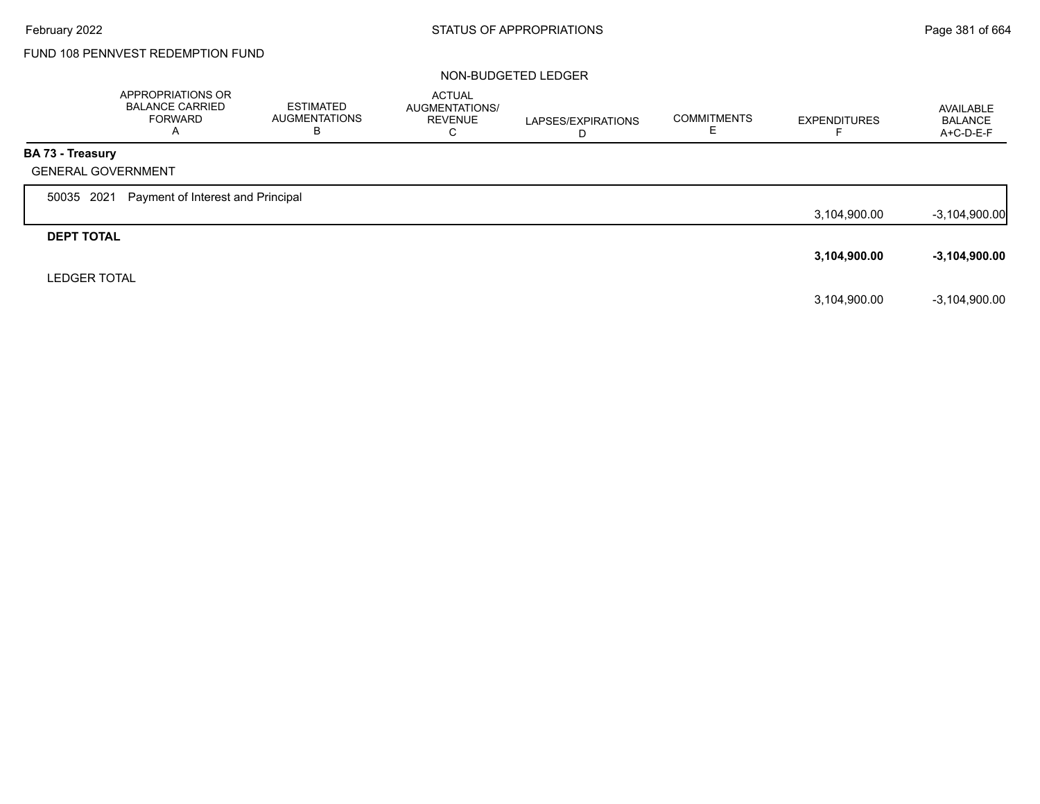FUND 108 PENNVEST REDEMPTION FUND

NON-BUDGETED LEDGER

| | APPROPRIATIONS OR BALANCE CARRIED FORWARD A | ESTIMATED AUGMENTATIONS B | ACTUAL AUGMENTATIONS/ REVENUE C | LAPSES/EXPIRATIONS D | COMMITMENTS E | EXPENDITURES F | AVAILABLE BALANCE A+C-D-E-F |
|---|---|---|---|---|---|---|---|
| **BA 73 - Treasury** | | | | | | | |
| GENERAL GOVERNMENT | | | | | | | |
| 50035 2021 Payment of Interest and Principal | | | | | | 3,104,900.00 | -3,104,900.00 |
| **DEPT TOTAL** | | | | | | **3,104,900.00** | **-3,104,900.00** |
| LEDGER TOTAL | | | | | | 3,104,900.00 | -3,104,900.00 |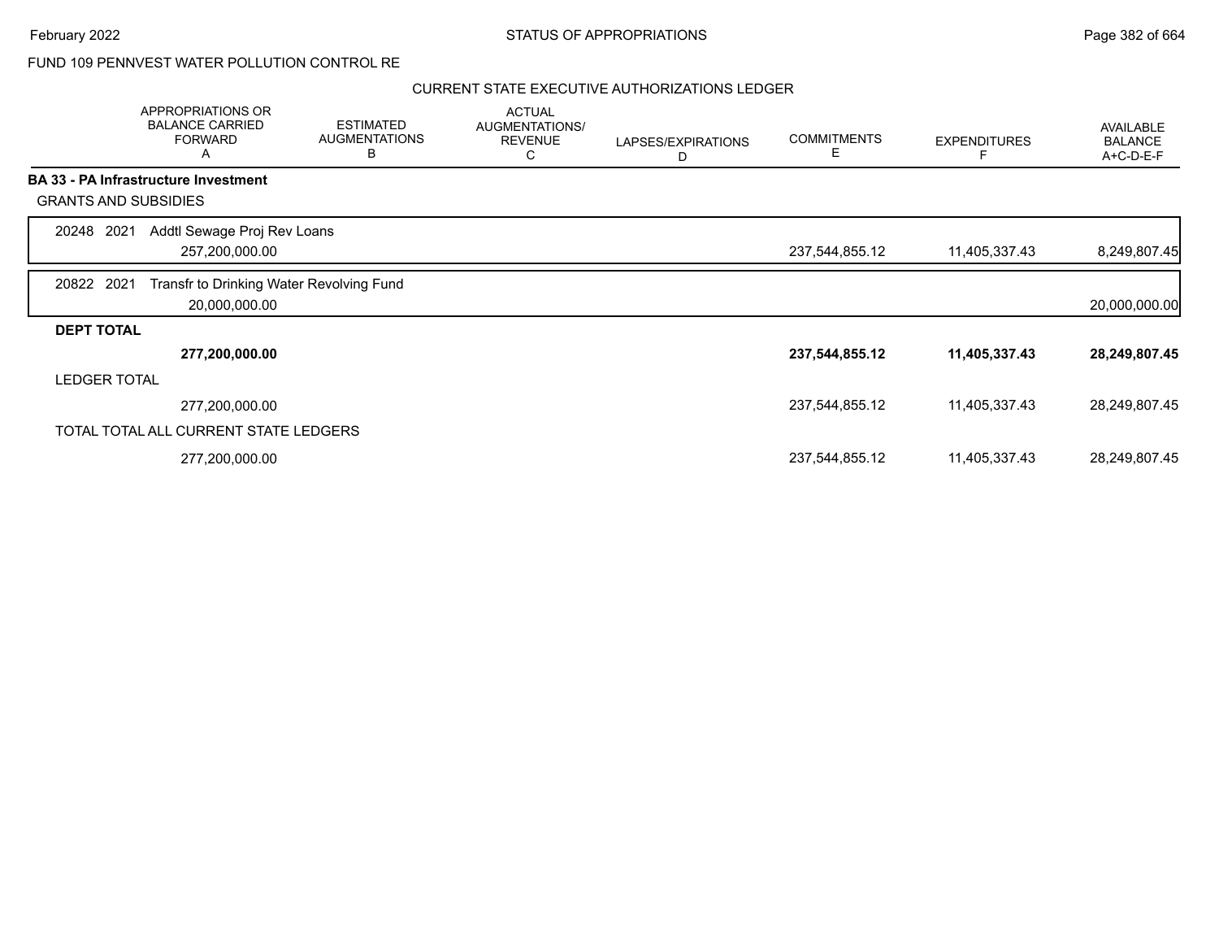FUND 109 PENNVEST WATER POLLUTION CONTROL RE

CURRENT STATE EXECUTIVE AUTHORIZATIONS LEDGER

| | APPROPRIATIONS OR BALANCE CARRIED FORWARD A | ESTIMATED AUGMENTATIONS B | ACTUAL AUGMENTATIONS/ REVENUE C | LAPSES/EXPIRATIONS D | COMMITMENTS E | EXPENDITURES F | AVAILABLE BALANCE A+C-D-E-F |
|---|---|---|---|---|---|---|---|
| **BA 33 - PA Infrastructure Investment** | | | | | | | |
| GRANTS AND SUBSIDIES | | | | | | | |
| 20248 2021 Addtl Sewage Proj Rev Loans | 257,200,000.00 | | | | 237,544,855.12 | 11,405,337.43 | 8,249,807.45 |
| 20822 2021 Transfr to Drinking Water Revolving Fund | 20,000,000.00 | | | | | | 20,000,000.00 |
| **DEPT TOTAL** | **277,200,000.00** | | | | **237,544,855.12** | **11,405,337.43** | **28,249,807.45** |
| LEDGER TOTAL | 277,200,000.00 | | | | 237,544,855.12 | 11,405,337.43 | 28,249,807.45 |
| TOTAL TOTAL ALL CURRENT STATE LEDGERS | 277,200,000.00 | | | | 237,544,855.12 | 11,405,337.43 | 28,249,807.45 |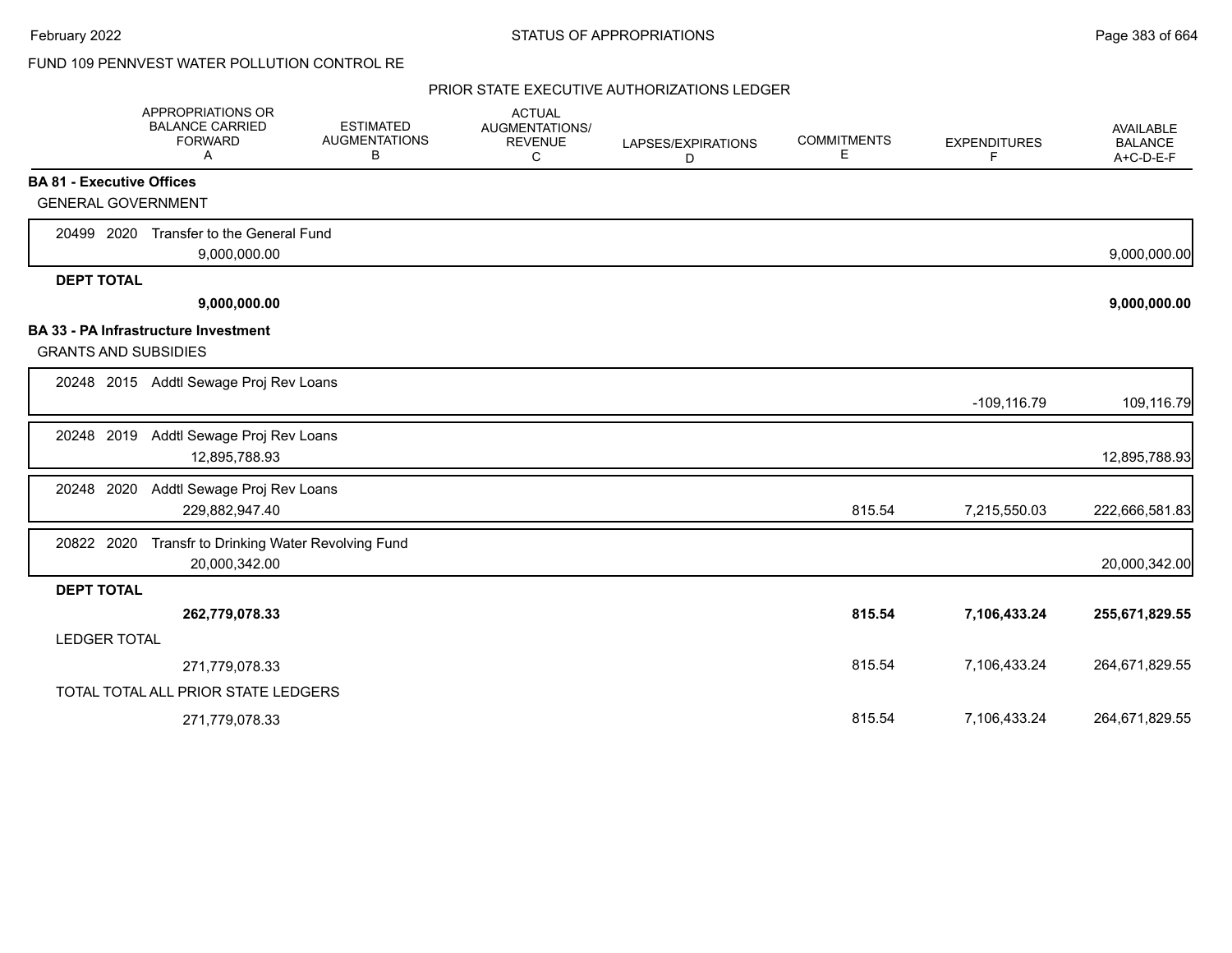FUND 109 PENNVEST WATER POLLUTION CONTROL RE

PRIOR STATE EXECUTIVE AUTHORIZATIONS LEDGER

| | APPROPRIATIONS OR BALANCE CARRIED FORWARD A | ESTIMATED AUGMENTATIONS B | ACTUAL AUGMENTATIONS/ REVENUE C | LAPSES/EXPIRATIONS D | COMMITMENTS E | EXPENDITURES F | AVAILABLE BALANCE A+C-D-E-F |
|---|---|---|---|---|---|---|---|
| **BA 81 - Executive Offices** | | | | | | | |
| GENERAL GOVERNMENT | | | | | | | |
| 20499 2020 Transfer to the General Fund | 9,000,000.00 | | | | | | 9,000,000.00 |
| **DEPT TOTAL** | **9,000,000.00** | | | | | | **9,000,000.00** |
| **BA 33 - PA Infrastructure Investment** | | | | | | | |
| GRANTS AND SUBSIDIES | | | | | | | |
| 20248 2015 Addtl Sewage Proj Rev Loans | | | | | | -109,116.79 | 109,116.79 |
| 20248 2019 Addtl Sewage Proj Rev Loans | 12,895,788.93 | | | | | | 12,895,788.93 |
| 20248 2020 Addtl Sewage Proj Rev Loans | 229,882,947.40 | | | | 815.54 | 7,215,550.03 | 222,666,581.83 |
| 20822 2020 Transfr to Drinking Water Revolving Fund | 20,000,342.00 | | | | | | 20,000,342.00 |
| **DEPT TOTAL** | **262,779,078.33** | | | | **815.54** | **7,106,433.24** | **255,671,829.55** |
| LEDGER TOTAL | 271,779,078.33 | | | | 815.54 | 7,106,433.24 | 264,671,829.55 |
| TOTAL TOTAL ALL PRIOR STATE LEDGERS | 271,779,078.33 | | | | 815.54 | 7,106,433.24 | 264,671,829.55 |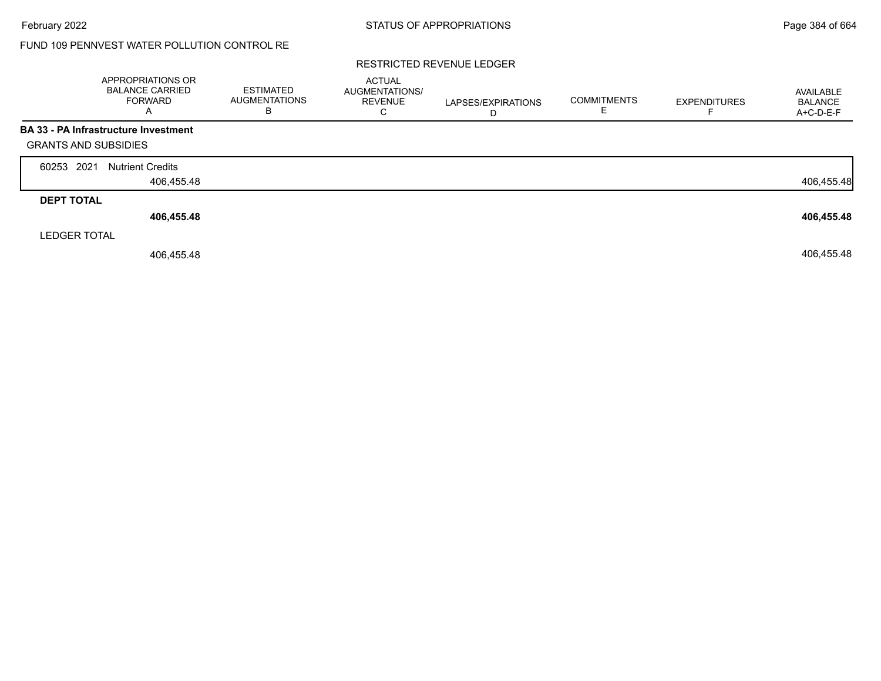FUND 109 PENNVEST WATER POLLUTION CONTROL RE

RESTRICTED REVENUE LEDGER

| | APPROPRIATIONS OR BALANCE CARRIED FORWARD A | ESTIMATED AUGMENTATIONS B | ACTUAL AUGMENTATIONS/ REVENUE C | LAPSES/EXPIRATIONS D | COMMITMENTS E | EXPENDITURES F | AVAILABLE BALANCE A+C-D-E-F |
|---|---|---|---|---|---|---|---|
| **BA 33 - PA Infrastructure Investment** | | | | | | | |
| GRANTS AND SUBSIDIES | | | | | | | |
| 60253 2021 Nutrient Credits | 406,455.48 | | | | | | 406,455.48 |
| **DEPT TOTAL** | **406,455.48** | | | | | | **406,455.48** |
| LEDGER TOTAL | 406,455.48 | | | | | | 406,455.48 |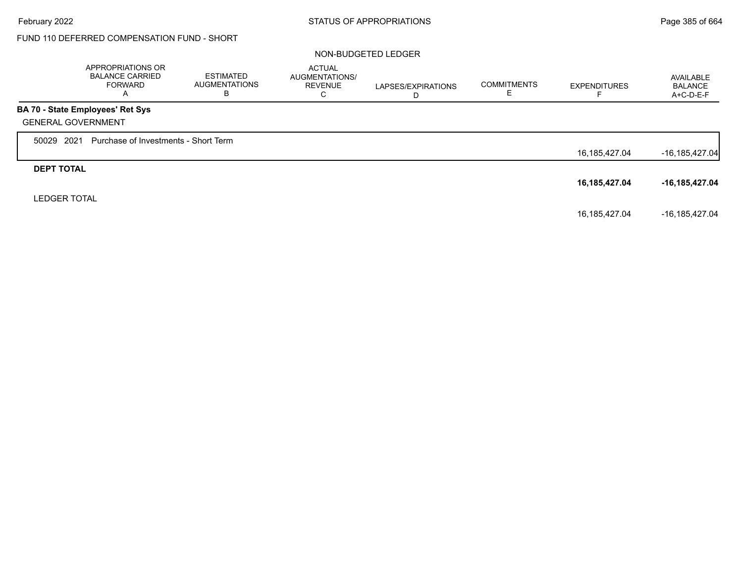FUND 110 DEFERRED COMPENSATION FUND - SHORT

NON-BUDGETED LEDGER

| | APPROPRIATIONS OR BALANCE CARRIED FORWARD A | ESTIMATED AUGMENTATIONS B | ACTUAL AUGMENTATIONS/ REVENUE C | LAPSES/EXPIRATIONS D | COMMITMENTS E | EXPENDITURES F | AVAILABLE BALANCE A+C-D-E-F |
|---|---|---|---|---|---|---|---|
| **BA 70 - State Employees' Ret Sys** | | | | | | | |
| GENERAL GOVERNMENT | | | | | | | |
| 50029 2021 Purchase of Investments - Short Term | | | | | | 16,185,427.04 | -16,185,427.04 |
| **DEPT TOTAL** | | | | | | **16,185,427.04** | **-16,185,427.04** |
| LEDGER TOTAL | | | | | | 16,185,427.04 | -16,185,427.04 |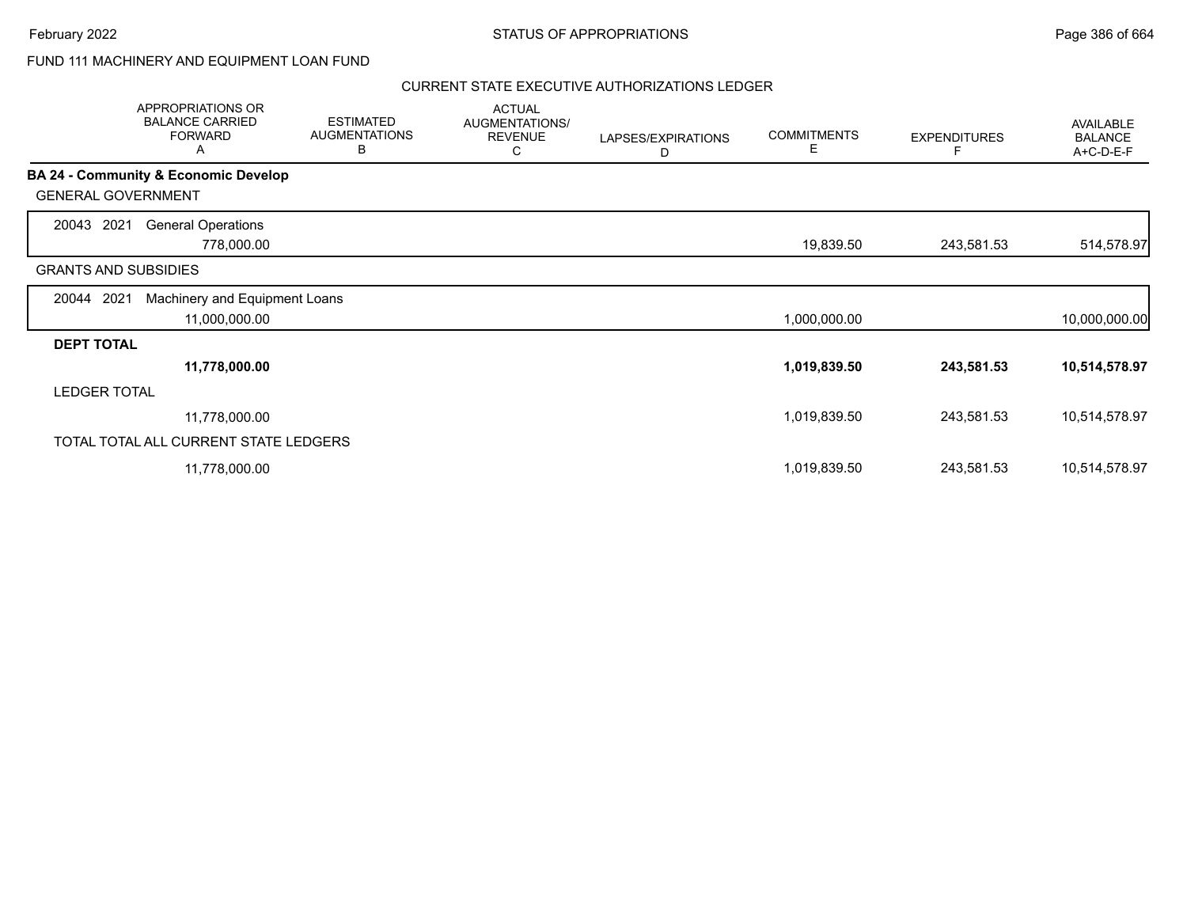FUND 111 MACHINERY AND EQUIPMENT LOAN FUND

CURRENT STATE EXECUTIVE AUTHORIZATIONS LEDGER

| | APPROPRIATIONS OR BALANCE CARRIED FORWARD A | ESTIMATED AUGMENTATIONS B | ACTUAL AUGMENTATIONS/ REVENUE C | LAPSES/EXPIRATIONS D | COMMITMENTS E | EXPENDITURES F | AVAILABLE BALANCE A+C-D-E-F |
|---|---|---|---|---|---|---|---|
| **BA 24 - Community & Economic Develop** | | | | | | | |
| GENERAL GOVERNMENT | | | | | | | |
| 20043 2021 General Operations | 778,000.00 | | | | 19,839.50 | 243,581.53 | 514,578.97 |
| GRANTS AND SUBSIDIES | | | | | | | |
| 20044 2021 Machinery and Equipment Loans | 11,000,000.00 | | | | 1,000,000.00 | | 10,000,000.00 |
| **DEPT TOTAL** | **11,778,000.00** | | | | **1,019,839.50** | **243,581.53** | **10,514,578.97** |
| LEDGER TOTAL | 11,778,000.00 | | | | 1,019,839.50 | 243,581.53 | 10,514,578.97 |
| TOTAL TOTAL ALL CURRENT STATE LEDGERS | 11,778,000.00 | | | | 1,019,839.50 | 243,581.53 | 10,514,578.97 |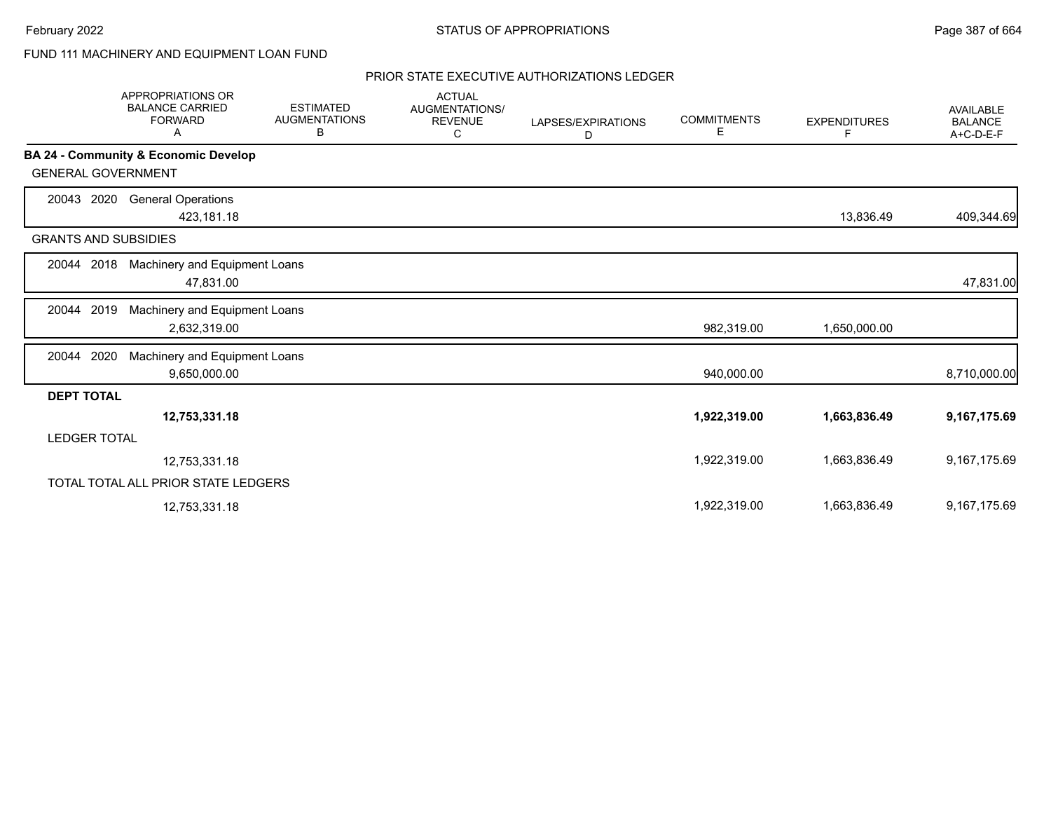FUND 111 MACHINERY AND EQUIPMENT LOAN FUND

PRIOR STATE EXECUTIVE AUTHORIZATIONS LEDGER

| | APPROPRIATIONS OR BALANCE CARRIED FORWARD A | ESTIMATED AUGMENTATIONS B | ACTUAL AUGMENTATIONS/ REVENUE C | LAPSES/EXPIRATIONS D | COMMITMENTS E | EXPENDITURES F | AVAILABLE BALANCE A+C-D-E-F |
|---|---|---|---|---|---|---|---|
| **BA 24 - Community & Economic Develop** | | | | | | | |
| GENERAL GOVERNMENT | | | | | | | |
| 20043 2020 General Operations | 423,181.18 | | | | | 13,836.49 | 409,344.69 |
| GRANTS AND SUBSIDIES | | | | | | | |
| 20044 2018 Machinery and Equipment Loans | 47,831.00 | | | | | | 47,831.00 |
| 20044 2019 Machinery and Equipment Loans | 2,632,319.00 | | | | 982,319.00 | 1,650,000.00 | |
| 20044 2020 Machinery and Equipment Loans | 9,650,000.00 | | | | 940,000.00 | | 8,710,000.00 |
| **DEPT TOTAL** | **12,753,331.18** | | | | **1,922,319.00** | **1,663,836.49** | **9,167,175.69** |
| LEDGER TOTAL | 12,753,331.18 | | | | 1,922,319.00 | 1,663,836.49 | 9,167,175.69 |
| TOTAL TOTAL ALL PRIOR STATE LEDGERS | 12,753,331.18 | | | | 1,922,319.00 | 1,663,836.49 | 9,167,175.69 |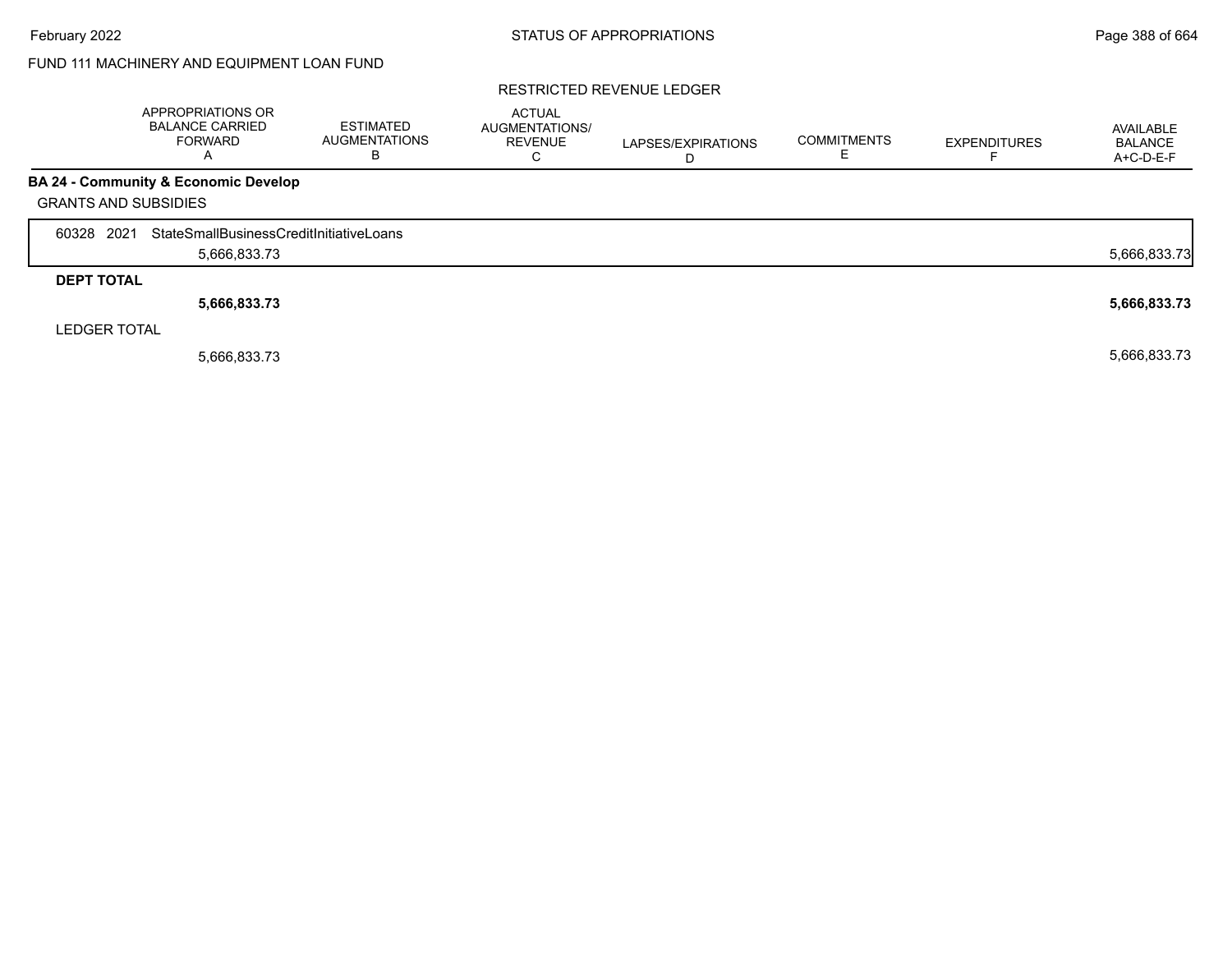FUND 111 MACHINERY AND EQUIPMENT LOAN FUND

RESTRICTED REVENUE LEDGER

| | APPROPRIATIONS OR BALANCE CARRIED FORWARD A | ESTIMATED AUGMENTATIONS B | ACTUAL AUGMENTATIONS/ REVENUE C | LAPSES/EXPIRATIONS D | COMMITMENTS E | EXPENDITURES F | AVAILABLE BALANCE A+C-D-E-F |
|---|---|---|---|---|---|---|---|
| **BA 24 - Community & Economic Develop** | | | | | | | |
| GRANTS AND SUBSIDIES | | | | | | | |
| 60328 2021 StateSmallBusinessCreditInitiativeLoans | 5,666,833.73 | | | | | | 5,666,833.73 |
| **DEPT TOTAL** | **5,666,833.73** | | | | | | **5,666,833.73** |
| LEDGER TOTAL | 5,666,833.73 | | | | | | 5,666,833.73 |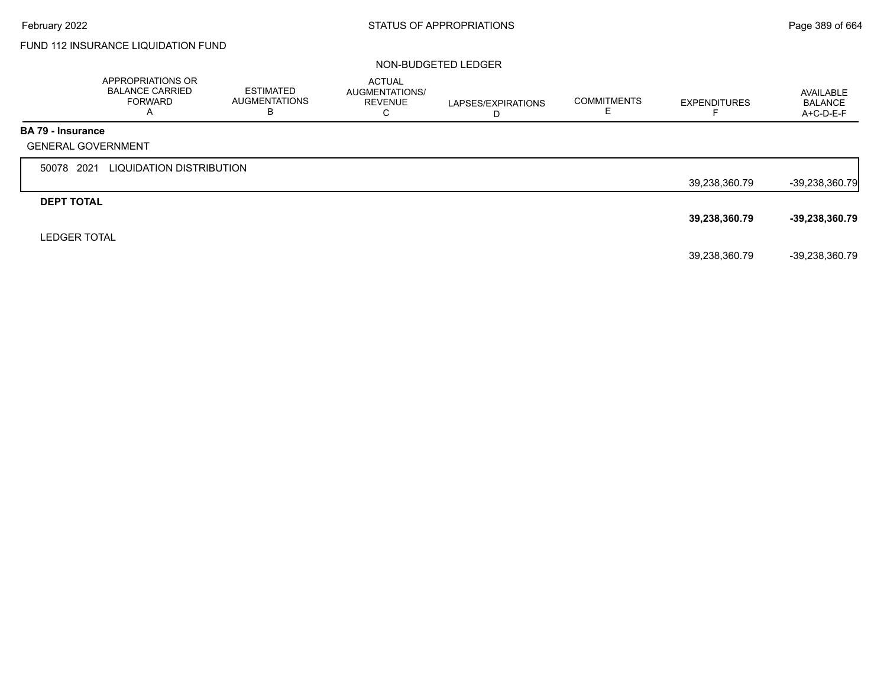FUND 112 INSURANCE LIQUIDATION FUND

NON-BUDGETED LEDGER

| | APPROPRIATIONS OR BALANCE CARRIED FORWARD A | ESTIMATED AUGMENTATIONS B | ACTUAL AUGMENTATIONS/ REVENUE C | LAPSES/EXPIRATIONS D | COMMITMENTS E | EXPENDITURES F | AVAILABLE BALANCE A+C-D-E-F |
|---|---|---|---|---|---|---|---|
| **BA 79 - Insurance** | | | | | | | |
| GENERAL GOVERNMENT | | | | | | | |
| 50078 2021 LIQUIDATION DISTRIBUTION | | | | | | 39,238,360.79 | -39,238,360.79 |
| **DEPT TOTAL** | | | | | | **39,238,360.79** | **-39,238,360.79** |
| LEDGER TOTAL | | | | | | 39,238,360.79 | -39,238,360.79 |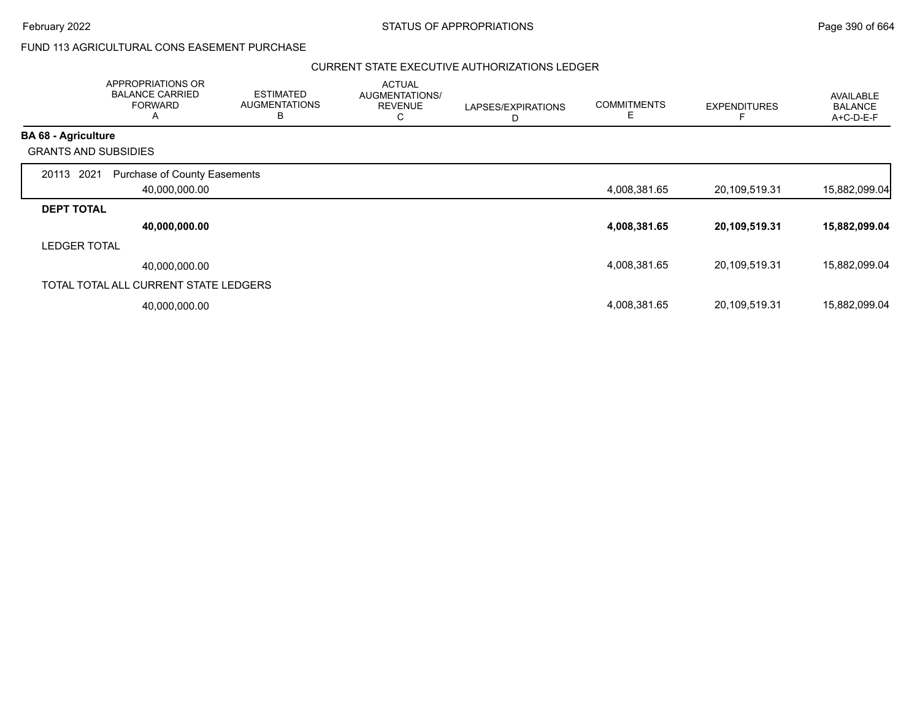FUND 113 AGRICULTURAL CONS EASEMENT PURCHASE

CURRENT STATE EXECUTIVE AUTHORIZATIONS LEDGER

| | APPROPRIATIONS OR BALANCE CARRIED FORWARD A | ESTIMATED AUGMENTATIONS B | ACTUAL AUGMENTATIONS/ REVENUE C | LAPSES/EXPIRATIONS D | COMMITMENTS E | EXPENDITURES F | AVAILABLE BALANCE A+C-D-E-F |
|---|---|---|---|---|---|---|---|
| **BA 68 - Agriculture** | | | | | | | |
| GRANTS AND SUBSIDIES | | | | | | | |
| 20113 2021 Purchase of County Easements | | | | | | | |
| | 40,000,000.00 | | | | 4,008,381.65 | 20,109,519.31 | 15,882,099.04 |
| **DEPT TOTAL** | | | | | | | |
| | **40,000,000.00** | | | | **4,008,381.65** | **20,109,519.31** | **15,882,099.04** |
| LEDGER TOTAL | | | | | | | |
| | 40,000,000.00 | | | | 4,008,381.65 | 20,109,519.31 | 15,882,099.04 |
| TOTAL TOTAL ALL CURRENT STATE LEDGERS | | | | | | | |
| | 40,000,000.00 | | | | 4,008,381.65 | 20,109,519.31 | 15,882,099.04 |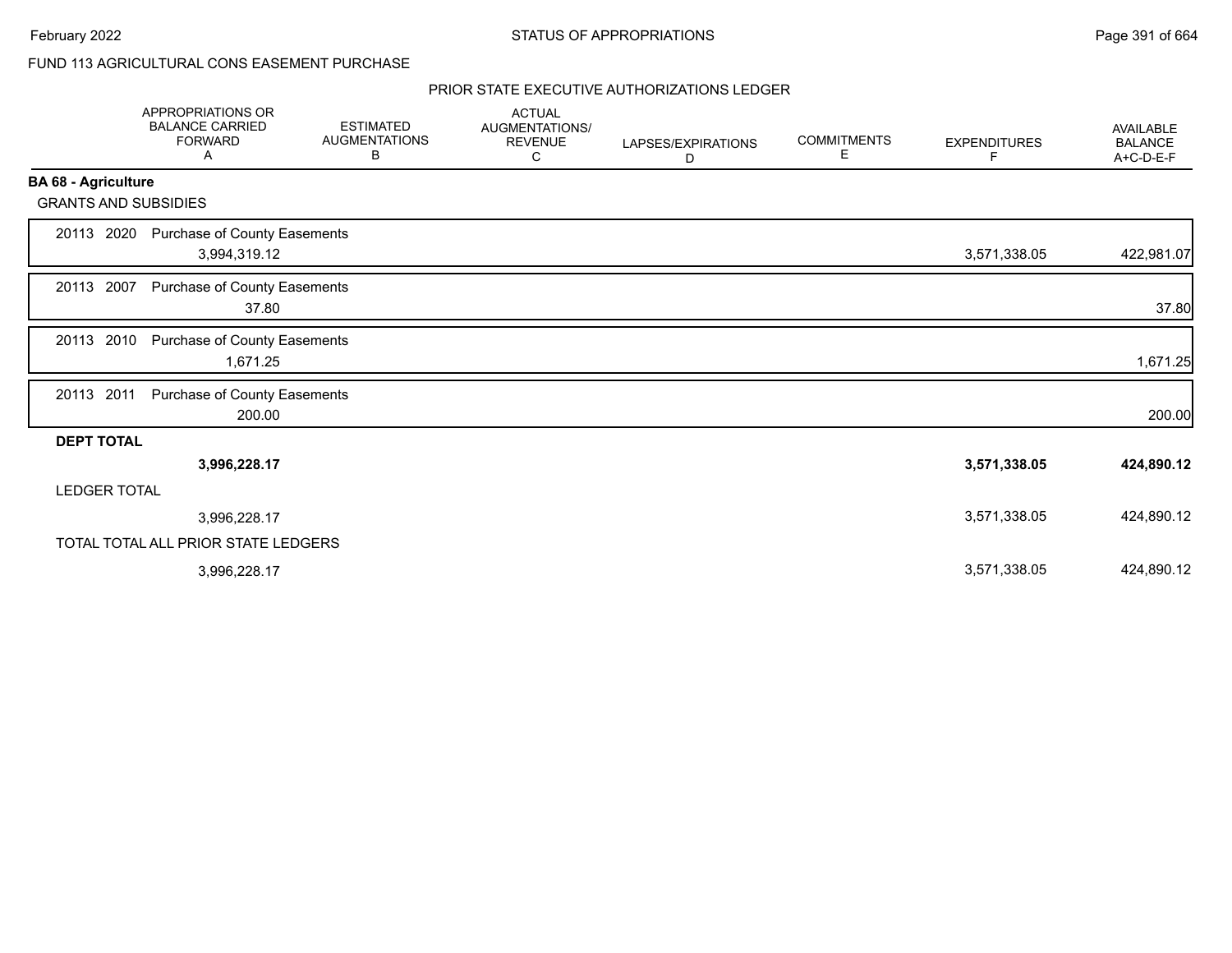FUND 113 AGRICULTURAL CONS EASEMENT PURCHASE

PRIOR STATE EXECUTIVE AUTHORIZATIONS LEDGER

| | APPROPRIATIONS OR BALANCE CARRIED FORWARD A | ESTIMATED AUGMENTATIONS B | ACTUAL AUGMENTATIONS/ REVENUE C | LAPSES/EXPIRATIONS D | COMMITMENTS E | EXPENDITURES F | AVAILABLE BALANCE A+C-D-E-F |
|---|---|---|---|---|---|---|---|
| **BA 68 - Agriculture** | | | | | | | |
| GRANTS AND SUBSIDIES | | | | | | | |
| 20113 2020 Purchase of County Easements | 3,994,319.12 | | | | | 3,571,338.05 | 422,981.07 |
| 20113 2007 Purchase of County Easements | 37.80 | | | | | | 37.80 |
| 20113 2010 Purchase of County Easements | 1,671.25 | | | | | | 1,671.25 |
| 20113 2011 Purchase of County Easements | 200.00 | | | | | | 200.00 |
| **DEPT TOTAL** | **3,996,228.17** | | | | | **3,571,338.05** | **424,890.12** |
| LEDGER TOTAL | 3,996,228.17 | | | | | 3,571,338.05 | 424,890.12 |
| TOTAL TOTAL ALL PRIOR STATE LEDGERS | 3,996,228.17 | | | | | 3,571,338.05 | 424,890.12 |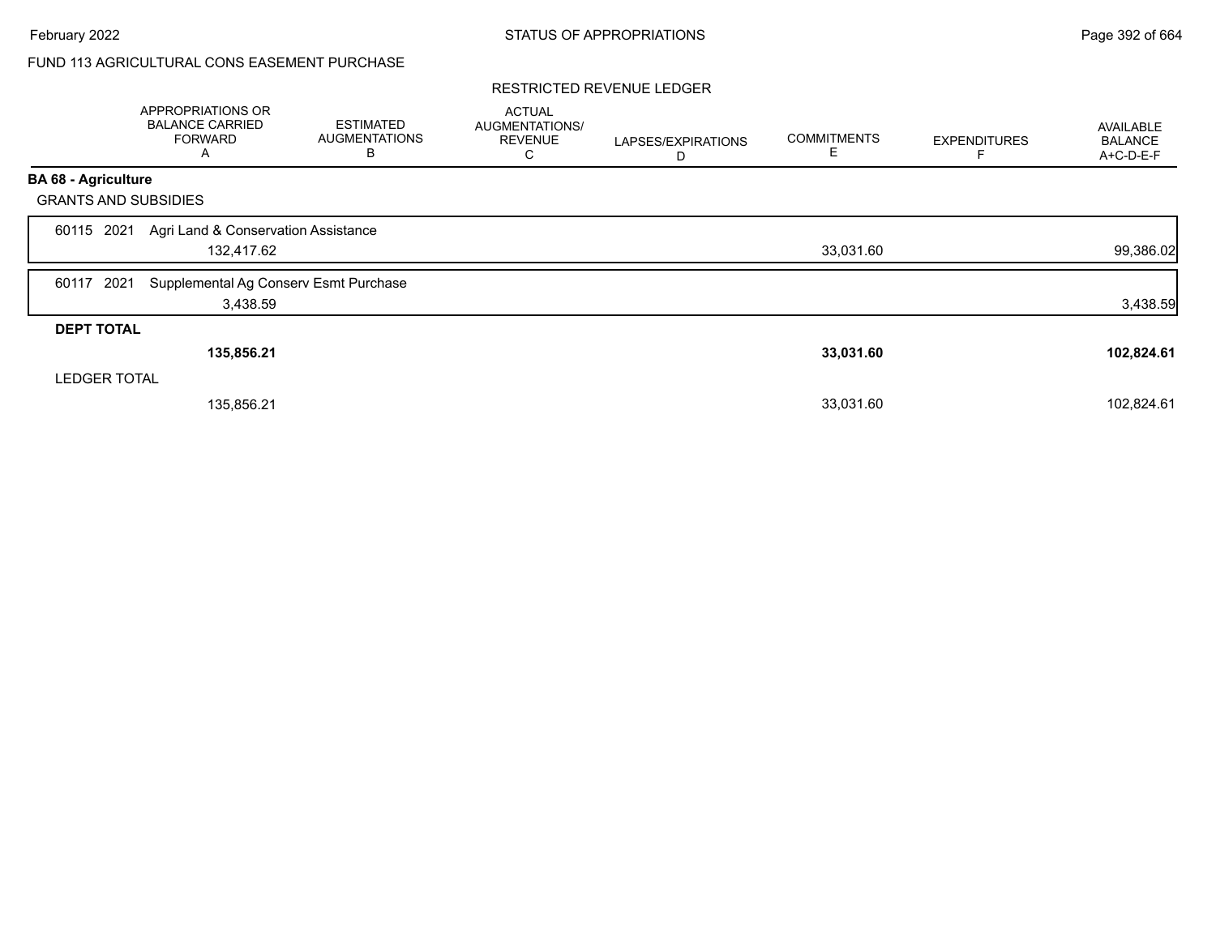FUND 113 AGRICULTURAL CONS EASEMENT PURCHASE

RESTRICTED REVENUE LEDGER

| | APPROPRIATIONS OR BALANCE CARRIED FORWARD A | ESTIMATED AUGMENTATIONS B | ACTUAL AUGMENTATIONS/ REVENUE C | LAPSES/EXPIRATIONS D | COMMITMENTS E | EXPENDITURES F | AVAILABLE BALANCE A+C-D-E-F |
|---|---|---|---|---|---|---|---|
| **BA 68 - Agriculture** | | | | | | | |
| GRANTS AND SUBSIDIES | | | | | | | |
| 60115 2021 Agri Land & Conservation Assistance | 132,417.62 | | | | 33,031.60 | | 99,386.02 |
| 60117 2021 Supplemental Ag Conserv Esmt Purchase | 3,438.59 | | | | | | 3,438.59 |
| **DEPT TOTAL** | **135,856.21** | | | | **33,031.60** | | **102,824.61** |
| LEDGER TOTAL | 135,856.21 | | | | 33,031.60 | | 102,824.61 |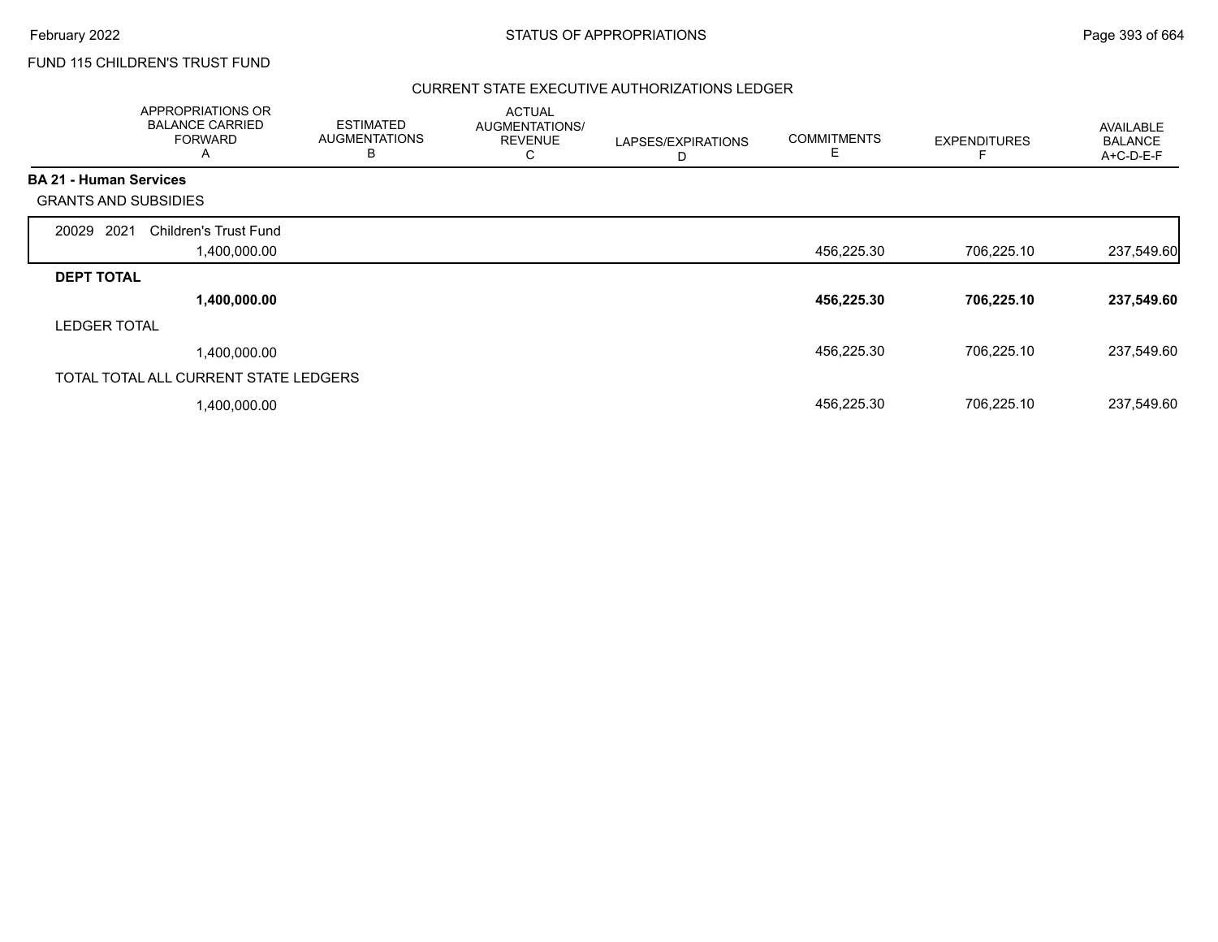FUND 115 CHILDREN'S TRUST FUND

CURRENT STATE EXECUTIVE AUTHORIZATIONS LEDGER

| APPROPRIATIONS OR BALANCE CARRIED FORWARD A | ESTIMATED AUGMENTATIONS B | ACTUAL AUGMENTATIONS/ REVENUE C | LAPSES/EXPIRATIONS D | COMMITMENTS E | EXPENDITURES F | AVAILABLE BALANCE A+C-D-E-F |
|---|---|---|---|---|---|---|
| **BA 21 - Human Services** | | | | | | |
| GRANTS AND SUBSIDIES | | | | | | |
| 20029 2021 Children's Trust Fund | | | | | | |
| 1,400,000.00 | | | | 456,225.30 | 706,225.10 | 237,549.60 |
| **DEPT TOTAL** | | | | | | |
| **1,400,000.00** | | | | **456,225.30** | **706,225.10** | **237,549.60** |
| LEDGER TOTAL | | | | | | |
| 1,400,000.00 | | | | 456,225.30 | 706,225.10 | 237,549.60 |
| TOTAL TOTAL ALL CURRENT STATE LEDGERS | | | | | | |
| 1,400,000.00 | | | | 456,225.30 | 706,225.10 | 237,549.60 |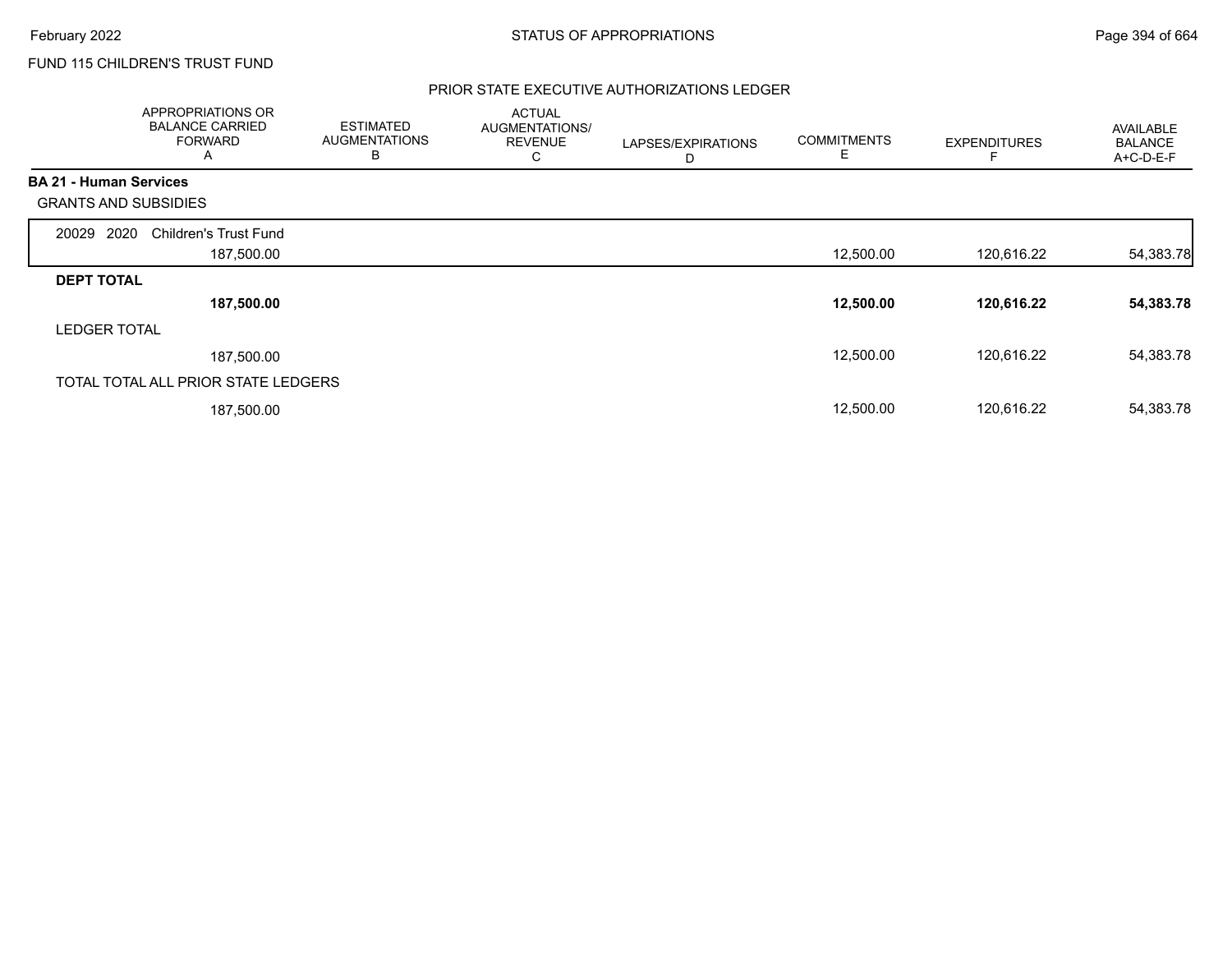FUND 115 CHILDREN'S TRUST FUND

PRIOR STATE EXECUTIVE AUTHORIZATIONS LEDGER

| | APPROPRIATIONS OR BALANCE CARRIED FORWARD A | ESTIMATED AUGMENTATIONS B | ACTUAL AUGMENTATIONS/ REVENUE C | LAPSES/EXPIRATIONS D | COMMITMENTS E | EXPENDITURES F | AVAILABLE BALANCE A+C-D-E-F |
|---|---|---|---|---|---|---|---|
| **BA 21 - Human Services** | | | | | | | |
| GRANTS AND SUBSIDIES | | | | | | | |
| 20029 2020 Children's Trust Fund | 187,500.00 | | | | 12,500.00 | 120,616.22 | 54,383.78 |
| **DEPT TOTAL** | **187,500.00** | | | | **12,500.00** | **120,616.22** | **54,383.78** |
| LEDGER TOTAL | 187,500.00 | | | | 12,500.00 | 120,616.22 | 54,383.78 |
| TOTAL TOTAL ALL PRIOR STATE LEDGERS | 187,500.00 | | | | 12,500.00 | 120,616.22 | 54,383.78 |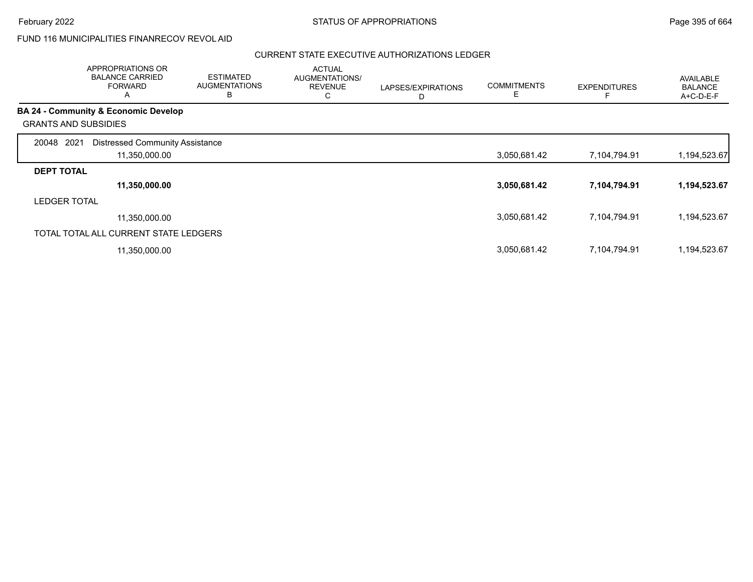FUND 116 MUNICIPALITIES FINANRECOV REVOL AID

CURRENT STATE EXECUTIVE AUTHORIZATIONS LEDGER

| | APPROPRIATIONS OR BALANCE CARRIED FORWARD A | ESTIMATED AUGMENTATIONS B | ACTUAL AUGMENTATIONS/ REVENUE C | LAPSES/EXPIRATIONS D | COMMITMENTS E | EXPENDITURES F | AVAILABLE BALANCE A+C-D-E-F |
|---|---|---|---|---|---|---|---|
| **BA 24 - Community & Economic Develop** | | | | | | | |
| GRANTS AND SUBSIDIES | | | | | | | |
| 20048 2021 Distressed Community Assistance | 11,350,000.00 | | | | 3,050,681.42 | 7,104,794.91 | 1,194,523.67 |
| **DEPT TOTAL** | **11,350,000.00** | | | | **3,050,681.42** | **7,104,794.91** | **1,194,523.67** |
| LEDGER TOTAL | 11,350,000.00 | | | | 3,050,681.42 | 7,104,794.91 | 1,194,523.67 |
| TOTAL TOTAL ALL CURRENT STATE LEDGERS | 11,350,000.00 | | | | 3,050,681.42 | 7,104,794.91 | 1,194,523.67 |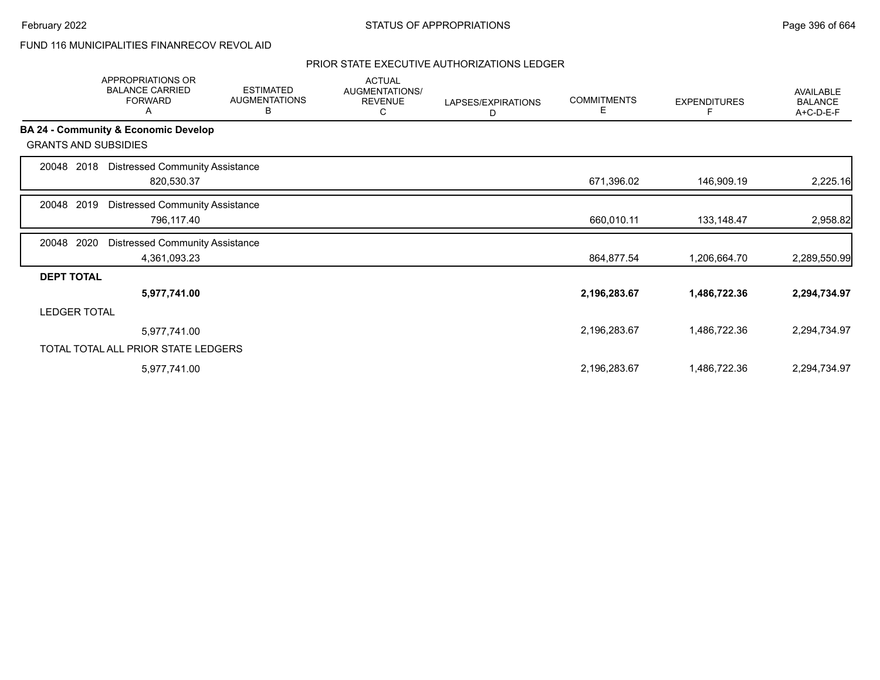FUND 116 MUNICIPALITIES FINANRECOV REVOL AID

PRIOR STATE EXECUTIVE AUTHORIZATIONS LEDGER

| | APPROPRIATIONS OR BALANCE CARRIED FORWARD A | ESTIMATED AUGMENTATIONS B | ACTUAL AUGMENTATIONS/ REVENUE C | LAPSES/EXPIRATIONS D | COMMITMENTS E | EXPENDITURES F | AVAILABLE BALANCE A+C-D-E-F |
|---|---|---|---|---|---|---|---|
| **BA 24 - Community & Economic Develop** | | | | | | | |
| GRANTS AND SUBSIDIES | | | | | | | |
| 20048 2018 Distressed Community Assistance | 820,530.37 | | | | 671,396.02 | 146,909.19 | 2,225.16 |
| 20048 2019 Distressed Community Assistance | 796,117.40 | | | | 660,010.11 | 133,148.47 | 2,958.82 |
| 20048 2020 Distressed Community Assistance | 4,361,093.23 | | | | 864,877.54 | 1,206,664.70 | 2,289,550.99 |
| **DEPT TOTAL** | **5,977,741.00** | | | | **2,196,283.67** | **1,486,722.36** | **2,294,734.97** |
| LEDGER TOTAL | 5,977,741.00 | | | | 2,196,283.67 | 1,486,722.36 | 2,294,734.97 |
| TOTAL TOTAL ALL PRIOR STATE LEDGERS | 5,977,741.00 | | | | 2,196,283.67 | 1,486,722.36 | 2,294,734.97 |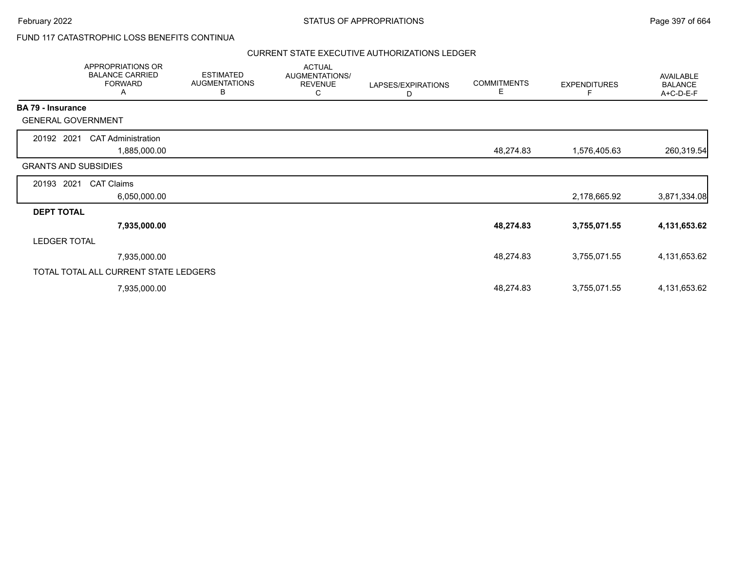FUND 117 CATASTROPHIC LOSS BENEFITS CONTINUA

CURRENT STATE EXECUTIVE AUTHORIZATIONS LEDGER

| | APPROPRIATIONS OR BALANCE CARRIED FORWARD A | ESTIMATED AUGMENTATIONS B | ACTUAL AUGMENTATIONS/ REVENUE C | LAPSES/EXPIRATIONS D | COMMITMENTS E | EXPENDITURES F | AVAILABLE BALANCE A+C-D-E-F |
|---|---|---|---|---|---|---|---|
| **BA 79 - Insurance** | | | | | | | |
| GENERAL GOVERNMENT | | | | | | | |
| 20192 2021 CAT Administration | 1,885,000.00 | | | | 48,274.83 | 1,576,405.63 | 260,319.54 |
| GRANTS AND SUBSIDIES | | | | | | | |
| 20193 2021 CAT Claims | 6,050,000.00 | | | | | 2,178,665.92 | 3,871,334.08 |
| **DEPT TOTAL** | **7,935,000.00** | | | | **48,274.83** | **3,755,071.55** | **4,131,653.62** |
| LEDGER TOTAL | 7,935,000.00 | | | | 48,274.83 | 3,755,071.55 | 4,131,653.62 |
| TOTAL TOTAL ALL CURRENT STATE LEDGERS | 7,935,000.00 | | | | 48,274.83 | 3,755,071.55 | 4,131,653.62 |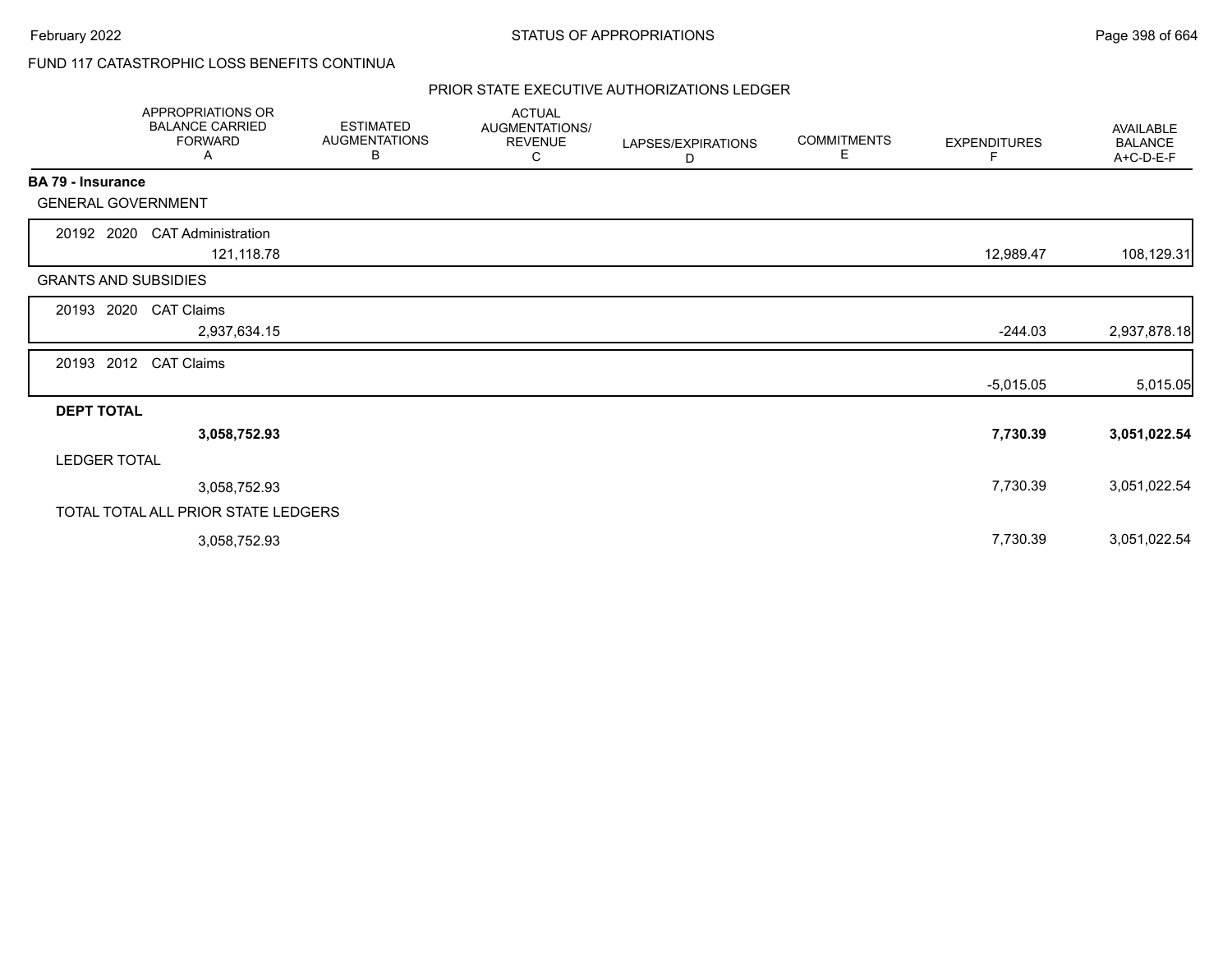FUND 117 CATASTROPHIC LOSS BENEFITS CONTINUA

PRIOR STATE EXECUTIVE AUTHORIZATIONS LEDGER

| | APPROPRIATIONS OR BALANCE CARRIED FORWARD A | ESTIMATED AUGMENTATIONS B | ACTUAL AUGMENTATIONS/ REVENUE C | LAPSES/EXPIRATIONS D | COMMITMENTS E | EXPENDITURES F | AVAILABLE BALANCE A+C-D-E-F |
|---|---|---|---|---|---|---|---|
| **BA 79 - Insurance** | | | | | | | |
| GENERAL GOVERNMENT | | | | | | | |
| 20192 2020 CAT Administration | 121,118.78 | | | | | 12,989.47 | 108,129.31 |
| GRANTS AND SUBSIDIES | | | | | | | |
| 20193 2020 CAT Claims | 2,937,634.15 | | | | | -244.03 | 2,937,878.18 |
| 20193 2012 CAT Claims | | | | | | -5,015.05 | 5,015.05 |
| **DEPT TOTAL** | **3,058,752.93** | | | | | **7,730.39** | **3,051,022.54** |
| LEDGER TOTAL | 3,058,752.93 | | | | | 7,730.39 | 3,051,022.54 |
| TOTAL TOTAL ALL PRIOR STATE LEDGERS | 3,058,752.93 | | | | | 7,730.39 | 3,051,022.54 |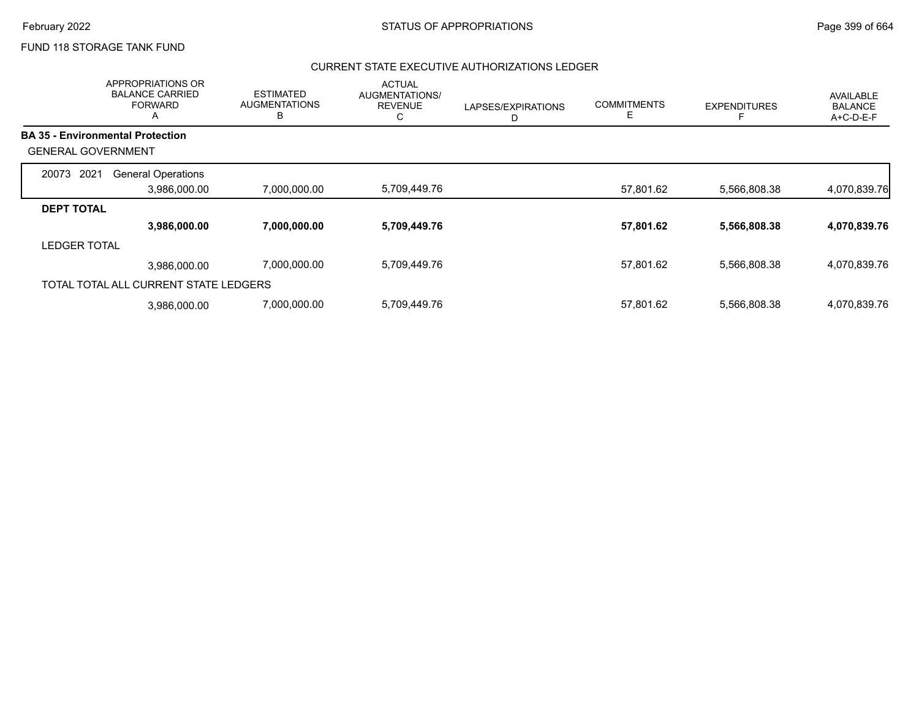FUND 118 STORAGE TANK FUND

## CURRENT STATE EXECUTIVE AUTHORIZATIONS LEDGER

| | APPROPRIATIONS OR BALANCE CARRIED FORWARD A | ESTIMATED AUGMENTATIONS B | ACTUAL AUGMENTATIONS/ REVENUE C | LAPSES/EXPIRATIONS D | COMMITMENTS E | EXPENDITURES F | AVAILABLE BALANCE A+C-D-E-F |
|---|---|---|---|---|---|---|---|
| **BA 35 - Environmental Protection** | | | | | | | |
| GENERAL GOVERNMENT | | | | | | | |
| 20073 2021 General Operations | 3,986,000.00 | 7,000,000.00 | 5,709,449.76 | | 57,801.62 | 5,566,808.38 | 4,070,839.76 |
| **DEPT TOTAL** | **3,986,000.00** | **7,000,000.00** | **5,709,449.76** | | **57,801.62** | **5,566,808.38** | **4,070,839.76** |
| LEDGER TOTAL | 3,986,000.00 | 7,000,000.00 | 5,709,449.76 | | 57,801.62 | 5,566,808.38 | 4,070,839.76 |
| TOTAL TOTAL ALL CURRENT STATE LEDGERS | 3,986,000.00 | 7,000,000.00 | 5,709,449.76 | | 57,801.62 | 5,566,808.38 | 4,070,839.76 |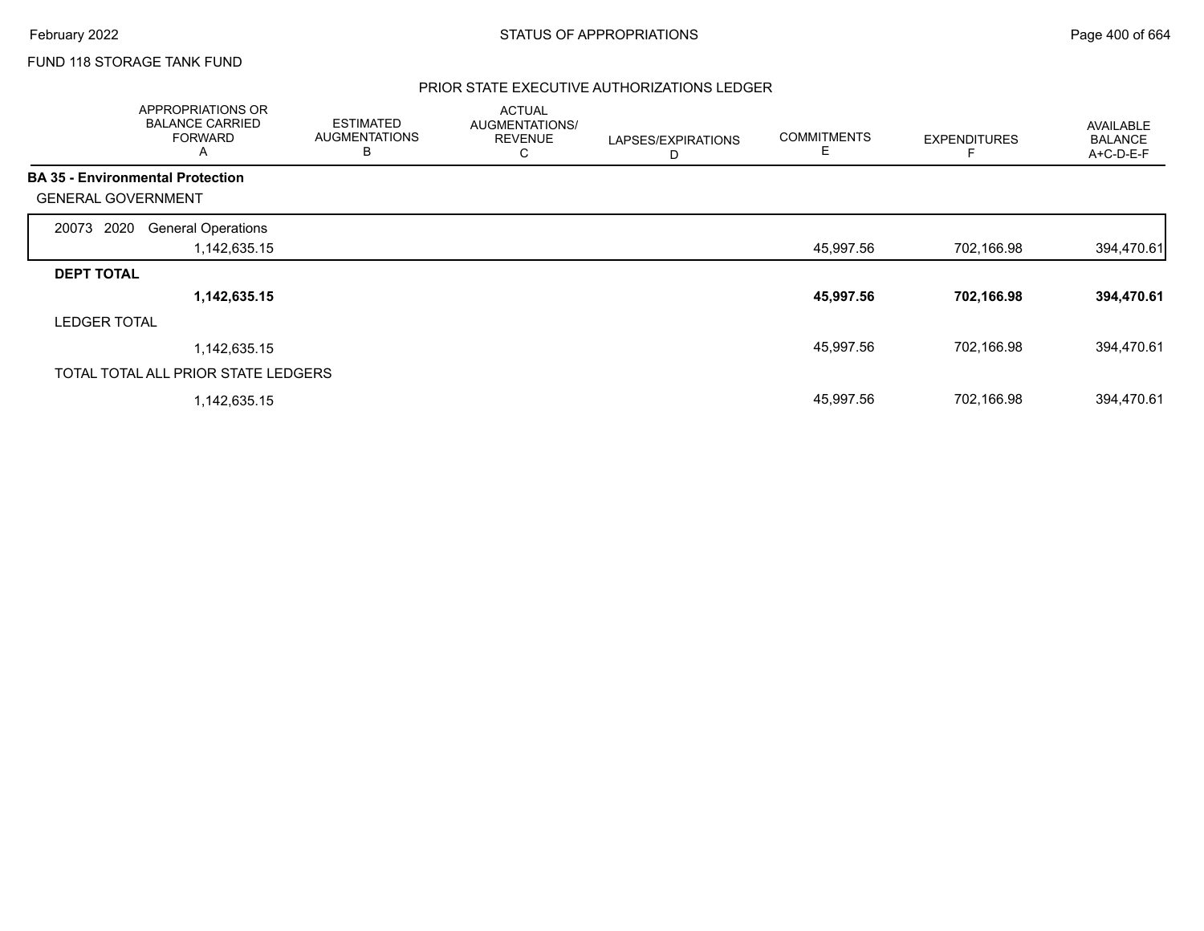FUND 118 STORAGE TANK FUND

## PRIOR STATE EXECUTIVE AUTHORIZATIONS LEDGER

| APPROPRIATIONS OR BALANCE CARRIED FORWARD A | ESTIMATED AUGMENTATIONS B | ACTUAL AUGMENTATIONS/ REVENUE C | LAPSES/EXPIRATIONS D | COMMITMENTS E | EXPENDITURES F | AVAILABLE BALANCE A+C-D-E-F |
|---|---|---|---|---|---|---|
| **BA 35 - Environmental Protection** | | | | | | |
| GENERAL GOVERNMENT | | | | | | |
| 20073 2020 General Operations | | | | | | |
| 1,142,635.15 | | | | 45,997.56 | 702,166.98 | 394,470.61 |
| **DEPT TOTAL** | | | | | | |
| **1,142,635.15** | | | | **45,997.56** | **702,166.98** | **394,470.61** |
| LEDGER TOTAL | | | | | | |
| 1,142,635.15 | | | | 45,997.56 | 702,166.98 | 394,470.61 |
| TOTAL TOTAL ALL PRIOR STATE LEDGERS | | | | | | |
| 1,142,635.15 | | | | 45,997.56 | 702,166.98 | 394,470.61 |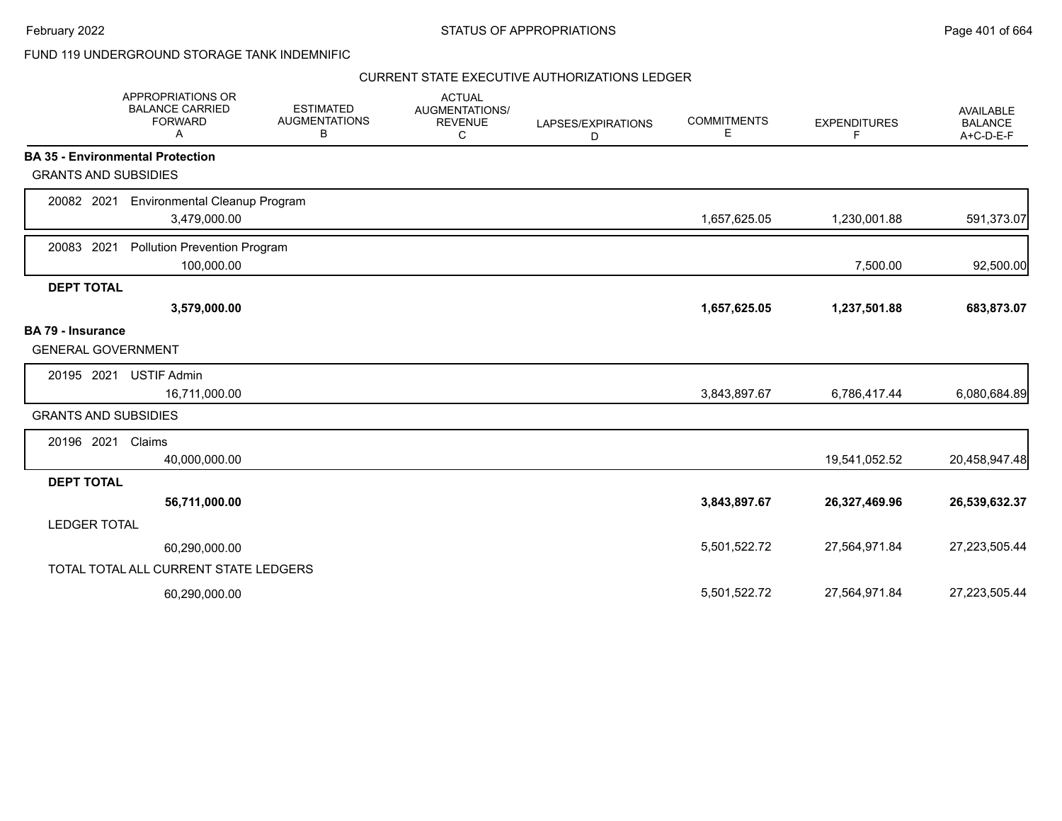FUND 119 UNDERGROUND STORAGE TANK INDEMNIFIC

CURRENT STATE EXECUTIVE AUTHORIZATIONS LEDGER

| | APPROPRIATIONS OR BALANCE CARRIED FORWARD A | ESTIMATED AUGMENTATIONS B | ACTUAL AUGMENTATIONS/ REVENUE C | LAPSES/EXPIRATIONS D | COMMITMENTS E | EXPENDITURES F | AVAILABLE BALANCE A+C-D-E-F |
|---|---|---|---|---|---|---|---|
| **BA 35 - Environmental Protection** | | | | | | | |
| GRANTS AND SUBSIDIES | | | | | | | |
| 20082 2021 Environmental Cleanup Program | 3,479,000.00 | | | | 1,657,625.05 | 1,230,001.88 | 591,373.07 |
| 20083 2021 Pollution Prevention Program | 100,000.00 | | | | | 7,500.00 | 92,500.00 |
| **DEPT TOTAL** | **3,579,000.00** | | | | **1,657,625.05** | **1,237,501.88** | **683,873.07** |
| **BA 79 - Insurance** | | | | | | | |
| GENERAL GOVERNMENT | | | | | | | |
| 20195 2021 USTIF Admin | 16,711,000.00 | | | | 3,843,897.67 | 6,786,417.44 | 6,080,684.89 |
| GRANTS AND SUBSIDIES | | | | | | | |
| 20196 2021 Claims | 40,000,000.00 | | | | | 19,541,052.52 | 20,458,947.48 |
| **DEPT TOTAL** | **56,711,000.00** | | | | **3,843,897.67** | **26,327,469.96** | **26,539,632.37** |
| LEDGER TOTAL | 60,290,000.00 | | | | 5,501,522.72 | 27,564,971.84 | 27,223,505.44 |
| TOTAL TOTAL ALL CURRENT STATE LEDGERS | 60,290,000.00 | | | | 5,501,522.72 | 27,564,971.84 | 27,223,505.44 |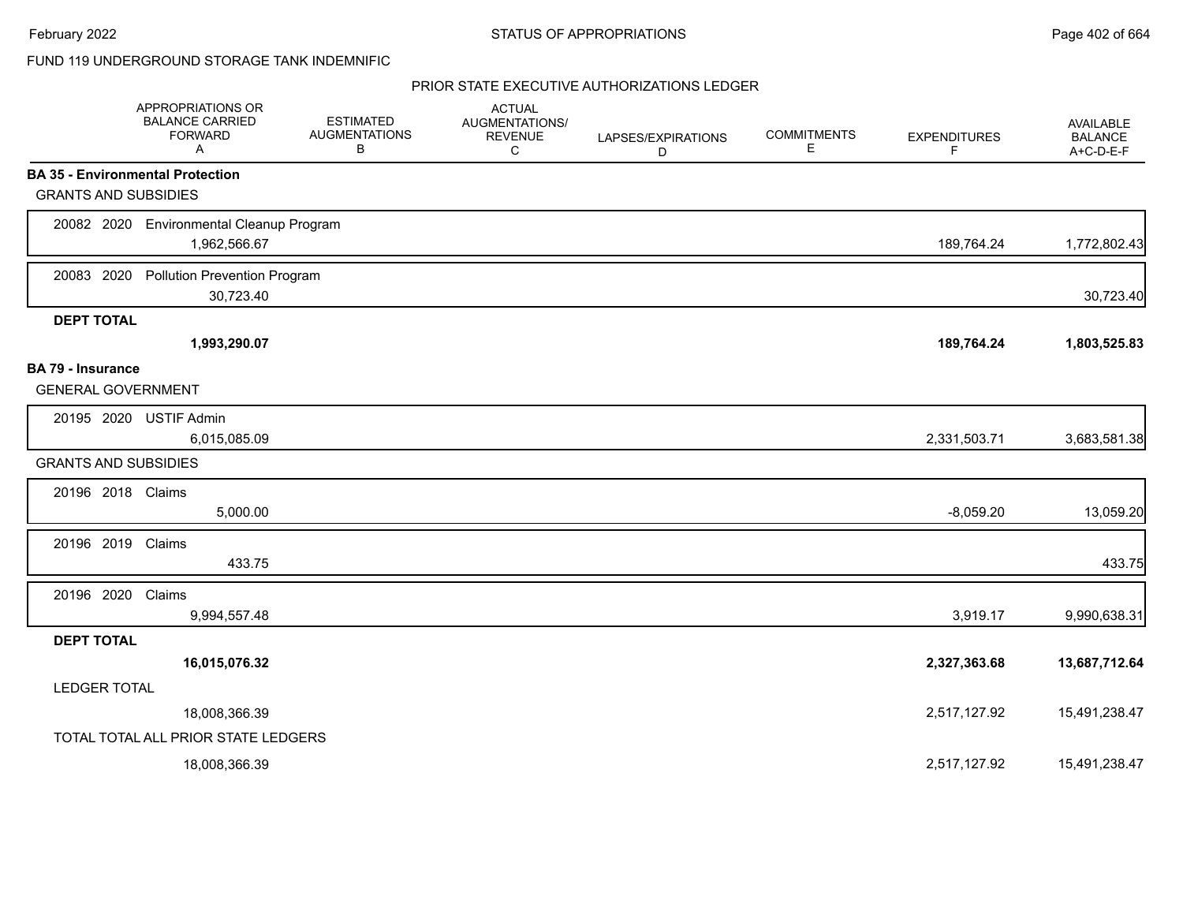FUND 119 UNDERGROUND STORAGE TANK INDEMNIFIC

## PRIOR STATE EXECUTIVE AUTHORIZATIONS LEDGER

| APPROPRIATIONS OR BALANCE CARRIED FORWARD A | ESTIMATED AUGMENTATIONS B | ACTUAL AUGMENTATIONS/ REVENUE C | LAPSES/EXPIRATIONS D | COMMITMENTS E | EXPENDITURES F | AVAILABLE BALANCE A+C-D-E-F |
|---|---|---|---|---|---|---|
| **BA 35 - Environmental Protection** | | | | | | |
| GRANTS AND SUBSIDIES | | | | | | |
| 20082 2020 Environmental Cleanup Program | | | | | | |
| 1,962,566.67 | | | | | 189,764.24 | 1,772,802.43 |
| 20083 2020 Pollution Prevention Program | | | | | | |
| 30,723.40 | | | | | | 30,723.40 |
| **DEPT TOTAL** | | | | | | |
| **1,993,290.07** | | | | | **189,764.24** | **1,803,525.83** |
| **BA 79 - Insurance** | | | | | | |
| GENERAL GOVERNMENT | | | | | | |
| 20195 2020 USTIF Admin | | | | | | |
| 6,015,085.09 | | | | | 2,331,503.71 | 3,683,581.38 |
| GRANTS AND SUBSIDIES | | | | | | |
| 20196 2018 Claims | | | | | | |
| 5,000.00 | | | | | -8,059.20 | 13,059.20 |
| 20196 2019 Claims | | | | | | |
| 433.75 | | | | | | 433.75 |
| 20196 2020 Claims | | | | | | |
| 9,994,557.48 | | | | | 3,919.17 | 9,990,638.31 |
| **DEPT TOTAL** | | | | | | |
| **16,015,076.32** | | | | | **2,327,363.68** | **13,687,712.64** |
| LEDGER TOTAL | | | | | | |
| 18,008,366.39 | | | | | 2,517,127.92 | 15,491,238.47 |
| TOTAL TOTAL ALL PRIOR STATE LEDGERS | | | | | | |
| 18,008,366.39 | | | | | 2,517,127.92 | 15,491,238.47 |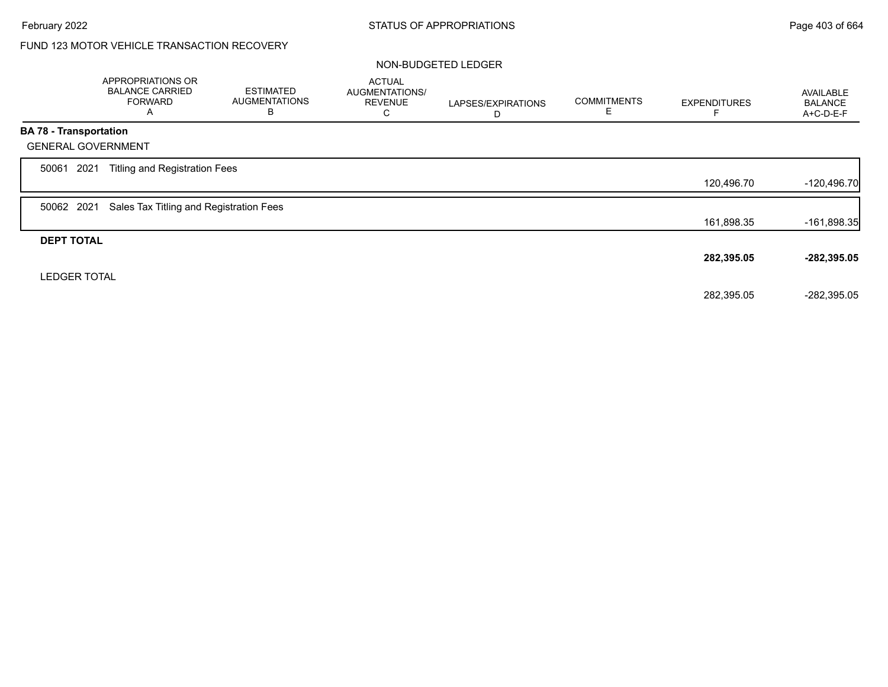FUND 123 MOTOR VEHICLE TRANSACTION RECOVERY

NON-BUDGETED LEDGER

| | APPROPRIATIONS OR BALANCE CARRIED FORWARD A | ESTIMATED AUGMENTATIONS B | ACTUAL AUGMENTATIONS/ REVENUE C | LAPSES/EXPIRATIONS D | COMMITMENTS E | EXPENDITURES F | AVAILABLE BALANCE A+C-D-E-F |
|---|---|---|---|---|---|---|---|
| **BA 78 - Transportation** | | | | | | | |
| GENERAL GOVERNMENT | | | | | | | |
| 50061 2021 Titling and Registration Fees | | | | | | 120,496.70 | -120,496.70 |
| 50062 2021 Sales Tax Titling and Registration Fees | | | | | | 161,898.35 | -161,898.35 |
| **DEPT TOTAL** | | | | | | **282,395.05** | **-282,395.05** |
| LEDGER TOTAL | | | | | | 282,395.05 | -282,395.05 |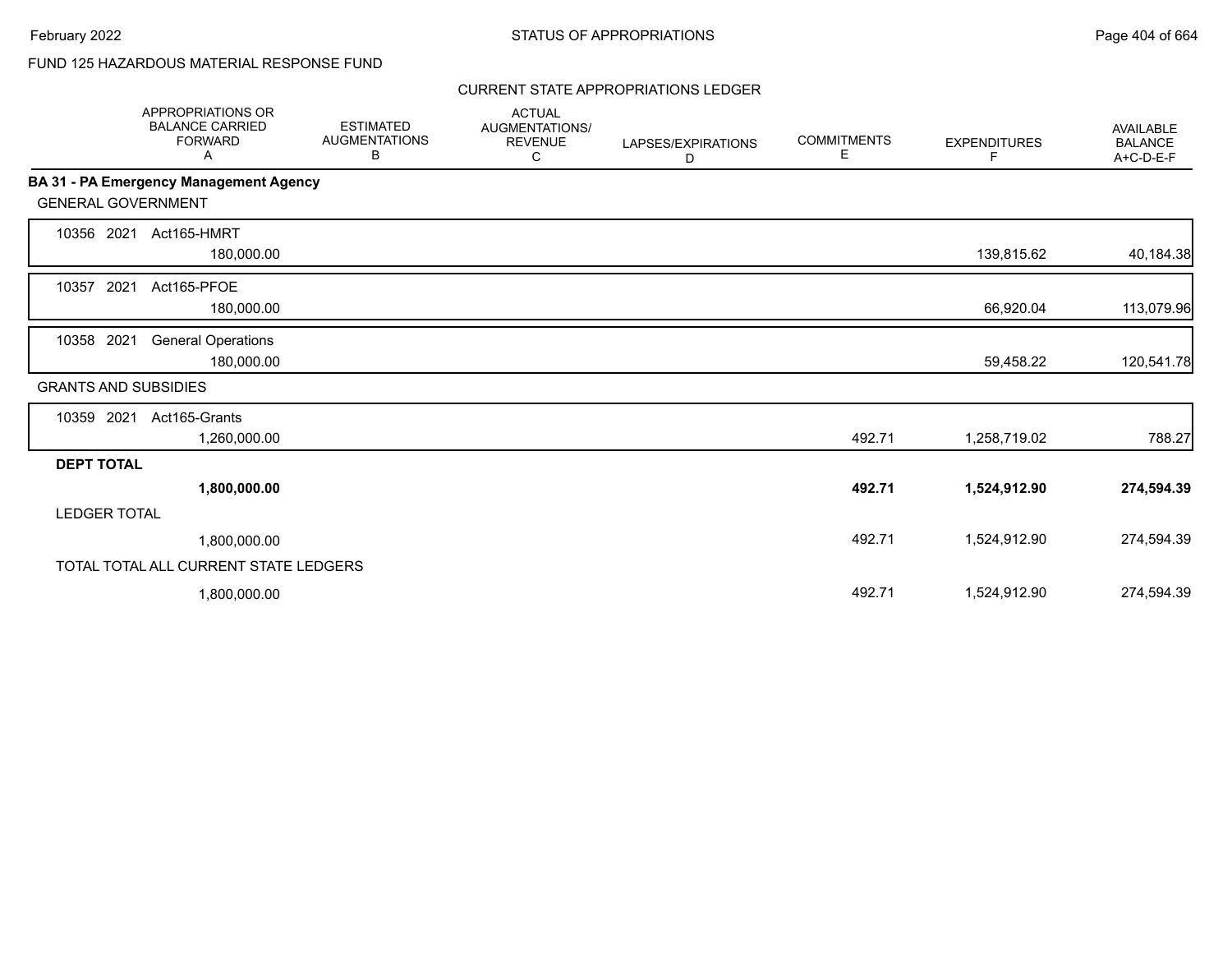FUND 125 HAZARDOUS MATERIAL RESPONSE FUND

CURRENT STATE APPROPRIATIONS LEDGER

| | APPROPRIATIONS OR BALANCE CARRIED FORWARD A | ESTIMATED AUGMENTATIONS B | ACTUAL AUGMENTATIONS/ REVENUE C | LAPSES/EXPIRATIONS D | COMMITMENTS E | EXPENDITURES F | AVAILABLE BALANCE A+C-D-E-F |
|---|---|---|---|---|---|---|---|
| **BA 31 - PA Emergency Management Agency** | | | | | | | |
| GENERAL GOVERNMENT | | | | | | | |
| 10356 2021 Act165-HMRT | 180,000.00 | | | | | 139,815.62 | 40,184.38 |
| 10357 2021 Act165-PFOE | 180,000.00 | | | | | 66,920.04 | 113,079.96 |
| 10358 2021 General Operations | 180,000.00 | | | | | 59,458.22 | 120,541.78 |
| GRANTS AND SUBSIDIES | | | | | | | |
| 10359 2021 Act165-Grants | 1,260,000.00 | | | | 492.71 | 1,258,719.02 | 788.27 |
| **DEPT TOTAL** | **1,800,000.00** | | | | **492.71** | **1,524,912.90** | **274,594.39** |
| LEDGER TOTAL | 1,800,000.00 | | | | 492.71 | 1,524,912.90 | 274,594.39 |
| TOTAL TOTAL ALL CURRENT STATE LEDGERS | 1,800,000.00 | | | | 492.71 | 1,524,912.90 | 274,594.39 |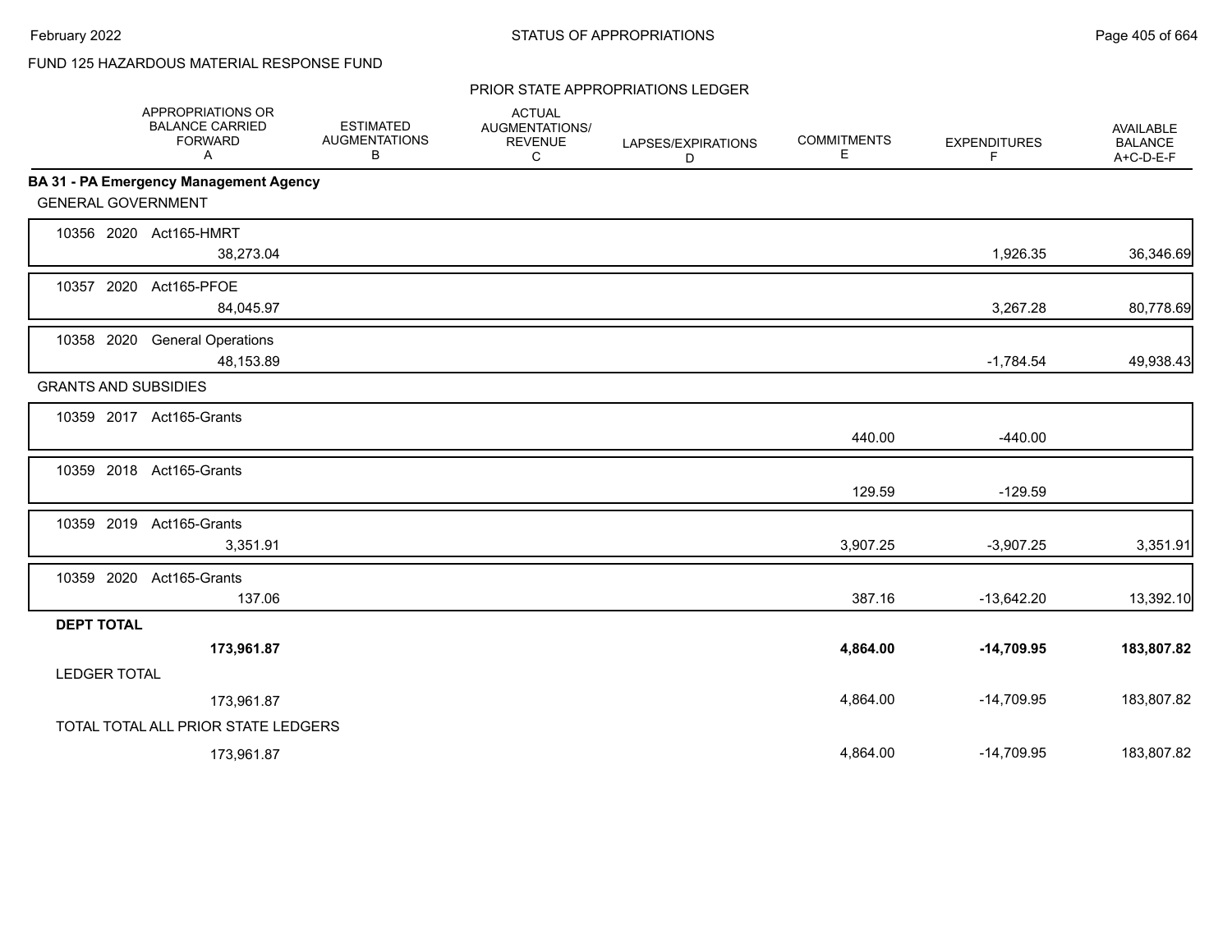FUND 125 HAZARDOUS MATERIAL RESPONSE FUND

PRIOR STATE APPROPRIATIONS LEDGER

| | APPROPRIATIONS OR BALANCE CARRIED FORWARD A | ESTIMATED AUGMENTATIONS B | ACTUAL AUGMENTATIONS/ REVENUE C | LAPSES/EXPIRATIONS D | COMMITMENTS E | EXPENDITURES F | AVAILABLE BALANCE A+C-D-E-F |
|---|---|---|---|---|---|---|---|
| **BA 31 - PA Emergency Management Agency** | | | | | | | |
| GENERAL GOVERNMENT | | | | | | | |
| 10356 2020 Act165-HMRT | 38,273.04 | | | | | 1,926.35 | 36,346.69 |
| 10357 2020 Act165-PFOE | 84,045.97 | | | | | 3,267.28 | 80,778.69 |
| 10358 2020 General Operations | 48,153.89 | | | | | -1,784.54 | 49,938.43 |
| GRANTS AND SUBSIDIES | | | | | | | |
| 10359 2017 Act165-Grants | | | | | 440.00 | -440.00 | |
| 10359 2018 Act165-Grants | | | | | 129.59 | -129.59 | |
| 10359 2019 Act165-Grants | 3,351.91 | | | | 3,907.25 | -3,907.25 | 3,351.91 |
| 10359 2020 Act165-Grants | 137.06 | | | | 387.16 | -13,642.20 | 13,392.10 |
| **DEPT TOTAL** | **173,961.87** | | | | **4,864.00** | **-14,709.95** | **183,807.82** |
| LEDGER TOTAL | 173,961.87 | | | | 4,864.00 | -14,709.95 | 183,807.82 |
| TOTAL TOTAL ALL PRIOR STATE LEDGERS | 173,961.87 | | | | 4,864.00 | -14,709.95 | 183,807.82 |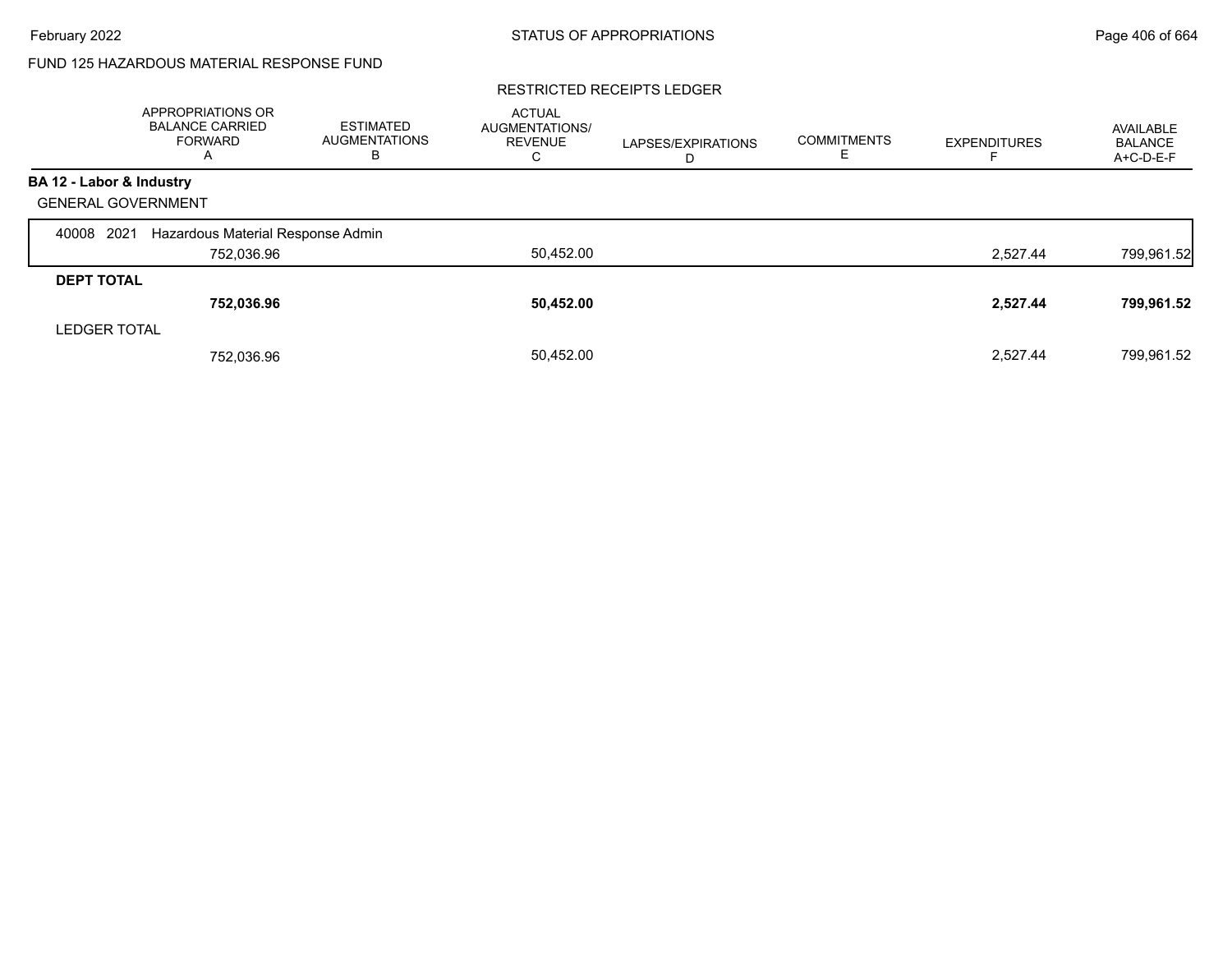FUND 125 HAZARDOUS MATERIAL RESPONSE FUND

RESTRICTED RECEIPTS LEDGER

| | APPROPRIATIONS OR BALANCE CARRIED FORWARD A | ESTIMATED AUGMENTATIONS B | ACTUAL AUGMENTATIONS/ REVENUE C | LAPSES/EXPIRATIONS D | COMMITMENTS E | EXPENDITURES F | AVAILABLE BALANCE A+C-D-E-F |
|---|---|---|---|---|---|---|---|
| **BA 12 - Labor & Industry** | | | | | | | |
| GENERAL GOVERNMENT | | | | | | | |
| 40008 2021 Hazardous Material Response Admin | | | | | | | |
| | 752,036.96 | | 50,452.00 | | | 2,527.44 | 799,961.52 |
| **DEPT TOTAL** | | | | | | | |
| | **752,036.96** | | **50,452.00** | | | **2,527.44** | **799,961.52** |
| LEDGER TOTAL | | | | | | | |
| | 752,036.96 | | 50,452.00 | | | 2,527.44 | 799,961.52 |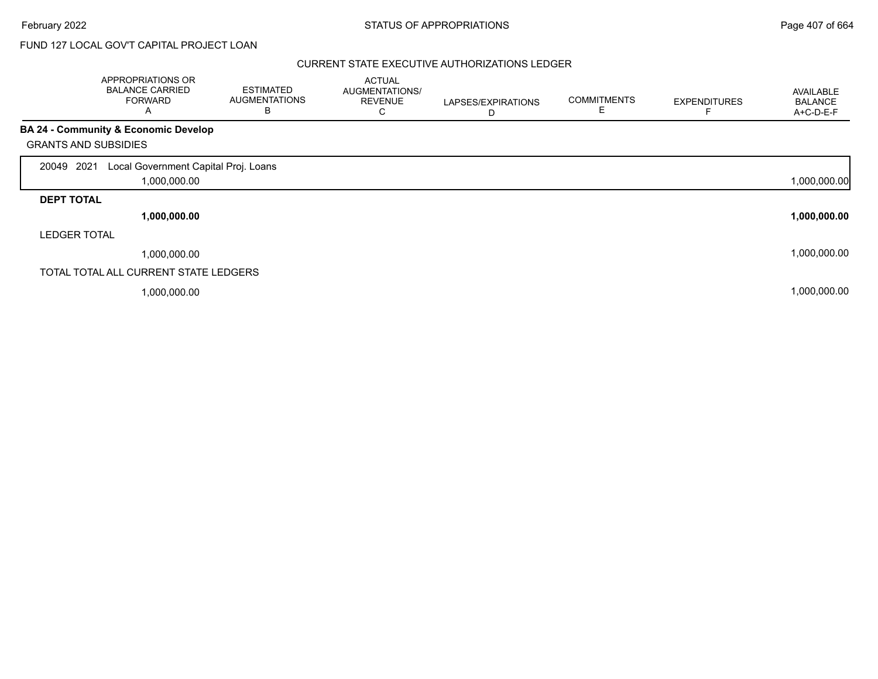FUND 127 LOCAL GOV'T CAPITAL PROJECT LOAN

## CURRENT STATE EXECUTIVE AUTHORIZATIONS LEDGER

| | APPROPRIATIONS OR BALANCE CARRIED FORWARD A | ESTIMATED AUGMENTATIONS B | ACTUAL AUGMENTATIONS/ REVENUE C | LAPSES/EXPIRATIONS D | COMMITMENTS E | EXPENDITURES F | AVAILABLE BALANCE A+C-D-E-F |
|---|---|---|---|---|---|---|---|
| **BA 24 - Community & Economic Develop** | | | | | | | |
| GRANTS AND SUBSIDIES | | | | | | | |
| 20049 2021 Local Government Capital Proj. Loans | 1,000,000.00 | | | | | | 1,000,000.00 |
| **DEPT TOTAL** | **1,000,000.00** | | | | | | **1,000,000.00** |
| LEDGER TOTAL | 1,000,000.00 | | | | | | 1,000,000.00 |
| TOTAL TOTAL ALL CURRENT STATE LEDGERS | 1,000,000.00 | | | | | | 1,000,000.00 |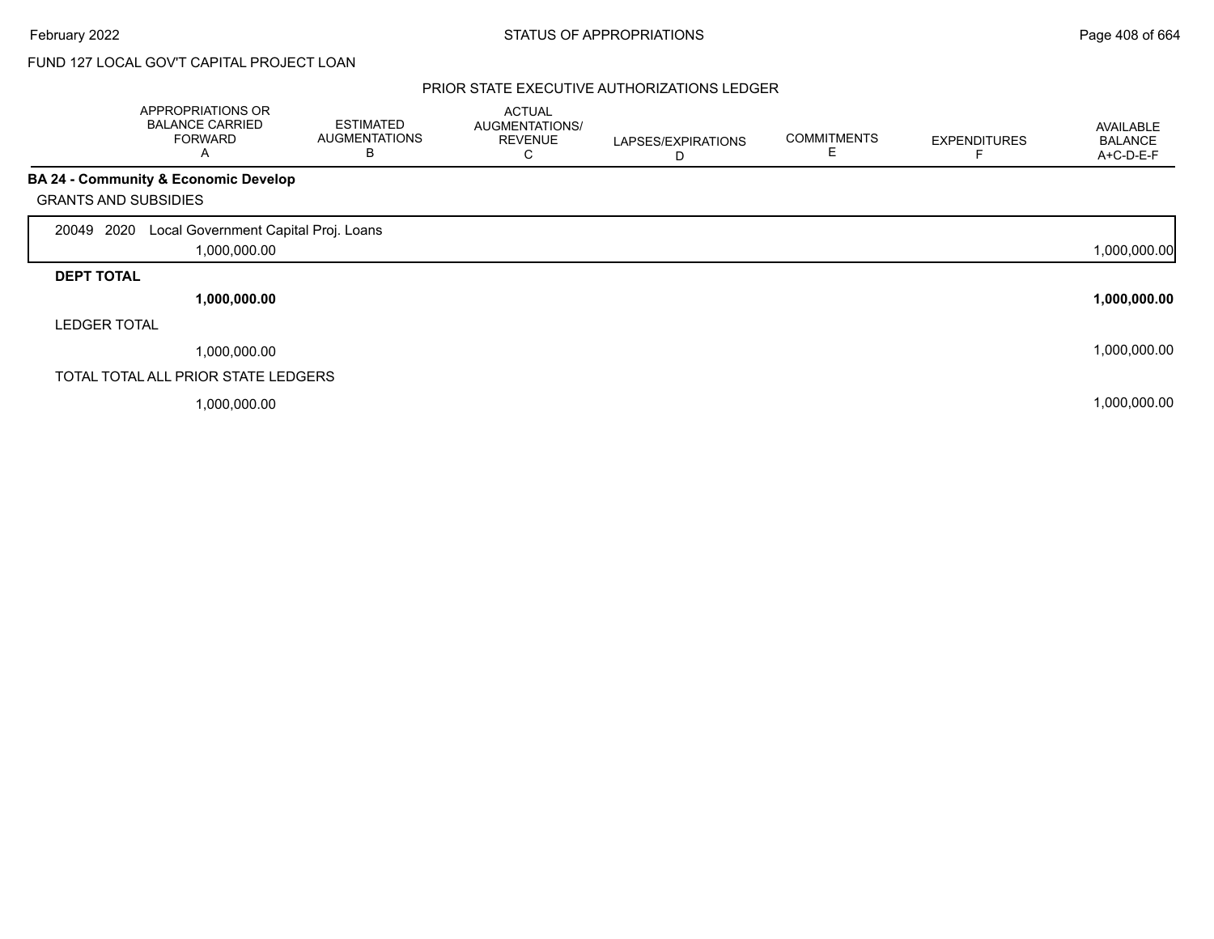FUND 127 LOCAL GOV'T CAPITAL PROJECT LOAN

PRIOR STATE EXECUTIVE AUTHORIZATIONS LEDGER

| | APPROPRIATIONS OR BALANCE CARRIED FORWARD A | ESTIMATED AUGMENTATIONS B | ACTUAL AUGMENTATIONS/ REVENUE C | LAPSES/EXPIRATIONS D | COMMITMENTS E | EXPENDITURES F | AVAILABLE BALANCE A+C-D-E-F |
|---|---|---|---|---|---|---|---|
| **BA 24 - Community & Economic Develop** | | | | | | | |
| GRANTS AND SUBSIDIES | | | | | | | |
| 20049 2020 Local Government Capital Proj. Loans | 1,000,000.00 | | | | | | 1,000,000.00 |
| **DEPT TOTAL** | **1,000,000.00** | | | | | | **1,000,000.00** |
| LEDGER TOTAL | 1,000,000.00 | | | | | | 1,000,000.00 |
| TOTAL TOTAL ALL PRIOR STATE LEDGERS | 1,000,000.00 | | | | | | 1,000,000.00 |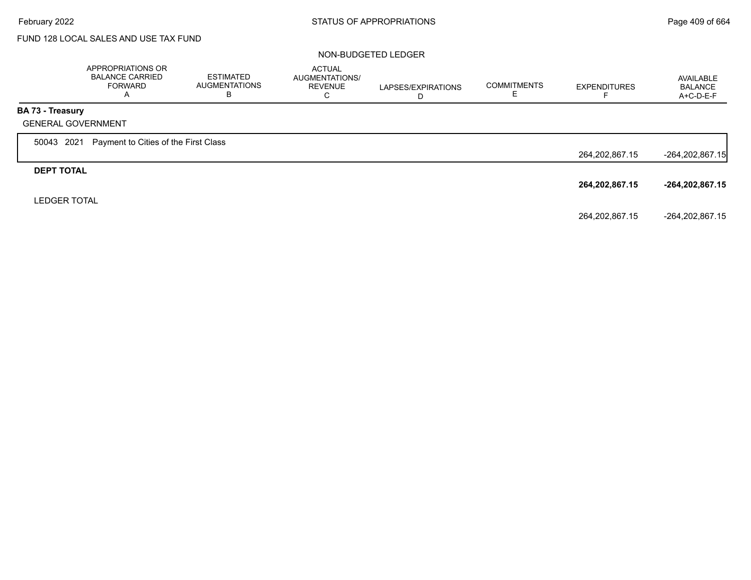FUND 128 LOCAL SALES AND USE TAX FUND

NON-BUDGETED LEDGER

| | APPROPRIATIONS OR BALANCE CARRIED FORWARD A | ESTIMATED AUGMENTATIONS B | ACTUAL AUGMENTATIONS/ REVENUE C | LAPSES/EXPIRATIONS D | COMMITMENTS E | EXPENDITURES F | AVAILABLE BALANCE A+C-D-E-F |
|---|---|---|---|---|---|---|---|
| **BA 73 - Treasury** | | | | | | | |
| GENERAL GOVERNMENT | | | | | | | |
| 50043 2021 Payment to Cities of the First Class | | | | | | 264,202,867.15 | -264,202,867.15 |
| **DEPT TOTAL** | | | | | | **264,202,867.15** | **-264,202,867.15** |
| LEDGER TOTAL | | | | | | 264,202,867.15 | -264,202,867.15 |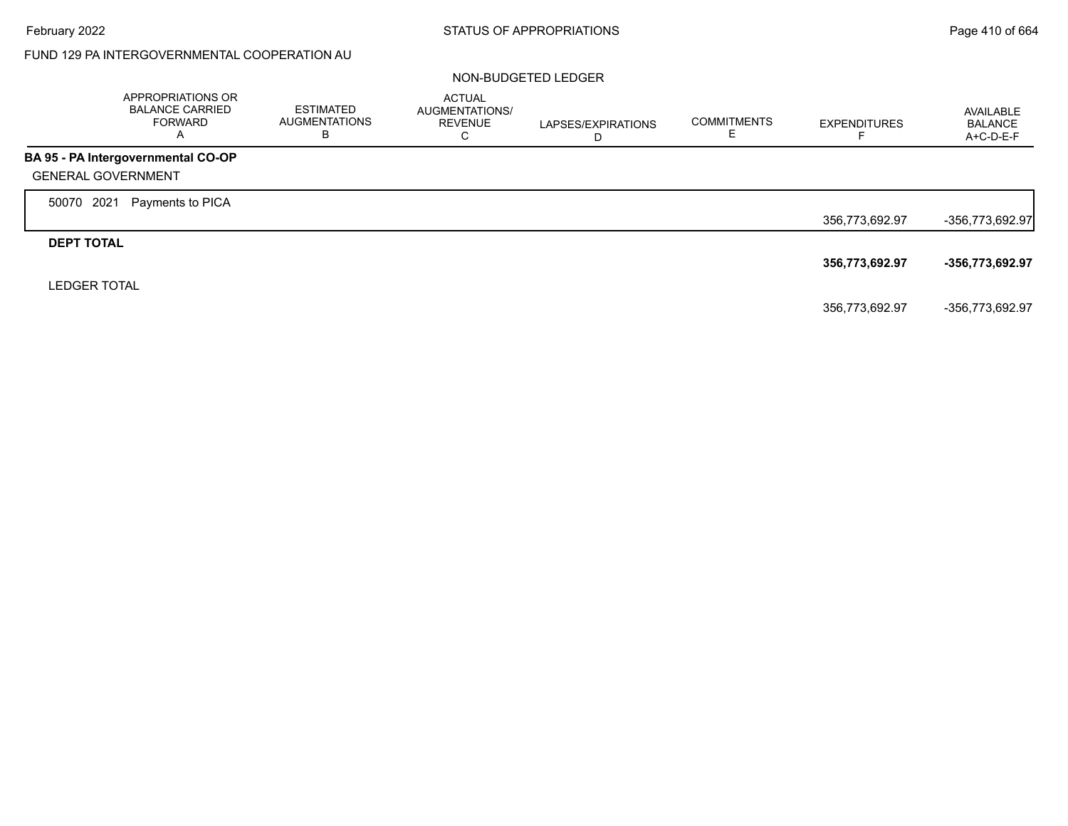FUND 129 PA INTERGOVERNMENTAL COOPERATION AU

NON-BUDGETED LEDGER

| | APPROPRIATIONS OR BALANCE CARRIED FORWARD A | ESTIMATED AUGMENTATIONS B | ACTUAL AUGMENTATIONS/ REVENUE C | LAPSES/EXPIRATIONS D | COMMITMENTS E | EXPENDITURES F | AVAILABLE BALANCE A+C-D-E-F |
|---|---|---|---|---|---|---|---|
| **BA 95 - PA Intergovernmental CO-OP** | | | | | | | |
| GENERAL GOVERNMENT | | | | | | | |
| 50070 2021 Payments to PICA | | | | | | 356,773,692.97 | -356,773,692.97 |
| **DEPT TOTAL** | | | | | | **356,773,692.97** | **-356,773,692.97** |
| LEDGER TOTAL | | | | | | 356,773,692.97 | -356,773,692.97 |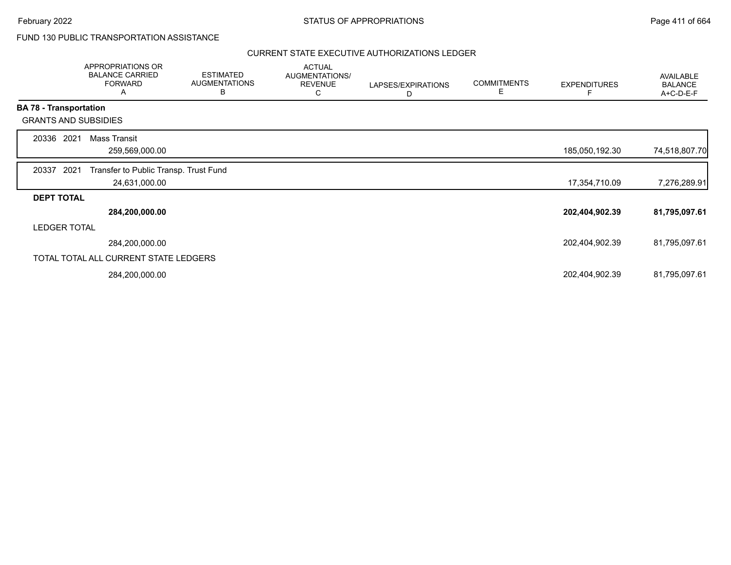FUND 130 PUBLIC TRANSPORTATION ASSISTANCE

CURRENT STATE EXECUTIVE AUTHORIZATIONS LEDGER

| | APPROPRIATIONS OR BALANCE CARRIED FORWARD A | ESTIMATED AUGMENTATIONS B | ACTUAL AUGMENTATIONS/ REVENUE C | LAPSES/EXPIRATIONS D | COMMITMENTS E | EXPENDITURES F | AVAILABLE BALANCE A+C-D-E-F |
|---|---|---|---|---|---|---|---|
| **BA 78 - Transportation** | | | | | | | |
| GRANTS AND SUBSIDIES | | | | | | | |
| 20336 2021 Mass Transit | 259,569,000.00 | | | | | 185,050,192.30 | 74,518,807.70 |
| 20337 2021 Transfer to Public Transp. Trust Fund | 24,631,000.00 | | | | | 17,354,710.09 | 7,276,289.91 |
| **DEPT TOTAL** | **284,200,000.00** | | | | | **202,404,902.39** | **81,795,097.61** |
| LEDGER TOTAL | 284,200,000.00 | | | | | 202,404,902.39 | 81,795,097.61 |
| TOTAL TOTAL ALL CURRENT STATE LEDGERS | 284,200,000.00 | | | | | 202,404,902.39 | 81,795,097.61 |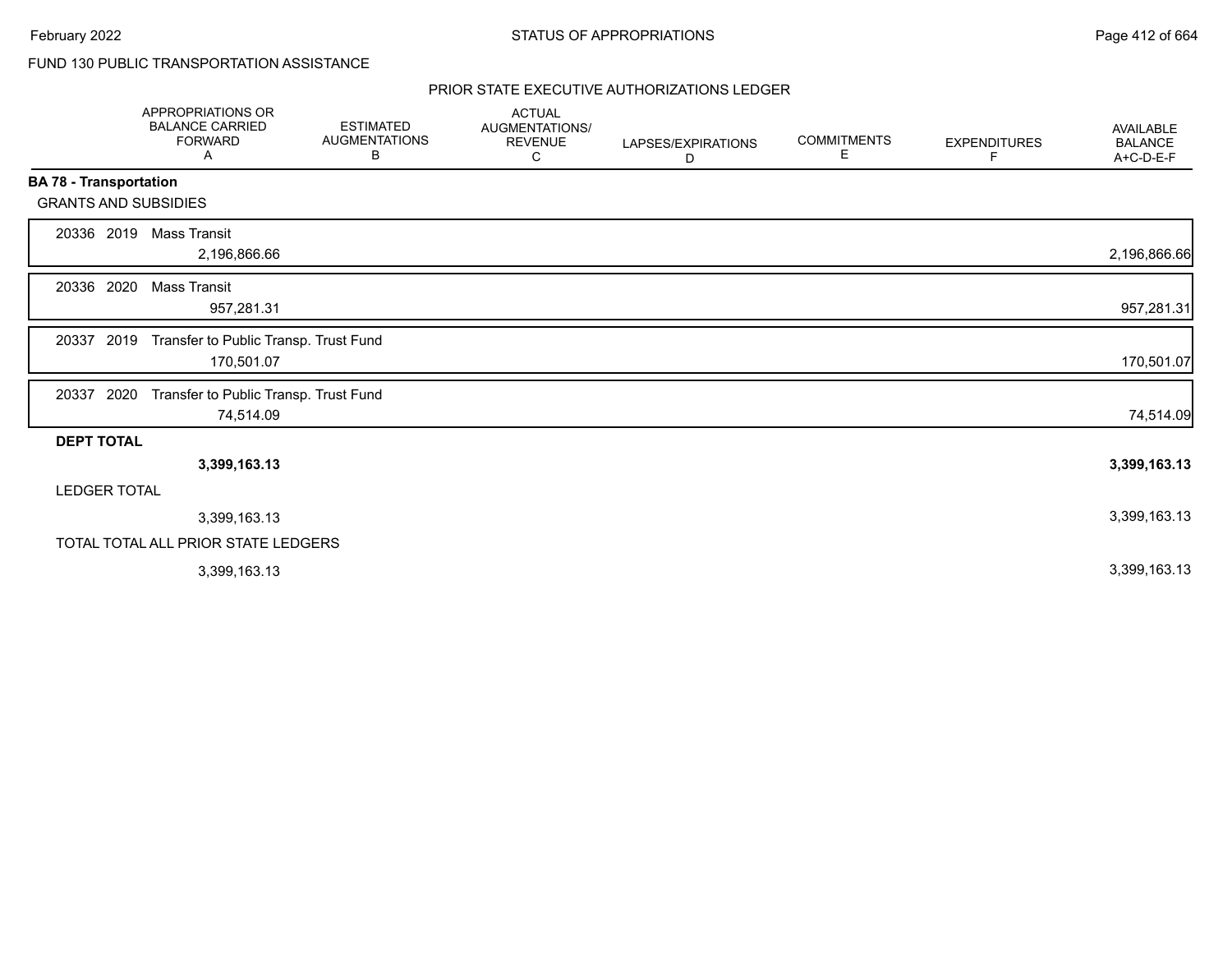FUND 130 PUBLIC TRANSPORTATION ASSISTANCE

PRIOR STATE EXECUTIVE AUTHORIZATIONS LEDGER

| | APPROPRIATIONS OR BALANCE CARRIED FORWARD A | ESTIMATED AUGMENTATIONS B | ACTUAL AUGMENTATIONS/ REVENUE C | LAPSES/EXPIRATIONS D | COMMITMENTS E | EXPENDITURES F | AVAILABLE BALANCE A+C-D-E-F |
|---|---|---|---|---|---|---|---|
| **BA 78 - Transportation** | | | | | | | |
| GRANTS AND SUBSIDIES | | | | | | | |
| 20336 2019 Mass Transit | 2,196,866.66 | | | | | | 2,196,866.66 |
| 20336 2020 Mass Transit | 957,281.31 | | | | | | 957,281.31 |
| 20337 2019 Transfer to Public Transp. Trust Fund | 170,501.07 | | | | | | 170,501.07 |
| 20337 2020 Transfer to Public Transp. Trust Fund | 74,514.09 | | | | | | 74,514.09 |
| **DEPT TOTAL** | **3,399,163.13** | | | | | | **3,399,163.13** |
| LEDGER TOTAL | 3,399,163.13 | | | | | | 3,399,163.13 |
| TOTAL TOTAL ALL PRIOR STATE LEDGERS | 3,399,163.13 | | | | | | 3,399,163.13 |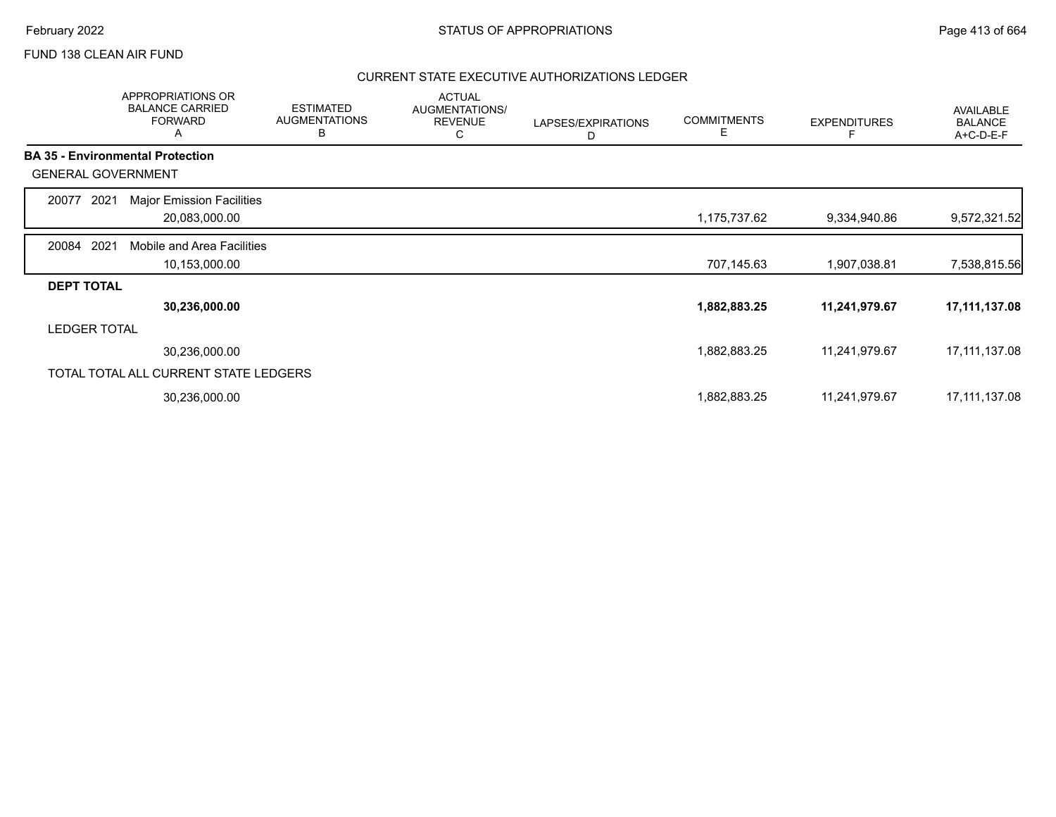FUND 138 CLEAN AIR FUND

## CURRENT STATE EXECUTIVE AUTHORIZATIONS LEDGER

| | APPROPRIATIONS OR BALANCE CARRIED FORWARD A | ESTIMATED AUGMENTATIONS B | ACTUAL AUGMENTATIONS/ REVENUE C | LAPSES/EXPIRATIONS D | COMMITMENTS E | EXPENDITURES F | AVAILABLE BALANCE A+C-D-E-F |
|---|---|---|---|---|---|---|---|
| **BA 35 - Environmental Protection** | | | | | | | |
| GENERAL GOVERNMENT | | | | | | | |
| 20077 2021 Major Emission Facilities | 20,083,000.00 | | | | 1,175,737.62 | 9,334,940.86 | 9,572,321.52 |
| 20084 2021 Mobile and Area Facilities | 10,153,000.00 | | | | 707,145.63 | 1,907,038.81 | 7,538,815.56 |
| **DEPT TOTAL** | **30,236,000.00** | | | | **1,882,883.25** | **11,241,979.67** | **17,111,137.08** |
| LEDGER TOTAL | 30,236,000.00 | | | | 1,882,883.25 | 11,241,979.67 | 17,111,137.08 |
| TOTAL TOTAL ALL CURRENT STATE LEDGERS | 30,236,000.00 | | | | 1,882,883.25 | 11,241,979.67 | 17,111,137.08 |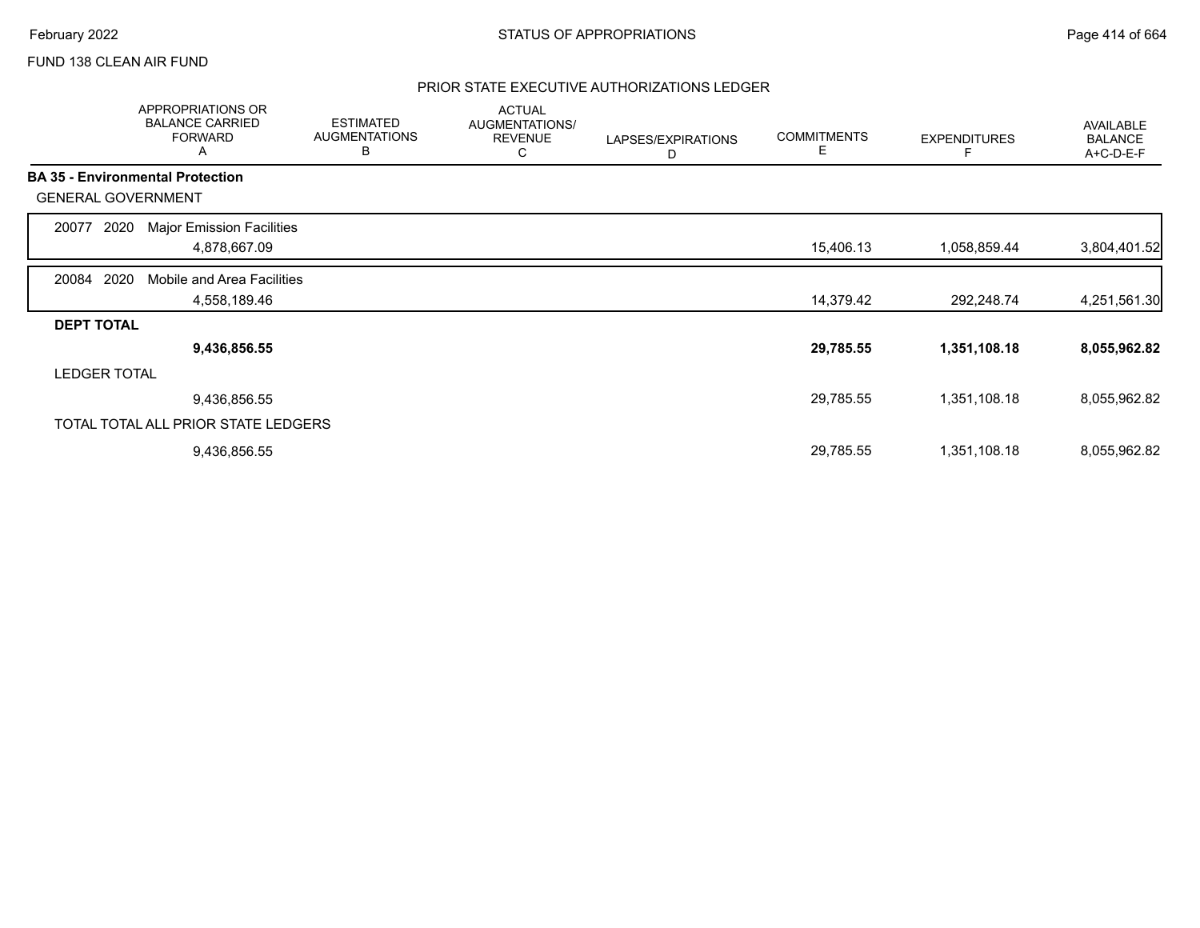FUND 138 CLEAN AIR FUND

## PRIOR STATE EXECUTIVE AUTHORIZATIONS LEDGER

| | APPROPRIATIONS OR BALANCE CARRIED FORWARD A | ESTIMATED AUGMENTATIONS B | ACTUAL AUGMENTATIONS/ REVENUE C | LAPSES/EXPIRATIONS D | COMMITMENTS E | EXPENDITURES F | AVAILABLE BALANCE A+C-D-E-F |
|---|---|---|---|---|---|---|---|
| **BA 35 - Environmental Protection** | | | | | | | |
| GENERAL GOVERNMENT | | | | | | | |
| 20077 2020 Major Emission Facilities | | | | | | | |
| | 4,878,667.09 | | | | 15,406.13 | 1,058,859.44 | 3,804,401.52 |
| 20084 2020 Mobile and Area Facilities | | | | | | | |
| | 4,558,189.46 | | | | 14,379.42 | 292,248.74 | 4,251,561.30 |
| **DEPT TOTAL** | | | | | | | |
| | **9,436,856.55** | | | | **29,785.55** | **1,351,108.18** | **8,055,962.82** |
| LEDGER TOTAL | | | | | | | |
| | 9,436,856.55 | | | | 29,785.55 | 1,351,108.18 | 8,055,962.82 |
| TOTAL TOTAL ALL PRIOR STATE LEDGERS | | | | | | | |
| | 9,436,856.55 | | | | 29,785.55 | 1,351,108.18 | 8,055,962.82 |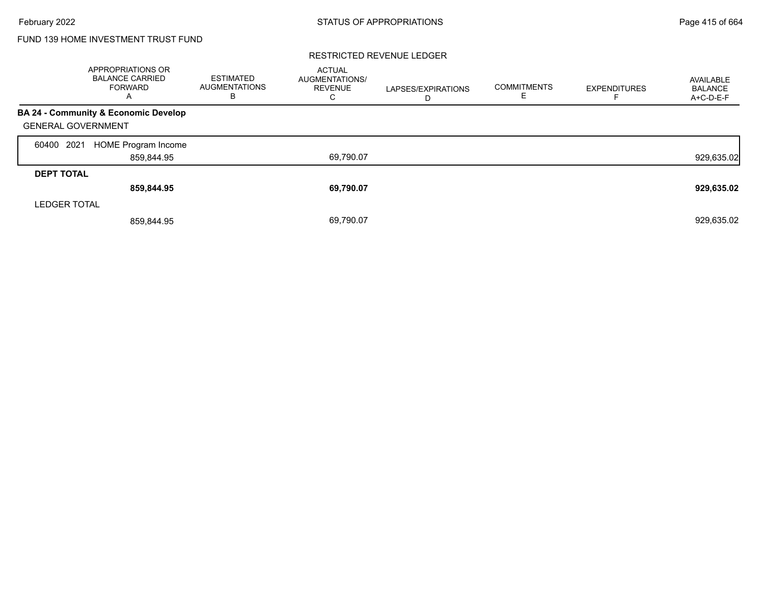FUND 139 HOME INVESTMENT TRUST FUND

RESTRICTED REVENUE LEDGER

| | APPROPRIATIONS OR BALANCE CARRIED FORWARD A | ESTIMATED AUGMENTATIONS B | ACTUAL AUGMENTATIONS/ REVENUE C | LAPSES/EXPIRATIONS D | COMMITMENTS E | EXPENDITURES F | AVAILABLE BALANCE A+C-D-E-F |
|---|---|---|---|---|---|---|---|
| **BA 24 - Community & Economic Develop** | | | | | | | |
| GENERAL GOVERNMENT | | | | | | | |
| 60400 2021 HOME Program Income | 859,844.95 | | 69,790.07 | | | | 929,635.02 |
| **DEPT TOTAL** | **859,844.95** | | **69,790.07** | | | | **929,635.02** |
| LEDGER TOTAL | 859,844.95 | | 69,790.07 | | | | 929,635.02 |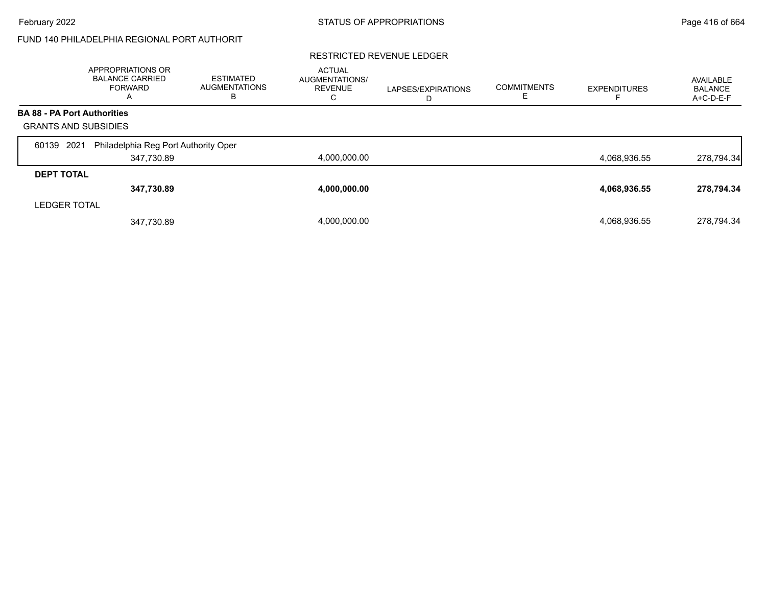FUND 140 PHILADELPHIA REGIONAL PORT AUTHORIT

RESTRICTED REVENUE LEDGER

| | APPROPRIATIONS OR BALANCE CARRIED FORWARD A | ESTIMATED AUGMENTATIONS B | ACTUAL AUGMENTATIONS/ REVENUE C | LAPSES/EXPIRATIONS D | COMMITMENTS E | EXPENDITURES F | AVAILABLE BALANCE A+C-D-E-F |
|---|---|---|---|---|---|---|---|
| **BA 88 - PA Port Authorities** | | | | | | | |
| GRANTS AND SUBSIDIES | | | | | | | |
| 60139 2021 Philadelphia Reg Port Authority Oper | 347,730.89 | | 4,000,000.00 | | | 4,068,936.55 | 278,794.34 |
| **DEPT TOTAL** | **347,730.89** | | **4,000,000.00** | | | **4,068,936.55** | **278,794.34** |
| LEDGER TOTAL | 347,730.89 | | 4,000,000.00 | | | 4,068,936.55 | 278,794.34 |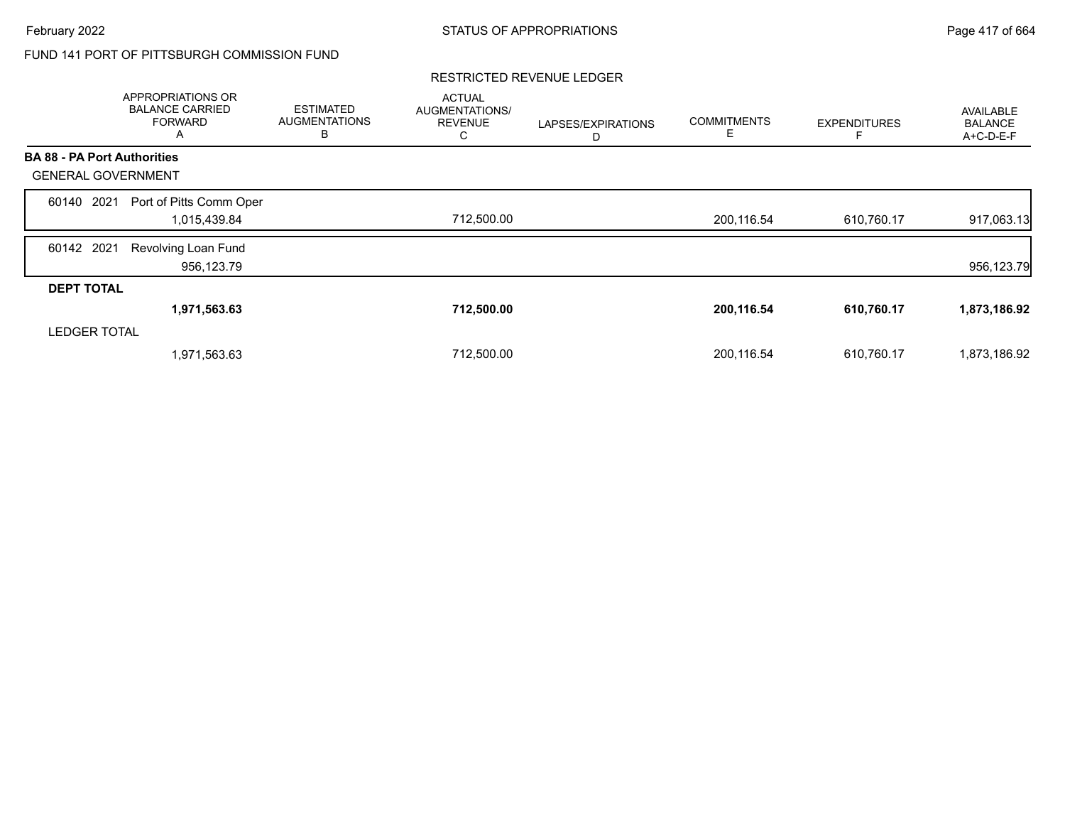# FUND 141 PORT OF PITTSBURGH COMMISSION FUND

## RESTRICTED REVENUE LEDGER

| | APPROPRIATIONS OR BALANCE CARRIED FORWARD A | ESTIMATED AUGMENTATIONS B | ACTUAL AUGMENTATIONS/ REVENUE C | LAPSES/EXPIRATIONS D | COMMITMENTS E | EXPENDITURES F | AVAILABLE BALANCE A+C-D-E-F |
|---|---|---|---|---|---|---|---|
| **BA 88 - PA Port Authorities** | | | | | | | |
| GENERAL GOVERNMENT | | | | | | | |
| 60140 2021 Port of Pitts Comm Oper | 1,015,439.84 | | 712,500.00 | | 200,116.54 | 610,760.17 | 917,063.13 |
| 60142 2021 Revolving Loan Fund | 956,123.79 | | | | | | 956,123.79 |
| **DEPT TOTAL** | **1,971,563.63** | | **712,500.00** | | **200,116.54** | **610,760.17** | **1,873,186.92** |
| LEDGER TOTAL | 1,971,563.63 | | 712,500.00 | | 200,116.54 | 610,760.17 | 1,873,186.92 |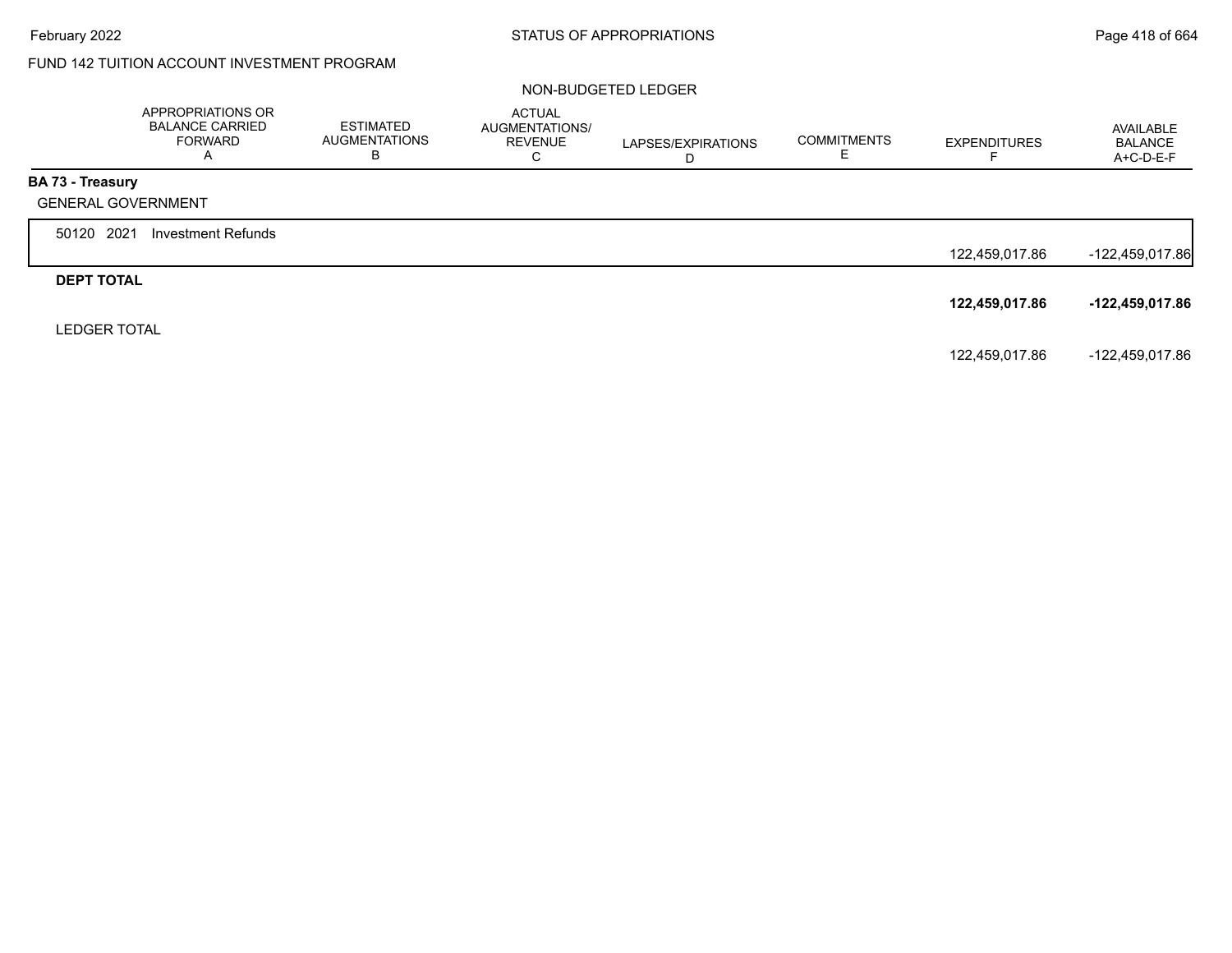February 2022

STATUS OF APPROPRIATIONS

FUND 142 TUITION ACCOUNT INVESTMENT PROGRAM

NON-BUDGETED LEDGER

| | APPROPRIATIONS OR BALANCE CARRIED FORWARD A | ESTIMATED AUGMENTATIONS B | ACTUAL AUGMENTATIONS/ REVENUE C | LAPSES/EXPIRATIONS D | COMMITMENTS E | EXPENDITURES F | AVAILABLE BALANCE A+C-D-E-F |
|---|---|---|---|---|---|---|---|
| **BA 73 - Treasury** | | | | | | | |
| GENERAL GOVERNMENT | | | | | | | |
| 50120 2021 Investment Refunds | | | | | | 122,459,017.86 | -122,459,017.86 |
| **DEPT TOTAL** | | | | | | **122,459,017.86** | **-122,459,017.86** |
| LEDGER TOTAL | | | | | | 122,459,017.86 | -122,459,017.86 |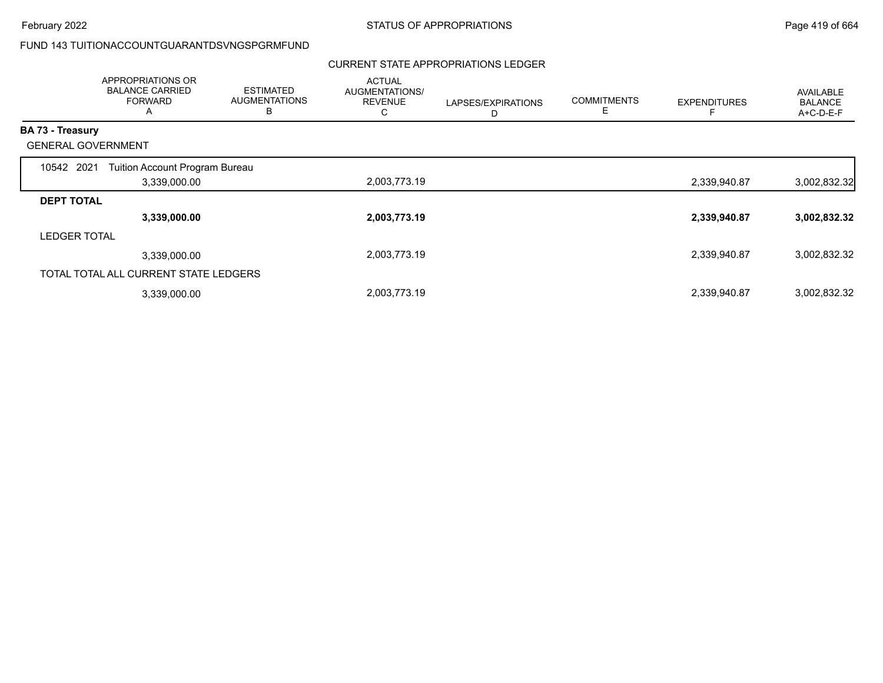FUND 143 TUITIONACCOUNTGUARANTDSVNGSPGRMFUND

CURRENT STATE APPROPRIATIONS LEDGER

| | APPROPRIATIONS OR BALANCE CARRIED FORWARD A | ESTIMATED AUGMENTATIONS B | ACTUAL AUGMENTATIONS/ REVENUE C | LAPSES/EXPIRATIONS D | COMMITMENTS E | EXPENDITURES F | AVAILABLE BALANCE A+C-D-E-F |
|---|---|---|---|---|---|---|---|
| **BA 73 - Treasury** | | | | | | | |
| GENERAL GOVERNMENT | | | | | | | |
| 10542 2021 Tuition Account Program Bureau | 3,339,000.00 | | 2,003,773.19 | | | 2,339,940.87 | 3,002,832.32 |
| **DEPT TOTAL** | **3,339,000.00** | | **2,003,773.19** | | | **2,339,940.87** | **3,002,832.32** |
| LEDGER TOTAL | 3,339,000.00 | | 2,003,773.19 | | | 2,339,940.87 | 3,002,832.32 |
| TOTAL TOTAL ALL CURRENT STATE LEDGERS | 3,339,000.00 | | 2,003,773.19 | | | 2,339,940.87 | 3,002,832.32 |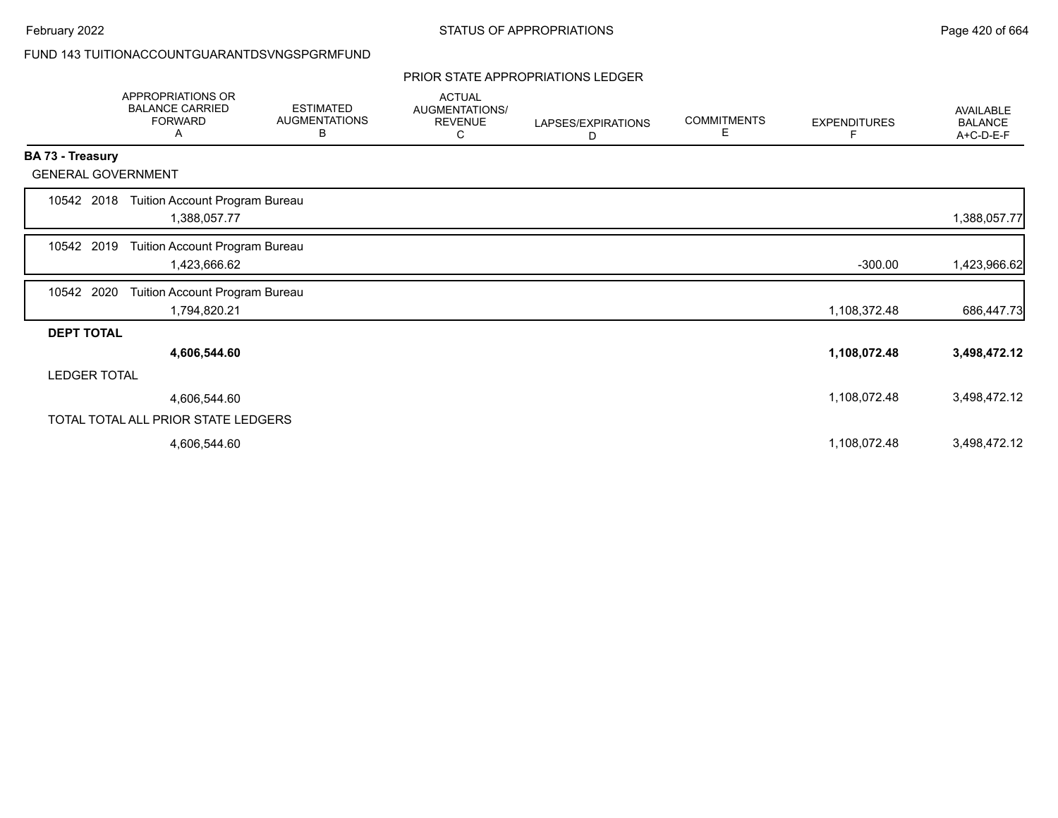FUND 143 TUITIONACCOUNTGUARANTDSVNGSPGRMFUND

PRIOR STATE APPROPRIATIONS LEDGER

| | APPROPRIATIONS OR BALANCE CARRIED FORWARD A | ESTIMATED AUGMENTATIONS B | ACTUAL AUGMENTATIONS/ REVENUE C | LAPSES/EXPIRATIONS D | COMMITMENTS E | EXPENDITURES F | AVAILABLE BALANCE A+C-D-E-F |
|---|---|---|---|---|---|---|---|
| **BA 73 - Treasury** | | | | | | | |
| GENERAL GOVERNMENT | | | | | | | |
| 10542 2018 Tuition Account Program Bureau | 1,388,057.77 | | | | | | 1,388,057.77 |
| 10542 2019 Tuition Account Program Bureau | 1,423,666.62 | | | | | -300.00 | 1,423,966.62 |
| 10542 2020 Tuition Account Program Bureau | 1,794,820.21 | | | | | 1,108,372.48 | 686,447.73 |
| **DEPT TOTAL** | **4,606,544.60** | | | | | **1,108,072.48** | **3,498,472.12** |
| LEDGER TOTAL | 4,606,544.60 | | | | | 1,108,072.48 | 3,498,472.12 |
| TOTAL TOTAL ALL PRIOR STATE LEDGERS | 4,606,544.60 | | | | | 1,108,072.48 | 3,498,472.12 |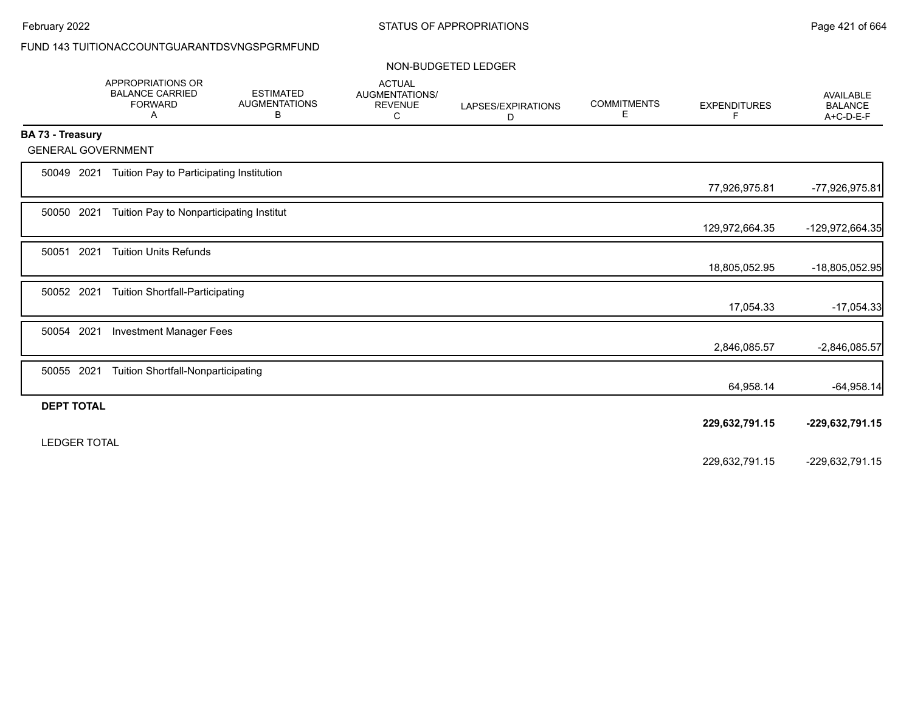FUND 143 TUITIONACCOUNTGUARANTDSVNGSPGRMFUND

NON-BUDGETED LEDGER

| | APPROPRIATIONS OR BALANCE CARRIED FORWARD A | ESTIMATED AUGMENTATIONS B | ACTUAL AUGMENTATIONS/ REVENUE C | LAPSES/EXPIRATIONS D | COMMITMENTS E | EXPENDITURES F | AVAILABLE BALANCE A+C-D-E-F |
|---|---|---|---|---|---|---|---|
| **BA 73 - Treasury** | | | | | | | |
| GENERAL GOVERNMENT | | | | | | | |
| 50049 2021 Tuition Pay to Participating Institution | | | | | | 77,926,975.81 | -77,926,975.81 |
| 50050 2021 Tuition Pay to Nonparticipating Institut | | | | | | 129,972,664.35 | -129,972,664.35 |
| 50051 2021 Tuition Units Refunds | | | | | | 18,805,052.95 | -18,805,052.95 |
| 50052 2021 Tuition Shortfall-Participating | | | | | | 17,054.33 | -17,054.33 |
| 50054 2021 Investment Manager Fees | | | | | | 2,846,085.57 | -2,846,085.57 |
| 50055 2021 Tuition Shortfall-Nonparticipating | | | | | | 64,958.14 | -64,958.14 |
| **DEPT TOTAL** | | | | | | **229,632,791.15** | **-229,632,791.15** |
| LEDGER TOTAL | | | | | | 229,632,791.15 | -229,632,791.15 |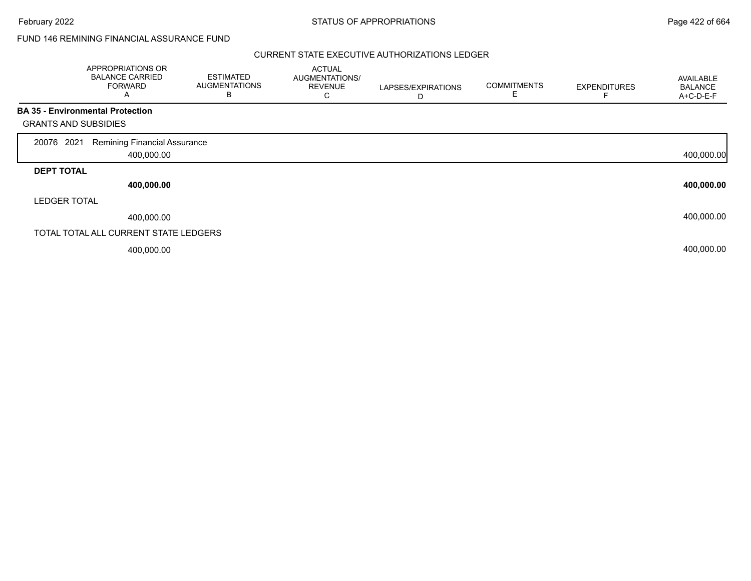FUND 146 REMINING FINANCIAL ASSURANCE FUND

CURRENT STATE EXECUTIVE AUTHORIZATIONS LEDGER

| | APPROPRIATIONS OR BALANCE CARRIED FORWARD A | ESTIMATED AUGMENTATIONS B | ACTUAL AUGMENTATIONS/ REVENUE C | LAPSES/EXPIRATIONS D | COMMITMENTS E | EXPENDITURES F | AVAILABLE BALANCE A+C-D-E-F |
|---|---|---|---|---|---|---|---|
| **BA 35 - Environmental Protection** | | | | | | | |
| GRANTS AND SUBSIDIES | | | | | | | |
| 20076 2021 Remining Financial Assurance | 400,000.00 | | | | | | 400,000.00 |
| **DEPT TOTAL** | **400,000.00** | | | | | | **400,000.00** |
| LEDGER TOTAL | 400,000.00 | | | | | | 400,000.00 |
| TOTAL TOTAL ALL CURRENT STATE LEDGERS | 400,000.00 | | | | | | 400,000.00 |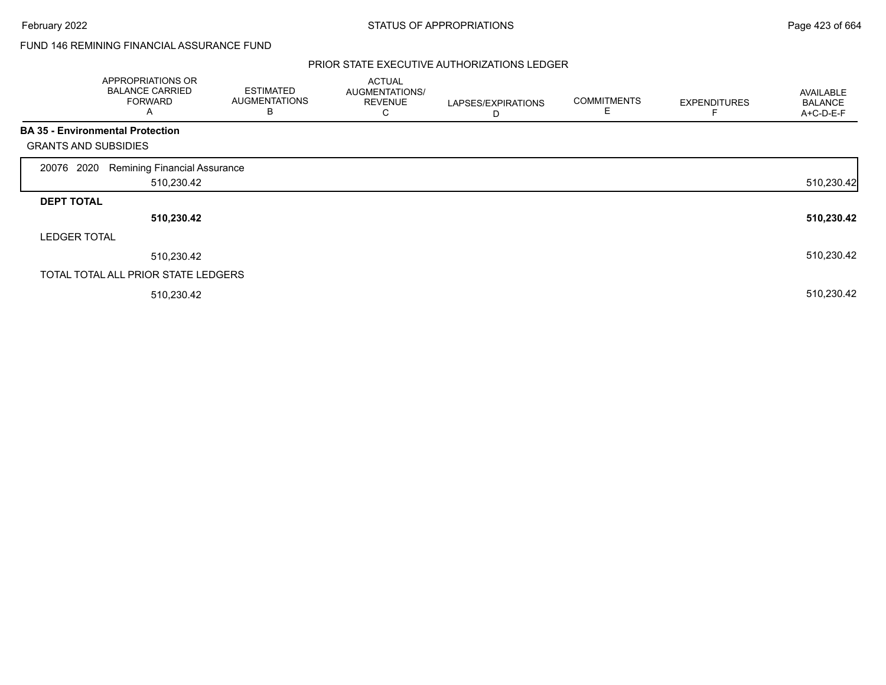FUND 146 REMINING FINANCIAL ASSURANCE FUND

PRIOR STATE EXECUTIVE AUTHORIZATIONS LEDGER

| APPROPRIATIONS OR BALANCE CARRIED FORWARD A | ESTIMATED AUGMENTATIONS B | ACTUAL AUGMENTATIONS/ REVENUE C | LAPSES/EXPIRATIONS D | COMMITMENTS E | EXPENDITURES F | AVAILABLE BALANCE A+C-D-E-F |
|---|---|---|---|---|---|---|
| **BA 35 - Environmental Protection** | | | | | | |
| GRANTS AND SUBSIDIES | | | | | | |
| 20076 2020 Remining Financial Assurance | | | | | | |
| 510,230.42 | | | | | | 510,230.42 |
| **DEPT TOTAL** | | | | | | |
| **510,230.42** | | | | | | **510,230.42** |
| LEDGER TOTAL | | | | | | |
| 510,230.42 | | | | | | 510,230.42 |
| TOTAL TOTAL ALL PRIOR STATE LEDGERS | | | | | | |
| 510,230.42 | | | | | | 510,230.42 |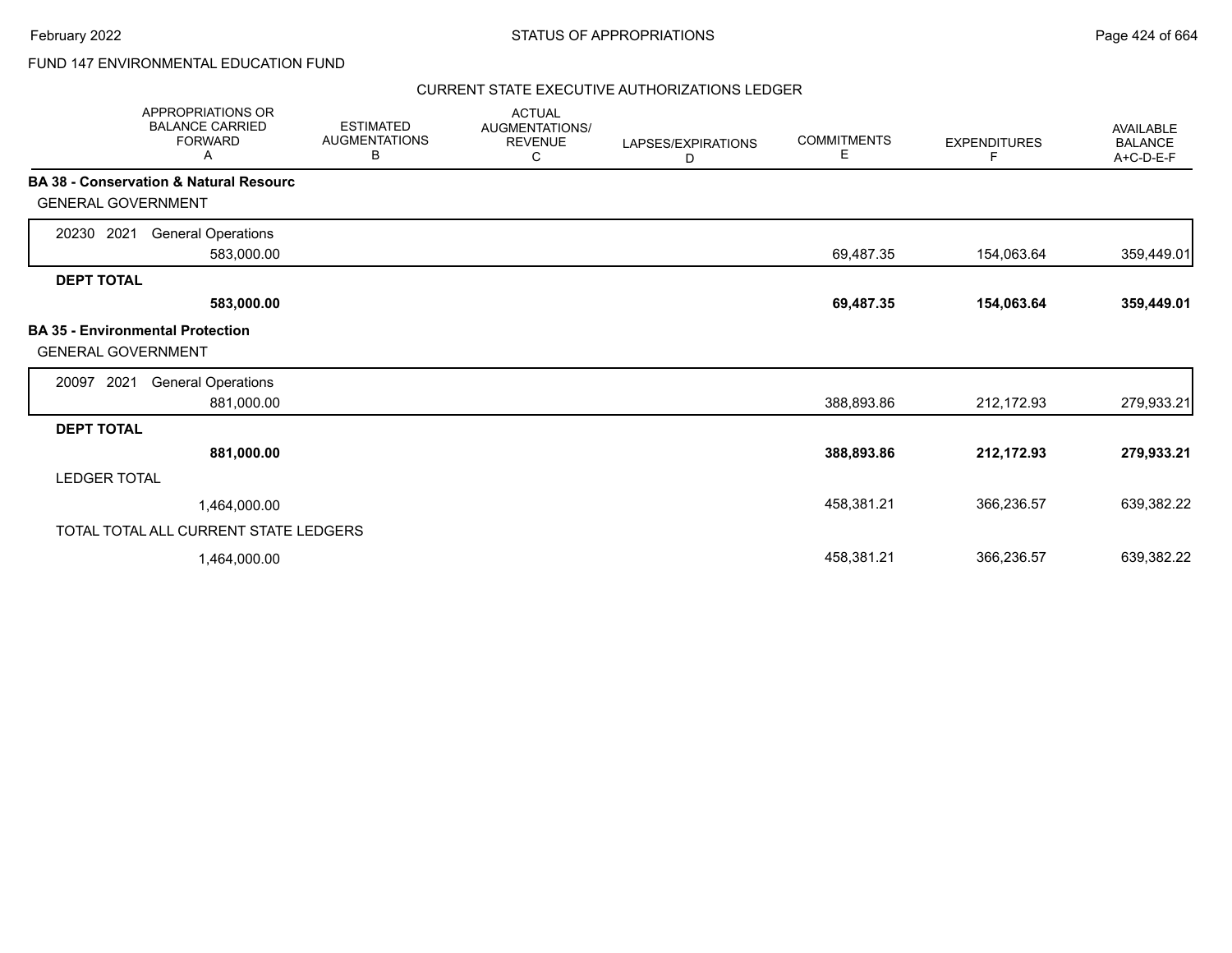FUND 147 ENVIRONMENTAL EDUCATION FUND

CURRENT STATE EXECUTIVE AUTHORIZATIONS LEDGER

| | APPROPRIATIONS OR BALANCE CARRIED FORWARD A | ESTIMATED AUGMENTATIONS B | ACTUAL AUGMENTATIONS/ REVENUE C | LAPSES/EXPIRATIONS D | COMMITMENTS E | EXPENDITURES F | AVAILABLE BALANCE A+C-D-E-F |
|---|---|---|---|---|---|---|---|
| **BA 38 - Conservation & Natural Resourc** | | | | | | | |
| GENERAL GOVERNMENT | | | | | | | |
| 20230 2021 General Operations | 583,000.00 | | | | 69,487.35 | 154,063.64 | 359,449.01 |
| **DEPT TOTAL** | **583,000.00** | | | | **69,487.35** | **154,063.64** | **359,449.01** |
| **BA 35 - Environmental Protection** | | | | | | | |
| GENERAL GOVERNMENT | | | | | | | |
| 20097 2021 General Operations | 881,000.00 | | | | 388,893.86 | 212,172.93 | 279,933.21 |
| **DEPT TOTAL** | **881,000.00** | | | | **388,893.86** | **212,172.93** | **279,933.21** |
| LEDGER TOTAL | 1,464,000.00 | | | | 458,381.21 | 366,236.57 | 639,382.22 |
| TOTAL TOTAL ALL CURRENT STATE LEDGERS | 1,464,000.00 | | | | 458,381.21 | 366,236.57 | 639,382.22 |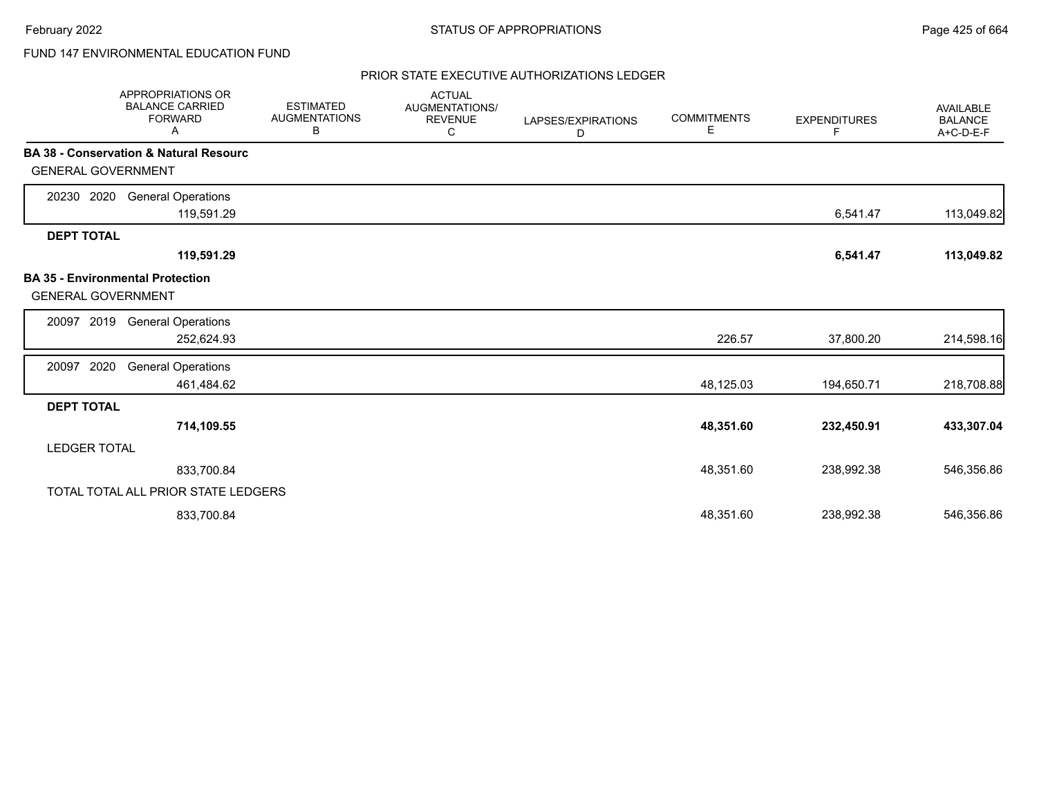FUND 147 ENVIRONMENTAL EDUCATION FUND

## PRIOR STATE EXECUTIVE AUTHORIZATIONS LEDGER

| | APPROPRIATIONS OR BALANCE CARRIED FORWARD A | ESTIMATED AUGMENTATIONS B | ACTUAL AUGMENTATIONS/ REVENUE C | LAPSES/EXPIRATIONS D | COMMITMENTS E | EXPENDITURES F | AVAILABLE BALANCE A+C-D-E-F |
|---|---|---|---|---|---|---|---|
| **BA 38 - Conservation & Natural Resourc** | | | | | | | |
| GENERAL GOVERNMENT | | | | | | | |
| 20230 2020 General Operations | 119,591.29 | | | | | 6,541.47 | 113,049.82 |
| **DEPT TOTAL** | **119,591.29** | | | | | **6,541.47** | **113,049.82** |
| **BA 35 - Environmental Protection** | | | | | | | |
| GENERAL GOVERNMENT | | | | | | | |
| 20097 2019 General Operations | 252,624.93 | | | | 226.57 | 37,800.20 | 214,598.16 |
| 20097 2020 General Operations | 461,484.62 | | | | 48,125.03 | 194,650.71 | 218,708.88 |
| **DEPT TOTAL** | **714,109.55** | | | | **48,351.60** | **232,450.91** | **433,307.04** |
| LEDGER TOTAL | 833,700.84 | | | | 48,351.60 | 238,992.38 | 546,356.86 |
| TOTAL TOTAL ALL PRIOR STATE LEDGERS | 833,700.84 | | | | 48,351.60 | 238,992.38 | 546,356.86 |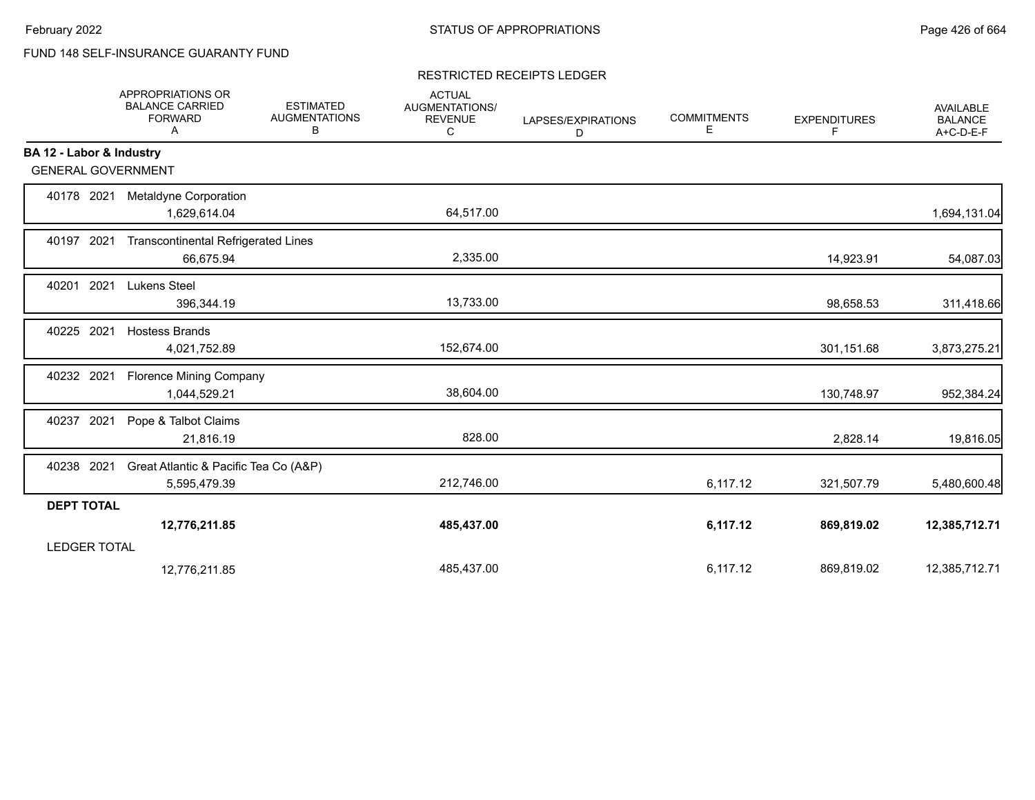FUND 148 SELF-INSURANCE GUARANTY FUND

STATUS OF APPROPRIATIONS

RESTRICTED RECEIPTS LEDGER

| | APPROPRIATIONS OR BALANCE CARRIED FORWARD A | ESTIMATED AUGMENTATIONS B | ACTUAL AUGMENTATIONS/ REVENUE C | LAPSES/EXPIRATIONS D | COMMITMENTS E | EXPENDITURES F | AVAILABLE BALANCE A+C-D-E-F |
|---|---|---|---|---|---|---|---|
| **BA 12 - Labor & Industry** | | | | | | | |
| GENERAL GOVERNMENT | | | | | | | |
| 40178 2021 Metaldyne Corporation | 1,629,614.04 | | 64,517.00 | | | | 1,694,131.04 |
| 40197 2021 Transcontinental Refrigerated Lines | 66,675.94 | | 2,335.00 | | | 14,923.91 | 54,087.03 |
| 40201 2021 Lukens Steel | 396,344.19 | | 13,733.00 | | | 98,658.53 | 311,418.66 |
| 40225 2021 Hostess Brands | 4,021,752.89 | | 152,674.00 | | | 301,151.68 | 3,873,275.21 |
| 40232 2021 Florence Mining Company | 1,044,529.21 | | 38,604.00 | | | 130,748.97 | 952,384.24 |
| 40237 2021 Pope & Talbot Claims | 21,816.19 | | 828.00 | | | 2,828.14 | 19,816.05 |
| 40238 2021 Great Atlantic & Pacific Tea Co (A&P) | 5,595,479.39 | | 212,746.00 | | 6,117.12 | 321,507.79 | 5,480,600.48 |
| **DEPT TOTAL** | **12,776,211.85** | | **485,437.00** | | **6,117.12** | **869,819.02** | **12,385,712.71** |
| LEDGER TOTAL | 12,776,211.85 | | 485,437.00 | | 6,117.12 | 869,819.02 | 12,385,712.71 |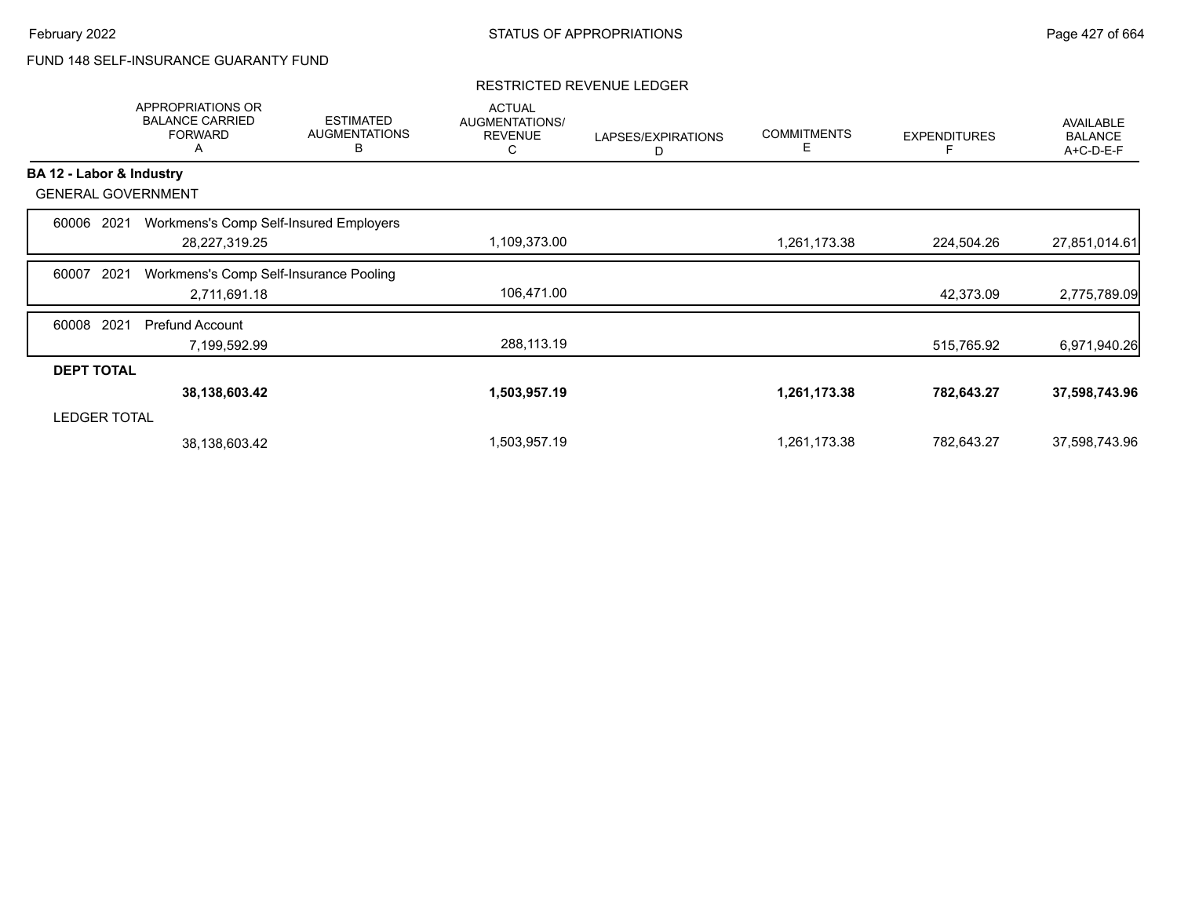FUND 148 SELF-INSURANCE GUARANTY FUND

## RESTRICTED REVENUE LEDGER

| | APPROPRIATIONS OR BALANCE CARRIED FORWARD A | ESTIMATED AUGMENTATIONS B | ACTUAL AUGMENTATIONS/ REVENUE C | LAPSES/EXPIRATIONS D | COMMITMENTS E | EXPENDITURES F | AVAILABLE BALANCE A+C-D-E-F |
|---|---|---|---|---|---|---|---|
| **BA 12 - Labor & Industry** | | | | | | | |
| GENERAL GOVERNMENT | | | | | | | |
| 60006 2021 Workmens's Comp Self-Insured Employers | 28,227,319.25 | | 1,109,373.00 | | 1,261,173.38 | 224,504.26 | 27,851,014.61 |
| 60007 2021 Workmens's Comp Self-Insurance Pooling | 2,711,691.18 | | 106,471.00 | | | 42,373.09 | 2,775,789.09 |
| 60008 2021 Prefund Account | 7,199,592.99 | | 288,113.19 | | | 515,765.92 | 6,971,940.26 |
| **DEPT TOTAL** | **38,138,603.42** | | **1,503,957.19** | | **1,261,173.38** | **782,643.27** | **37,598,743.96** |
| LEDGER TOTAL | 38,138,603.42 | | 1,503,957.19 | | 1,261,173.38 | 782,643.27 | 37,598,743.96 |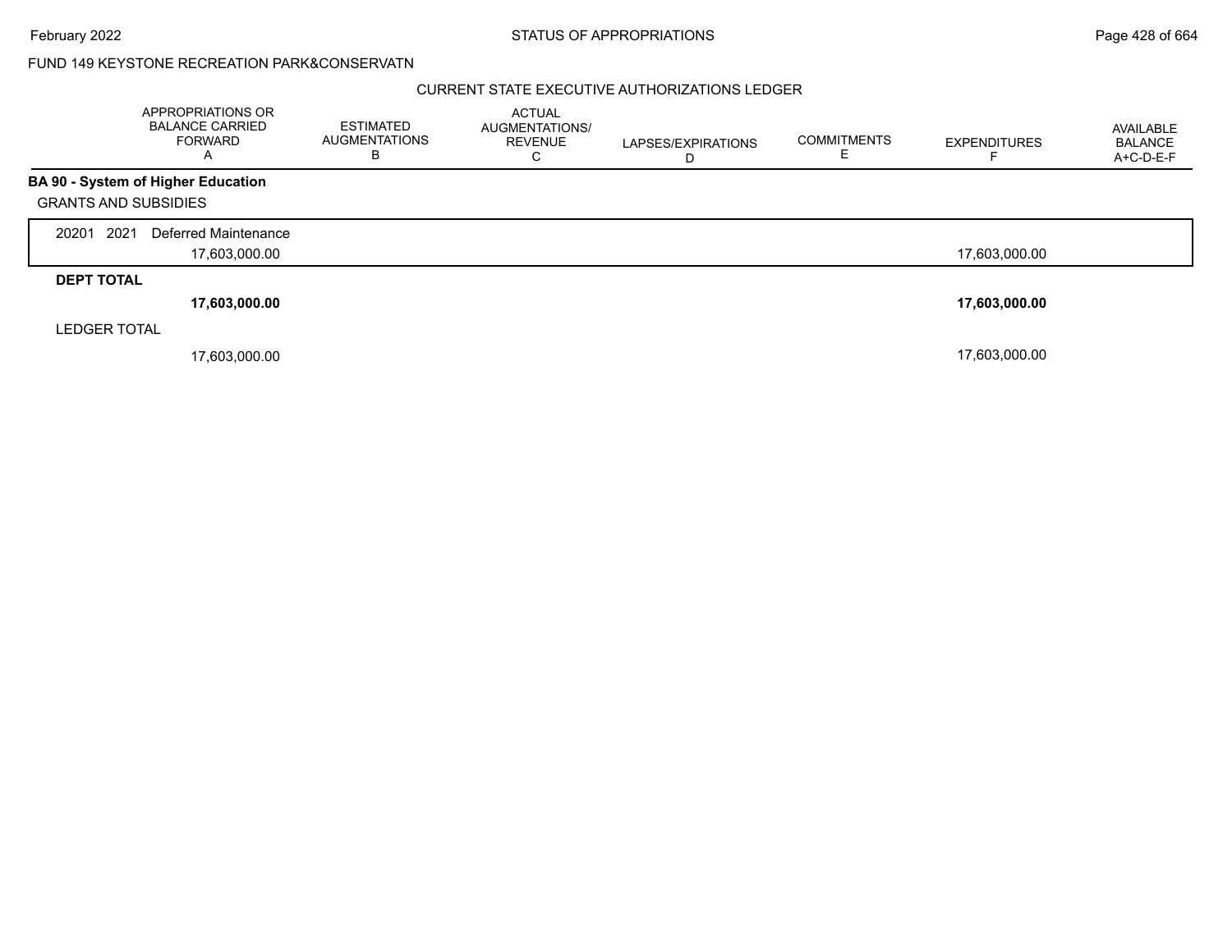FUND 149 KEYSTONE RECREATION PARK&CONSERVATN

CURRENT STATE EXECUTIVE AUTHORIZATIONS LEDGER

| | APPROPRIATIONS OR BALANCE CARRIED FORWARD A | ESTIMATED AUGMENTATIONS B | ACTUAL AUGMENTATIONS/ REVENUE C | LAPSES/EXPIRATIONS D | COMMITMENTS E | EXPENDITURES F | AVAILABLE BALANCE A+C-D-E-F |
|---|---|---|---|---|---|---|---|
| **BA 90 - System of Higher Education** | | | | | | | |
| GRANTS AND SUBSIDIES | | | | | | | |
| 20201 2021 Deferred Maintenance | 17,603,000.00 | | | | | 17,603,000.00 | |
| **DEPT TOTAL** | **17,603,000.00** | | | | | **17,603,000.00** | |
| LEDGER TOTAL | 17,603,000.00 | | | | | 17,603,000.00 | |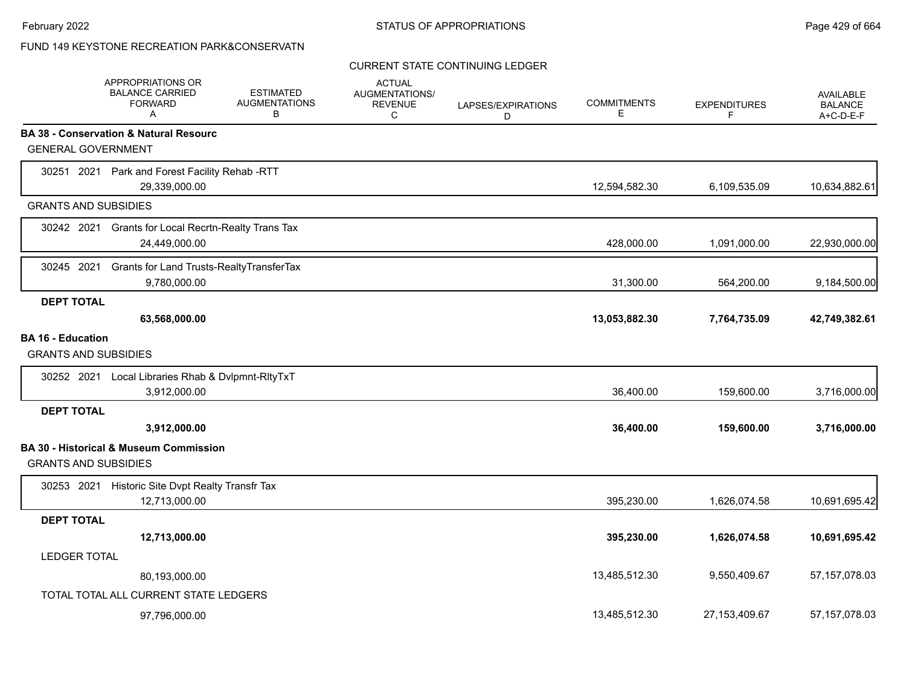FUND 149 KEYSTONE RECREATION PARK&CONSERVATN

CURRENT STATE CONTINUING LEDGER

| | APPROPRIATIONS OR BALANCE CARRIED FORWARD A | ESTIMATED AUGMENTATIONS B | ACTUAL AUGMENTATIONS/ REVENUE C | LAPSES/EXPIRATIONS D | COMMITMENTS E | EXPENDITURES F | AVAILABLE BALANCE A+C-D-E-F |
|---|---|---|---|---|---|---|---|
| **BA 38 - Conservation & Natural Resourc** | | | | | | | |
| GENERAL GOVERNMENT | | | | | | | |
| 30251 2021 Park and Forest Facility Rehab -RTT | 29,339,000.00 | | | | 12,594,582.30 | 6,109,535.09 | 10,634,882.61 |
| GRANTS AND SUBSIDIES | | | | | | | |
| 30242 2021 Grants for Local Recrtn-Realty Trans Tax | 24,449,000.00 | | | | 428,000.00 | 1,091,000.00 | 22,930,000.00 |
| 30245 2021 Grants for Land Trusts-RealtyTransferTax | 9,780,000.00 | | | | 31,300.00 | 564,200.00 | 9,184,500.00 |
| **DEPT TOTAL** | **63,568,000.00** | | | | **13,053,882.30** | **7,764,735.09** | **42,749,382.61** |
| **BA 16 - Education** | | | | | | | |
| GRANTS AND SUBSIDIES | | | | | | | |
| 30252 2021 Local Libraries Rhab & Dvlpmnt-RltyTxT | 3,912,000.00 | | | | 36,400.00 | 159,600.00 | 3,716,000.00 |
| **DEPT TOTAL** | **3,912,000.00** | | | | **36,400.00** | **159,600.00** | **3,716,000.00** |
| **BA 30 - Historical & Museum Commission** | | | | | | | |
| GRANTS AND SUBSIDIES | | | | | | | |
| 30253 2021 Historic Site Dvpt Realty Transfr Tax | 12,713,000.00 | | | | 395,230.00 | 1,626,074.58 | 10,691,695.42 |
| **DEPT TOTAL** | **12,713,000.00** | | | | **395,230.00** | **1,626,074.58** | **10,691,695.42** |
| LEDGER TOTAL | 80,193,000.00 | | | | 13,485,512.30 | 9,550,409.67 | 57,157,078.03 |
| TOTAL TOTAL ALL CURRENT STATE LEDGERS | 97,796,000.00 | | | | 13,485,512.30 | 27,153,409.67 | 57,157,078.03 |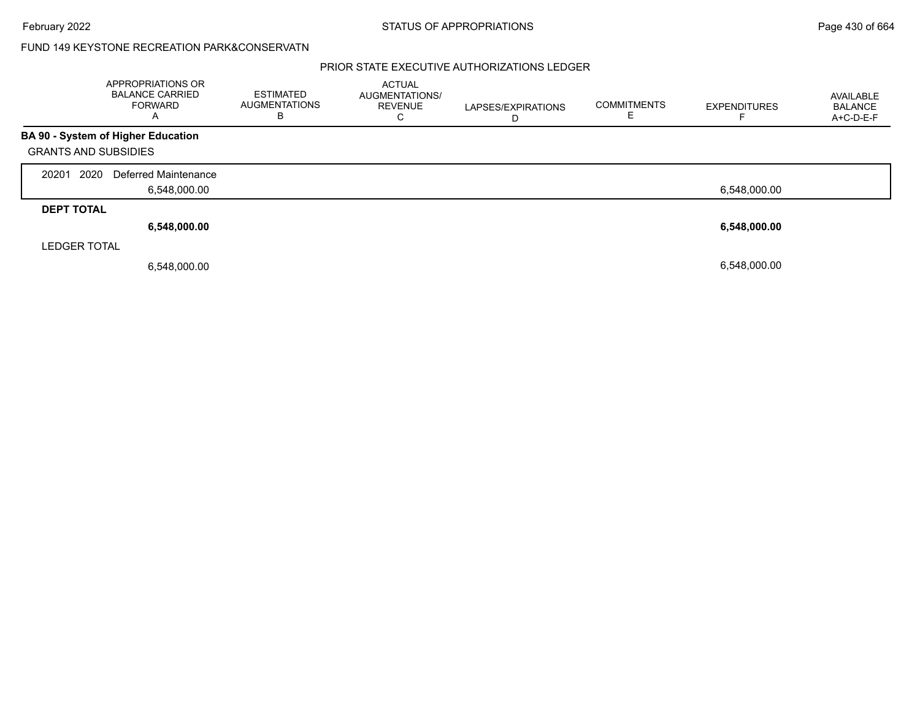FUND 149 KEYSTONE RECREATION PARK&CONSERVATN

PRIOR STATE EXECUTIVE AUTHORIZATIONS LEDGER

| | APPROPRIATIONS OR BALANCE CARRIED FORWARD A | ESTIMATED AUGMENTATIONS B | ACTUAL AUGMENTATIONS/ REVENUE C | LAPSES/EXPIRATIONS D | COMMITMENTS E | EXPENDITURES F | AVAILABLE BALANCE A+C-D-E-F |
|---|---|---|---|---|---|---|---|
| **BA 90 - System of Higher Education** | | | | | | | |
| GRANTS AND SUBSIDIES | | | | | | | |
| 20201 2020 Deferred Maintenance | 6,548,000.00 | | | | | 6,548,000.00 | |
| **DEPT TOTAL** | **6,548,000.00** | | | | | **6,548,000.00** | |
| LEDGER TOTAL | 6,548,000.00 | | | | | 6,548,000.00 | |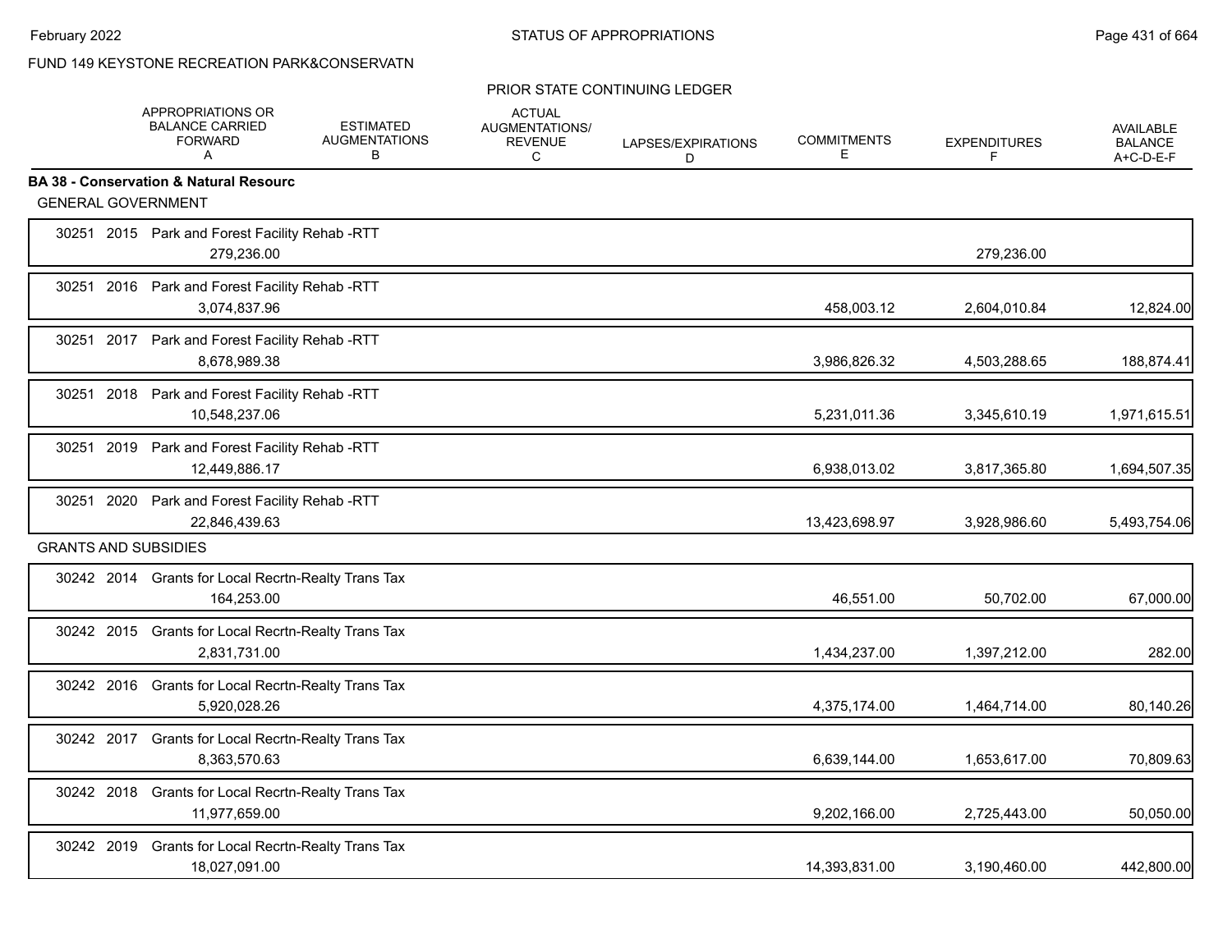FUND 149 KEYSTONE RECREATION PARK&CONSERVATN

PRIOR STATE CONTINUING LEDGER

| | APPROPRIATIONS OR BALANCE CARRIED FORWARD A | ESTIMATED AUGMENTATIONS B | ACTUAL AUGMENTATIONS/ REVENUE C | LAPSES/EXPIRATIONS D | COMMITMENTS E | EXPENDITURES F | AVAILABLE BALANCE A+C-D-E-F |
|---|---|---|---|---|---|---|---|
| **BA 38 - Conservation & Natural Resourc** | | | | | | | |
| GENERAL GOVERNMENT | | | | | | | |
| 30251 2015 Park and Forest Facility Rehab -RTT | 279,236.00 | | | | | 279,236.00 | |
| 30251 2016 Park and Forest Facility Rehab -RTT | 3,074,837.96 | | | | 458,003.12 | 2,604,010.84 | 12,824.00 |
| 30251 2017 Park and Forest Facility Rehab -RTT | 8,678,989.38 | | | | 3,986,826.32 | 4,503,288.65 | 188,874.41 |
| 30251 2018 Park and Forest Facility Rehab -RTT | 10,548,237.06 | | | | 5,231,011.36 | 3,345,610.19 | 1,971,615.51 |
| 30251 2019 Park and Forest Facility Rehab -RTT | 12,449,886.17 | | | | 6,938,013.02 | 3,817,365.80 | 1,694,507.35 |
| 30251 2020 Park and Forest Facility Rehab -RTT | 22,846,439.63 | | | | 13,423,698.97 | 3,928,986.60 | 5,493,754.06 |
| GRANTS AND SUBSIDIES | | | | | | | |
| 30242 2014 Grants for Local Recrtn-Realty Trans Tax | 164,253.00 | | | | 46,551.00 | 50,702.00 | 67,000.00 |
| 30242 2015 Grants for Local Recrtn-Realty Trans Tax | 2,831,731.00 | | | | 1,434,237.00 | 1,397,212.00 | 282.00 |
| 30242 2016 Grants for Local Recrtn-Realty Trans Tax | 5,920,028.26 | | | | 4,375,174.00 | 1,464,714.00 | 80,140.26 |
| 30242 2017 Grants for Local Recrtn-Realty Trans Tax | 8,363,570.63 | | | | 6,639,144.00 | 1,653,617.00 | 70,809.63 |
| 30242 2018 Grants for Local Recrtn-Realty Trans Tax | 11,977,659.00 | | | | 9,202,166.00 | 2,725,443.00 | 50,050.00 |
| 30242 2019 Grants for Local Recrtn-Realty Trans Tax | 18,027,091.00 | | | | 14,393,831.00 | 3,190,460.00 | 442,800.00 |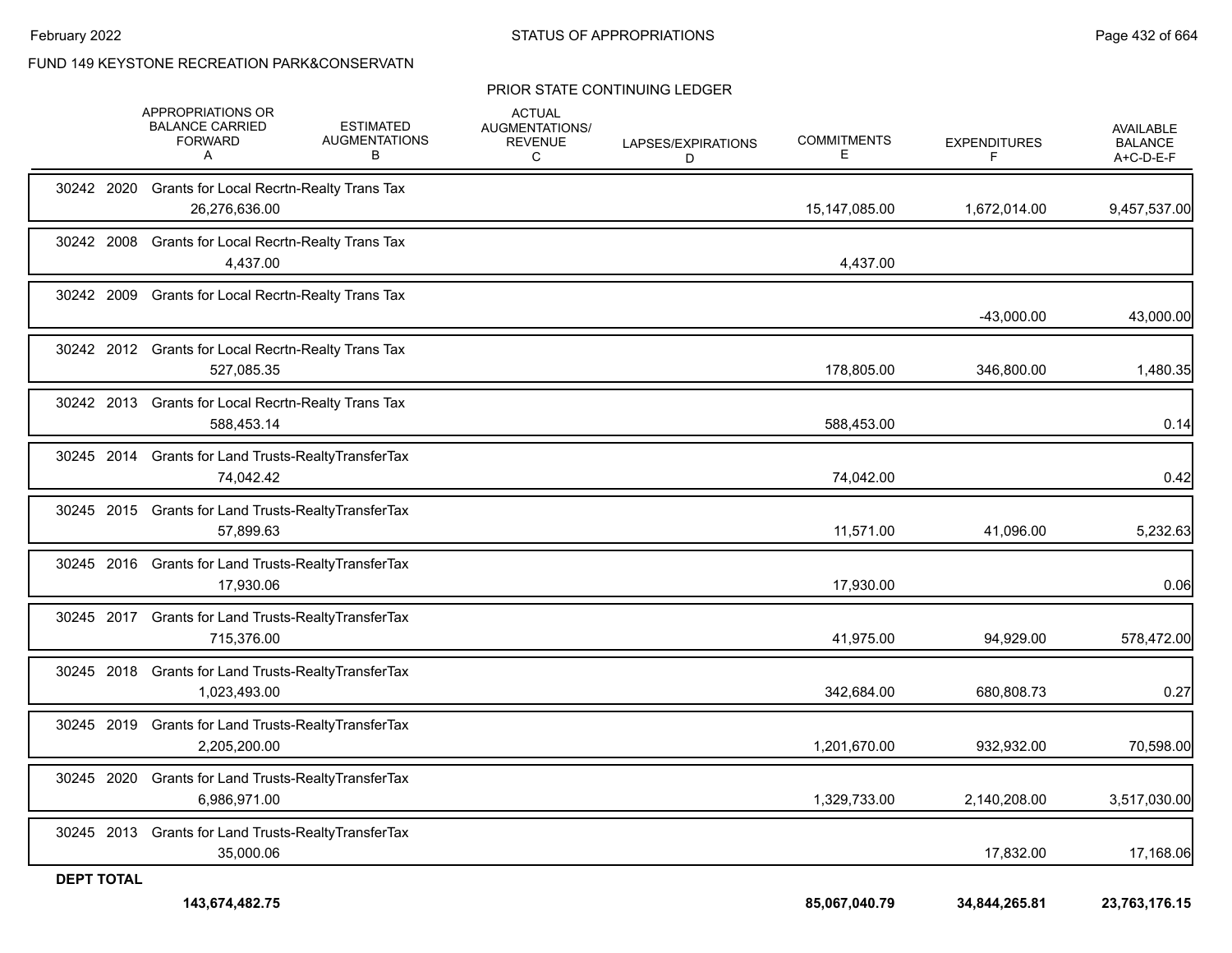FUND 149 KEYSTONE RECREATION PARK&CONSERVATN

PRIOR STATE CONTINUING LEDGER

| | APPROPRIATIONS OR BALANCE CARRIED FORWARD A | ESTIMATED AUGMENTATIONS B | ACTUAL AUGMENTATIONS/ REVENUE C | LAPSES/EXPIRATIONS D | COMMITMENTS E | EXPENDITURES F | AVAILABLE BALANCE A+C-D-E-F |
|---|---|---|---|---|---|---|---|
| 30242 2020 Grants for Local Recrtn-Realty Trans Tax | 26,276,636.00 | | | | 15,147,085.00 | 1,672,014.00 | 9,457,537.00 |
| 30242 2008 Grants for Local Recrtn-Realty Trans Tax | 4,437.00 | | | | 4,437.00 | | |
| 30242 2009 Grants for Local Recrtn-Realty Trans Tax | | | | | | -43,000.00 | 43,000.00 |
| 30242 2012 Grants for Local Recrtn-Realty Trans Tax | 527,085.35 | | | | 178,805.00 | 346,800.00 | 1,480.35 |
| 30242 2013 Grants for Local Recrtn-Realty Trans Tax | 588,453.14 | | | | 588,453.00 | | 0.14 |
| 30245 2014 Grants for Land Trusts-RealtyTransferTax | 74,042.42 | | | | 74,042.00 | | 0.42 |
| 30245 2015 Grants for Land Trusts-RealtyTransferTax | 57,899.63 | | | | 11,571.00 | 41,096.00 | 5,232.63 |
| 30245 2016 Grants for Land Trusts-RealtyTransferTax | 17,930.06 | | | | 17,930.00 | | 0.06 |
| 30245 2017 Grants for Land Trusts-RealtyTransferTax | 715,376.00 | | | | 41,975.00 | 94,929.00 | 578,472.00 |
| 30245 2018 Grants for Land Trusts-RealtyTransferTax | 1,023,493.00 | | | | 342,684.00 | 680,808.73 | 0.27 |
| 30245 2019 Grants for Land Trusts-RealtyTransferTax | 2,205,200.00 | | | | 1,201,670.00 | 932,932.00 | 70,598.00 |
| 30245 2020 Grants for Land Trusts-RealtyTransferTax | 6,986,971.00 | | | | 1,329,733.00 | 2,140,208.00 | 3,517,030.00 |
| 30245 2013 Grants for Land Trusts-RealtyTransferTax | 35,000.06 | | | | | 17,832.00 | 17,168.06 |
| **DEPT TOTAL** | **143,674,482.75** | | | | **85,067,040.79** | **34,844,265.81** | **23,763,176.15** |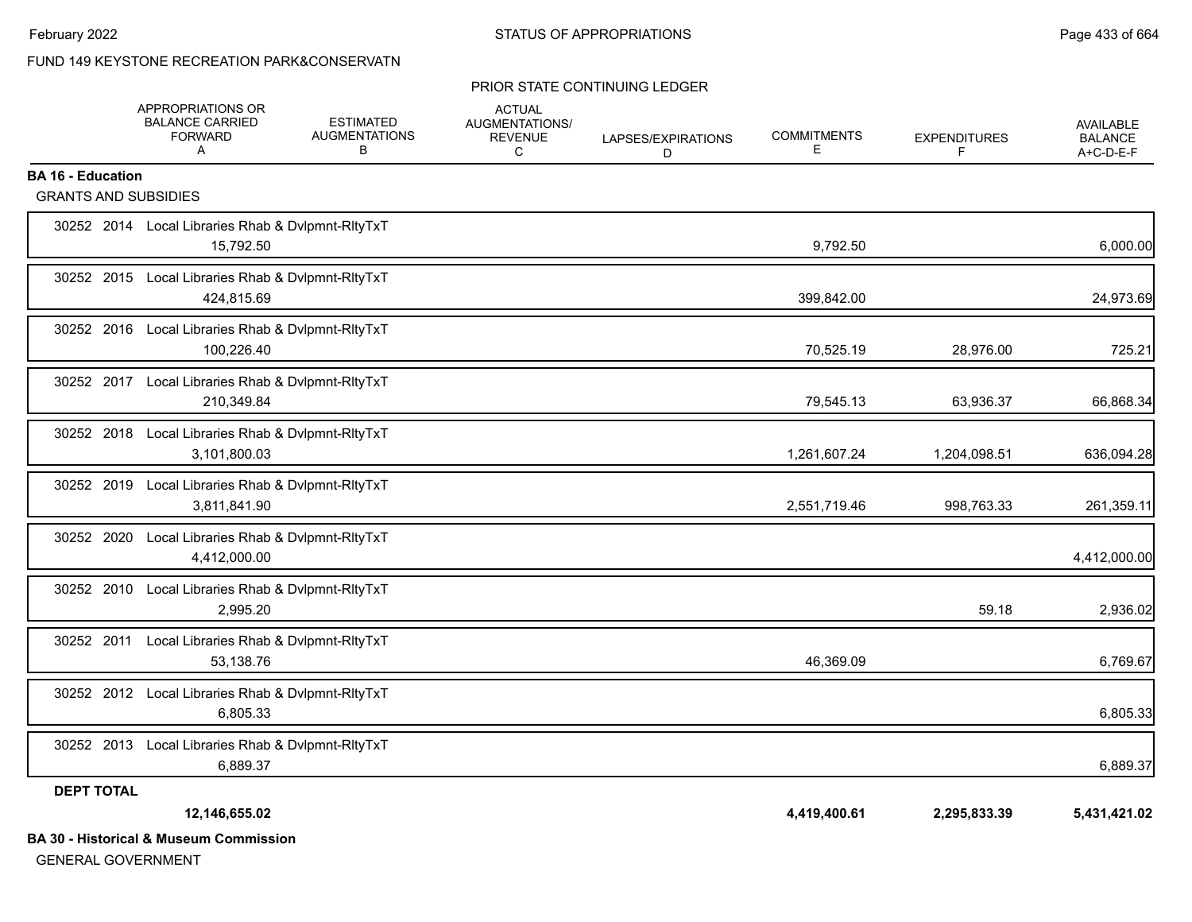FUND 149 KEYSTONE RECREATION PARK&CONSERVATN

PRIOR STATE CONTINUING LEDGER

| | APPROPRIATIONS OR BALANCE CARRIED FORWARD A | ESTIMATED AUGMENTATIONS B | ACTUAL AUGMENTATIONS/ REVENUE C | LAPSES/EXPIRATIONS D | COMMITMENTS E | EXPENDITURES F | AVAILABLE BALANCE A+C-D-E-F |
|---|---|---|---|---|---|---|---|
| **BA 16 - Education** | | | | | | | |
| GRANTS AND SUBSIDIES | | | | | | | |
| 30252 2014 Local Libraries Rhab & Dvlpmnt-RltyTxT | 15,792.50 | | | | 9,792.50 | | 6,000.00 |
| 30252 2015 Local Libraries Rhab & Dvlpmnt-RltyTxT | 424,815.69 | | | | 399,842.00 | | 24,973.69 |
| 30252 2016 Local Libraries Rhab & Dvlpmnt-RltyTxT | 100,226.40 | | | | 70,525.19 | 28,976.00 | 725.21 |
| 30252 2017 Local Libraries Rhab & Dvlpmnt-RltyTxT | 210,349.84 | | | | 79,545.13 | 63,936.37 | 66,868.34 |
| 30252 2018 Local Libraries Rhab & Dvlpmnt-RltyTxT | 3,101,800.03 | | | | 1,261,607.24 | 1,204,098.51 | 636,094.28 |
| 30252 2019 Local Libraries Rhab & Dvlpmnt-RltyTxT | 3,811,841.90 | | | | 2,551,719.46 | 998,763.33 | 261,359.11 |
| 30252 2020 Local Libraries Rhab & Dvlpmnt-RltyTxT | 4,412,000.00 | | | | | | 4,412,000.00 |
| 30252 2010 Local Libraries Rhab & Dvlpmnt-RltyTxT | 2,995.20 | | | | | 59.18 | 2,936.02 |
| 30252 2011 Local Libraries Rhab & Dvlpmnt-RltyTxT | 53,138.76 | | | | 46,369.09 | | 6,769.67 |
| 30252 2012 Local Libraries Rhab & Dvlpmnt-RltyTxT | 6,805.33 | | | | | | 6,805.33 |
| 30252 2013 Local Libraries Rhab & Dvlpmnt-RltyTxT | 6,889.37 | | | | | | 6,889.37 |
| **DEPT TOTAL** | **12,146,655.02** | | | | **4,419,400.61** | **2,295,833.39** | **5,431,421.02** |

**BA 30 - Historical & Museum Commission**

GENERAL GOVERNMENT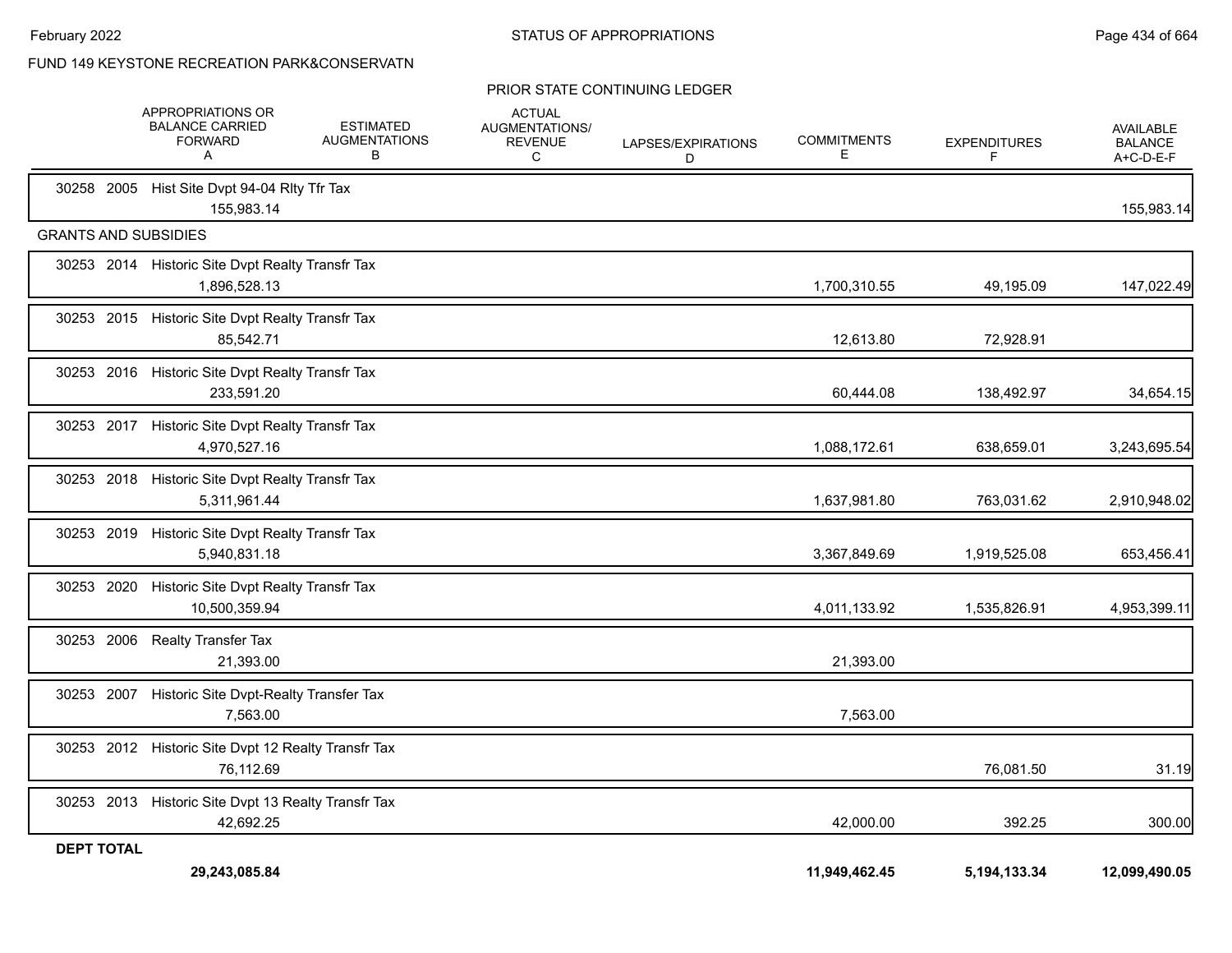FUND 149 KEYSTONE RECREATION PARK&CONSERVATN

PRIOR STATE CONTINUING LEDGER

| | APPROPRIATIONS OR BALANCE CARRIED FORWARD A | ESTIMATED AUGMENTATIONS B | ACTUAL AUGMENTATIONS/ REVENUE C | LAPSES/EXPIRATIONS D | COMMITMENTS E | EXPENDITURES F | AVAILABLE BALANCE A+C-D-E-F |
|---|---|---|---|---|---|---|---|
| 30258 2005 Hist Site Dvpt 94-04 Rlty Tfr Tax | 155,983.14 | | | | | | 155,983.14 |
| **GRANTS AND SUBSIDIES** | | | | | | | |
| 30253 2014 Historic Site Dvpt Realty Transfr Tax | 1,896,528.13 | | | | 1,700,310.55 | 49,195.09 | 147,022.49 |
| 30253 2015 Historic Site Dvpt Realty Transfr Tax | 85,542.71 | | | | 12,613.80 | 72,928.91 | |
| 30253 2016 Historic Site Dvpt Realty Transfr Tax | 233,591.20 | | | | 60,444.08 | 138,492.97 | 34,654.15 |
| 30253 2017 Historic Site Dvpt Realty Transfr Tax | 4,970,527.16 | | | | 1,088,172.61 | 638,659.01 | 3,243,695.54 |
| 30253 2018 Historic Site Dvpt Realty Transfr Tax | 5,311,961.44 | | | | 1,637,981.80 | 763,031.62 | 2,910,948.02 |
| 30253 2019 Historic Site Dvpt Realty Transfr Tax | 5,940,831.18 | | | | 3,367,849.69 | 1,919,525.08 | 653,456.41 |
| 30253 2020 Historic Site Dvpt Realty Transfr Tax | 10,500,359.94 | | | | 4,011,133.92 | 1,535,826.91 | 4,953,399.11 |
| 30253 2006 Realty Transfer Tax | 21,393.00 | | | | 21,393.00 | | |
| 30253 2007 Historic Site Dvpt-Realty Transfer Tax | 7,563.00 | | | | 7,563.00 | | |
| 30253 2012 Historic Site Dvpt 12 Realty Transfr Tax | 76,112.69 | | | | | 76,081.50 | 31.19 |
| 30253 2013 Historic Site Dvpt 13 Realty Transfr Tax | 42,692.25 | | | | 42,000.00 | 392.25 | 300.00 |
| **DEPT TOTAL** | **29,243,085.84** | | | | **11,949,462.45** | **5,194,133.34** | **12,099,490.05** |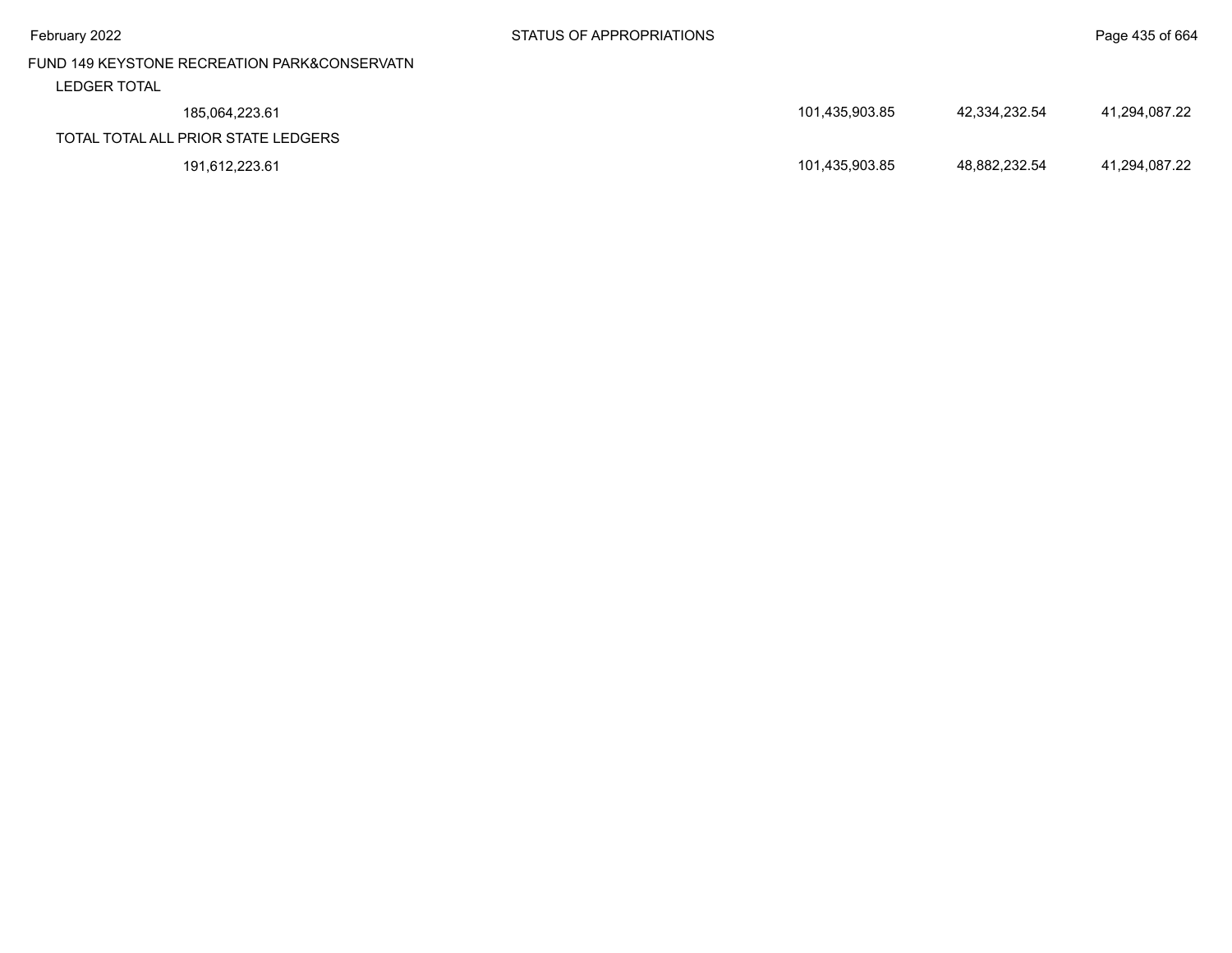FUND 149 KEYSTONE RECREATION PARK&CONSERVATN

| | | | |
|---|---|---|---|
| LEDGER TOTAL | | | |
| 185,064,223.61 | 101,435,903.85 | 42,334,232.54 | 41,294,087.22 |
| TOTAL TOTAL ALL PRIOR STATE LEDGERS | | | |
| 191,612,223.61 | 101,435,903.85 | 48,882,232.54 | 41,294,087.22 |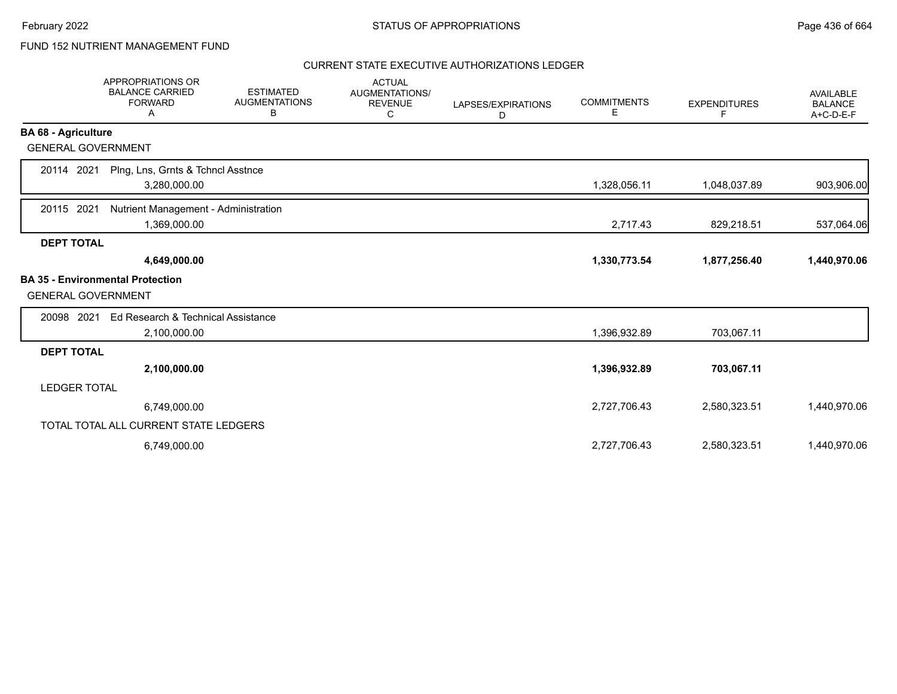FUND 152 NUTRIENT MANAGEMENT FUND

CURRENT STATE EXECUTIVE AUTHORIZATIONS LEDGER

| | APPROPRIATIONS OR BALANCE CARRIED FORWARD A | ESTIMATED AUGMENTATIONS B | ACTUAL AUGMENTATIONS/ REVENUE C | LAPSES/EXPIRATIONS D | COMMITMENTS E | EXPENDITURES F | AVAILABLE BALANCE A+C-D-E-F |
|---|---|---|---|---|---|---|---|
| **BA 68 - Agriculture** | | | | | | | |
| GENERAL GOVERNMENT | | | | | | | |
| 20114 2021 Plng, Lns, Grnts & Tchncl Asstnce | 3,280,000.00 | | | | 1,328,056.11 | 1,048,037.89 | 903,906.00 |
| 20115 2021 Nutrient Management - Administration | 1,369,000.00 | | | | 2,717.43 | 829,218.51 | 537,064.06 |
| **DEPT TOTAL** | **4,649,000.00** | | | | **1,330,773.54** | **1,877,256.40** | **1,440,970.06** |
| **BA 35 - Environmental Protection** | | | | | | | |
| GENERAL GOVERNMENT | | | | | | | |
| 20098 2021 Ed Research & Technical Assistance | 2,100,000.00 | | | | 1,396,932.89 | 703,067.11 | |
| **DEPT TOTAL** | **2,100,000.00** | | | | **1,396,932.89** | **703,067.11** | |
| LEDGER TOTAL | 6,749,000.00 | | | | 2,727,706.43 | 2,580,323.51 | 1,440,970.06 |
| TOTAL TOTAL ALL CURRENT STATE LEDGERS | 6,749,000.00 | | | | 2,727,706.43 | 2,580,323.51 | 1,440,970.06 |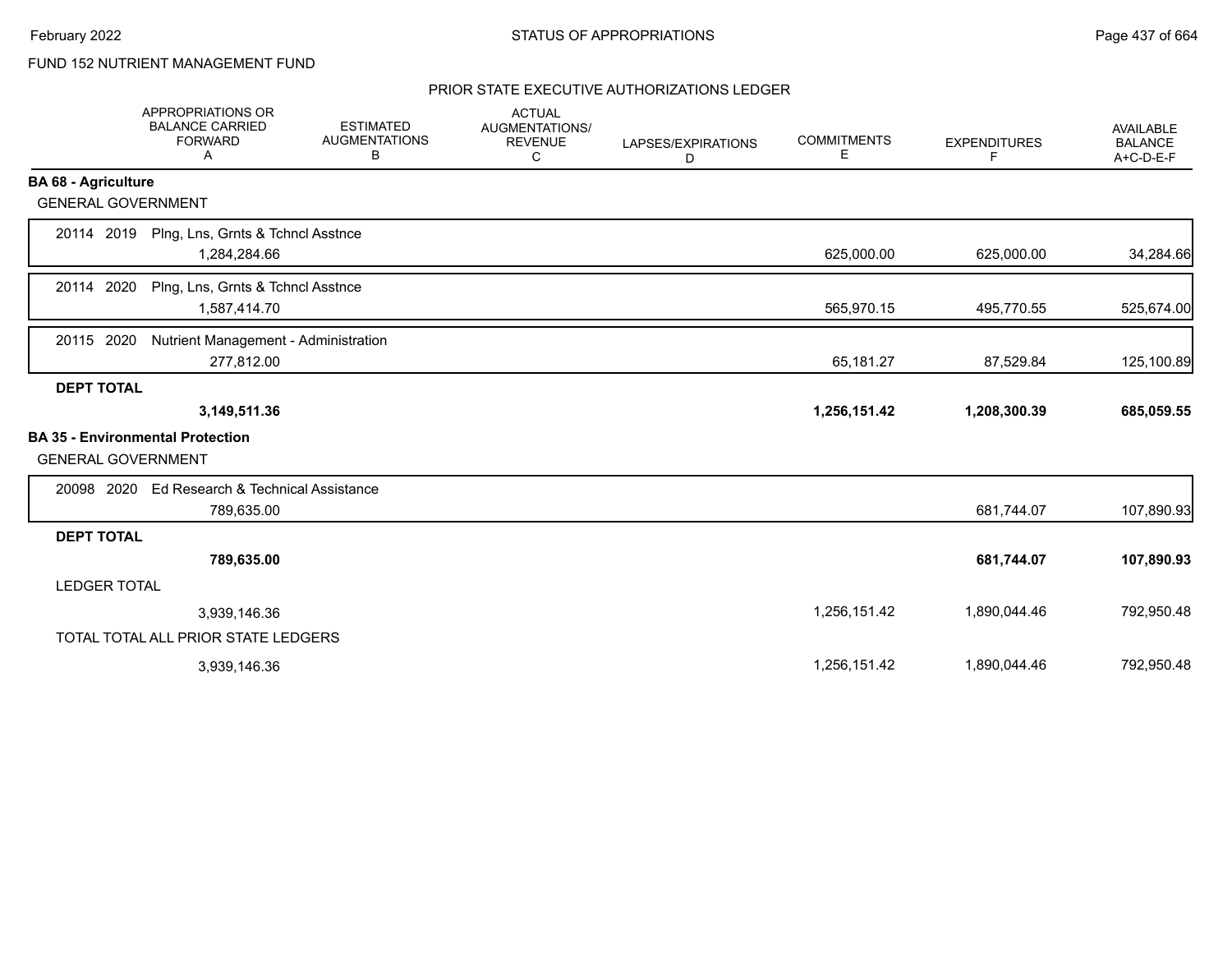FUND 152 NUTRIENT MANAGEMENT FUND

## PRIOR STATE EXECUTIVE AUTHORIZATIONS LEDGER

| | APPROPRIATIONS OR BALANCE CARRIED FORWARD A | ESTIMATED AUGMENTATIONS B | ACTUAL AUGMENTATIONS/ REVENUE C | LAPSES/EXPIRATIONS D | COMMITMENTS E | EXPENDITURES F | AVAILABLE BALANCE A+C-D-E-F |
|---|---|---|---|---|---|---|---|
| **BA 68 - Agriculture** | | | | | | | |
| GENERAL GOVERNMENT | | | | | | | |
| 20114 2019 Plng, Lns, Grnts & Tchncl Asstnce | 1,284,284.66 | | | | 625,000.00 | 625,000.00 | 34,284.66 |
| 20114 2020 Plng, Lns, Grnts & Tchncl Asstnce | 1,587,414.70 | | | | 565,970.15 | 495,770.55 | 525,674.00 |
| 20115 2020 Nutrient Management - Administration | 277,812.00 | | | | 65,181.27 | 87,529.84 | 125,100.89 |
| **DEPT TOTAL** | **3,149,511.36** | | | | **1,256,151.42** | **1,208,300.39** | **685,059.55** |
| **BA 35 - Environmental Protection** | | | | | | | |
| GENERAL GOVERNMENT | | | | | | | |
| 20098 2020 Ed Research & Technical Assistance | 789,635.00 | | | | | 681,744.07 | 107,890.93 |
| **DEPT TOTAL** | **789,635.00** | | | | | **681,744.07** | **107,890.93** |
| LEDGER TOTAL | 3,939,146.36 | | | | 1,256,151.42 | 1,890,044.46 | 792,950.48 |
| TOTAL TOTAL ALL PRIOR STATE LEDGERS | 3,939,146.36 | | | | 1,256,151.42 | 1,890,044.46 | 792,950.48 |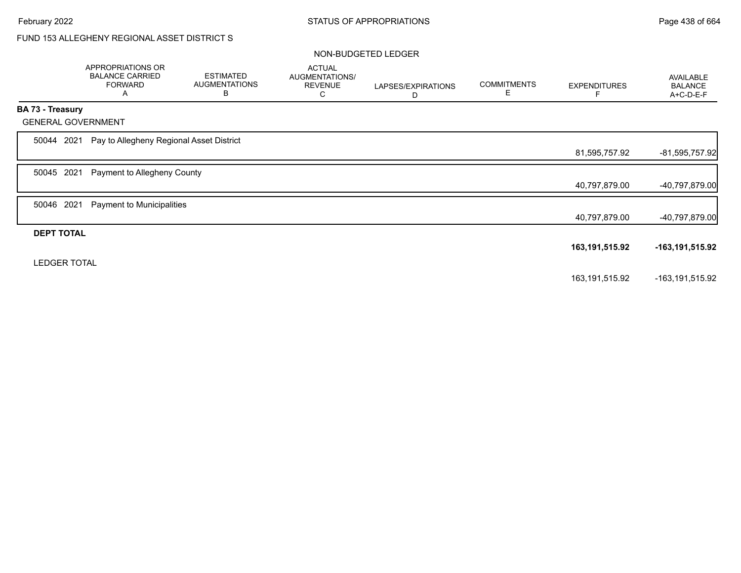FUND 153 ALLEGHENY REGIONAL ASSET DISTRICT S

NON-BUDGETED LEDGER

| | APPROPRIATIONS OR BALANCE CARRIED FORWARD A | ESTIMATED AUGMENTATIONS B | ACTUAL AUGMENTATIONS/ REVENUE C | LAPSES/EXPIRATIONS D | COMMITMENTS E | EXPENDITURES F | AVAILABLE BALANCE A+C-D-E-F |
|---|---|---|---|---|---|---|---|
| **BA 73 - Treasury** | | | | | | | |
| GENERAL GOVERNMENT | | | | | | | |
| 50044 2021 Pay to Allegheny Regional Asset District | | | | | | 81,595,757.92 | -81,595,757.92 |
| 50045 2021 Payment to Allegheny County | | | | | | 40,797,879.00 | -40,797,879.00 |
| 50046 2021 Payment to Municipalities | | | | | | 40,797,879.00 | -40,797,879.00 |
| **DEPT TOTAL** | | | | | | **163,191,515.92** | **-163,191,515.92** |
| LEDGER TOTAL | | | | | | 163,191,515.92 | -163,191,515.92 |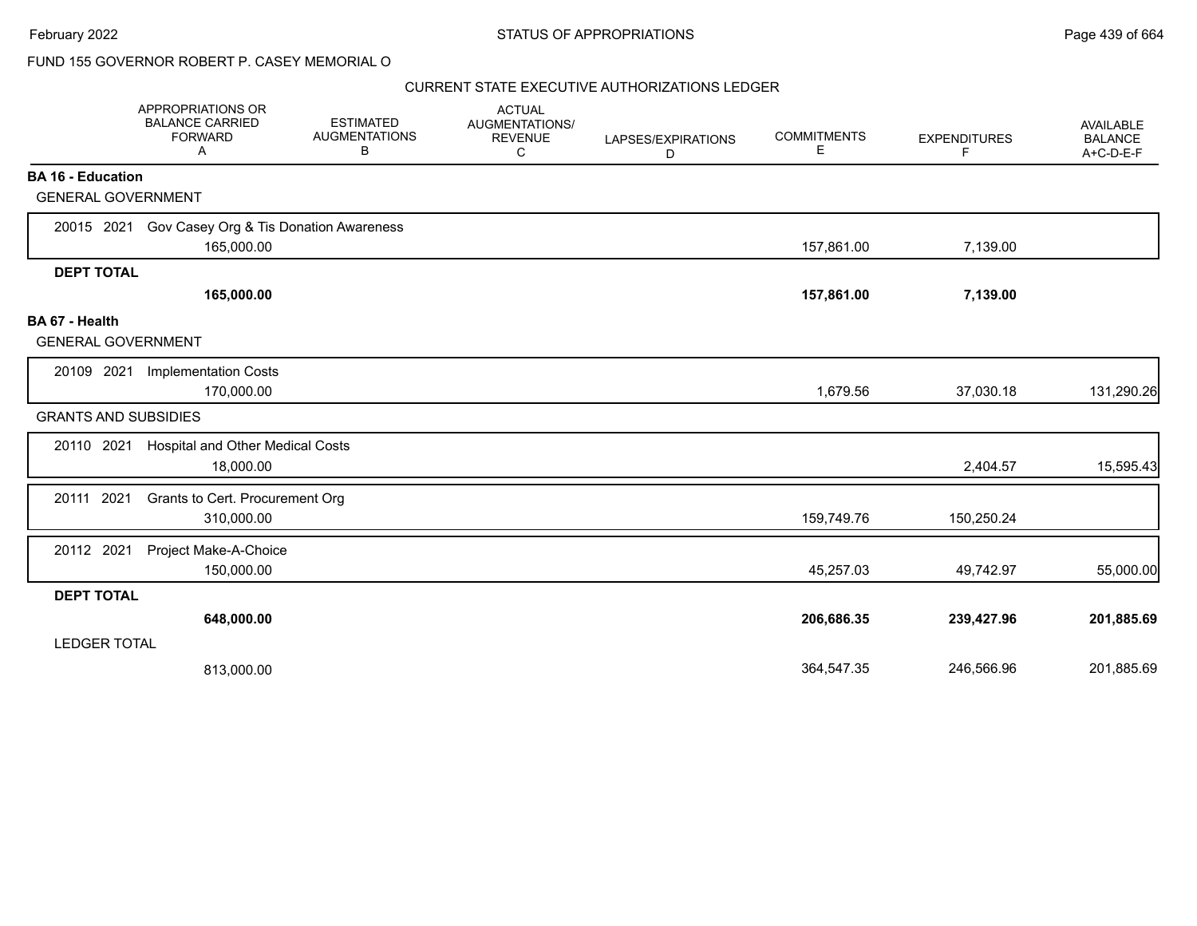STATUS OF APPROPRIATIONS

FUND 155 GOVERNOR ROBERT P. CASEY MEMORIAL O

CURRENT STATE EXECUTIVE AUTHORIZATIONS LEDGER

| | APPROPRIATIONS OR BALANCE CARRIED FORWARD A | ESTIMATED AUGMENTATIONS B | ACTUAL AUGMENTATIONS/ REVENUE C | LAPSES/EXPIRATIONS D | COMMITMENTS E | EXPENDITURES F | AVAILABLE BALANCE A+C-D-E-F |
|---|---|---|---|---|---|---|---|
| **BA 16 - Education** | | | | | | | |
| GENERAL GOVERNMENT | | | | | | | |
| 20015 2021 Gov Casey Org & Tis Donation Awareness | 165,000.00 | | | | 157,861.00 | 7,139.00 | |
| **DEPT TOTAL** | **165,000.00** | | | | **157,861.00** | **7,139.00** | |
| **BA 67 - Health** | | | | | | | |
| GENERAL GOVERNMENT | | | | | | | |
| 20109 2021 Implementation Costs | 170,000.00 | | | | 1,679.56 | 37,030.18 | 131,290.26 |
| GRANTS AND SUBSIDIES | | | | | | | |
| 20110 2021 Hospital and Other Medical Costs | 18,000.00 | | | | | 2,404.57 | 15,595.43 |
| 20111 2021 Grants to Cert. Procurement Org | 310,000.00 | | | | 159,749.76 | 150,250.24 | |
| 20112 2021 Project Make-A-Choice | 150,000.00 | | | | 45,257.03 | 49,742.97 | 55,000.00 |
| **DEPT TOTAL** | **648,000.00** | | | | **206,686.35** | **239,427.96** | **201,885.69** |
| LEDGER TOTAL | 813,000.00 | | | | 364,547.35 | 246,566.96 | 201,885.69 |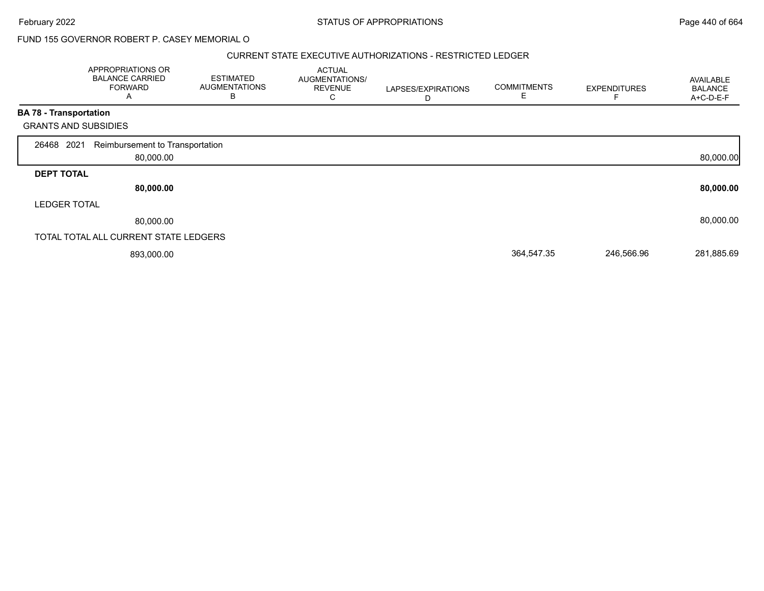FUND 155 GOVERNOR ROBERT P. CASEY MEMORIAL O

## CURRENT STATE EXECUTIVE AUTHORIZATIONS - RESTRICTED LEDGER

| | APPROPRIATIONS OR BALANCE CARRIED FORWARD A | ESTIMATED AUGMENTATIONS B | ACTUAL AUGMENTATIONS/ REVENUE C | LAPSES/EXPIRATIONS D | COMMITMENTS E | EXPENDITURES F | AVAILABLE BALANCE A+C-D-E-F |
|---|---|---|---|---|---|---|---|
| **BA 78 - Transportation** | | | | | | | |
| GRANTS AND SUBSIDIES | | | | | | | |
| 26468 2021 Reimbursement to Transportation | 80,000.00 | | | | | | 80,000.00 |
| **DEPT TOTAL** | **80,000.00** | | | | | | **80,000.00** |
| LEDGER TOTAL | 80,000.00 | | | | | | 80,000.00 |
| TOTAL TOTAL ALL CURRENT STATE LEDGERS | 893,000.00 | | | | 364,547.35 | 246,566.96 | 281,885.69 |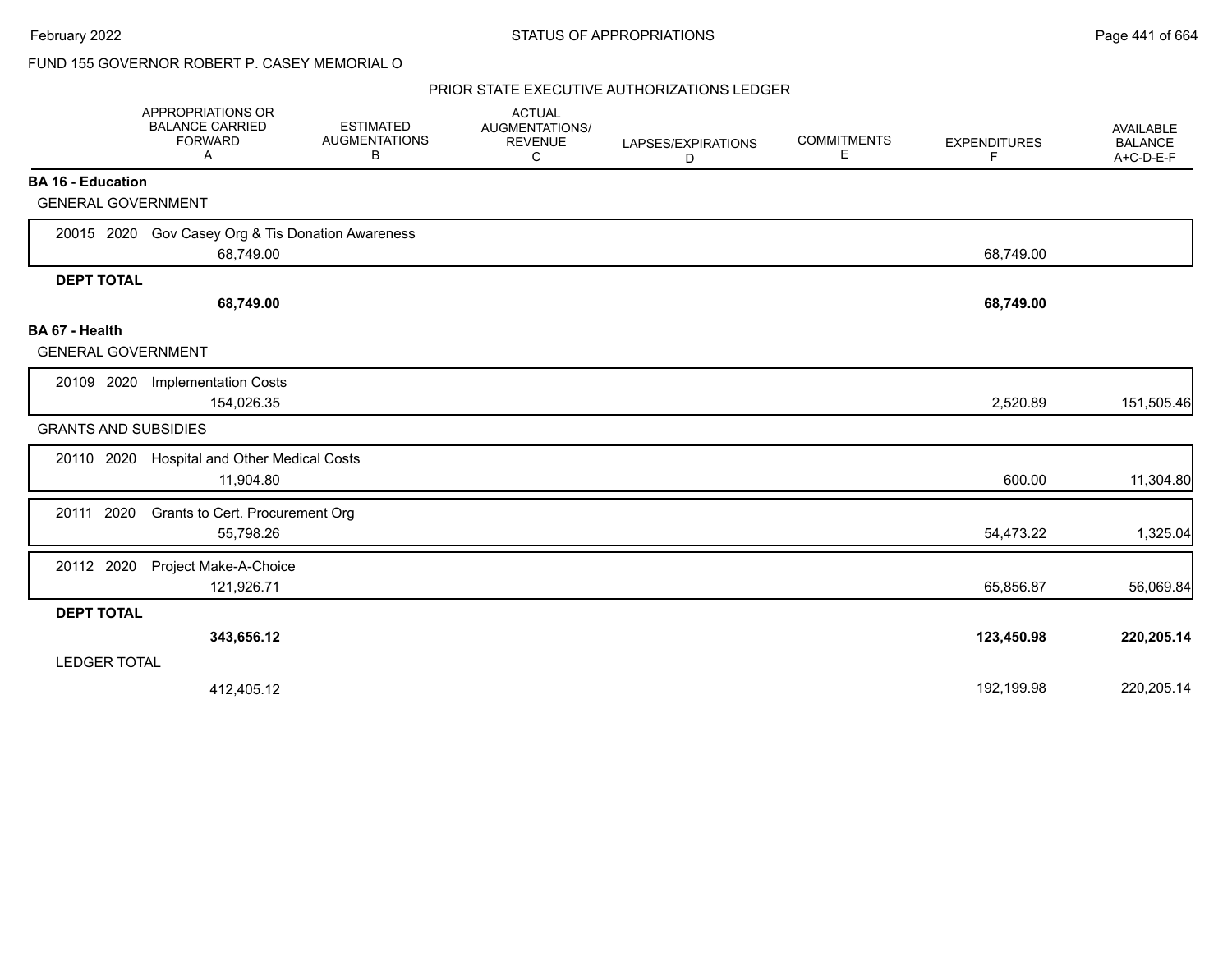FUND 155 GOVERNOR ROBERT P. CASEY MEMORIAL O

PRIOR STATE EXECUTIVE AUTHORIZATIONS LEDGER

| | APPROPRIATIONS OR BALANCE CARRIED FORWARD A | ESTIMATED AUGMENTATIONS B | ACTUAL AUGMENTATIONS/ REVENUE C | LAPSES/EXPIRATIONS D | COMMITMENTS E | EXPENDITURES F | AVAILABLE BALANCE A+C-D-E-F |
|---|---|---|---|---|---|---|---|
| **BA 16 - Education** | | | | | | | |
| GENERAL GOVERNMENT | | | | | | | |
| 20015 2020 Gov Casey Org & Tis Donation Awareness | 68,749.00 | | | | | 68,749.00 | |
| **DEPT TOTAL** | **68,749.00** | | | | | **68,749.00** | |
| **BA 67 - Health** | | | | | | | |
| GENERAL GOVERNMENT | | | | | | | |
| 20109 2020 Implementation Costs | 154,026.35 | | | | | 2,520.89 | 151,505.46 |
| GRANTS AND SUBSIDIES | | | | | | | |
| 20110 2020 Hospital and Other Medical Costs | 11,904.80 | | | | | 600.00 | 11,304.80 |
| 20111 2020 Grants to Cert. Procurement Org | 55,798.26 | | | | | 54,473.22 | 1,325.04 |
| 20112 2020 Project Make-A-Choice | 121,926.71 | | | | | 65,856.87 | 56,069.84 |
| **DEPT TOTAL** | **343,656.12** | | | | | **123,450.98** | **220,205.14** |
| LEDGER TOTAL | 412,405.12 | | | | | 192,199.98 | 220,205.14 |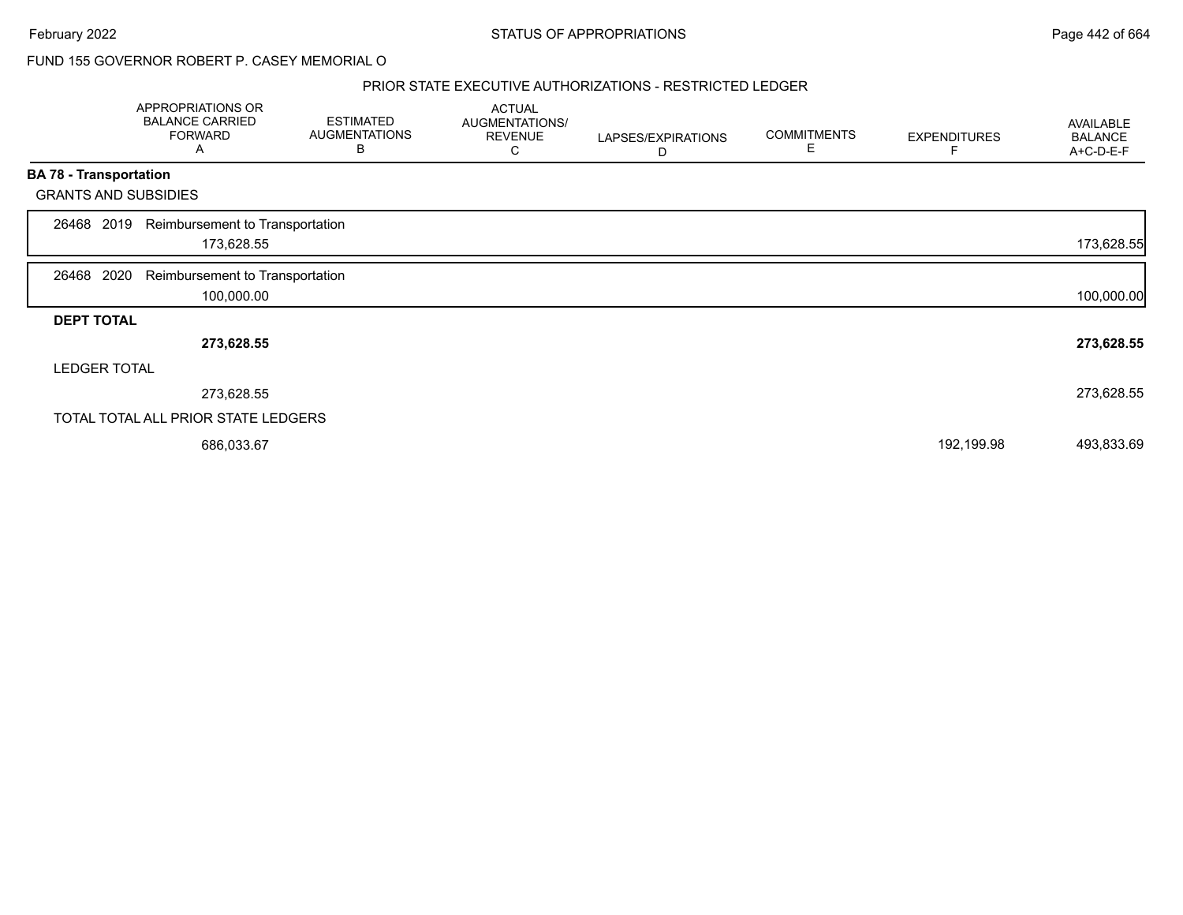FUND 155 GOVERNOR ROBERT P. CASEY MEMORIAL O

PRIOR STATE EXECUTIVE AUTHORIZATIONS - RESTRICTED LEDGER

| | APPROPRIATIONS OR BALANCE CARRIED FORWARD A | ESTIMATED AUGMENTATIONS B | ACTUAL AUGMENTATIONS/ REVENUE C | LAPSES/EXPIRATIONS D | COMMITMENTS E | EXPENDITURES F | AVAILABLE BALANCE A+C-D-E-F |
|---|---|---|---|---|---|---|---|
| **BA 78 - Transportation** | | | | | | | |
| GRANTS AND SUBSIDIES | | | | | | | |
| 26468 2019 Reimbursement to Transportation | 173,628.55 | | | | | | 173,628.55 |
| 26468 2020 Reimbursement to Transportation | 100,000.00 | | | | | | 100,000.00 |
| **DEPT TOTAL** | **273,628.55** | | | | | | **273,628.55** |
| LEDGER TOTAL | 273,628.55 | | | | | | 273,628.55 |
| TOTAL TOTAL ALL PRIOR STATE LEDGERS | 686,033.67 | | | | | 192,199.98 | 493,833.69 |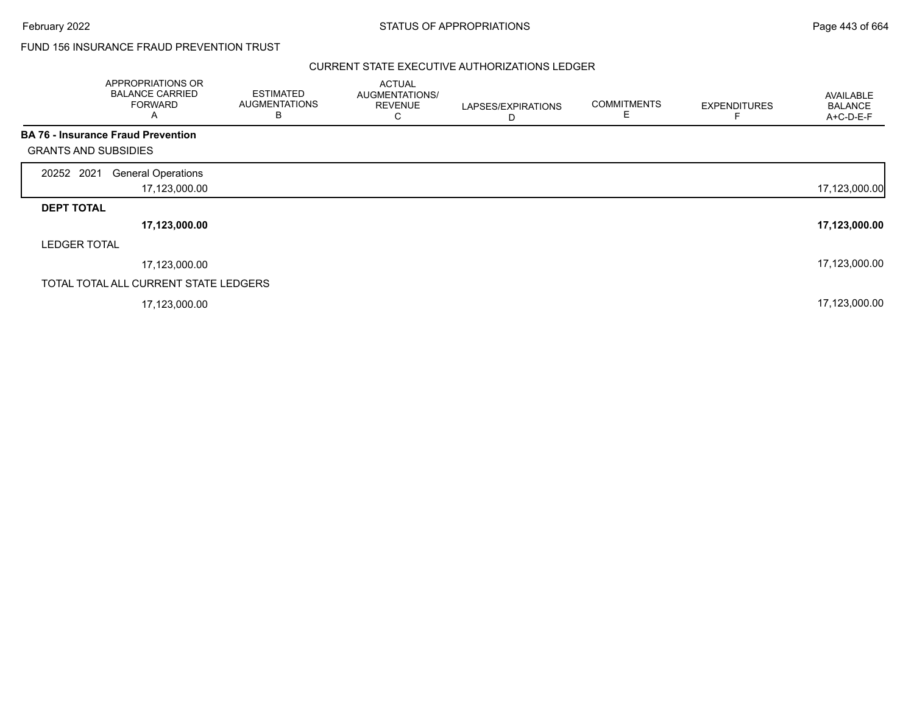FUND 156 INSURANCE FRAUD PREVENTION TRUST

CURRENT STATE EXECUTIVE AUTHORIZATIONS LEDGER

| | APPROPRIATIONS OR BALANCE CARRIED FORWARD A | ESTIMATED AUGMENTATIONS B | ACTUAL AUGMENTATIONS/ REVENUE C | LAPSES/EXPIRATIONS D | COMMITMENTS E | EXPENDITURES F | AVAILABLE BALANCE A+C-D-E-F |
|---|---|---|---|---|---|---|---|
| **BA 76 - Insurance Fraud Prevention** | | | | | | | |
| GRANTS AND SUBSIDIES | | | | | | | |
| 20252 2021 General Operations | 17,123,000.00 | | | | | | 17,123,000.00 |
| **DEPT TOTAL** | **17,123,000.00** | | | | | | **17,123,000.00** |
| LEDGER TOTAL | 17,123,000.00 | | | | | | 17,123,000.00 |
| TOTAL TOTAL ALL CURRENT STATE LEDGERS | 17,123,000.00 | | | | | | 17,123,000.00 |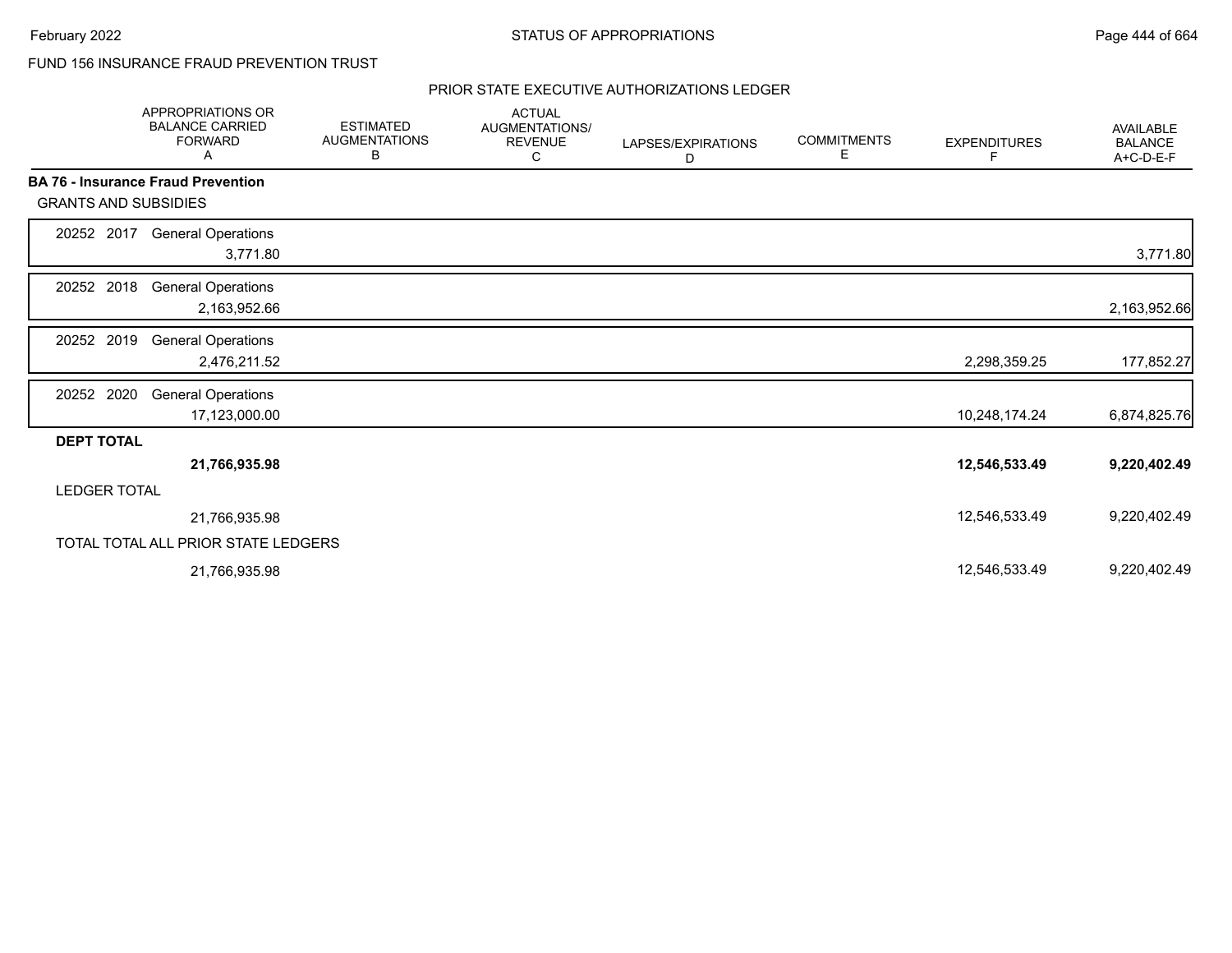FUND 156 INSURANCE FRAUD PREVENTION TRUST

PRIOR STATE EXECUTIVE AUTHORIZATIONS LEDGER

| | APPROPRIATIONS OR BALANCE CARRIED FORWARD A | ESTIMATED AUGMENTATIONS B | ACTUAL AUGMENTATIONS/ REVENUE C | LAPSES/EXPIRATIONS D | COMMITMENTS E | EXPENDITURES F | AVAILABLE BALANCE A+C-D-E-F |
|---|---|---|---|---|---|---|---|
| **BA 76 - Insurance Fraud Prevention** | | | | | | | |
| GRANTS AND SUBSIDIES | | | | | | | |
| 20252 2017 General Operations | 3,771.80 | | | | | | 3,771.80 |
| 20252 2018 General Operations | 2,163,952.66 | | | | | | 2,163,952.66 |
| 20252 2019 General Operations | 2,476,211.52 | | | | | 2,298,359.25 | 177,852.27 |
| 20252 2020 General Operations | 17,123,000.00 | | | | | 10,248,174.24 | 6,874,825.76 |
| **DEPT TOTAL** | **21,766,935.98** | | | | | **12,546,533.49** | **9,220,402.49** |
| LEDGER TOTAL | 21,766,935.98 | | | | | 12,546,533.49 | 9,220,402.49 |
| TOTAL TOTAL ALL PRIOR STATE LEDGERS | 21,766,935.98 | | | | | 12,546,533.49 | 9,220,402.49 |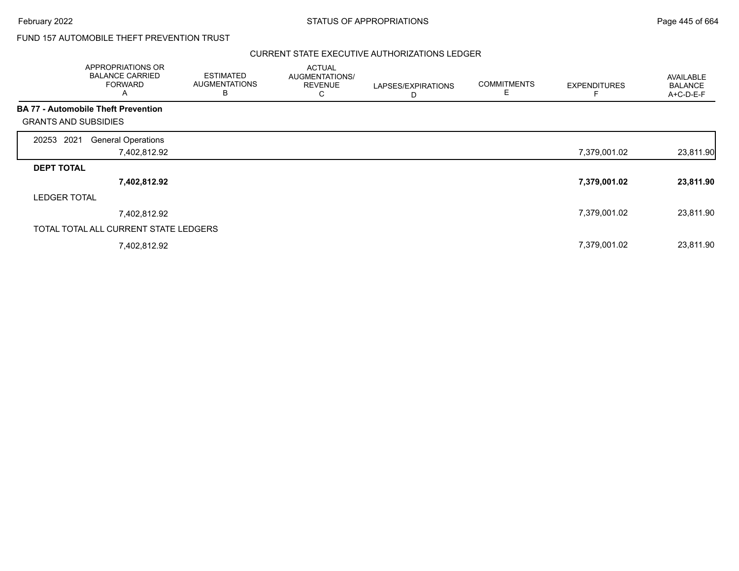FUND 157 AUTOMOBILE THEFT PREVENTION TRUST

CURRENT STATE EXECUTIVE AUTHORIZATIONS LEDGER

| | APPROPRIATIONS OR BALANCE CARRIED FORWARD A | ESTIMATED AUGMENTATIONS B | ACTUAL AUGMENTATIONS/ REVENUE C | LAPSES/EXPIRATIONS D | COMMITMENTS E | EXPENDITURES F | AVAILABLE BALANCE A+C-D-E-F |
|---|---|---|---|---|---|---|---|
| **BA 77 - Automobile Theft Prevention** | | | | | | | |
| GRANTS AND SUBSIDIES | | | | | | | |
| 20253 2021 General Operations | 7,402,812.92 | | | | | 7,379,001.02 | 23,811.90 |
| **DEPT TOTAL** | **7,402,812.92** | | | | | **7,379,001.02** | **23,811.90** |
| LEDGER TOTAL | 7,402,812.92 | | | | | 7,379,001.02 | 23,811.90 |
| TOTAL TOTAL ALL CURRENT STATE LEDGERS | 7,402,812.92 | | | | | 7,379,001.02 | 23,811.90 |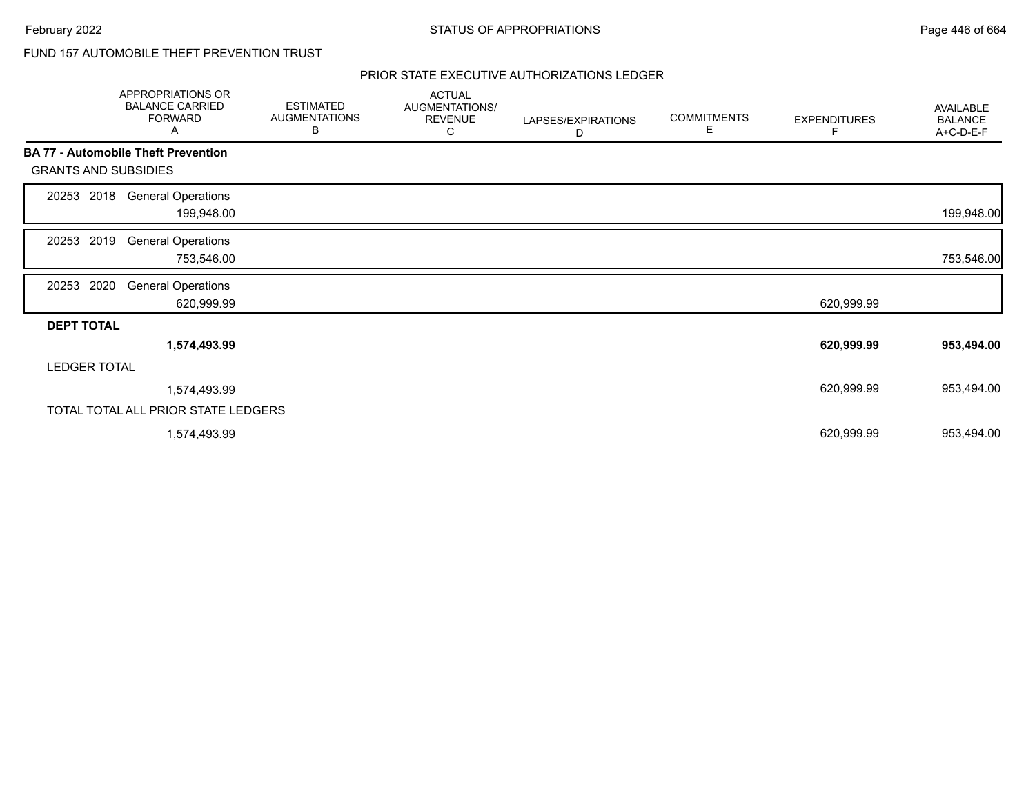FUND 157 AUTOMOBILE THEFT PREVENTION TRUST

PRIOR STATE EXECUTIVE AUTHORIZATIONS LEDGER

| | APPROPRIATIONS OR BALANCE CARRIED FORWARD A | ESTIMATED AUGMENTATIONS B | ACTUAL AUGMENTATIONS/ REVENUE C | LAPSES/EXPIRATIONS D | COMMITMENTS E | EXPENDITURES F | AVAILABLE BALANCE A+C-D-E-F |
|---|---|---|---|---|---|---|---|
| **BA 77 - Automobile Theft Prevention** | | | | | | | |
| GRANTS AND SUBSIDIES | | | | | | | |
| 20253 2018 General Operations | 199,948.00 | | | | | | 199,948.00 |
| 20253 2019 General Operations | 753,546.00 | | | | | | 753,546.00 |
| 20253 2020 General Operations | 620,999.99 | | | | | 620,999.99 | |
| **DEPT TOTAL** | **1,574,493.99** | | | | | **620,999.99** | **953,494.00** |
| LEDGER TOTAL | 1,574,493.99 | | | | | 620,999.99 | 953,494.00 |
| TOTAL TOTAL ALL PRIOR STATE LEDGERS | 1,574,493.99 | | | | | 620,999.99 | 953,494.00 |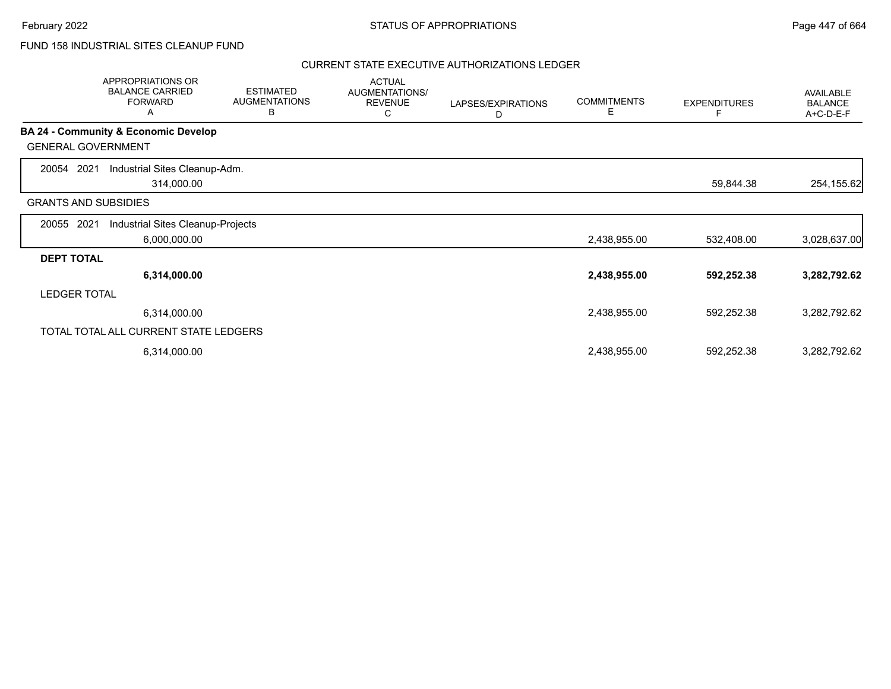FUND 158 INDUSTRIAL SITES CLEANUP FUND

CURRENT STATE EXECUTIVE AUTHORIZATIONS LEDGER

| | APPROPRIATIONS OR BALANCE CARRIED FORWARD A | ESTIMATED AUGMENTATIONS B | ACTUAL AUGMENTATIONS/ REVENUE C | LAPSES/EXPIRATIONS D | COMMITMENTS E | EXPENDITURES F | AVAILABLE BALANCE A+C-D-E-F |
|---|---|---|---|---|---|---|---|
| **BA 24 - Community & Economic Develop** | | | | | | | |
| GENERAL GOVERNMENT | | | | | | | |
| 20054 2021 Industrial Sites Cleanup-Adm. | 314,000.00 | | | | | 59,844.38 | 254,155.62 |
| GRANTS AND SUBSIDIES | | | | | | | |
| 20055 2021 Industrial Sites Cleanup-Projects | 6,000,000.00 | | | | 2,438,955.00 | 532,408.00 | 3,028,637.00 |
| **DEPT TOTAL** | **6,314,000.00** | | | | **2,438,955.00** | **592,252.38** | **3,282,792.62** |
| LEDGER TOTAL | 6,314,000.00 | | | | 2,438,955.00 | 592,252.38 | 3,282,792.62 |
| TOTAL TOTAL ALL CURRENT STATE LEDGERS | 6,314,000.00 | | | | 2,438,955.00 | 592,252.38 | 3,282,792.62 |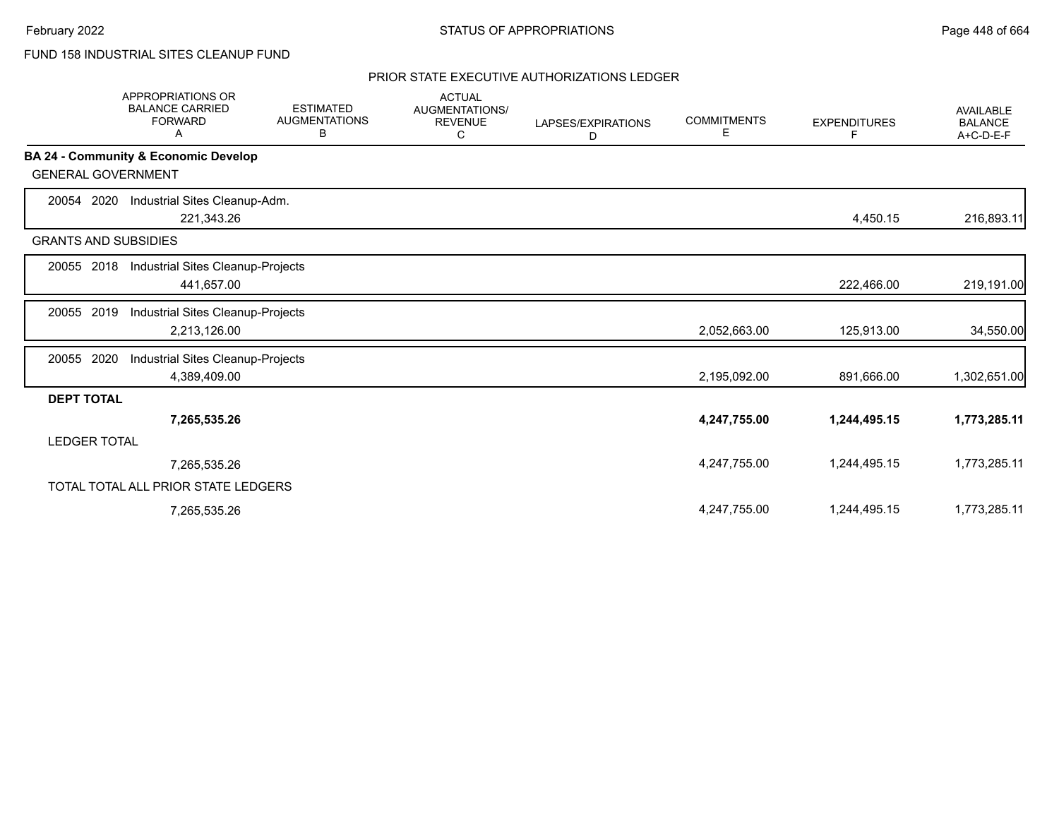FUND 158 INDUSTRIAL SITES CLEANUP FUND

## PRIOR STATE EXECUTIVE AUTHORIZATIONS LEDGER

| | APPROPRIATIONS OR BALANCE CARRIED FORWARD A | ESTIMATED AUGMENTATIONS B | ACTUAL AUGMENTATIONS/ REVENUE C | LAPSES/EXPIRATIONS D | COMMITMENTS E | EXPENDITURES F | AVAILABLE BALANCE A+C-D-E-F |
|---|---|---|---|---|---|---|---|
| **BA 24 - Community & Economic Develop** | | | | | | | |
| GENERAL GOVERNMENT | | | | | | | |
| 20054 2020 Industrial Sites Cleanup-Adm. | 221,343.26 | | | | | 4,450.15 | 216,893.11 |
| GRANTS AND SUBSIDIES | | | | | | | |
| 20055 2018 Industrial Sites Cleanup-Projects | 441,657.00 | | | | | 222,466.00 | 219,191.00 |
| 20055 2019 Industrial Sites Cleanup-Projects | 2,213,126.00 | | | | 2,052,663.00 | 125,913.00 | 34,550.00 |
| 20055 2020 Industrial Sites Cleanup-Projects | 4,389,409.00 | | | | 2,195,092.00 | 891,666.00 | 1,302,651.00 |
| **DEPT TOTAL** | **7,265,535.26** | | | | **4,247,755.00** | **1,244,495.15** | **1,773,285.11** |
| LEDGER TOTAL | 7,265,535.26 | | | | 4,247,755.00 | 1,244,495.15 | 1,773,285.11 |
| TOTAL TOTAL ALL PRIOR STATE LEDGERS | 7,265,535.26 | | | | 4,247,755.00 | 1,244,495.15 | 1,773,285.11 |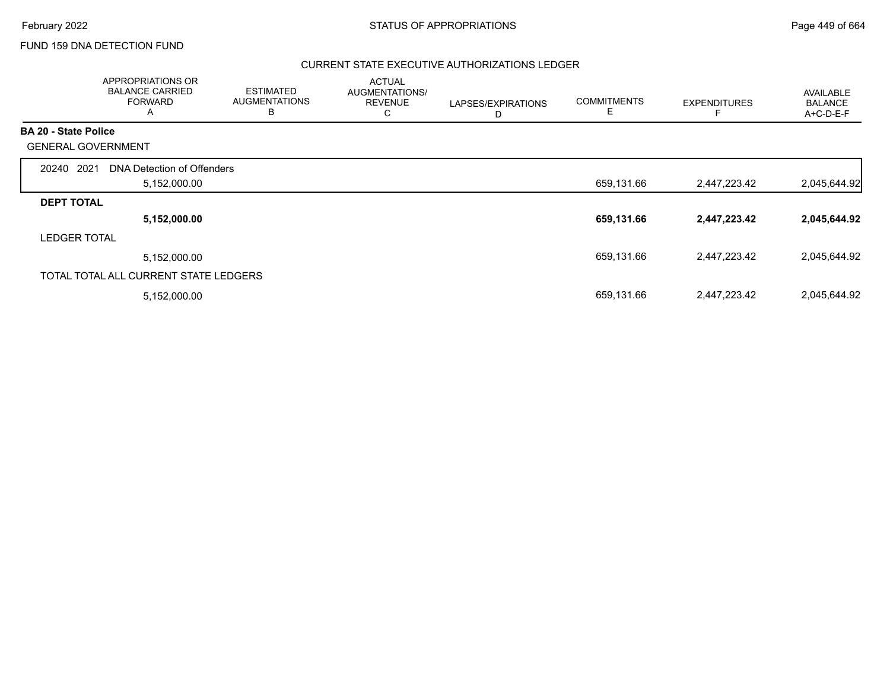FUND 159 DNA DETECTION FUND

CURRENT STATE EXECUTIVE AUTHORIZATIONS LEDGER

| | APPROPRIATIONS OR BALANCE CARRIED FORWARD A | ESTIMATED AUGMENTATIONS B | ACTUAL AUGMENTATIONS/ REVENUE C | LAPSES/EXPIRATIONS D | COMMITMENTS E | EXPENDITURES F | AVAILABLE BALANCE A+C-D-E-F |
|---|---|---|---|---|---|---|---|
| **BA 20 - State Police** | | | | | | | |
| GENERAL GOVERNMENT | | | | | | | |
| 20240 2021 DNA Detection of Offenders | 5,152,000.00 | | | | 659,131.66 | 2,447,223.42 | 2,045,644.92 |
| **DEPT TOTAL** | **5,152,000.00** | | | | **659,131.66** | **2,447,223.42** | **2,045,644.92** |
| LEDGER TOTAL | 5,152,000.00 | | | | 659,131.66 | 2,447,223.42 | 2,045,644.92 |
| TOTAL TOTAL ALL CURRENT STATE LEDGERS | 5,152,000.00 | | | | 659,131.66 | 2,447,223.42 | 2,045,644.92 |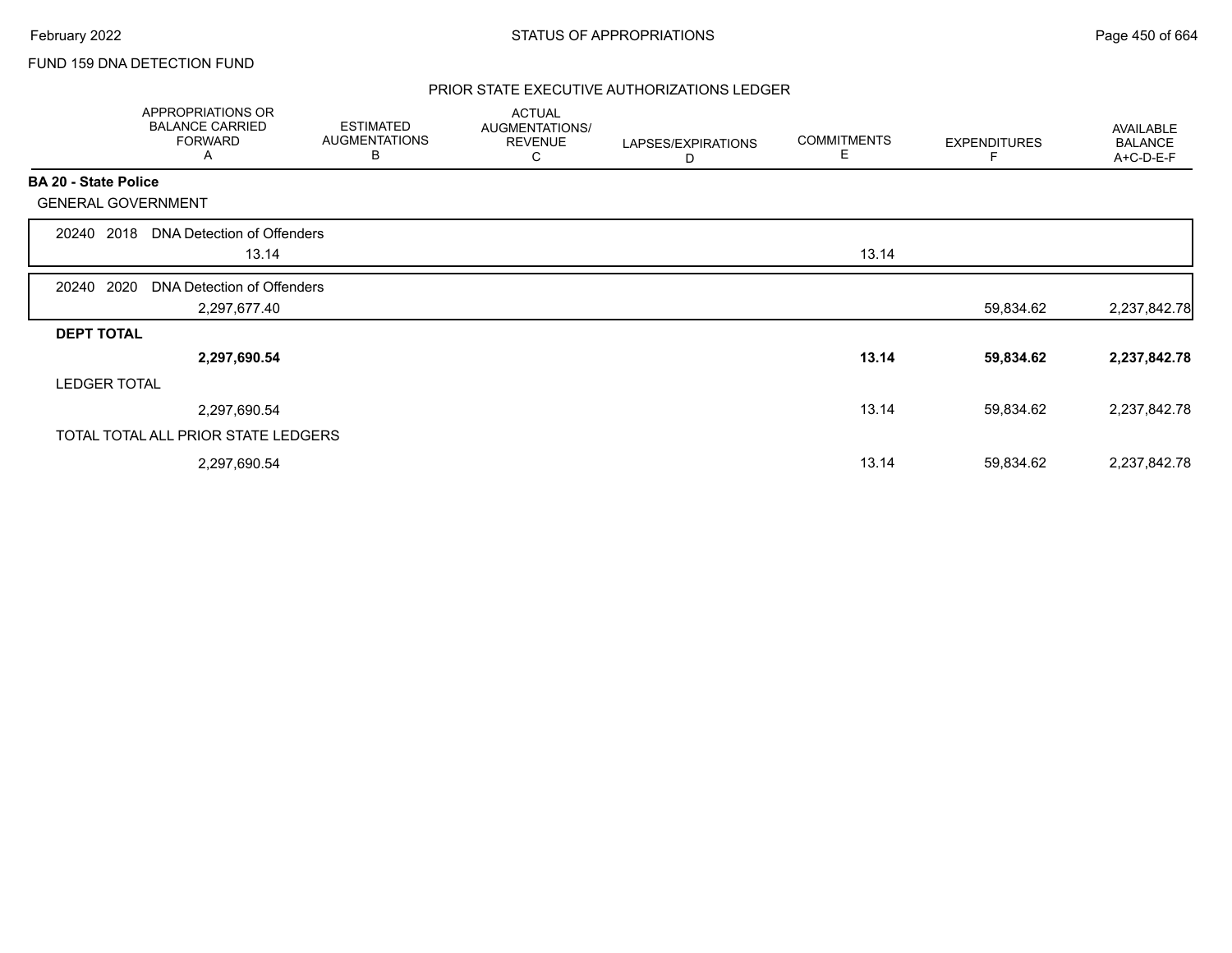FUND 159 DNA DETECTION FUND

## PRIOR STATE EXECUTIVE AUTHORIZATIONS LEDGER

| | APPROPRIATIONS OR BALANCE CARRIED FORWARD A | ESTIMATED AUGMENTATIONS B | ACTUAL AUGMENTATIONS/ REVENUE C | LAPSES/EXPIRATIONS D | COMMITMENTS E | EXPENDITURES F | AVAILABLE BALANCE A+C-D-E-F |
|---|---|---|---|---|---|---|---|
| **BA 20 - State Police** | | | | | | | |
| GENERAL GOVERNMENT | | | | | | | |
| 20240 2018 DNA Detection of Offenders | 13.14 | | | | 13.14 | | |
| 20240 2020 DNA Detection of Offenders | 2,297,677.40 | | | | | 59,834.62 | 2,237,842.78 |
| **DEPT TOTAL** | **2,297,690.54** | | | | **13.14** | **59,834.62** | **2,237,842.78** |
| LEDGER TOTAL | 2,297,690.54 | | | | 13.14 | 59,834.62 | 2,237,842.78 |
| TOTAL TOTAL ALL PRIOR STATE LEDGERS | 2,297,690.54 | | | | 13.14 | 59,834.62 | 2,237,842.78 |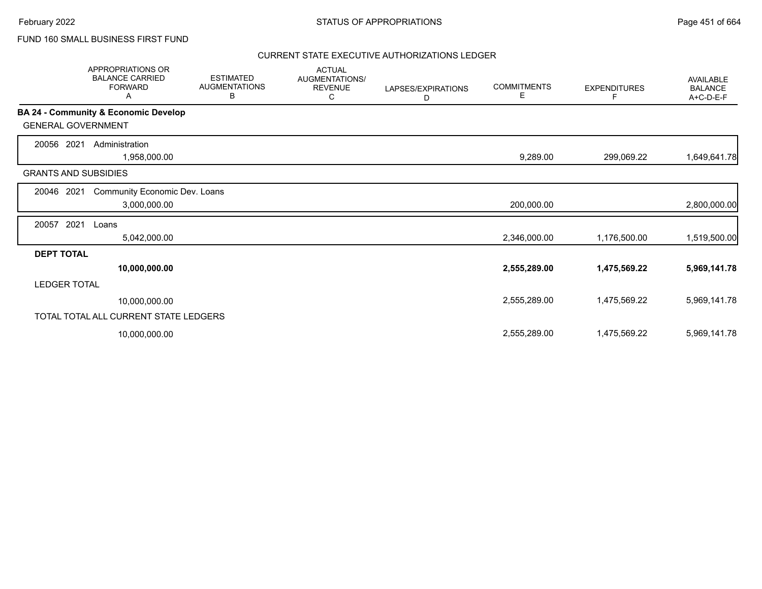FUND 160 SMALL BUSINESS FIRST FUND

CURRENT STATE EXECUTIVE AUTHORIZATIONS LEDGER

| | APPROPRIATIONS OR BALANCE CARRIED FORWARD A | ESTIMATED AUGMENTATIONS B | ACTUAL AUGMENTATIONS/ REVENUE C | LAPSES/EXPIRATIONS D | COMMITMENTS E | EXPENDITURES F | AVAILABLE BALANCE A+C-D-E-F |
|---|---|---|---|---|---|---|---|
| **BA 24 - Community & Economic Develop** | | | | | | | |
| GENERAL GOVERNMENT | | | | | | | |
| 20056 2021 Administration | 1,958,000.00 | | | | 9,289.00 | 299,069.22 | 1,649,641.78 |
| GRANTS AND SUBSIDIES | | | | | | | |
| 20046 2021 Community Economic Dev. Loans | 3,000,000.00 | | | | 200,000.00 | | 2,800,000.00 |
| 20057 2021 Loans | 5,042,000.00 | | | | 2,346,000.00 | 1,176,500.00 | 1,519,500.00 |
| **DEPT TOTAL** | **10,000,000.00** | | | | **2,555,289.00** | **1,475,569.22** | **5,969,141.78** |
| LEDGER TOTAL | 10,000,000.00 | | | | 2,555,289.00 | 1,475,569.22 | 5,969,141.78 |
| TOTAL TOTAL ALL CURRENT STATE LEDGERS | 10,000,000.00 | | | | 2,555,289.00 | 1,475,569.22 | 5,969,141.78 |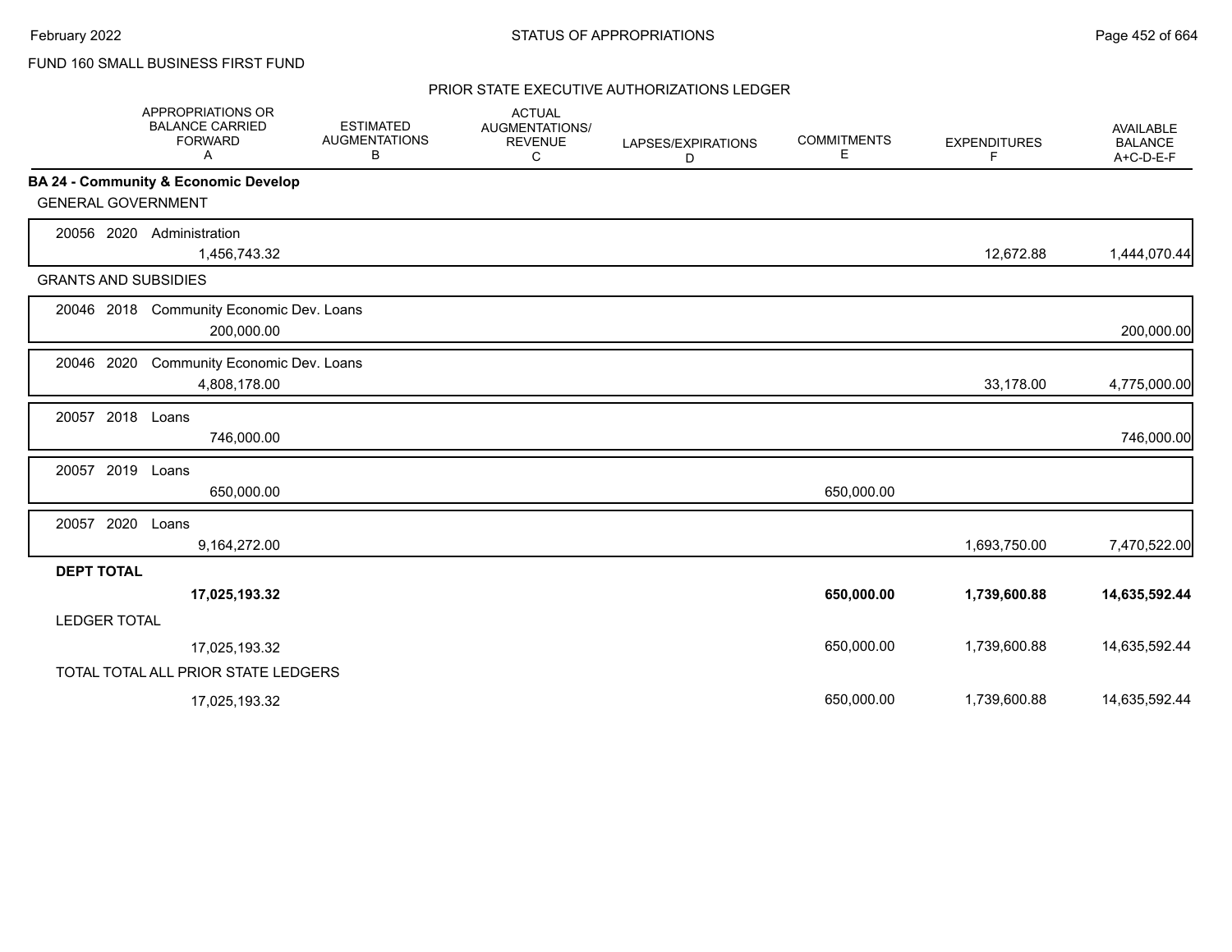FUND 160 SMALL BUSINESS FIRST FUND

PRIOR STATE EXECUTIVE AUTHORIZATIONS LEDGER

| | APPROPRIATIONS OR BALANCE CARRIED FORWARD A | ESTIMATED AUGMENTATIONS B | ACTUAL AUGMENTATIONS/ REVENUE C | LAPSES/EXPIRATIONS D | COMMITMENTS E | EXPENDITURES F | AVAILABLE BALANCE A+C-D-E-F |
|---|---|---|---|---|---|---|---|
| **BA 24 - Community & Economic Develop** | | | | | | | |
| GENERAL GOVERNMENT | | | | | | | |
| 20056 2020 Administration | 1,456,743.32 | | | | | 12,672.88 | 1,444,070.44 |
| GRANTS AND SUBSIDIES | | | | | | | |
| 20046 2018 Community Economic Dev. Loans | 200,000.00 | | | | | | 200,000.00 |
| 20046 2020 Community Economic Dev. Loans | 4,808,178.00 | | | | | 33,178.00 | 4,775,000.00 |
| 20057 2018 Loans | 746,000.00 | | | | | | 746,000.00 |
| 20057 2019 Loans | 650,000.00 | | | | 650,000.00 | | |
| 20057 2020 Loans | 9,164,272.00 | | | | | 1,693,750.00 | 7,470,522.00 |
| **DEPT TOTAL** | **17,025,193.32** | | | | **650,000.00** | **1,739,600.88** | **14,635,592.44** |
| LEDGER TOTAL | 17,025,193.32 | | | | 650,000.00 | 1,739,600.88 | 14,635,592.44 |
| TOTAL TOTAL ALL PRIOR STATE LEDGERS | 17,025,193.32 | | | | 650,000.00 | 1,739,600.88 | 14,635,592.44 |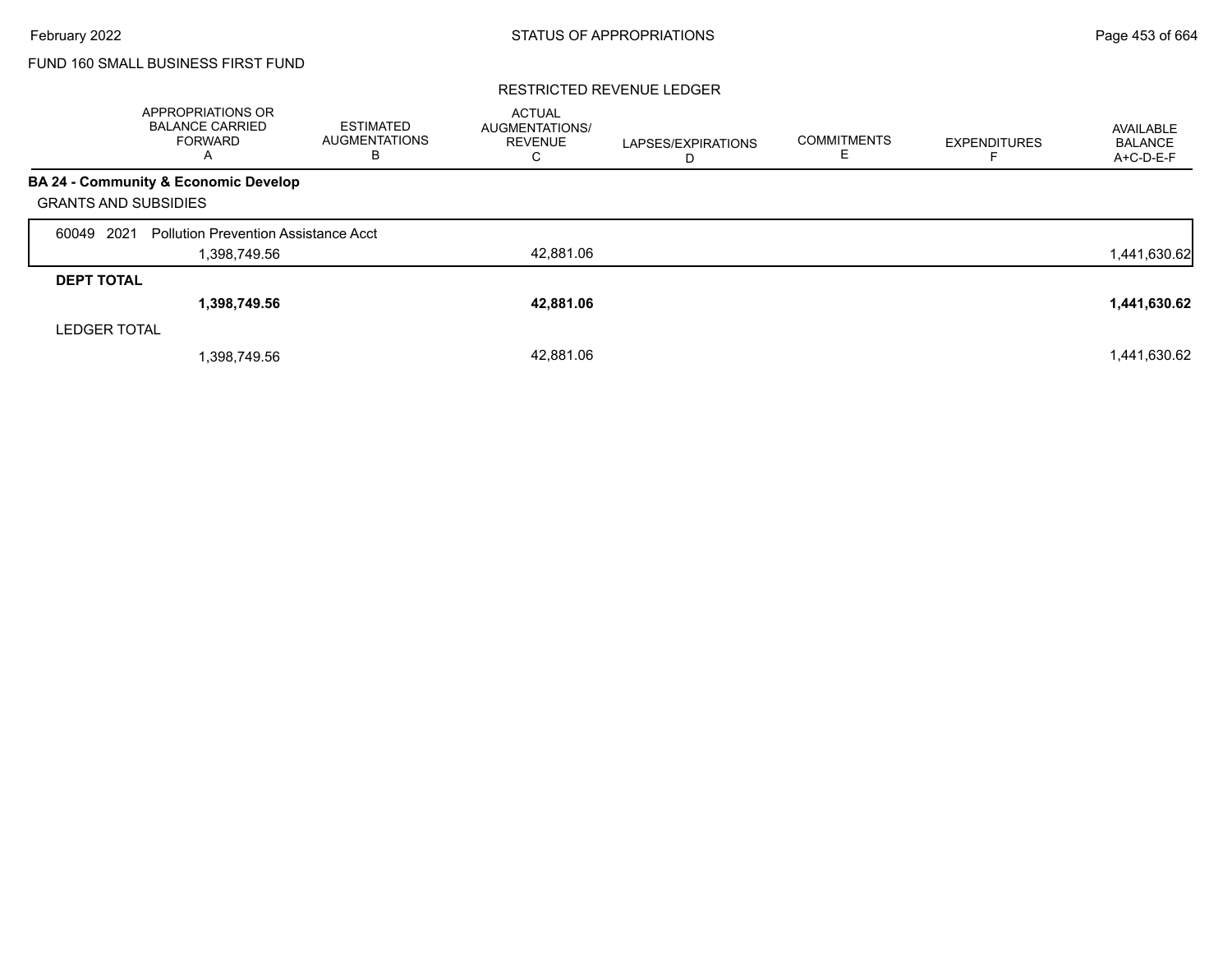FUND 160 SMALL BUSINESS FIRST FUND

RESTRICTED REVENUE LEDGER

| | APPROPRIATIONS OR BALANCE CARRIED FORWARD A | ESTIMATED AUGMENTATIONS B | ACTUAL AUGMENTATIONS/ REVENUE C | LAPSES/EXPIRATIONS D | COMMITMENTS E | EXPENDITURES F | AVAILABLE BALANCE A+C-D-E-F |
|---|---|---|---|---|---|---|---|
| **BA 24 - Community & Economic Develop** | | | | | | | |
| GRANTS AND SUBSIDIES | | | | | | | |
| 60049 2021 Pollution Prevention Assistance Acct | 1,398,749.56 | | 42,881.06 | | | | 1,441,630.62 |
| **DEPT TOTAL** | **1,398,749.56** | | **42,881.06** | | | | **1,441,630.62** |
| LEDGER TOTAL | 1,398,749.56 | | 42,881.06 | | | | 1,441,630.62 |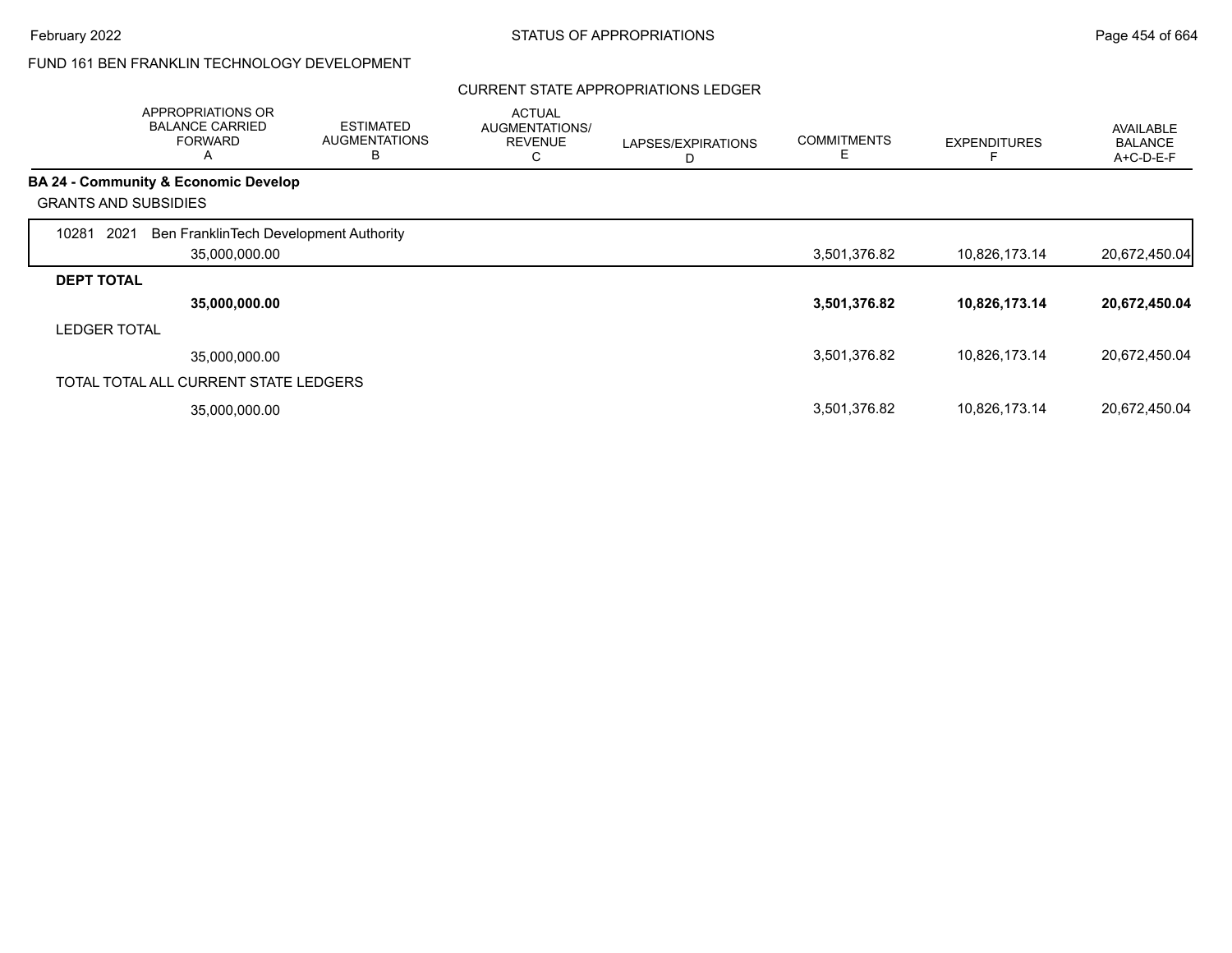FUND 161 BEN FRANKLIN TECHNOLOGY DEVELOPMENT

CURRENT STATE APPROPRIATIONS LEDGER

| | APPROPRIATIONS OR BALANCE CARRIED FORWARD A | ESTIMATED AUGMENTATIONS B | ACTUAL AUGMENTATIONS/ REVENUE C | LAPSES/EXPIRATIONS D | COMMITMENTS E | EXPENDITURES F | AVAILABLE BALANCE A+C-D-E-F |
|---|---|---|---|---|---|---|---|
| **BA 24 - Community & Economic Develop** | | | | | | | |
| GRANTS AND SUBSIDIES | | | | | | | |
| 10281 2021 Ben FranklinTech Development Authority | 35,000,000.00 | | | | 3,501,376.82 | 10,826,173.14 | 20,672,450.04 |
| **DEPT TOTAL** | **35,000,000.00** | | | | **3,501,376.82** | **10,826,173.14** | **20,672,450.04** |
| LEDGER TOTAL | 35,000,000.00 | | | | 3,501,376.82 | 10,826,173.14 | 20,672,450.04 |
| TOTAL TOTAL ALL CURRENT STATE LEDGERS | 35,000,000.00 | | | | 3,501,376.82 | 10,826,173.14 | 20,672,450.04 |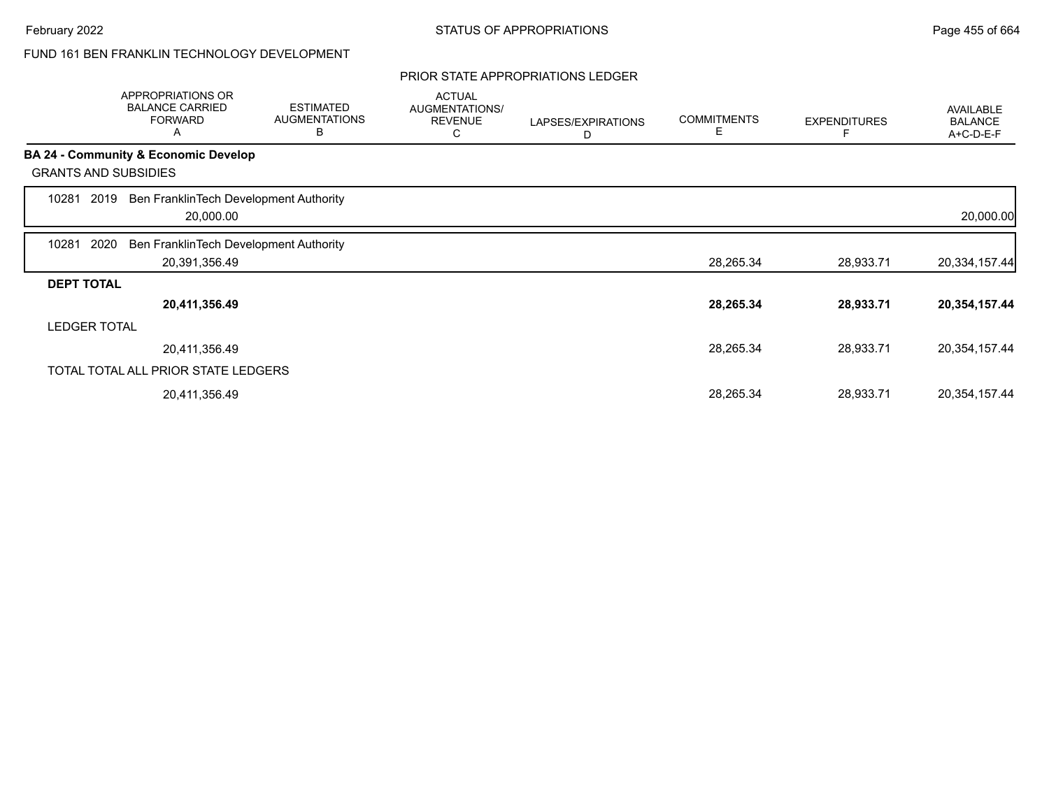FUND 161 BEN FRANKLIN TECHNOLOGY DEVELOPMENT

PRIOR STATE APPROPRIATIONS LEDGER

| | APPROPRIATIONS OR BALANCE CARRIED FORWARD A | ESTIMATED AUGMENTATIONS B | ACTUAL AUGMENTATIONS/ REVENUE C | LAPSES/EXPIRATIONS D | COMMITMENTS E | EXPENDITURES F | AVAILABLE BALANCE A+C-D-E-F |
|---|---|---|---|---|---|---|---|
| **BA 24 - Community & Economic Develop** | | | | | | | |
| GRANTS AND SUBSIDIES | | | | | | | |
| 10281 2019 Ben FranklinTech Development Authority | 20,000.00 | | | | | | 20,000.00 |
| 10281 2020 Ben FranklinTech Development Authority | 20,391,356.49 | | | | 28,265.34 | 28,933.71 | 20,334,157.44 |
| **DEPT TOTAL** | **20,411,356.49** | | | | **28,265.34** | **28,933.71** | **20,354,157.44** |
| LEDGER TOTAL | 20,411,356.49 | | | | 28,265.34 | 28,933.71 | 20,354,157.44 |
| TOTAL TOTAL ALL PRIOR STATE LEDGERS | 20,411,356.49 | | | | 28,265.34 | 28,933.71 | 20,354,157.44 |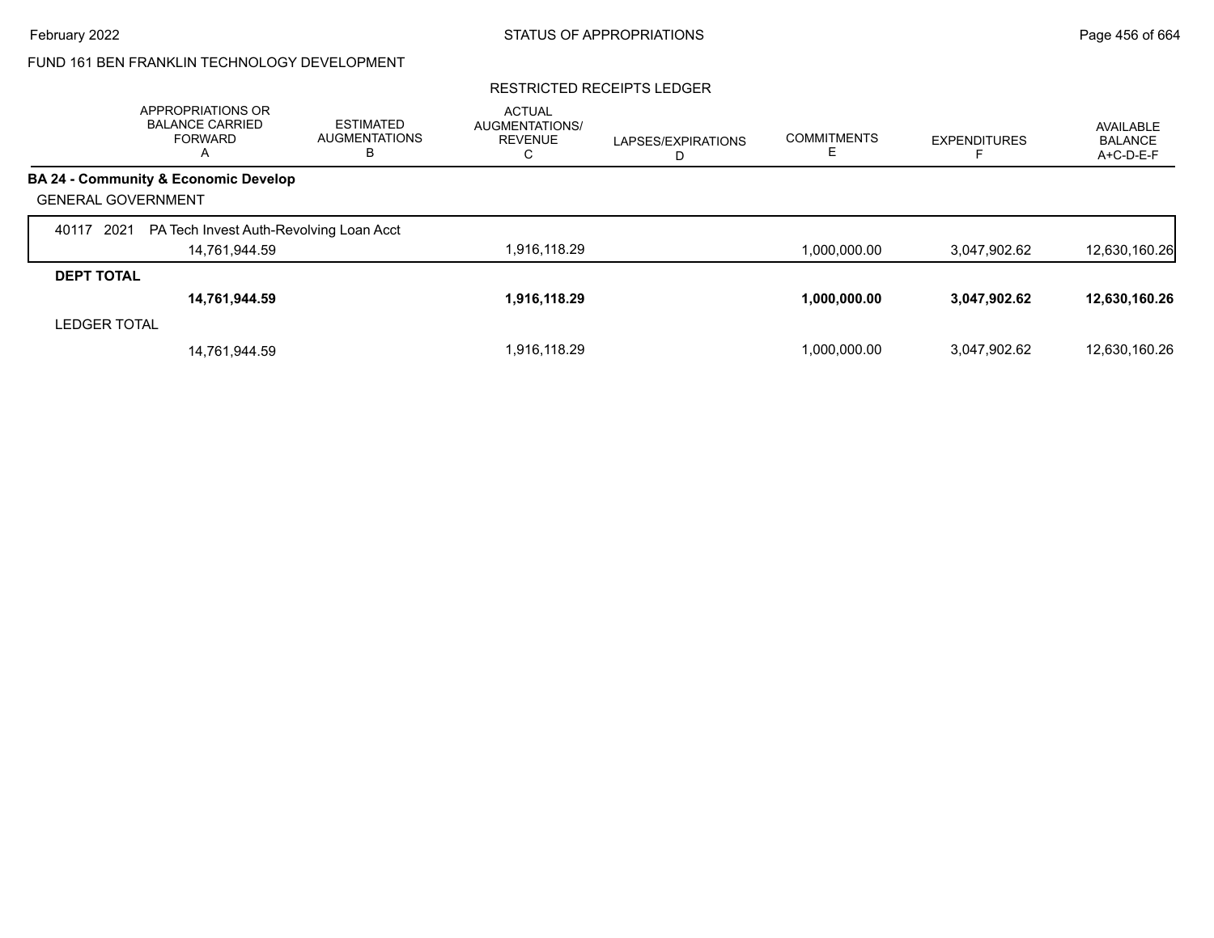FUND 161 BEN FRANKLIN TECHNOLOGY DEVELOPMENT

RESTRICTED RECEIPTS LEDGER

| | APPROPRIATIONS OR BALANCE CARRIED FORWARD A | ESTIMATED AUGMENTATIONS B | ACTUAL AUGMENTATIONS/ REVENUE C | LAPSES/EXPIRATIONS D | COMMITMENTS E | EXPENDITURES F | AVAILABLE BALANCE A+C-D-E-F |
|---|---|---|---|---|---|---|---|
| **BA 24 - Community & Economic Develop** | | | | | | | |
| GENERAL GOVERNMENT | | | | | | | |
| 40117 2021 PA Tech Invest Auth-Revolving Loan Acct | | | | | | | |
| | 14,761,944.59 | | 1,916,118.29 | | 1,000,000.00 | 3,047,902.62 | 12,630,160.26 |
| **DEPT TOTAL** | **14,761,944.59** | | **1,916,118.29** | | **1,000,000.00** | **3,047,902.62** | **12,630,160.26** |
| LEDGER TOTAL | 14,761,944.59 | | 1,916,118.29 | | 1,000,000.00 | 3,047,902.62 | 12,630,160.26 |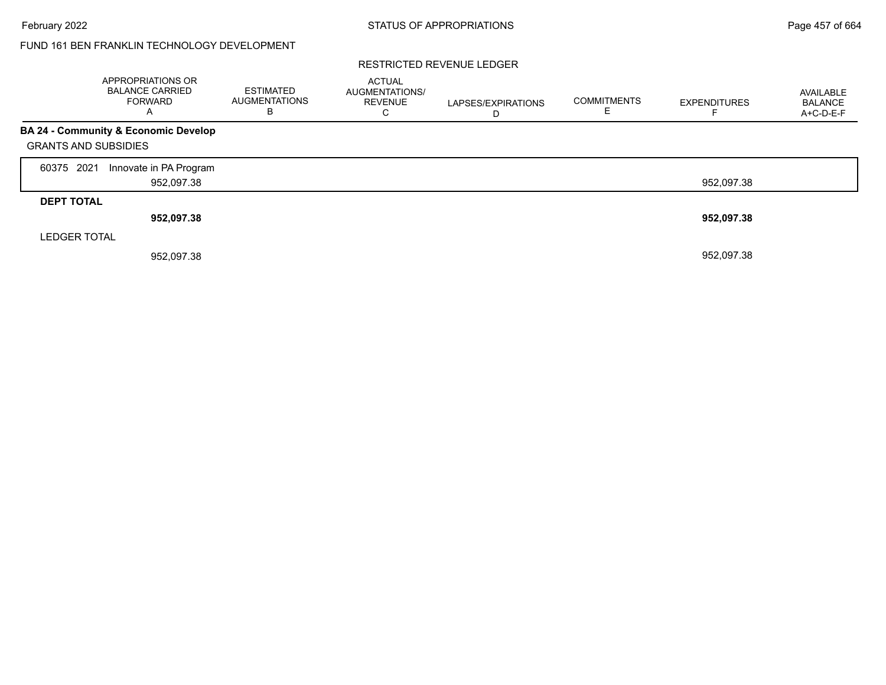STATUS OF APPROPRIATIONS

FUND 161 BEN FRANKLIN TECHNOLOGY DEVELOPMENT

RESTRICTED REVENUE LEDGER

| | APPROPRIATIONS OR BALANCE CARRIED FORWARD A | ESTIMATED AUGMENTATIONS B | ACTUAL AUGMENTATIONS/ REVENUE C | LAPSES/EXPIRATIONS D | COMMITMENTS E | EXPENDITURES F | AVAILABLE BALANCE A+C-D-E-F |
|---|---|---|---|---|---|---|---|
| **BA 24 - Community & Economic Develop** | | | | | | | |
| GRANTS AND SUBSIDIES | | | | | | | |
| 60375 2021 Innovate in PA Program | 952,097.38 | | | | | 952,097.38 | |
| **DEPT TOTAL** | **952,097.38** | | | | | **952,097.38** | |
| LEDGER TOTAL | 952,097.38 | | | | | 952,097.38 | |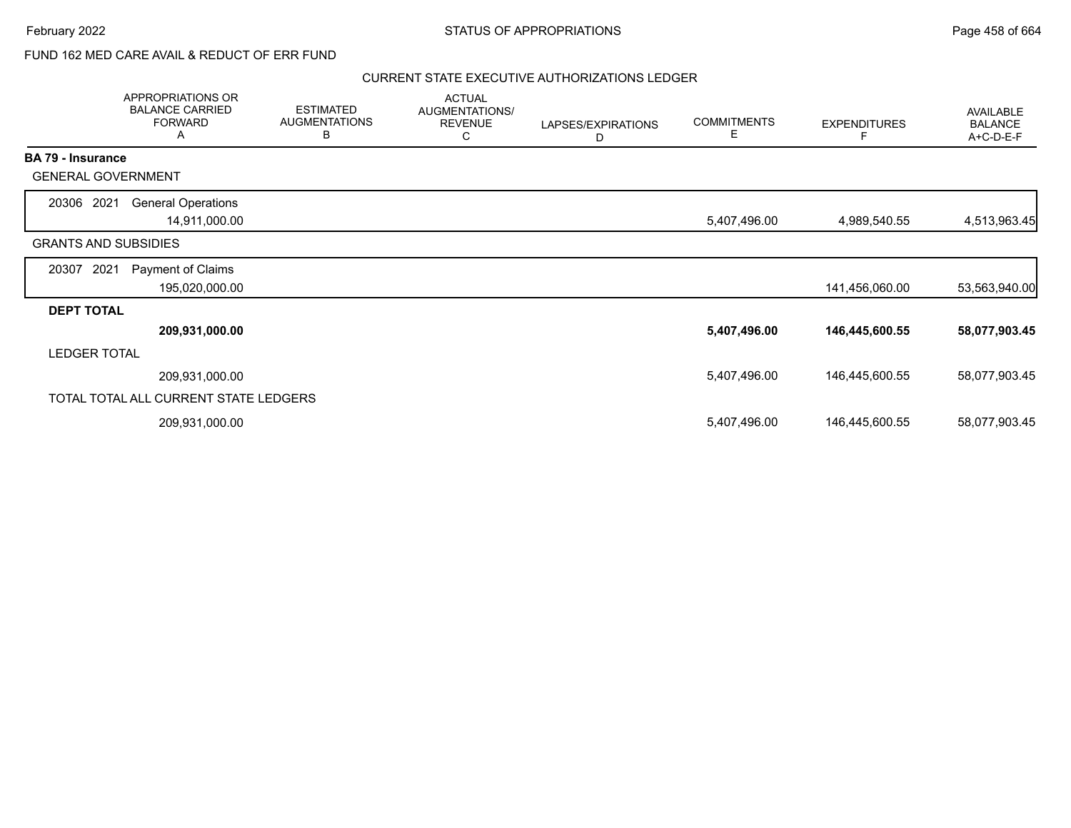FUND 162 MED CARE AVAIL & REDUCT OF ERR FUND

CURRENT STATE EXECUTIVE AUTHORIZATIONS LEDGER

| | APPROPRIATIONS OR BALANCE CARRIED FORWARD A | ESTIMATED AUGMENTATIONS B | ACTUAL AUGMENTATIONS/ REVENUE C | LAPSES/EXPIRATIONS D | COMMITMENTS E | EXPENDITURES F | AVAILABLE BALANCE A+C-D-E-F |
|---|---|---|---|---|---|---|---|
| **BA 79 - Insurance** | | | | | | | |
| GENERAL GOVERNMENT | | | | | | | |
| 20306 2021 General Operations | 14,911,000.00 | | | | 5,407,496.00 | 4,989,540.55 | 4,513,963.45 |
| GRANTS AND SUBSIDIES | | | | | | | |
| 20307 2021 Payment of Claims | 195,020,000.00 | | | | | 141,456,060.00 | 53,563,940.00 |
| **DEPT TOTAL** | **209,931,000.00** | | | | **5,407,496.00** | **146,445,600.55** | **58,077,903.45** |
| LEDGER TOTAL | 209,931,000.00 | | | | 5,407,496.00 | 146,445,600.55 | 58,077,903.45 |
| TOTAL TOTAL ALL CURRENT STATE LEDGERS | 209,931,000.00 | | | | 5,407,496.00 | 146,445,600.55 | 58,077,903.45 |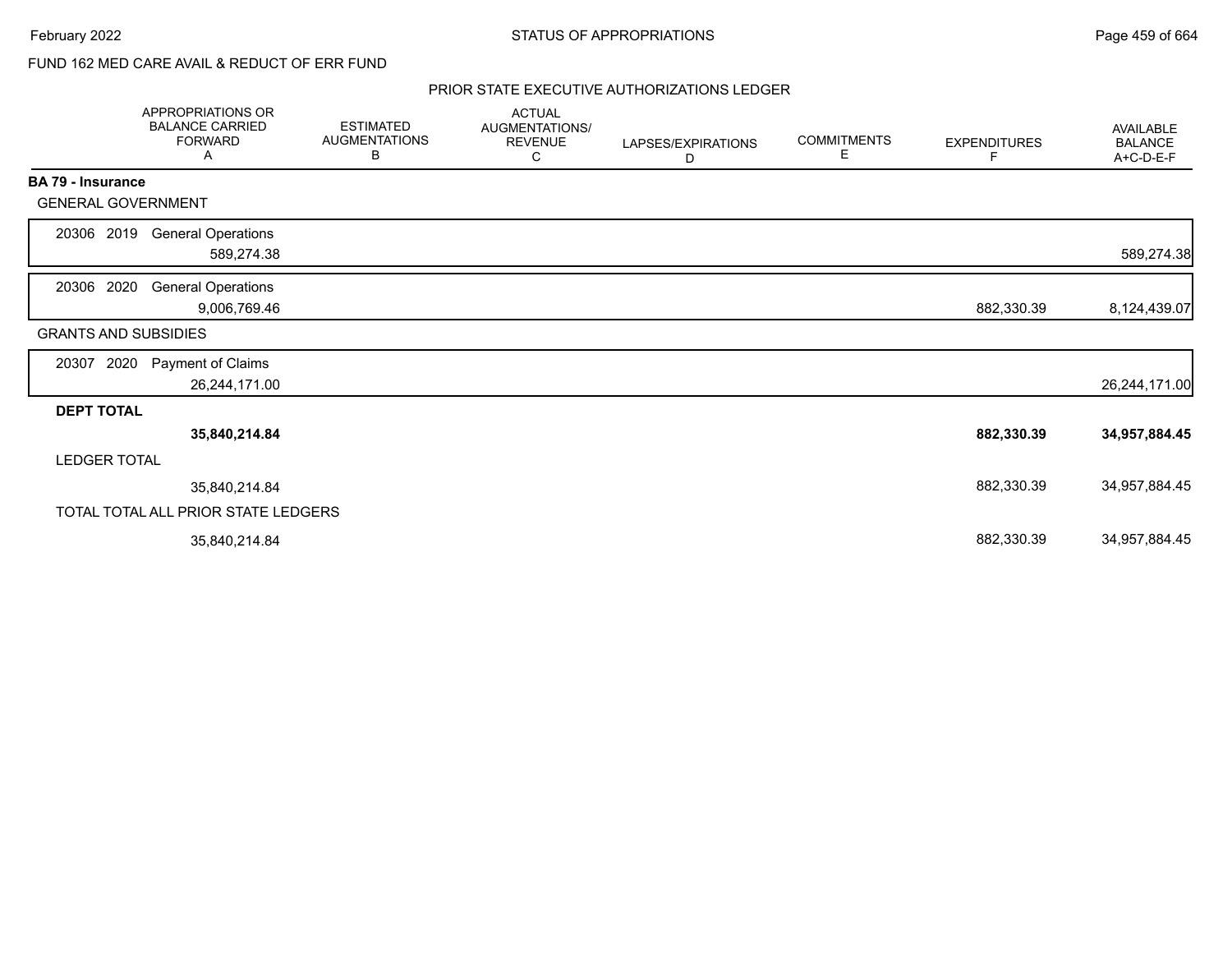FUND 162 MED CARE AVAIL & REDUCT OF ERR FUND

PRIOR STATE EXECUTIVE AUTHORIZATIONS LEDGER

| | APPROPRIATIONS OR BALANCE CARRIED FORWARD A | ESTIMATED AUGMENTATIONS B | ACTUAL AUGMENTATIONS/ REVENUE C | LAPSES/EXPIRATIONS D | COMMITMENTS E | EXPENDITURES F | AVAILABLE BALANCE A+C-D-E-F |
|---|---|---|---|---|---|---|---|
| **BA 79 - Insurance** | | | | | | | |
| GENERAL GOVERNMENT | | | | | | | |
| 20306 2019 General Operations | 589,274.38 | | | | | | 589,274.38 |
| 20306 2020 General Operations | 9,006,769.46 | | | | | 882,330.39 | 8,124,439.07 |
| GRANTS AND SUBSIDIES | | | | | | | |
| 20307 2020 Payment of Claims | 26,244,171.00 | | | | | | 26,244,171.00 |
| **DEPT TOTAL** | **35,840,214.84** | | | | | **882,330.39** | **34,957,884.45** |
| LEDGER TOTAL | 35,840,214.84 | | | | | 882,330.39 | 34,957,884.45 |
| TOTAL TOTAL ALL PRIOR STATE LEDGERS | 35,840,214.84 | | | | | 882,330.39 | 34,957,884.45 |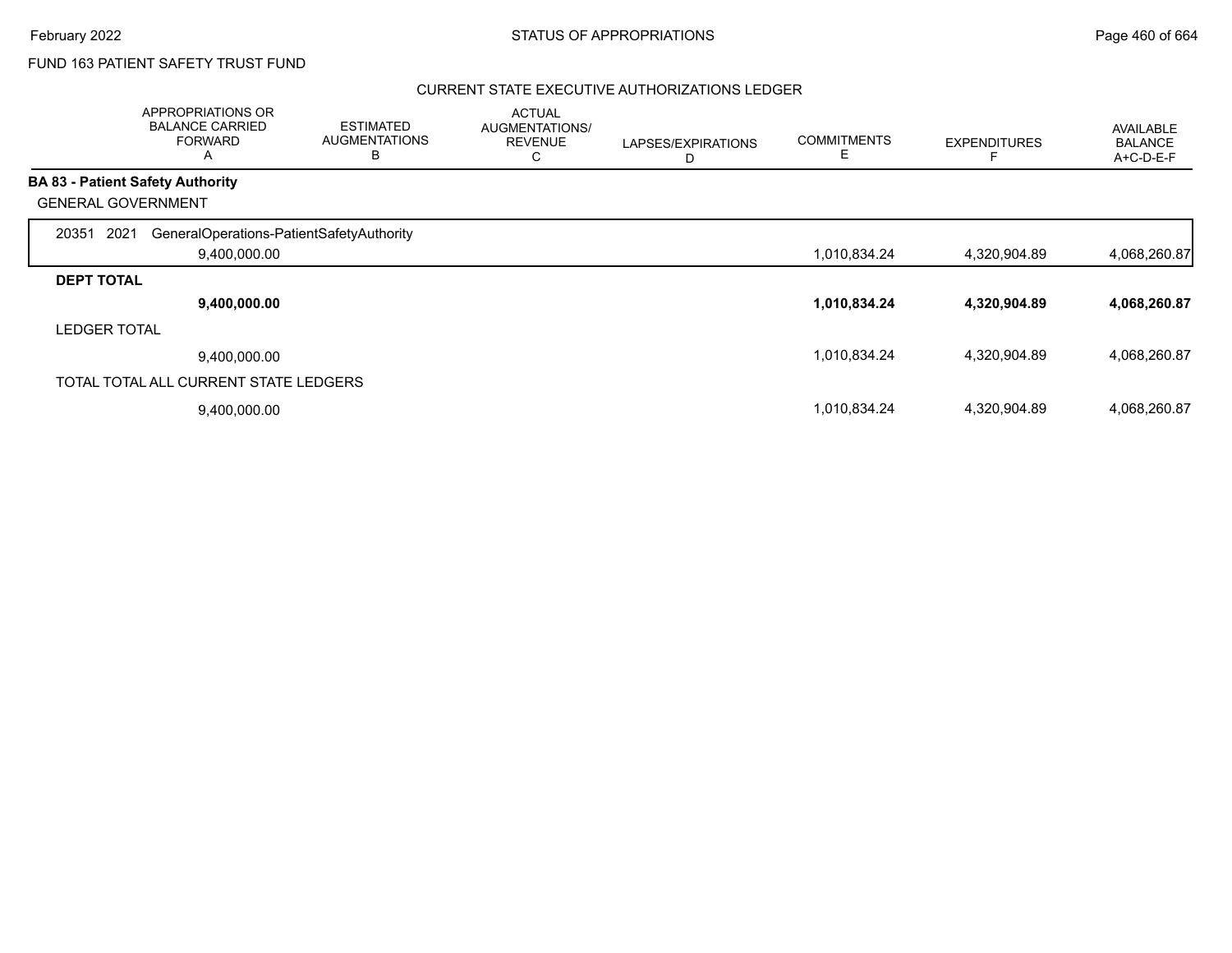FUND 163 PATIENT SAFETY TRUST FUND

## CURRENT STATE EXECUTIVE AUTHORIZATIONS LEDGER

| | APPROPRIATIONS OR BALANCE CARRIED FORWARD A | ESTIMATED AUGMENTATIONS B | ACTUAL AUGMENTATIONS/ REVENUE C | LAPSES/EXPIRATIONS D | COMMITMENTS E | EXPENDITURES F | AVAILABLE BALANCE A+C-D-E-F |
|---|---|---|---|---|---|---|---|
| **BA 83 - Patient Safety Authority** | | | | | | | |
| GENERAL GOVERNMENT | | | | | | | |
| 20351 2021 GeneralOperations-PatientSafetyAuthority | 9,400,000.00 | | | | 1,010,834.24 | 4,320,904.89 | 4,068,260.87 |
| **DEPT TOTAL** | **9,400,000.00** | | | | **1,010,834.24** | **4,320,904.89** | **4,068,260.87** |
| LEDGER TOTAL | 9,400,000.00 | | | | 1,010,834.24 | 4,320,904.89 | 4,068,260.87 |
| TOTAL TOTAL ALL CURRENT STATE LEDGERS | 9,400,000.00 | | | | 1,010,834.24 | 4,320,904.89 | 4,068,260.87 |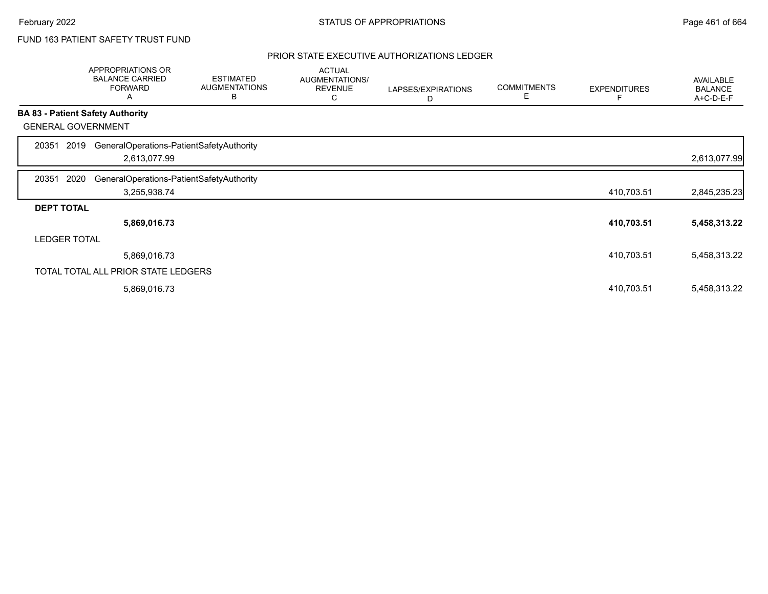FUND 163 PATIENT SAFETY TRUST FUND

PRIOR STATE EXECUTIVE AUTHORIZATIONS LEDGER

| | APPROPRIATIONS OR BALANCE CARRIED FORWARD A | ESTIMATED AUGMENTATIONS B | ACTUAL AUGMENTATIONS/ REVENUE C | LAPSES/EXPIRATIONS D | COMMITMENTS E | EXPENDITURES F | AVAILABLE BALANCE A+C-D-E-F |
|---|---|---|---|---|---|---|---|
| **BA 83 - Patient Safety Authority** | | | | | | | |
| GENERAL GOVERNMENT | | | | | | | |
| 20351 2019 GeneralOperations-PatientSafetyAuthority | | | | | | | |
| | 2,613,077.99 | | | | | | 2,613,077.99 |
| 20351 2020 GeneralOperations-PatientSafetyAuthority | | | | | | | |
| | 3,255,938.74 | | | | | 410,703.51 | 2,845,235.23 |
| **DEPT TOTAL** | | | | | | | |
| | **5,869,016.73** | | | | | **410,703.51** | **5,458,313.22** |
| LEDGER TOTAL | | | | | | | |
| | 5,869,016.73 | | | | | 410,703.51 | 5,458,313.22 |
| TOTAL TOTAL ALL PRIOR STATE LEDGERS | | | | | | | |
| | 5,869,016.73 | | | | | 410,703.51 | 5,458,313.22 |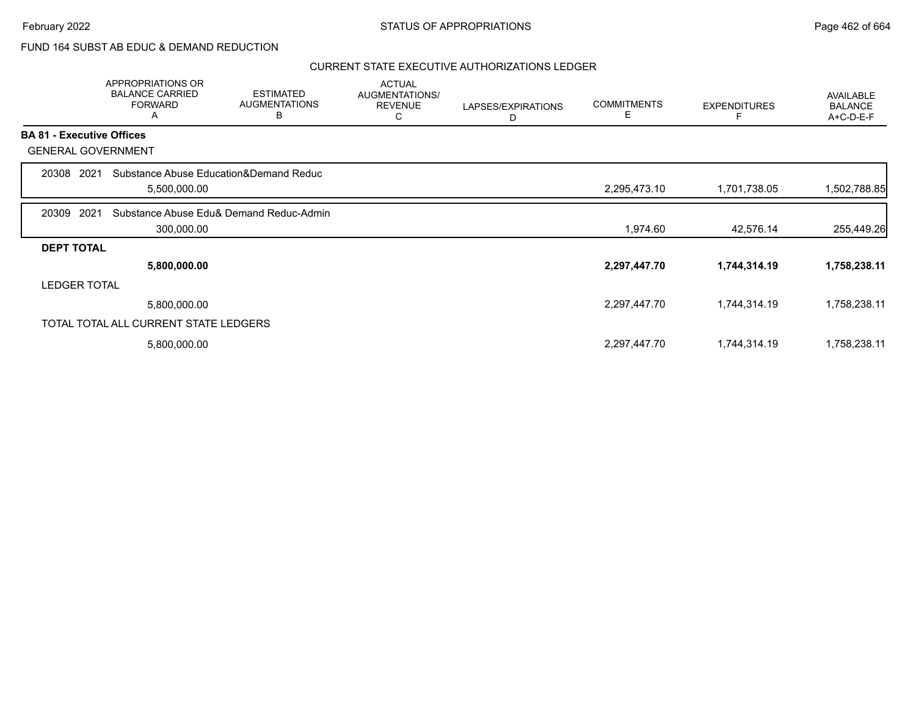FUND 164 SUBST AB EDUC & DEMAND REDUCTION

## CURRENT STATE EXECUTIVE AUTHORIZATIONS LEDGER

| | APPROPRIATIONS OR BALANCE CARRIED FORWARD A | ESTIMATED AUGMENTATIONS B | ACTUAL AUGMENTATIONS/ REVENUE C | LAPSES/EXPIRATIONS D | COMMITMENTS E | EXPENDITURES F | AVAILABLE BALANCE A+C-D-E-F |
|---|---|---|---|---|---|---|---|
| **BA 81 - Executive Offices** | | | | | | | |
| GENERAL GOVERNMENT | | | | | | | |
| 20308 2021 Substance Abuse Education&Demand Reduc | 5,500,000.00 | | | | 2,295,473.10 | 1,701,738.05 | 1,502,788.85 |
| 20309 2021 Substance Abuse Edu& Demand Reduc-Admin | 300,000.00 | | | | 1,974.60 | 42,576.14 | 255,449.26 |
| **DEPT TOTAL** | **5,800,000.00** | | | | **2,297,447.70** | **1,744,314.19** | **1,758,238.11** |
| LEDGER TOTAL | 5,800,000.00 | | | | 2,297,447.70 | 1,744,314.19 | 1,758,238.11 |
| TOTAL TOTAL ALL CURRENT STATE LEDGERS | 5,800,000.00 | | | | 2,297,447.70 | 1,744,314.19 | 1,758,238.11 |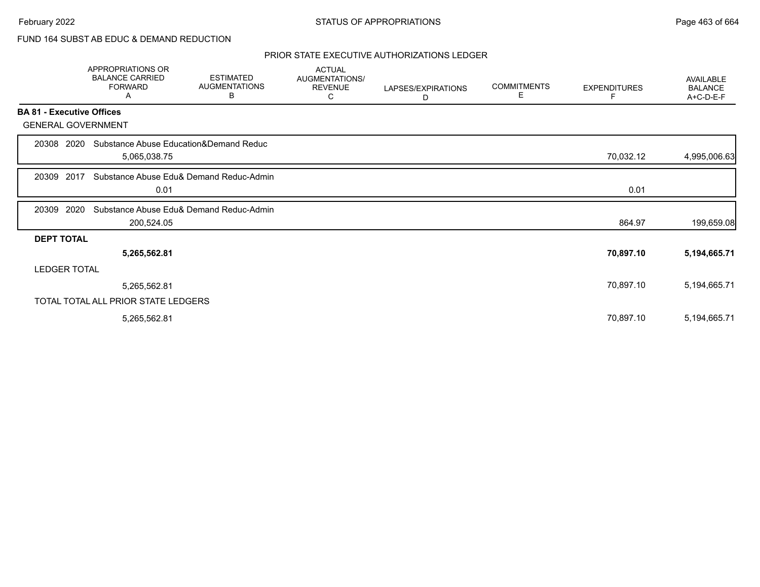FUND 164 SUBST AB EDUC & DEMAND REDUCTION

PRIOR STATE EXECUTIVE AUTHORIZATIONS LEDGER

| | APPROPRIATIONS OR BALANCE CARRIED FORWARD A | ESTIMATED AUGMENTATIONS B | ACTUAL AUGMENTATIONS/ REVENUE C | LAPSES/EXPIRATIONS D | COMMITMENTS E | EXPENDITURES F | AVAILABLE BALANCE A+C-D-E-F |
|---|---|---|---|---|---|---|---|
| **BA 81 - Executive Offices** | | | | | | | |
| GENERAL GOVERNMENT | | | | | | | |
| 20308 2020 Substance Abuse Education&Demand Reduc | 5,065,038.75 | | | | | 70,032.12 | 4,995,006.63 |
| 20309 2017 Substance Abuse Edu& Demand Reduc-Admin | 0.01 | | | | | 0.01 | |
| 20309 2020 Substance Abuse Edu& Demand Reduc-Admin | 200,524.05 | | | | | 864.97 | 199,659.08 |
| **DEPT TOTAL** | **5,265,562.81** | | | | | **70,897.10** | **5,194,665.71** |
| LEDGER TOTAL | 5,265,562.81 | | | | | 70,897.10 | 5,194,665.71 |
| TOTAL TOTAL ALL PRIOR STATE LEDGERS | 5,265,562.81 | | | | | 70,897.10 | 5,194,665.71 |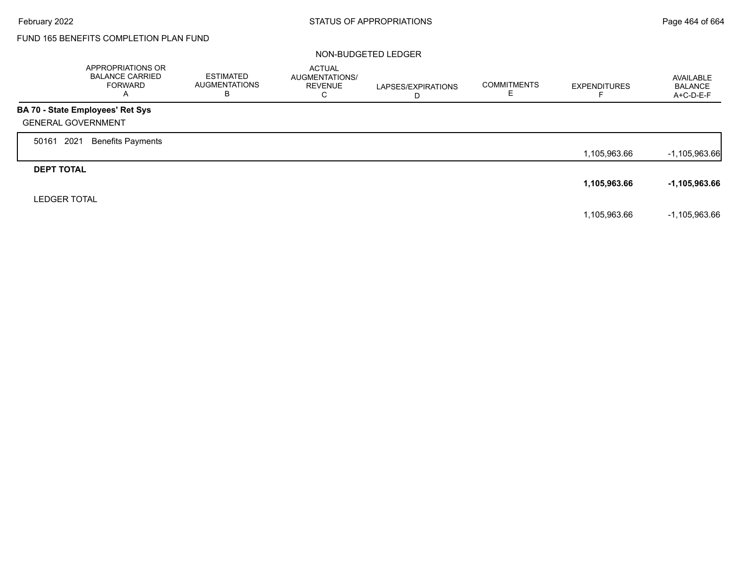FUND 165 BENEFITS COMPLETION PLAN FUND

NON-BUDGETED LEDGER

| | APPROPRIATIONS OR BALANCE CARRIED FORWARD A | ESTIMATED AUGMENTATIONS B | ACTUAL AUGMENTATIONS/ REVENUE C | LAPSES/EXPIRATIONS D | COMMITMENTS E | EXPENDITURES F | AVAILABLE BALANCE A+C-D-E-F |
|---|---|---|---|---|---|---|---|
| **BA 70 - State Employees' Ret Sys** | | | | | | | |
| GENERAL GOVERNMENT | | | | | | | |
| 50161 2021 Benefits Payments | | | | | | 1,105,963.66 | -1,105,963.66 |
| **DEPT TOTAL** | | | | | | **1,105,963.66** | **-1,105,963.66** |
| LEDGER TOTAL | | | | | | 1,105,963.66 | -1,105,963.66 |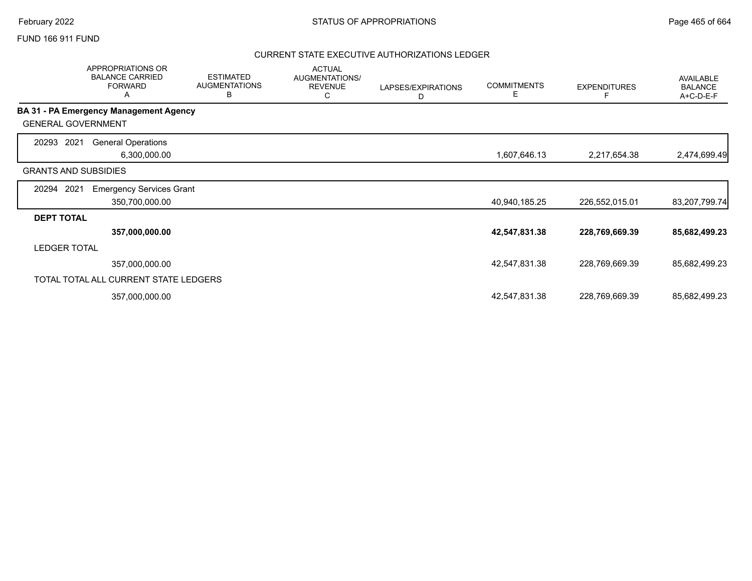FUND 166 911 FUND

## STATUS OF APPROPRIATIONS

### CURRENT STATE EXECUTIVE AUTHORIZATIONS LEDGER

| | APPROPRIATIONS OR BALANCE CARRIED FORWARD A | ESTIMATED AUGMENTATIONS B | ACTUAL AUGMENTATIONS/ REVENUE C | LAPSES/EXPIRATIONS D | COMMITMENTS E | EXPENDITURES F | AVAILABLE BALANCE A+C-D-E-F |
|---|---|---|---|---|---|---|---|
| **BA 31 - PA Emergency Management Agency** | | | | | | | |
| GENERAL GOVERNMENT | | | | | | | |
| 20293 2021 General Operations | 6,300,000.00 | | | | 1,607,646.13 | 2,217,654.38 | 2,474,699.49 |
| GRANTS AND SUBSIDIES | | | | | | | |
| 20294 2021 Emergency Services Grant | 350,700,000.00 | | | | 40,940,185.25 | 226,552,015.01 | 83,207,799.74 |
| **DEPT TOTAL** | **357,000,000.00** | | | | **42,547,831.38** | **228,769,669.39** | **85,682,499.23** |
| LEDGER TOTAL | 357,000,000.00 | | | | 42,547,831.38 | 228,769,669.39 | 85,682,499.23 |
| TOTAL TOTAL ALL CURRENT STATE LEDGERS | 357,000,000.00 | | | | 42,547,831.38 | 228,769,669.39 | 85,682,499.23 |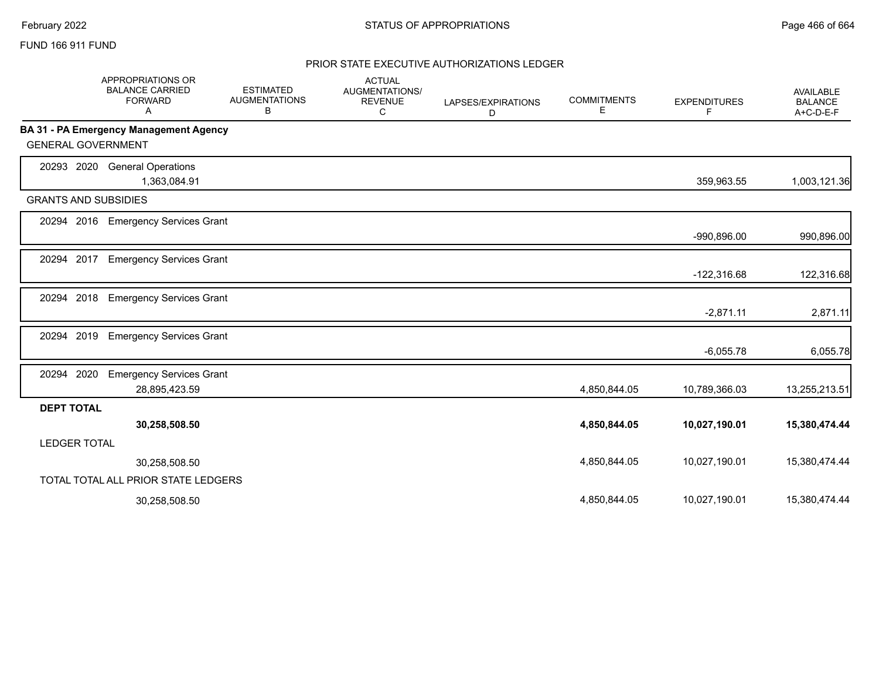FUND 166 911 FUND

## PRIOR STATE EXECUTIVE AUTHORIZATIONS LEDGER

| | APPROPRIATIONS OR BALANCE CARRIED FORWARD A | ESTIMATED AUGMENTATIONS B | ACTUAL AUGMENTATIONS/ REVENUE C | LAPSES/EXPIRATIONS D | COMMITMENTS E | EXPENDITURES F | AVAILABLE BALANCE A+C-D-E-F |
|---|---|---|---|---|---|---|---|
| **BA 31 - PA Emergency Management Agency** | | | | | | | |
| GENERAL GOVERNMENT | | | | | | | |
| 20293 2020 General Operations | 1,363,084.91 | | | | | 359,963.55 | 1,003,121.36 |
| GRANTS AND SUBSIDIES | | | | | | | |
| 20294 2016 Emergency Services Grant | | | | | | -990,896.00 | 990,896.00 |
| 20294 2017 Emergency Services Grant | | | | | | -122,316.68 | 122,316.68 |
| 20294 2018 Emergency Services Grant | | | | | | -2,871.11 | 2,871.11 |
| 20294 2019 Emergency Services Grant | | | | | | -6,055.78 | 6,055.78 |
| 20294 2020 Emergency Services Grant | 28,895,423.59 | | | | 4,850,844.05 | 10,789,366.03 | 13,255,213.51 |
| **DEPT TOTAL** | **30,258,508.50** | | | | **4,850,844.05** | **10,027,190.01** | **15,380,474.44** |
| LEDGER TOTAL | 30,258,508.50 | | | | 4,850,844.05 | 10,027,190.01 | 15,380,474.44 |
| TOTAL TOTAL ALL PRIOR STATE LEDGERS | 30,258,508.50 | | | | 4,850,844.05 | 10,027,190.01 | 15,380,474.44 |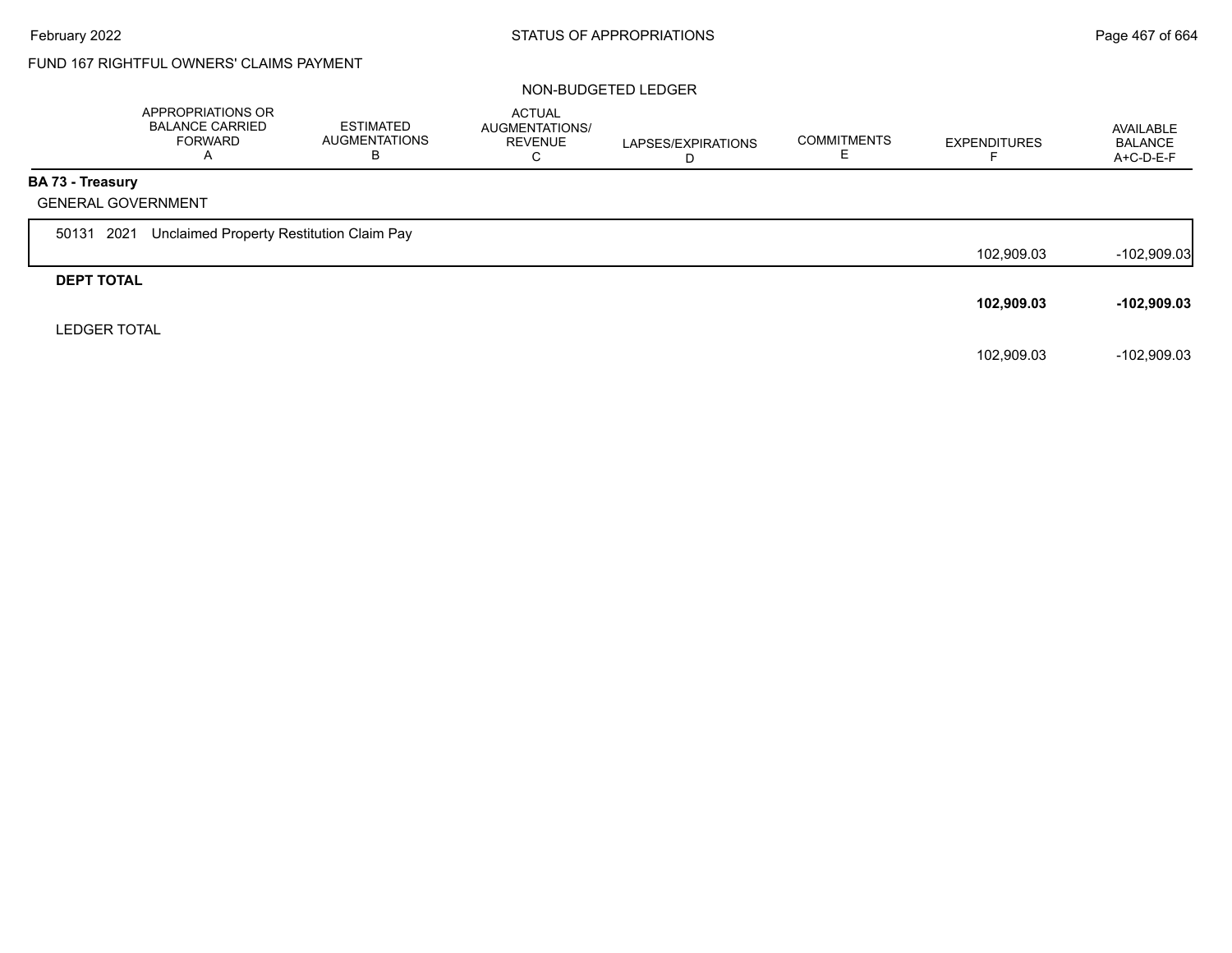FUND 167 RIGHTFUL OWNERS' CLAIMS PAYMENT

NON-BUDGETED LEDGER

| | APPROPRIATIONS OR BALANCE CARRIED FORWARD A | ESTIMATED AUGMENTATIONS B | ACTUAL AUGMENTATIONS/ REVENUE C | LAPSES/EXPIRATIONS D | COMMITMENTS E | EXPENDITURES F | AVAILABLE BALANCE A+C-D-E-F |
|---|---|---|---|---|---|---|---|
| **BA 73 - Treasury** | | | | | | | |
| GENERAL GOVERNMENT | | | | | | | |
| 50131 2021 Unclaimed Property Restitution Claim Pay | | | | | | 102,909.03 | -102,909.03 |
| **DEPT TOTAL** | | | | | | **102,909.03** | **-102,909.03** |
| LEDGER TOTAL | | | | | | 102,909.03 | -102,909.03 |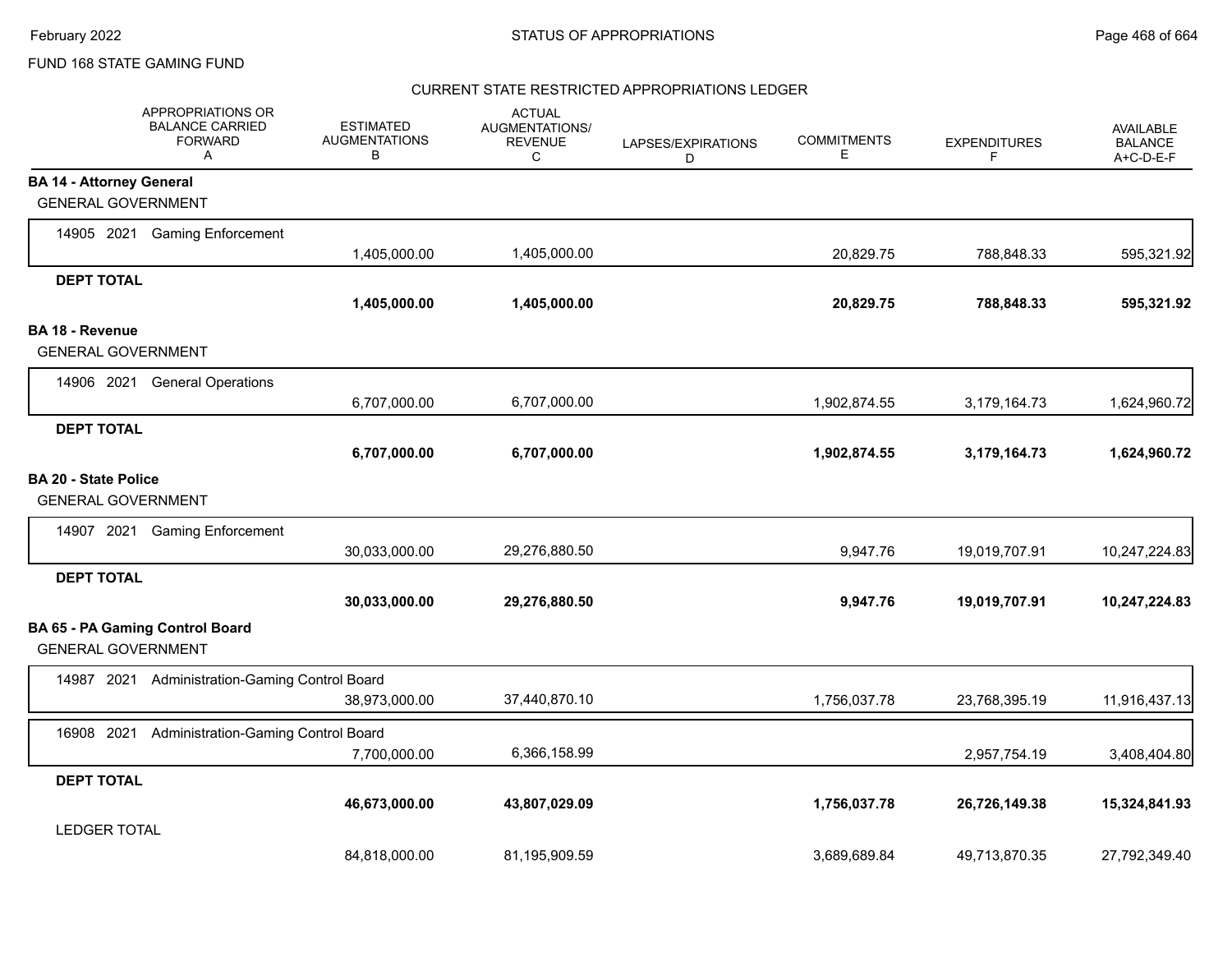FUND 168 STATE GAMING FUND

## CURRENT STATE RESTRICTED APPROPRIATIONS LEDGER

| APPROPRIATIONS OR BALANCE CARRIED FORWARD A | ESTIMATED AUGMENTATIONS B | ACTUAL AUGMENTATIONS/ REVENUE C | LAPSES/EXPIRATIONS D | COMMITMENTS E | EXPENDITURES F | AVAILABLE BALANCE A+C-D-E-F |
|---|---|---|---|---|---|---|
| **BA 14 - Attorney General** | | | | | | |
| GENERAL GOVERNMENT | | | | | | |
| 14905 2021 Gaming Enforcement | 1,405,000.00 | 1,405,000.00 | | 20,829.75 | 788,848.33 | 595,321.92 |
| **DEPT TOTAL** | **1,405,000.00** | **1,405,000.00** | | **20,829.75** | **788,848.33** | **595,321.92** |
| **BA 18 - Revenue** | | | | | | |
| GENERAL GOVERNMENT | | | | | | |
| 14906 2021 General Operations | 6,707,000.00 | 6,707,000.00 | | 1,902,874.55 | 3,179,164.73 | 1,624,960.72 |
| **DEPT TOTAL** | **6,707,000.00** | **6,707,000.00** | | **1,902,874.55** | **3,179,164.73** | **1,624,960.72** |
| **BA 20 - State Police** | | | | | | |
| GENERAL GOVERNMENT | | | | | | |
| 14907 2021 Gaming Enforcement | 30,033,000.00 | 29,276,880.50 | | 9,947.76 | 19,019,707.91 | 10,247,224.83 |
| **DEPT TOTAL** | **30,033,000.00** | **29,276,880.50** | | **9,947.76** | **19,019,707.91** | **10,247,224.83** |
| **BA 65 - PA Gaming Control Board** | | | | | | |
| GENERAL GOVERNMENT | | | | | | |
| 14987 2021 Administration-Gaming Control Board | 38,973,000.00 | 37,440,870.10 | | 1,756,037.78 | 23,768,395.19 | 11,916,437.13 |
| 16908 2021 Administration-Gaming Control Board | 7,700,000.00 | 6,366,158.99 | | | 2,957,754.19 | 3,408,404.80 |
| **DEPT TOTAL** | **46,673,000.00** | **43,807,029.09** | | **1,756,037.78** | **26,726,149.38** | **15,324,841.93** |
| LEDGER TOTAL | 84,818,000.00 | 81,195,909.59 | | 3,689,689.84 | 49,713,870.35 | 27,792,349.40 |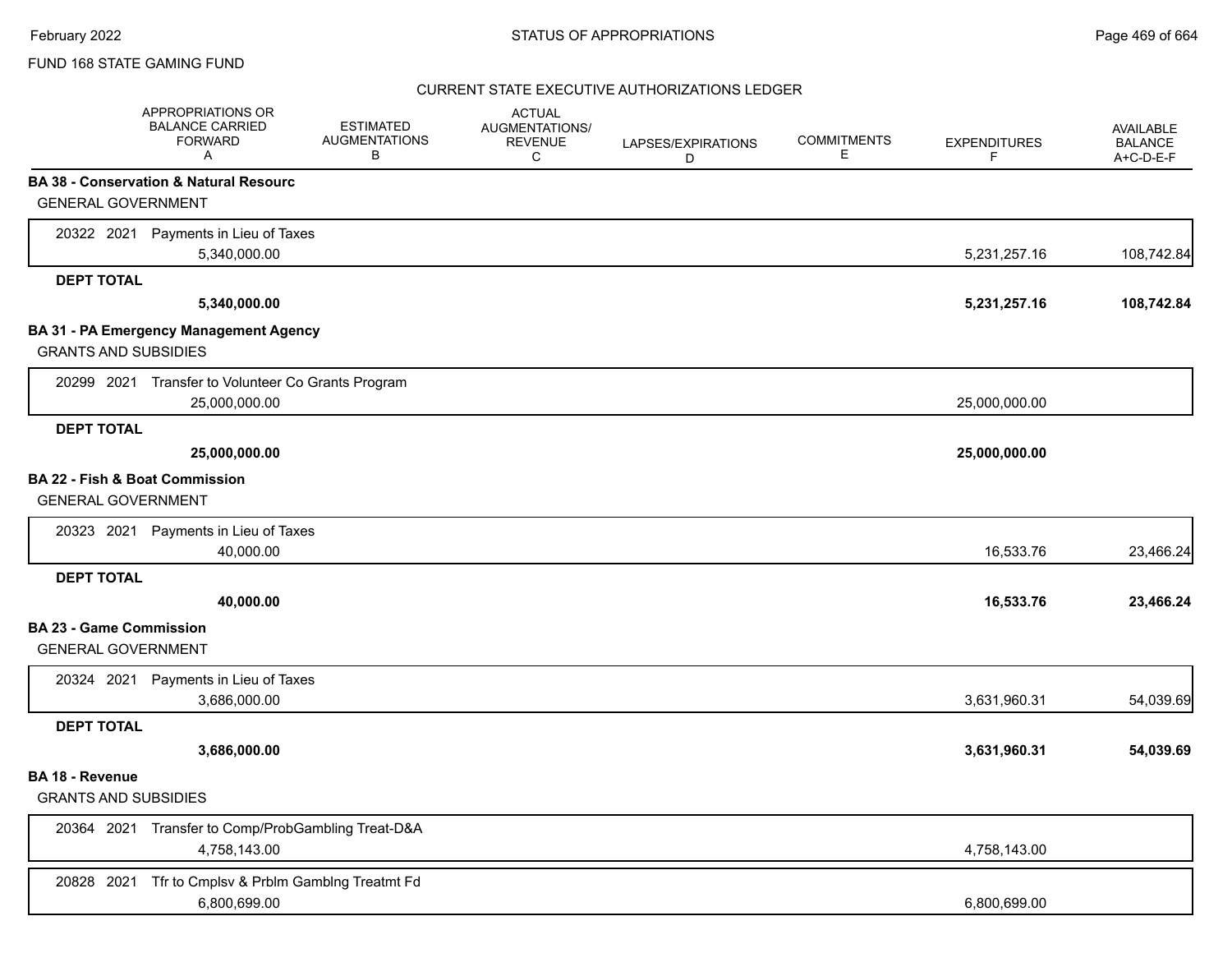FUND 168 STATE GAMING FUND

CURRENT STATE EXECUTIVE AUTHORIZATIONS LEDGER

| | APPROPRIATIONS OR BALANCE CARRIED FORWARD A | ESTIMATED AUGMENTATIONS B | ACTUAL AUGMENTATIONS/ REVENUE C | LAPSES/EXPIRATIONS D | COMMITMENTS E | EXPENDITURES F | AVAILABLE BALANCE A+C-D-E-F |
|---|---|---|---|---|---|---|---|
| **BA 38 - Conservation & Natural Resourc** | | | | | | | |
| GENERAL GOVERNMENT | | | | | | | |
| 20322 2021 Payments in Lieu of Taxes | 5,340,000.00 | | | | | 5,231,257.16 | 108,742.84 |
| **DEPT TOTAL** | **5,340,000.00** | | | | | **5,231,257.16** | **108,742.84** |
| **BA 31 - PA Emergency Management Agency** | | | | | | | |
| GRANTS AND SUBSIDIES | | | | | | | |
| 20299 2021 Transfer to Volunteer Co Grants Program | 25,000,000.00 | | | | | 25,000,000.00 | |
| **DEPT TOTAL** | **25,000,000.00** | | | | | **25,000,000.00** | |
| **BA 22 - Fish & Boat Commission** | | | | | | | |
| GENERAL GOVERNMENT | | | | | | | |
| 20323 2021 Payments in Lieu of Taxes | 40,000.00 | | | | | 16,533.76 | 23,466.24 |
| **DEPT TOTAL** | **40,000.00** | | | | | **16,533.76** | **23,466.24** |
| **BA 23 - Game Commission** | | | | | | | |
| GENERAL GOVERNMENT | | | | | | | |
| 20324 2021 Payments in Lieu of Taxes | 3,686,000.00 | | | | | 3,631,960.31 | 54,039.69 |
| **DEPT TOTAL** | **3,686,000.00** | | | | | **3,631,960.31** | **54,039.69** |
| **BA 18 - Revenue** | | | | | | | |
| GRANTS AND SUBSIDIES | | | | | | | |
| 20364 2021 Transfer to Comp/ProbGambling Treat-D&A | 4,758,143.00 | | | | | 4,758,143.00 | |
| 20828 2021 Tfr to Cmplsv & Prblm Gamblng Treatmt Fd | 6,800,699.00 | | | | | 6,800,699.00 | |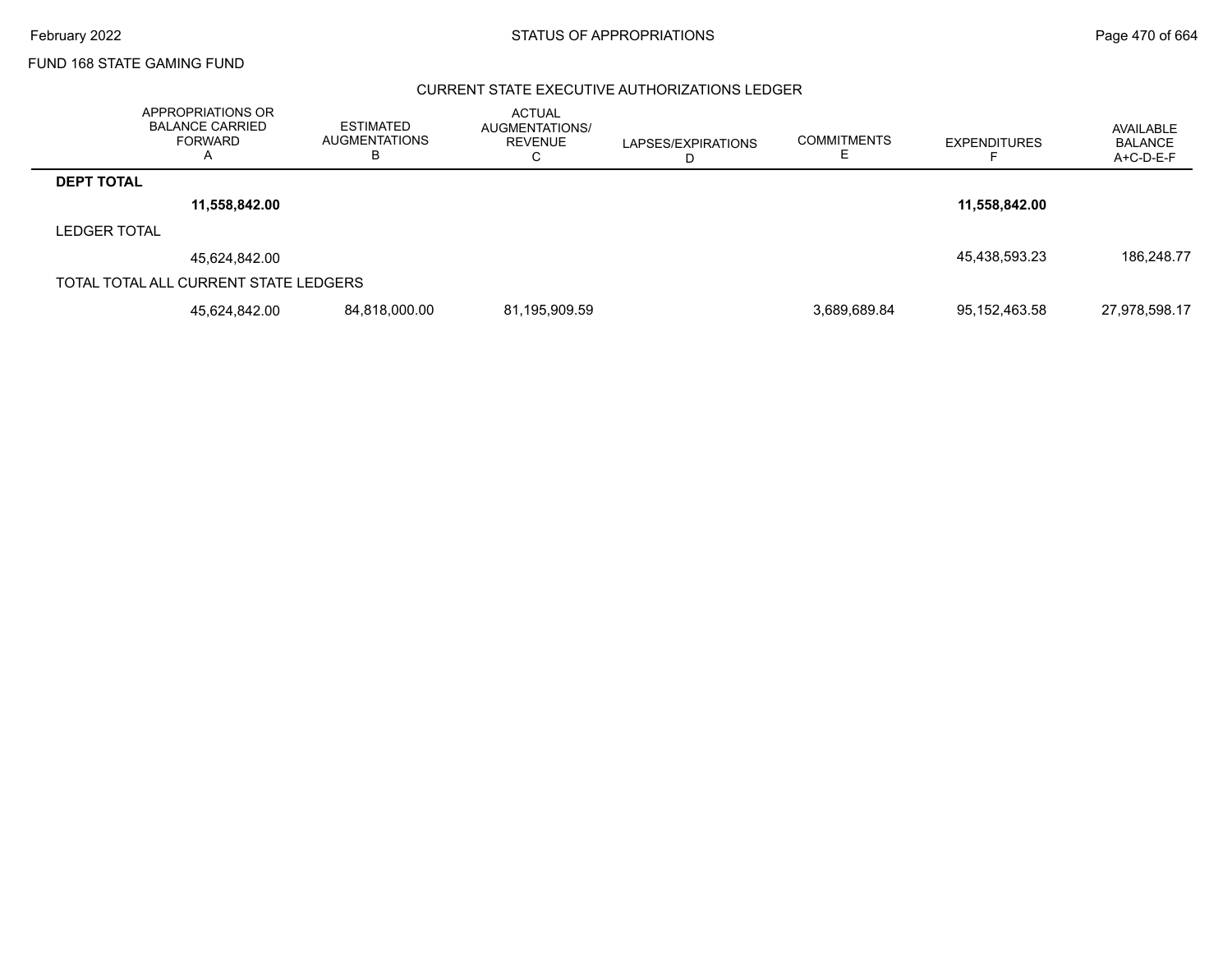FUND 168 STATE GAMING FUND

CURRENT STATE EXECUTIVE AUTHORIZATIONS LEDGER

| | APPROPRIATIONS OR BALANCE CARRIED FORWARD A | ESTIMATED AUGMENTATIONS B | ACTUAL AUGMENTATIONS/ REVENUE C | LAPSES/EXPIRATIONS D | COMMITMENTS E | EXPENDITURES F | AVAILABLE BALANCE A+C-D-E-F |
|---|---|---|---|---|---|---|---|
| **DEPT TOTAL** | | | | | | | |
| | **11,558,842.00** | | | | | **11,558,842.00** | |
| LEDGER TOTAL | | | | | | | |
| | 45,624,842.00 | | | | | 45,438,593.23 | 186,248.77 |
| TOTAL TOTAL ALL CURRENT STATE LEDGERS | | | | | | | |
| | 45,624,842.00 | 84,818,000.00 | 81,195,909.59 | | 3,689,689.84 | 95,152,463.58 | 27,978,598.17 |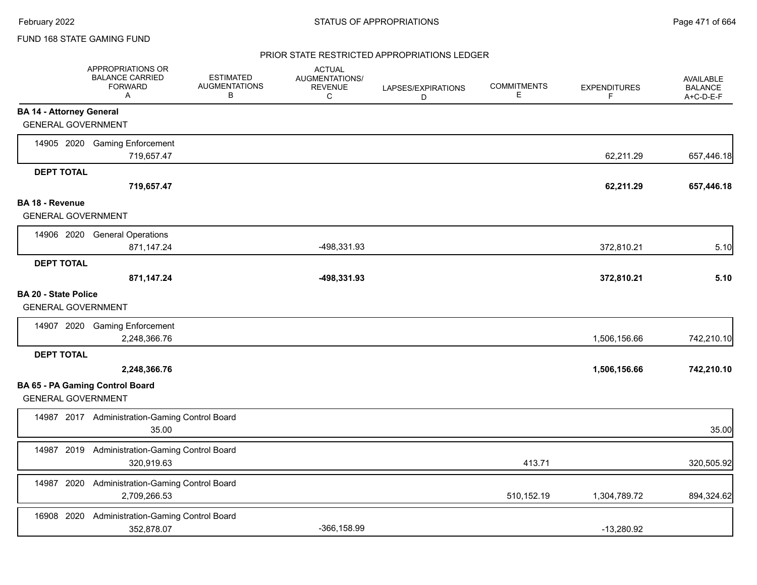FUND 168 STATE GAMING FUND

PRIOR STATE RESTRICTED APPROPRIATIONS LEDGER

| | APPROPRIATIONS OR BALANCE CARRIED FORWARD A | ESTIMATED AUGMENTATIONS B | ACTUAL AUGMENTATIONS/ REVENUE C | LAPSES/EXPIRATIONS D | COMMITMENTS E | EXPENDITURES F | AVAILABLE BALANCE A+C-D-E-F |
|---|---|---|---|---|---|---|---|
| **BA 14 - Attorney General** | | | | | | | |
| GENERAL GOVERNMENT | | | | | | | |
| 14905 2020 Gaming Enforcement | 719,657.47 | | | | | 62,211.29 | 657,446.18 |
| **DEPT TOTAL** | **719,657.47** | | | | | **62,211.29** | **657,446.18** |
| **BA 18 - Revenue** | | | | | | | |
| GENERAL GOVERNMENT | | | | | | | |
| 14906 2020 General Operations | 871,147.24 | | -498,331.93 | | | 372,810.21 | 5.10 |
| **DEPT TOTAL** | **871,147.24** | | **-498,331.93** | | | **372,810.21** | **5.10** |
| **BA 20 - State Police** | | | | | | | |
| GENERAL GOVERNMENT | | | | | | | |
| 14907 2020 Gaming Enforcement | 2,248,366.76 | | | | | 1,506,156.66 | 742,210.10 |
| **DEPT TOTAL** | **2,248,366.76** | | | | | **1,506,156.66** | **742,210.10** |
| **BA 65 - PA Gaming Control Board** | | | | | | | |
| GENERAL GOVERNMENT | | | | | | | |
| 14987 2017 Administration-Gaming Control Board | 35.00 | | | | | | 35.00 |
| 14987 2019 Administration-Gaming Control Board | 320,919.63 | | | | 413.71 | | 320,505.92 |
| 14987 2020 Administration-Gaming Control Board | 2,709,266.53 | | | | 510,152.19 | 1,304,789.72 | 894,324.62 |
| 16908 2020 Administration-Gaming Control Board | 352,878.07 | | -366,158.99 | | | -13,280.92 | |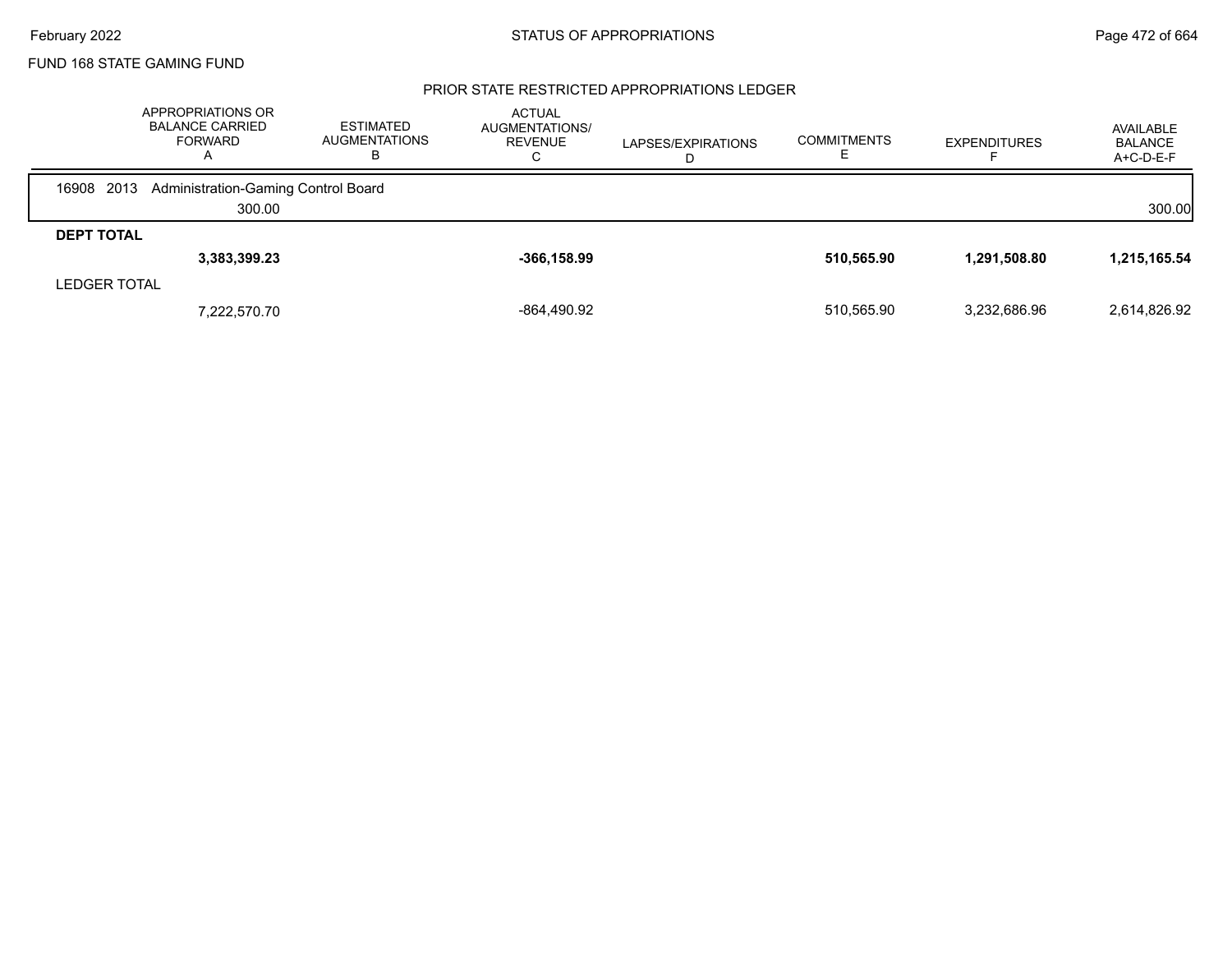FUND 168 STATE GAMING FUND

## PRIOR STATE RESTRICTED APPROPRIATIONS LEDGER

| | APPROPRIATIONS OR BALANCE CARRIED FORWARD A | ESTIMATED AUGMENTATIONS B | ACTUAL AUGMENTATIONS/ REVENUE C | LAPSES/EXPIRATIONS D | COMMITMENTS E | EXPENDITURES F | AVAILABLE BALANCE A+C-D-E-F |
|---|---|---|---|---|---|---|---|
| 16908 2013 Administration-Gaming Control Board | | | | | | | |
| | 300.00 | | | | | | 300.00 |
| **DEPT TOTAL** | | | | | | | |
| | **3,383,399.23** | | **-366,158.99** | | **510,565.90** | **1,291,508.80** | **1,215,165.54** |
| LEDGER TOTAL | | | | | | | |
| | 7,222,570.70 | | -864,490.92 | | 510,565.90 | 3,232,686.96 | 2,614,826.92 |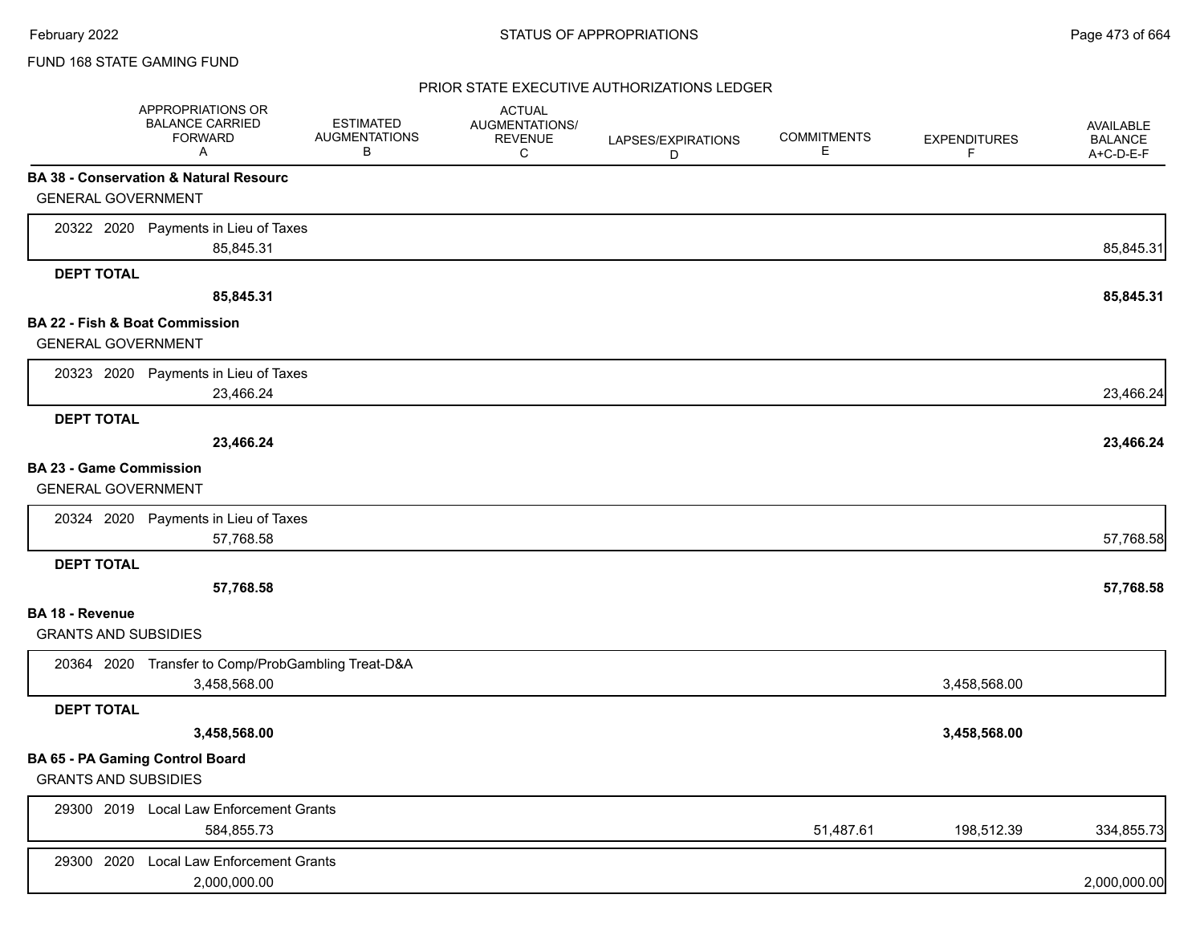FUND 168 STATE GAMING FUND

PRIOR STATE EXECUTIVE AUTHORIZATIONS LEDGER

| | APPROPRIATIONS OR BALANCE CARRIED FORWARD A | ESTIMATED AUGMENTATIONS B | ACTUAL AUGMENTATIONS/ REVENUE C | LAPSES/EXPIRATIONS D | COMMITMENTS E | EXPENDITURES F | AVAILABLE BALANCE A+C-D-E-F |
|---|---|---|---|---|---|---|---|
| **BA 38 - Conservation & Natural Resourc** | | | | | | | |
| GENERAL GOVERNMENT | | | | | | | |
| 20322 2020 Payments in Lieu of Taxes | 85,845.31 | | | | | | 85,845.31 |
| **DEPT TOTAL** | **85,845.31** | | | | | | **85,845.31** |
| **BA 22 - Fish & Boat Commission** | | | | | | | |
| GENERAL GOVERNMENT | | | | | | | |
| 20323 2020 Payments in Lieu of Taxes | 23,466.24 | | | | | | 23,466.24 |
| **DEPT TOTAL** | **23,466.24** | | | | | | **23,466.24** |
| **BA 23 - Game Commission** | | | | | | | |
| GENERAL GOVERNMENT | | | | | | | |
| 20324 2020 Payments in Lieu of Taxes | 57,768.58 | | | | | | 57,768.58 |
| **DEPT TOTAL** | **57,768.58** | | | | | | **57,768.58** |
| **BA 18 - Revenue** | | | | | | | |
| GRANTS AND SUBSIDIES | | | | | | | |
| 20364 2020 Transfer to Comp/ProbGambling Treat-D&A | 3,458,568.00 | | | | | 3,458,568.00 | |
| **DEPT TOTAL** | **3,458,568.00** | | | | | **3,458,568.00** | |
| **BA 65 - PA Gaming Control Board** | | | | | | | |
| GRANTS AND SUBSIDIES | | | | | | | |
| 29300 2019 Local Law Enforcement Grants | 584,855.73 | | | | 51,487.61 | 198,512.39 | 334,855.73 |
| 29300 2020 Local Law Enforcement Grants | 2,000,000.00 | | | | | | 2,000,000.00 |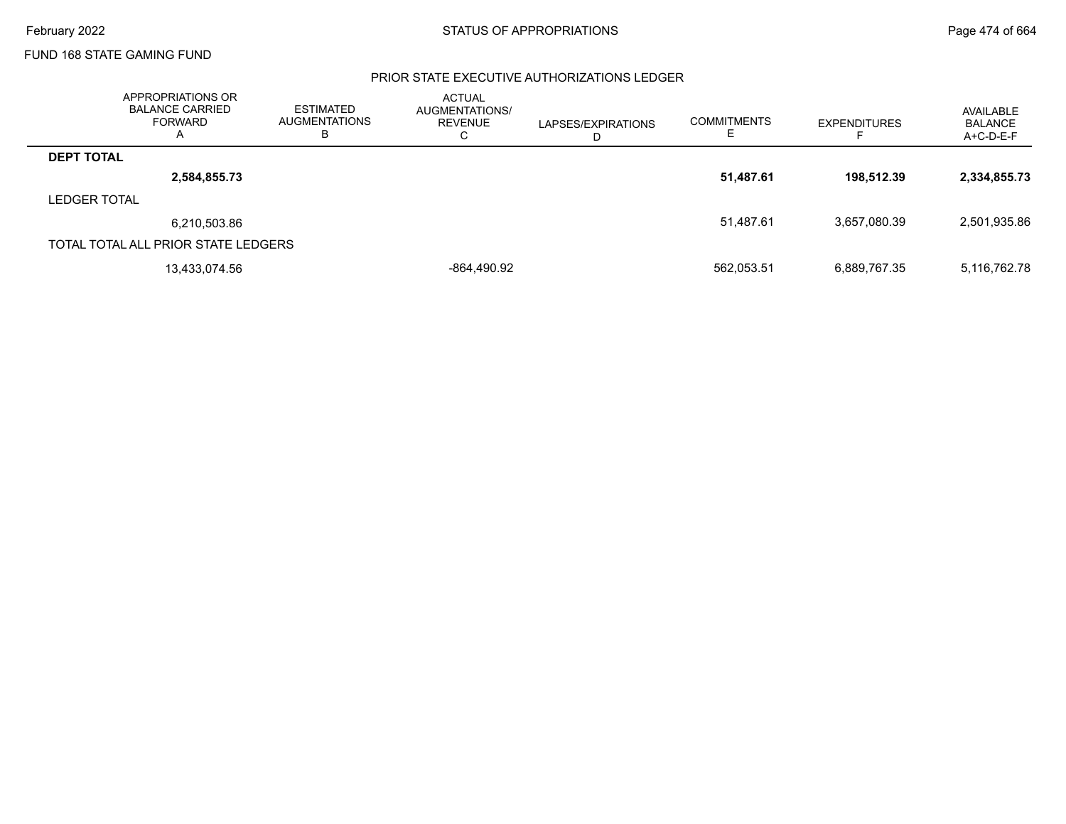FUND 168 STATE GAMING FUND

## PRIOR STATE EXECUTIVE AUTHORIZATIONS LEDGER

| | APPROPRIATIONS OR BALANCE CARRIED FORWARD A | ESTIMATED AUGMENTATIONS B | ACTUAL AUGMENTATIONS/ REVENUE C | LAPSES/EXPIRATIONS D | COMMITMENTS E | EXPENDITURES F | AVAILABLE BALANCE A+C-D-E-F |
|---|---|---|---|---|---|---|---|
| **DEPT TOTAL** | | | | | | | |
| | **2,584,855.73** | | | | **51,487.61** | **198,512.39** | **2,334,855.73** |
| LEDGER TOTAL | | | | | | | |
| | 6,210,503.86 | | | | 51,487.61 | 3,657,080.39 | 2,501,935.86 |
| TOTAL TOTAL ALL PRIOR STATE LEDGERS | | | | | | | |
| | 13,433,074.56 | | -864,490.92 | | 562,053.51 | 6,889,767.35 | 5,116,762.78 |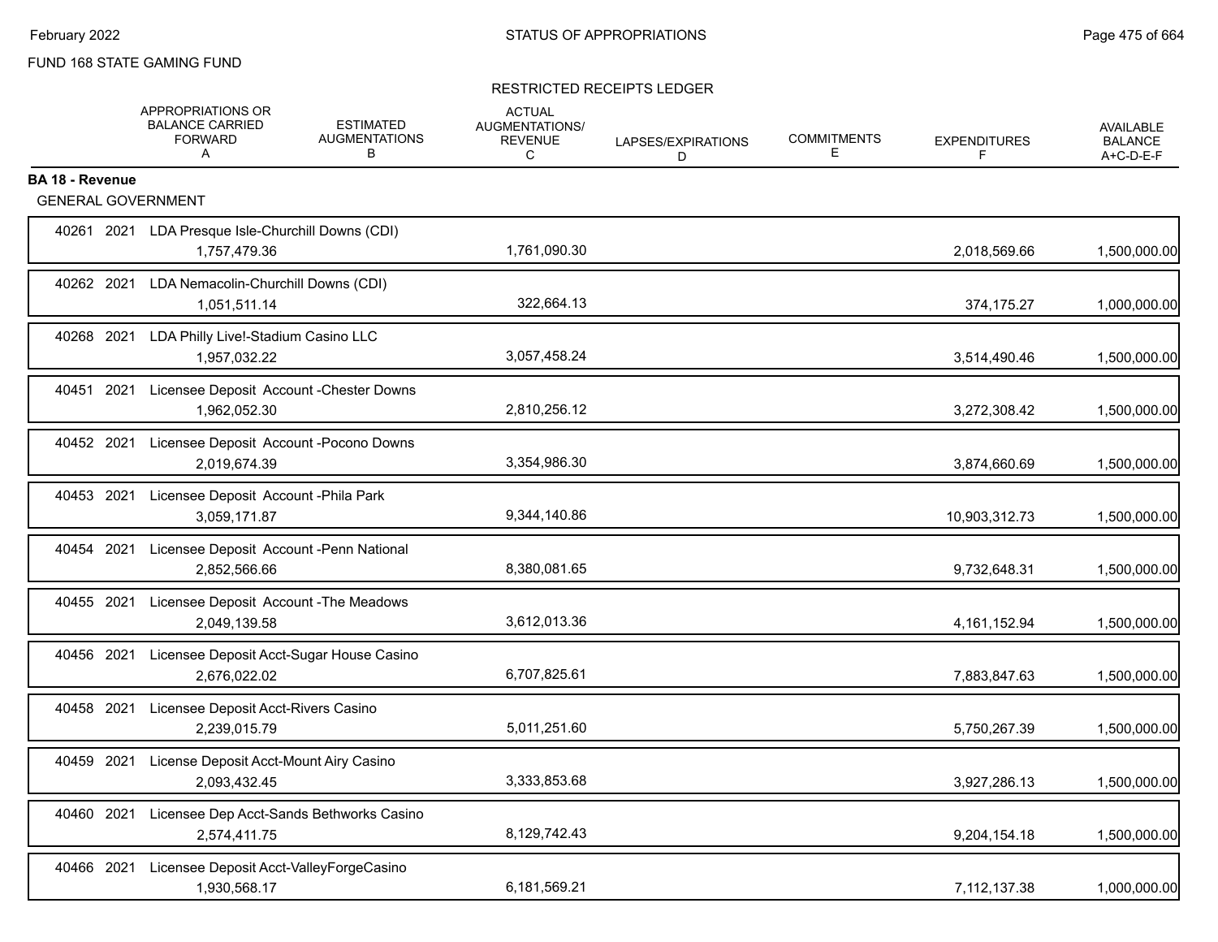FUND 168 STATE GAMING FUND

RESTRICTED RECEIPTS LEDGER

| | APPROPRIATIONS OR BALANCE CARRIED FORWARD A | ESTIMATED AUGMENTATIONS B | ACTUAL AUGMENTATIONS/ REVENUE C | LAPSES/EXPIRATIONS D | COMMITMENTS E | EXPENDITURES F | AVAILABLE BALANCE A+C-D-E-F |
|---|---|---|---|---|---|---|---|
| **BA 18 - Revenue** | | | | | | | |
| GENERAL GOVERNMENT | | | | | | | |
| 40261 2021 LDA Presque Isle-Churchill Downs (CDI) | 1,757,479.36 | | 1,761,090.30 | | | 2,018,569.66 | 1,500,000.00 |
| 40262 2021 LDA Nemacolin-Churchill Downs (CDI) | 1,051,511.14 | | 322,664.13 | | | 374,175.27 | 1,000,000.00 |
| 40268 2021 LDA Philly Live!-Stadium Casino LLC | 1,957,032.22 | | 3,057,458.24 | | | 3,514,490.46 | 1,500,000.00 |
| 40451 2021 Licensee Deposit Account -Chester Downs | 1,962,052.30 | | 2,810,256.12 | | | 3,272,308.42 | 1,500,000.00 |
| 40452 2021 Licensee Deposit Account -Pocono Downs | 2,019,674.39 | | 3,354,986.30 | | | 3,874,660.69 | 1,500,000.00 |
| 40453 2021 Licensee Deposit Account -Phila Park | 3,059,171.87 | | 9,344,140.86 | | | 10,903,312.73 | 1,500,000.00 |
| 40454 2021 Licensee Deposit Account -Penn National | 2,852,566.66 | | 8,380,081.65 | | | 9,732,648.31 | 1,500,000.00 |
| 40455 2021 Licensee Deposit Account -The Meadows | 2,049,139.58 | | 3,612,013.36 | | | 4,161,152.94 | 1,500,000.00 |
| 40456 2021 Licensee Deposit Acct-Sugar House Casino | 2,676,022.02 | | 6,707,825.61 | | | 7,883,847.63 | 1,500,000.00 |
| 40458 2021 Licensee Deposit Acct-Rivers Casino | 2,239,015.79 | | 5,011,251.60 | | | 5,750,267.39 | 1,500,000.00 |
| 40459 2021 License Deposit Acct-Mount Airy Casino | 2,093,432.45 | | 3,333,853.68 | | | 3,927,286.13 | 1,500,000.00 |
| 40460 2021 Licensee Dep Acct-Sands Bethworks Casino | 2,574,411.75 | | 8,129,742.43 | | | 9,204,154.18 | 1,500,000.00 |
| 40466 2021 Licensee Deposit Acct-ValleyForgeCasino | 1,930,568.17 | | 6,181,569.21 | | | 7,112,137.38 | 1,000,000.00 |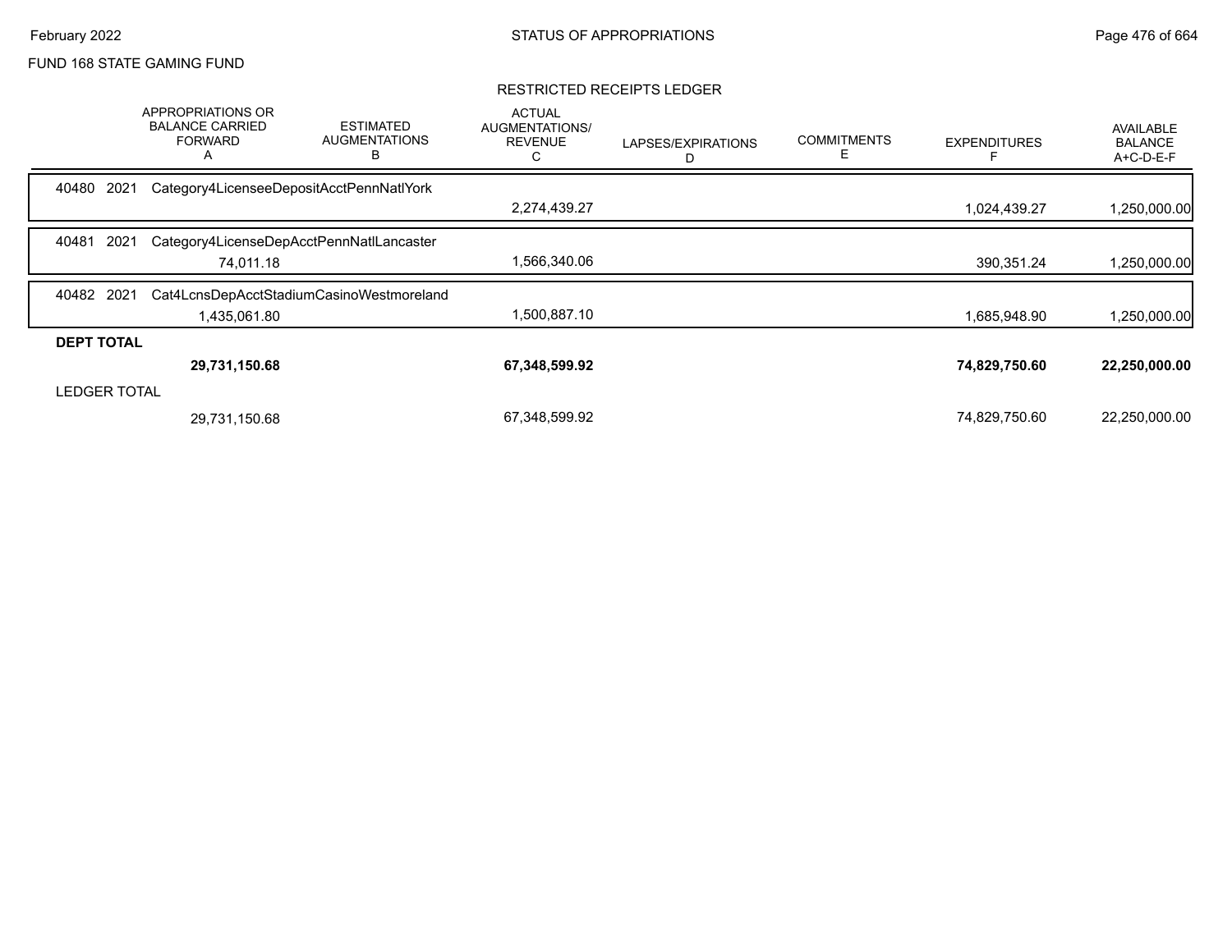FUND 168 STATE GAMING FUND

RESTRICTED RECEIPTS LEDGER

| | APPROPRIATIONS OR BALANCE CARRIED FORWARD A | ESTIMATED AUGMENTATIONS B | ACTUAL AUGMENTATIONS/ REVENUE C | LAPSES/EXPIRATIONS D | COMMITMENTS E | EXPENDITURES F | AVAILABLE BALANCE A+C-D-E-F |
|---|---|---|---|---|---|---|---|
| 40480 2021 Category4LicenseeDepositAcctPennNatlYork | | | 2,274,439.27 | | | 1,024,439.27 | 1,250,000.00 |
| 40481 2021 Category4LicenseDepAcctPennNatlLancaster | 74,011.18 | | 1,566,340.06 | | | 390,351.24 | 1,250,000.00 |
| 40482 2021 Cat4LcnsDepAcctStadiumCasinoWestmoreland | 1,435,061.80 | | 1,500,887.10 | | | 1,685,948.90 | 1,250,000.00 |
| **DEPT TOTAL** | **29,731,150.68** | | **67,348,599.92** | | | **74,829,750.60** | **22,250,000.00** |
| LEDGER TOTAL | 29,731,150.68 | | 67,348,599.92 | | | 74,829,750.60 | 22,250,000.00 |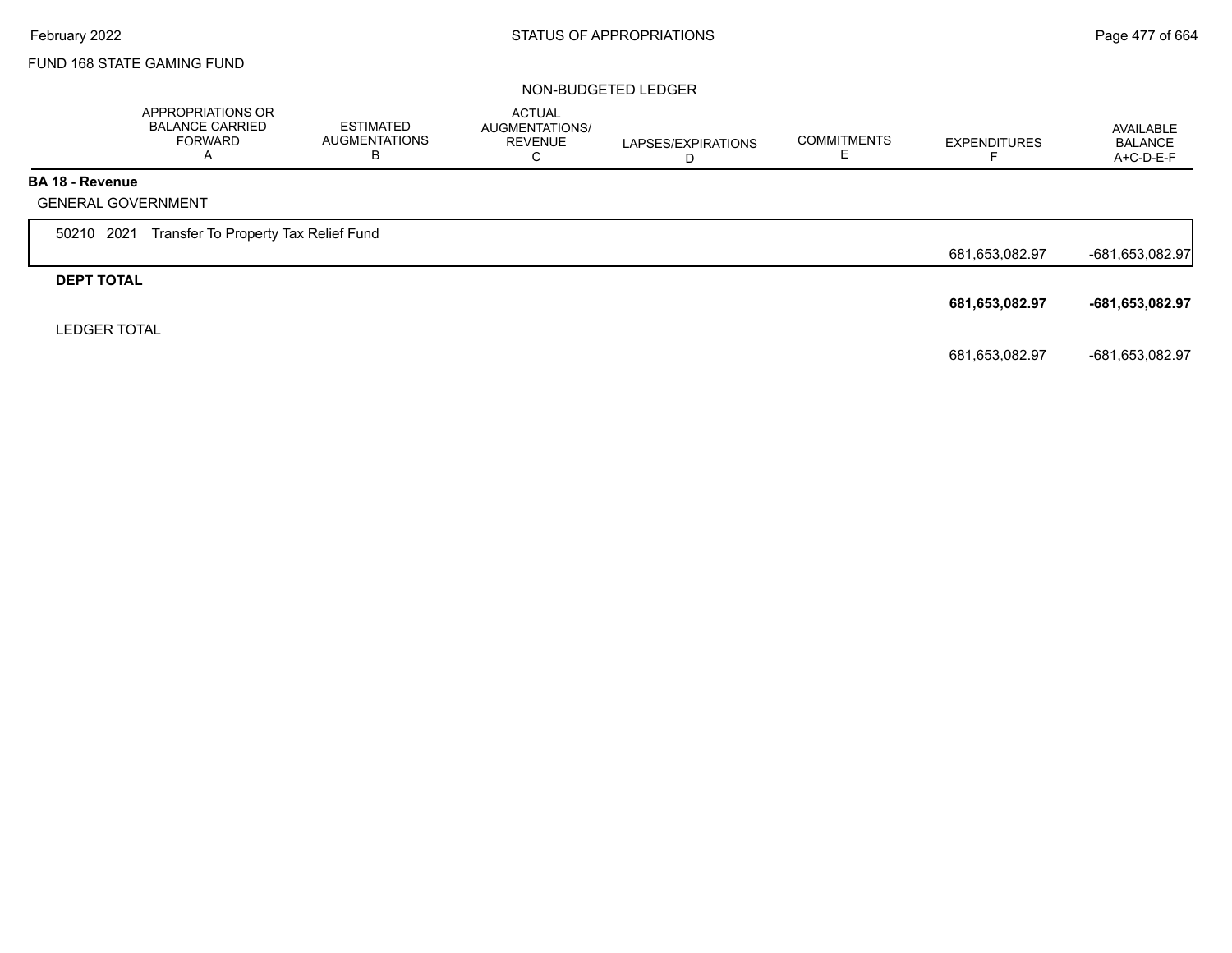FUND 168 STATE GAMING FUND

NON-BUDGETED LEDGER

| | APPROPRIATIONS OR BALANCE CARRIED FORWARD A | ESTIMATED AUGMENTATIONS B | ACTUAL AUGMENTATIONS/ REVENUE C | LAPSES/EXPIRATIONS D | COMMITMENTS E | EXPENDITURES F | AVAILABLE BALANCE A+C-D-E-F |
|---|---|---|---|---|---|---|---|
| **BA 18 - Revenue** | | | | | | | |
| GENERAL GOVERNMENT | | | | | | | |
| 50210 2021 Transfer To Property Tax Relief Fund | | | | | | 681,653,082.97 | -681,653,082.97 |
| **DEPT TOTAL** | | | | | | **681,653,082.97** | **-681,653,082.97** |
| LEDGER TOTAL | | | | | | 681,653,082.97 | -681,653,082.97 |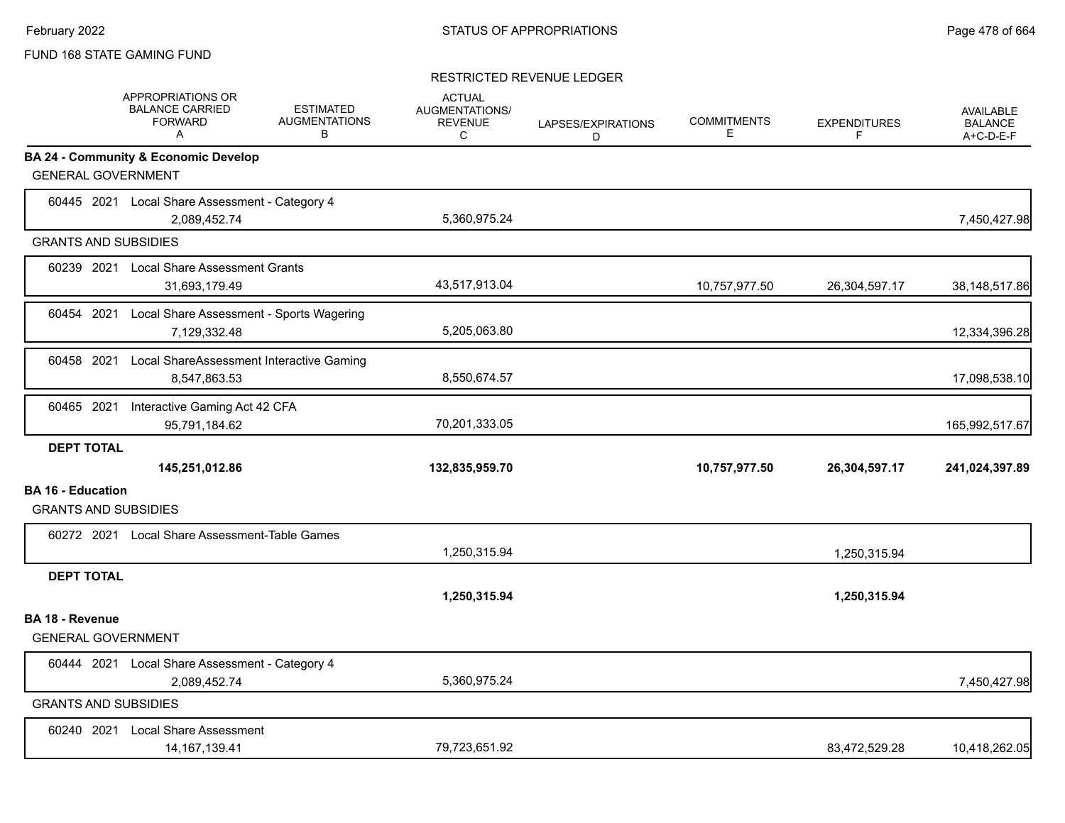FUND 168 STATE GAMING FUND

## STATUS OF APPROPRIATIONS

### RESTRICTED REVENUE LEDGER

| | APPROPRIATIONS OR BALANCE CARRIED FORWARD A | ESTIMATED AUGMENTATIONS B | ACTUAL AUGMENTATIONS/ REVENUE C | LAPSES/EXPIRATIONS D | COMMITMENTS E | EXPENDITURES F | AVAILABLE BALANCE A+C-D-E-F |
|---|---|---|---|---|---|---|---|
| **BA 24 - Community & Economic Develop** | | | | | | | |
| GENERAL GOVERNMENT | | | | | | | |
| 60445 2021 Local Share Assessment - Category 4 | 2,089,452.74 | | 5,360,975.24 | | | | 7,450,427.98 |
| GRANTS AND SUBSIDIES | | | | | | | |
| 60239 2021 Local Share Assessment Grants | 31,693,179.49 | | 43,517,913.04 | | 10,757,977.50 | 26,304,597.17 | 38,148,517.86 |
| 60454 2021 Local Share Assessment - Sports Wagering | 7,129,332.48 | | 5,205,063.80 | | | | 12,334,396.28 |
| 60458 2021 Local ShareAssessment Interactive Gaming | 8,547,863.53 | | 8,550,674.57 | | | | 17,098,538.10 |
| 60465 2021 Interactive Gaming Act 42 CFA | 95,791,184.62 | | 70,201,333.05 | | | | 165,992,517.67 |
| **DEPT TOTAL** | **145,251,012.86** | | **132,835,959.70** | | **10,757,977.50** | **26,304,597.17** | **241,024,397.89** |
| **BA 16 - Education** | | | | | | | |
| GRANTS AND SUBSIDIES | | | | | | | |
| 60272 2021 Local Share Assessment-Table Games | | | 1,250,315.94 | | | 1,250,315.94 | |
| **DEPT TOTAL** | | | **1,250,315.94** | | | **1,250,315.94** | |
| **BA 18 - Revenue** | | | | | | | |
| GENERAL GOVERNMENT | | | | | | | |
| 60444 2021 Local Share Assessment - Category 4 | 2,089,452.74 | | 5,360,975.24 | | | | 7,450,427.98 |
| GRANTS AND SUBSIDIES | | | | | | | |
| 60240 2021 Local Share Assessment | 14,167,139.41 | | 79,723,651.92 | | | 83,472,529.28 | 10,418,262.05 |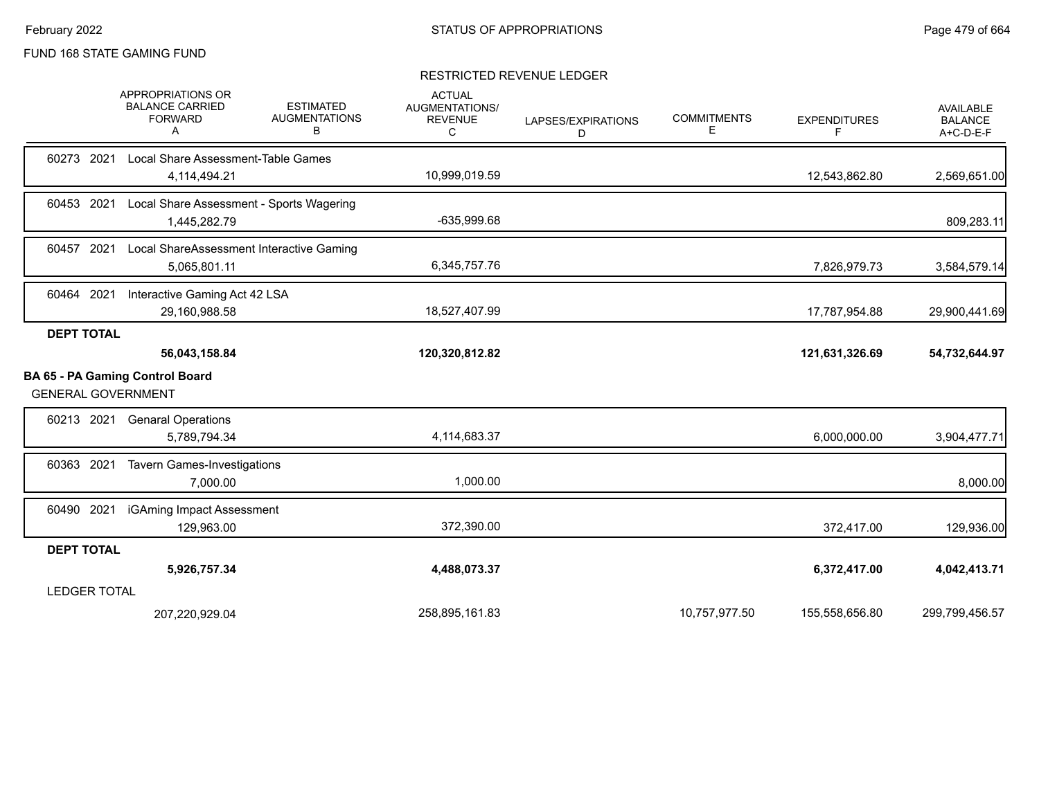FUND 168 STATE GAMING FUND

RESTRICTED REVENUE LEDGER

| | APPROPRIATIONS OR BALANCE CARRIED FORWARD A | ESTIMATED AUGMENTATIONS B | ACTUAL AUGMENTATIONS/ REVENUE C | LAPSES/EXPIRATIONS D | COMMITMENTS E | EXPENDITURES F | AVAILABLE BALANCE A+C-D-E-F |
|---|---|---|---|---|---|---|---|
| 60273 2021 Local Share Assessment-Table Games | 4,114,494.21 | | 10,999,019.59 | | | 12,543,862.80 | 2,569,651.00 |
| 60453 2021 Local Share Assessment - Sports Wagering | 1,445,282.79 | | -635,999.68 | | | | 809,283.11 |
| 60457 2021 Local ShareAssessment Interactive Gaming | 5,065,801.11 | | 6,345,757.76 | | | 7,826,979.73 | 3,584,579.14 |
| 60464 2021 Interactive Gaming Act 42 LSA | 29,160,988.58 | | 18,527,407.99 | | | 17,787,954.88 | 29,900,441.69 |
| **DEPT TOTAL** | **56,043,158.84** | | **120,320,812.82** | | | **121,631,326.69** | **54,732,644.97** |
| **BA 65 - PA Gaming Control Board** | | | | | | | |
| GENERAL GOVERNMENT | | | | | | | |
| 60213 2021 Genaral Operations | 5,789,794.34 | | 4,114,683.37 | | | 6,000,000.00 | 3,904,477.71 |
| 60363 2021 Tavern Games-Investigations | 7,000.00 | | 1,000.00 | | | | 8,000.00 |
| 60490 2021 iGAming Impact Assessment | 129,963.00 | | 372,390.00 | | | 372,417.00 | 129,936.00 |
| **DEPT TOTAL** | **5,926,757.34** | | **4,488,073.37** | | | **6,372,417.00** | **4,042,413.71** |
| LEDGER TOTAL | 207,220,929.04 | | 258,895,161.83 | | 10,757,977.50 | 155,558,656.80 | 299,799,456.57 |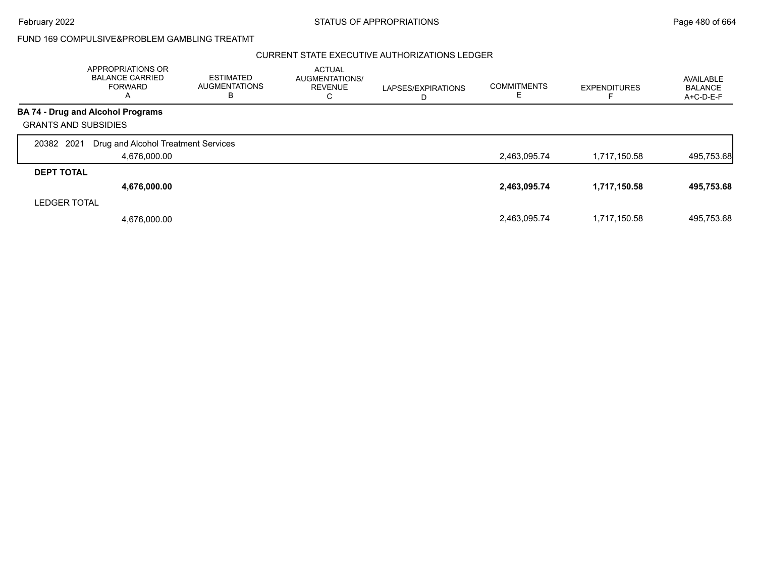FUND 169 COMPULSIVE&PROBLEM GAMBLING TREATMT

CURRENT STATE EXECUTIVE AUTHORIZATIONS LEDGER

| | APPROPRIATIONS OR BALANCE CARRIED FORWARD A | ESTIMATED AUGMENTATIONS B | ACTUAL AUGMENTATIONS/ REVENUE C | LAPSES/EXPIRATIONS D | COMMITMENTS E | EXPENDITURES F | AVAILABLE BALANCE A+C-D-E-F |
|---|---|---|---|---|---|---|---|
| **BA 74 - Drug and Alcohol Programs** | | | | | | | |
| GRANTS AND SUBSIDIES | | | | | | | |
| 20382 2021 Drug and Alcohol Treatment Services | 4,676,000.00 | | | | 2,463,095.74 | 1,717,150.58 | 495,753.68 |
| **DEPT TOTAL** | **4,676,000.00** | | | | **2,463,095.74** | **1,717,150.58** | **495,753.68** |
| LEDGER TOTAL | 4,676,000.00 | | | | 2,463,095.74 | 1,717,150.58 | 495,753.68 |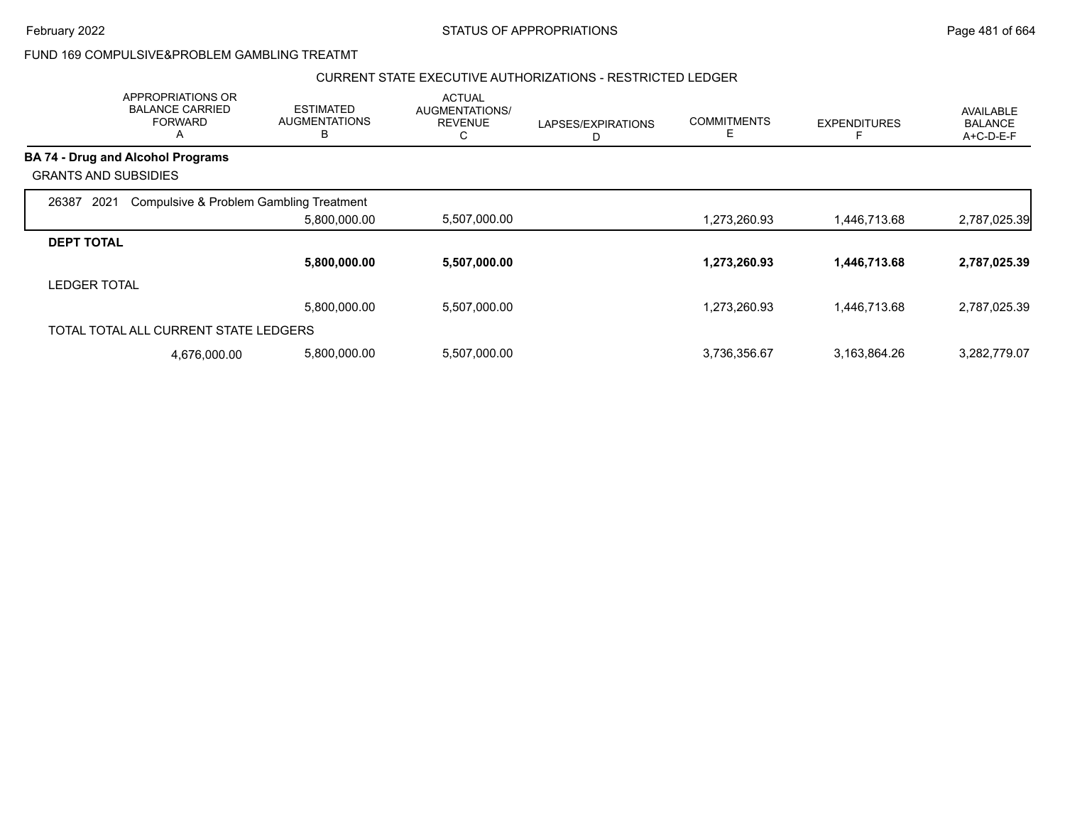FUND 169 COMPULSIVE&PROBLEM GAMBLING TREATMT

CURRENT STATE EXECUTIVE AUTHORIZATIONS - RESTRICTED LEDGER

| | APPROPRIATIONS OR BALANCE CARRIED FORWARD A | ESTIMATED AUGMENTATIONS B | ACTUAL AUGMENTATIONS/ REVENUE C | LAPSES/EXPIRATIONS D | COMMITMENTS E | EXPENDITURES F | AVAILABLE BALANCE A+C-D-E-F |
|---|---|---|---|---|---|---|---|
| **BA 74 - Drug and Alcohol Programs** | | | | | | | |
| GRANTS AND SUBSIDIES | | | | | | | |
| 26387 2021 Compulsive & Problem Gambling Treatment | | 5,800,000.00 | 5,507,000.00 | | 1,273,260.93 | 1,446,713.68 | 2,787,025.39 |
| **DEPT TOTAL** | | **5,800,000.00** | **5,507,000.00** | | **1,273,260.93** | **1,446,713.68** | **2,787,025.39** |
| LEDGER TOTAL | | 5,800,000.00 | 5,507,000.00 | | 1,273,260.93 | 1,446,713.68 | 2,787,025.39 |
| TOTAL TOTAL ALL CURRENT STATE LEDGERS | 4,676,000.00 | 5,800,000.00 | 5,507,000.00 | | 3,736,356.67 | 3,163,864.26 | 3,282,779.07 |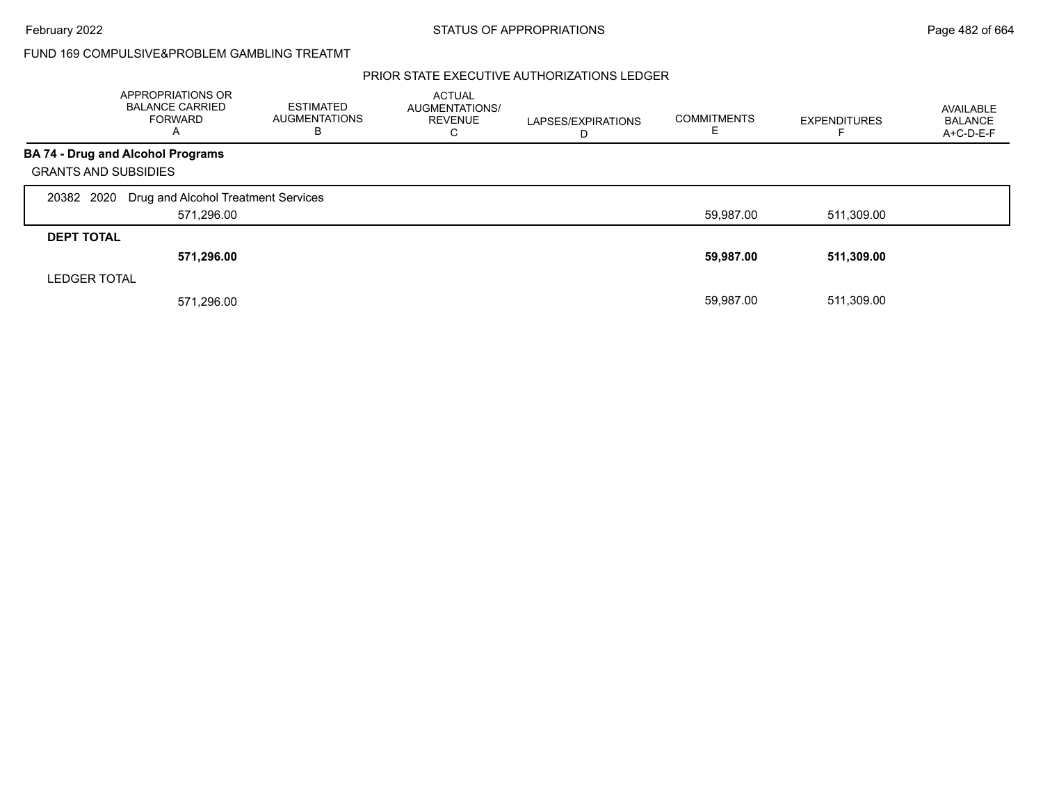FUND 169 COMPULSIVE&PROBLEM GAMBLING TREATMT

PRIOR STATE EXECUTIVE AUTHORIZATIONS LEDGER

| | APPROPRIATIONS OR BALANCE CARRIED FORWARD A | ESTIMATED AUGMENTATIONS B | ACTUAL AUGMENTATIONS/ REVENUE C | LAPSES/EXPIRATIONS D | COMMITMENTS E | EXPENDITURES F | AVAILABLE BALANCE A+C-D-E-F |
|---|---|---|---|---|---|---|---|
| **BA 74 - Drug and Alcohol Programs** | | | | | | | |
| GRANTS AND SUBSIDIES | | | | | | | |
| 20382 2020 Drug and Alcohol Treatment Services | 571,296.00 | | | | 59,987.00 | 511,309.00 | |
| **DEPT TOTAL** | **571,296.00** | | | | **59,987.00** | **511,309.00** | |
| LEDGER TOTAL | 571,296.00 | | | | 59,987.00 | 511,309.00 | |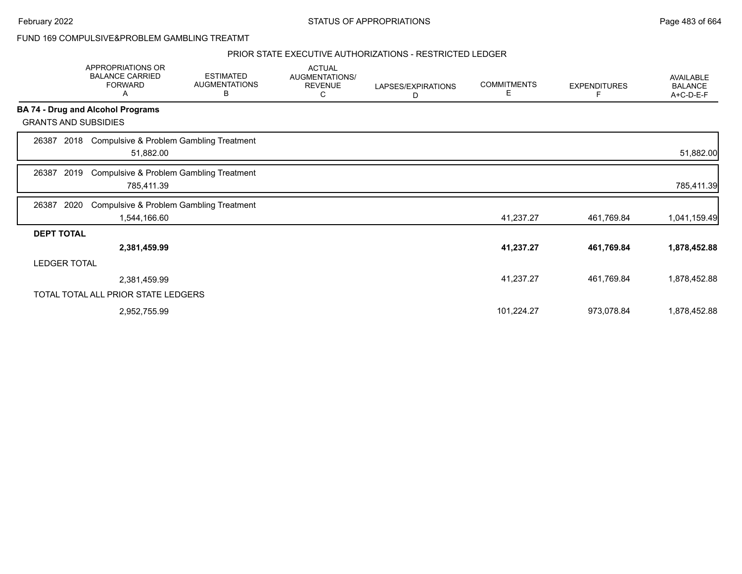FUND 169 COMPULSIVE&PROBLEM GAMBLING TREATMT

PRIOR STATE EXECUTIVE AUTHORIZATIONS - RESTRICTED LEDGER

| | APPROPRIATIONS OR BALANCE CARRIED FORWARD A | ESTIMATED AUGMENTATIONS B | ACTUAL AUGMENTATIONS/ REVENUE C | LAPSES/EXPIRATIONS D | COMMITMENTS E | EXPENDITURES F | AVAILABLE BALANCE A+C-D-E-F |
|---|---|---|---|---|---|---|---|
| **BA 74 - Drug and Alcohol Programs** | | | | | | | |
| GRANTS AND SUBSIDIES | | | | | | | |
| 26387 2018 Compulsive & Problem Gambling Treatment | 51,882.00 | | | | | | 51,882.00 |
| 26387 2019 Compulsive & Problem Gambling Treatment | 785,411.39 | | | | | | 785,411.39 |
| 26387 2020 Compulsive & Problem Gambling Treatment | 1,544,166.60 | | | | 41,237.27 | 461,769.84 | 1,041,159.49 |
| **DEPT TOTAL** | **2,381,459.99** | | | | **41,237.27** | **461,769.84** | **1,878,452.88** |
| LEDGER TOTAL | 2,381,459.99 | | | | 41,237.27 | 461,769.84 | 1,878,452.88 |
| TOTAL TOTAL ALL PRIOR STATE LEDGERS | 2,952,755.99 | | | | 101,224.27 | 973,078.84 | 1,878,452.88 |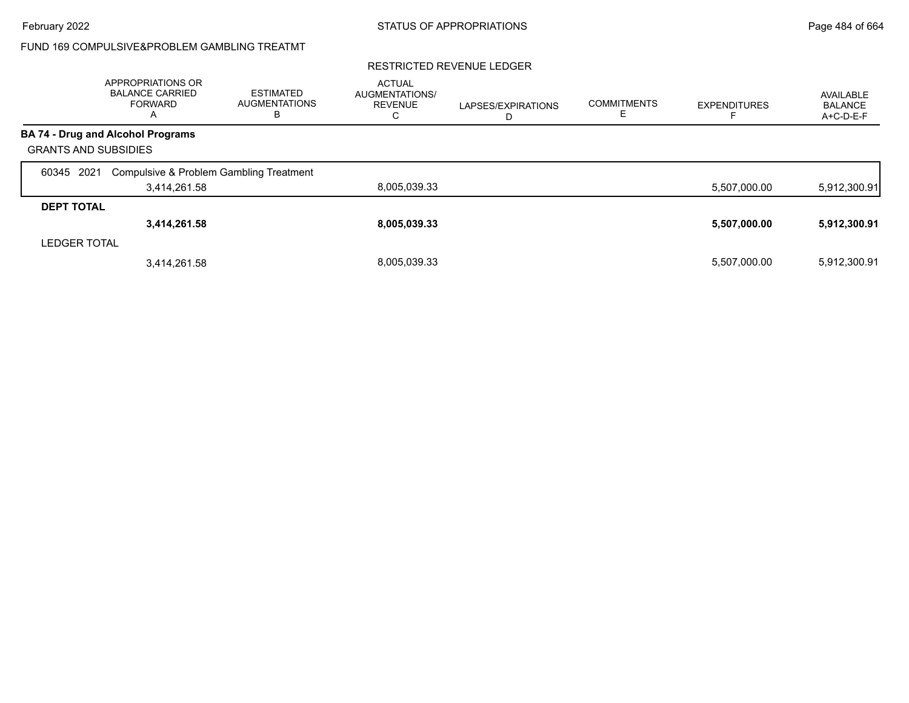FUND 169 COMPULSIVE&PROBLEM GAMBLING TREATMT

RESTRICTED REVENUE LEDGER

| | APPROPRIATIONS OR BALANCE CARRIED FORWARD A | ESTIMATED AUGMENTATIONS B | ACTUAL AUGMENTATIONS/ REVENUE C | LAPSES/EXPIRATIONS D | COMMITMENTS E | EXPENDITURES F | AVAILABLE BALANCE A+C-D-E-F |
|---|---|---|---|---|---|---|---|
| **BA 74 - Drug and Alcohol Programs** | | | | | | | |
| GRANTS AND SUBSIDIES | | | | | | | |
| 60345 2021 Compulsive & Problem Gambling Treatment | 3,414,261.58 | | 8,005,039.33 | | | 5,507,000.00 | 5,912,300.91 |
| **DEPT TOTAL** | **3,414,261.58** | | **8,005,039.33** | | | **5,507,000.00** | **5,912,300.91** |
| LEDGER TOTAL | 3,414,261.58 | | 8,005,039.33 | | | 5,507,000.00 | 5,912,300.91 |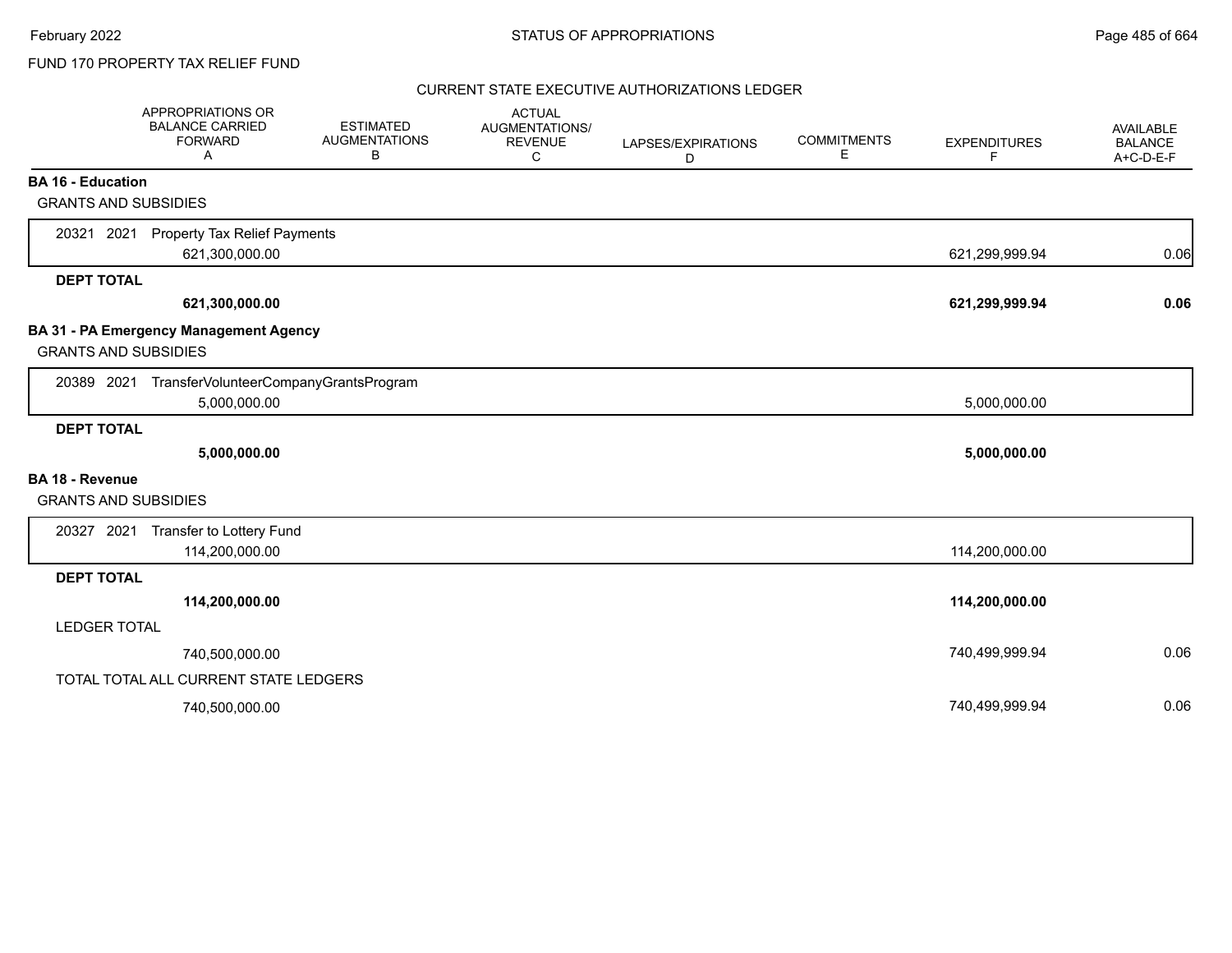FUND 170 PROPERTY TAX RELIEF FUND

## CURRENT STATE EXECUTIVE AUTHORIZATIONS LEDGER

| | APPROPRIATIONS OR BALANCE CARRIED FORWARD A | ESTIMATED AUGMENTATIONS B | ACTUAL AUGMENTATIONS/ REVENUE C | LAPSES/EXPIRATIONS D | COMMITMENTS E | EXPENDITURES F | AVAILABLE BALANCE A+C-D-E-F |
|---|---|---|---|---|---|---|---|
| **BA 16 - Education** | | | | | | | |
| GRANTS AND SUBSIDIES | | | | | | | |
| 20321 2021 Property Tax Relief Payments | 621,300,000.00 | | | | | 621,299,999.94 | 0.06 |
| **DEPT TOTAL** | **621,300,000.00** | | | | | **621,299,999.94** | **0.06** |
| **BA 31 - PA Emergency Management Agency** | | | | | | | |
| GRANTS AND SUBSIDIES | | | | | | | |
| 20389 2021 TransferVolunteerCompanyGrantsProgram | 5,000,000.00 | | | | | 5,000,000.00 | |
| **DEPT TOTAL** | **5,000,000.00** | | | | | **5,000,000.00** | |
| **BA 18 - Revenue** | | | | | | | |
| GRANTS AND SUBSIDIES | | | | | | | |
| 20327 2021 Transfer to Lottery Fund | 114,200,000.00 | | | | | 114,200,000.00 | |
| **DEPT TOTAL** | **114,200,000.00** | | | | | **114,200,000.00** | |
| LEDGER TOTAL | 740,500,000.00 | | | | | 740,499,999.94 | 0.06 |
| TOTAL TOTAL ALL CURRENT STATE LEDGERS | 740,500,000.00 | | | | | 740,499,999.94 | 0.06 |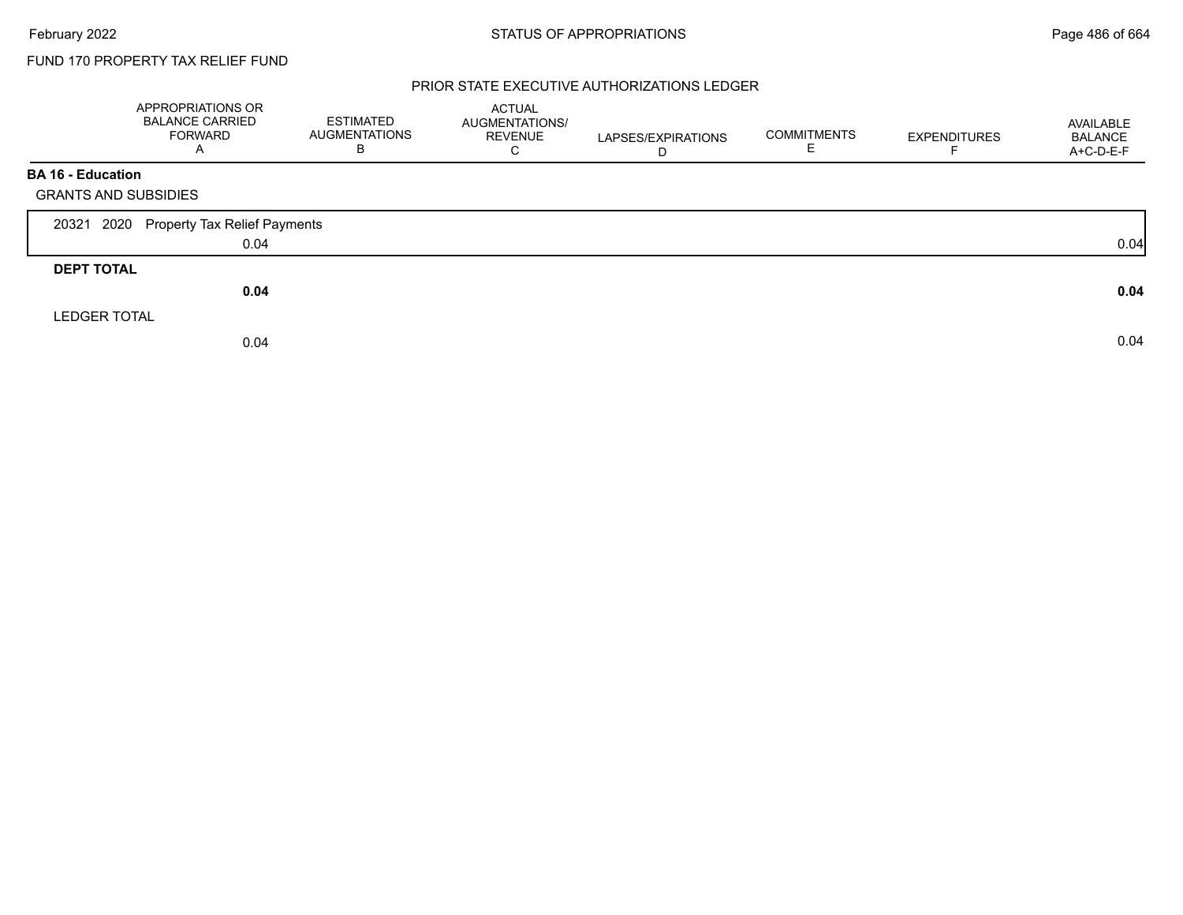FUND 170 PROPERTY TAX RELIEF FUND

## PRIOR STATE EXECUTIVE AUTHORIZATIONS LEDGER

| | APPROPRIATIONS OR BALANCE CARRIED FORWARD A | ESTIMATED AUGMENTATIONS B | ACTUAL AUGMENTATIONS/ REVENUE C | LAPSES/EXPIRATIONS D | COMMITMENTS E | EXPENDITURES F | AVAILABLE BALANCE A+C-D-E-F |
|---|---|---|---|---|---|---|---|
| **BA 16 - Education** | | | | | | | |
| GRANTS AND SUBSIDIES | | | | | | | |
| 20321 2020 Property Tax Relief Payments | 0.04 | | | | | | 0.04 |
| **DEPT TOTAL** | **0.04** | | | | | | **0.04** |
| LEDGER TOTAL | 0.04 | | | | | | 0.04 |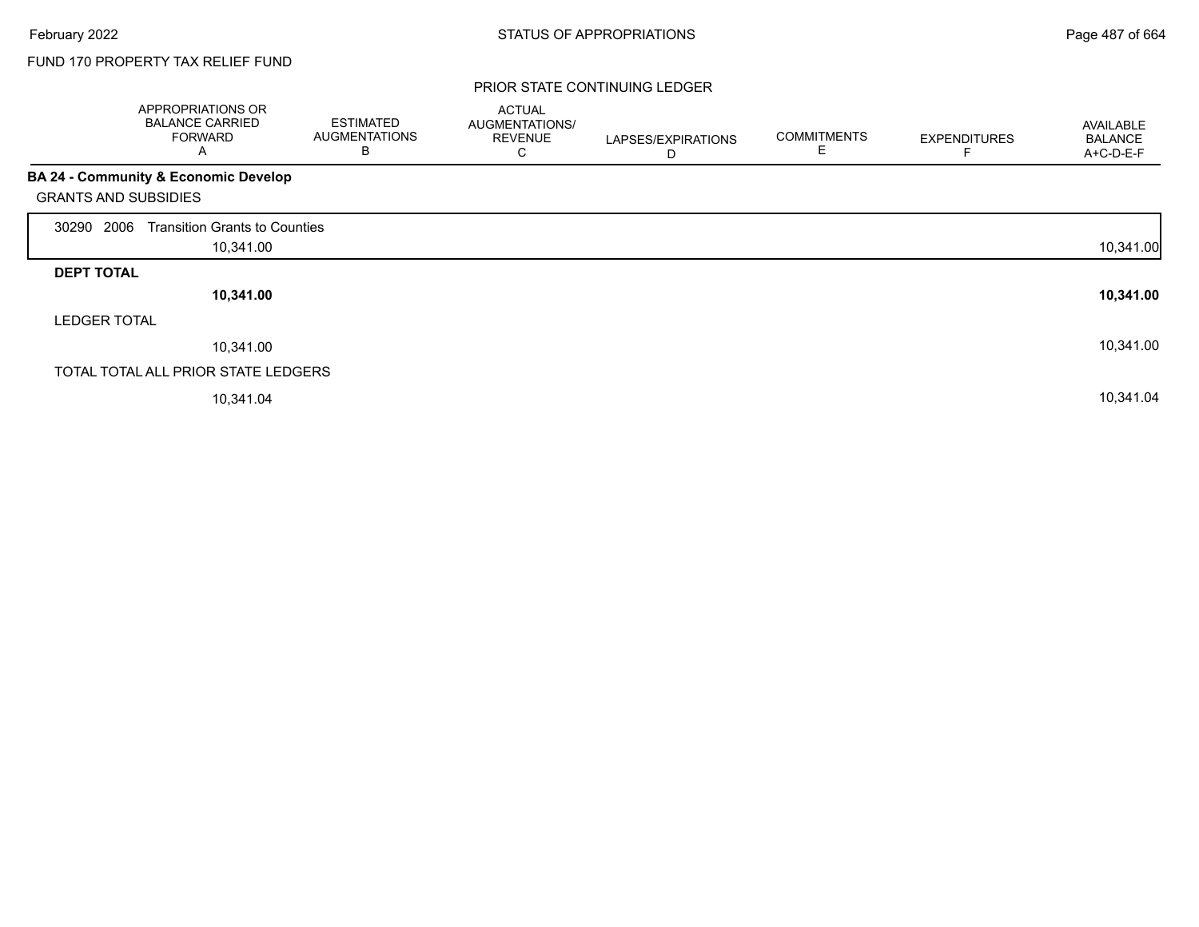FUND 170 PROPERTY TAX RELIEF FUND

## PRIOR STATE CONTINUING LEDGER

| | APPROPRIATIONS OR BALANCE CARRIED FORWARD A | ESTIMATED AUGMENTATIONS B | ACTUAL AUGMENTATIONS/ REVENUE C | LAPSES/EXPIRATIONS D | COMMITMENTS E | EXPENDITURES F | AVAILABLE BALANCE A+C-D-E-F |
|---|---|---|---|---|---|---|---|
| **BA 24 - Community & Economic Develop** | | | | | | | |
| GRANTS AND SUBSIDIES | | | | | | | |
| 30290 2006 Transition Grants to Counties | 10,341.00 | | | | | | 10,341.00 |
| **DEPT TOTAL** | **10,341.00** | | | | | | **10,341.00** |
| LEDGER TOTAL | 10,341.00 | | | | | | 10,341.00 |
| TOTAL TOTAL ALL PRIOR STATE LEDGERS | 10,341.04 | | | | | | 10,341.04 |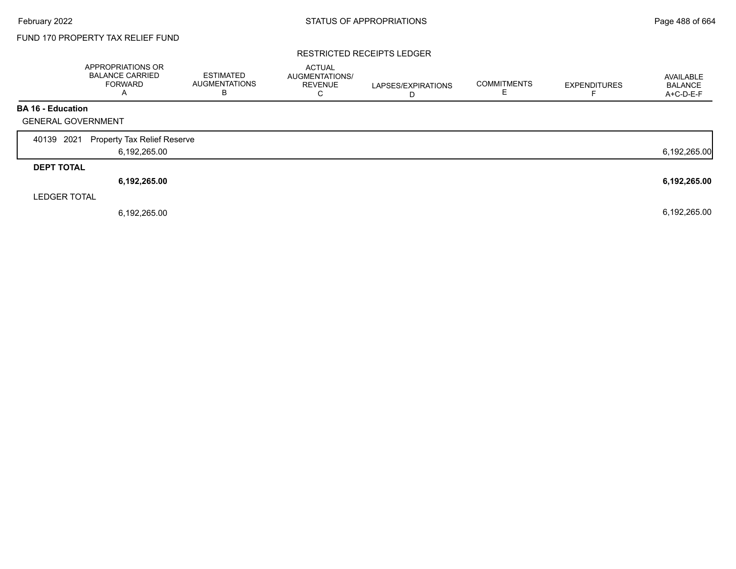FUND 170 PROPERTY TAX RELIEF FUND

RESTRICTED RECEIPTS LEDGER

| | APPROPRIATIONS OR BALANCE CARRIED FORWARD A | ESTIMATED AUGMENTATIONS B | ACTUAL AUGMENTATIONS/ REVENUE C | LAPSES/EXPIRATIONS D | COMMITMENTS E | EXPENDITURES F | AVAILABLE BALANCE A+C-D-E-F |
|---|---|---|---|---|---|---|---|
| **BA 16 - Education** | | | | | | | |
| GENERAL GOVERNMENT | | | | | | | |
| 40139 2021 Property Tax Relief Reserve | 6,192,265.00 | | | | | | 6,192,265.00 |
| **DEPT TOTAL** | **6,192,265.00** | | | | | | **6,192,265.00** |
| LEDGER TOTAL | 6,192,265.00 | | | | | | 6,192,265.00 |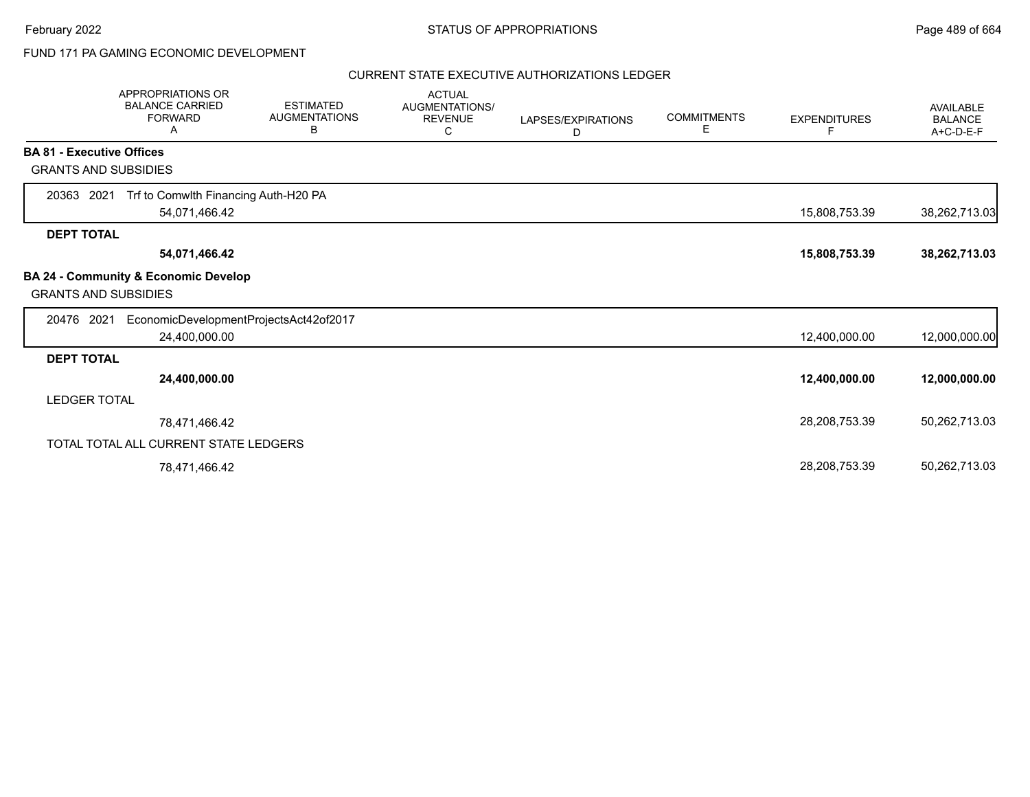FUND 171 PA GAMING ECONOMIC DEVELOPMENT

CURRENT STATE EXECUTIVE AUTHORIZATIONS LEDGER

| APPROPRIATIONS OR BALANCE CARRIED FORWARD A | ESTIMATED AUGMENTATIONS B | ACTUAL AUGMENTATIONS/ REVENUE C | LAPSES/EXPIRATIONS D | COMMITMENTS E | EXPENDITURES F | AVAILABLE BALANCE A+C-D-E-F |
|---|---|---|---|---|---|---|
| **BA 81 - Executive Offices** | | | | | | |
| GRANTS AND SUBSIDIES | | | | | | |
| 20363 2021 Trf to Comwlth Financing Auth-H20 PA | | | | | | |
| 54,071,466.42 | | | | | 15,808,753.39 | 38,262,713.03 |
| **DEPT TOTAL** | | | | | | |
| **54,071,466.42** | | | | | **15,808,753.39** | **38,262,713.03** |
| **BA 24 - Community & Economic Develop** | | | | | | |
| GRANTS AND SUBSIDIES | | | | | | |
| 20476 2021 EconomicDevelopmentProjectsAct42of2017 | | | | | | |
| 24,400,000.00 | | | | | 12,400,000.00 | 12,000,000.00 |
| **DEPT TOTAL** | | | | | | |
| **24,400,000.00** | | | | | **12,400,000.00** | **12,000,000.00** |
| LEDGER TOTAL | | | | | | |
| 78,471,466.42 | | | | | 28,208,753.39 | 50,262,713.03 |
| TOTAL TOTAL ALL CURRENT STATE LEDGERS | | | | | | |
| 78,471,466.42 | | | | | 28,208,753.39 | 50,262,713.03 |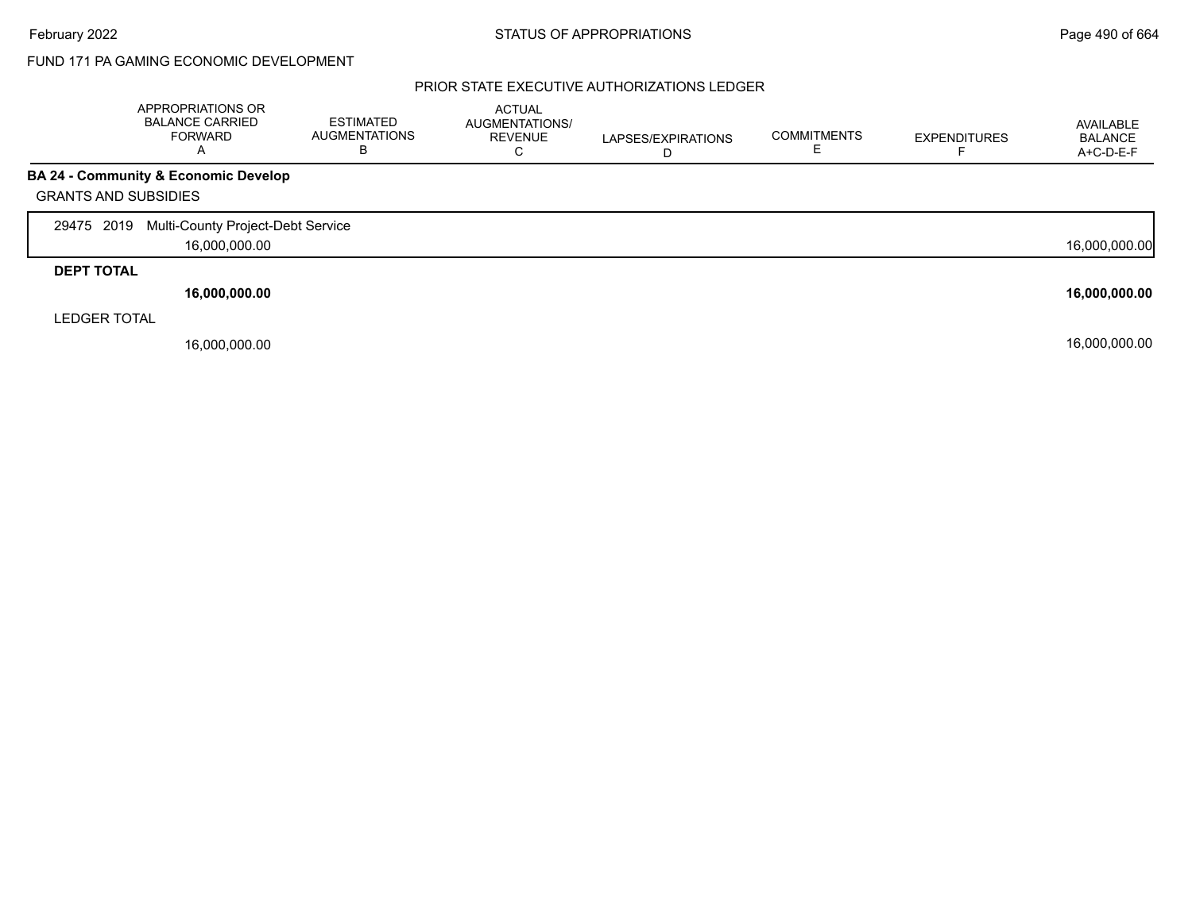FUND 171 PA GAMING ECONOMIC DEVELOPMENT

PRIOR STATE EXECUTIVE AUTHORIZATIONS LEDGER

| APPROPRIATIONS OR BALANCE CARRIED FORWARD A | ESTIMATED AUGMENTATIONS B | ACTUAL AUGMENTATIONS/ REVENUE C | LAPSES/EXPIRATIONS D | COMMITMENTS E | EXPENDITURES F | AVAILABLE BALANCE A+C-D-E-F |
|---|---|---|---|---|---|---|
| **BA 24 - Community & Economic Develop** | | | | | | |
| GRANTS AND SUBSIDIES | | | | | | |
| 29475 2019 Multi-County Project-Debt Service | | | | | | |
| 16,000,000.00 | | | | | | 16,000,000.00 |
| **DEPT TOTAL** | | | | | | |
| **16,000,000.00** | | | | | | **16,000,000.00** |
| LEDGER TOTAL | | | | | | |
| 16,000,000.00 | | | | | | 16,000,000.00 |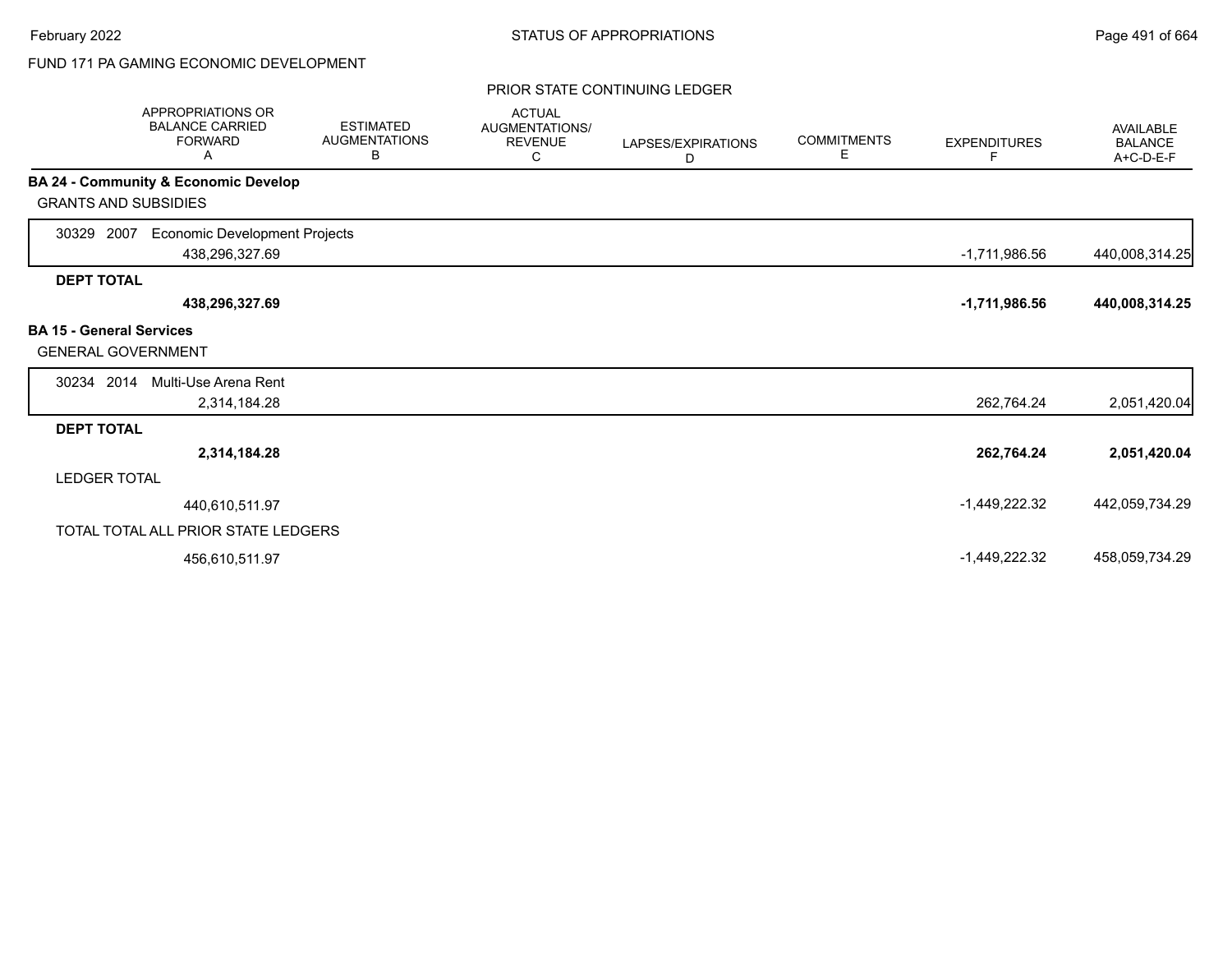FUND 171 PA GAMING ECONOMIC DEVELOPMENT

PRIOR STATE CONTINUING LEDGER

| APPROPRIATIONS OR BALANCE CARRIED FORWARD A | ESTIMATED AUGMENTATIONS B | ACTUAL AUGMENTATIONS/ REVENUE C | LAPSES/EXPIRATIONS D | COMMITMENTS E | EXPENDITURES F | AVAILABLE BALANCE A+C-D-E-F |
|---|---|---|---|---|---|---|
| **BA 24 - Community & Economic Develop** | | | | | | |
| GRANTS AND SUBSIDIES | | | | | | |
| 30329 2007 Economic Development Projects | | | | | | |
| 438,296,327.69 | | | | | -1,711,986.56 | 440,008,314.25 |
| **DEPT TOTAL** | | | | | | |
| **438,296,327.69** | | | | | **-1,711,986.56** | **440,008,314.25** |
| **BA 15 - General Services** | | | | | | |
| GENERAL GOVERNMENT | | | | | | |
| 30234 2014 Multi-Use Arena Rent | | | | | | |
| 2,314,184.28 | | | | | 262,764.24 | 2,051,420.04 |
| **DEPT TOTAL** | | | | | | |
| **2,314,184.28** | | | | | **262,764.24** | **2,051,420.04** |
| LEDGER TOTAL | | | | | | |
| 440,610,511.97 | | | | | -1,449,222.32 | 442,059,734.29 |
| TOTAL TOTAL ALL PRIOR STATE LEDGERS | | | | | | |
| 456,610,511.97 | | | | | -1,449,222.32 | 458,059,734.29 |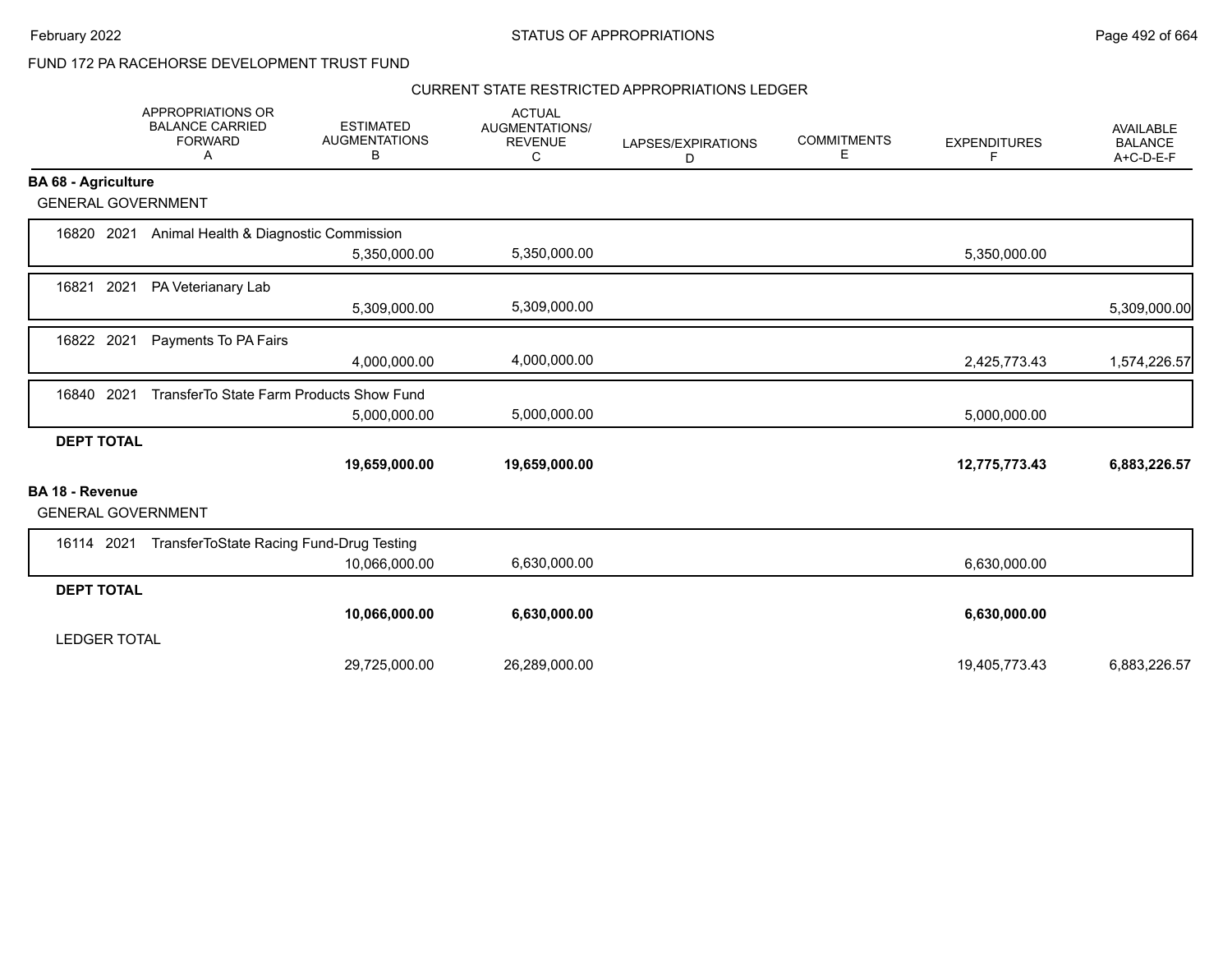# STATUS OF APPROPRIATIONS

FUND 172 PA RACEHORSE DEVELOPMENT TRUST FUND

## CURRENT STATE RESTRICTED APPROPRIATIONS LEDGER

| | APPROPRIATIONS OR BALANCE CARRIED FORWARD A | ESTIMATED AUGMENTATIONS B | ACTUAL AUGMENTATIONS/ REVENUE C | LAPSES/EXPIRATIONS D | COMMITMENTS E | EXPENDITURES F | AVAILABLE BALANCE A+C-D-E-F |
|---|---|---|---|---|---|---|---|
| **BA 68 - Agriculture** | | | | | | | |
| GENERAL GOVERNMENT | | | | | | | |
| 16820 2021 Animal Health & Diagnostic Commission | | 5,350,000.00 | 5,350,000.00 | | | 5,350,000.00 | |
| 16821 2021 PA Veterianary Lab | | 5,309,000.00 | 5,309,000.00 | | | | 5,309,000.00 |
| 16822 2021 Payments To PA Fairs | | 4,000,000.00 | 4,000,000.00 | | | 2,425,773.43 | 1,574,226.57 |
| 16840 2021 TransferTo State Farm Products Show Fund | | 5,000,000.00 | 5,000,000.00 | | | 5,000,000.00 | |
| **DEPT TOTAL** | | **19,659,000.00** | **19,659,000.00** | | | **12,775,773.43** | **6,883,226.57** |
| **BA 18 - Revenue** | | | | | | | |
| GENERAL GOVERNMENT | | | | | | | |
| 16114 2021 TransferToState Racing Fund-Drug Testing | | 10,066,000.00 | 6,630,000.00 | | | 6,630,000.00 | |
| **DEPT TOTAL** | | **10,066,000.00** | **6,630,000.00** | | | **6,630,000.00** | |
| LEDGER TOTAL | | 29,725,000.00 | 26,289,000.00 | | | 19,405,773.43 | 6,883,226.57 |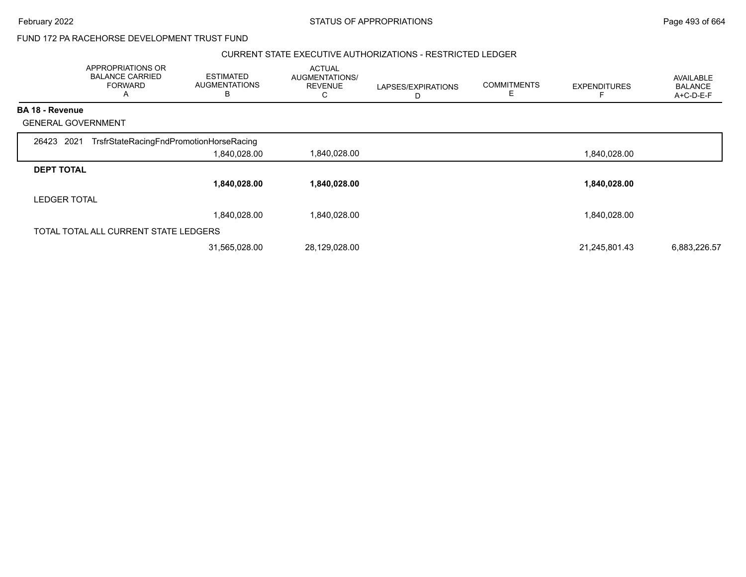FUND 172 PA RACEHORSE DEVELOPMENT TRUST FUND

CURRENT STATE EXECUTIVE AUTHORIZATIONS - RESTRICTED LEDGER

| | APPROPRIATIONS OR BALANCE CARRIED FORWARD A | ESTIMATED AUGMENTATIONS B | ACTUAL AUGMENTATIONS/ REVENUE C | LAPSES/EXPIRATIONS D | COMMITMENTS E | EXPENDITURES F | AVAILABLE BALANCE A+C-D-E-F |
|---|---|---|---|---|---|---|---|
| **BA 18 - Revenue** | | | | | | | |
| GENERAL GOVERNMENT | | | | | | | |
| 26423 2021 TrsfrStateRacingFndPromotionHorseRacing | | | | | | | |
| | | 1,840,028.00 | 1,840,028.00 | | | 1,840,028.00 | |
| **DEPT TOTAL** | | | | | | | |
| | | **1,840,028.00** | **1,840,028.00** | | | **1,840,028.00** | |
| LEDGER TOTAL | | | | | | | |
| | | 1,840,028.00 | 1,840,028.00 | | | 1,840,028.00 | |
| TOTAL TOTAL ALL CURRENT STATE LEDGERS | | | | | | | |
| | | 31,565,028.00 | 28,129,028.00 | | | 21,245,801.43 | 6,883,226.57 |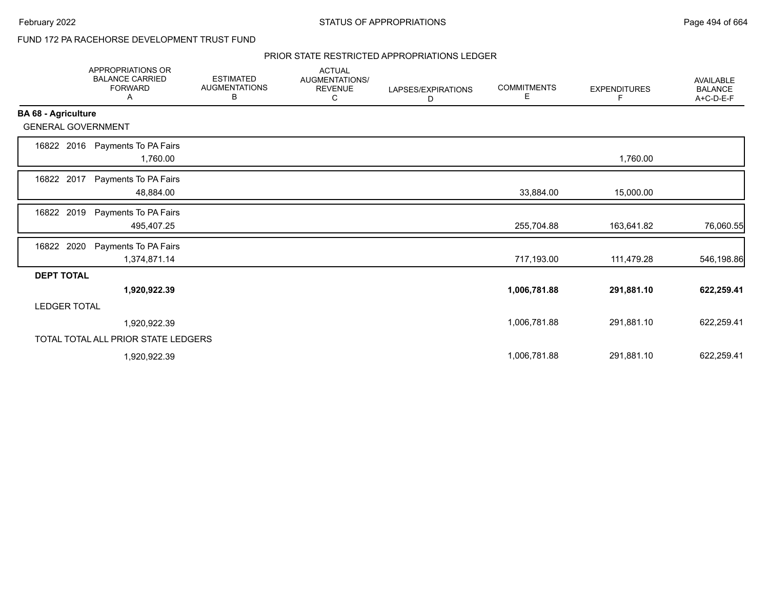FUND 172 PA RACEHORSE DEVELOPMENT TRUST FUND

PRIOR STATE RESTRICTED APPROPRIATIONS LEDGER

| | APPROPRIATIONS OR BALANCE CARRIED FORWARD A | ESTIMATED AUGMENTATIONS B | ACTUAL AUGMENTATIONS/ REVENUE C | LAPSES/EXPIRATIONS D | COMMITMENTS E | EXPENDITURES F | AVAILABLE BALANCE A+C-D-E-F |
|---|---|---|---|---|---|---|---|
| **BA 68 - Agriculture** | | | | | | | |
| GENERAL GOVERNMENT | | | | | | | |
| 16822 2016 Payments To PA Fairs | 1,760.00 | | | | | 1,760.00 | |
| 16822 2017 Payments To PA Fairs | 48,884.00 | | | | 33,884.00 | 15,000.00 | |
| 16822 2019 Payments To PA Fairs | 495,407.25 | | | | 255,704.88 | 163,641.82 | 76,060.55 |
| 16822 2020 Payments To PA Fairs | 1,374,871.14 | | | | 717,193.00 | 111,479.28 | 546,198.86 |
| **DEPT TOTAL** | **1,920,922.39** | | | | **1,006,781.88** | **291,881.10** | **622,259.41** |
| LEDGER TOTAL | 1,920,922.39 | | | | 1,006,781.88 | 291,881.10 | 622,259.41 |
| TOTAL TOTAL ALL PRIOR STATE LEDGERS | 1,920,922.39 | | | | 1,006,781.88 | 291,881.10 | 622,259.41 |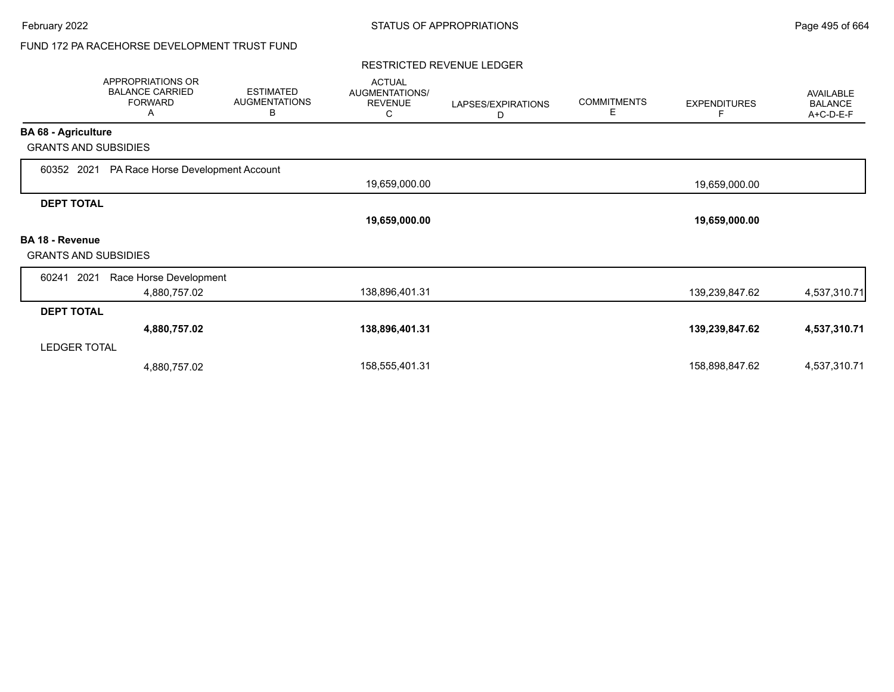FUND 172 PA RACEHORSE DEVELOPMENT TRUST FUND

RESTRICTED REVENUE LEDGER

| | APPROPRIATIONS OR BALANCE CARRIED FORWARD A | ESTIMATED AUGMENTATIONS B | ACTUAL AUGMENTATIONS/ REVENUE C | LAPSES/EXPIRATIONS D | COMMITMENTS E | EXPENDITURES F | AVAILABLE BALANCE A+C-D-E-F |
|---|---|---|---|---|---|---|---|
| **BA 68 - Agriculture** | | | | | | | |
| GRANTS AND SUBSIDIES | | | | | | | |
| 60352 2021 PA Race Horse Development Account | | | 19,659,000.00 | | | 19,659,000.00 | |
| **DEPT TOTAL** | | | **19,659,000.00** | | | **19,659,000.00** | |
| **BA 18 - Revenue** | | | | | | | |
| GRANTS AND SUBSIDIES | | | | | | | |
| 60241 2021 Race Horse Development | 4,880,757.02 | | 138,896,401.31 | | | 139,239,847.62 | 4,537,310.71 |
| **DEPT TOTAL** | **4,880,757.02** | | **138,896,401.31** | | | **139,239,847.62** | **4,537,310.71** |
| LEDGER TOTAL | 4,880,757.02 | | 158,555,401.31 | | | 158,898,847.62 | 4,537,310.71 |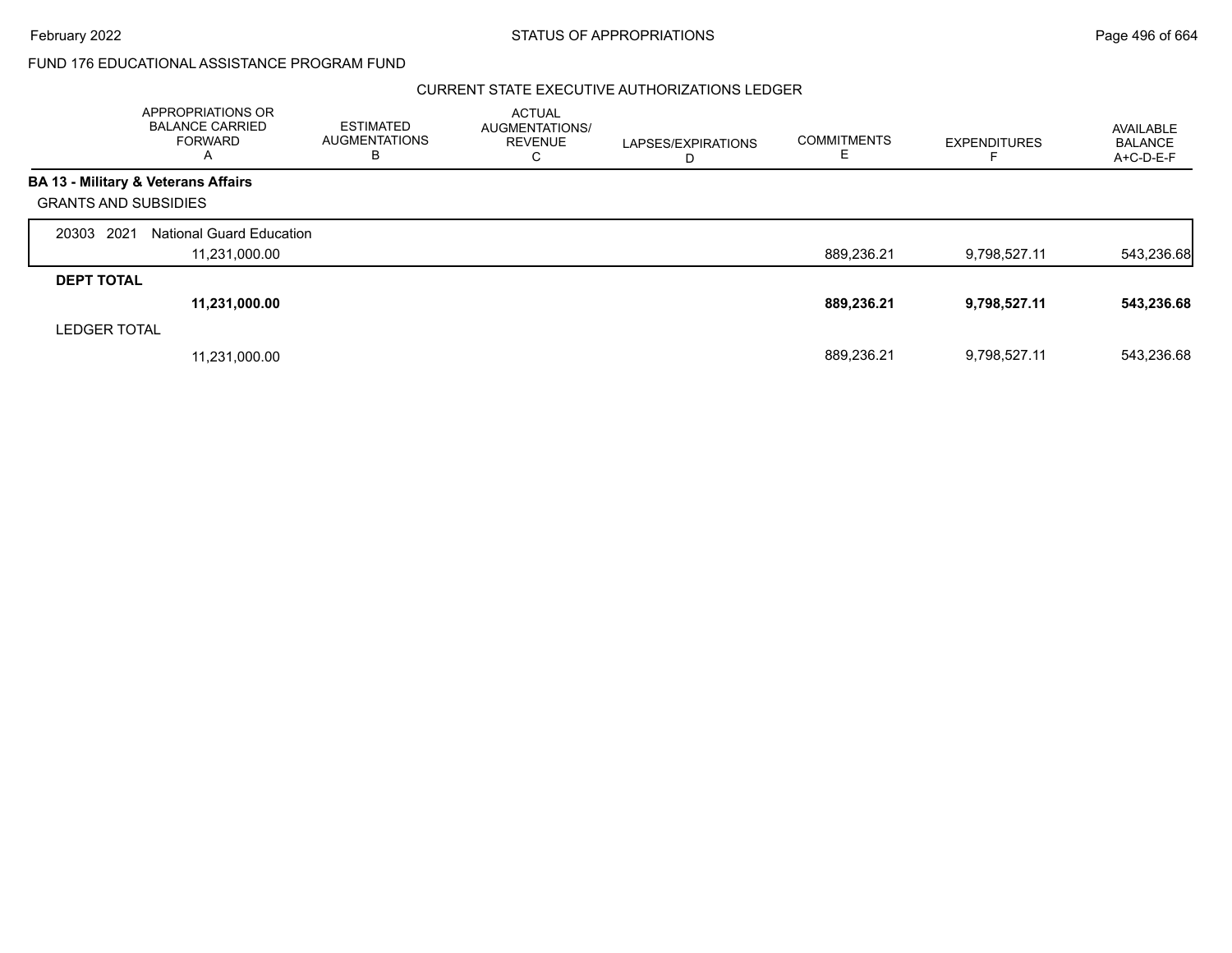FUND 176 EDUCATIONAL ASSISTANCE PROGRAM FUND

CURRENT STATE EXECUTIVE AUTHORIZATIONS LEDGER

| | APPROPRIATIONS OR BALANCE CARRIED FORWARD A | ESTIMATED AUGMENTATIONS B | ACTUAL AUGMENTATIONS/ REVENUE C | LAPSES/EXPIRATIONS D | COMMITMENTS E | EXPENDITURES F | AVAILABLE BALANCE A+C-D-E-F |
|---|---|---|---|---|---|---|---|
| **BA 13 - Military & Veterans Affairs** | | | | | | | |
| GRANTS AND SUBSIDIES | | | | | | | |
| 20303 2021 National Guard Education | 11,231,000.00 | | | | 889,236.21 | 9,798,527.11 | 543,236.68 |
| **DEPT TOTAL** | **11,231,000.00** | | | | **889,236.21** | **9,798,527.11** | **543,236.68** |
| LEDGER TOTAL | 11,231,000.00 | | | | 889,236.21 | 9,798,527.11 | 543,236.68 |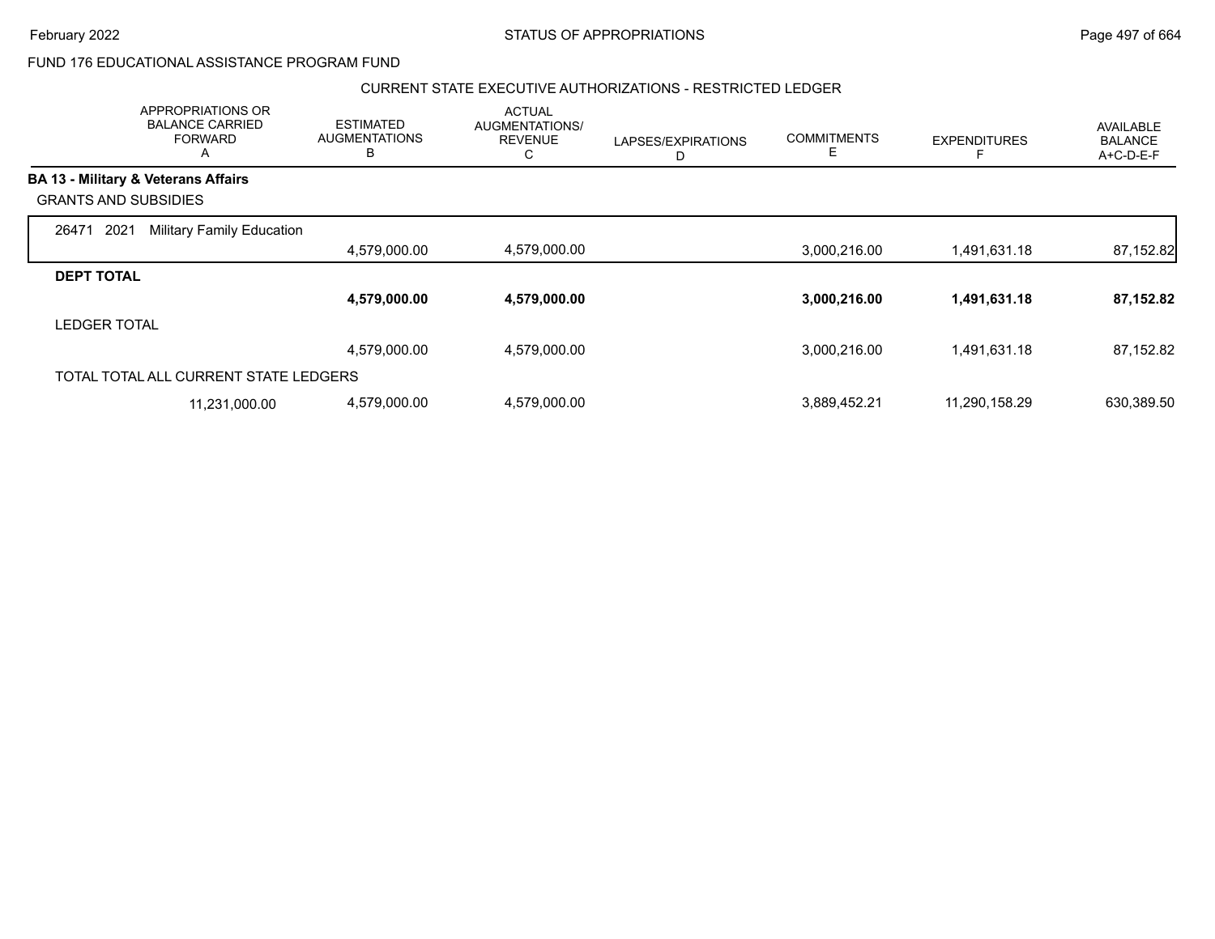FUND 176 EDUCATIONAL ASSISTANCE PROGRAM FUND

CURRENT STATE EXECUTIVE AUTHORIZATIONS - RESTRICTED LEDGER

| | APPROPRIATIONS OR BALANCE CARRIED FORWARD A | ESTIMATED AUGMENTATIONS B | ACTUAL AUGMENTATIONS/ REVENUE C | LAPSES/EXPIRATIONS D | COMMITMENTS E | EXPENDITURES F | AVAILABLE BALANCE A+C-D-E-F |
|---|---|---|---|---|---|---|---|
| **BA 13 - Military & Veterans Affairs** | | | | | | | |
| GRANTS AND SUBSIDIES | | | | | | | |
| 26471 2021 Military Family Education | | 4,579,000.00 | 4,579,000.00 | | 3,000,216.00 | 1,491,631.18 | 87,152.82 |
| **DEPT TOTAL** | | **4,579,000.00** | **4,579,000.00** | | **3,000,216.00** | **1,491,631.18** | **87,152.82** |
| LEDGER TOTAL | | 4,579,000.00 | 4,579,000.00 | | 3,000,216.00 | 1,491,631.18 | 87,152.82 |
| TOTAL TOTAL ALL CURRENT STATE LEDGERS | 11,231,000.00 | 4,579,000.00 | 4,579,000.00 | | 3,889,452.21 | 11,290,158.29 | 630,389.50 |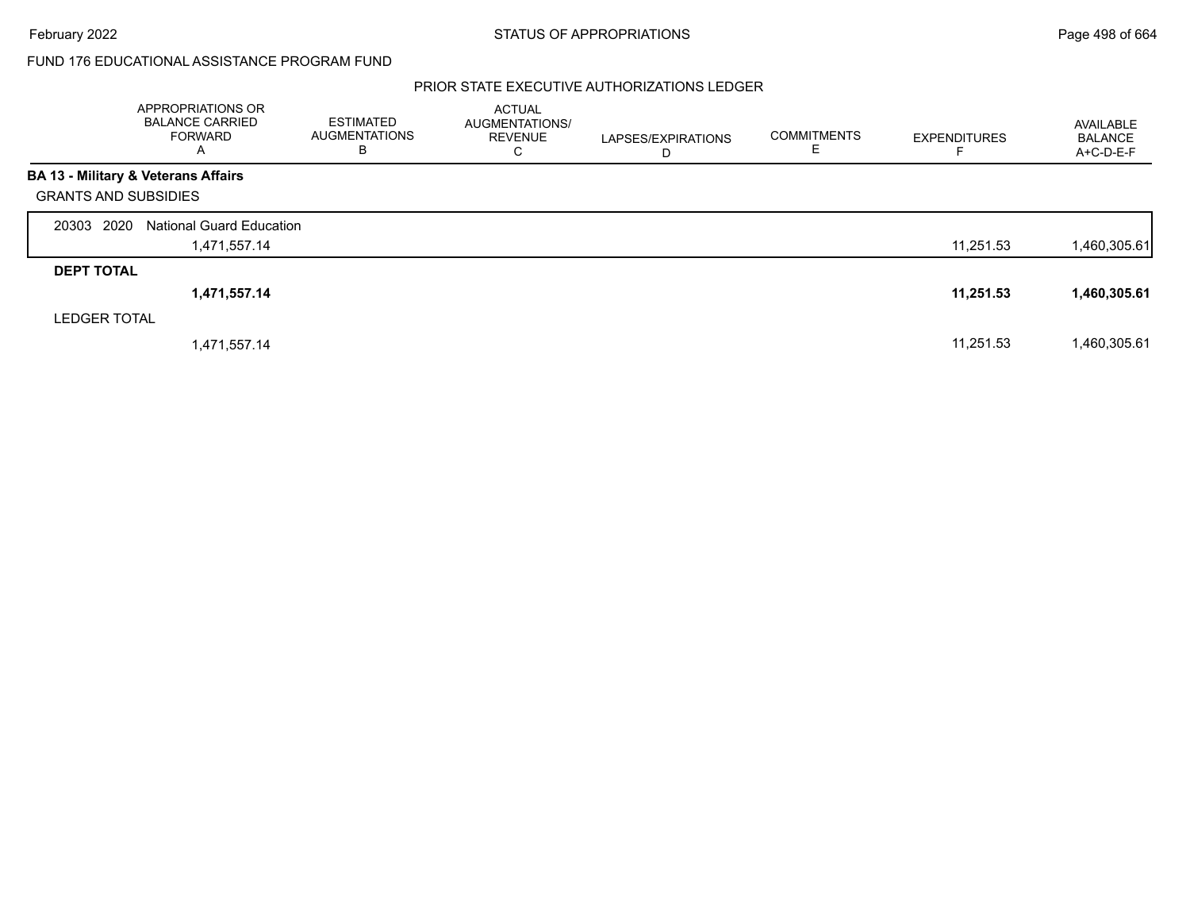FUND 176 EDUCATIONAL ASSISTANCE PROGRAM FUND

PRIOR STATE EXECUTIVE AUTHORIZATIONS LEDGER

| APPROPRIATIONS OR BALANCE CARRIED FORWARD A | ESTIMATED AUGMENTATIONS B | ACTUAL AUGMENTATIONS/ REVENUE C | LAPSES/EXPIRATIONS D | COMMITMENTS E | EXPENDITURES F | AVAILABLE BALANCE A+C-D-E-F |
|---|---|---|---|---|---|---|
| **BA 13 - Military & Veterans Affairs** | | | | | | |
| GRANTS AND SUBSIDIES | | | | | | |
| 20303 2020 National Guard Education | | | | | | |
| 1,471,557.14 | | | | | 11,251.53 | 1,460,305.61 |
| **DEPT TOTAL** | | | | | | |
| **1,471,557.14** | | | | | **11,251.53** | **1,460,305.61** |
| LEDGER TOTAL | | | | | | |
| 1,471,557.14 | | | | | 11,251.53 | 1,460,305.61 |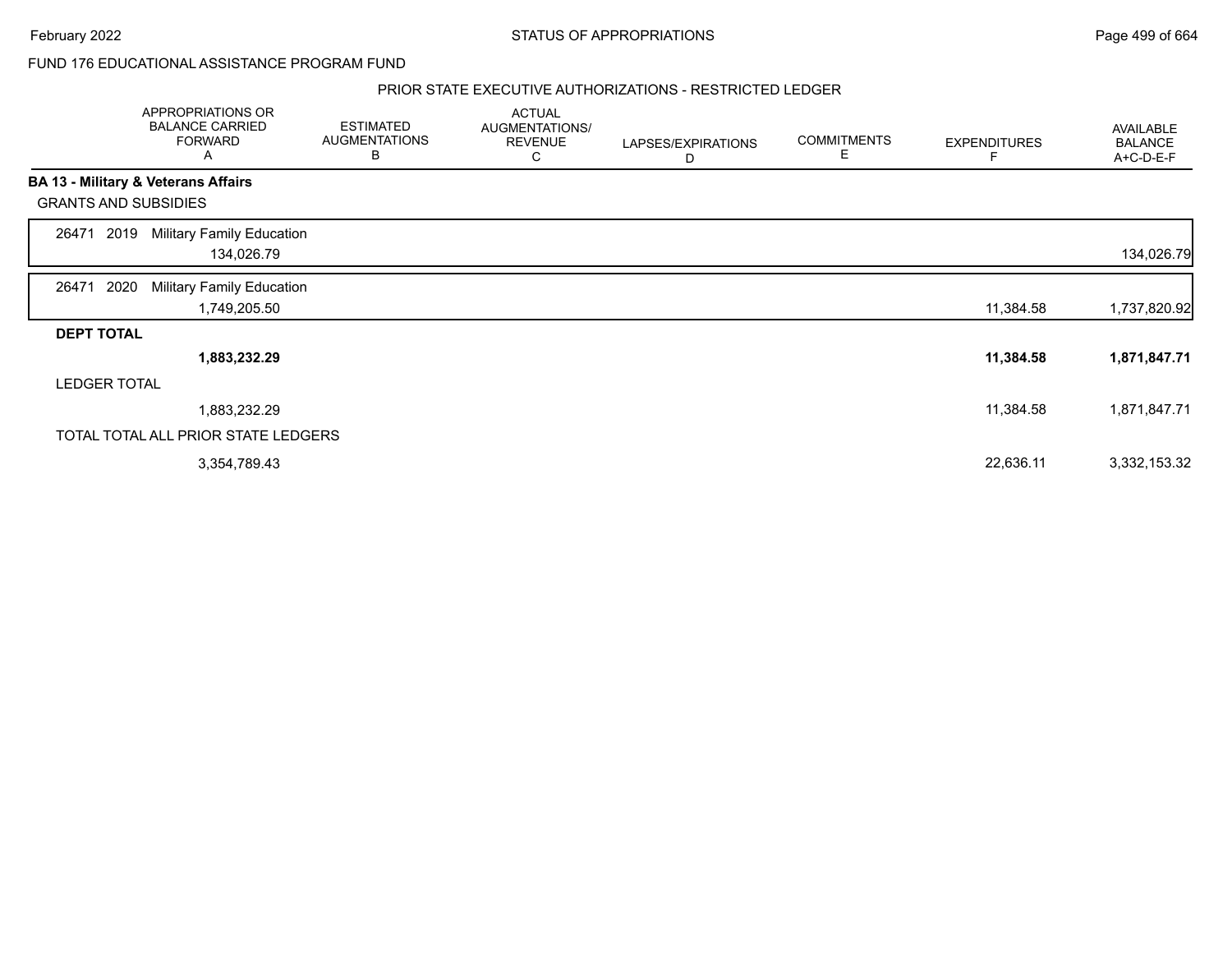FUND 176 EDUCATIONAL ASSISTANCE PROGRAM FUND

PRIOR STATE EXECUTIVE AUTHORIZATIONS - RESTRICTED LEDGER

| | APPROPRIATIONS OR BALANCE CARRIED FORWARD A | ESTIMATED AUGMENTATIONS B | ACTUAL AUGMENTATIONS/ REVENUE C | LAPSES/EXPIRATIONS D | COMMITMENTS E | EXPENDITURES F | AVAILABLE BALANCE A+C-D-E-F |
|---|---|---|---|---|---|---|---|
| **BA 13 - Military & Veterans Affairs** | | | | | | | |
| GRANTS AND SUBSIDIES | | | | | | | |
| 26471 2019 Military Family Education | 134,026.79 | | | | | | 134,026.79 |
| 26471 2020 Military Family Education | 1,749,205.50 | | | | | 11,384.58 | 1,737,820.92 |
| **DEPT TOTAL** | **1,883,232.29** | | | | | **11,384.58** | **1,871,847.71** |
| LEDGER TOTAL | 1,883,232.29 | | | | | 11,384.58 | 1,871,847.71 |
| TOTAL TOTAL ALL PRIOR STATE LEDGERS | 3,354,789.43 | | | | | 22,636.11 | 3,332,153.32 |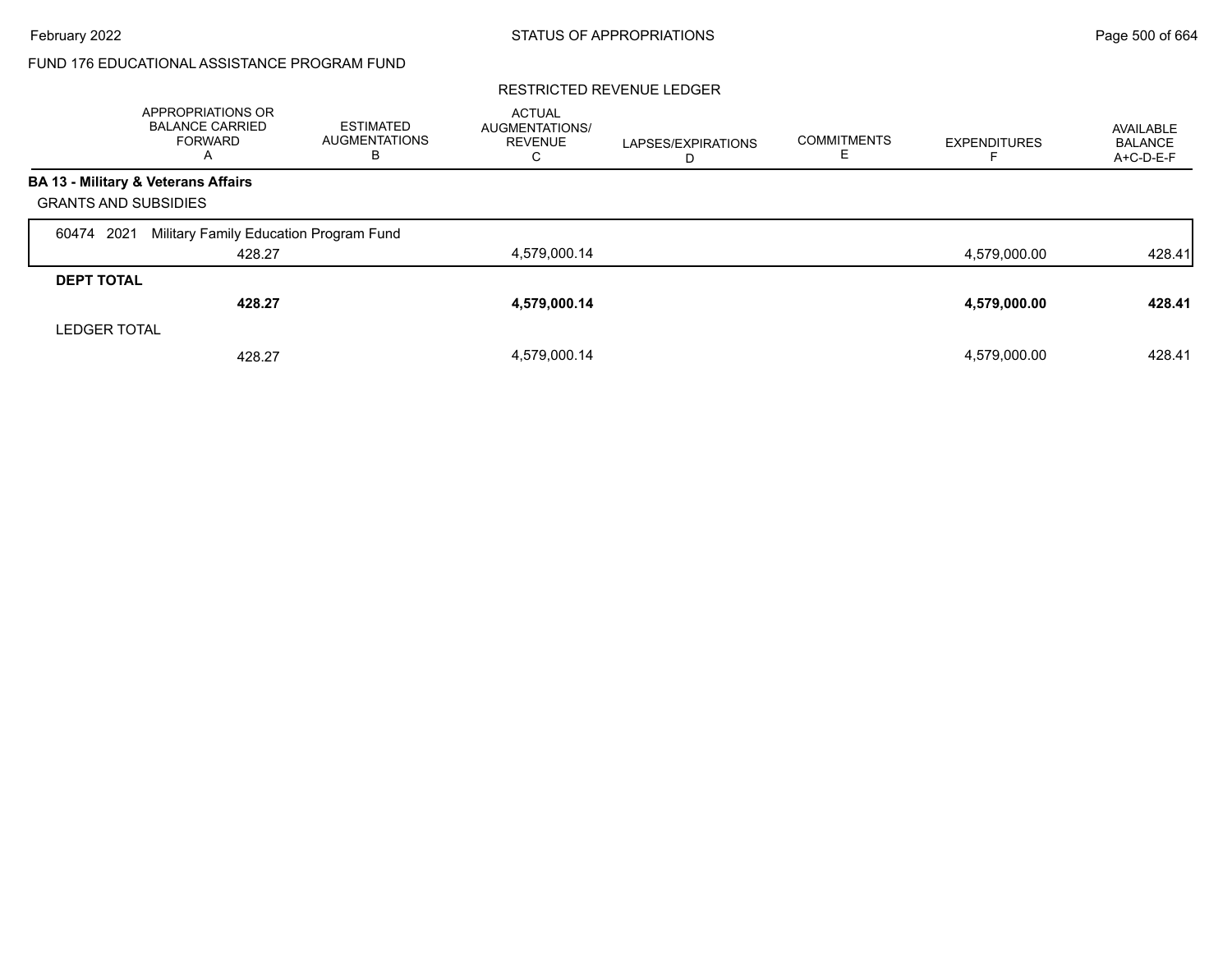FUND 176 EDUCATIONAL ASSISTANCE PROGRAM FUND

RESTRICTED REVENUE LEDGER

| | APPROPRIATIONS OR BALANCE CARRIED FORWARD A | ESTIMATED AUGMENTATIONS B | ACTUAL AUGMENTATIONS/ REVENUE C | LAPSES/EXPIRATIONS D | COMMITMENTS E | EXPENDITURES F | AVAILABLE BALANCE A+C-D-E-F |
|---|---|---|---|---|---|---|---|
| **BA 13 - Military & Veterans Affairs** | | | | | | | |
| GRANTS AND SUBSIDIES | | | | | | | |
| 60474 2021 Military Family Education Program Fund | 428.27 | | 4,579,000.14 | | | 4,579,000.00 | 428.41 |
| **DEPT TOTAL** | **428.27** | | **4,579,000.14** | | | **4,579,000.00** | **428.41** |
| LEDGER TOTAL | 428.27 | | 4,579,000.14 | | | 4,579,000.00 | 428.41 |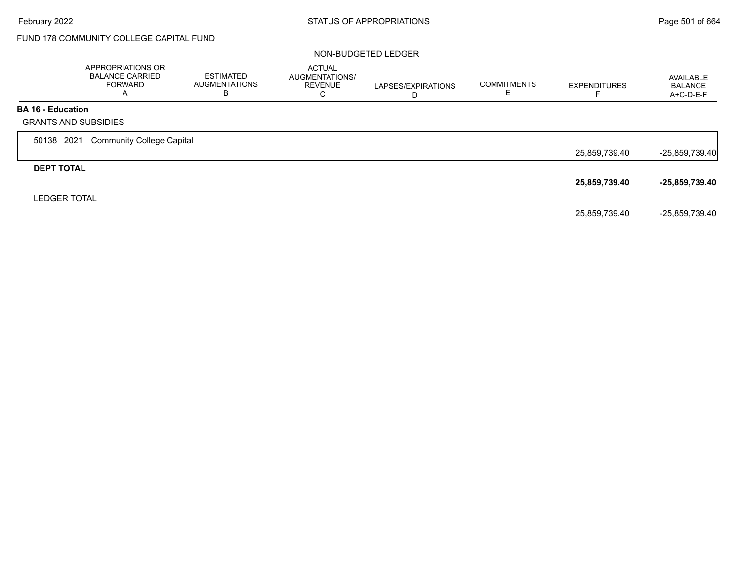FUND 178 COMMUNITY COLLEGE CAPITAL FUND

NON-BUDGETED LEDGER

| | APPROPRIATIONS OR BALANCE CARRIED FORWARD A | ESTIMATED AUGMENTATIONS B | ACTUAL AUGMENTATIONS/ REVENUE C | LAPSES/EXPIRATIONS D | COMMITMENTS E | EXPENDITURES F | AVAILABLE BALANCE A+C-D-E-F |
|---|---|---|---|---|---|---|---|
| **BA 16 - Education** | | | | | | | |
| GRANTS AND SUBSIDIES | | | | | | | |
| 50138 2021 Community College Capital | | | | | | 25,859,739.40 | -25,859,739.40 |
| **DEPT TOTAL** | | | | | | **25,859,739.40** | **-25,859,739.40** |
| LEDGER TOTAL | | | | | | 25,859,739.40 | -25,859,739.40 |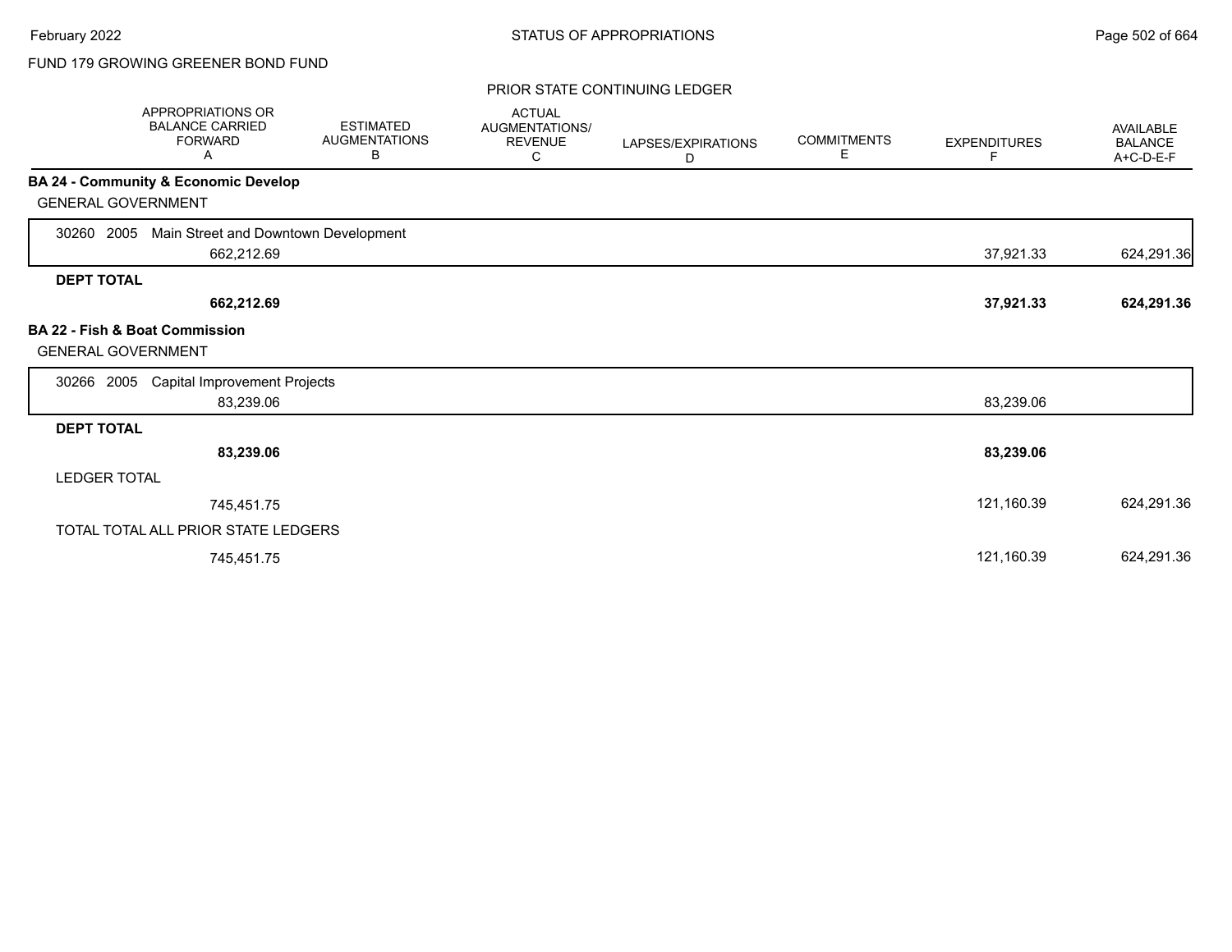FUND 179 GROWING GREENER BOND FUND

PRIOR STATE CONTINUING LEDGER

| | APPROPRIATIONS OR BALANCE CARRIED FORWARD A | ESTIMATED AUGMENTATIONS B | ACTUAL AUGMENTATIONS/ REVENUE C | LAPSES/EXPIRATIONS D | COMMITMENTS E | EXPENDITURES F | AVAILABLE BALANCE A+C-D-E-F |
|---|---|---|---|---|---|---|---|
| **BA 24 - Community & Economic Develop** | | | | | | | |
| GENERAL GOVERNMENT | | | | | | | |
| 30260 2005 Main Street and Downtown Development | 662,212.69 | | | | | 37,921.33 | 624,291.36 |
| **DEPT TOTAL** | **662,212.69** | | | | | **37,921.33** | **624,291.36** |
| **BA 22 - Fish & Boat Commission** | | | | | | | |
| GENERAL GOVERNMENT | | | | | | | |
| 30266 2005 Capital Improvement Projects | 83,239.06 | | | | | 83,239.06 | |
| **DEPT TOTAL** | **83,239.06** | | | | | **83,239.06** | |
| LEDGER TOTAL | 745,451.75 | | | | | 121,160.39 | 624,291.36 |
| TOTAL TOTAL ALL PRIOR STATE LEDGERS | 745,451.75 | | | | | 121,160.39 | 624,291.36 |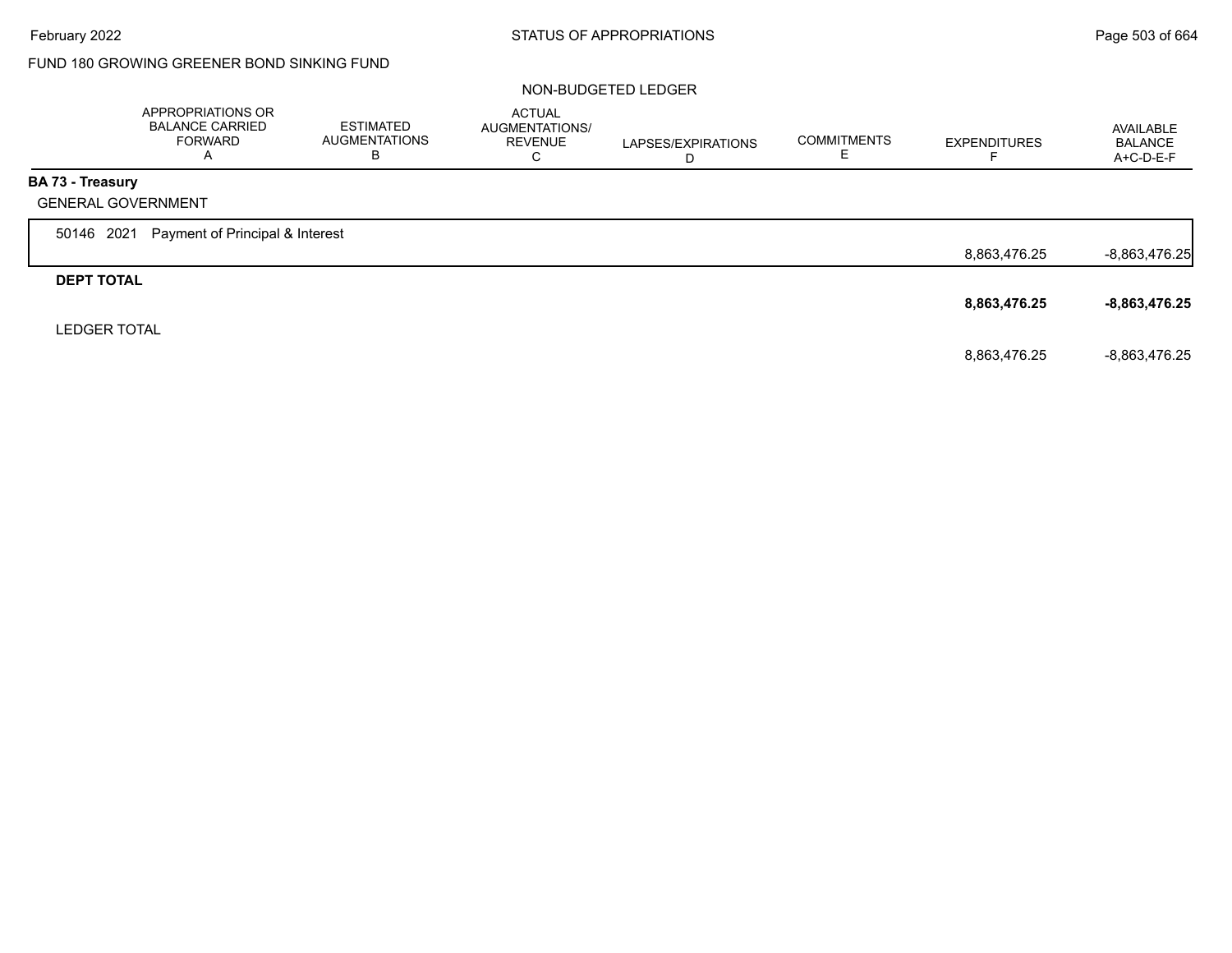FUND 180 GROWING GREENER BOND SINKING FUND

NON-BUDGETED LEDGER

| | APPROPRIATIONS OR BALANCE CARRIED FORWARD A | ESTIMATED AUGMENTATIONS B | ACTUAL AUGMENTATIONS/ REVENUE C | LAPSES/EXPIRATIONS D | COMMITMENTS E | EXPENDITURES F | AVAILABLE BALANCE A+C-D-E-F |
|---|---|---|---|---|---|---|---|
| **BA 73 - Treasury** | | | | | | | |
| GENERAL GOVERNMENT | | | | | | | |
| 50146 2021 Payment of Principal & Interest | | | | | | 8,863,476.25 | -8,863,476.25 |
| **DEPT TOTAL** | | | | | | **8,863,476.25** | **-8,863,476.25** |
| LEDGER TOTAL | | | | | | 8,863,476.25 | -8,863,476.25 |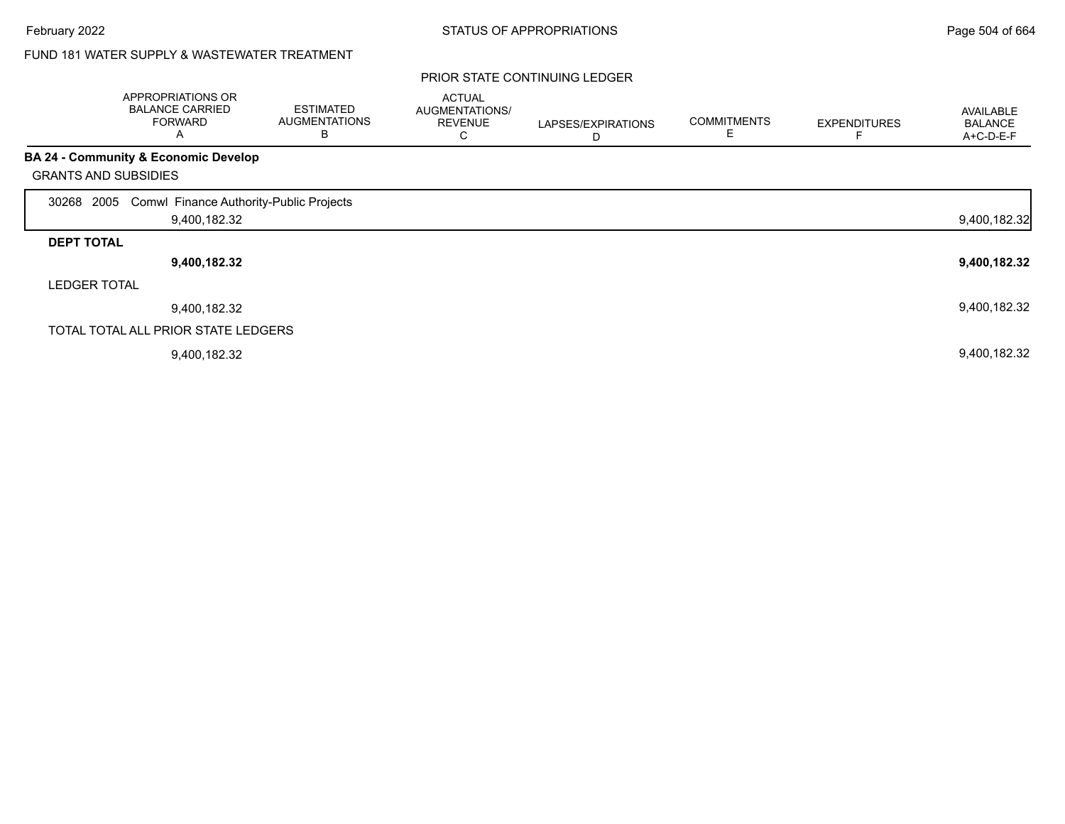FUND 181 WATER SUPPLY & WASTEWATER TREATMENT

PRIOR STATE CONTINUING LEDGER

| | APPROPRIATIONS OR BALANCE CARRIED FORWARD A | ESTIMATED AUGMENTATIONS B | ACTUAL AUGMENTATIONS/ REVENUE C | LAPSES/EXPIRATIONS D | COMMITMENTS E | EXPENDITURES F | AVAILABLE BALANCE A+C-D-E-F |
|---|---|---|---|---|---|---|---|
| **BA 24 - Community & Economic Develop** | | | | | | | |
| GRANTS AND SUBSIDIES | | | | | | | |
| 30268 2005 Comwl Finance Authority-Public Projects | | | | | | | |
| | 9,400,182.32 | | | | | | 9,400,182.32 |
| **DEPT TOTAL** | | | | | | | |
| | **9,400,182.32** | | | | | | **9,400,182.32** |
| LEDGER TOTAL | | | | | | | |
| | 9,400,182.32 | | | | | | 9,400,182.32 |
| TOTAL TOTAL ALL PRIOR STATE LEDGERS | | | | | | | |
| | 9,400,182.32 | | | | | | 9,400,182.32 |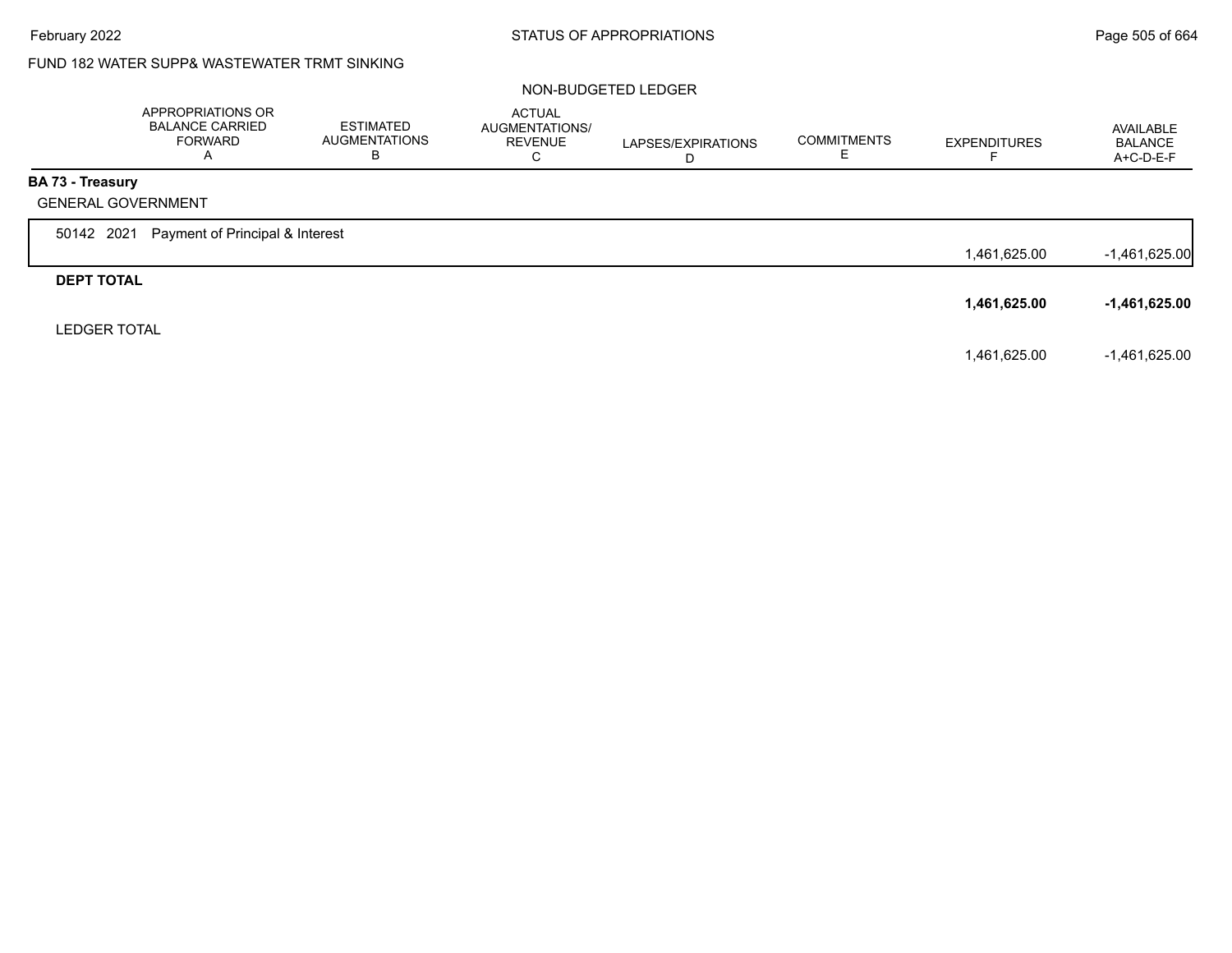FUND 182 WATER SUPP& WASTEWATER TRMT SINKING

NON-BUDGETED LEDGER

| | APPROPRIATIONS OR BALANCE CARRIED FORWARD A | ESTIMATED AUGMENTATIONS B | ACTUAL AUGMENTATIONS/ REVENUE C | LAPSES/EXPIRATIONS D | COMMITMENTS E | EXPENDITURES F | AVAILABLE BALANCE A+C-D-E-F |
|---|---|---|---|---|---|---|---|
| **BA 73 - Treasury** | | | | | | | |
| GENERAL GOVERNMENT | | | | | | | |
| 50142 2021 Payment of Principal & Interest | | | | | | 1,461,625.00 | -1,461,625.00 |
| **DEPT TOTAL** | | | | | | **1,461,625.00** | **-1,461,625.00** |
| LEDGER TOTAL | | | | | | 1,461,625.00 | -1,461,625.00 |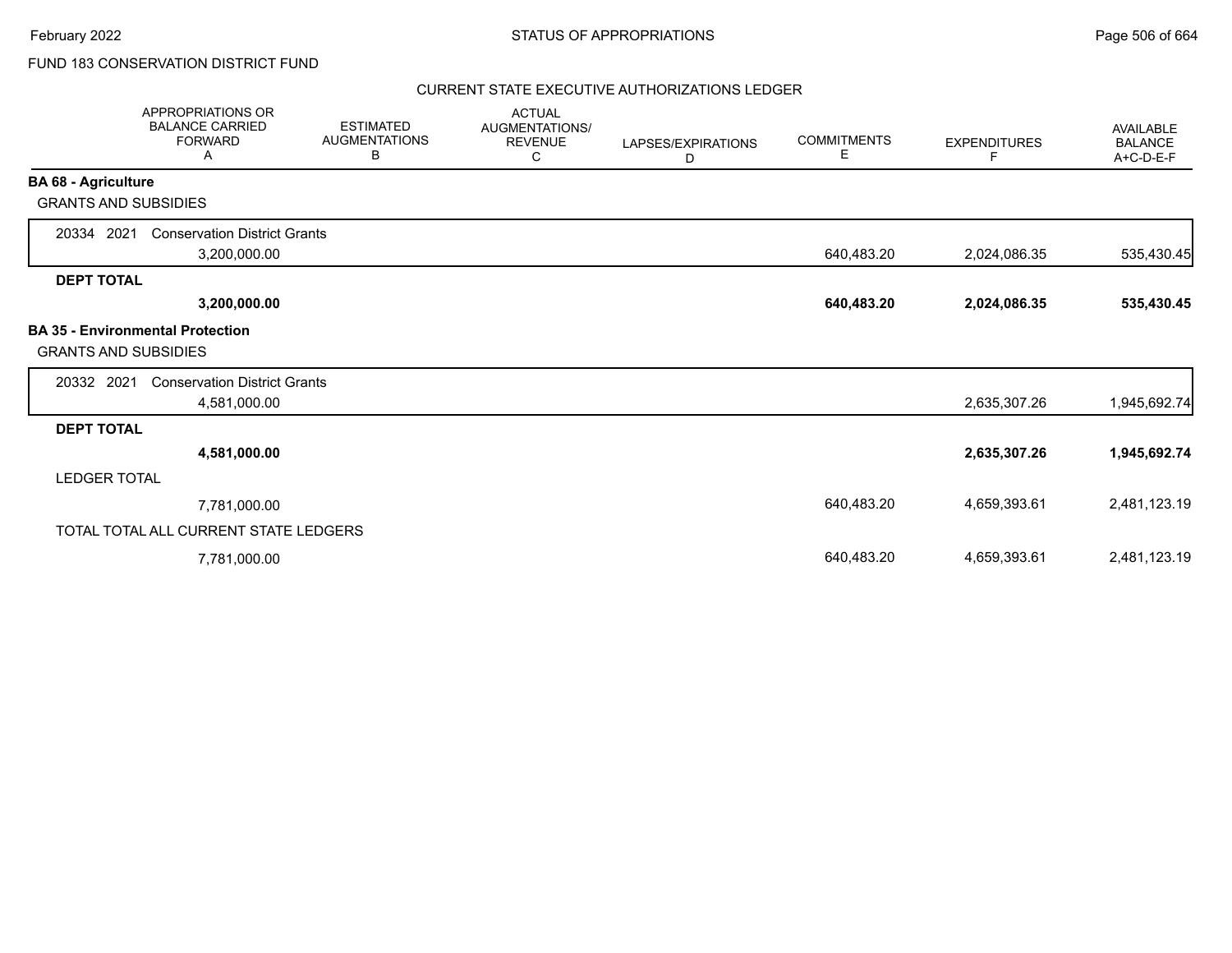FUND 183 CONSERVATION DISTRICT FUND

CURRENT STATE EXECUTIVE AUTHORIZATIONS LEDGER

| | APPROPRIATIONS OR BALANCE CARRIED FORWARD A | ESTIMATED AUGMENTATIONS B | ACTUAL AUGMENTATIONS/ REVENUE C | LAPSES/EXPIRATIONS D | COMMITMENTS E | EXPENDITURES F | AVAILABLE BALANCE A+C-D-E-F |
|---|---|---|---|---|---|---|---|
| **BA 68 - Agriculture** | | | | | | | |
| GRANTS AND SUBSIDIES | | | | | | | |
| 20334 2021 Conservation District Grants | 3,200,000.00 | | | | 640,483.20 | 2,024,086.35 | 535,430.45 |
| **DEPT TOTAL** | **3,200,000.00** | | | | **640,483.20** | **2,024,086.35** | **535,430.45** |
| **BA 35 - Environmental Protection** | | | | | | | |
| GRANTS AND SUBSIDIES | | | | | | | |
| 20332 2021 Conservation District Grants | 4,581,000.00 | | | | | 2,635,307.26 | 1,945,692.74 |
| **DEPT TOTAL** | **4,581,000.00** | | | | | **2,635,307.26** | **1,945,692.74** |
| LEDGER TOTAL | 7,781,000.00 | | | | 640,483.20 | 4,659,393.61 | 2,481,123.19 |
| TOTAL TOTAL ALL CURRENT STATE LEDGERS | 7,781,000.00 | | | | 640,483.20 | 4,659,393.61 | 2,481,123.19 |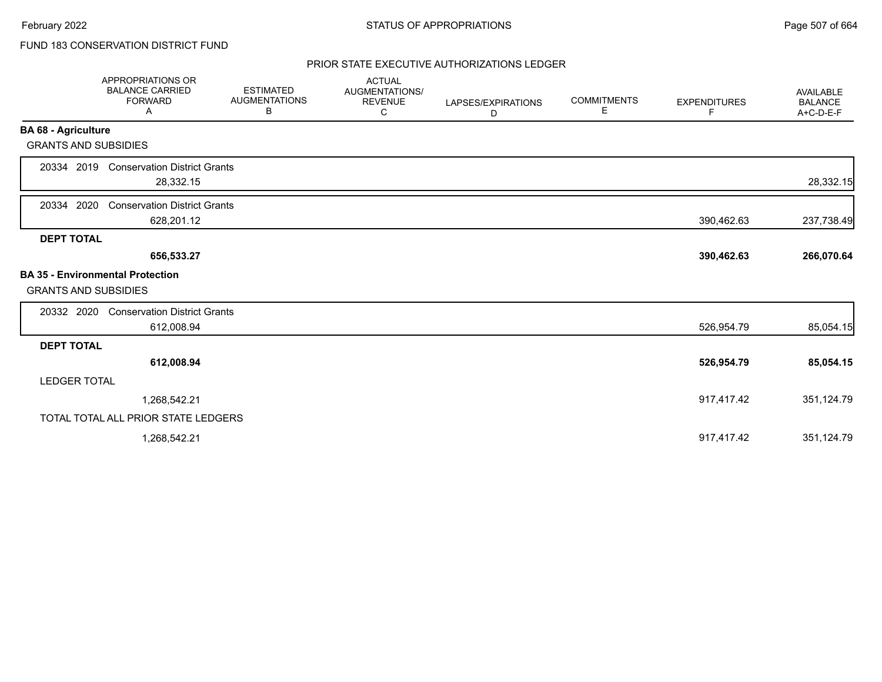FUND 183 CONSERVATION DISTRICT FUND

## PRIOR STATE EXECUTIVE AUTHORIZATIONS LEDGER

| APPROPRIATIONS OR BALANCE CARRIED FORWARD A | ESTIMATED AUGMENTATIONS B | ACTUAL AUGMENTATIONS/ REVENUE C | LAPSES/EXPIRATIONS D | COMMITMENTS E | EXPENDITURES F | AVAILABLE BALANCE A+C-D-E-F |
|---|---|---|---|---|---|---|
| **BA 68 - Agriculture** | | | | | | |
| GRANTS AND SUBSIDIES | | | | | | |
| 20334 2019 Conservation District Grants | | | | | | |
| 28,332.15 | | | | | | 28,332.15 |
| 20334 2020 Conservation District Grants | | | | | | |
| 628,201.12 | | | | | 390,462.63 | 237,738.49 |
| **DEPT TOTAL** | | | | | | |
| **656,533.27** | | | | | **390,462.63** | **266,070.64** |
| **BA 35 - Environmental Protection** | | | | | | |
| GRANTS AND SUBSIDIES | | | | | | |
| 20332 2020 Conservation District Grants | | | | | | |
| 612,008.94 | | | | | 526,954.79 | 85,054.15 |
| **DEPT TOTAL** | | | | | | |
| **612,008.94** | | | | | **526,954.79** | **85,054.15** |
| LEDGER TOTAL | | | | | | |
| 1,268,542.21 | | | | | 917,417.42 | 351,124.79 |
| TOTAL TOTAL ALL PRIOR STATE LEDGERS | | | | | | |
| 1,268,542.21 | | | | | 917,417.42 | 351,124.79 |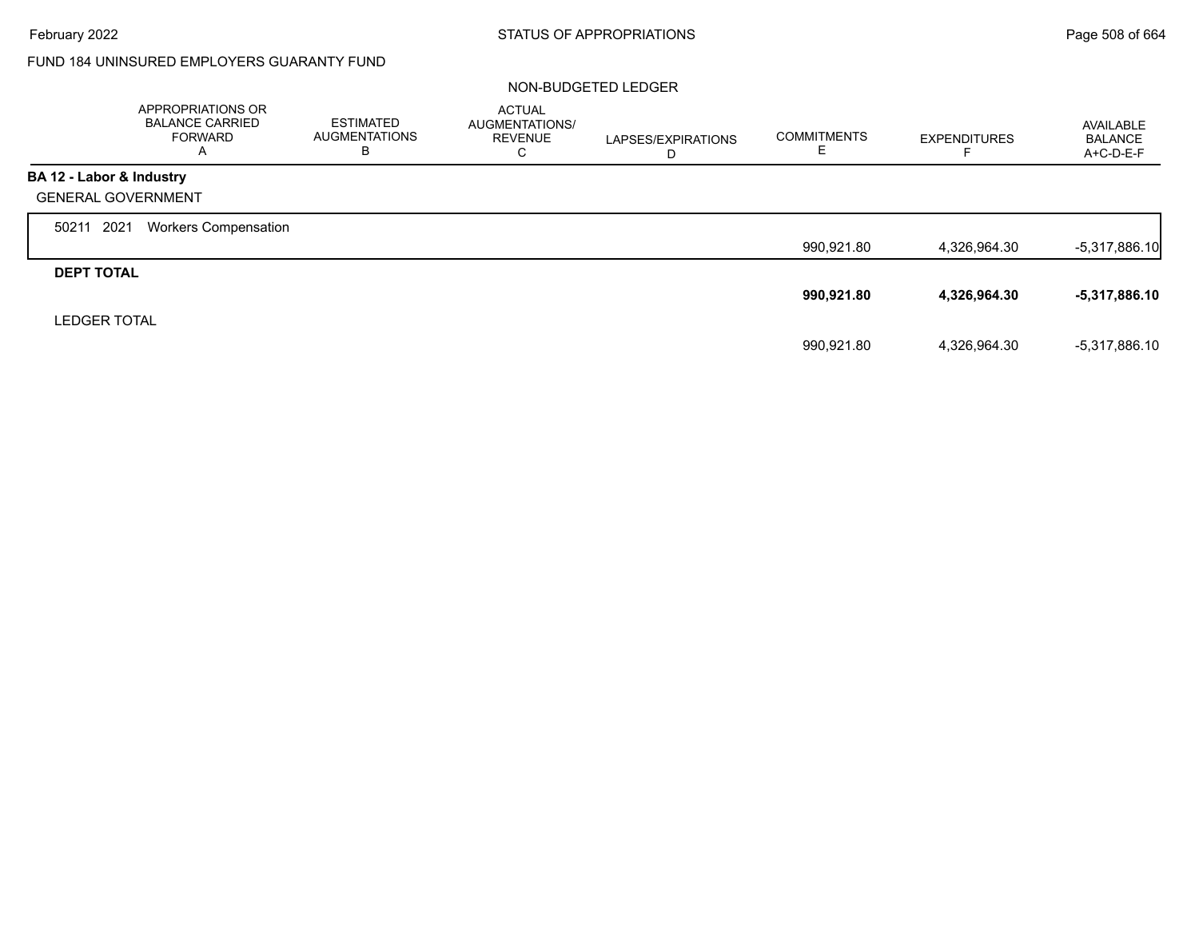FUND 184 UNINSURED EMPLOYERS GUARANTY FUND

NON-BUDGETED LEDGER

| | APPROPRIATIONS OR BALANCE CARRIED FORWARD A | ESTIMATED AUGMENTATIONS B | ACTUAL AUGMENTATIONS/ REVENUE C | LAPSES/EXPIRATIONS D | COMMITMENTS E | EXPENDITURES F | AVAILABLE BALANCE A+C-D-E-F |
|---|---|---|---|---|---|---|---|
| **BA 12 - Labor & Industry** | | | | | | | |
| GENERAL GOVERNMENT | | | | | | | |
| 50211 2021 Workers Compensation | | | | | 990,921.80 | 4,326,964.30 | -5,317,886.10 |
| **DEPT TOTAL** | | | | | **990,921.80** | **4,326,964.30** | **-5,317,886.10** |
| LEDGER TOTAL | | | | | 990,921.80 | 4,326,964.30 | -5,317,886.10 |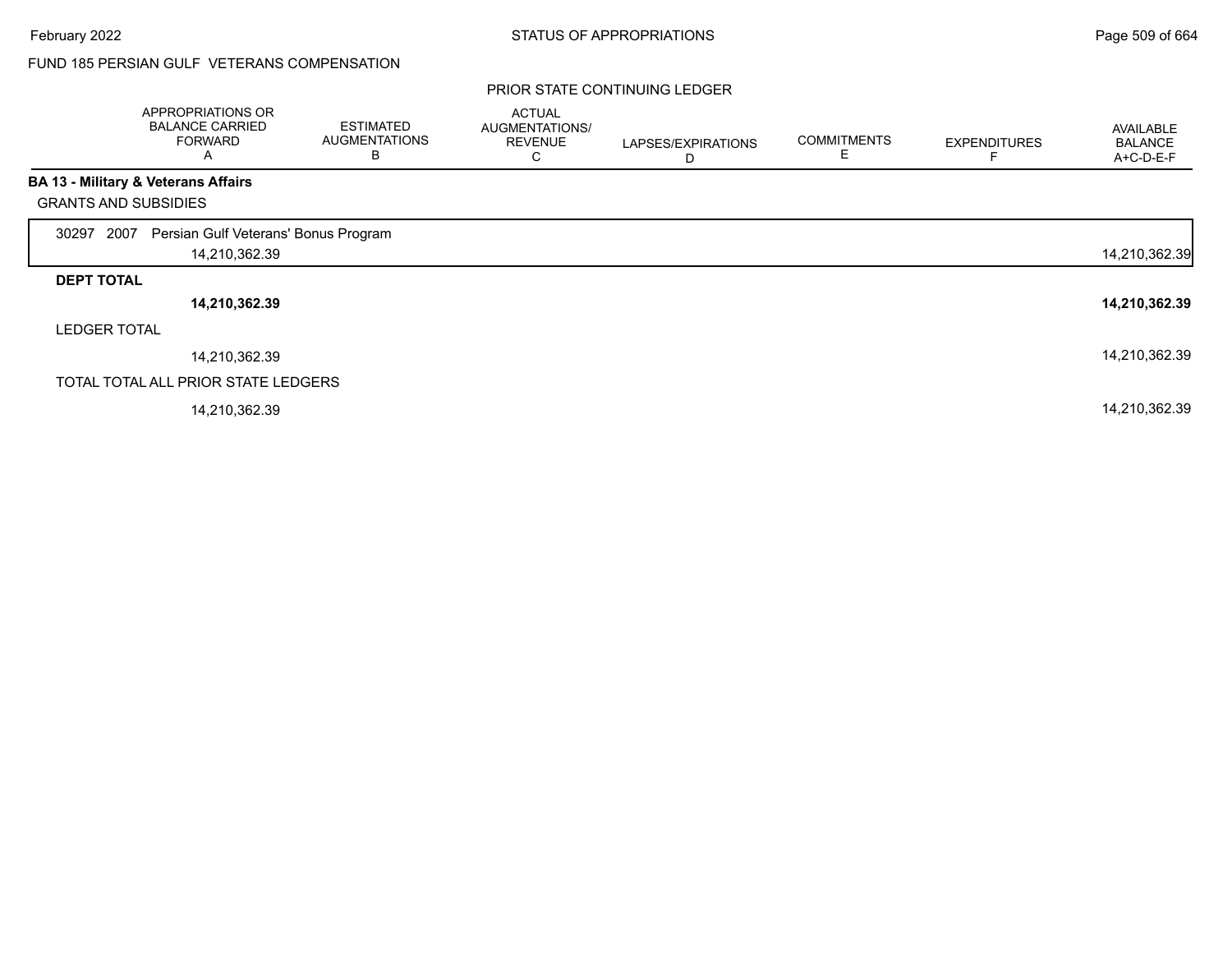FUND 185 PERSIAN GULF VETERANS COMPENSATION

PRIOR STATE CONTINUING LEDGER

| | APPROPRIATIONS OR BALANCE CARRIED FORWARD A | ESTIMATED AUGMENTATIONS B | ACTUAL AUGMENTATIONS/ REVENUE C | LAPSES/EXPIRATIONS D | COMMITMENTS E | EXPENDITURES F | AVAILABLE BALANCE A+C-D-E-F |
|---|---|---|---|---|---|---|---|
| **BA 13 - Military & Veterans Affairs** | | | | | | | |
| GRANTS AND SUBSIDIES | | | | | | | |
| 30297 2007 Persian Gulf Veterans' Bonus Program | 14,210,362.39 | | | | | | 14,210,362.39 |
| **DEPT TOTAL** | **14,210,362.39** | | | | | | **14,210,362.39** |
| LEDGER TOTAL | 14,210,362.39 | | | | | | 14,210,362.39 |
| TOTAL TOTAL ALL PRIOR STATE LEDGERS | 14,210,362.39 | | | | | | 14,210,362.39 |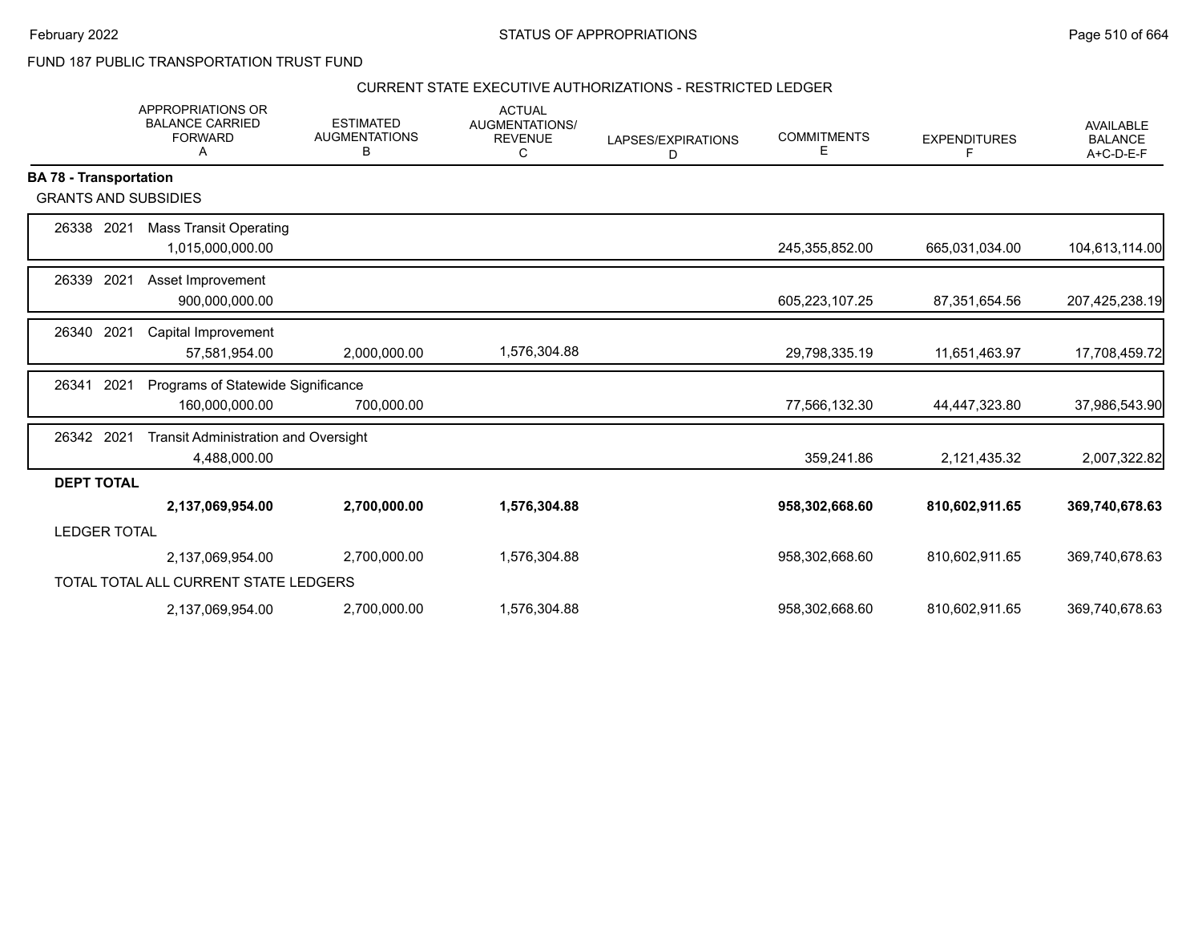FUND 187 PUBLIC TRANSPORTATION TRUST FUND

CURRENT STATE EXECUTIVE AUTHORIZATIONS - RESTRICTED LEDGER

| | APPROPRIATIONS OR BALANCE CARRIED FORWARD A | ESTIMATED AUGMENTATIONS B | ACTUAL AUGMENTATIONS/ REVENUE C | LAPSES/EXPIRATIONS D | COMMITMENTS E | EXPENDITURES F | AVAILABLE BALANCE A+C-D-E-F |
|---|---|---|---|---|---|---|---|
| **BA 78 - Transportation** | | | | | | | |
| GRANTS AND SUBSIDIES | | | | | | | |
| 26338 2021 Mass Transit Operating | 1,015,000,000.00 | | | | 245,355,852.00 | 665,031,034.00 | 104,613,114.00 |
| 26339 2021 Asset Improvement | 900,000,000.00 | | | | 605,223,107.25 | 87,351,654.56 | 207,425,238.19 |
| 26340 2021 Capital Improvement | 57,581,954.00 | 2,000,000.00 | 1,576,304.88 | | 29,798,335.19 | 11,651,463.97 | 17,708,459.72 |
| 26341 2021 Programs of Statewide Significance | 160,000,000.00 | 700,000.00 | | | 77,566,132.30 | 44,447,323.80 | 37,986,543.90 |
| 26342 2021 Transit Administration and Oversight | 4,488,000.00 | | | | 359,241.86 | 2,121,435.32 | 2,007,322.82 |
| **DEPT TOTAL** | **2,137,069,954.00** | **2,700,000.00** | **1,576,304.88** | | **958,302,668.60** | **810,602,911.65** | **369,740,678.63** |
| LEDGER TOTAL | 2,137,069,954.00 | 2,700,000.00 | 1,576,304.88 | | 958,302,668.60 | 810,602,911.65 | 369,740,678.63 |
| TOTAL TOTAL ALL CURRENT STATE LEDGERS | 2,137,069,954.00 | 2,700,000.00 | 1,576,304.88 | | 958,302,668.60 | 810,602,911.65 | 369,740,678.63 |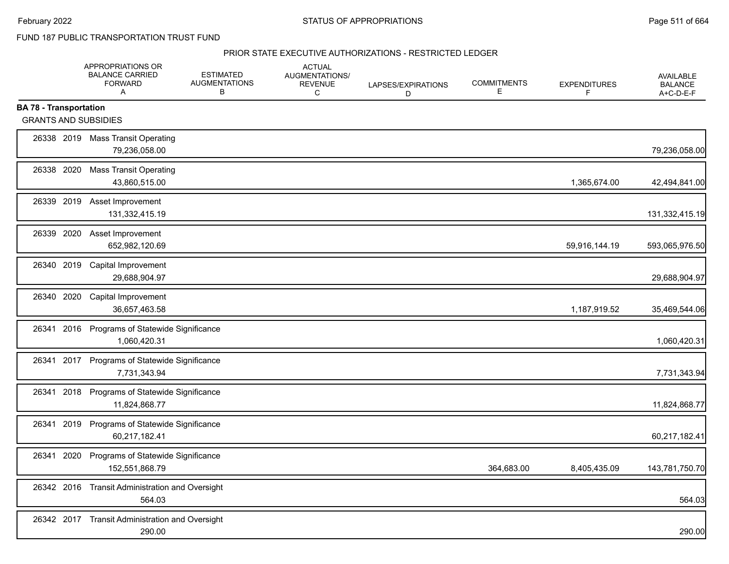FUND 187 PUBLIC TRANSPORTATION TRUST FUND

PRIOR STATE EXECUTIVE AUTHORIZATIONS - RESTRICTED LEDGER

| | APPROPRIATIONS OR BALANCE CARRIED FORWARD A | ESTIMATED AUGMENTATIONS B | ACTUAL AUGMENTATIONS/ REVENUE C | LAPSES/EXPIRATIONS D | COMMITMENTS E | EXPENDITURES F | AVAILABLE BALANCE A+C-D-E-F |
|---|---|---|---|---|---|---|---|
| **BA 78 - Transportation** | | | | | | | |
| GRANTS AND SUBSIDIES | | | | | | | |
| 26338 2019 Mass Transit Operating | 79,236,058.00 | | | | | | 79,236,058.00 |
| 26338 2020 Mass Transit Operating | 43,860,515.00 | | | | | 1,365,674.00 | 42,494,841.00 |
| 26339 2019 Asset Improvement | 131,332,415.19 | | | | | | 131,332,415.19 |
| 26339 2020 Asset Improvement | 652,982,120.69 | | | | | 59,916,144.19 | 593,065,976.50 |
| 26340 2019 Capital Improvement | 29,688,904.97 | | | | | | 29,688,904.97 |
| 26340 2020 Capital Improvement | 36,657,463.58 | | | | | 1,187,919.52 | 35,469,544.06 |
| 26341 2016 Programs of Statewide Significance | 1,060,420.31 | | | | | | 1,060,420.31 |
| 26341 2017 Programs of Statewide Significance | 7,731,343.94 | | | | | | 7,731,343.94 |
| 26341 2018 Programs of Statewide Significance | 11,824,868.77 | | | | | | 11,824,868.77 |
| 26341 2019 Programs of Statewide Significance | 60,217,182.41 | | | | | | 60,217,182.41 |
| 26341 2020 Programs of Statewide Significance | 152,551,868.79 | | | | 364,683.00 | 8,405,435.09 | 143,781,750.70 |
| 26342 2016 Transit Administration and Oversight | 564.03 | | | | | | 564.03 |
| 26342 2017 Transit Administration and Oversight | 290.00 | | | | | | 290.00 |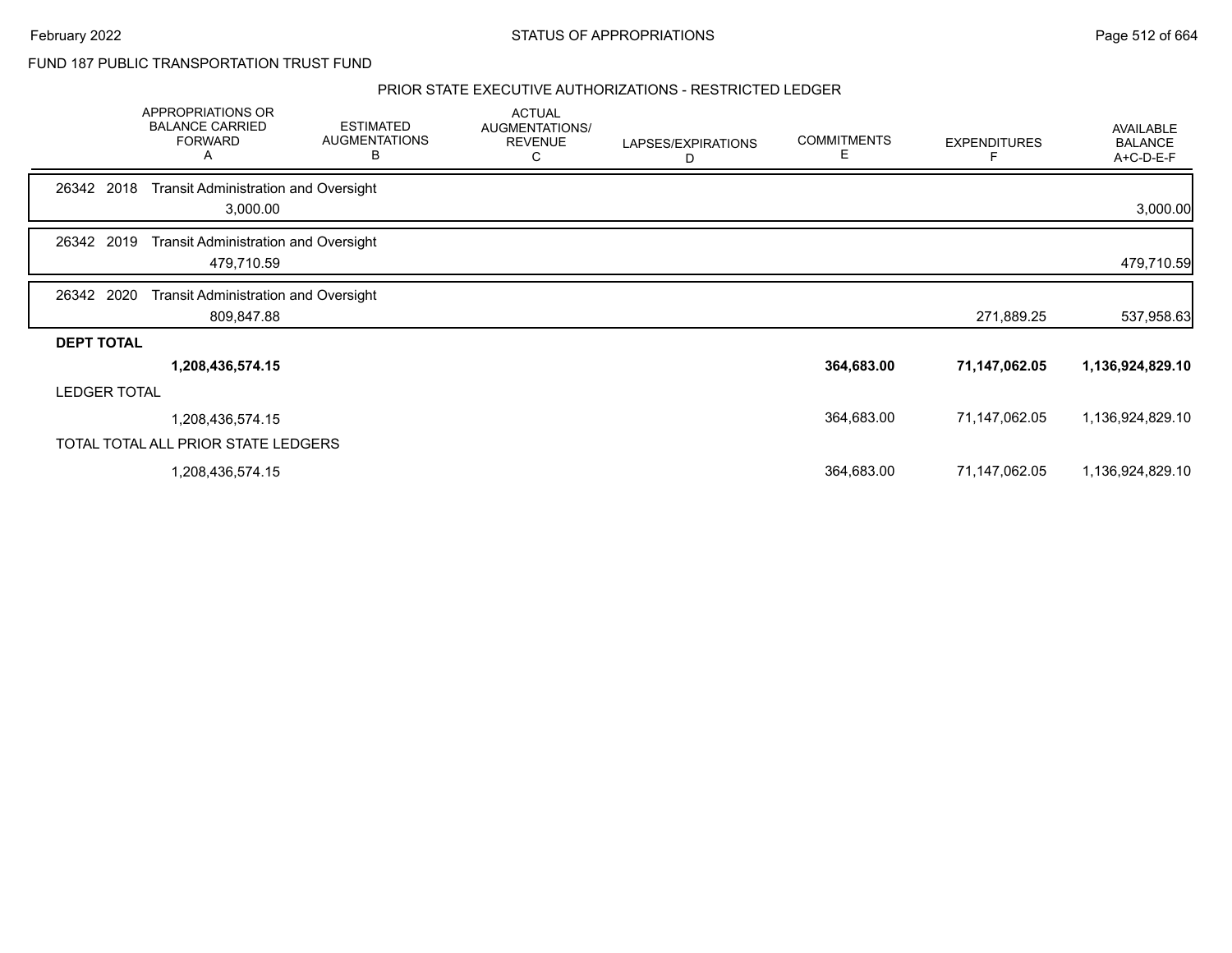FUND 187 PUBLIC TRANSPORTATION TRUST FUND

PRIOR STATE EXECUTIVE AUTHORIZATIONS - RESTRICTED LEDGER

| | APPROPRIATIONS OR BALANCE CARRIED FORWARD A | ESTIMATED AUGMENTATIONS B | ACTUAL AUGMENTATIONS/ REVENUE C | LAPSES/EXPIRATIONS D | COMMITMENTS E | EXPENDITURES F | AVAILABLE BALANCE A+C-D-E-F |
|---|---|---|---|---|---|---|---|
| 26342 2018 Transit Administration and Oversight | | | | | | | |
| | 3,000.00 | | | | | | 3,000.00 |
| 26342 2019 Transit Administration and Oversight | | | | | | | |
| | 479,710.59 | | | | | | 479,710.59 |
| 26342 2020 Transit Administration and Oversight | | | | | | | |
| | 809,847.88 | | | | | 271,889.25 | 537,958.63 |
| **DEPT TOTAL** | | | | | | | |
| | **1,208,436,574.15** | | | | **364,683.00** | **71,147,062.05** | **1,136,924,829.10** |
| LEDGER TOTAL | | | | | | | |
| | 1,208,436,574.15 | | | | 364,683.00 | 71,147,062.05 | 1,136,924,829.10 |
| TOTAL TOTAL ALL PRIOR STATE LEDGERS | | | | | | | |
| | 1,208,436,574.15 | | | | 364,683.00 | 71,147,062.05 | 1,136,924,829.10 |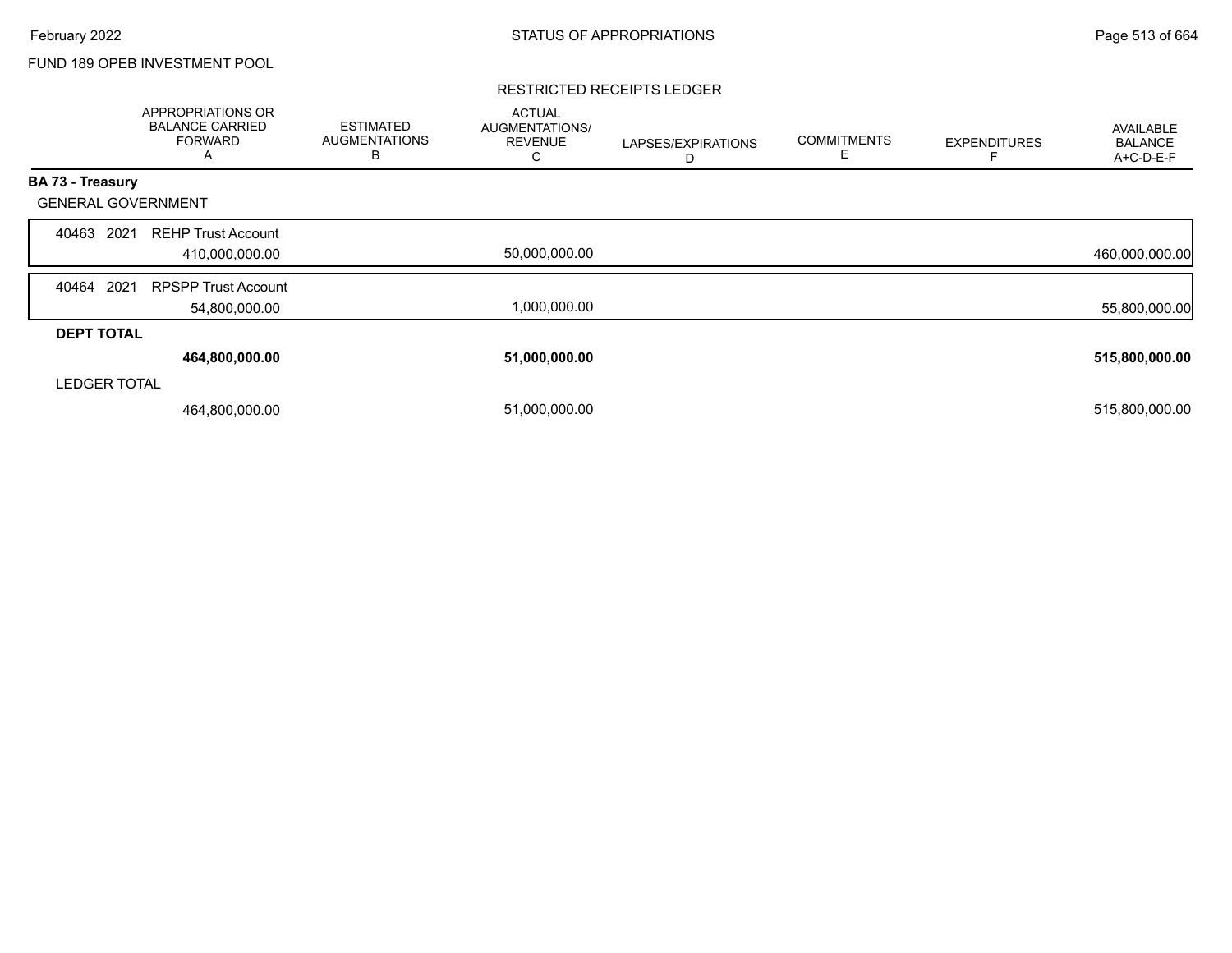FUND 189 OPEB INVESTMENT POOL

RESTRICTED RECEIPTS LEDGER

| | APPROPRIATIONS OR BALANCE CARRIED FORWARD A | ESTIMATED AUGMENTATIONS B | ACTUAL AUGMENTATIONS/ REVENUE C | LAPSES/EXPIRATIONS D | COMMITMENTS E | EXPENDITURES F | AVAILABLE BALANCE A+C-D-E-F |
|---|---|---|---|---|---|---|---|
| **BA 73 - Treasury** | | | | | | | |
| GENERAL GOVERNMENT | | | | | | | |
| 40463 2021 REHP Trust Account | 410,000,000.00 | | 50,000,000.00 | | | | 460,000,000.00 |
| 40464 2021 RPSPP Trust Account | 54,800,000.00 | | 1,000,000.00 | | | | 55,800,000.00 |
| **DEPT TOTAL** | **464,800,000.00** | | **51,000,000.00** | | | | **515,800,000.00** |
| LEDGER TOTAL | 464,800,000.00 | | 51,000,000.00 | | | | 515,800,000.00 |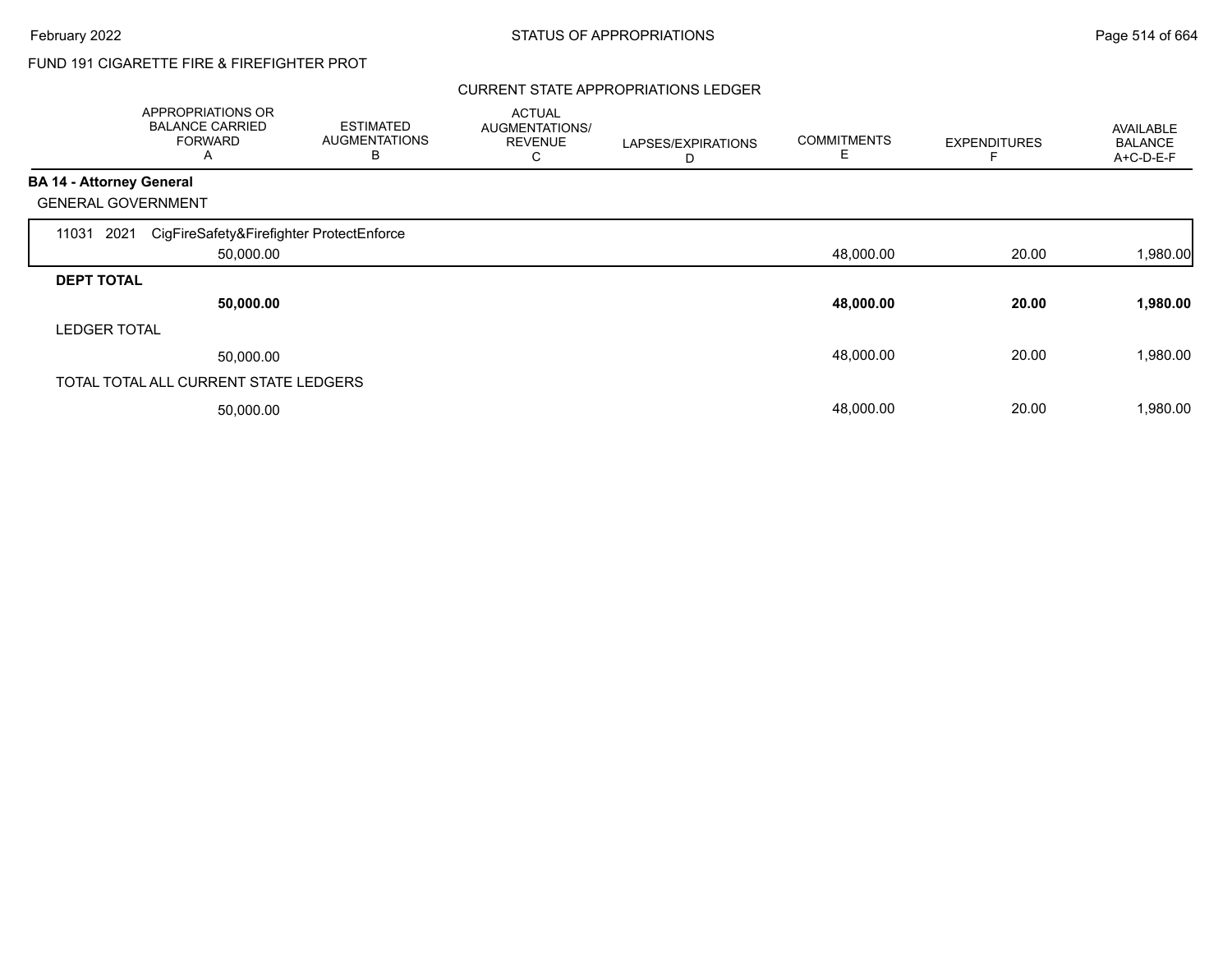FUND 191 CIGARETTE FIRE & FIREFIGHTER PROT

CURRENT STATE APPROPRIATIONS LEDGER

| | APPROPRIATIONS OR BALANCE CARRIED FORWARD A | ESTIMATED AUGMENTATIONS B | ACTUAL AUGMENTATIONS/ REVENUE C | LAPSES/EXPIRATIONS D | COMMITMENTS E | EXPENDITURES F | AVAILABLE BALANCE A+C-D-E-F |
|---|---|---|---|---|---|---|---|
| **BA 14 - Attorney General** | | | | | | | |
| GENERAL GOVERNMENT | | | | | | | |
| 11031 2021 CigFireSafety&Firefighter ProtectEnforce | 50,000.00 | | | | 48,000.00 | 20.00 | 1,980.00 |
| **DEPT TOTAL** | **50,000.00** | | | | **48,000.00** | **20.00** | **1,980.00** |
| LEDGER TOTAL | 50,000.00 | | | | 48,000.00 | 20.00 | 1,980.00 |
| TOTAL TOTAL ALL CURRENT STATE LEDGERS | 50,000.00 | | | | 48,000.00 | 20.00 | 1,980.00 |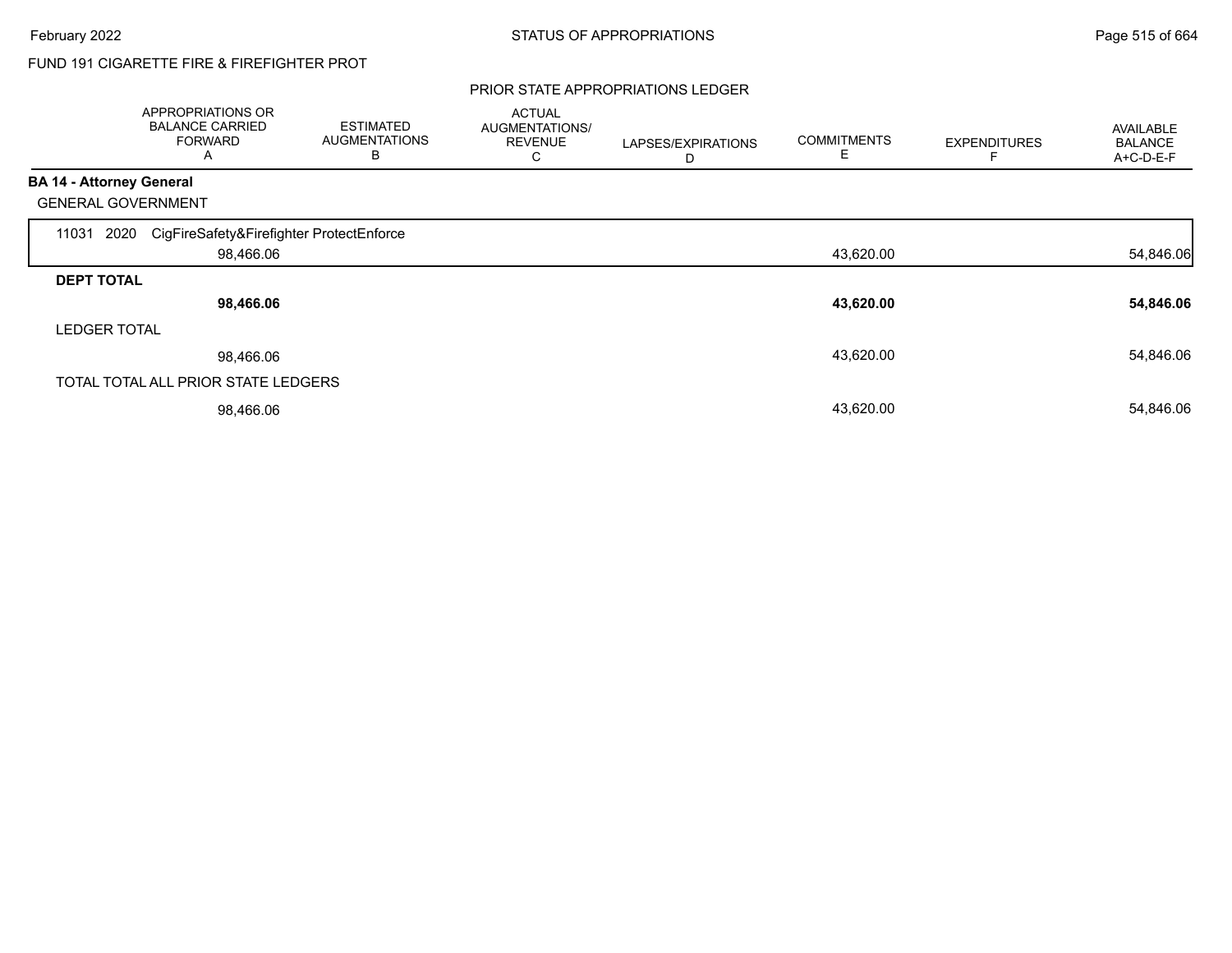FUND 191 CIGARETTE FIRE & FIREFIGHTER PROT

## PRIOR STATE APPROPRIATIONS LEDGER

| | APPROPRIATIONS OR BALANCE CARRIED FORWARD A | ESTIMATED AUGMENTATIONS B | ACTUAL AUGMENTATIONS/ REVENUE C | LAPSES/EXPIRATIONS D | COMMITMENTS E | EXPENDITURES F | AVAILABLE BALANCE A+C-D-E-F |
|---|---|---|---|---|---|---|---|
| **BA 14 - Attorney General** | | | | | | | |
| GENERAL GOVERNMENT | | | | | | | |
| 11031 2020 CigFireSafety&Firefighter ProtectEnforce | 98,466.06 | | | | 43,620.00 | | 54,846.06 |
| **DEPT TOTAL** | **98,466.06** | | | | **43,620.00** | | **54,846.06** |
| LEDGER TOTAL | 98,466.06 | | | | 43,620.00 | | 54,846.06 |
| TOTAL TOTAL ALL PRIOR STATE LEDGERS | 98,466.06 | | | | 43,620.00 | | 54,846.06 |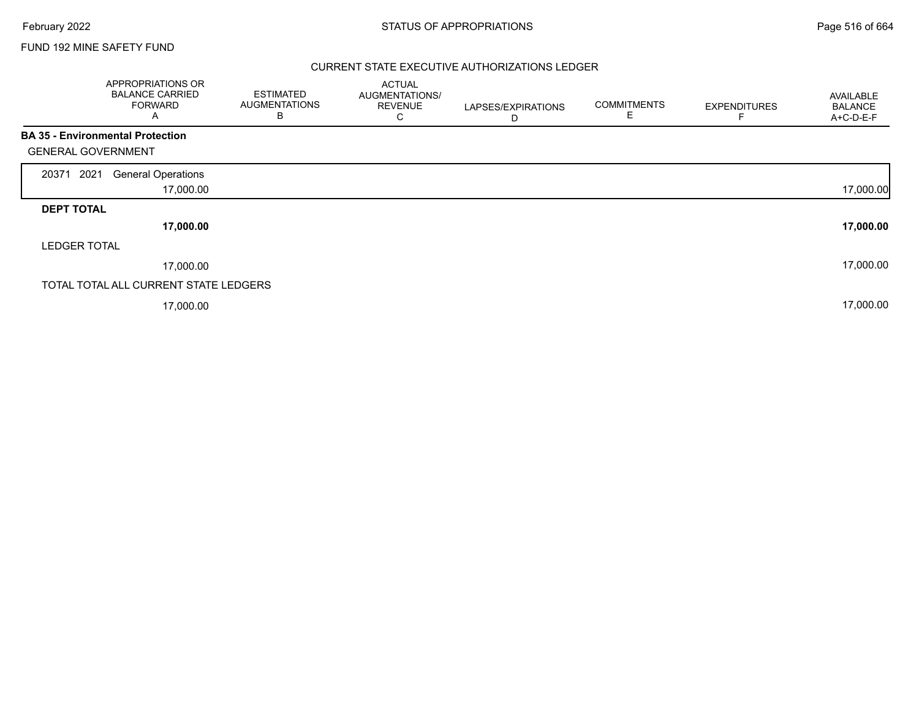FUND 192 MINE SAFETY FUND

## CURRENT STATE EXECUTIVE AUTHORIZATIONS LEDGER

| | APPROPRIATIONS OR BALANCE CARRIED FORWARD A | ESTIMATED AUGMENTATIONS B | ACTUAL AUGMENTATIONS/ REVENUE C | LAPSES/EXPIRATIONS D | COMMITMENTS E | EXPENDITURES F | AVAILABLE BALANCE A+C-D-E-F |
|---|---|---|---|---|---|---|---|
| **BA 35 - Environmental Protection** | | | | | | | |
| GENERAL GOVERNMENT | | | | | | | |
| 20371 2021 General Operations | 17,000.00 | | | | | | 17,000.00 |
| **DEPT TOTAL** | **17,000.00** | | | | | | **17,000.00** |
| LEDGER TOTAL | 17,000.00 | | | | | | 17,000.00 |
| TOTAL TOTAL ALL CURRENT STATE LEDGERS | 17,000.00 | | | | | | 17,000.00 |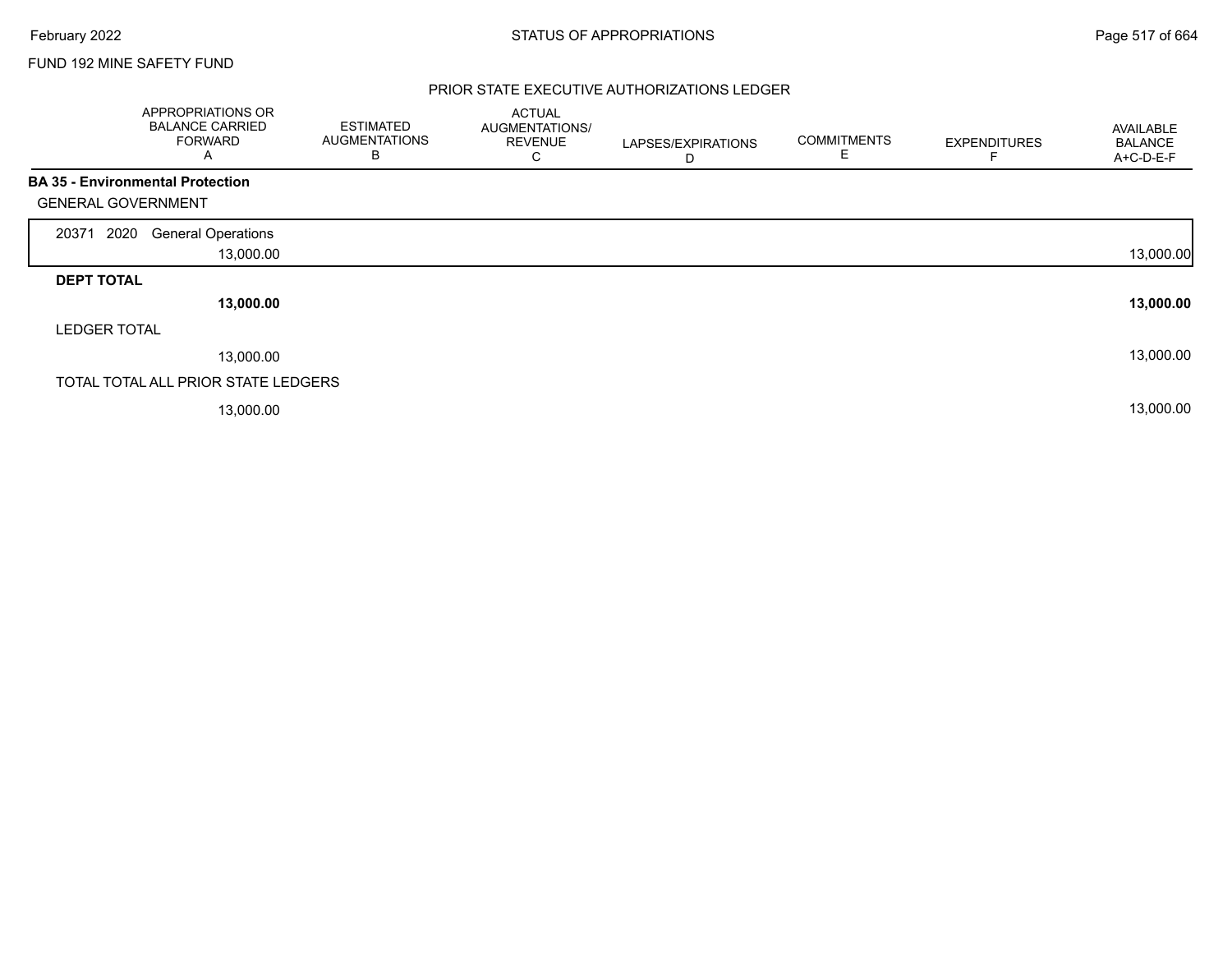FUND 192 MINE SAFETY FUND

## PRIOR STATE EXECUTIVE AUTHORIZATIONS LEDGER

| | APPROPRIATIONS OR BALANCE CARRIED FORWARD A | ESTIMATED AUGMENTATIONS B | ACTUAL AUGMENTATIONS/ REVENUE C | LAPSES/EXPIRATIONS D | COMMITMENTS E | EXPENDITURES F | AVAILABLE BALANCE A+C-D-E-F |
|---|---|---|---|---|---|---|---|
| **BA 35 - Environmental Protection** | | | | | | | |
| GENERAL GOVERNMENT | | | | | | | |
| 20371 2020 General Operations | 13,000.00 | | | | | | 13,000.00 |
| **DEPT TOTAL** | **13,000.00** | | | | | | **13,000.00** |
| LEDGER TOTAL | 13,000.00 | | | | | | 13,000.00 |
| TOTAL TOTAL ALL PRIOR STATE LEDGERS | 13,000.00 | | | | | | 13,000.00 |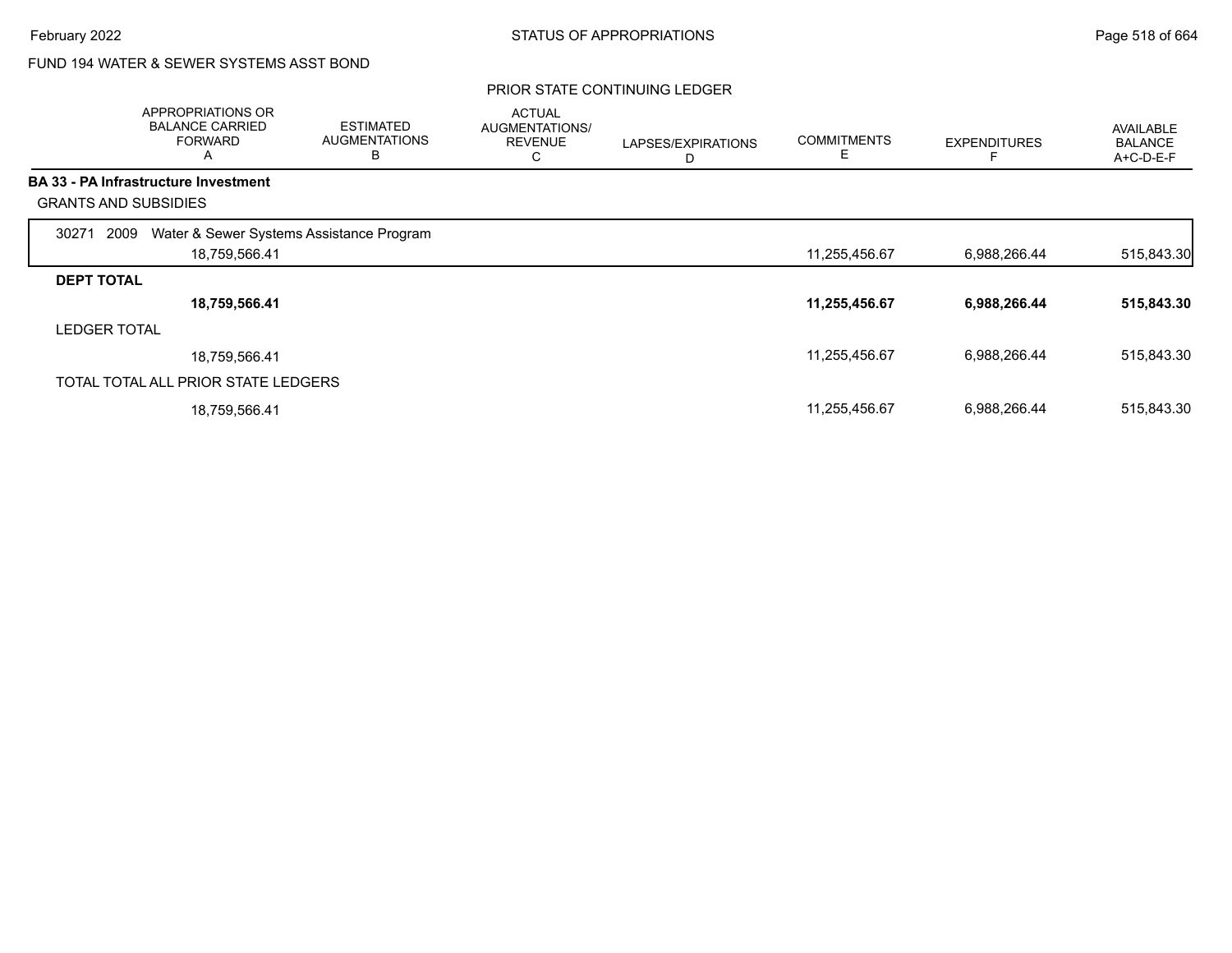FUND 194 WATER & SEWER SYSTEMS ASST BOND

PRIOR STATE CONTINUING LEDGER

| | APPROPRIATIONS OR BALANCE CARRIED FORWARD A | ESTIMATED AUGMENTATIONS B | ACTUAL AUGMENTATIONS/ REVENUE C | LAPSES/EXPIRATIONS D | COMMITMENTS E | EXPENDITURES F | AVAILABLE BALANCE A+C-D-E-F |
|---|---|---|---|---|---|---|---|
| **BA 33 - PA Infrastructure Investment** | | | | | | | |
| GRANTS AND SUBSIDIES | | | | | | | |
| 30271 2009 Water & Sewer Systems Assistance Program | 18,759,566.41 | | | | 11,255,456.67 | 6,988,266.44 | 515,843.30 |
| **DEPT TOTAL** | **18,759,566.41** | | | | **11,255,456.67** | **6,988,266.44** | **515,843.30** |
| LEDGER TOTAL | 18,759,566.41 | | | | 11,255,456.67 | 6,988,266.44 | 515,843.30 |
| TOTAL TOTAL ALL PRIOR STATE LEDGERS | 18,759,566.41 | | | | 11,255,456.67 | 6,988,266.44 | 515,843.30 |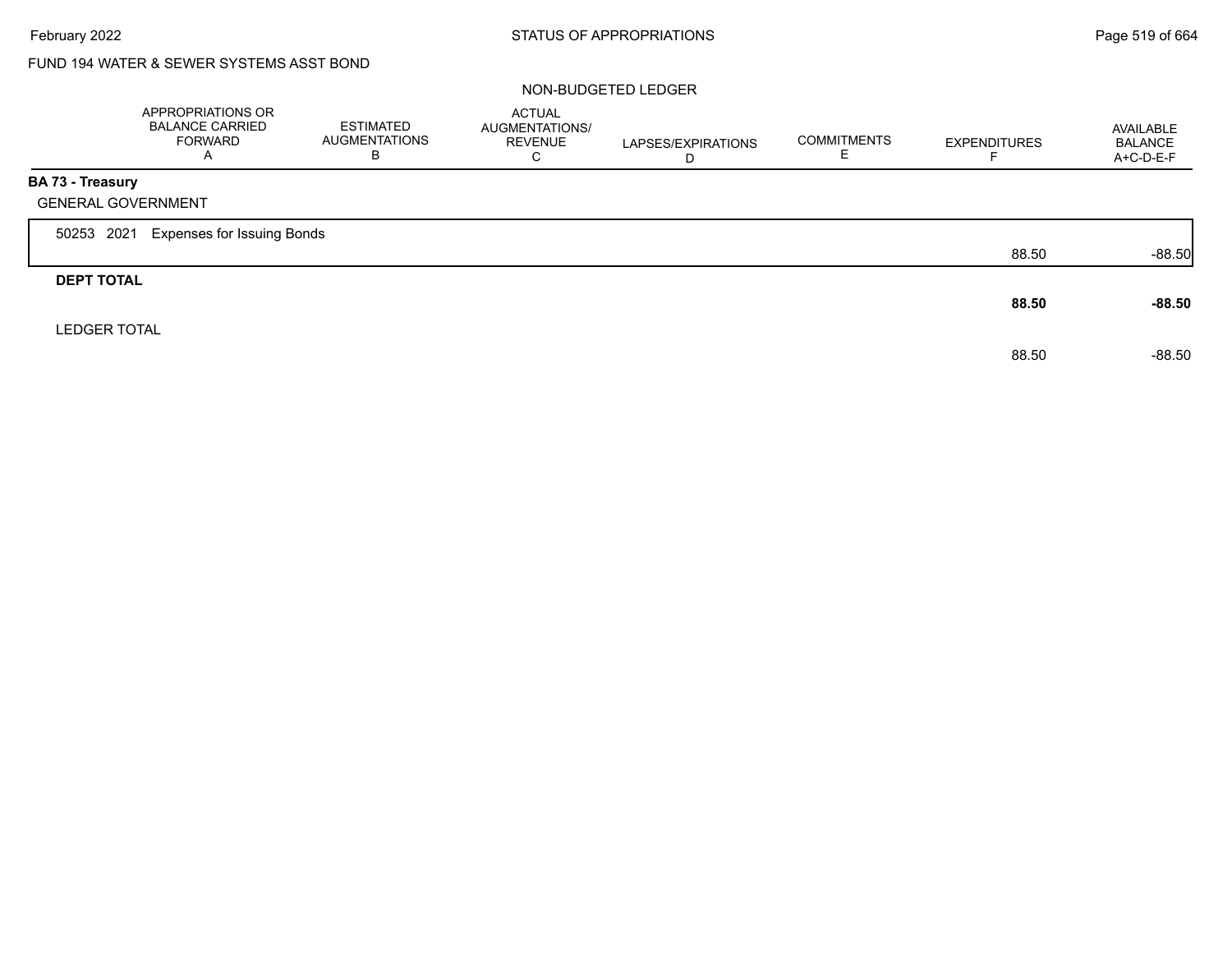FUND 194 WATER & SEWER SYSTEMS ASST BOND

NON-BUDGETED LEDGER

| | APPROPRIATIONS OR BALANCE CARRIED FORWARD A | ESTIMATED AUGMENTATIONS B | ACTUAL AUGMENTATIONS/ REVENUE C | LAPSES/EXPIRATIONS D | COMMITMENTS E | EXPENDITURES F | AVAILABLE BALANCE A+C-D-E-F |
|---|---|---|---|---|---|---|---|
| **BA 73 - Treasury** | | | | | | | |
| GENERAL GOVERNMENT | | | | | | | |
| 50253 2021 Expenses for Issuing Bonds | | | | | | 88.50 | -88.50 |
| **DEPT TOTAL** | | | | | | **88.50** | **-88.50** |
| LEDGER TOTAL | | | | | | 88.50 | -88.50 |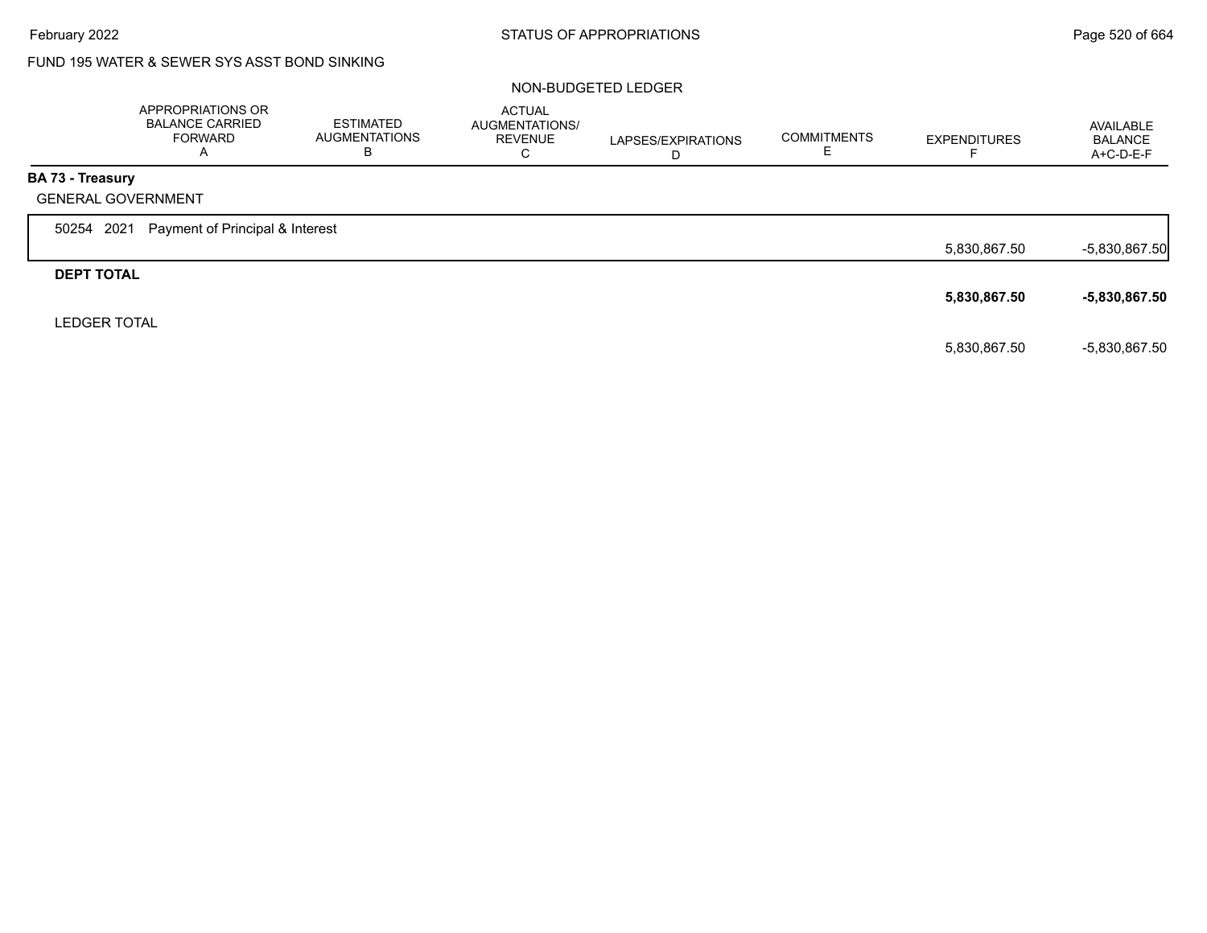FUND 195 WATER & SEWER SYS ASST BOND SINKING

NON-BUDGETED LEDGER

| | APPROPRIATIONS OR BALANCE CARRIED FORWARD A | ESTIMATED AUGMENTATIONS B | ACTUAL AUGMENTATIONS/ REVENUE C | LAPSES/EXPIRATIONS D | COMMITMENTS E | EXPENDITURES F | AVAILABLE BALANCE A+C-D-E-F |
|---|---|---|---|---|---|---|---|
| **BA 73 - Treasury** | | | | | | | |
| GENERAL GOVERNMENT | | | | | | | |
| 50254 2021 Payment of Principal & Interest | | | | | | 5,830,867.50 | -5,830,867.50 |
| **DEPT TOTAL** | | | | | | **5,830,867.50** | **-5,830,867.50** |
| LEDGER TOTAL | | | | | | 5,830,867.50 | -5,830,867.50 |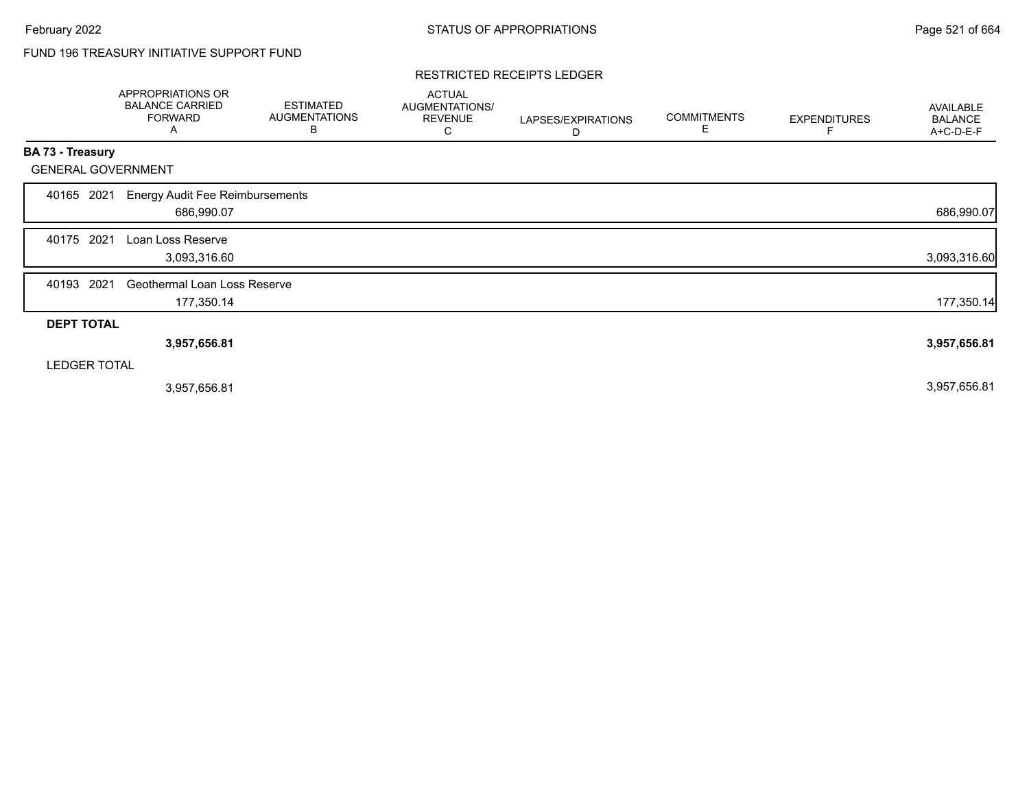FUND 196 TREASURY INITIATIVE SUPPORT FUND

RESTRICTED RECEIPTS LEDGER

| | APPROPRIATIONS OR BALANCE CARRIED FORWARD A | ESTIMATED AUGMENTATIONS B | ACTUAL AUGMENTATIONS/ REVENUE C | LAPSES/EXPIRATIONS D | COMMITMENTS E | EXPENDITURES F | AVAILABLE BALANCE A+C-D-E-F |
|---|---|---|---|---|---|---|---|
| **BA 73 - Treasury** | | | | | | | |
| GENERAL GOVERNMENT | | | | | | | |
| 40165 2021 Energy Audit Fee Reimbursements | 686,990.07 | | | | | | 686,990.07 |
| 40175 2021 Loan Loss Reserve | 3,093,316.60 | | | | | | 3,093,316.60 |
| 40193 2021 Geothermal Loan Loss Reserve | 177,350.14 | | | | | | 177,350.14 |
| **DEPT TOTAL** | **3,957,656.81** | | | | | | **3,957,656.81** |
| LEDGER TOTAL | 3,957,656.81 | | | | | | 3,957,656.81 |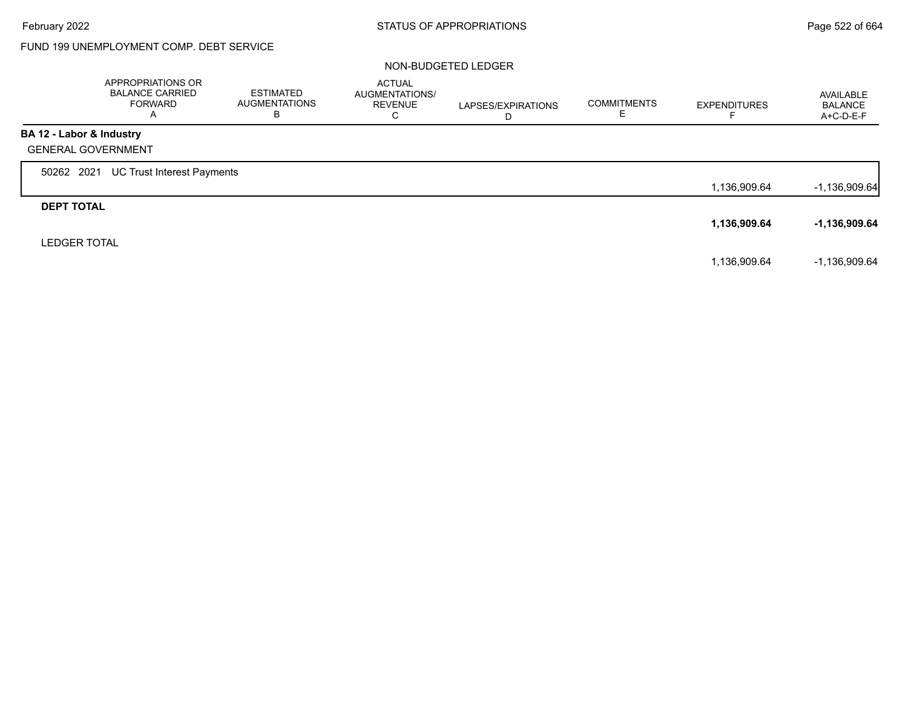FUND 199 UNEMPLOYMENT COMP. DEBT SERVICE

NON-BUDGETED LEDGER

| | APPROPRIATIONS OR BALANCE CARRIED FORWARD A | ESTIMATED AUGMENTATIONS B | ACTUAL AUGMENTATIONS/ REVENUE C | LAPSES/EXPIRATIONS D | COMMITMENTS E | EXPENDITURES F | AVAILABLE BALANCE A+C-D-E-F |
|---|---|---|---|---|---|---|---|
| **BA 12 - Labor & Industry** | | | | | | | |
| GENERAL GOVERNMENT | | | | | | | |
| 50262 2021 UC Trust Interest Payments | | | | | | 1,136,909.64 | -1,136,909.64 |
| **DEPT TOTAL** | | | | | | **1,136,909.64** | **-1,136,909.64** |
| LEDGER TOTAL | | | | | | 1,136,909.64 | -1,136,909.64 |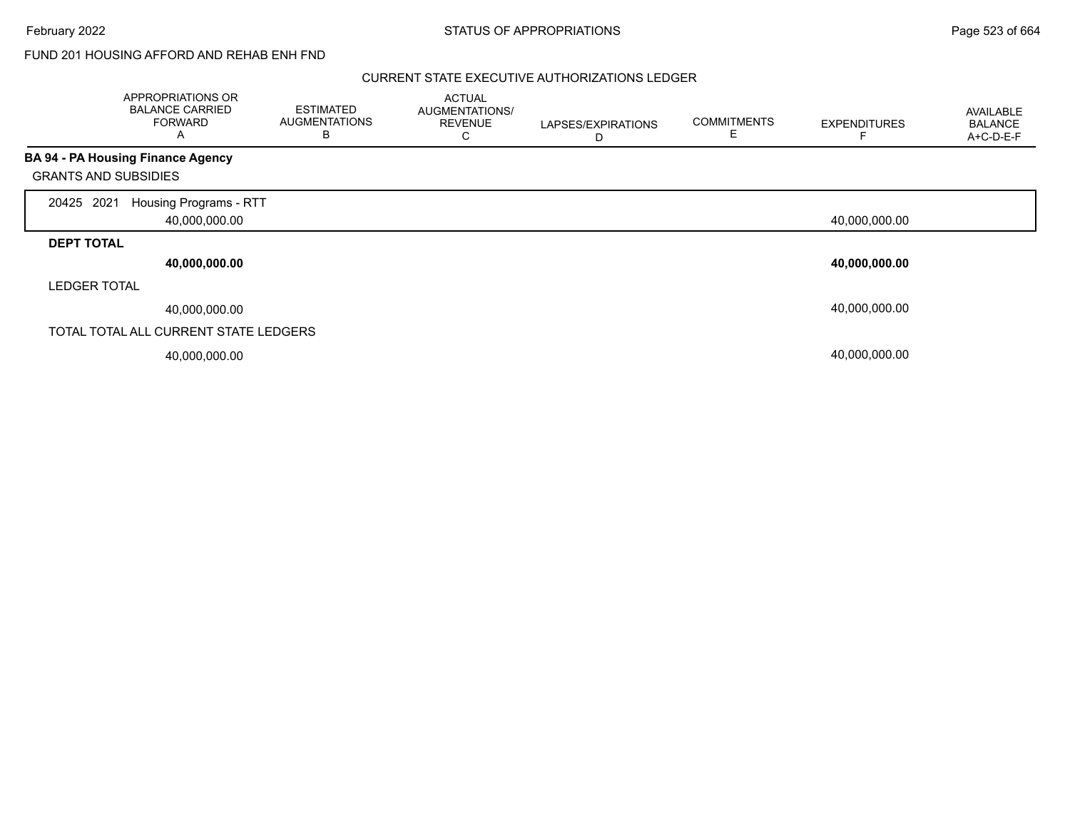FUND 201 HOUSING AFFORD AND REHAB ENH FND

CURRENT STATE EXECUTIVE AUTHORIZATIONS LEDGER

| APPROPRIATIONS OR BALANCE CARRIED FORWARD A | ESTIMATED AUGMENTATIONS B | ACTUAL AUGMENTATIONS/ REVENUE C | LAPSES/EXPIRATIONS D | COMMITMENTS E | EXPENDITURES F | AVAILABLE BALANCE A+C-D-E-F |
|---|---|---|---|---|---|---|
| **BA 94 - PA Housing Finance Agency** | | | | | | |
| GRANTS AND SUBSIDIES | | | | | | |
| 20425 2021 Housing Programs - RTT | | | | | | |
| 40,000,000.00 | | | | | 40,000,000.00 | |
| **DEPT TOTAL** | | | | | | |
| **40,000,000.00** | | | | | **40,000,000.00** | |
| LEDGER TOTAL | | | | | | |
| 40,000,000.00 | | | | | 40,000,000.00 | |
| TOTAL TOTAL ALL CURRENT STATE LEDGERS | | | | | | |
| 40,000,000.00 | | | | | 40,000,000.00 | |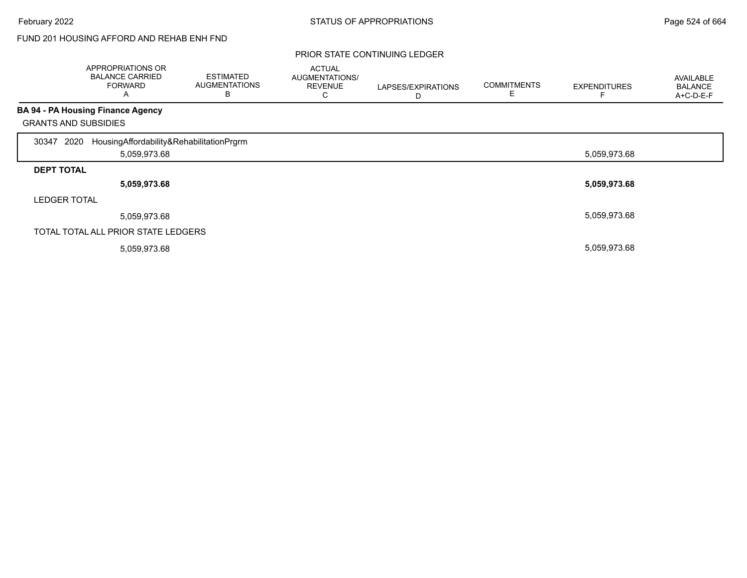FUND 201 HOUSING AFFORD AND REHAB ENH FND

PRIOR STATE CONTINUING LEDGER

| | APPROPRIATIONS OR BALANCE CARRIED FORWARD A | ESTIMATED AUGMENTATIONS B | ACTUAL AUGMENTATIONS/ REVENUE C | LAPSES/EXPIRATIONS D | COMMITMENTS E | EXPENDITURES F | AVAILABLE BALANCE A+C-D-E-F |
|---|---|---|---|---|---|---|---|
| **BA 94 - PA Housing Finance Agency** | | | | | | | |
| GRANTS AND SUBSIDIES | | | | | | | |
| 30347 2020 HousingAffordability&RehabilitationPrgrm | 5,059,973.68 | | | | | 5,059,973.68 | |
| **DEPT TOTAL** | **5,059,973.68** | | | | | **5,059,973.68** | |
| LEDGER TOTAL | 5,059,973.68 | | | | | 5,059,973.68 | |
| TOTAL TOTAL ALL PRIOR STATE LEDGERS | 5,059,973.68 | | | | | 5,059,973.68 | |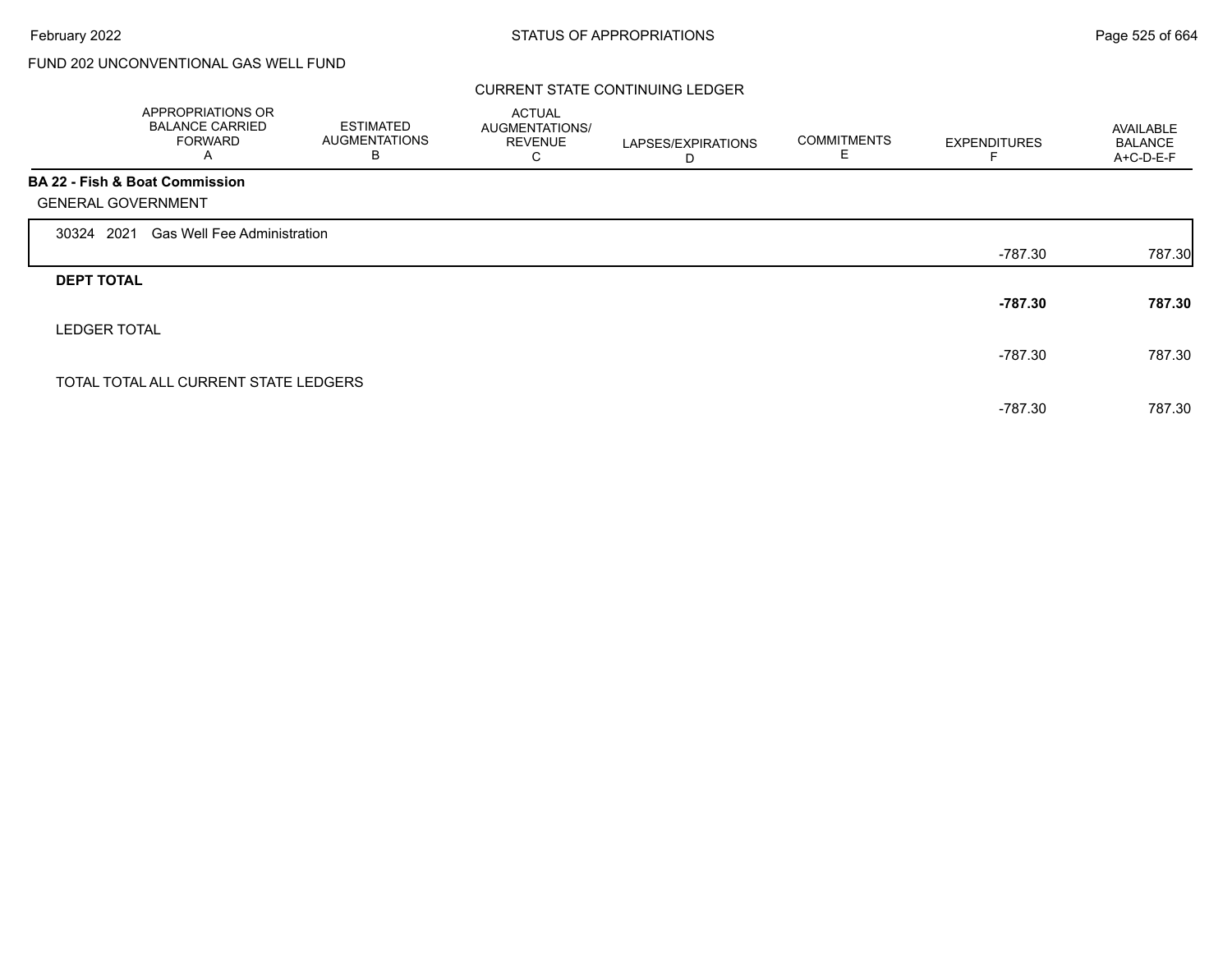FUND 202 UNCONVENTIONAL GAS WELL FUND

CURRENT STATE CONTINUING LEDGER

| | APPROPRIATIONS OR BALANCE CARRIED FORWARD A | ESTIMATED AUGMENTATIONS B | ACTUAL AUGMENTATIONS/ REVENUE C | LAPSES/EXPIRATIONS D | COMMITMENTS E | EXPENDITURES F | AVAILABLE BALANCE A+C-D-E-F |
|---|---|---|---|---|---|---|---|
| **BA 22 - Fish & Boat Commission** | | | | | | | |
| GENERAL GOVERNMENT | | | | | | | |
| 30324 2021 Gas Well Fee Administration | | | | | | -787.30 | 787.30 |
| **DEPT TOTAL** | | | | | | **-787.30** | **787.30** |
| LEDGER TOTAL | | | | | | -787.30 | 787.30 |
| TOTAL TOTAL ALL CURRENT STATE LEDGERS | | | | | | -787.30 | 787.30 |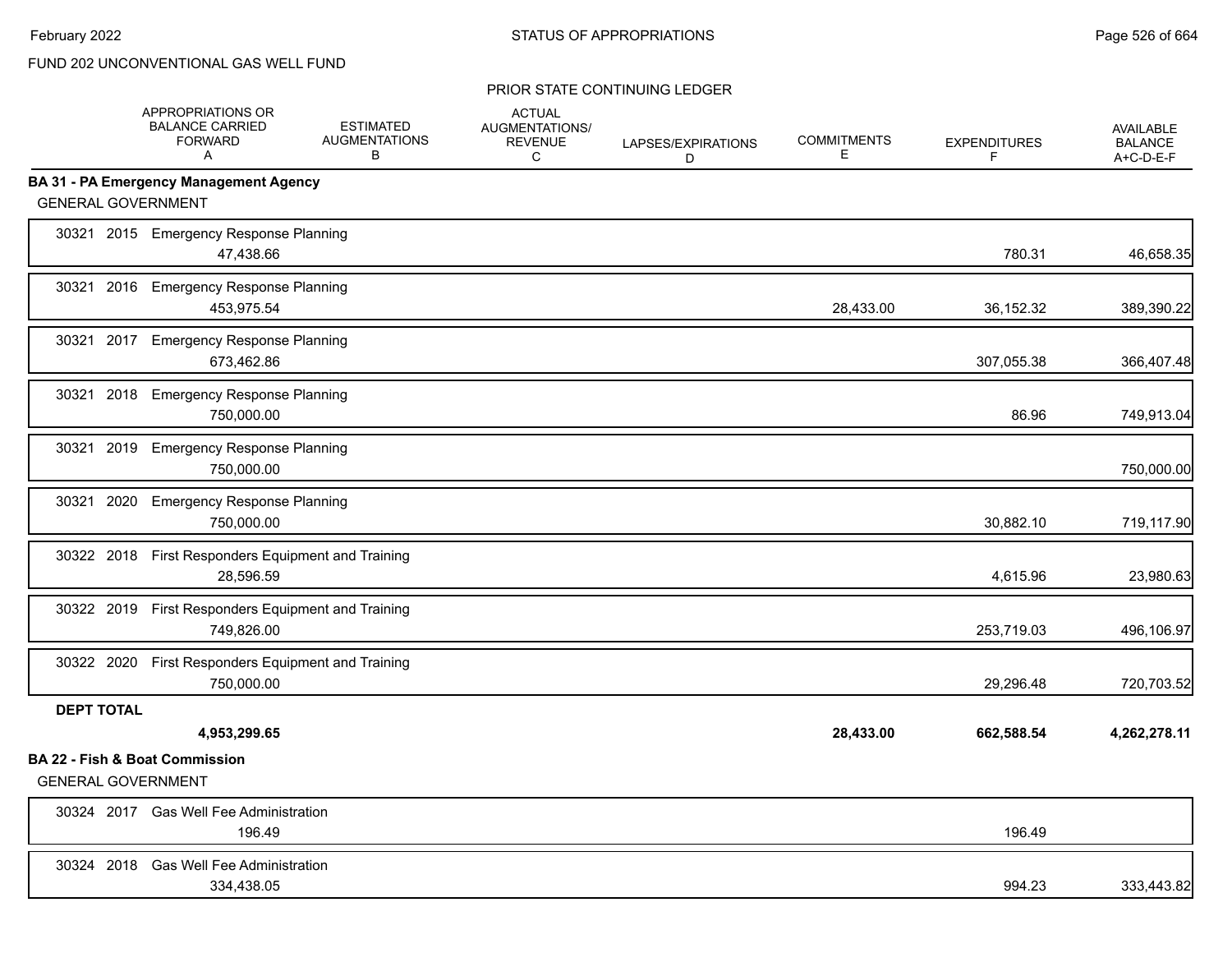FUND 202 UNCONVENTIONAL GAS WELL FUND

PRIOR STATE CONTINUING LEDGER

| | APPROPRIATIONS OR BALANCE CARRIED FORWARD A | ESTIMATED AUGMENTATIONS B | ACTUAL AUGMENTATIONS/ REVENUE C | LAPSES/EXPIRATIONS D | COMMITMENTS E | EXPENDITURES F | AVAILABLE BALANCE A+C-D-E-F |
|---|---|---|---|---|---|---|---|
| **BA 31 - PA Emergency Management Agency** | | | | | | | |
| GENERAL GOVERNMENT | | | | | | | |
| 30321 2015 Emergency Response Planning | 47,438.66 | | | | | 780.31 | 46,658.35 |
| 30321 2016 Emergency Response Planning | 453,975.54 | | | | 28,433.00 | 36,152.32 | 389,390.22 |
| 30321 2017 Emergency Response Planning | 673,462.86 | | | | | 307,055.38 | 366,407.48 |
| 30321 2018 Emergency Response Planning | 750,000.00 | | | | | 86.96 | 749,913.04 |
| 30321 2019 Emergency Response Planning | 750,000.00 | | | | | | 750,000.00 |
| 30321 2020 Emergency Response Planning | 750,000.00 | | | | | 30,882.10 | 719,117.90 |
| 30322 2018 First Responders Equipment and Training | 28,596.59 | | | | | 4,615.96 | 23,980.63 |
| 30322 2019 First Responders Equipment and Training | 749,826.00 | | | | | 253,719.03 | 496,106.97 |
| 30322 2020 First Responders Equipment and Training | 750,000.00 | | | | | 29,296.48 | 720,703.52 |
| **DEPT TOTAL** | **4,953,299.65** | | | | **28,433.00** | **662,588.54** | **4,262,278.11** |
| **BA 22 - Fish & Boat Commission** | | | | | | | |
| GENERAL GOVERNMENT | | | | | | | |
| 30324 2017 Gas Well Fee Administration | 196.49 | | | | | 196.49 | |
| 30324 2018 Gas Well Fee Administration | 334,438.05 | | | | | 994.23 | 333,443.82 |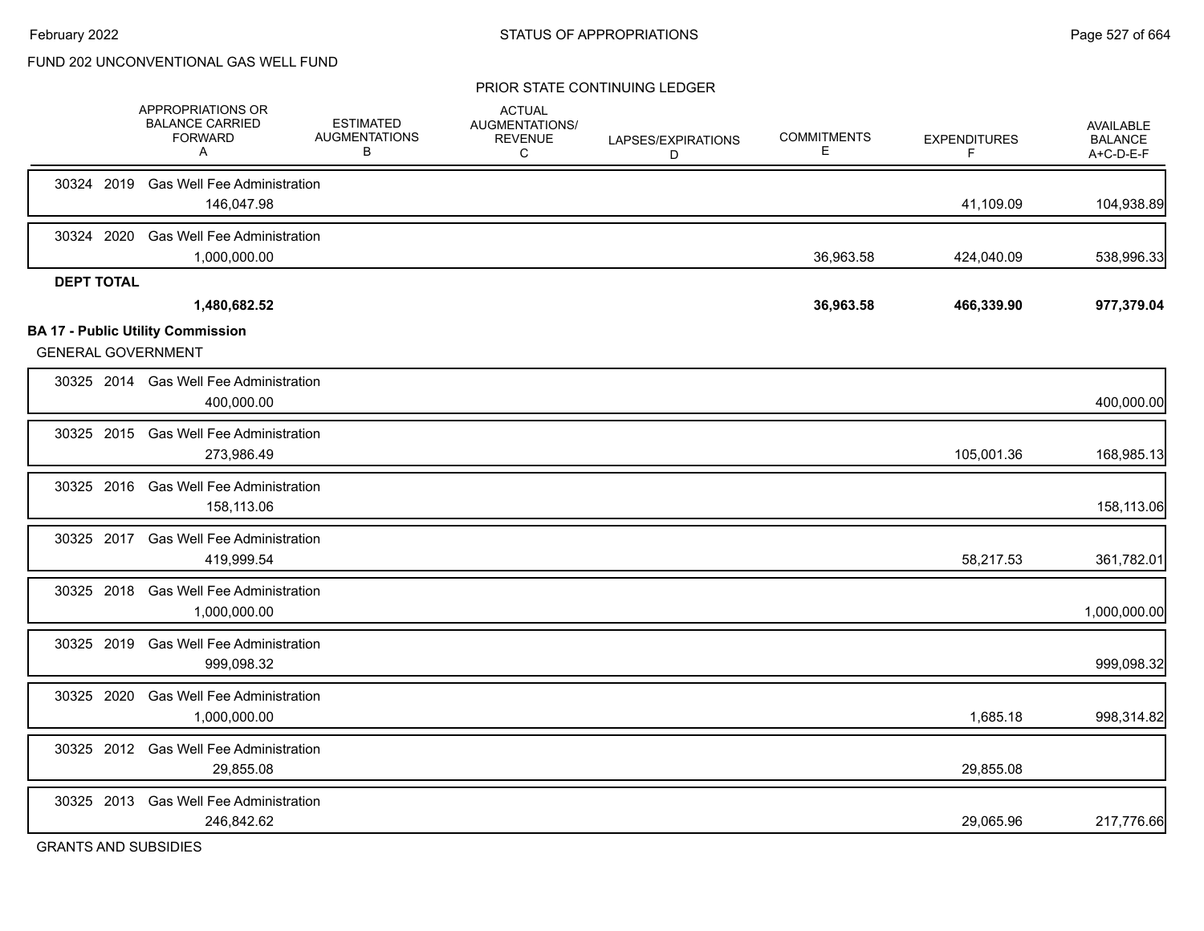FUND 202 UNCONVENTIONAL GAS WELL FUND

PRIOR STATE CONTINUING LEDGER

| | APPROPRIATIONS OR BALANCE CARRIED FORWARD A | ESTIMATED AUGMENTATIONS B | ACTUAL AUGMENTATIONS/ REVENUE C | LAPSES/EXPIRATIONS D | COMMITMENTS E | EXPENDITURES F | AVAILABLE BALANCE A+C-D-E-F |
|---|---|---|---|---|---|---|---|
| 30324 2019 Gas Well Fee Administration | 146,047.98 | | | | | 41,109.09 | 104,938.89 |
| 30324 2020 Gas Well Fee Administration | 1,000,000.00 | | | | 36,963.58 | 424,040.09 | 538,996.33 |
| **DEPT TOTAL** | **1,480,682.52** | | | | **36,963.58** | **466,339.90** | **977,379.04** |
| **BA 17 - Public Utility Commission** | | | | | | | |
| GENERAL GOVERNMENT | | | | | | | |
| 30325 2014 Gas Well Fee Administration | 400,000.00 | | | | | | 400,000.00 |
| 30325 2015 Gas Well Fee Administration | 273,986.49 | | | | | 105,001.36 | 168,985.13 |
| 30325 2016 Gas Well Fee Administration | 158,113.06 | | | | | | 158,113.06 |
| 30325 2017 Gas Well Fee Administration | 419,999.54 | | | | | 58,217.53 | 361,782.01 |
| 30325 2018 Gas Well Fee Administration | 1,000,000.00 | | | | | | 1,000,000.00 |
| 30325 2019 Gas Well Fee Administration | 999,098.32 | | | | | | 999,098.32 |
| 30325 2020 Gas Well Fee Administration | 1,000,000.00 | | | | | 1,685.18 | 998,314.82 |
| 30325 2012 Gas Well Fee Administration | 29,855.08 | | | | | 29,855.08 | |
| 30325 2013 Gas Well Fee Administration | 246,842.62 | | | | | 29,065.96 | 217,776.66 |

GRANTS AND SUBSIDIES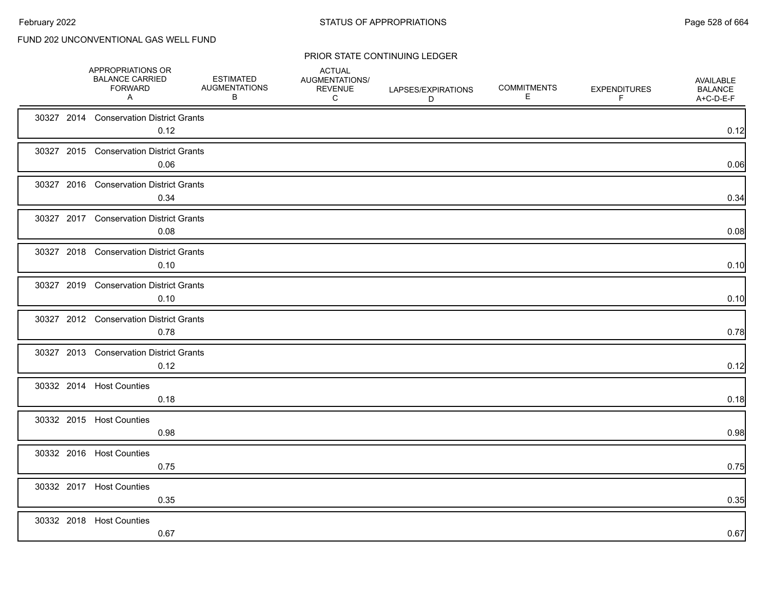FUND 202 UNCONVENTIONAL GAS WELL FUND

PRIOR STATE CONTINUING LEDGER

| | APPROPRIATIONS OR BALANCE CARRIED FORWARD A | ESTIMATED AUGMENTATIONS B | ACTUAL AUGMENTATIONS/ REVENUE C | LAPSES/EXPIRATIONS D | COMMITMENTS E | EXPENDITURES F | AVAILABLE BALANCE A+C-D-E-F |
|---|---|---|---|---|---|---|---|
| 30327 2014 Conservation District Grants | 0.12 | | | | | | 0.12 |
| 30327 2015 Conservation District Grants | 0.06 | | | | | | 0.06 |
| 30327 2016 Conservation District Grants | 0.34 | | | | | | 0.34 |
| 30327 2017 Conservation District Grants | 0.08 | | | | | | 0.08 |
| 30327 2018 Conservation District Grants | 0.10 | | | | | | 0.10 |
| 30327 2019 Conservation District Grants | 0.10 | | | | | | 0.10 |
| 30327 2012 Conservation District Grants | 0.78 | | | | | | 0.78 |
| 30327 2013 Conservation District Grants | 0.12 | | | | | | 0.12 |
| 30332 2014 Host Counties | 0.18 | | | | | | 0.18 |
| 30332 2015 Host Counties | 0.98 | | | | | | 0.98 |
| 30332 2016 Host Counties | 0.75 | | | | | | 0.75 |
| 30332 2017 Host Counties | 0.35 | | | | | | 0.35 |
| 30332 2018 Host Counties | 0.67 | | | | | | 0.67 |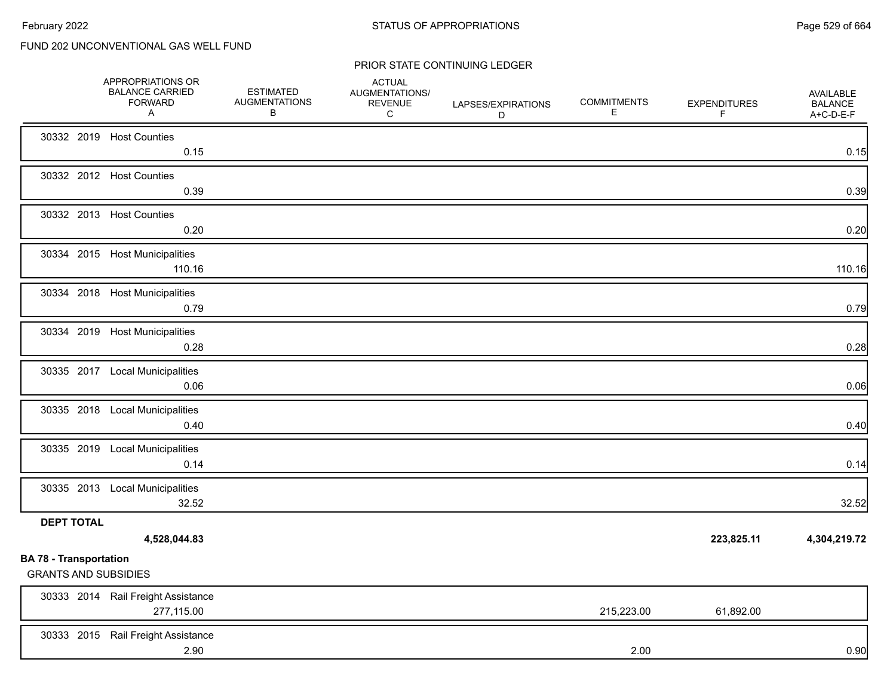FUND 202 UNCONVENTIONAL GAS WELL FUND

PRIOR STATE CONTINUING LEDGER

| | APPROPRIATIONS OR BALANCE CARRIED FORWARD A | ESTIMATED AUGMENTATIONS B | ACTUAL AUGMENTATIONS/ REVENUE C | LAPSES/EXPIRATIONS D | COMMITMENTS E | EXPENDITURES F | AVAILABLE BALANCE A+C-D-E-F |
|---|---|---|---|---|---|---|---|
| 30332 2019 Host Counties | 0.15 | | | | | | 0.15 |
| 30332 2012 Host Counties | 0.39 | | | | | | 0.39 |
| 30332 2013 Host Counties | 0.20 | | | | | | 0.20 |
| 30334 2015 Host Municipalities | 110.16 | | | | | | 110.16 |
| 30334 2018 Host Municipalities | 0.79 | | | | | | 0.79 |
| 30334 2019 Host Municipalities | 0.28 | | | | | | 0.28 |
| 30335 2017 Local Municipalities | 0.06 | | | | | | 0.06 |
| 30335 2018 Local Municipalities | 0.40 | | | | | | 0.40 |
| 30335 2019 Local Municipalities | 0.14 | | | | | | 0.14 |
| 30335 2013 Local Municipalities | 32.52 | | | | | | 32.52 |
| **DEPT TOTAL** | **4,528,044.83** | | | | | **223,825.11** | **4,304,219.72** |

**BA 78 - Transportation**

GRANTS AND SUBSIDIES

| | APPROPRIATIONS OR BALANCE CARRIED FORWARD A | ESTIMATED AUGMENTATIONS B | ACTUAL AUGMENTATIONS/ REVENUE C | LAPSES/EXPIRATIONS D | COMMITMENTS E | EXPENDITURES F | AVAILABLE BALANCE A+C-D-E-F |
|---|---|---|---|---|---|---|---|
| 30333 2014 Rail Freight Assistance | 277,115.00 | | | | 215,223.00 | 61,892.00 | |
| 30333 2015 Rail Freight Assistance | 2.90 | | | | 2.00 | | 0.90 |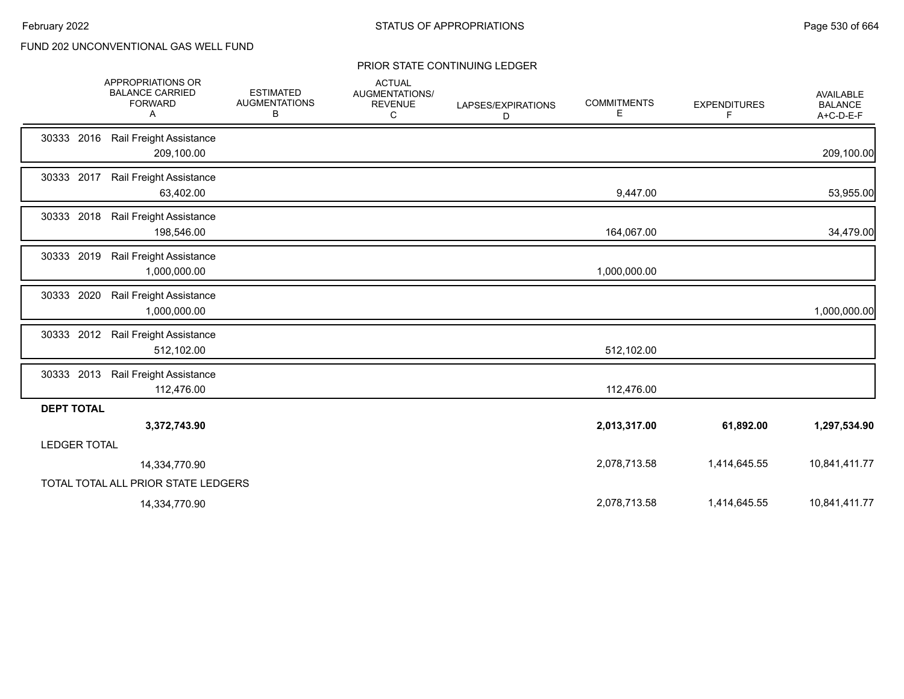FUND 202 UNCONVENTIONAL GAS WELL FUND

PRIOR STATE CONTINUING LEDGER

| | APPROPRIATIONS OR BALANCE CARRIED FORWARD A | ESTIMATED AUGMENTATIONS B | ACTUAL AUGMENTATIONS/ REVENUE C | LAPSES/EXPIRATIONS D | COMMITMENTS E | EXPENDITURES F | AVAILABLE BALANCE A+C-D-E-F |
|---|---|---|---|---|---|---|---|
| 30333 2016 Rail Freight Assistance | 209,100.00 | | | | | | 209,100.00 |
| 30333 2017 Rail Freight Assistance | 63,402.00 | | | | 9,447.00 | | 53,955.00 |
| 30333 2018 Rail Freight Assistance | 198,546.00 | | | | 164,067.00 | | 34,479.00 |
| 30333 2019 Rail Freight Assistance | 1,000,000.00 | | | | 1,000,000.00 | | |
| 30333 2020 Rail Freight Assistance | 1,000,000.00 | | | | | | 1,000,000.00 |
| 30333 2012 Rail Freight Assistance | 512,102.00 | | | | 512,102.00 | | |
| 30333 2013 Rail Freight Assistance | 112,476.00 | | | | 112,476.00 | | |
| **DEPT TOTAL** | **3,372,743.90** | | | | **2,013,317.00** | **61,892.00** | **1,297,534.90** |
| LEDGER TOTAL | 14,334,770.90 | | | | 2,078,713.58 | 1,414,645.55 | 10,841,411.77 |
| TOTAL TOTAL ALL PRIOR STATE LEDGERS | 14,334,770.90 | | | | 2,078,713.58 | 1,414,645.55 | 10,841,411.77 |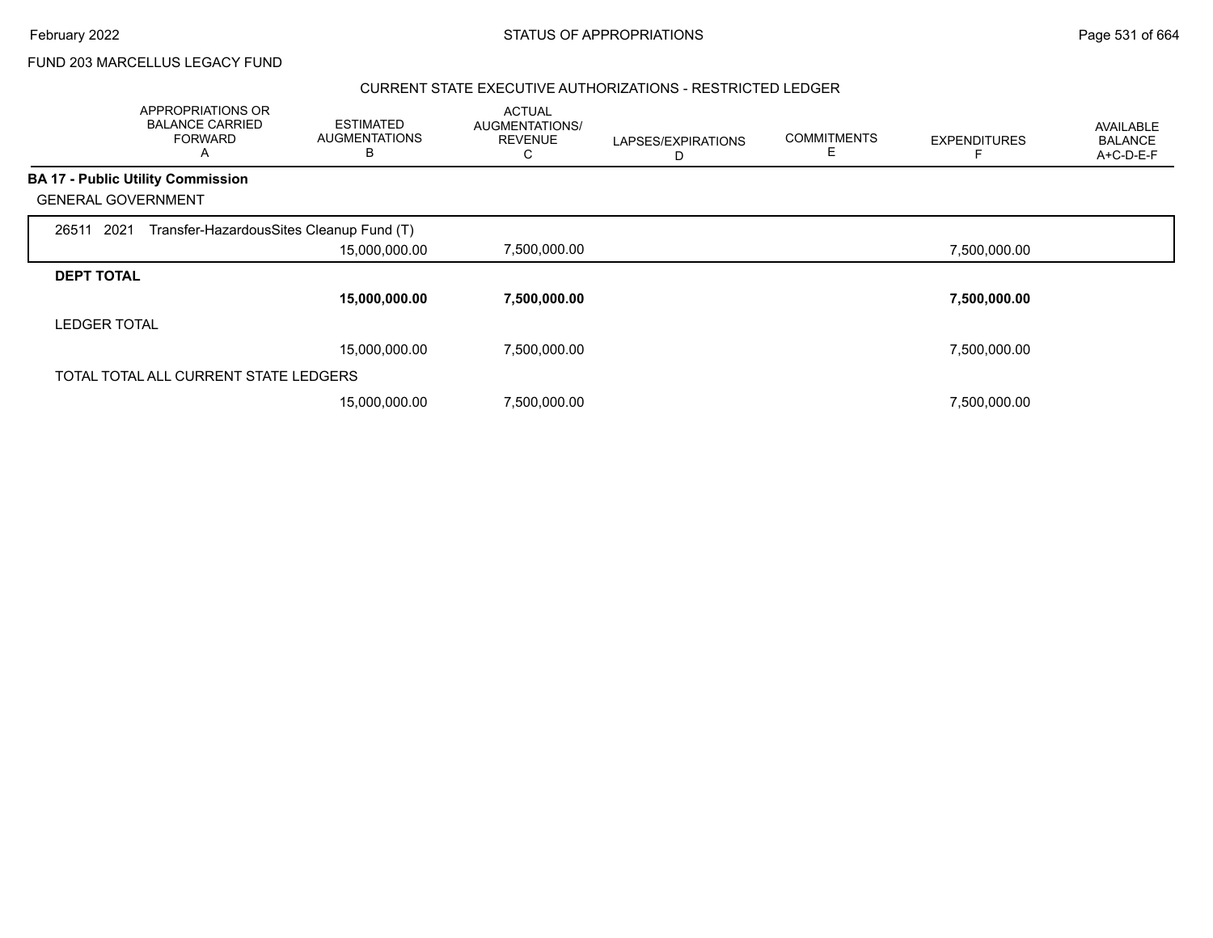FUND 203 MARCELLUS LEGACY FUND

## CURRENT STATE EXECUTIVE AUTHORIZATIONS - RESTRICTED LEDGER

| APPROPRIATIONS OR BALANCE CARRIED FORWARD A | ESTIMATED AUGMENTATIONS B | ACTUAL AUGMENTATIONS/ REVENUE C | LAPSES/EXPIRATIONS D | COMMITMENTS E | EXPENDITURES F | AVAILABLE BALANCE A+C-D-E-F |
|---|---|---|---|---|---|---|
| **BA 17 - Public Utility Commission** | | | | | | |
| GENERAL GOVERNMENT | | | | | | |
| 26511 2021 Transfer-HazardousSites Cleanup Fund (T) | | | | | | |
| | 15,000,000.00 | 7,500,000.00 | | | 7,500,000.00 | |
| **DEPT TOTAL** | | | | | | |
| | **15,000,000.00** | **7,500,000.00** | | | **7,500,000.00** | |
| LEDGER TOTAL | | | | | | |
| | 15,000,000.00 | 7,500,000.00 | | | 7,500,000.00 | |
| TOTAL TOTAL ALL CURRENT STATE LEDGERS | | | | | | |
| | 15,000,000.00 | 7,500,000.00 | | | 7,500,000.00 | |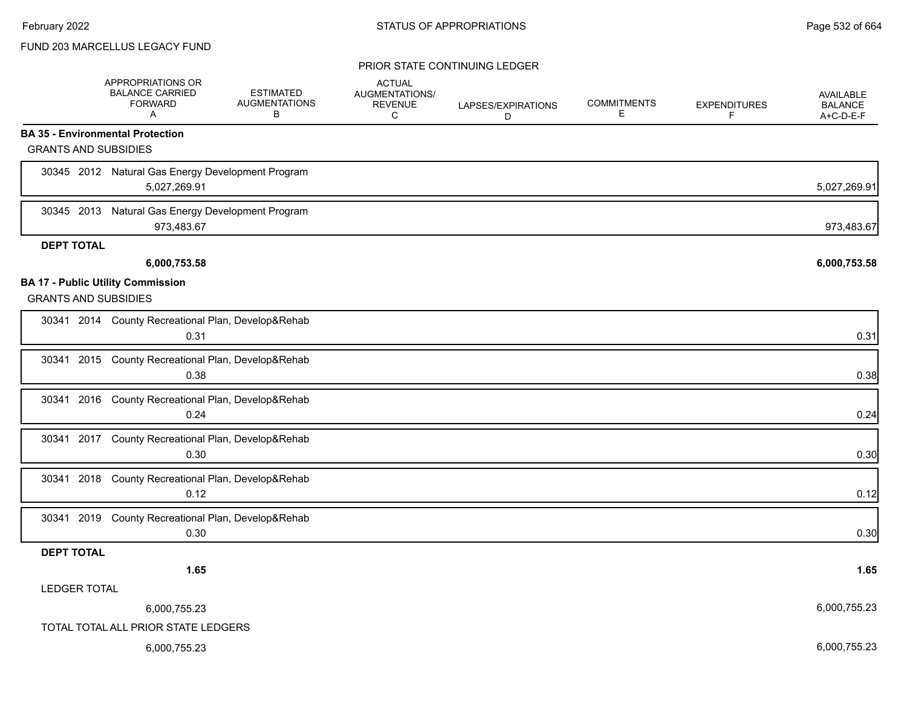FUND 203 MARCELLUS LEGACY FUND

PRIOR STATE CONTINUING LEDGER

| | APPROPRIATIONS OR BALANCE CARRIED FORWARD A | ESTIMATED AUGMENTATIONS B | ACTUAL AUGMENTATIONS/ REVENUE C | LAPSES/EXPIRATIONS D | COMMITMENTS E | EXPENDITURES F | AVAILABLE BALANCE A+C-D-E-F |
|---|---|---|---|---|---|---|---|
| **BA 35 - Environmental Protection** | | | | | | | |
| GRANTS AND SUBSIDIES | | | | | | | |
| 30345 2012 Natural Gas Energy Development Program | 5,027,269.91 | | | | | | 5,027,269.91 |
| 30345 2013 Natural Gas Energy Development Program | 973,483.67 | | | | | | 973,483.67 |
| **DEPT TOTAL** | **6,000,753.58** | | | | | | **6,000,753.58** |
| **BA 17 - Public Utility Commission** | | | | | | | |
| GRANTS AND SUBSIDIES | | | | | | | |
| 30341 2014 County Recreational Plan, Develop&Rehab | 0.31 | | | | | | 0.31 |
| 30341 2015 County Recreational Plan, Develop&Rehab | 0.38 | | | | | | 0.38 |
| 30341 2016 County Recreational Plan, Develop&Rehab | 0.24 | | | | | | 0.24 |
| 30341 2017 County Recreational Plan, Develop&Rehab | 0.30 | | | | | | 0.30 |
| 30341 2018 County Recreational Plan, Develop&Rehab | 0.12 | | | | | | 0.12 |
| 30341 2019 County Recreational Plan, Develop&Rehab | 0.30 | | | | | | 0.30 |
| **DEPT TOTAL** | **1.65** | | | | | | **1.65** |
| LEDGER TOTAL | 6,000,755.23 | | | | | | 6,000,755.23 |
| TOTAL TOTAL ALL PRIOR STATE LEDGERS | 6,000,755.23 | | | | | | 6,000,755.23 |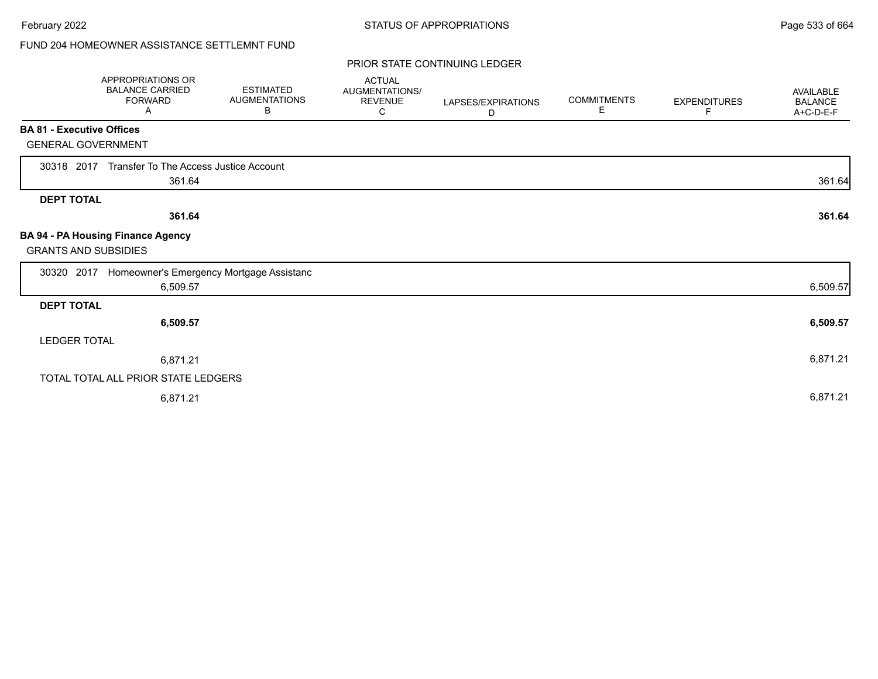FUND 204 HOMEOWNER ASSISTANCE SETTLEMNT FUND

PRIOR STATE CONTINUING LEDGER

| | APPROPRIATIONS OR BALANCE CARRIED FORWARD A | ESTIMATED AUGMENTATIONS B | ACTUAL AUGMENTATIONS/ REVENUE C | LAPSES/EXPIRATIONS D | COMMITMENTS E | EXPENDITURES F | AVAILABLE BALANCE A+C-D-E-F |
|---|---|---|---|---|---|---|---|
| **BA 81 - Executive Offices** | | | | | | | |
| GENERAL GOVERNMENT | | | | | | | |
| 30318 2017 Transfer To The Access Justice Account | | | | | | | |
| | 361.64 | | | | | | 361.64 |
| **DEPT TOTAL** | | | | | | | |
| | **361.64** | | | | | | **361.64** |
| **BA 94 - PA Housing Finance Agency** | | | | | | | |
| GRANTS AND SUBSIDIES | | | | | | | |
| 30320 2017 Homeowner's Emergency Mortgage Assistanc | | | | | | | |
| | 6,509.57 | | | | | | 6,509.57 |
| **DEPT TOTAL** | | | | | | | |
| | **6,509.57** | | | | | | **6,509.57** |
| LEDGER TOTAL | | | | | | | |
| | 6,871.21 | | | | | | 6,871.21 |
| TOTAL TOTAL ALL PRIOR STATE LEDGERS | | | | | | | |
| | 6,871.21 | | | | | | 6,871.21 |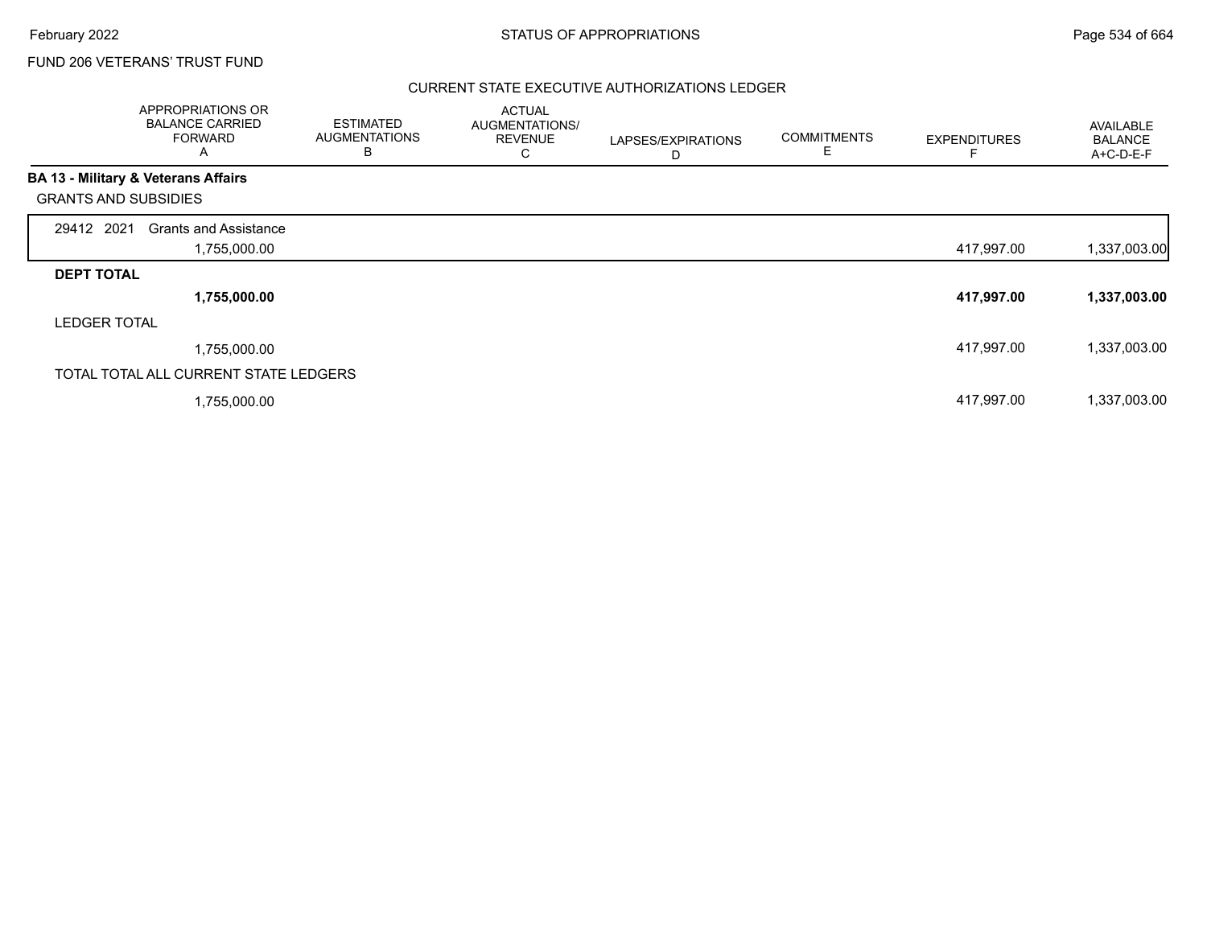FUND 206 VETERANS' TRUST FUND

## CURRENT STATE EXECUTIVE AUTHORIZATIONS LEDGER

| | APPROPRIATIONS OR BALANCE CARRIED FORWARD A | ESTIMATED AUGMENTATIONS B | ACTUAL AUGMENTATIONS/ REVENUE C | LAPSES/EXPIRATIONS D | COMMITMENTS E | EXPENDITURES F | AVAILABLE BALANCE A+C-D-E-F |
|---|---|---|---|---|---|---|---|
| **BA 13 - Military & Veterans Affairs** | | | | | | | |
| GRANTS AND SUBSIDIES | | | | | | | |
| 29412 2021 Grants and Assistance | 1,755,000.00 | | | | | 417,997.00 | 1,337,003.00 |
| **DEPT TOTAL** | **1,755,000.00** | | | | | **417,997.00** | **1,337,003.00** |
| LEDGER TOTAL | 1,755,000.00 | | | | | 417,997.00 | 1,337,003.00 |
| TOTAL TOTAL ALL CURRENT STATE LEDGERS | 1,755,000.00 | | | | | 417,997.00 | 1,337,003.00 |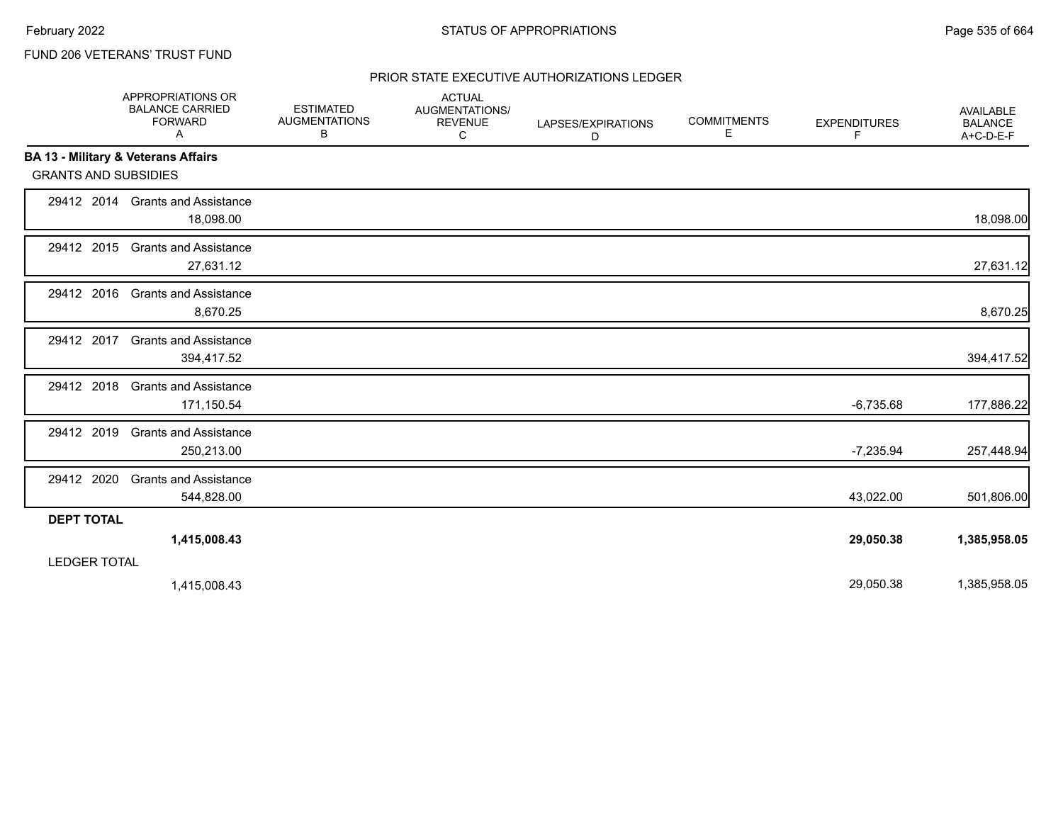FUND 206 VETERANS' TRUST FUND

PRIOR STATE EXECUTIVE AUTHORIZATIONS LEDGER

| | APPROPRIATIONS OR BALANCE CARRIED FORWARD A | ESTIMATED AUGMENTATIONS B | ACTUAL AUGMENTATIONS/ REVENUE C | LAPSES/EXPIRATIONS D | COMMITMENTS E | EXPENDITURES F | AVAILABLE BALANCE A+C-D-E-F |
|---|---|---|---|---|---|---|---|
| **BA 13 - Military & Veterans Affairs** | | | | | | | |
| GRANTS AND SUBSIDIES | | | | | | | |
| 29412 2014 Grants and Assistance | 18,098.00 | | | | | | 18,098.00 |
| 29412 2015 Grants and Assistance | 27,631.12 | | | | | | 27,631.12 |
| 29412 2016 Grants and Assistance | 8,670.25 | | | | | | 8,670.25 |
| 29412 2017 Grants and Assistance | 394,417.52 | | | | | | 394,417.52 |
| 29412 2018 Grants and Assistance | 171,150.54 | | | | | -6,735.68 | 177,886.22 |
| 29412 2019 Grants and Assistance | 250,213.00 | | | | | -7,235.94 | 257,448.94 |
| 29412 2020 Grants and Assistance | 544,828.00 | | | | | 43,022.00 | 501,806.00 |
| **DEPT TOTAL** | **1,415,008.43** | | | | | **29,050.38** | **1,385,958.05** |
| LEDGER TOTAL | 1,415,008.43 | | | | | 29,050.38 | 1,385,958.05 |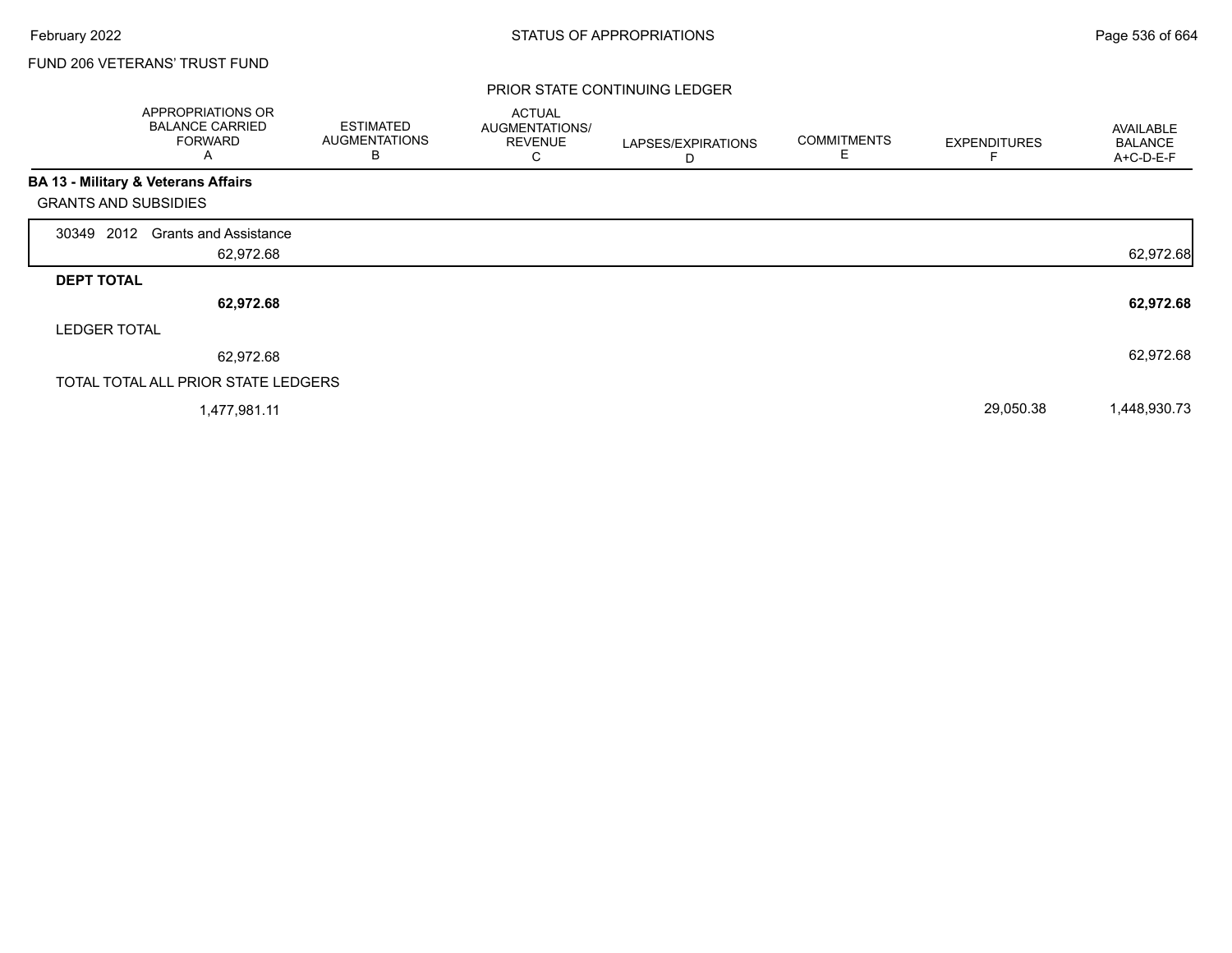FUND 206 VETERANS' TRUST FUND

PRIOR STATE CONTINUING LEDGER

| | APPROPRIATIONS OR BALANCE CARRIED FORWARD A | ESTIMATED AUGMENTATIONS B | ACTUAL AUGMENTATIONS/ REVENUE C | LAPSES/EXPIRATIONS D | COMMITMENTS E | EXPENDITURES F | AVAILABLE BALANCE A+C-D-E-F |
|---|---|---|---|---|---|---|---|
| **BA 13 - Military & Veterans Affairs** | | | | | | | |
| GRANTS AND SUBSIDIES | | | | | | | |
| 30349 2012 Grants and Assistance | 62,972.68 | | | | | | 62,972.68 |
| **DEPT TOTAL** | **62,972.68** | | | | | | **62,972.68** |
| LEDGER TOTAL | 62,972.68 | | | | | | 62,972.68 |
| TOTAL TOTAL ALL PRIOR STATE LEDGERS | 1,477,981.11 | | | | | 29,050.38 | 1,448,930.73 |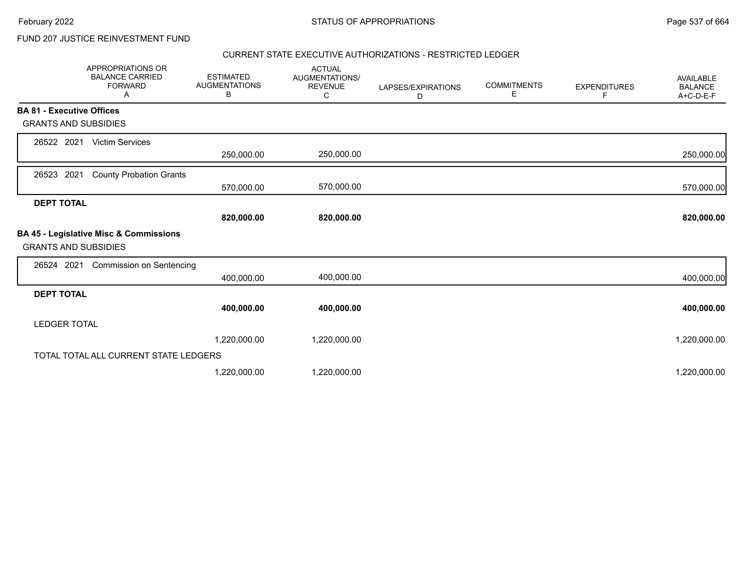FUND 207 JUSTICE REINVESTMENT FUND

CURRENT STATE EXECUTIVE AUTHORIZATIONS - RESTRICTED LEDGER

| APPROPRIATIONS OR BALANCE CARRIED FORWARD A | ESTIMATED AUGMENTATIONS B | ACTUAL AUGMENTATIONS/ REVENUE C | LAPSES/EXPIRATIONS D | COMMITMENTS E | EXPENDITURES F | AVAILABLE BALANCE A+C-D-E-F |
|---|---|---|---|---|---|---|
| **BA 81 - Executive Offices** | | | | | | |
| GRANTS AND SUBSIDIES | | | | | | |
| 26522 2021 Victim Services | 250,000.00 | 250,000.00 | | | | 250,000.00 |
| 26523 2021 County Probation Grants | 570,000.00 | 570,000.00 | | | | 570,000.00 |
| **DEPT TOTAL** | **820,000.00** | **820,000.00** | | | | **820,000.00** |
| **BA 45 - Legislative Misc & Commissions** | | | | | | |
| GRANTS AND SUBSIDIES | | | | | | |
| 26524 2021 Commission on Sentencing | 400,000.00 | 400,000.00 | | | | 400,000.00 |
| **DEPT TOTAL** | **400,000.00** | **400,000.00** | | | | **400,000.00** |
| LEDGER TOTAL | 1,220,000.00 | 1,220,000.00 | | | | 1,220,000.00 |
| TOTAL TOTAL ALL CURRENT STATE LEDGERS | 1,220,000.00 | 1,220,000.00 | | | | 1,220,000.00 |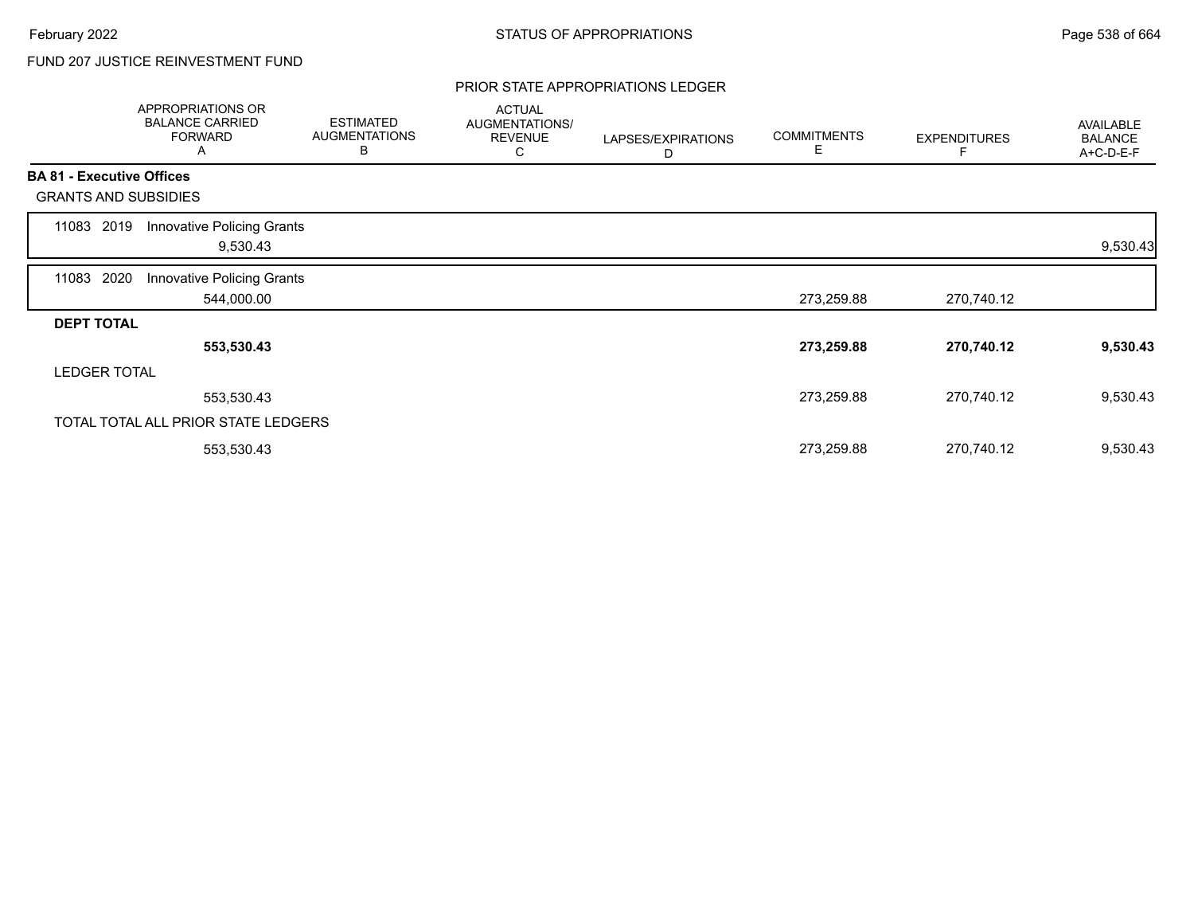FUND 207 JUSTICE REINVESTMENT FUND

## PRIOR STATE APPROPRIATIONS LEDGER

| | APPROPRIATIONS OR BALANCE CARRIED FORWARD A | ESTIMATED AUGMENTATIONS B | ACTUAL AUGMENTATIONS/ REVENUE C | LAPSES/EXPIRATIONS D | COMMITMENTS E | EXPENDITURES F | AVAILABLE BALANCE A+C-D-E-F |
|---|---|---|---|---|---|---|---|
| **BA 81 - Executive Offices** | | | | | | | |
| GRANTS AND SUBSIDIES | | | | | | | |
| 11083 2019 Innovative Policing Grants | 9,530.43 | | | | | | 9,530.43 |
| 11083 2020 Innovative Policing Grants | 544,000.00 | | | | 273,259.88 | 270,740.12 | |
| **DEPT TOTAL** | **553,530.43** | | | | **273,259.88** | **270,740.12** | **9,530.43** |
| LEDGER TOTAL | 553,530.43 | | | | 273,259.88 | 270,740.12 | 9,530.43 |
| TOTAL TOTAL ALL PRIOR STATE LEDGERS | 553,530.43 | | | | 273,259.88 | 270,740.12 | 9,530.43 |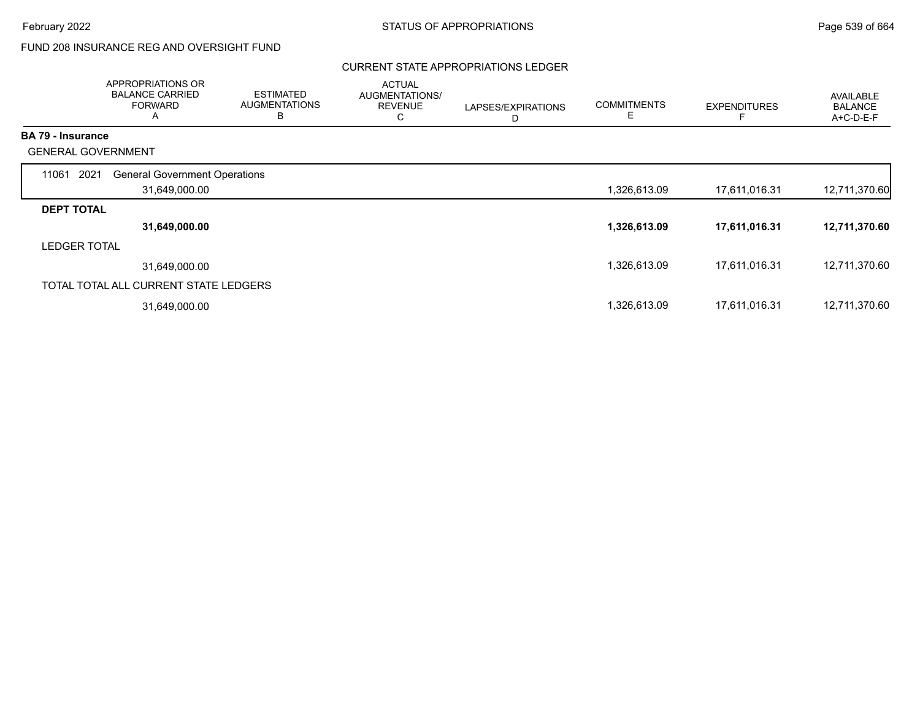FUND 208 INSURANCE REG AND OVERSIGHT FUND

CURRENT STATE APPROPRIATIONS LEDGER

| | APPROPRIATIONS OR BALANCE CARRIED FORWARD A | ESTIMATED AUGMENTATIONS B | ACTUAL AUGMENTATIONS/ REVENUE C | LAPSES/EXPIRATIONS D | COMMITMENTS E | EXPENDITURES F | AVAILABLE BALANCE A+C-D-E-F |
|---|---|---|---|---|---|---|---|
| **BA 79 - Insurance** | | | | | | | |
| GENERAL GOVERNMENT | | | | | | | |
| 11061 2021 General Government Operations | | | | | | | |
| | 31,649,000.00 | | | | 1,326,613.09 | 17,611,016.31 | 12,711,370.60 |
| **DEPT TOTAL** | | | | | | | |
| | **31,649,000.00** | | | | **1,326,613.09** | **17,611,016.31** | **12,711,370.60** |
| LEDGER TOTAL | | | | | | | |
| | 31,649,000.00 | | | | 1,326,613.09 | 17,611,016.31 | 12,711,370.60 |
| TOTAL TOTAL ALL CURRENT STATE LEDGERS | | | | | | | |
| | 31,649,000.00 | | | | 1,326,613.09 | 17,611,016.31 | 12,711,370.60 |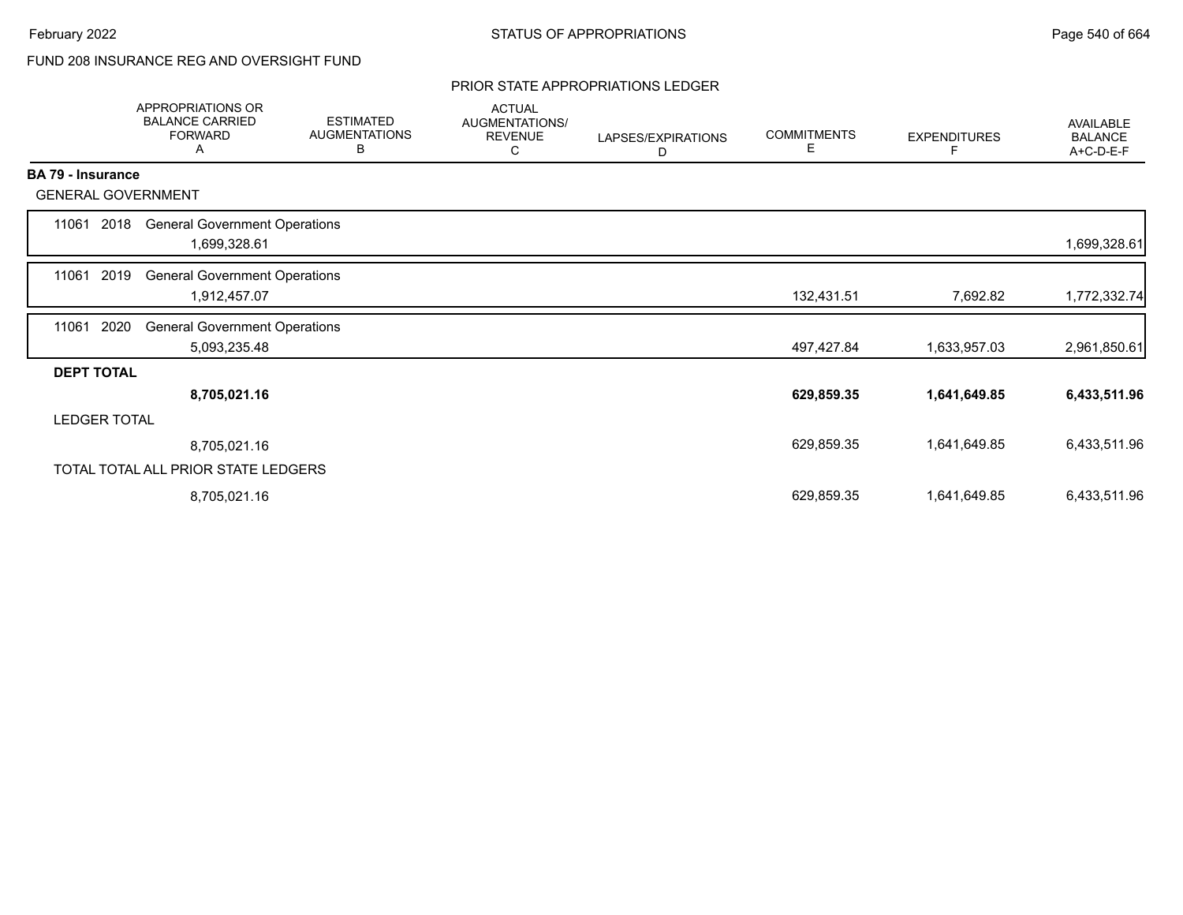FUND 208 INSURANCE REG AND OVERSIGHT FUND

PRIOR STATE APPROPRIATIONS LEDGER

| | APPROPRIATIONS OR BALANCE CARRIED FORWARD A | ESTIMATED AUGMENTATIONS B | ACTUAL AUGMENTATIONS/ REVENUE C | LAPSES/EXPIRATIONS D | COMMITMENTS E | EXPENDITURES F | AVAILABLE BALANCE A+C-D-E-F |
|---|---|---|---|---|---|---|---|
| **BA 79 - Insurance** | | | | | | | |
| GENERAL GOVERNMENT | | | | | | | |
| 11061 2018 General Government Operations | 1,699,328.61 | | | | | | 1,699,328.61 |
| 11061 2019 General Government Operations | 1,912,457.07 | | | | 132,431.51 | 7,692.82 | 1,772,332.74 |
| 11061 2020 General Government Operations | 5,093,235.48 | | | | 497,427.84 | 1,633,957.03 | 2,961,850.61 |
| **DEPT TOTAL** | **8,705,021.16** | | | | **629,859.35** | **1,641,649.85** | **6,433,511.96** |
| LEDGER TOTAL | 8,705,021.16 | | | | 629,859.35 | 1,641,649.85 | 6,433,511.96 |
| TOTAL TOTAL ALL PRIOR STATE LEDGERS | 8,705,021.16 | | | | 629,859.35 | 1,641,649.85 | 6,433,511.96 |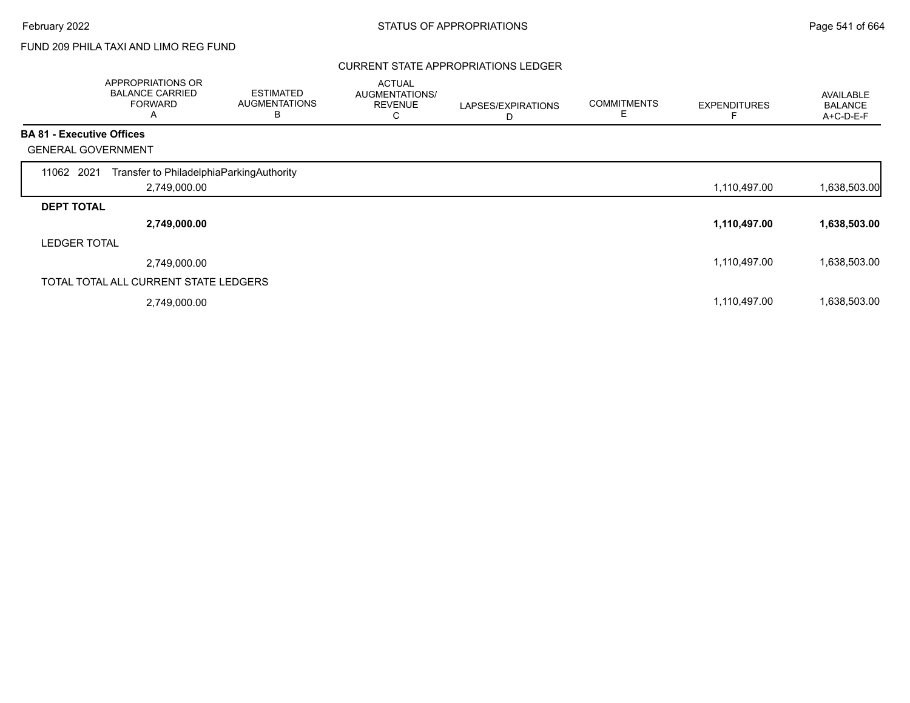FUND 209 PHILA TAXI AND LIMO REG FUND

## CURRENT STATE APPROPRIATIONS LEDGER

| | APPROPRIATIONS OR BALANCE CARRIED FORWARD A | ESTIMATED AUGMENTATIONS B | ACTUAL AUGMENTATIONS/ REVENUE C | LAPSES/EXPIRATIONS D | COMMITMENTS E | EXPENDITURES F | AVAILABLE BALANCE A+C-D-E-F |
|---|---|---|---|---|---|---|---|
| **BA 81 - Executive Offices** | | | | | | | |
| GENERAL GOVERNMENT | | | | | | | |
| 11062 2021 Transfer to PhiladelphiaParkingAuthority | 2,749,000.00 | | | | | 1,110,497.00 | 1,638,503.00 |
| **DEPT TOTAL** | **2,749,000.00** | | | | | **1,110,497.00** | **1,638,503.00** |
| LEDGER TOTAL | 2,749,000.00 | | | | | 1,110,497.00 | 1,638,503.00 |
| TOTAL TOTAL ALL CURRENT STATE LEDGERS | 2,749,000.00 | | | | | 1,110,497.00 | 1,638,503.00 |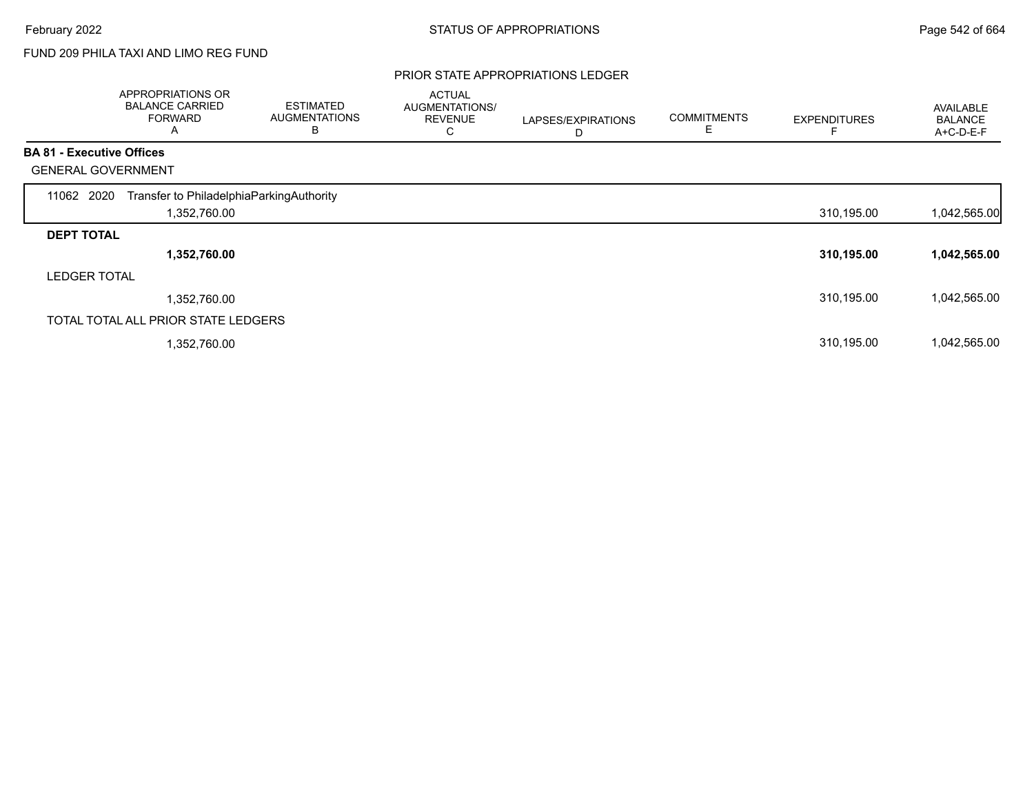FUND 209 PHILA TAXI AND LIMO REG FUND

PRIOR STATE APPROPRIATIONS LEDGER

| | APPROPRIATIONS OR BALANCE CARRIED FORWARD A | ESTIMATED AUGMENTATIONS B | ACTUAL AUGMENTATIONS/ REVENUE C | LAPSES/EXPIRATIONS D | COMMITMENTS E | EXPENDITURES F | AVAILABLE BALANCE A+C-D-E-F |
|---|---|---|---|---|---|---|---|
| **BA 81 - Executive Offices** | | | | | | | |
| GENERAL GOVERNMENT | | | | | | | |
| 11062 2020 Transfer to PhiladelphiaParkingAuthority | 1,352,760.00 | | | | | 310,195.00 | 1,042,565.00 |
| **DEPT TOTAL** | **1,352,760.00** | | | | | **310,195.00** | **1,042,565.00** |
| LEDGER TOTAL | 1,352,760.00 | | | | | 310,195.00 | 1,042,565.00 |
| TOTAL TOTAL ALL PRIOR STATE LEDGERS | 1,352,760.00 | | | | | 310,195.00 | 1,042,565.00 |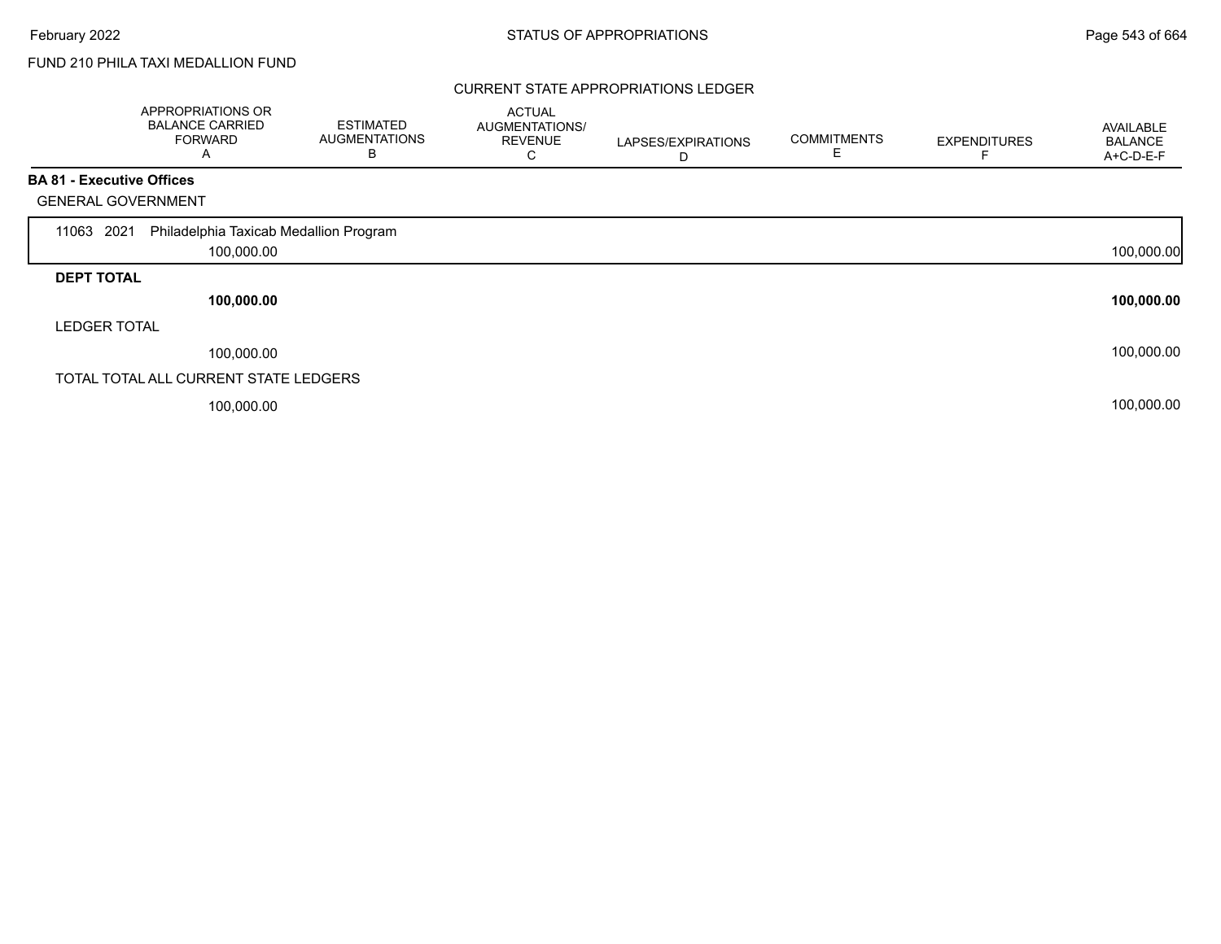FUND 210 PHILA TAXI MEDALLION FUND

## CURRENT STATE APPROPRIATIONS LEDGER

| | APPROPRIATIONS OR BALANCE CARRIED FORWARD A | ESTIMATED AUGMENTATIONS B | ACTUAL AUGMENTATIONS/ REVENUE C | LAPSES/EXPIRATIONS D | COMMITMENTS E | EXPENDITURES F | AVAILABLE BALANCE A+C-D-E-F |
|---|---|---|---|---|---|---|---|
| **BA 81 - Executive Offices** | | | | | | | |
| GENERAL GOVERNMENT | | | | | | | |
| 11063 2021 Philadelphia Taxicab Medallion Program | | | | | | | |
| | 100,000.00 | | | | | | 100,000.00 |
| **DEPT TOTAL** | | | | | | | |
| | **100,000.00** | | | | | | **100,000.00** |
| LEDGER TOTAL | | | | | | | |
| | 100,000.00 | | | | | | 100,000.00 |
| TOTAL TOTAL ALL CURRENT STATE LEDGERS | | | | | | | |
| | 100,000.00 | | | | | | 100,000.00 |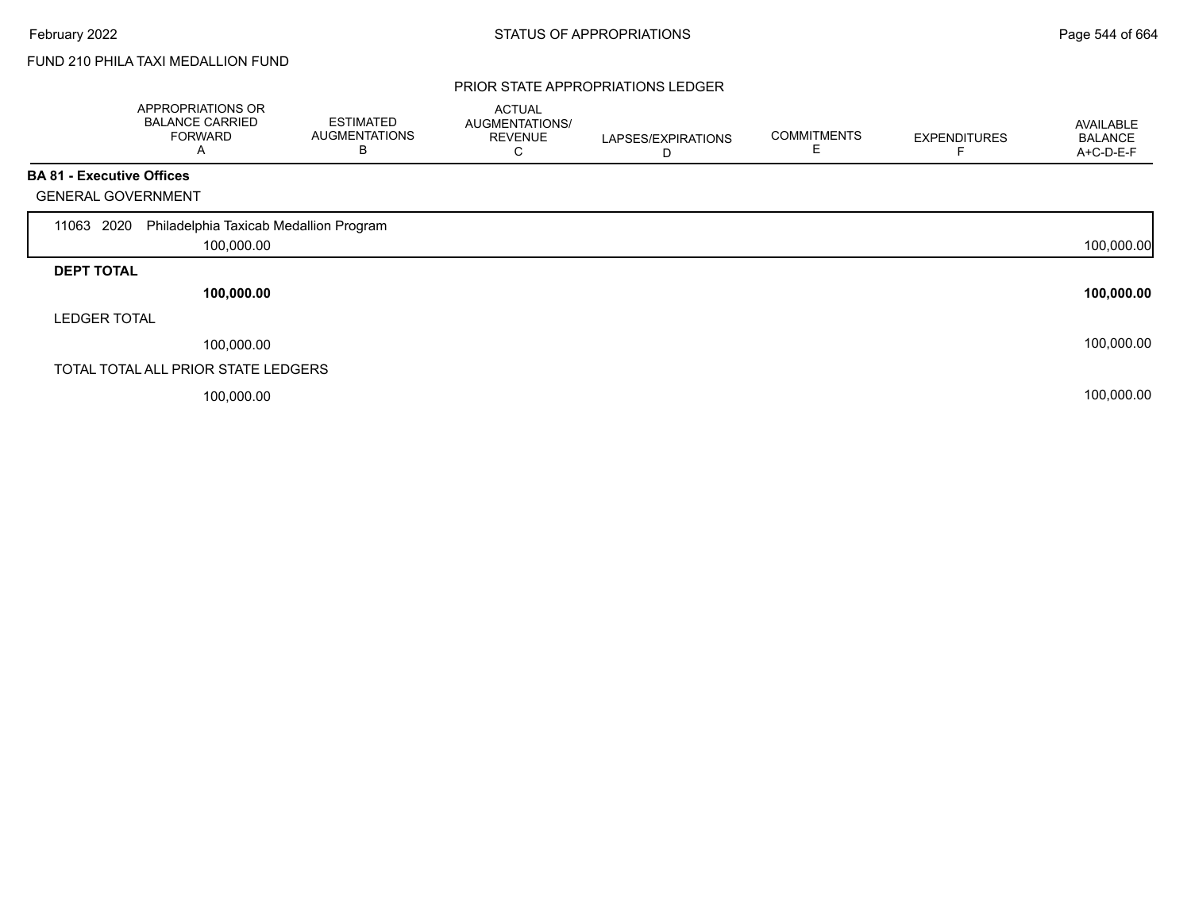FUND 210 PHILA TAXI MEDALLION FUND

## PRIOR STATE APPROPRIATIONS LEDGER

| | APPROPRIATIONS OR BALANCE CARRIED FORWARD A | ESTIMATED AUGMENTATIONS B | ACTUAL AUGMENTATIONS/ REVENUE C | LAPSES/EXPIRATIONS D | COMMITMENTS E | EXPENDITURES F | AVAILABLE BALANCE A+C-D-E-F |
|---|---|---|---|---|---|---|---|
| **BA 81 - Executive Offices** | | | | | | | |
| GENERAL GOVERNMENT | | | | | | | |
| 11063 2020 Philadelphia Taxicab Medallion Program | 100,000.00 | | | | | | 100,000.00 |
| **DEPT TOTAL** | **100,000.00** | | | | | | **100,000.00** |
| LEDGER TOTAL | 100,000.00 | | | | | | 100,000.00 |
| TOTAL TOTAL ALL PRIOR STATE LEDGERS | 100,000.00 | | | | | | 100,000.00 |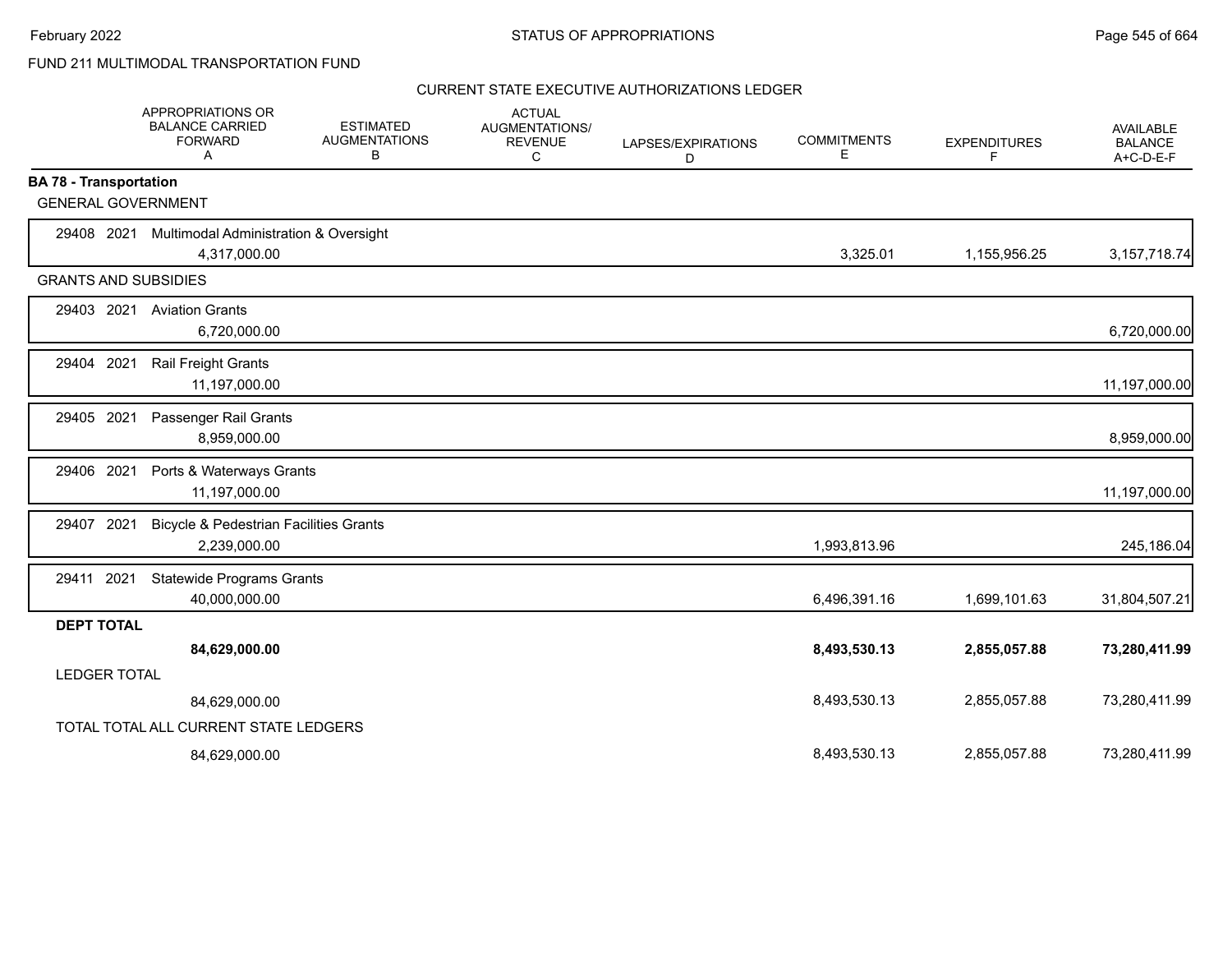FUND 211 MULTIMODAL TRANSPORTATION FUND

CURRENT STATE EXECUTIVE AUTHORIZATIONS LEDGER

| | APPROPRIATIONS OR BALANCE CARRIED FORWARD A | ESTIMATED AUGMENTATIONS B | ACTUAL AUGMENTATIONS/ REVENUE C | LAPSES/EXPIRATIONS D | COMMITMENTS E | EXPENDITURES F | AVAILABLE BALANCE A+C-D-E-F |
|---|---|---|---|---|---|---|---|
| **BA 78 - Transportation** | | | | | | | |
| GENERAL GOVERNMENT | | | | | | | |
| 29408 2021 Multimodal Administration & Oversight | 4,317,000.00 | | | | 3,325.01 | 1,155,956.25 | 3,157,718.74 |
| GRANTS AND SUBSIDIES | | | | | | | |
| 29403 2021 Aviation Grants | 6,720,000.00 | | | | | | 6,720,000.00 |
| 29404 2021 Rail Freight Grants | 11,197,000.00 | | | | | | 11,197,000.00 |
| 29405 2021 Passenger Rail Grants | 8,959,000.00 | | | | | | 8,959,000.00 |
| 29406 2021 Ports & Waterways Grants | 11,197,000.00 | | | | | | 11,197,000.00 |
| 29407 2021 Bicycle & Pedestrian Facilities Grants | 2,239,000.00 | | | | 1,993,813.96 | | 245,186.04 |
| 29411 2021 Statewide Programs Grants | 40,000,000.00 | | | | 6,496,391.16 | 1,699,101.63 | 31,804,507.21 |
| **DEPT TOTAL** | **84,629,000.00** | | | | **8,493,530.13** | **2,855,057.88** | **73,280,411.99** |
| LEDGER TOTAL | 84,629,000.00 | | | | 8,493,530.13 | 2,855,057.88 | 73,280,411.99 |
| TOTAL TOTAL ALL CURRENT STATE LEDGERS | 84,629,000.00 | | | | 8,493,530.13 | 2,855,057.88 | 73,280,411.99 |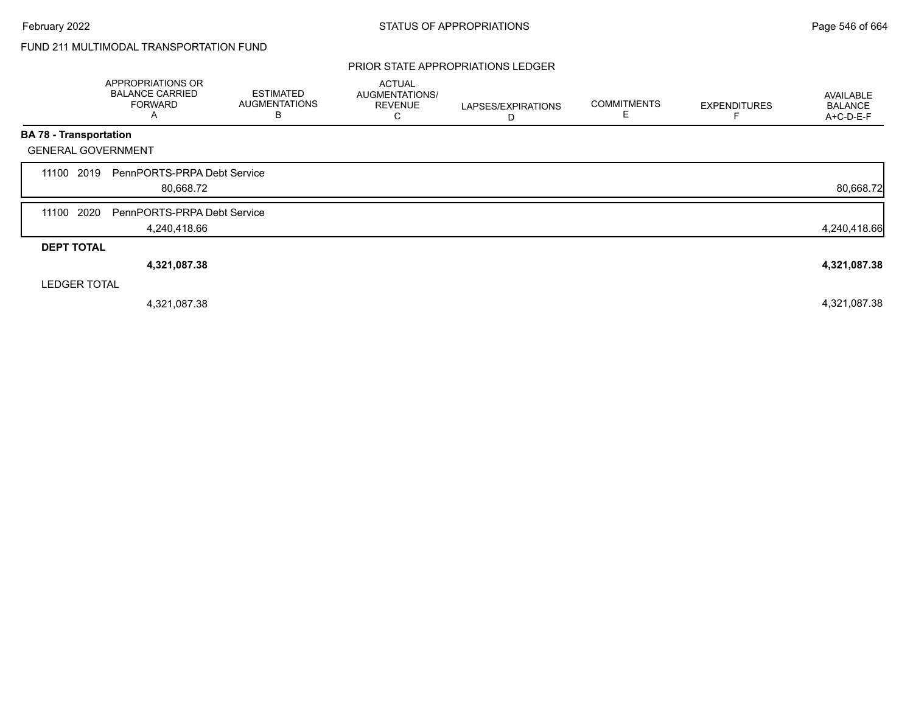FUND 211 MULTIMODAL TRANSPORTATION FUND

PRIOR STATE APPROPRIATIONS LEDGER

| | APPROPRIATIONS OR BALANCE CARRIED FORWARD A | ESTIMATED AUGMENTATIONS B | ACTUAL AUGMENTATIONS/ REVENUE C | LAPSES/EXPIRATIONS D | COMMITMENTS E | EXPENDITURES F | AVAILABLE BALANCE A+C-D-E-F |
|---|---|---|---|---|---|---|---|
| **BA 78 - Transportation** | | | | | | | |
| GENERAL GOVERNMENT | | | | | | | |
| 11100 2019 PennPORTS-PRPA Debt Service | 80,668.72 | | | | | | 80,668.72 |
| 11100 2020 PennPORTS-PRPA Debt Service | 4,240,418.66 | | | | | | 4,240,418.66 |
| **DEPT TOTAL** | **4,321,087.38** | | | | | | **4,321,087.38** |
| LEDGER TOTAL | 4,321,087.38 | | | | | | 4,321,087.38 |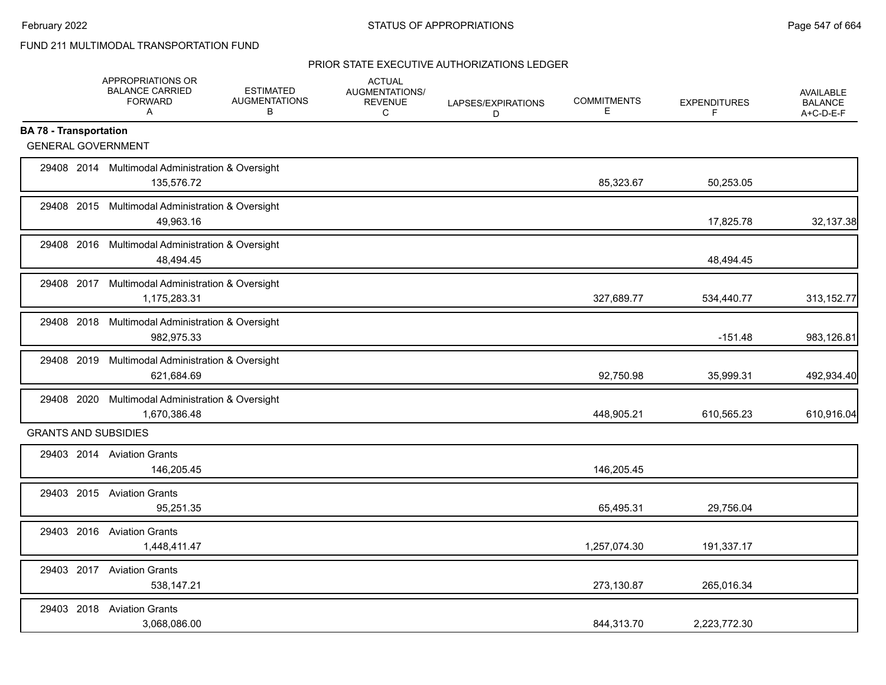FUND 211 MULTIMODAL TRANSPORTATION FUND

PRIOR STATE EXECUTIVE AUTHORIZATIONS LEDGER

| | APPROPRIATIONS OR BALANCE CARRIED FORWARD A | ESTIMATED AUGMENTATIONS B | ACTUAL AUGMENTATIONS/ REVENUE C | LAPSES/EXPIRATIONS D | COMMITMENTS E | EXPENDITURES F | AVAILABLE BALANCE A+C-D-E-F |
|---|---|---|---|---|---|---|---|
| **BA 78 - Transportation** | | | | | | | |
| GENERAL GOVERNMENT | | | | | | | |
| 29408 2014 Multimodal Administration & Oversight | 135,576.72 | | | | 85,323.67 | 50,253.05 | |
| 29408 2015 Multimodal Administration & Oversight | 49,963.16 | | | | | 17,825.78 | 32,137.38 |
| 29408 2016 Multimodal Administration & Oversight | 48,494.45 | | | | | 48,494.45 | |
| 29408 2017 Multimodal Administration & Oversight | 1,175,283.31 | | | | 327,689.77 | 534,440.77 | 313,152.77 |
| 29408 2018 Multimodal Administration & Oversight | 982,975.33 | | | | | -151.48 | 983,126.81 |
| 29408 2019 Multimodal Administration & Oversight | 621,684.69 | | | | 92,750.98 | 35,999.31 | 492,934.40 |
| 29408 2020 Multimodal Administration & Oversight | 1,670,386.48 | | | | 448,905.21 | 610,565.23 | 610,916.04 |
| GRANTS AND SUBSIDIES | | | | | | | |
| 29403 2014 Aviation Grants | 146,205.45 | | | | 146,205.45 | | |
| 29403 2015 Aviation Grants | 95,251.35 | | | | 65,495.31 | 29,756.04 | |
| 29403 2016 Aviation Grants | 1,448,411.47 | | | | 1,257,074.30 | 191,337.17 | |
| 29403 2017 Aviation Grants | 538,147.21 | | | | 273,130.87 | 265,016.34 | |
| 29403 2018 Aviation Grants | 3,068,086.00 | | | | 844,313.70 | 2,223,772.30 | |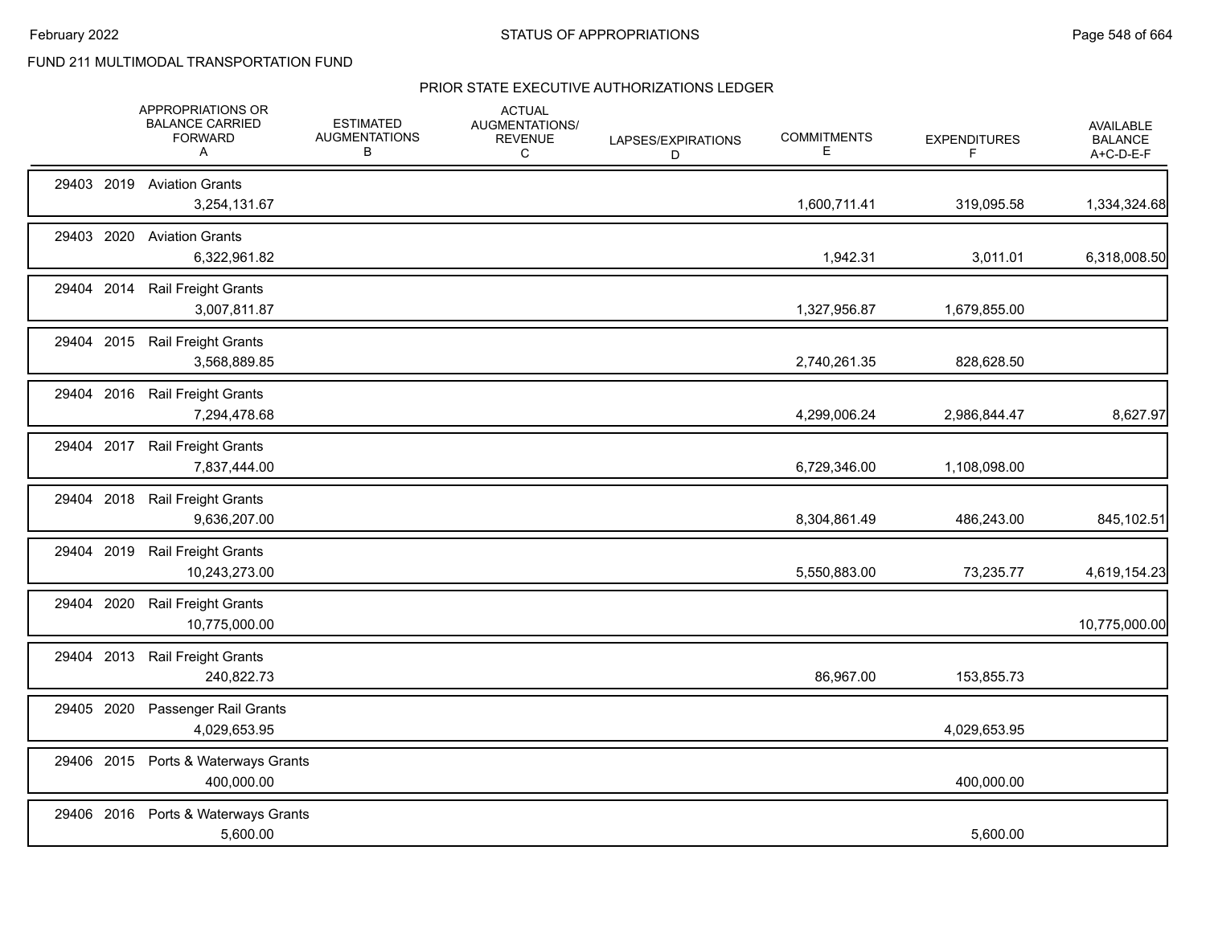FUND 211 MULTIMODAL TRANSPORTATION FUND

## PRIOR STATE EXECUTIVE AUTHORIZATIONS LEDGER

| | APPROPRIATIONS OR BALANCE CARRIED FORWARD A | ESTIMATED AUGMENTATIONS B | ACTUAL AUGMENTATIONS/ REVENUE C | LAPSES/EXPIRATIONS D | COMMITMENTS E | EXPENDITURES F | AVAILABLE BALANCE A+C-D-E-F |
|---|---|---|---|---|---|---|---|
| 29403 2019 Aviation Grants | 3,254,131.67 | | | | 1,600,711.41 | 319,095.58 | 1,334,324.68 |
| 29403 2020 Aviation Grants | 6,322,961.82 | | | | 1,942.31 | 3,011.01 | 6,318,008.50 |
| 29404 2014 Rail Freight Grants | 3,007,811.87 | | | | 1,327,956.87 | 1,679,855.00 | |
| 29404 2015 Rail Freight Grants | 3,568,889.85 | | | | 2,740,261.35 | 828,628.50 | |
| 29404 2016 Rail Freight Grants | 7,294,478.68 | | | | 4,299,006.24 | 2,986,844.47 | 8,627.97 |
| 29404 2017 Rail Freight Grants | 7,837,444.00 | | | | 6,729,346.00 | 1,108,098.00 | |
| 29404 2018 Rail Freight Grants | 9,636,207.00 | | | | 8,304,861.49 | 486,243.00 | 845,102.51 |
| 29404 2019 Rail Freight Grants | 10,243,273.00 | | | | 5,550,883.00 | 73,235.77 | 4,619,154.23 |
| 29404 2020 Rail Freight Grants | 10,775,000.00 | | | | | | 10,775,000.00 |
| 29404 2013 Rail Freight Grants | 240,822.73 | | | | 86,967.00 | 153,855.73 | |
| 29405 2020 Passenger Rail Grants | 4,029,653.95 | | | | | 4,029,653.95 | |
| 29406 2015 Ports & Waterways Grants | 400,000.00 | | | | | 400,000.00 | |
| 29406 2016 Ports & Waterways Grants | 5,600.00 | | | | | 5,600.00 | |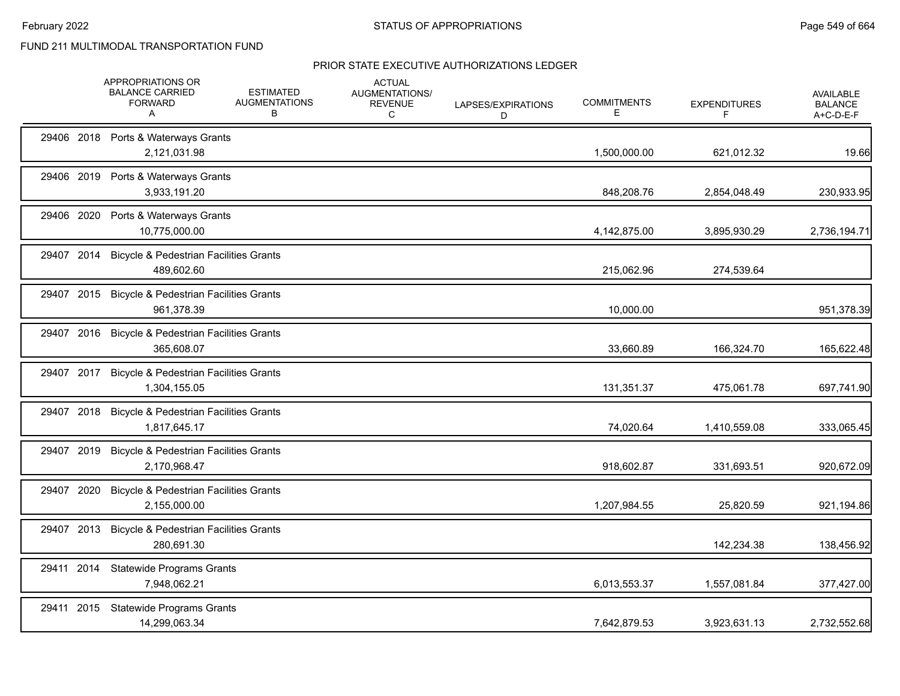FUND 211 MULTIMODAL TRANSPORTATION FUND

## PRIOR STATE EXECUTIVE AUTHORIZATIONS LEDGER

| | APPROPRIATIONS OR BALANCE CARRIED FORWARD A | ESTIMATED AUGMENTATIONS B | ACTUAL AUGMENTATIONS/ REVENUE C | LAPSES/EXPIRATIONS D | COMMITMENTS E | EXPENDITURES F | AVAILABLE BALANCE A+C-D-E-F |
|---|---|---|---|---|---|---|---|
| 29406 2018 Ports & Waterways Grants | 2,121,031.98 | | | | 1,500,000.00 | 621,012.32 | 19.66 |
| 29406 2019 Ports & Waterways Grants | 3,933,191.20 | | | | 848,208.76 | 2,854,048.49 | 230,933.95 |
| 29406 2020 Ports & Waterways Grants | 10,775,000.00 | | | | 4,142,875.00 | 3,895,930.29 | 2,736,194.71 |
| 29407 2014 Bicycle & Pedestrian Facilities Grants | 489,602.60 | | | | 215,062.96 | 274,539.64 | |
| 29407 2015 Bicycle & Pedestrian Facilities Grants | 961,378.39 | | | | 10,000.00 | | 951,378.39 |
| 29407 2016 Bicycle & Pedestrian Facilities Grants | 365,608.07 | | | | 33,660.89 | 166,324.70 | 165,622.48 |
| 29407 2017 Bicycle & Pedestrian Facilities Grants | 1,304,155.05 | | | | 131,351.37 | 475,061.78 | 697,741.90 |
| 29407 2018 Bicycle & Pedestrian Facilities Grants | 1,817,645.17 | | | | 74,020.64 | 1,410,559.08 | 333,065.45 |
| 29407 2019 Bicycle & Pedestrian Facilities Grants | 2,170,968.47 | | | | 918,602.87 | 331,693.51 | 920,672.09 |
| 29407 2020 Bicycle & Pedestrian Facilities Grants | 2,155,000.00 | | | | 1,207,984.55 | 25,820.59 | 921,194.86 |
| 29407 2013 Bicycle & Pedestrian Facilities Grants | 280,691.30 | | | | | 142,234.38 | 138,456.92 |
| 29411 2014 Statewide Programs Grants | 7,948,062.21 | | | | 6,013,553.37 | 1,557,081.84 | 377,427.00 |
| 29411 2015 Statewide Programs Grants | 14,299,063.34 | | | | 7,642,879.53 | 3,923,631.13 | 2,732,552.68 |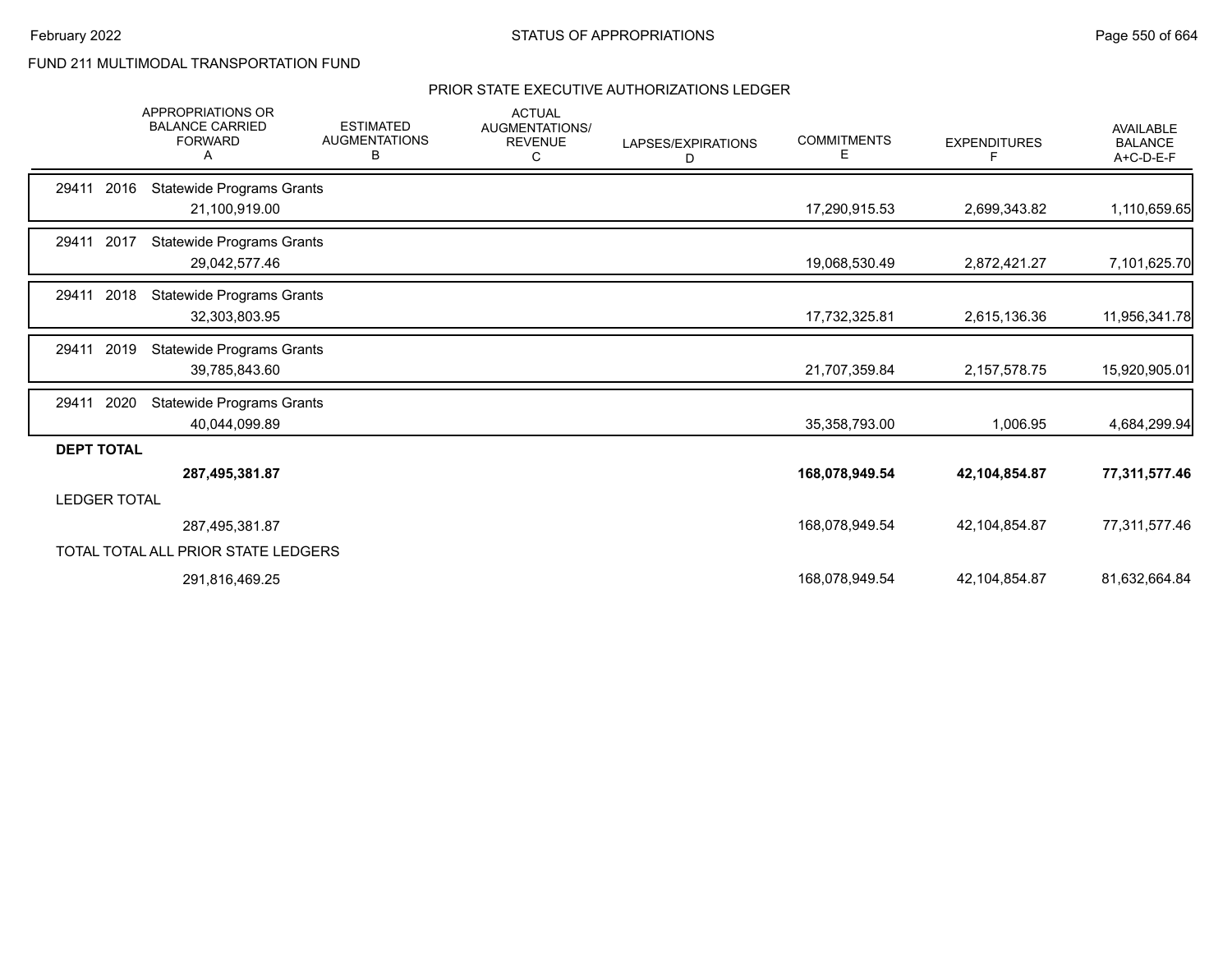FUND 211 MULTIMODAL TRANSPORTATION FUND

## STATUS OF APPROPRIATIONS

### PRIOR STATE EXECUTIVE AUTHORIZATIONS LEDGER

| | APPROPRIATIONS OR BALANCE CARRIED FORWARD A | ESTIMATED AUGMENTATIONS B | ACTUAL AUGMENTATIONS/ REVENUE C | LAPSES/EXPIRATIONS D | COMMITMENTS E | EXPENDITURES F | AVAILABLE BALANCE A+C-D-E-F |
|---|---|---|---|---|---|---|---|
| 29411 2016 Statewide Programs Grants | 21,100,919.00 | | | | 17,290,915.53 | 2,699,343.82 | 1,110,659.65 |
| 29411 2017 Statewide Programs Grants | 29,042,577.46 | | | | 19,068,530.49 | 2,872,421.27 | 7,101,625.70 |
| 29411 2018 Statewide Programs Grants | 32,303,803.95 | | | | 17,732,325.81 | 2,615,136.36 | 11,956,341.78 |
| 29411 2019 Statewide Programs Grants | 39,785,843.60 | | | | 21,707,359.84 | 2,157,578.75 | 15,920,905.01 |
| 29411 2020 Statewide Programs Grants | 40,044,099.89 | | | | 35,358,793.00 | 1,006.95 | 4,684,299.94 |
| **DEPT TOTAL** | **287,495,381.87** | | | | **168,078,949.54** | **42,104,854.87** | **77,311,577.46** |
| LEDGER TOTAL | 287,495,381.87 | | | | 168,078,949.54 | 42,104,854.87 | 77,311,577.46 |
| TOTAL TOTAL ALL PRIOR STATE LEDGERS | 291,816,469.25 | | | | 168,078,949.54 | 42,104,854.87 | 81,632,664.84 |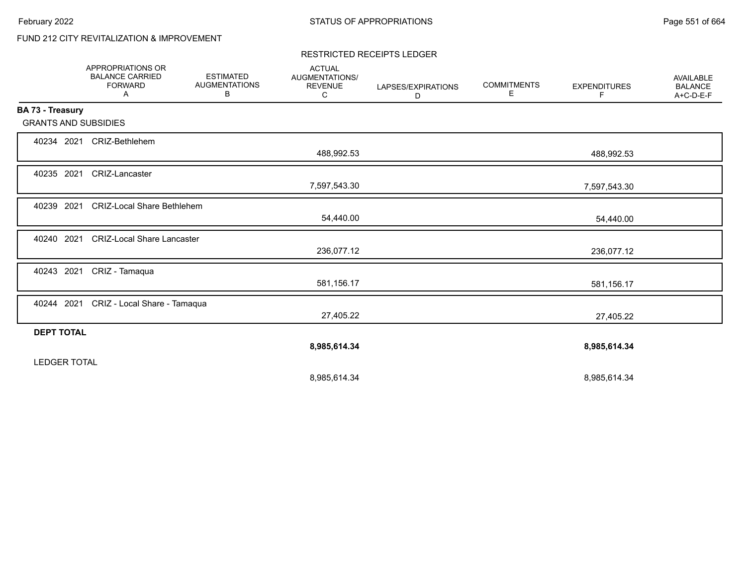FUND 212 CITY REVITALIZATION & IMPROVEMENT

RESTRICTED RECEIPTS LEDGER

| | APPROPRIATIONS OR BALANCE CARRIED FORWARD A | ESTIMATED AUGMENTATIONS B | ACTUAL AUGMENTATIONS/ REVENUE C | LAPSES/EXPIRATIONS D | COMMITMENTS E | EXPENDITURES F | AVAILABLE BALANCE A+C-D-E-F |
|---|---|---|---|---|---|---|---|
| **BA 73 - Treasury** | | | | | | | |
| GRANTS AND SUBSIDIES | | | | | | | |
| 40234 2021 CRIZ-Bethlehem | | | 488,992.53 | | | 488,992.53 | |
| 40235 2021 CRIZ-Lancaster | | | 7,597,543.30 | | | 7,597,543.30 | |
| 40239 2021 CRIZ-Local Share Bethlehem | | | 54,440.00 | | | 54,440.00 | |
| 40240 2021 CRIZ-Local Share Lancaster | | | 236,077.12 | | | 236,077.12 | |
| 40243 2021 CRIZ - Tamaqua | | | 581,156.17 | | | 581,156.17 | |
| 40244 2021 CRIZ - Local Share - Tamaqua | | | 27,405.22 | | | 27,405.22 | |
| **DEPT TOTAL** | | | **8,985,614.34** | | | **8,985,614.34** | |
| LEDGER TOTAL | | | 8,985,614.34 | | | 8,985,614.34 | |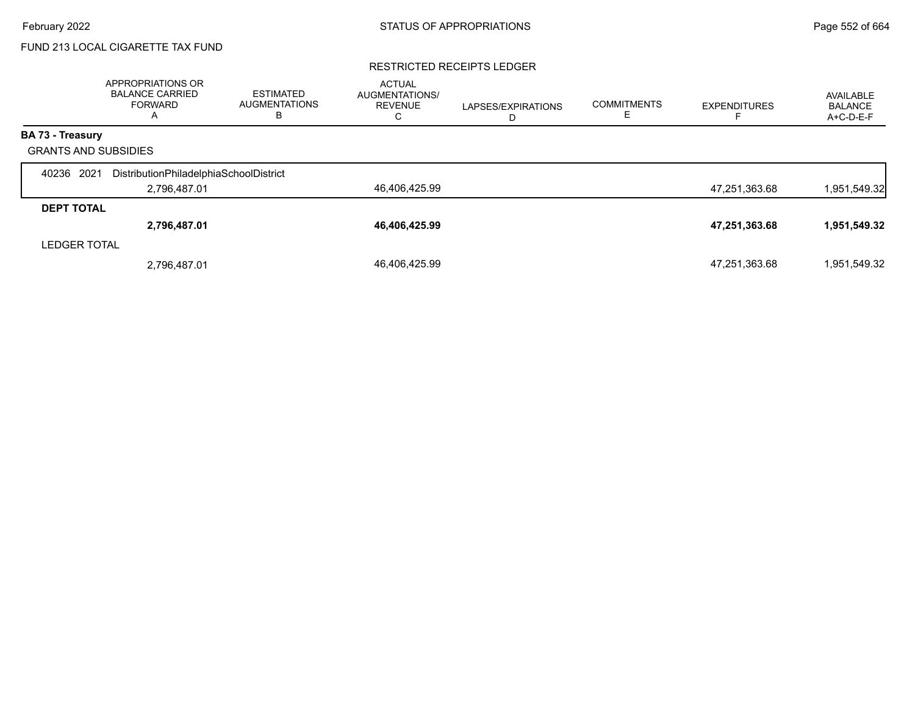FUND 213 LOCAL CIGARETTE TAX FUND

RESTRICTED RECEIPTS LEDGER

| | APPROPRIATIONS OR BALANCE CARRIED FORWARD A | ESTIMATED AUGMENTATIONS B | ACTUAL AUGMENTATIONS/ REVENUE C | LAPSES/EXPIRATIONS D | COMMITMENTS E | EXPENDITURES F | AVAILABLE BALANCE A+C-D-E-F |
|---|---|---|---|---|---|---|---|
| **BA 73 - Treasury** | | | | | | | |
| GRANTS AND SUBSIDIES | | | | | | | |
| 40236 2021 DistributionPhiladelphiaSchoolDistrict | 2,796,487.01 | | 46,406,425.99 | | | 47,251,363.68 | 1,951,549.32 |
| **DEPT TOTAL** | **2,796,487.01** | | **46,406,425.99** | | | **47,251,363.68** | **1,951,549.32** |
| LEDGER TOTAL | 2,796,487.01 | | 46,406,425.99 | | | 47,251,363.68 | 1,951,549.32 |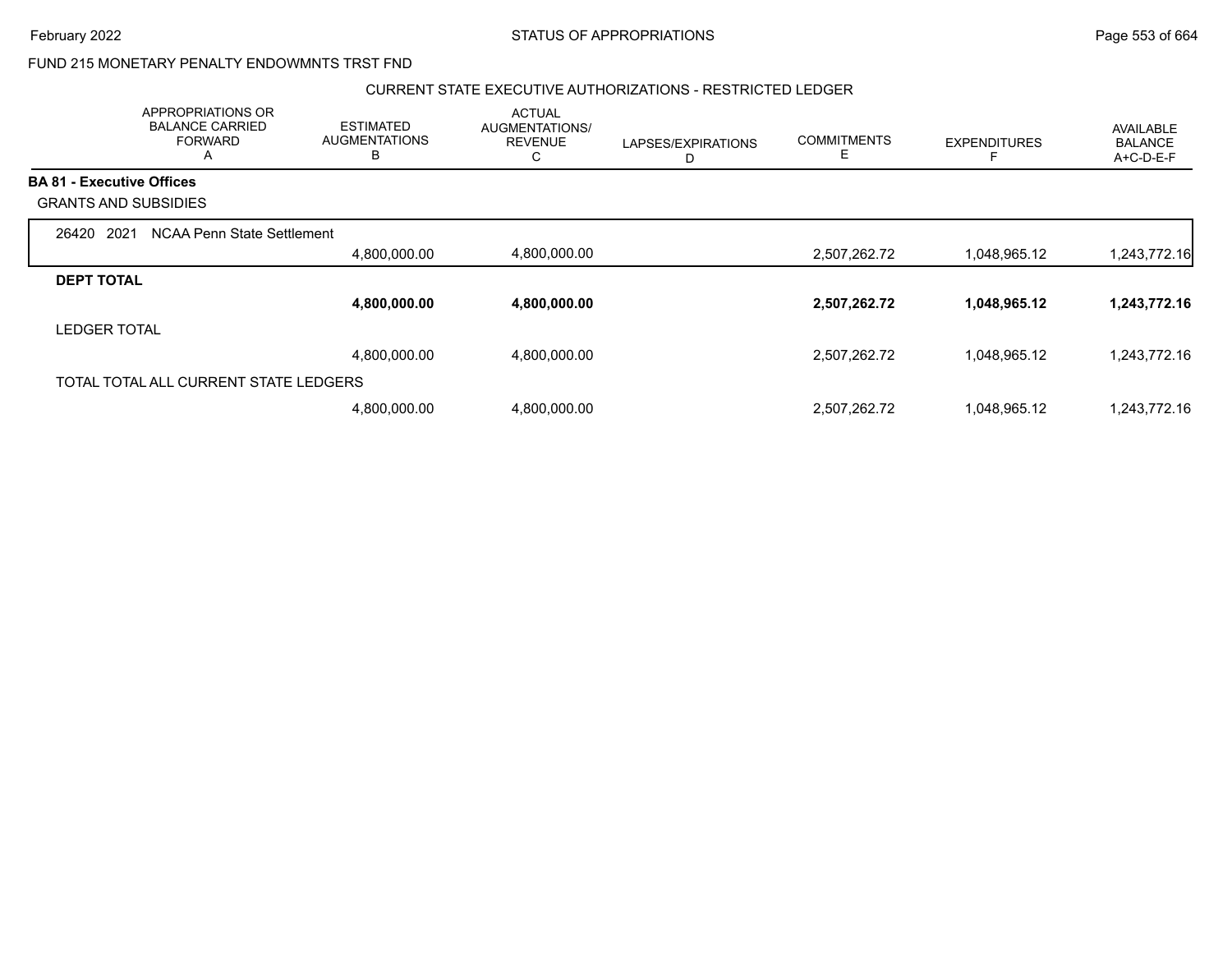FUND 215 MONETARY PENALTY ENDOWMNTS TRST FND

CURRENT STATE EXECUTIVE AUTHORIZATIONS - RESTRICTED LEDGER

| APPROPRIATIONS OR BALANCE CARRIED FORWARD A | ESTIMATED AUGMENTATIONS B | ACTUAL AUGMENTATIONS/ REVENUE C | LAPSES/EXPIRATIONS D | COMMITMENTS E | EXPENDITURES F | AVAILABLE BALANCE A+C-D-E-F |
|---|---|---|---|---|---|---|
| **BA 81 - Executive Offices** | | | | | | |
| GRANTS AND SUBSIDIES | | | | | | |
| 26420 2021 NCAA Penn State Settlement | | | | | | |
| | 4,800,000.00 | 4,800,000.00 | | 2,507,262.72 | 1,048,965.12 | 1,243,772.16 |
| **DEPT TOTAL** | | | | | | |
| | **4,800,000.00** | **4,800,000.00** | | **2,507,262.72** | **1,048,965.12** | **1,243,772.16** |
| LEDGER TOTAL | | | | | | |
| | 4,800,000.00 | 4,800,000.00 | | 2,507,262.72 | 1,048,965.12 | 1,243,772.16 |
| TOTAL TOTAL ALL CURRENT STATE LEDGERS | | | | | | |
| | 4,800,000.00 | 4,800,000.00 | | 2,507,262.72 | 1,048,965.12 | 1,243,772.16 |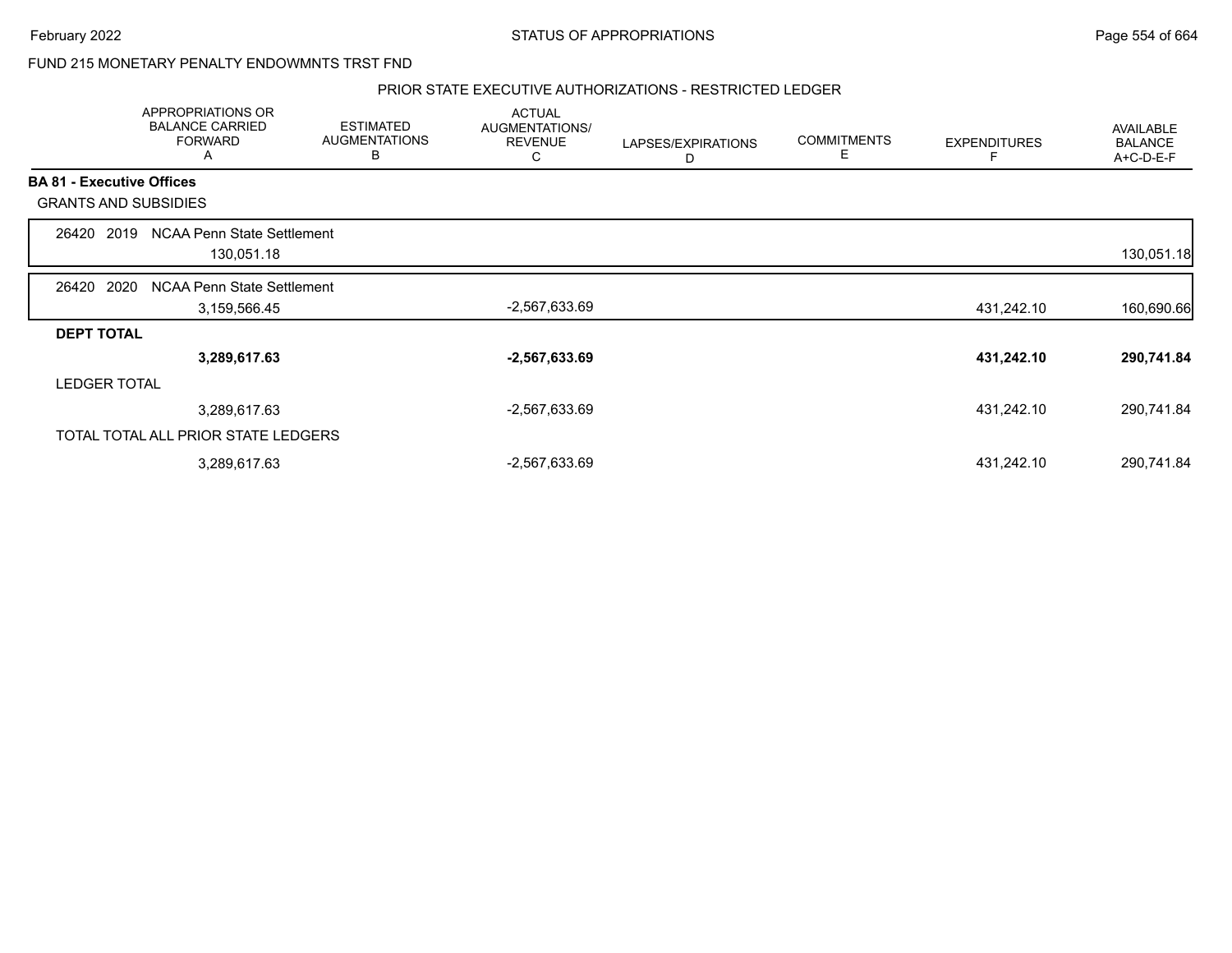FUND 215 MONETARY PENALTY ENDOWMNTS TRST FND

PRIOR STATE EXECUTIVE AUTHORIZATIONS - RESTRICTED LEDGER

| | APPROPRIATIONS OR BALANCE CARRIED FORWARD A | ESTIMATED AUGMENTATIONS B | ACTUAL AUGMENTATIONS/ REVENUE C | LAPSES/EXPIRATIONS D | COMMITMENTS E | EXPENDITURES F | AVAILABLE BALANCE A+C-D-E-F |
|---|---|---|---|---|---|---|---|
| **BA 81 - Executive Offices** | | | | | | | |
| GRANTS AND SUBSIDIES | | | | | | | |
| 26420 2019 NCAA Penn State Settlement | 130,051.18 | | | | | | 130,051.18 |
| 26420 2020 NCAA Penn State Settlement | 3,159,566.45 | | -2,567,633.69 | | | 431,242.10 | 160,690.66 |
| **DEPT TOTAL** | **3,289,617.63** | | **-2,567,633.69** | | | **431,242.10** | **290,741.84** |
| LEDGER TOTAL | 3,289,617.63 | | -2,567,633.69 | | | 431,242.10 | 290,741.84 |
| TOTAL TOTAL ALL PRIOR STATE LEDGERS | 3,289,617.63 | | -2,567,633.69 | | | 431,242.10 | 290,741.84 |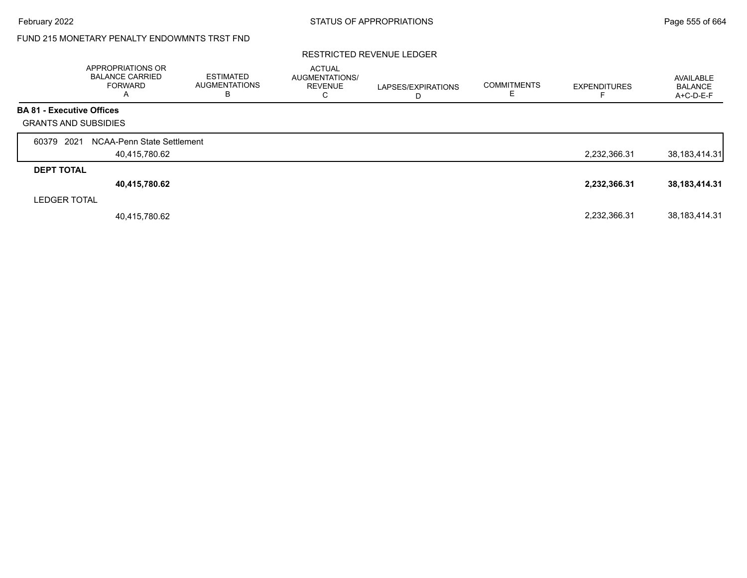FUND 215 MONETARY PENALTY ENDOWMNTS TRST FND

RESTRICTED REVENUE LEDGER

| | APPROPRIATIONS OR BALANCE CARRIED FORWARD A | ESTIMATED AUGMENTATIONS B | ACTUAL AUGMENTATIONS/ REVENUE C | LAPSES/EXPIRATIONS D | COMMITMENTS E | EXPENDITURES F | AVAILABLE BALANCE A+C-D-E-F |
|---|---|---|---|---|---|---|---|
| **BA 81 - Executive Offices** | | | | | | | |
| GRANTS AND SUBSIDIES | | | | | | | |
| 60379 2021 NCAA-Penn State Settlement | 40,415,780.62 | | | | | 2,232,366.31 | 38,183,414.31 |
| **DEPT TOTAL** | **40,415,780.62** | | | | | **2,232,366.31** | **38,183,414.31** |
| LEDGER TOTAL | 40,415,780.62 | | | | | 2,232,366.31 | 38,183,414.31 |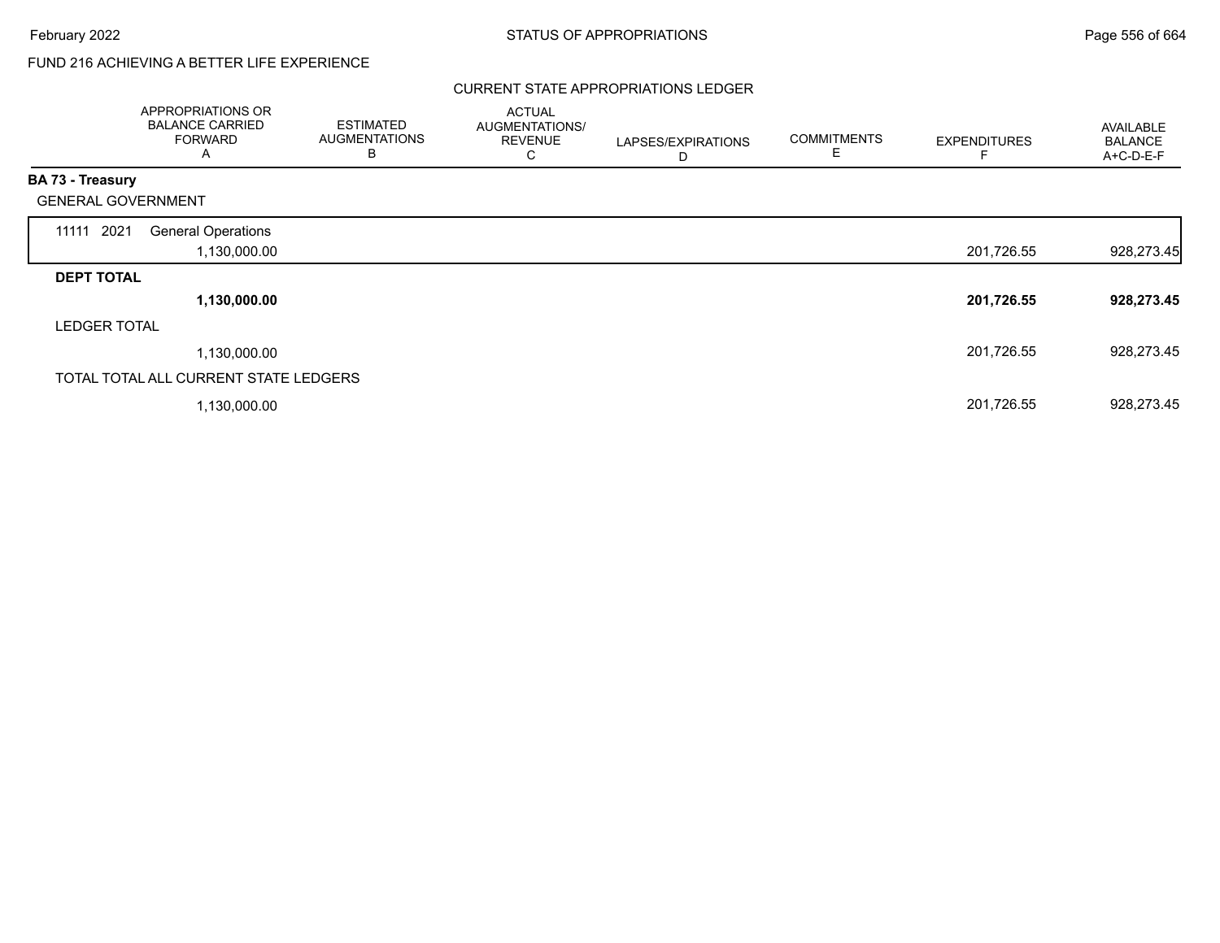FUND 216 ACHIEVING A BETTER LIFE EXPERIENCE

CURRENT STATE APPROPRIATIONS LEDGER

| | APPROPRIATIONS OR BALANCE CARRIED FORWARD A | ESTIMATED AUGMENTATIONS B | ACTUAL AUGMENTATIONS/ REVENUE C | LAPSES/EXPIRATIONS D | COMMITMENTS E | EXPENDITURES F | AVAILABLE BALANCE A+C-D-E-F |
|---|---|---|---|---|---|---|---|
| **BA 73 - Treasury** | | | | | | | |
| GENERAL GOVERNMENT | | | | | | | |
| 11111 2021 General Operations | 1,130,000.00 | | | | | 201,726.55 | 928,273.45 |
| **DEPT TOTAL** | **1,130,000.00** | | | | | **201,726.55** | **928,273.45** |
| LEDGER TOTAL | 1,130,000.00 | | | | | 201,726.55 | 928,273.45 |
| TOTAL TOTAL ALL CURRENT STATE LEDGERS | 1,130,000.00 | | | | | 201,726.55 | 928,273.45 |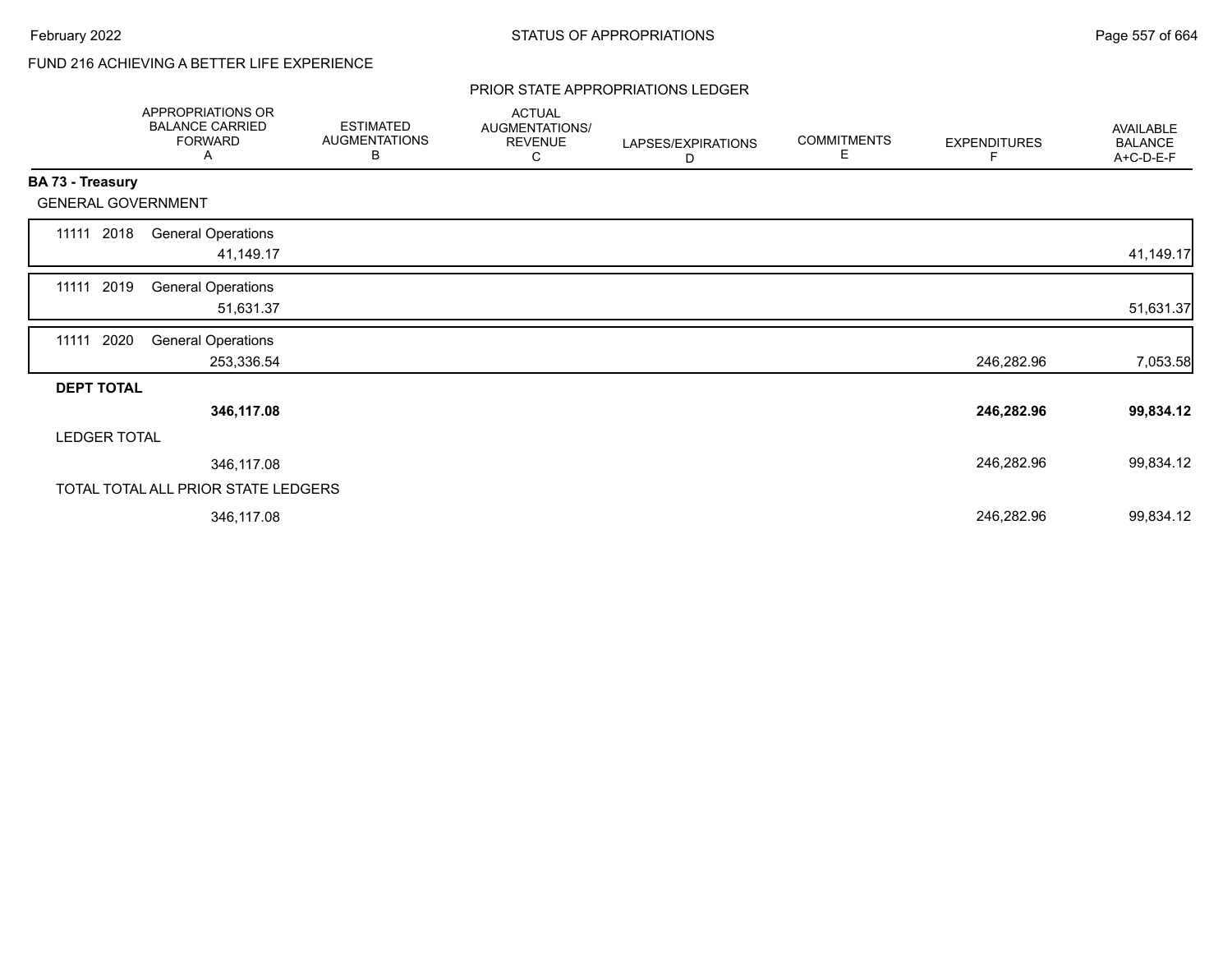FUND 216 ACHIEVING A BETTER LIFE EXPERIENCE

PRIOR STATE APPROPRIATIONS LEDGER

| | APPROPRIATIONS OR BALANCE CARRIED FORWARD A | ESTIMATED AUGMENTATIONS B | ACTUAL AUGMENTATIONS/ REVENUE C | LAPSES/EXPIRATIONS D | COMMITMENTS E | EXPENDITURES F | AVAILABLE BALANCE A+C-D-E-F |
|---|---|---|---|---|---|---|---|
| **BA 73 - Treasury** | | | | | | | |
| GENERAL GOVERNMENT | | | | | | | |
| 11111 2018 General Operations | 41,149.17 | | | | | | 41,149.17 |
| 11111 2019 General Operations | 51,631.37 | | | | | | 51,631.37 |
| 11111 2020 General Operations | 253,336.54 | | | | | 246,282.96 | 7,053.58 |
| **DEPT TOTAL** | **346,117.08** | | | | | **246,282.96** | **99,834.12** |
| LEDGER TOTAL | 346,117.08 | | | | | 246,282.96 | 99,834.12 |
| TOTAL TOTAL ALL PRIOR STATE LEDGERS | 346,117.08 | | | | | 246,282.96 | 99,834.12 |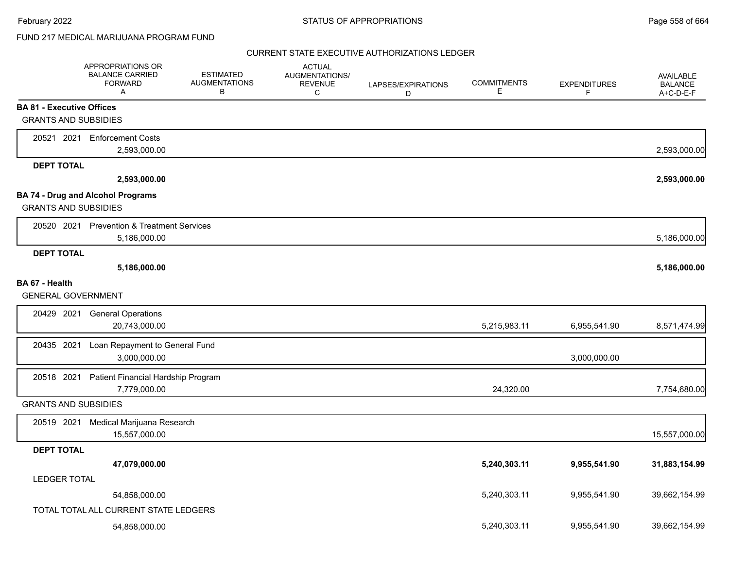FUND 217 MEDICAL MARIJUANA PROGRAM FUND

CURRENT STATE EXECUTIVE AUTHORIZATIONS LEDGER

| | APPROPRIATIONS OR BALANCE CARRIED FORWARD A | ESTIMATED AUGMENTATIONS B | ACTUAL AUGMENTATIONS/ REVENUE C | LAPSES/EXPIRATIONS D | COMMITMENTS E | EXPENDITURES F | AVAILABLE BALANCE A+C-D-E-F |
|---|---|---|---|---|---|---|---|
| **BA 81 - Executive Offices** | | | | | | | |
| GRANTS AND SUBSIDIES | | | | | | | |
| 20521 2021 Enforcement Costs | 2,593,000.00 | | | | | | 2,593,000.00 |
| **DEPT TOTAL** | **2,593,000.00** | | | | | | **2,593,000.00** |
| **BA 74 - Drug and Alcohol Programs** | | | | | | | |
| GRANTS AND SUBSIDIES | | | | | | | |
| 20520 2021 Prevention & Treatment Services | 5,186,000.00 | | | | | | 5,186,000.00 |
| **DEPT TOTAL** | **5,186,000.00** | | | | | | **5,186,000.00** |
| **BA 67 - Health** | | | | | | | |
| GENERAL GOVERNMENT | | | | | | | |
| 20429 2021 General Operations | 20,743,000.00 | | | | 5,215,983.11 | 6,955,541.90 | 8,571,474.99 |
| 20435 2021 Loan Repayment to General Fund | 3,000,000.00 | | | | | 3,000,000.00 | |
| 20518 2021 Patient Financial Hardship Program | 7,779,000.00 | | | | 24,320.00 | | 7,754,680.00 |
| GRANTS AND SUBSIDIES | | | | | | | |
| 20519 2021 Medical Marijuana Research | 15,557,000.00 | | | | | | 15,557,000.00 |
| **DEPT TOTAL** | **47,079,000.00** | | | | **5,240,303.11** | **9,955,541.90** | **31,883,154.99** |
| LEDGER TOTAL | 54,858,000.00 | | | | 5,240,303.11 | 9,955,541.90 | 39,662,154.99 |
| TOTAL TOTAL ALL CURRENT STATE LEDGERS | 54,858,000.00 | | | | 5,240,303.11 | 9,955,541.90 | 39,662,154.99 |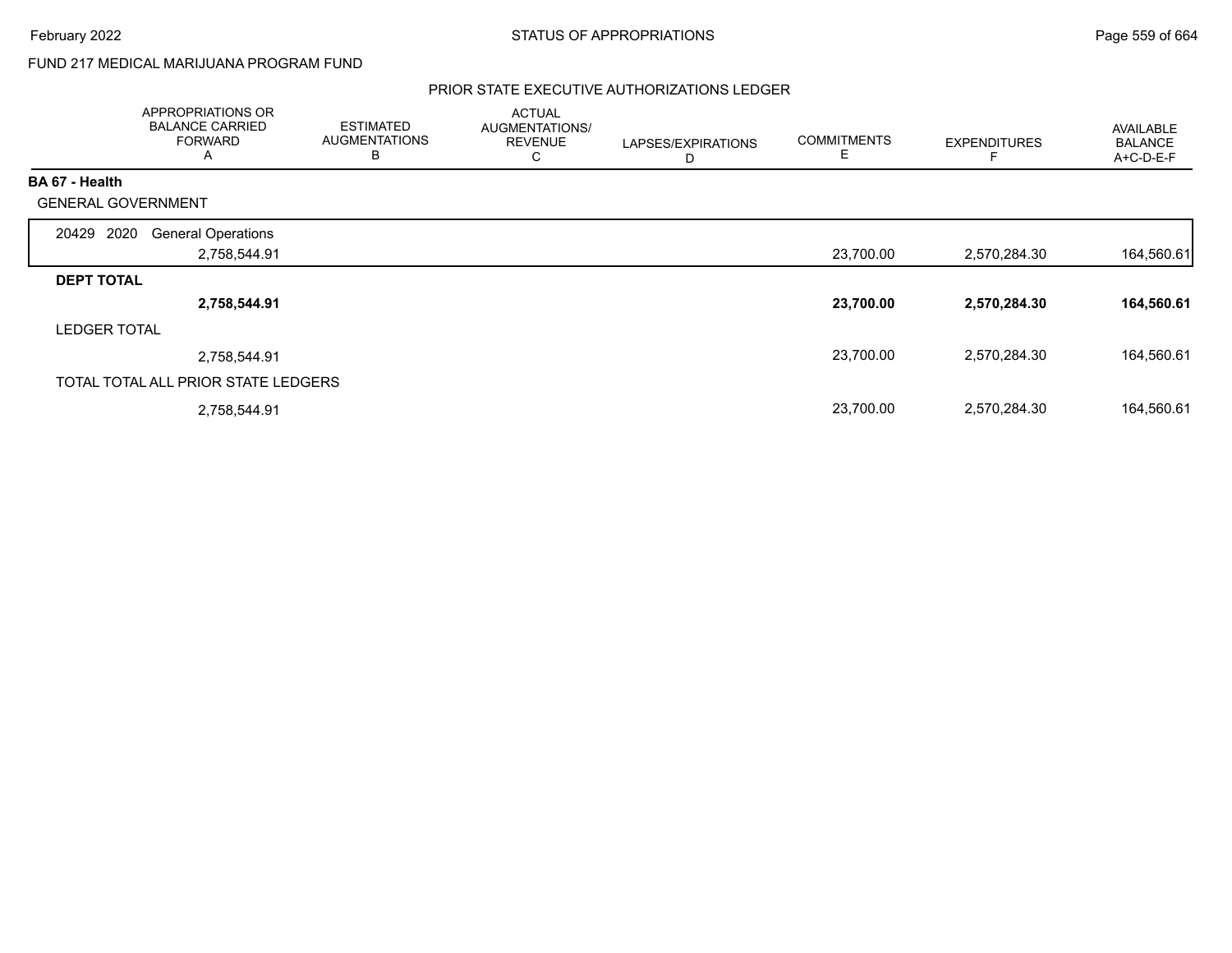FUND 217 MEDICAL MARIJUANA PROGRAM FUND

## PRIOR STATE EXECUTIVE AUTHORIZATIONS LEDGER

| | APPROPRIATIONS OR BALANCE CARRIED FORWARD A | ESTIMATED AUGMENTATIONS B | ACTUAL AUGMENTATIONS/ REVENUE C | LAPSES/EXPIRATIONS D | COMMITMENTS E | EXPENDITURES F | AVAILABLE BALANCE A+C-D-E-F |
|---|---|---|---|---|---|---|---|
| **BA 67 - Health** | | | | | | | |
| GENERAL GOVERNMENT | | | | | | | |
| 20429 2020 General Operations | 2,758,544.91 | | | | 23,700.00 | 2,570,284.30 | 164,560.61 |
| **DEPT TOTAL** | **2,758,544.91** | | | | **23,700.00** | **2,570,284.30** | **164,560.61** |
| LEDGER TOTAL | 2,758,544.91 | | | | 23,700.00 | 2,570,284.30 | 164,560.61 |
| TOTAL TOTAL ALL PRIOR STATE LEDGERS | 2,758,544.91 | | | | 23,700.00 | 2,570,284.30 | 164,560.61 |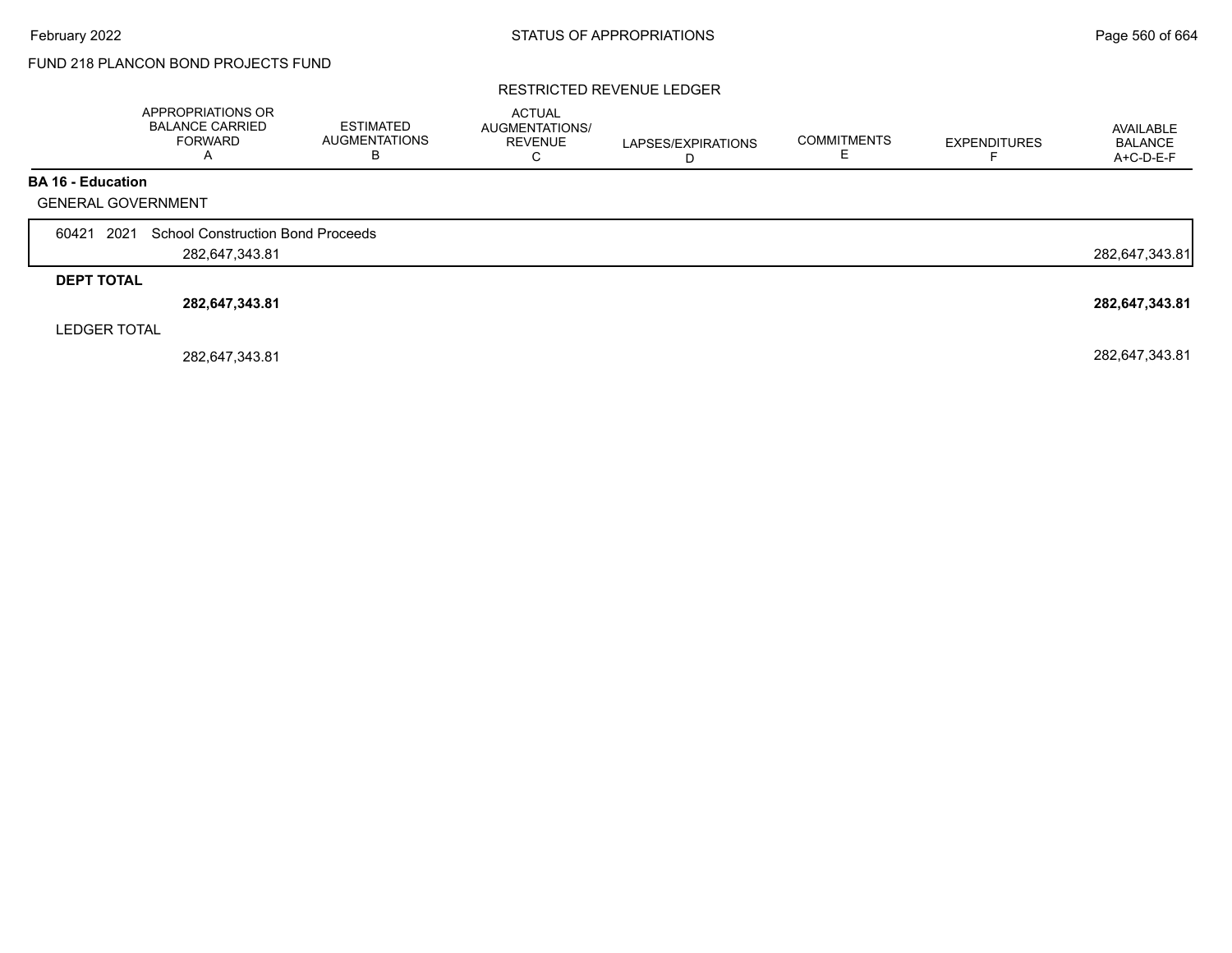FUND 218 PLANCON BOND PROJECTS FUND

RESTRICTED REVENUE LEDGER

| | APPROPRIATIONS OR BALANCE CARRIED FORWARD A | ESTIMATED AUGMENTATIONS B | ACTUAL AUGMENTATIONS/ REVENUE C | LAPSES/EXPIRATIONS D | COMMITMENTS E | EXPENDITURES F | AVAILABLE BALANCE A+C-D-E-F |
|---|---|---|---|---|---|---|---|
| **BA 16 - Education** | | | | | | | |
| GENERAL GOVERNMENT | | | | | | | |
| 60421 2021 School Construction Bond Proceeds | 282,647,343.81 | | | | | | 282,647,343.81 |
| **DEPT TOTAL** | **282,647,343.81** | | | | | | **282,647,343.81** |
| LEDGER TOTAL | 282,647,343.81 | | | | | | 282,647,343.81 |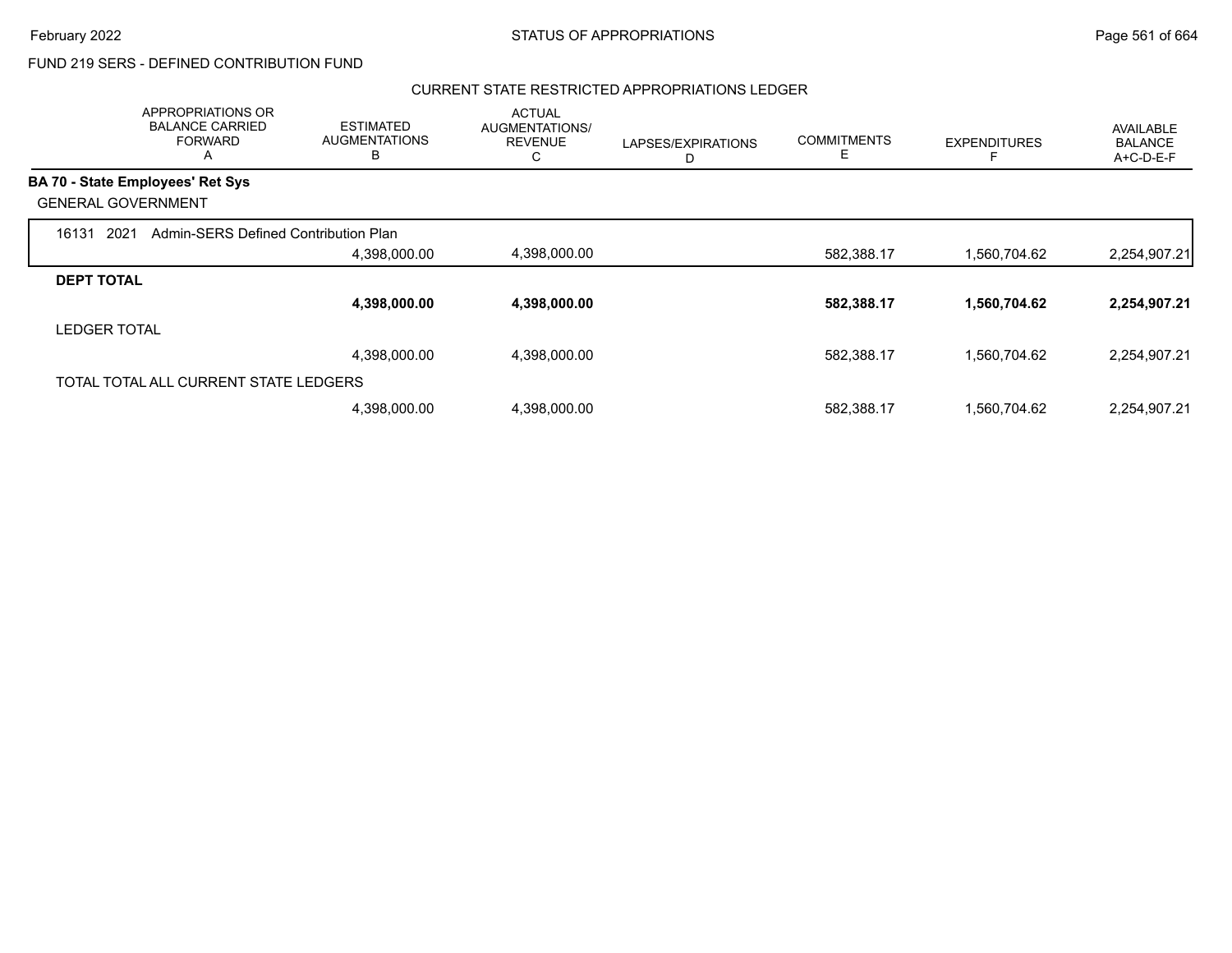FUND 219 SERS - DEFINED CONTRIBUTION FUND

CURRENT STATE RESTRICTED APPROPRIATIONS LEDGER

| APPROPRIATIONS OR BALANCE CARRIED FORWARD A | ESTIMATED AUGMENTATIONS B | ACTUAL AUGMENTATIONS/ REVENUE C | LAPSES/EXPIRATIONS D | COMMITMENTS E | EXPENDITURES F | AVAILABLE BALANCE A+C-D-E-F |
|---|---|---|---|---|---|---|
| **BA 70 - State Employees' Ret Sys** | | | | | | |
| GENERAL GOVERNMENT | | | | | | |
| 16131 2021 Admin-SERS Defined Contribution Plan | | | | | | |
| | 4,398,000.00 | 4,398,000.00 | | 582,388.17 | 1,560,704.62 | 2,254,907.21 |
| **DEPT TOTAL** | | | | | | |
| | **4,398,000.00** | **4,398,000.00** | | **582,388.17** | **1,560,704.62** | **2,254,907.21** |
| LEDGER TOTAL | | | | | | |
| | 4,398,000.00 | 4,398,000.00 | | 582,388.17 | 1,560,704.62 | 2,254,907.21 |
| TOTAL TOTAL ALL CURRENT STATE LEDGERS | | | | | | |
| | 4,398,000.00 | 4,398,000.00 | | 582,388.17 | 1,560,704.62 | 2,254,907.21 |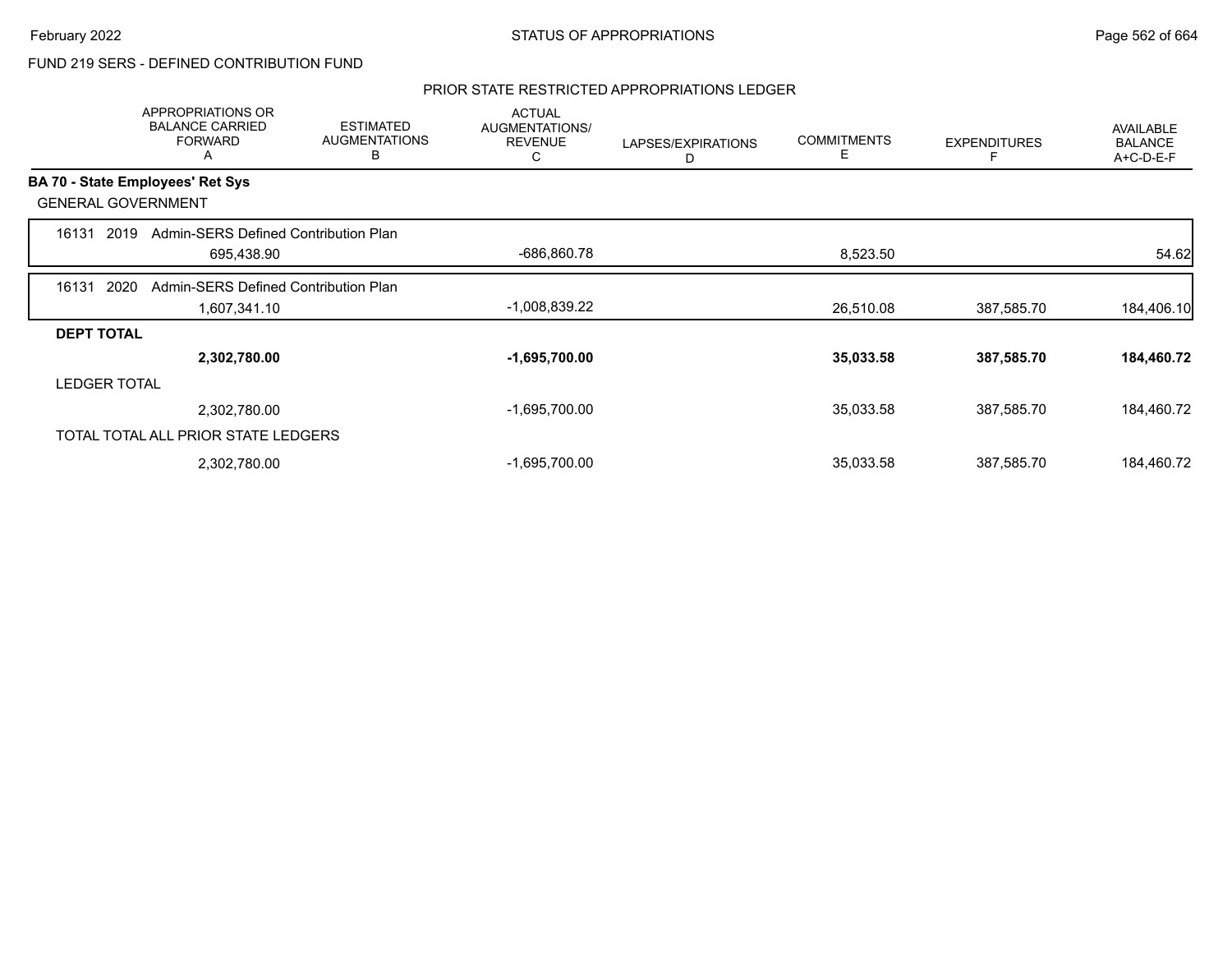FUND 219 SERS - DEFINED CONTRIBUTION FUND

PRIOR STATE RESTRICTED APPROPRIATIONS LEDGER

| | APPROPRIATIONS OR BALANCE CARRIED FORWARD A | ESTIMATED AUGMENTATIONS B | ACTUAL AUGMENTATIONS/ REVENUE C | LAPSES/EXPIRATIONS D | COMMITMENTS E | EXPENDITURES F | AVAILABLE BALANCE A+C-D-E-F |
|---|---|---|---|---|---|---|---|
| **BA 70 - State Employees' Ret Sys** | | | | | | | |
| GENERAL GOVERNMENT | | | | | | | |
| 16131 2019 Admin-SERS Defined Contribution Plan | 695,438.90 | | -686,860.78 | | 8,523.50 | | 54.62 |
| 16131 2020 Admin-SERS Defined Contribution Plan | 1,607,341.10 | | -1,008,839.22 | | 26,510.08 | 387,585.70 | 184,406.10 |
| **DEPT TOTAL** | **2,302,780.00** | | **-1,695,700.00** | | **35,033.58** | **387,585.70** | **184,460.72** |
| LEDGER TOTAL | 2,302,780.00 | | -1,695,700.00 | | 35,033.58 | 387,585.70 | 184,460.72 |
| TOTAL TOTAL ALL PRIOR STATE LEDGERS | 2,302,780.00 | | -1,695,700.00 | | 35,033.58 | 387,585.70 | 184,460.72 |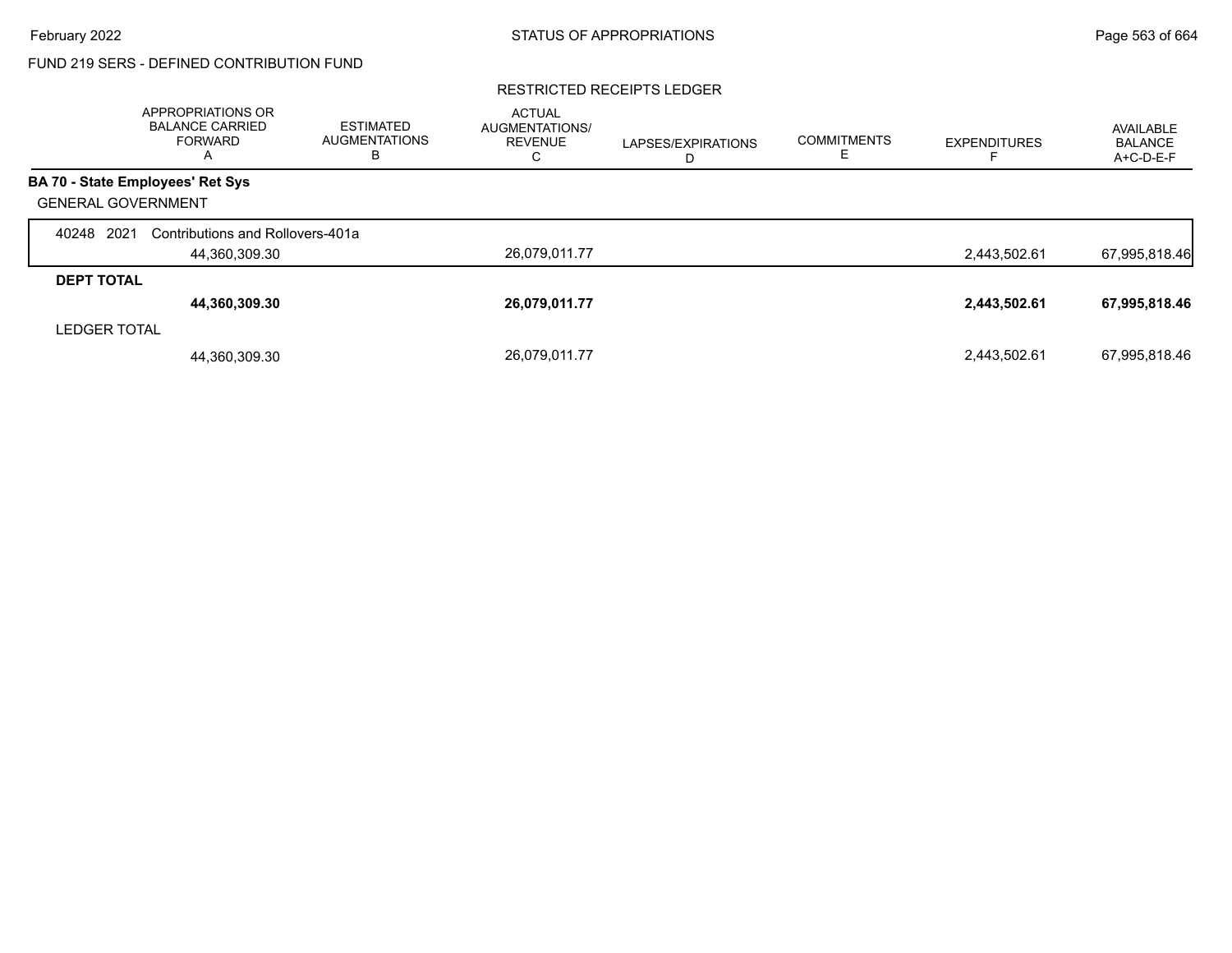FUND 219 SERS - DEFINED CONTRIBUTION FUND

RESTRICTED RECEIPTS LEDGER

| | APPROPRIATIONS OR BALANCE CARRIED FORWARD A | ESTIMATED AUGMENTATIONS B | ACTUAL AUGMENTATIONS/ REVENUE C | LAPSES/EXPIRATIONS D | COMMITMENTS E | EXPENDITURES F | AVAILABLE BALANCE A+C-D-E-F |
|---|---|---|---|---|---|---|---|
| **BA 70 - State Employees' Ret Sys** | | | | | | | |
| GENERAL GOVERNMENT | | | | | | | |
| 40248 2021 Contributions and Rollovers-401a | | | | | | | |
| | 44,360,309.30 | | 26,079,011.77 | | | 2,443,502.61 | 67,995,818.46 |
| **DEPT TOTAL** | | | | | | | |
| | **44,360,309.30** | | **26,079,011.77** | | | **2,443,502.61** | **67,995,818.46** |
| LEDGER TOTAL | | | | | | | |
| | 44,360,309.30 | | 26,079,011.77 | | | 2,443,502.61 | 67,995,818.46 |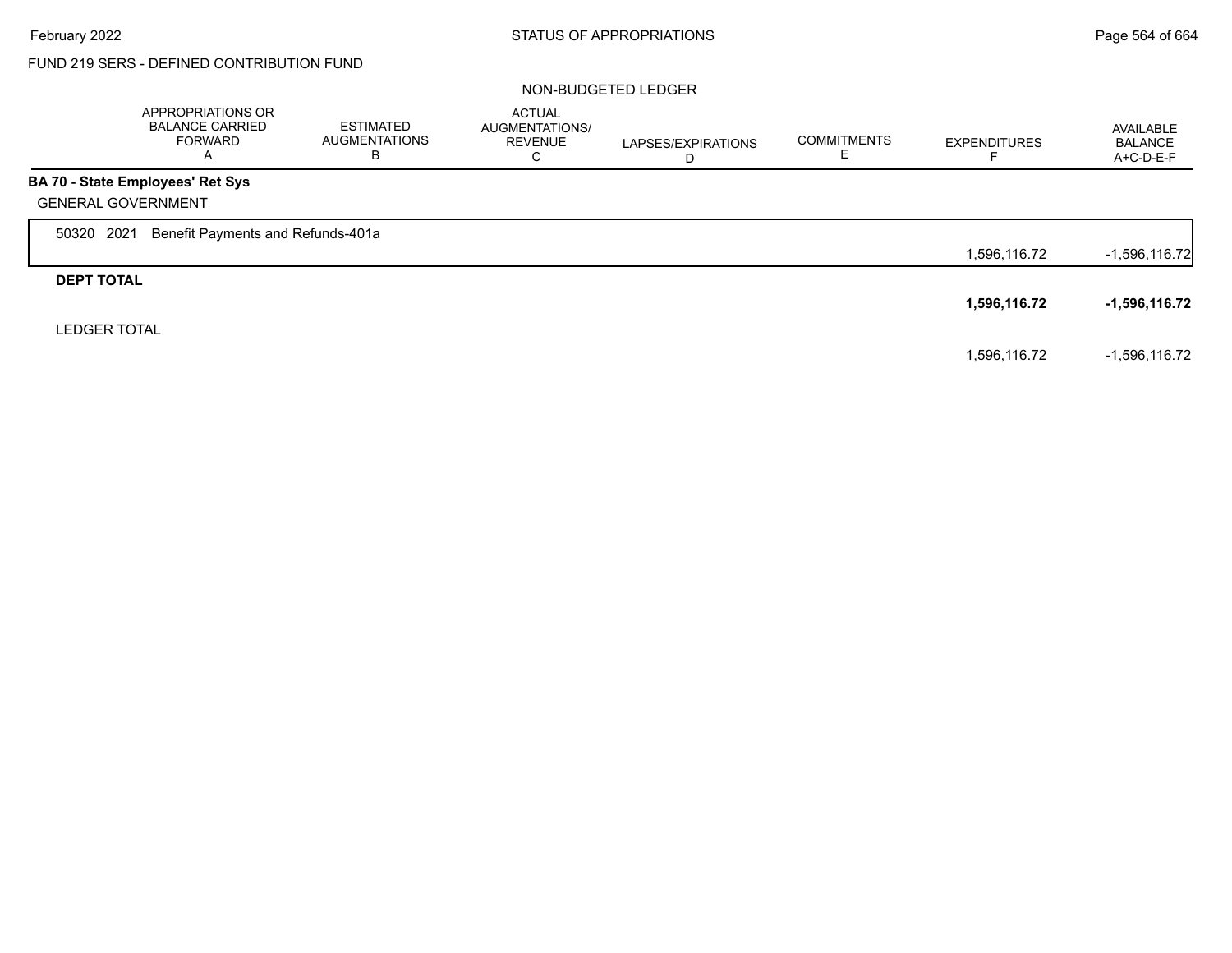FUND 219 SERS - DEFINED CONTRIBUTION FUND

NON-BUDGETED LEDGER

| | APPROPRIATIONS OR BALANCE CARRIED FORWARD A | ESTIMATED AUGMENTATIONS B | ACTUAL AUGMENTATIONS/ REVENUE C | LAPSES/EXPIRATIONS D | COMMITMENTS E | EXPENDITURES F | AVAILABLE BALANCE A+C-D-E-F |
|---|---|---|---|---|---|---|---|
| **BA 70 - State Employees' Ret Sys** | | | | | | | |
| GENERAL GOVERNMENT | | | | | | | |
| 50320 2021 Benefit Payments and Refunds-401a | | | | | | 1,596,116.72 | -1,596,116.72 |
| **DEPT TOTAL** | | | | | | **1,596,116.72** | **-1,596,116.72** |
| LEDGER TOTAL | | | | | | 1,596,116.72 | -1,596,116.72 |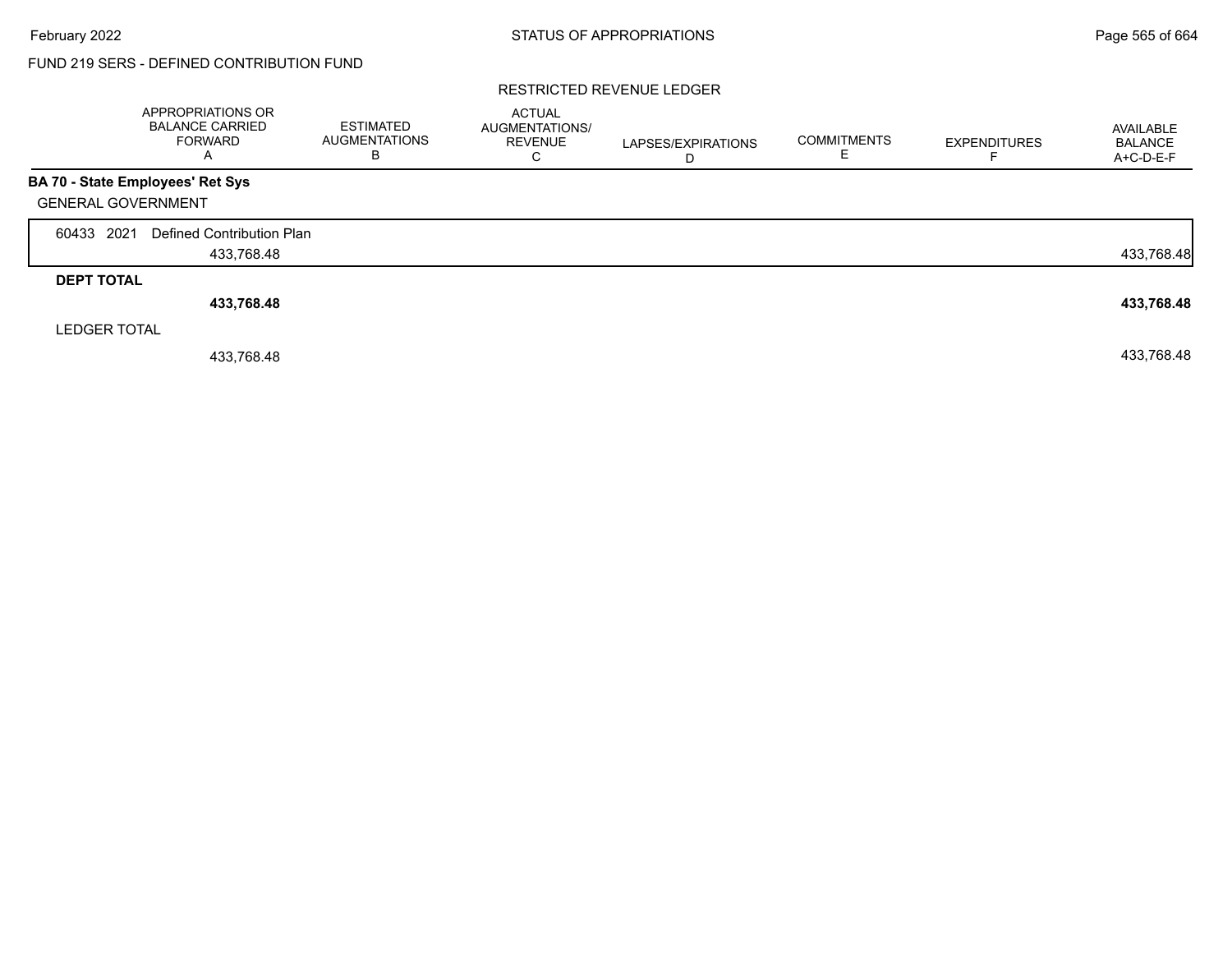FUND 219 SERS - DEFINED CONTRIBUTION FUND

RESTRICTED REVENUE LEDGER

| | APPROPRIATIONS OR BALANCE CARRIED FORWARD A | ESTIMATED AUGMENTATIONS B | ACTUAL AUGMENTATIONS/ REVENUE C | LAPSES/EXPIRATIONS D | COMMITMENTS E | EXPENDITURES F | AVAILABLE BALANCE A+C-D-E-F |
|---|---|---|---|---|---|---|---|
| **BA 70 - State Employees' Ret Sys** | | | | | | | |
| GENERAL GOVERNMENT | | | | | | | |
| 60433 2021 Defined Contribution Plan | 433,768.48 | | | | | | 433,768.48 |
| **DEPT TOTAL** | **433,768.48** | | | | | | **433,768.48** |
| LEDGER TOTAL | 433,768.48 | | | | | | 433,768.48 |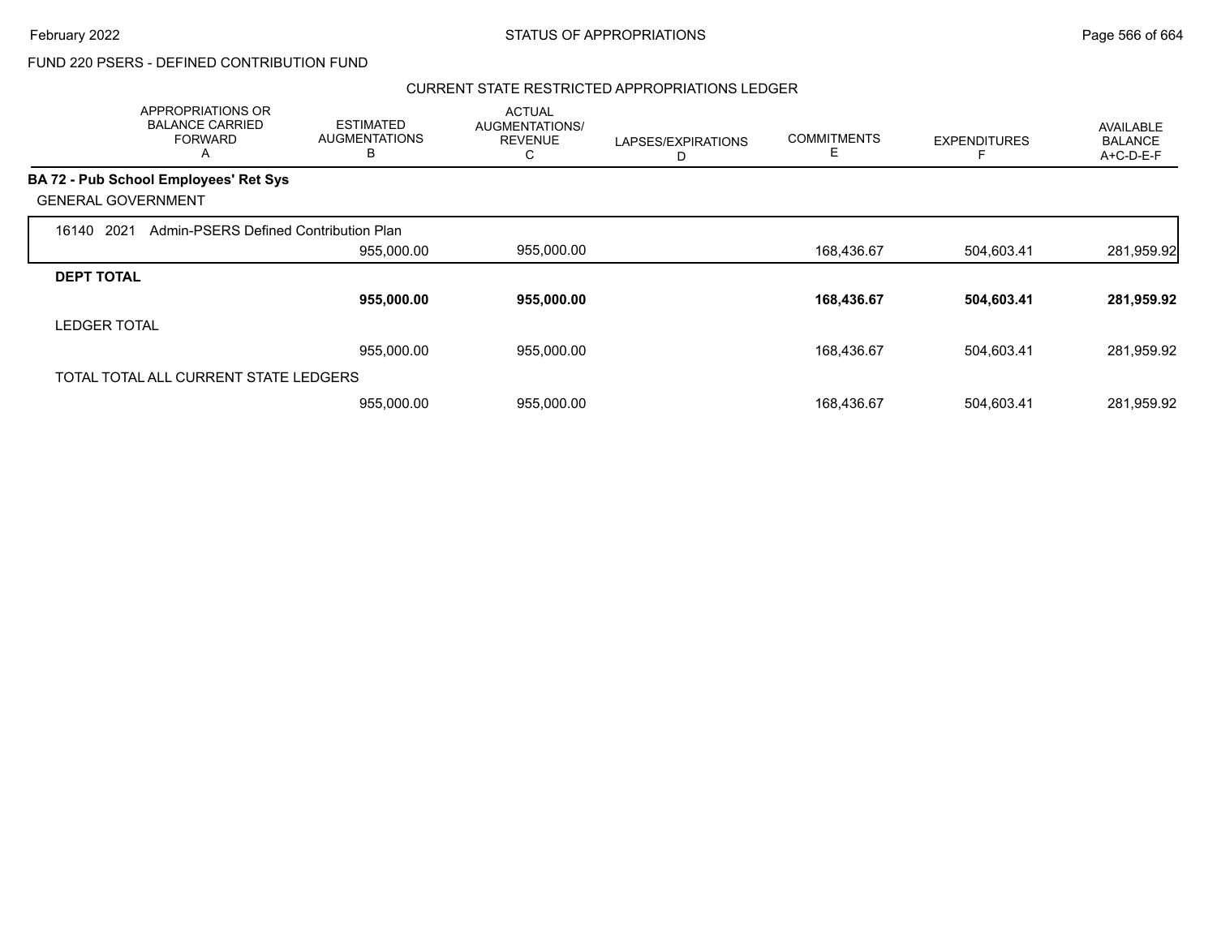FUND 220 PSERS - DEFINED CONTRIBUTION FUND

CURRENT STATE RESTRICTED APPROPRIATIONS LEDGER

| | APPROPRIATIONS OR BALANCE CARRIED FORWARD A | ESTIMATED AUGMENTATIONS B | ACTUAL AUGMENTATIONS/ REVENUE C | LAPSES/EXPIRATIONS D | COMMITMENTS E | EXPENDITURES F | AVAILABLE BALANCE A+C-D-E-F |
|---|---|---|---|---|---|---|---|
| **BA 72 - Pub School Employees' Ret Sys** | | | | | | | |
| GENERAL GOVERNMENT | | | | | | | |
| 16140 2021 Admin-PSERS Defined Contribution Plan | | | | | | | |
| | | 955,000.00 | 955,000.00 | | 168,436.67 | 504,603.41 | 281,959.92 |
| **DEPT TOTAL** | | | | | | | |
| | | **955,000.00** | **955,000.00** | | **168,436.67** | **504,603.41** | **281,959.92** |
| LEDGER TOTAL | | | | | | | |
| | | 955,000.00 | 955,000.00 | | 168,436.67 | 504,603.41 | 281,959.92 |
| TOTAL TOTAL ALL CURRENT STATE LEDGERS | | | | | | | |
| | | 955,000.00 | 955,000.00 | | 168,436.67 | 504,603.41 | 281,959.92 |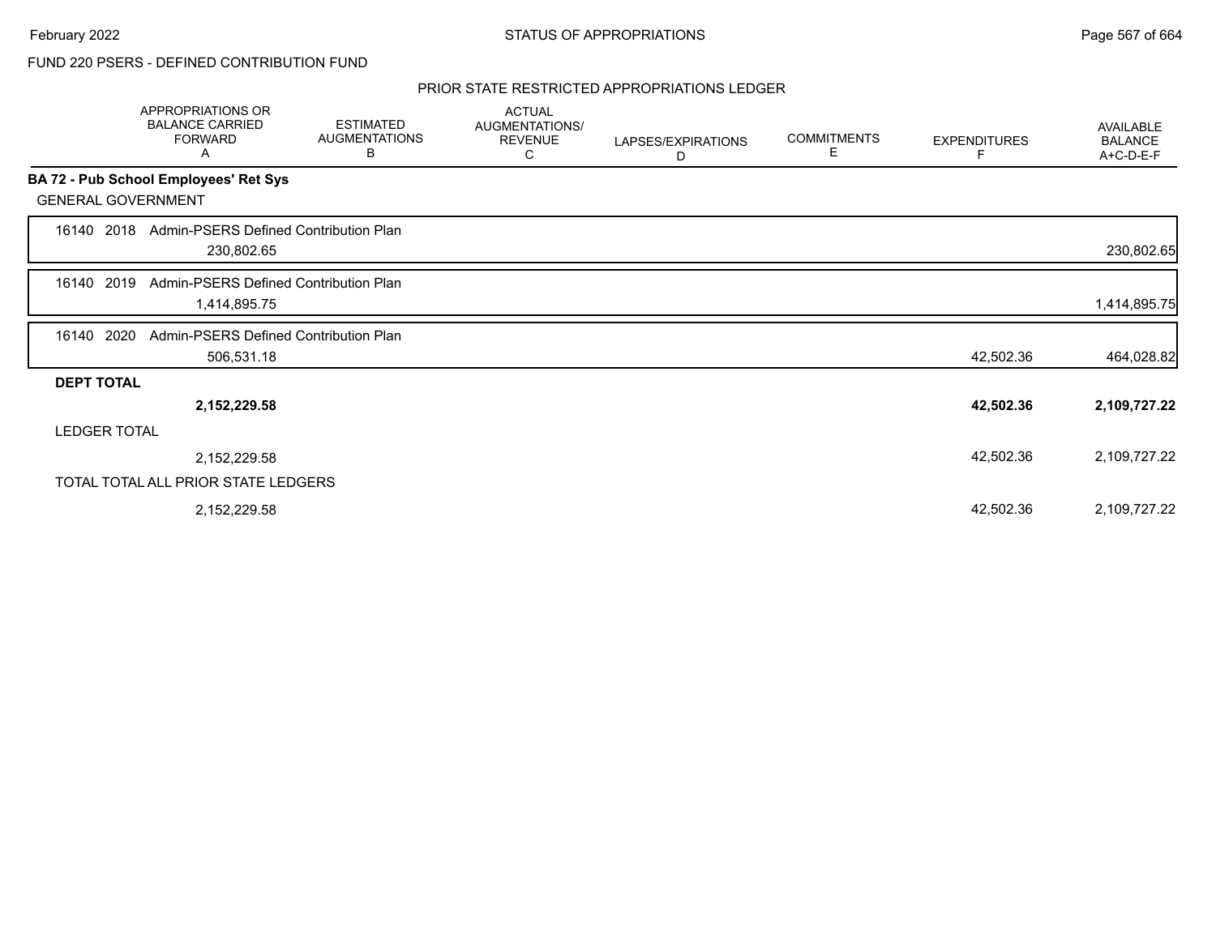FUND 220 PSERS - DEFINED CONTRIBUTION FUND

## PRIOR STATE RESTRICTED APPROPRIATIONS LEDGER

| | APPROPRIATIONS OR BALANCE CARRIED FORWARD A | ESTIMATED AUGMENTATIONS B | ACTUAL AUGMENTATIONS/ REVENUE C | LAPSES/EXPIRATIONS D | COMMITMENTS E | EXPENDITURES F | AVAILABLE BALANCE A+C-D-E-F |
|---|---|---|---|---|---|---|---|
| **BA 72 - Pub School Employees' Ret Sys** | | | | | | | |
| GENERAL GOVERNMENT | | | | | | | |
| 16140 2018 Admin-PSERS Defined Contribution Plan | 230,802.65 | | | | | | 230,802.65 |
| 16140 2019 Admin-PSERS Defined Contribution Plan | 1,414,895.75 | | | | | | 1,414,895.75 |
| 16140 2020 Admin-PSERS Defined Contribution Plan | 506,531.18 | | | | | 42,502.36 | 464,028.82 |
| **DEPT TOTAL** | **2,152,229.58** | | | | | **42,502.36** | **2,109,727.22** |
| LEDGER TOTAL | 2,152,229.58 | | | | | 42,502.36 | 2,109,727.22 |
| TOTAL TOTAL ALL PRIOR STATE LEDGERS | 2,152,229.58 | | | | | 42,502.36 | 2,109,727.22 |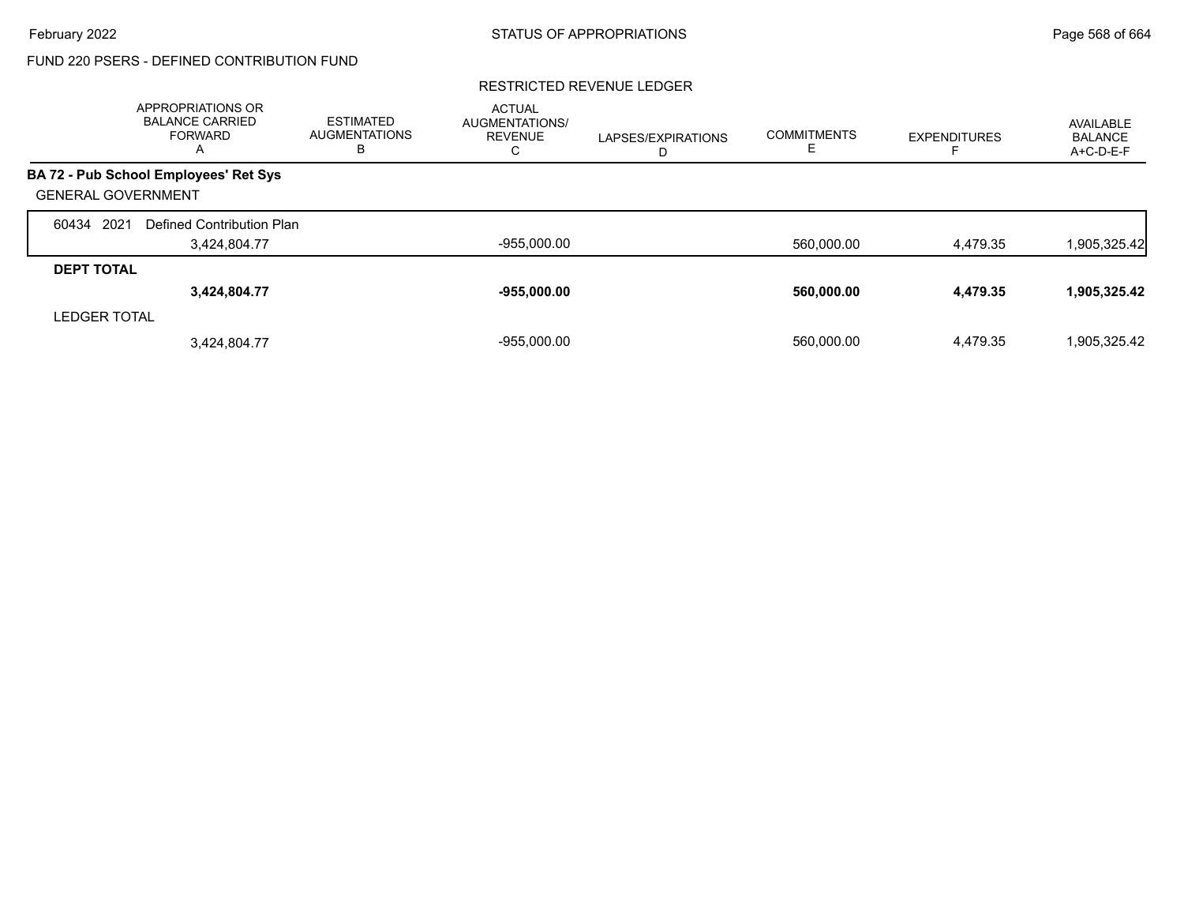FUND 220 PSERS - DEFINED CONTRIBUTION FUND

RESTRICTED REVENUE LEDGER

| | APPROPRIATIONS OR BALANCE CARRIED FORWARD A | ESTIMATED AUGMENTATIONS B | ACTUAL AUGMENTATIONS/ REVENUE C | LAPSES/EXPIRATIONS D | COMMITMENTS E | EXPENDITURES F | AVAILABLE BALANCE A+C-D-E-F |
|---|---|---|---|---|---|---|---|
| **BA 72 - Pub School Employees' Ret Sys** | | | | | | | |
| GENERAL GOVERNMENT | | | | | | | |
| 60434 2021 Defined Contribution Plan | 3,424,804.77 | | -955,000.00 | | 560,000.00 | 4,479.35 | 1,905,325.42 |
| **DEPT TOTAL** | **3,424,804.77** | | **-955,000.00** | | **560,000.00** | **4,479.35** | **1,905,325.42** |
| LEDGER TOTAL | 3,424,804.77 | | -955,000.00 | | 560,000.00 | 4,479.35 | 1,905,325.42 |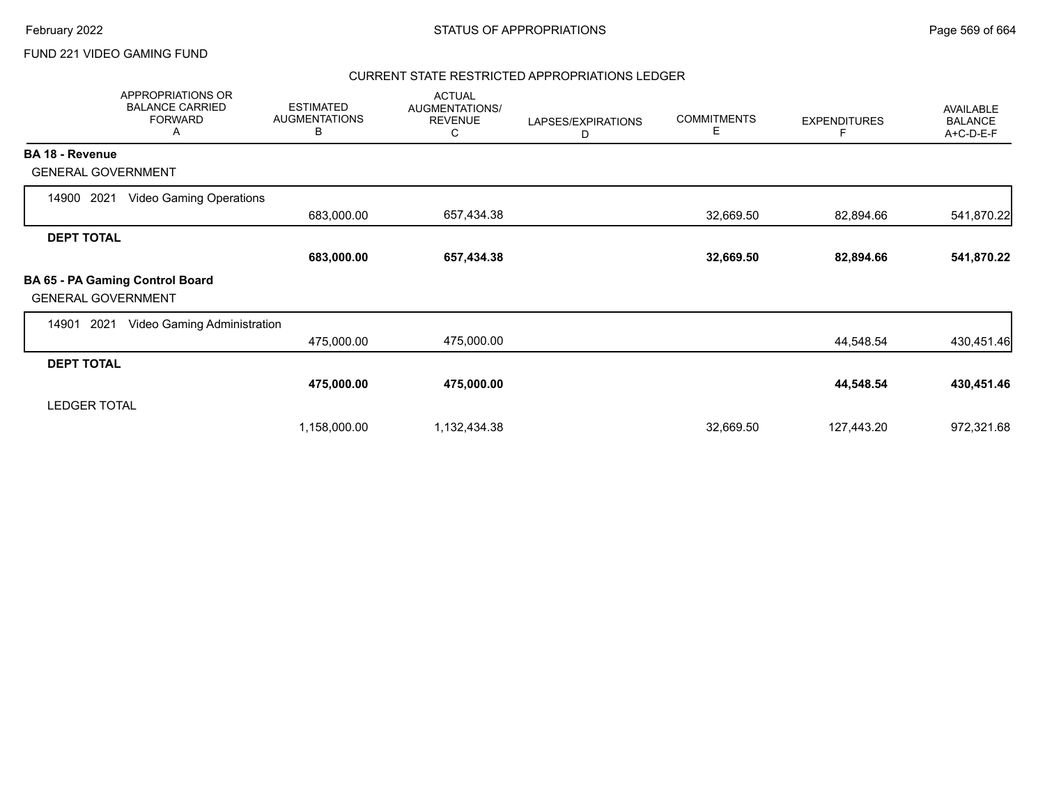FUND 221 VIDEO GAMING FUND

## CURRENT STATE RESTRICTED APPROPRIATIONS LEDGER

| APPROPRIATIONS OR BALANCE CARRIED FORWARD A | ESTIMATED AUGMENTATIONS B | ACTUAL AUGMENTATIONS/ REVENUE C | LAPSES/EXPIRATIONS D | COMMITMENTS E | EXPENDITURES F | AVAILABLE BALANCE A+C-D-E-F |
|---|---|---|---|---|---|---|
| **BA 18 - Revenue** | | | | | | |
| GENERAL GOVERNMENT | | | | | | |
| 14900 2021 Video Gaming Operations | 683,000.00 | 657,434.38 | | 32,669.50 | 82,894.66 | 541,870.22 |
| **DEPT TOTAL** | **683,000.00** | **657,434.38** | | **32,669.50** | **82,894.66** | **541,870.22** |
| **BA 65 - PA Gaming Control Board** | | | | | | |
| GENERAL GOVERNMENT | | | | | | |
| 14901 2021 Video Gaming Administration | 475,000.00 | 475,000.00 | | | 44,548.54 | 430,451.46 |
| **DEPT TOTAL** | **475,000.00** | **475,000.00** | | | **44,548.54** | **430,451.46** |
| LEDGER TOTAL | 1,158,000.00 | 1,132,434.38 | | 32,669.50 | 127,443.20 | 972,321.68 |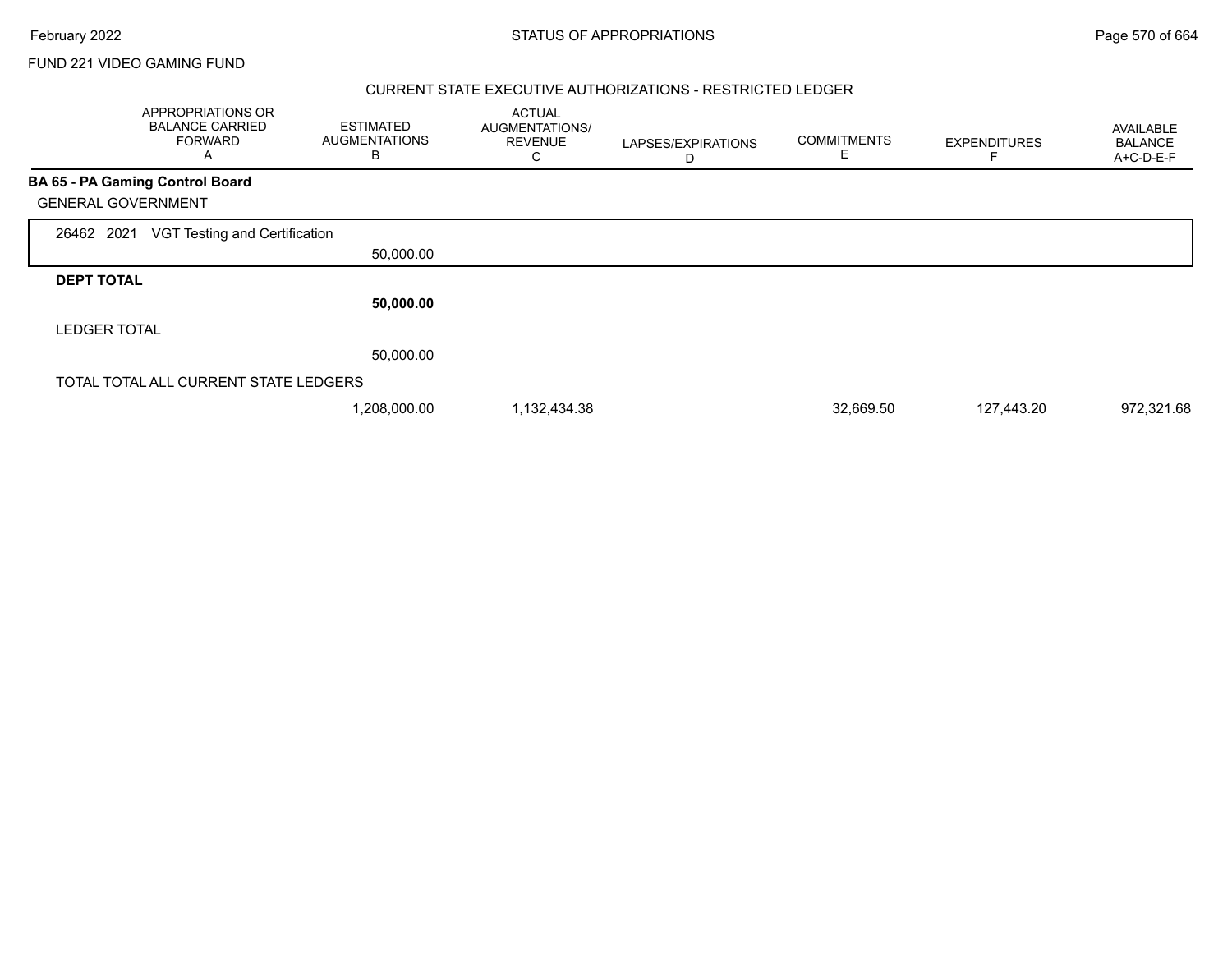FUND 221 VIDEO GAMING FUND

CURRENT STATE EXECUTIVE AUTHORIZATIONS - RESTRICTED LEDGER

| APPROPRIATIONS OR BALANCE CARRIED FORWARD A | ESTIMATED AUGMENTATIONS B | ACTUAL AUGMENTATIONS/ REVENUE C | LAPSES/EXPIRATIONS D | COMMITMENTS E | EXPENDITURES F | AVAILABLE BALANCE A+C-D-E-F |
|---|---|---|---|---|---|---|
| **BA 65 - PA Gaming Control Board** | | | | | | |
| GENERAL GOVERNMENT | | | | | | |
| 26462 2021 VGT Testing and Certification | | | | | | |
| | 50,000.00 | | | | | |
| **DEPT TOTAL** | | | | | | |
| | **50,000.00** | | | | | |
| LEDGER TOTAL | | | | | | |
| | 50,000.00 | | | | | |
| TOTAL TOTAL ALL CURRENT STATE LEDGERS | | | | | | |
| | 1,208,000.00 | 1,132,434.38 | | 32,669.50 | 127,443.20 | 972,321.68 |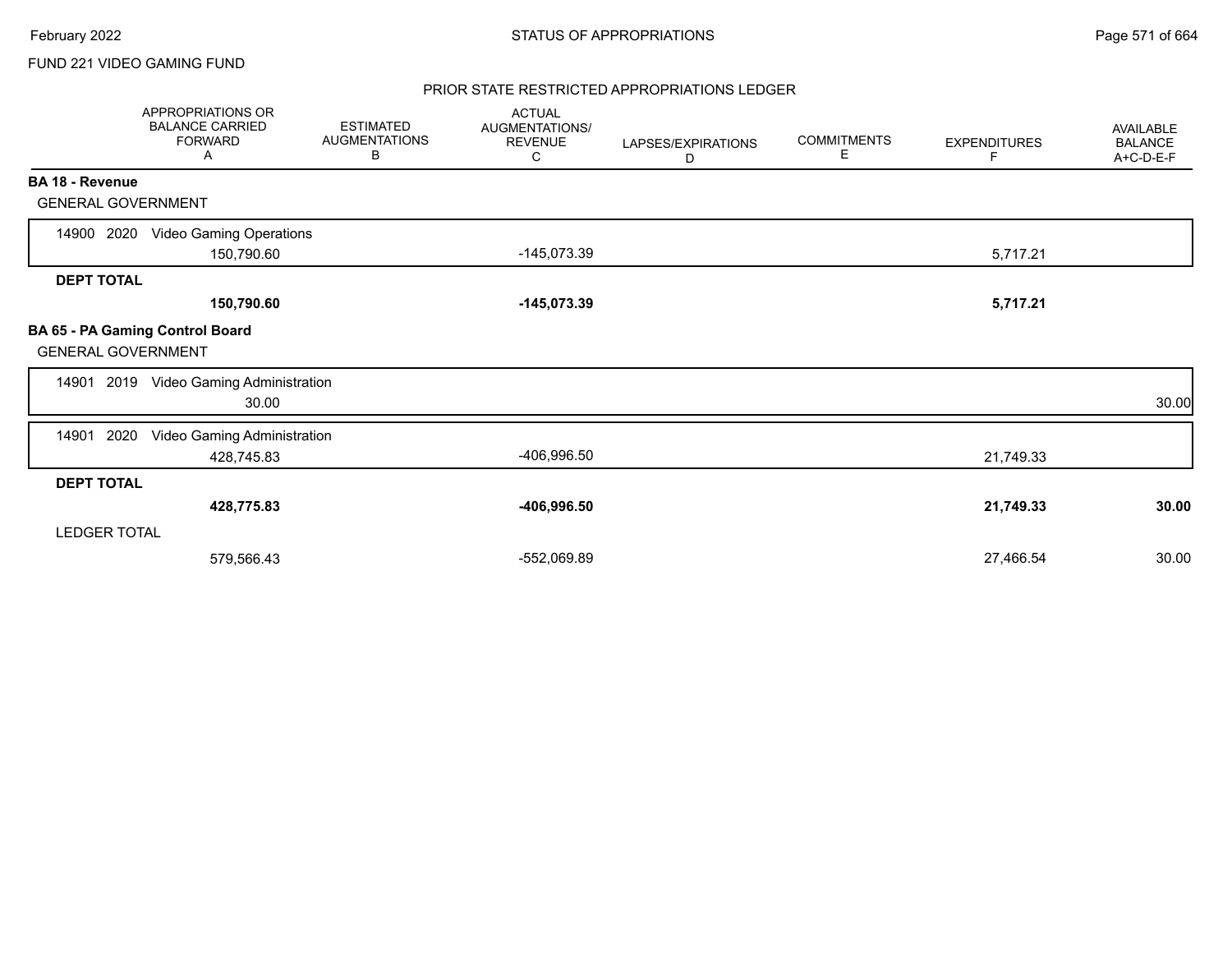FUND 221 VIDEO GAMING FUND

## STATUS OF APPROPRIATIONS

### PRIOR STATE RESTRICTED APPROPRIATIONS LEDGER

| | APPROPRIATIONS OR BALANCE CARRIED FORWARD A | ESTIMATED AUGMENTATIONS B | ACTUAL AUGMENTATIONS/ REVENUE C | LAPSES/EXPIRATIONS D | COMMITMENTS E | EXPENDITURES F | AVAILABLE BALANCE A+C-D-E-F |
|---|---|---|---|---|---|---|---|
| **BA 18 - Revenue** | | | | | | | |
| GENERAL GOVERNMENT | | | | | | | |
| 14900 2020 Video Gaming Operations | 150,790.60 | | -145,073.39 | | | 5,717.21 | |
| **DEPT TOTAL** | **150,790.60** | | **-145,073.39** | | | **5,717.21** | |
| **BA 65 - PA Gaming Control Board** | | | | | | | |
| GENERAL GOVERNMENT | | | | | | | |
| 14901 2019 Video Gaming Administration | 30.00 | | | | | | 30.00 |
| 14901 2020 Video Gaming Administration | 428,745.83 | | -406,996.50 | | | 21,749.33 | |
| **DEPT TOTAL** | **428,775.83** | | **-406,996.50** | | | **21,749.33** | **30.00** |
| LEDGER TOTAL | 579,566.43 | | -552,069.89 | | | 27,466.54 | 30.00 |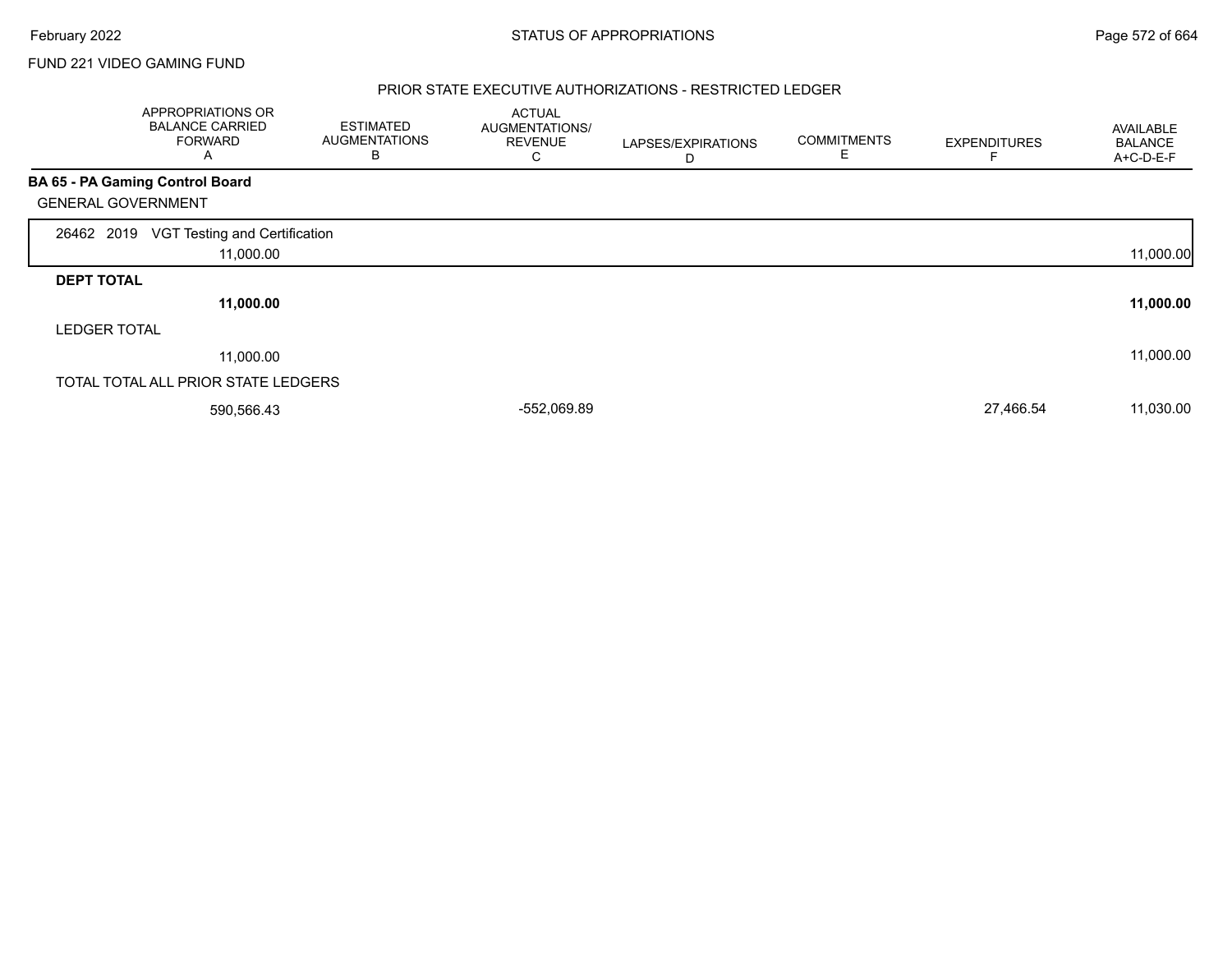FUND 221 VIDEO GAMING FUND

PRIOR STATE EXECUTIVE AUTHORIZATIONS - RESTRICTED LEDGER

| | APPROPRIATIONS OR BALANCE CARRIED FORWARD A | ESTIMATED AUGMENTATIONS B | ACTUAL AUGMENTATIONS/ REVENUE C | LAPSES/EXPIRATIONS D | COMMITMENTS E | EXPENDITURES F | AVAILABLE BALANCE A+C-D-E-F |
|---|---|---|---|---|---|---|---|
| **BA 65 - PA Gaming Control Board** | | | | | | | |
| GENERAL GOVERNMENT | | | | | | | |
| 26462 2019 VGT Testing and Certification | 11,000.00 | | | | | | 11,000.00 |
| **DEPT TOTAL** | **11,000.00** | | | | | | **11,000.00** |
| LEDGER TOTAL | 11,000.00 | | | | | | 11,000.00 |
| TOTAL TOTAL ALL PRIOR STATE LEDGERS | 590,566.43 | | -552,069.89 | | | 27,466.54 | 11,030.00 |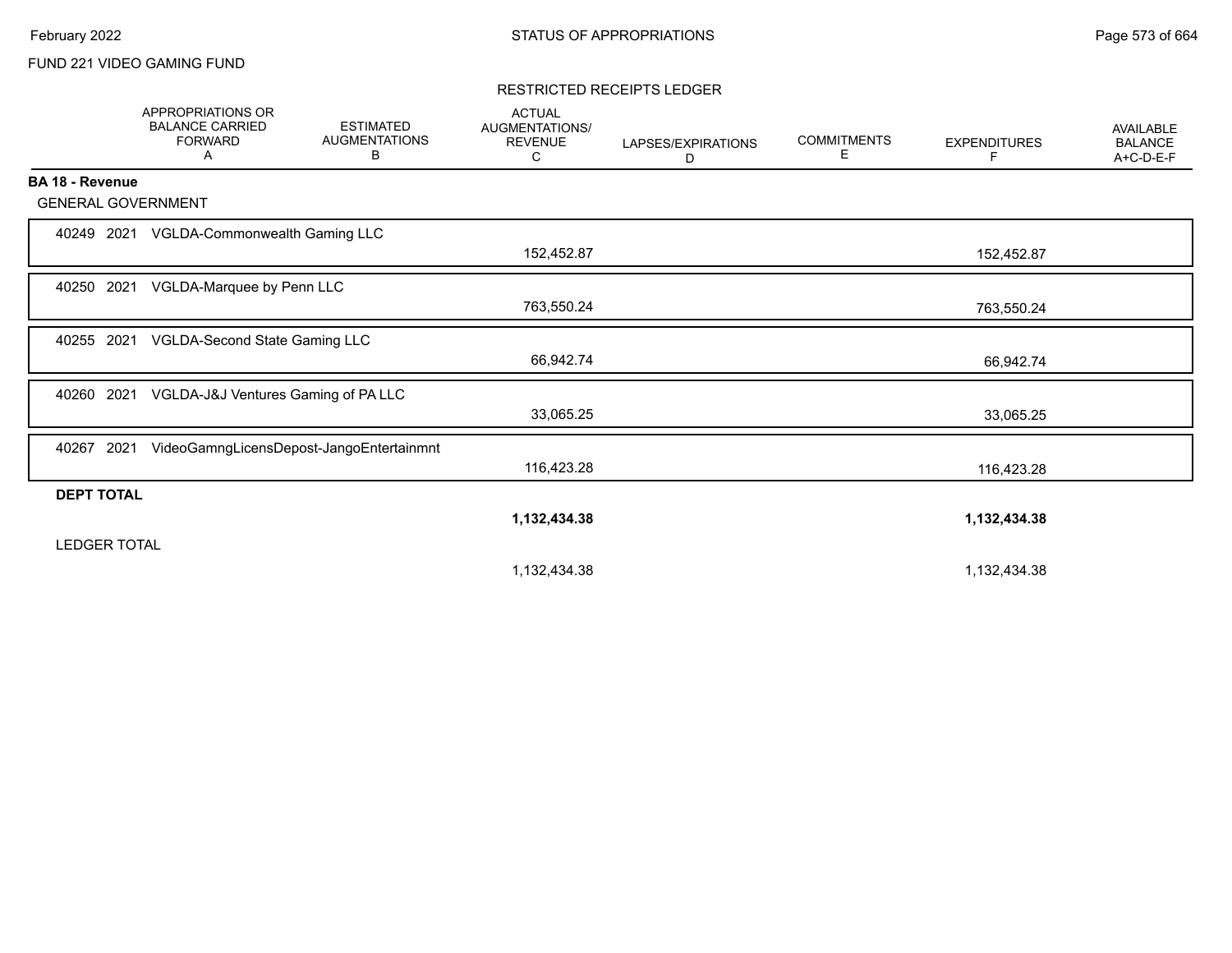FUND 221 VIDEO GAMING FUND

RESTRICTED RECEIPTS LEDGER

| | APPROPRIATIONS OR BALANCE CARRIED FORWARD A | ESTIMATED AUGMENTATIONS B | ACTUAL AUGMENTATIONS/ REVENUE C | LAPSES/EXPIRATIONS D | COMMITMENTS E | EXPENDITURES F | AVAILABLE BALANCE A+C-D-E-F |
|---|---|---|---|---|---|---|---|
| **BA 18 - Revenue** | | | | | | | |
| GENERAL GOVERNMENT | | | | | | | |
| 40249 2021 VGLDA-Commonwealth Gaming LLC | | | 152,452.87 | | | 152,452.87 | |
| 40250 2021 VGLDA-Marquee by Penn LLC | | | 763,550.24 | | | 763,550.24 | |
| 40255 2021 VGLDA-Second State Gaming LLC | | | 66,942.74 | | | 66,942.74 | |
| 40260 2021 VGLDA-J&J Ventures Gaming of PA LLC | | | 33,065.25 | | | 33,065.25 | |
| 40267 2021 VideoGamngLicensDepost-JangoEntertainmnt | | | 116,423.28 | | | 116,423.28 | |
| **DEPT TOTAL** | | | **1,132,434.38** | | | **1,132,434.38** | |
| LEDGER TOTAL | | | 1,132,434.38 | | | 1,132,434.38 | |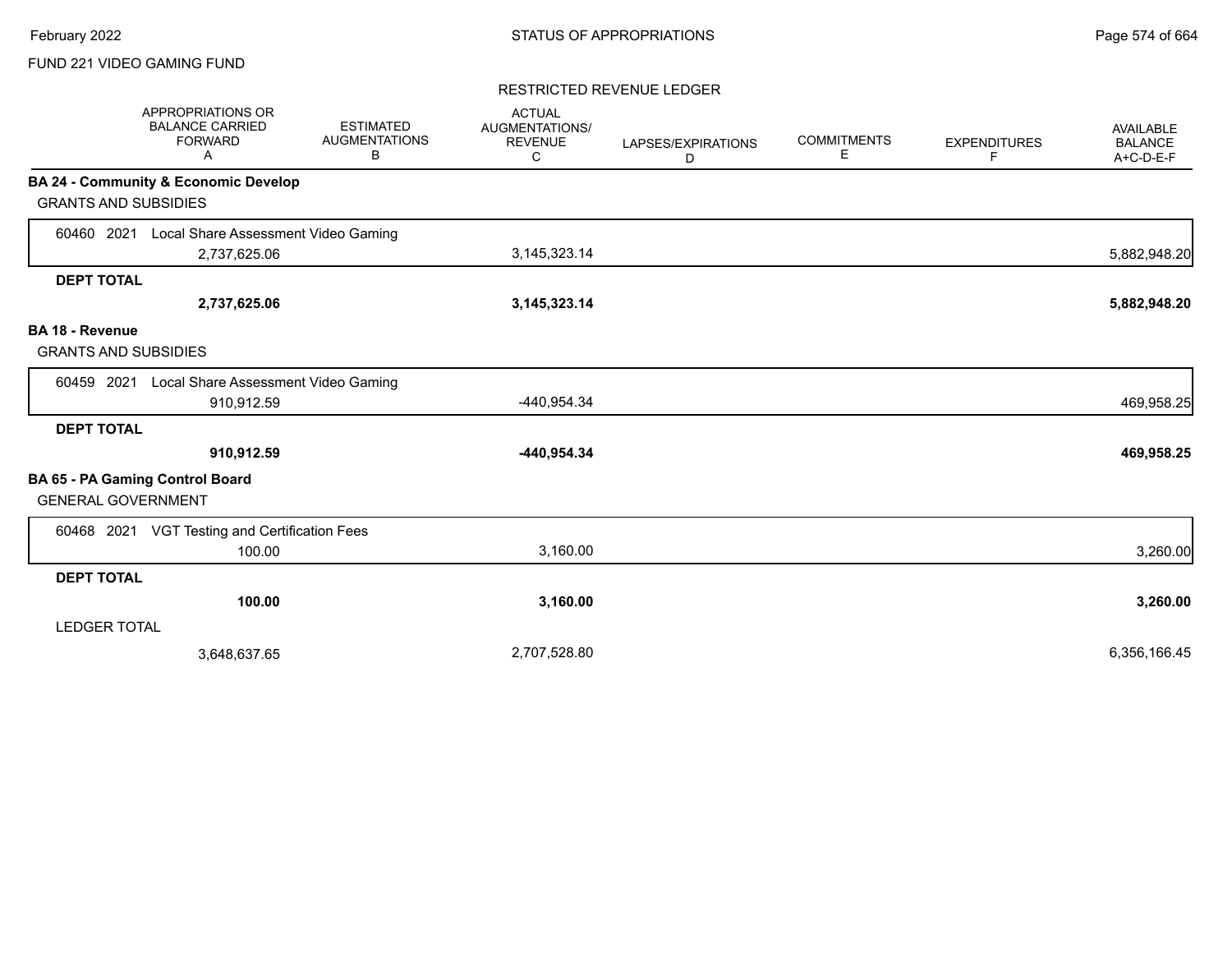FUND 221 VIDEO GAMING FUND

## RESTRICTED REVENUE LEDGER

| | APPROPRIATIONS OR BALANCE CARRIED FORWARD A | ESTIMATED AUGMENTATIONS B | ACTUAL AUGMENTATIONS/ REVENUE C | LAPSES/EXPIRATIONS D | COMMITMENTS E | EXPENDITURES F | AVAILABLE BALANCE A+C-D-E-F |
|---|---|---|---|---|---|---|---|
| **BA 24 - Community & Economic Develop** | | | | | | | |
| GRANTS AND SUBSIDIES | | | | | | | |
| 60460 2021 Local Share Assessment Video Gaming | 2,737,625.06 | | 3,145,323.14 | | | | 5,882,948.20 |
| **DEPT TOTAL** | **2,737,625.06** | | **3,145,323.14** | | | | **5,882,948.20** |
| **BA 18 - Revenue** | | | | | | | |
| GRANTS AND SUBSIDIES | | | | | | | |
| 60459 2021 Local Share Assessment Video Gaming | 910,912.59 | | -440,954.34 | | | | 469,958.25 |
| **DEPT TOTAL** | **910,912.59** | | **-440,954.34** | | | | **469,958.25** |
| **BA 65 - PA Gaming Control Board** | | | | | | | |
| GENERAL GOVERNMENT | | | | | | | |
| 60468 2021 VGT Testing and Certification Fees | 100.00 | | 3,160.00 | | | | 3,260.00 |
| **DEPT TOTAL** | **100.00** | | **3,160.00** | | | | **3,260.00** |
| LEDGER TOTAL | 3,648,637.65 | | 2,707,528.80 | | | | 6,356,166.45 |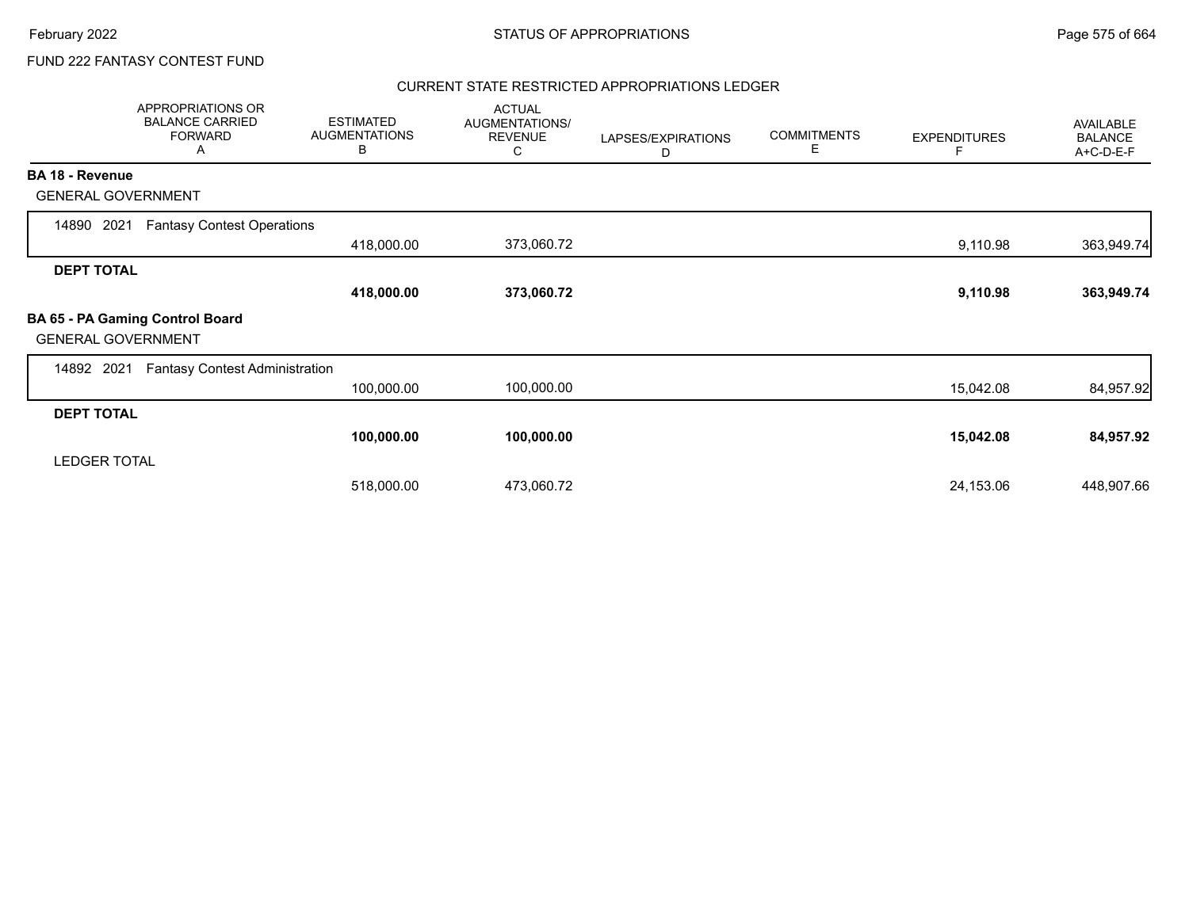FUND 222 FANTASY CONTEST FUND

CURRENT STATE RESTRICTED APPROPRIATIONS LEDGER

| APPROPRIATIONS OR BALANCE CARRIED FORWARD A | ESTIMATED AUGMENTATIONS B | ACTUAL AUGMENTATIONS/ REVENUE C | LAPSES/EXPIRATIONS D | COMMITMENTS E | EXPENDITURES F | AVAILABLE BALANCE A+C-D-E-F |
|---|---|---|---|---|---|---|
| **BA 18 - Revenue** | | | | | | |
| GENERAL GOVERNMENT | | | | | | |
| 14890 2021 Fantasy Contest Operations | 418,000.00 | 373,060.72 | | | 9,110.98 | 363,949.74 |
| **DEPT TOTAL** | **418,000.00** | **373,060.72** | | | **9,110.98** | **363,949.74** |
| **BA 65 - PA Gaming Control Board** | | | | | | |
| GENERAL GOVERNMENT | | | | | | |
| 14892 2021 Fantasy Contest Administration | 100,000.00 | 100,000.00 | | | 15,042.08 | 84,957.92 |
| **DEPT TOTAL** | **100,000.00** | **100,000.00** | | | **15,042.08** | **84,957.92** |
| LEDGER TOTAL | 518,000.00 | 473,060.72 | | | 24,153.06 | 448,907.66 |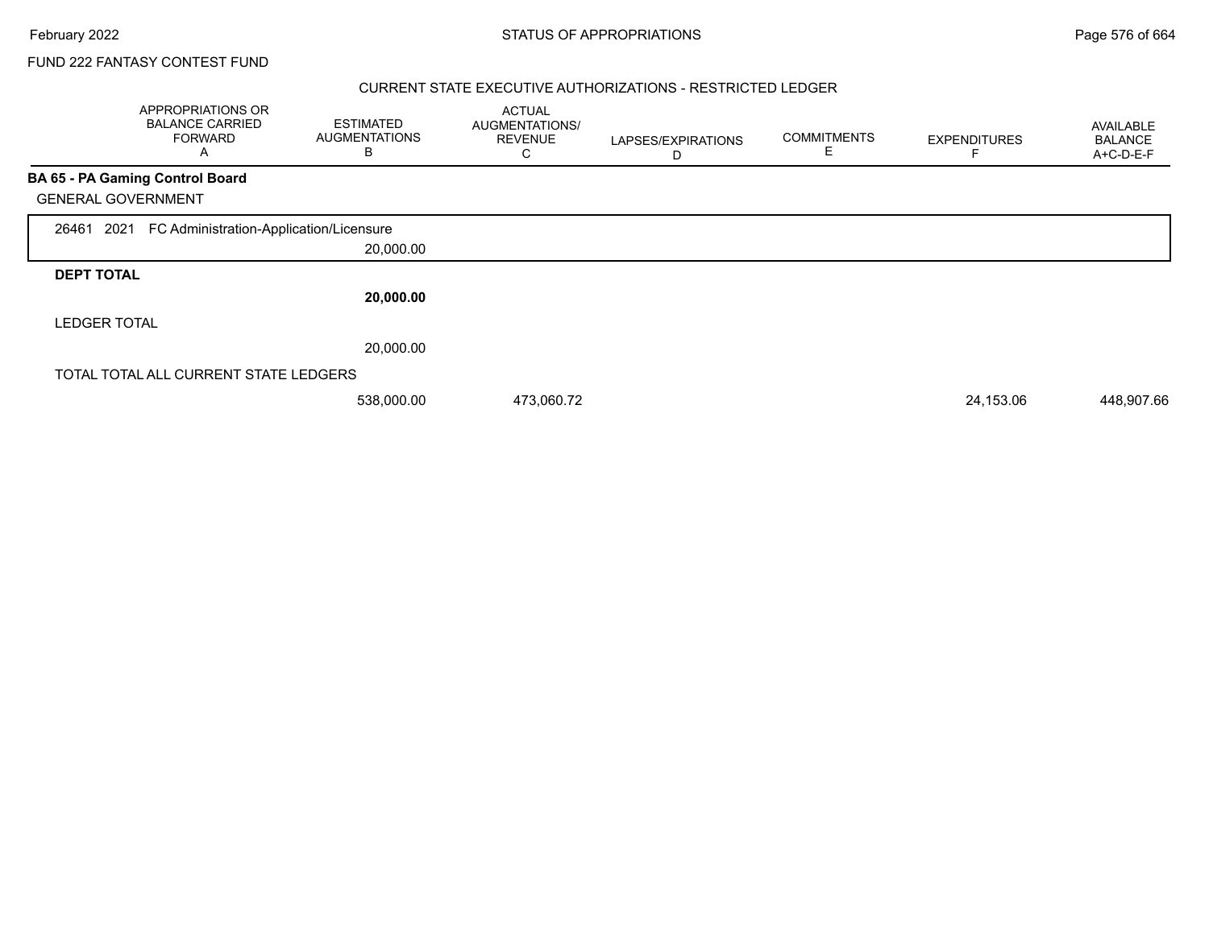FUND 222 FANTASY CONTEST FUND

## CURRENT STATE EXECUTIVE AUTHORIZATIONS - RESTRICTED LEDGER

| | APPROPRIATIONS OR BALANCE CARRIED FORWARD A | ESTIMATED AUGMENTATIONS B | ACTUAL AUGMENTATIONS/ REVENUE C | LAPSES/EXPIRATIONS D | COMMITMENTS E | EXPENDITURES F | AVAILABLE BALANCE A+C-D-E-F |
|---|---|---|---|---|---|---|---|
| **BA 65 - PA Gaming Control Board** | | | | | | | |
| GENERAL GOVERNMENT | | | | | | | |
| 26461 2021 FC Administration-Application/Licensure | | 20,000.00 | | | | | |
| **DEPT TOTAL** | | **20,000.00** | | | | | |
| LEDGER TOTAL | | 20,000.00 | | | | | |
| TOTAL TOTAL ALL CURRENT STATE LEDGERS | | 538,000.00 | 473,060.72 | | | 24,153.06 | 448,907.66 |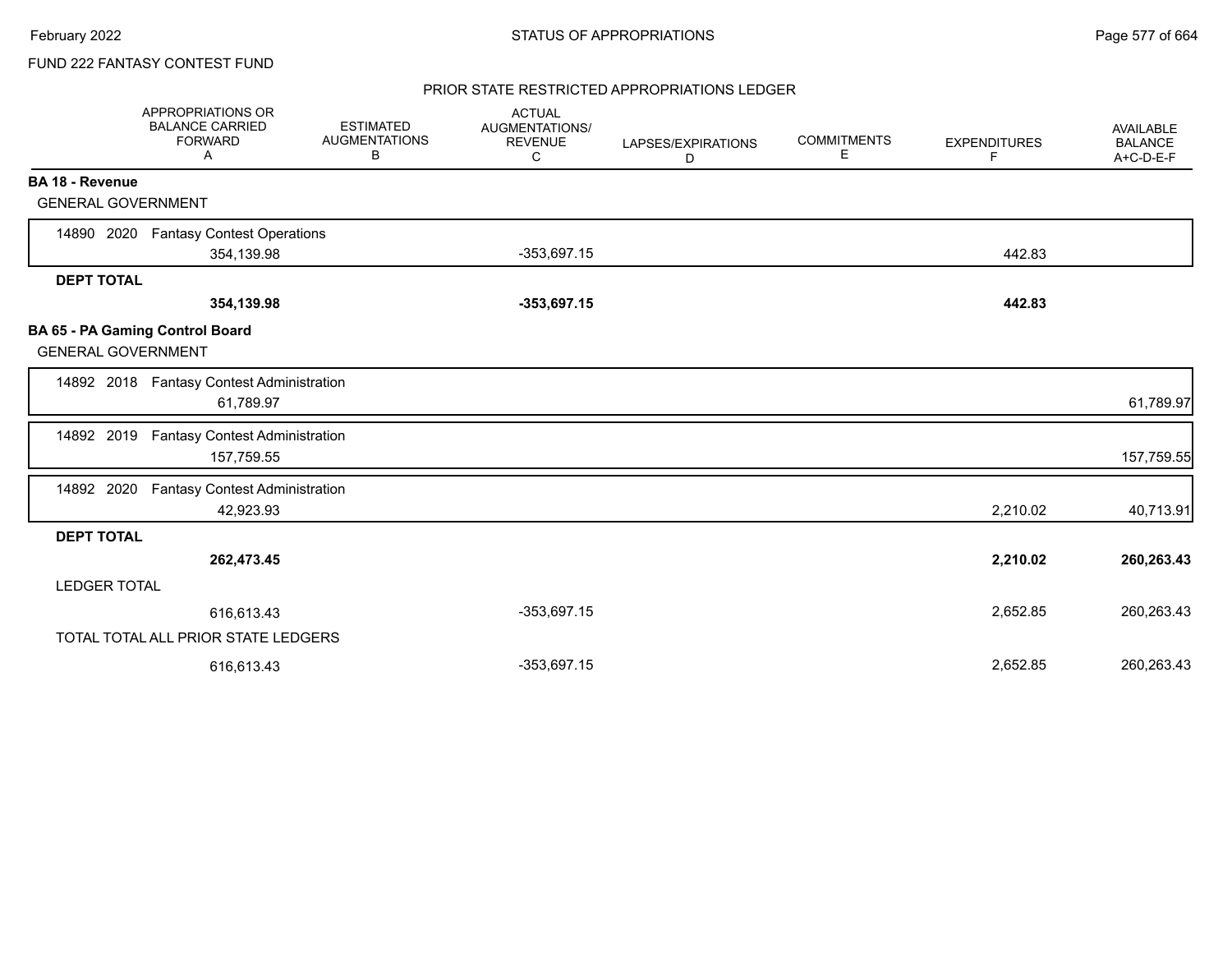FUND 222 FANTASY CONTEST FUND

PRIOR STATE RESTRICTED APPROPRIATIONS LEDGER

| | APPROPRIATIONS OR BALANCE CARRIED FORWARD A | ESTIMATED AUGMENTATIONS B | ACTUAL AUGMENTATIONS/ REVENUE C | LAPSES/EXPIRATIONS D | COMMITMENTS E | EXPENDITURES F | AVAILABLE BALANCE A+C-D-E-F |
|---|---|---|---|---|---|---|---|
| **BA 18 - Revenue** | | | | | | | |
| GENERAL GOVERNMENT | | | | | | | |
| 14890 2020 Fantasy Contest Operations | 354,139.98 | | -353,697.15 | | | 442.83 | |
| **DEPT TOTAL** | **354,139.98** | | **-353,697.15** | | | **442.83** | |
| **BA 65 - PA Gaming Control Board** | | | | | | | |
| GENERAL GOVERNMENT | | | | | | | |
| 14892 2018 Fantasy Contest Administration | 61,789.97 | | | | | | 61,789.97 |
| 14892 2019 Fantasy Contest Administration | 157,759.55 | | | | | | 157,759.55 |
| 14892 2020 Fantasy Contest Administration | 42,923.93 | | | | | 2,210.02 | 40,713.91 |
| **DEPT TOTAL** | **262,473.45** | | | | | **2,210.02** | **260,263.43** |
| LEDGER TOTAL | 616,613.43 | | -353,697.15 | | | 2,652.85 | 260,263.43 |
| TOTAL TOTAL ALL PRIOR STATE LEDGERS | 616,613.43 | | -353,697.15 | | | 2,652.85 | 260,263.43 |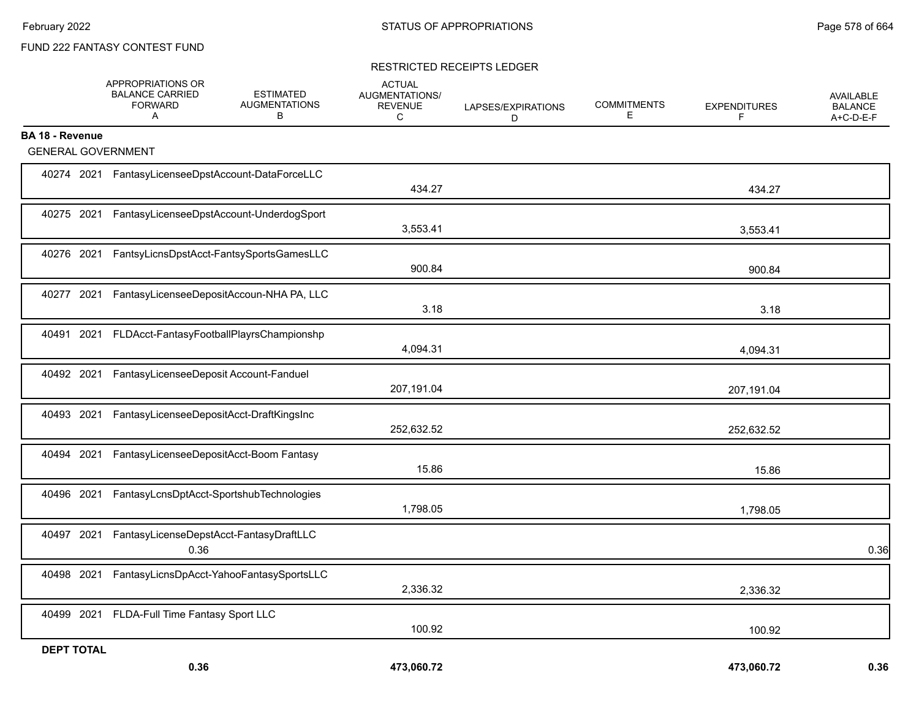FUND 222 FANTASY CONTEST FUND

RESTRICTED RECEIPTS LEDGER

| | APPROPRIATIONS OR BALANCE CARRIED FORWARD A | ESTIMATED AUGMENTATIONS B | ACTUAL AUGMENTATIONS/ REVENUE C | LAPSES/EXPIRATIONS D | COMMITMENTS E | EXPENDITURES F | AVAILABLE BALANCE A+C-D-E-F |
|---|---|---|---|---|---|---|---|
| **BA 18 - Revenue** | | | | | | | |
| GENERAL GOVERNMENT | | | | | | | |
| 40274 2021 FantasyLicenseeDpstAccount-DataForceLLC | | | 434.27 | | | 434.27 | |
| 40275 2021 FantasyLicenseeDpstAccount-UnderdogSport | | | 3,553.41 | | | 3,553.41 | |
| 40276 2021 FantsyLicnsDpstAcct-FantsySportsGamesLLC | | | 900.84 | | | 900.84 | |
| 40277 2021 FantasyLicenseeDepositAccoun-NHA PA, LLC | | | 3.18 | | | 3.18 | |
| 40491 2021 FLDAcct-FantasyFootballPlayrsChampionshp | | | 4,094.31 | | | 4,094.31 | |
| 40492 2021 FantasyLicenseeDeposit Account-Fanduel | | | 207,191.04 | | | 207,191.04 | |
| 40493 2021 FantasyLicenseeDepositAcct-DraftKingsInc | | | 252,632.52 | | | 252,632.52 | |
| 40494 2021 FantasyLicenseeDepositAcct-Boom Fantasy | | | 15.86 | | | 15.86 | |
| 40496 2021 FantasyLcnsDptAcct-SportshubTechnologies | | | 1,798.05 | | | 1,798.05 | |
| 40497 2021 FantasyLicenseDepstAcct-FantasyDraftLLC | 0.36 | | | | | | 0.36 |
| 40498 2021 FantasyLicnsDpAcct-YahooFantasySportsLLC | | | 2,336.32 | | | 2,336.32 | |
| 40499 2021 FLDA-Full Time Fantasy Sport LLC | | | 100.92 | | | 100.92 | |
| **DEPT TOTAL** | **0.36** | | **473,060.72** | | | **473,060.72** | **0.36** |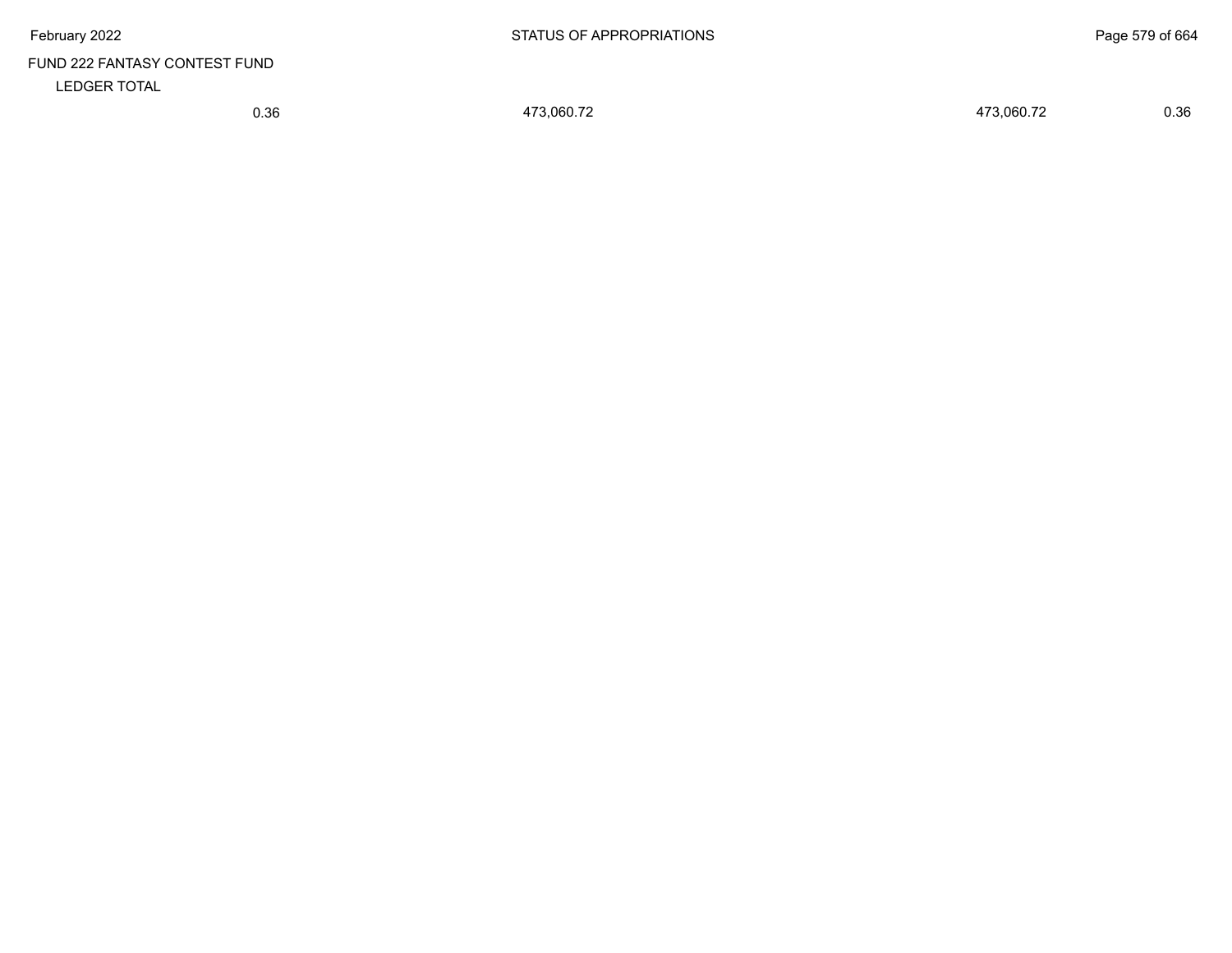FUND 222 FANTASY CONTEST FUND

LEDGER TOTAL

| | | | |
|---|---|---|---|
| 0.36 | 473,060.72 | 473,060.72 | 0.36 |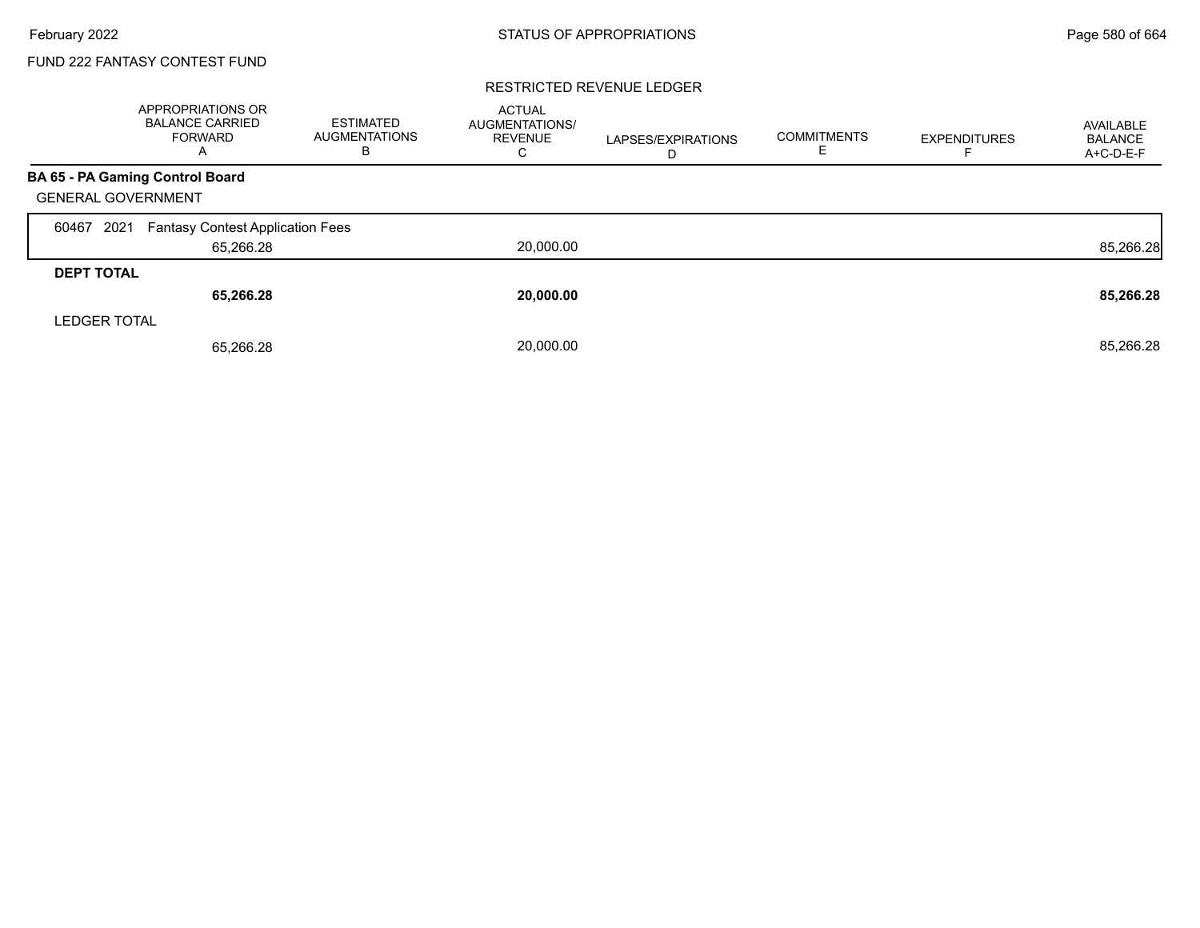# FUND 222 FANTASY CONTEST FUND

## RESTRICTED REVENUE LEDGER

| | APPROPRIATIONS OR BALANCE CARRIED FORWARD A | ESTIMATED AUGMENTATIONS B | ACTUAL AUGMENTATIONS/ REVENUE C | LAPSES/EXPIRATIONS D | COMMITMENTS E | EXPENDITURES F | AVAILABLE BALANCE A+C-D-E-F |
|---|---|---|---|---|---|---|---|
| **BA 65 - PA Gaming Control Board** | | | | | | | |
| GENERAL GOVERNMENT | | | | | | | |
| 60467 2021 Fantasy Contest Application Fees | 65,266.28 | | 20,000.00 | | | | 85,266.28 |
| **DEPT TOTAL** | **65,266.28** | | **20,000.00** | | | | **85,266.28** |
| LEDGER TOTAL | 65,266.28 | | 20,000.00 | | | | 85,266.28 |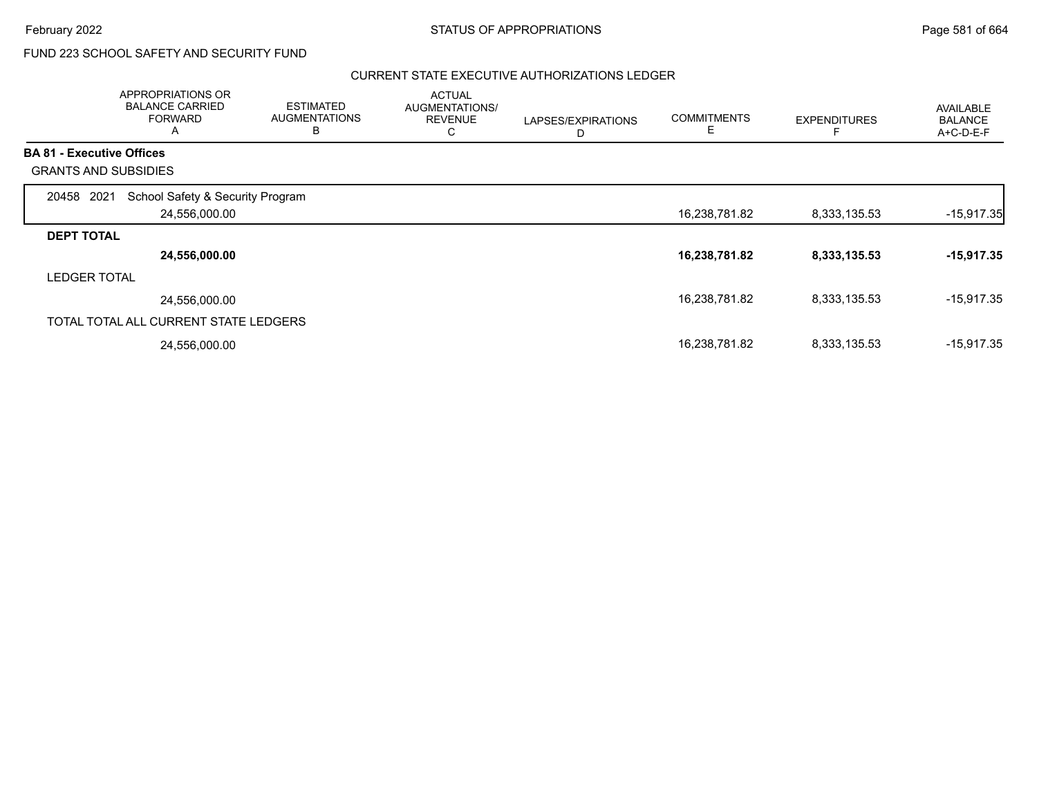FUND 223 SCHOOL SAFETY AND SECURITY FUND

CURRENT STATE EXECUTIVE AUTHORIZATIONS LEDGER

| | APPROPRIATIONS OR BALANCE CARRIED FORWARD A | ESTIMATED AUGMENTATIONS B | ACTUAL AUGMENTATIONS/ REVENUE C | LAPSES/EXPIRATIONS D | COMMITMENTS E | EXPENDITURES F | AVAILABLE BALANCE A+C-D-E-F |
|---|---|---|---|---|---|---|---|
| **BA 81 - Executive Offices** | | | | | | | |
| GRANTS AND SUBSIDIES | | | | | | | |
| 20458 2021 School Safety & Security Program | 24,556,000.00 | | | | 16,238,781.82 | 8,333,135.53 | -15,917.35 |
| **DEPT TOTAL** | **24,556,000.00** | | | | **16,238,781.82** | **8,333,135.53** | **-15,917.35** |
| LEDGER TOTAL | 24,556,000.00 | | | | 16,238,781.82 | 8,333,135.53 | -15,917.35 |
| TOTAL TOTAL ALL CURRENT STATE LEDGERS | 24,556,000.00 | | | | 16,238,781.82 | 8,333,135.53 | -15,917.35 |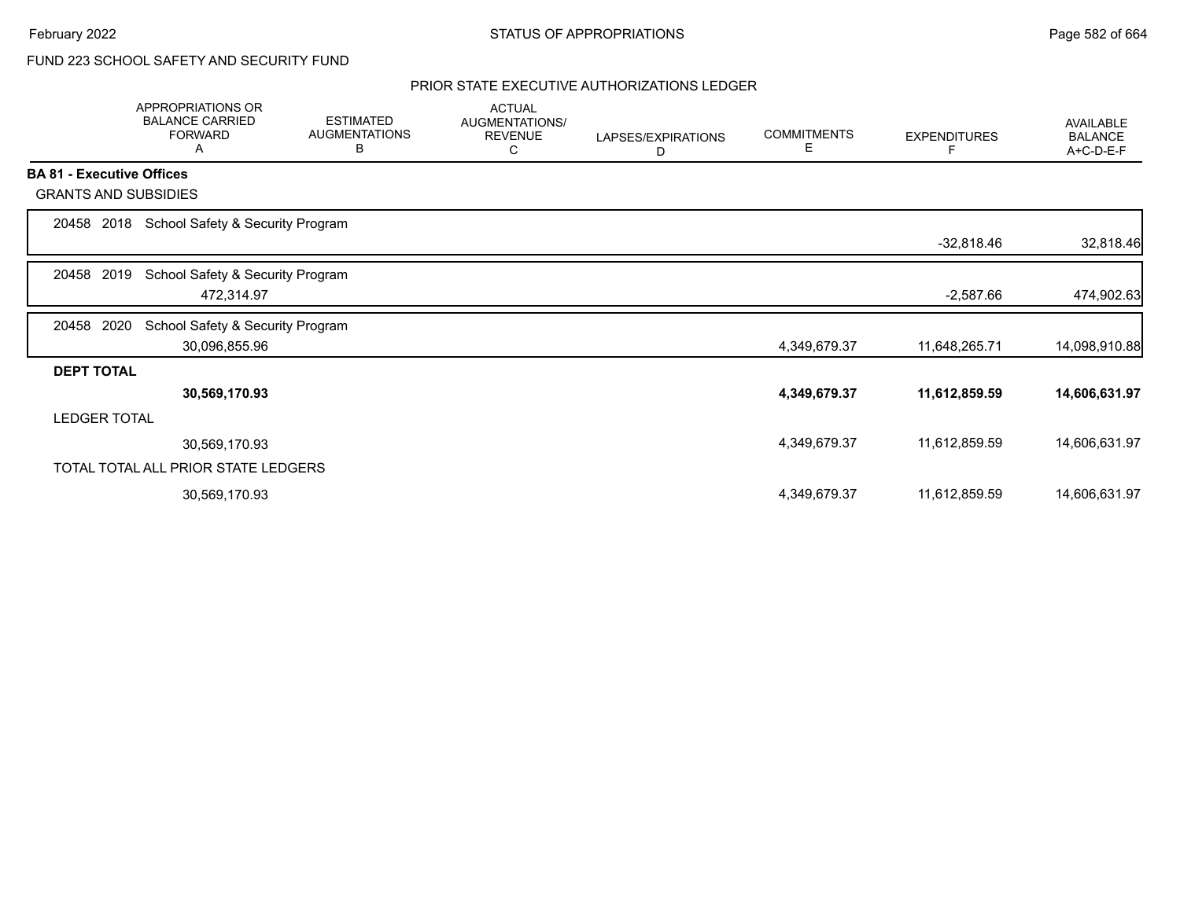FUND 223 SCHOOL SAFETY AND SECURITY FUND

PRIOR STATE EXECUTIVE AUTHORIZATIONS LEDGER

| | APPROPRIATIONS OR BALANCE CARRIED FORWARD A | ESTIMATED AUGMENTATIONS B | ACTUAL AUGMENTATIONS/ REVENUE C | LAPSES/EXPIRATIONS D | COMMITMENTS E | EXPENDITURES F | AVAILABLE BALANCE A+C-D-E-F |
|---|---|---|---|---|---|---|---|
| **BA 81 - Executive Offices** | | | | | | | |
| GRANTS AND SUBSIDIES | | | | | | | |
| 20458 2018 School Safety & Security Program | | | | | | -32,818.46 | 32,818.46 |
| 20458 2019 School Safety & Security Program | 472,314.97 | | | | | -2,587.66 | 474,902.63 |
| 20458 2020 School Safety & Security Program | 30,096,855.96 | | | | 4,349,679.37 | 11,648,265.71 | 14,098,910.88 |
| **DEPT TOTAL** | **30,569,170.93** | | | | **4,349,679.37** | **11,612,859.59** | **14,606,631.97** |
| LEDGER TOTAL | 30,569,170.93 | | | | 4,349,679.37 | 11,612,859.59 | 14,606,631.97 |
| TOTAL TOTAL ALL PRIOR STATE LEDGERS | 30,569,170.93 | | | | 4,349,679.37 | 11,612,859.59 | 14,606,631.97 |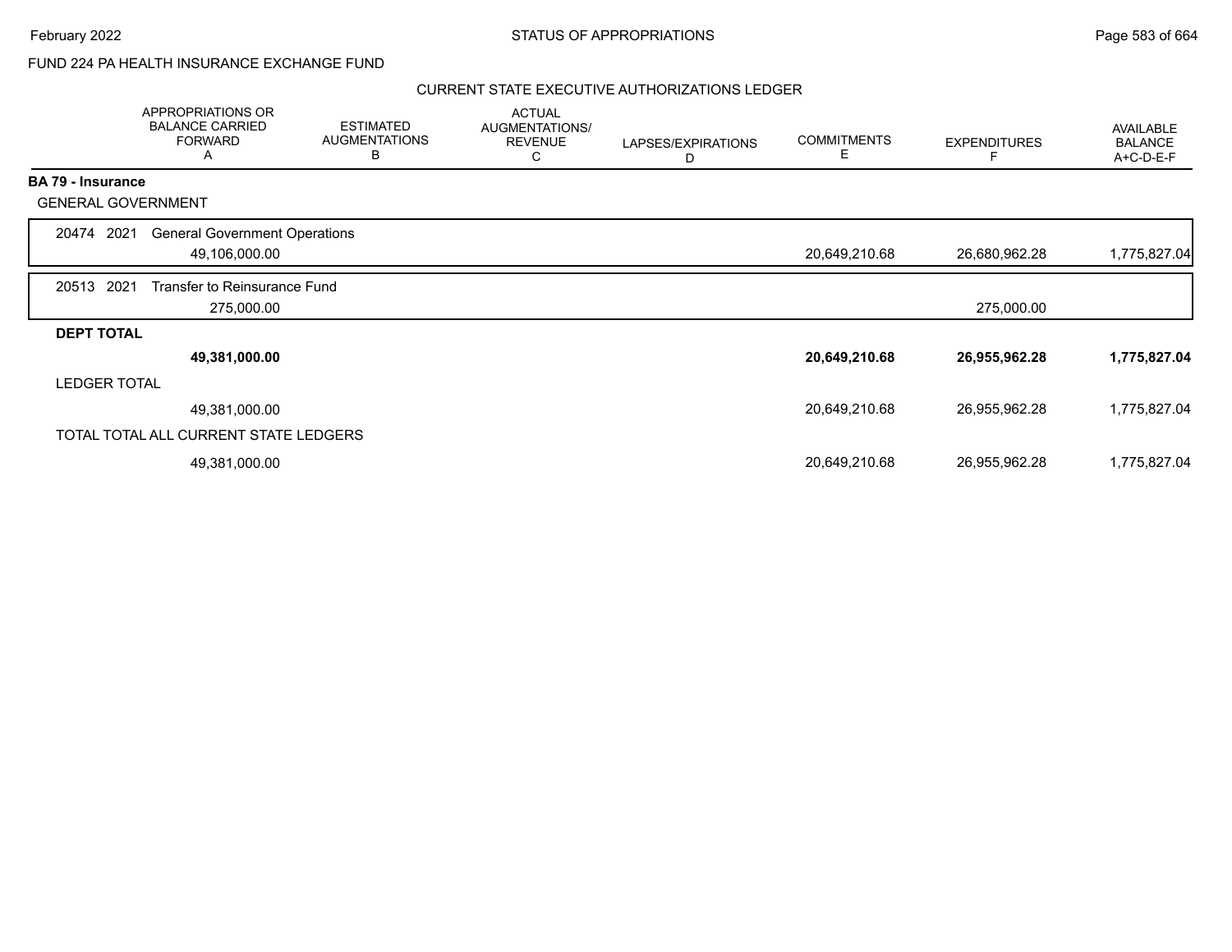FUND 224 PA HEALTH INSURANCE EXCHANGE FUND

CURRENT STATE EXECUTIVE AUTHORIZATIONS LEDGER

| | APPROPRIATIONS OR BALANCE CARRIED FORWARD A | ESTIMATED AUGMENTATIONS B | ACTUAL AUGMENTATIONS/ REVENUE C | LAPSES/EXPIRATIONS D | COMMITMENTS E | EXPENDITURES F | AVAILABLE BALANCE A+C-D-E-F |
|---|---|---|---|---|---|---|---|
| **BA 79 - Insurance** | | | | | | | |
| GENERAL GOVERNMENT | | | | | | | |
| 20474 2021 General Government Operations | 49,106,000.00 | | | | 20,649,210.68 | 26,680,962.28 | 1,775,827.04 |
| 20513 2021 Transfer to Reinsurance Fund | 275,000.00 | | | | | 275,000.00 | |
| **DEPT TOTAL** | **49,381,000.00** | | | | **20,649,210.68** | **26,955,962.28** | **1,775,827.04** |
| LEDGER TOTAL | 49,381,000.00 | | | | 20,649,210.68 | 26,955,962.28 | 1,775,827.04 |
| TOTAL TOTAL ALL CURRENT STATE LEDGERS | 49,381,000.00 | | | | 20,649,210.68 | 26,955,962.28 | 1,775,827.04 |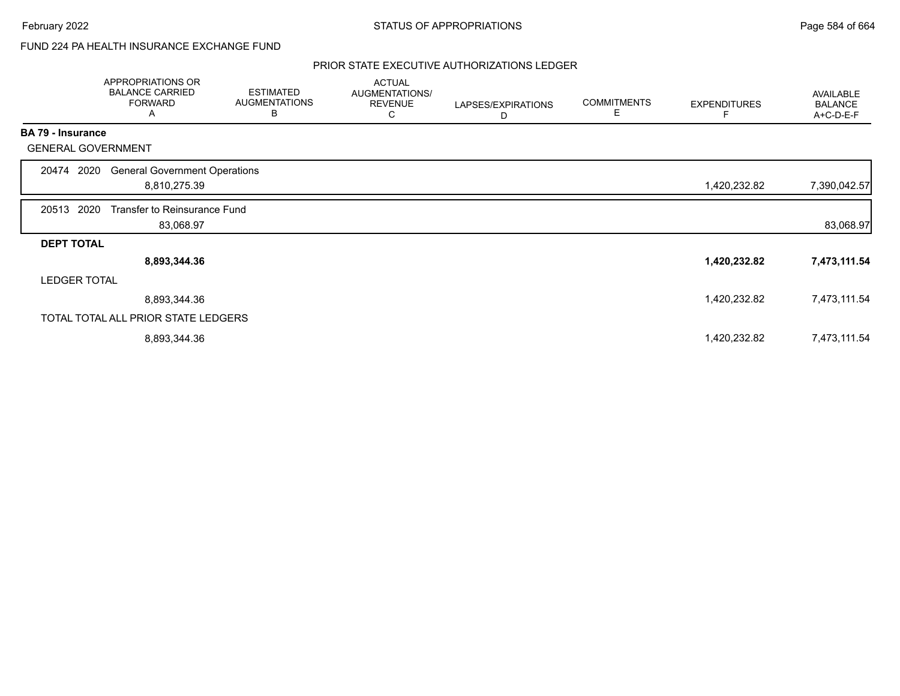FUND 224 PA HEALTH INSURANCE EXCHANGE FUND

PRIOR STATE EXECUTIVE AUTHORIZATIONS LEDGER

| | APPROPRIATIONS OR BALANCE CARRIED FORWARD A | ESTIMATED AUGMENTATIONS B | ACTUAL AUGMENTATIONS/ REVENUE C | LAPSES/EXPIRATIONS D | COMMITMENTS E | EXPENDITURES F | AVAILABLE BALANCE A+C-D-E-F |
|---|---|---|---|---|---|---|---|
| **BA 79 - Insurance** | | | | | | | |
| GENERAL GOVERNMENT | | | | | | | |
| 20474 2020 General Government Operations | 8,810,275.39 | | | | | 1,420,232.82 | 7,390,042.57 |
| 20513 2020 Transfer to Reinsurance Fund | 83,068.97 | | | | | | 83,068.97 |
| **DEPT TOTAL** | **8,893,344.36** | | | | | **1,420,232.82** | **7,473,111.54** |
| LEDGER TOTAL | 8,893,344.36 | | | | | 1,420,232.82 | 7,473,111.54 |
| TOTAL TOTAL ALL PRIOR STATE LEDGERS | 8,893,344.36 | | | | | 1,420,232.82 | 7,473,111.54 |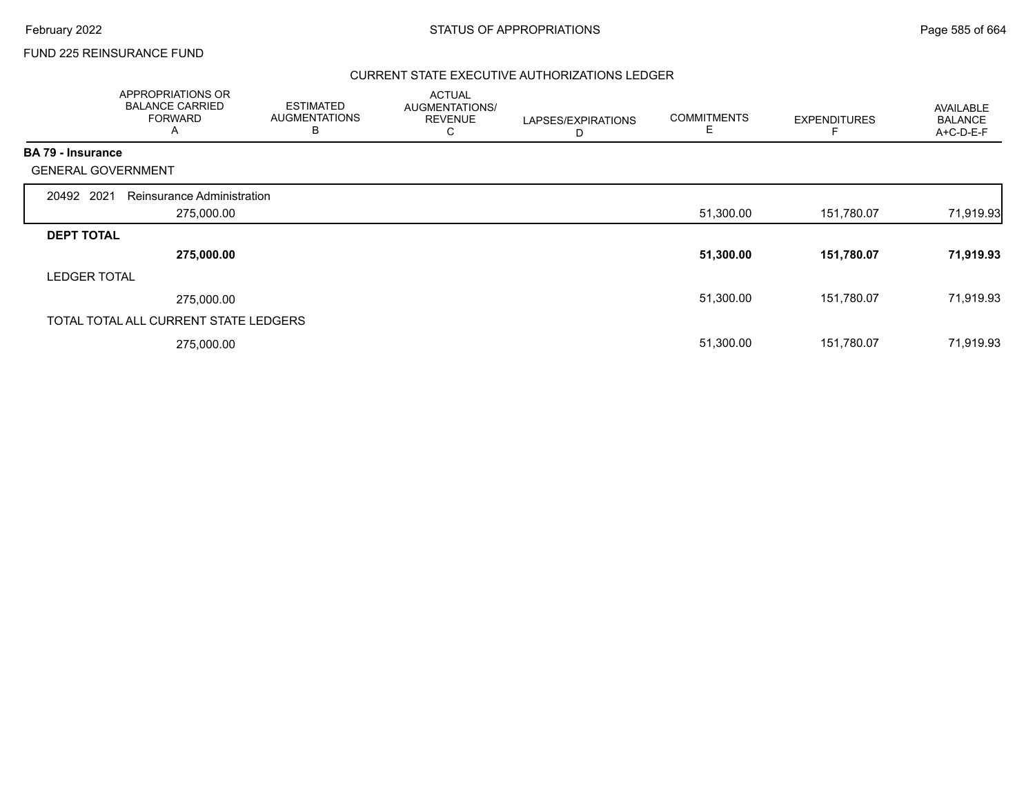FUND 225 REINSURANCE FUND

## CURRENT STATE EXECUTIVE AUTHORIZATIONS LEDGER

| | APPROPRIATIONS OR BALANCE CARRIED FORWARD A | ESTIMATED AUGMENTATIONS B | ACTUAL AUGMENTATIONS/ REVENUE C | LAPSES/EXPIRATIONS D | COMMITMENTS E | EXPENDITURES F | AVAILABLE BALANCE A+C-D-E-F |
|---|---|---|---|---|---|---|---|
| **BA 79 - Insurance** | | | | | | | |
| GENERAL GOVERNMENT | | | | | | | |
| 20492 2021 Reinsurance Administration | 275,000.00 | | | | 51,300.00 | 151,780.07 | 71,919.93 |
| **DEPT TOTAL** | **275,000.00** | | | | **51,300.00** | **151,780.07** | **71,919.93** |
| LEDGER TOTAL | 275,000.00 | | | | 51,300.00 | 151,780.07 | 71,919.93 |
| TOTAL TOTAL ALL CURRENT STATE LEDGERS | 275,000.00 | | | | 51,300.00 | 151,780.07 | 71,919.93 |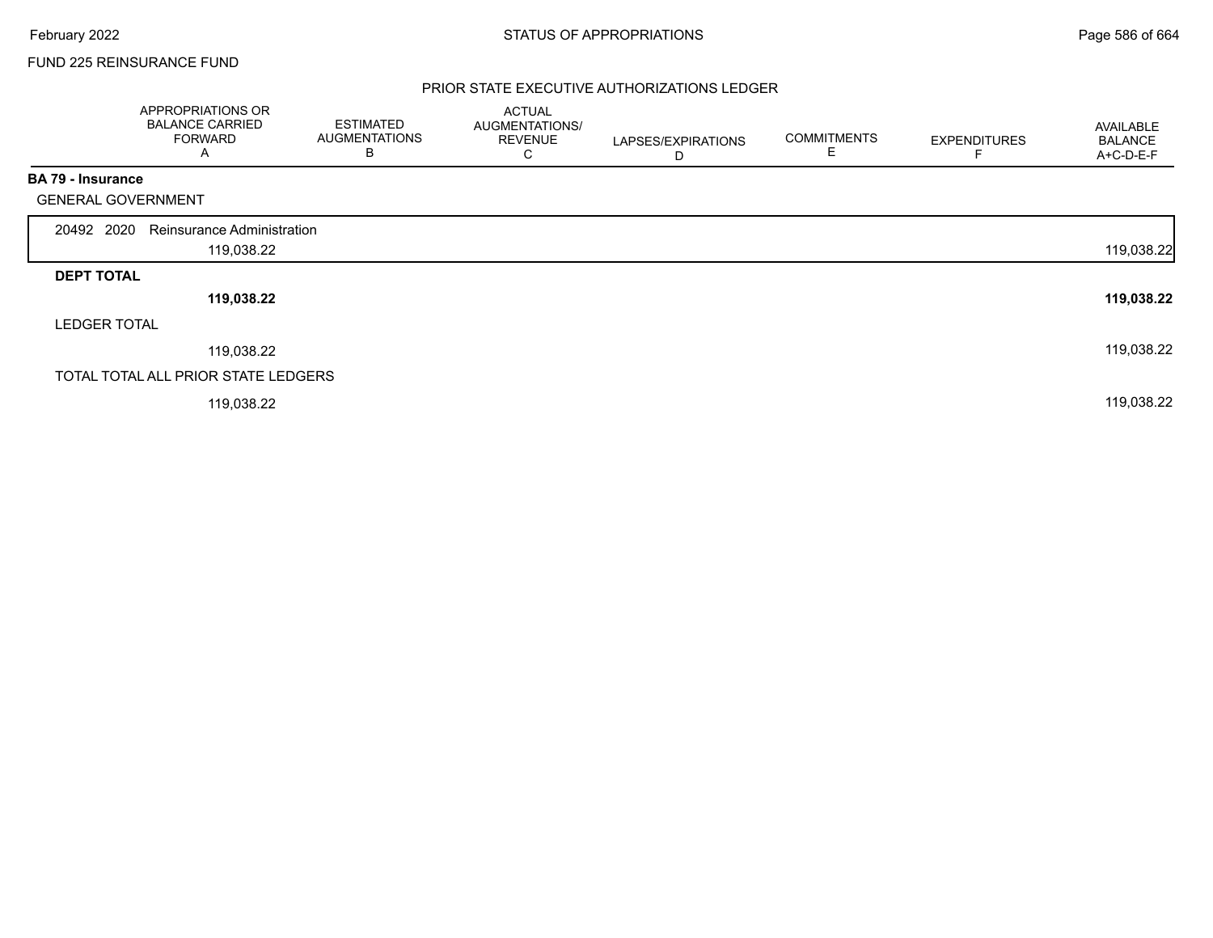FUND 225 REINSURANCE FUND

PRIOR STATE EXECUTIVE AUTHORIZATIONS LEDGER

| | APPROPRIATIONS OR BALANCE CARRIED FORWARD A | ESTIMATED AUGMENTATIONS B | ACTUAL AUGMENTATIONS/ REVENUE C | LAPSES/EXPIRATIONS D | COMMITMENTS E | EXPENDITURES F | AVAILABLE BALANCE A+C-D-E-F |
|---|---|---|---|---|---|---|---|
| **BA 79 - Insurance** | | | | | | | |
| GENERAL GOVERNMENT | | | | | | | |
| 20492 2020 Reinsurance Administration | | | | | | | |
| | 119,038.22 | | | | | | 119,038.22 |
| **DEPT TOTAL** | | | | | | | |
| | **119,038.22** | | | | | | **119,038.22** |
| LEDGER TOTAL | | | | | | | |
| | 119,038.22 | | | | | | 119,038.22 |
| TOTAL TOTAL ALL PRIOR STATE LEDGERS | | | | | | | |
| | 119,038.22 | | | | | | 119,038.22 |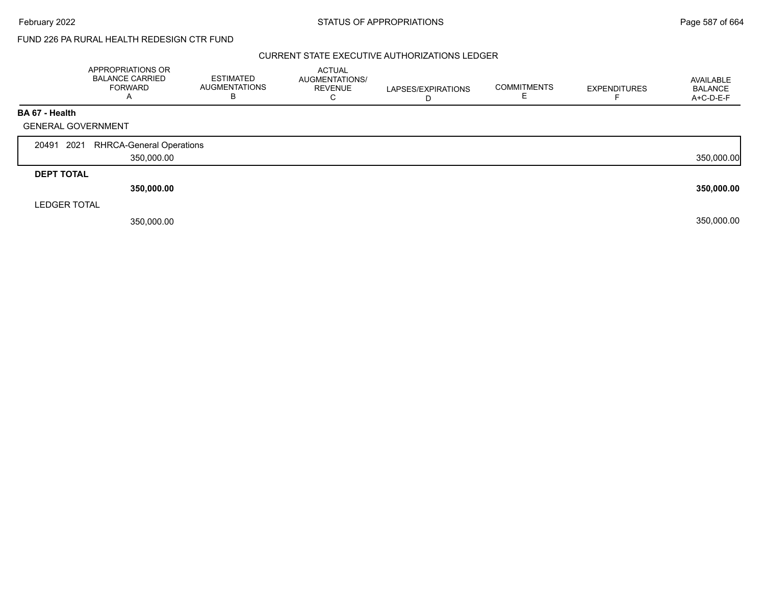FUND 226 PA RURAL HEALTH REDESIGN CTR FUND

CURRENT STATE EXECUTIVE AUTHORIZATIONS LEDGER

| | APPROPRIATIONS OR BALANCE CARRIED FORWARD A | ESTIMATED AUGMENTATIONS B | ACTUAL AUGMENTATIONS/ REVENUE C | LAPSES/EXPIRATIONS D | COMMITMENTS E | EXPENDITURES F | AVAILABLE BALANCE A+C-D-E-F |
|---|---|---|---|---|---|---|---|
| **BA 67 - Health** | | | | | | | |
| GENERAL GOVERNMENT | | | | | | | |
| 20491 2021 RHRCA-General Operations | 350,000.00 | | | | | | 350,000.00 |
| **DEPT TOTAL** | **350,000.00** | | | | | | **350,000.00** |
| LEDGER TOTAL | 350,000.00 | | | | | | 350,000.00 |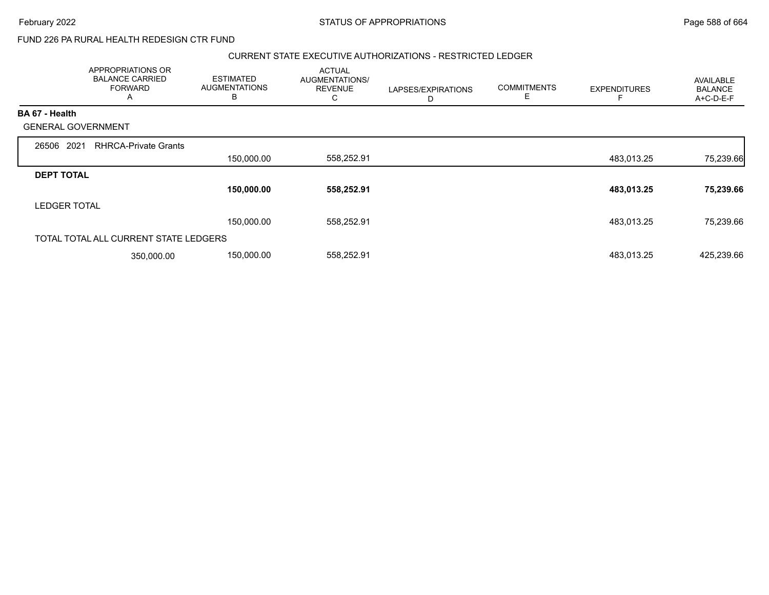FUND 226 PA RURAL HEALTH REDESIGN CTR FUND

CURRENT STATE EXECUTIVE AUTHORIZATIONS - RESTRICTED LEDGER

| APPROPRIATIONS OR BALANCE CARRIED FORWARD A | ESTIMATED AUGMENTATIONS B | ACTUAL AUGMENTATIONS/ REVENUE C | LAPSES/EXPIRATIONS D | COMMITMENTS E | EXPENDITURES F | AVAILABLE BALANCE A+C-D-E-F |
|---|---|---|---|---|---|---|
| **BA 67 - Health** | | | | | | |
| GENERAL GOVERNMENT | | | | | | |
| 26506 2021 RHRCA-Private Grants | | | | | | |
| | 150,000.00 | 558,252.91 | | | 483,013.25 | 75,239.66 |
| **DEPT TOTAL** | | | | | | |
| | **150,000.00** | **558,252.91** | | | **483,013.25** | **75,239.66** |
| LEDGER TOTAL | | | | | | |
| | 150,000.00 | 558,252.91 | | | 483,013.25 | 75,239.66 |
| TOTAL TOTAL ALL CURRENT STATE LEDGERS | | | | | | |
| 350,000.00 | 150,000.00 | 558,252.91 | | | 483,013.25 | 425,239.66 |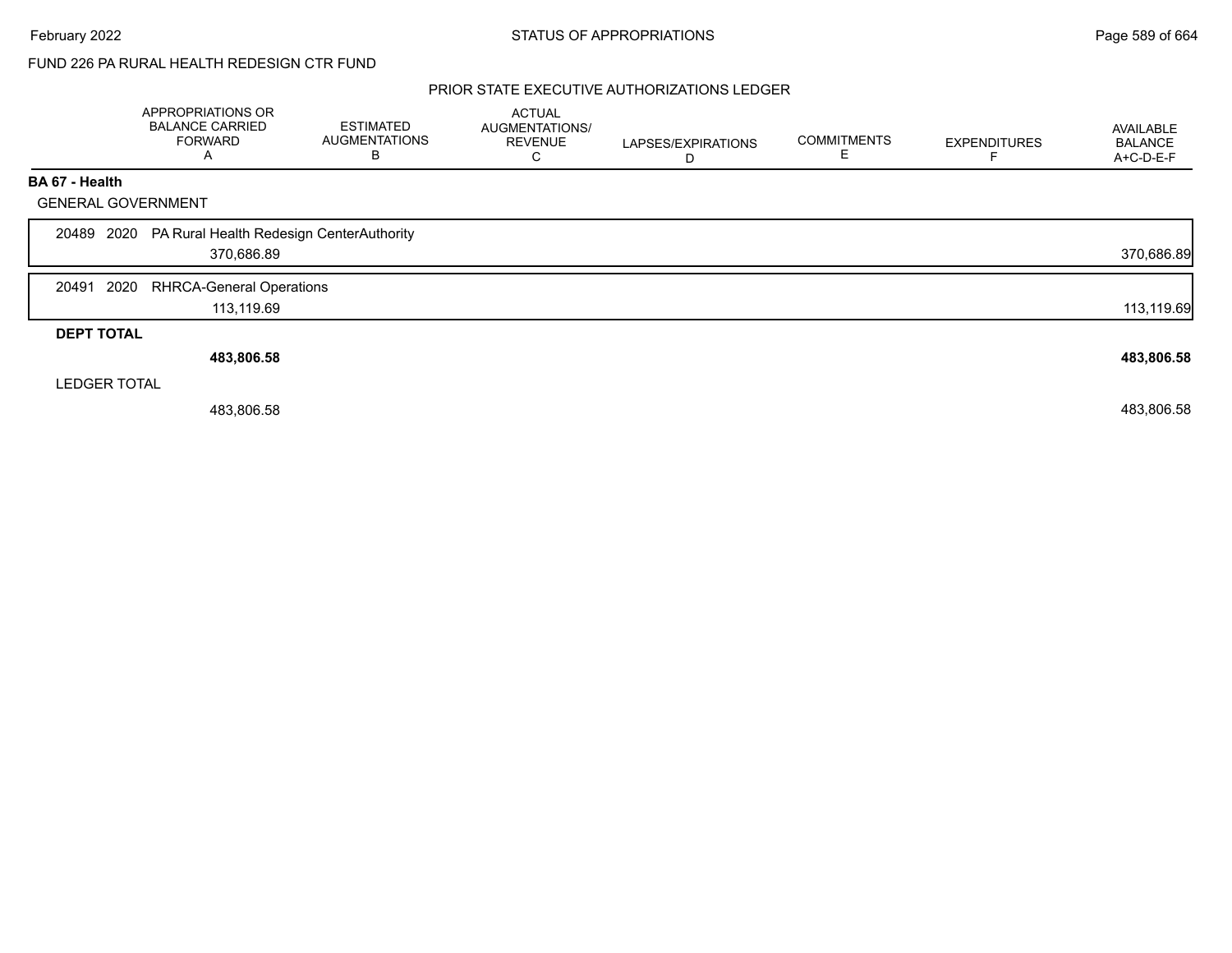FUND 226 PA RURAL HEALTH REDESIGN CTR FUND

PRIOR STATE EXECUTIVE AUTHORIZATIONS LEDGER

| | APPROPRIATIONS OR BALANCE CARRIED FORWARD A | ESTIMATED AUGMENTATIONS B | ACTUAL AUGMENTATIONS/ REVENUE C | LAPSES/EXPIRATIONS D | COMMITMENTS E | EXPENDITURES F | AVAILABLE BALANCE A+C-D-E-F |
|---|---|---|---|---|---|---|---|
| **BA 67 - Health** | | | | | | | |
| GENERAL GOVERNMENT | | | | | | | |
| 20489 2020 PA Rural Health Redesign CenterAuthority | 370,686.89 | | | | | | 370,686.89 |
| 20491 2020 RHRCA-General Operations | 113,119.69 | | | | | | 113,119.69 |
| **DEPT TOTAL** | **483,806.58** | | | | | | **483,806.58** |
| LEDGER TOTAL | 483,806.58 | | | | | | 483,806.58 |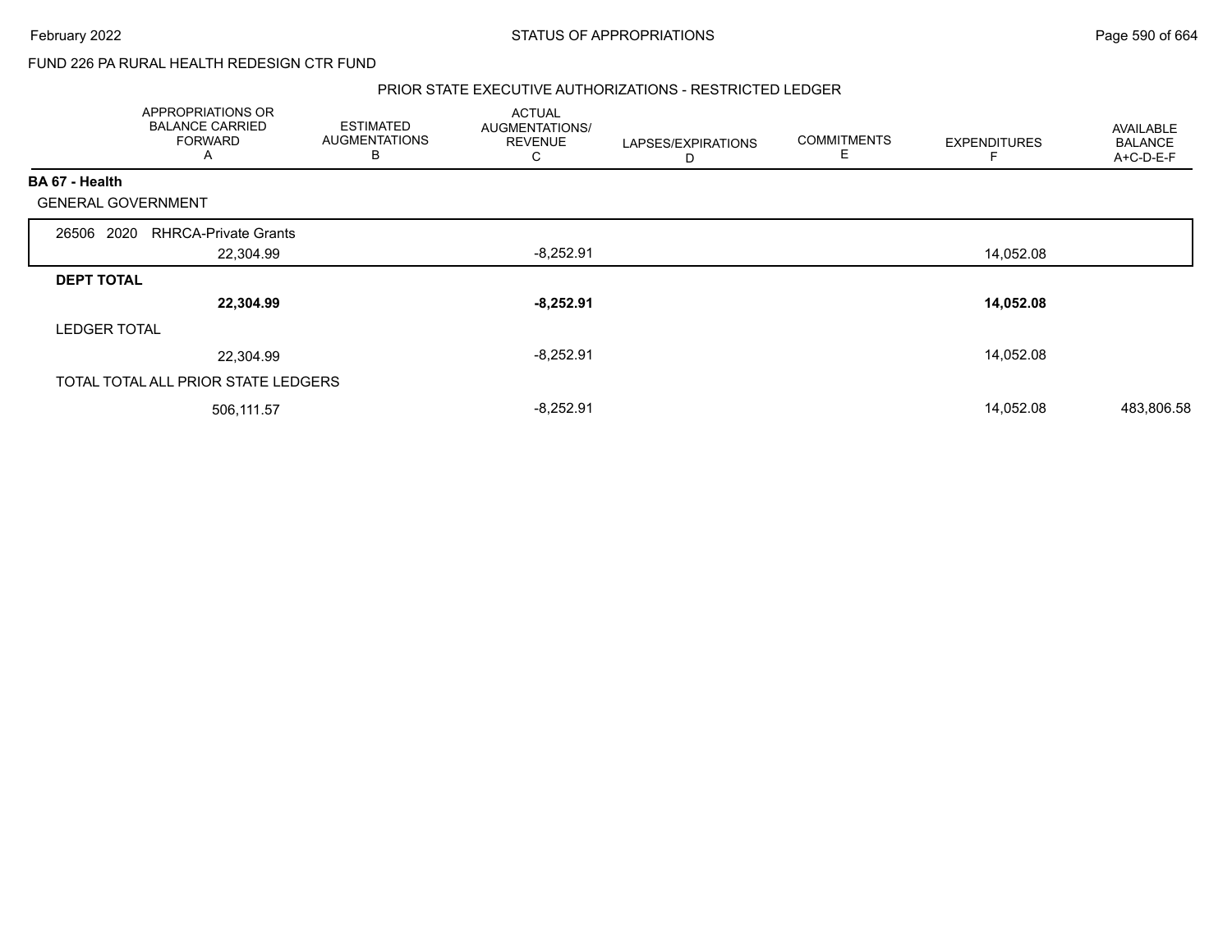FUND 226 PA RURAL HEALTH REDESIGN CTR FUND

## PRIOR STATE EXECUTIVE AUTHORIZATIONS - RESTRICTED LEDGER

| | APPROPRIATIONS OR BALANCE CARRIED FORWARD A | ESTIMATED AUGMENTATIONS B | ACTUAL AUGMENTATIONS/ REVENUE C | LAPSES/EXPIRATIONS D | COMMITMENTS E | EXPENDITURES F | AVAILABLE BALANCE A+C-D-E-F |
|---|---|---|---|---|---|---|---|
| **BA 67 - Health** | | | | | | | |
| GENERAL GOVERNMENT | | | | | | | |
| 26506 2020 RHRCA-Private Grants | 22,304.99 | | -8,252.91 | | | 14,052.08 | |
| **DEPT TOTAL** | **22,304.99** | | **-8,252.91** | | | **14,052.08** | |
| LEDGER TOTAL | 22,304.99 | | -8,252.91 | | | 14,052.08 | |
| TOTAL TOTAL ALL PRIOR STATE LEDGERS | 506,111.57 | | -8,252.91 | | | 14,052.08 | 483,806.58 |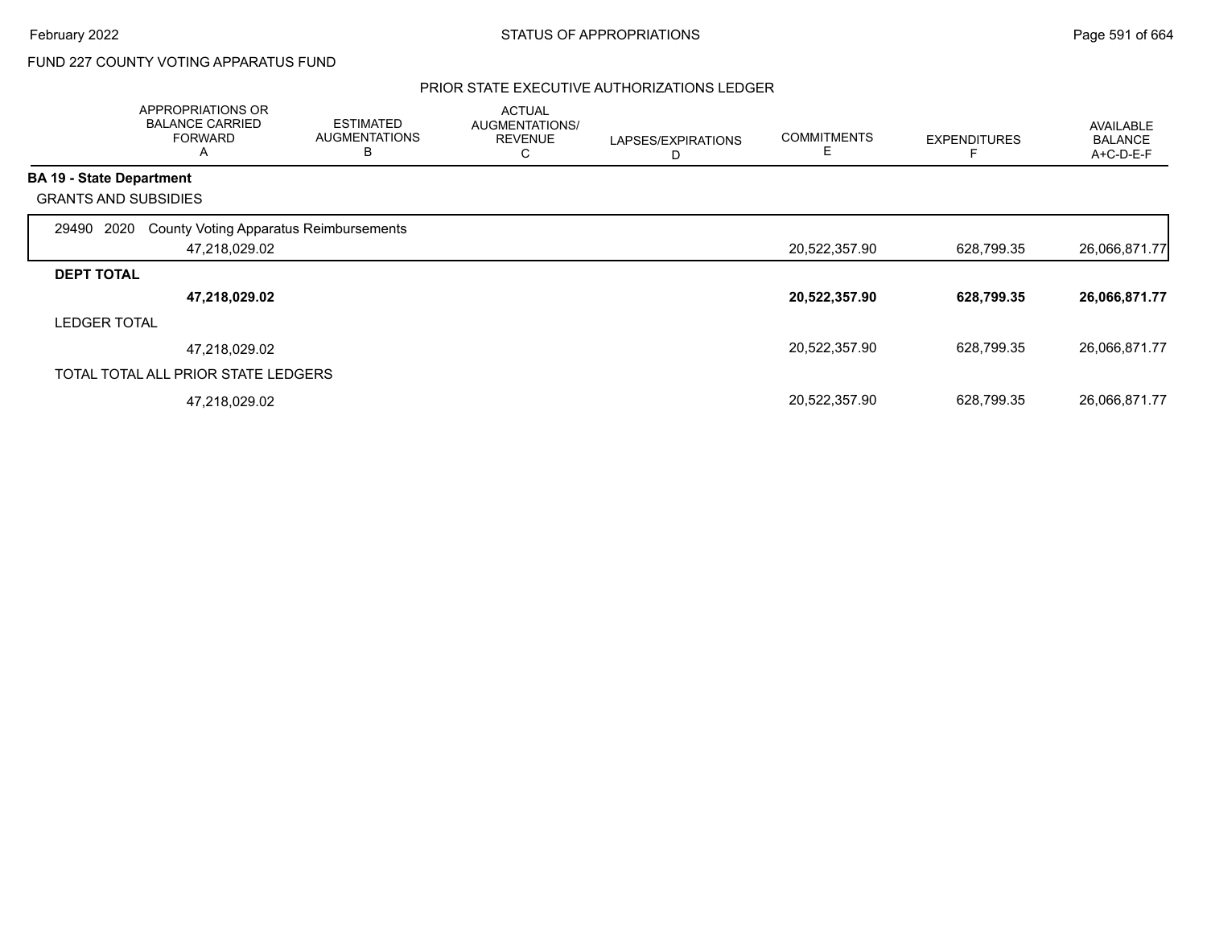FUND 227 COUNTY VOTING APPARATUS FUND

## PRIOR STATE EXECUTIVE AUTHORIZATIONS LEDGER

| | APPROPRIATIONS OR BALANCE CARRIED FORWARD A | ESTIMATED AUGMENTATIONS B | ACTUAL AUGMENTATIONS/ REVENUE C | LAPSES/EXPIRATIONS D | COMMITMENTS E | EXPENDITURES F | AVAILABLE BALANCE A+C-D-E-F |
|---|---|---|---|---|---|---|---|
| **BA 19 - State Department** | | | | | | | |
| GRANTS AND SUBSIDIES | | | | | | | |
| 29490 2020 County Voting Apparatus Reimbursements | | | | | | | |
| | 47,218,029.02 | | | | 20,522,357.90 | 628,799.35 | 26,066,871.77 |
| **DEPT TOTAL** | | | | | | | |
| | **47,218,029.02** | | | | **20,522,357.90** | **628,799.35** | **26,066,871.77** |
| LEDGER TOTAL | | | | | | | |
| | 47,218,029.02 | | | | 20,522,357.90 | 628,799.35 | 26,066,871.77 |
| TOTAL TOTAL ALL PRIOR STATE LEDGERS | | | | | | | |
| | 47,218,029.02 | | | | 20,522,357.90 | 628,799.35 | 26,066,871.77 |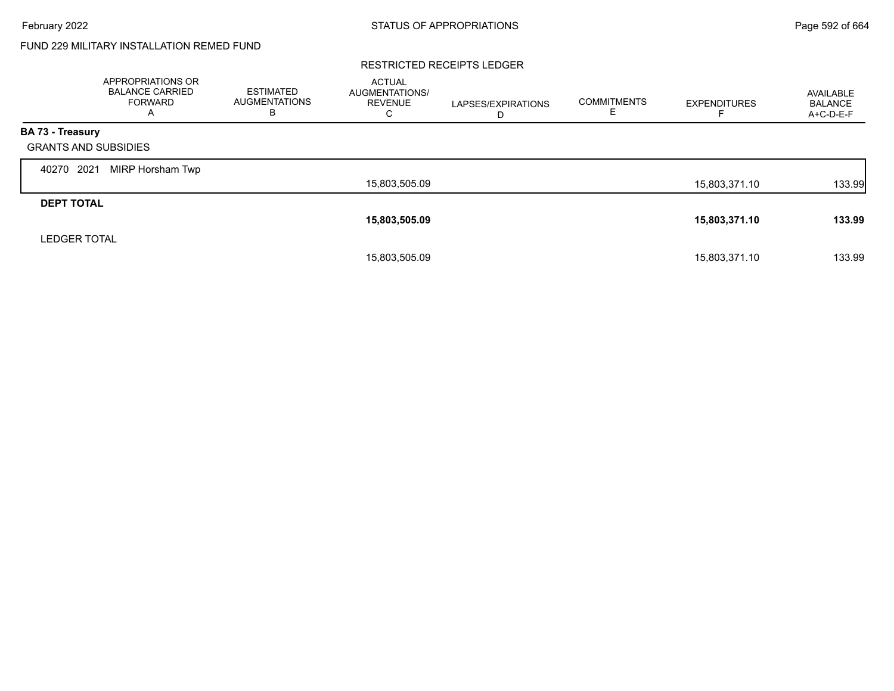FUND 229 MILITARY INSTALLATION REMED FUND

RESTRICTED RECEIPTS LEDGER

| | APPROPRIATIONS OR BALANCE CARRIED FORWARD A | ESTIMATED AUGMENTATIONS B | ACTUAL AUGMENTATIONS/ REVENUE C | LAPSES/EXPIRATIONS D | COMMITMENTS E | EXPENDITURES F | AVAILABLE BALANCE A+C-D-E-F |
|---|---|---|---|---|---|---|---|
| **BA 73 - Treasury** | | | | | | | |
| GRANTS AND SUBSIDIES | | | | | | | |
| 40270 2021 MIRP Horsham Twp | | | 15,803,505.09 | | | 15,803,371.10 | 133.99 |
| **DEPT TOTAL** | | | **15,803,505.09** | | | **15,803,371.10** | **133.99** |
| LEDGER TOTAL | | | 15,803,505.09 | | | 15,803,371.10 | 133.99 |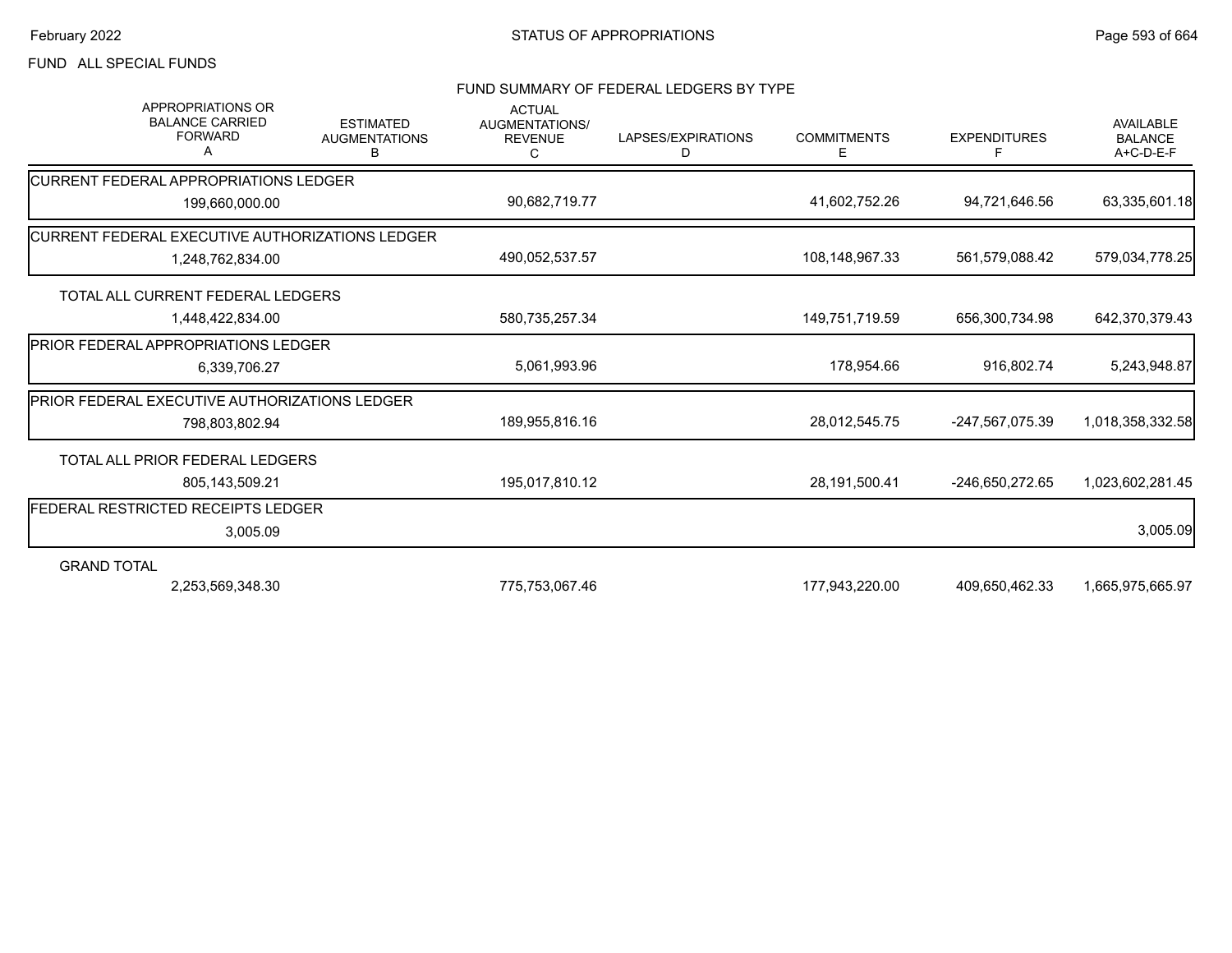FUND ALL SPECIAL FUNDS

## FUND SUMMARY OF FEDERAL LEDGERS BY TYPE

| | APPROPRIATIONS OR BALANCE CARRIED FORWARD A | ESTIMATED AUGMENTATIONS B | ACTUAL AUGMENTATIONS/ REVENUE C | LAPSES/EXPIRATIONS D | COMMITMENTS E | EXPENDITURES F | AVAILABLE BALANCE A+C-D-E-F |
|---|---|---|---|---|---|---|---|
| CURRENT FEDERAL APPROPRIATIONS LEDGER | 199,660,000.00 | | 90,682,719.77 | | 41,602,752.26 | 94,721,646.56 | 63,335,601.18 |
| CURRENT FEDERAL EXECUTIVE AUTHORIZATIONS LEDGER | 1,248,762,834.00 | | 490,052,537.57 | | 108,148,967.33 | 561,579,088.42 | 579,034,778.25 |
| TOTAL ALL CURRENT FEDERAL LEDGERS | 1,448,422,834.00 | | 580,735,257.34 | | 149,751,719.59 | 656,300,734.98 | 642,370,379.43 |
| PRIOR FEDERAL APPROPRIATIONS LEDGER | 6,339,706.27 | | 5,061,993.96 | | 178,954.66 | 916,802.74 | 5,243,948.87 |
| PRIOR FEDERAL EXECUTIVE AUTHORIZATIONS LEDGER | 798,803,802.94 | | 189,955,816.16 | | 28,012,545.75 | -247,567,075.39 | 1,018,358,332.58 |
| TOTAL ALL PRIOR FEDERAL LEDGERS | 805,143,509.21 | | 195,017,810.12 | | 28,191,500.41 | -246,650,272.65 | 1,023,602,281.45 |
| FEDERAL RESTRICTED RECEIPTS LEDGER | 3,005.09 | | | | | | 3,005.09 |
| GRAND TOTAL | 2,253,569,348.30 | | 775,753,067.46 | | 177,943,220.00 | 409,650,462.33 | 1,665,975,665.97 |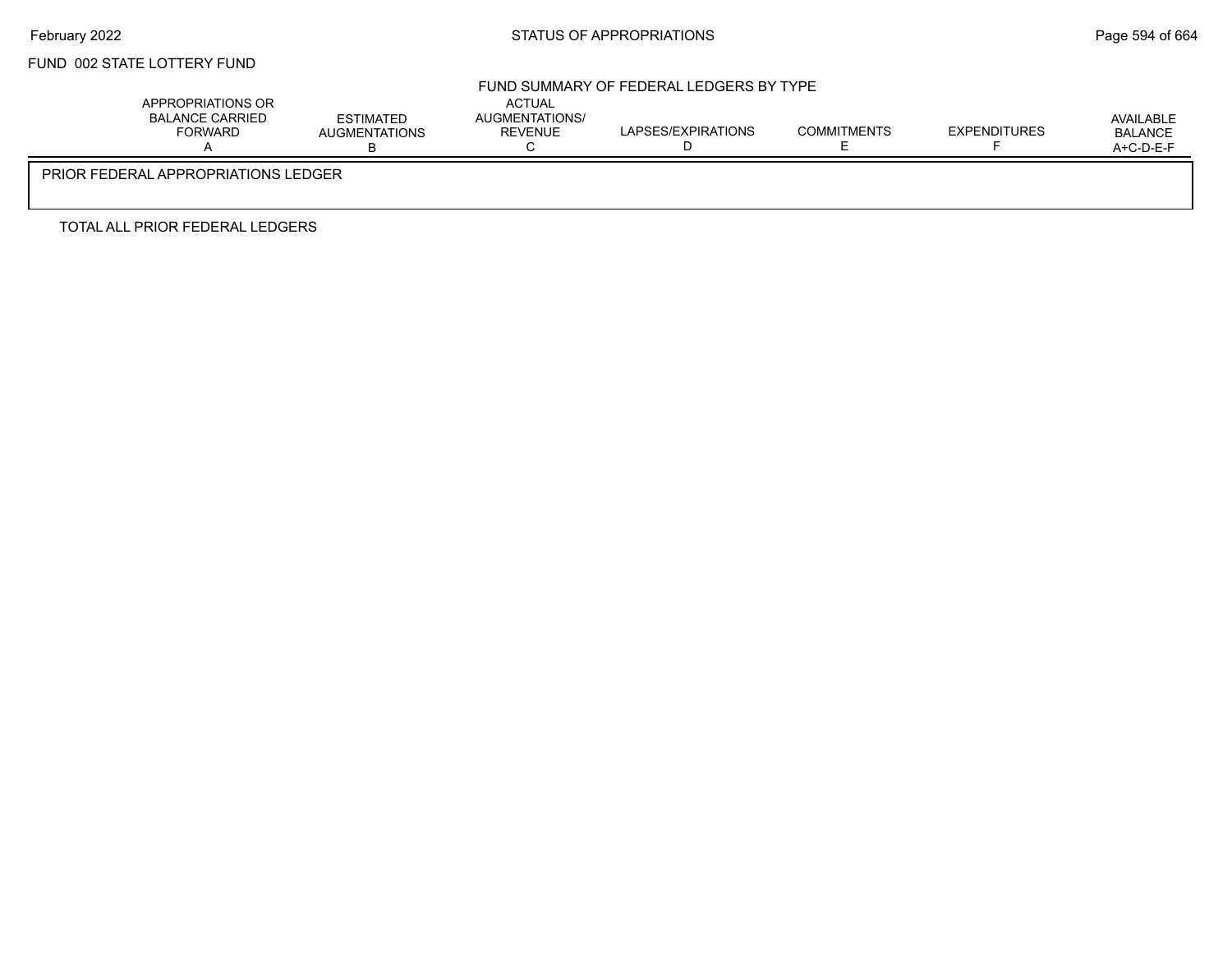FUND 002 STATE LOTTERY FUND

## FUND SUMMARY OF FEDERAL LEDGERS BY TYPE

| | APPROPRIATIONS OR BALANCE CARRIED FORWARD A | ESTIMATED AUGMENTATIONS B | ACTUAL AUGMENTATIONS/ REVENUE C | LAPSES/EXPIRATIONS D | COMMITMENTS E | EXPENDITURES F | AVAILABLE BALANCE A+C-D-E-F |
|---|---|---|---|---|---|---|---|
| PRIOR FEDERAL APPROPRIATIONS LEDGER | | | | | | | |
| TOTAL ALL PRIOR FEDERAL LEDGERS | | | | | | | |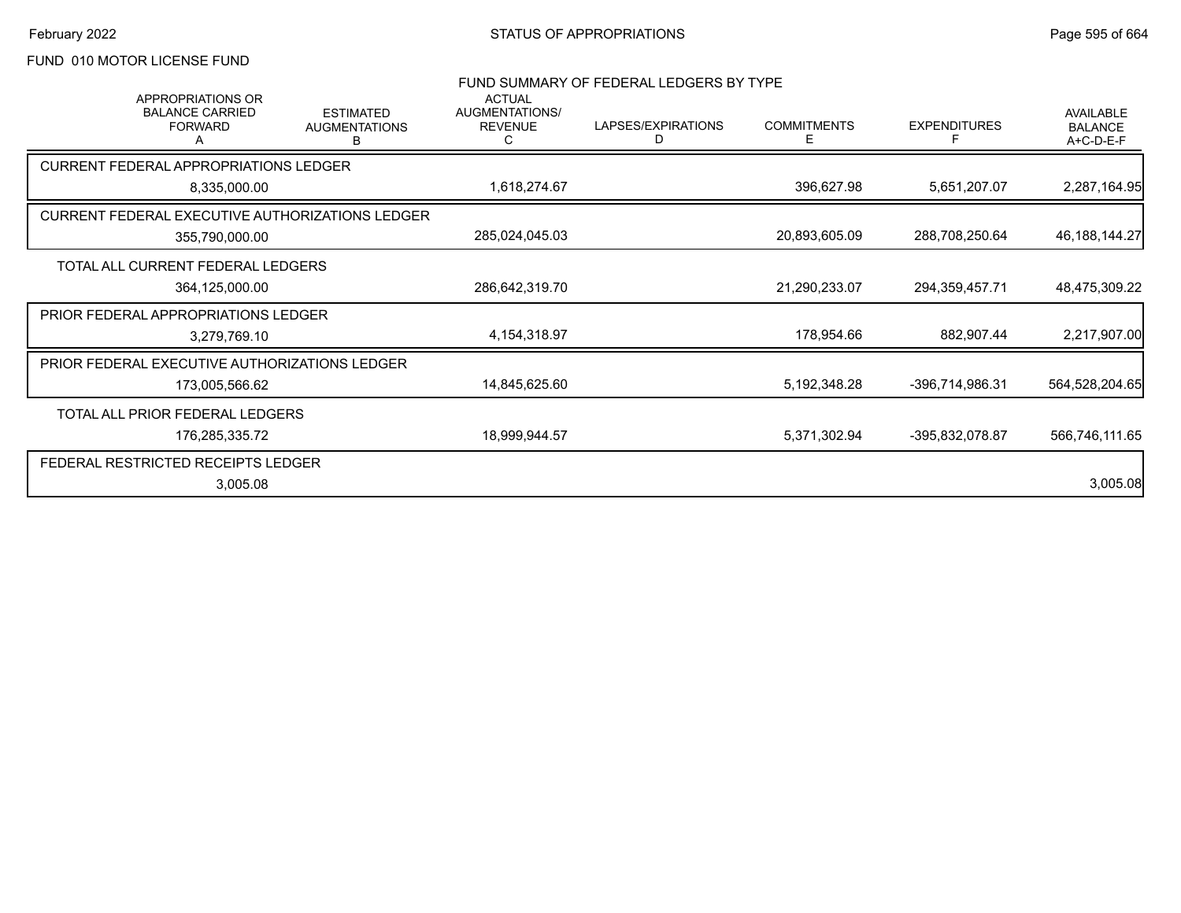FUND 010 MOTOR LICENSE FUND

FUND SUMMARY OF FEDERAL LEDGERS BY TYPE

| | APPROPRIATIONS OR BALANCE CARRIED FORWARD A | ESTIMATED AUGMENTATIONS B | ACTUAL AUGMENTATIONS/ REVENUE C | LAPSES/EXPIRATIONS D | COMMITMENTS E | EXPENDITURES F | AVAILABLE BALANCE A+C-D-E-F |
|---|---|---|---|---|---|---|---|
| CURRENT FEDERAL APPROPRIATIONS LEDGER | 8,335,000.00 | | 1,618,274.67 | | 396,627.98 | 5,651,207.07 | 2,287,164.95 |
| CURRENT FEDERAL EXECUTIVE AUTHORIZATIONS LEDGER | 355,790,000.00 | | 285,024,045.03 | | 20,893,605.09 | 288,708,250.64 | 46,188,144.27 |
| TOTAL ALL CURRENT FEDERAL LEDGERS | 364,125,000.00 | | 286,642,319.70 | | 21,290,233.07 | 294,359,457.71 | 48,475,309.22 |
| PRIOR FEDERAL APPROPRIATIONS LEDGER | 3,279,769.10 | | 4,154,318.97 | | 178,954.66 | 882,907.44 | 2,217,907.00 |
| PRIOR FEDERAL EXECUTIVE AUTHORIZATIONS LEDGER | 173,005,566.62 | | 14,845,625.60 | | 5,192,348.28 | -396,714,986.31 | 564,528,204.65 |
| TOTAL ALL PRIOR FEDERAL LEDGERS | 176,285,335.72 | | 18,999,944.57 | | 5,371,302.94 | -395,832,078.87 | 566,746,111.65 |
| FEDERAL RESTRICTED RECEIPTS LEDGER | 3,005.08 | | | | | | 3,005.08 |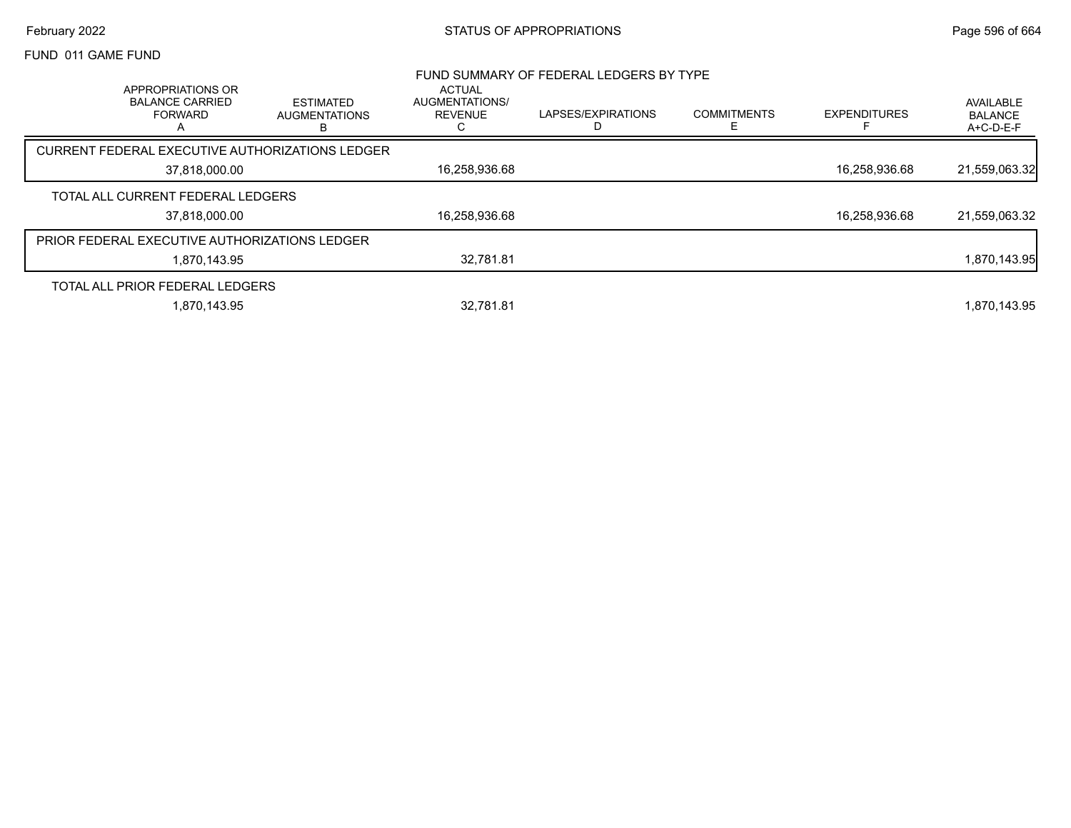FUND 011 GAME FUND

## FUND SUMMARY OF FEDERAL LEDGERS BY TYPE

| APPROPRIATIONS OR BALANCE CARRIED FORWARD A | ESTIMATED AUGMENTATIONS B | ACTUAL AUGMENTATIONS/ REVENUE C | LAPSES/EXPIRATIONS D | COMMITMENTS E | EXPENDITURES F | AVAILABLE BALANCE A+C-D-E-F |
|---|---|---|---|---|---|---|
| **CURRENT FEDERAL EXECUTIVE AUTHORIZATIONS LEDGER** | | | | | | |
| 37,818,000.00 | | 16,258,936.68 | | | 16,258,936.68 | 21,559,063.32 |
| **TOTAL ALL CURRENT FEDERAL LEDGERS** | | | | | | |
| 37,818,000.00 | | 16,258,936.68 | | | 16,258,936.68 | 21,559,063.32 |
| **PRIOR FEDERAL EXECUTIVE AUTHORIZATIONS LEDGER** | | | | | | |
| 1,870,143.95 | | 32,781.81 | | | | 1,870,143.95 |
| **TOTAL ALL PRIOR FEDERAL LEDGERS** | | | | | | |
| 1,870,143.95 | | 32,781.81 | | | | 1,870,143.95 |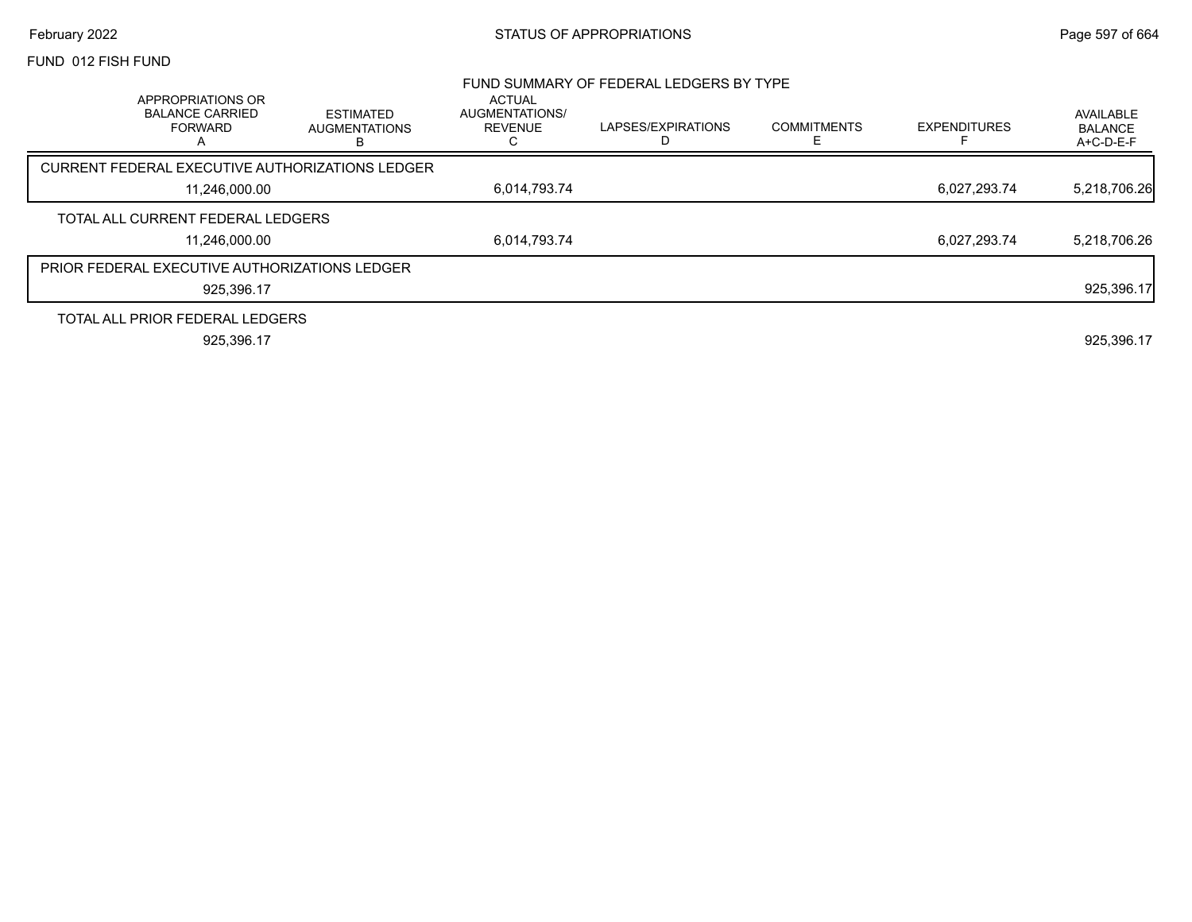FUND 012 FISH FUND

## FUND SUMMARY OF FEDERAL LEDGERS BY TYPE

| APPROPRIATIONS OR BALANCE CARRIED FORWARD A | ESTIMATED AUGMENTATIONS B | ACTUAL AUGMENTATIONS/ REVENUE C | LAPSES/EXPIRATIONS D | COMMITMENTS E | EXPENDITURES F | AVAILABLE BALANCE A+C-D-E-F |
|---|---|---|---|---|---|---|
| CURRENT FEDERAL EXECUTIVE AUTHORIZATIONS LEDGER | | | | | | |
| 11,246,000.00 | | 6,014,793.74 | | | 6,027,293.74 | 5,218,706.26 |
| TOTAL ALL CURRENT FEDERAL LEDGERS | | | | | | |
| 11,246,000.00 | | 6,014,793.74 | | | 6,027,293.74 | 5,218,706.26 |
| PRIOR FEDERAL EXECUTIVE AUTHORIZATIONS LEDGER | | | | | | |
| 925,396.17 | | | | | | 925,396.17 |
| TOTAL ALL PRIOR FEDERAL LEDGERS | | | | | | |
| 925,396.17 | | | | | | 925,396.17 |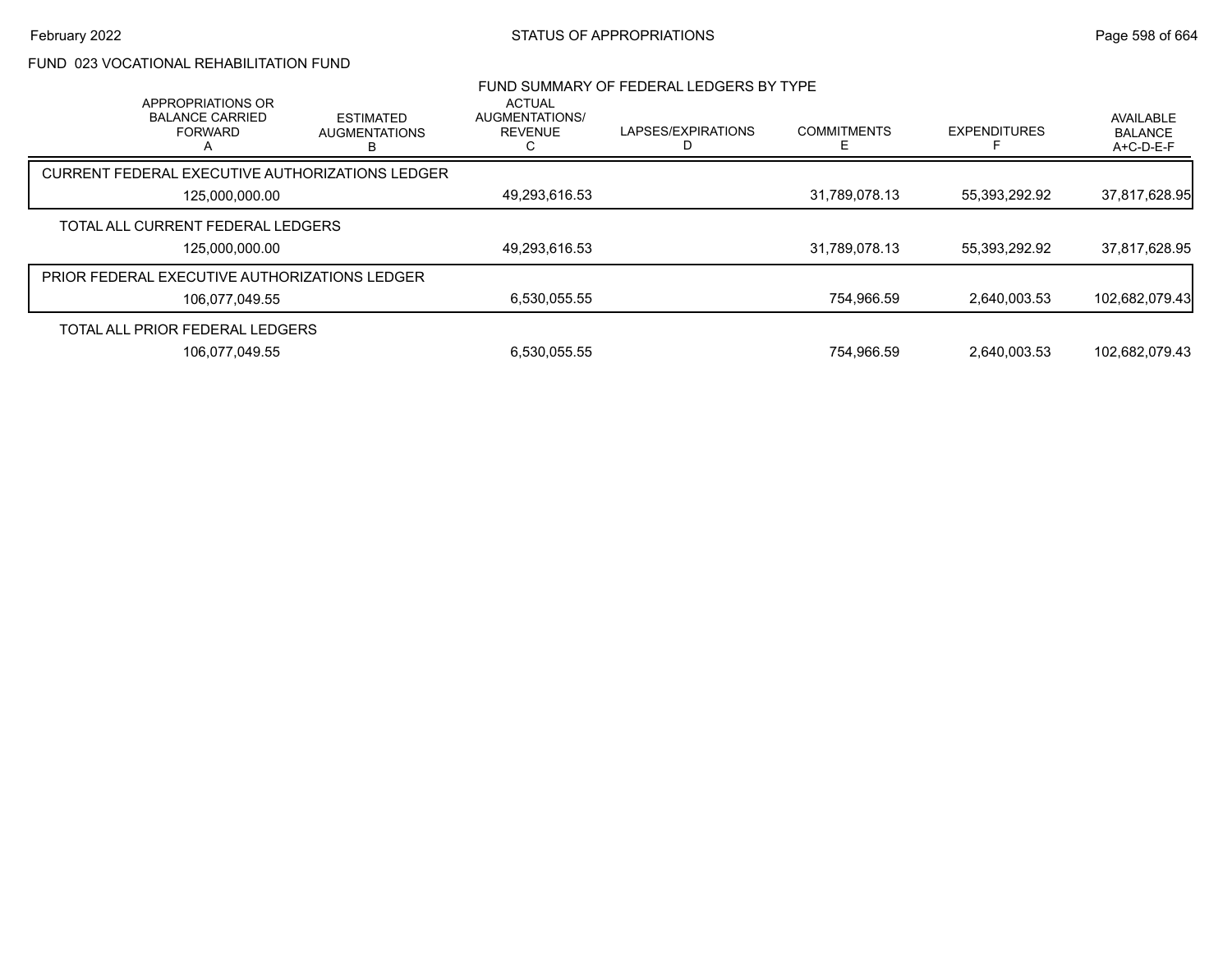FUND 023 VOCATIONAL REHABILITATION FUND

FUND SUMMARY OF FEDERAL LEDGERS BY TYPE

| | APPROPRIATIONS OR BALANCE CARRIED FORWARD A | ESTIMATED AUGMENTATIONS B | ACTUAL AUGMENTATIONS/ REVENUE C | LAPSES/EXPIRATIONS D | COMMITMENTS E | EXPENDITURES F | AVAILABLE BALANCE A+C-D-E-F |
|---|---|---|---|---|---|---|---|
| CURRENT FEDERAL EXECUTIVE AUTHORIZATIONS LEDGER | 125,000,000.00 | | 49,293,616.53 | | 31,789,078.13 | 55,393,292.92 | 37,817,628.95 |
| TOTAL ALL CURRENT FEDERAL LEDGERS | 125,000,000.00 | | 49,293,616.53 | | 31,789,078.13 | 55,393,292.92 | 37,817,628.95 |
| PRIOR FEDERAL EXECUTIVE AUTHORIZATIONS LEDGER | 106,077,049.55 | | 6,530,055.55 | | 754,966.59 | 2,640,003.53 | 102,682,079.43 |
| TOTAL ALL PRIOR FEDERAL LEDGERS | 106,077,049.55 | | 6,530,055.55 | | 754,966.59 | 2,640,003.53 | 102,682,079.43 |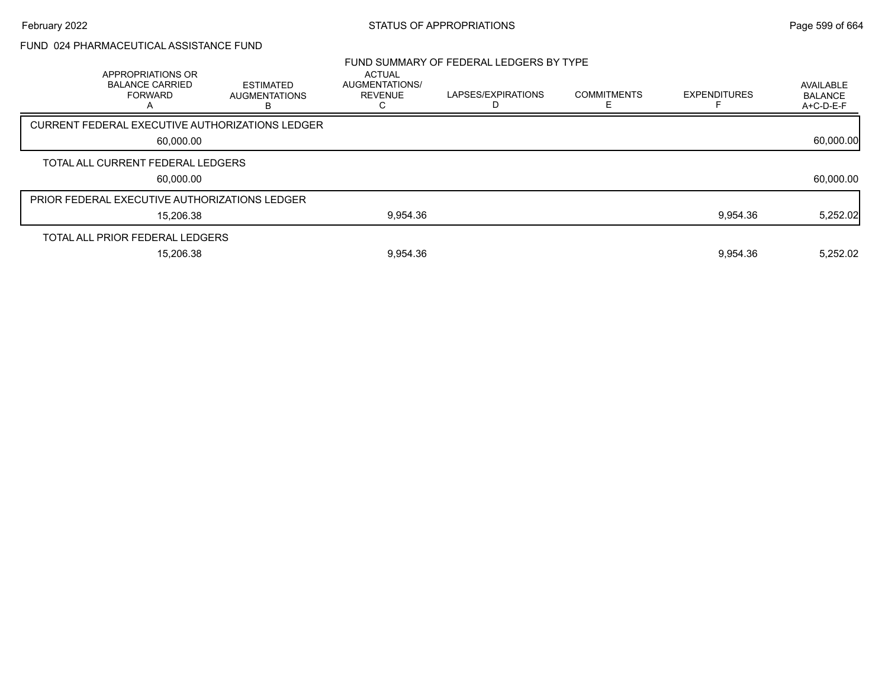FUND 024 PHARMACEUTICAL ASSISTANCE FUND

## FUND SUMMARY OF FEDERAL LEDGERS BY TYPE

| | APPROPRIATIONS OR BALANCE CARRIED FORWARD A | ESTIMATED AUGMENTATIONS B | ACTUAL AUGMENTATIONS/ REVENUE C | LAPSES/EXPIRATIONS D | COMMITMENTS E | EXPENDITURES F | AVAILABLE BALANCE A+C-D-E-F |
|---|---|---|---|---|---|---|---|
| CURRENT FEDERAL EXECUTIVE AUTHORIZATIONS LEDGER | 60,000.00 | | | | | | 60,000.00 |
| TOTAL ALL CURRENT FEDERAL LEDGERS | 60,000.00 | | | | | | 60,000.00 |
| PRIOR FEDERAL EXECUTIVE AUTHORIZATIONS LEDGER | 15,206.38 | | 9,954.36 | | | 9,954.36 | 5,252.02 |
| TOTAL ALL PRIOR FEDERAL LEDGERS | 15,206.38 | | 9,954.36 | | | 9,954.36 | 5,252.02 |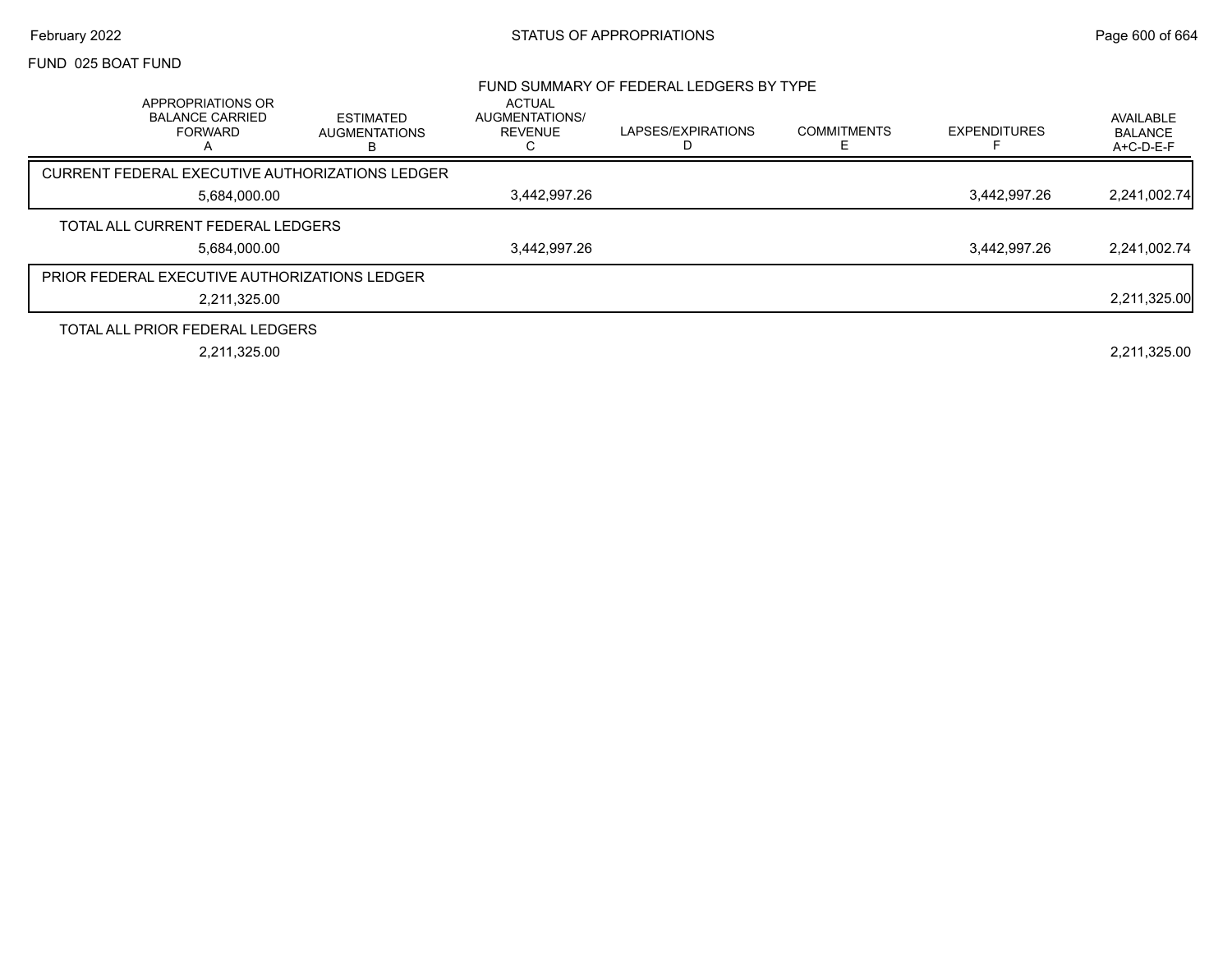FUND 025 BOAT FUND

## FUND SUMMARY OF FEDERAL LEDGERS BY TYPE

| APPROPRIATIONS OR BALANCE CARRIED FORWARD A | ESTIMATED AUGMENTATIONS B | ACTUAL AUGMENTATIONS/ REVENUE C | LAPSES/EXPIRATIONS D | COMMITMENTS E | EXPENDITURES F | AVAILABLE BALANCE A+C-D-E-F |
|---|---|---|---|---|---|---|
| CURRENT FEDERAL EXECUTIVE AUTHORIZATIONS LEDGER | | | | | | |
| 5,684,000.00 | | 3,442,997.26 | | | 3,442,997.26 | 2,241,002.74 |
| TOTAL ALL CURRENT FEDERAL LEDGERS | | | | | | |
| 5,684,000.00 | | 3,442,997.26 | | | 3,442,997.26 | 2,241,002.74 |
| PRIOR FEDERAL EXECUTIVE AUTHORIZATIONS LEDGER | | | | | | |
| 2,211,325.00 | | | | | | 2,211,325.00 |
| TOTAL ALL PRIOR FEDERAL LEDGERS | | | | | | |
| 2,211,325.00 | | | | | | 2,211,325.00 |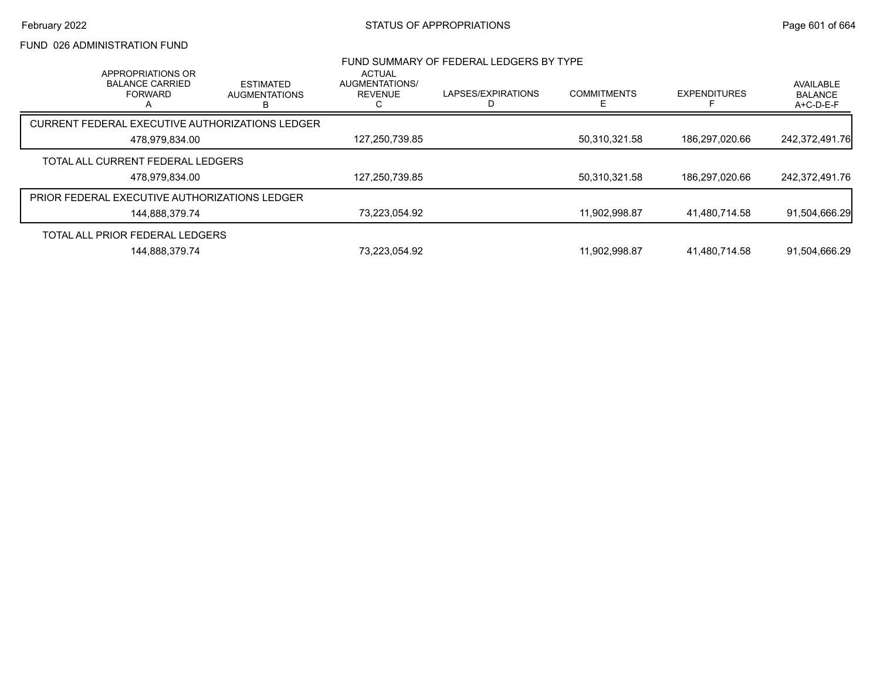FUND 026 ADMINISTRATION FUND

## FUND SUMMARY OF FEDERAL LEDGERS BY TYPE

| | APPROPRIATIONS OR BALANCE CARRIED FORWARD A | ESTIMATED AUGMENTATIONS B | ACTUAL AUGMENTATIONS/ REVENUE C | LAPSES/EXPIRATIONS D | COMMITMENTS E | EXPENDITURES F | AVAILABLE BALANCE A+C-D-E-F |
|---|---|---|---|---|---|---|---|
| CURRENT FEDERAL EXECUTIVE AUTHORIZATIONS LEDGER | 478,979,834.00 | | 127,250,739.85 | | 50,310,321.58 | 186,297,020.66 | 242,372,491.76 |
| TOTAL ALL CURRENT FEDERAL LEDGERS | 478,979,834.00 | | 127,250,739.85 | | 50,310,321.58 | 186,297,020.66 | 242,372,491.76 |
| PRIOR FEDERAL EXECUTIVE AUTHORIZATIONS LEDGER | 144,888,379.74 | | 73,223,054.92 | | 11,902,998.87 | 41,480,714.58 | 91,504,666.29 |
| TOTAL ALL PRIOR FEDERAL LEDGERS | 144,888,379.74 | | 73,223,054.92 | | 11,902,998.87 | 41,480,714.58 | 91,504,666.29 |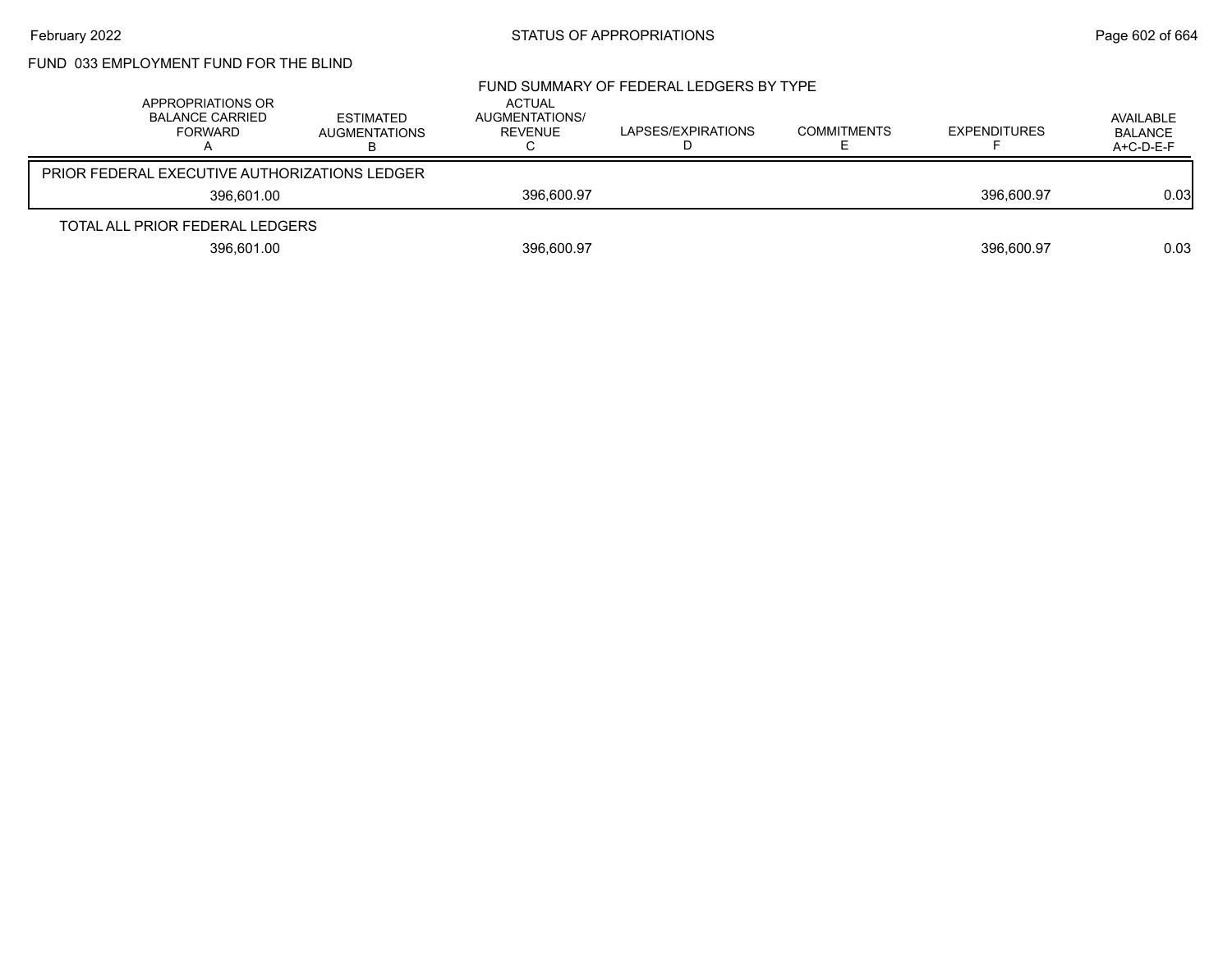## FUND 033 EMPLOYMENT FUND FOR THE BLIND

### FUND SUMMARY OF FEDERAL LEDGERS BY TYPE

| APPROPRIATIONS OR BALANCE CARRIED FORWARD A | ESTIMATED AUGMENTATIONS B | ACTUAL AUGMENTATIONS/ REVENUE C | LAPSES/EXPIRATIONS D | COMMITMENTS E | EXPENDITURES F | AVAILABLE BALANCE A+C-D-E-F |
|---|---|---|---|---|---|---|
| PRIOR FEDERAL EXECUTIVE AUTHORIZATIONS LEDGER | | | | | | |
| 396,601.00 | | 396,600.97 | | | 396,600.97 | 0.03 |
| TOTAL ALL PRIOR FEDERAL LEDGERS | | | | | | |
| 396,601.00 | | 396,600.97 | | | 396,600.97 | 0.03 |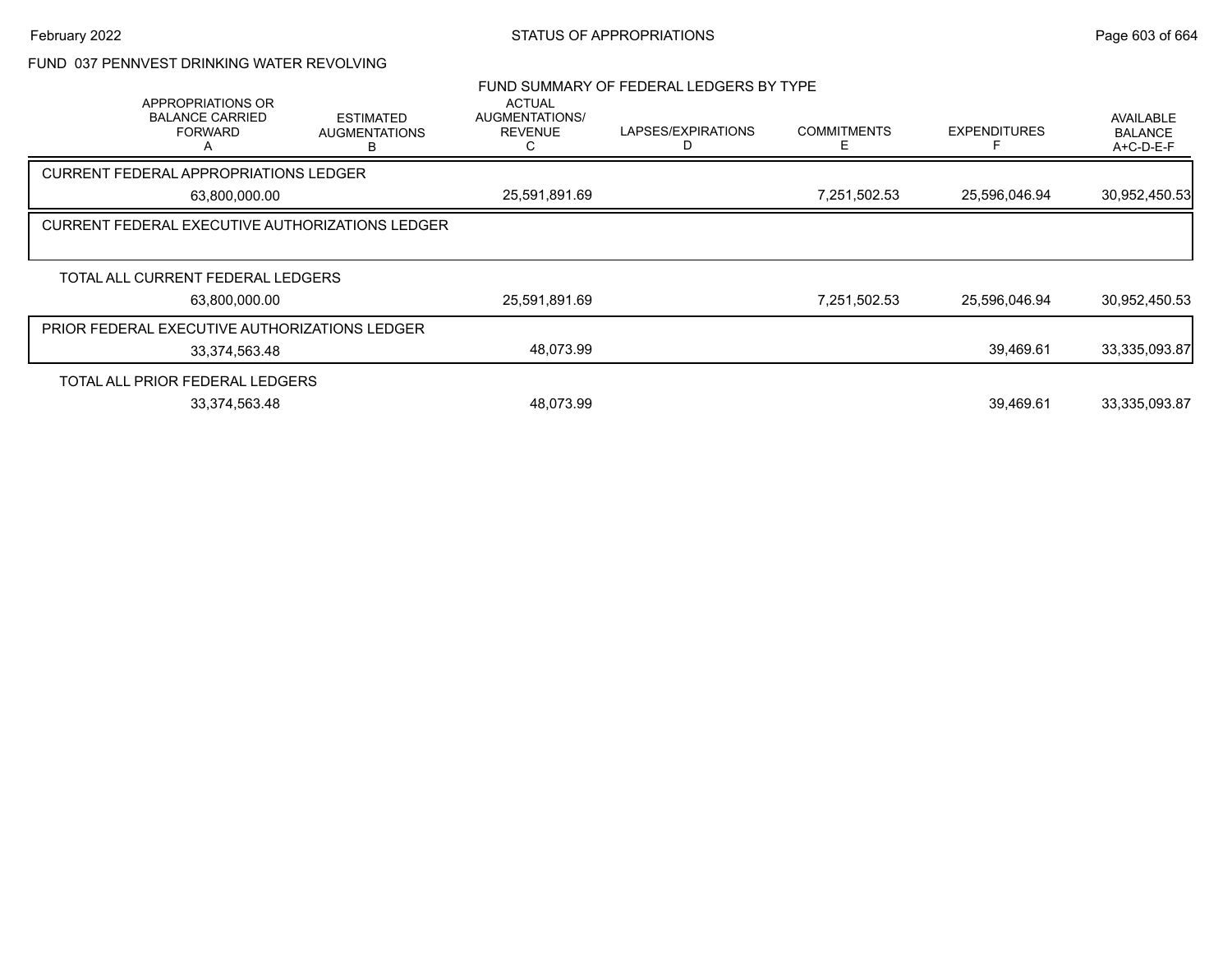# FUND 037 PENNVEST DRINKING WATER REVOLVING

## FUND SUMMARY OF FEDERAL LEDGERS BY TYPE

| APPROPRIATIONS OR BALANCE CARRIED FORWARD A | ESTIMATED AUGMENTATIONS B | ACTUAL AUGMENTATIONS/ REVENUE C | LAPSES/EXPIRATIONS D | COMMITMENTS E | EXPENDITURES F | AVAILABLE BALANCE A+C-D-E-F |
|---|---|---|---|---|---|---|
| **CURRENT FEDERAL APPROPRIATIONS LEDGER** | | | | | | |
| 63,800,000.00 | | 25,591,891.69 | | 7,251,502.53 | 25,596,046.94 | 30,952,450.53 |
| **CURRENT FEDERAL EXECUTIVE AUTHORIZATIONS LEDGER** | | | | | | |
| **TOTAL ALL CURRENT FEDERAL LEDGERS** | | | | | | |
| 63,800,000.00 | | 25,591,891.69 | | 7,251,502.53 | 25,596,046.94 | 30,952,450.53 |
| **PRIOR FEDERAL EXECUTIVE AUTHORIZATIONS LEDGER** | | | | | | |
| 33,374,563.48 | | 48,073.99 | | | 39,469.61 | 33,335,093.87 |
| **TOTAL ALL PRIOR FEDERAL LEDGERS** | | | | | | |
| 33,374,563.48 | | 48,073.99 | | | 39,469.61 | 33,335,093.87 |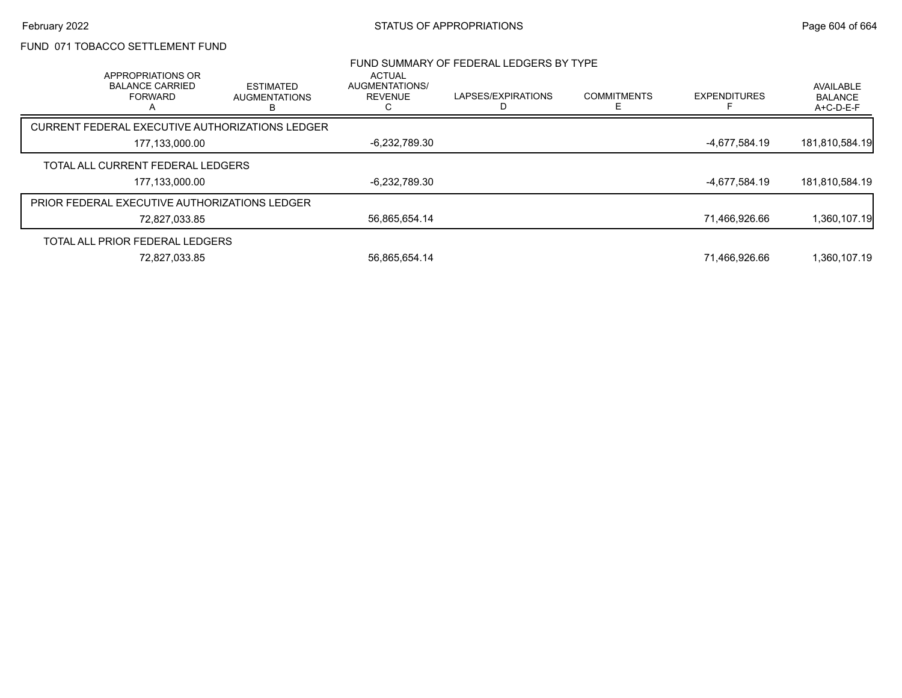FUND 071 TOBACCO SETTLEMENT FUND

FUND SUMMARY OF FEDERAL LEDGERS BY TYPE

| APPROPRIATIONS OR BALANCE CARRIED FORWARD A | ESTIMATED AUGMENTATIONS B | ACTUAL AUGMENTATIONS/ REVENUE C | LAPSES/EXPIRATIONS D | COMMITMENTS E | EXPENDITURES F | AVAILABLE BALANCE A+C-D-E-F |
|---|---|---|---|---|---|---|
| CURRENT FEDERAL EXECUTIVE AUTHORIZATIONS LEDGER | | | | | | |
| 177,133,000.00 | | -6,232,789.30 | | | -4,677,584.19 | 181,810,584.19 |
| TOTAL ALL CURRENT FEDERAL LEDGERS | | | | | | |
| 177,133,000.00 | | -6,232,789.30 | | | -4,677,584.19 | 181,810,584.19 |
| PRIOR FEDERAL EXECUTIVE AUTHORIZATIONS LEDGER | | | | | | |
| 72,827,033.85 | | 56,865,654.14 | | | 71,466,926.66 | 1,360,107.19 |
| TOTAL ALL PRIOR FEDERAL LEDGERS | | | | | | |
| 72,827,033.85 | | 56,865,654.14 | | | 71,466,926.66 | 1,360,107.19 |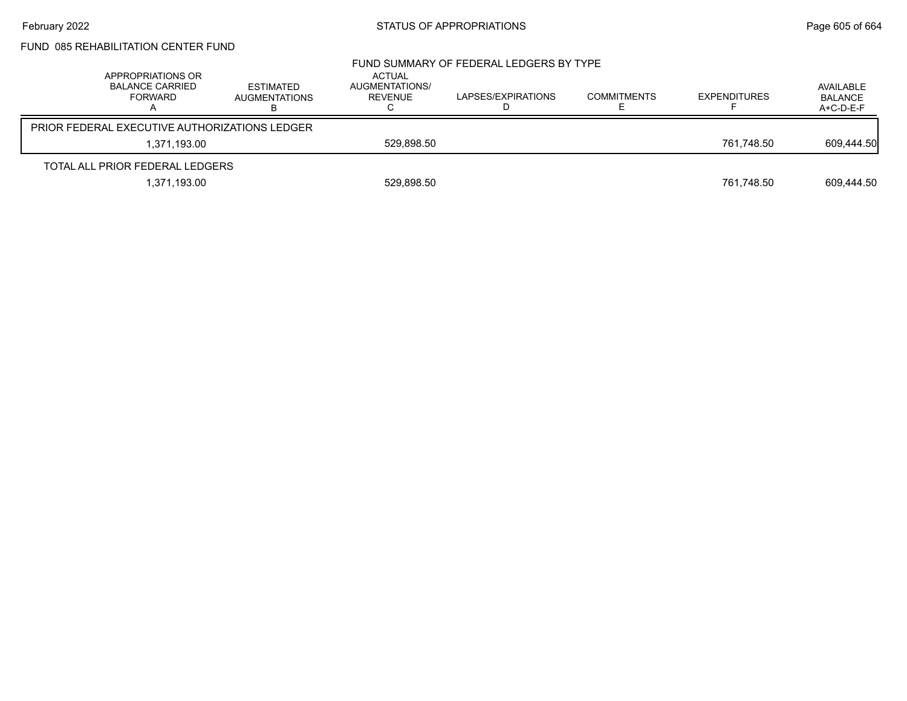## FUND 085 REHABILITATION CENTER FUND

### FUND SUMMARY OF FEDERAL LEDGERS BY TYPE

| | APPROPRIATIONS OR BALANCE CARRIED FORWARD A | ESTIMATED AUGMENTATIONS B | ACTUAL AUGMENTATIONS/ REVENUE C | LAPSES/EXPIRATIONS D | COMMITMENTS E | EXPENDITURES F | AVAILABLE BALANCE A+C-D-E-F |
|---|---|---|---|---|---|---|---|
| PRIOR FEDERAL EXECUTIVE AUTHORIZATIONS LEDGER | 1,371,193.00 | | 529,898.50 | | | 761,748.50 | 609,444.50 |
| TOTAL ALL PRIOR FEDERAL LEDGERS | 1,371,193.00 | | 529,898.50 | | | 761,748.50 | 609,444.50 |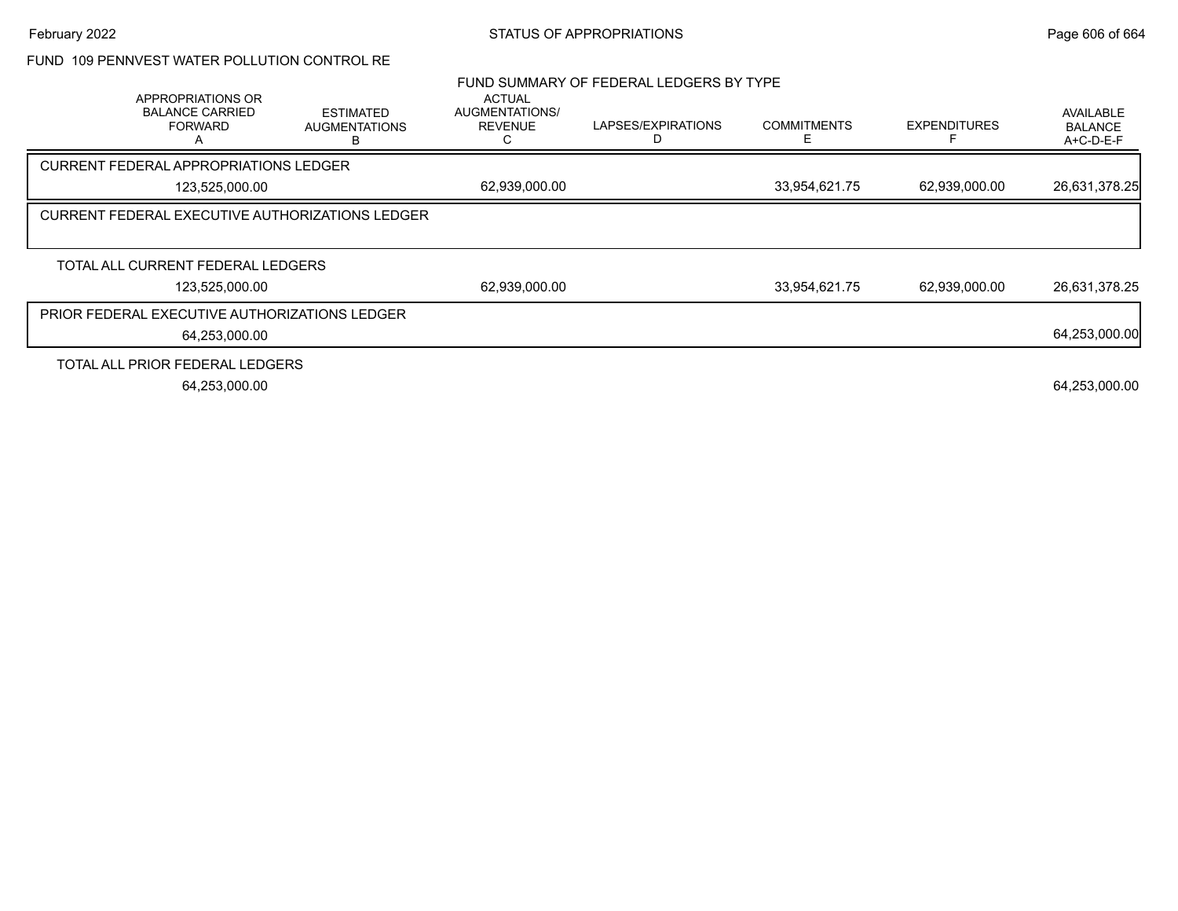FUND 109 PENNVEST WATER POLLUTION CONTROL RE

FUND SUMMARY OF FEDERAL LEDGERS BY TYPE

| | APPROPRIATIONS OR BALANCE CARRIED FORWARD A | ESTIMATED AUGMENTATIONS B | ACTUAL AUGMENTATIONS/ REVENUE C | LAPSES/EXPIRATIONS D | COMMITMENTS E | EXPENDITURES F | AVAILABLE BALANCE A+C-D-E-F |
|---|---|---|---|---|---|---|---|
| CURRENT FEDERAL APPROPRIATIONS LEDGER | | | | | | | |
| | 123,525,000.00 | | 62,939,000.00 | | 33,954,621.75 | 62,939,000.00 | 26,631,378.25 |
| CURRENT FEDERAL EXECUTIVE AUTHORIZATIONS LEDGER | | | | | | | |
| TOTAL ALL CURRENT FEDERAL LEDGERS | | | | | | | |
| | 123,525,000.00 | | 62,939,000.00 | | 33,954,621.75 | 62,939,000.00 | 26,631,378.25 |
| PRIOR FEDERAL EXECUTIVE AUTHORIZATIONS LEDGER | | | | | | | |
| | 64,253,000.00 | | | | | | 64,253,000.00 |
| TOTAL ALL PRIOR FEDERAL LEDGERS | | | | | | | |
| | 64,253,000.00 | | | | | | 64,253,000.00 |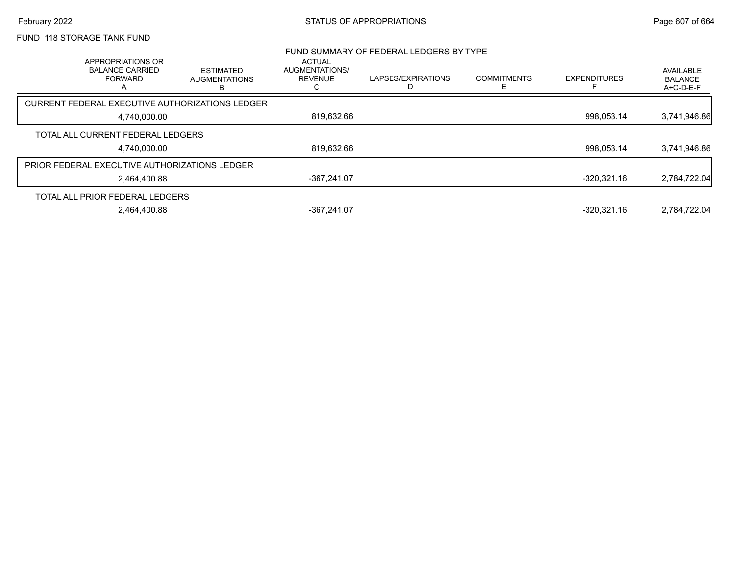FUND 118 STORAGE TANK FUND

FUND SUMMARY OF FEDERAL LEDGERS BY TYPE

| | APPROPRIATIONS OR BALANCE CARRIED FORWARD A | ESTIMATED AUGMENTATIONS B | ACTUAL AUGMENTATIONS/ REVENUE C | LAPSES/EXPIRATIONS D | COMMITMENTS E | EXPENDITURES F | AVAILABLE BALANCE A+C-D-E-F |
|---|---|---|---|---|---|---|---|
| CURRENT FEDERAL EXECUTIVE AUTHORIZATIONS LEDGER | 4,740,000.00 | | 819,632.66 | | | 998,053.14 | 3,741,946.86 |
| TOTAL ALL CURRENT FEDERAL LEDGERS | 4,740,000.00 | | 819,632.66 | | | 998,053.14 | 3,741,946.86 |
| PRIOR FEDERAL EXECUTIVE AUTHORIZATIONS LEDGER | 2,464,400.88 | | -367,241.07 | | | -320,321.16 | 2,784,722.04 |
| TOTAL ALL PRIOR FEDERAL LEDGERS | 2,464,400.88 | | -367,241.07 | | | -320,321.16 | 2,784,722.04 |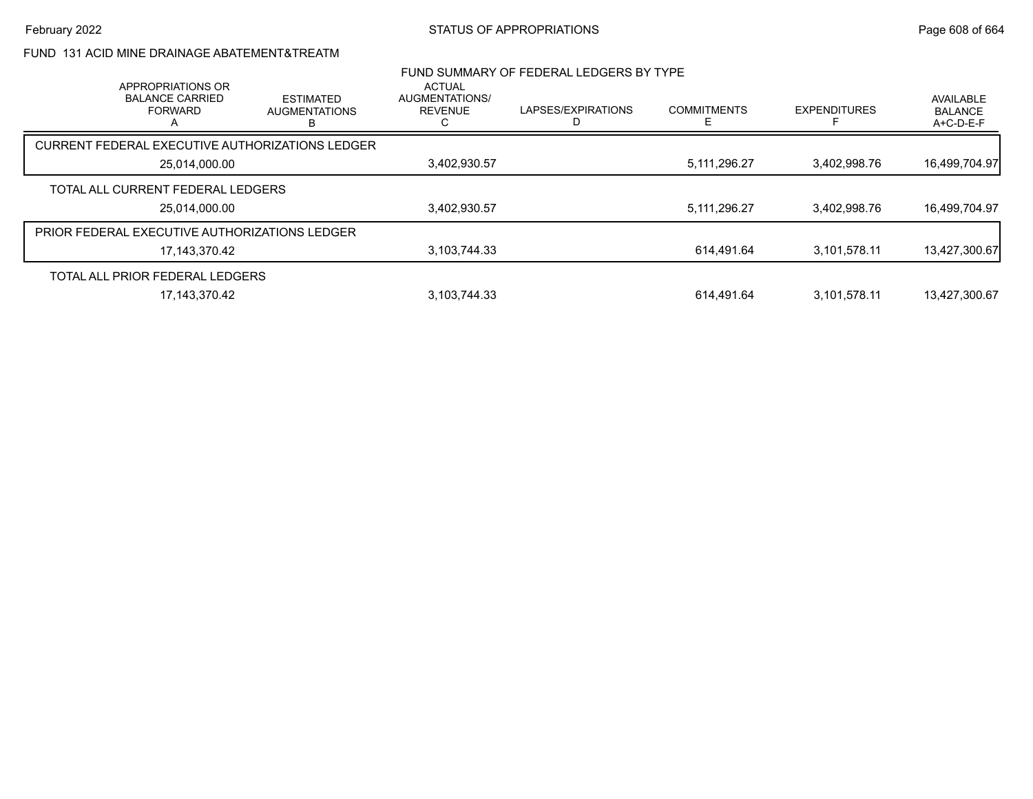FUND 131 ACID MINE DRAINAGE ABATEMENT&TREATM

FUND SUMMARY OF FEDERAL LEDGERS BY TYPE

| | APPROPRIATIONS OR BALANCE CARRIED FORWARD A | ESTIMATED AUGMENTATIONS B | ACTUAL AUGMENTATIONS/ REVENUE C | LAPSES/EXPIRATIONS D | COMMITMENTS E | EXPENDITURES F | AVAILABLE BALANCE A+C-D-E-F |
|---|---|---|---|---|---|---|---|
| CURRENT FEDERAL EXECUTIVE AUTHORIZATIONS LEDGER | 25,014,000.00 | | 3,402,930.57 | | 5,111,296.27 | 3,402,998.76 | 16,499,704.97 |
| TOTAL ALL CURRENT FEDERAL LEDGERS | 25,014,000.00 | | 3,402,930.57 | | 5,111,296.27 | 3,402,998.76 | 16,499,704.97 |
| PRIOR FEDERAL EXECUTIVE AUTHORIZATIONS LEDGER | 17,143,370.42 | | 3,103,744.33 | | 614,491.64 | 3,101,578.11 | 13,427,300.67 |
| TOTAL ALL PRIOR FEDERAL LEDGERS | 17,143,370.42 | | 3,103,744.33 | | 614,491.64 | 3,101,578.11 | 13,427,300.67 |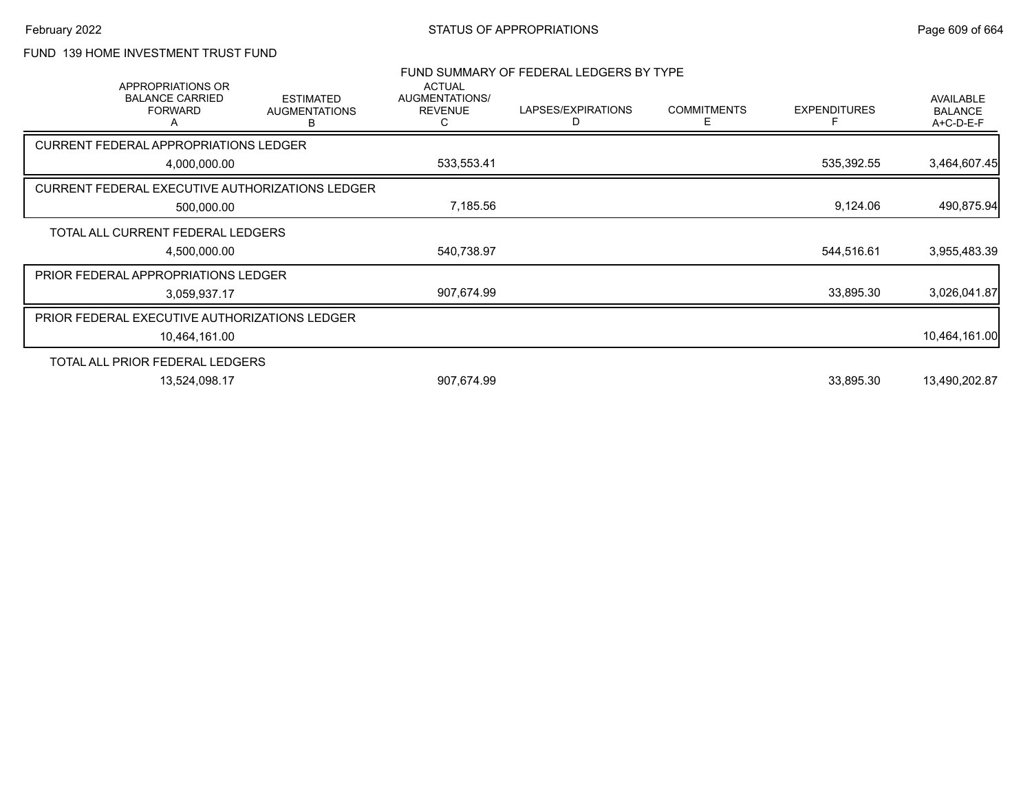FUND 139 HOME INVESTMENT TRUST FUND

FUND SUMMARY OF FEDERAL LEDGERS BY TYPE

| | APPROPRIATIONS OR BALANCE CARRIED FORWARD A | ESTIMATED AUGMENTATIONS B | ACTUAL AUGMENTATIONS/ REVENUE C | LAPSES/EXPIRATIONS D | COMMITMENTS E | EXPENDITURES F | AVAILABLE BALANCE A+C-D-E-F |
|---|---|---|---|---|---|---|---|
| CURRENT FEDERAL APPROPRIATIONS LEDGER | 4,000,000.00 | | 533,553.41 | | | 535,392.55 | 3,464,607.45 |
| CURRENT FEDERAL EXECUTIVE AUTHORIZATIONS LEDGER | 500,000.00 | | 7,185.56 | | | 9,124.06 | 490,875.94 |
| TOTAL ALL CURRENT FEDERAL LEDGERS | 4,500,000.00 | | 540,738.97 | | | 544,516.61 | 3,955,483.39 |
| PRIOR FEDERAL APPROPRIATIONS LEDGER | 3,059,937.17 | | 907,674.99 | | | 33,895.30 | 3,026,041.87 |
| PRIOR FEDERAL EXECUTIVE AUTHORIZATIONS LEDGER | 10,464,161.00 | | | | | | 10,464,161.00 |
| TOTAL ALL PRIOR FEDERAL LEDGERS | 13,524,098.17 | | 907,674.99 | | | 33,895.30 | 13,490,202.87 |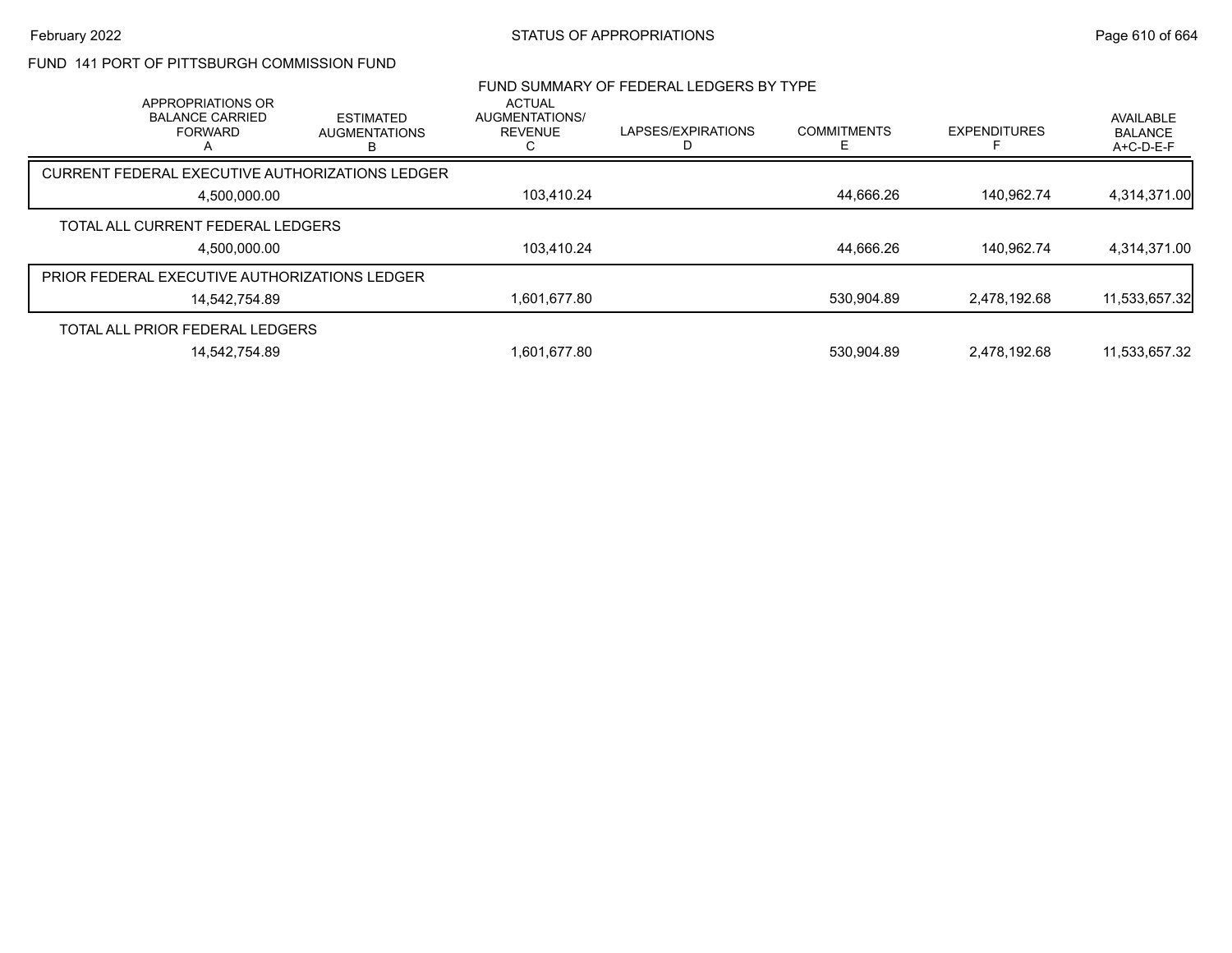## FUND 141 PORT OF PITTSBURGH COMMISSION FUND

### FUND SUMMARY OF FEDERAL LEDGERS BY TYPE

| APPROPRIATIONS OR BALANCE CARRIED FORWARD A | ESTIMATED AUGMENTATIONS B | ACTUAL AUGMENTATIONS/ REVENUE C | LAPSES/EXPIRATIONS D | COMMITMENTS E | EXPENDITURES F | AVAILABLE BALANCE A+C-D-E-F |
|---|---|---|---|---|---|---|
| **CURRENT FEDERAL EXECUTIVE AUTHORIZATIONS LEDGER** | | | | | | |
| 4,500,000.00 | | 103,410.24 | | 44,666.26 | 140,962.74 | 4,314,371.00 |
| **TOTAL ALL CURRENT FEDERAL LEDGERS** | | | | | | |
| 4,500,000.00 | | 103,410.24 | | 44,666.26 | 140,962.74 | 4,314,371.00 |
| **PRIOR FEDERAL EXECUTIVE AUTHORIZATIONS LEDGER** | | | | | | |
| 14,542,754.89 | | 1,601,677.80 | | 530,904.89 | 2,478,192.68 | 11,533,657.32 |
| **TOTAL ALL PRIOR FEDERAL LEDGERS** | | | | | | |
| 14,542,754.89 | | 1,601,677.80 | | 530,904.89 | 2,478,192.68 | 11,533,657.32 |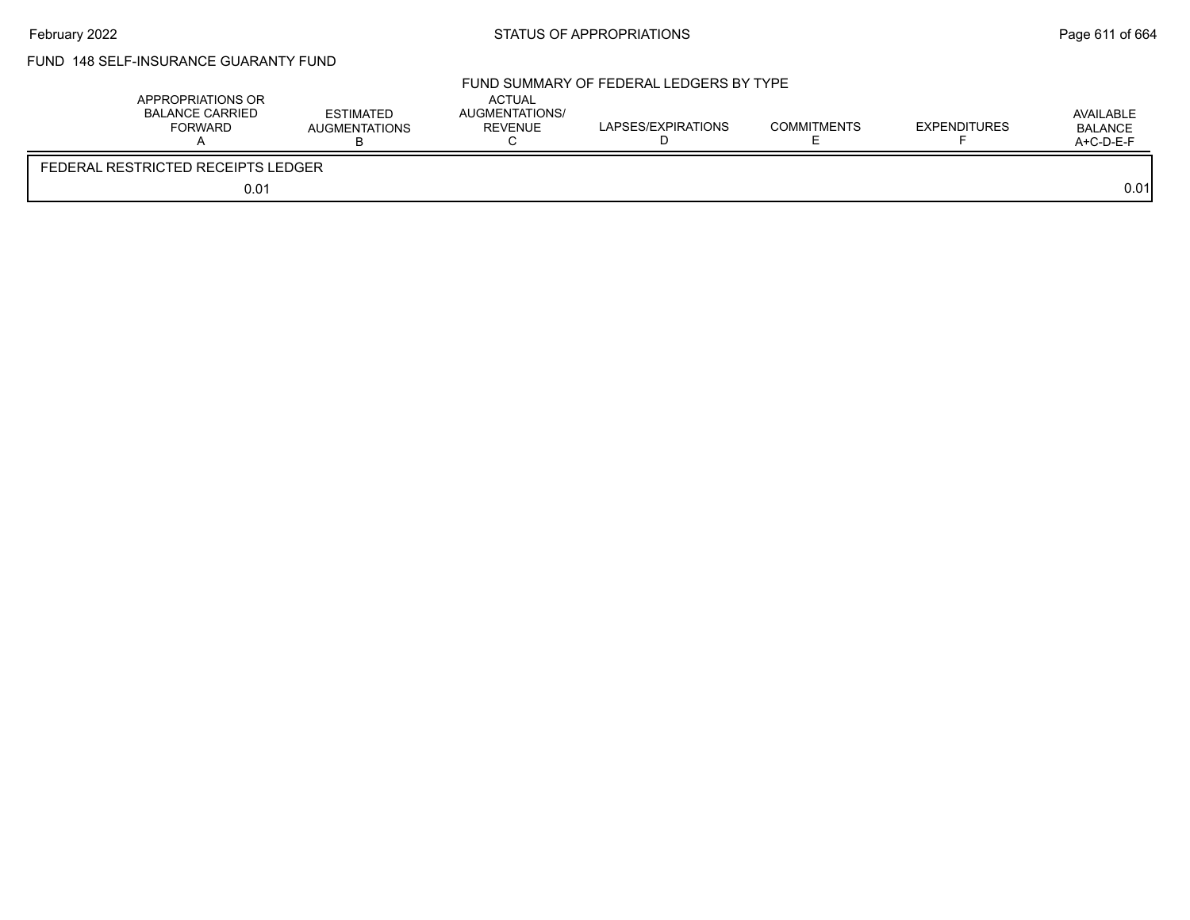FUND 148 SELF-INSURANCE GUARANTY FUND

FUND SUMMARY OF FEDERAL LEDGERS BY TYPE

| APPROPRIATIONS OR BALANCE CARRIED FORWARD A | ESTIMATED AUGMENTATIONS B | ACTUAL AUGMENTATIONS/ REVENUE C | LAPSES/EXPIRATIONS D | COMMITMENTS E | EXPENDITURES F | AVAILABLE BALANCE A+C-D-E-F |
|---|---|---|---|---|---|---|
| FEDERAL RESTRICTED RECEIPTS LEDGER | | | | | | |
| 0.01 | | | | | | 0.01 |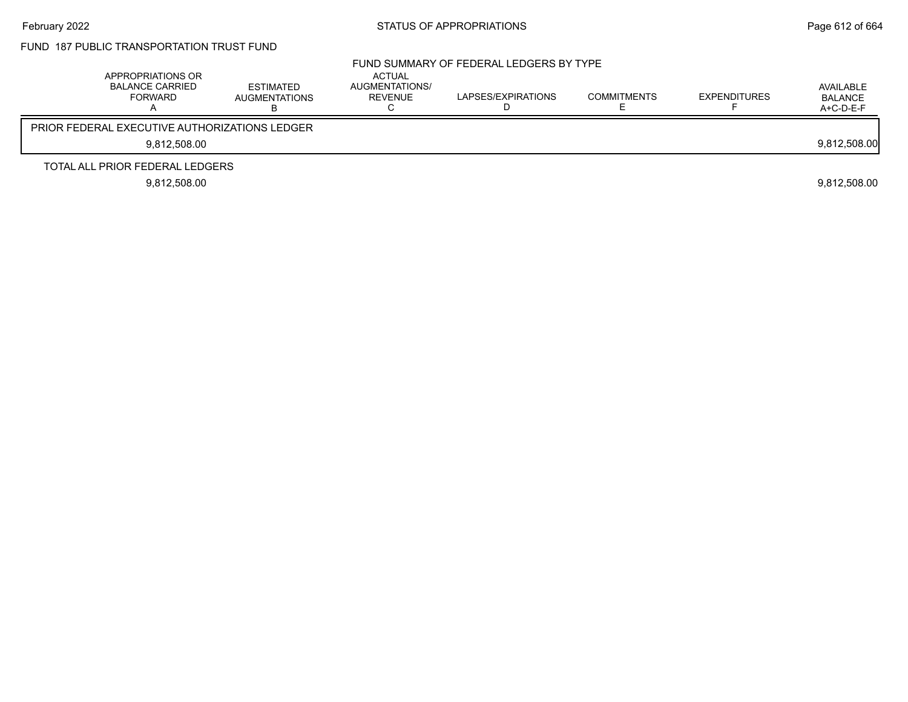FUND 187 PUBLIC TRANSPORTATION TRUST FUND

FUND SUMMARY OF FEDERAL LEDGERS BY TYPE

| APPROPRIATIONS OR BALANCE CARRIED FORWARD A | ESTIMATED AUGMENTATIONS B | ACTUAL AUGMENTATIONS/ REVENUE C | LAPSES/EXPIRATIONS D | COMMITMENTS E | EXPENDITURES F | AVAILABLE BALANCE A+C-D-E-F |
|---|---|---|---|---|---|---|
| PRIOR FEDERAL EXECUTIVE AUTHORIZATIONS LEDGER | | | | | | |
| 9,812,508.00 | | | | | | 9,812,508.00 |
| TOTAL ALL PRIOR FEDERAL LEDGERS | | | | | | |
| 9,812,508.00 | | | | | | 9,812,508.00 |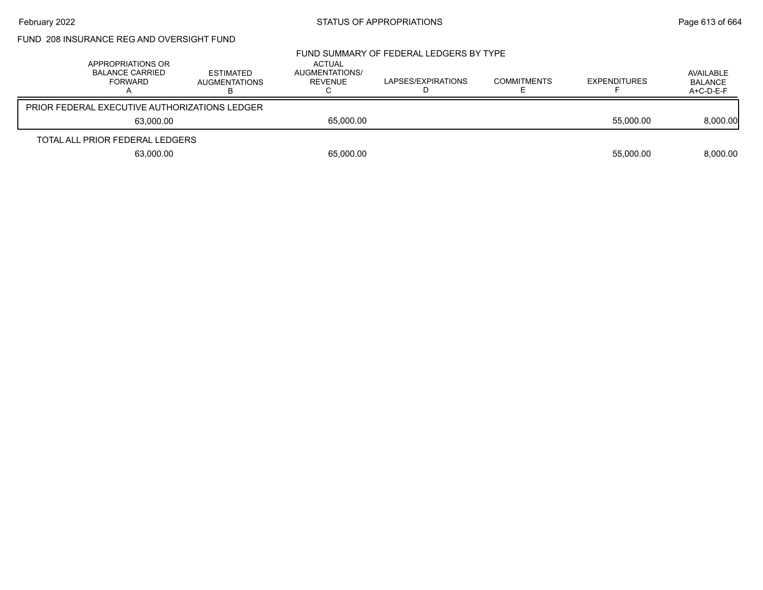FUND 208 INSURANCE REG AND OVERSIGHT FUND

## FUND SUMMARY OF FEDERAL LEDGERS BY TYPE

| | APPROPRIATIONS OR BALANCE CARRIED FORWARD A | ESTIMATED AUGMENTATIONS B | ACTUAL AUGMENTATIONS/ REVENUE C | LAPSES/EXPIRATIONS D | COMMITMENTS E | EXPENDITURES F | AVAILABLE BALANCE A+C-D-E-F |
|---|---|---|---|---|---|---|---|
| PRIOR FEDERAL EXECUTIVE AUTHORIZATIONS LEDGER | | | | | | | |
| | 63,000.00 | | 65,000.00 | | | 55,000.00 | 8,000.00 |
| TOTAL ALL PRIOR FEDERAL LEDGERS | | | | | | | |
| | 63,000.00 | | 65,000.00 | | | 55,000.00 | 8,000.00 |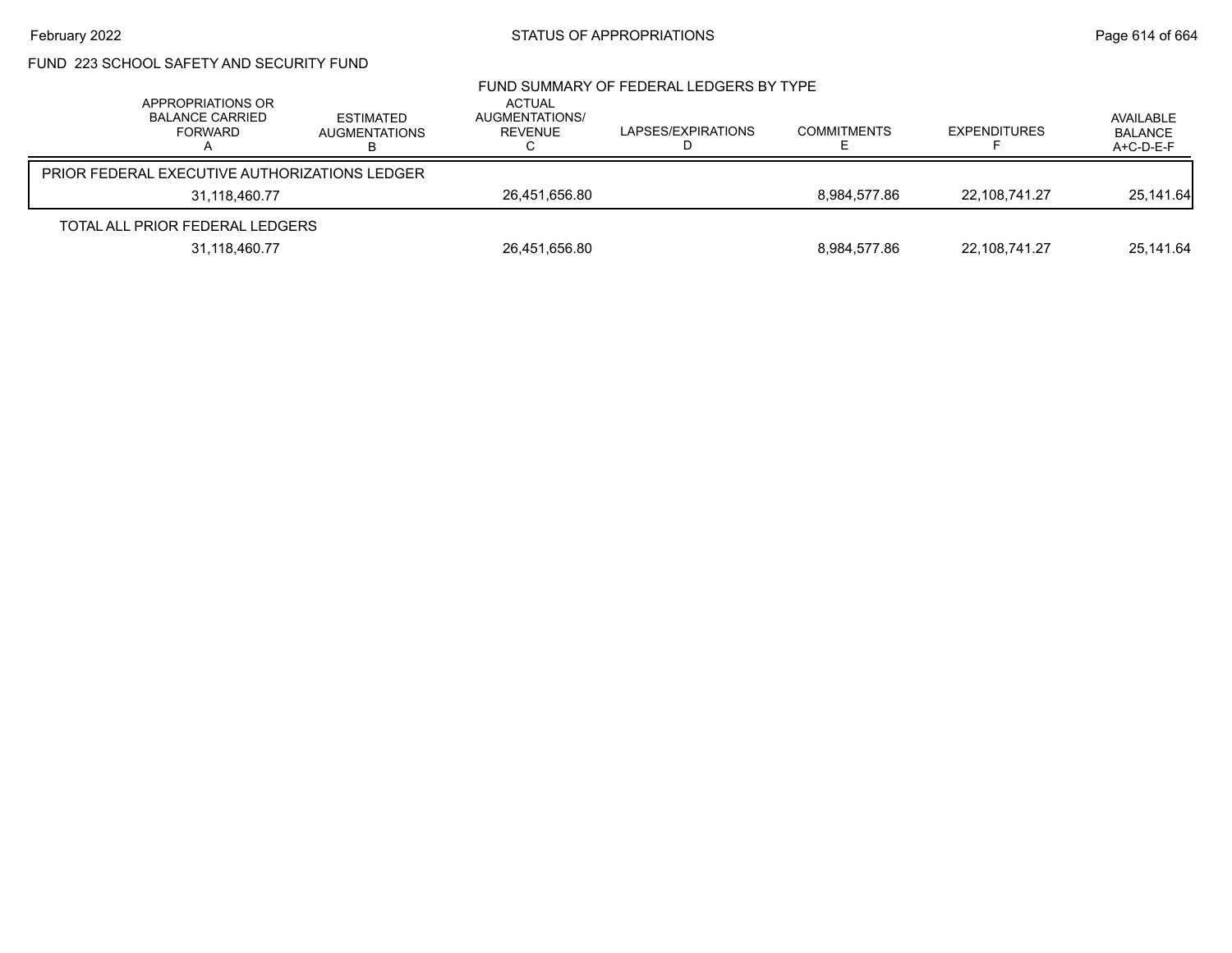FUND 223 SCHOOL SAFETY AND SECURITY FUND

FUND SUMMARY OF FEDERAL LEDGERS BY TYPE

| APPROPRIATIONS OR BALANCE CARRIED FORWARD A | ESTIMATED AUGMENTATIONS B | ACTUAL AUGMENTATIONS/ REVENUE C | LAPSES/EXPIRATIONS D | COMMITMENTS E | EXPENDITURES F | AVAILABLE BALANCE A+C-D-E-F |
|---|---|---|---|---|---|---|
| PRIOR FEDERAL EXECUTIVE AUTHORIZATIONS LEDGER | | | | | | |
| 31,118,460.77 | | 26,451,656.80 | | 8,984,577.86 | 22,108,741.27 | 25,141.64 |
| TOTAL ALL PRIOR FEDERAL LEDGERS | | | | | | |
| 31,118,460.77 | | 26,451,656.80 | | 8,984,577.86 | 22,108,741.27 | 25,141.64 |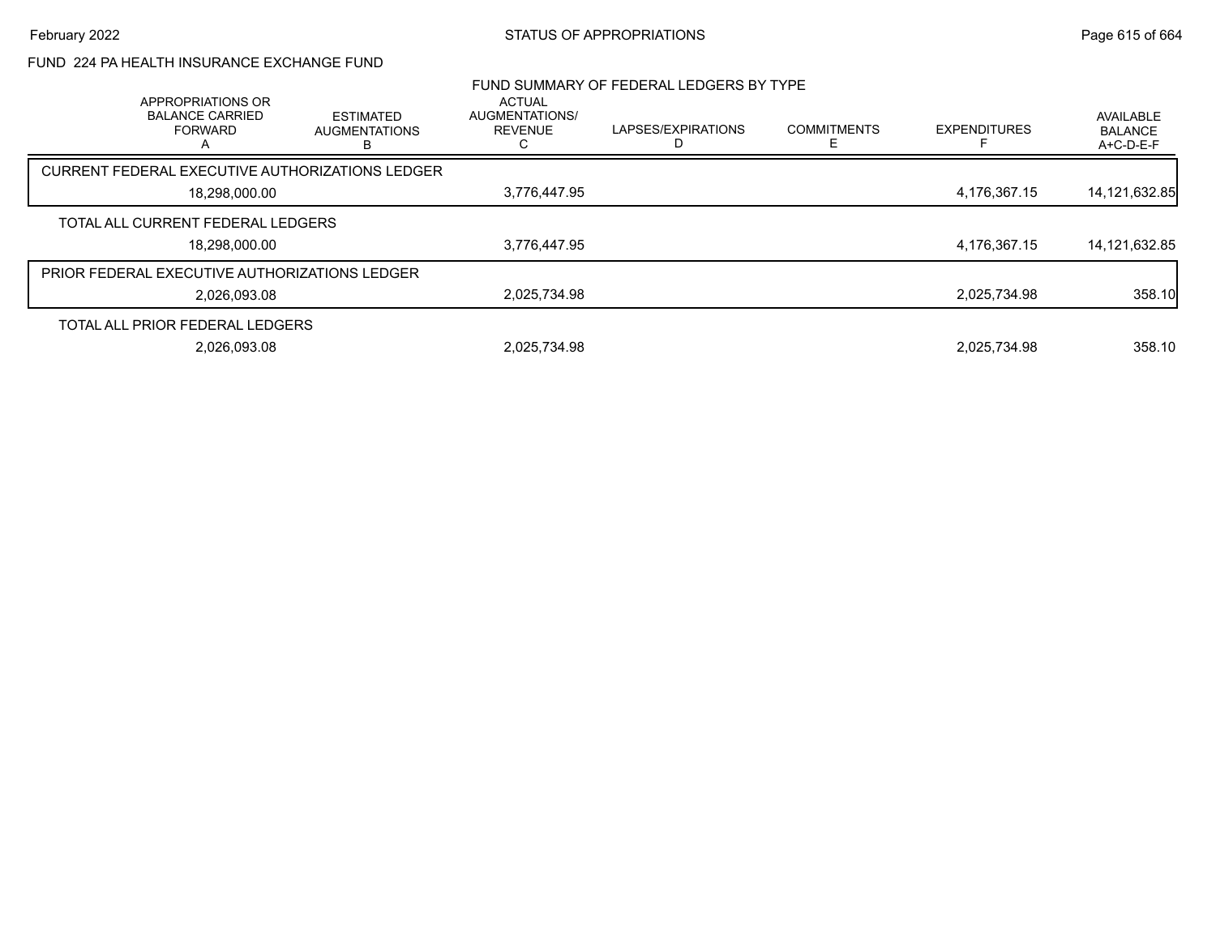# STATUS OF APPROPRIATIONS

## FUND 224 PA HEALTH INSURANCE EXCHANGE FUND

### FUND SUMMARY OF FEDERAL LEDGERS BY TYPE

| APPROPRIATIONS OR BALANCE CARRIED FORWARD A | ESTIMATED AUGMENTATIONS B | ACTUAL AUGMENTATIONS/ REVENUE C | LAPSES/EXPIRATIONS D | COMMITMENTS E | EXPENDITURES F | AVAILABLE BALANCE A+C-D-E-F |
|---|---|---|---|---|---|---|
| **CURRENT FEDERAL EXECUTIVE AUTHORIZATIONS LEDGER** | | | | | | |
| 18,298,000.00 | | 3,776,447.95 | | | 4,176,367.15 | 14,121,632.85 |
| **TOTAL ALL CURRENT FEDERAL LEDGERS** | | | | | | |
| 18,298,000.00 | | 3,776,447.95 | | | 4,176,367.15 | 14,121,632.85 |
| **PRIOR FEDERAL EXECUTIVE AUTHORIZATIONS LEDGER** | | | | | | |
| 2,026,093.08 | | 2,025,734.98 | | | 2,025,734.98 | 358.10 |
| **TOTAL ALL PRIOR FEDERAL LEDGERS** | | | | | | |
| 2,026,093.08 | | 2,025,734.98 | | | 2,025,734.98 | 358.10 |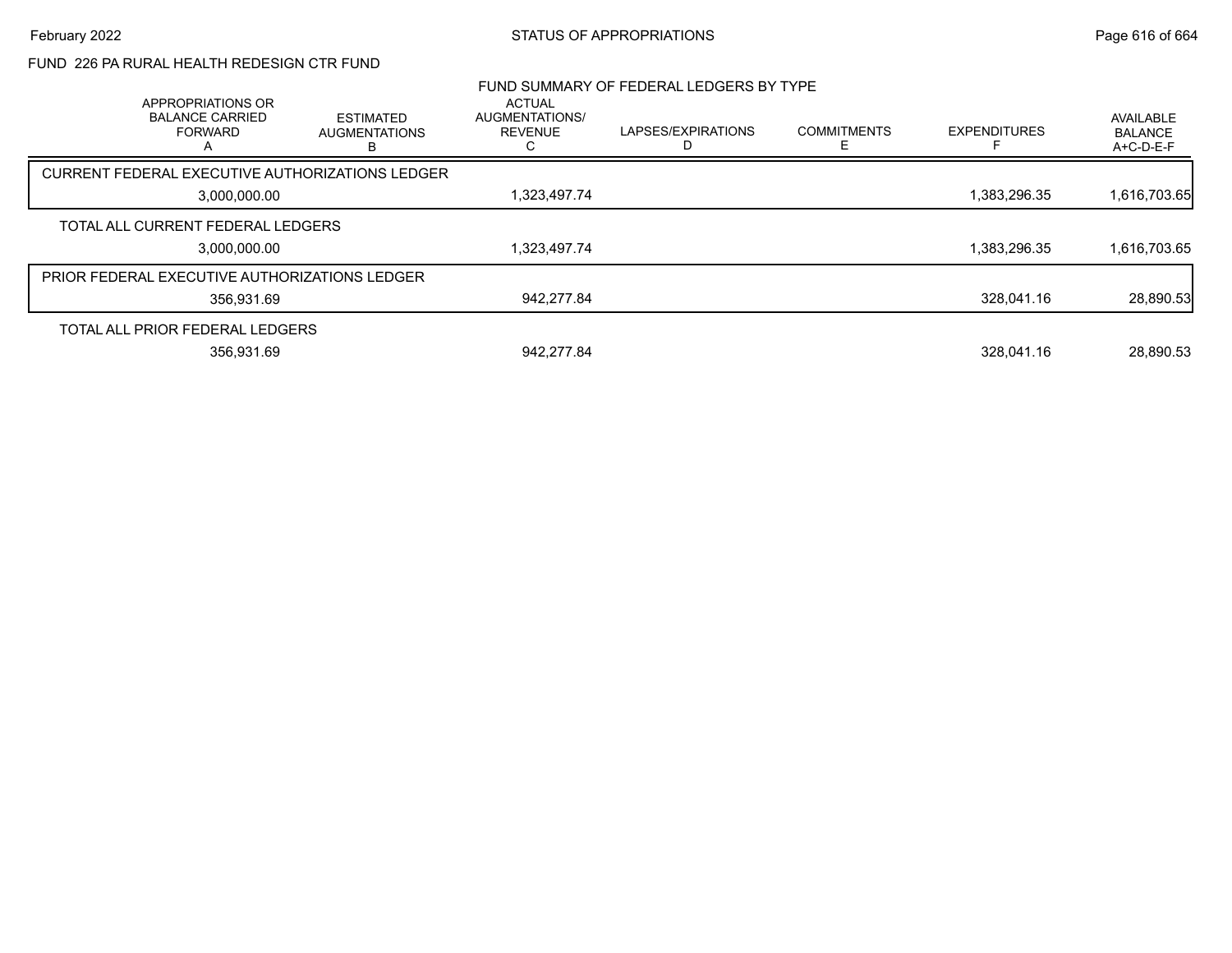FUND 226 PA RURAL HEALTH REDESIGN CTR FUND

FUND SUMMARY OF FEDERAL LEDGERS BY TYPE

| APPROPRIATIONS OR BALANCE CARRIED FORWARD A | ESTIMATED AUGMENTATIONS B | ACTUAL AUGMENTATIONS/ REVENUE C | LAPSES/EXPIRATIONS D | COMMITMENTS E | EXPENDITURES F | AVAILABLE BALANCE A+C-D-E-F |
|---|---|---|---|---|---|---|
| CURRENT FEDERAL EXECUTIVE AUTHORIZATIONS LEDGER | | | | | | |
| 3,000,000.00 | | 1,323,497.74 | | | 1,383,296.35 | 1,616,703.65 |
| TOTAL ALL CURRENT FEDERAL LEDGERS | | | | | | |
| 3,000,000.00 | | 1,323,497.74 | | | 1,383,296.35 | 1,616,703.65 |
| PRIOR FEDERAL EXECUTIVE AUTHORIZATIONS LEDGER | | | | | | |
| 356,931.69 | | 942,277.84 | | | 328,041.16 | 28,890.53 |
| TOTAL ALL PRIOR FEDERAL LEDGERS | | | | | | |
| 356,931.69 | | 942,277.84 | | | 328,041.16 | 28,890.53 |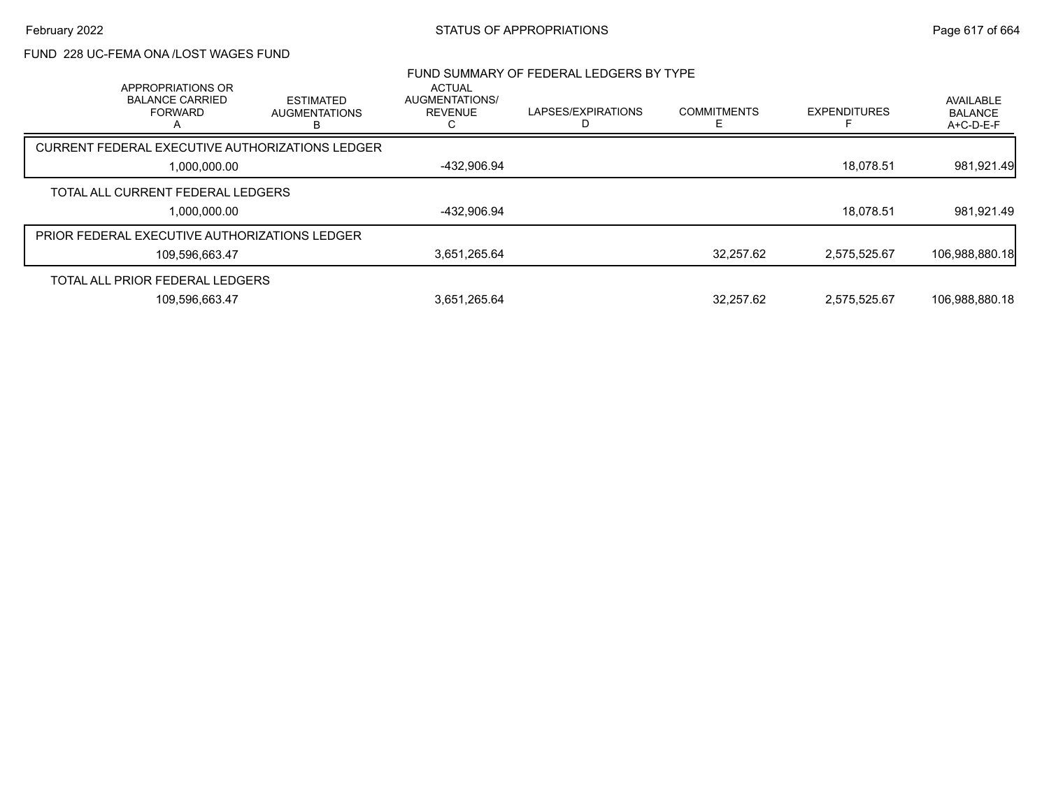FUND 228 UC-FEMA ONA /LOST WAGES FUND

FUND SUMMARY OF FEDERAL LEDGERS BY TYPE

| | APPROPRIATIONS OR BALANCE CARRIED FORWARD A | ESTIMATED AUGMENTATIONS B | ACTUAL AUGMENTATIONS/ REVENUE C | LAPSES/EXPIRATIONS D | COMMITMENTS E | EXPENDITURES F | AVAILABLE BALANCE A+C-D-E-F |
|---|---|---|---|---|---|---|---|
| CURRENT FEDERAL EXECUTIVE AUTHORIZATIONS LEDGER | 1,000,000.00 | | -432,906.94 | | | 18,078.51 | 981,921.49 |
| TOTAL ALL CURRENT FEDERAL LEDGERS | 1,000,000.00 | | -432,906.94 | | | 18,078.51 | 981,921.49 |
| PRIOR FEDERAL EXECUTIVE AUTHORIZATIONS LEDGER | 109,596,663.47 | | 3,651,265.64 | | 32,257.62 | 2,575,525.67 | 106,988,880.18 |
| TOTAL ALL PRIOR FEDERAL LEDGERS | 109,596,663.47 | | 3,651,265.64 | | 32,257.62 | 2,575,525.67 | 106,988,880.18 |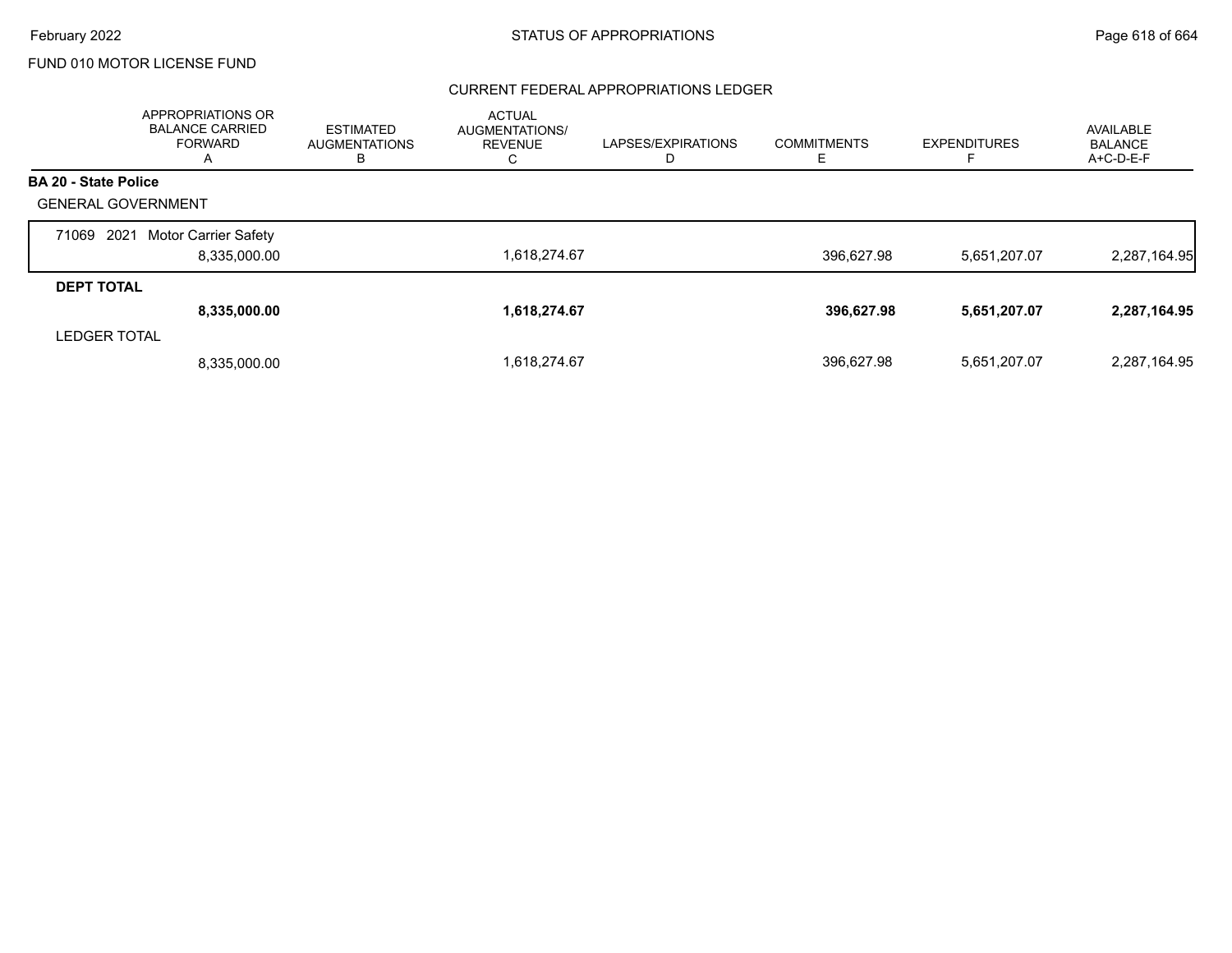FUND 010 MOTOR LICENSE FUND

## CURRENT FEDERAL APPROPRIATIONS LEDGER

| | APPROPRIATIONS OR BALANCE CARRIED FORWARD A | ESTIMATED AUGMENTATIONS B | ACTUAL AUGMENTATIONS/ REVENUE C | LAPSES/EXPIRATIONS D | COMMITMENTS E | EXPENDITURES F | AVAILABLE BALANCE A+C-D-E-F |
|---|---|---|---|---|---|---|---|
| **BA 20 - State Police** | | | | | | | |
| GENERAL GOVERNMENT | | | | | | | |
| 71069 2021 Motor Carrier Safety | 8,335,000.00 | | 1,618,274.67 | | 396,627.98 | 5,651,207.07 | 2,287,164.95 |
| **DEPT TOTAL** | **8,335,000.00** | | **1,618,274.67** | | **396,627.98** | **5,651,207.07** | **2,287,164.95** |
| LEDGER TOTAL | 8,335,000.00 | | 1,618,274.67 | | 396,627.98 | 5,651,207.07 | 2,287,164.95 |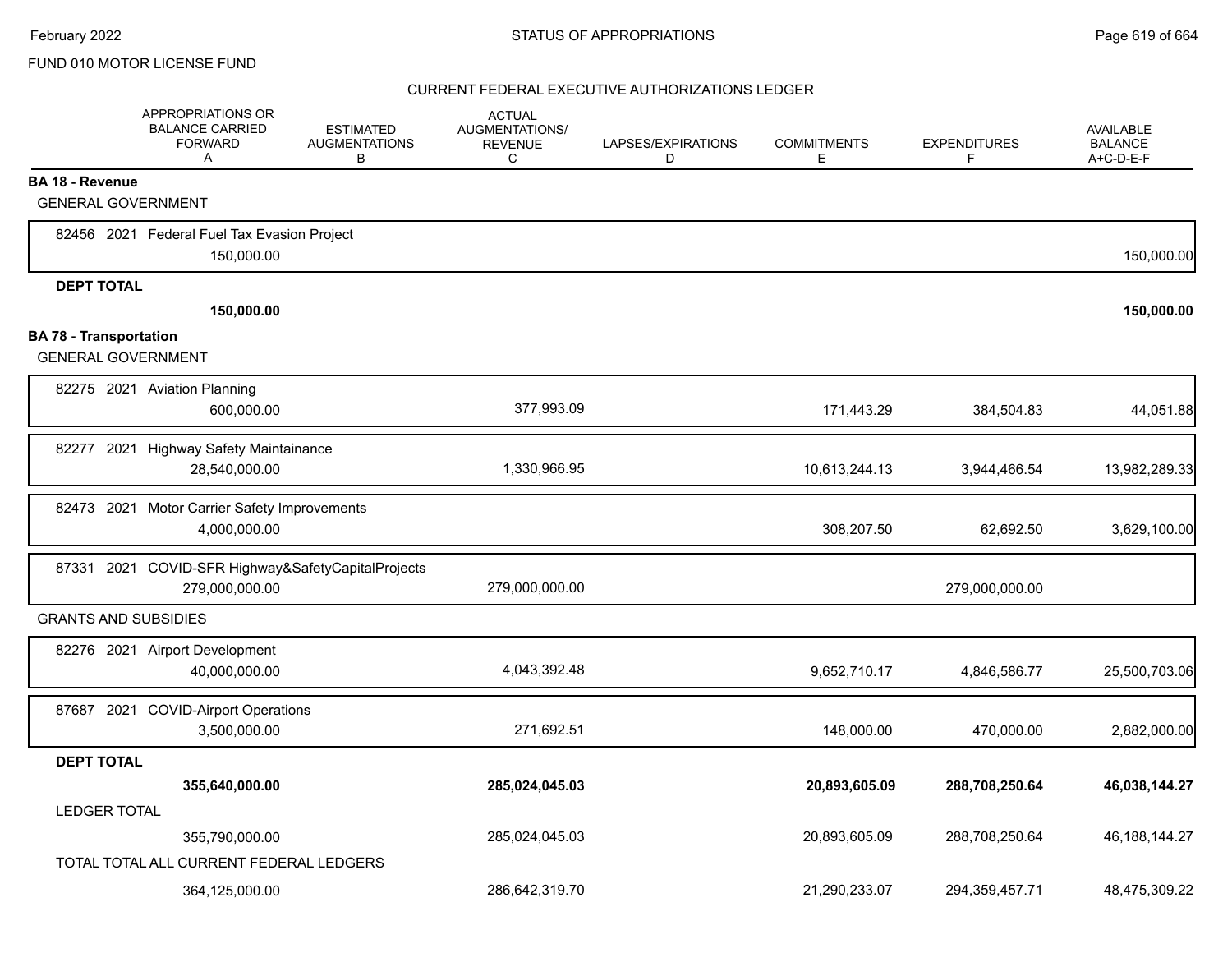FUND 010 MOTOR LICENSE FUND

CURRENT FEDERAL EXECUTIVE AUTHORIZATIONS LEDGER

| | APPROPRIATIONS OR BALANCE CARRIED FORWARD A | ESTIMATED AUGMENTATIONS B | ACTUAL AUGMENTATIONS/ REVENUE C | LAPSES/EXPIRATIONS D | COMMITMENTS E | EXPENDITURES F | AVAILABLE BALANCE A+C-D-E-F |
|---|---|---|---|---|---|---|---|
| **BA 18 - Revenue** | | | | | | | |
| GENERAL GOVERNMENT | | | | | | | |
| 82456 2021 Federal Fuel Tax Evasion Project | 150,000.00 | | | | | | 150,000.00 |
| **DEPT TOTAL** | **150,000.00** | | | | | | **150,000.00** |
| **BA 78 - Transportation** | | | | | | | |
| GENERAL GOVERNMENT | | | | | | | |
| 82275 2021 Aviation Planning | 600,000.00 | | 377,993.09 | | 171,443.29 | 384,504.83 | 44,051.88 |
| 82277 2021 Highway Safety Maintainance | 28,540,000.00 | | 1,330,966.95 | | 10,613,244.13 | 3,944,466.54 | 13,982,289.33 |
| 82473 2021 Motor Carrier Safety Improvements | 4,000,000.00 | | | | 308,207.50 | 62,692.50 | 3,629,100.00 |
| 87331 2021 COVID-SFR Highway&SafetyCapitalProjects | 279,000,000.00 | | 279,000,000.00 | | | 279,000,000.00 | |
| GRANTS AND SUBSIDIES | | | | | | | |
| 82276 2021 Airport Development | 40,000,000.00 | | 4,043,392.48 | | 9,652,710.17 | 4,846,586.77 | 25,500,703.06 |
| 87687 2021 COVID-Airport Operations | 3,500,000.00 | | 271,692.51 | | 148,000.00 | 470,000.00 | 2,882,000.00 |
| **DEPT TOTAL** | **355,640,000.00** | | **285,024,045.03** | | **20,893,605.09** | **288,708,250.64** | **46,038,144.27** |
| LEDGER TOTAL | 355,790,000.00 | | 285,024,045.03 | | 20,893,605.09 | 288,708,250.64 | 46,188,144.27 |
| TOTAL TOTAL ALL CURRENT FEDERAL LEDGERS | 364,125,000.00 | | 286,642,319.70 | | 21,290,233.07 | 294,359,457.71 | 48,475,309.22 |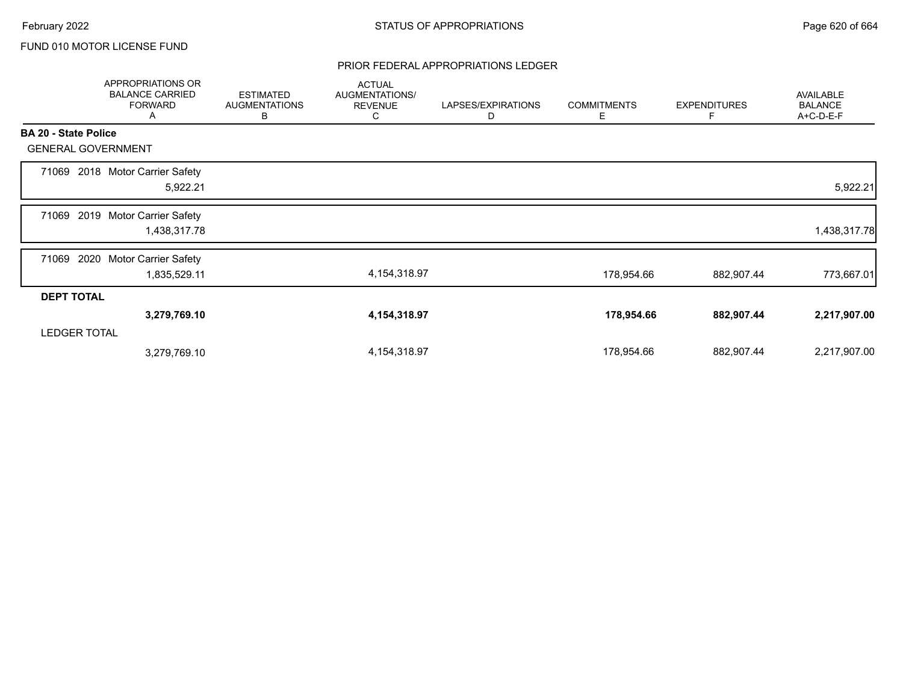FUND 010 MOTOR LICENSE FUND

## PRIOR FEDERAL APPROPRIATIONS LEDGER

| | APPROPRIATIONS OR BALANCE CARRIED FORWARD A | ESTIMATED AUGMENTATIONS B | ACTUAL AUGMENTATIONS/ REVENUE C | LAPSES/EXPIRATIONS D | COMMITMENTS E | EXPENDITURES F | AVAILABLE BALANCE A+C-D-E-F |
|---|---|---|---|---|---|---|---|
| **BA 20 - State Police** | | | | | | | |
| GENERAL GOVERNMENT | | | | | | | |
| 71069 2018 Motor Carrier Safety | 5,922.21 | | | | | | 5,922.21 |
| 71069 2019 Motor Carrier Safety | 1,438,317.78 | | | | | | 1,438,317.78 |
| 71069 2020 Motor Carrier Safety | 1,835,529.11 | | 4,154,318.97 | | 178,954.66 | 882,907.44 | 773,667.01 |
| **DEPT TOTAL** | **3,279,769.10** | | **4,154,318.97** | | **178,954.66** | **882,907.44** | **2,217,907.00** |
| LEDGER TOTAL | 3,279,769.10 | | 4,154,318.97 | | 178,954.66 | 882,907.44 | 2,217,907.00 |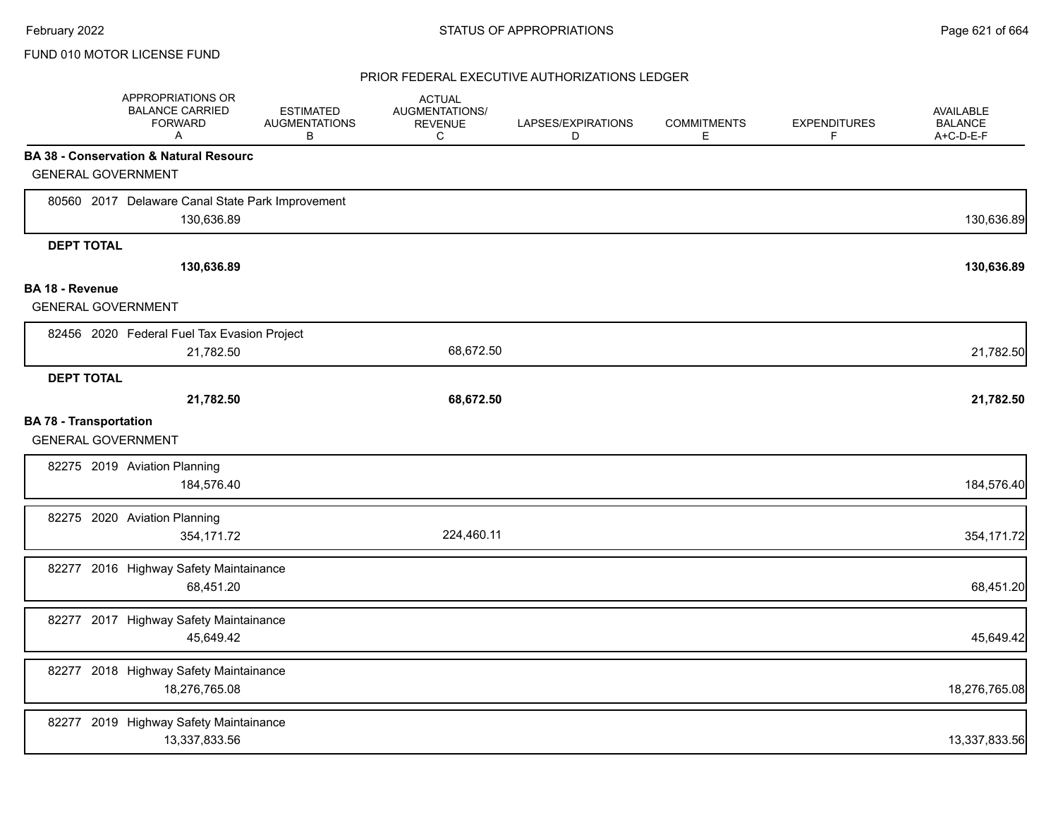FUND 010 MOTOR LICENSE FUND

PRIOR FEDERAL EXECUTIVE AUTHORIZATIONS LEDGER

| | APPROPRIATIONS OR BALANCE CARRIED FORWARD A | ESTIMATED AUGMENTATIONS B | ACTUAL AUGMENTATIONS/ REVENUE C | LAPSES/EXPIRATIONS D | COMMITMENTS E | EXPENDITURES F | AVAILABLE BALANCE A+C-D-E-F |
|---|---|---|---|---|---|---|---|
| **BA 38 - Conservation & Natural Resourc** | | | | | | | |
| GENERAL GOVERNMENT | | | | | | | |
| 80560 2017 Delaware Canal State Park Improvement | 130,636.89 | | | | | | 130,636.89 |
| **DEPT TOTAL** | **130,636.89** | | | | | | **130,636.89** |
| **BA 18 - Revenue** | | | | | | | |
| GENERAL GOVERNMENT | | | | | | | |
| 82456 2020 Federal Fuel Tax Evasion Project | 21,782.50 | | 68,672.50 | | | | 21,782.50 |
| **DEPT TOTAL** | **21,782.50** | | **68,672.50** | | | | **21,782.50** |
| **BA 78 - Transportation** | | | | | | | |
| GENERAL GOVERNMENT | | | | | | | |
| 82275 2019 Aviation Planning | 184,576.40 | | | | | | 184,576.40 |
| 82275 2020 Aviation Planning | 354,171.72 | | 224,460.11 | | | | 354,171.72 |
| 82277 2016 Highway Safety Maintainance | 68,451.20 | | | | | | 68,451.20 |
| 82277 2017 Highway Safety Maintainance | 45,649.42 | | | | | | 45,649.42 |
| 82277 2018 Highway Safety Maintainance | 18,276,765.08 | | | | | | 18,276,765.08 |
| 82277 2019 Highway Safety Maintainance | 13,337,833.56 | | | | | | 13,337,833.56 |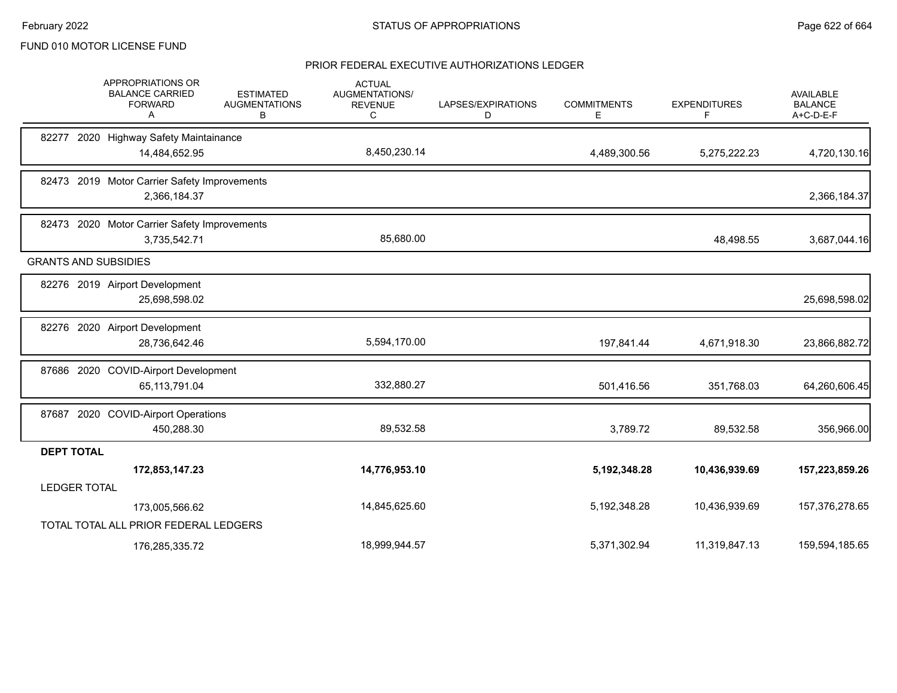FUND 010 MOTOR LICENSE FUND

## PRIOR FEDERAL EXECUTIVE AUTHORIZATIONS LEDGER

| | APPROPRIATIONS OR BALANCE CARRIED FORWARD A | ESTIMATED AUGMENTATIONS B | ACTUAL AUGMENTATIONS/ REVENUE C | LAPSES/EXPIRATIONS D | COMMITMENTS E | EXPENDITURES F | AVAILABLE BALANCE A+C-D-E-F |
|---|---|---|---|---|---|---|---|
| 82277 2020 Highway Safety Maintainance | 14,484,652.95 | | 8,450,230.14 | | 4,489,300.56 | 5,275,222.23 | 4,720,130.16 |
| 82473 2019 Motor Carrier Safety Improvements | 2,366,184.37 | | | | | | 2,366,184.37 |
| 82473 2020 Motor Carrier Safety Improvements | 3,735,542.71 | | 85,680.00 | | | 48,498.55 | 3,687,044.16 |
| GRANTS AND SUBSIDIES | | | | | | | |
| 82276 2019 Airport Development | 25,698,598.02 | | | | | | 25,698,598.02 |
| 82276 2020 Airport Development | 28,736,642.46 | | 5,594,170.00 | | 197,841.44 | 4,671,918.30 | 23,866,882.72 |
| 87686 2020 COVID-Airport Development | 65,113,791.04 | | 332,880.27 | | 501,416.56 | 351,768.03 | 64,260,606.45 |
| 87687 2020 COVID-Airport Operations | 450,288.30 | | 89,532.58 | | 3,789.72 | 89,532.58 | 356,966.00 |
| **DEPT TOTAL** | **172,853,147.23** | | **14,776,953.10** | | **5,192,348.28** | **10,436,939.69** | **157,223,859.26** |
| LEDGER TOTAL | 173,005,566.62 | | 14,845,625.60 | | 5,192,348.28 | 10,436,939.69 | 157,376,278.65 |
| TOTAL TOTAL ALL PRIOR FEDERAL LEDGERS | 176,285,335.72 | | 18,999,944.57 | | 5,371,302.94 | 11,319,847.13 | 159,594,185.65 |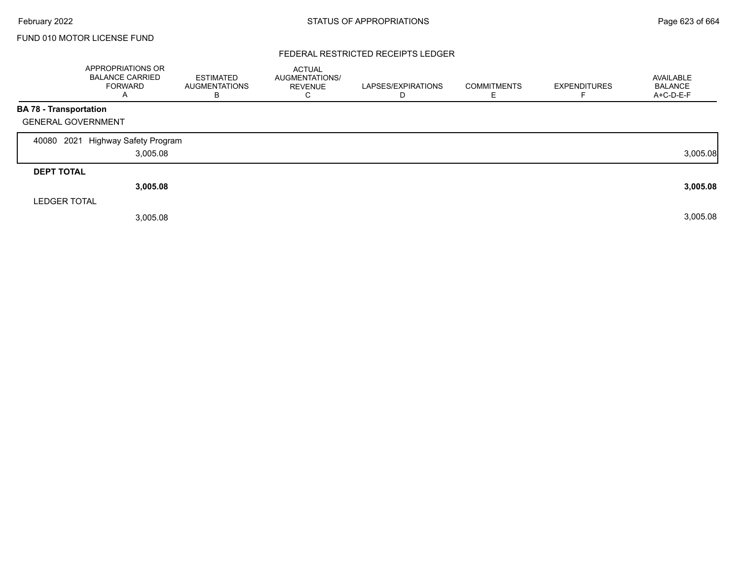FUND 010 MOTOR LICENSE FUND

## FEDERAL RESTRICTED RECEIPTS LEDGER

| | APPROPRIATIONS OR BALANCE CARRIED FORWARD A | ESTIMATED AUGMENTATIONS B | ACTUAL AUGMENTATIONS/ REVENUE C | LAPSES/EXPIRATIONS D | COMMITMENTS E | EXPENDITURES F | AVAILABLE BALANCE A+C-D-E-F |
|---|---|---|---|---|---|---|---|
| **BA 78 - Transportation** | | | | | | | |
| GENERAL GOVERNMENT | | | | | | | |
| 40080 2021 Highway Safety Program | 3,005.08 | | | | | | 3,005.08 |
| **DEPT TOTAL** | **3,005.08** | | | | | | **3,005.08** |
| LEDGER TOTAL | 3,005.08 | | | | | | 3,005.08 |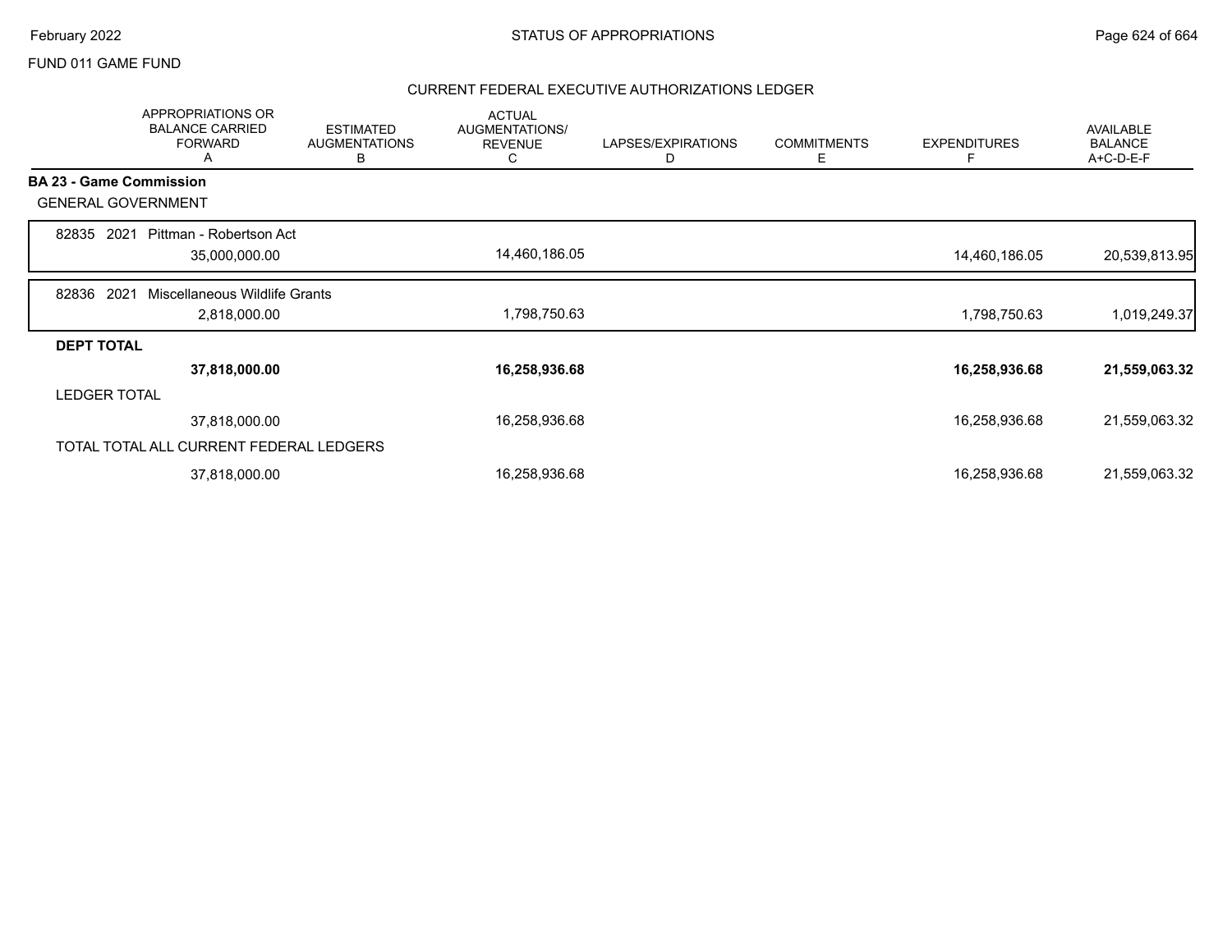FUND 011 GAME FUND

## CURRENT FEDERAL EXECUTIVE AUTHORIZATIONS LEDGER

| | APPROPRIATIONS OR BALANCE CARRIED FORWARD A | ESTIMATED AUGMENTATIONS B | ACTUAL AUGMENTATIONS/ REVENUE C | LAPSES/EXPIRATIONS D | COMMITMENTS E | EXPENDITURES F | AVAILABLE BALANCE A+C-D-E-F |
|---|---|---|---|---|---|---|---|
| **BA 23 - Game Commission** | | | | | | | |
| GENERAL GOVERNMENT | | | | | | | |
| 82835 2021 Pittman - Robertson Act | 35,000,000.00 | | 14,460,186.05 | | | 14,460,186.05 | 20,539,813.95 |
| 82836 2021 Miscellaneous Wildlife Grants | 2,818,000.00 | | 1,798,750.63 | | | 1,798,750.63 | 1,019,249.37 |
| **DEPT TOTAL** | **37,818,000.00** | | **16,258,936.68** | | | **16,258,936.68** | **21,559,063.32** |
| LEDGER TOTAL | 37,818,000.00 | | 16,258,936.68 | | | 16,258,936.68 | 21,559,063.32 |
| TOTAL TOTAL ALL CURRENT FEDERAL LEDGERS | 37,818,000.00 | | 16,258,936.68 | | | 16,258,936.68 | 21,559,063.32 |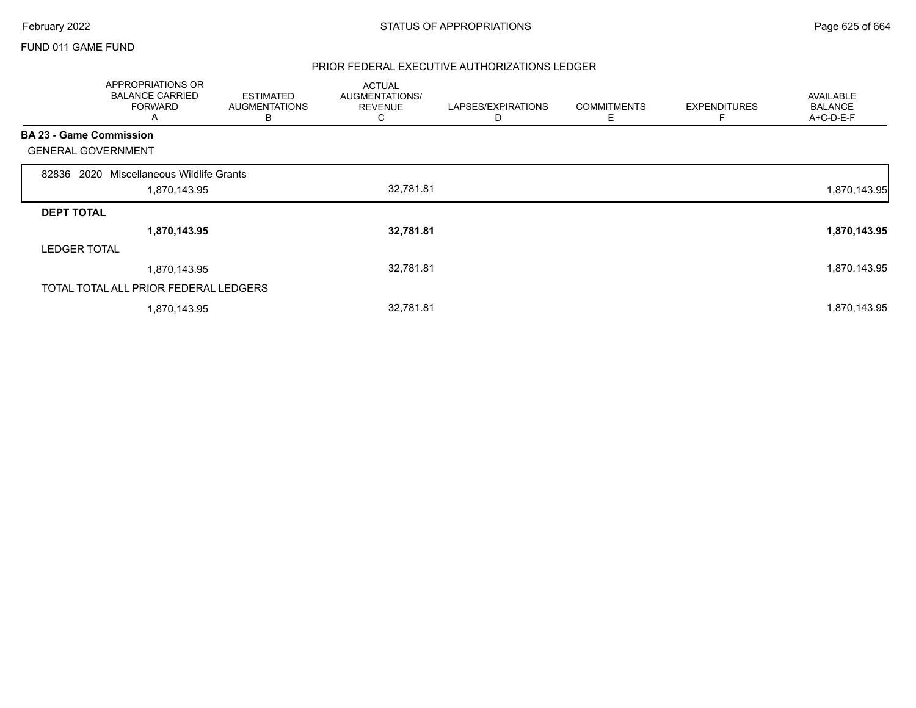FUND 011 GAME FUND

## PRIOR FEDERAL EXECUTIVE AUTHORIZATIONS LEDGER

| | APPROPRIATIONS OR BALANCE CARRIED FORWARD A | ESTIMATED AUGMENTATIONS B | ACTUAL AUGMENTATIONS/ REVENUE C | LAPSES/EXPIRATIONS D | COMMITMENTS E | EXPENDITURES F | AVAILABLE BALANCE A+C-D-E-F |
|---|---|---|---|---|---|---|---|
| **BA 23 - Game Commission** | | | | | | | |
| GENERAL GOVERNMENT | | | | | | | |
| 82836 2020 Miscellaneous Wildlife Grants | | | | | | | |
| | 1,870,143.95 | | 32,781.81 | | | | 1,870,143.95 |
| **DEPT TOTAL** | | | | | | | |
| | **1,870,143.95** | | **32,781.81** | | | | **1,870,143.95** |
| LEDGER TOTAL | | | | | | | |
| | 1,870,143.95 | | 32,781.81 | | | | 1,870,143.95 |
| TOTAL TOTAL ALL PRIOR FEDERAL LEDGERS | | | | | | | |
| | 1,870,143.95 | | 32,781.81 | | | | 1,870,143.95 |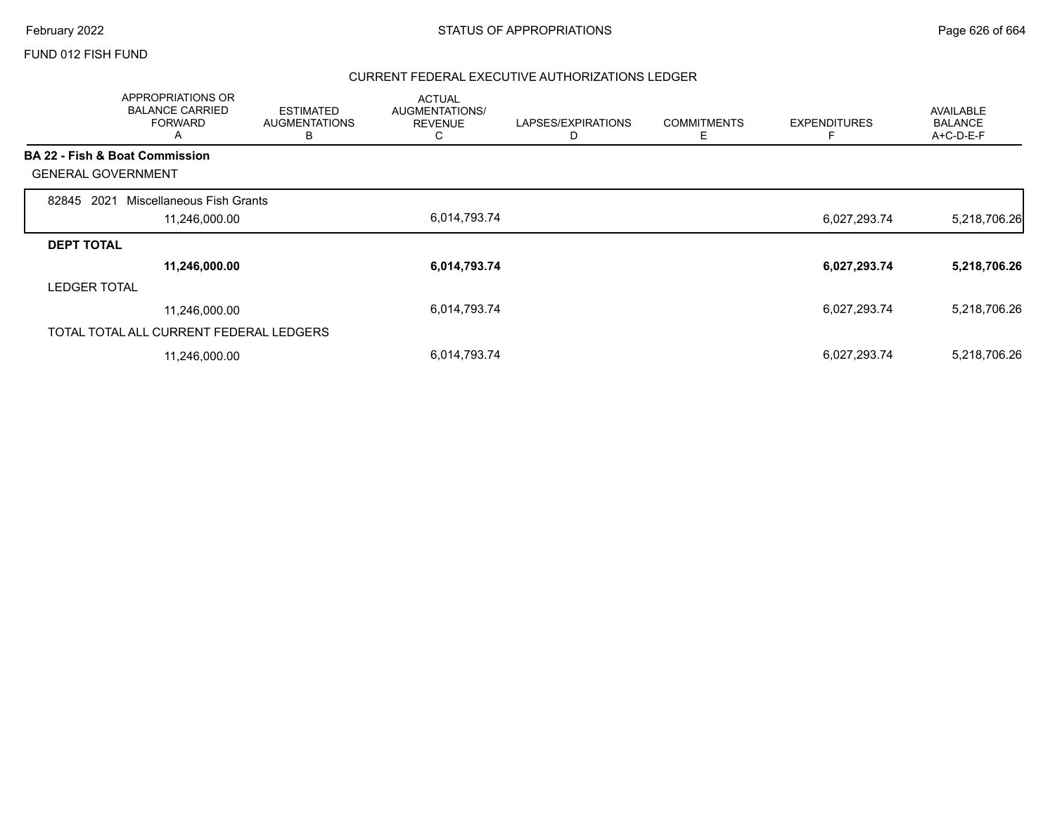FUND 012 FISH FUND

## CURRENT FEDERAL EXECUTIVE AUTHORIZATIONS LEDGER

| | APPROPRIATIONS OR BALANCE CARRIED FORWARD A | ESTIMATED AUGMENTATIONS B | ACTUAL AUGMENTATIONS/ REVENUE C | LAPSES/EXPIRATIONS D | COMMITMENTS E | EXPENDITURES F | AVAILABLE BALANCE A+C-D-E-F |
|---|---|---|---|---|---|---|---|
| **BA 22 - Fish & Boat Commission** | | | | | | | |
| GENERAL GOVERNMENT | | | | | | | |
| 82845 2021 Miscellaneous Fish Grants | 11,246,000.00 | | 6,014,793.74 | | | 6,027,293.74 | 5,218,706.26 |
| **DEPT TOTAL** | **11,246,000.00** | | **6,014,793.74** | | | **6,027,293.74** | **5,218,706.26** |
| LEDGER TOTAL | 11,246,000.00 | | 6,014,793.74 | | | 6,027,293.74 | 5,218,706.26 |
| TOTAL TOTAL ALL CURRENT FEDERAL LEDGERS | 11,246,000.00 | | 6,014,793.74 | | | 6,027,293.74 | 5,218,706.26 |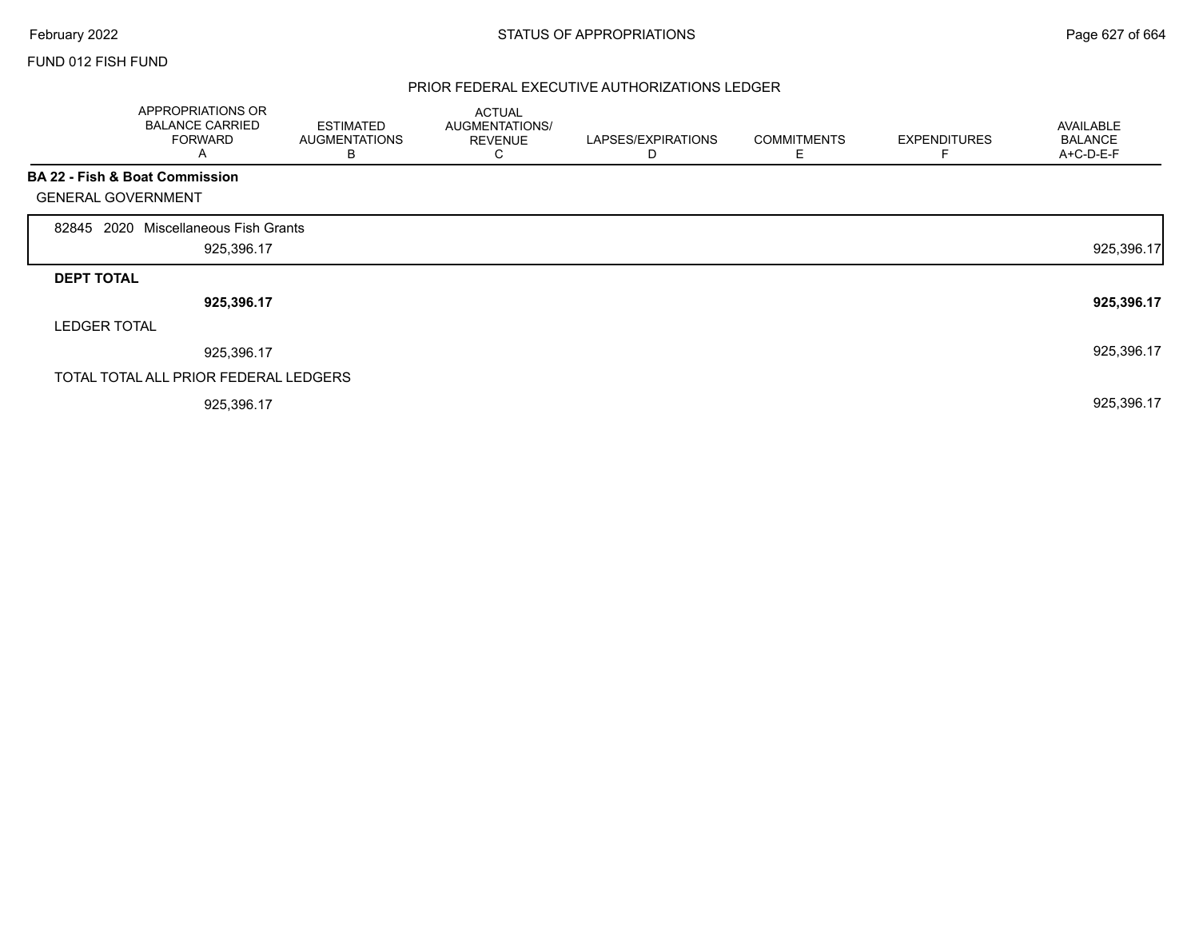FUND 012 FISH FUND

## PRIOR FEDERAL EXECUTIVE AUTHORIZATIONS LEDGER

| | APPROPRIATIONS OR BALANCE CARRIED FORWARD A | ESTIMATED AUGMENTATIONS B | ACTUAL AUGMENTATIONS/ REVENUE C | LAPSES/EXPIRATIONS D | COMMITMENTS E | EXPENDITURES F | AVAILABLE BALANCE A+C-D-E-F |
|---|---|---|---|---|---|---|---|
| **BA 22 - Fish & Boat Commission** | | | | | | | |
| GENERAL GOVERNMENT | | | | | | | |
| 82845 2020 Miscellaneous Fish Grants | | | | | | | |
| | 925,396.17 | | | | | | 925,396.17 |
| **DEPT TOTAL** | | | | | | | |
| | **925,396.17** | | | | | | **925,396.17** |
| LEDGER TOTAL | | | | | | | |
| | 925,396.17 | | | | | | 925,396.17 |
| TOTAL TOTAL ALL PRIOR FEDERAL LEDGERS | | | | | | | |
| | 925,396.17 | | | | | | 925,396.17 |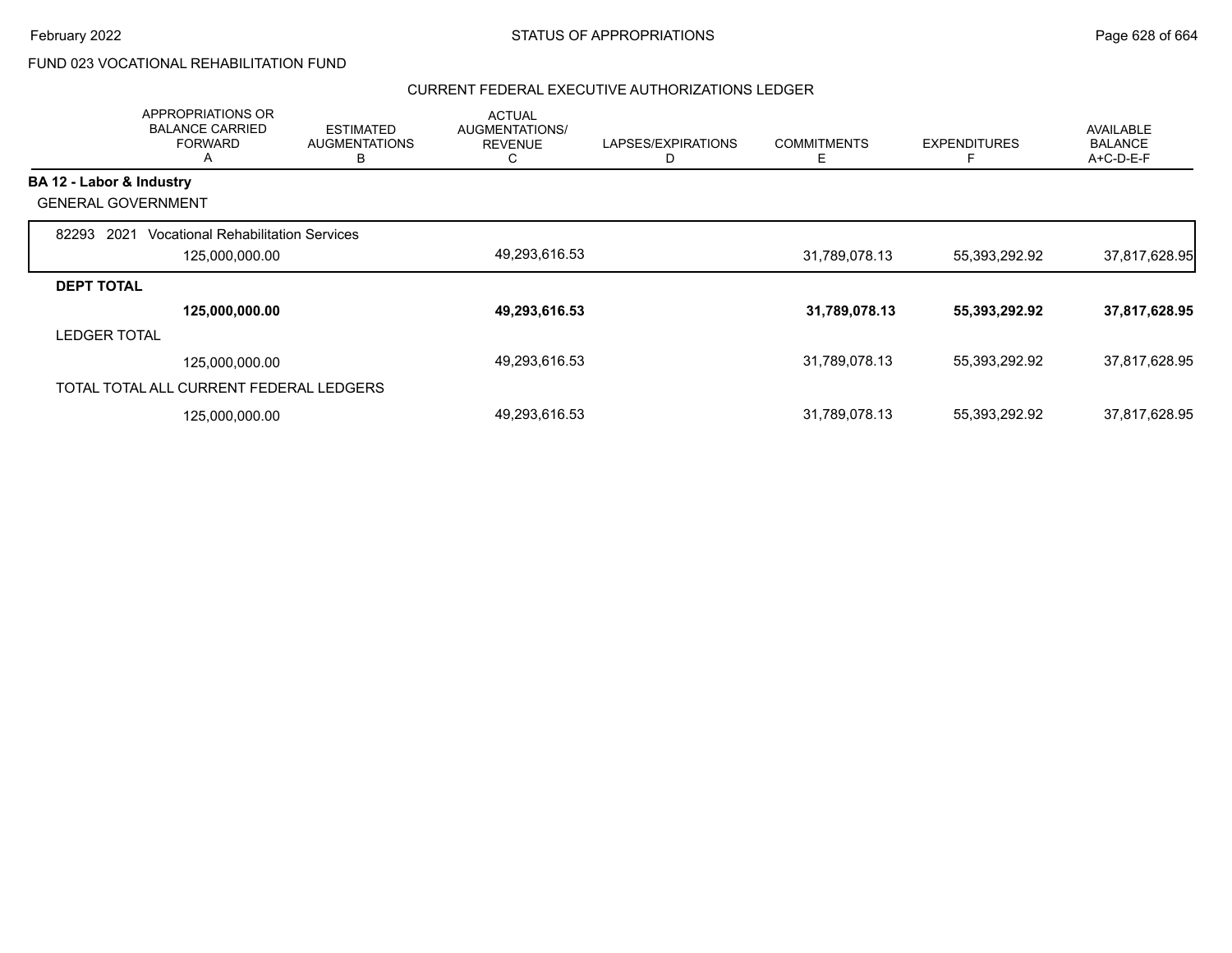FUND 023 VOCATIONAL REHABILITATION FUND

## CURRENT FEDERAL EXECUTIVE AUTHORIZATIONS LEDGER

| | APPROPRIATIONS OR BALANCE CARRIED FORWARD A | ESTIMATED AUGMENTATIONS B | ACTUAL AUGMENTATIONS/ REVENUE C | LAPSES/EXPIRATIONS D | COMMITMENTS E | EXPENDITURES F | AVAILABLE BALANCE A+C-D-E-F |
|---|---|---|---|---|---|---|---|
| **BA 12 - Labor & Industry** | | | | | | | |
| GENERAL GOVERNMENT | | | | | | | |
| 82293 2021 Vocational Rehabilitation Services | | | | | | | |
| | 125,000,000.00 | | 49,293,616.53 | | 31,789,078.13 | 55,393,292.92 | 37,817,628.95 |
| **DEPT TOTAL** | | | | | | | |
| | **125,000,000.00** | | **49,293,616.53** | | **31,789,078.13** | **55,393,292.92** | **37,817,628.95** |
| LEDGER TOTAL | | | | | | | |
| | 125,000,000.00 | | 49,293,616.53 | | 31,789,078.13 | 55,393,292.92 | 37,817,628.95 |
| TOTAL TOTAL ALL CURRENT FEDERAL LEDGERS | | | | | | | |
| | 125,000,000.00 | | 49,293,616.53 | | 31,789,078.13 | 55,393,292.92 | 37,817,628.95 |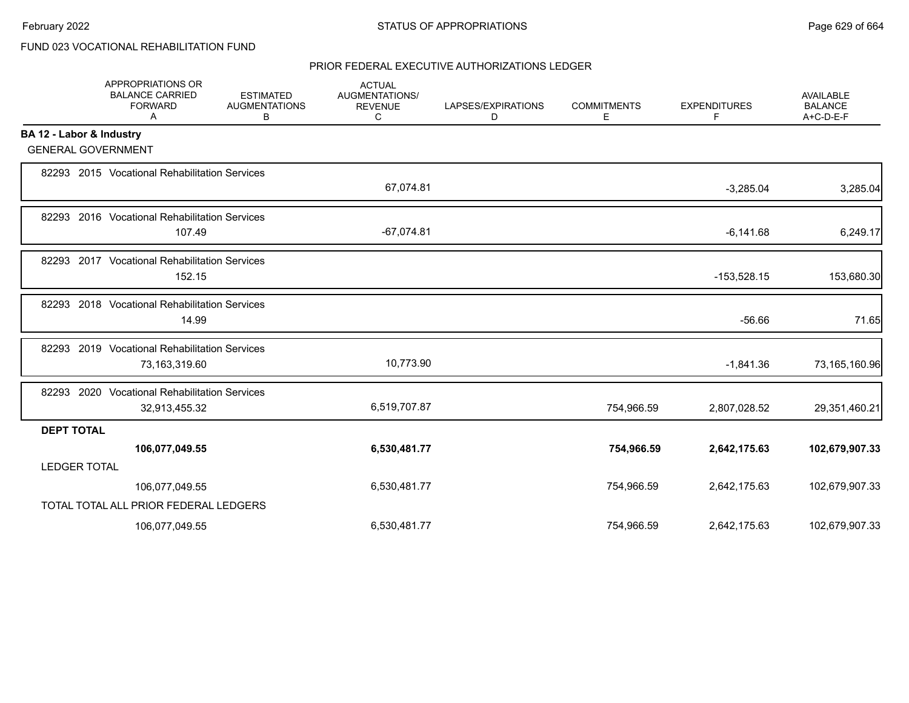FUND 023 VOCATIONAL REHABILITATION FUND

PRIOR FEDERAL EXECUTIVE AUTHORIZATIONS LEDGER

| | APPROPRIATIONS OR BALANCE CARRIED FORWARD A | ESTIMATED AUGMENTATIONS B | ACTUAL AUGMENTATIONS/ REVENUE C | LAPSES/EXPIRATIONS D | COMMITMENTS E | EXPENDITURES F | AVAILABLE BALANCE A+C-D-E-F |
|---|---|---|---|---|---|---|---|
| **BA 12 - Labor & Industry** | | | | | | | |
| GENERAL GOVERNMENT | | | | | | | |
| 82293 2015 Vocational Rehabilitation Services | | | 67,074.81 | | | -3,285.04 | 3,285.04 |
| 82293 2016 Vocational Rehabilitation Services | 107.49 | | -67,074.81 | | | -6,141.68 | 6,249.17 |
| 82293 2017 Vocational Rehabilitation Services | 152.15 | | | | | -153,528.15 | 153,680.30 |
| 82293 2018 Vocational Rehabilitation Services | 14.99 | | | | | -56.66 | 71.65 |
| 82293 2019 Vocational Rehabilitation Services | 73,163,319.60 | | 10,773.90 | | | -1,841.36 | 73,165,160.96 |
| 82293 2020 Vocational Rehabilitation Services | 32,913,455.32 | | 6,519,707.87 | | 754,966.59 | 2,807,028.52 | 29,351,460.21 |
| **DEPT TOTAL** | **106,077,049.55** | | **6,530,481.77** | | **754,966.59** | **2,642,175.63** | **102,679,907.33** |
| LEDGER TOTAL | 106,077,049.55 | | 6,530,481.77 | | 754,966.59 | 2,642,175.63 | 102,679,907.33 |
| TOTAL TOTAL ALL PRIOR FEDERAL LEDGERS | 106,077,049.55 | | 6,530,481.77 | | 754,966.59 | 2,642,175.63 | 102,679,907.33 |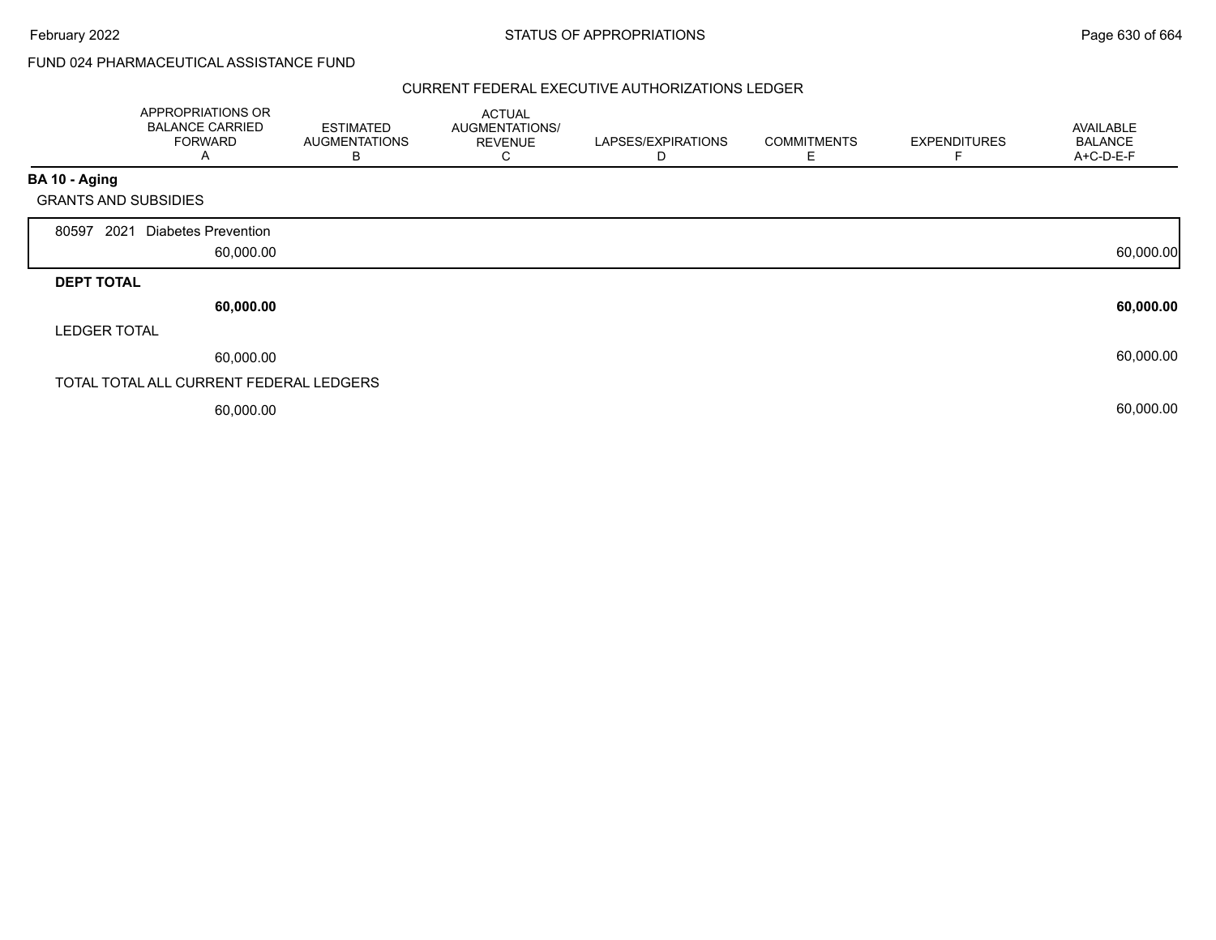FUND 024 PHARMACEUTICAL ASSISTANCE FUND

CURRENT FEDERAL EXECUTIVE AUTHORIZATIONS LEDGER

| | APPROPRIATIONS OR BALANCE CARRIED FORWARD A | ESTIMATED AUGMENTATIONS B | ACTUAL AUGMENTATIONS/ REVENUE C | LAPSES/EXPIRATIONS D | COMMITMENTS E | EXPENDITURES F | AVAILABLE BALANCE A+C-D-E-F |
|---|---|---|---|---|---|---|---|
| **BA 10 - Aging** | | | | | | | |
| GRANTS AND SUBSIDIES | | | | | | | |
| 80597 2021 Diabetes Prevention | 60,000.00 | | | | | | 60,000.00 |
| **DEPT TOTAL** | **60,000.00** | | | | | | **60,000.00** |
| LEDGER TOTAL | 60,000.00 | | | | | | 60,000.00 |
| TOTAL TOTAL ALL CURRENT FEDERAL LEDGERS | 60,000.00 | | | | | | 60,000.00 |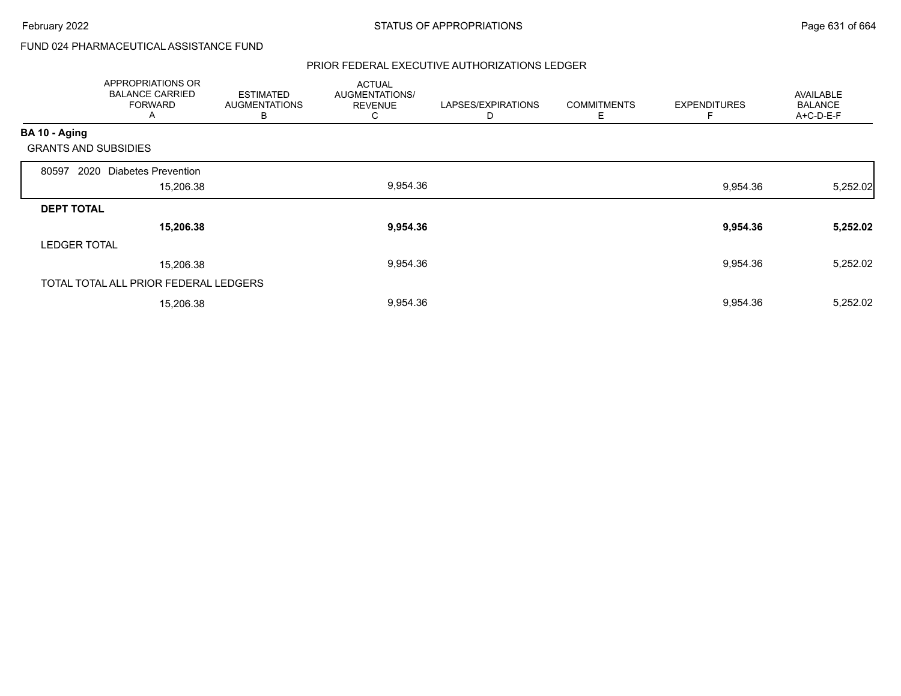FUND 024 PHARMACEUTICAL ASSISTANCE FUND

## PRIOR FEDERAL EXECUTIVE AUTHORIZATIONS LEDGER

| | APPROPRIATIONS OR BALANCE CARRIED FORWARD A | ESTIMATED AUGMENTATIONS B | ACTUAL AUGMENTATIONS/ REVENUE C | LAPSES/EXPIRATIONS D | COMMITMENTS E | EXPENDITURES F | AVAILABLE BALANCE A+C-D-E-F |
|---|---|---|---|---|---|---|---|
| **BA 10 - Aging** | | | | | | | |
| GRANTS AND SUBSIDIES | | | | | | | |
| 80597 2020 Diabetes Prevention | 15,206.38 | | 9,954.36 | | | 9,954.36 | 5,252.02 |
| **DEPT TOTAL** | **15,206.38** | | **9,954.36** | | | **9,954.36** | **5,252.02** |
| LEDGER TOTAL | 15,206.38 | | 9,954.36 | | | 9,954.36 | 5,252.02 |
| TOTAL TOTAL ALL PRIOR FEDERAL LEDGERS | 15,206.38 | | 9,954.36 | | | 9,954.36 | 5,252.02 |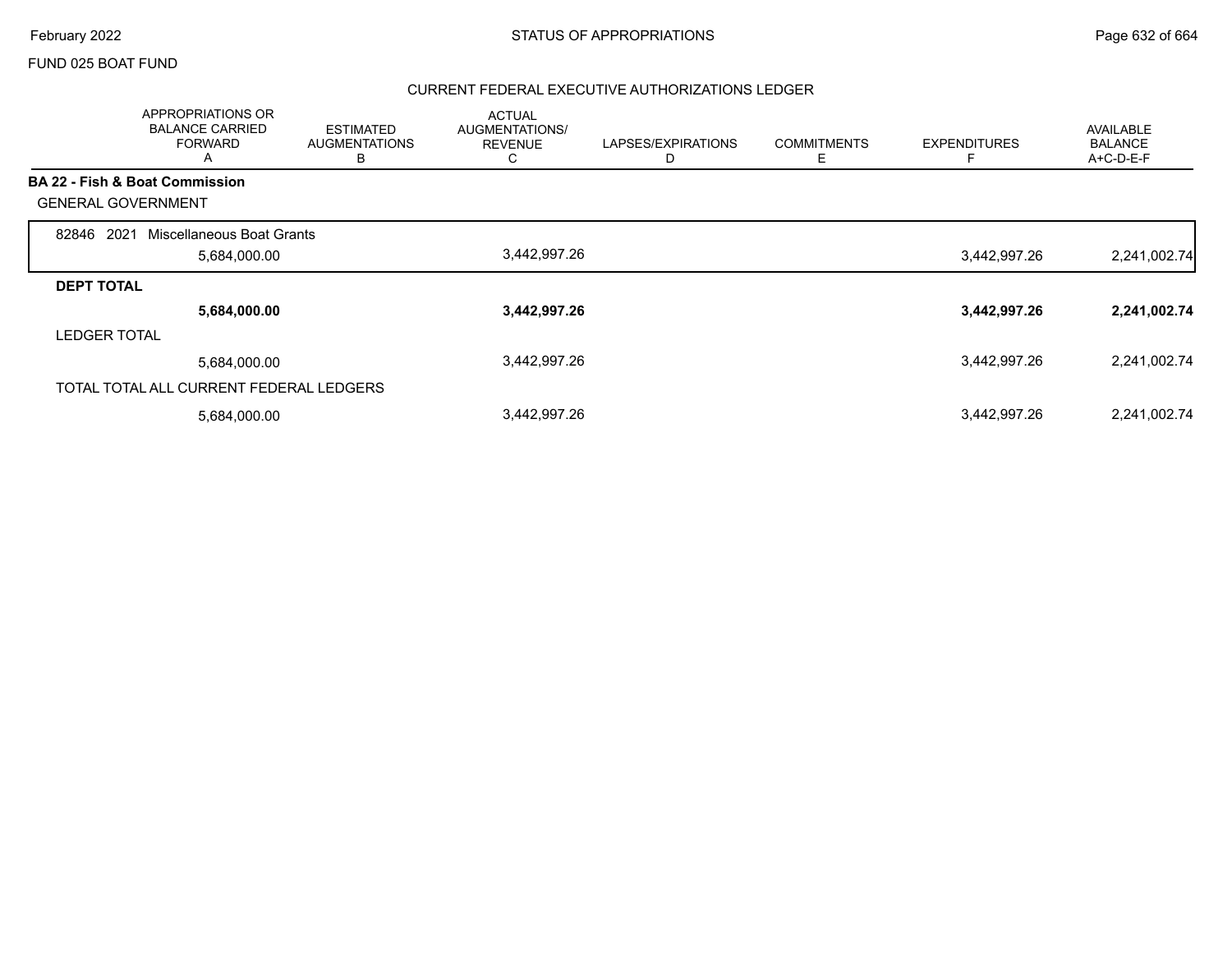FUND 025 BOAT FUND

## CURRENT FEDERAL EXECUTIVE AUTHORIZATIONS LEDGER

| | APPROPRIATIONS OR BALANCE CARRIED FORWARD A | ESTIMATED AUGMENTATIONS B | ACTUAL AUGMENTATIONS/ REVENUE C | LAPSES/EXPIRATIONS D | COMMITMENTS E | EXPENDITURES F | AVAILABLE BALANCE A+C-D-E-F |
|---|---|---|---|---|---|---|---|
| **BA 22 - Fish & Boat Commission** | | | | | | | |
| GENERAL GOVERNMENT | | | | | | | |
| 82846 2021 Miscellaneous Boat Grants | 5,684,000.00 | | 3,442,997.26 | | | 3,442,997.26 | 2,241,002.74 |
| **DEPT TOTAL** | **5,684,000.00** | | **3,442,997.26** | | | **3,442,997.26** | **2,241,002.74** |
| LEDGER TOTAL | 5,684,000.00 | | 3,442,997.26 | | | 3,442,997.26 | 2,241,002.74 |
| TOTAL TOTAL ALL CURRENT FEDERAL LEDGERS | 5,684,000.00 | | 3,442,997.26 | | | 3,442,997.26 | 2,241,002.74 |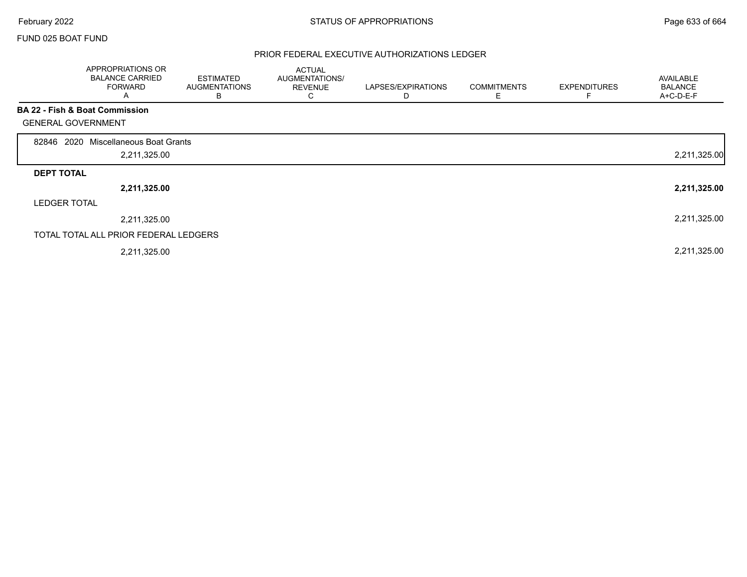FUND 025 BOAT FUND

## PRIOR FEDERAL EXECUTIVE AUTHORIZATIONS LEDGER

| | APPROPRIATIONS OR BALANCE CARRIED FORWARD A | ESTIMATED AUGMENTATIONS B | ACTUAL AUGMENTATIONS/ REVENUE C | LAPSES/EXPIRATIONS D | COMMITMENTS E | EXPENDITURES F | AVAILABLE BALANCE A+C-D-E-F |
|---|---|---|---|---|---|---|---|
| **BA 22 - Fish & Boat Commission** | | | | | | | |
| GENERAL GOVERNMENT | | | | | | | |
| 82846 2020 Miscellaneous Boat Grants | | | | | | | |
| | 2,211,325.00 | | | | | | 2,211,325.00 |
| **DEPT TOTAL** | | | | | | | |
| | **2,211,325.00** | | | | | | **2,211,325.00** |
| LEDGER TOTAL | | | | | | | |
| | 2,211,325.00 | | | | | | 2,211,325.00 |
| TOTAL TOTAL ALL PRIOR FEDERAL LEDGERS | | | | | | | |
| | 2,211,325.00 | | | | | | 2,211,325.00 |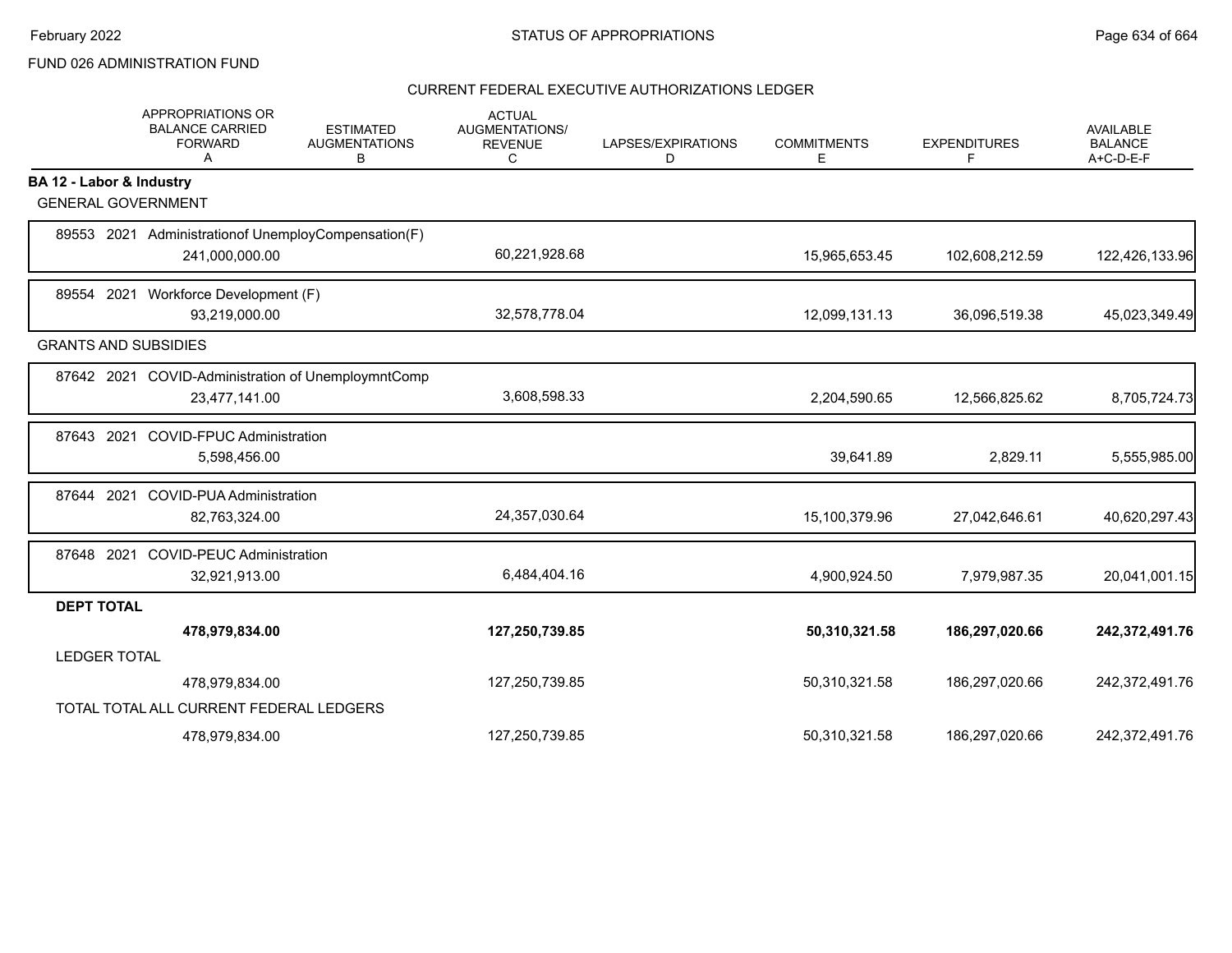FUND 026 ADMINISTRATION FUND

## CURRENT FEDERAL EXECUTIVE AUTHORIZATIONS LEDGER

| | APPROPRIATIONS OR BALANCE CARRIED FORWARD A | ESTIMATED AUGMENTATIONS B | ACTUAL AUGMENTATIONS/ REVENUE C | LAPSES/EXPIRATIONS D | COMMITMENTS E | EXPENDITURES F | AVAILABLE BALANCE A+C-D-E-F |
|---|---|---|---|---|---|---|---|
| **BA 12 - Labor & Industry** | | | | | | | |
| GENERAL GOVERNMENT | | | | | | | |
| 89553 2021 Administrationof UnemployCompensation(F) | 241,000,000.00 | | 60,221,928.68 | | 15,965,653.45 | 102,608,212.59 | 122,426,133.96 |
| 89554 2021 Workforce Development (F) | 93,219,000.00 | | 32,578,778.04 | | 12,099,131.13 | 36,096,519.38 | 45,023,349.49 |
| GRANTS AND SUBSIDIES | | | | | | | |
| 87642 2021 COVID-Administration of UnemploymntComp | 23,477,141.00 | | 3,608,598.33 | | 2,204,590.65 | 12,566,825.62 | 8,705,724.73 |
| 87643 2021 COVID-FPUC Administration | 5,598,456.00 | | | | 39,641.89 | 2,829.11 | 5,555,985.00 |
| 87644 2021 COVID-PUA Administration | 82,763,324.00 | | 24,357,030.64 | | 15,100,379.96 | 27,042,646.61 | 40,620,297.43 |
| 87648 2021 COVID-PEUC Administration | 32,921,913.00 | | 6,484,404.16 | | 4,900,924.50 | 7,979,987.35 | 20,041,001.15 |
| **DEPT TOTAL** | **478,979,834.00** | | **127,250,739.85** | | **50,310,321.58** | **186,297,020.66** | **242,372,491.76** |
| LEDGER TOTAL | 478,979,834.00 | | 127,250,739.85 | | 50,310,321.58 | 186,297,020.66 | 242,372,491.76 |
| TOTAL TOTAL ALL CURRENT FEDERAL LEDGERS | 478,979,834.00 | | 127,250,739.85 | | 50,310,321.58 | 186,297,020.66 | 242,372,491.76 |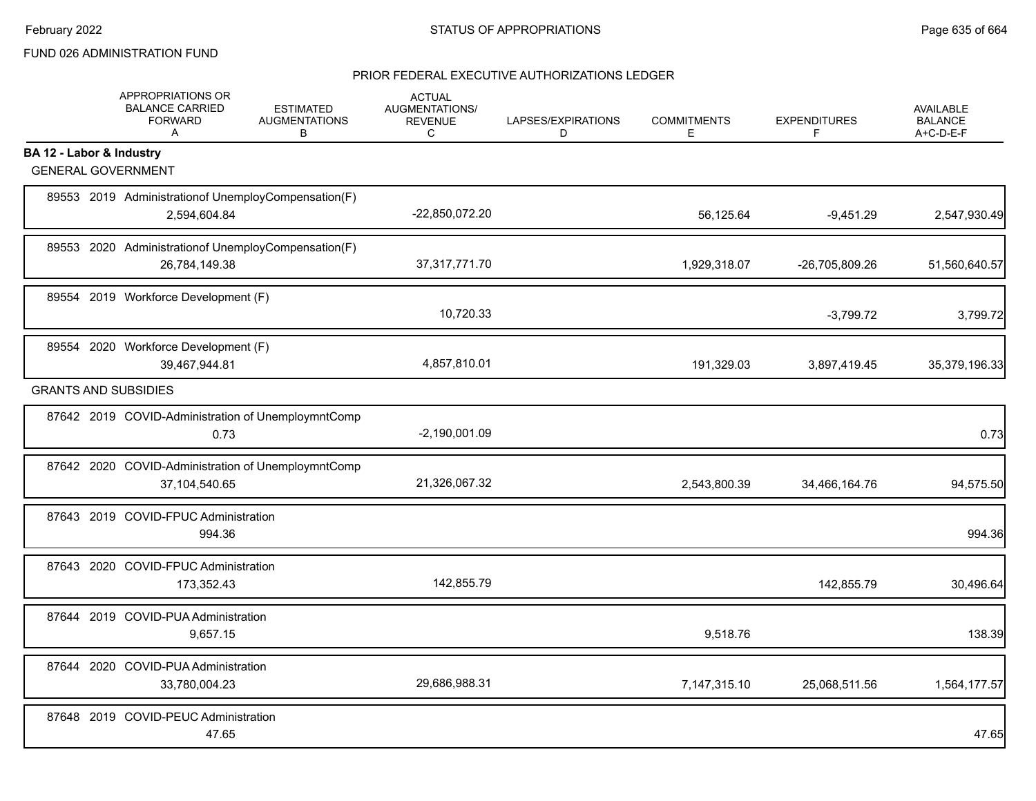FUND 026 ADMINISTRATION FUND

PRIOR FEDERAL EXECUTIVE AUTHORIZATIONS LEDGER

| | APPROPRIATIONS OR BALANCE CARRIED FORWARD A | ESTIMATED AUGMENTATIONS B | ACTUAL AUGMENTATIONS/ REVENUE C | LAPSES/EXPIRATIONS D | COMMITMENTS E | EXPENDITURES F | AVAILABLE BALANCE A+C-D-E-F |
|---|---|---|---|---|---|---|---|
| **BA 12 - Labor & Industry** | | | | | | | |
| GENERAL GOVERNMENT | | | | | | | |
| 89553 2019 Administrationof UnemployCompensation(F) | 2,594,604.84 | | -22,850,072.20 | | 56,125.64 | -9,451.29 | 2,547,930.49 |
| 89553 2020 Administrationof UnemployCompensation(F) | 26,784,149.38 | | 37,317,771.70 | | 1,929,318.07 | -26,705,809.26 | 51,560,640.57 |
| 89554 2019 Workforce Development (F) | | | 10,720.33 | | | -3,799.72 | 3,799.72 |
| 89554 2020 Workforce Development (F) | 39,467,944.81 | | 4,857,810.01 | | 191,329.03 | 3,897,419.45 | 35,379,196.33 |
| GRANTS AND SUBSIDIES | | | | | | | |
| 87642 2019 COVID-Administration of UnemploymntComp | 0.73 | | -2,190,001.09 | | | | 0.73 |
| 87642 2020 COVID-Administration of UnemploymntComp | 37,104,540.65 | | 21,326,067.32 | | 2,543,800.39 | 34,466,164.76 | 94,575.50 |
| 87643 2019 COVID-FPUC Administration | 994.36 | | | | | | 994.36 |
| 87643 2020 COVID-FPUC Administration | 173,352.43 | | 142,855.79 | | | 142,855.79 | 30,496.64 |
| 87644 2019 COVID-PUA Administration | 9,657.15 | | | | 9,518.76 | | 138.39 |
| 87644 2020 COVID-PUA Administration | 33,780,004.23 | | 29,686,988.31 | | 7,147,315.10 | 25,068,511.56 | 1,564,177.57 |
| 87648 2019 COVID-PEUC Administration | 47.65 | | | | | | 47.65 |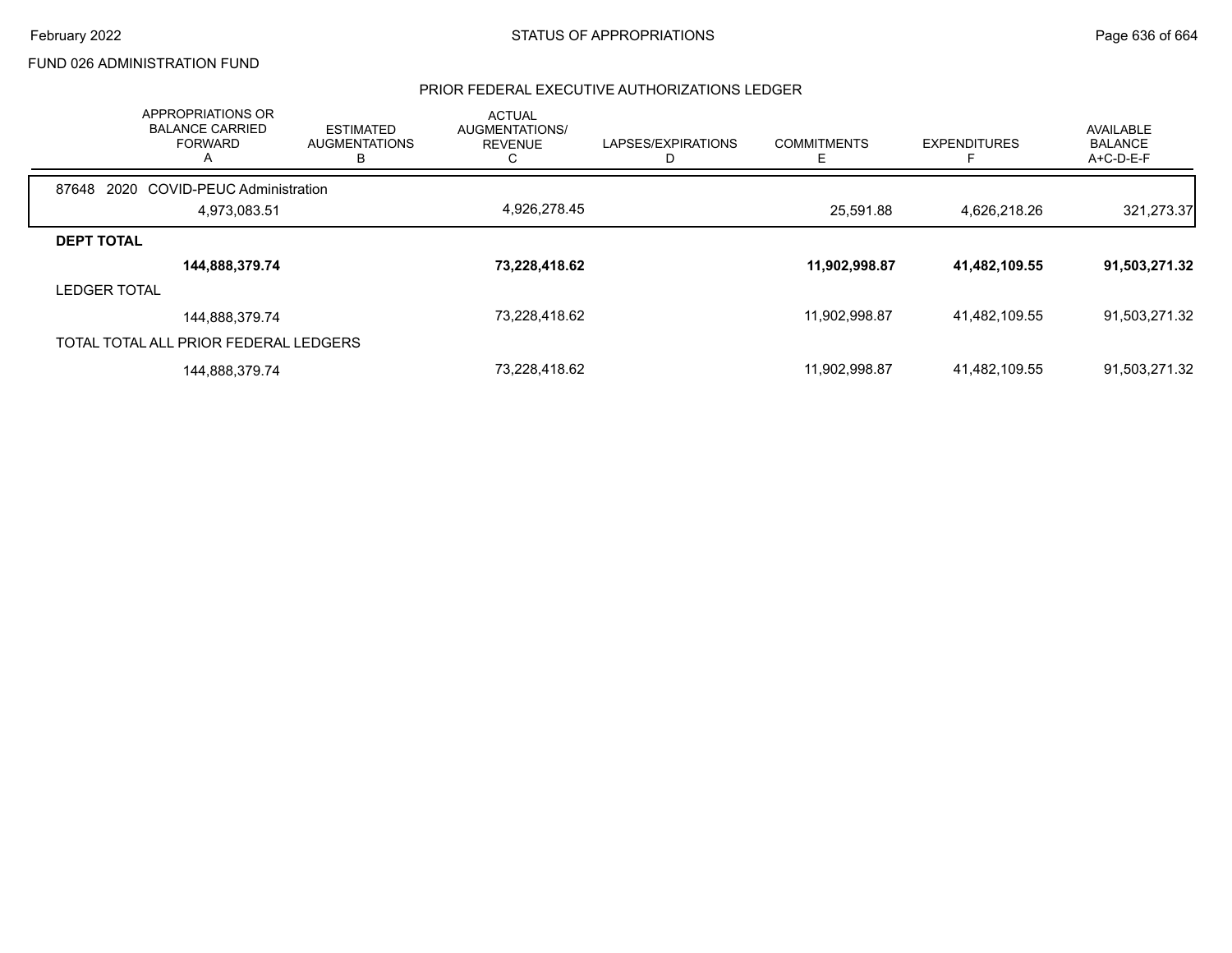FUND 026 ADMINISTRATION FUND

## PRIOR FEDERAL EXECUTIVE AUTHORIZATIONS LEDGER

| APPROPRIATIONS OR BALANCE CARRIED FORWARD A | ESTIMATED AUGMENTATIONS B | ACTUAL AUGMENTATIONS/ REVENUE C | LAPSES/EXPIRATIONS D | COMMITMENTS E | EXPENDITURES F | AVAILABLE BALANCE A+C-D-E-F |
|---|---|---|---|---|---|---|
| 87648 2020 COVID-PEUC Administration | | | | | | |
| 4,973,083.51 | | 4,926,278.45 | | 25,591.88 | 4,626,218.26 | 321,273.37 |
| **DEPT TOTAL** | | | | | | |
| **144,888,379.74** | | **73,228,418.62** | | **11,902,998.87** | **41,482,109.55** | **91,503,271.32** |
| LEDGER TOTAL | | | | | | |
| 144,888,379.74 | | 73,228,418.62 | | 11,902,998.87 | 41,482,109.55 | 91,503,271.32 |
| TOTAL TOTAL ALL PRIOR FEDERAL LEDGERS | | | | | | |
| 144,888,379.74 | | 73,228,418.62 | | 11,902,998.87 | 41,482,109.55 | 91,503,271.32 |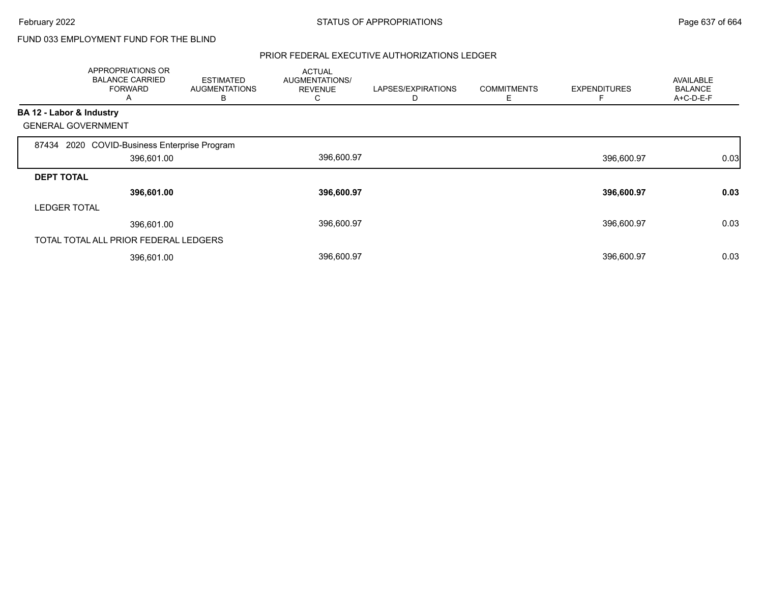FUND 033 EMPLOYMENT FUND FOR THE BLIND

PRIOR FEDERAL EXECUTIVE AUTHORIZATIONS LEDGER

| | APPROPRIATIONS OR BALANCE CARRIED FORWARD A | ESTIMATED AUGMENTATIONS B | ACTUAL AUGMENTATIONS/ REVENUE C | LAPSES/EXPIRATIONS D | COMMITMENTS E | EXPENDITURES F | AVAILABLE BALANCE A+C-D-E-F |
|---|---|---|---|---|---|---|---|
| **BA 12 - Labor & Industry** | | | | | | | |
| GENERAL GOVERNMENT | | | | | | | |
| 87434 2020 COVID-Business Enterprise Program | 396,601.00 | | 396,600.97 | | | 396,600.97 | 0.03 |
| **DEPT TOTAL** | **396,601.00** | | **396,600.97** | | | **396,600.97** | **0.03** |
| LEDGER TOTAL | 396,601.00 | | 396,600.97 | | | 396,600.97 | 0.03 |
| TOTAL TOTAL ALL PRIOR FEDERAL LEDGERS | 396,601.00 | | 396,600.97 | | | 396,600.97 | 0.03 |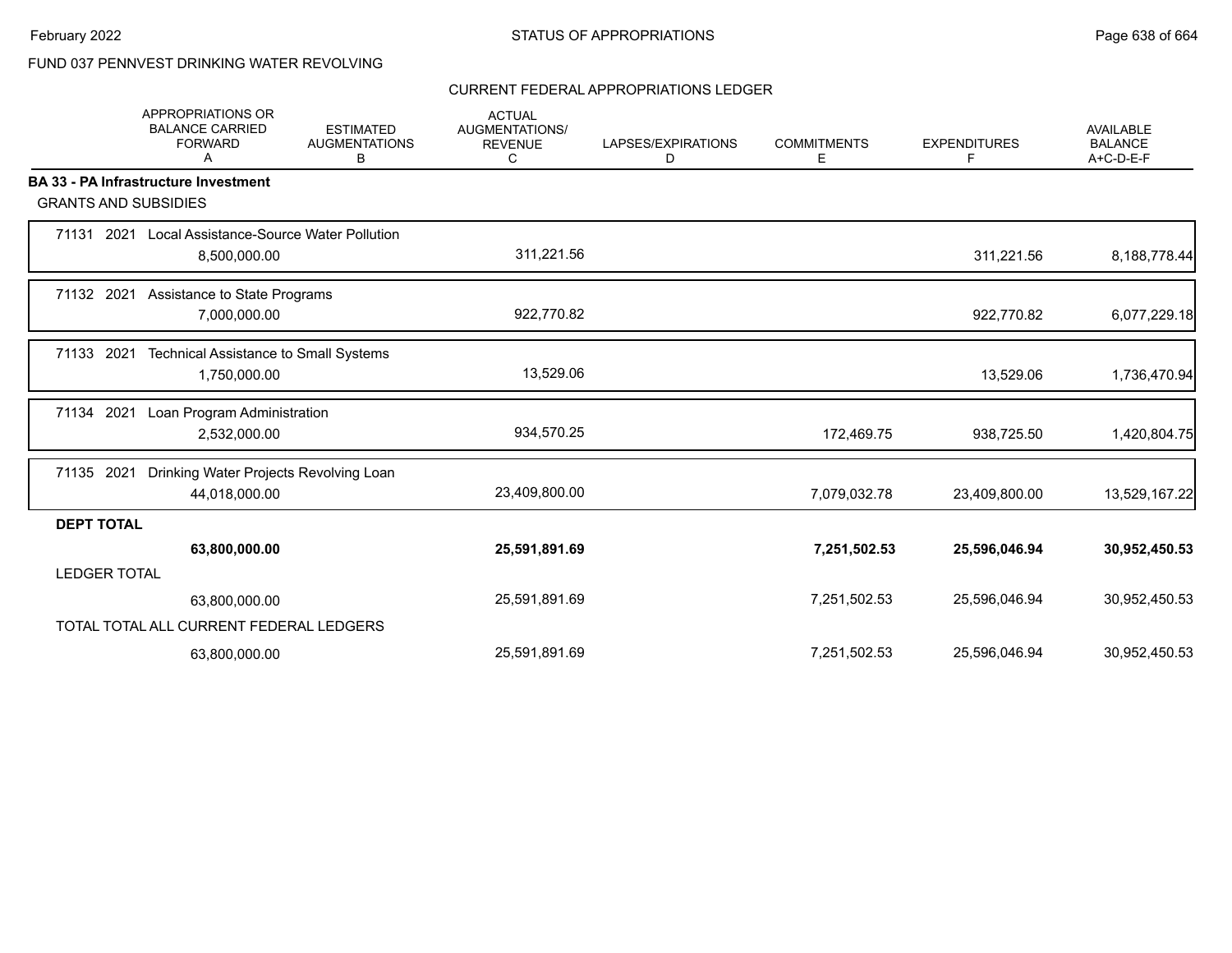FUND 037 PENNVEST DRINKING WATER REVOLVING

CURRENT FEDERAL APPROPRIATIONS LEDGER

| | APPROPRIATIONS OR BALANCE CARRIED FORWARD A | ESTIMATED AUGMENTATIONS B | ACTUAL AUGMENTATIONS/ REVENUE C | LAPSES/EXPIRATIONS D | COMMITMENTS E | EXPENDITURES F | AVAILABLE BALANCE A+C-D-E-F |
|---|---|---|---|---|---|---|---|
| **BA 33 - PA Infrastructure Investment** | | | | | | | |
| GRANTS AND SUBSIDIES | | | | | | | |
| 71131 2021 Local Assistance-Source Water Pollution | 8,500,000.00 | | 311,221.56 | | | 311,221.56 | 8,188,778.44 |
| 71132 2021 Assistance to State Programs | 7,000,000.00 | | 922,770.82 | | | 922,770.82 | 6,077,229.18 |
| 71133 2021 Technical Assistance to Small Systems | 1,750,000.00 | | 13,529.06 | | | 13,529.06 | 1,736,470.94 |
| 71134 2021 Loan Program Administration | 2,532,000.00 | | 934,570.25 | | 172,469.75 | 938,725.50 | 1,420,804.75 |
| 71135 2021 Drinking Water Projects Revolving Loan | 44,018,000.00 | | 23,409,800.00 | | 7,079,032.78 | 23,409,800.00 | 13,529,167.22 |
| **DEPT TOTAL** | **63,800,000.00** | | **25,591,891.69** | | **7,251,502.53** | **25,596,046.94** | **30,952,450.53** |
| LEDGER TOTAL | 63,800,000.00 | | 25,591,891.69 | | 7,251,502.53 | 25,596,046.94 | 30,952,450.53 |
| TOTAL TOTAL ALL CURRENT FEDERAL LEDGERS | 63,800,000.00 | | 25,591,891.69 | | 7,251,502.53 | 25,596,046.94 | 30,952,450.53 |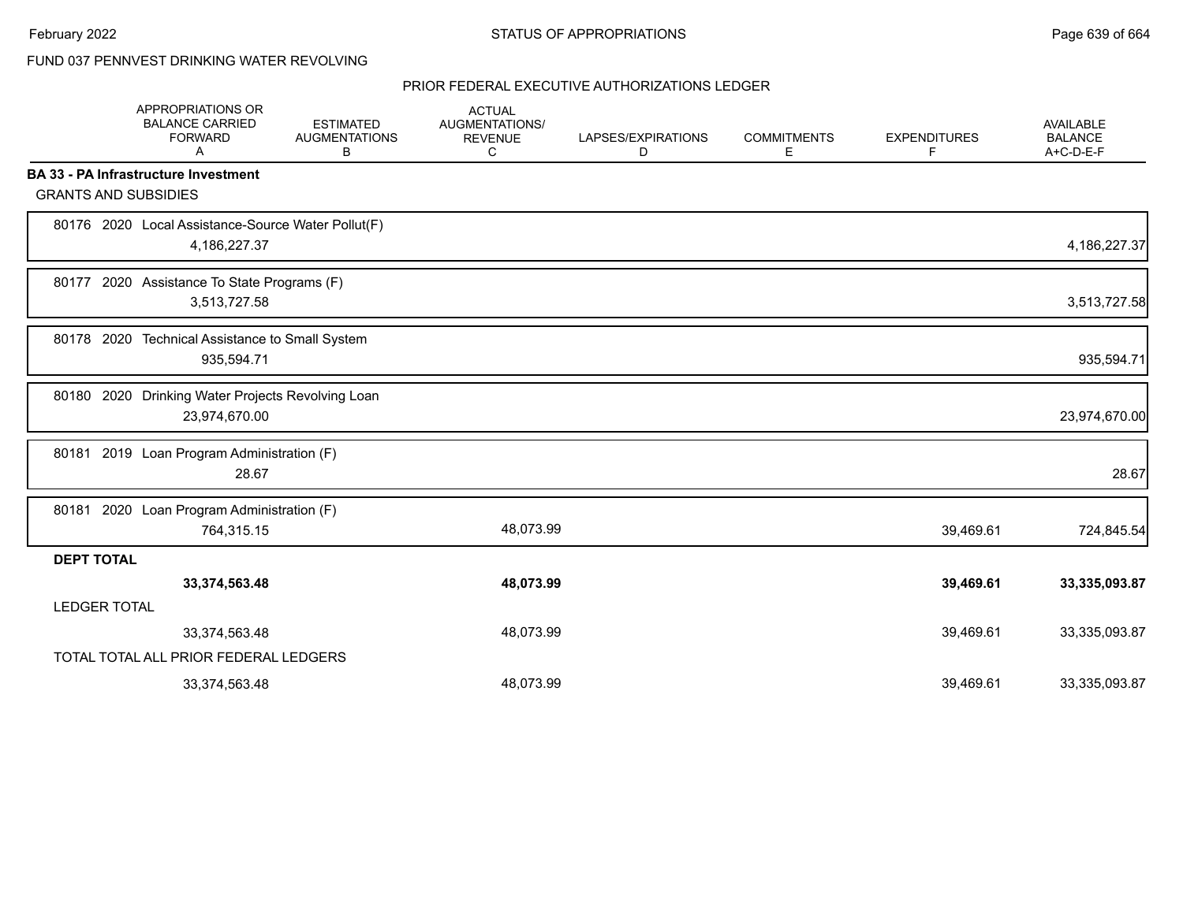FUND 037 PENNVEST DRINKING WATER REVOLVING

PRIOR FEDERAL EXECUTIVE AUTHORIZATIONS LEDGER

| | APPROPRIATIONS OR BALANCE CARRIED FORWARD A | ESTIMATED AUGMENTATIONS B | ACTUAL AUGMENTATIONS/ REVENUE C | LAPSES/EXPIRATIONS D | COMMITMENTS E | EXPENDITURES F | AVAILABLE BALANCE A+C-D-E-F |
|---|---|---|---|---|---|---|---|
| **BA 33 - PA Infrastructure Investment** | | | | | | | |
| GRANTS AND SUBSIDIES | | | | | | | |
| 80176 2020 Local Assistance-Source Water Pollut(F) | 4,186,227.37 | | | | | | 4,186,227.37 |
| 80177 2020 Assistance To State Programs (F) | 3,513,727.58 | | | | | | 3,513,727.58 |
| 80178 2020 Technical Assistance to Small System | 935,594.71 | | | | | | 935,594.71 |
| 80180 2020 Drinking Water Projects Revolving Loan | 23,974,670.00 | | | | | | 23,974,670.00 |
| 80181 2019 Loan Program Administration (F) | 28.67 | | | | | | 28.67 |
| 80181 2020 Loan Program Administration (F) | 764,315.15 | | 48,073.99 | | | 39,469.61 | 724,845.54 |
| **DEPT TOTAL** | **33,374,563.48** | | **48,073.99** | | | **39,469.61** | **33,335,093.87** |
| LEDGER TOTAL | 33,374,563.48 | | 48,073.99 | | | 39,469.61 | 33,335,093.87 |
| TOTAL TOTAL ALL PRIOR FEDERAL LEDGERS | 33,374,563.48 | | 48,073.99 | | | 39,469.61 | 33,335,093.87 |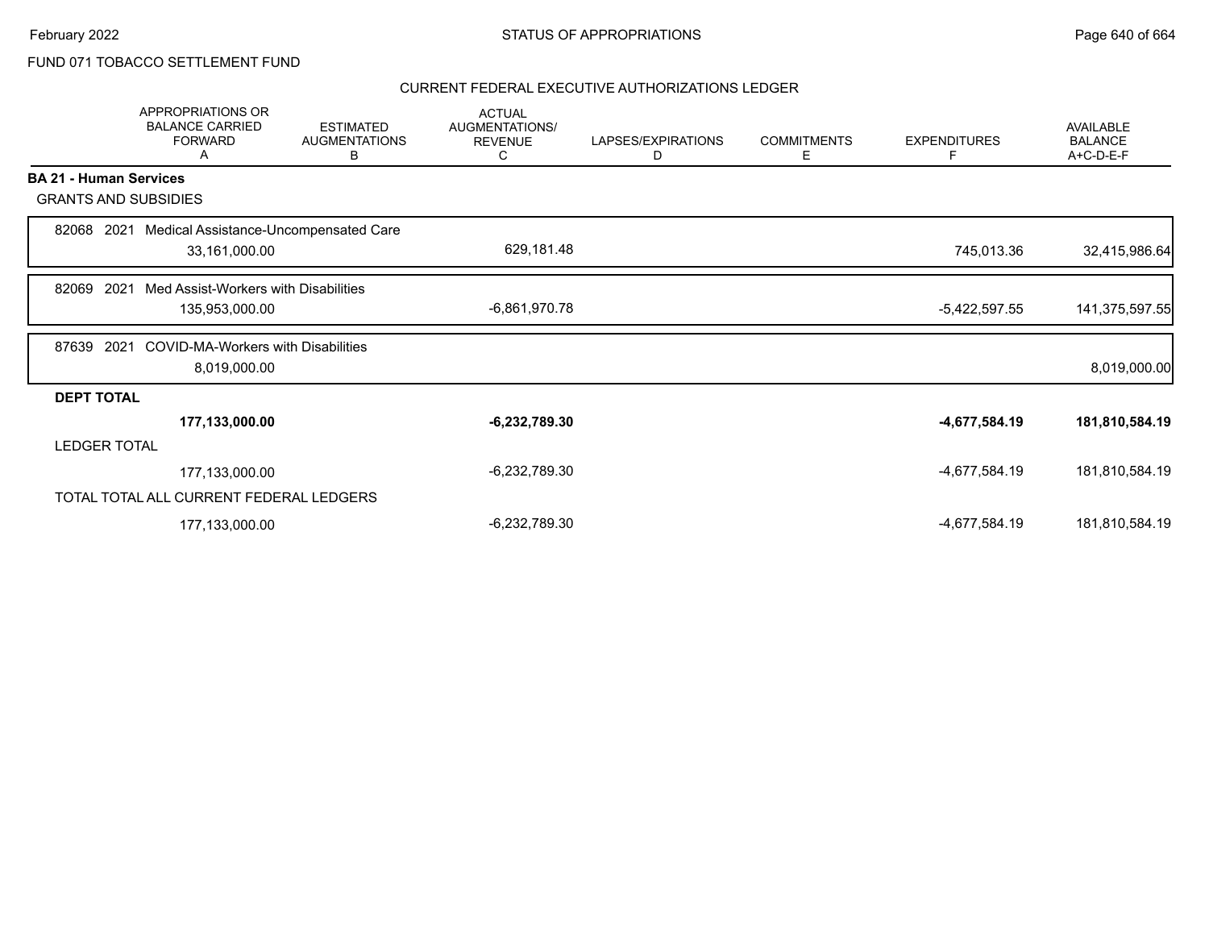FUND 071 TOBACCO SETTLEMENT FUND

STATUS OF APPROPRIATIONS

CURRENT FEDERAL EXECUTIVE AUTHORIZATIONS LEDGER

| | APPROPRIATIONS OR BALANCE CARRIED FORWARD A | ESTIMATED AUGMENTATIONS B | ACTUAL AUGMENTATIONS/ REVENUE C | LAPSES/EXPIRATIONS D | COMMITMENTS E | EXPENDITURES F | AVAILABLE BALANCE A+C-D-E-F |
|---|---|---|---|---|---|---|---|
| **BA 21 - Human Services** | | | | | | | |
| GRANTS AND SUBSIDIES | | | | | | | |
| 82068 2021 Medical Assistance-Uncompensated Care | 33,161,000.00 | | 629,181.48 | | | 745,013.36 | 32,415,986.64 |
| 82069 2021 Med Assist-Workers with Disabilities | 135,953,000.00 | | -6,861,970.78 | | | -5,422,597.55 | 141,375,597.55 |
| 87639 2021 COVID-MA-Workers with Disabilities | 8,019,000.00 | | | | | | 8,019,000.00 |
| **DEPT TOTAL** | **177,133,000.00** | | **-6,232,789.30** | | | **-4,677,584.19** | **181,810,584.19** |
| LEDGER TOTAL | 177,133,000.00 | | -6,232,789.30 | | | -4,677,584.19 | 181,810,584.19 |
| TOTAL TOTAL ALL CURRENT FEDERAL LEDGERS | 177,133,000.00 | | -6,232,789.30 | | | -4,677,584.19 | 181,810,584.19 |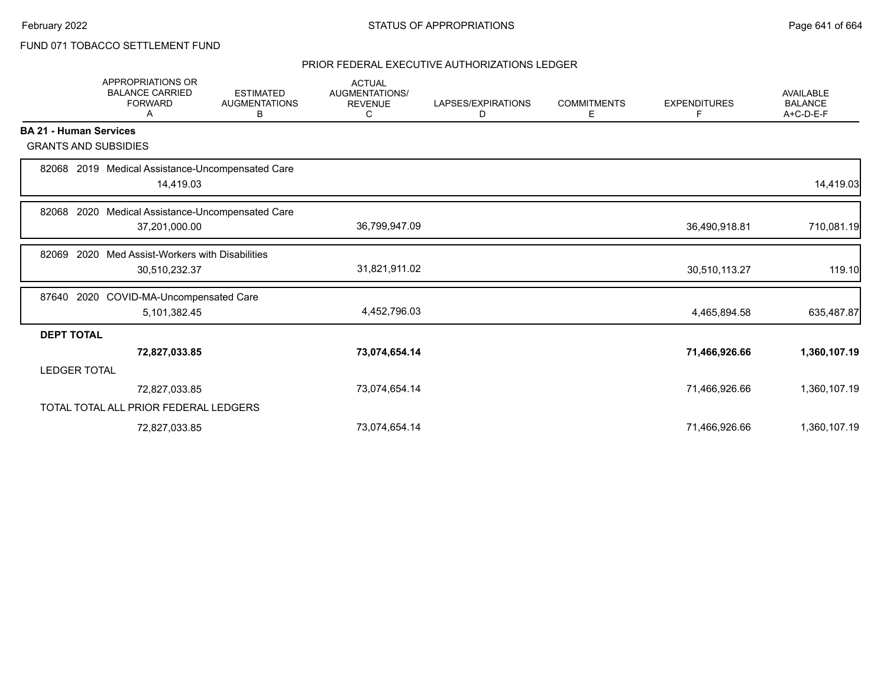FUND 071 TOBACCO SETTLEMENT FUND

## PRIOR FEDERAL EXECUTIVE AUTHORIZATIONS LEDGER

| | APPROPRIATIONS OR BALANCE CARRIED FORWARD A | ESTIMATED AUGMENTATIONS B | ACTUAL AUGMENTATIONS/ REVENUE C | LAPSES/EXPIRATIONS D | COMMITMENTS E | EXPENDITURES F | AVAILABLE BALANCE A+C-D-E-F |
|---|---|---|---|---|---|---|---|
| **BA 21 - Human Services** | | | | | | | |
| GRANTS AND SUBSIDIES | | | | | | | |
| 82068 2019 Medical Assistance-Uncompensated Care | 14,419.03 | | | | | | 14,419.03 |
| 82068 2020 Medical Assistance-Uncompensated Care | 37,201,000.00 | | 36,799,947.09 | | | 36,490,918.81 | 710,081.19 |
| 82069 2020 Med Assist-Workers with Disabilities | 30,510,232.37 | | 31,821,911.02 | | | 30,510,113.27 | 119.10 |
| 87640 2020 COVID-MA-Uncompensated Care | 5,101,382.45 | | 4,452,796.03 | | | 4,465,894.58 | 635,487.87 |
| **DEPT TOTAL** | **72,827,033.85** | | **73,074,654.14** | | | **71,466,926.66** | **1,360,107.19** |
| LEDGER TOTAL | 72,827,033.85 | | 73,074,654.14 | | | 71,466,926.66 | 1,360,107.19 |
| TOTAL TOTAL ALL PRIOR FEDERAL LEDGERS | 72,827,033.85 | | 73,074,654.14 | | | 71,466,926.66 | 1,360,107.19 |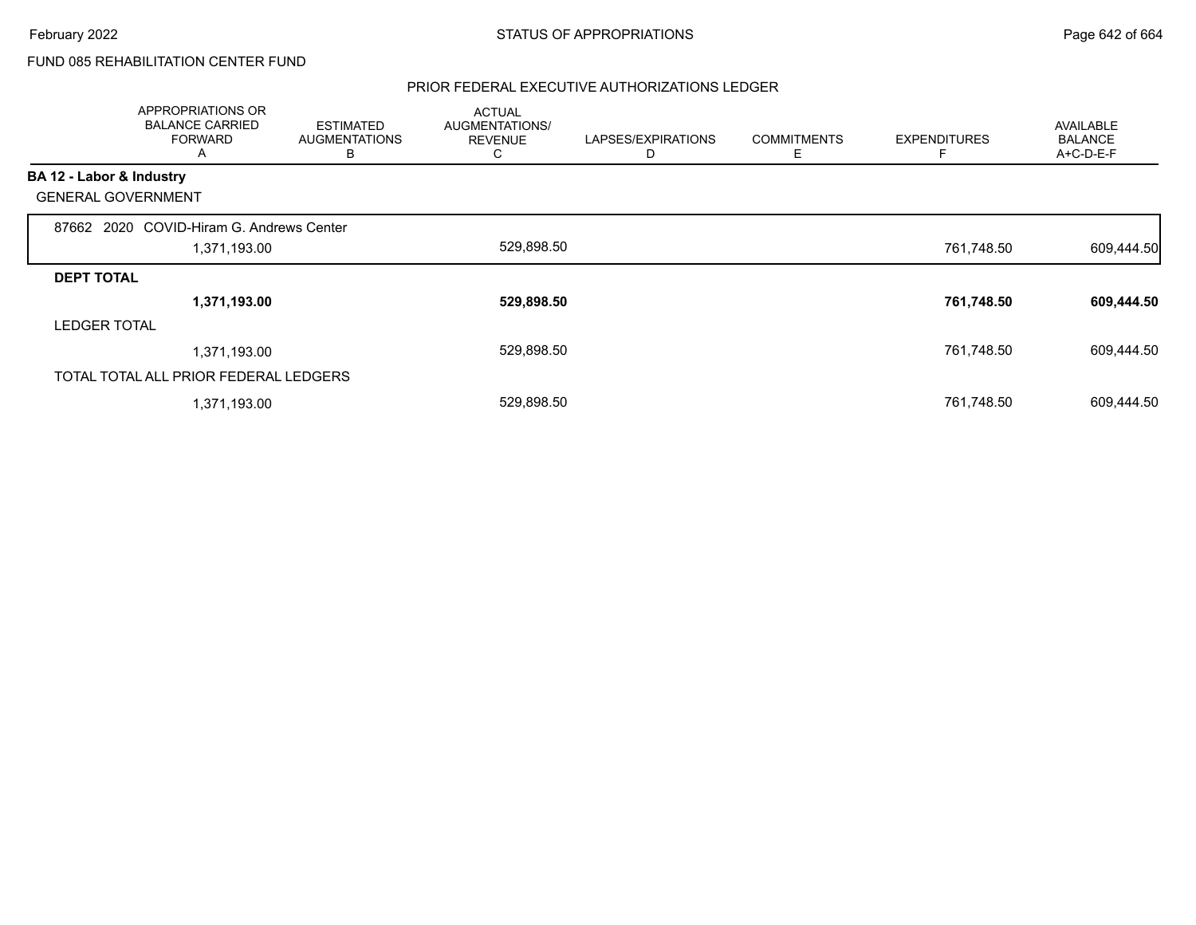FUND 085 REHABILITATION CENTER FUND

## PRIOR FEDERAL EXECUTIVE AUTHORIZATIONS LEDGER

| | APPROPRIATIONS OR BALANCE CARRIED FORWARD A | ESTIMATED AUGMENTATIONS B | ACTUAL AUGMENTATIONS/ REVENUE C | LAPSES/EXPIRATIONS D | COMMITMENTS E | EXPENDITURES F | AVAILABLE BALANCE A+C-D-E-F |
|---|---|---|---|---|---|---|---|
| **BA 12 - Labor & Industry** | | | | | | | |
| GENERAL GOVERNMENT | | | | | | | |
| 87662 2020 COVID-Hiram G. Andrews Center | 1,371,193.00 | | 529,898.50 | | | 761,748.50 | 609,444.50 |
| **DEPT TOTAL** | **1,371,193.00** | | **529,898.50** | | | **761,748.50** | **609,444.50** |
| LEDGER TOTAL | 1,371,193.00 | | 529,898.50 | | | 761,748.50 | 609,444.50 |
| TOTAL TOTAL ALL PRIOR FEDERAL LEDGERS | 1,371,193.00 | | 529,898.50 | | | 761,748.50 | 609,444.50 |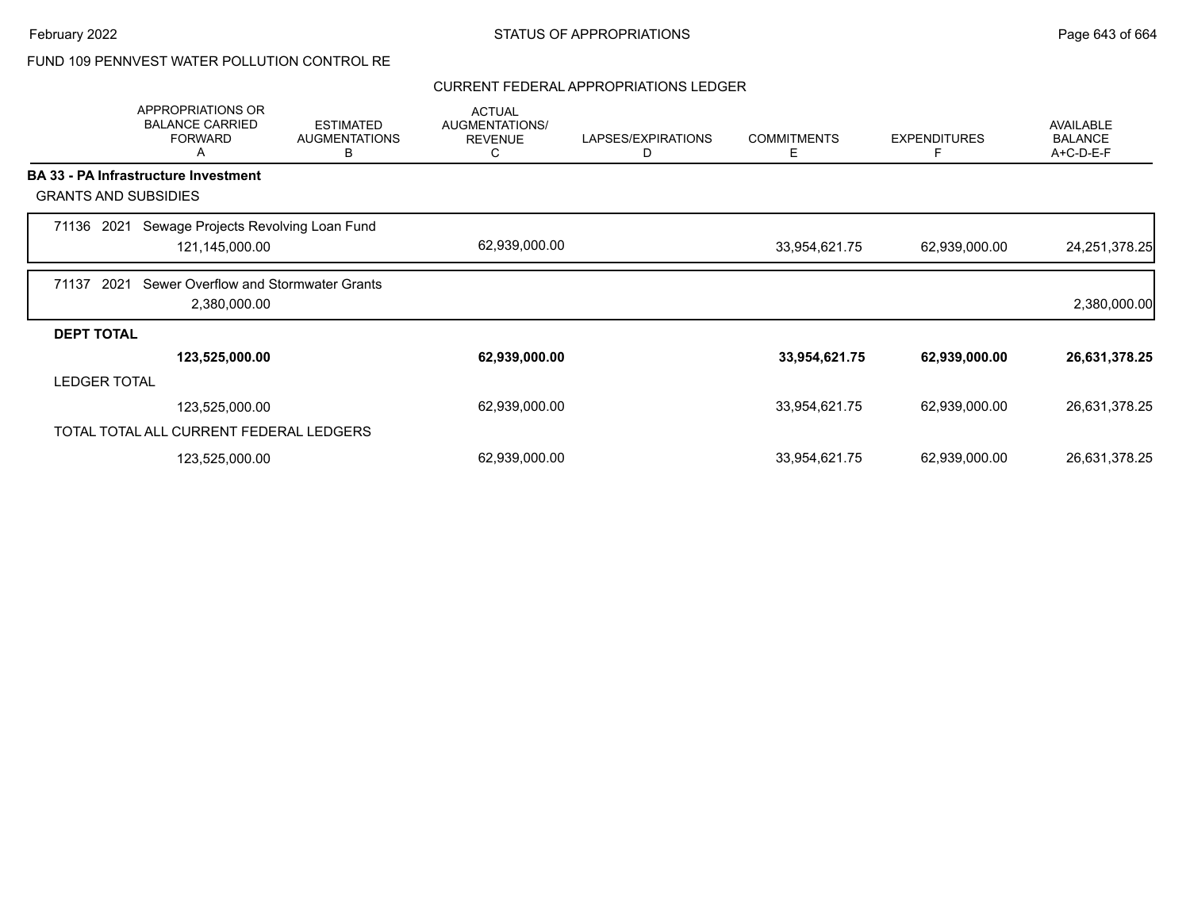FUND 109 PENNVEST WATER POLLUTION CONTROL RE

CURRENT FEDERAL APPROPRIATIONS LEDGER

| | APPROPRIATIONS OR BALANCE CARRIED FORWARD A | ESTIMATED AUGMENTATIONS B | ACTUAL AUGMENTATIONS/ REVENUE C | LAPSES/EXPIRATIONS D | COMMITMENTS E | EXPENDITURES F | AVAILABLE BALANCE A+C-D-E-F |
|---|---|---|---|---|---|---|---|
| **BA 33 - PA Infrastructure Investment** | | | | | | | |
| GRANTS AND SUBSIDIES | | | | | | | |
| 71136 2021 Sewage Projects Revolving Loan Fund | 121,145,000.00 | | 62,939,000.00 | | 33,954,621.75 | 62,939,000.00 | 24,251,378.25 |
| 71137 2021 Sewer Overflow and Stormwater Grants | 2,380,000.00 | | | | | | 2,380,000.00 |
| **DEPT TOTAL** | **123,525,000.00** | | **62,939,000.00** | | **33,954,621.75** | **62,939,000.00** | **26,631,378.25** |
| LEDGER TOTAL | 123,525,000.00 | | 62,939,000.00 | | 33,954,621.75 | 62,939,000.00 | 26,631,378.25 |
| TOTAL TOTAL ALL CURRENT FEDERAL LEDGERS | 123,525,000.00 | | 62,939,000.00 | | 33,954,621.75 | 62,939,000.00 | 26,631,378.25 |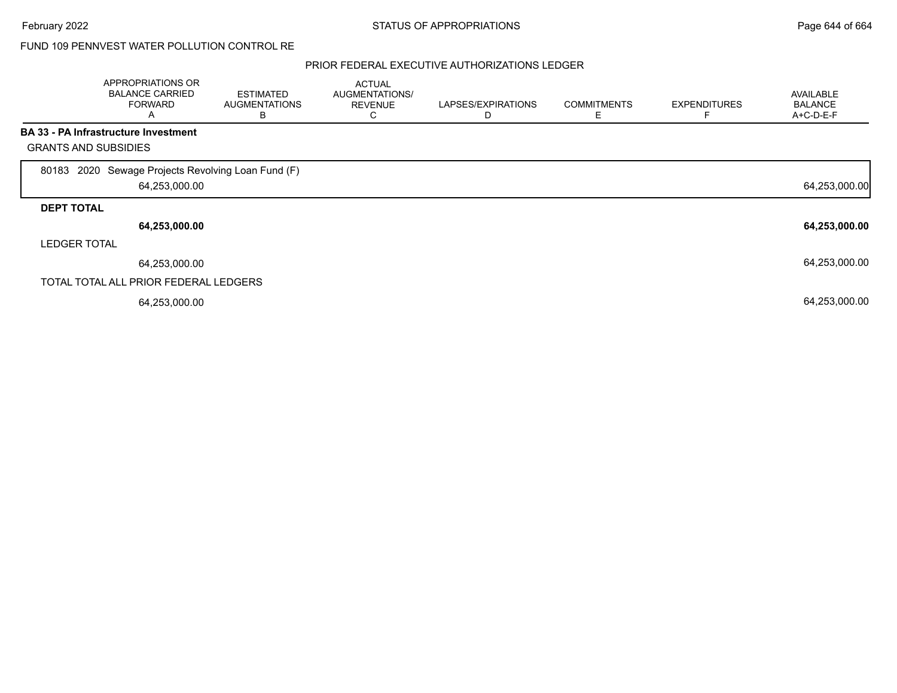FUND 109 PENNVEST WATER POLLUTION CONTROL RE

PRIOR FEDERAL EXECUTIVE AUTHORIZATIONS LEDGER

| APPROPRIATIONS OR BALANCE CARRIED FORWARD A | ESTIMATED AUGMENTATIONS B | ACTUAL AUGMENTATIONS/ REVENUE C | LAPSES/EXPIRATIONS D | COMMITMENTS E | EXPENDITURES F | AVAILABLE BALANCE A+C-D-E-F |
|---|---|---|---|---|---|---|
| **BA 33 - PA Infrastructure Investment** | | | | | | |
| GRANTS AND SUBSIDIES | | | | | | |
| 80183 2020 Sewage Projects Revolving Loan Fund (F) | | | | | | |
| 64,253,000.00 | | | | | | 64,253,000.00 |
| **DEPT TOTAL** | | | | | | |
| **64,253,000.00** | | | | | | **64,253,000.00** |
| LEDGER TOTAL | | | | | | |
| 64,253,000.00 | | | | | | 64,253,000.00 |
| TOTAL TOTAL ALL PRIOR FEDERAL LEDGERS | | | | | | |
| 64,253,000.00 | | | | | | 64,253,000.00 |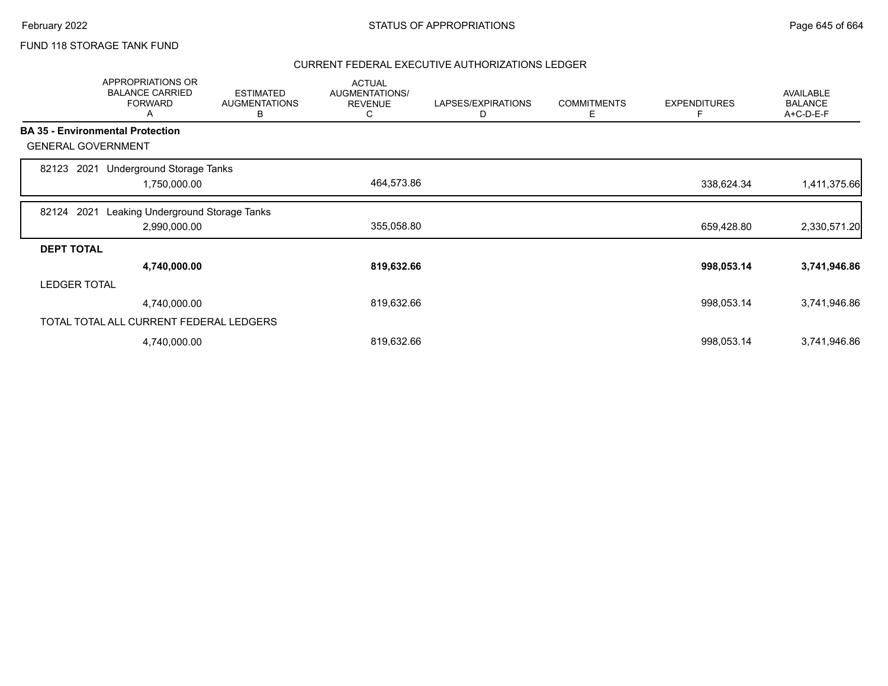FUND 118 STORAGE TANK FUND

## CURRENT FEDERAL EXECUTIVE AUTHORIZATIONS LEDGER

| | APPROPRIATIONS OR BALANCE CARRIED FORWARD A | ESTIMATED AUGMENTATIONS B | ACTUAL AUGMENTATIONS/ REVENUE C | LAPSES/EXPIRATIONS D | COMMITMENTS E | EXPENDITURES F | AVAILABLE BALANCE A+C-D-E-F |
|---|---|---|---|---|---|---|---|
| **BA 35 - Environmental Protection** | | | | | | | |
| GENERAL GOVERNMENT | | | | | | | |
| 82123 2021 Underground Storage Tanks | 1,750,000.00 | | 464,573.86 | | | 338,624.34 | 1,411,375.66 |
| 82124 2021 Leaking Underground Storage Tanks | 2,990,000.00 | | 355,058.80 | | | 659,428.80 | 2,330,571.20 |
| **DEPT TOTAL** | **4,740,000.00** | | **819,632.66** | | | **998,053.14** | **3,741,946.86** |
| LEDGER TOTAL | 4,740,000.00 | | 819,632.66 | | | 998,053.14 | 3,741,946.86 |
| TOTAL TOTAL ALL CURRENT FEDERAL LEDGERS | 4,740,000.00 | | 819,632.66 | | | 998,053.14 | 3,741,946.86 |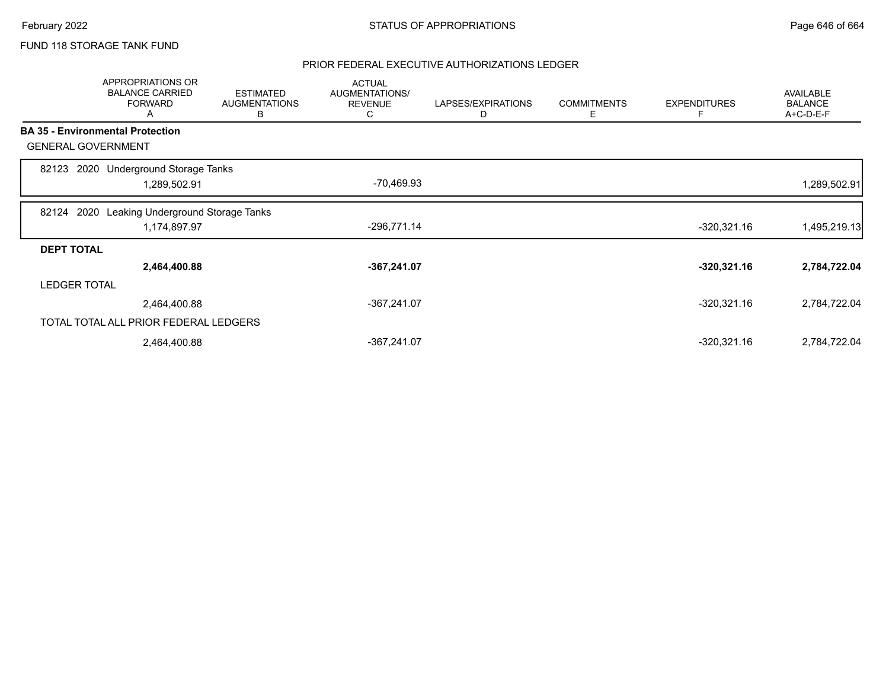FUND 118 STORAGE TANK FUND

## PRIOR FEDERAL EXECUTIVE AUTHORIZATIONS LEDGER

| | APPROPRIATIONS OR BALANCE CARRIED FORWARD A | ESTIMATED AUGMENTATIONS B | ACTUAL AUGMENTATIONS/ REVENUE C | LAPSES/EXPIRATIONS D | COMMITMENTS E | EXPENDITURES F | AVAILABLE BALANCE A+C-D-E-F |
|---|---|---|---|---|---|---|---|
| **BA 35 - Environmental Protection** | | | | | | | |
| GENERAL GOVERNMENT | | | | | | | |
| 82123 2020 Underground Storage Tanks | 1,289,502.91 | | -70,469.93 | | | | 1,289,502.91 |
| 82124 2020 Leaking Underground Storage Tanks | 1,174,897.97 | | -296,771.14 | | | -320,321.16 | 1,495,219.13 |
| **DEPT TOTAL** | **2,464,400.88** | | **-367,241.07** | | | **-320,321.16** | **2,784,722.04** |
| LEDGER TOTAL | 2,464,400.88 | | -367,241.07 | | | -320,321.16 | 2,784,722.04 |
| TOTAL TOTAL ALL PRIOR FEDERAL LEDGERS | 2,464,400.88 | | -367,241.07 | | | -320,321.16 | 2,784,722.04 |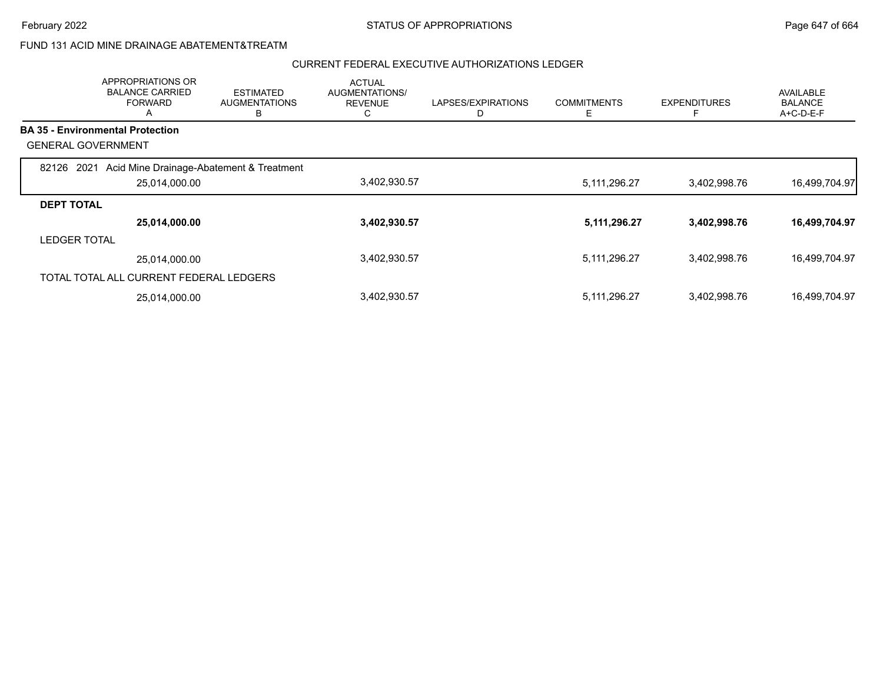FUND 131 ACID MINE DRAINAGE ABATEMENT&TREATM

CURRENT FEDERAL EXECUTIVE AUTHORIZATIONS LEDGER

| | APPROPRIATIONS OR BALANCE CARRIED FORWARD A | ESTIMATED AUGMENTATIONS B | ACTUAL AUGMENTATIONS/ REVENUE C | LAPSES/EXPIRATIONS D | COMMITMENTS E | EXPENDITURES F | AVAILABLE BALANCE A+C-D-E-F |
|---|---|---|---|---|---|---|---|
| **BA 35 - Environmental Protection** | | | | | | | |
| GENERAL GOVERNMENT | | | | | | | |
| 82126 2021 Acid Mine Drainage-Abatement & Treatment | 25,014,000.00 | | 3,402,930.57 | | 5,111,296.27 | 3,402,998.76 | 16,499,704.97 |
| **DEPT TOTAL** | **25,014,000.00** | | **3,402,930.57** | | **5,111,296.27** | **3,402,998.76** | **16,499,704.97** |
| LEDGER TOTAL | 25,014,000.00 | | 3,402,930.57 | | 5,111,296.27 | 3,402,998.76 | 16,499,704.97 |
| TOTAL TOTAL ALL CURRENT FEDERAL LEDGERS | 25,014,000.00 | | 3,402,930.57 | | 5,111,296.27 | 3,402,998.76 | 16,499,704.97 |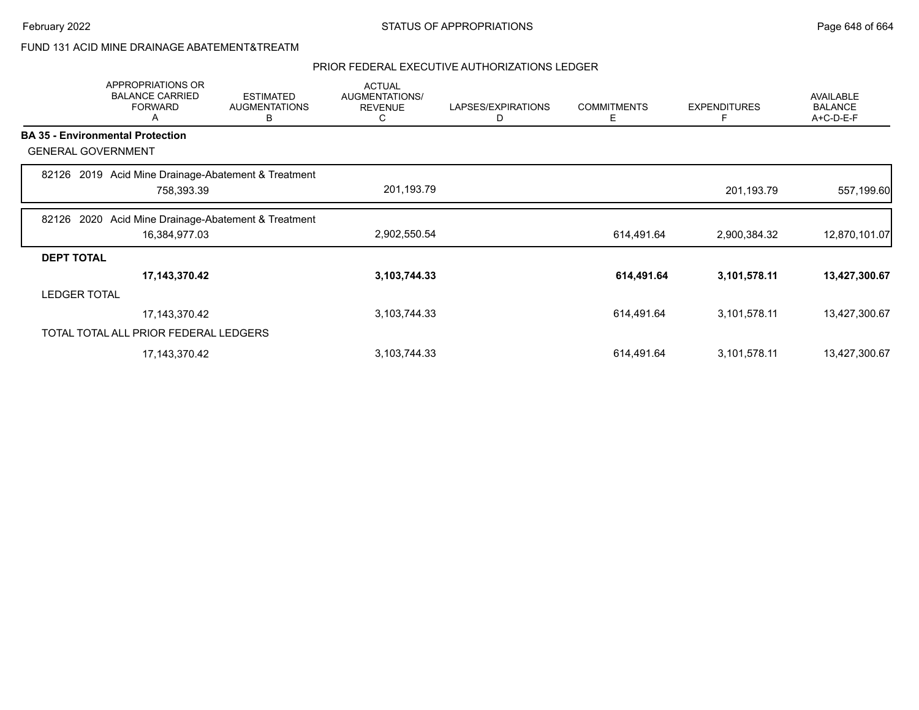FUND 131 ACID MINE DRAINAGE ABATEMENT&TREATM

PRIOR FEDERAL EXECUTIVE AUTHORIZATIONS LEDGER

| | APPROPRIATIONS OR BALANCE CARRIED FORWARD A | ESTIMATED AUGMENTATIONS B | ACTUAL AUGMENTATIONS/ REVENUE C | LAPSES/EXPIRATIONS D | COMMITMENTS E | EXPENDITURES F | AVAILABLE BALANCE A+C-D-E-F |
|---|---|---|---|---|---|---|---|
| **BA 35 - Environmental Protection** | | | | | | | |
| GENERAL GOVERNMENT | | | | | | | |
| 82126 2019 Acid Mine Drainage-Abatement & Treatment | 758,393.39 | | 201,193.79 | | | 201,193.79 | 557,199.60 |
| 82126 2020 Acid Mine Drainage-Abatement & Treatment | 16,384,977.03 | | 2,902,550.54 | | 614,491.64 | 2,900,384.32 | 12,870,101.07 |
| **DEPT TOTAL** | **17,143,370.42** | | **3,103,744.33** | | **614,491.64** | **3,101,578.11** | **13,427,300.67** |
| LEDGER TOTAL | 17,143,370.42 | | 3,103,744.33 | | 614,491.64 | 3,101,578.11 | 13,427,300.67 |
| TOTAL TOTAL ALL PRIOR FEDERAL LEDGERS | 17,143,370.42 | | 3,103,744.33 | | 614,491.64 | 3,101,578.11 | 13,427,300.67 |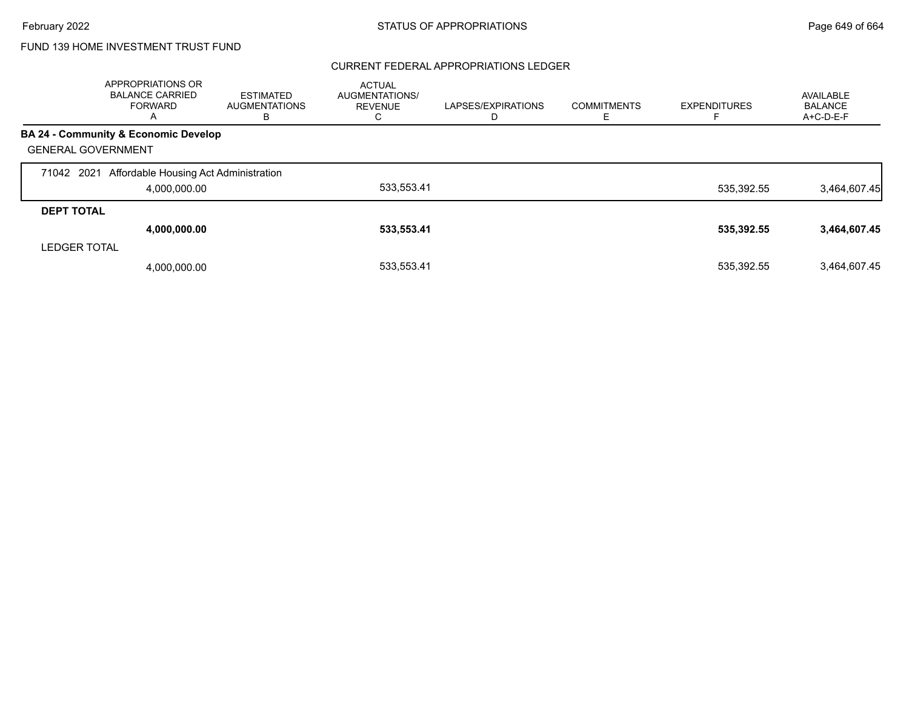FUND 139 HOME INVESTMENT TRUST FUND

CURRENT FEDERAL APPROPRIATIONS LEDGER

| | APPROPRIATIONS OR BALANCE CARRIED FORWARD A | ESTIMATED AUGMENTATIONS B | ACTUAL AUGMENTATIONS/ REVENUE C | LAPSES/EXPIRATIONS D | COMMITMENTS E | EXPENDITURES F | AVAILABLE BALANCE A+C-D-E-F |
|---|---|---|---|---|---|---|---|
| **BA 24 - Community & Economic Develop** | | | | | | | |
| GENERAL GOVERNMENT | | | | | | | |
| 71042 2021 Affordable Housing Act Administration | | | | | | | |
| | 4,000,000.00 | | 533,553.41 | | | 535,392.55 | 3,464,607.45 |
| **DEPT TOTAL** | | | | | | | |
| | **4,000,000.00** | | **533,553.41** | | | **535,392.55** | **3,464,607.45** |
| LEDGER TOTAL | | | | | | | |
| | 4,000,000.00 | | 533,553.41 | | | 535,392.55 | 3,464,607.45 |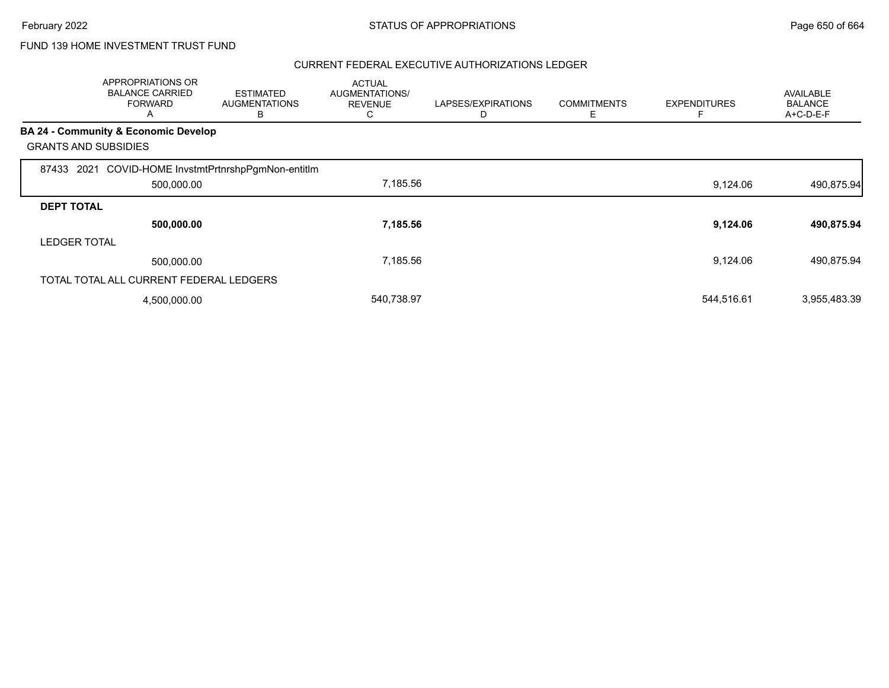FUND 139 HOME INVESTMENT TRUST FUND

CURRENT FEDERAL EXECUTIVE AUTHORIZATIONS LEDGER

| | APPROPRIATIONS OR BALANCE CARRIED FORWARD A | ESTIMATED AUGMENTATIONS B | ACTUAL AUGMENTATIONS/ REVENUE C | LAPSES/EXPIRATIONS D | COMMITMENTS E | EXPENDITURES F | AVAILABLE BALANCE A+C-D-E-F |
|---|---|---|---|---|---|---|---|
| **BA 24 - Community & Economic Develop** | | | | | | | |
| GRANTS AND SUBSIDIES | | | | | | | |
| 87433 2021 COVID-HOME InvstmtPrtnrshpPgmNon-entitlm | 500,000.00 | | 7,185.56 | | | 9,124.06 | 490,875.94 |
| **DEPT TOTAL** | **500,000.00** | | **7,185.56** | | | **9,124.06** | **490,875.94** |
| LEDGER TOTAL | 500,000.00 | | 7,185.56 | | | 9,124.06 | 490,875.94 |
| TOTAL TOTAL ALL CURRENT FEDERAL LEDGERS | 4,500,000.00 | | 540,738.97 | | | 544,516.61 | 3,955,483.39 |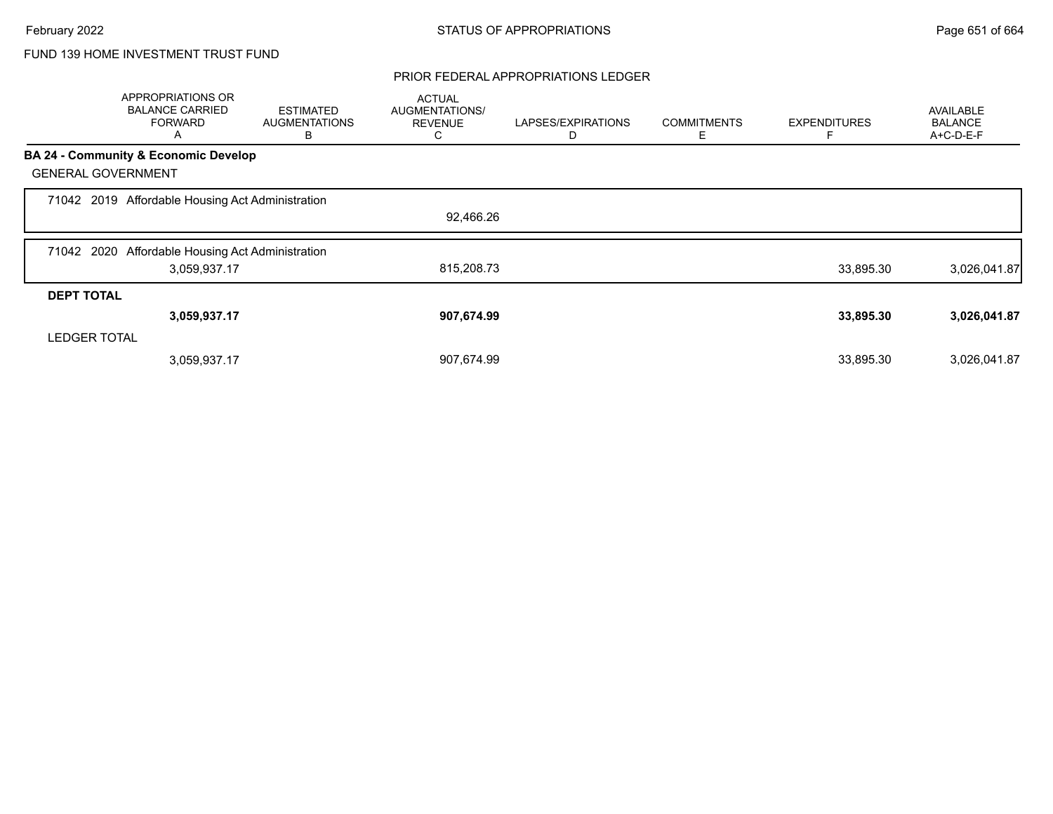FUND 139 HOME INVESTMENT TRUST FUND

PRIOR FEDERAL APPROPRIATIONS LEDGER

| | APPROPRIATIONS OR BALANCE CARRIED FORWARD A | ESTIMATED AUGMENTATIONS B | ACTUAL AUGMENTATIONS/ REVENUE C | LAPSES/EXPIRATIONS D | COMMITMENTS E | EXPENDITURES F | AVAILABLE BALANCE A+C-D-E-F |
|---|---|---|---|---|---|---|---|
| **BA 24 - Community & Economic Develop** | | | | | | | |
| GENERAL GOVERNMENT | | | | | | | |
| 71042 2019 Affordable Housing Act Administration | | | 92,466.26 | | | | |
| 71042 2020 Affordable Housing Act Administration | 3,059,937.17 | | 815,208.73 | | | 33,895.30 | 3,026,041.87 |
| **DEPT TOTAL** | **3,059,937.17** | | **907,674.99** | | | **33,895.30** | **3,026,041.87** |
| LEDGER TOTAL | 3,059,937.17 | | 907,674.99 | | | 33,895.30 | 3,026,041.87 |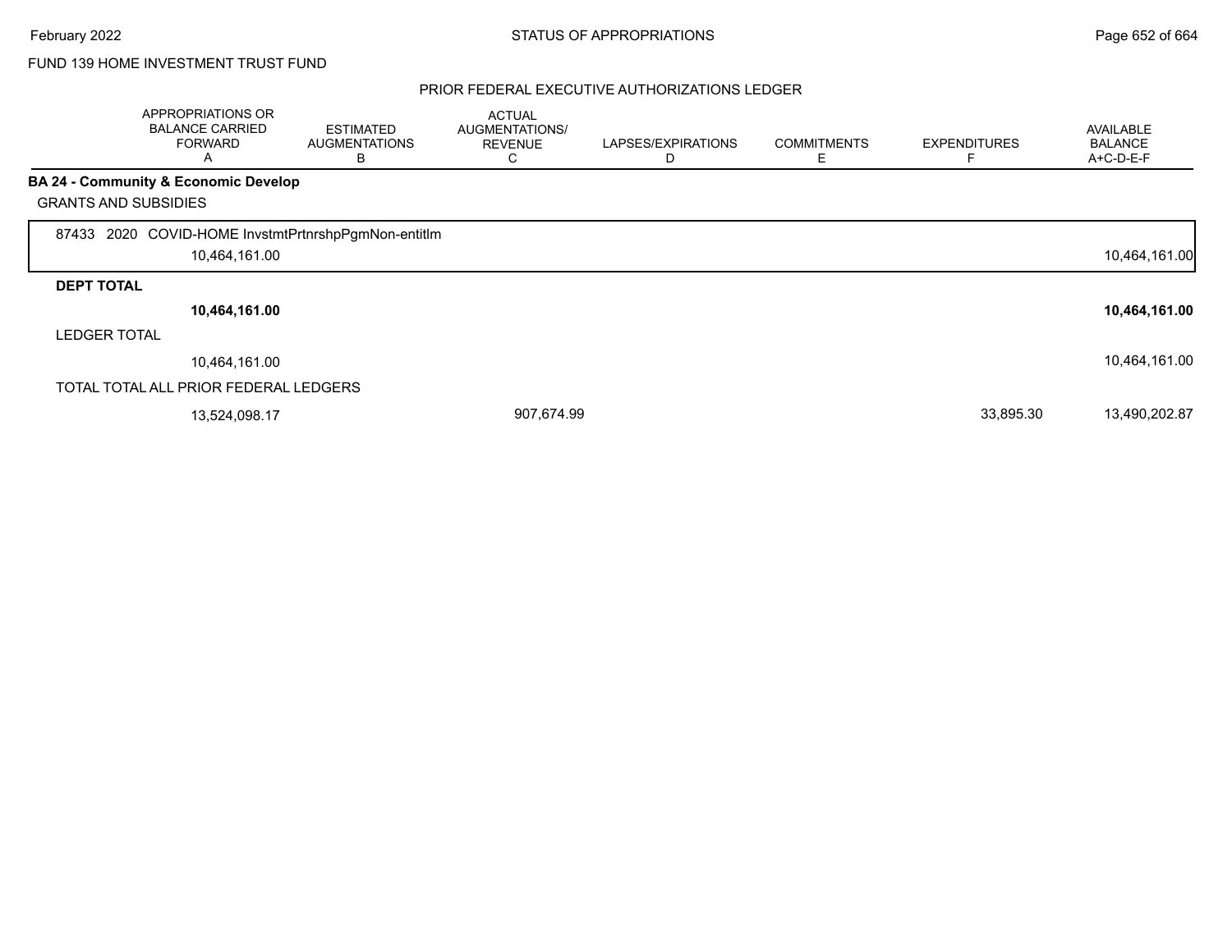FUND 139 HOME INVESTMENT TRUST FUND

PRIOR FEDERAL EXECUTIVE AUTHORIZATIONS LEDGER

| APPROPRIATIONS OR BALANCE CARRIED FORWARD A | ESTIMATED AUGMENTATIONS B | ACTUAL AUGMENTATIONS/ REVENUE C | LAPSES/EXPIRATIONS D | COMMITMENTS E | EXPENDITURES F | AVAILABLE BALANCE A+C-D-E-F |
|---|---|---|---|---|---|---|
| **BA 24 - Community & Economic Develop** | | | | | | |
| GRANTS AND SUBSIDIES | | | | | | |
| 87433 2020 COVID-HOME InvstmtPrtnrshpPgmNon-entitlm | | | | | | |
| 10,464,161.00 | | | | | | 10,464,161.00 |
| **DEPT TOTAL** | | | | | | |
| **10,464,161.00** | | | | | | **10,464,161.00** |
| LEDGER TOTAL | | | | | | |
| 10,464,161.00 | | | | | | 10,464,161.00 |
| TOTAL TOTAL ALL PRIOR FEDERAL LEDGERS | | | | | | |
| 13,524,098.17 | | 907,674.99 | | | 33,895.30 | 13,490,202.87 |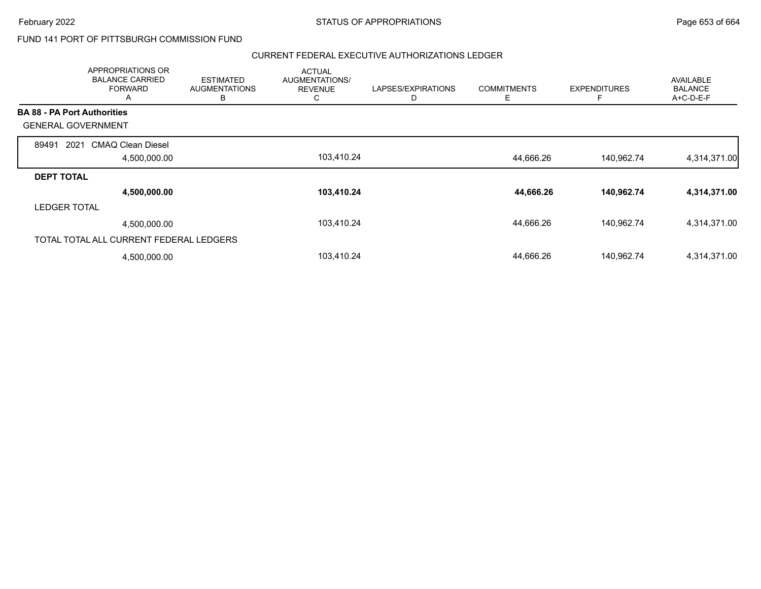FUND 141 PORT OF PITTSBURGH COMMISSION FUND

## CURRENT FEDERAL EXECUTIVE AUTHORIZATIONS LEDGER

| | APPROPRIATIONS OR BALANCE CARRIED FORWARD A | ESTIMATED AUGMENTATIONS B | ACTUAL AUGMENTATIONS/ REVENUE C | LAPSES/EXPIRATIONS D | COMMITMENTS E | EXPENDITURES F | AVAILABLE BALANCE A+C-D-E-F |
|---|---|---|---|---|---|---|---|
| **BA 88 - PA Port Authorities** | | | | | | | |
| GENERAL GOVERNMENT | | | | | | | |
| 89491 2021 CMAQ Clean Diesel | 4,500,000.00 | | 103,410.24 | | 44,666.26 | 140,962.74 | 4,314,371.00 |
| **DEPT TOTAL** | **4,500,000.00** | | **103,410.24** | | **44,666.26** | **140,962.74** | **4,314,371.00** |
| LEDGER TOTAL | 4,500,000.00 | | 103,410.24 | | 44,666.26 | 140,962.74 | 4,314,371.00 |
| TOTAL TOTAL ALL CURRENT FEDERAL LEDGERS | 4,500,000.00 | | 103,410.24 | | 44,666.26 | 140,962.74 | 4,314,371.00 |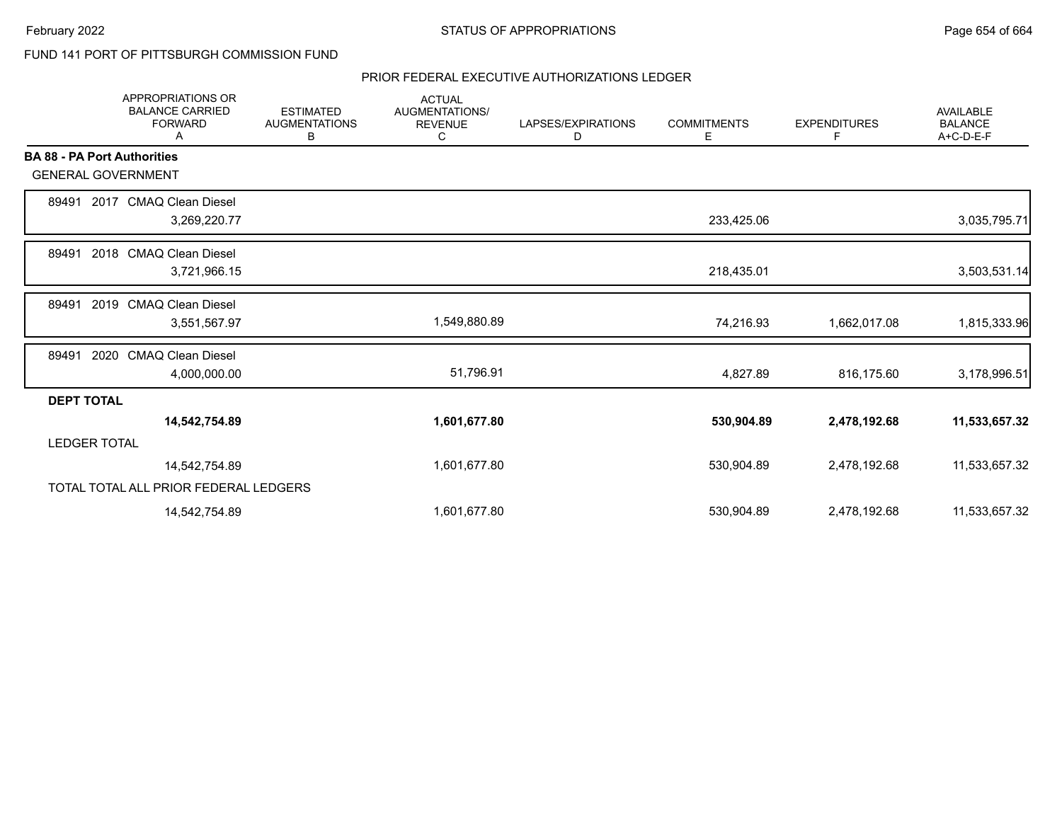FUND 141 PORT OF PITTSBURGH COMMISSION FUND

PRIOR FEDERAL EXECUTIVE AUTHORIZATIONS LEDGER

| | APPROPRIATIONS OR BALANCE CARRIED FORWARD A | ESTIMATED AUGMENTATIONS B | ACTUAL AUGMENTATIONS/ REVENUE C | LAPSES/EXPIRATIONS D | COMMITMENTS E | EXPENDITURES F | AVAILABLE BALANCE A+C-D-E-F |
|---|---|---|---|---|---|---|---|
| **BA 88 - PA Port Authorities** | | | | | | | |
| GENERAL GOVERNMENT | | | | | | | |
| 89491 2017 CMAQ Clean Diesel | 3,269,220.77 | | | | 233,425.06 | | 3,035,795.71 |
| 89491 2018 CMAQ Clean Diesel | 3,721,966.15 | | | | 218,435.01 | | 3,503,531.14 |
| 89491 2019 CMAQ Clean Diesel | 3,551,567.97 | | 1,549,880.89 | | 74,216.93 | 1,662,017.08 | 1,815,333.96 |
| 89491 2020 CMAQ Clean Diesel | 4,000,000.00 | | 51,796.91 | | 4,827.89 | 816,175.60 | 3,178,996.51 |
| **DEPT TOTAL** | **14,542,754.89** | | **1,601,677.80** | | **530,904.89** | **2,478,192.68** | **11,533,657.32** |
| LEDGER TOTAL | 14,542,754.89 | | 1,601,677.80 | | 530,904.89 | 2,478,192.68 | 11,533,657.32 |
| TOTAL TOTAL ALL PRIOR FEDERAL LEDGERS | 14,542,754.89 | | 1,601,677.80 | | 530,904.89 | 2,478,192.68 | 11,533,657.32 |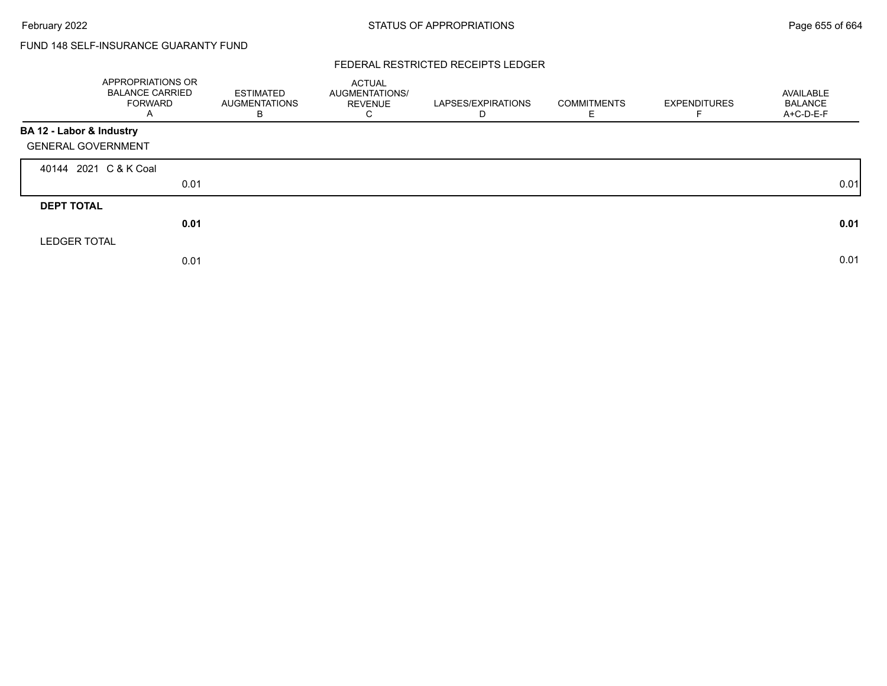FUND 148 SELF-INSURANCE GUARANTY FUND

## FEDERAL RESTRICTED RECEIPTS LEDGER

| | APPROPRIATIONS OR BALANCE CARRIED FORWARD A | ESTIMATED AUGMENTATIONS B | ACTUAL AUGMENTATIONS/ REVENUE C | LAPSES/EXPIRATIONS D | COMMITMENTS E | EXPENDITURES F | AVAILABLE BALANCE A+C-D-E-F |
|---|---|---|---|---|---|---|---|
| **BA 12 - Labor & Industry** | | | | | | | |
| GENERAL GOVERNMENT | | | | | | | |
| 40144 2021 C & K Coal | 0.01 | | | | | | 0.01 |
| **DEPT TOTAL** | **0.01** | | | | | | **0.01** |
| LEDGER TOTAL | 0.01 | | | | | | 0.01 |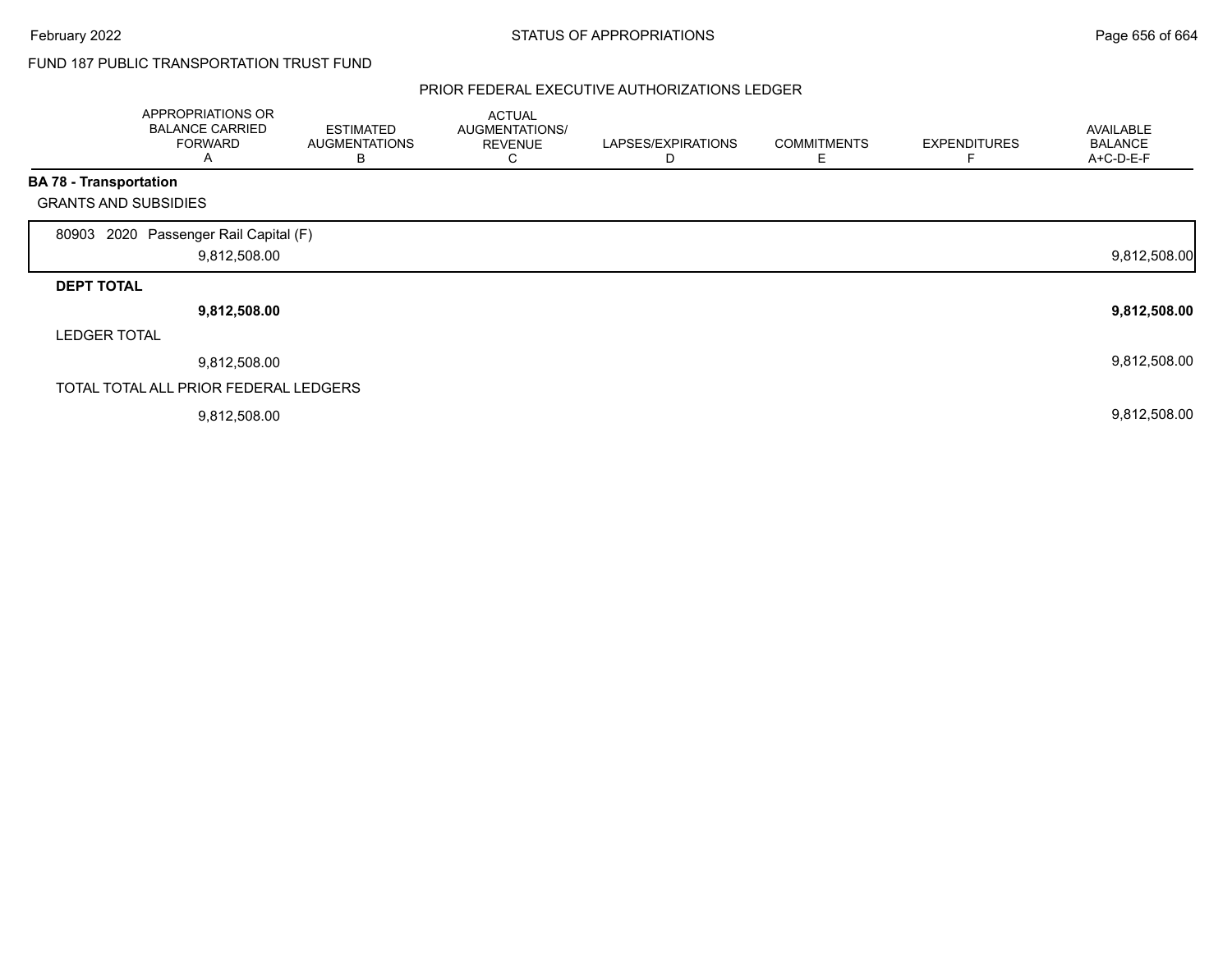FUND 187 PUBLIC TRANSPORTATION TRUST FUND

PRIOR FEDERAL EXECUTIVE AUTHORIZATIONS LEDGER

| | APPROPRIATIONS OR BALANCE CARRIED FORWARD A | ESTIMATED AUGMENTATIONS B | ACTUAL AUGMENTATIONS/ REVENUE C | LAPSES/EXPIRATIONS D | COMMITMENTS E | EXPENDITURES F | AVAILABLE BALANCE A+C-D-E-F |
|---|---|---|---|---|---|---|---|
| **BA 78 - Transportation** | | | | | | | |
| GRANTS AND SUBSIDIES | | | | | | | |
| 80903 2020 Passenger Rail Capital (F) | 9,812,508.00 | | | | | | 9,812,508.00 |
| **DEPT TOTAL** | **9,812,508.00** | | | | | | **9,812,508.00** |
| LEDGER TOTAL | 9,812,508.00 | | | | | | 9,812,508.00 |
| TOTAL TOTAL ALL PRIOR FEDERAL LEDGERS | 9,812,508.00 | | | | | | 9,812,508.00 |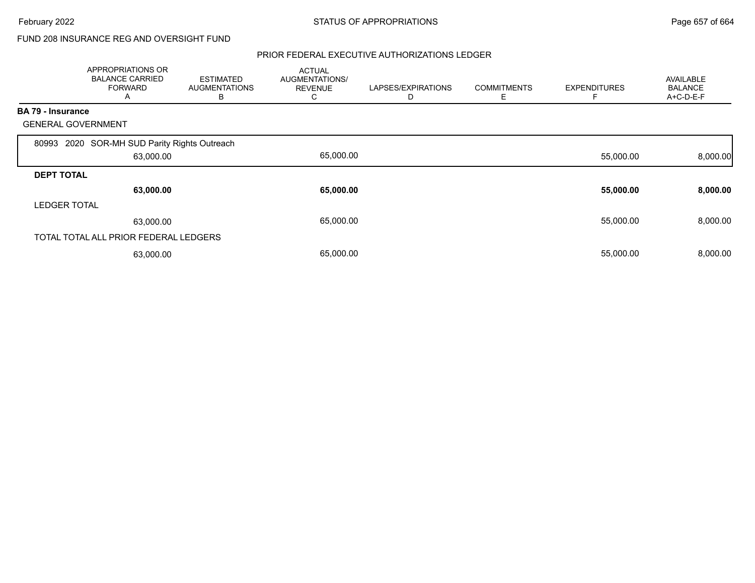FUND 208 INSURANCE REG AND OVERSIGHT FUND

## PRIOR FEDERAL EXECUTIVE AUTHORIZATIONS LEDGER

| | APPROPRIATIONS OR BALANCE CARRIED FORWARD A | ESTIMATED AUGMENTATIONS B | ACTUAL AUGMENTATIONS/ REVENUE C | LAPSES/EXPIRATIONS D | COMMITMENTS E | EXPENDITURES F | AVAILABLE BALANCE A+C-D-E-F |
|---|---|---|---|---|---|---|---|
| **BA 79 - Insurance** | | | | | | | |
| GENERAL GOVERNMENT | | | | | | | |
| 80993 2020 SOR-MH SUD Parity Rights Outreach | 63,000.00 | | 65,000.00 | | | 55,000.00 | 8,000.00 |
| **DEPT TOTAL** | **63,000.00** | | **65,000.00** | | | **55,000.00** | **8,000.00** |
| LEDGER TOTAL | 63,000.00 | | 65,000.00 | | | 55,000.00 | 8,000.00 |
| TOTAL TOTAL ALL PRIOR FEDERAL LEDGERS | 63,000.00 | | 65,000.00 | | | 55,000.00 | 8,000.00 |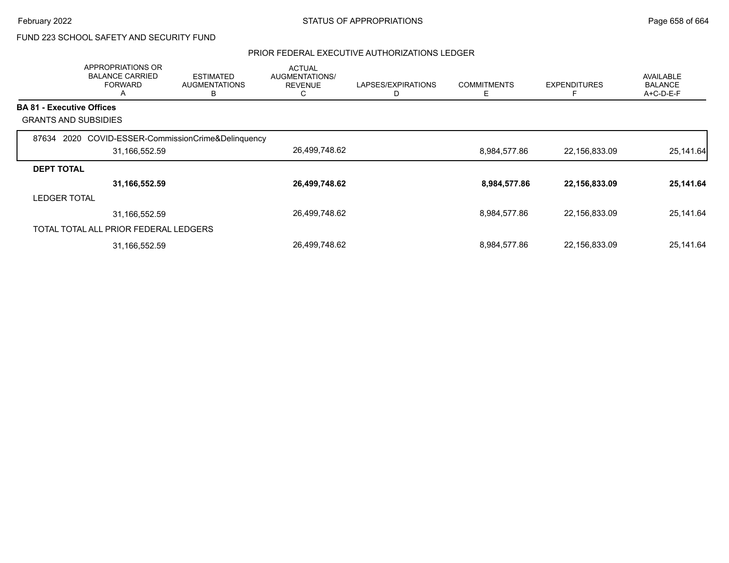FUND 223 SCHOOL SAFETY AND SECURITY FUND

## PRIOR FEDERAL EXECUTIVE AUTHORIZATIONS LEDGER

| | APPROPRIATIONS OR BALANCE CARRIED FORWARD A | ESTIMATED AUGMENTATIONS B | ACTUAL AUGMENTATIONS/ REVENUE C | LAPSES/EXPIRATIONS D | COMMITMENTS E | EXPENDITURES F | AVAILABLE BALANCE A+C-D-E-F |
|---|---|---|---|---|---|---|---|
| **BA 81 - Executive Offices** | | | | | | | |
| GRANTS AND SUBSIDIES | | | | | | | |
| 87634 2020 COVID-ESSER-CommissionCrime&Delinquency | 31,166,552.59 | | 26,499,748.62 | | 8,984,577.86 | 22,156,833.09 | 25,141.64 |
| **DEPT TOTAL** | **31,166,552.59** | | **26,499,748.62** | | **8,984,577.86** | **22,156,833.09** | **25,141.64** |
| LEDGER TOTAL | 31,166,552.59 | | 26,499,748.62 | | 8,984,577.86 | 22,156,833.09 | 25,141.64 |
| TOTAL TOTAL ALL PRIOR FEDERAL LEDGERS | 31,166,552.59 | | 26,499,748.62 | | 8,984,577.86 | 22,156,833.09 | 25,141.64 |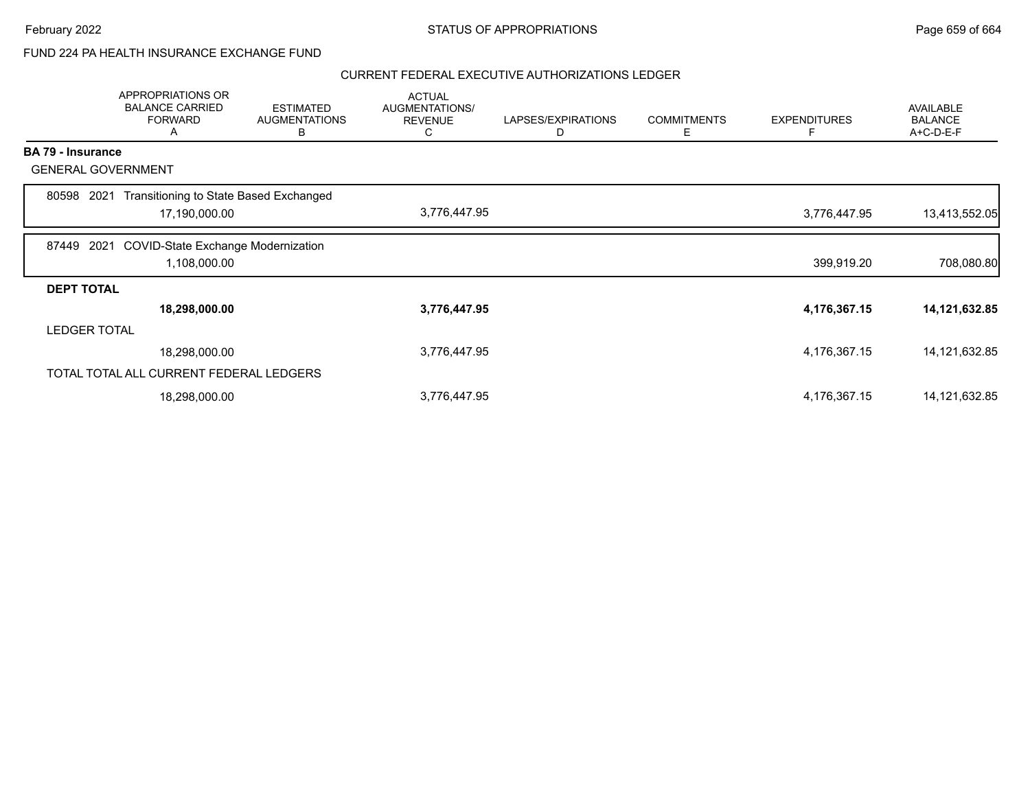FUND 224 PA HEALTH INSURANCE EXCHANGE FUND

## CURRENT FEDERAL EXECUTIVE AUTHORIZATIONS LEDGER

| | APPROPRIATIONS OR BALANCE CARRIED FORWARD A | ESTIMATED AUGMENTATIONS B | ACTUAL AUGMENTATIONS/ REVENUE C | LAPSES/EXPIRATIONS D | COMMITMENTS E | EXPENDITURES F | AVAILABLE BALANCE A+C-D-E-F |
|---|---|---|---|---|---|---|---|
| **BA 79 - Insurance** | | | | | | | |
| GENERAL GOVERNMENT | | | | | | | |
| 80598 2021 Transitioning to State Based Exchanged | 17,190,000.00 | | 3,776,447.95 | | | 3,776,447.95 | 13,413,552.05 |
| 87449 2021 COVID-State Exchange Modernization | 1,108,000.00 | | | | | 399,919.20 | 708,080.80 |
| **DEPT TOTAL** | **18,298,000.00** | | **3,776,447.95** | | | **4,176,367.15** | **14,121,632.85** |
| LEDGER TOTAL | 18,298,000.00 | | 3,776,447.95 | | | 4,176,367.15 | 14,121,632.85 |
| TOTAL TOTAL ALL CURRENT FEDERAL LEDGERS | 18,298,000.00 | | 3,776,447.95 | | | 4,176,367.15 | 14,121,632.85 |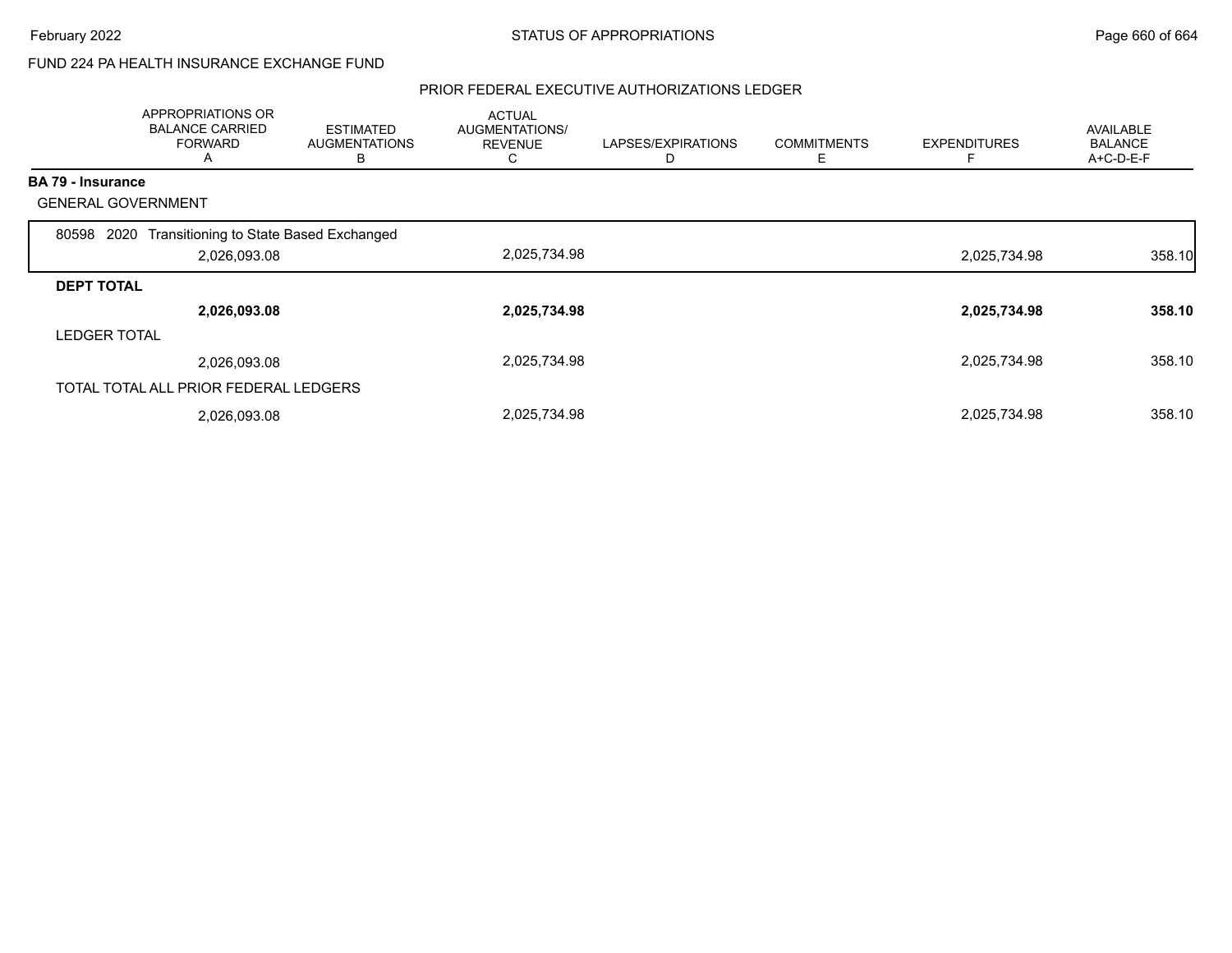FUND 224 PA HEALTH INSURANCE EXCHANGE FUND

STATUS OF APPROPRIATIONS — February 2022

PRIOR FEDERAL EXECUTIVE AUTHORIZATIONS LEDGER

| | APPROPRIATIONS OR BALANCE CARRIED FORWARD A | ESTIMATED AUGMENTATIONS B | ACTUAL AUGMENTATIONS/ REVENUE C | LAPSES/EXPIRATIONS D | COMMITMENTS E | EXPENDITURES F | AVAILABLE BALANCE A+C-D-E-F |
|---|---|---|---|---|---|---|---|
| **BA 79 - Insurance** | | | | | | | |
| GENERAL GOVERNMENT | | | | | | | |
| 80598 2020 Transitioning to State Based Exchanged | 2,026,093.08 | | 2,025,734.98 | | | 2,025,734.98 | 358.10 |
| **DEPT TOTAL** | **2,026,093.08** | | **2,025,734.98** | | | **2,025,734.98** | **358.10** |
| LEDGER TOTAL | 2,026,093.08 | | 2,025,734.98 | | | 2,025,734.98 | 358.10 |
| TOTAL TOTAL ALL PRIOR FEDERAL LEDGERS | 2,026,093.08 | | 2,025,734.98 | | | 2,025,734.98 | 358.10 |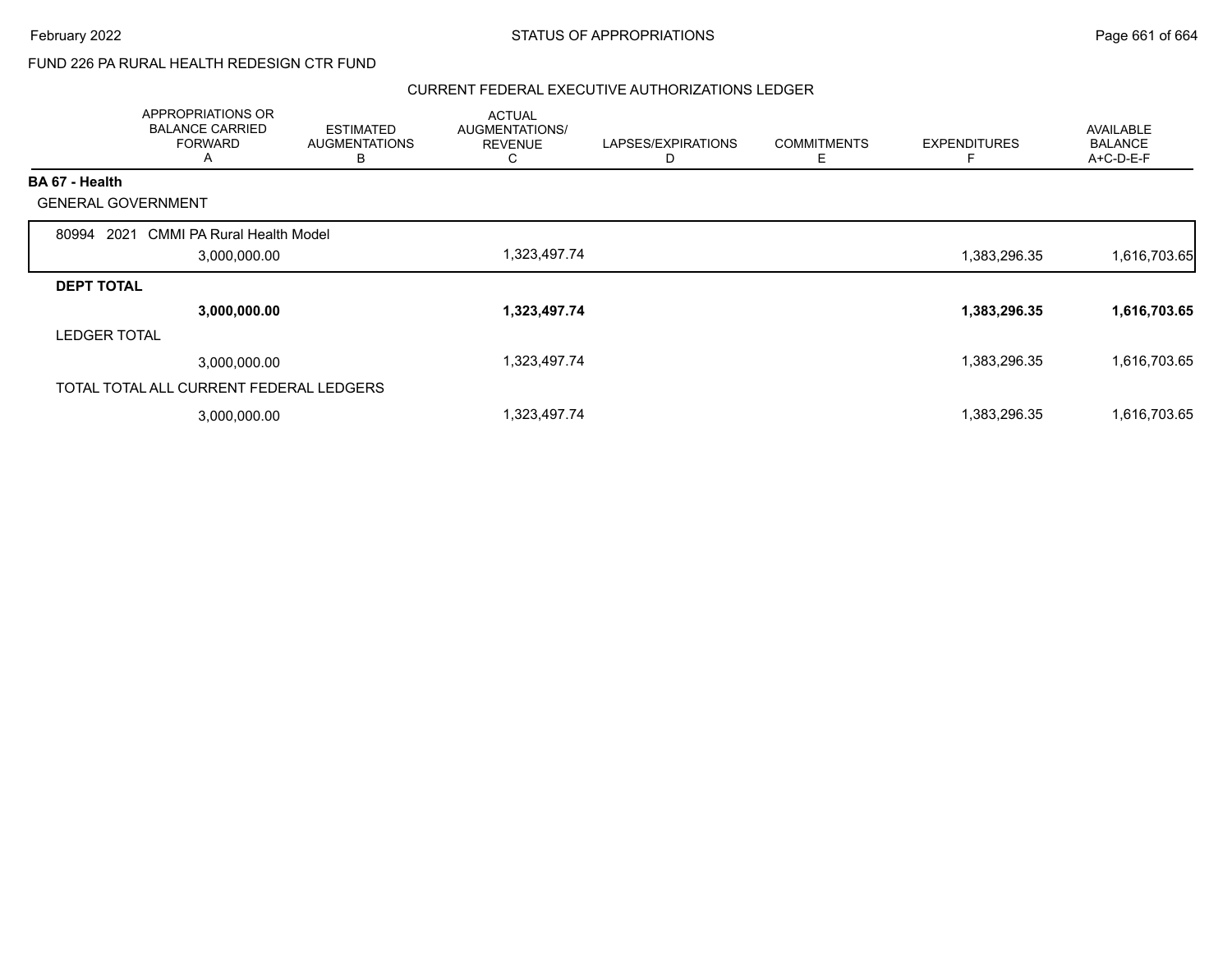FUND 226 PA RURAL HEALTH REDESIGN CTR FUND

CURRENT FEDERAL EXECUTIVE AUTHORIZATIONS LEDGER

| | APPROPRIATIONS OR BALANCE CARRIED FORWARD A | ESTIMATED AUGMENTATIONS B | ACTUAL AUGMENTATIONS/ REVENUE C | LAPSES/EXPIRATIONS D | COMMITMENTS E | EXPENDITURES F | AVAILABLE BALANCE A+C-D-E-F |
|---|---|---|---|---|---|---|---|
| **BA 67 - Health** | | | | | | | |
| GENERAL GOVERNMENT | | | | | | | |
| 80994 2021 CMMI PA Rural Health Model | 3,000,000.00 | | 1,323,497.74 | | | 1,383,296.35 | 1,616,703.65 |
| **DEPT TOTAL** | **3,000,000.00** | | **1,323,497.74** | | | **1,383,296.35** | **1,616,703.65** |
| LEDGER TOTAL | 3,000,000.00 | | 1,323,497.74 | | | 1,383,296.35 | 1,616,703.65 |
| TOTAL TOTAL ALL CURRENT FEDERAL LEDGERS | 3,000,000.00 | | 1,323,497.74 | | | 1,383,296.35 | 1,616,703.65 |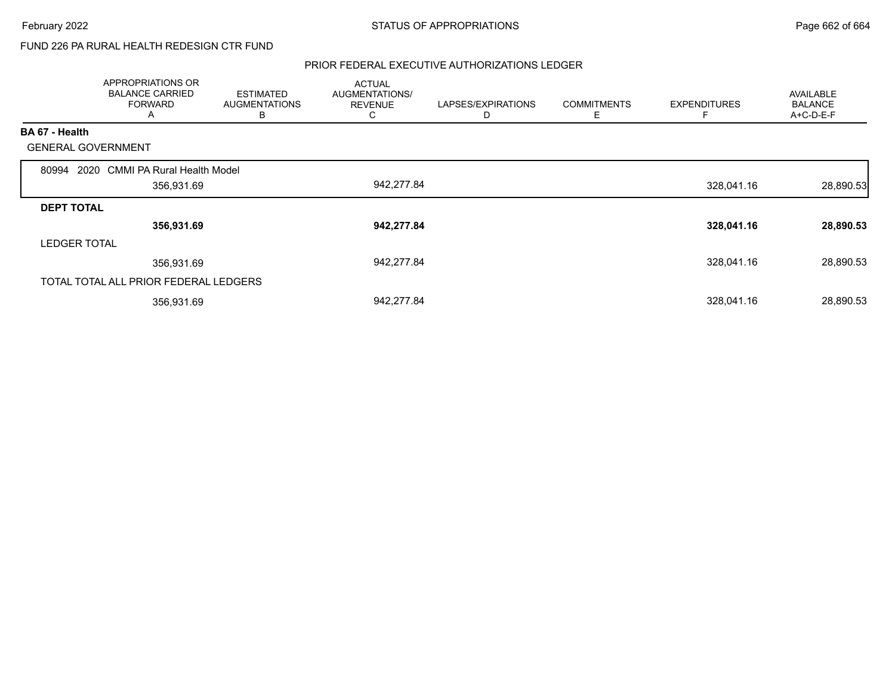FUND 226 PA RURAL HEALTH REDESIGN CTR FUND

PRIOR FEDERAL EXECUTIVE AUTHORIZATIONS LEDGER

| | APPROPRIATIONS OR BALANCE CARRIED FORWARD A | ESTIMATED AUGMENTATIONS B | ACTUAL AUGMENTATIONS/ REVENUE C | LAPSES/EXPIRATIONS D | COMMITMENTS E | EXPENDITURES F | AVAILABLE BALANCE A+C-D-E-F |
|---|---|---|---|---|---|---|---|
| **BA 67 - Health** | | | | | | | |
| GENERAL GOVERNMENT | | | | | | | |
| 80994 2020 CMMI PA Rural Health Model | 356,931.69 | | 942,277.84 | | | 328,041.16 | 28,890.53 |
| **DEPT TOTAL** | **356,931.69** | | **942,277.84** | | | **328,041.16** | **28,890.53** |
| LEDGER TOTAL | 356,931.69 | | 942,277.84 | | | 328,041.16 | 28,890.53 |
| TOTAL TOTAL ALL PRIOR FEDERAL LEDGERS | 356,931.69 | | 942,277.84 | | | 328,041.16 | 28,890.53 |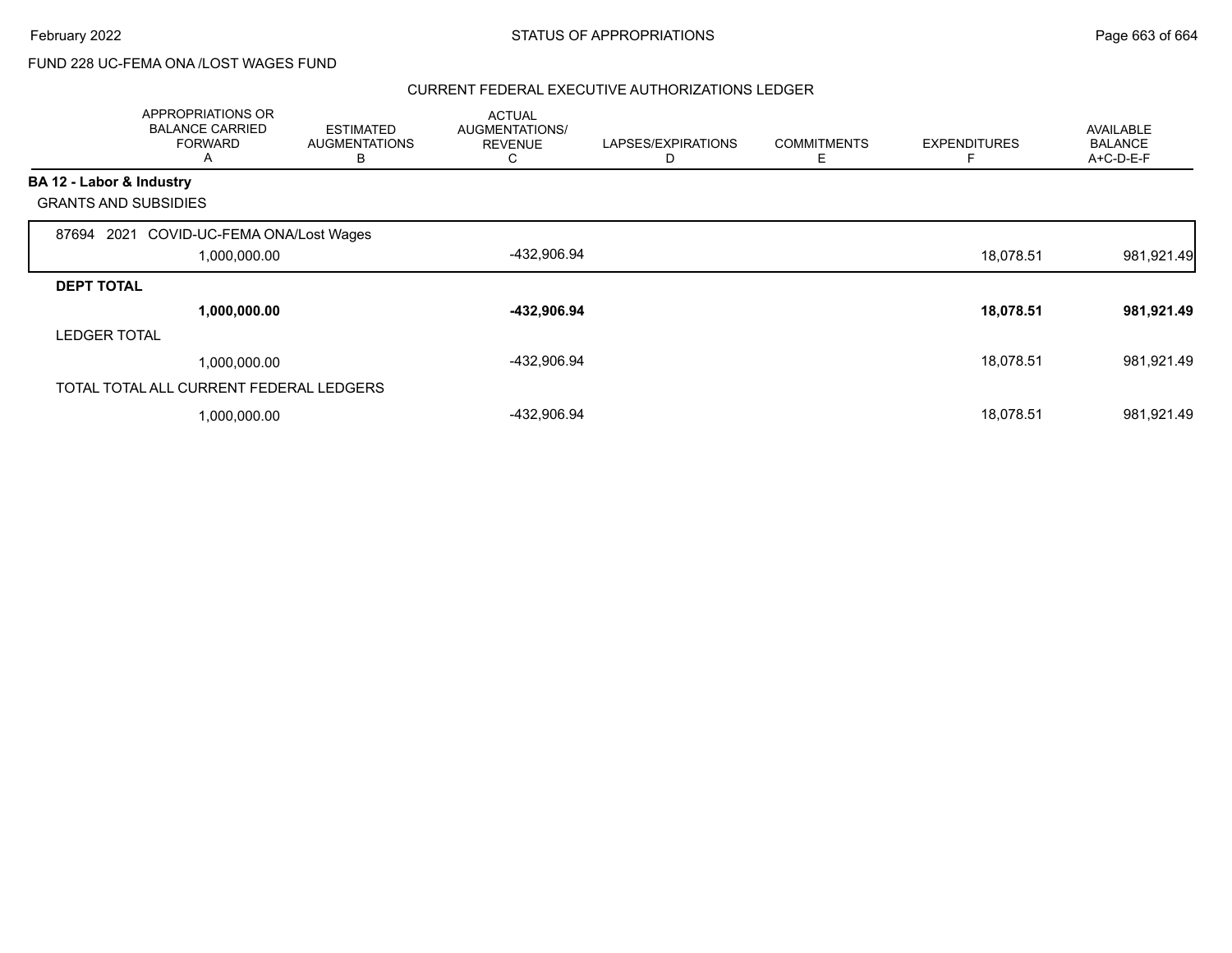FUND 228 UC-FEMA ONA /LOST WAGES FUND

## CURRENT FEDERAL EXECUTIVE AUTHORIZATIONS LEDGER

| | APPROPRIATIONS OR BALANCE CARRIED FORWARD A | ESTIMATED AUGMENTATIONS B | ACTUAL AUGMENTATIONS/ REVENUE C | LAPSES/EXPIRATIONS D | COMMITMENTS E | EXPENDITURES F | AVAILABLE BALANCE A+C-D-E-F |
|---|---|---|---|---|---|---|---|
| **BA 12 - Labor & Industry** | | | | | | | |
| GRANTS AND SUBSIDIES | | | | | | | |
| 87694 2021 COVID-UC-FEMA ONA/Lost Wages | 1,000,000.00 | | -432,906.94 | | | 18,078.51 | 981,921.49 |
| **DEPT TOTAL** | **1,000,000.00** | | **-432,906.94** | | | **18,078.51** | **981,921.49** |
| LEDGER TOTAL | 1,000,000.00 | | -432,906.94 | | | 18,078.51 | 981,921.49 |
| TOTAL TOTAL ALL CURRENT FEDERAL LEDGERS | 1,000,000.00 | | -432,906.94 | | | 18,078.51 | 981,921.49 |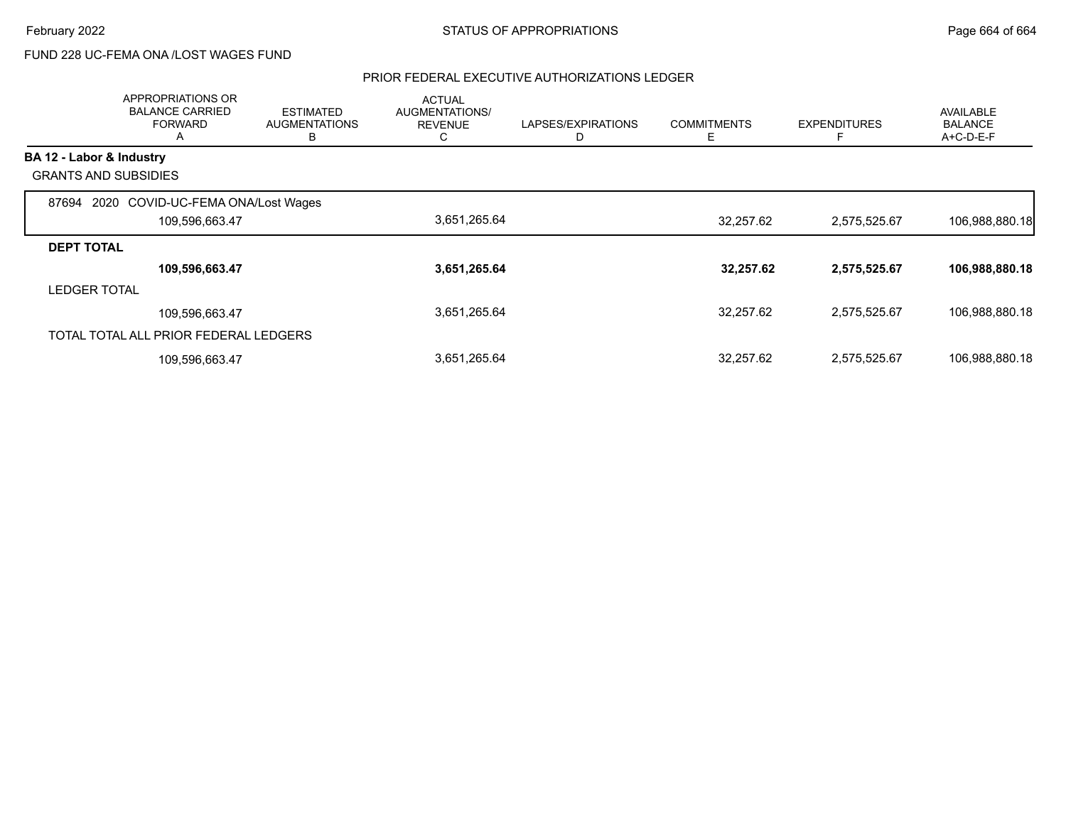FUND 228 UC-FEMA ONA /LOST WAGES FUND

PRIOR FEDERAL EXECUTIVE AUTHORIZATIONS LEDGER

| | APPROPRIATIONS OR BALANCE CARRIED FORWARD A | ESTIMATED AUGMENTATIONS B | ACTUAL AUGMENTATIONS/ REVENUE C | LAPSES/EXPIRATIONS D | COMMITMENTS E | EXPENDITURES F | AVAILABLE BALANCE A+C-D-E-F |
|---|---|---|---|---|---|---|---|
| **BA 12 - Labor & Industry** | | | | | | | |
| GRANTS AND SUBSIDIES | | | | | | | |
| 87694 2020 COVID-UC-FEMA ONA/Lost Wages | 109,596,663.47 | | 3,651,265.64 | | 32,257.62 | 2,575,525.67 | 106,988,880.18 |
| **DEPT TOTAL** | **109,596,663.47** | | **3,651,265.64** | | **32,257.62** | **2,575,525.67** | **106,988,880.18** |
| LEDGER TOTAL | 109,596,663.47 | | 3,651,265.64 | | 32,257.62 | 2,575,525.67 | 106,988,880.18 |
| TOTAL TOTAL ALL PRIOR FEDERAL LEDGERS | 109,596,663.47 | | 3,651,265.64 | | 32,257.62 | 2,575,525.67 | 106,988,880.18 |